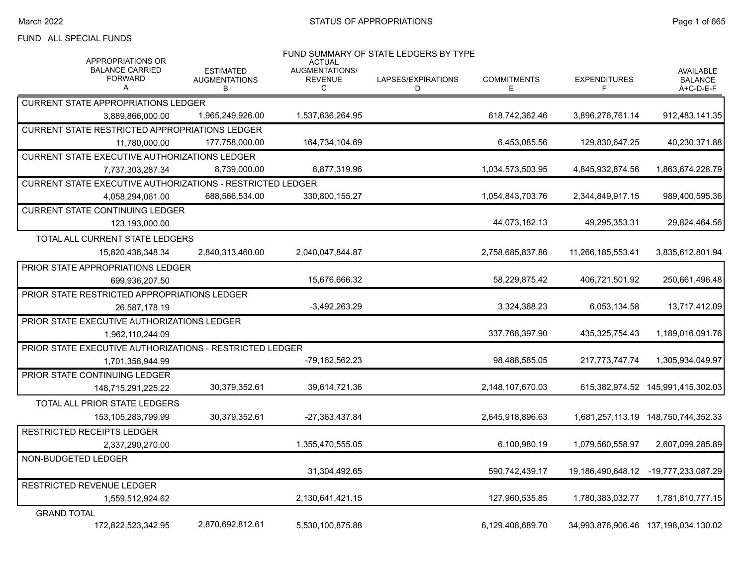FUND ALL SPECIAL FUNDS

## FUND SUMMARY OF STATE LEDGERS BY TYPE

| | APPROPRIATIONS OR BALANCE CARRIED FORWARD A | ESTIMATED AUGMENTATIONS B | ACTUAL AUGMENTATIONS/ REVENUE C | LAPSES/EXPIRATIONS D | COMMITMENTS E | EXPENDITURES F | AVAILABLE BALANCE A+C-D-E-F |
|---|---|---|---|---|---|---|---|
| CURRENT STATE APPROPRIATIONS LEDGER | 3,889,866,000.00 | 1,965,249,926.00 | 1,537,636,264.95 | | 618,742,362.46 | 3,896,276,761.14 | 912,483,141.35 |
| CURRENT STATE RESTRICTED APPROPRIATIONS LEDGER | 11,780,000.00 | 177,758,000.00 | 164,734,104.69 | | 6,453,085.56 | 129,830,647.25 | 40,230,371.88 |
| CURRENT STATE EXECUTIVE AUTHORIZATIONS LEDGER | 7,737,303,287.34 | 8,739,000.00 | 6,877,319.96 | | 1,034,573,503.95 | 4,845,932,874.56 | 1,863,674,228.79 |
| CURRENT STATE EXECUTIVE AUTHORIZATIONS - RESTRICTED LEDGER | 4,058,294,061.00 | 688,566,534.00 | 330,800,155.27 | | 1,054,843,703.76 | 2,344,849,917.15 | 989,400,595.36 |
| CURRENT STATE CONTINUING LEDGER | 123,193,000.00 | | | | 44,073,182.13 | 49,295,353.31 | 29,824,464.56 |
| TOTAL ALL CURRENT STATE LEDGERS | 15,820,436,348.34 | 2,840,313,460.00 | 2,040,047,844.87 | | 2,758,685,837.86 | 11,266,185,553.41 | 3,835,612,801.94 |
| PRIOR STATE APPROPRIATIONS LEDGER | 699,936,207.50 | | 15,676,666.32 | | 58,229,875.42 | 406,721,501.92 | 250,661,496.48 |
| PRIOR STATE RESTRICTED APPROPRIATIONS LEDGER | 26,587,178.19 | | -3,492,263.29 | | 3,324,368.23 | 6,053,134.58 | 13,717,412.09 |
| PRIOR STATE EXECUTIVE AUTHORIZATIONS LEDGER | 1,962,110,244.09 | | | | 337,768,397.90 | 435,325,754.43 | 1,189,016,091.76 |
| PRIOR STATE EXECUTIVE AUTHORIZATIONS - RESTRICTED LEDGER | 1,701,358,944.99 | | -79,162,562.23 | | 98,488,585.05 | 217,773,747.74 | 1,305,934,049.97 |
| PRIOR STATE CONTINUING LEDGER | 148,715,291,225.22 | 30,379,352.61 | 39,614,721.36 | | 2,148,107,670.03 | 615,382,974.52 | 145,991,415,302.03 |
| TOTAL ALL PRIOR STATE LEDGERS | 153,105,283,799.99 | 30,379,352.61 | -27,363,437.84 | | 2,645,918,896.63 | 1,681,257,113.19 | 148,750,744,352.33 |
| RESTRICTED RECEIPTS LEDGER | 2,337,290,270.00 | | 1,355,470,555.05 | | 6,100,980.19 | 1,079,560,558.97 | 2,607,099,285.89 |
| NON-BUDGETED LEDGER | | | 31,304,492.65 | | 590,742,439.17 | 19,186,490,648.12 | -19,777,233,087.29 |
| RESTRICTED REVENUE LEDGER | 1,559,512,924.62 | | 2,130,641,421.15 | | 127,960,535.85 | 1,780,383,032.77 | 1,781,810,777.15 |
| GRAND TOTAL | 172,822,523,342.95 | 2,870,692,812.61 | 5,530,100,875.88 | | 6,129,408,689.70 | 34,993,876,906.46 | 137,198,034,130.02 |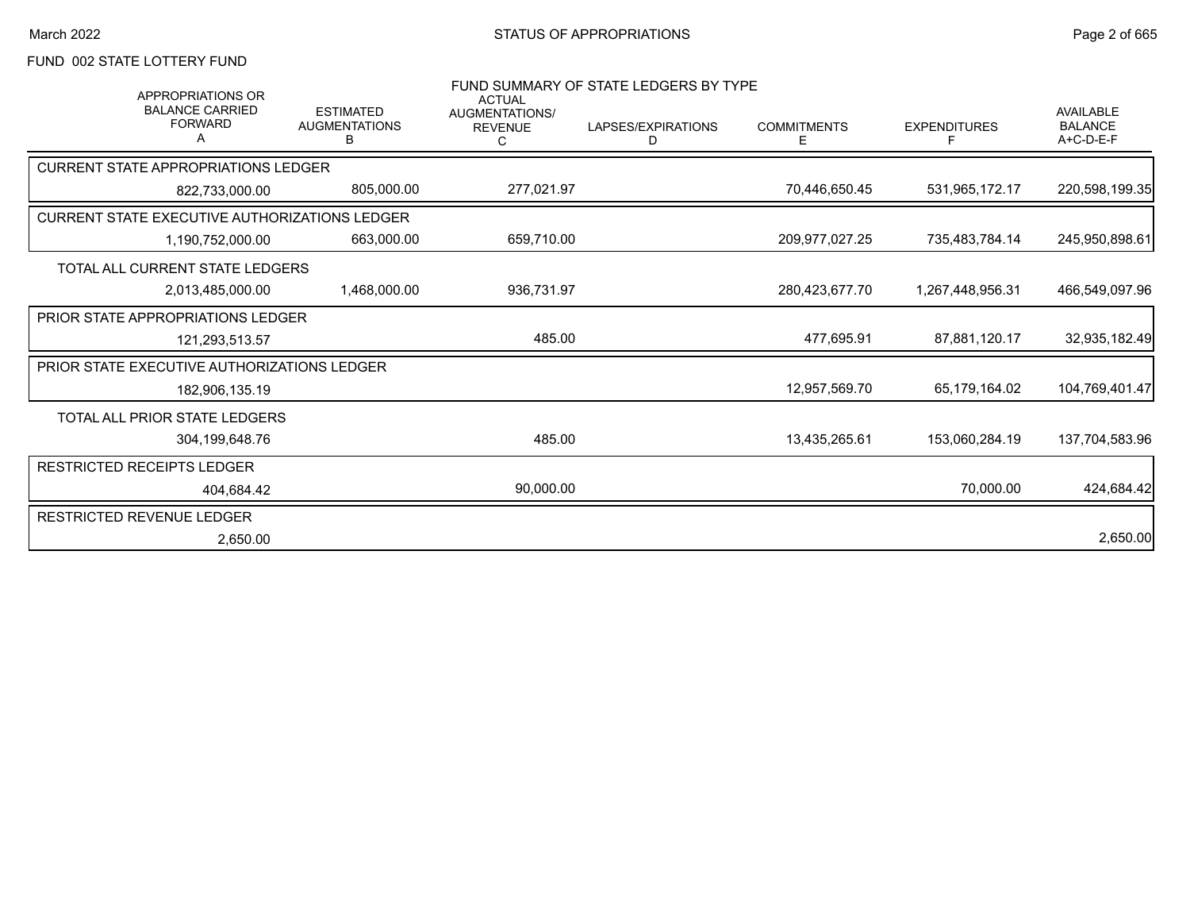FUND 002 STATE LOTTERY FUND

## FUND SUMMARY OF STATE LEDGERS BY TYPE

| | APPROPRIATIONS OR BALANCE CARRIED FORWARD A | ESTIMATED AUGMENTATIONS B | ACTUAL AUGMENTATIONS/ REVENUE C | LAPSES/EXPIRATIONS D | COMMITMENTS E | EXPENDITURES F | AVAILABLE BALANCE A+C-D-E-F |
|---|---|---|---|---|---|---|---|
| CURRENT STATE APPROPRIATIONS LEDGER | 822,733,000.00 | 805,000.00 | 277,021.97 | | 70,446,650.45 | 531,965,172.17 | 220,598,199.35 |
| CURRENT STATE EXECUTIVE AUTHORIZATIONS LEDGER | 1,190,752,000.00 | 663,000.00 | 659,710.00 | | 209,977,027.25 | 735,483,784.14 | 245,950,898.61 |
| TOTAL ALL CURRENT STATE LEDGERS | 2,013,485,000.00 | 1,468,000.00 | 936,731.97 | | 280,423,677.70 | 1,267,448,956.31 | 466,549,097.96 |
| PRIOR STATE APPROPRIATIONS LEDGER | 121,293,513.57 | | 485.00 | | 477,695.91 | 87,881,120.17 | 32,935,182.49 |
| PRIOR STATE EXECUTIVE AUTHORIZATIONS LEDGER | 182,906,135.19 | | | | 12,957,569.70 | 65,179,164.02 | 104,769,401.47 |
| TOTAL ALL PRIOR STATE LEDGERS | 304,199,648.76 | | 485.00 | | 13,435,265.61 | 153,060,284.19 | 137,704,583.96 |
| RESTRICTED RECEIPTS LEDGER | 404,684.42 | | 90,000.00 | | | 70,000.00 | 424,684.42 |
| RESTRICTED REVENUE LEDGER | 2,650.00 | | | | | | 2,650.00 |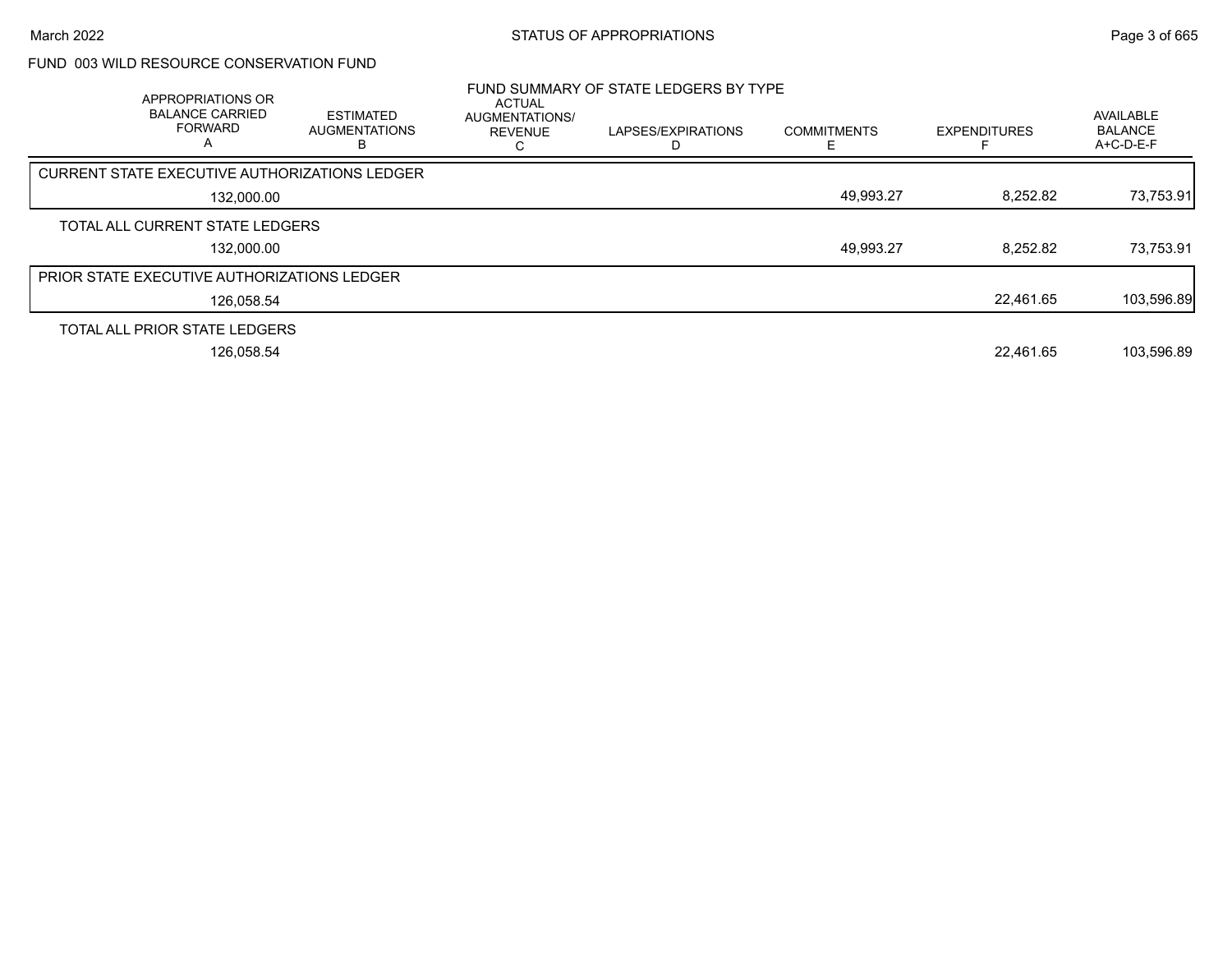March 2022

STATUS OF APPROPRIATIONS

FUND 003 WILD RESOURCE CONSERVATION FUND

FUND SUMMARY OF STATE LEDGERS BY TYPE

| | APPROPRIATIONS OR BALANCE CARRIED FORWARD A | ESTIMATED AUGMENTATIONS B | ACTUAL AUGMENTATIONS/ REVENUE C | LAPSES/EXPIRATIONS D | COMMITMENTS E | EXPENDITURES F | AVAILABLE BALANCE A+C-D-E-F |
|---|---|---|---|---|---|---|---|
| CURRENT STATE EXECUTIVE AUTHORIZATIONS LEDGER | 132,000.00 | | | | 49,993.27 | 8,252.82 | 73,753.91 |
| TOTAL ALL CURRENT STATE LEDGERS | 132,000.00 | | | | 49,993.27 | 8,252.82 | 73,753.91 |
| PRIOR STATE EXECUTIVE AUTHORIZATIONS LEDGER | 126,058.54 | | | | | 22,461.65 | 103,596.89 |
| TOTAL ALL PRIOR STATE LEDGERS | 126,058.54 | | | | | 22,461.65 | 103,596.89 |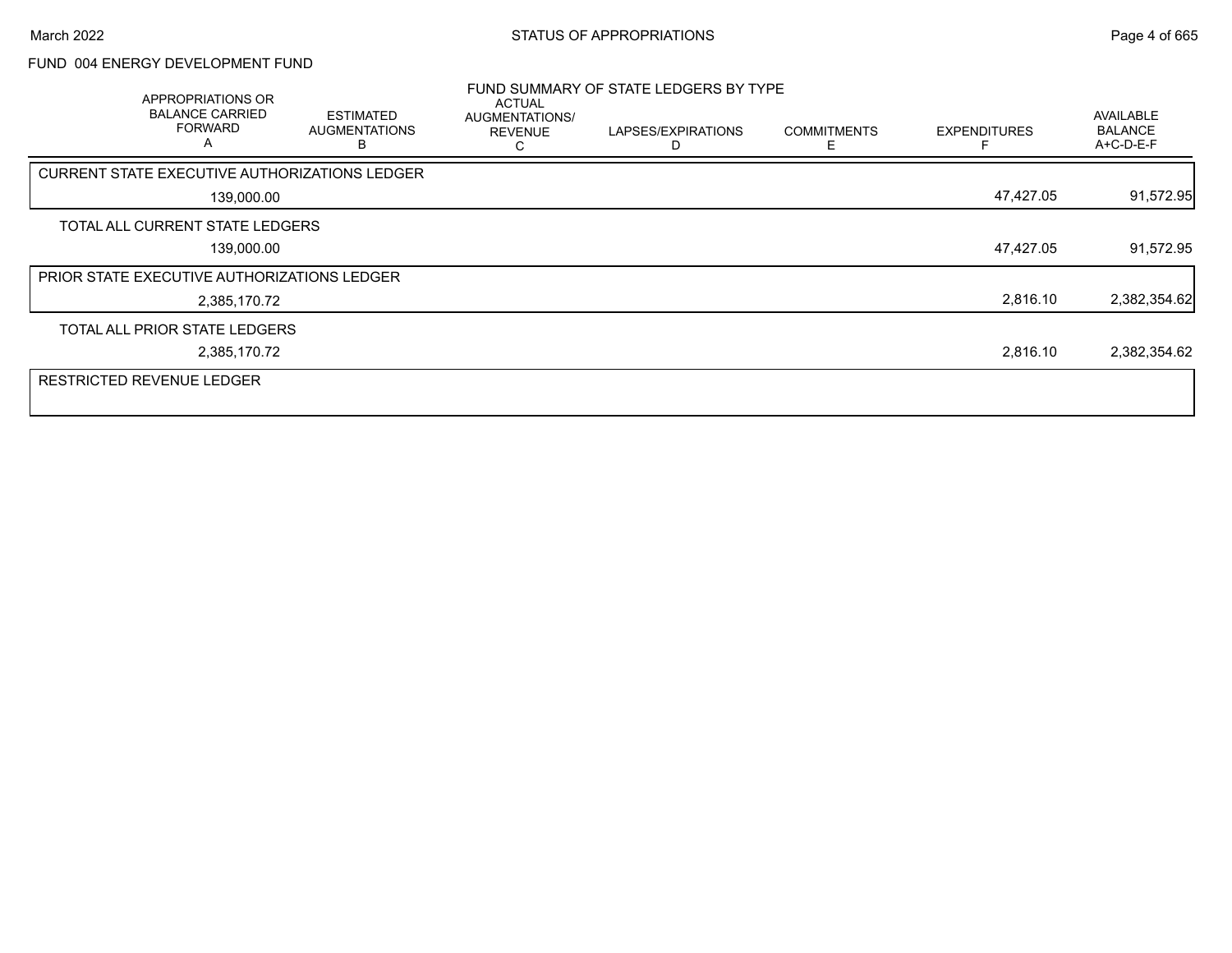FUND 004 ENERGY DEVELOPMENT FUND

FUND SUMMARY OF STATE LEDGERS BY TYPE

| APPROPRIATIONS OR BALANCE CARRIED FORWARD A | ESTIMATED AUGMENTATIONS B | ACTUAL AUGMENTATIONS/ REVENUE C | LAPSES/EXPIRATIONS D | COMMITMENTS E | EXPENDITURES F | AVAILABLE BALANCE A+C-D-E-F |
|---|---|---|---|---|---|---|
| CURRENT STATE EXECUTIVE AUTHORIZATIONS LEDGER | | | | | | |
| 139,000.00 | | | | | 47,427.05 | 91,572.95 |
| TOTAL ALL CURRENT STATE LEDGERS | | | | | | |
| 139,000.00 | | | | | 47,427.05 | 91,572.95 |
| PRIOR STATE EXECUTIVE AUTHORIZATIONS LEDGER | | | | | | |
| 2,385,170.72 | | | | | 2,816.10 | 2,382,354.62 |
| TOTAL ALL PRIOR STATE LEDGERS | | | | | | |
| 2,385,170.72 | | | | | 2,816.10 | 2,382,354.62 |
| RESTRICTED REVENUE LEDGER | | | | | | |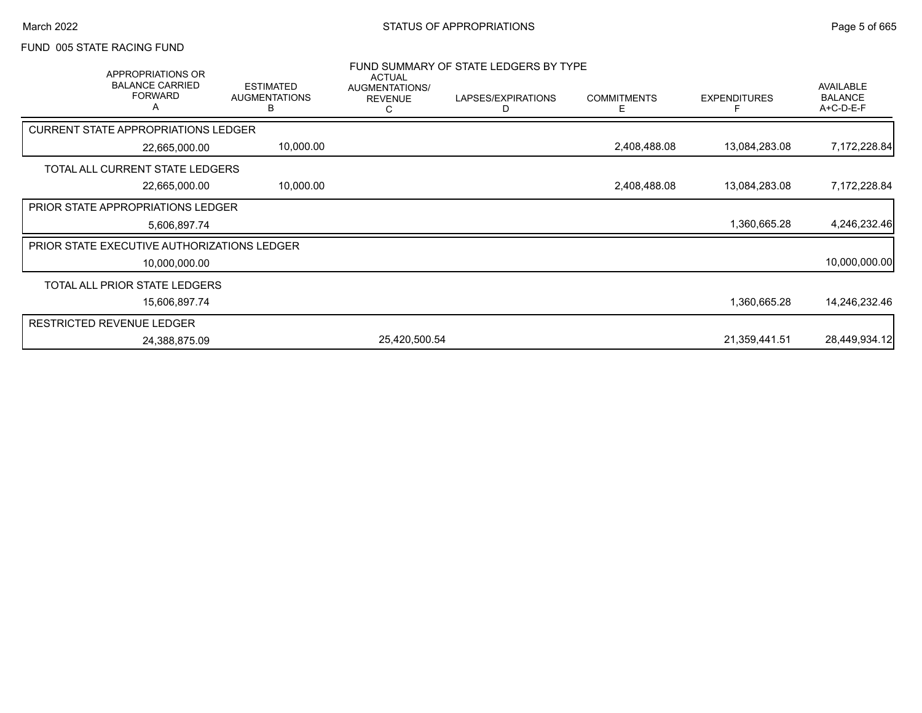FUND 005 STATE RACING FUND

## FUND SUMMARY OF STATE LEDGERS BY TYPE

| APPROPRIATIONS OR BALANCE CARRIED FORWARD A | ESTIMATED AUGMENTATIONS B | ACTUAL AUGMENTATIONS/ REVENUE C | LAPSES/EXPIRATIONS D | COMMITMENTS E | EXPENDITURES F | AVAILABLE BALANCE A+C-D-E-F |
|---|---|---|---|---|---|---|
| CURRENT STATE APPROPRIATIONS LEDGER | | | | | | |
| 22,665,000.00 | 10,000.00 | | | 2,408,488.08 | 13,084,283.08 | 7,172,228.84 |
| TOTAL ALL CURRENT STATE LEDGERS | | | | | | |
| 22,665,000.00 | 10,000.00 | | | 2,408,488.08 | 13,084,283.08 | 7,172,228.84 |
| PRIOR STATE APPROPRIATIONS LEDGER | | | | | | |
| 5,606,897.74 | | | | | 1,360,665.28 | 4,246,232.46 |
| PRIOR STATE EXECUTIVE AUTHORIZATIONS LEDGER | | | | | | |
| 10,000,000.00 | | | | | | 10,000,000.00 |
| TOTAL ALL PRIOR STATE LEDGERS | | | | | | |
| 15,606,897.74 | | | | | 1,360,665.28 | 14,246,232.46 |
| RESTRICTED REVENUE LEDGER | | | | | | |
| 24,388,875.09 | | 25,420,500.54 | | | 21,359,441.51 | 28,449,934.12 |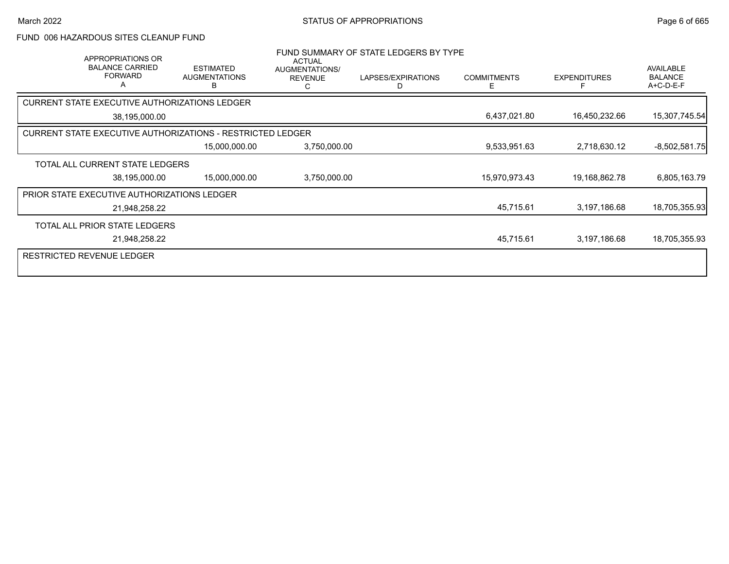FUND 006 HAZARDOUS SITES CLEANUP FUND

FUND SUMMARY OF STATE LEDGERS BY TYPE

| APPROPRIATIONS OR BALANCE CARRIED FORWARD A | ESTIMATED AUGMENTATIONS B | ACTUAL AUGMENTATIONS/ REVENUE C | LAPSES/EXPIRATIONS D | COMMITMENTS E | EXPENDITURES F | AVAILABLE BALANCE A+C-D-E-F |
|---|---|---|---|---|---|---|
| **CURRENT STATE EXECUTIVE AUTHORIZATIONS LEDGER** | | | | | | |
| 38,195,000.00 | | | | 6,437,021.80 | 16,450,232.66 | 15,307,745.54 |
| **CURRENT STATE EXECUTIVE AUTHORIZATIONS - RESTRICTED LEDGER** | | | | | | |
| | 15,000,000.00 | 3,750,000.00 | | 9,533,951.63 | 2,718,630.12 | -8,502,581.75 |
| **TOTAL ALL CURRENT STATE LEDGERS** | | | | | | |
| 38,195,000.00 | 15,000,000.00 | 3,750,000.00 | | 15,970,973.43 | 19,168,862.78 | 6,805,163.79 |
| **PRIOR STATE EXECUTIVE AUTHORIZATIONS LEDGER** | | | | | | |
| 21,948,258.22 | | | | 45,715.61 | 3,197,186.68 | 18,705,355.93 |
| **TOTAL ALL PRIOR STATE LEDGERS** | | | | | | |
| 21,948,258.22 | | | | 45,715.61 | 3,197,186.68 | 18,705,355.93 |
| **RESTRICTED REVENUE LEDGER** | | | | | | |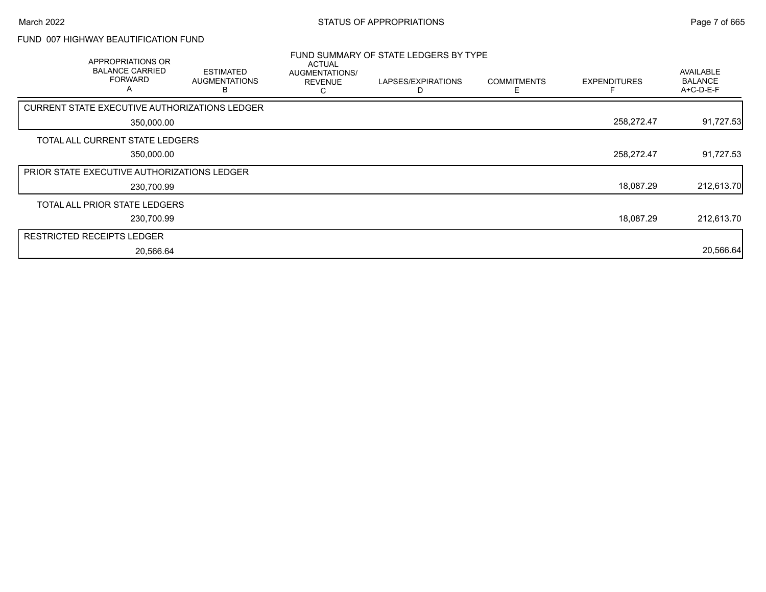## FUND 007 HIGHWAY BEAUTIFICATION FUND

### FUND SUMMARY OF STATE LEDGERS BY TYPE

| APPROPRIATIONS OR BALANCE CARRIED FORWARD A | ESTIMATED AUGMENTATIONS B | ACTUAL AUGMENTATIONS/ REVENUE C | LAPSES/EXPIRATIONS D | COMMITMENTS E | EXPENDITURES F | AVAILABLE BALANCE A+C-D-E-F |
|---|---|---|---|---|---|---|
| **CURRENT STATE EXECUTIVE AUTHORIZATIONS LEDGER** | | | | | | |
| 350,000.00 | | | | | 258,272.47 | 91,727.53 |
| TOTAL ALL CURRENT STATE LEDGERS | | | | | | |
| 350,000.00 | | | | | 258,272.47 | 91,727.53 |
| **PRIOR STATE EXECUTIVE AUTHORIZATIONS LEDGER** | | | | | | |
| 230,700.99 | | | | | 18,087.29 | 212,613.70 |
| TOTAL ALL PRIOR STATE LEDGERS | | | | | | |
| 230,700.99 | | | | | 18,087.29 | 212,613.70 |
| **RESTRICTED RECEIPTS LEDGER** | | | | | | |
| 20,566.64 | | | | | | 20,566.64 |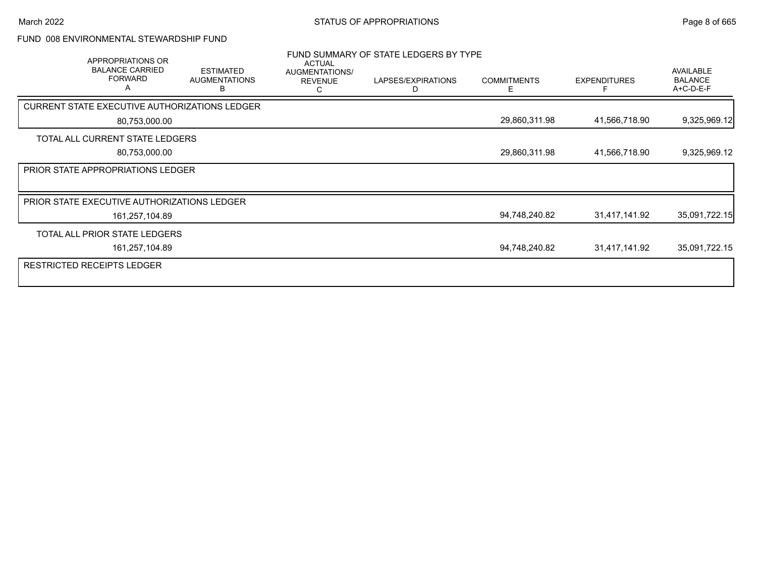# STATUS OF APPROPRIATIONS

## FUND 008 ENVIRONMENTAL STEWARDSHIP FUND

### FUND SUMMARY OF STATE LEDGERS BY TYPE

| APPROPRIATIONS OR BALANCE CARRIED FORWARD A | ESTIMATED AUGMENTATIONS B | ACTUAL AUGMENTATIONS/ REVENUE C | LAPSES/EXPIRATIONS D | COMMITMENTS E | EXPENDITURES F | AVAILABLE BALANCE A+C-D-E-F |
|---|---|---|---|---|---|---|
| **CURRENT STATE EXECUTIVE AUTHORIZATIONS LEDGER** | | | | | | |
| 80,753,000.00 | | | | 29,860,311.98 | 41,566,718.90 | 9,325,969.12 |
| **TOTAL ALL CURRENT STATE LEDGERS** | | | | | | |
| 80,753,000.00 | | | | 29,860,311.98 | 41,566,718.90 | 9,325,969.12 |
| **PRIOR STATE APPROPRIATIONS LEDGER** | | | | | | |
| **PRIOR STATE EXECUTIVE AUTHORIZATIONS LEDGER** | | | | | | |
| 161,257,104.89 | | | | 94,748,240.82 | 31,417,141.92 | 35,091,722.15 |
| **TOTAL ALL PRIOR STATE LEDGERS** | | | | | | |
| 161,257,104.89 | | | | 94,748,240.82 | 31,417,141.92 | 35,091,722.15 |
| **RESTRICTED RECEIPTS LEDGER** | | | | | | |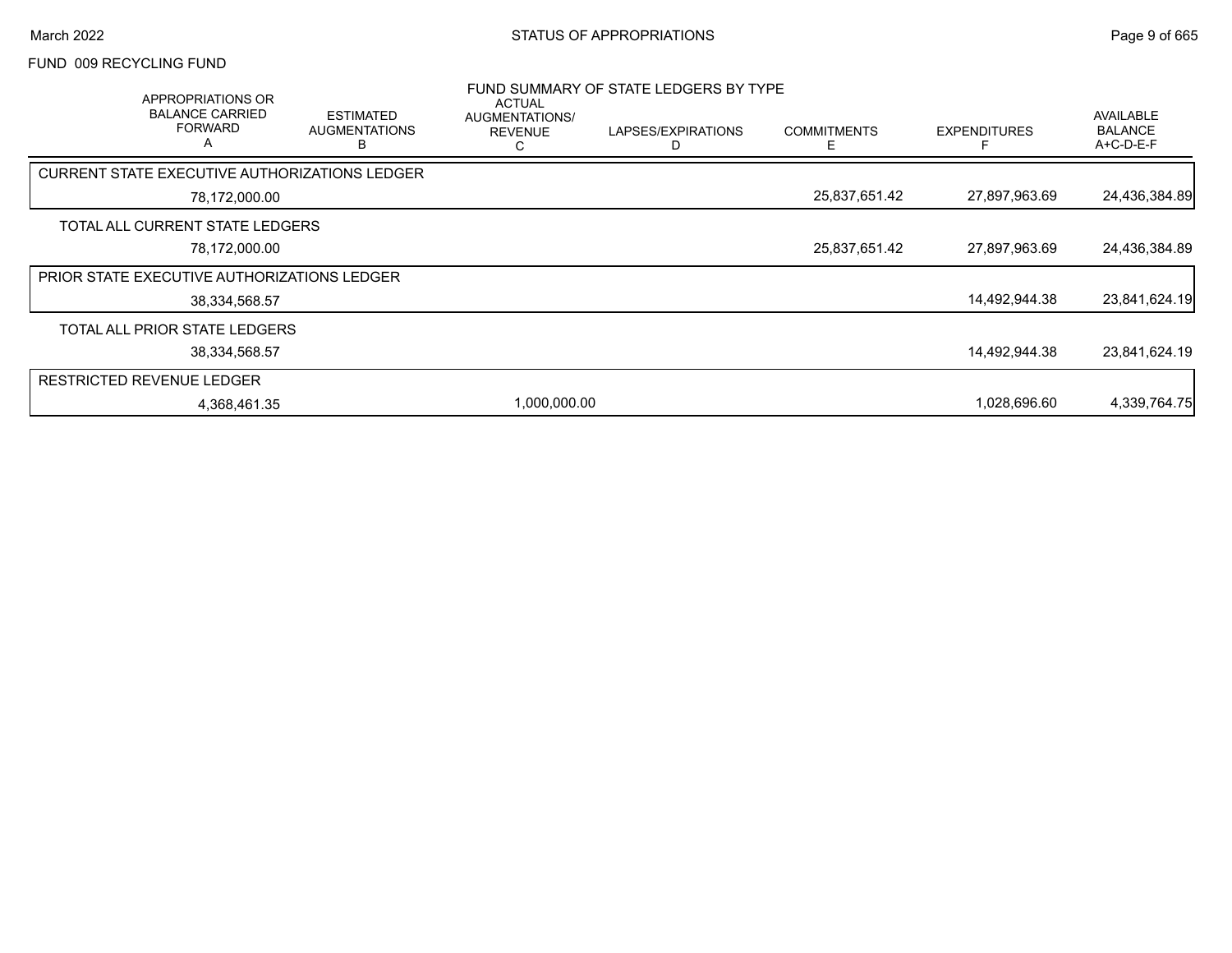FUND 009 RECYCLING FUND

FUND SUMMARY OF STATE LEDGERS BY TYPE

| APPROPRIATIONS OR BALANCE CARRIED FORWARD A | ESTIMATED AUGMENTATIONS B | ACTUAL AUGMENTATIONS/ REVENUE C | LAPSES/EXPIRATIONS D | COMMITMENTS E | EXPENDITURES F | AVAILABLE BALANCE A+C-D-E-F |
|---|---|---|---|---|---|---|
| CURRENT STATE EXECUTIVE AUTHORIZATIONS LEDGER | | | | | | |
| 78,172,000.00 | | | | 25,837,651.42 | 27,897,963.69 | 24,436,384.89 |
| TOTAL ALL CURRENT STATE LEDGERS | | | | | | |
| 78,172,000.00 | | | | 25,837,651.42 | 27,897,963.69 | 24,436,384.89 |
| PRIOR STATE EXECUTIVE AUTHORIZATIONS LEDGER | | | | | | |
| 38,334,568.57 | | | | | 14,492,944.38 | 23,841,624.19 |
| TOTAL ALL PRIOR STATE LEDGERS | | | | | | |
| 38,334,568.57 | | | | | 14,492,944.38 | 23,841,624.19 |
| RESTRICTED REVENUE LEDGER | | | | | | |
| 4,368,461.35 | | 1,000,000.00 | | | 1,028,696.60 | 4,339,764.75 |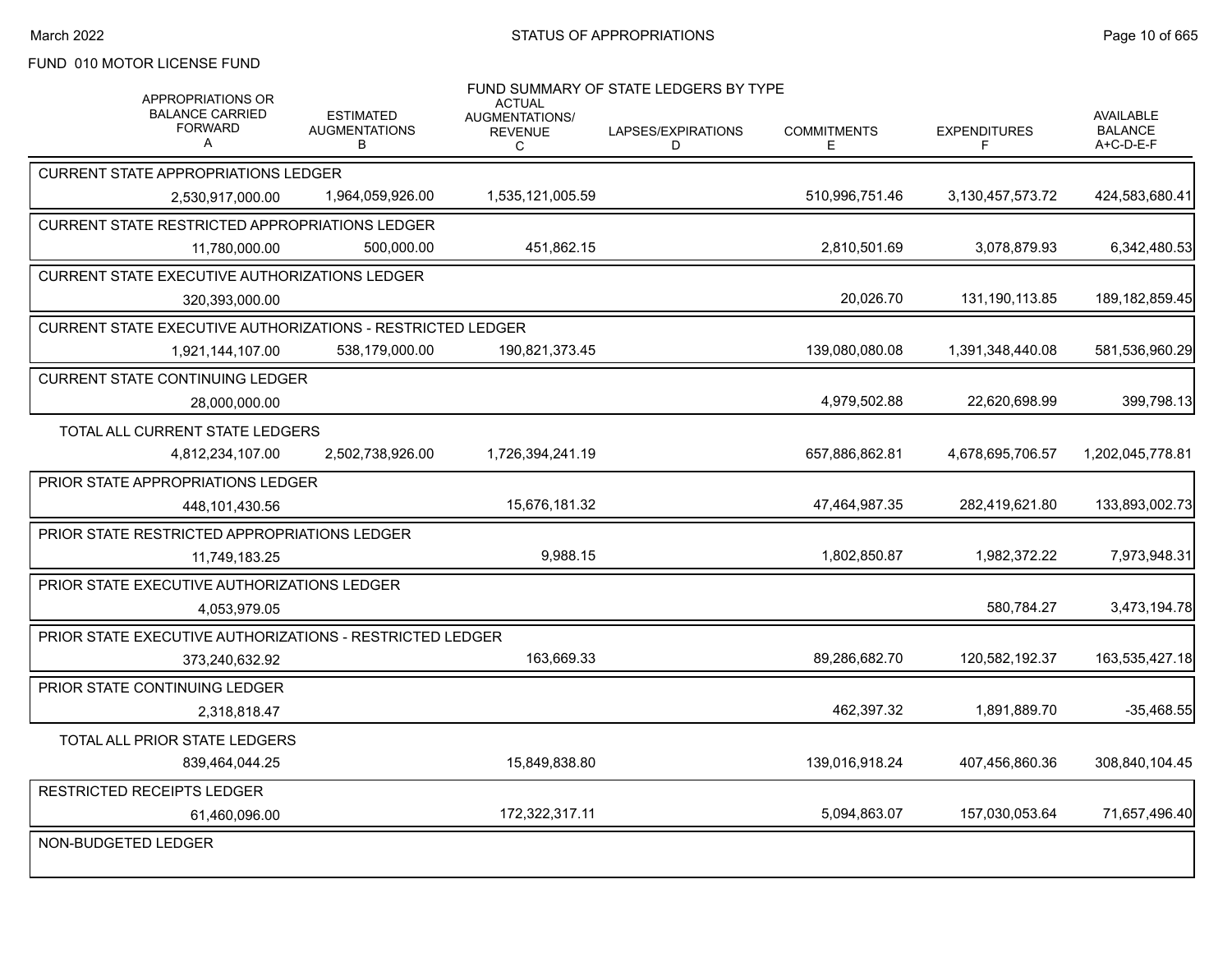FUND 010 MOTOR LICENSE FUND

## FUND SUMMARY OF STATE LEDGERS BY TYPE

| APPROPRIATIONS OR BALANCE CARRIED FORWARD A | ESTIMATED AUGMENTATIONS B | ACTUAL AUGMENTATIONS/ REVENUE C | LAPSES/EXPIRATIONS D | COMMITMENTS E | EXPENDITURES F | AVAILABLE BALANCE A+C-D-E-F |
|---|---|---|---|---|---|---|
| **CURRENT STATE APPROPRIATIONS LEDGER** | | | | | | |
| 2,530,917,000.00 | 1,964,059,926.00 | 1,535,121,005.59 | | 510,996,751.46 | 3,130,457,573.72 | 424,583,680.41 |
| **CURRENT STATE RESTRICTED APPROPRIATIONS LEDGER** | | | | | | |
| 11,780,000.00 | 500,000.00 | 451,862.15 | | 2,810,501.69 | 3,078,879.93 | 6,342,480.53 |
| **CURRENT STATE EXECUTIVE AUTHORIZATIONS LEDGER** | | | | | | |
| 320,393,000.00 | | | | 20,026.70 | 131,190,113.85 | 189,182,859.45 |
| **CURRENT STATE EXECUTIVE AUTHORIZATIONS - RESTRICTED LEDGER** | | | | | | |
| 1,921,144,107.00 | 538,179,000.00 | 190,821,373.45 | | 139,080,080.08 | 1,391,348,440.08 | 581,536,960.29 |
| **CURRENT STATE CONTINUING LEDGER** | | | | | | |
| 28,000,000.00 | | | | 4,979,502.88 | 22,620,698.99 | 399,798.13 |
| **TOTAL ALL CURRENT STATE LEDGERS** | | | | | | |
| 4,812,234,107.00 | 2,502,738,926.00 | 1,726,394,241.19 | | 657,886,862.81 | 4,678,695,706.57 | 1,202,045,778.81 |
| **PRIOR STATE APPROPRIATIONS LEDGER** | | | | | | |
| 448,101,430.56 | | 15,676,181.32 | | 47,464,987.35 | 282,419,621.80 | 133,893,002.73 |
| **PRIOR STATE RESTRICTED APPROPRIATIONS LEDGER** | | | | | | |
| 11,749,183.25 | | 9,988.15 | | 1,802,850.87 | 1,982,372.22 | 7,973,948.31 |
| **PRIOR STATE EXECUTIVE AUTHORIZATIONS LEDGER** | | | | | | |
| 4,053,979.05 | | | | | 580,784.27 | 3,473,194.78 |
| **PRIOR STATE EXECUTIVE AUTHORIZATIONS - RESTRICTED LEDGER** | | | | | | |
| 373,240,632.92 | | 163,669.33 | | 89,286,682.70 | 120,582,192.37 | 163,535,427.18 |
| **PRIOR STATE CONTINUING LEDGER** | | | | | | |
| 2,318,818.47 | | | | 462,397.32 | 1,891,889.70 | -35,468.55 |
| **TOTAL ALL PRIOR STATE LEDGERS** | | | | | | |
| 839,464,044.25 | | 15,849,838.80 | | 139,016,918.24 | 407,456,860.36 | 308,840,104.45 |
| **RESTRICTED RECEIPTS LEDGER** | | | | | | |
| 61,460,096.00 | | 172,322,317.11 | | 5,094,863.07 | 157,030,053.64 | 71,657,496.40 |
| **NON-BUDGETED LEDGER** | | | | | | |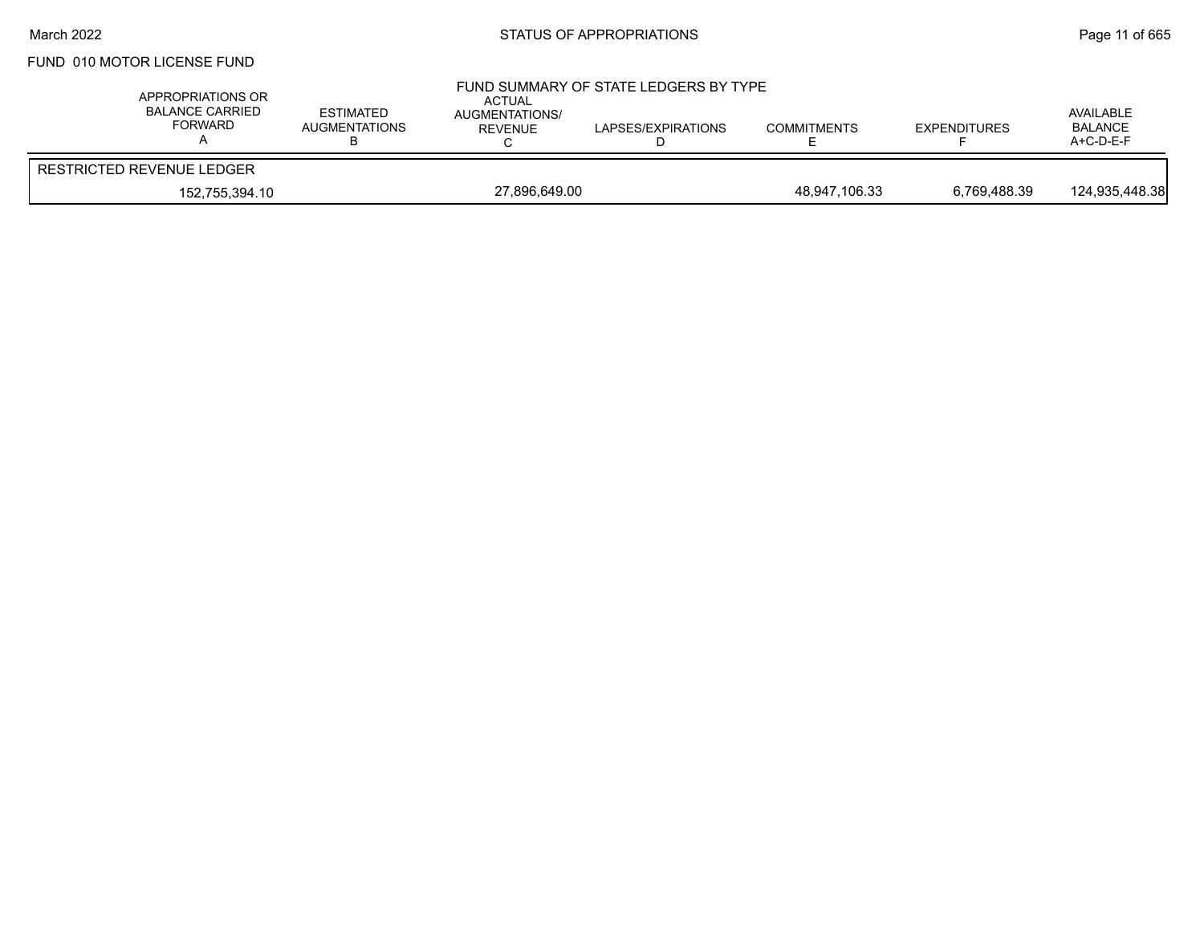FUND 010 MOTOR LICENSE FUND

## FUND SUMMARY OF STATE LEDGERS BY TYPE

| APPROPRIATIONS OR BALANCE CARRIED FORWARD A | ESTIMATED AUGMENTATIONS B | ACTUAL AUGMENTATIONS/ REVENUE C | LAPSES/EXPIRATIONS D | COMMITMENTS E | EXPENDITURES F | AVAILABLE BALANCE A+C-D-E-F |
|---|---|---|---|---|---|---|
| RESTRICTED REVENUE LEDGER | | | | | | |
| 152,755,394.10 | | 27,896,649.00 | | 48,947,106.33 | 6,769,488.39 | 124,935,448.38 |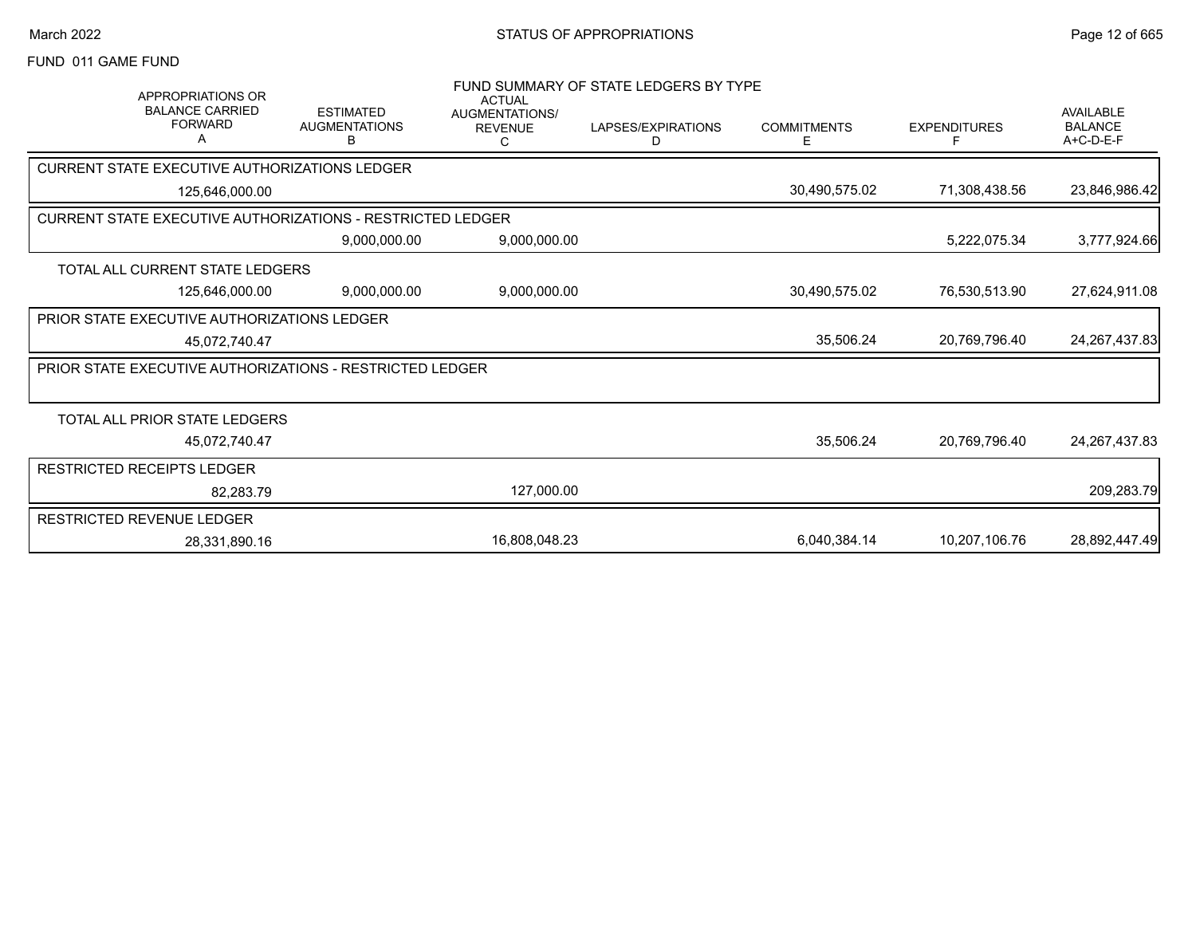March 2022

## STATUS OF APPROPRIATIONS

FUND 011 GAME FUND

### FUND SUMMARY OF STATE LEDGERS BY TYPE

| APPROPRIATIONS OR BALANCE CARRIED FORWARD A | ESTIMATED AUGMENTATIONS B | ACTUAL AUGMENTATIONS/ REVENUE C | LAPSES/EXPIRATIONS D | COMMITMENTS E | EXPENDITURES F | AVAILABLE BALANCE A+C-D-E-F |
|---|---|---|---|---|---|---|
| **CURRENT STATE EXECUTIVE AUTHORIZATIONS LEDGER** | | | | | | |
| 125,646,000.00 | | | | 30,490,575.02 | 71,308,438.56 | 23,846,986.42 |
| **CURRENT STATE EXECUTIVE AUTHORIZATIONS - RESTRICTED LEDGER** | | | | | | |
| | 9,000,000.00 | 9,000,000.00 | | | 5,222,075.34 | 3,777,924.66 |
| **TOTAL ALL CURRENT STATE LEDGERS** | | | | | | |
| 125,646,000.00 | 9,000,000.00 | 9,000,000.00 | | 30,490,575.02 | 76,530,513.90 | 27,624,911.08 |
| **PRIOR STATE EXECUTIVE AUTHORIZATIONS LEDGER** | | | | | | |
| 45,072,740.47 | | | | 35,506.24 | 20,769,796.40 | 24,267,437.83 |
| **PRIOR STATE EXECUTIVE AUTHORIZATIONS - RESTRICTED LEDGER** | | | | | | |
| | | | | | | |
| **TOTAL ALL PRIOR STATE LEDGERS** | | | | | | |
| 45,072,740.47 | | | | 35,506.24 | 20,769,796.40 | 24,267,437.83 |
| **RESTRICTED RECEIPTS LEDGER** | | | | | | |
| 82,283.79 | | 127,000.00 | | | | 209,283.79 |
| **RESTRICTED REVENUE LEDGER** | | | | | | |
| 28,331,890.16 | | 16,808,048.23 | | 6,040,384.14 | 10,207,106.76 | 28,892,447.49 |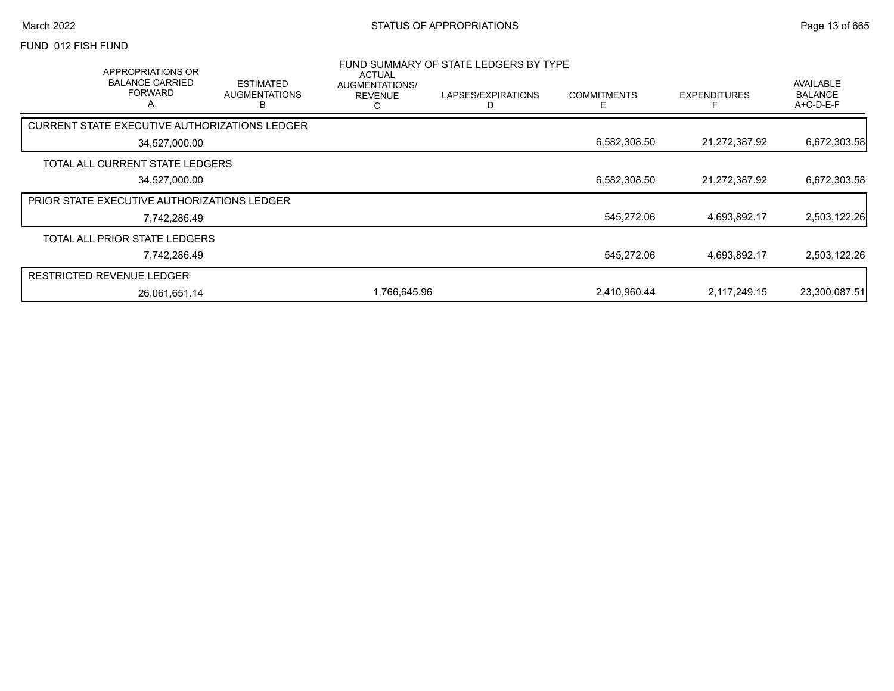FUND 012 FISH FUND

FUND SUMMARY OF STATE LEDGERS BY TYPE

| APPROPRIATIONS OR BALANCE CARRIED FORWARD A | ESTIMATED AUGMENTATIONS B | ACTUAL AUGMENTATIONS/ REVENUE C | LAPSES/EXPIRATIONS D | COMMITMENTS E | EXPENDITURES F | AVAILABLE BALANCE A+C-D-E-F |
|---|---|---|---|---|---|---|
| CURRENT STATE EXECUTIVE AUTHORIZATIONS LEDGER | | | | | | |
| 34,527,000.00 | | | | 6,582,308.50 | 21,272,387.92 | 6,672,303.58 |
| TOTAL ALL CURRENT STATE LEDGERS | | | | | | |
| 34,527,000.00 | | | | 6,582,308.50 | 21,272,387.92 | 6,672,303.58 |
| PRIOR STATE EXECUTIVE AUTHORIZATIONS LEDGER | | | | | | |
| 7,742,286.49 | | | | 545,272.06 | 4,693,892.17 | 2,503,122.26 |
| TOTAL ALL PRIOR STATE LEDGERS | | | | | | |
| 7,742,286.49 | | | | 545,272.06 | 4,693,892.17 | 2,503,122.26 |
| RESTRICTED REVENUE LEDGER | | | | | | |
| 26,061,651.14 | | 1,766,645.96 | | 2,410,960.44 | 2,117,249.15 | 23,300,087.51 |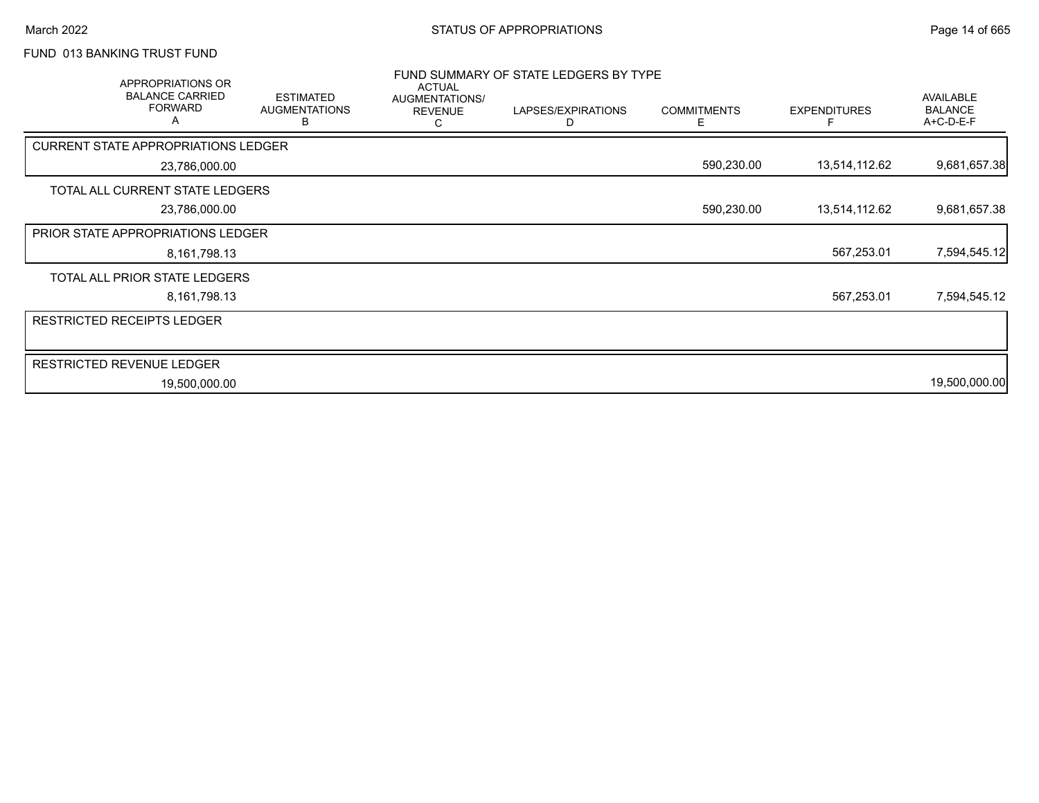FUND 013 BANKING TRUST FUND

## FUND SUMMARY OF STATE LEDGERS BY TYPE

| APPROPRIATIONS OR BALANCE CARRIED FORWARD A | ESTIMATED AUGMENTATIONS B | ACTUAL AUGMENTATIONS/ REVENUE C | LAPSES/EXPIRATIONS D | COMMITMENTS E | EXPENDITURES F | AVAILABLE BALANCE A+C-D-E-F |
|---|---|---|---|---|---|---|
| **CURRENT STATE APPROPRIATIONS LEDGER** | | | | | | |
| 23,786,000.00 | | | | 590,230.00 | 13,514,112.62 | 9,681,657.38 |
| **TOTAL ALL CURRENT STATE LEDGERS** | | | | | | |
| 23,786,000.00 | | | | 590,230.00 | 13,514,112.62 | 9,681,657.38 |
| **PRIOR STATE APPROPRIATIONS LEDGER** | | | | | | |
| 8,161,798.13 | | | | | 567,253.01 | 7,594,545.12 |
| **TOTAL ALL PRIOR STATE LEDGERS** | | | | | | |
| 8,161,798.13 | | | | | 567,253.01 | 7,594,545.12 |
| **RESTRICTED RECEIPTS LEDGER** | | | | | | |
| **RESTRICTED REVENUE LEDGER** | | | | | | |
| 19,500,000.00 | | | | | | 19,500,000.00 |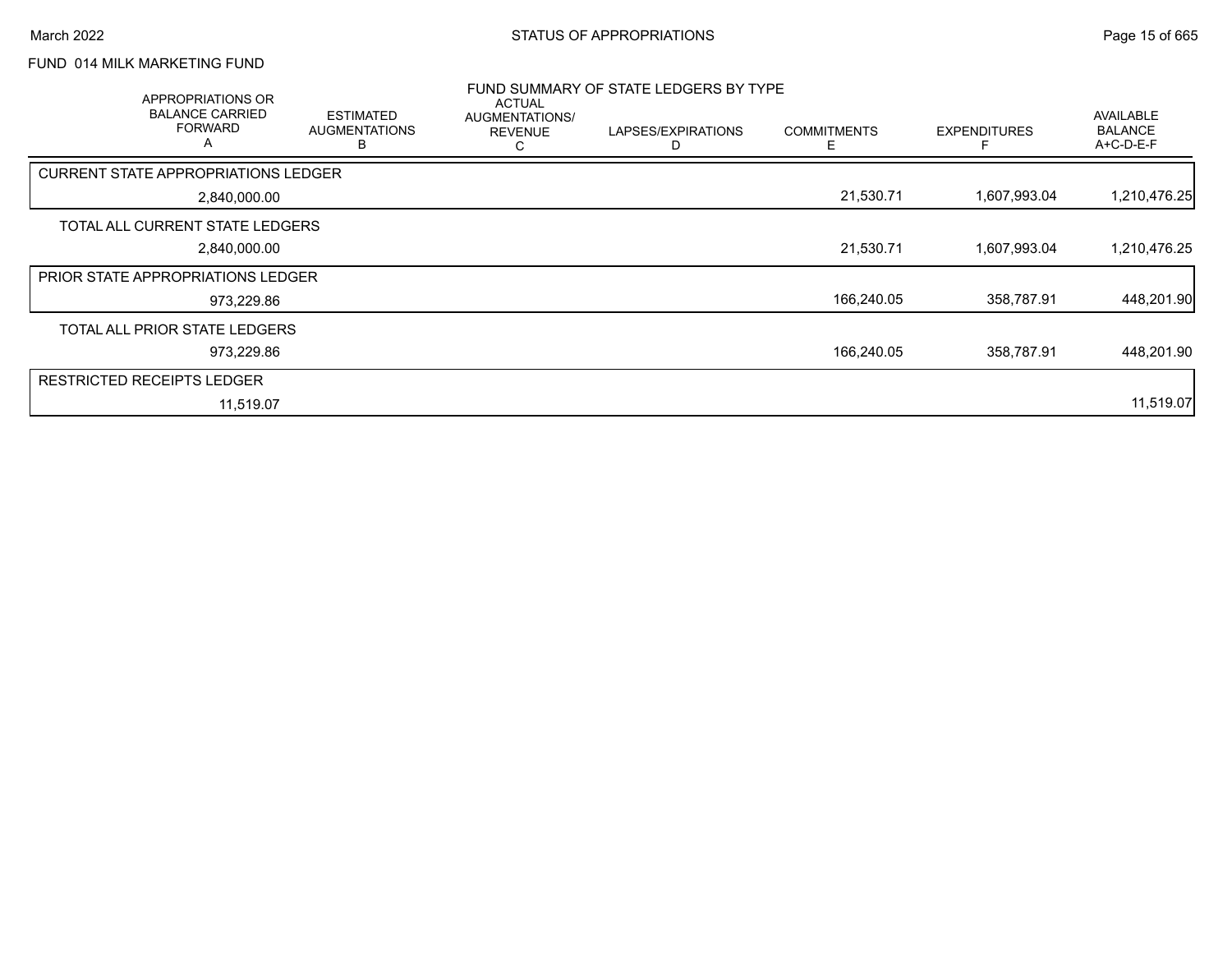# STATUS OF APPROPRIATIONS

## FUND 014 MILK MARKETING FUND

### FUND SUMMARY OF STATE LEDGERS BY TYPE

| APPROPRIATIONS OR BALANCE CARRIED FORWARD A | ESTIMATED AUGMENTATIONS B | ACTUAL AUGMENTATIONS/ REVENUE C | LAPSES/EXPIRATIONS D | COMMITMENTS E | EXPENDITURES F | AVAILABLE BALANCE A+C-D-E-F |
|---|---|---|---|---|---|---|
| **CURRENT STATE APPROPRIATIONS LEDGER** | | | | | | |
| 2,840,000.00 | | | | 21,530.71 | 1,607,993.04 | 1,210,476.25 |
| **TOTAL ALL CURRENT STATE LEDGERS** | | | | | | |
| 2,840,000.00 | | | | 21,530.71 | 1,607,993.04 | 1,210,476.25 |
| **PRIOR STATE APPROPRIATIONS LEDGER** | | | | | | |
| 973,229.86 | | | | 166,240.05 | 358,787.91 | 448,201.90 |
| **TOTAL ALL PRIOR STATE LEDGERS** | | | | | | |
| 973,229.86 | | | | 166,240.05 | 358,787.91 | 448,201.90 |
| **RESTRICTED RECEIPTS LEDGER** | | | | | | |
| 11,519.07 | | | | | | 11,519.07 |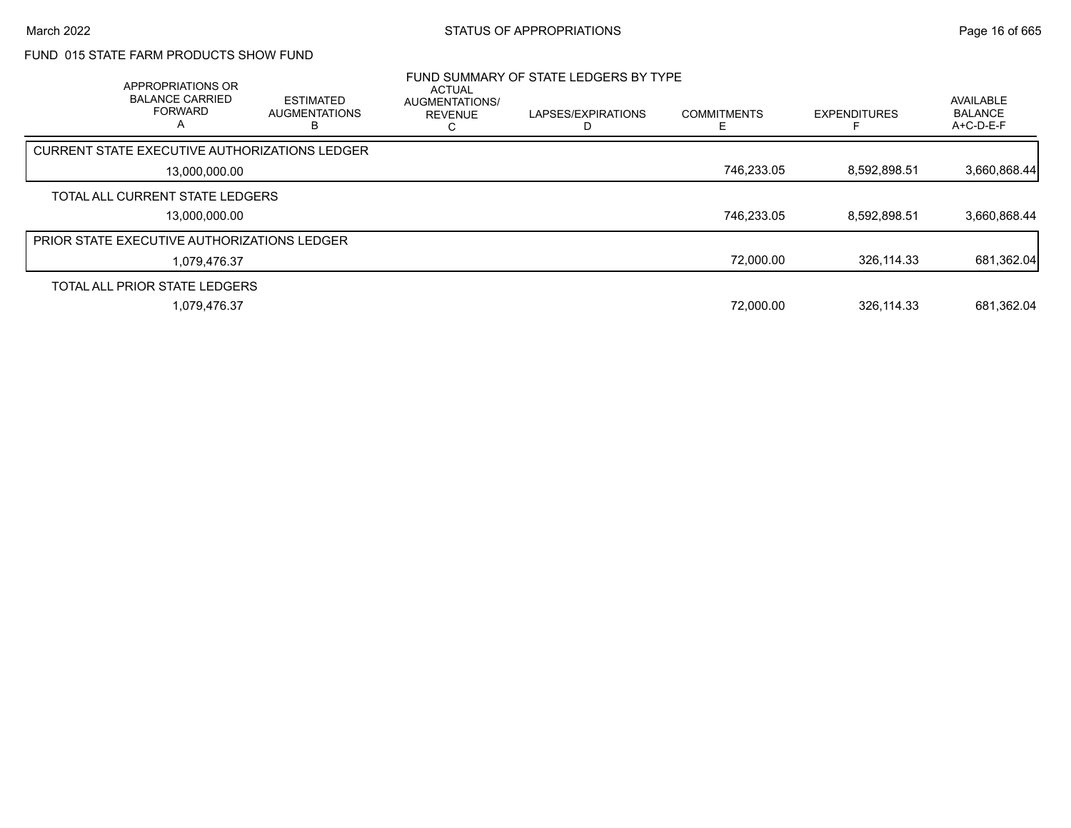## FUND 015 STATE FARM PRODUCTS SHOW FUND

### FUND SUMMARY OF STATE LEDGERS BY TYPE

| APPROPRIATIONS OR BALANCE CARRIED FORWARD A | ESTIMATED AUGMENTATIONS B | ACTUAL AUGMENTATIONS/ REVENUE C | LAPSES/EXPIRATIONS D | COMMITMENTS E | EXPENDITURES F | AVAILABLE BALANCE A+C-D-E-F |
|---|---|---|---|---|---|---|
| **CURRENT STATE EXECUTIVE AUTHORIZATIONS LEDGER** | | | | | | |
| 13,000,000.00 | | | | 746,233.05 | 8,592,898.51 | 3,660,868.44 |
| **TOTAL ALL CURRENT STATE LEDGERS** | | | | | | |
| 13,000,000.00 | | | | 746,233.05 | 8,592,898.51 | 3,660,868.44 |
| **PRIOR STATE EXECUTIVE AUTHORIZATIONS LEDGER** | | | | | | |
| 1,079,476.37 | | | | 72,000.00 | 326,114.33 | 681,362.04 |
| **TOTAL ALL PRIOR STATE LEDGERS** | | | | | | |
| 1,079,476.37 | | | | 72,000.00 | 326,114.33 | 681,362.04 |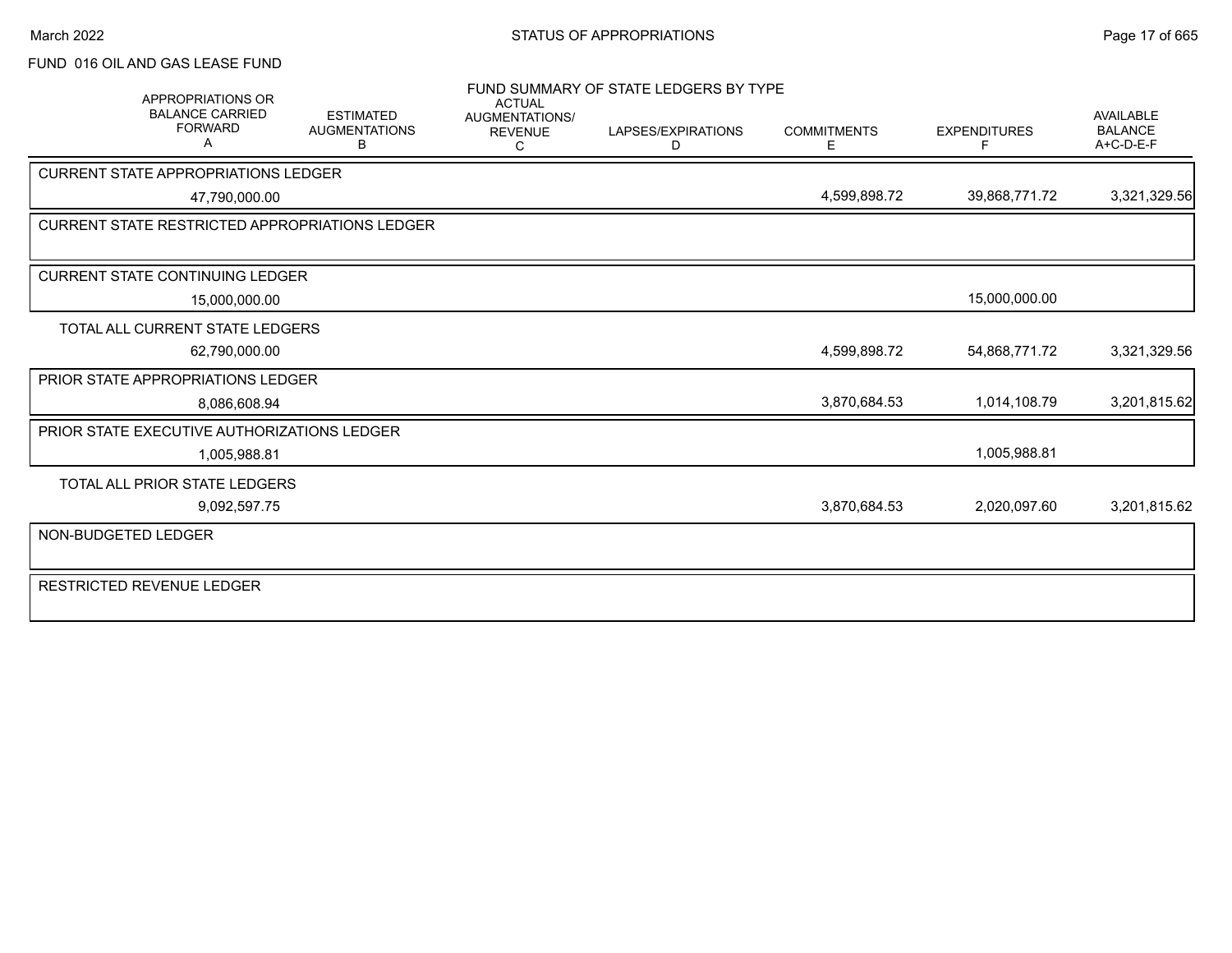FUND 016 OIL AND GAS LEASE FUND

## FUND SUMMARY OF STATE LEDGERS BY TYPE

| | APPROPRIATIONS OR BALANCE CARRIED FORWARD A | ESTIMATED AUGMENTATIONS B | ACTUAL AUGMENTATIONS/ REVENUE C | LAPSES/EXPIRATIONS D | COMMITMENTS E | EXPENDITURES F | AVAILABLE BALANCE A+C-D-E-F |
|---|---|---|---|---|---|---|---|
| CURRENT STATE APPROPRIATIONS LEDGER | 47,790,000.00 | | | | 4,599,898.72 | 39,868,771.72 | 3,321,329.56 |
| CURRENT STATE RESTRICTED APPROPRIATIONS LEDGER | | | | | | | |
| CURRENT STATE CONTINUING LEDGER | 15,000,000.00 | | | | | 15,000,000.00 | |
| TOTAL ALL CURRENT STATE LEDGERS | 62,790,000.00 | | | | 4,599,898.72 | 54,868,771.72 | 3,321,329.56 |
| PRIOR STATE APPROPRIATIONS LEDGER | 8,086,608.94 | | | | 3,870,684.53 | 1,014,108.79 | 3,201,815.62 |
| PRIOR STATE EXECUTIVE AUTHORIZATIONS LEDGER | 1,005,988.81 | | | | | 1,005,988.81 | |
| TOTAL ALL PRIOR STATE LEDGERS | 9,092,597.75 | | | | 3,870,684.53 | 2,020,097.60 | 3,201,815.62 |
| NON-BUDGETED LEDGER | | | | | | | |
| RESTRICTED REVENUE LEDGER | | | | | | | |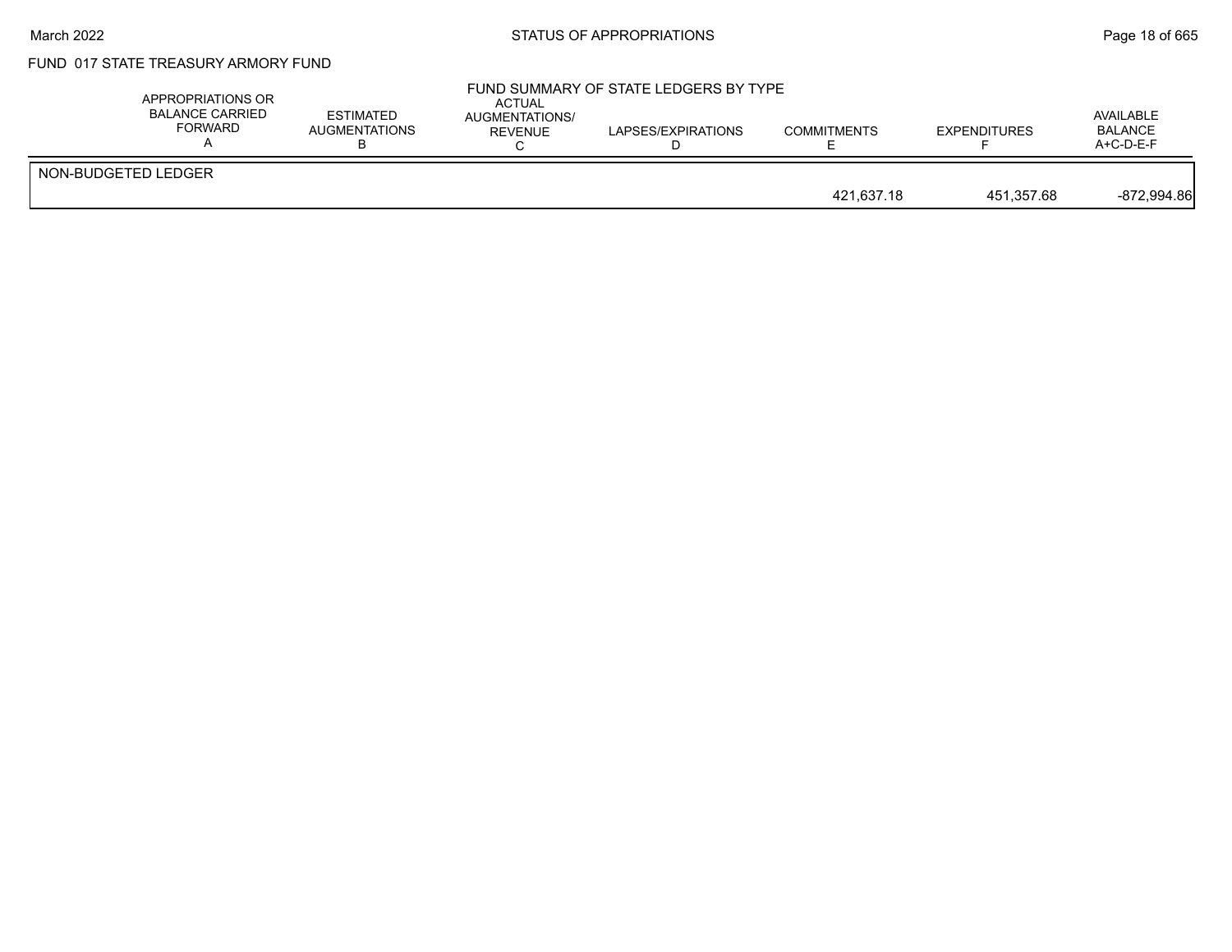## FUND 017 STATE TREASURY ARMORY FUND

### FUND SUMMARY OF STATE LEDGERS BY TYPE

| | APPROPRIATIONS OR BALANCE CARRIED FORWARD A | ESTIMATED AUGMENTATIONS B | ACTUAL AUGMENTATIONS/ REVENUE C | LAPSES/EXPIRATIONS D | COMMITMENTS E | EXPENDITURES F | AVAILABLE BALANCE A+C-D-E-F |
|---|---|---|---|---|---|---|---|
| NON-BUDGETED LEDGER | | | | | | | |
| | | | | | 421,637.18 | 451,357.68 | -872,994.86 |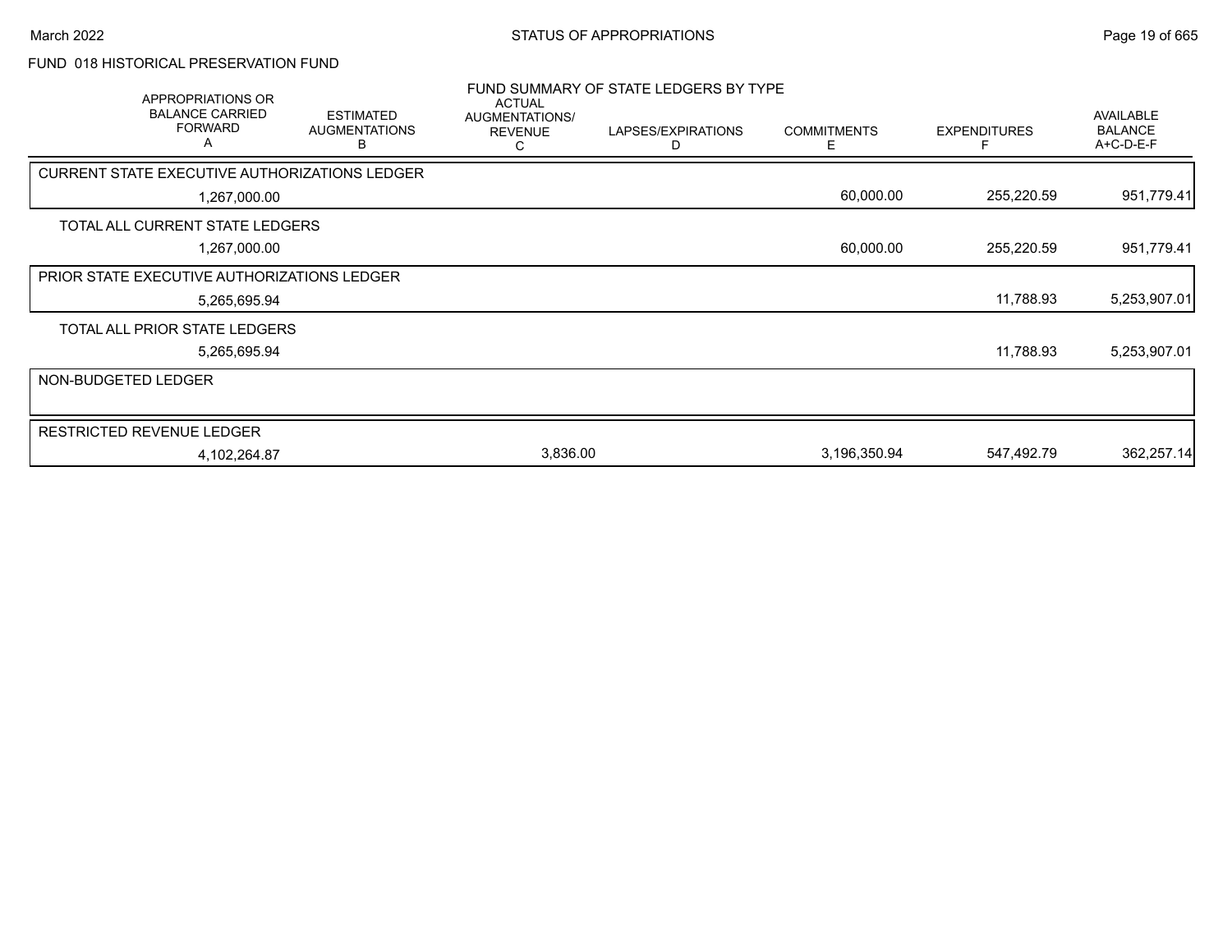FUND 018 HISTORICAL PRESERVATION FUND

## FUND SUMMARY OF STATE LEDGERS BY TYPE

| APPROPRIATIONS OR BALANCE CARRIED FORWARD A | ESTIMATED AUGMENTATIONS B | ACTUAL AUGMENTATIONS/ REVENUE C | LAPSES/EXPIRATIONS D | COMMITMENTS E | EXPENDITURES F | AVAILABLE BALANCE A+C-D-E-F |
|---|---|---|---|---|---|---|
| **CURRENT STATE EXECUTIVE AUTHORIZATIONS LEDGER** | | | | | | |
| 1,267,000.00 | | | | 60,000.00 | 255,220.59 | 951,779.41 |
| **TOTAL ALL CURRENT STATE LEDGERS** | | | | | | |
| 1,267,000.00 | | | | 60,000.00 | 255,220.59 | 951,779.41 |
| **PRIOR STATE EXECUTIVE AUTHORIZATIONS LEDGER** | | | | | | |
| 5,265,695.94 | | | | | 11,788.93 | 5,253,907.01 |
| **TOTAL ALL PRIOR STATE LEDGERS** | | | | | | |
| 5,265,695.94 | | | | | 11,788.93 | 5,253,907.01 |
| **NON-BUDGETED LEDGER** | | | | | | |
| **RESTRICTED REVENUE LEDGER** | | | | | | |
| 4,102,264.87 | | 3,836.00 | | 3,196,350.94 | 547,492.79 | 362,257.14 |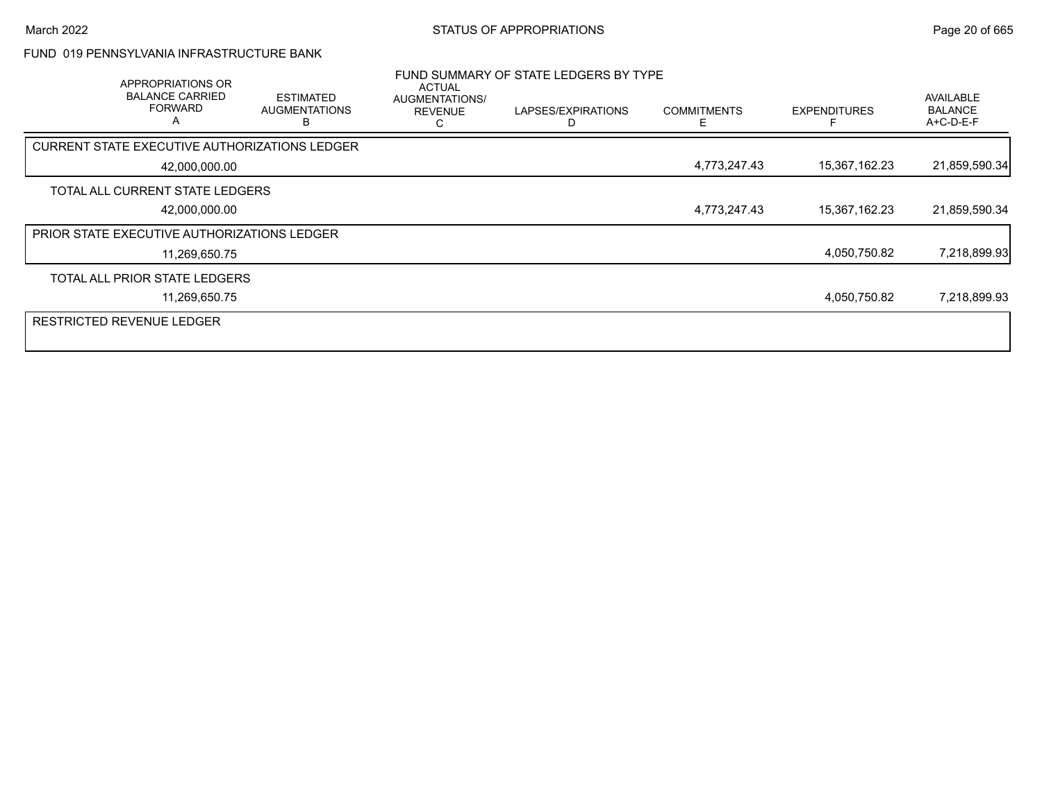# FUND 019 PENNSYLVANIA INFRASTRUCTURE BANK

## FUND SUMMARY OF STATE LEDGERS BY TYPE

| | APPROPRIATIONS OR BALANCE CARRIED FORWARD A | ESTIMATED AUGMENTATIONS B | ACTUAL AUGMENTATIONS/ REVENUE C | LAPSES/EXPIRATIONS D | COMMITMENTS E | EXPENDITURES F | AVAILABLE BALANCE A+C-D-E-F |
|---|---|---|---|---|---|---|---|
| CURRENT STATE EXECUTIVE AUTHORIZATIONS LEDGER | | | | | | | |
| | 42,000,000.00 | | | | 4,773,247.43 | 15,367,162.23 | 21,859,590.34 |
| TOTAL ALL CURRENT STATE LEDGERS | | | | | | | |
| | 42,000,000.00 | | | | 4,773,247.43 | 15,367,162.23 | 21,859,590.34 |
| PRIOR STATE EXECUTIVE AUTHORIZATIONS LEDGER | | | | | | | |
| | 11,269,650.75 | | | | | 4,050,750.82 | 7,218,899.93 |
| TOTAL ALL PRIOR STATE LEDGERS | | | | | | | |
| | 11,269,650.75 | | | | | 4,050,750.82 | 7,218,899.93 |
| RESTRICTED REVENUE LEDGER | | | | | | | |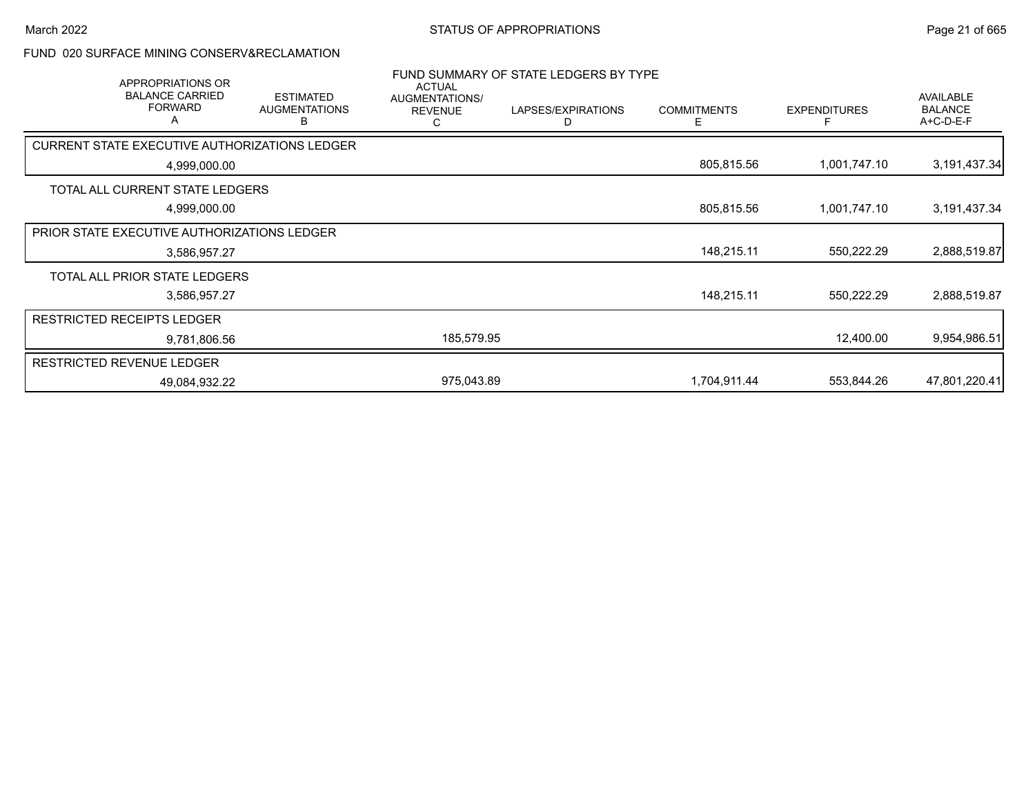FUND 020 SURFACE MINING CONSERV&RECLAMATION

FUND SUMMARY OF STATE LEDGERS BY TYPE

| APPROPRIATIONS OR BALANCE CARRIED FORWARD A | ESTIMATED AUGMENTATIONS B | ACTUAL AUGMENTATIONS/ REVENUE C | LAPSES/EXPIRATIONS D | COMMITMENTS E | EXPENDITURES F | AVAILABLE BALANCE A+C-D-E-F |
|---|---|---|---|---|---|---|
| CURRENT STATE EXECUTIVE AUTHORIZATIONS LEDGER | | | | | | |
| 4,999,000.00 | | | | 805,815.56 | 1,001,747.10 | 3,191,437.34 |
| TOTAL ALL CURRENT STATE LEDGERS | | | | | | |
| 4,999,000.00 | | | | 805,815.56 | 1,001,747.10 | 3,191,437.34 |
| PRIOR STATE EXECUTIVE AUTHORIZATIONS LEDGER | | | | | | |
| 3,586,957.27 | | | | 148,215.11 | 550,222.29 | 2,888,519.87 |
| TOTAL ALL PRIOR STATE LEDGERS | | | | | | |
| 3,586,957.27 | | | | 148,215.11 | 550,222.29 | 2,888,519.87 |
| RESTRICTED RECEIPTS LEDGER | | | | | | |
| 9,781,806.56 | | 185,579.95 | | | 12,400.00 | 9,954,986.51 |
| RESTRICTED REVENUE LEDGER | | | | | | |
| 49,084,932.22 | | 975,043.89 | | 1,704,911.44 | 553,844.26 | 47,801,220.41 |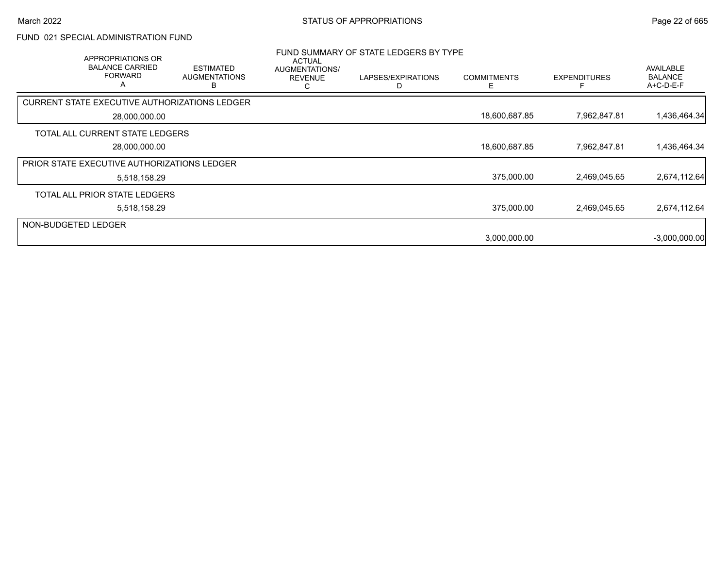FUND 021 SPECIAL ADMINISTRATION FUND

FUND SUMMARY OF STATE LEDGERS BY TYPE

| APPROPRIATIONS OR BALANCE CARRIED FORWARD A | ESTIMATED AUGMENTATIONS B | ACTUAL AUGMENTATIONS/ REVENUE C | LAPSES/EXPIRATIONS D | COMMITMENTS E | EXPENDITURES F | AVAILABLE BALANCE A+C-D-E-F |
|---|---|---|---|---|---|---|
| CURRENT STATE EXECUTIVE AUTHORIZATIONS LEDGER | | | | | | |
| 28,000,000.00 | | | | 18,600,687.85 | 7,962,847.81 | 1,436,464.34 |
| TOTAL ALL CURRENT STATE LEDGERS | | | | | | |
| 28,000,000.00 | | | | 18,600,687.85 | 7,962,847.81 | 1,436,464.34 |
| PRIOR STATE EXECUTIVE AUTHORIZATIONS LEDGER | | | | | | |
| 5,518,158.29 | | | | 375,000.00 | 2,469,045.65 | 2,674,112.64 |
| TOTAL ALL PRIOR STATE LEDGERS | | | | | | |
| 5,518,158.29 | | | | 375,000.00 | 2,469,045.65 | 2,674,112.64 |
| NON-BUDGETED LEDGER | | | | | | |
| | | | | 3,000,000.00 | | -3,000,000.00 |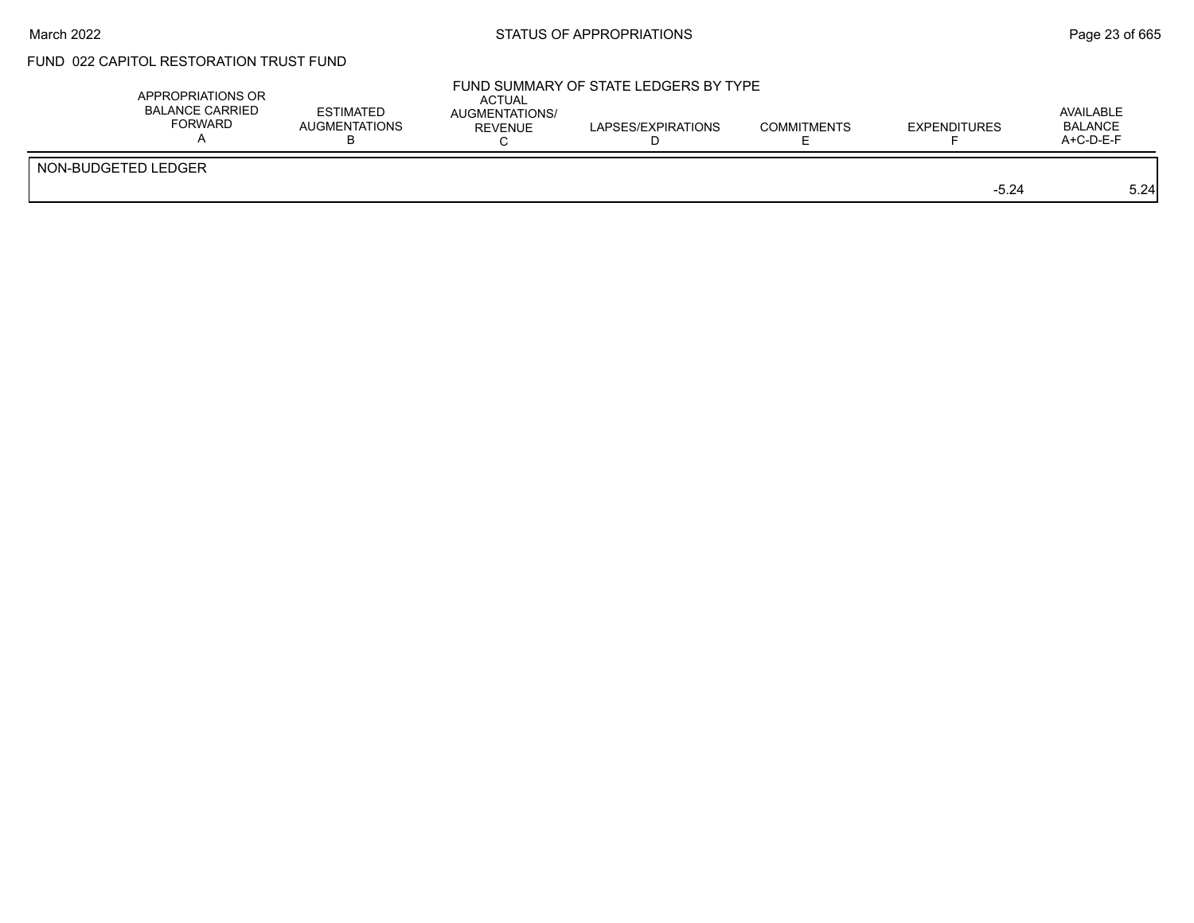## FUND 022 CAPITOL RESTORATION TRUST FUND

### FUND SUMMARY OF STATE LEDGERS BY TYPE

| | APPROPRIATIONS OR BALANCE CARRIED FORWARD A | ESTIMATED AUGMENTATIONS B | ACTUAL AUGMENTATIONS/ REVENUE C | LAPSES/EXPIRATIONS D | COMMITMENTS E | EXPENDITURES F | AVAILABLE BALANCE A+C-D-E-F |
|---|---|---|---|---|---|---|---|
| NON-BUDGETED LEDGER | | | | | | | |
| | | | | | | -5.24 | 5.24 |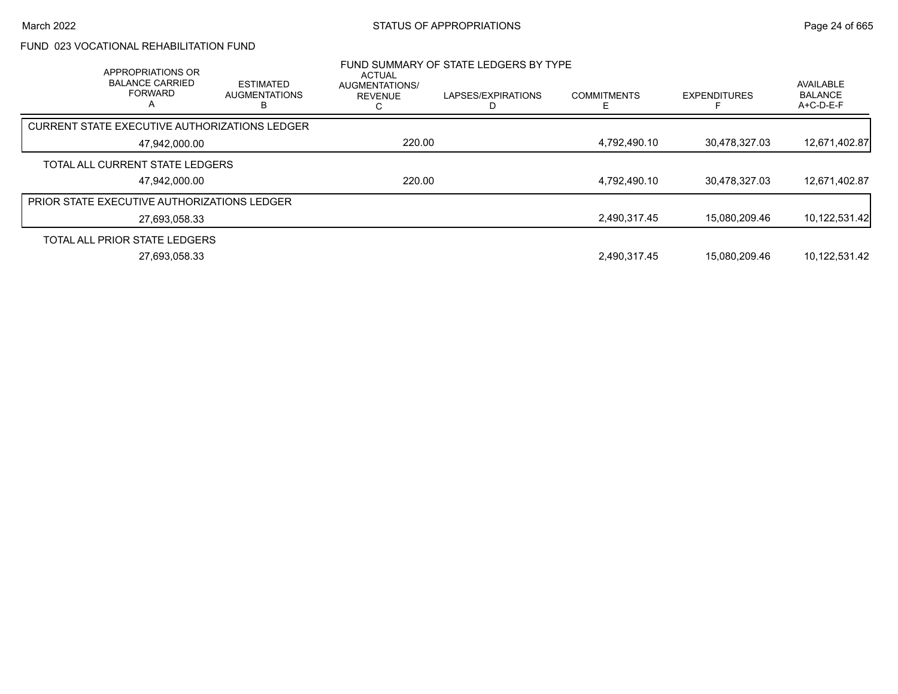# FUND 023 VOCATIONAL REHABILITATION FUND

## FUND SUMMARY OF STATE LEDGERS BY TYPE

| APPROPRIATIONS OR BALANCE CARRIED FORWARD A | ESTIMATED AUGMENTATIONS B | ACTUAL AUGMENTATIONS/ REVENUE C | LAPSES/EXPIRATIONS D | COMMITMENTS E | EXPENDITURES F | AVAILABLE BALANCE A+C-D-E-F |
|---|---|---|---|---|---|---|
| CURRENT STATE EXECUTIVE AUTHORIZATIONS LEDGER | | | | | | |
| 47,942,000.00 | | 220.00 | | 4,792,490.10 | 30,478,327.03 | 12,671,402.87 |
| TOTAL ALL CURRENT STATE LEDGERS | | | | | | |
| 47,942,000.00 | | 220.00 | | 4,792,490.10 | 30,478,327.03 | 12,671,402.87 |
| PRIOR STATE EXECUTIVE AUTHORIZATIONS LEDGER | | | | | | |
| 27,693,058.33 | | | | 2,490,317.45 | 15,080,209.46 | 10,122,531.42 |
| TOTAL ALL PRIOR STATE LEDGERS | | | | | | |
| 27,693,058.33 | | | | 2,490,317.45 | 15,080,209.46 | 10,122,531.42 |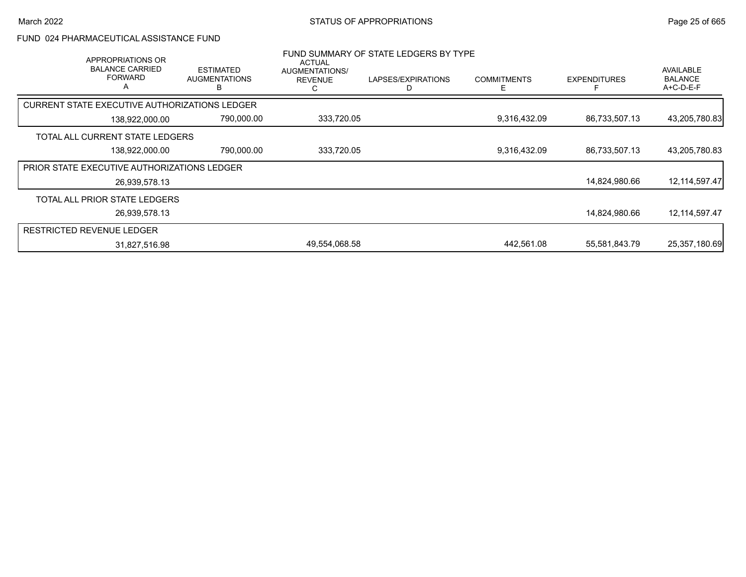FUND 024 PHARMACEUTICAL ASSISTANCE FUND

FUND SUMMARY OF STATE LEDGERS BY TYPE

| APPROPRIATIONS OR BALANCE CARRIED FORWARD A | ESTIMATED AUGMENTATIONS B | ACTUAL AUGMENTATIONS/ REVENUE C | LAPSES/EXPIRATIONS D | COMMITMENTS E | EXPENDITURES F | AVAILABLE BALANCE A+C-D-E-F |
|---|---|---|---|---|---|---|
| CURRENT STATE EXECUTIVE AUTHORIZATIONS LEDGER | | | | | | |
| 138,922,000.00 | 790,000.00 | 333,720.05 | | 9,316,432.09 | 86,733,507.13 | 43,205,780.83 |
| TOTAL ALL CURRENT STATE LEDGERS | | | | | | |
| 138,922,000.00 | 790,000.00 | 333,720.05 | | 9,316,432.09 | 86,733,507.13 | 43,205,780.83 |
| PRIOR STATE EXECUTIVE AUTHORIZATIONS LEDGER | | | | | | |
| 26,939,578.13 | | | | | 14,824,980.66 | 12,114,597.47 |
| TOTAL ALL PRIOR STATE LEDGERS | | | | | | |
| 26,939,578.13 | | | | | 14,824,980.66 | 12,114,597.47 |
| RESTRICTED REVENUE LEDGER | | | | | | |
| 31,827,516.98 | | 49,554,068.58 | | 442,561.08 | 55,581,843.79 | 25,357,180.69 |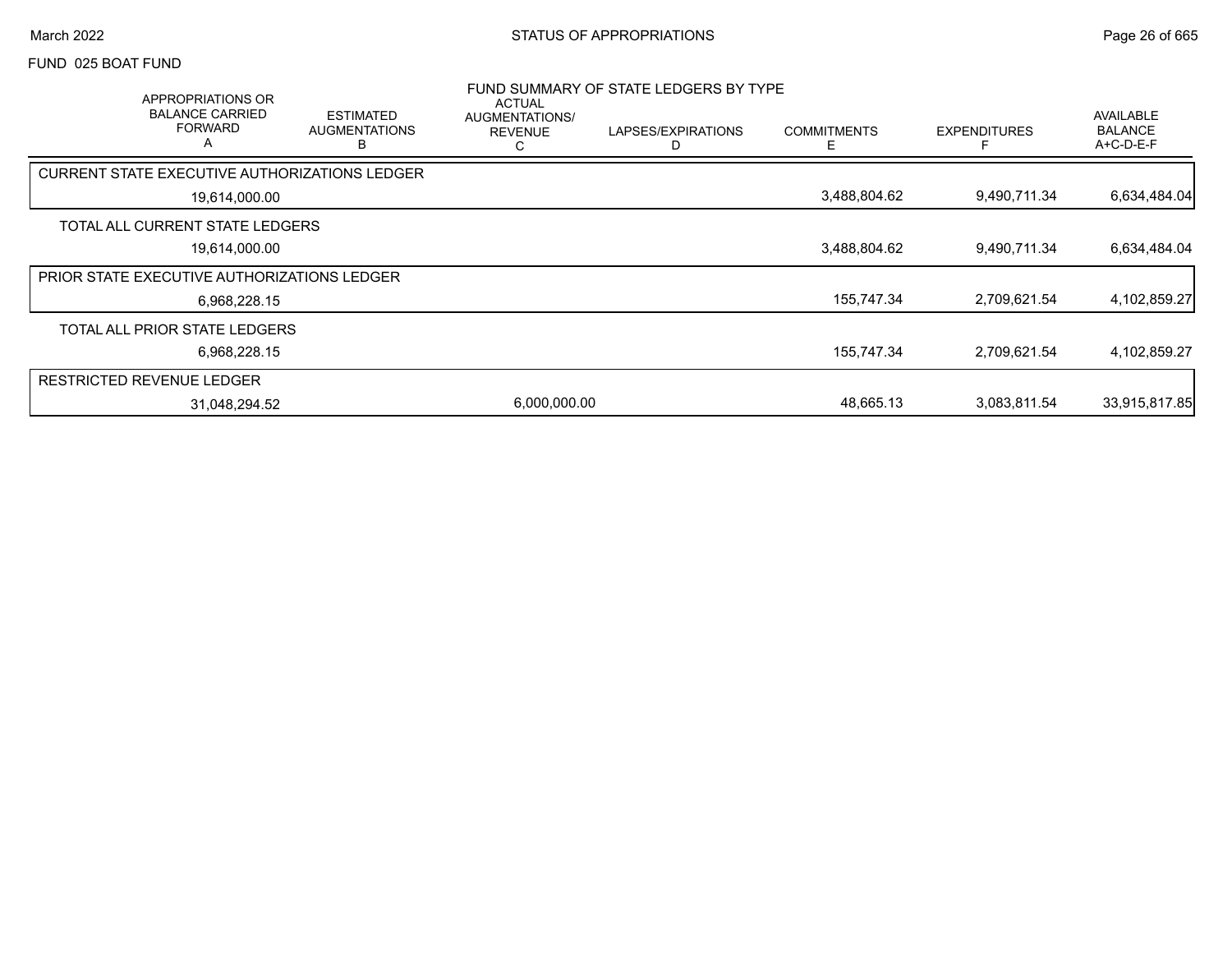FUND 025 BOAT FUND

## FUND SUMMARY OF STATE LEDGERS BY TYPE

| APPROPRIATIONS OR BALANCE CARRIED FORWARD A | ESTIMATED AUGMENTATIONS B | ACTUAL AUGMENTATIONS/ REVENUE C | LAPSES/EXPIRATIONS D | COMMITMENTS E | EXPENDITURES F | AVAILABLE BALANCE A+C-D-E-F |
|---|---|---|---|---|---|---|
| CURRENT STATE EXECUTIVE AUTHORIZATIONS LEDGER | | | | | | |
| 19,614,000.00 | | | | 3,488,804.62 | 9,490,711.34 | 6,634,484.04 |
| TOTAL ALL CURRENT STATE LEDGERS | | | | | | |
| 19,614,000.00 | | | | 3,488,804.62 | 9,490,711.34 | 6,634,484.04 |
| PRIOR STATE EXECUTIVE AUTHORIZATIONS LEDGER | | | | | | |
| 6,968,228.15 | | | | 155,747.34 | 2,709,621.54 | 4,102,859.27 |
| TOTAL ALL PRIOR STATE LEDGERS | | | | | | |
| 6,968,228.15 | | | | 155,747.34 | 2,709,621.54 | 4,102,859.27 |
| RESTRICTED REVENUE LEDGER | | | | | | |
| 31,048,294.52 | | 6,000,000.00 | | 48,665.13 | 3,083,811.54 | 33,915,817.85 |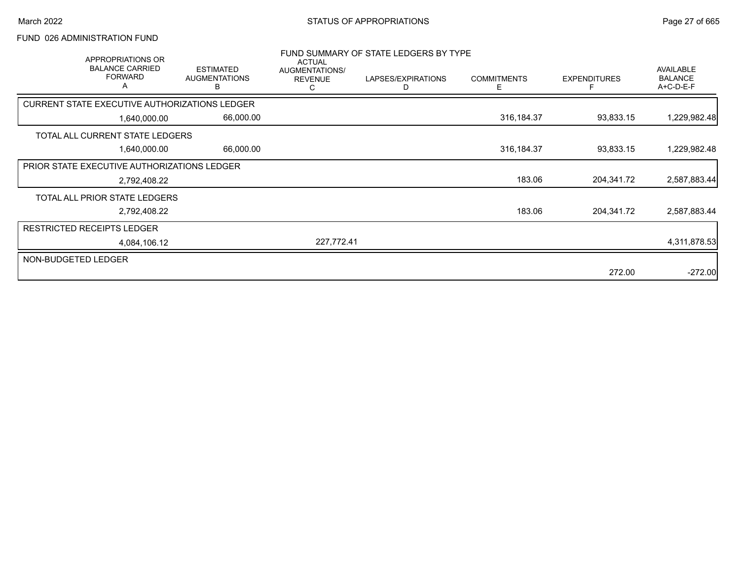# FUND 026 ADMINISTRATION FUND

## FUND SUMMARY OF STATE LEDGERS BY TYPE

| APPROPRIATIONS OR BALANCE CARRIED FORWARD A | ESTIMATED AUGMENTATIONS B | ACTUAL AUGMENTATIONS/ REVENUE C | LAPSES/EXPIRATIONS D | COMMITMENTS E | EXPENDITURES F | AVAILABLE BALANCE A+C-D-E-F |
|---|---|---|---|---|---|---|
| **CURRENT STATE EXECUTIVE AUTHORIZATIONS LEDGER** | | | | | | |
| 1,640,000.00 | 66,000.00 | | | 316,184.37 | 93,833.15 | 1,229,982.48 |
| **TOTAL ALL CURRENT STATE LEDGERS** | | | | | | |
| 1,640,000.00 | 66,000.00 | | | 316,184.37 | 93,833.15 | 1,229,982.48 |
| **PRIOR STATE EXECUTIVE AUTHORIZATIONS LEDGER** | | | | | | |
| 2,792,408.22 | | | | 183.06 | 204,341.72 | 2,587,883.44 |
| **TOTAL ALL PRIOR STATE LEDGERS** | | | | | | |
| 2,792,408.22 | | | | 183.06 | 204,341.72 | 2,587,883.44 |
| **RESTRICTED RECEIPTS LEDGER** | | | | | | |
| 4,084,106.12 | | 227,772.41 | | | | 4,311,878.53 |
| **NON-BUDGETED LEDGER** | | | | | | |
| | | | | | 272.00 | -272.00 |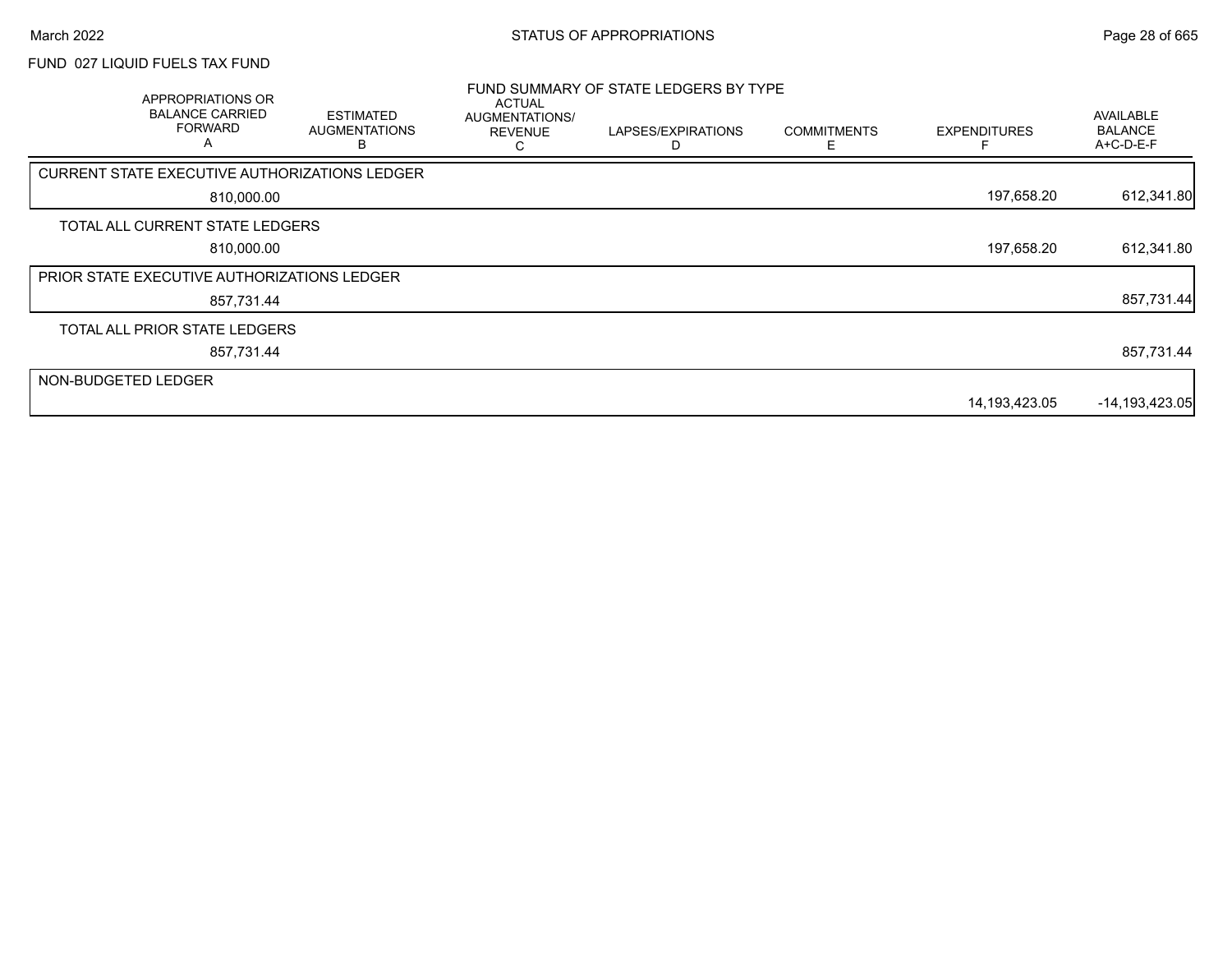FUND 027 LIQUID FUELS TAX FUND

## FUND SUMMARY OF STATE LEDGERS BY TYPE

| APPROPRIATIONS OR BALANCE CARRIED FORWARD A | ESTIMATED AUGMENTATIONS B | ACTUAL AUGMENTATIONS/ REVENUE C | LAPSES/EXPIRATIONS D | COMMITMENTS E | EXPENDITURES F | AVAILABLE BALANCE A+C-D-E-F |
|---|---|---|---|---|---|---|
| **CURRENT STATE EXECUTIVE AUTHORIZATIONS LEDGER** | | | | | | |
| 810,000.00 | | | | | 197,658.20 | 612,341.80 |
| **TOTAL ALL CURRENT STATE LEDGERS** | | | | | | |
| 810,000.00 | | | | | 197,658.20 | 612,341.80 |
| **PRIOR STATE EXECUTIVE AUTHORIZATIONS LEDGER** | | | | | | |
| 857,731.44 | | | | | | 857,731.44 |
| **TOTAL ALL PRIOR STATE LEDGERS** | | | | | | |
| 857,731.44 | | | | | | 857,731.44 |
| **NON-BUDGETED LEDGER** | | | | | | |
| | | | | | 14,193,423.05 | -14,193,423.05 |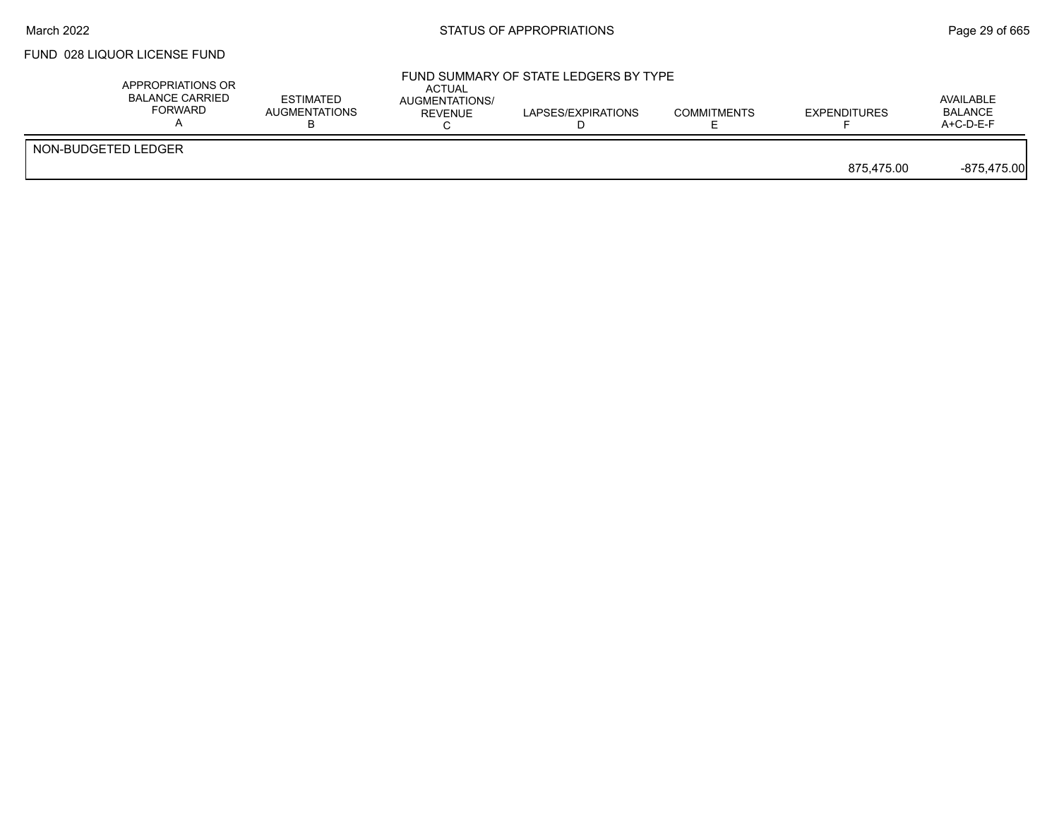FUND 028 LIQUOR LICENSE FUND

FUND SUMMARY OF STATE LEDGERS BY TYPE

| | APPROPRIATIONS OR BALANCE CARRIED FORWARD A | ESTIMATED AUGMENTATIONS B | ACTUAL AUGMENTATIONS/ REVENUE C | LAPSES/EXPIRATIONS D | COMMITMENTS E | EXPENDITURES F | AVAILABLE BALANCE A+C-D-E-F |
|---|---|---|---|---|---|---|---|
| NON-BUDGETED LEDGER | | | | | | | |
| | | | | | | 875,475.00 | -875,475.00 |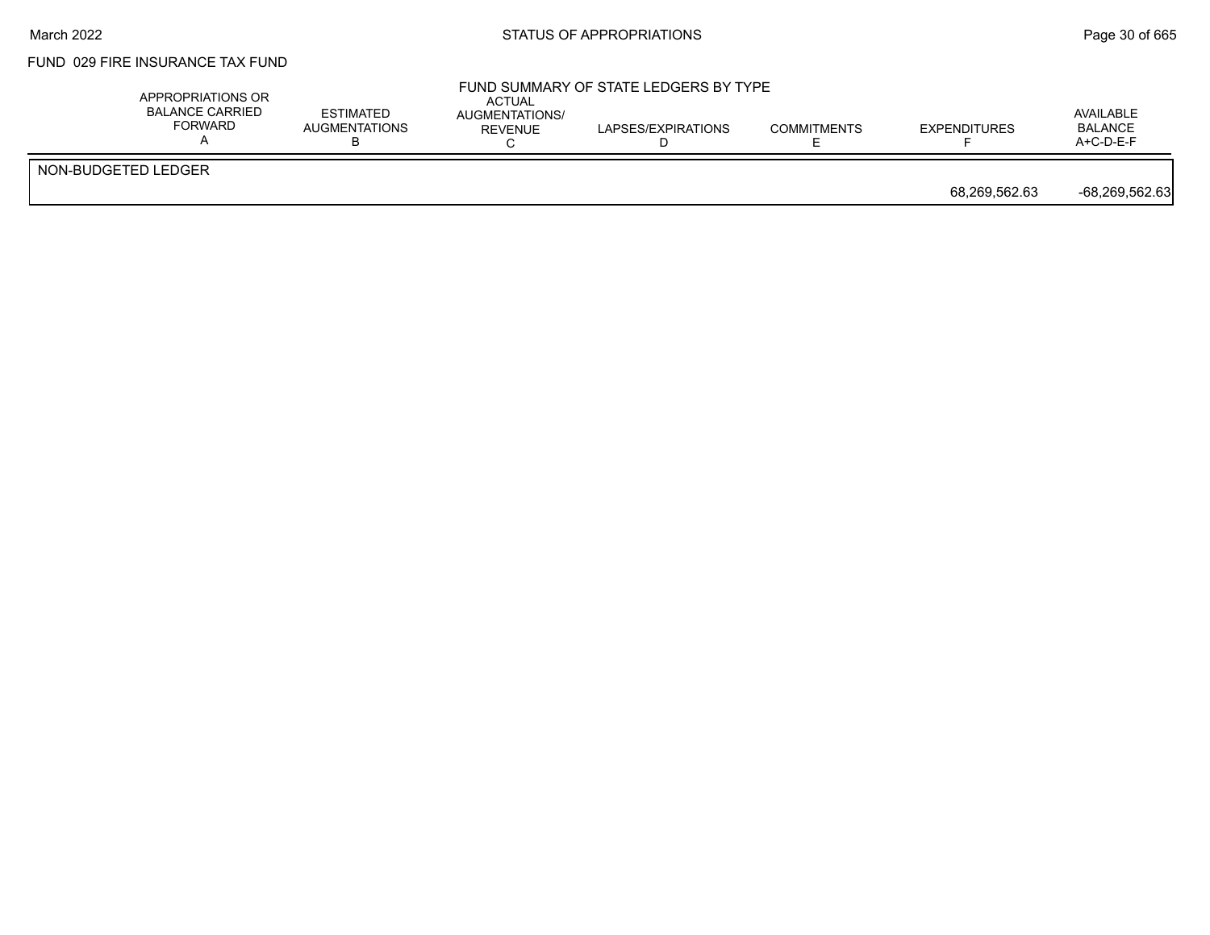FUND 029 FIRE INSURANCE TAX FUND

FUND SUMMARY OF STATE LEDGERS BY TYPE

| | APPROPRIATIONS OR BALANCE CARRIED FORWARD A | ESTIMATED AUGMENTATIONS B | ACTUAL AUGMENTATIONS/ REVENUE C | LAPSES/EXPIRATIONS D | COMMITMENTS E | EXPENDITURES F | AVAILABLE BALANCE A+C-D-E-F |
|---|---|---|---|---|---|---|---|
| NON-BUDGETED LEDGER | | | | | | | |
| | | | | | | 68,269,562.63 | -68,269,562.63 |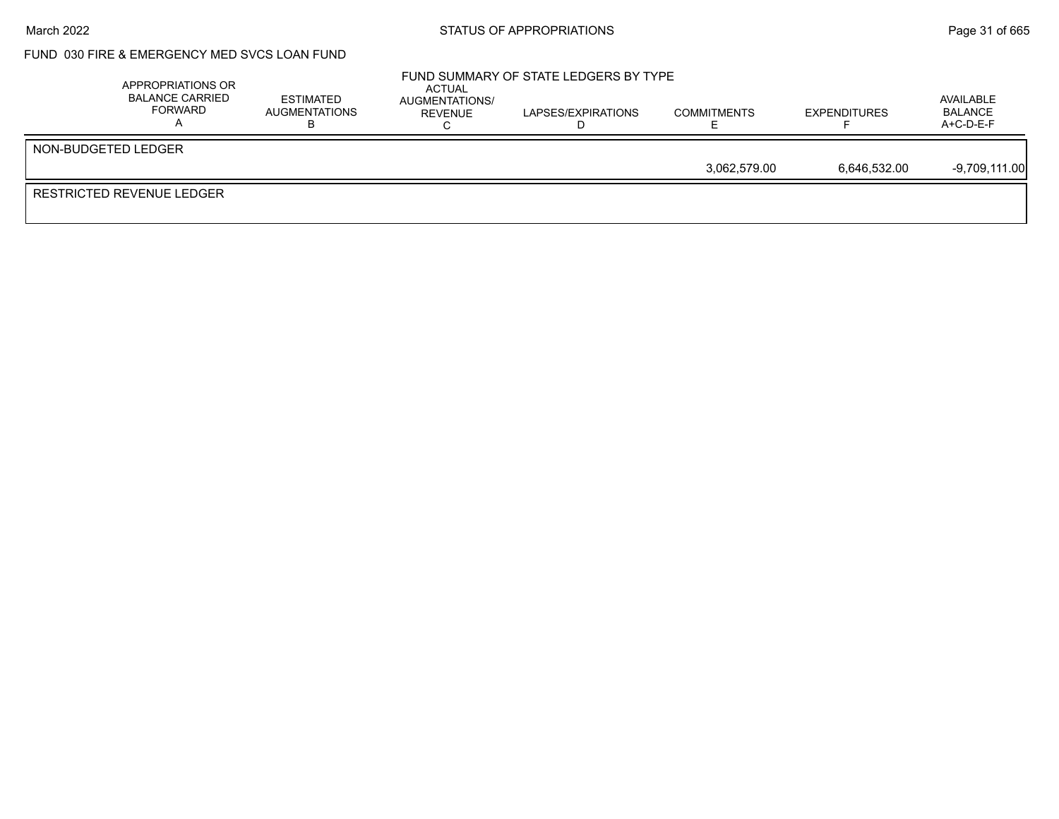FUND 030 FIRE & EMERGENCY MED SVCS LOAN FUND

FUND SUMMARY OF STATE LEDGERS BY TYPE

| | APPROPRIATIONS OR BALANCE CARRIED FORWARD A | ESTIMATED AUGMENTATIONS B | ACTUAL AUGMENTATIONS/ REVENUE C | LAPSES/EXPIRATIONS D | COMMITMENTS E | EXPENDITURES F | AVAILABLE BALANCE A+C-D-E-F |
|---|---|---|---|---|---|---|---|
| NON-BUDGETED LEDGER | | | | | | | |
| | | | | | 3,062,579.00 | 6,646,532.00 | -9,709,111.00 |
| RESTRICTED REVENUE LEDGER | | | | | | | |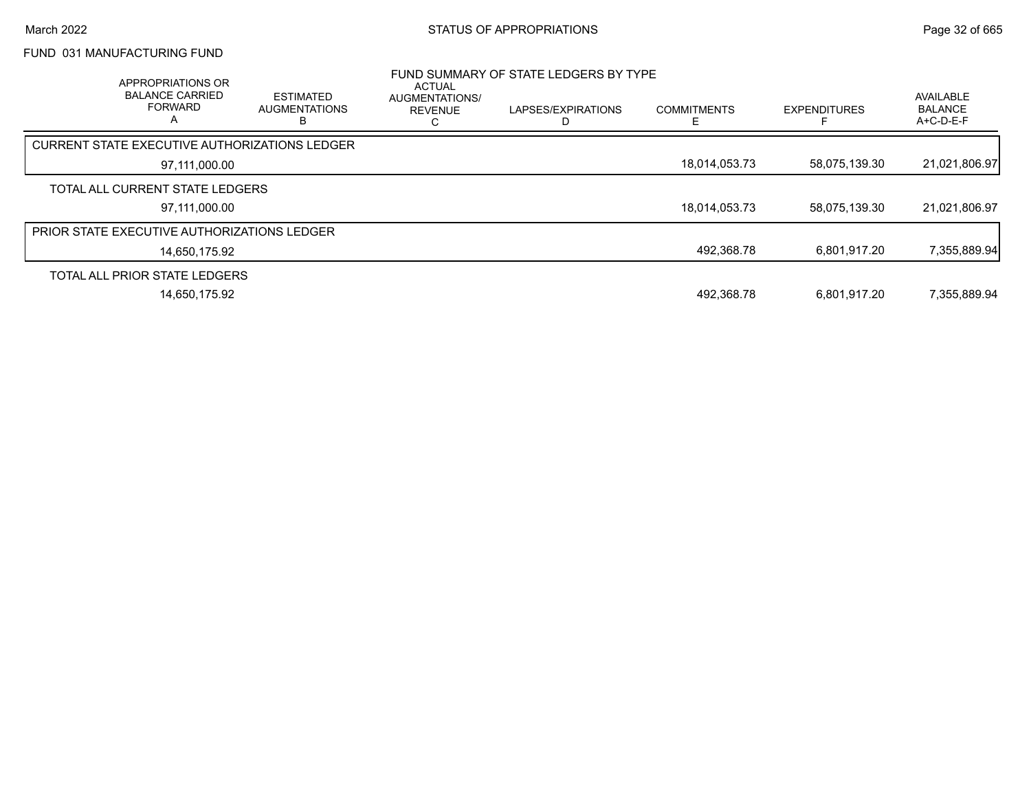FUND 031 MANUFACTURING FUND

FUND SUMMARY OF STATE LEDGERS BY TYPE

| | APPROPRIATIONS OR BALANCE CARRIED FORWARD A | ESTIMATED AUGMENTATIONS B | ACTUAL AUGMENTATIONS/ REVENUE C | LAPSES/EXPIRATIONS D | COMMITMENTS E | EXPENDITURES F | AVAILABLE BALANCE A+C-D-E-F |
|---|---|---|---|---|---|---|---|
| CURRENT STATE EXECUTIVE AUTHORIZATIONS LEDGER | 97,111,000.00 | | | | 18,014,053.73 | 58,075,139.30 | 21,021,806.97 |
| TOTAL ALL CURRENT STATE LEDGERS | 97,111,000.00 | | | | 18,014,053.73 | 58,075,139.30 | 21,021,806.97 |
| PRIOR STATE EXECUTIVE AUTHORIZATIONS LEDGER | 14,650,175.92 | | | | 492,368.78 | 6,801,917.20 | 7,355,889.94 |
| TOTAL ALL PRIOR STATE LEDGERS | 14,650,175.92 | | | | 492,368.78 | 6,801,917.20 | 7,355,889.94 |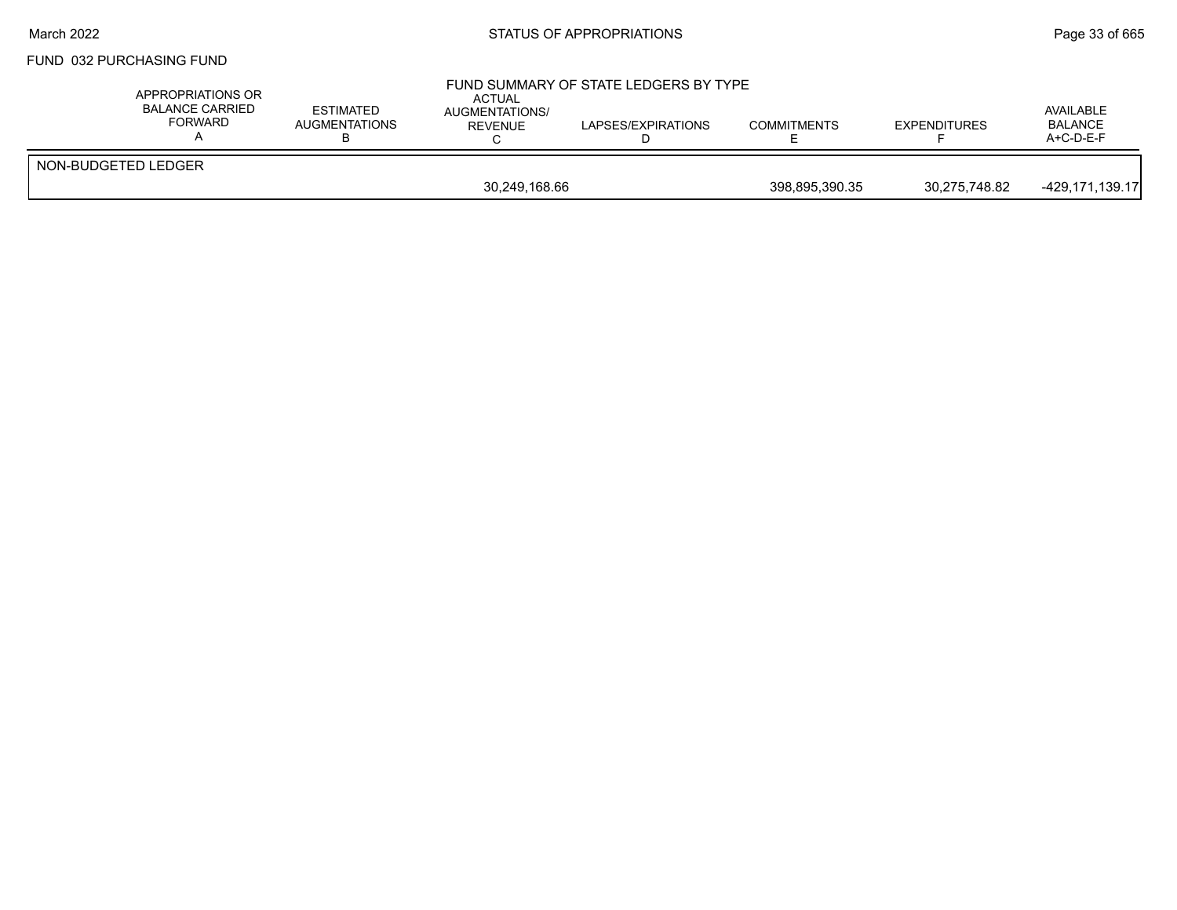FUND 032 PURCHASING FUND

FUND SUMMARY OF STATE LEDGERS BY TYPE

| | APPROPRIATIONS OR BALANCE CARRIED FORWARD A | ESTIMATED AUGMENTATIONS B | ACTUAL AUGMENTATIONS/ REVENUE C | LAPSES/EXPIRATIONS D | COMMITMENTS E | EXPENDITURES F | AVAILABLE BALANCE A+C-D-E-F |
|---|---|---|---|---|---|---|---|
| NON-BUDGETED LEDGER | | | | | | | |
| | | | 30,249,168.66 | | 398,895,390.35 | 30,275,748.82 | -429,171,139.17 |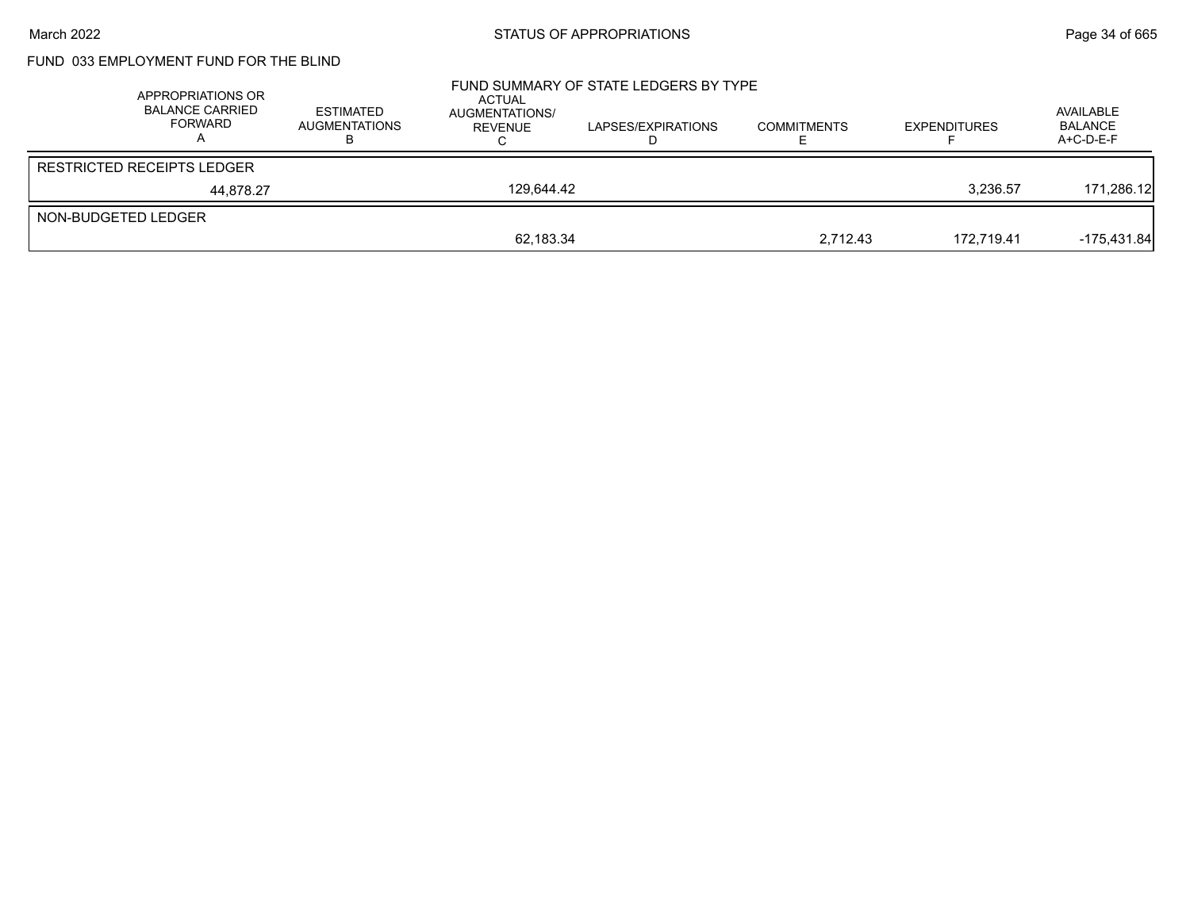# FUND 033 EMPLOYMENT FUND FOR THE BLIND

## FUND SUMMARY OF STATE LEDGERS BY TYPE

| | APPROPRIATIONS OR BALANCE CARRIED FORWARD A | ESTIMATED AUGMENTATIONS B | ACTUAL AUGMENTATIONS/ REVENUE C | LAPSES/EXPIRATIONS D | COMMITMENTS E | EXPENDITURES F | AVAILABLE BALANCE A+C-D-E-F |
|---|---|---|---|---|---|---|---|
| RESTRICTED RECEIPTS LEDGER | | | | | | | |
| | 44,878.27 | | 129,644.42 | | | 3,236.57 | 171,286.12 |
| NON-BUDGETED LEDGER | | | | | | | |
| | | | 62,183.34 | | 2,712.43 | 172,719.41 | -175,431.84 |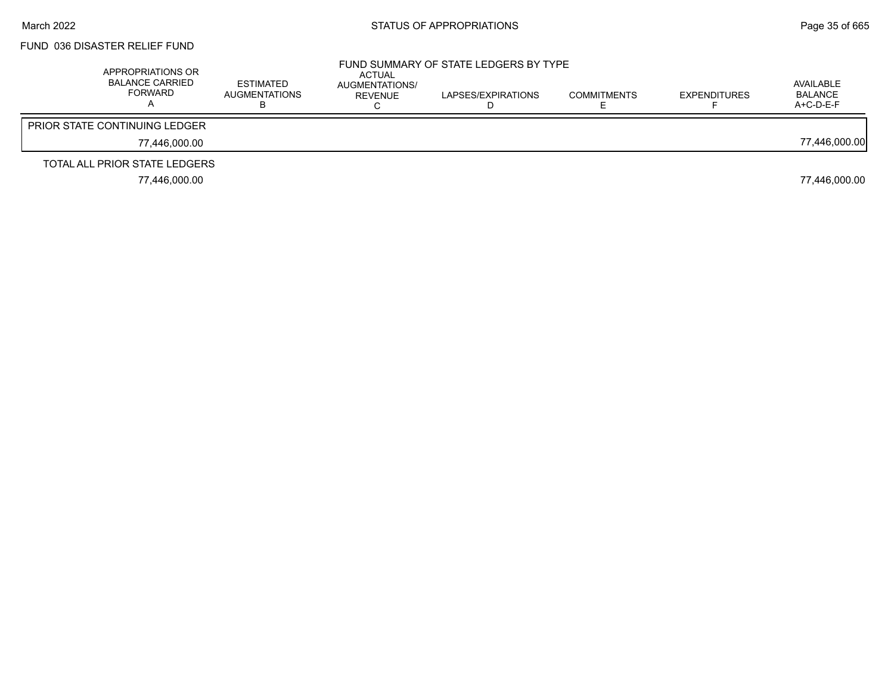FUND 036 DISASTER RELIEF FUND

FUND SUMMARY OF STATE LEDGERS BY TYPE

| APPROPRIATIONS OR BALANCE CARRIED FORWARD A | ESTIMATED AUGMENTATIONS B | ACTUAL AUGMENTATIONS/ REVENUE C | LAPSES/EXPIRATIONS D | COMMITMENTS E | EXPENDITURES F | AVAILABLE BALANCE A+C-D-E-F |
|---|---|---|---|---|---|---|
| **PRIOR STATE CONTINUING LEDGER** | | | | | | |
| 77,446,000.00 | | | | | | 77,446,000.00 |
| **TOTAL ALL PRIOR STATE LEDGERS** | | | | | | |
| 77,446,000.00 | | | | | | 77,446,000.00 |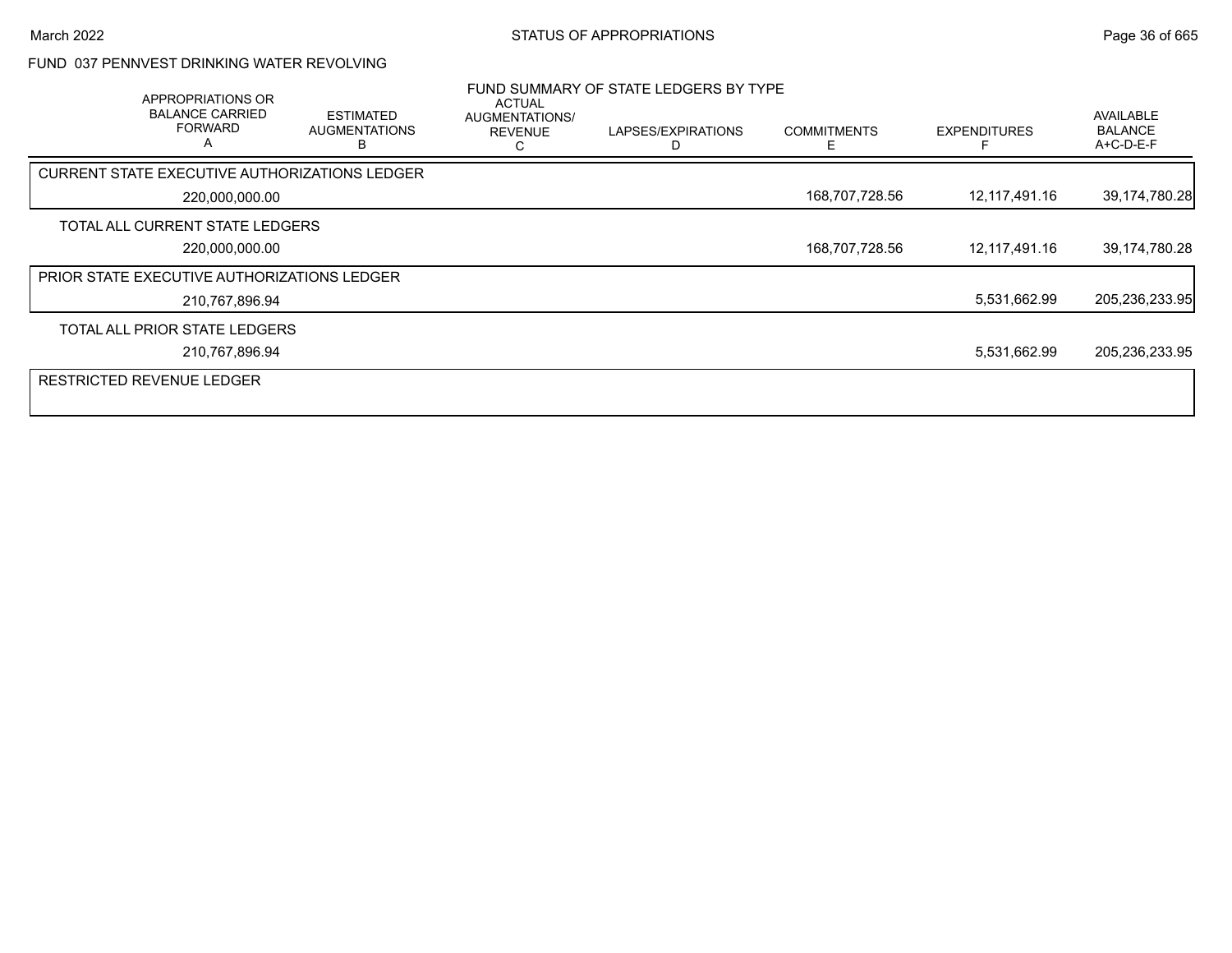## FUND 037 PENNVEST DRINKING WATER REVOLVING

### FUND SUMMARY OF STATE LEDGERS BY TYPE

| APPROPRIATIONS OR BALANCE CARRIED FORWARD A | ESTIMATED AUGMENTATIONS B | ACTUAL AUGMENTATIONS/ REVENUE C | LAPSES/EXPIRATIONS D | COMMITMENTS E | EXPENDITURES F | AVAILABLE BALANCE A+C-D-E-F |
|---|---|---|---|---|---|---|
| CURRENT STATE EXECUTIVE AUTHORIZATIONS LEDGER | | | | | | |
| 220,000,000.00 | | | | 168,707,728.56 | 12,117,491.16 | 39,174,780.28 |
| TOTAL ALL CURRENT STATE LEDGERS | | | | | | |
| 220,000,000.00 | | | | 168,707,728.56 | 12,117,491.16 | 39,174,780.28 |
| PRIOR STATE EXECUTIVE AUTHORIZATIONS LEDGER | | | | | | |
| 210,767,896.94 | | | | | 5,531,662.99 | 205,236,233.95 |
| TOTAL ALL PRIOR STATE LEDGERS | | | | | | |
| 210,767,896.94 | | | | | 5,531,662.99 | 205,236,233.95 |
| RESTRICTED REVENUE LEDGER | | | | | | |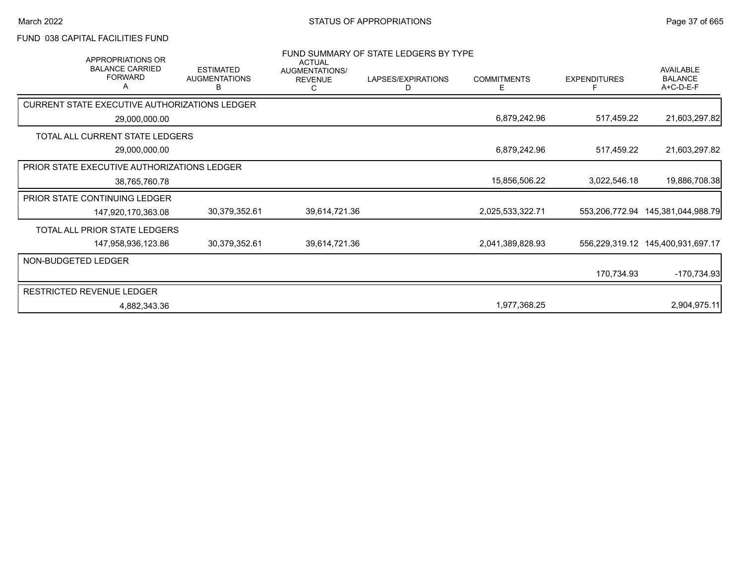# STATUS OF APPROPRIATIONS

## FUND 038 CAPITAL FACILITIES FUND

### FUND SUMMARY OF STATE LEDGERS BY TYPE

| APPROPRIATIONS OR BALANCE CARRIED FORWARD A | ESTIMATED AUGMENTATIONS B | ACTUAL AUGMENTATIONS/ REVENUE C | LAPSES/EXPIRATIONS D | COMMITMENTS E | EXPENDITURES F | AVAILABLE BALANCE A+C-D-E-F |
|---|---|---|---|---|---|---|
| **CURRENT STATE EXECUTIVE AUTHORIZATIONS LEDGER** | | | | | | |
| 29,000,000.00 | | | | 6,879,242.96 | 517,459.22 | 21,603,297.82 |
| **TOTAL ALL CURRENT STATE LEDGERS** | | | | | | |
| 29,000,000.00 | | | | 6,879,242.96 | 517,459.22 | 21,603,297.82 |
| **PRIOR STATE EXECUTIVE AUTHORIZATIONS LEDGER** | | | | | | |
| 38,765,760.78 | | | | 15,856,506.22 | 3,022,546.18 | 19,886,708.38 |
| **PRIOR STATE CONTINUING LEDGER** | | | | | | |
| 147,920,170,363.08 | 30,379,352.61 | 39,614,721.36 | | 2,025,533,322.71 | 553,206,772.94 | 145,381,044,988.79 |
| **TOTAL ALL PRIOR STATE LEDGERS** | | | | | | |
| 147,958,936,123.86 | 30,379,352.61 | 39,614,721.36 | | 2,041,389,828.93 | 556,229,319.12 | 145,400,931,697.17 |
| **NON-BUDGETED LEDGER** | | | | | | |
| | | | | | 170,734.93 | -170,734.93 |
| **RESTRICTED REVENUE LEDGER** | | | | | | |
| 4,882,343.36 | | | | 1,977,368.25 | | 2,904,975.11 |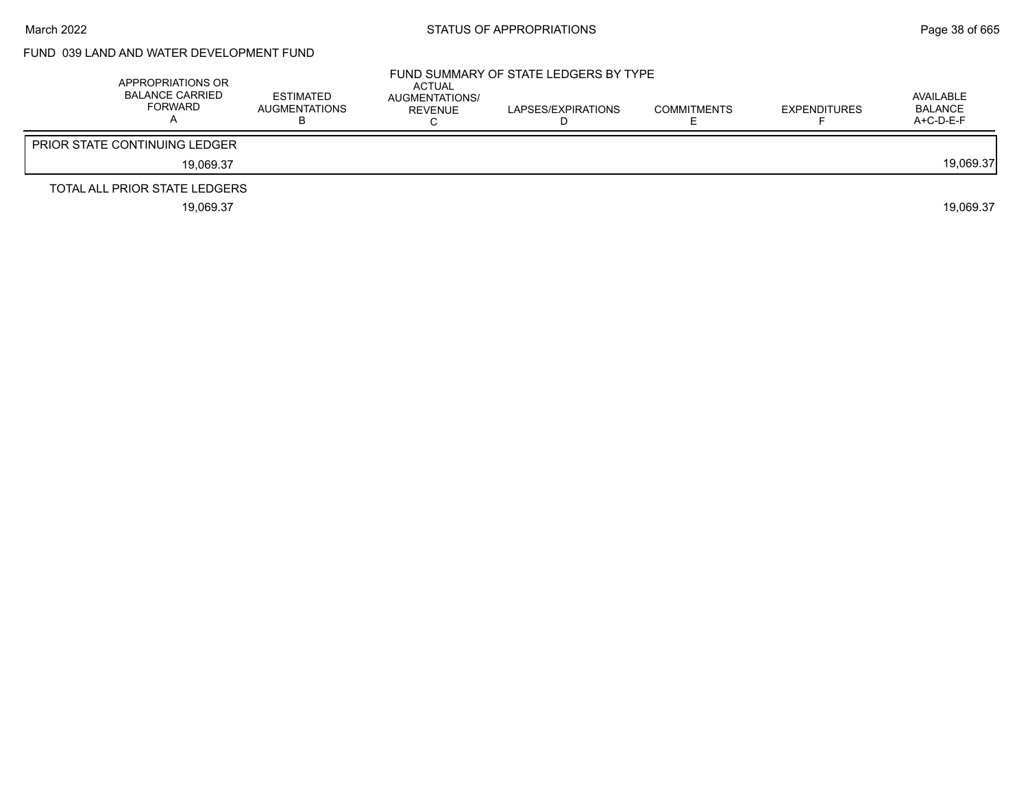# FUND 039 LAND AND WATER DEVELOPMENT FUND

## FUND SUMMARY OF STATE LEDGERS BY TYPE

| | APPROPRIATIONS OR BALANCE CARRIED FORWARD A | ESTIMATED AUGMENTATIONS B | ACTUAL AUGMENTATIONS/ REVENUE C | LAPSES/EXPIRATIONS D | COMMITMENTS E | EXPENDITURES F | AVAILABLE BALANCE A+C-D-E-F |
|---|---|---|---|---|---|---|---|
| PRIOR STATE CONTINUING LEDGER | 19,069.37 | | | | | | 19,069.37 |
| TOTAL ALL PRIOR STATE LEDGERS | 19,069.37 | | | | | | 19,069.37 |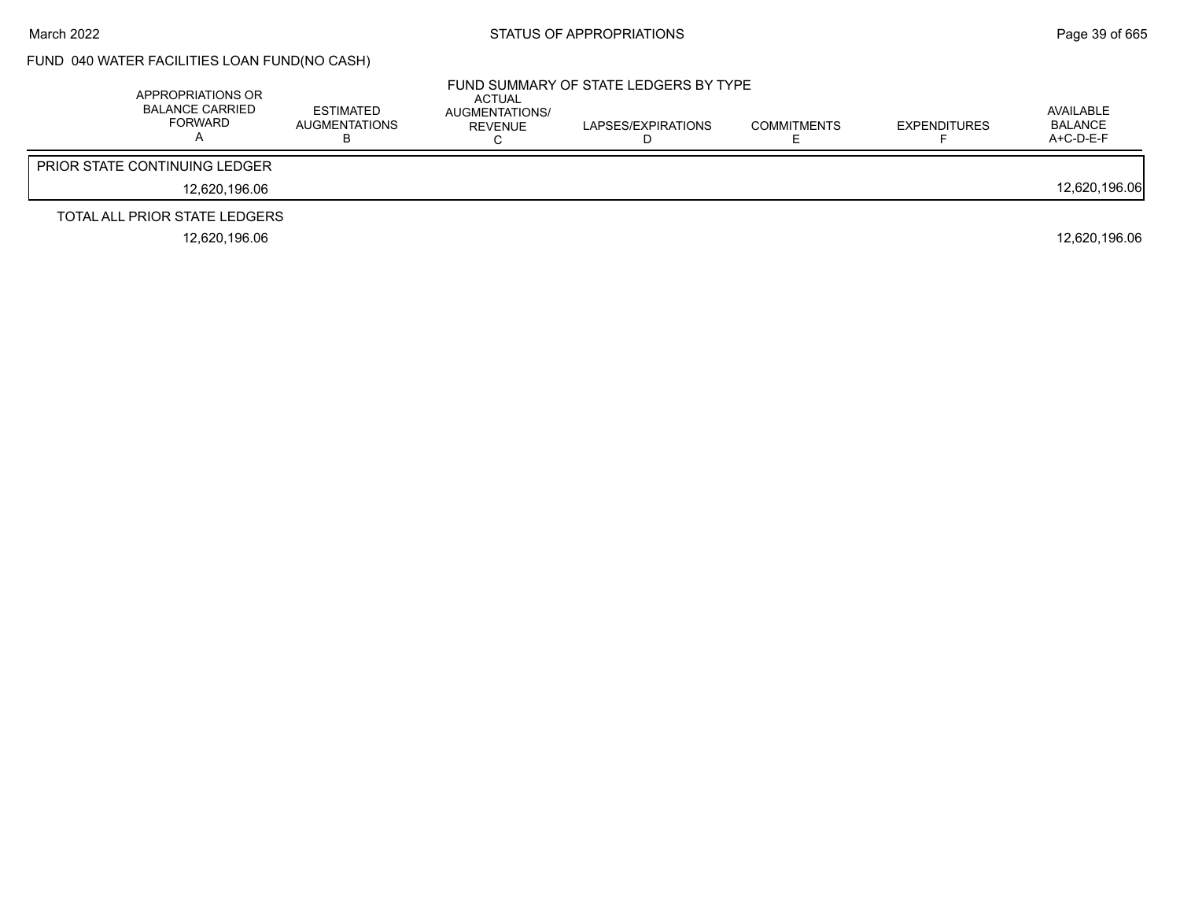## FUND 040 WATER FACILITIES LOAN FUND(NO CASH)

### FUND SUMMARY OF STATE LEDGERS BY TYPE

| APPROPRIATIONS OR BALANCE CARRIED FORWARD A | ESTIMATED AUGMENTATIONS B | ACTUAL AUGMENTATIONS/ REVENUE C | LAPSES/EXPIRATIONS D | COMMITMENTS E | EXPENDITURES F | AVAILABLE BALANCE A+C-D-E-F |
|---|---|---|---|---|---|---|
| PRIOR STATE CONTINUING LEDGER | | | | | | |
| 12,620,196.06 | | | | | | 12,620,196.06 |
| TOTAL ALL PRIOR STATE LEDGERS | | | | | | |
| 12,620,196.06 | | | | | | 12,620,196.06 |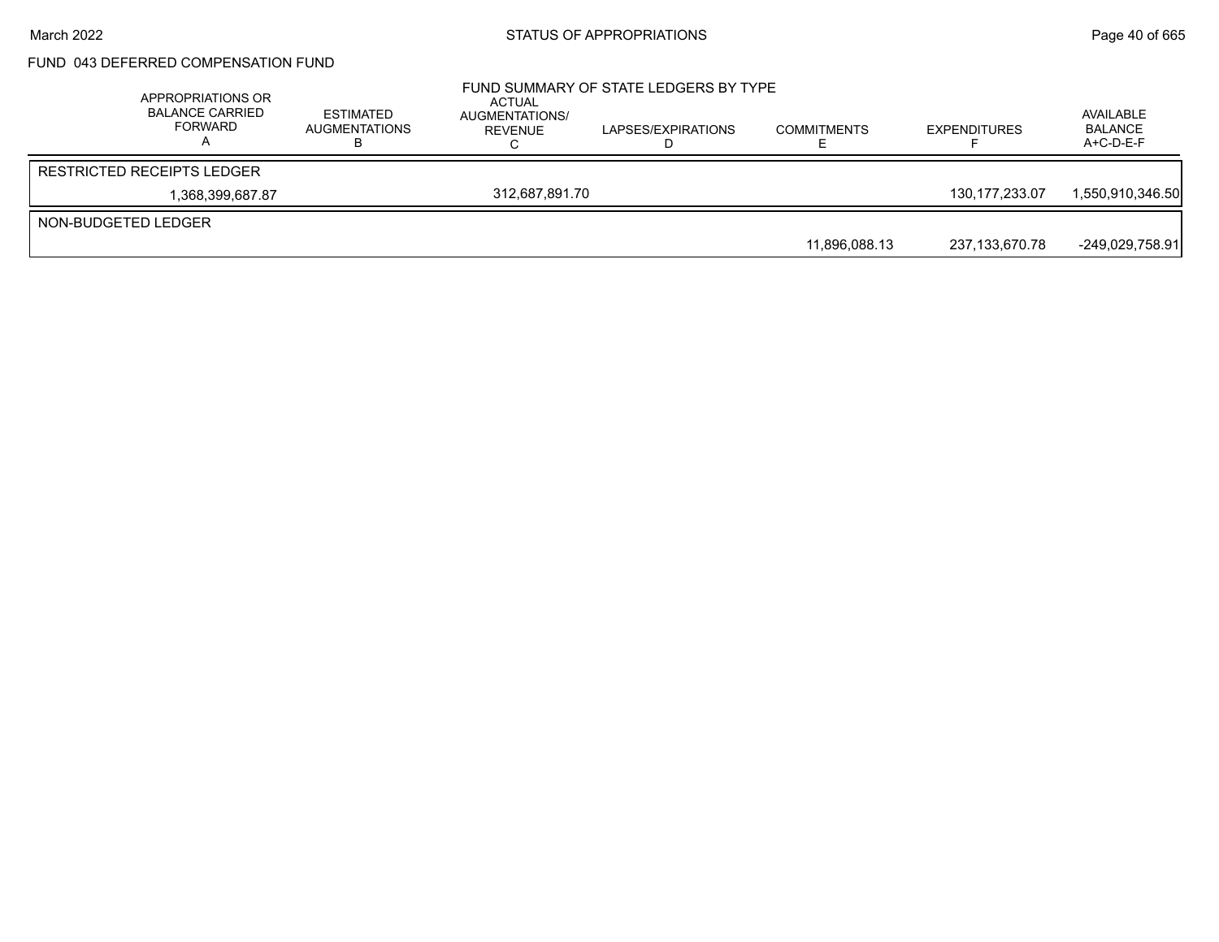## FUND 043 DEFERRED COMPENSATION FUND

### FUND SUMMARY OF STATE LEDGERS BY TYPE

| | APPROPRIATIONS OR BALANCE CARRIED FORWARD A | ESTIMATED AUGMENTATIONS B | ACTUAL AUGMENTATIONS/ REVENUE C | LAPSES/EXPIRATIONS D | COMMITMENTS E | EXPENDITURES F | AVAILABLE BALANCE A+C-D-E-F |
|---|---|---|---|---|---|---|---|
| RESTRICTED RECEIPTS LEDGER | | | | | | | |
| | 1,368,399,687.87 | | 312,687,891.70 | | | 130,177,233.07 | 1,550,910,346.50 |
| NON-BUDGETED LEDGER | | | | | | | |
| | | | | | 11,896,088.13 | 237,133,670.78 | -249,029,758.91 |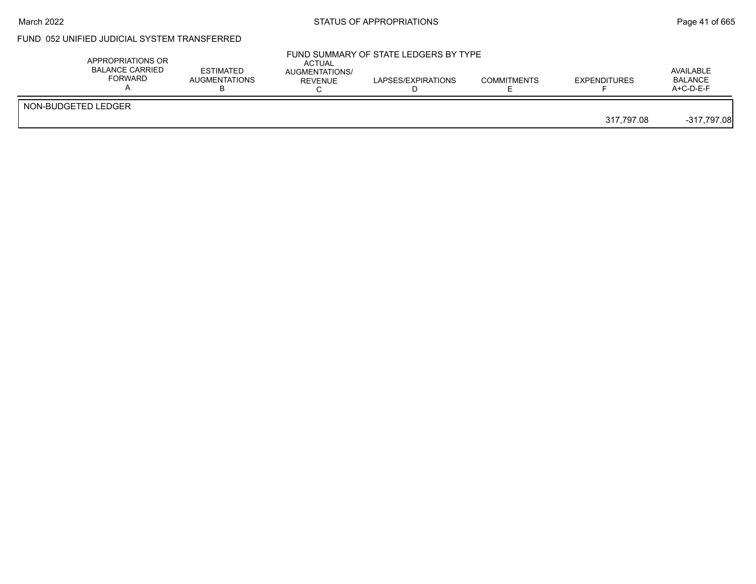# FUND 052 UNIFIED JUDICIAL SYSTEM TRANSFERRED

## FUND SUMMARY OF STATE LEDGERS BY TYPE

| | APPROPRIATIONS OR BALANCE CARRIED FORWARD A | ESTIMATED AUGMENTATIONS B | ACTUAL AUGMENTATIONS/ REVENUE C | LAPSES/EXPIRATIONS D | COMMITMENTS E | EXPENDITURES F | AVAILABLE BALANCE A+C-D-E-F |
|---|---|---|---|---|---|---|---|
| NON-BUDGETED LEDGER | | | | | | | |
| | | | | | | 317,797.08 | -317,797.08 |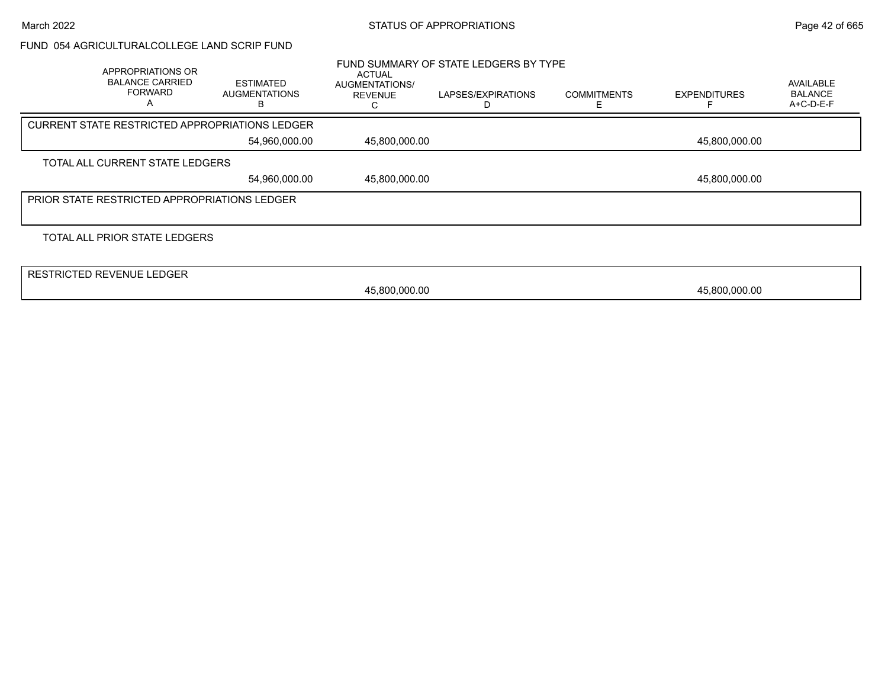## FUND 054 AGRICULTURALCOLLEGE LAND SCRIP FUND

### FUND SUMMARY OF STATE LEDGERS BY TYPE

| APPROPRIATIONS OR BALANCE CARRIED FORWARD A | ESTIMATED AUGMENTATIONS B | ACTUAL AUGMENTATIONS/ REVENUE C | LAPSES/EXPIRATIONS D | COMMITMENTS E | EXPENDITURES F | AVAILABLE BALANCE A+C-D-E-F |
|---|---|---|---|---|---|---|
| **CURRENT STATE RESTRICTED APPROPRIATIONS LEDGER** | | | | | | |
| | 54,960,000.00 | 45,800,000.00 | | | 45,800,000.00 | |
| **TOTAL ALL CURRENT STATE LEDGERS** | | | | | | |
| | 54,960,000.00 | 45,800,000.00 | | | 45,800,000.00 | |
| **PRIOR STATE RESTRICTED APPROPRIATIONS LEDGER** | | | | | | |
| **TOTAL ALL PRIOR STATE LEDGERS** | | | | | | |
| **RESTRICTED REVENUE LEDGER** | | | | | | |
| | | 45,800,000.00 | | | 45,800,000.00 | |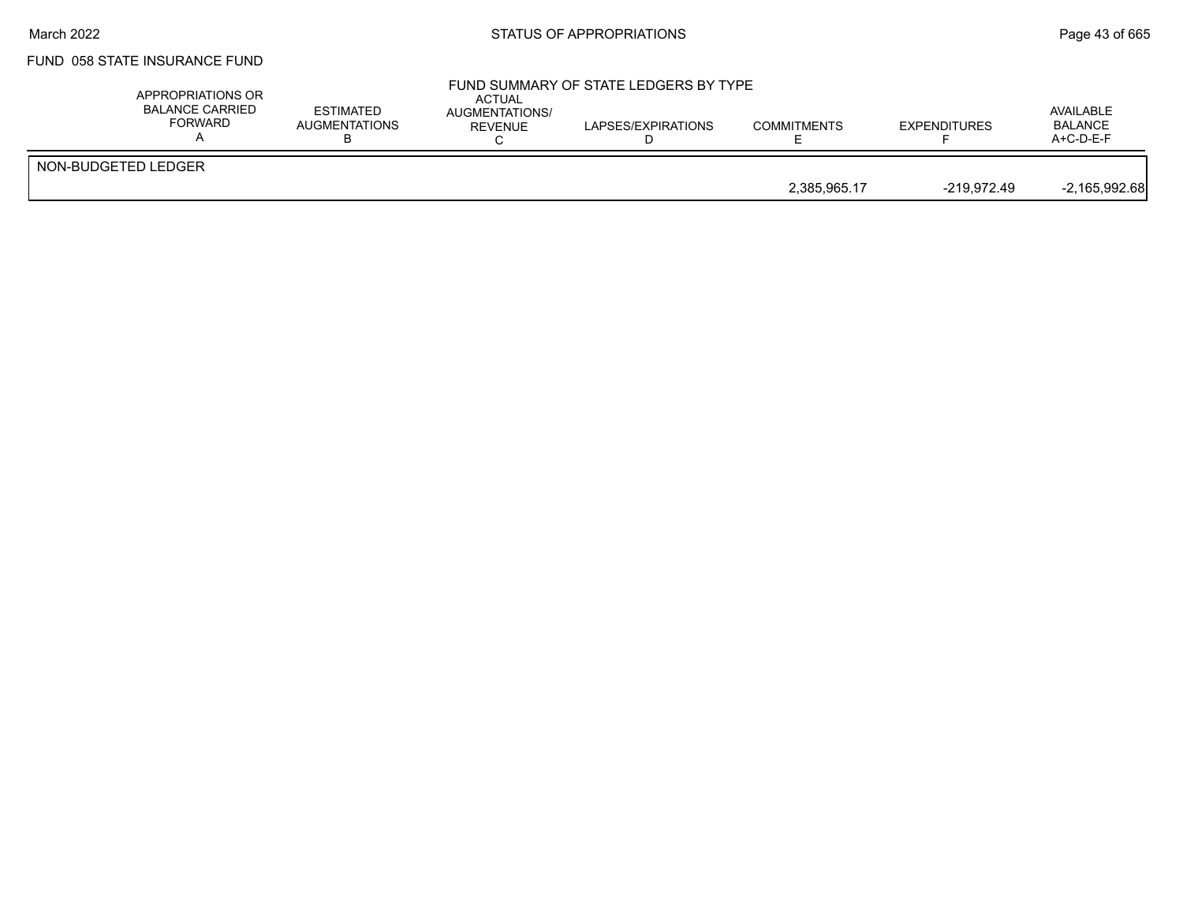FUND 058 STATE INSURANCE FUND

FUND SUMMARY OF STATE LEDGERS BY TYPE

| | APPROPRIATIONS OR BALANCE CARRIED FORWARD A | ESTIMATED AUGMENTATIONS B | ACTUAL AUGMENTATIONS/ REVENUE C | LAPSES/EXPIRATIONS D | COMMITMENTS E | EXPENDITURES F | AVAILABLE BALANCE A+C-D-E-F |
|---|---|---|---|---|---|---|---|
| NON-BUDGETED LEDGER | | | | | | | |
| | | | | | 2,385,965.17 | -219,972.49 | -2,165,992.68 |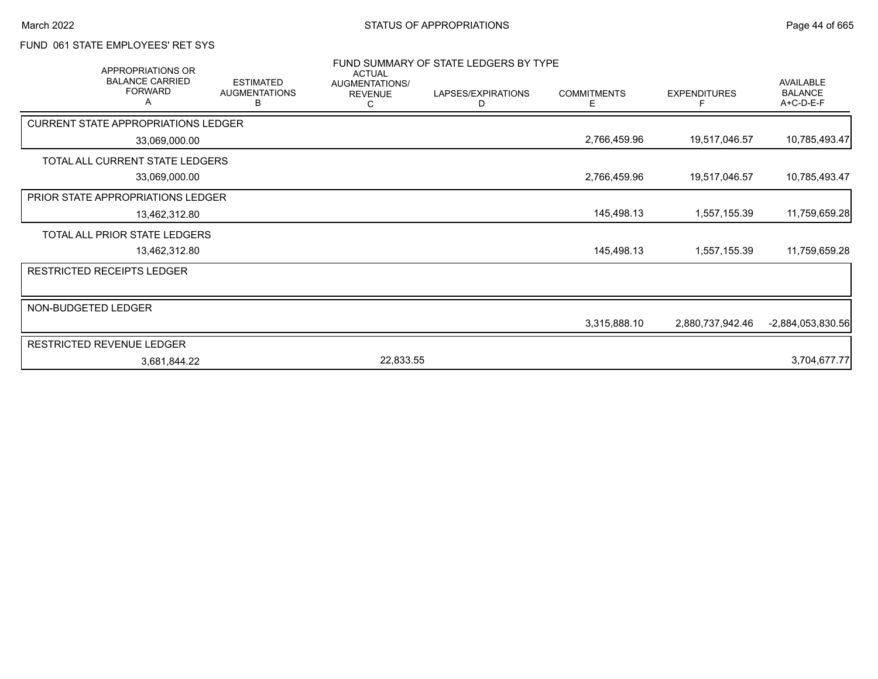FUND 061 STATE EMPLOYEES' RET SYS

FUND SUMMARY OF STATE LEDGERS BY TYPE

| APPROPRIATIONS OR BALANCE CARRIED FORWARD A | ESTIMATED AUGMENTATIONS B | ACTUAL AUGMENTATIONS/ REVENUE C | LAPSES/EXPIRATIONS D | COMMITMENTS E | EXPENDITURES F | AVAILABLE BALANCE A+C-D-E-F |
|---|---|---|---|---|---|---|
| CURRENT STATE APPROPRIATIONS LEDGER | | | | | | |
| 33,069,000.00 | | | | 2,766,459.96 | 19,517,046.57 | 10,785,493.47 |
| TOTAL ALL CURRENT STATE LEDGERS | | | | | | |
| 33,069,000.00 | | | | 2,766,459.96 | 19,517,046.57 | 10,785,493.47 |
| PRIOR STATE APPROPRIATIONS LEDGER | | | | | | |
| 13,462,312.80 | | | | 145,498.13 | 1,557,155.39 | 11,759,659.28 |
| TOTAL ALL PRIOR STATE LEDGERS | | | | | | |
| 13,462,312.80 | | | | 145,498.13 | 1,557,155.39 | 11,759,659.28 |
| RESTRICTED RECEIPTS LEDGER | | | | | | |
| NON-BUDGETED LEDGER | | | | | | |
| | | | | 3,315,888.10 | 2,880,737,942.46 | -2,884,053,830.56 |
| RESTRICTED REVENUE LEDGER | | | | | | |
| 3,681,844.22 | | 22,833.55 | | | | 3,704,677.77 |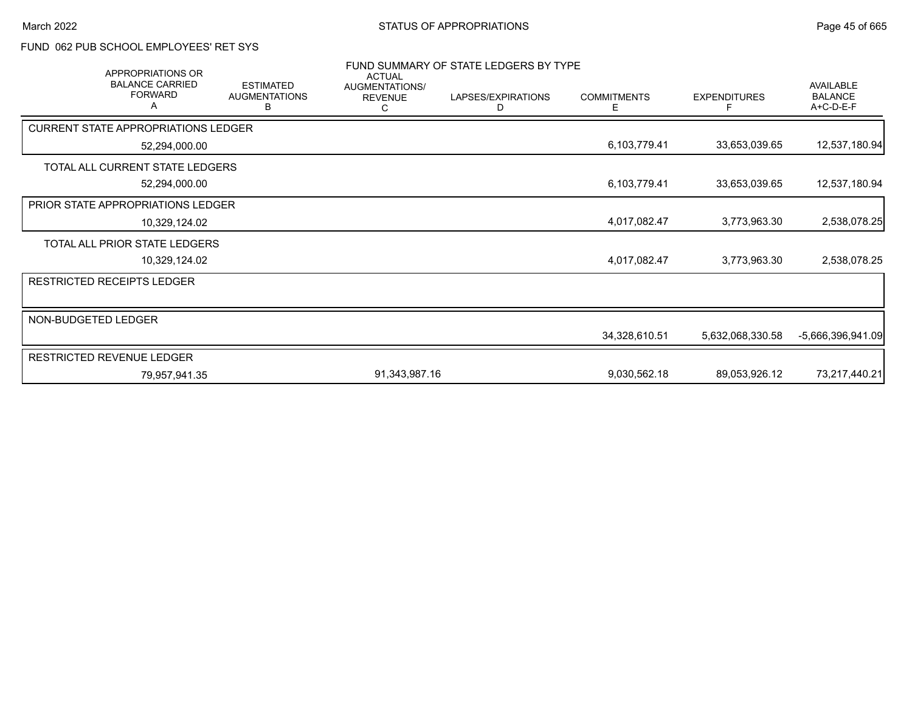FUND 062 PUB SCHOOL EMPLOYEES' RET SYS

## FUND SUMMARY OF STATE LEDGERS BY TYPE

| APPROPRIATIONS OR BALANCE CARRIED FORWARD A | ESTIMATED AUGMENTATIONS B | ACTUAL AUGMENTATIONS/ REVENUE C | LAPSES/EXPIRATIONS D | COMMITMENTS E | EXPENDITURES F | AVAILABLE BALANCE A+C-D-E-F |
|---|---|---|---|---|---|---|
| CURRENT STATE APPROPRIATIONS LEDGER | | | | | | |
| 52,294,000.00 | | | | 6,103,779.41 | 33,653,039.65 | 12,537,180.94 |
| TOTAL ALL CURRENT STATE LEDGERS | | | | | | |
| 52,294,000.00 | | | | 6,103,779.41 | 33,653,039.65 | 12,537,180.94 |
| PRIOR STATE APPROPRIATIONS LEDGER | | | | | | |
| 10,329,124.02 | | | | 4,017,082.47 | 3,773,963.30 | 2,538,078.25 |
| TOTAL ALL PRIOR STATE LEDGERS | | | | | | |
| 10,329,124.02 | | | | 4,017,082.47 | 3,773,963.30 | 2,538,078.25 |
| RESTRICTED RECEIPTS LEDGER | | | | | | |
| NON-BUDGETED LEDGER | | | | | | |
| | | | | 34,328,610.51 | 5,632,068,330.58 | -5,666,396,941.09 |
| RESTRICTED REVENUE LEDGER | | | | | | |
| 79,957,941.35 | | 91,343,987.16 | | 9,030,562.18 | 89,053,926.12 | 73,217,440.21 |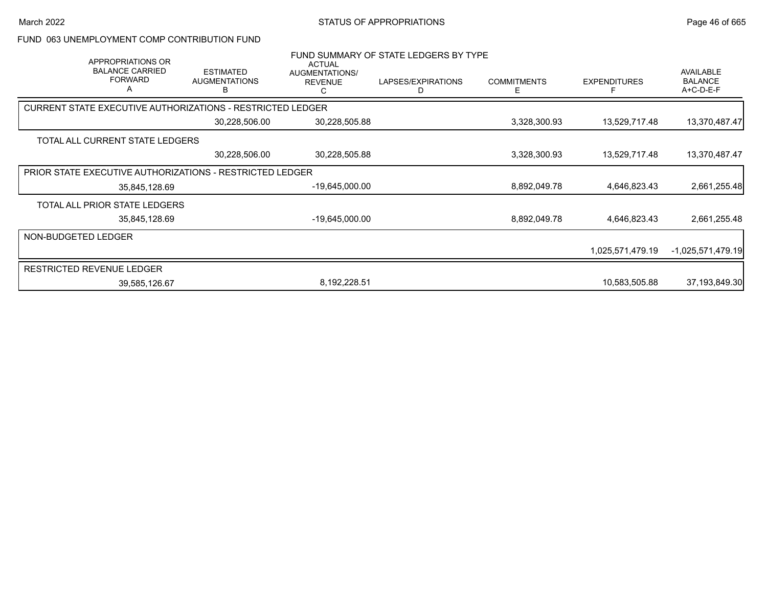STATUS OF APPROPRIATIONS

March 2022

FUND 063 UNEMPLOYMENT COMP CONTRIBUTION FUND

FUND SUMMARY OF STATE LEDGERS BY TYPE

| APPROPRIATIONS OR BALANCE CARRIED FORWARD A | ESTIMATED AUGMENTATIONS B | ACTUAL AUGMENTATIONS/ REVENUE C | LAPSES/EXPIRATIONS D | COMMITMENTS E | EXPENDITURES F | AVAILABLE BALANCE A+C-D-E-F |
|---|---|---|---|---|---|---|
| **CURRENT STATE EXECUTIVE AUTHORIZATIONS - RESTRICTED LEDGER** | | | | | | |
| | 30,228,506.00 | 30,228,505.88 | | 3,328,300.93 | 13,529,717.48 | 13,370,487.47 |
| **TOTAL ALL CURRENT STATE LEDGERS** | | | | | | |
| | 30,228,506.00 | 30,228,505.88 | | 3,328,300.93 | 13,529,717.48 | 13,370,487.47 |
| **PRIOR STATE EXECUTIVE AUTHORIZATIONS - RESTRICTED LEDGER** | | | | | | |
| 35,845,128.69 | | -19,645,000.00 | | 8,892,049.78 | 4,646,823.43 | 2,661,255.48 |
| **TOTAL ALL PRIOR STATE LEDGERS** | | | | | | |
| 35,845,128.69 | | -19,645,000.00 | | 8,892,049.78 | 4,646,823.43 | 2,661,255.48 |
| **NON-BUDGETED LEDGER** | | | | | | |
| | | | | | 1,025,571,479.19 | -1,025,571,479.19 |
| **RESTRICTED REVENUE LEDGER** | | | | | | |
| 39,585,126.67 | | 8,192,228.51 | | | 10,583,505.88 | 37,193,849.30 |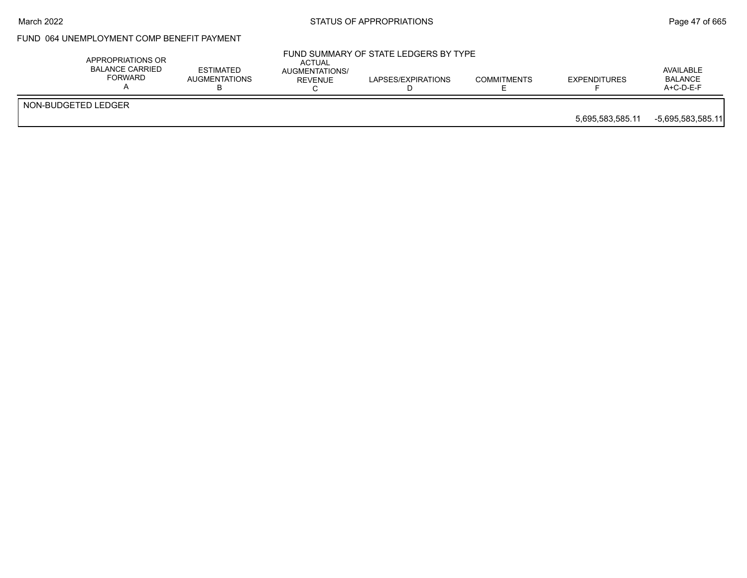## FUND 064 UNEMPLOYMENT COMP BENEFIT PAYMENT

### FUND SUMMARY OF STATE LEDGERS BY TYPE

| | APPROPRIATIONS OR BALANCE CARRIED FORWARD A | ESTIMATED AUGMENTATIONS B | ACTUAL AUGMENTATIONS/ REVENUE C | LAPSES/EXPIRATIONS D | COMMITMENTS E | EXPENDITURES F | AVAILABLE BALANCE A+C-D-E-F |
|---|---|---|---|---|---|---|---|
| NON-BUDGETED LEDGER | | | | | | | |
| | | | | | | 5,695,583,585.11 | -5,695,583,585.11 |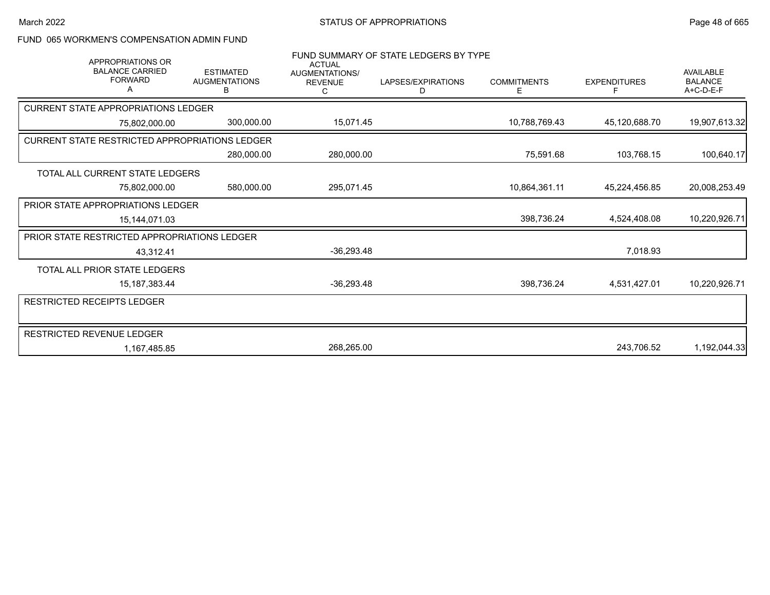FUND 065 WORKMEN'S COMPENSATION ADMIN FUND

FUND SUMMARY OF STATE LEDGERS BY TYPE

| APPROPRIATIONS OR BALANCE CARRIED FORWARD A | ESTIMATED AUGMENTATIONS B | ACTUAL AUGMENTATIONS/ REVENUE C | LAPSES/EXPIRATIONS D | COMMITMENTS E | EXPENDITURES F | AVAILABLE BALANCE A+C-D-E-F |
|---|---|---|---|---|---|---|
| **CURRENT STATE APPROPRIATIONS LEDGER** | | | | | | |
| 75,802,000.00 | 300,000.00 | 15,071.45 | | 10,788,769.43 | 45,120,688.70 | 19,907,613.32 |
| **CURRENT STATE RESTRICTED APPROPRIATIONS LEDGER** | | | | | | |
| | 280,000.00 | 280,000.00 | | 75,591.68 | 103,768.15 | 100,640.17 |
| **TOTAL ALL CURRENT STATE LEDGERS** | | | | | | |
| 75,802,000.00 | 580,000.00 | 295,071.45 | | 10,864,361.11 | 45,224,456.85 | 20,008,253.49 |
| **PRIOR STATE APPROPRIATIONS LEDGER** | | | | | | |
| 15,144,071.03 | | | | 398,736.24 | 4,524,408.08 | 10,220,926.71 |
| **PRIOR STATE RESTRICTED APPROPRIATIONS LEDGER** | | | | | | |
| 43,312.41 | | -36,293.48 | | | 7,018.93 | |
| **TOTAL ALL PRIOR STATE LEDGERS** | | | | | | |
| 15,187,383.44 | | -36,293.48 | | 398,736.24 | 4,531,427.01 | 10,220,926.71 |
| **RESTRICTED RECEIPTS LEDGER** | | | | | | |
| | | | | | | |
| **RESTRICTED REVENUE LEDGER** | | | | | | |
| 1,167,485.85 | | 268,265.00 | | | 243,706.52 | 1,192,044.33 |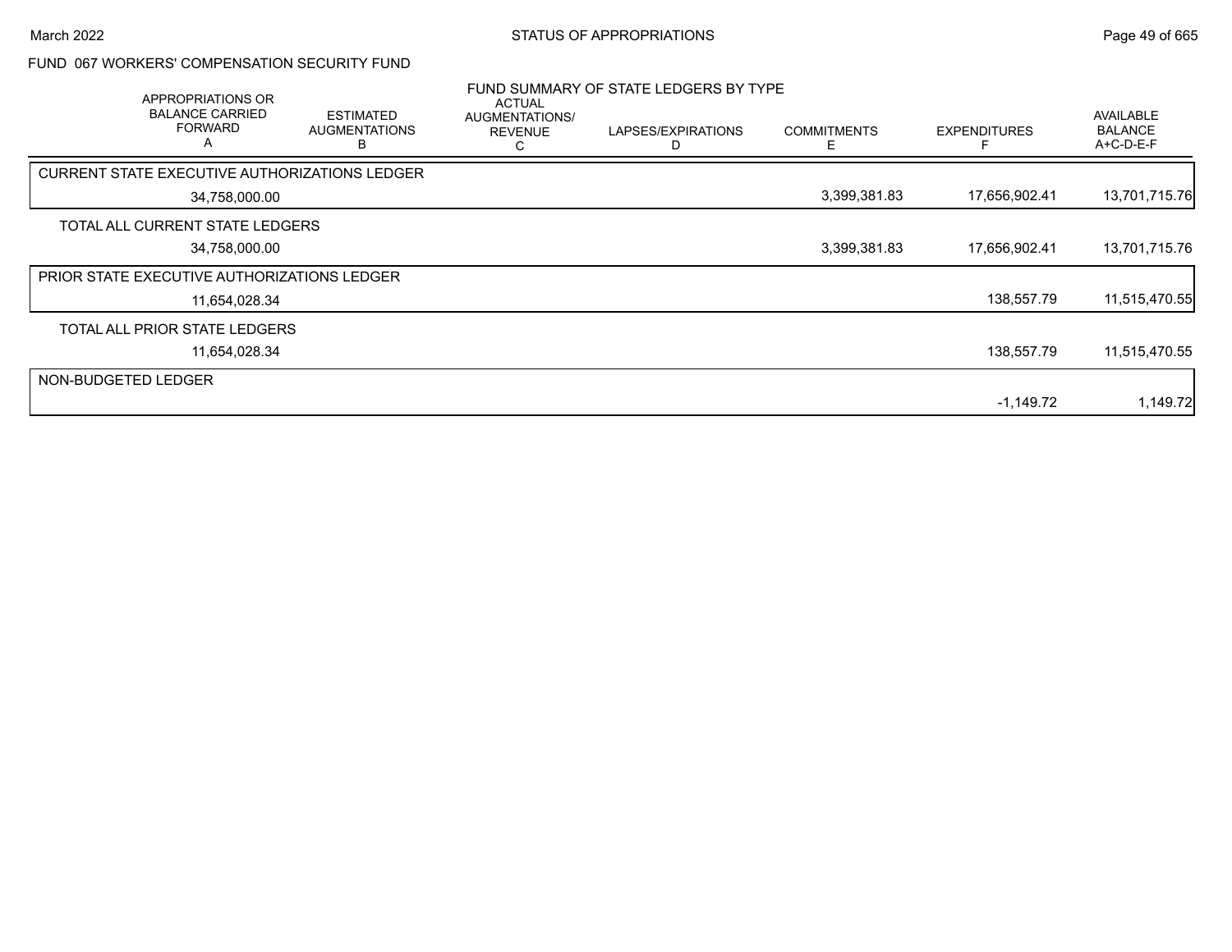## FUND 067 WORKERS' COMPENSATION SECURITY FUND

### FUND SUMMARY OF STATE LEDGERS BY TYPE

| APPROPRIATIONS OR BALANCE CARRIED FORWARD A | ESTIMATED AUGMENTATIONS B | ACTUAL AUGMENTATIONS/ REVENUE C | LAPSES/EXPIRATIONS D | COMMITMENTS E | EXPENDITURES F | AVAILABLE BALANCE A+C-D-E-F |
|---|---|---|---|---|---|---|
| CURRENT STATE EXECUTIVE AUTHORIZATIONS LEDGER | | | | | | |
| 34,758,000.00 | | | | 3,399,381.83 | 17,656,902.41 | 13,701,715.76 |
| TOTAL ALL CURRENT STATE LEDGERS | | | | | | |
| 34,758,000.00 | | | | 3,399,381.83 | 17,656,902.41 | 13,701,715.76 |
| PRIOR STATE EXECUTIVE AUTHORIZATIONS LEDGER | | | | | | |
| 11,654,028.34 | | | | | 138,557.79 | 11,515,470.55 |
| TOTAL ALL PRIOR STATE LEDGERS | | | | | | |
| 11,654,028.34 | | | | | 138,557.79 | 11,515,470.55 |
| NON-BUDGETED LEDGER | | | | | | |
| | | | | | -1,149.72 | 1,149.72 |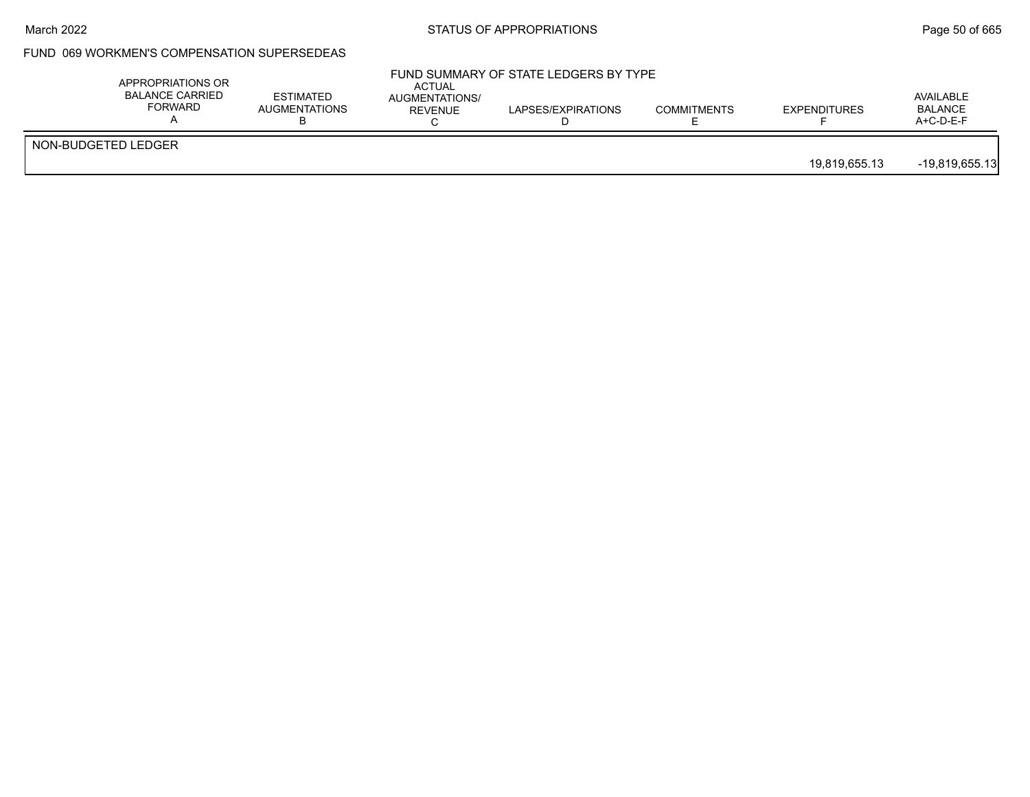## FUND 069 WORKMEN'S COMPENSATION SUPERSEDEAS

### FUND SUMMARY OF STATE LEDGERS BY TYPE

| | APPROPRIATIONS OR BALANCE CARRIED FORWARD A | ESTIMATED AUGMENTATIONS B | ACTUAL AUGMENTATIONS/ REVENUE C | LAPSES/EXPIRATIONS D | COMMITMENTS E | EXPENDITURES F | AVAILABLE BALANCE A+C-D-E-F |
|---|---|---|---|---|---|---|---|
| NON-BUDGETED LEDGER | | | | | | | |
| | | | | | | 19,819,655.13 | -19,819,655.13 |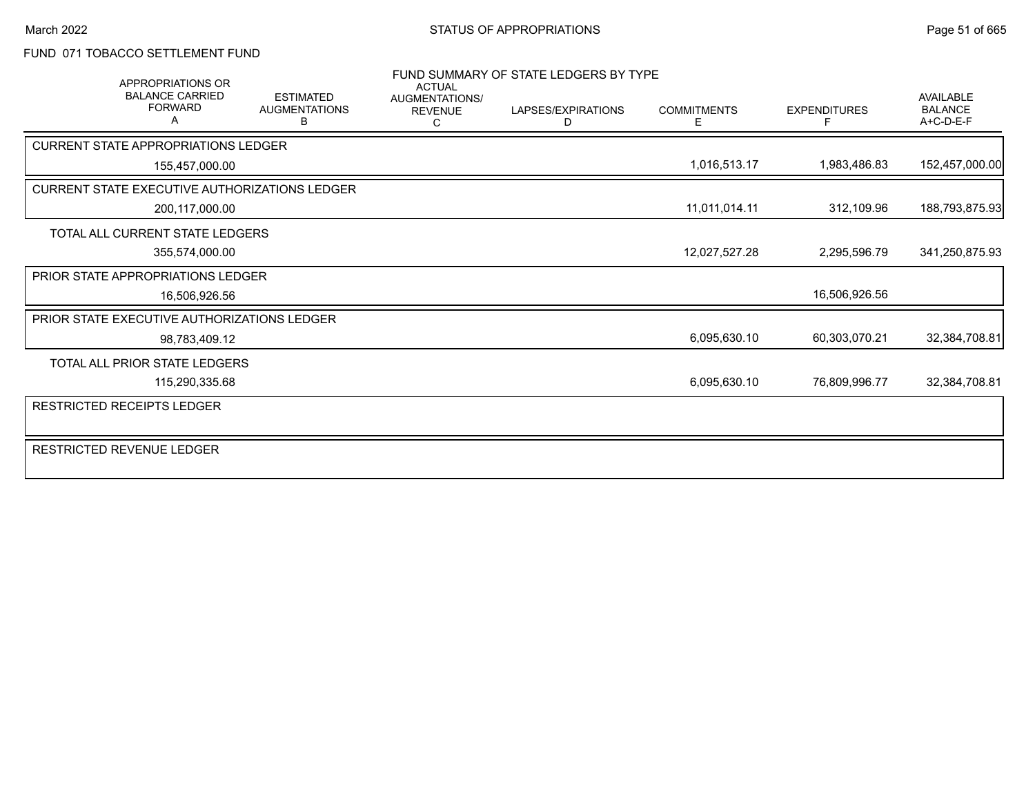FUND 071 TOBACCO SETTLEMENT FUND

FUND SUMMARY OF STATE LEDGERS BY TYPE

| APPROPRIATIONS OR BALANCE CARRIED FORWARD A | ESTIMATED AUGMENTATIONS B | ACTUAL AUGMENTATIONS/ REVENUE C | LAPSES/EXPIRATIONS D | COMMITMENTS E | EXPENDITURES F | AVAILABLE BALANCE A+C-D-E-F |
|---|---|---|---|---|---|---|
| **CURRENT STATE APPROPRIATIONS LEDGER** | | | | | | |
| 155,457,000.00 | | | | 1,016,513.17 | 1,983,486.83 | 152,457,000.00 |
| **CURRENT STATE EXECUTIVE AUTHORIZATIONS LEDGER** | | | | | | |
| 200,117,000.00 | | | | 11,011,014.11 | 312,109.96 | 188,793,875.93 |
| **TOTAL ALL CURRENT STATE LEDGERS** | | | | | | |
| 355,574,000.00 | | | | 12,027,527.28 | 2,295,596.79 | 341,250,875.93 |
| **PRIOR STATE APPROPRIATIONS LEDGER** | | | | | | |
| 16,506,926.56 | | | | | 16,506,926.56 | |
| **PRIOR STATE EXECUTIVE AUTHORIZATIONS LEDGER** | | | | | | |
| 98,783,409.12 | | | | 6,095,630.10 | 60,303,070.21 | 32,384,708.81 |
| **TOTAL ALL PRIOR STATE LEDGERS** | | | | | | |
| 115,290,335.68 | | | | 6,095,630.10 | 76,809,996.77 | 32,384,708.81 |
| **RESTRICTED RECEIPTS LEDGER** | | | | | | |
| **RESTRICTED REVENUE LEDGER** | | | | | | |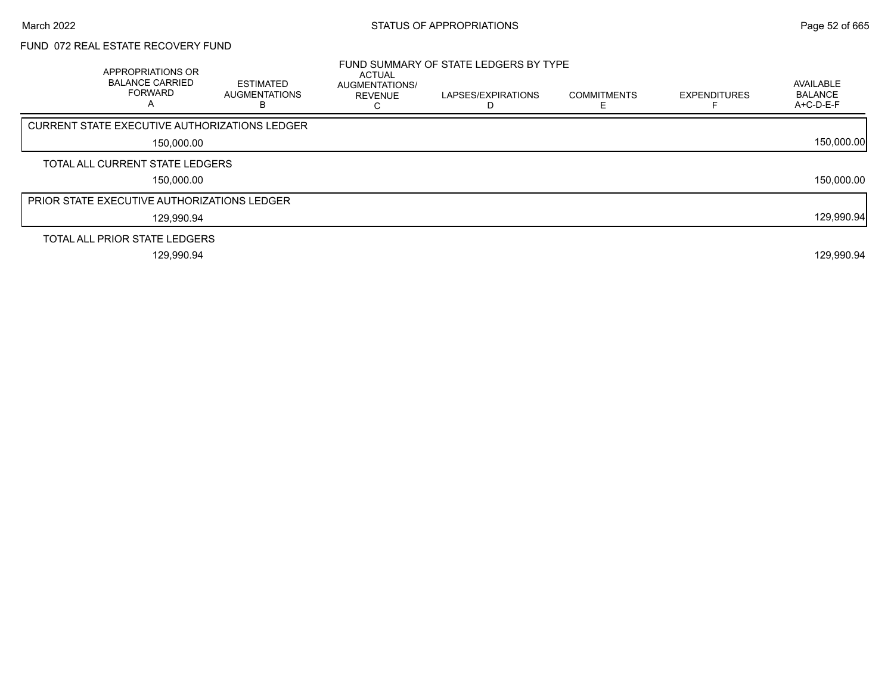# FUND 072 REAL ESTATE RECOVERY FUND

## FUND SUMMARY OF STATE LEDGERS BY TYPE

| APPROPRIATIONS OR BALANCE CARRIED FORWARD A | ESTIMATED AUGMENTATIONS B | ACTUAL AUGMENTATIONS/ REVENUE C | LAPSES/EXPIRATIONS D | COMMITMENTS E | EXPENDITURES F | AVAILABLE BALANCE A+C-D-E-F |
|---|---|---|---|---|---|---|
| **CURRENT STATE EXECUTIVE AUTHORIZATIONS LEDGER** | | | | | | |
| 150,000.00 | | | | | | 150,000.00 |
| **TOTAL ALL CURRENT STATE LEDGERS** | | | | | | |
| 150,000.00 | | | | | | 150,000.00 |
| **PRIOR STATE EXECUTIVE AUTHORIZATIONS LEDGER** | | | | | | |
| 129,990.94 | | | | | | 129,990.94 |
| **TOTAL ALL PRIOR STATE LEDGERS** | | | | | | |
| 129,990.94 | | | | | | 129,990.94 |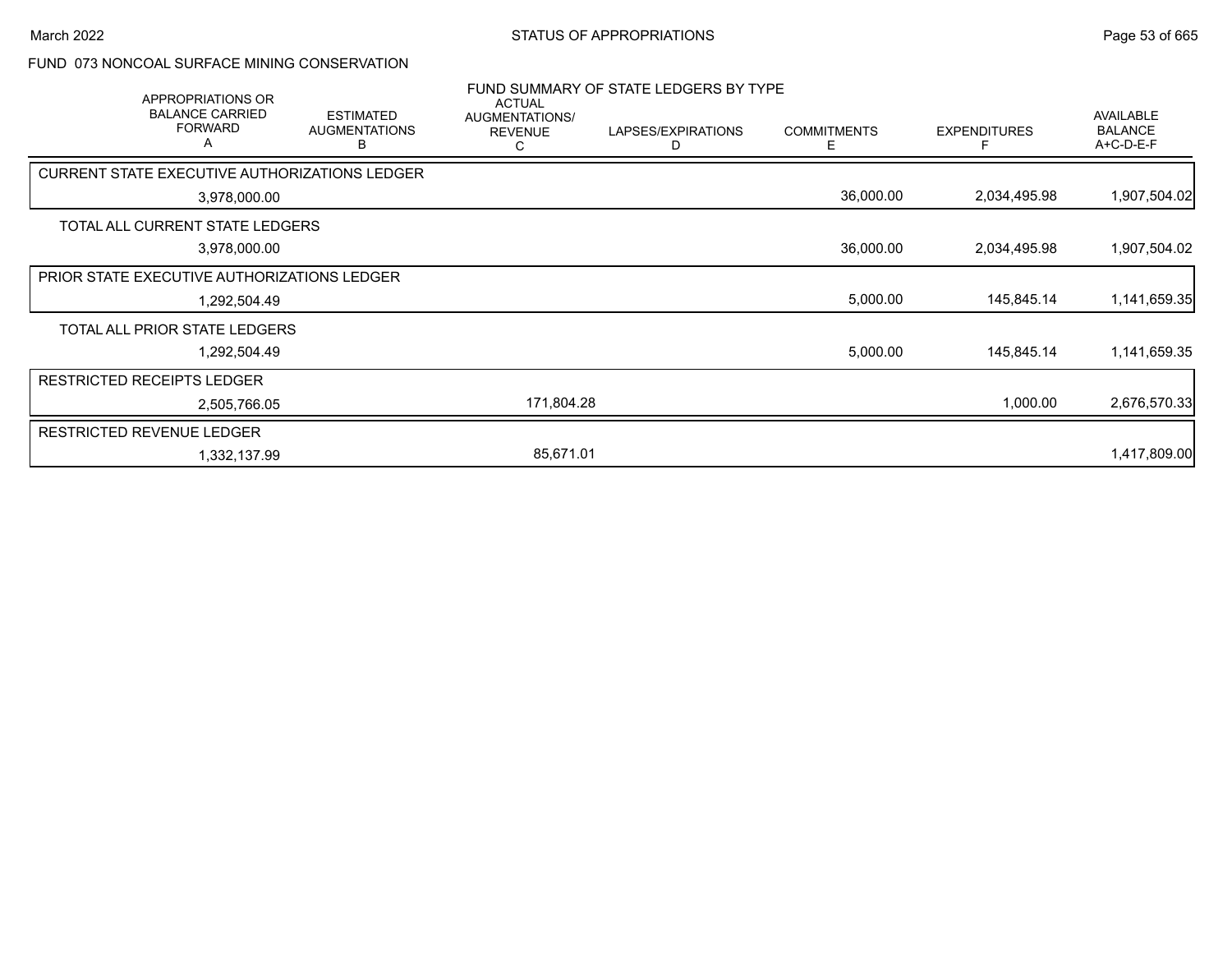## FUND 073 NONCOAL SURFACE MINING CONSERVATION

### FUND SUMMARY OF STATE LEDGERS BY TYPE

| APPROPRIATIONS OR BALANCE CARRIED FORWARD A | ESTIMATED AUGMENTATIONS B | ACTUAL AUGMENTATIONS/ REVENUE C | LAPSES/EXPIRATIONS D | COMMITMENTS E | EXPENDITURES F | AVAILABLE BALANCE A+C-D-E-F |
|---|---|---|---|---|---|---|
| **CURRENT STATE EXECUTIVE AUTHORIZATIONS LEDGER** | | | | | | |
| 3,978,000.00 | | | | 36,000.00 | 2,034,495.98 | 1,907,504.02 |
| **TOTAL ALL CURRENT STATE LEDGERS** | | | | | | |
| 3,978,000.00 | | | | 36,000.00 | 2,034,495.98 | 1,907,504.02 |
| **PRIOR STATE EXECUTIVE AUTHORIZATIONS LEDGER** | | | | | | |
| 1,292,504.49 | | | | 5,000.00 | 145,845.14 | 1,141,659.35 |
| **TOTAL ALL PRIOR STATE LEDGERS** | | | | | | |
| 1,292,504.49 | | | | 5,000.00 | 145,845.14 | 1,141,659.35 |
| **RESTRICTED RECEIPTS LEDGER** | | | | | | |
| 2,505,766.05 | | 171,804.28 | | | 1,000.00 | 2,676,570.33 |
| **RESTRICTED REVENUE LEDGER** | | | | | | |
| 1,332,137.99 | | 85,671.01 | | | | 1,417,809.00 |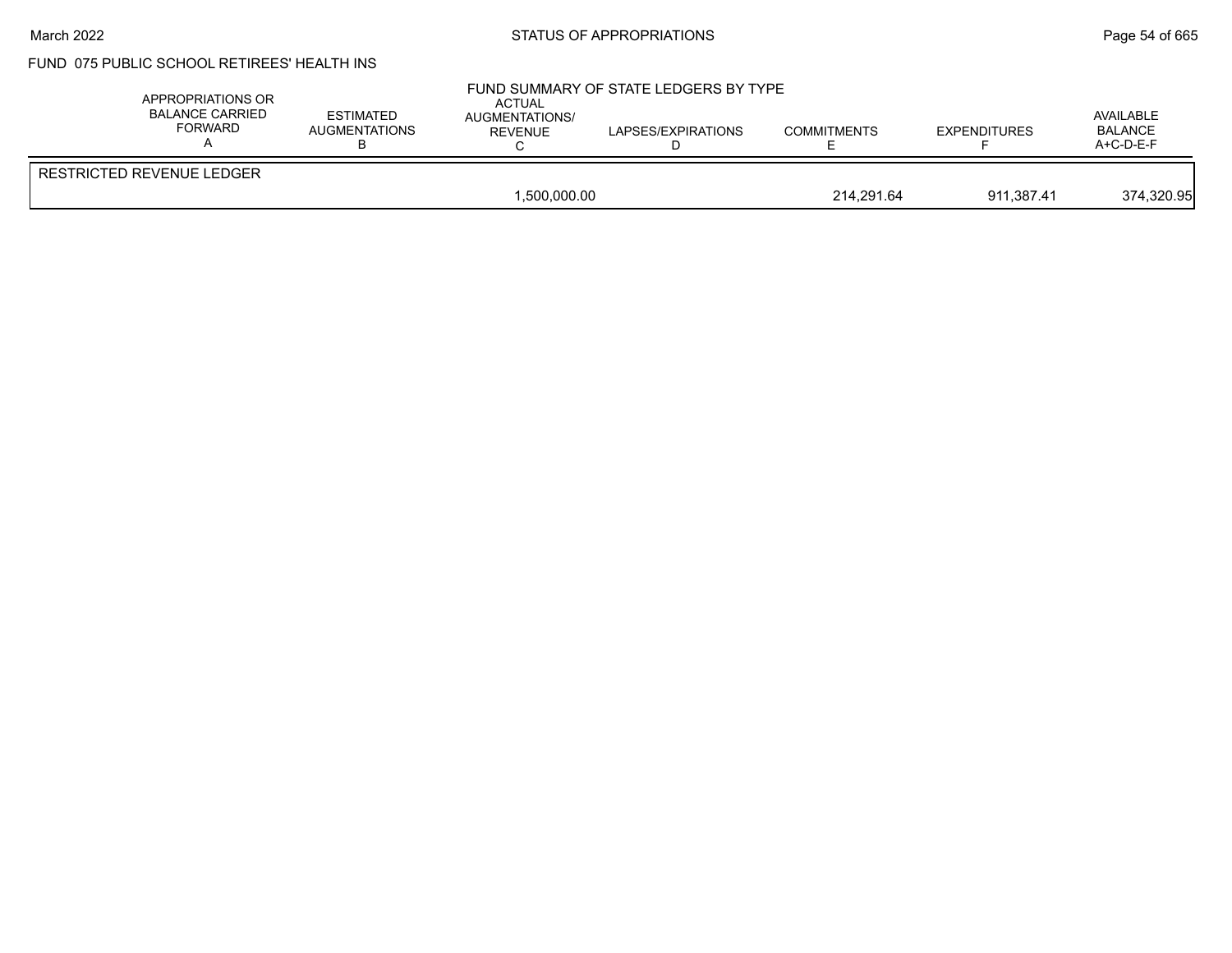FUND 075 PUBLIC SCHOOL RETIREES' HEALTH INS

FUND SUMMARY OF STATE LEDGERS BY TYPE

| | APPROPRIATIONS OR BALANCE CARRIED FORWARD A | ESTIMATED AUGMENTATIONS B | ACTUAL AUGMENTATIONS/ REVENUE C | LAPSES/EXPIRATIONS D | COMMITMENTS E | EXPENDITURES F | AVAILABLE BALANCE A+C-D-E-F |
|---|---|---|---|---|---|---|---|
| RESTRICTED REVENUE LEDGER | | | | | | | |
| | | | 1,500,000.00 | | 214,291.64 | 911,387.41 | 374,320.95 |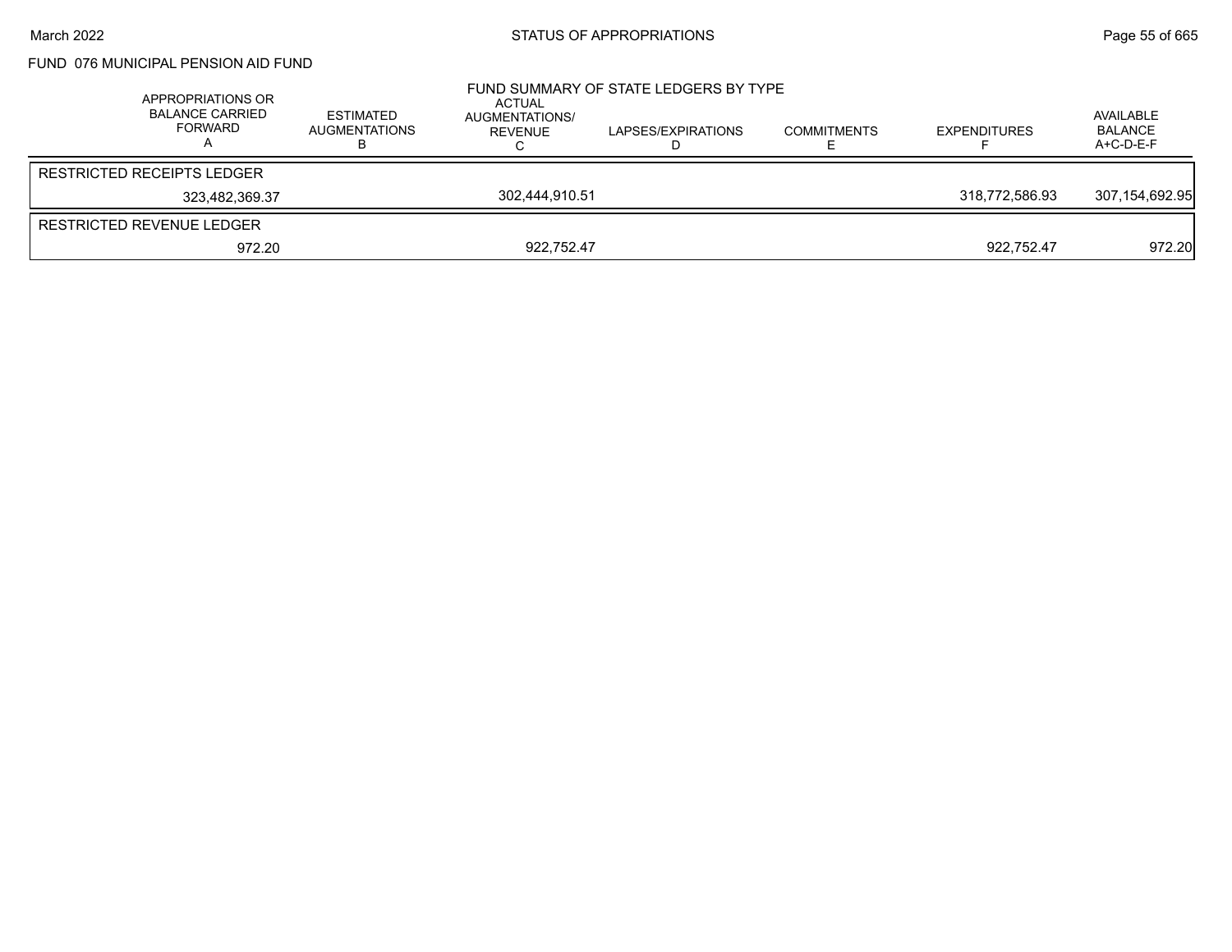## FUND 076 MUNICIPAL PENSION AID FUND

FUND SUMMARY OF STATE LEDGERS BY TYPE

| APPROPRIATIONS OR BALANCE CARRIED FORWARD A | ESTIMATED AUGMENTATIONS B | ACTUAL AUGMENTATIONS/ REVENUE C | LAPSES/EXPIRATIONS D | COMMITMENTS E | EXPENDITURES F | AVAILABLE BALANCE A+C-D-E-F |
|---|---|---|---|---|---|---|
| RESTRICTED RECEIPTS LEDGER | | | | | | |
| 323,482,369.37 | | 302,444,910.51 | | | 318,772,586.93 | 307,154,692.95 |
| RESTRICTED REVENUE LEDGER | | | | | | |
| 972.20 | | 922,752.47 | | | 922,752.47 | 972.20 |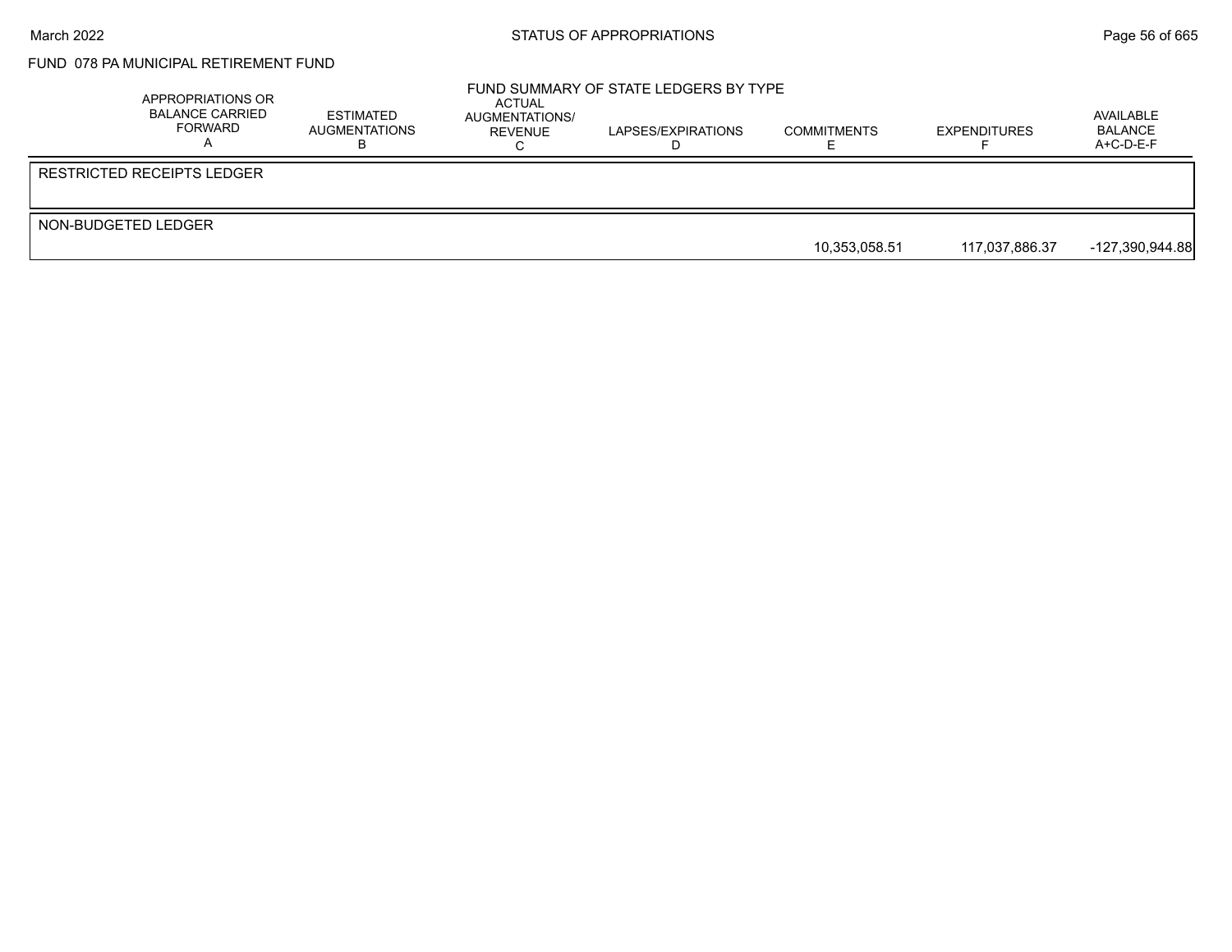FUND 078 PA MUNICIPAL RETIREMENT FUND

## FUND SUMMARY OF STATE LEDGERS BY TYPE

| | APPROPRIATIONS OR BALANCE CARRIED FORWARD A | ESTIMATED AUGMENTATIONS B | ACTUAL AUGMENTATIONS/ REVENUE C | LAPSES/EXPIRATIONS D | COMMITMENTS E | EXPENDITURES F | AVAILABLE BALANCE A+C-D-E-F |
|---|---|---|---|---|---|---|---|
| RESTRICTED RECEIPTS LEDGER | | | | | | | |
| NON-BUDGETED LEDGER | | | | | 10,353,058.51 | 117,037,886.37 | -127,390,944.88 |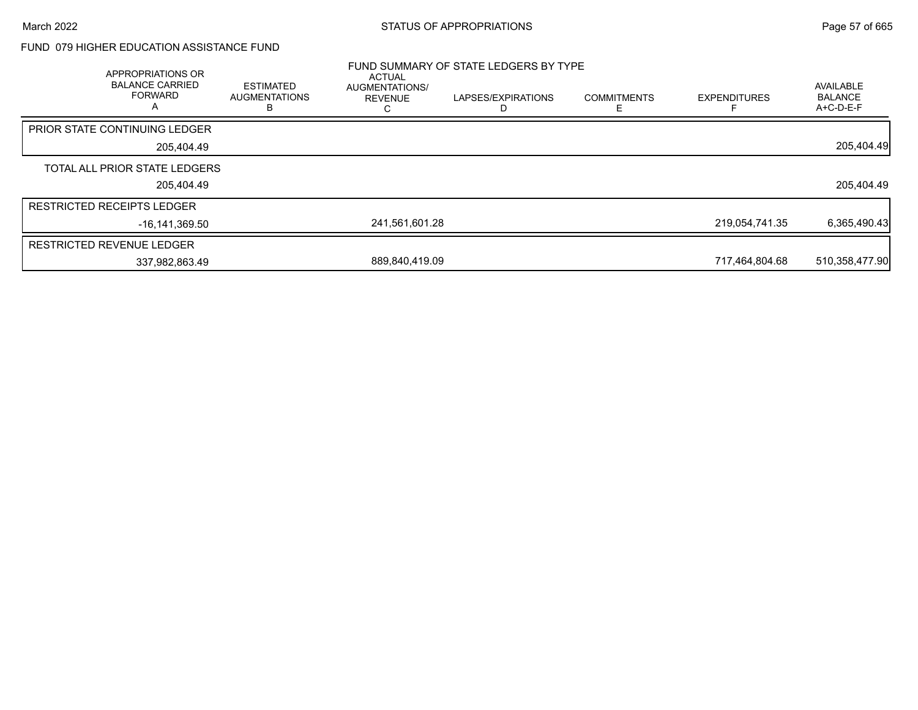## FUND 079 HIGHER EDUCATION ASSISTANCE FUND

### FUND SUMMARY OF STATE LEDGERS BY TYPE

| APPROPRIATIONS OR BALANCE CARRIED FORWARD A | ESTIMATED AUGMENTATIONS B | ACTUAL AUGMENTATIONS/ REVENUE C | LAPSES/EXPIRATIONS D | COMMITMENTS E | EXPENDITURES F | AVAILABLE BALANCE A+C-D-E-F |
|---|---|---|---|---|---|---|
| PRIOR STATE CONTINUING LEDGER | | | | | | |
| 205,404.49 | | | | | | 205,404.49 |
| TOTAL ALL PRIOR STATE LEDGERS | | | | | | |
| 205,404.49 | | | | | | 205,404.49 |
| RESTRICTED RECEIPTS LEDGER | | | | | | |
| -16,141,369.50 | | 241,561,601.28 | | | 219,054,741.35 | 6,365,490.43 |
| RESTRICTED REVENUE LEDGER | | | | | | |
| 337,982,863.49 | | 889,840,419.09 | | | 717,464,804.68 | 510,358,477.90 |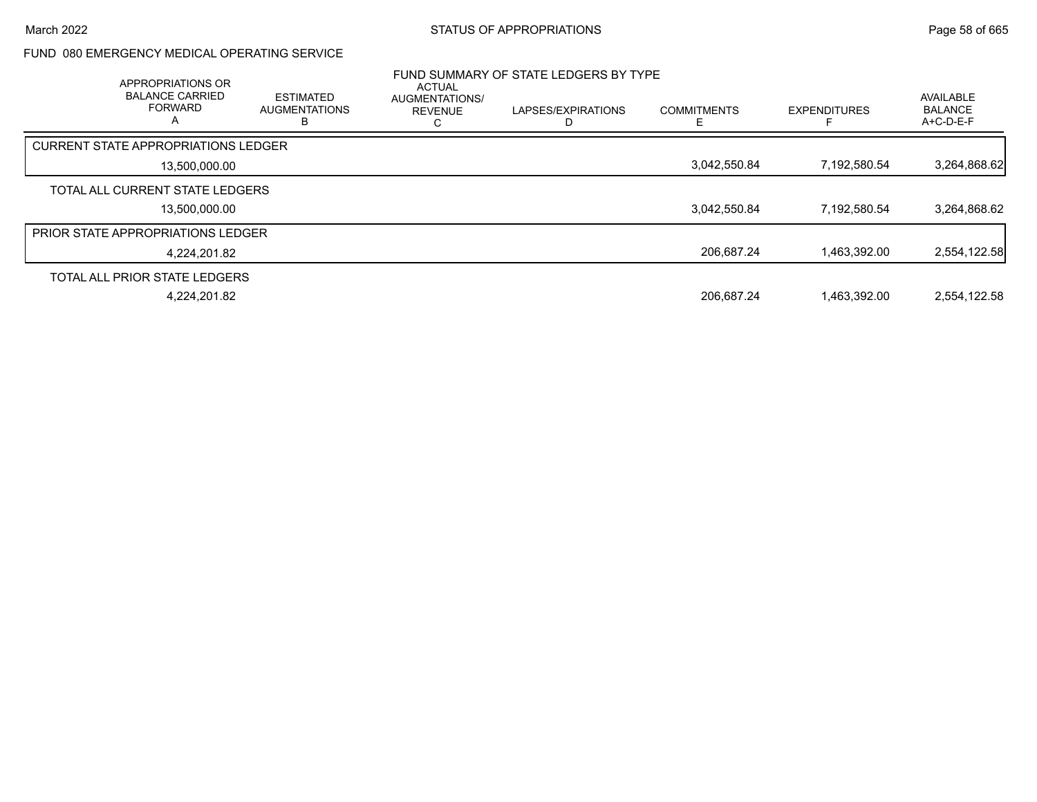## FUND 080 EMERGENCY MEDICAL OPERATING SERVICE

### FUND SUMMARY OF STATE LEDGERS BY TYPE

| | APPROPRIATIONS OR BALANCE CARRIED FORWARD A | ESTIMATED AUGMENTATIONS B | ACTUAL AUGMENTATIONS/ REVENUE C | LAPSES/EXPIRATIONS D | COMMITMENTS E | EXPENDITURES F | AVAILABLE BALANCE A+C-D-E-F |
|---|---|---|---|---|---|---|---|
| CURRENT STATE APPROPRIATIONS LEDGER | 13,500,000.00 | | | | 3,042,550.84 | 7,192,580.54 | 3,264,868.62 |
| TOTAL ALL CURRENT STATE LEDGERS | 13,500,000.00 | | | | 3,042,550.84 | 7,192,580.54 | 3,264,868.62 |
| PRIOR STATE APPROPRIATIONS LEDGER | 4,224,201.82 | | | | 206,687.24 | 1,463,392.00 | 2,554,122.58 |
| TOTAL ALL PRIOR STATE LEDGERS | 4,224,201.82 | | | | 206,687.24 | 1,463,392.00 | 2,554,122.58 |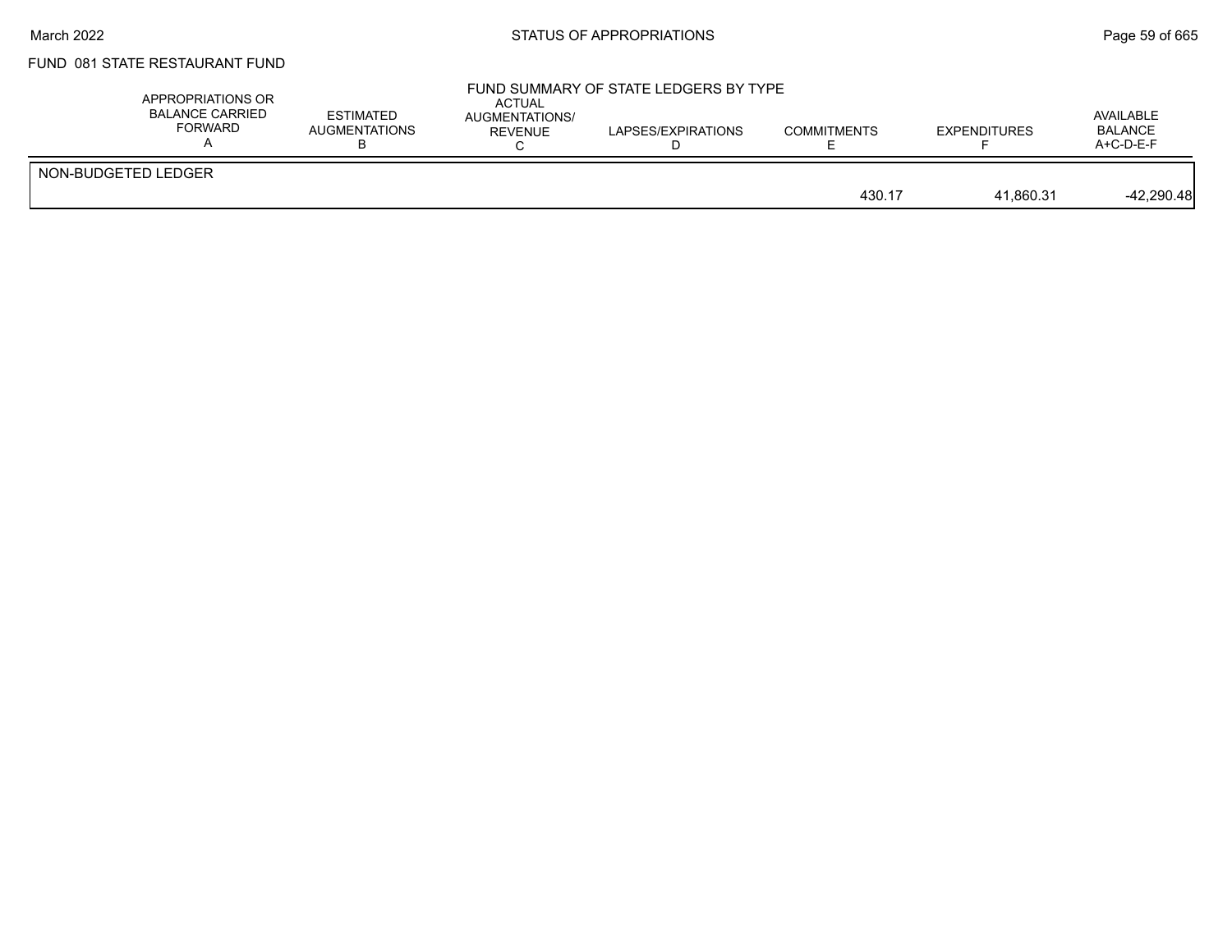FUND 081 STATE RESTAURANT FUND

FUND SUMMARY OF STATE LEDGERS BY TYPE

| | APPROPRIATIONS OR BALANCE CARRIED FORWARD A | ESTIMATED AUGMENTATIONS B | ACTUAL AUGMENTATIONS/ REVENUE C | LAPSES/EXPIRATIONS D | COMMITMENTS E | EXPENDITURES F | AVAILABLE BALANCE A+C-D-E-F |
|---|---|---|---|---|---|---|---|
| NON-BUDGETED LEDGER | | | | | | | |
| | | | | | 430.17 | 41,860.31 | -42,290.48 |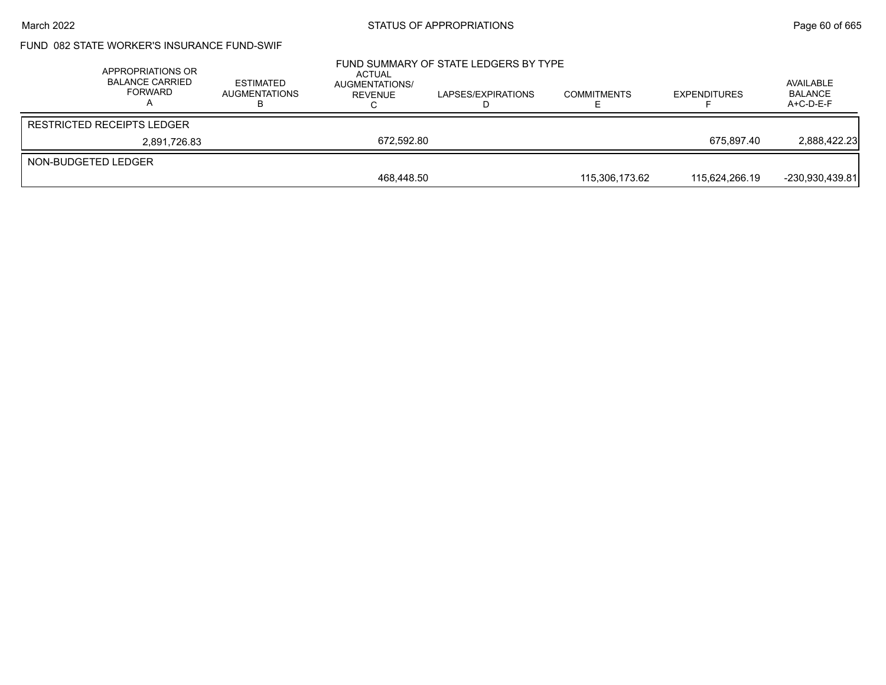FUND 082 STATE WORKER'S INSURANCE FUND-SWIF

FUND SUMMARY OF STATE LEDGERS BY TYPE

| APPROPRIATIONS OR BALANCE CARRIED FORWARD A | ESTIMATED AUGMENTATIONS B | ACTUAL AUGMENTATIONS/ REVENUE C | LAPSES/EXPIRATIONS D | COMMITMENTS E | EXPENDITURES F | AVAILABLE BALANCE A+C-D-E-F |
|---|---|---|---|---|---|---|
| RESTRICTED RECEIPTS LEDGER | | | | | | |
| 2,891,726.83 | | 672,592.80 | | | 675,897.40 | 2,888,422.23 |
| NON-BUDGETED LEDGER | | | | | | |
| | | 468,448.50 | | 115,306,173.62 | 115,624,266.19 | -230,930,439.81 |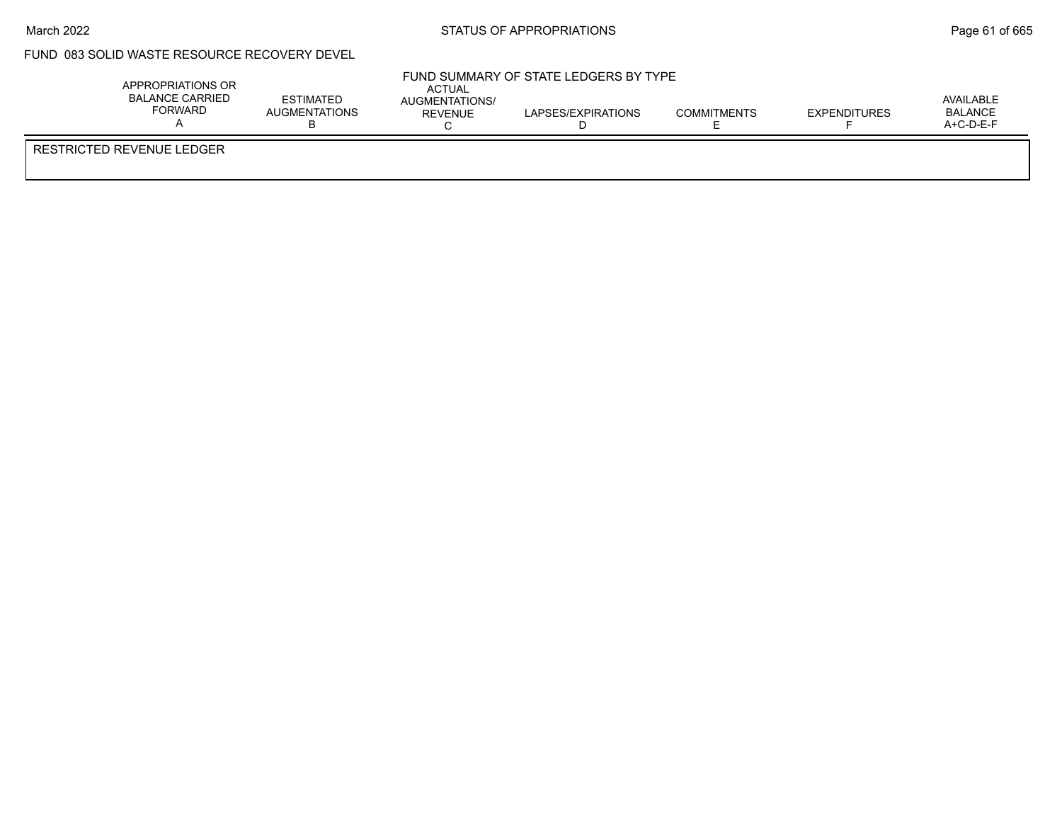FUND 083 SOLID WASTE RESOURCE RECOVERY DEVEL

FUND SUMMARY OF STATE LEDGERS BY TYPE

| APPROPRIATIONS OR BALANCE CARRIED FORWARD A | ESTIMATED AUGMENTATIONS B | ACTUAL AUGMENTATIONS/ REVENUE C | LAPSES/EXPIRATIONS D | COMMITMENTS E | EXPENDITURES F | AVAILABLE BALANCE A+C-D-E-F |
|---|---|---|---|---|---|---|
| RESTRICTED REVENUE LEDGER | | | | | | |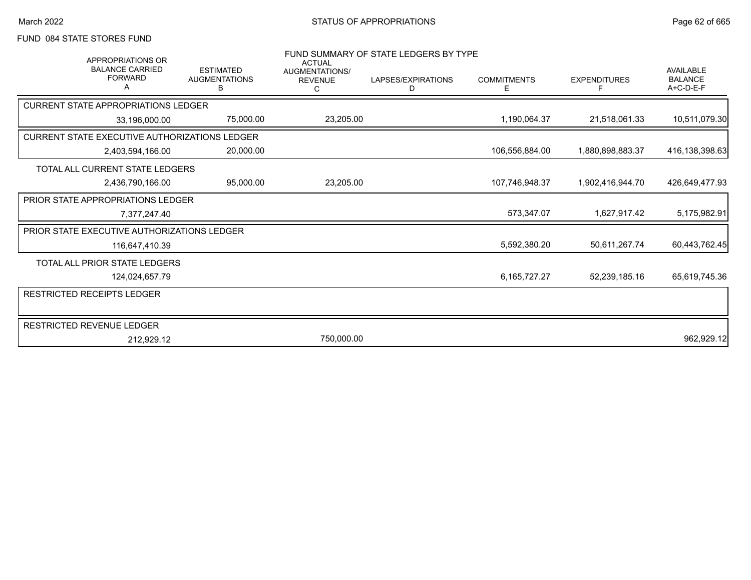FUND 084 STATE STORES FUND

FUND SUMMARY OF STATE LEDGERS BY TYPE

| APPROPRIATIONS OR BALANCE CARRIED FORWARD A | ESTIMATED AUGMENTATIONS B | ACTUAL AUGMENTATIONS/ REVENUE C | LAPSES/EXPIRATIONS D | COMMITMENTS E | EXPENDITURES F | AVAILABLE BALANCE A+C-D-E-F |
|---|---|---|---|---|---|---|
| CURRENT STATE APPROPRIATIONS LEDGER | | | | | | |
| 33,196,000.00 | 75,000.00 | 23,205.00 | | 1,190,064.37 | 21,518,061.33 | 10,511,079.30 |
| CURRENT STATE EXECUTIVE AUTHORIZATIONS LEDGER | | | | | | |
| 2,403,594,166.00 | 20,000.00 | | | 106,556,884.00 | 1,880,898,883.37 | 416,138,398.63 |
| TOTAL ALL CURRENT STATE LEDGERS | | | | | | |
| 2,436,790,166.00 | 95,000.00 | 23,205.00 | | 107,746,948.37 | 1,902,416,944.70 | 426,649,477.93 |
| PRIOR STATE APPROPRIATIONS LEDGER | | | | | | |
| 7,377,247.40 | | | | 573,347.07 | 1,627,917.42 | 5,175,982.91 |
| PRIOR STATE EXECUTIVE AUTHORIZATIONS LEDGER | | | | | | |
| 116,647,410.39 | | | | 5,592,380.20 | 50,611,267.74 | 60,443,762.45 |
| TOTAL ALL PRIOR STATE LEDGERS | | | | | | |
| 124,024,657.79 | | | | 6,165,727.27 | 52,239,185.16 | 65,619,745.36 |
| RESTRICTED RECEIPTS LEDGER | | | | | | |
| | | | | | | |
| RESTRICTED REVENUE LEDGER | | | | | | |
| 212,929.12 | | 750,000.00 | | | | 962,929.12 |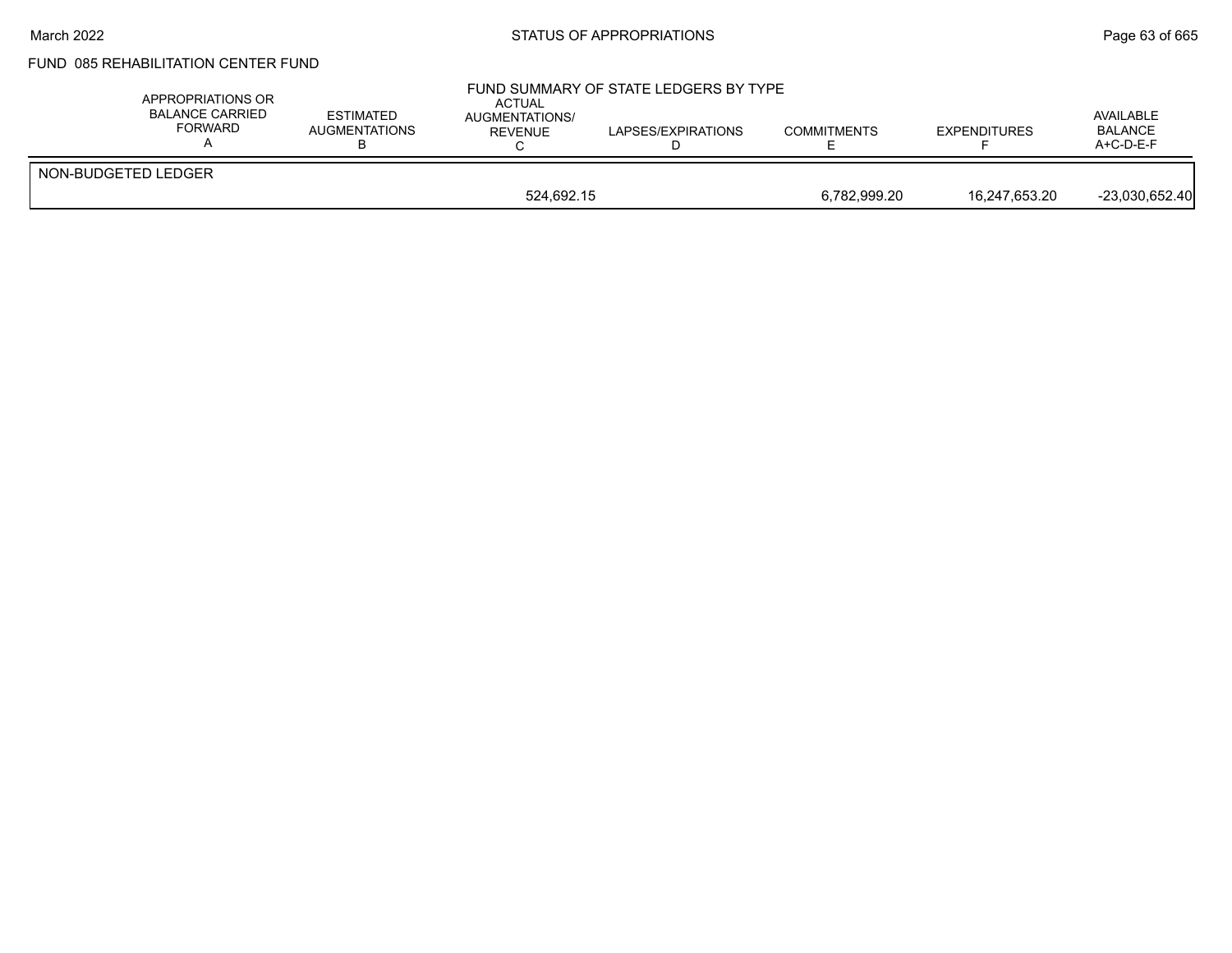FUND 085 REHABILITATION CENTER FUND

FUND SUMMARY OF STATE LEDGERS BY TYPE

| | APPROPRIATIONS OR BALANCE CARRIED FORWARD A | ESTIMATED AUGMENTATIONS B | ACTUAL AUGMENTATIONS/ REVENUE C | LAPSES/EXPIRATIONS D | COMMITMENTS E | EXPENDITURES F | AVAILABLE BALANCE A+C-D-E-F |
|---|---|---|---|---|---|---|---|
| NON-BUDGETED LEDGER | | | | | | | |
| | | | 524,692.15 | | 6,782,999.20 | 16,247,653.20 | -23,030,652.40 |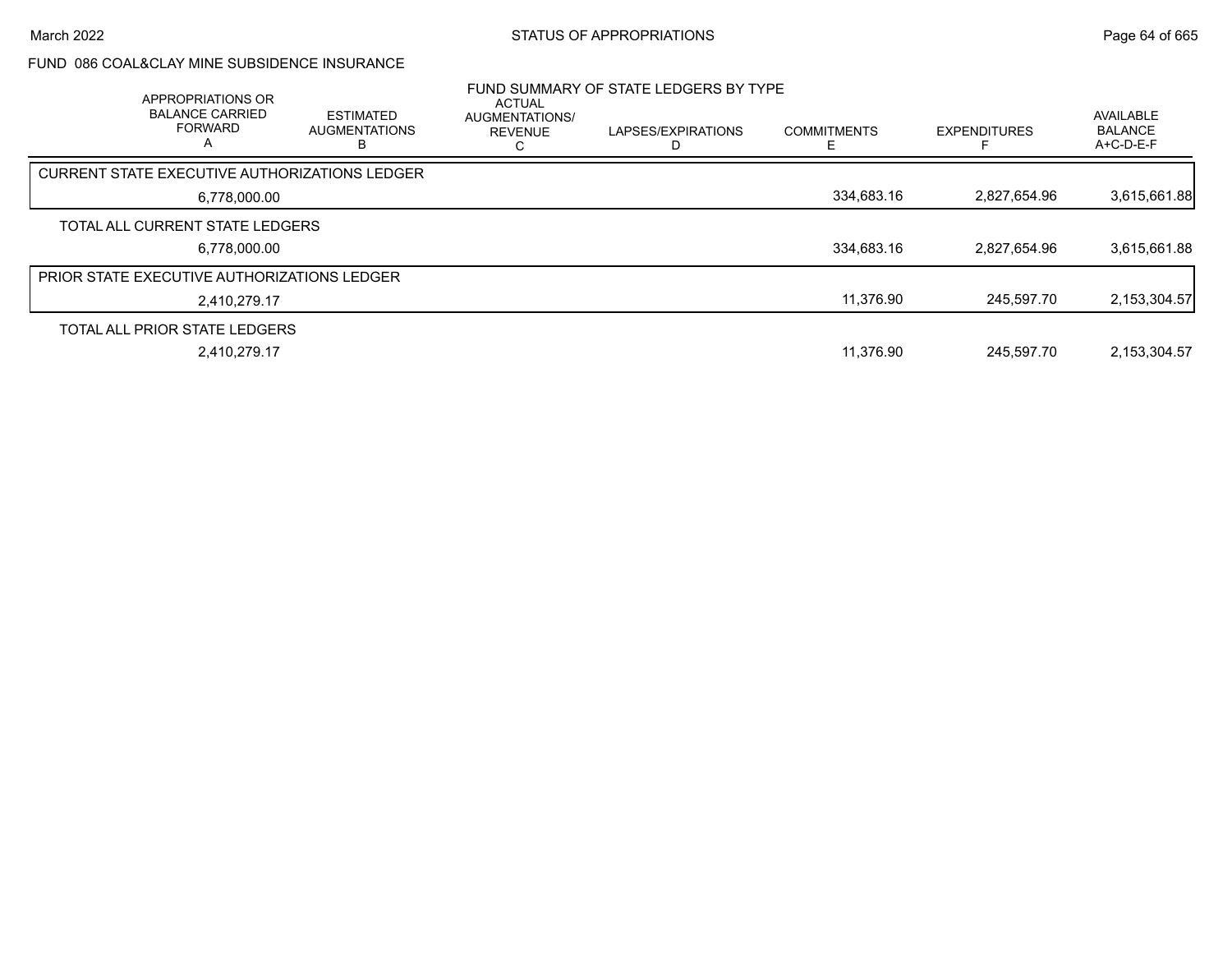STATUS OF APPROPRIATIONS

FUND 086 COAL&CLAY MINE SUBSIDENCE INSURANCE

FUND SUMMARY OF STATE LEDGERS BY TYPE

| APPROPRIATIONS OR BALANCE CARRIED FORWARD A | ESTIMATED AUGMENTATIONS B | ACTUAL AUGMENTATIONS/ REVENUE C | LAPSES/EXPIRATIONS D | COMMITMENTS E | EXPENDITURES F | AVAILABLE BALANCE A+C-D-E-F |
|---|---|---|---|---|---|---|
| CURRENT STATE EXECUTIVE AUTHORIZATIONS LEDGER | | | | | | |
| 6,778,000.00 | | | | 334,683.16 | 2,827,654.96 | 3,615,661.88 |
| TOTAL ALL CURRENT STATE LEDGERS | | | | | | |
| 6,778,000.00 | | | | 334,683.16 | 2,827,654.96 | 3,615,661.88 |
| PRIOR STATE EXECUTIVE AUTHORIZATIONS LEDGER | | | | | | |
| 2,410,279.17 | | | | 11,376.90 | 245,597.70 | 2,153,304.57 |
| TOTAL ALL PRIOR STATE LEDGERS | | | | | | |
| 2,410,279.17 | | | | 11,376.90 | 245,597.70 | 2,153,304.57 |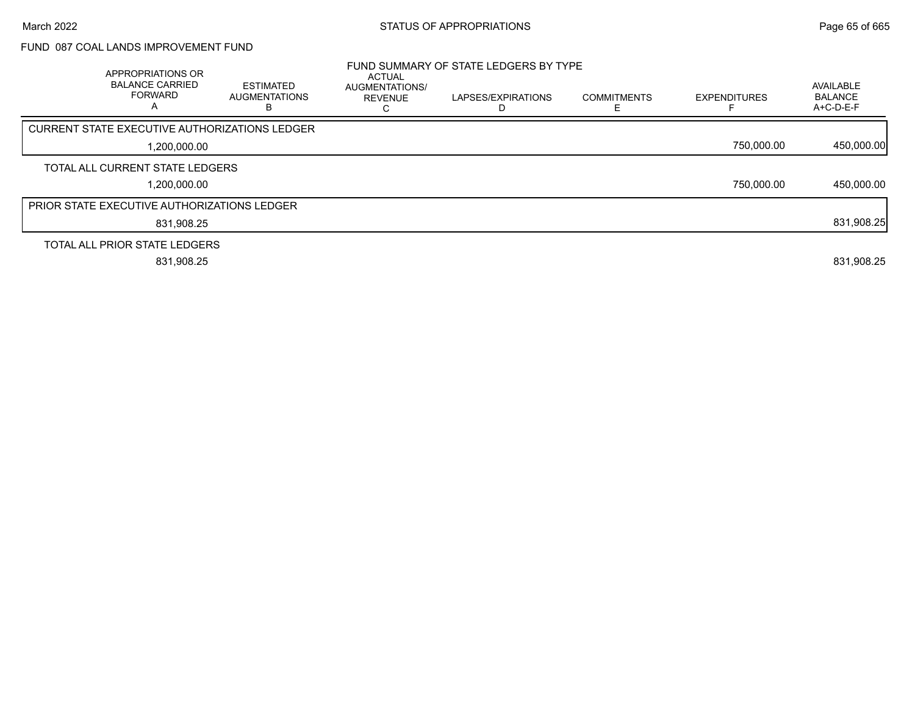FUND 087 COAL LANDS IMPROVEMENT FUND

FUND SUMMARY OF STATE LEDGERS BY TYPE

| APPROPRIATIONS OR BALANCE CARRIED FORWARD A | ESTIMATED AUGMENTATIONS B | ACTUAL AUGMENTATIONS/ REVENUE C | LAPSES/EXPIRATIONS D | COMMITMENTS E | EXPENDITURES F | AVAILABLE BALANCE A+C-D-E-F |
|---|---|---|---|---|---|---|
| CURRENT STATE EXECUTIVE AUTHORIZATIONS LEDGER | | | | | | |
| 1,200,000.00 | | | | | 750,000.00 | 450,000.00 |
| TOTAL ALL CURRENT STATE LEDGERS | | | | | | |
| 1,200,000.00 | | | | | 750,000.00 | 450,000.00 |
| PRIOR STATE EXECUTIVE AUTHORIZATIONS LEDGER | | | | | | |
| 831,908.25 | | | | | | 831,908.25 |
| TOTAL ALL PRIOR STATE LEDGERS | | | | | | |
| 831,908.25 | | | | | | 831,908.25 |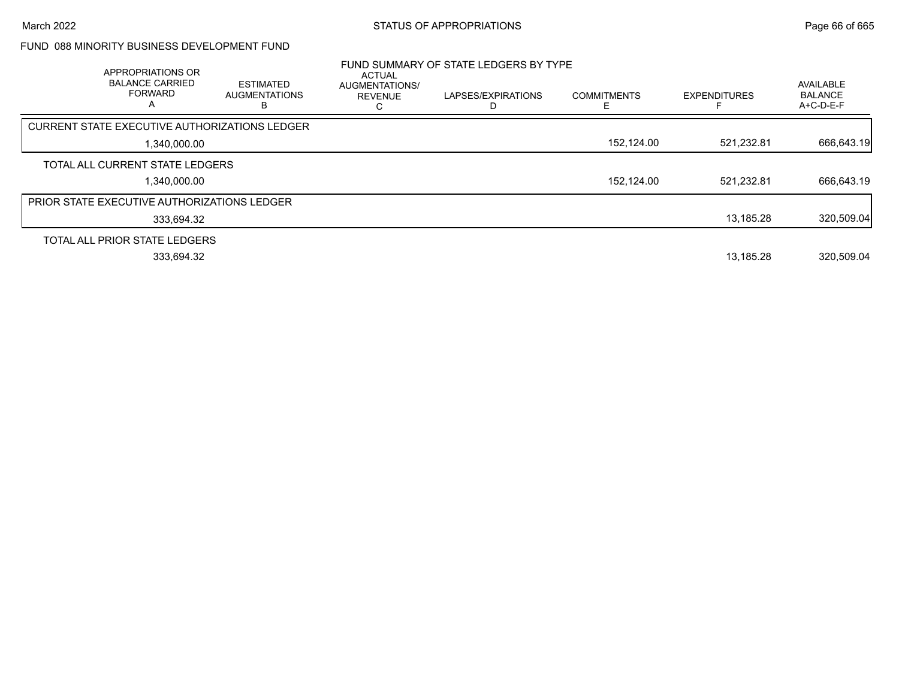# STATUS OF APPROPRIATIONS

## FUND 088 MINORITY BUSINESS DEVELOPMENT FUND

### FUND SUMMARY OF STATE LEDGERS BY TYPE

| APPROPRIATIONS OR BALANCE CARRIED FORWARD A | ESTIMATED AUGMENTATIONS B | ACTUAL AUGMENTATIONS/ REVENUE C | LAPSES/EXPIRATIONS D | COMMITMENTS E | EXPENDITURES F | AVAILABLE BALANCE A+C-D-E-F |
|---|---|---|---|---|---|---|
| **CURRENT STATE EXECUTIVE AUTHORIZATIONS LEDGER** | | | | | | |
| 1,340,000.00 | | | | 152,124.00 | 521,232.81 | 666,643.19 |
| **TOTAL ALL CURRENT STATE LEDGERS** | | | | | | |
| 1,340,000.00 | | | | 152,124.00 | 521,232.81 | 666,643.19 |
| **PRIOR STATE EXECUTIVE AUTHORIZATIONS LEDGER** | | | | | | |
| 333,694.32 | | | | | 13,185.28 | 320,509.04 |
| **TOTAL ALL PRIOR STATE LEDGERS** | | | | | | |
| 333,694.32 | | | | | 13,185.28 | 320,509.04 |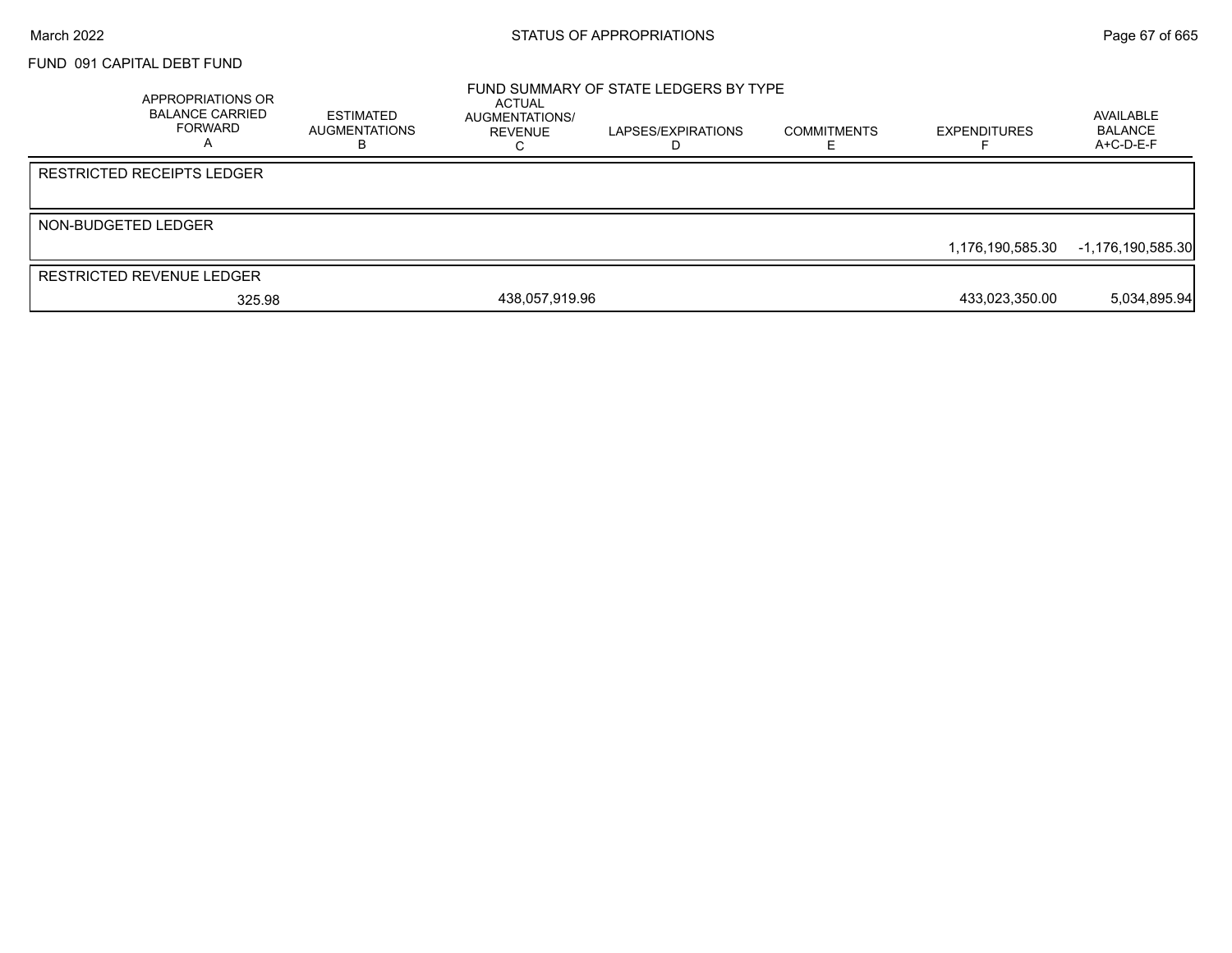FUND 091 CAPITAL DEBT FUND

## FUND SUMMARY OF STATE LEDGERS BY TYPE

| APPROPRIATIONS OR BALANCE CARRIED FORWARD A | ESTIMATED AUGMENTATIONS B | ACTUAL AUGMENTATIONS/ REVENUE C | LAPSES/EXPIRATIONS D | COMMITMENTS E | EXPENDITURES F | AVAILABLE BALANCE A+C-D-E-F |
|---|---|---|---|---|---|---|
| RESTRICTED RECEIPTS LEDGER | | | | | | |
| | | | | | | |
| NON-BUDGETED LEDGER | | | | | | |
| | | | | | 1,176,190,585.30 | -1,176,190,585.30 |
| RESTRICTED REVENUE LEDGER | | | | | | |
| 325.98 | | 438,057,919.96 | | | 433,023,350.00 | 5,034,895.94 |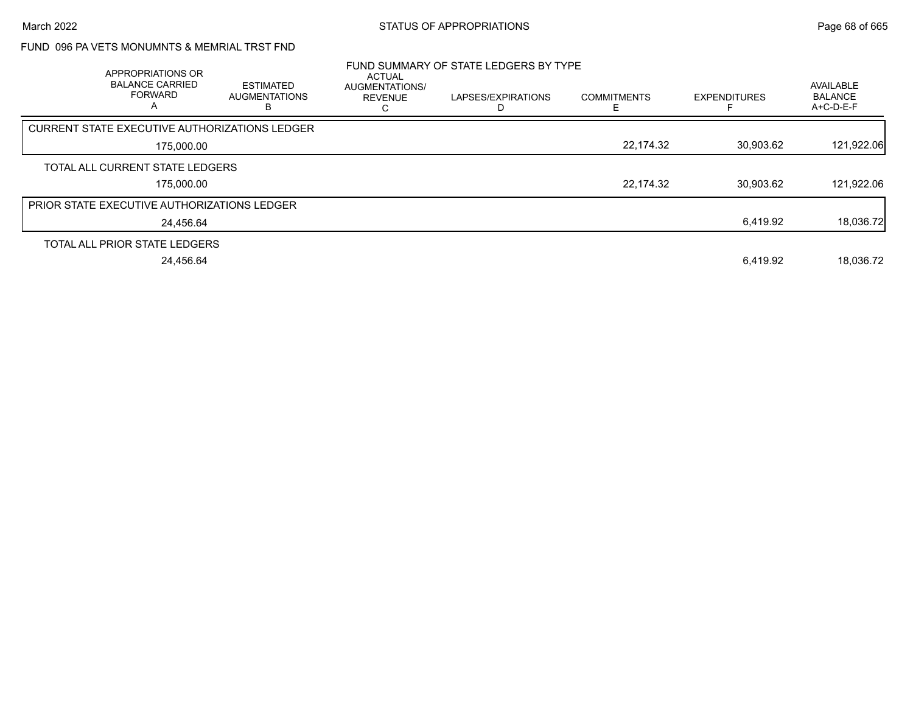STATUS OF APPROPRIATIONS

March 2022

FUND 096 PA VETS MONUMNTS & MEMRIAL TRST FND

FUND SUMMARY OF STATE LEDGERS BY TYPE

| APPROPRIATIONS OR BALANCE CARRIED FORWARD A | ESTIMATED AUGMENTATIONS B | ACTUAL AUGMENTATIONS/ REVENUE C | LAPSES/EXPIRATIONS D | COMMITMENTS E | EXPENDITURES F | AVAILABLE BALANCE A+C-D-E-F |
|---|---|---|---|---|---|---|
| **CURRENT STATE EXECUTIVE AUTHORIZATIONS LEDGER** | | | | | | |
| 175,000.00 | | | | 22,174.32 | 30,903.62 | 121,922.06 |
| **TOTAL ALL CURRENT STATE LEDGERS** | | | | | | |
| 175,000.00 | | | | 22,174.32 | 30,903.62 | 121,922.06 |
| **PRIOR STATE EXECUTIVE AUTHORIZATIONS LEDGER** | | | | | | |
| 24,456.64 | | | | | 6,419.92 | 18,036.72 |
| **TOTAL ALL PRIOR STATE LEDGERS** | | | | | | |
| 24,456.64 | | | | | 6,419.92 | 18,036.72 |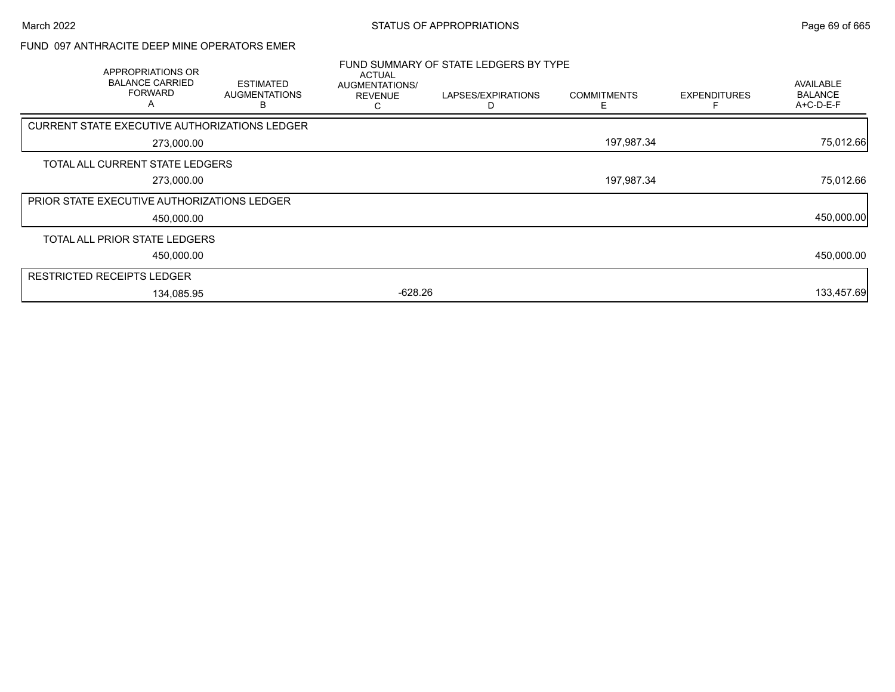FUND 097 ANTHRACITE DEEP MINE OPERATORS EMER

FUND SUMMARY OF STATE LEDGERS BY TYPE

| APPROPRIATIONS OR BALANCE CARRIED FORWARD A | ESTIMATED AUGMENTATIONS B | ACTUAL AUGMENTATIONS/ REVENUE C | LAPSES/EXPIRATIONS D | COMMITMENTS E | EXPENDITURES F | AVAILABLE BALANCE A+C-D-E-F |
|---|---|---|---|---|---|---|
| CURRENT STATE EXECUTIVE AUTHORIZATIONS LEDGER | | | | | | |
| 273,000.00 | | | | 197,987.34 | | 75,012.66 |
| TOTAL ALL CURRENT STATE LEDGERS | | | | | | |
| 273,000.00 | | | | 197,987.34 | | 75,012.66 |
| PRIOR STATE EXECUTIVE AUTHORIZATIONS LEDGER | | | | | | |
| 450,000.00 | | | | | | 450,000.00 |
| TOTAL ALL PRIOR STATE LEDGERS | | | | | | |
| 450,000.00 | | | | | | 450,000.00 |
| RESTRICTED RECEIPTS LEDGER | | | | | | |
| 134,085.95 | | -628.26 | | | | 133,457.69 |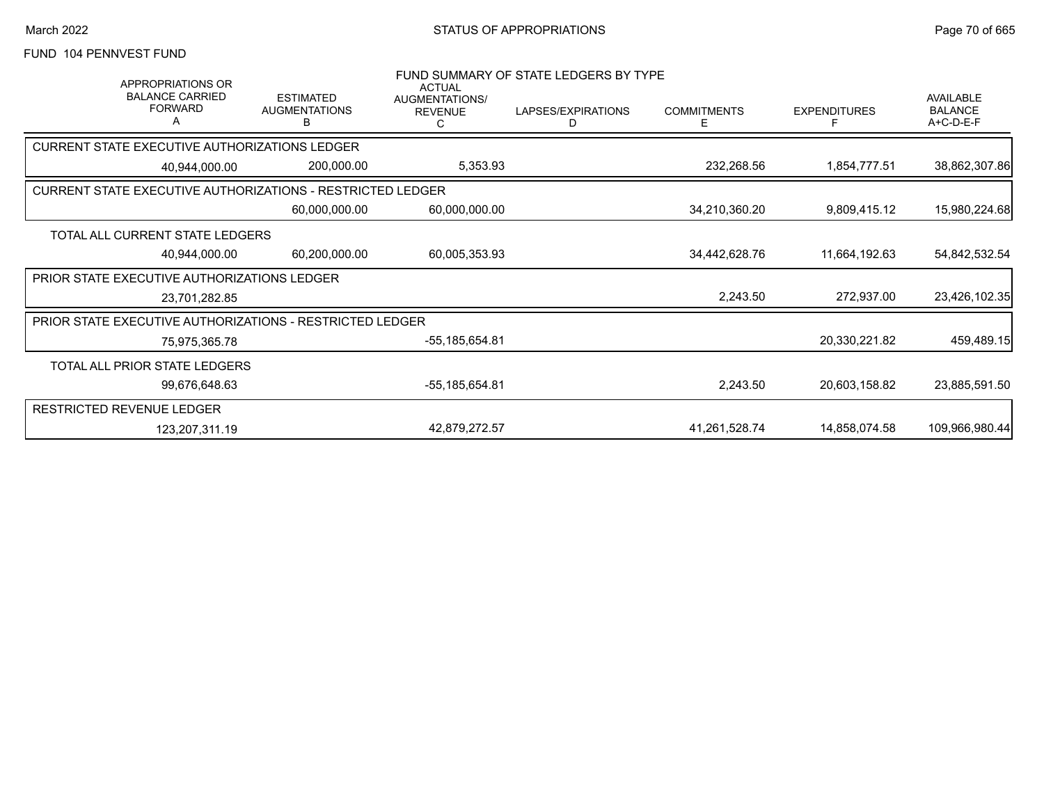FUND 104 PENNVEST FUND

## FUND SUMMARY OF STATE LEDGERS BY TYPE

| APPROPRIATIONS OR BALANCE CARRIED FORWARD A | ESTIMATED AUGMENTATIONS B | ACTUAL AUGMENTATIONS/ REVENUE C | LAPSES/EXPIRATIONS D | COMMITMENTS E | EXPENDITURES F | AVAILABLE BALANCE A+C-D-E-F |
|---|---|---|---|---|---|---|
| **CURRENT STATE EXECUTIVE AUTHORIZATIONS LEDGER** | | | | | | |
| 40,944,000.00 | 200,000.00 | 5,353.93 | | 232,268.56 | 1,854,777.51 | 38,862,307.86 |
| **CURRENT STATE EXECUTIVE AUTHORIZATIONS - RESTRICTED LEDGER** | | | | | | |
| | 60,000,000.00 | 60,000,000.00 | | 34,210,360.20 | 9,809,415.12 | 15,980,224.68 |
| **TOTAL ALL CURRENT STATE LEDGERS** | | | | | | |
| 40,944,000.00 | 60,200,000.00 | 60,005,353.93 | | 34,442,628.76 | 11,664,192.63 | 54,842,532.54 |
| **PRIOR STATE EXECUTIVE AUTHORIZATIONS LEDGER** | | | | | | |
| 23,701,282.85 | | | | 2,243.50 | 272,937.00 | 23,426,102.35 |
| **PRIOR STATE EXECUTIVE AUTHORIZATIONS - RESTRICTED LEDGER** | | | | | | |
| 75,975,365.78 | | -55,185,654.81 | | | 20,330,221.82 | 459,489.15 |
| **TOTAL ALL PRIOR STATE LEDGERS** | | | | | | |
| 99,676,648.63 | | -55,185,654.81 | | 2,243.50 | 20,603,158.82 | 23,885,591.50 |
| **RESTRICTED REVENUE LEDGER** | | | | | | |
| 123,207,311.19 | | 42,879,272.57 | | 41,261,528.74 | 14,858,074.58 | 109,966,980.44 |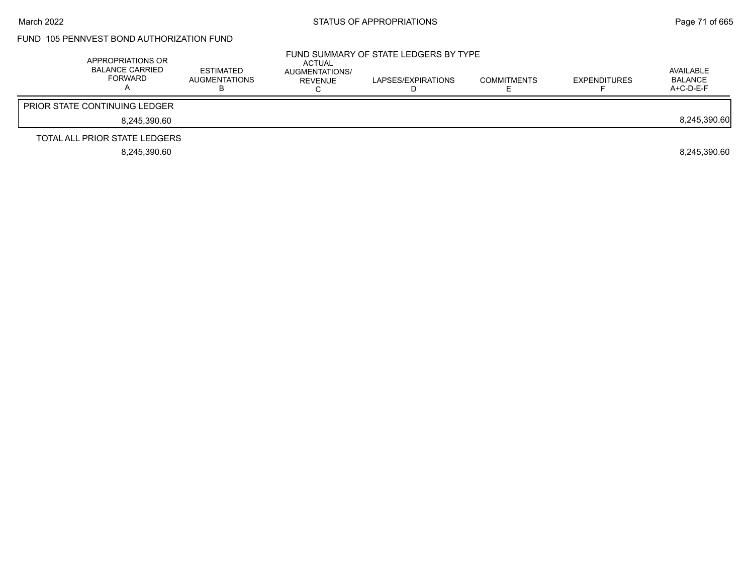FUND 105 PENNVEST BOND AUTHORIZATION FUND

FUND SUMMARY OF STATE LEDGERS BY TYPE

| APPROPRIATIONS OR BALANCE CARRIED FORWARD A | ESTIMATED AUGMENTATIONS B | ACTUAL AUGMENTATIONS/ REVENUE C | LAPSES/EXPIRATIONS D | COMMITMENTS E | EXPENDITURES F | AVAILABLE BALANCE A+C-D-E-F |
|---|---|---|---|---|---|---|
| PRIOR STATE CONTINUING LEDGER | | | | | | |
| 8,245,390.60 | | | | | | 8,245,390.60 |
| TOTAL ALL PRIOR STATE LEDGERS | | | | | | |
| 8,245,390.60 | | | | | | 8,245,390.60 |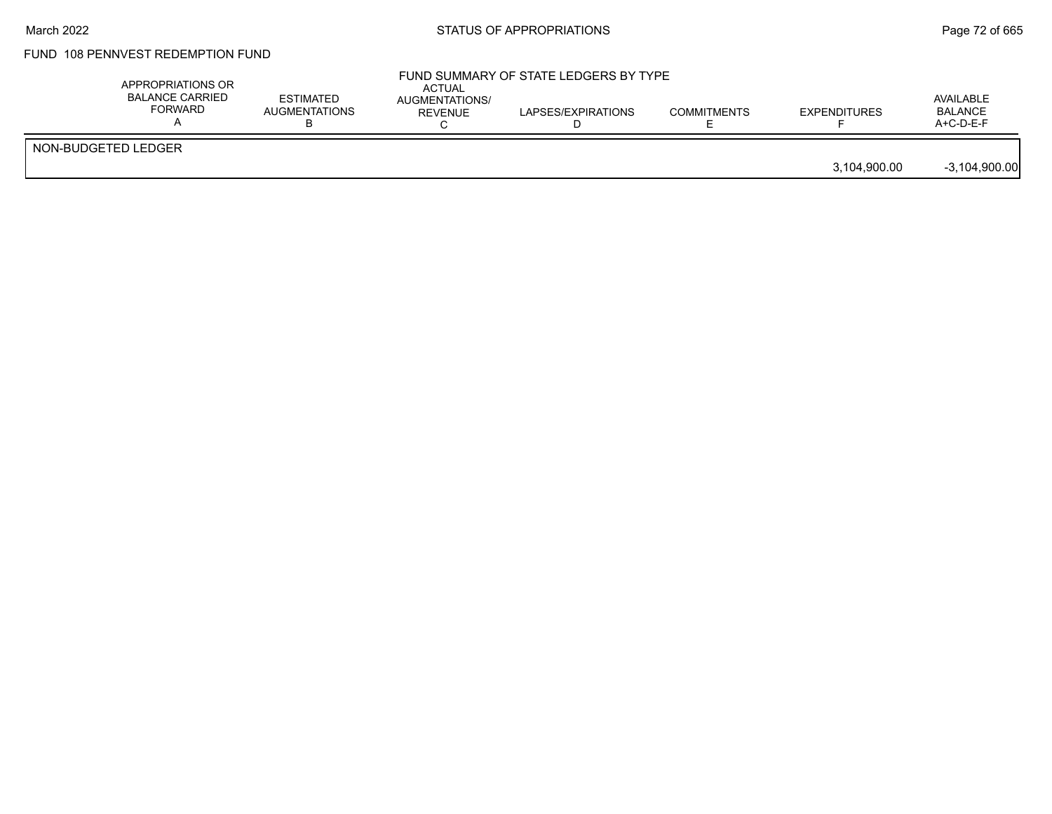FUND 108 PENNVEST REDEMPTION FUND

FUND SUMMARY OF STATE LEDGERS BY TYPE

| | APPROPRIATIONS OR BALANCE CARRIED FORWARD A | ESTIMATED AUGMENTATIONS B | ACTUAL AUGMENTATIONS/ REVENUE C | LAPSES/EXPIRATIONS D | COMMITMENTS E | EXPENDITURES F | AVAILABLE BALANCE A+C-D-E-F |
|---|---|---|---|---|---|---|---|
| NON-BUDGETED LEDGER | | | | | | | |
| | | | | | | 3,104,900.00 | -3,104,900.00 |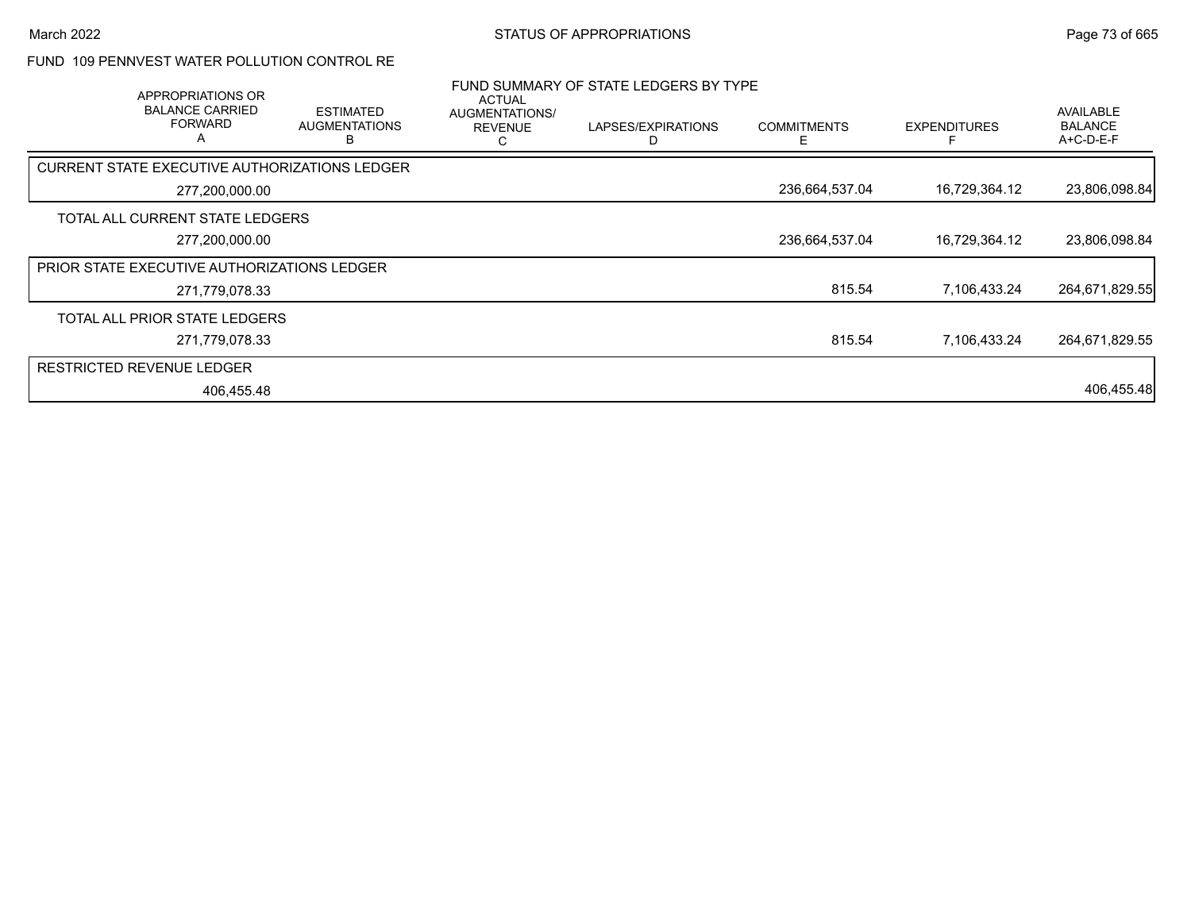FUND 109 PENNVEST WATER POLLUTION CONTROL RE

FUND SUMMARY OF STATE LEDGERS BY TYPE

| APPROPRIATIONS OR BALANCE CARRIED FORWARD A | ESTIMATED AUGMENTATIONS B | ACTUAL AUGMENTATIONS/ REVENUE C | LAPSES/EXPIRATIONS D | COMMITMENTS E | EXPENDITURES F | AVAILABLE BALANCE A+C-D-E-F |
|---|---|---|---|---|---|---|
| CURRENT STATE EXECUTIVE AUTHORIZATIONS LEDGER | | | | | | |
| 277,200,000.00 | | | | 236,664,537.04 | 16,729,364.12 | 23,806,098.84 |
| TOTAL ALL CURRENT STATE LEDGERS | | | | | | |
| 277,200,000.00 | | | | 236,664,537.04 | 16,729,364.12 | 23,806,098.84 |
| PRIOR STATE EXECUTIVE AUTHORIZATIONS LEDGER | | | | | | |
| 271,779,078.33 | | | | 815.54 | 7,106,433.24 | 264,671,829.55 |
| TOTAL ALL PRIOR STATE LEDGERS | | | | | | |
| 271,779,078.33 | | | | 815.54 | 7,106,433.24 | 264,671,829.55 |
| RESTRICTED REVENUE LEDGER | | | | | | |
| 406,455.48 | | | | | | 406,455.48 |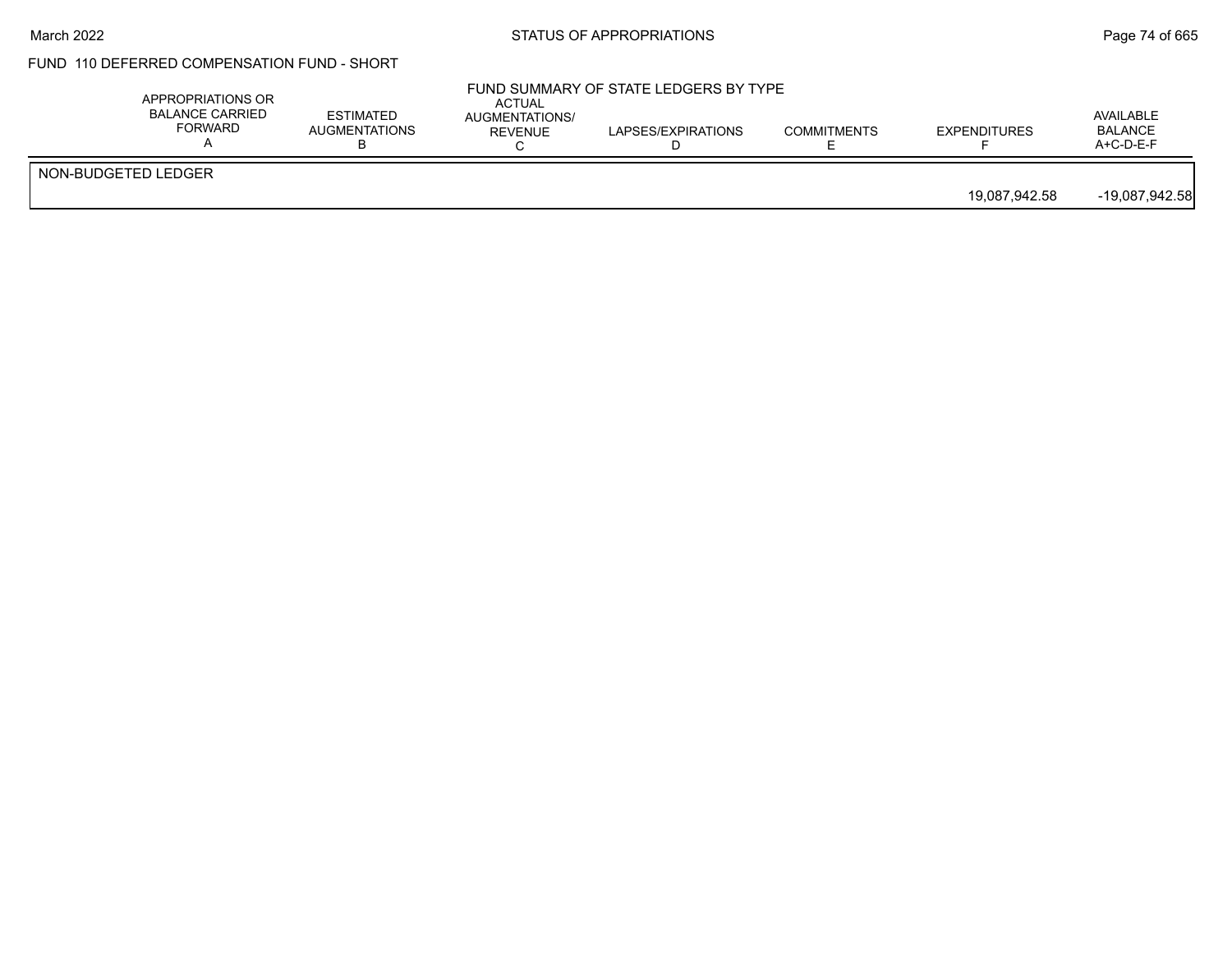FUND 110 DEFERRED COMPENSATION FUND - SHORT

FUND SUMMARY OF STATE LEDGERS BY TYPE

| | APPROPRIATIONS OR BALANCE CARRIED FORWARD A | ESTIMATED AUGMENTATIONS B | ACTUAL AUGMENTATIONS/ REVENUE C | LAPSES/EXPIRATIONS D | COMMITMENTS E | EXPENDITURES F | AVAILABLE BALANCE A+C-D-E-F |
|---|---|---|---|---|---|---|---|
| NON-BUDGETED LEDGER | | | | | | | |
| | | | | | | 19,087,942.58 | -19,087,942.58 |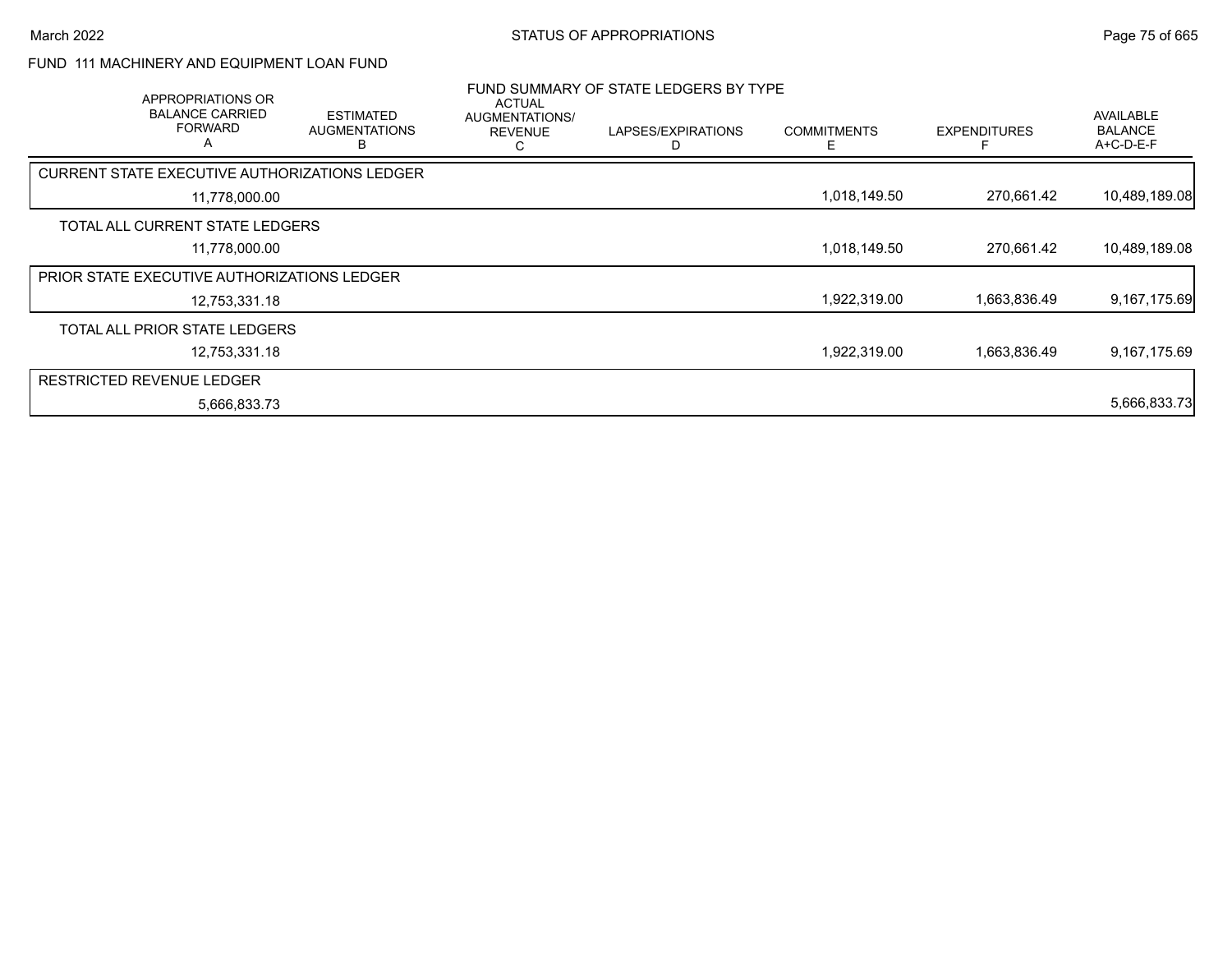# FUND 111 MACHINERY AND EQUIPMENT LOAN FUND

## FUND SUMMARY OF STATE LEDGERS BY TYPE

| APPROPRIATIONS OR BALANCE CARRIED FORWARD A | ESTIMATED AUGMENTATIONS B | ACTUAL AUGMENTATIONS/ REVENUE C | LAPSES/EXPIRATIONS D | COMMITMENTS E | EXPENDITURES F | AVAILABLE BALANCE A+C-D-E-F |
|---|---|---|---|---|---|---|
| **CURRENT STATE EXECUTIVE AUTHORIZATIONS LEDGER** | | | | | | |
| 11,778,000.00 | | | | 1,018,149.50 | 270,661.42 | 10,489,189.08 |
| **TOTAL ALL CURRENT STATE LEDGERS** | | | | | | |
| 11,778,000.00 | | | | 1,018,149.50 | 270,661.42 | 10,489,189.08 |
| **PRIOR STATE EXECUTIVE AUTHORIZATIONS LEDGER** | | | | | | |
| 12,753,331.18 | | | | 1,922,319.00 | 1,663,836.49 | 9,167,175.69 |
| **TOTAL ALL PRIOR STATE LEDGERS** | | | | | | |
| 12,753,331.18 | | | | 1,922,319.00 | 1,663,836.49 | 9,167,175.69 |
| **RESTRICTED REVENUE LEDGER** | | | | | | |
| 5,666,833.73 | | | | | | 5,666,833.73 |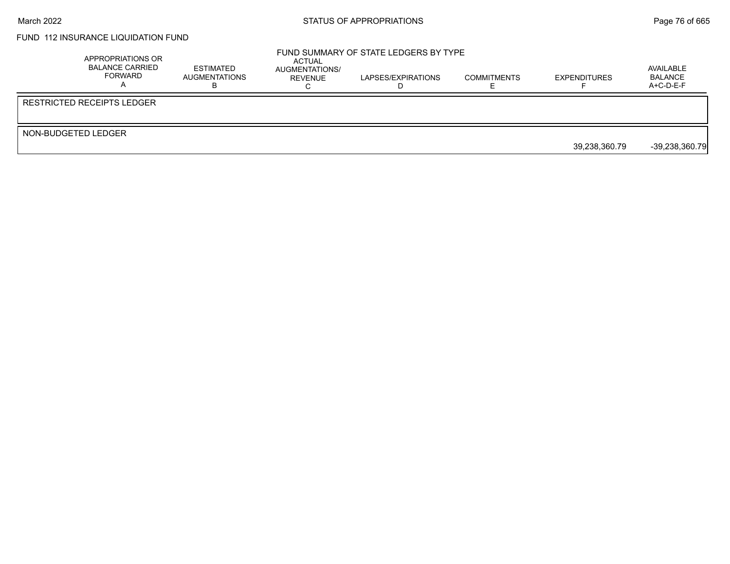FUND 112 INSURANCE LIQUIDATION FUND

FUND SUMMARY OF STATE LEDGERS BY TYPE

| | APPROPRIATIONS OR BALANCE CARRIED FORWARD A | ESTIMATED AUGMENTATIONS B | ACTUAL AUGMENTATIONS/ REVENUE C | LAPSES/EXPIRATIONS D | COMMITMENTS E | EXPENDITURES F | AVAILABLE BALANCE A+C-D-E-F |
|---|---|---|---|---|---|---|---|
| RESTRICTED RECEIPTS LEDGER | | | | | | | |
| NON-BUDGETED LEDGER | | | | | | 39,238,360.79 | -39,238,360.79 |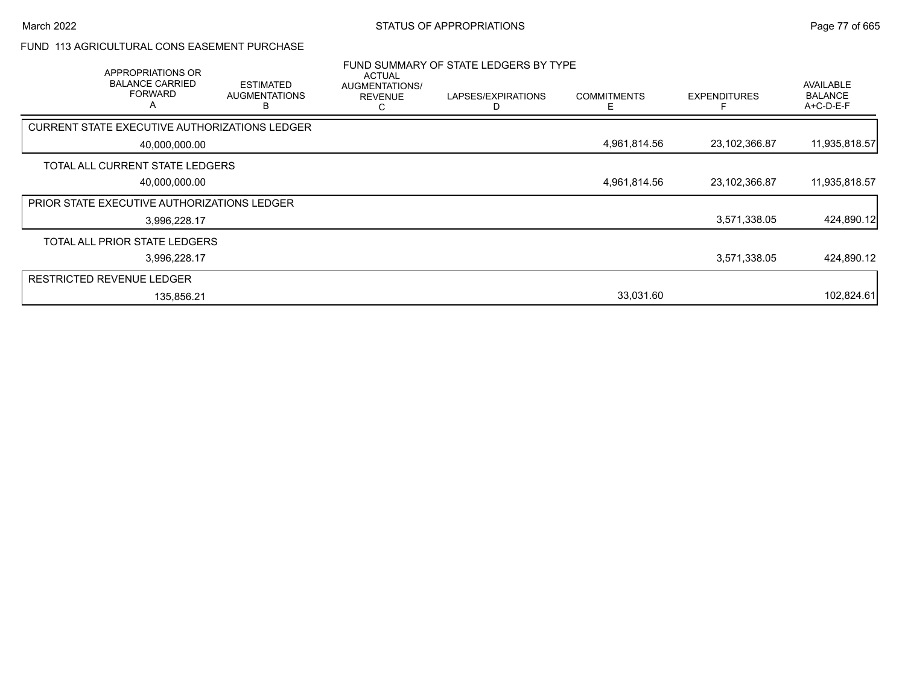# STATUS OF APPROPRIATIONS

## FUND 113 AGRICULTURAL CONS EASEMENT PURCHASE

### FUND SUMMARY OF STATE LEDGERS BY TYPE

| APPROPRIATIONS OR BALANCE CARRIED FORWARD A | ESTIMATED AUGMENTATIONS B | ACTUAL AUGMENTATIONS/ REVENUE C | LAPSES/EXPIRATIONS D | COMMITMENTS E | EXPENDITURES F | AVAILABLE BALANCE A+C-D-E-F |
|---|---|---|---|---|---|---|
| **CURRENT STATE EXECUTIVE AUTHORIZATIONS LEDGER** | | | | | | |
| 40,000,000.00 | | | | 4,961,814.56 | 23,102,366.87 | 11,935,818.57 |
| **TOTAL ALL CURRENT STATE LEDGERS** | | | | | | |
| 40,000,000.00 | | | | 4,961,814.56 | 23,102,366.87 | 11,935,818.57 |
| **PRIOR STATE EXECUTIVE AUTHORIZATIONS LEDGER** | | | | | | |
| 3,996,228.17 | | | | | 3,571,338.05 | 424,890.12 |
| **TOTAL ALL PRIOR STATE LEDGERS** | | | | | | |
| 3,996,228.17 | | | | | 3,571,338.05 | 424,890.12 |
| **RESTRICTED REVENUE LEDGER** | | | | | | |
| 135,856.21 | | | | 33,031.60 | | 102,824.61 |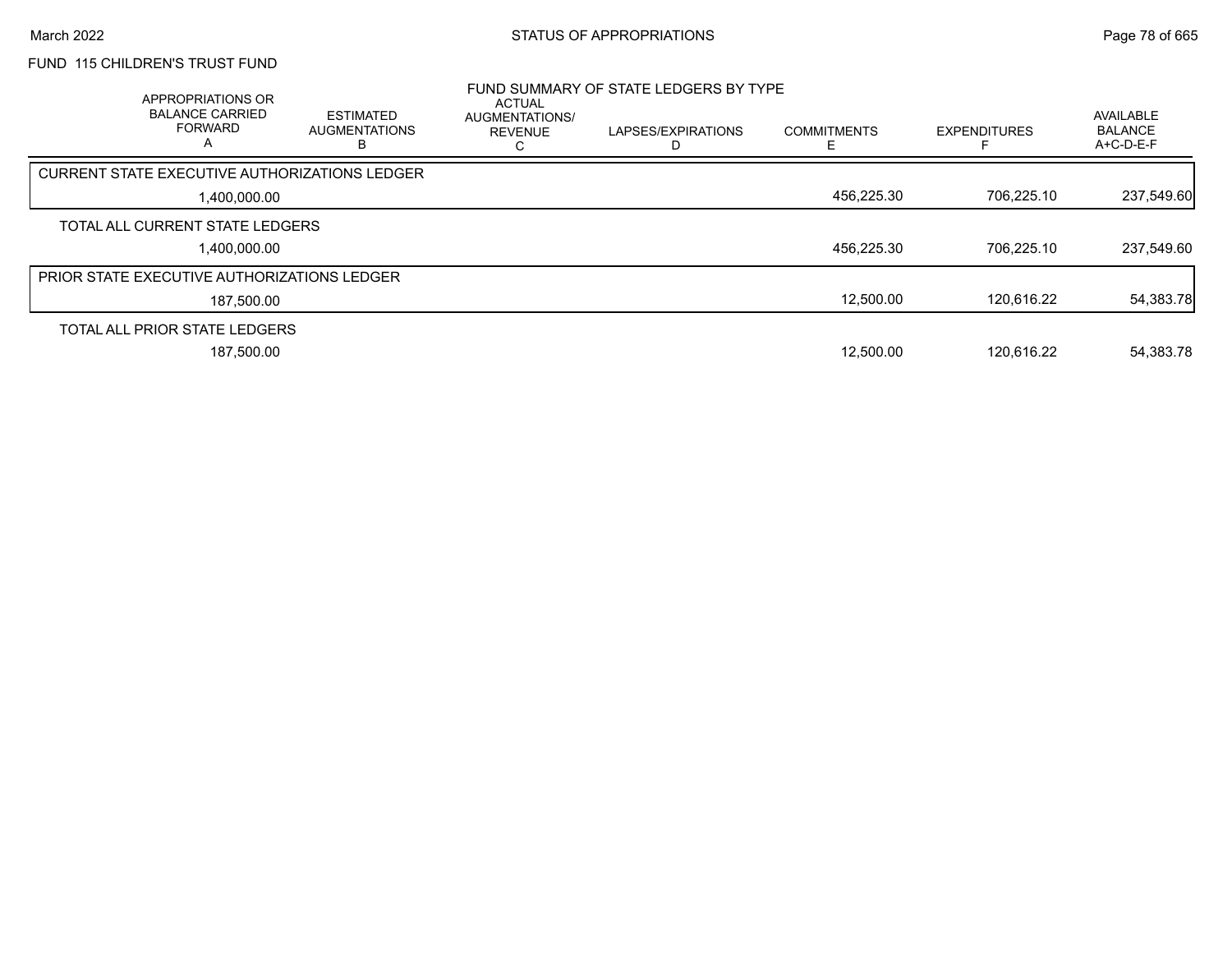STATUS OF APPROPRIATIONS

FUND 115 CHILDREN'S TRUST FUND

FUND SUMMARY OF STATE LEDGERS BY TYPE

| APPROPRIATIONS OR BALANCE CARRIED FORWARD A | ESTIMATED AUGMENTATIONS B | ACTUAL AUGMENTATIONS/ REVENUE C | LAPSES/EXPIRATIONS D | COMMITMENTS E | EXPENDITURES F | AVAILABLE BALANCE A+C-D-E-F |
|---|---|---|---|---|---|---|
| CURRENT STATE EXECUTIVE AUTHORIZATIONS LEDGER | | | | | | |
| 1,400,000.00 | | | | 456,225.30 | 706,225.10 | 237,549.60 |
| TOTAL ALL CURRENT STATE LEDGERS | | | | | | |
| 1,400,000.00 | | | | 456,225.30 | 706,225.10 | 237,549.60 |
| PRIOR STATE EXECUTIVE AUTHORIZATIONS LEDGER | | | | | | |
| 187,500.00 | | | | 12,500.00 | 120,616.22 | 54,383.78 |
| TOTAL ALL PRIOR STATE LEDGERS | | | | | | |
| 187,500.00 | | | | 12,500.00 | 120,616.22 | 54,383.78 |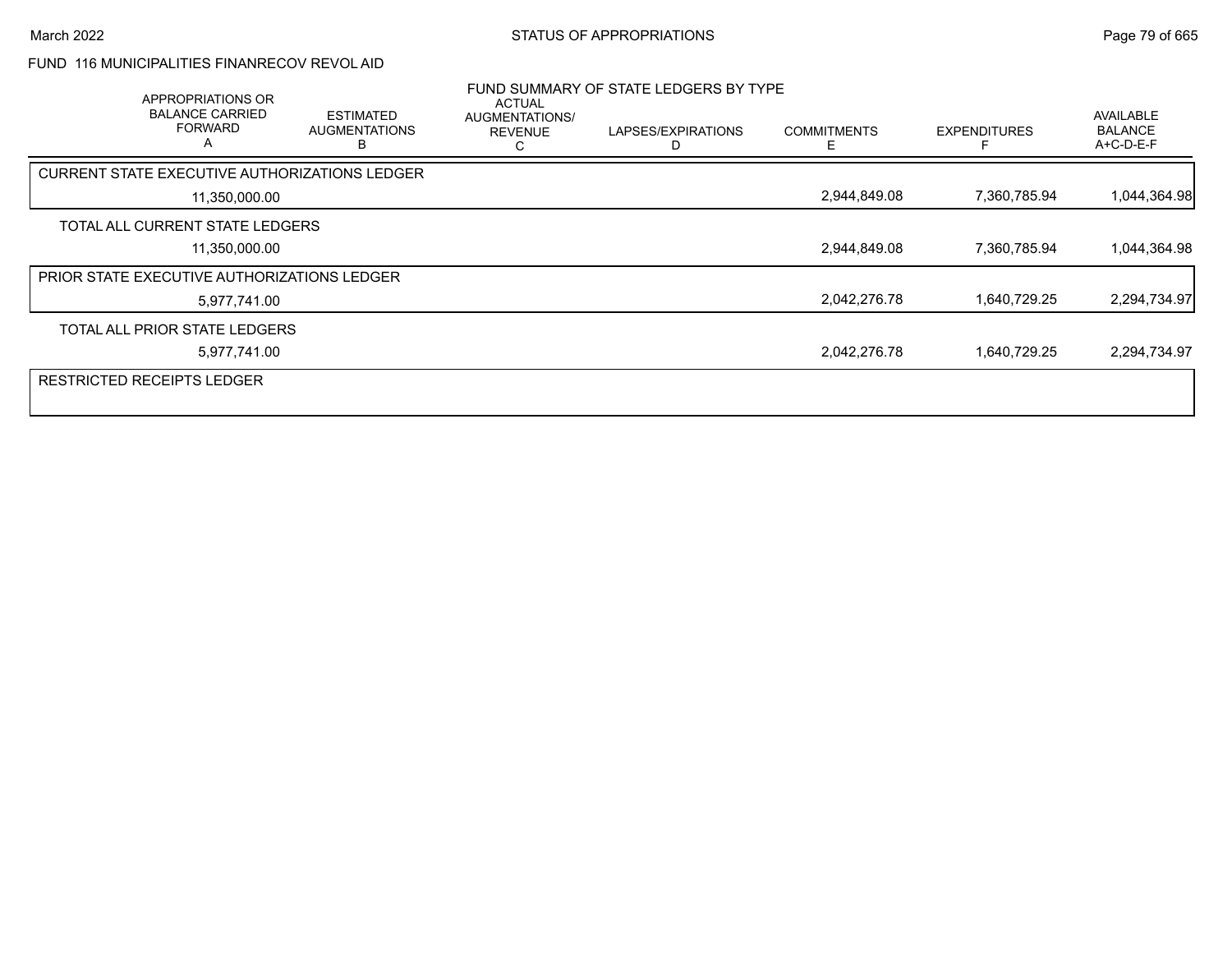FUND 116 MUNICIPALITIES FINANRECOV REVOL AID

FUND SUMMARY OF STATE LEDGERS BY TYPE

| APPROPRIATIONS OR BALANCE CARRIED FORWARD A | ESTIMATED AUGMENTATIONS B | ACTUAL AUGMENTATIONS/ REVENUE C | LAPSES/EXPIRATIONS D | COMMITMENTS E | EXPENDITURES F | AVAILABLE BALANCE A+C-D-E-F |
|---|---|---|---|---|---|---|
| CURRENT STATE EXECUTIVE AUTHORIZATIONS LEDGER | | | | | | |
| 11,350,000.00 | | | | 2,944,849.08 | 7,360,785.94 | 1,044,364.98 |
| TOTAL ALL CURRENT STATE LEDGERS | | | | | | |
| 11,350,000.00 | | | | 2,944,849.08 | 7,360,785.94 | 1,044,364.98 |
| PRIOR STATE EXECUTIVE AUTHORIZATIONS LEDGER | | | | | | |
| 5,977,741.00 | | | | 2,042,276.78 | 1,640,729.25 | 2,294,734.97 |
| TOTAL ALL PRIOR STATE LEDGERS | | | | | | |
| 5,977,741.00 | | | | 2,042,276.78 | 1,640,729.25 | 2,294,734.97 |
| RESTRICTED RECEIPTS LEDGER | | | | | | |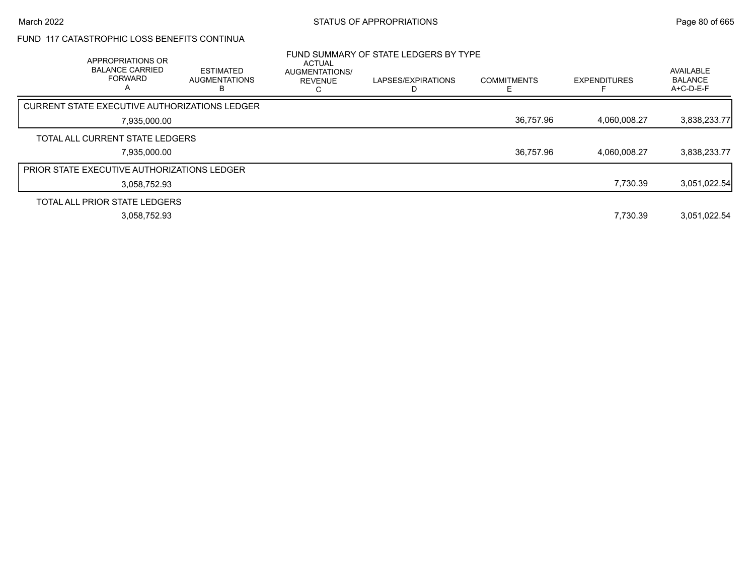FUND 117 CATASTROPHIC LOSS BENEFITS CONTINUA

FUND SUMMARY OF STATE LEDGERS BY TYPE

| APPROPRIATIONS OR BALANCE CARRIED FORWARD A | ESTIMATED AUGMENTATIONS B | ACTUAL AUGMENTATIONS/ REVENUE C | LAPSES/EXPIRATIONS D | COMMITMENTS E | EXPENDITURES F | AVAILABLE BALANCE A+C-D-E-F |
|---|---|---|---|---|---|---|
| CURRENT STATE EXECUTIVE AUTHORIZATIONS LEDGER | | | | | | |
| 7,935,000.00 | | | | 36,757.96 | 4,060,008.27 | 3,838,233.77 |
| TOTAL ALL CURRENT STATE LEDGERS | | | | | | |
| 7,935,000.00 | | | | 36,757.96 | 4,060,008.27 | 3,838,233.77 |
| PRIOR STATE EXECUTIVE AUTHORIZATIONS LEDGER | | | | | | |
| 3,058,752.93 | | | | | 7,730.39 | 3,051,022.54 |
| TOTAL ALL PRIOR STATE LEDGERS | | | | | | |
| 3,058,752.93 | | | | | 7,730.39 | 3,051,022.54 |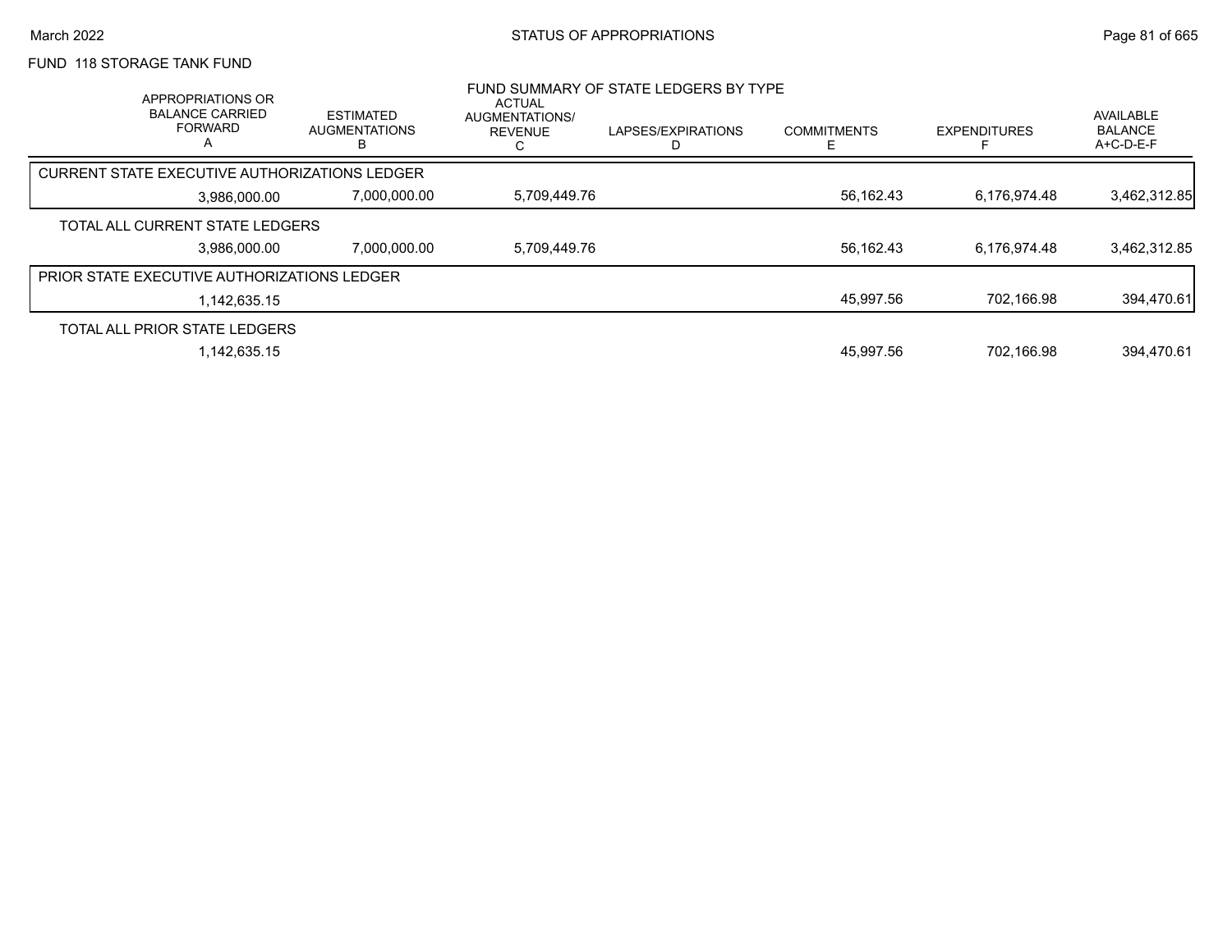## FUND 118 STORAGE TANK FUND

### FUND SUMMARY OF STATE LEDGERS BY TYPE

| APPROPRIATIONS OR BALANCE CARRIED FORWARD A | ESTIMATED AUGMENTATIONS B | ACTUAL AUGMENTATIONS/ REVENUE C | LAPSES/EXPIRATIONS D | COMMITMENTS E | EXPENDITURES F | AVAILABLE BALANCE A+C-D-E-F |
|---|---|---|---|---|---|---|
| **CURRENT STATE EXECUTIVE AUTHORIZATIONS LEDGER** | | | | | | |
| 3,986,000.00 | 7,000,000.00 | 5,709,449.76 | | 56,162.43 | 6,176,974.48 | 3,462,312.85 |
| **TOTAL ALL CURRENT STATE LEDGERS** | | | | | | |
| 3,986,000.00 | 7,000,000.00 | 5,709,449.76 | | 56,162.43 | 6,176,974.48 | 3,462,312.85 |
| **PRIOR STATE EXECUTIVE AUTHORIZATIONS LEDGER** | | | | | | |
| 1,142,635.15 | | | | 45,997.56 | 702,166.98 | 394,470.61 |
| **TOTAL ALL PRIOR STATE LEDGERS** | | | | | | |
| 1,142,635.15 | | | | 45,997.56 | 702,166.98 | 394,470.61 |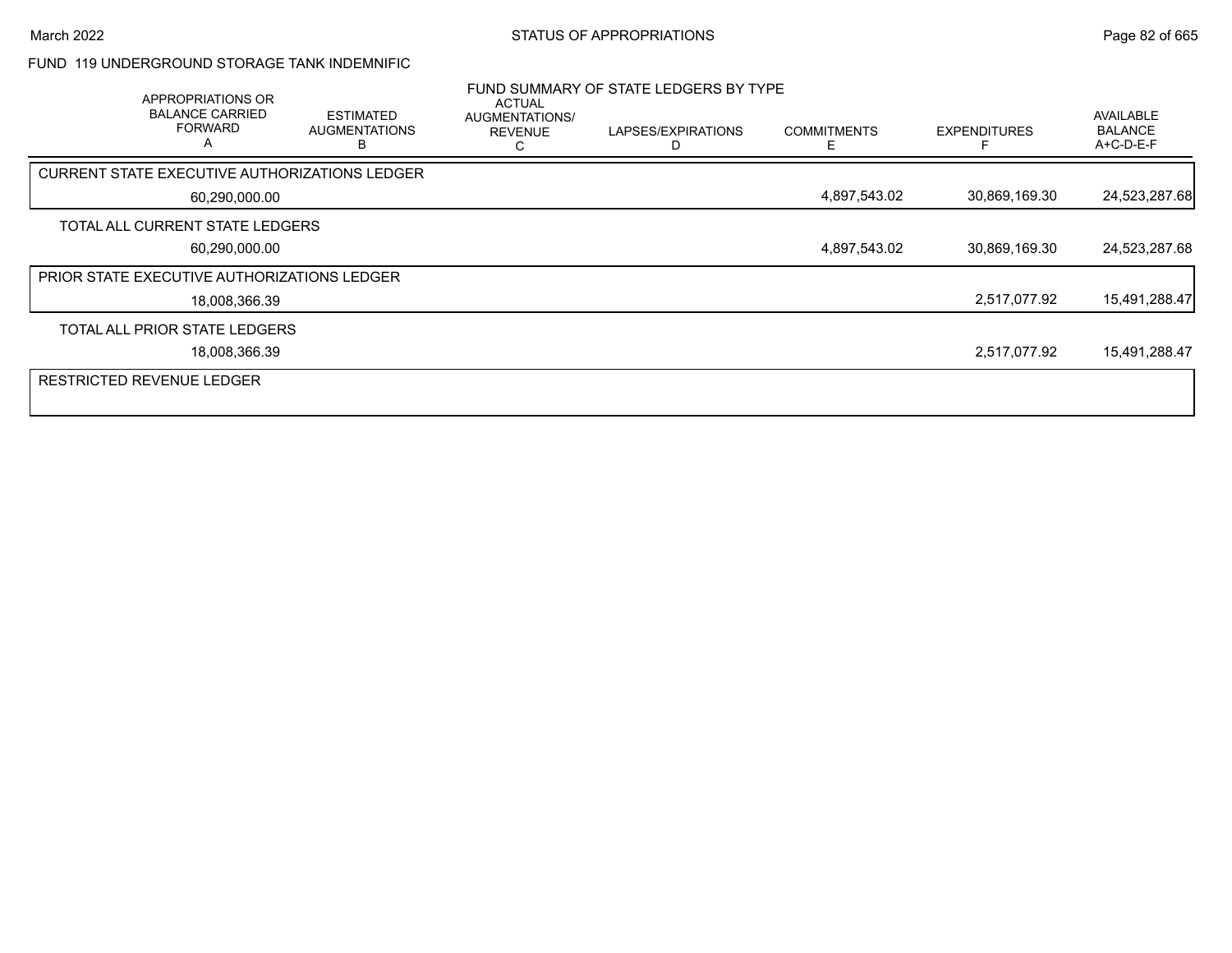FUND 119 UNDERGROUND STORAGE TANK INDEMNIFIC

FUND SUMMARY OF STATE LEDGERS BY TYPE

| APPROPRIATIONS OR BALANCE CARRIED FORWARD A | ESTIMATED AUGMENTATIONS B | ACTUAL AUGMENTATIONS/ REVENUE C | LAPSES/EXPIRATIONS D | COMMITMENTS E | EXPENDITURES F | AVAILABLE BALANCE A+C-D-E-F |
|---|---|---|---|---|---|---|
| CURRENT STATE EXECUTIVE AUTHORIZATIONS LEDGER | | | | | | |
| 60,290,000.00 | | | | 4,897,543.02 | 30,869,169.30 | 24,523,287.68 |
| TOTAL ALL CURRENT STATE LEDGERS | | | | | | |
| 60,290,000.00 | | | | 4,897,543.02 | 30,869,169.30 | 24,523,287.68 |
| PRIOR STATE EXECUTIVE AUTHORIZATIONS LEDGER | | | | | | |
| 18,008,366.39 | | | | | 2,517,077.92 | 15,491,288.47 |
| TOTAL ALL PRIOR STATE LEDGERS | | | | | | |
| 18,008,366.39 | | | | | 2,517,077.92 | 15,491,288.47 |
| RESTRICTED REVENUE LEDGER | | | | | | |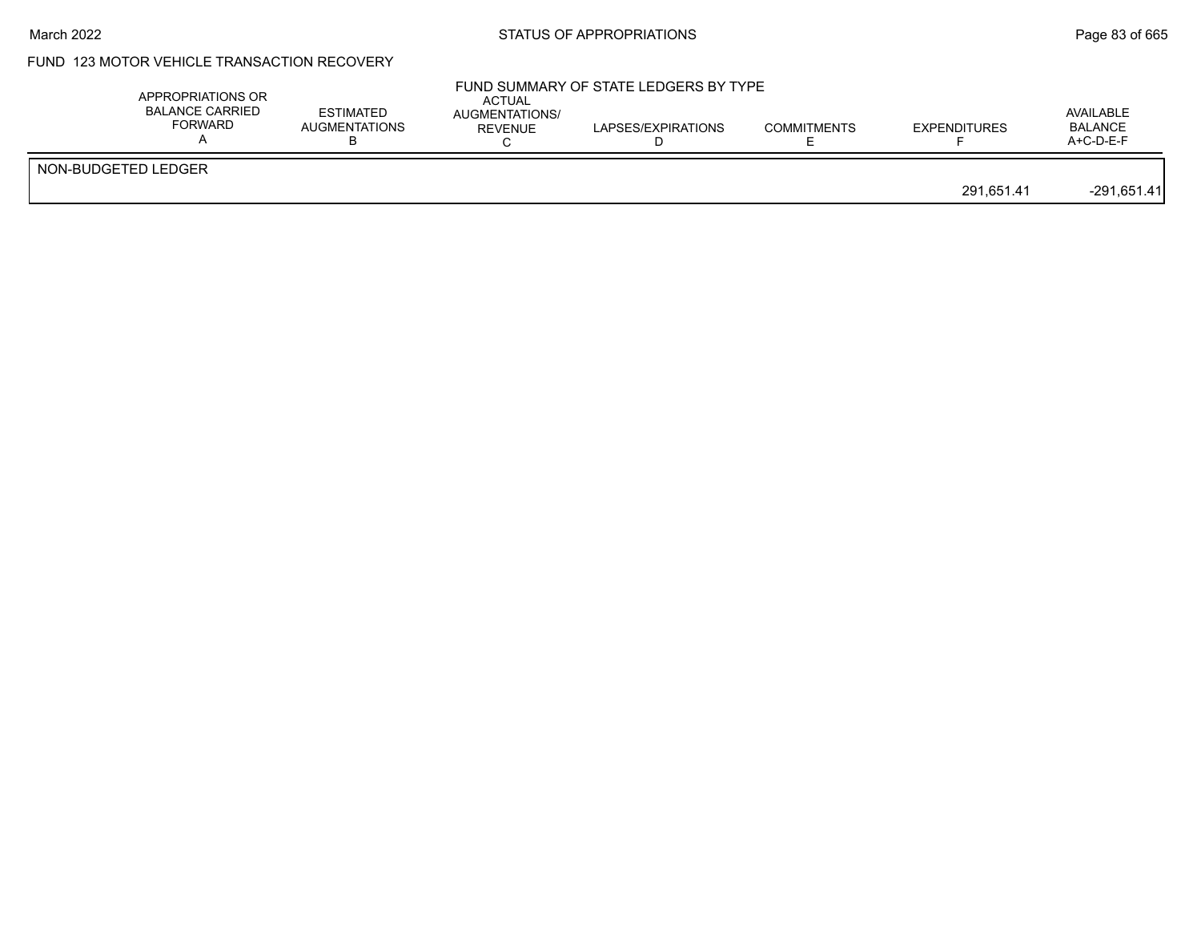## FUND 123 MOTOR VEHICLE TRANSACTION RECOVERY

### FUND SUMMARY OF STATE LEDGERS BY TYPE

| | APPROPRIATIONS OR BALANCE CARRIED FORWARD A | ESTIMATED AUGMENTATIONS B | ACTUAL AUGMENTATIONS/ REVENUE C | LAPSES/EXPIRATIONS D | COMMITMENTS E | EXPENDITURES F | AVAILABLE BALANCE A+C-D-E-F |
|---|---|---|---|---|---|---|---|
| NON-BUDGETED LEDGER | | | | | | | |
| | | | | | | 291,651.41 | -291,651.41 |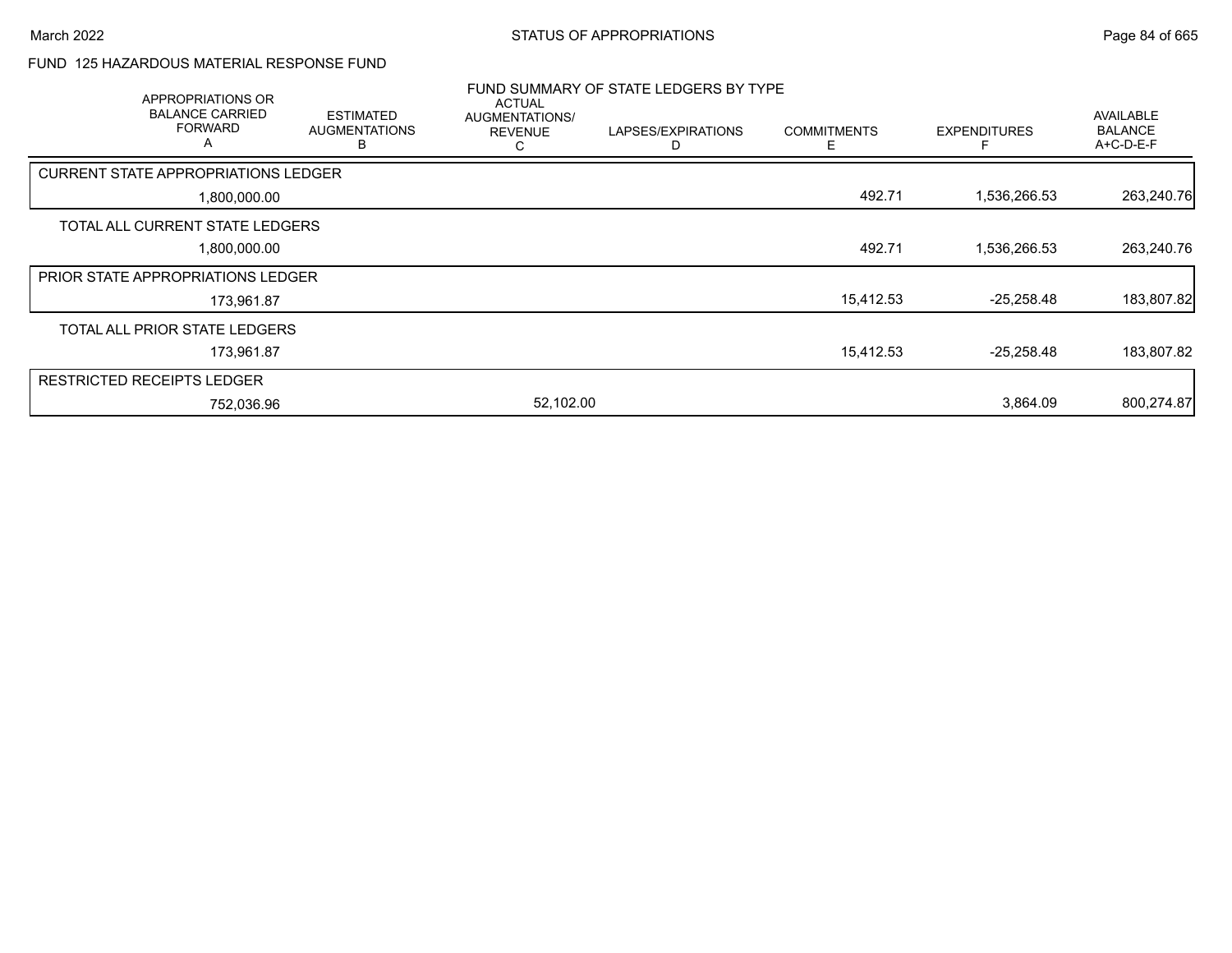# FUND 125 HAZARDOUS MATERIAL RESPONSE FUND

## FUND SUMMARY OF STATE LEDGERS BY TYPE

| APPROPRIATIONS OR BALANCE CARRIED FORWARD A | ESTIMATED AUGMENTATIONS B | ACTUAL AUGMENTATIONS/ REVENUE C | LAPSES/EXPIRATIONS D | COMMITMENTS E | EXPENDITURES F | AVAILABLE BALANCE A+C-D-E-F |
|---|---|---|---|---|---|---|
| CURRENT STATE APPROPRIATIONS LEDGER | | | | | | |
| 1,800,000.00 | | | | 492.71 | 1,536,266.53 | 263,240.76 |
| TOTAL ALL CURRENT STATE LEDGERS | | | | | | |
| 1,800,000.00 | | | | 492.71 | 1,536,266.53 | 263,240.76 |
| PRIOR STATE APPROPRIATIONS LEDGER | | | | | | |
| 173,961.87 | | | | 15,412.53 | -25,258.48 | 183,807.82 |
| TOTAL ALL PRIOR STATE LEDGERS | | | | | | |
| 173,961.87 | | | | 15,412.53 | -25,258.48 | 183,807.82 |
| RESTRICTED RECEIPTS LEDGER | | | | | | |
| 752,036.96 | | 52,102.00 | | | 3,864.09 | 800,274.87 |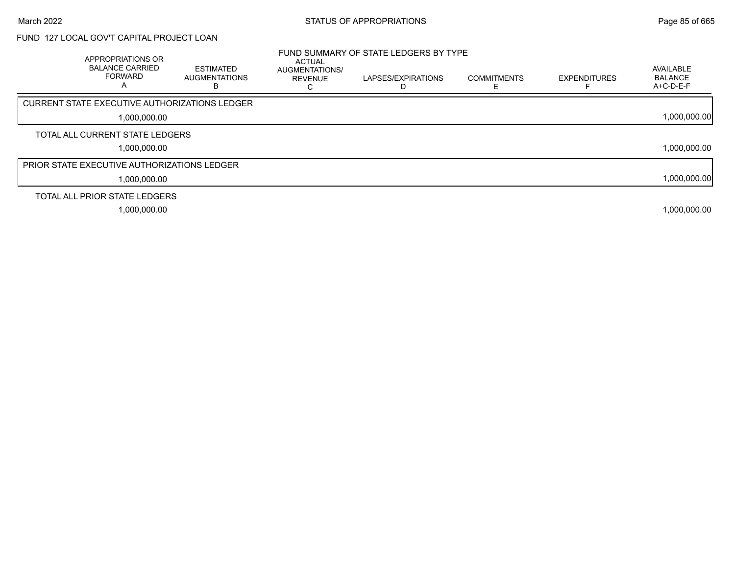FUND 127 LOCAL GOV'T CAPITAL PROJECT LOAN

FUND SUMMARY OF STATE LEDGERS BY TYPE

| APPROPRIATIONS OR BALANCE CARRIED FORWARD A | ESTIMATED AUGMENTATIONS B | ACTUAL AUGMENTATIONS/ REVENUE C | LAPSES/EXPIRATIONS D | COMMITMENTS E | EXPENDITURES F | AVAILABLE BALANCE A+C-D-E-F |
|---|---|---|---|---|---|---|
| **CURRENT STATE EXECUTIVE AUTHORIZATIONS LEDGER** | | | | | | |
| 1,000,000.00 | | | | | | 1,000,000.00 |
| **TOTAL ALL CURRENT STATE LEDGERS** | | | | | | |
| 1,000,000.00 | | | | | | 1,000,000.00 |
| **PRIOR STATE EXECUTIVE AUTHORIZATIONS LEDGER** | | | | | | |
| 1,000,000.00 | | | | | | 1,000,000.00 |
| **TOTAL ALL PRIOR STATE LEDGERS** | | | | | | |
| 1,000,000.00 | | | | | | 1,000,000.00 |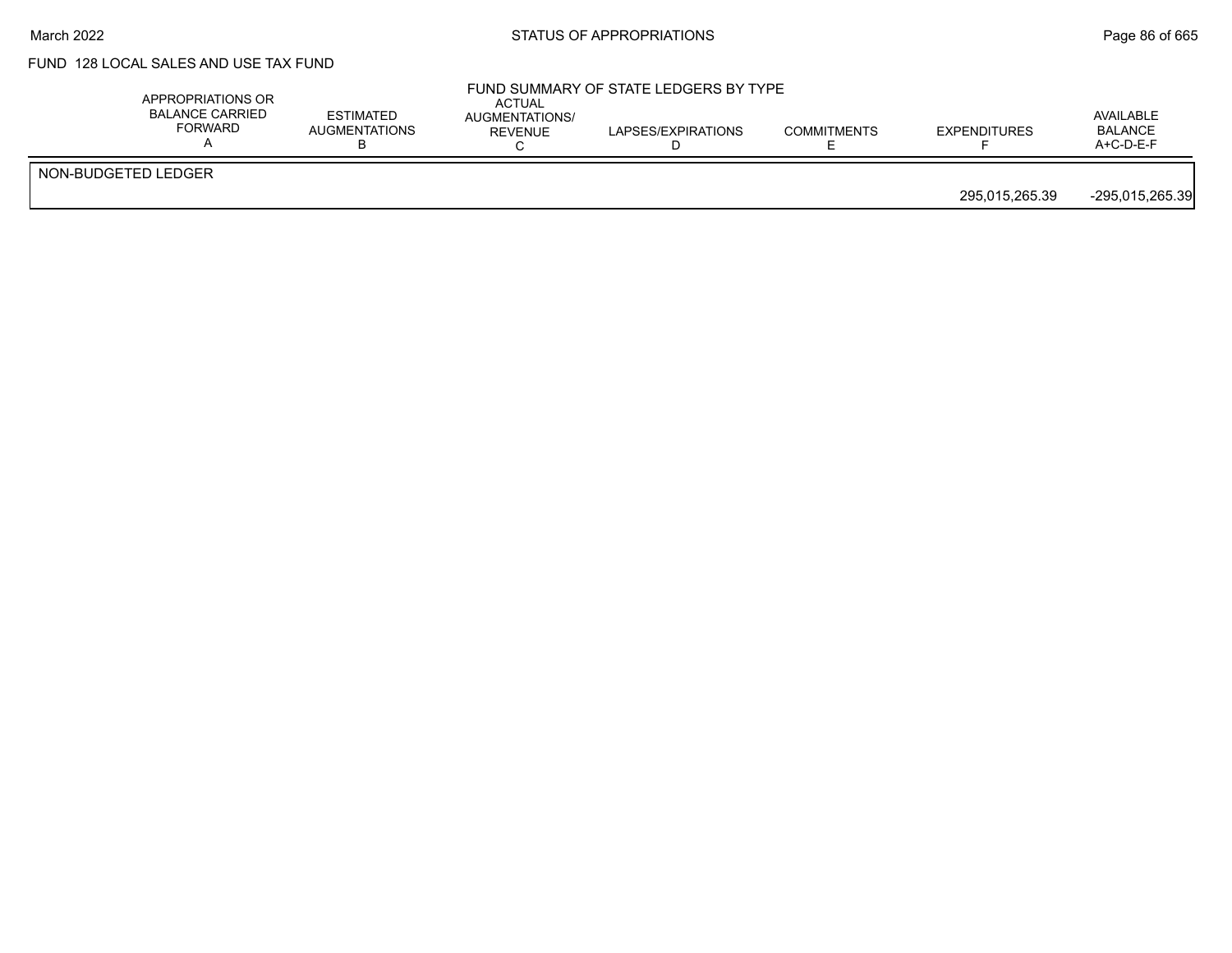FUND 128 LOCAL SALES AND USE TAX FUND

FUND SUMMARY OF STATE LEDGERS BY TYPE

| | APPROPRIATIONS OR BALANCE CARRIED FORWARD A | ESTIMATED AUGMENTATIONS B | ACTUAL AUGMENTATIONS/ REVENUE C | LAPSES/EXPIRATIONS D | COMMITMENTS E | EXPENDITURES F | AVAILABLE BALANCE A+C-D-E-F |
|---|---|---|---|---|---|---|---|
| NON-BUDGETED LEDGER | | | | | | | |
| | | | | | | 295,015,265.39 | -295,015,265.39 |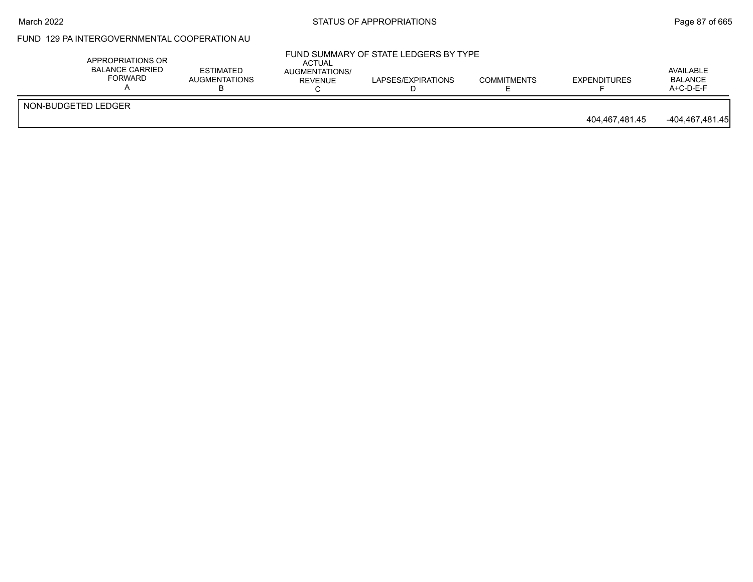STATUS OF APPROPRIATIONS

FUND 129 PA INTERGOVERNMENTAL COOPERATION AU

FUND SUMMARY OF STATE LEDGERS BY TYPE

| | APPROPRIATIONS OR BALANCE CARRIED FORWARD A | ESTIMATED AUGMENTATIONS B | ACTUAL AUGMENTATIONS/ REVENUE C | LAPSES/EXPIRATIONS D | COMMITMENTS E | EXPENDITURES F | AVAILABLE BALANCE A+C-D-E-F |
|---|---|---|---|---|---|---|---|
| NON-BUDGETED LEDGER | | | | | | | |
| | | | | | | 404,467,481.45 | -404,467,481.45 |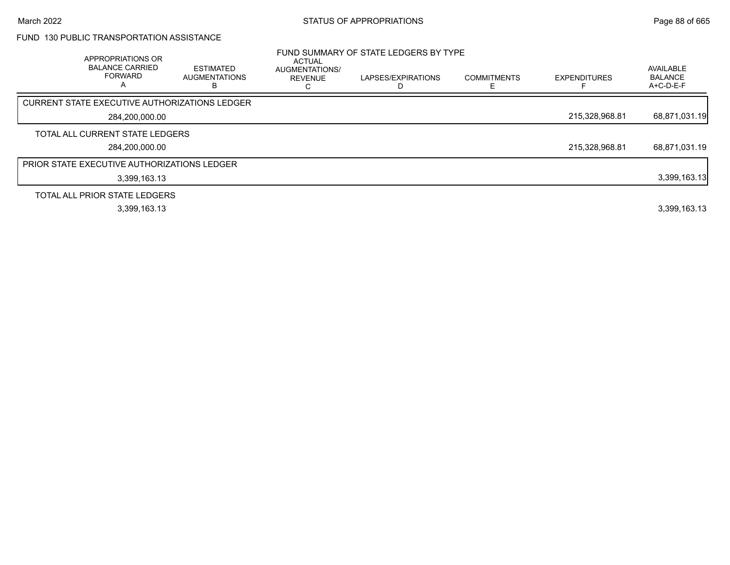## FUND 130 PUBLIC TRANSPORTATION ASSISTANCE

### FUND SUMMARY OF STATE LEDGERS BY TYPE

| APPROPRIATIONS OR BALANCE CARRIED FORWARD A | ESTIMATED AUGMENTATIONS B | ACTUAL AUGMENTATIONS/ REVENUE C | LAPSES/EXPIRATIONS D | COMMITMENTS E | EXPENDITURES F | AVAILABLE BALANCE A+C-D-E-F |
|---|---|---|---|---|---|---|
| CURRENT STATE EXECUTIVE AUTHORIZATIONS LEDGER | | | | | | |
| 284,200,000.00 | | | | | 215,328,968.81 | 68,871,031.19 |
| TOTAL ALL CURRENT STATE LEDGERS | | | | | | |
| 284,200,000.00 | | | | | 215,328,968.81 | 68,871,031.19 |
| PRIOR STATE EXECUTIVE AUTHORIZATIONS LEDGER | | | | | | |
| 3,399,163.13 | | | | | | 3,399,163.13 |
| TOTAL ALL PRIOR STATE LEDGERS | | | | | | |
| 3,399,163.13 | | | | | | 3,399,163.13 |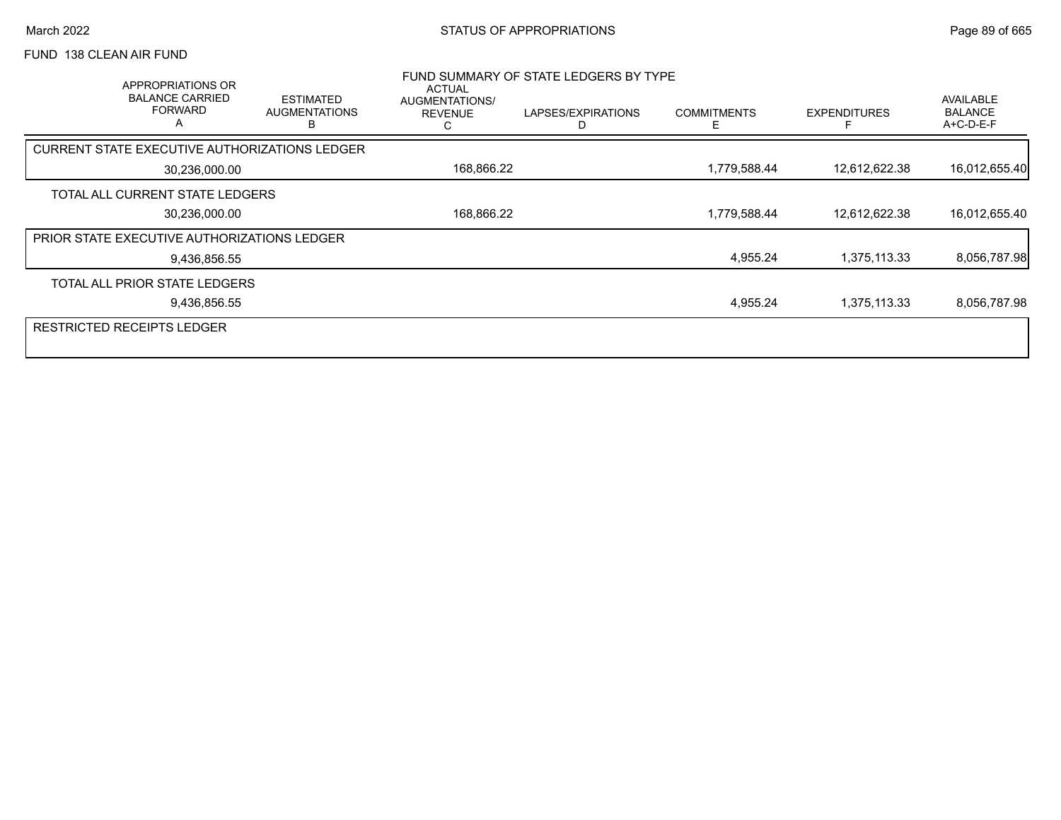FUND 138 CLEAN AIR FUND

FUND SUMMARY OF STATE LEDGERS BY TYPE

| APPROPRIATIONS OR BALANCE CARRIED FORWARD A | ESTIMATED AUGMENTATIONS B | ACTUAL AUGMENTATIONS/ REVENUE C | LAPSES/EXPIRATIONS D | COMMITMENTS E | EXPENDITURES F | AVAILABLE BALANCE A+C-D-E-F |
|---|---|---|---|---|---|---|
| CURRENT STATE EXECUTIVE AUTHORIZATIONS LEDGER | | | | | | |
| 30,236,000.00 | | 168,866.22 | | 1,779,588.44 | 12,612,622.38 | 16,012,655.40 |
| TOTAL ALL CURRENT STATE LEDGERS | | | | | | |
| 30,236,000.00 | | 168,866.22 | | 1,779,588.44 | 12,612,622.38 | 16,012,655.40 |
| PRIOR STATE EXECUTIVE AUTHORIZATIONS LEDGER | | | | | | |
| 9,436,856.55 | | | | 4,955.24 | 1,375,113.33 | 8,056,787.98 |
| TOTAL ALL PRIOR STATE LEDGERS | | | | | | |
| 9,436,856.55 | | | | 4,955.24 | 1,375,113.33 | 8,056,787.98 |
| RESTRICTED RECEIPTS LEDGER | | | | | | |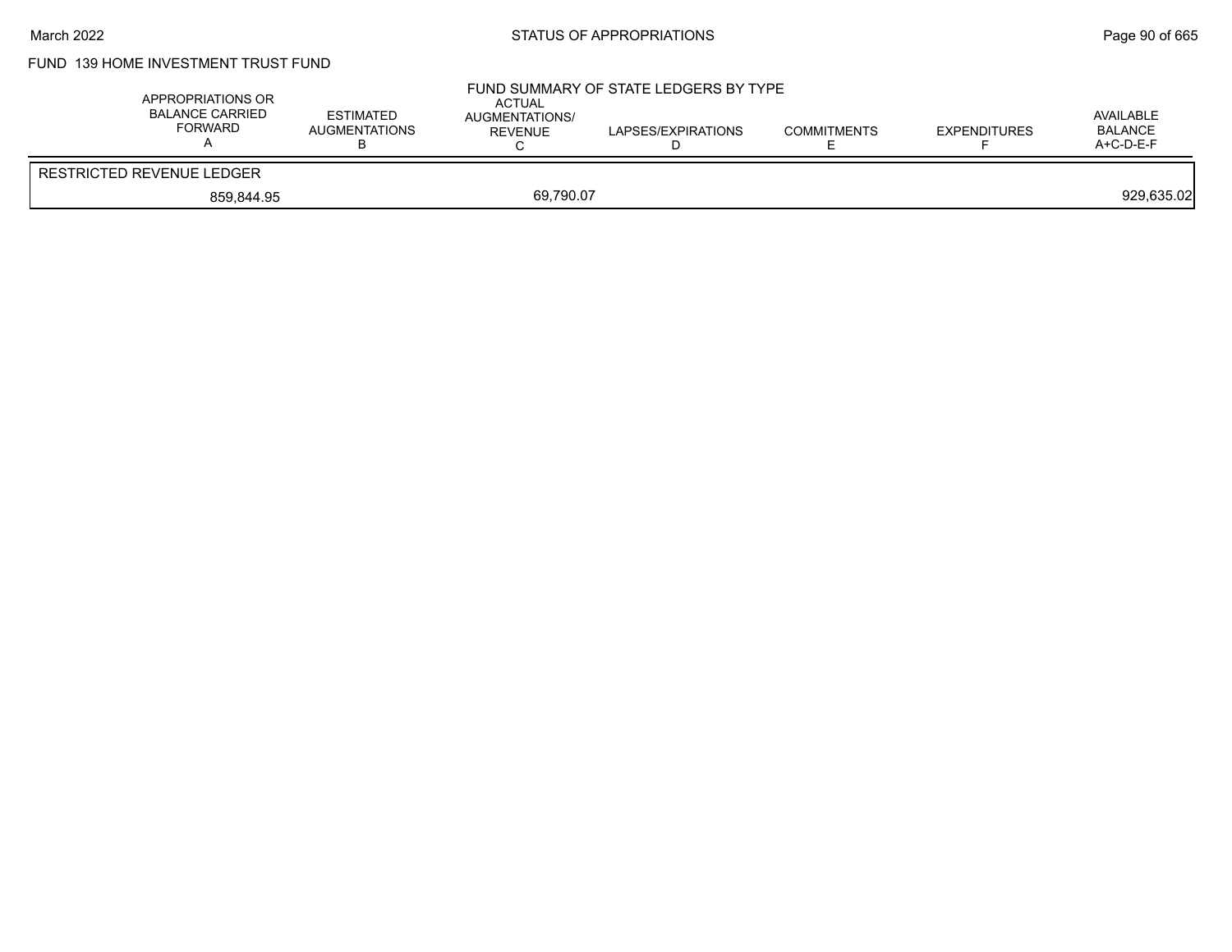## FUND 139 HOME INVESTMENT TRUST FUND

### FUND SUMMARY OF STATE LEDGERS BY TYPE

| APPROPRIATIONS OR BALANCE CARRIED FORWARD A | ESTIMATED AUGMENTATIONS B | ACTUAL AUGMENTATIONS/ REVENUE C | LAPSES/EXPIRATIONS D | COMMITMENTS E | EXPENDITURES F | AVAILABLE BALANCE A+C-D-E-F |
|---|---|---|---|---|---|---|
| RESTRICTED REVENUE LEDGER | | | | | | |
| 859,844.95 | | 69,790.07 | | | | 929,635.02 |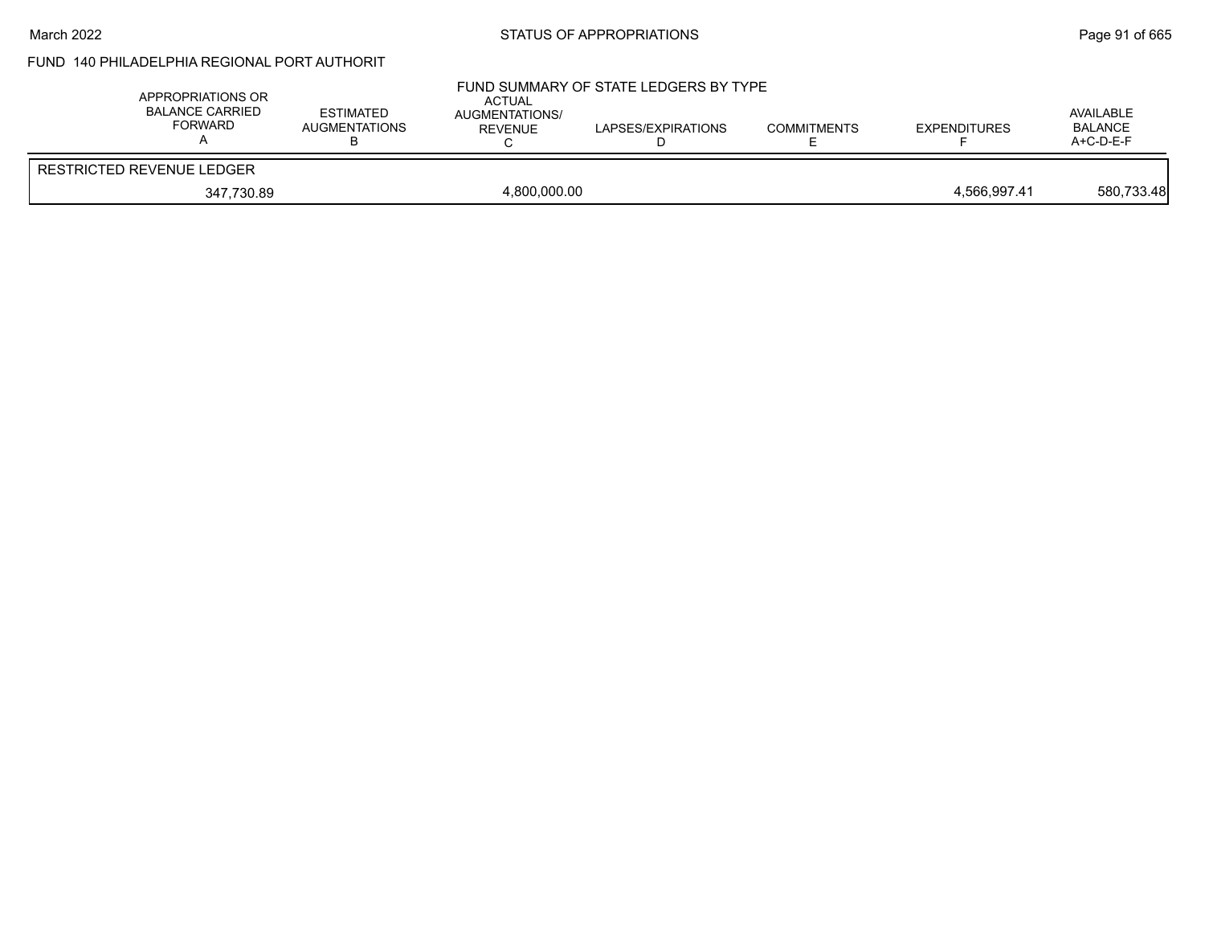FUND 140 PHILADELPHIA REGIONAL PORT AUTHORIT

FUND SUMMARY OF STATE LEDGERS BY TYPE

| APPROPRIATIONS OR BALANCE CARRIED FORWARD A | ESTIMATED AUGMENTATIONS B | ACTUAL AUGMENTATIONS/ REVENUE C | LAPSES/EXPIRATIONS D | COMMITMENTS E | EXPENDITURES F | AVAILABLE BALANCE A+C-D-E-F |
|---|---|---|---|---|---|---|
| RESTRICTED REVENUE LEDGER | | | | | | |
| 347,730.89 | | 4,800,000.00 | | | 4,566,997.41 | 580,733.48 |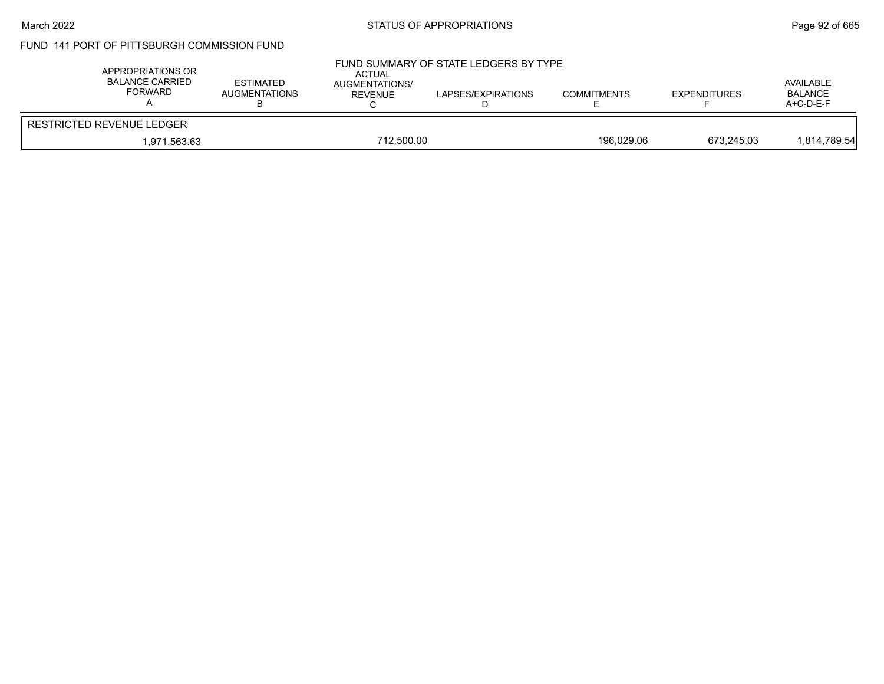FUND 141 PORT OF PITTSBURGH COMMISSION FUND

FUND SUMMARY OF STATE LEDGERS BY TYPE

| APPROPRIATIONS OR BALANCE CARRIED FORWARD A | ESTIMATED AUGMENTATIONS B | ACTUAL AUGMENTATIONS/ REVENUE C | LAPSES/EXPIRATIONS D | COMMITMENTS E | EXPENDITURES F | AVAILABLE BALANCE A+C-D-E-F |
|---|---|---|---|---|---|---|
| RESTRICTED REVENUE LEDGER | | | | | | |
| 1,971,563.63 | | 712,500.00 | | 196,029.06 | 673,245.03 | 1,814,789.54 |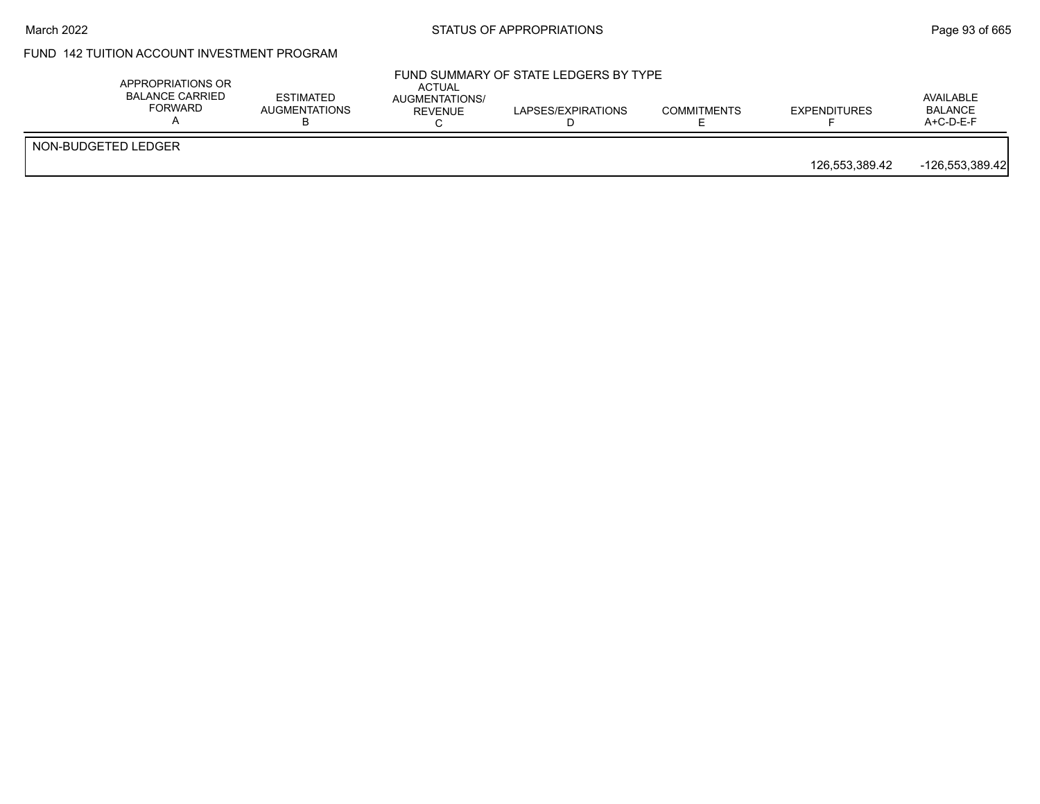## FUND 142 TUITION ACCOUNT INVESTMENT PROGRAM

### FUND SUMMARY OF STATE LEDGERS BY TYPE

| | APPROPRIATIONS OR BALANCE CARRIED FORWARD A | ESTIMATED AUGMENTATIONS B | ACTUAL AUGMENTATIONS/ REVENUE C | LAPSES/EXPIRATIONS D | COMMITMENTS E | EXPENDITURES F | AVAILABLE BALANCE A+C-D-E-F |
|---|---|---|---|---|---|---|---|
| NON-BUDGETED LEDGER | | | | | | 126,553,389.42 | -126,553,389.42 |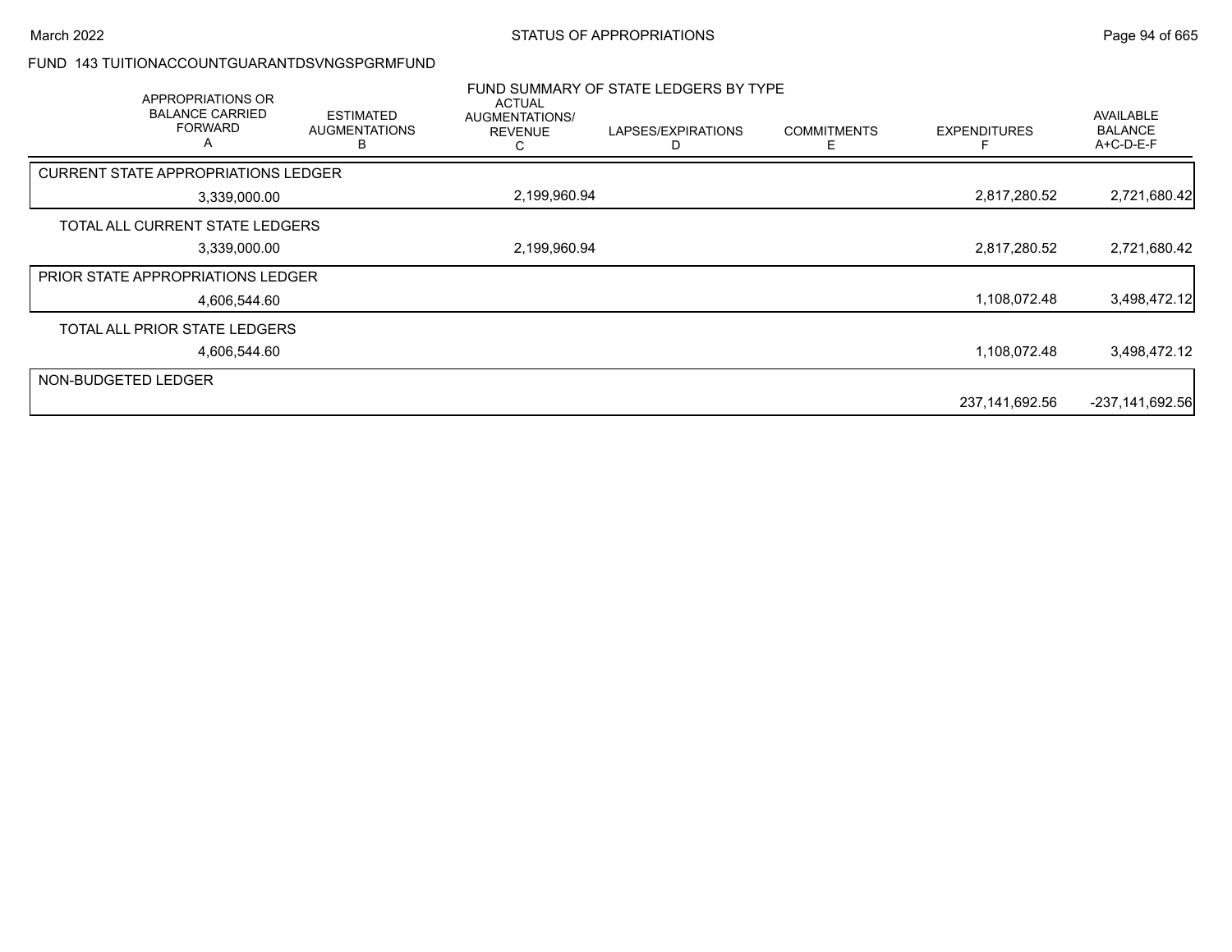FUND 143 TUITIONACCOUNTGUARANTDSVNGSPGRMFUND

FUND SUMMARY OF STATE LEDGERS BY TYPE

| APPROPRIATIONS OR BALANCE CARRIED FORWARD A | ESTIMATED AUGMENTATIONS B | ACTUAL AUGMENTATIONS/ REVENUE C | LAPSES/EXPIRATIONS D | COMMITMENTS E | EXPENDITURES F | AVAILABLE BALANCE A+C-D-E-F |
|---|---|---|---|---|---|---|
| CURRENT STATE APPROPRIATIONS LEDGER | | | | | | |
| 3,339,000.00 | | 2,199,960.94 | | | 2,817,280.52 | 2,721,680.42 |
| TOTAL ALL CURRENT STATE LEDGERS | | | | | | |
| 3,339,000.00 | | 2,199,960.94 | | | 2,817,280.52 | 2,721,680.42 |
| PRIOR STATE APPROPRIATIONS LEDGER | | | | | | |
| 4,606,544.60 | | | | | 1,108,072.48 | 3,498,472.12 |
| TOTAL ALL PRIOR STATE LEDGERS | | | | | | |
| 4,606,544.60 | | | | | 1,108,072.48 | 3,498,472.12 |
| NON-BUDGETED LEDGER | | | | | | |
| | | | | | 237,141,692.56 | -237,141,692.56 |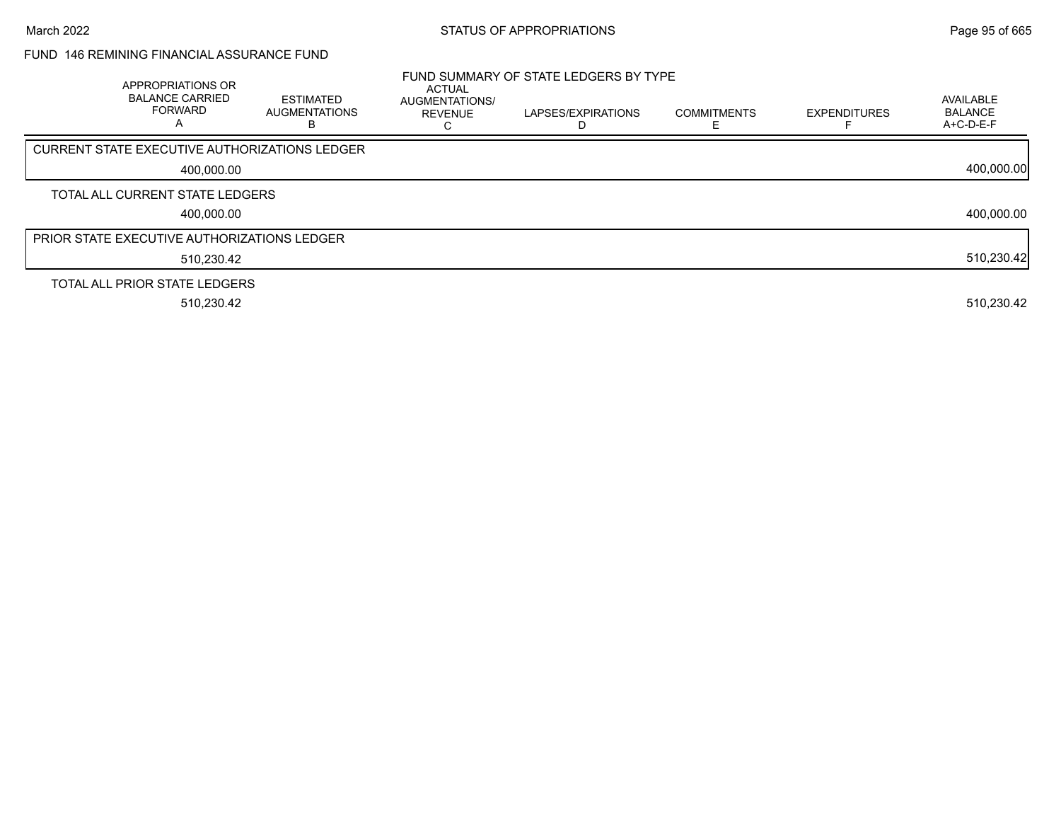FUND 146 REMINING FINANCIAL ASSURANCE FUND

FUND SUMMARY OF STATE LEDGERS BY TYPE

| APPROPRIATIONS OR BALANCE CARRIED FORWARD A | ESTIMATED AUGMENTATIONS B | ACTUAL AUGMENTATIONS/ REVENUE C | LAPSES/EXPIRATIONS D | COMMITMENTS E | EXPENDITURES F | AVAILABLE BALANCE A+C-D-E-F |
|---|---|---|---|---|---|---|
| CURRENT STATE EXECUTIVE AUTHORIZATIONS LEDGER | | | | | | |
| 400,000.00 | | | | | | 400,000.00 |
| TOTAL ALL CURRENT STATE LEDGERS | | | | | | |
| 400,000.00 | | | | | | 400,000.00 |
| PRIOR STATE EXECUTIVE AUTHORIZATIONS LEDGER | | | | | | |
| 510,230.42 | | | | | | 510,230.42 |
| TOTAL ALL PRIOR STATE LEDGERS | | | | | | |
| 510,230.42 | | | | | | 510,230.42 |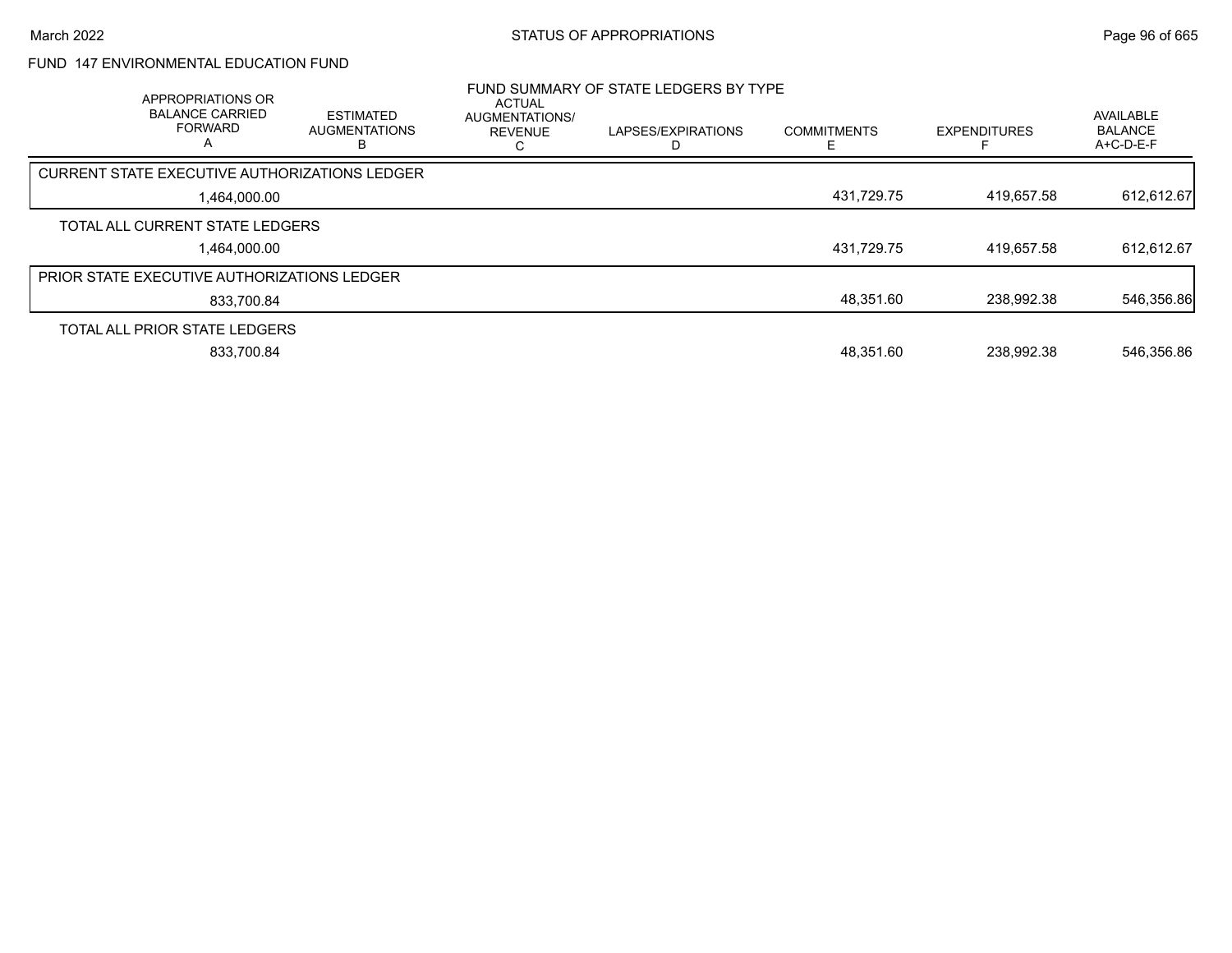FUND 147 ENVIRONMENTAL EDUCATION FUND

FUND SUMMARY OF STATE LEDGERS BY TYPE

| APPROPRIATIONS OR BALANCE CARRIED FORWARD A | ESTIMATED AUGMENTATIONS B | ACTUAL AUGMENTATIONS/ REVENUE C | LAPSES/EXPIRATIONS D | COMMITMENTS E | EXPENDITURES F | AVAILABLE BALANCE A+C-D-E-F |
|---|---|---|---|---|---|---|
| CURRENT STATE EXECUTIVE AUTHORIZATIONS LEDGER | | | | | | |
| 1,464,000.00 | | | | 431,729.75 | 419,657.58 | 612,612.67 |
| TOTAL ALL CURRENT STATE LEDGERS | | | | | | |
| 1,464,000.00 | | | | 431,729.75 | 419,657.58 | 612,612.67 |
| PRIOR STATE EXECUTIVE AUTHORIZATIONS LEDGER | | | | | | |
| 833,700.84 | | | | 48,351.60 | 238,992.38 | 546,356.86 |
| TOTAL ALL PRIOR STATE LEDGERS | | | | | | |
| 833,700.84 | | | | 48,351.60 | 238,992.38 | 546,356.86 |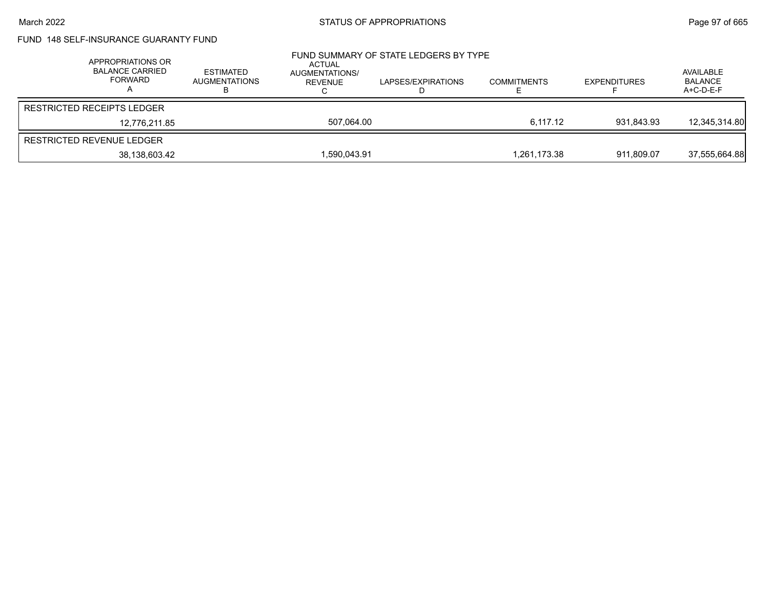## FUND 148 SELF-INSURANCE GUARANTY FUND

### FUND SUMMARY OF STATE LEDGERS BY TYPE

| | APPROPRIATIONS OR BALANCE CARRIED FORWARD A | ESTIMATED AUGMENTATIONS B | ACTUAL AUGMENTATIONS/ REVENUE C | LAPSES/EXPIRATIONS D | COMMITMENTS E | EXPENDITURES F | AVAILABLE BALANCE A+C-D-E-F |
|---|---|---|---|---|---|---|---|
| RESTRICTED RECEIPTS LEDGER | 12,776,211.85 | | 507,064.00 | | 6,117.12 | 931,843.93 | 12,345,314.80 |
| RESTRICTED REVENUE LEDGER | 38,138,603.42 | | 1,590,043.91 | | 1,261,173.38 | 911,809.07 | 37,555,664.88 |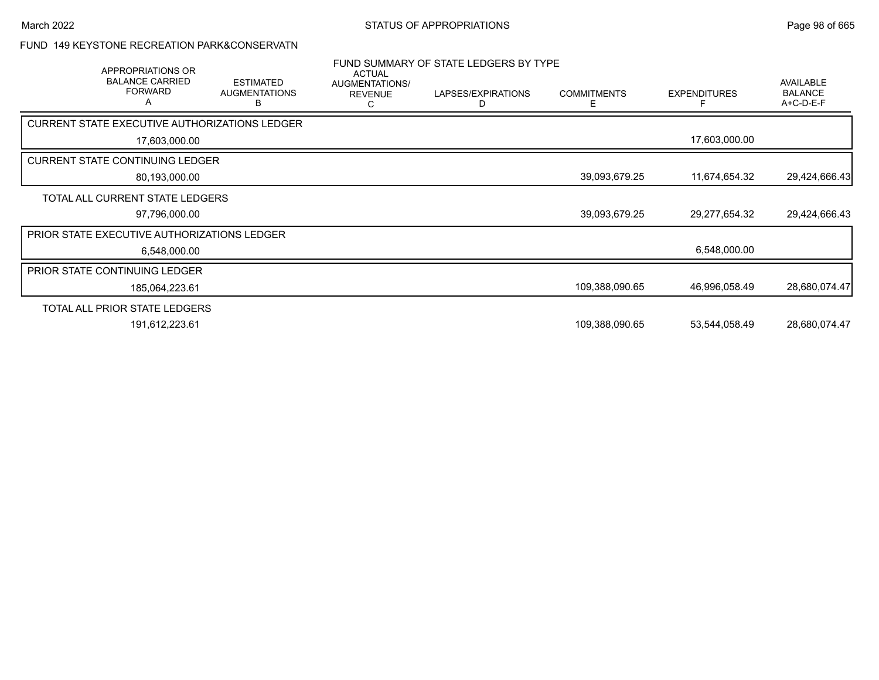## FUND 149 KEYSTONE RECREATION PARK&CONSERVATN

### FUND SUMMARY OF STATE LEDGERS BY TYPE

| APPROPRIATIONS OR BALANCE CARRIED FORWARD A | ESTIMATED AUGMENTATIONS B | ACTUAL AUGMENTATIONS/ REVENUE C | LAPSES/EXPIRATIONS D | COMMITMENTS E | EXPENDITURES F | AVAILABLE BALANCE A+C-D-E-F |
|---|---|---|---|---|---|---|
| CURRENT STATE EXECUTIVE AUTHORIZATIONS LEDGER | | | | | | |
| 17,603,000.00 | | | | | 17,603,000.00 | |
| CURRENT STATE CONTINUING LEDGER | | | | | | |
| 80,193,000.00 | | | | 39,093,679.25 | 11,674,654.32 | 29,424,666.43 |
| TOTAL ALL CURRENT STATE LEDGERS | | | | | | |
| 97,796,000.00 | | | | 39,093,679.25 | 29,277,654.32 | 29,424,666.43 |
| PRIOR STATE EXECUTIVE AUTHORIZATIONS LEDGER | | | | | | |
| 6,548,000.00 | | | | | 6,548,000.00 | |
| PRIOR STATE CONTINUING LEDGER | | | | | | |
| 185,064,223.61 | | | | 109,388,090.65 | 46,996,058.49 | 28,680,074.47 |
| TOTAL ALL PRIOR STATE LEDGERS | | | | | | |
| 191,612,223.61 | | | | 109,388,090.65 | 53,544,058.49 | 28,680,074.47 |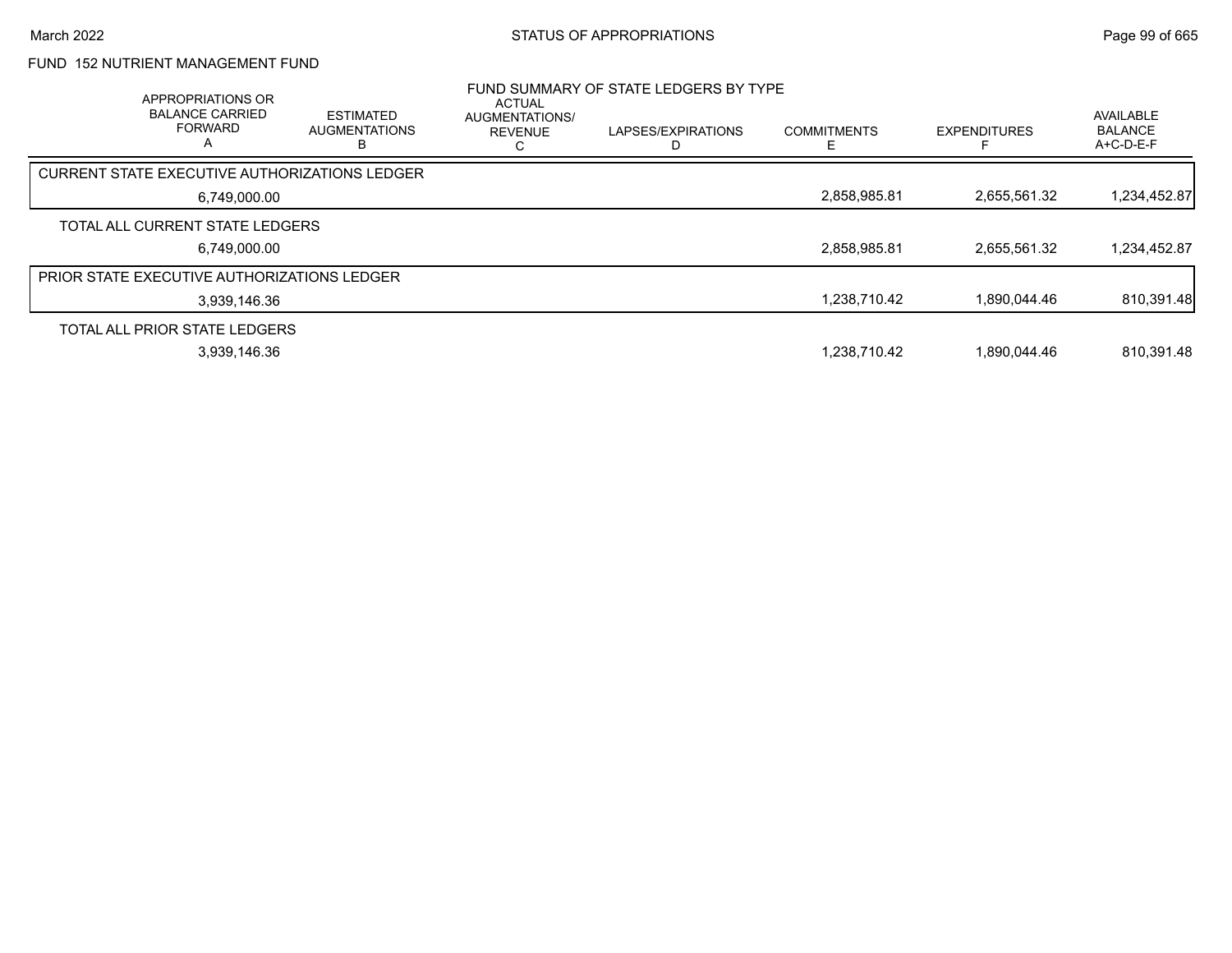# STATUS OF APPROPRIATIONS

March 2022

## FUND 152 NUTRIENT MANAGEMENT FUND

### FUND SUMMARY OF STATE LEDGERS BY TYPE

| APPROPRIATIONS OR BALANCE CARRIED FORWARD A | ESTIMATED AUGMENTATIONS B | ACTUAL AUGMENTATIONS/ REVENUE C | LAPSES/EXPIRATIONS D | COMMITMENTS E | EXPENDITURES F | AVAILABLE BALANCE A+C-D-E-F |
|---|---|---|---|---|---|---|
| **CURRENT STATE EXECUTIVE AUTHORIZATIONS LEDGER** | | | | | | |
| 6,749,000.00 | | | | 2,858,985.81 | 2,655,561.32 | 1,234,452.87 |
| **TOTAL ALL CURRENT STATE LEDGERS** | | | | | | |
| 6,749,000.00 | | | | 2,858,985.81 | 2,655,561.32 | 1,234,452.87 |
| **PRIOR STATE EXECUTIVE AUTHORIZATIONS LEDGER** | | | | | | |
| 3,939,146.36 | | | | 1,238,710.42 | 1,890,044.46 | 810,391.48 |
| **TOTAL ALL PRIOR STATE LEDGERS** | | | | | | |
| 3,939,146.36 | | | | 1,238,710.42 | 1,890,044.46 | 810,391.48 |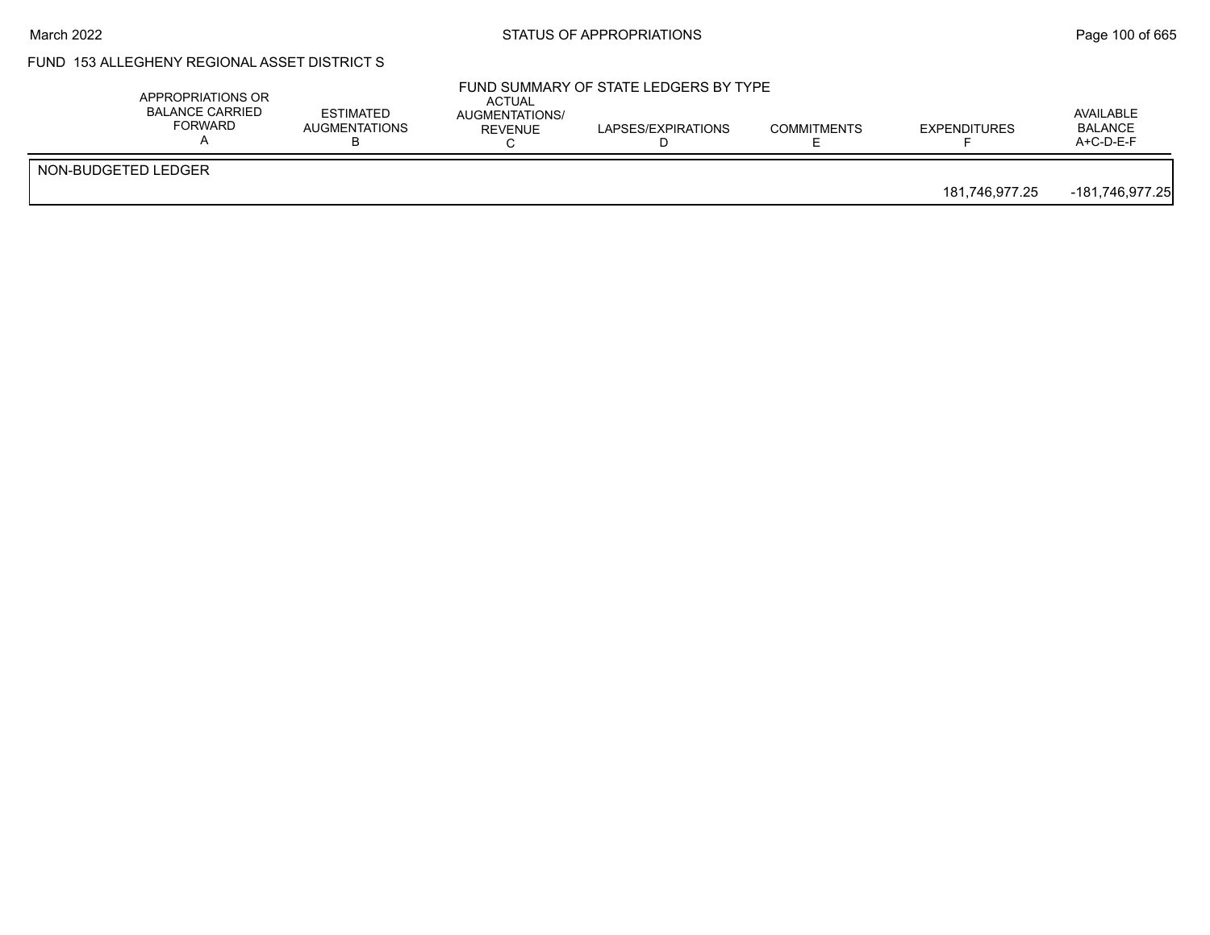FUND 153 ALLEGHENY REGIONAL ASSET DISTRICT S

FUND SUMMARY OF STATE LEDGERS BY TYPE

| | APPROPRIATIONS OR BALANCE CARRIED FORWARD A | ESTIMATED AUGMENTATIONS B | ACTUAL AUGMENTATIONS/ REVENUE C | LAPSES/EXPIRATIONS D | COMMITMENTS E | EXPENDITURES F | AVAILABLE BALANCE A+C-D-E-F |
|---|---|---|---|---|---|---|---|
| NON-BUDGETED LEDGER | | | | | | 181,746,977.25 | -181,746,977.25 |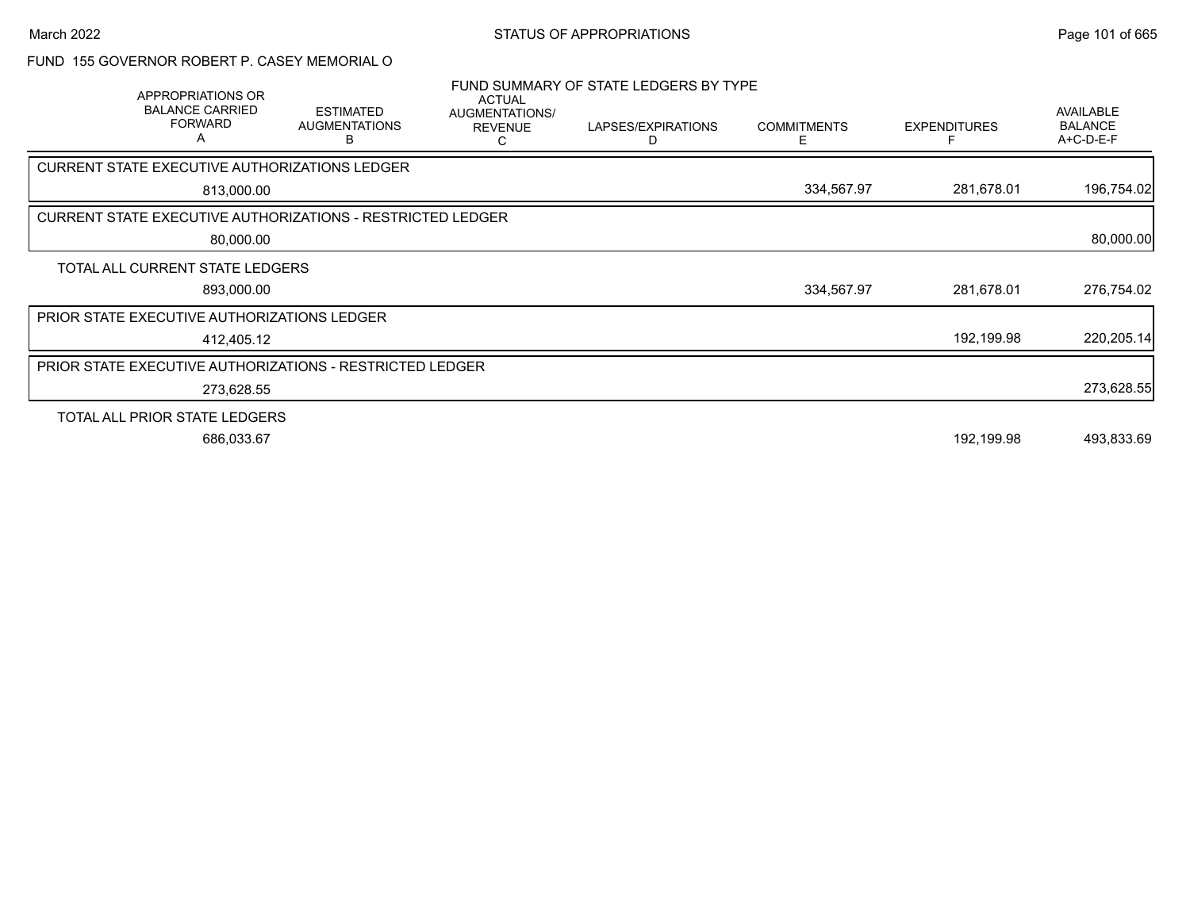FUND 155 GOVERNOR ROBERT P. CASEY MEMORIAL O

FUND SUMMARY OF STATE LEDGERS BY TYPE

| APPROPRIATIONS OR BALANCE CARRIED FORWARD A | ESTIMATED AUGMENTATIONS B | ACTUAL AUGMENTATIONS/ REVENUE C | LAPSES/EXPIRATIONS D | COMMITMENTS E | EXPENDITURES F | AVAILABLE BALANCE A+C-D-E-F |
|---|---|---|---|---|---|---|
| **CURRENT STATE EXECUTIVE AUTHORIZATIONS LEDGER** | | | | | | |
| 813,000.00 | | | | 334,567.97 | 281,678.01 | 196,754.02 |
| **CURRENT STATE EXECUTIVE AUTHORIZATIONS - RESTRICTED LEDGER** | | | | | | |
| 80,000.00 | | | | | | 80,000.00 |
| **TOTAL ALL CURRENT STATE LEDGERS** | | | | | | |
| 893,000.00 | | | | 334,567.97 | 281,678.01 | 276,754.02 |
| **PRIOR STATE EXECUTIVE AUTHORIZATIONS LEDGER** | | | | | | |
| 412,405.12 | | | | | 192,199.98 | 220,205.14 |
| **PRIOR STATE EXECUTIVE AUTHORIZATIONS - RESTRICTED LEDGER** | | | | | | |
| 273,628.55 | | | | | | 273,628.55 |
| **TOTAL ALL PRIOR STATE LEDGERS** | | | | | | |
| 686,033.67 | | | | | 192,199.98 | 493,833.69 |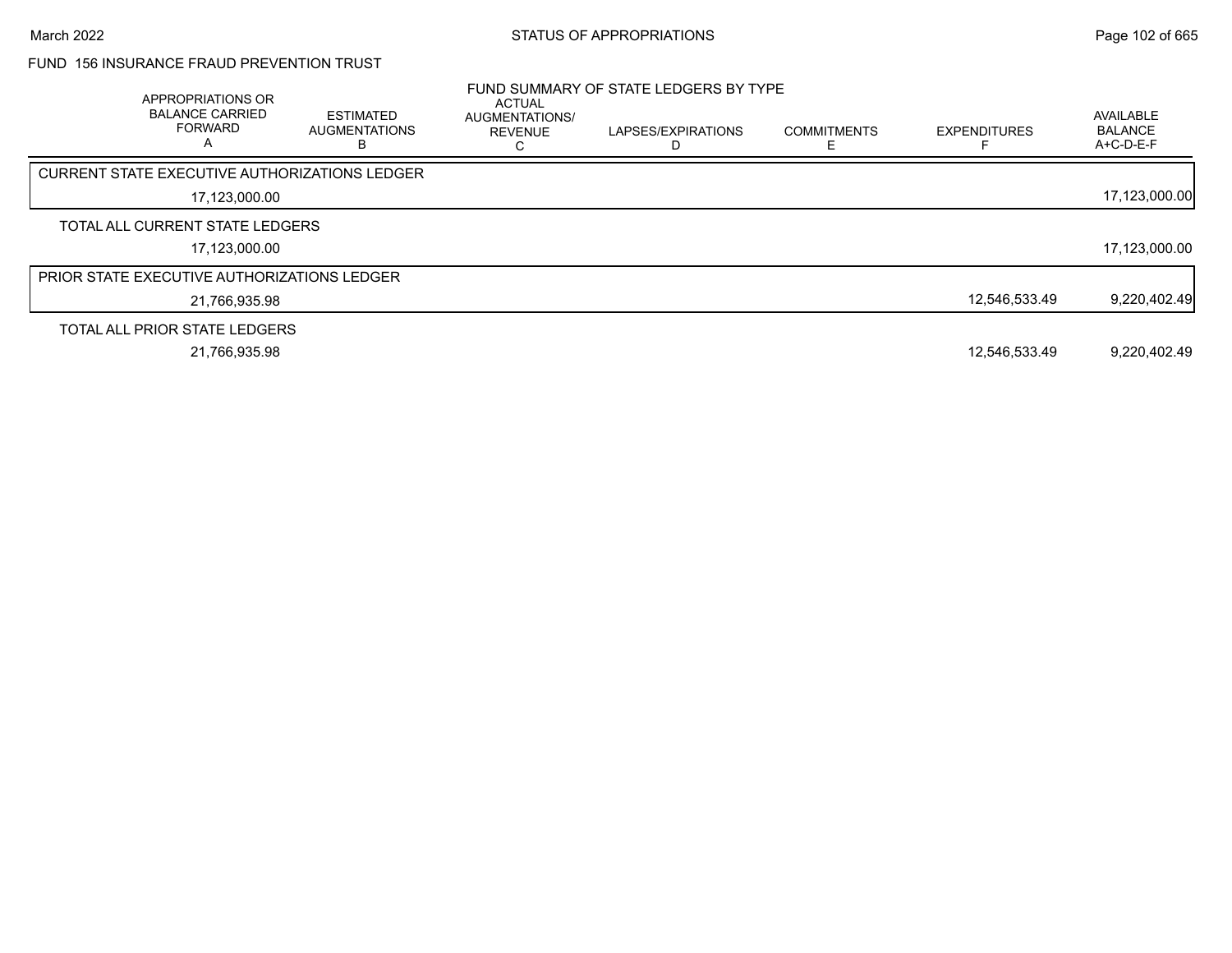FUND 156 INSURANCE FRAUD PREVENTION TRUST

FUND SUMMARY OF STATE LEDGERS BY TYPE

| APPROPRIATIONS OR BALANCE CARRIED FORWARD A | ESTIMATED AUGMENTATIONS B | ACTUAL AUGMENTATIONS/ REVENUE C | LAPSES/EXPIRATIONS D | COMMITMENTS E | EXPENDITURES F | AVAILABLE BALANCE A+C-D-E-F |
|---|---|---|---|---|---|---|
| CURRENT STATE EXECUTIVE AUTHORIZATIONS LEDGER | | | | | | |
| 17,123,000.00 | | | | | | 17,123,000.00 |
| TOTAL ALL CURRENT STATE LEDGERS | | | | | | |
| 17,123,000.00 | | | | | | 17,123,000.00 |
| PRIOR STATE EXECUTIVE AUTHORIZATIONS LEDGER | | | | | | |
| 21,766,935.98 | | | | | 12,546,533.49 | 9,220,402.49 |
| TOTAL ALL PRIOR STATE LEDGERS | | | | | | |
| 21,766,935.98 | | | | | 12,546,533.49 | 9,220,402.49 |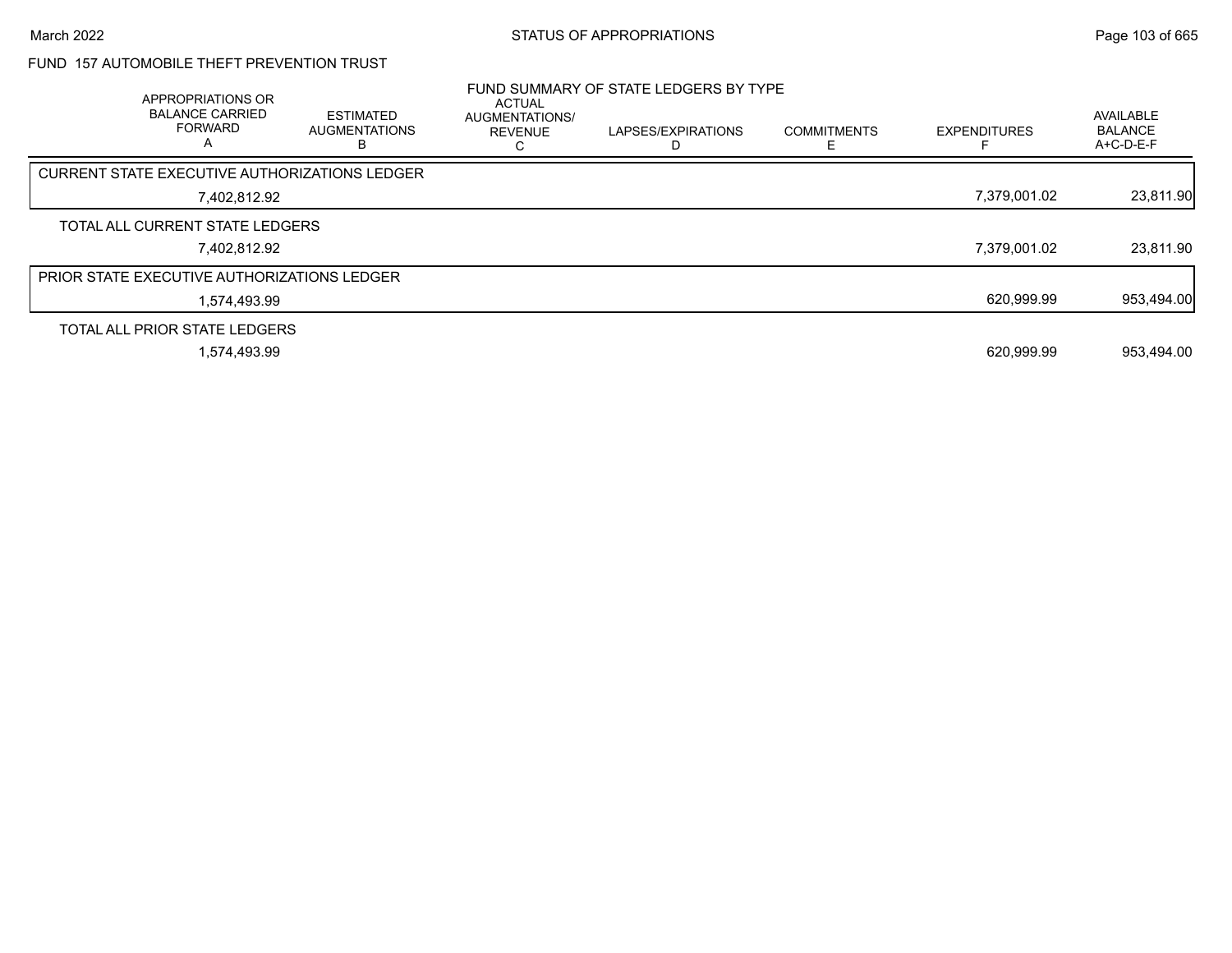## FUND 157 AUTOMOBILE THEFT PREVENTION TRUST

### FUND SUMMARY OF STATE LEDGERS BY TYPE

| APPROPRIATIONS OR BALANCE CARRIED FORWARD A | ESTIMATED AUGMENTATIONS B | ACTUAL AUGMENTATIONS/ REVENUE C | LAPSES/EXPIRATIONS D | COMMITMENTS E | EXPENDITURES F | AVAILABLE BALANCE A+C-D-E-F |
|---|---|---|---|---|---|---|
| **CURRENT STATE EXECUTIVE AUTHORIZATIONS LEDGER** | | | | | | |
| 7,402,812.92 | | | | | 7,379,001.02 | 23,811.90 |
| **TOTAL ALL CURRENT STATE LEDGERS** | | | | | | |
| 7,402,812.92 | | | | | 7,379,001.02 | 23,811.90 |
| **PRIOR STATE EXECUTIVE AUTHORIZATIONS LEDGER** | | | | | | |
| 1,574,493.99 | | | | | 620,999.99 | 953,494.00 |
| **TOTAL ALL PRIOR STATE LEDGERS** | | | | | | |
| 1,574,493.99 | | | | | 620,999.99 | 953,494.00 |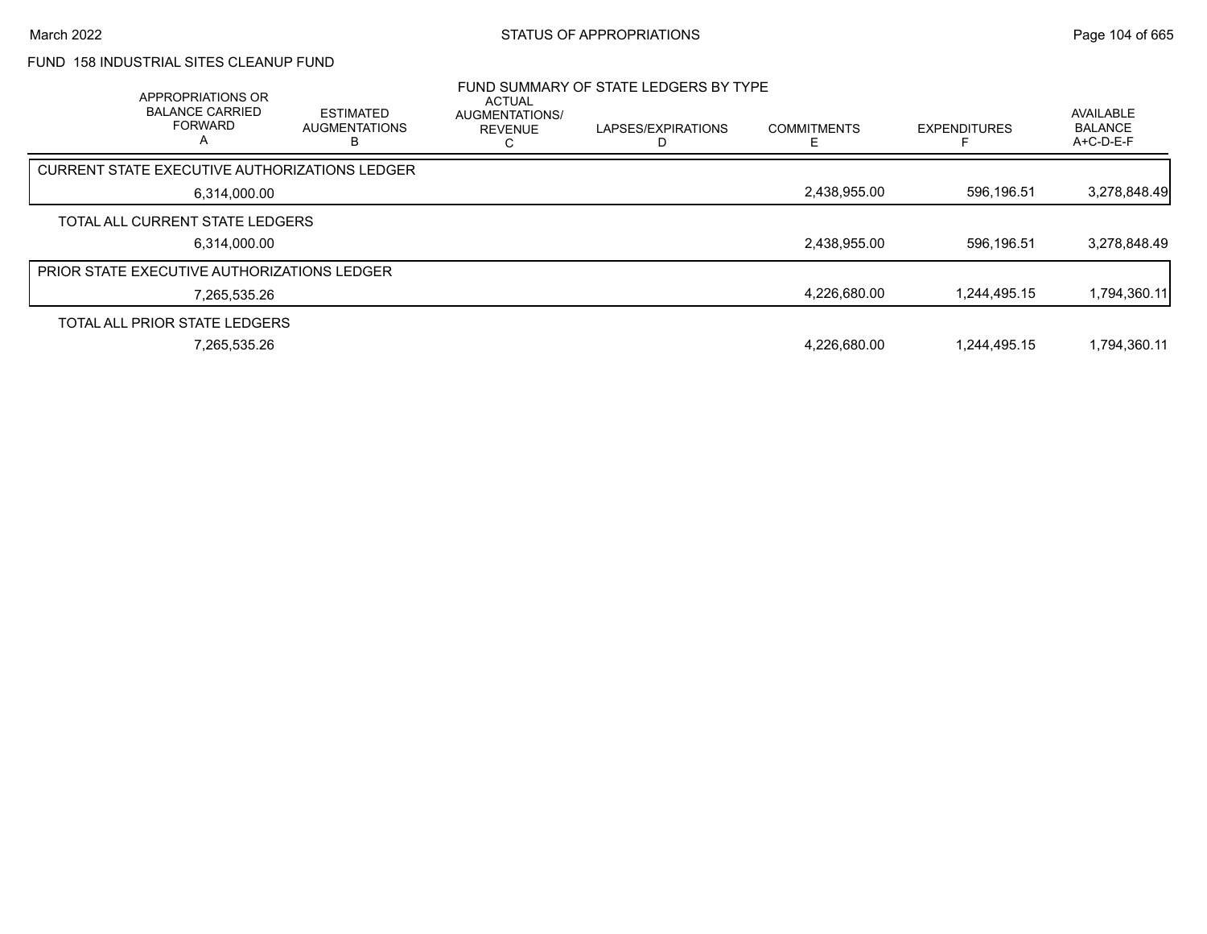FUND 158 INDUSTRIAL SITES CLEANUP FUND

## FUND SUMMARY OF STATE LEDGERS BY TYPE

| APPROPRIATIONS OR BALANCE CARRIED FORWARD A | ESTIMATED AUGMENTATIONS B | ACTUAL AUGMENTATIONS/ REVENUE C | LAPSES/EXPIRATIONS D | COMMITMENTS E | EXPENDITURES F | AVAILABLE BALANCE A+C-D-E-F |
|---|---|---|---|---|---|---|
| **CURRENT STATE EXECUTIVE AUTHORIZATIONS LEDGER** | | | | | | |
| 6,314,000.00 | | | | 2,438,955.00 | 596,196.51 | 3,278,848.49 |
| **TOTAL ALL CURRENT STATE LEDGERS** | | | | | | |
| 6,314,000.00 | | | | 2,438,955.00 | 596,196.51 | 3,278,848.49 |
| **PRIOR STATE EXECUTIVE AUTHORIZATIONS LEDGER** | | | | | | |
| 7,265,535.26 | | | | 4,226,680.00 | 1,244,495.15 | 1,794,360.11 |
| **TOTAL ALL PRIOR STATE LEDGERS** | | | | | | |
| 7,265,535.26 | | | | 4,226,680.00 | 1,244,495.15 | 1,794,360.11 |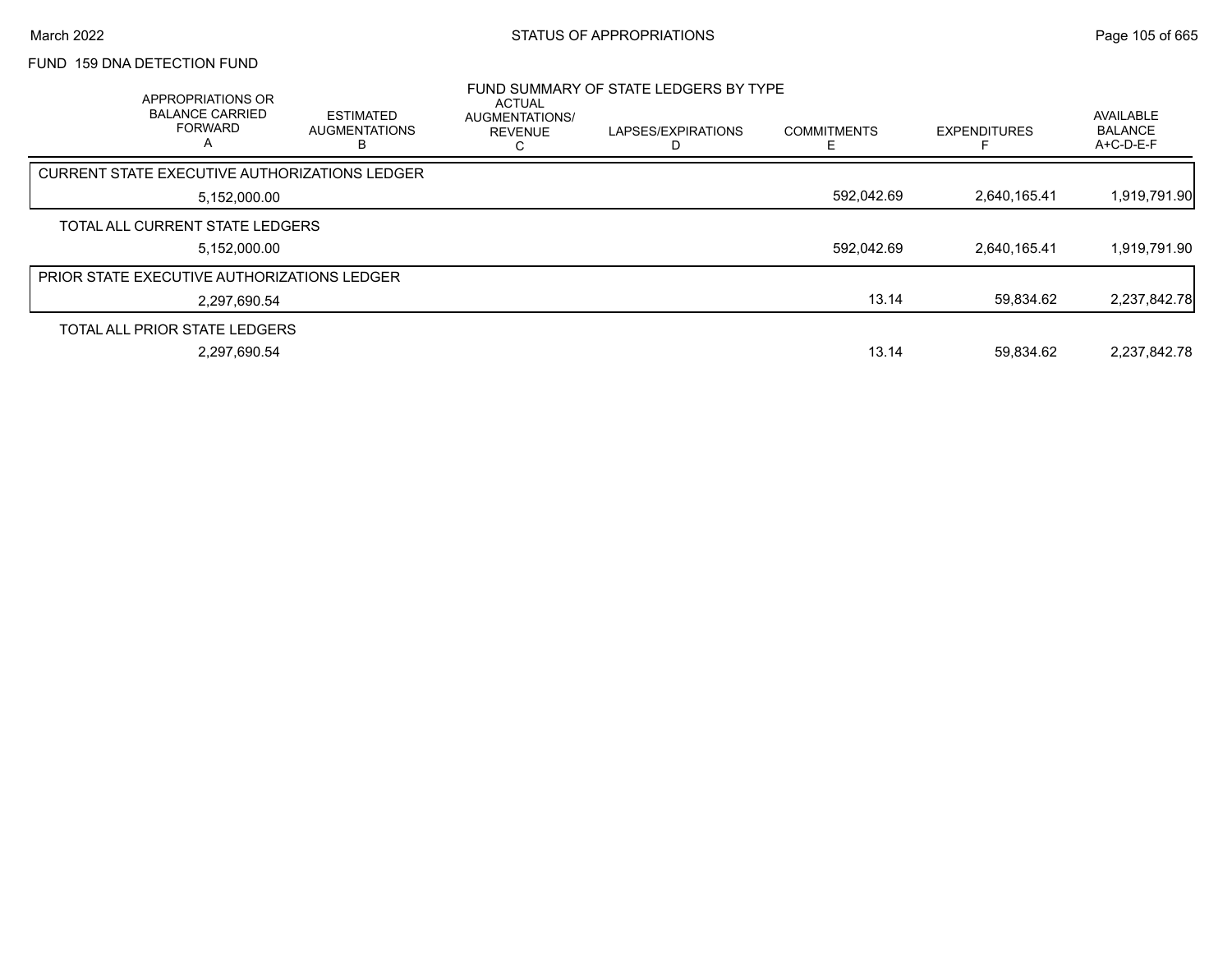FUND 159 DNA DETECTION FUND

FUND SUMMARY OF STATE LEDGERS BY TYPE

| APPROPRIATIONS OR BALANCE CARRIED FORWARD A | ESTIMATED AUGMENTATIONS B | ACTUAL AUGMENTATIONS/ REVENUE C | LAPSES/EXPIRATIONS D | COMMITMENTS E | EXPENDITURES F | AVAILABLE BALANCE A+C-D-E-F |
|---|---|---|---|---|---|---|
| **CURRENT STATE EXECUTIVE AUTHORIZATIONS LEDGER** | | | | | | |
| 5,152,000.00 | | | | 592,042.69 | 2,640,165.41 | 1,919,791.90 |
| **TOTAL ALL CURRENT STATE LEDGERS** | | | | | | |
| 5,152,000.00 | | | | 592,042.69 | 2,640,165.41 | 1,919,791.90 |
| **PRIOR STATE EXECUTIVE AUTHORIZATIONS LEDGER** | | | | | | |
| 2,297,690.54 | | | | 13.14 | 59,834.62 | 2,237,842.78 |
| **TOTAL ALL PRIOR STATE LEDGERS** | | | | | | |
| 2,297,690.54 | | | | 13.14 | 59,834.62 | 2,237,842.78 |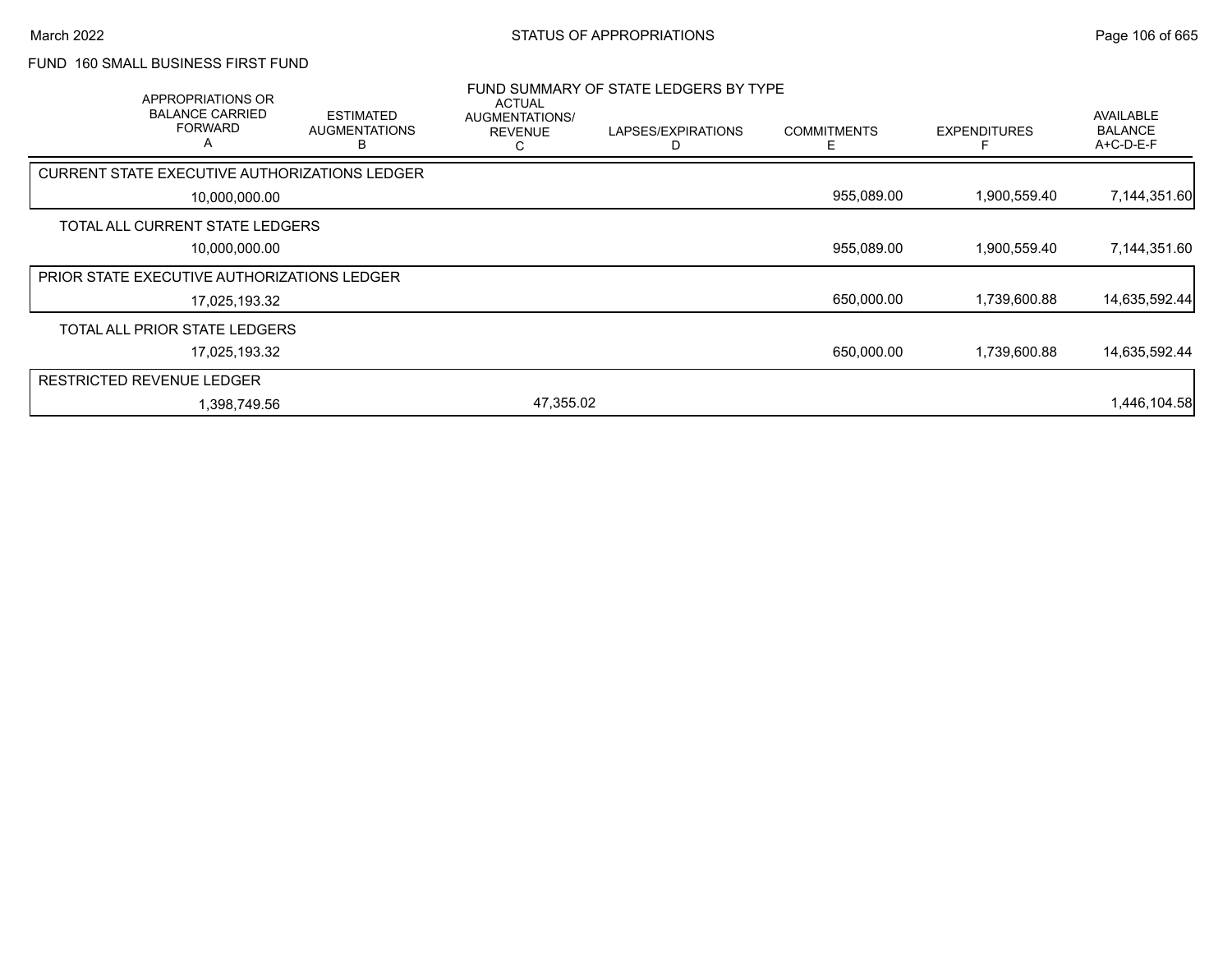FUND 160 SMALL BUSINESS FIRST FUND

FUND SUMMARY OF STATE LEDGERS BY TYPE

| APPROPRIATIONS OR BALANCE CARRIED FORWARD A | ESTIMATED AUGMENTATIONS B | ACTUAL AUGMENTATIONS/ REVENUE C | LAPSES/EXPIRATIONS D | COMMITMENTS E | EXPENDITURES F | AVAILABLE BALANCE A+C-D-E-F |
|---|---|---|---|---|---|---|
| CURRENT STATE EXECUTIVE AUTHORIZATIONS LEDGER | | | | | | |
| 10,000,000.00 | | | | 955,089.00 | 1,900,559.40 | 7,144,351.60 |
| TOTAL ALL CURRENT STATE LEDGERS | | | | | | |
| 10,000,000.00 | | | | 955,089.00 | 1,900,559.40 | 7,144,351.60 |
| PRIOR STATE EXECUTIVE AUTHORIZATIONS LEDGER | | | | | | |
| 17,025,193.32 | | | | 650,000.00 | 1,739,600.88 | 14,635,592.44 |
| TOTAL ALL PRIOR STATE LEDGERS | | | | | | |
| 17,025,193.32 | | | | 650,000.00 | 1,739,600.88 | 14,635,592.44 |
| RESTRICTED REVENUE LEDGER | | | | | | |
| 1,398,749.56 | | 47,355.02 | | | | 1,446,104.58 |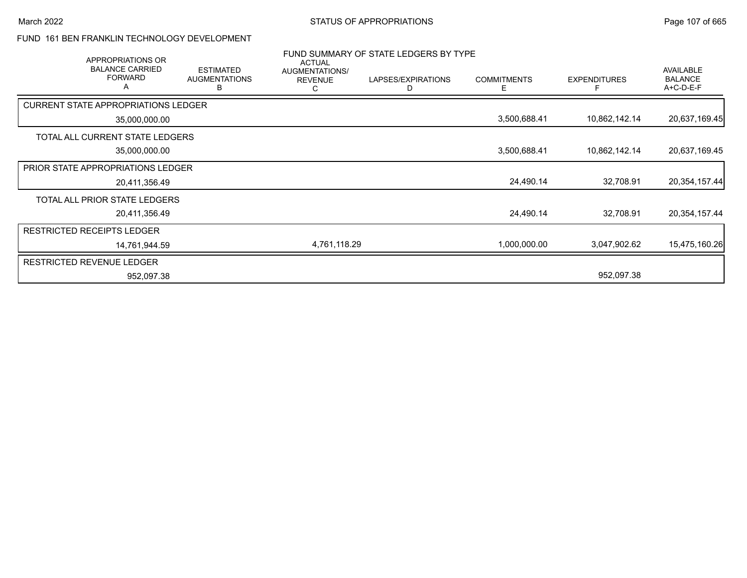# FUND 161 BEN FRANKLIN TECHNOLOGY DEVELOPMENT

## FUND SUMMARY OF STATE LEDGERS BY TYPE

| APPROPRIATIONS OR BALANCE CARRIED FORWARD A | ESTIMATED AUGMENTATIONS B | ACTUAL AUGMENTATIONS/ REVENUE C | LAPSES/EXPIRATIONS D | COMMITMENTS E | EXPENDITURES F | AVAILABLE BALANCE A+C-D-E-F |
|---|---|---|---|---|---|---|
| CURRENT STATE APPROPRIATIONS LEDGER | | | | | | |
| 35,000,000.00 | | | | 3,500,688.41 | 10,862,142.14 | 20,637,169.45 |
| TOTAL ALL CURRENT STATE LEDGERS | | | | | | |
| 35,000,000.00 | | | | 3,500,688.41 | 10,862,142.14 | 20,637,169.45 |
| PRIOR STATE APPROPRIATIONS LEDGER | | | | | | |
| 20,411,356.49 | | | | 24,490.14 | 32,708.91 | 20,354,157.44 |
| TOTAL ALL PRIOR STATE LEDGERS | | | | | | |
| 20,411,356.49 | | | | 24,490.14 | 32,708.91 | 20,354,157.44 |
| RESTRICTED RECEIPTS LEDGER | | | | | | |
| 14,761,944.59 | | 4,761,118.29 | | 1,000,000.00 | 3,047,902.62 | 15,475,160.26 |
| RESTRICTED REVENUE LEDGER | | | | | | |
| 952,097.38 | | | | | 952,097.38 | |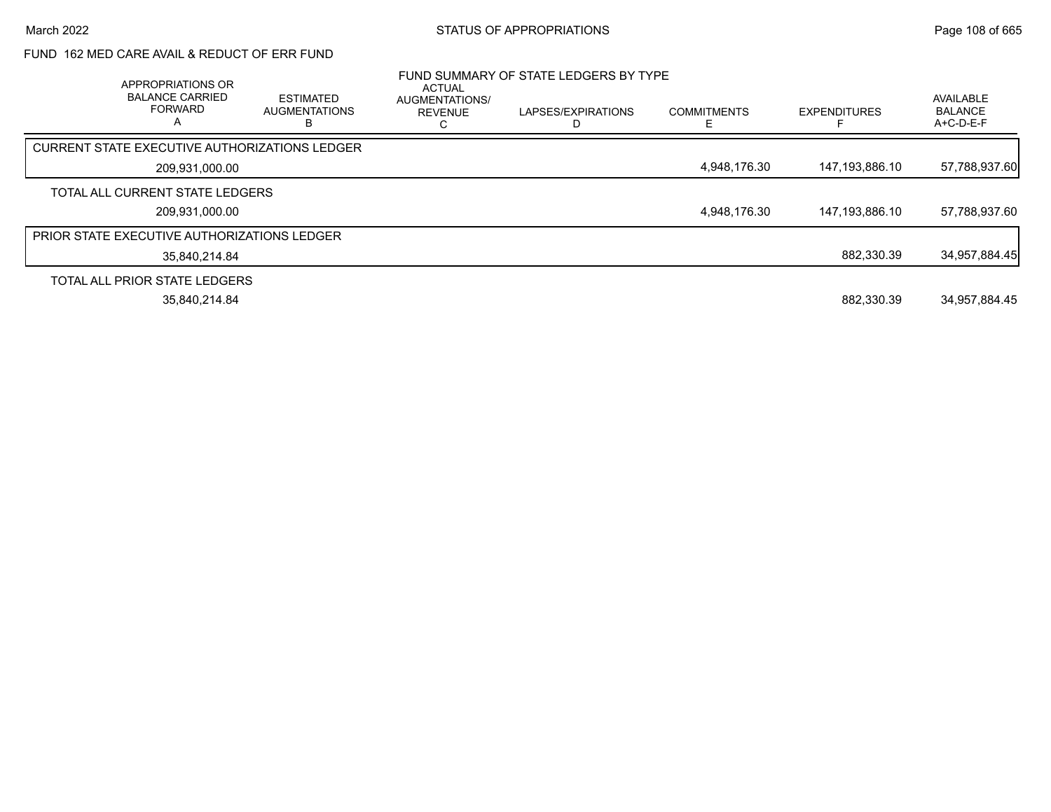## FUND 162 MED CARE AVAIL & REDUCT OF ERR FUND

### FUND SUMMARY OF STATE LEDGERS BY TYPE

| APPROPRIATIONS OR BALANCE CARRIED FORWARD A | ESTIMATED AUGMENTATIONS B | ACTUAL AUGMENTATIONS/ REVENUE C | LAPSES/EXPIRATIONS D | COMMITMENTS E | EXPENDITURES F | AVAILABLE BALANCE A+C-D-E-F |
|---|---|---|---|---|---|---|
| CURRENT STATE EXECUTIVE AUTHORIZATIONS LEDGER | | | | | | |
| 209,931,000.00 | | | | 4,948,176.30 | 147,193,886.10 | 57,788,937.60 |
| TOTAL ALL CURRENT STATE LEDGERS | | | | | | |
| 209,931,000.00 | | | | 4,948,176.30 | 147,193,886.10 | 57,788,937.60 |
| PRIOR STATE EXECUTIVE AUTHORIZATIONS LEDGER | | | | | | |
| 35,840,214.84 | | | | | 882,330.39 | 34,957,884.45 |
| TOTAL ALL PRIOR STATE LEDGERS | | | | | | |
| 35,840,214.84 | | | | | 882,330.39 | 34,957,884.45 |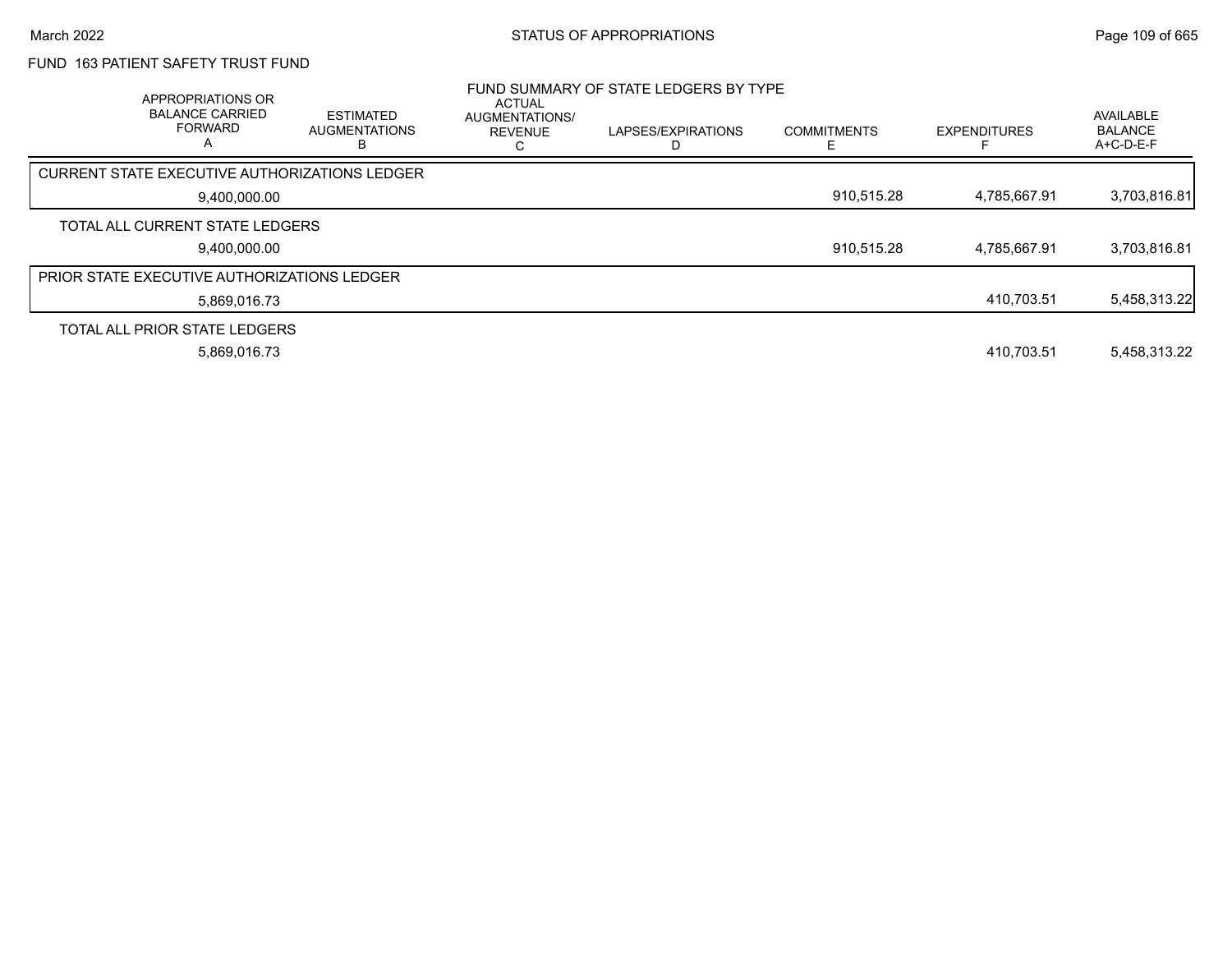## FUND 163 PATIENT SAFETY TRUST FUND

### FUND SUMMARY OF STATE LEDGERS BY TYPE

| APPROPRIATIONS OR BALANCE CARRIED FORWARD A | ESTIMATED AUGMENTATIONS B | ACTUAL AUGMENTATIONS/ REVENUE C | LAPSES/EXPIRATIONS D | COMMITMENTS E | EXPENDITURES F | AVAILABLE BALANCE A+C-D-E-F |
|---|---|---|---|---|---|---|
| **CURRENT STATE EXECUTIVE AUTHORIZATIONS LEDGER** | | | | | | |
| 9,400,000.00 | | | | 910,515.28 | 4,785,667.91 | 3,703,816.81 |
| **TOTAL ALL CURRENT STATE LEDGERS** | | | | | | |
| 9,400,000.00 | | | | 910,515.28 | 4,785,667.91 | 3,703,816.81 |
| **PRIOR STATE EXECUTIVE AUTHORIZATIONS LEDGER** | | | | | | |
| 5,869,016.73 | | | | | 410,703.51 | 5,458,313.22 |
| **TOTAL ALL PRIOR STATE LEDGERS** | | | | | | |
| 5,869,016.73 | | | | | 410,703.51 | 5,458,313.22 |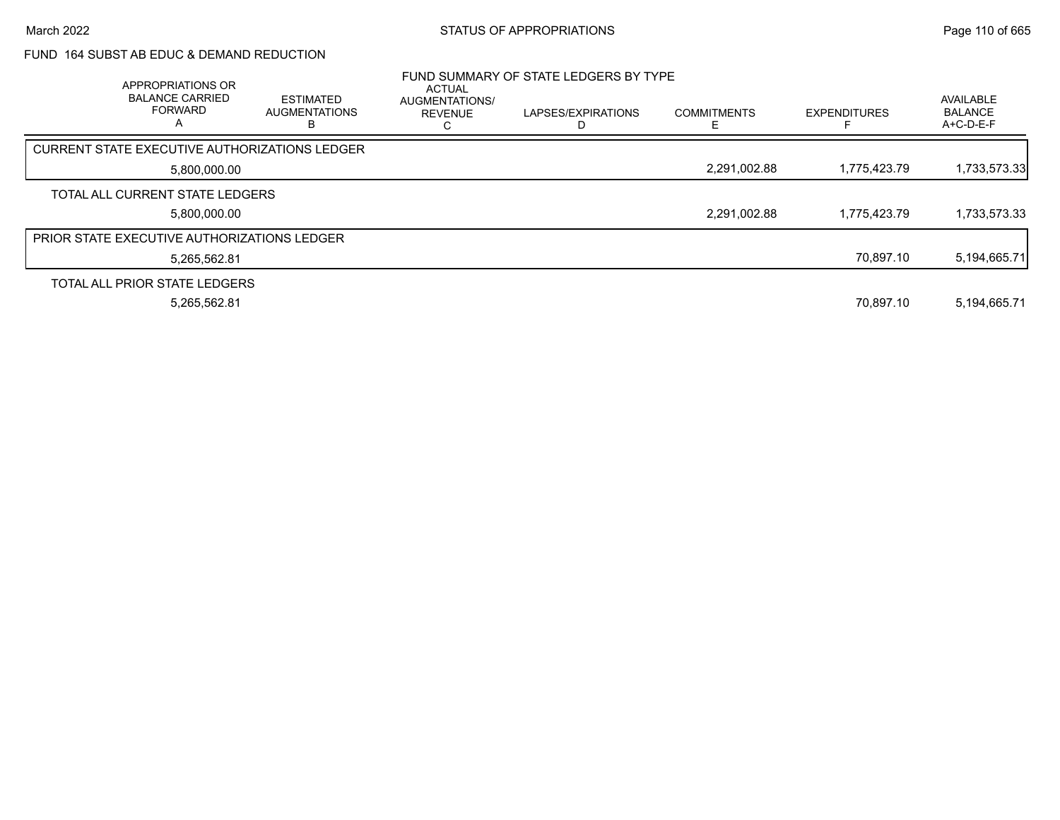STATUS OF APPROPRIATIONS

March 2022

## FUND 164 SUBST AB EDUC & DEMAND REDUCTION

### FUND SUMMARY OF STATE LEDGERS BY TYPE

| | APPROPRIATIONS OR BALANCE CARRIED FORWARD A | ESTIMATED AUGMENTATIONS B | ACTUAL AUGMENTATIONS/ REVENUE C | LAPSES/EXPIRATIONS D | COMMITMENTS E | EXPENDITURES F | AVAILABLE BALANCE A+C-D-E-F |
|---|---|---|---|---|---|---|---|
| CURRENT STATE EXECUTIVE AUTHORIZATIONS LEDGER | 5,800,000.00 | | | | 2,291,002.88 | 1,775,423.79 | 1,733,573.33 |
| TOTAL ALL CURRENT STATE LEDGERS | 5,800,000.00 | | | | 2,291,002.88 | 1,775,423.79 | 1,733,573.33 |
| PRIOR STATE EXECUTIVE AUTHORIZATIONS LEDGER | 5,265,562.81 | | | | | 70,897.10 | 5,194,665.71 |
| TOTAL ALL PRIOR STATE LEDGERS | 5,265,562.81 | | | | | 70,897.10 | 5,194,665.71 |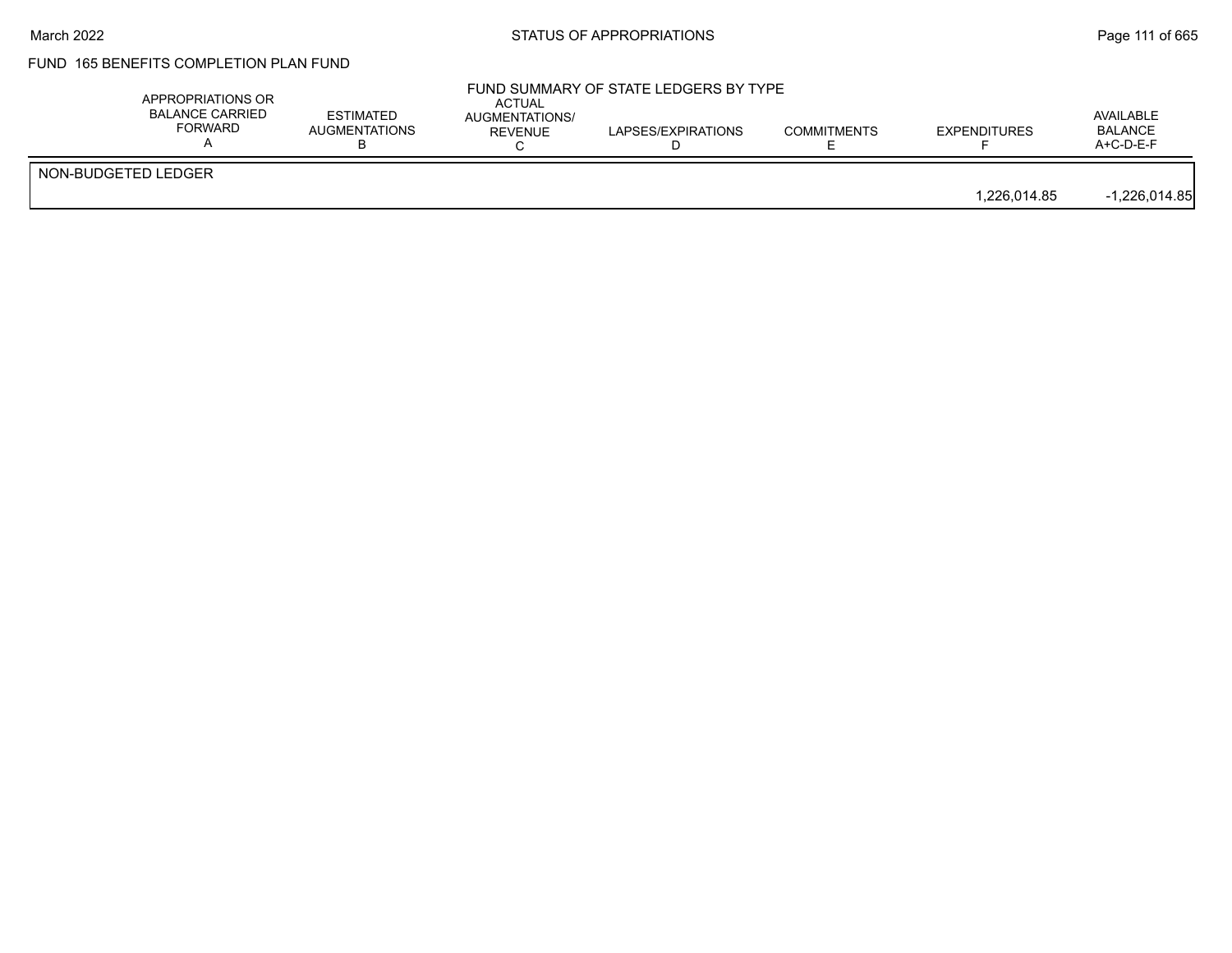FUND 165 BENEFITS COMPLETION PLAN FUND

FUND SUMMARY OF STATE LEDGERS BY TYPE

| | APPROPRIATIONS OR BALANCE CARRIED FORWARD A | ESTIMATED AUGMENTATIONS B | ACTUAL AUGMENTATIONS/ REVENUE C | LAPSES/EXPIRATIONS D | COMMITMENTS E | EXPENDITURES F | AVAILABLE BALANCE A+C-D-E-F |
|---|---|---|---|---|---|---|---|
| NON-BUDGETED LEDGER | | | | | | | |
| | | | | | | 1,226,014.85 | -1,226,014.85 |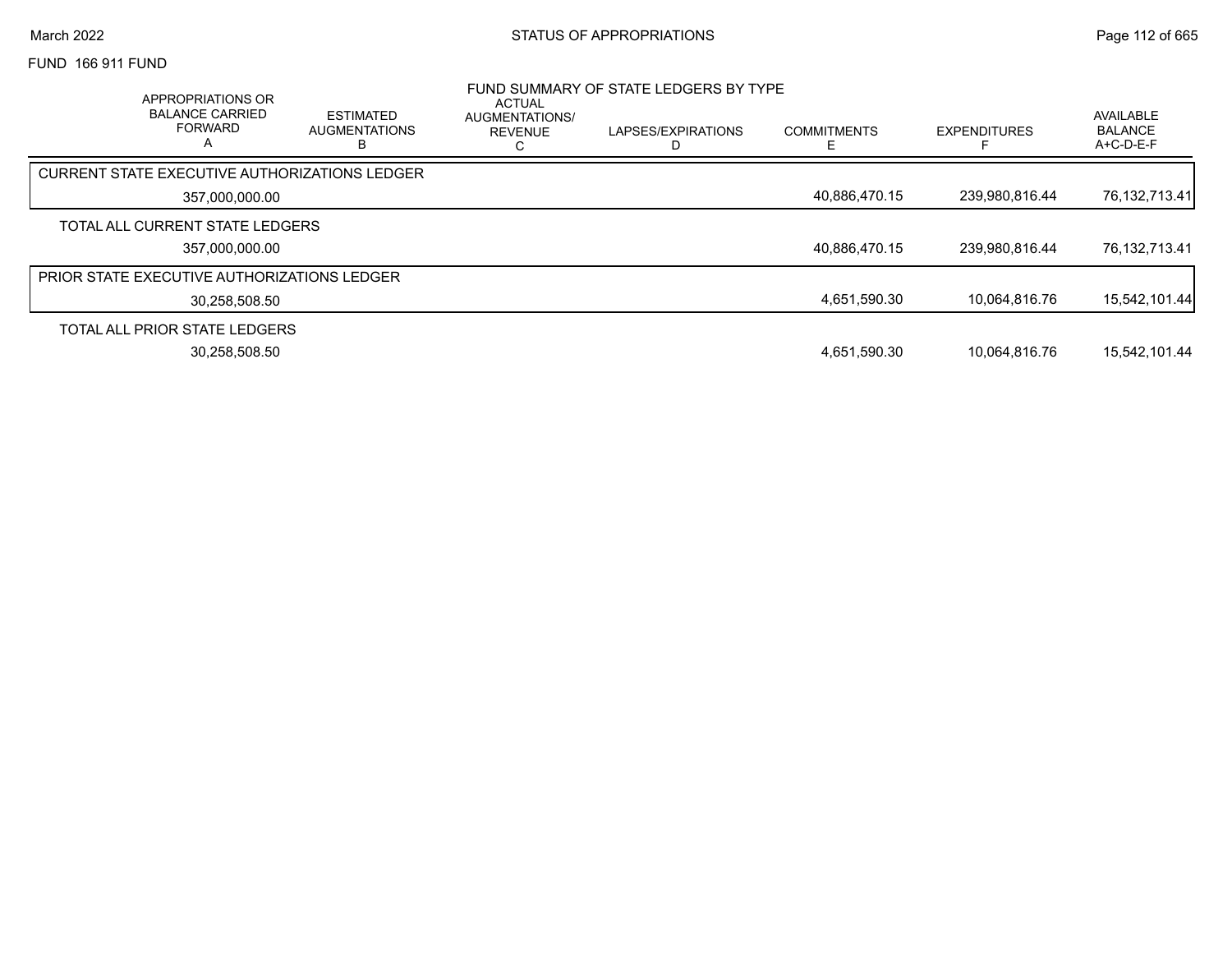FUND 166 911 FUND

## FUND SUMMARY OF STATE LEDGERS BY TYPE

| APPROPRIATIONS OR BALANCE CARRIED FORWARD A | ESTIMATED AUGMENTATIONS B | ACTUAL AUGMENTATIONS/ REVENUE C | LAPSES/EXPIRATIONS D | COMMITMENTS E | EXPENDITURES F | AVAILABLE BALANCE A+C-D-E-F |
|---|---|---|---|---|---|---|
| CURRENT STATE EXECUTIVE AUTHORIZATIONS LEDGER | | | | | | |
| 357,000,000.00 | | | | 40,886,470.15 | 239,980,816.44 | 76,132,713.41 |
| TOTAL ALL CURRENT STATE LEDGERS | | | | | | |
| 357,000,000.00 | | | | 40,886,470.15 | 239,980,816.44 | 76,132,713.41 |
| PRIOR STATE EXECUTIVE AUTHORIZATIONS LEDGER | | | | | | |
| 30,258,508.50 | | | | 4,651,590.30 | 10,064,816.76 | 15,542,101.44 |
| TOTAL ALL PRIOR STATE LEDGERS | | | | | | |
| 30,258,508.50 | | | | 4,651,590.30 | 10,064,816.76 | 15,542,101.44 |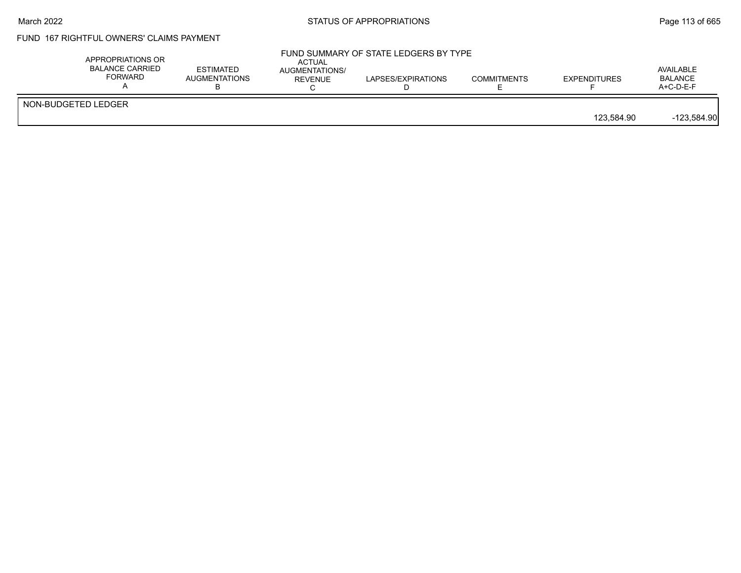FUND 167 RIGHTFUL OWNERS' CLAIMS PAYMENT

FUND SUMMARY OF STATE LEDGERS BY TYPE

| | APPROPRIATIONS OR BALANCE CARRIED FORWARD A | ESTIMATED AUGMENTATIONS B | ACTUAL AUGMENTATIONS/ REVENUE C | LAPSES/EXPIRATIONS D | COMMITMENTS E | EXPENDITURES F | AVAILABLE BALANCE A+C-D-E-F |
|---|---|---|---|---|---|---|---|
| NON-BUDGETED LEDGER | | | | | | | |
| | | | | | | 123,584.90 | -123,584.90 |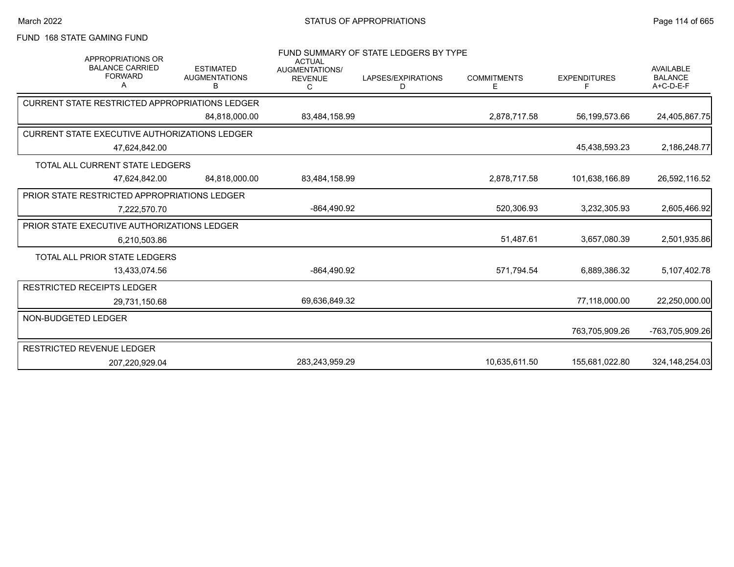FUND 168 STATE GAMING FUND

FUND SUMMARY OF STATE LEDGERS BY TYPE

| APPROPRIATIONS OR BALANCE CARRIED FORWARD A | ESTIMATED AUGMENTATIONS B | ACTUAL AUGMENTATIONS/ REVENUE C | LAPSES/EXPIRATIONS D | COMMITMENTS E | EXPENDITURES F | AVAILABLE BALANCE A+C-D-E-F |
|---|---|---|---|---|---|---|
| CURRENT STATE RESTRICTED APPROPRIATIONS LEDGER | | | | | | |
| | 84,818,000.00 | 83,484,158.99 | | 2,878,717.58 | 56,199,573.66 | 24,405,867.75 |
| CURRENT STATE EXECUTIVE AUTHORIZATIONS LEDGER | | | | | | |
| 47,624,842.00 | | | | | 45,438,593.23 | 2,186,248.77 |
| TOTAL ALL CURRENT STATE LEDGERS | | | | | | |
| 47,624,842.00 | 84,818,000.00 | 83,484,158.99 | | 2,878,717.58 | 101,638,166.89 | 26,592,116.52 |
| PRIOR STATE RESTRICTED APPROPRIATIONS LEDGER | | | | | | |
| 7,222,570.70 | | -864,490.92 | | 520,306.93 | 3,232,305.93 | 2,605,466.92 |
| PRIOR STATE EXECUTIVE AUTHORIZATIONS LEDGER | | | | | | |
| 6,210,503.86 | | | | 51,487.61 | 3,657,080.39 | 2,501,935.86 |
| TOTAL ALL PRIOR STATE LEDGERS | | | | | | |
| 13,433,074.56 | | -864,490.92 | | 571,794.54 | 6,889,386.32 | 5,107,402.78 |
| RESTRICTED RECEIPTS LEDGER | | | | | | |
| 29,731,150.68 | | 69,636,849.32 | | | 77,118,000.00 | 22,250,000.00 |
| NON-BUDGETED LEDGER | | | | | | |
| | | | | | 763,705,909.26 | -763,705,909.26 |
| RESTRICTED REVENUE LEDGER | | | | | | |
| 207,220,929.04 | | 283,243,959.29 | | 10,635,611.50 | 155,681,022.80 | 324,148,254.03 |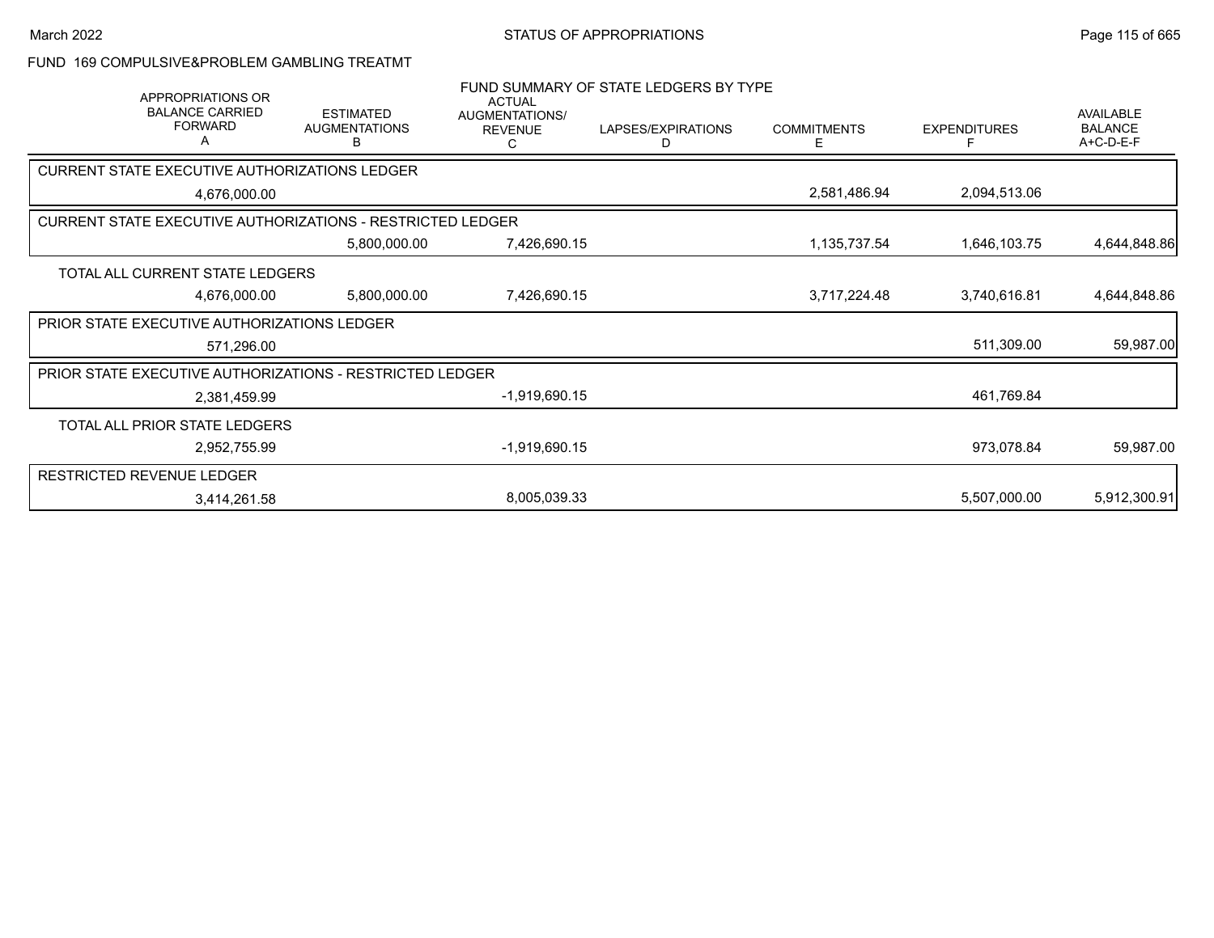## FUND 169 COMPULSIVE&PROBLEM GAMBLING TREATMT

### FUND SUMMARY OF STATE LEDGERS BY TYPE

| APPROPRIATIONS OR BALANCE CARRIED FORWARD A | ESTIMATED AUGMENTATIONS B | ACTUAL AUGMENTATIONS/ REVENUE C | LAPSES/EXPIRATIONS D | COMMITMENTS E | EXPENDITURES F | AVAILABLE BALANCE A+C-D-E-F |
|---|---|---|---|---|---|---|
| **CURRENT STATE EXECUTIVE AUTHORIZATIONS LEDGER** | | | | | | |
| 4,676,000.00 | | | | 2,581,486.94 | 2,094,513.06 | |
| **CURRENT STATE EXECUTIVE AUTHORIZATIONS - RESTRICTED LEDGER** | | | | | | |
| | 5,800,000.00 | 7,426,690.15 | | 1,135,737.54 | 1,646,103.75 | 4,644,848.86 |
| **TOTAL ALL CURRENT STATE LEDGERS** | | | | | | |
| 4,676,000.00 | 5,800,000.00 | 7,426,690.15 | | 3,717,224.48 | 3,740,616.81 | 4,644,848.86 |
| **PRIOR STATE EXECUTIVE AUTHORIZATIONS LEDGER** | | | | | | |
| 571,296.00 | | | | | 511,309.00 | 59,987.00 |
| **PRIOR STATE EXECUTIVE AUTHORIZATIONS - RESTRICTED LEDGER** | | | | | | |
| 2,381,459.99 | | -1,919,690.15 | | | 461,769.84 | |
| **TOTAL ALL PRIOR STATE LEDGERS** | | | | | | |
| 2,952,755.99 | | -1,919,690.15 | | | 973,078.84 | 59,987.00 |
| **RESTRICTED REVENUE LEDGER** | | | | | | |
| 3,414,261.58 | | 8,005,039.33 | | | 5,507,000.00 | 5,912,300.91 |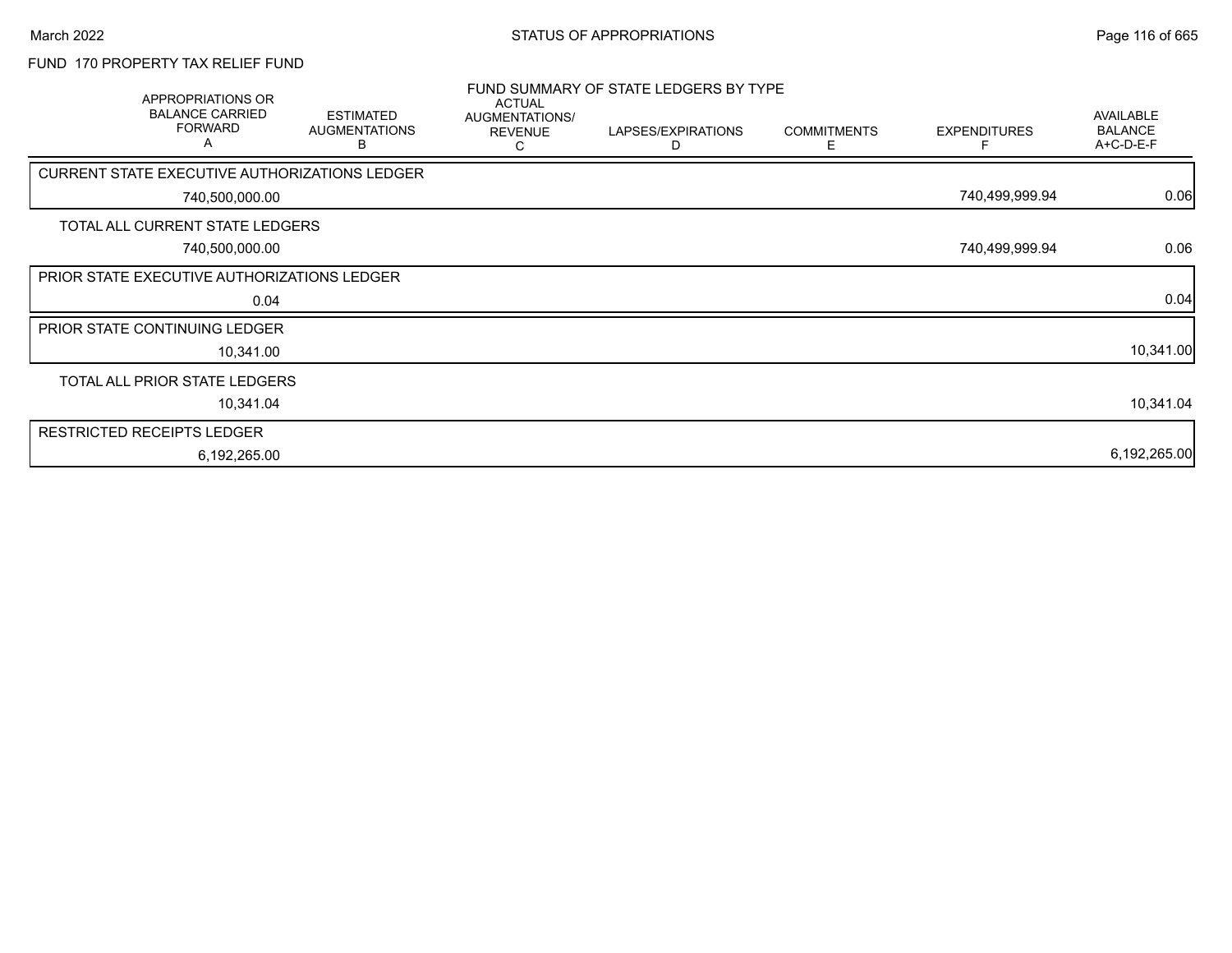## FUND 170 PROPERTY TAX RELIEF FUND

### FUND SUMMARY OF STATE LEDGERS BY TYPE

| APPROPRIATIONS OR BALANCE CARRIED FORWARD A | ESTIMATED AUGMENTATIONS B | ACTUAL AUGMENTATIONS/ REVENUE C | LAPSES/EXPIRATIONS D | COMMITMENTS E | EXPENDITURES F | AVAILABLE BALANCE A+C-D-E-F |
|---|---|---|---|---|---|---|
| **CURRENT STATE EXECUTIVE AUTHORIZATIONS LEDGER** | | | | | | |
| 740,500,000.00 | | | | | 740,499,999.94 | 0.06 |
| **TOTAL ALL CURRENT STATE LEDGERS** | | | | | | |
| 740,500,000.00 | | | | | 740,499,999.94 | 0.06 |
| **PRIOR STATE EXECUTIVE AUTHORIZATIONS LEDGER** | | | | | | |
| 0.04 | | | | | | 0.04 |
| **PRIOR STATE CONTINUING LEDGER** | | | | | | |
| 10,341.00 | | | | | | 10,341.00 |
| **TOTAL ALL PRIOR STATE LEDGERS** | | | | | | |
| 10,341.04 | | | | | | 10,341.04 |
| **RESTRICTED RECEIPTS LEDGER** | | | | | | |
| 6,192,265.00 | | | | | | 6,192,265.00 |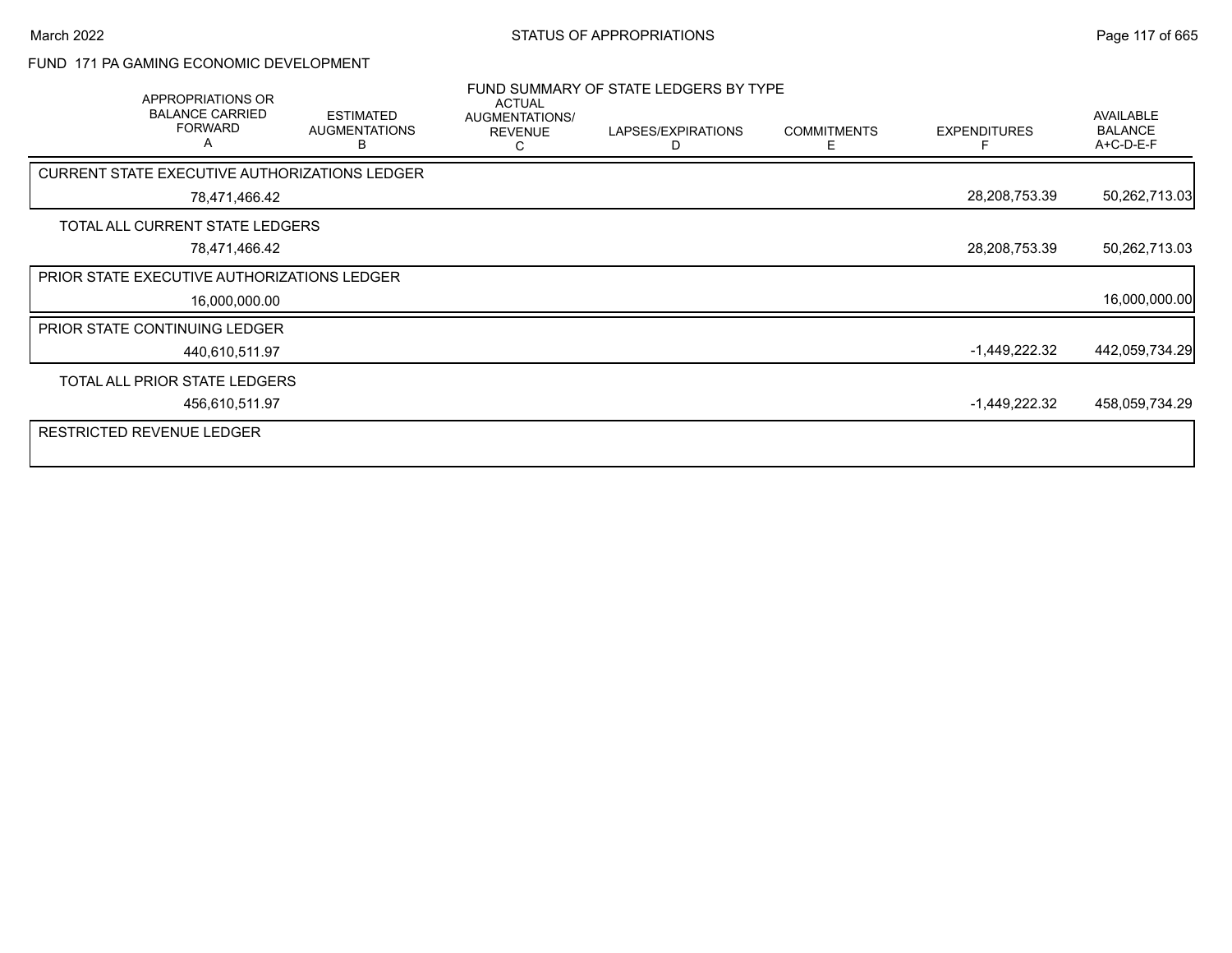# STATUS OF APPROPRIATIONS

## FUND 171 PA GAMING ECONOMIC DEVELOPMENT

### FUND SUMMARY OF STATE LEDGERS BY TYPE

| | APPROPRIATIONS OR BALANCE CARRIED FORWARD A | ESTIMATED AUGMENTATIONS B | ACTUAL AUGMENTATIONS/ REVENUE C | LAPSES/EXPIRATIONS D | COMMITMENTS E | EXPENDITURES F | AVAILABLE BALANCE A+C-D-E-F |
|---|---|---|---|---|---|---|---|
| CURRENT STATE EXECUTIVE AUTHORIZATIONS LEDGER | 78,471,466.42 | | | | | 28,208,753.39 | 50,262,713.03 |
| TOTAL ALL CURRENT STATE LEDGERS | 78,471,466.42 | | | | | 28,208,753.39 | 50,262,713.03 |
| PRIOR STATE EXECUTIVE AUTHORIZATIONS LEDGER | 16,000,000.00 | | | | | | 16,000,000.00 |
| PRIOR STATE CONTINUING LEDGER | 440,610,511.97 | | | | | -1,449,222.32 | 442,059,734.29 |
| TOTAL ALL PRIOR STATE LEDGERS | 456,610,511.97 | | | | | -1,449,222.32 | 458,059,734.29 |
| RESTRICTED REVENUE LEDGER | | | | | | | |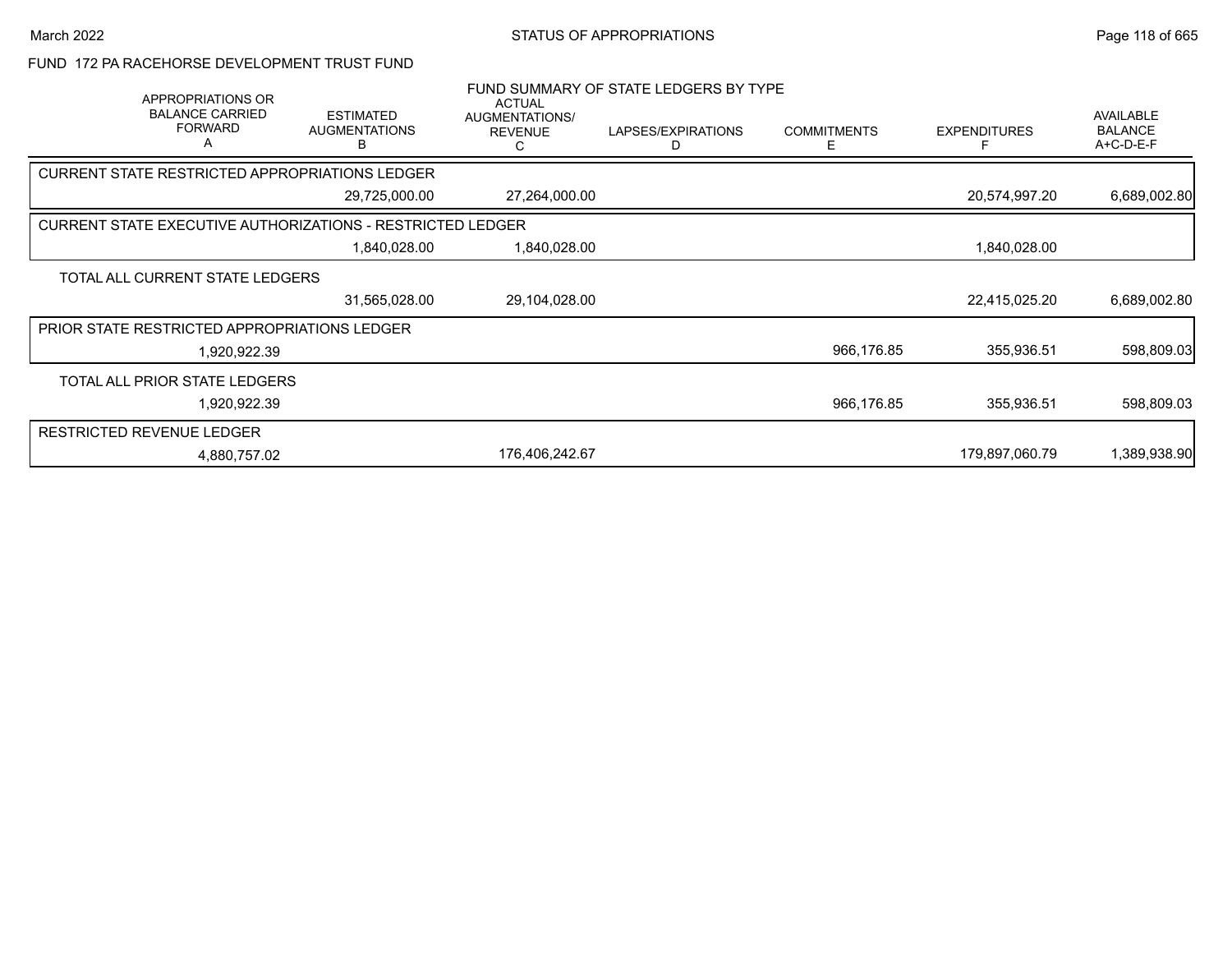## FUND 172 PA RACEHORSE DEVELOPMENT TRUST FUND

### FUND SUMMARY OF STATE LEDGERS BY TYPE

| APPROPRIATIONS OR BALANCE CARRIED FORWARD A | ESTIMATED AUGMENTATIONS B | ACTUAL AUGMENTATIONS/ REVENUE C | LAPSES/EXPIRATIONS D | COMMITMENTS E | EXPENDITURES F | AVAILABLE BALANCE A+C-D-E-F |
|---|---|---|---|---|---|---|
| **CURRENT STATE RESTRICTED APPROPRIATIONS LEDGER** | | | | | | |
| | 29,725,000.00 | 27,264,000.00 | | | 20,574,997.20 | 6,689,002.80 |
| **CURRENT STATE EXECUTIVE AUTHORIZATIONS - RESTRICTED LEDGER** | | | | | | |
| | 1,840,028.00 | 1,840,028.00 | | | 1,840,028.00 | |
| **TOTAL ALL CURRENT STATE LEDGERS** | | | | | | |
| | 31,565,028.00 | 29,104,028.00 | | | 22,415,025.20 | 6,689,002.80 |
| **PRIOR STATE RESTRICTED APPROPRIATIONS LEDGER** | | | | | | |
| 1,920,922.39 | | | | 966,176.85 | 355,936.51 | 598,809.03 |
| **TOTAL ALL PRIOR STATE LEDGERS** | | | | | | |
| 1,920,922.39 | | | | 966,176.85 | 355,936.51 | 598,809.03 |
| **RESTRICTED REVENUE LEDGER** | | | | | | |
| 4,880,757.02 | | 176,406,242.67 | | | 179,897,060.79 | 1,389,938.90 |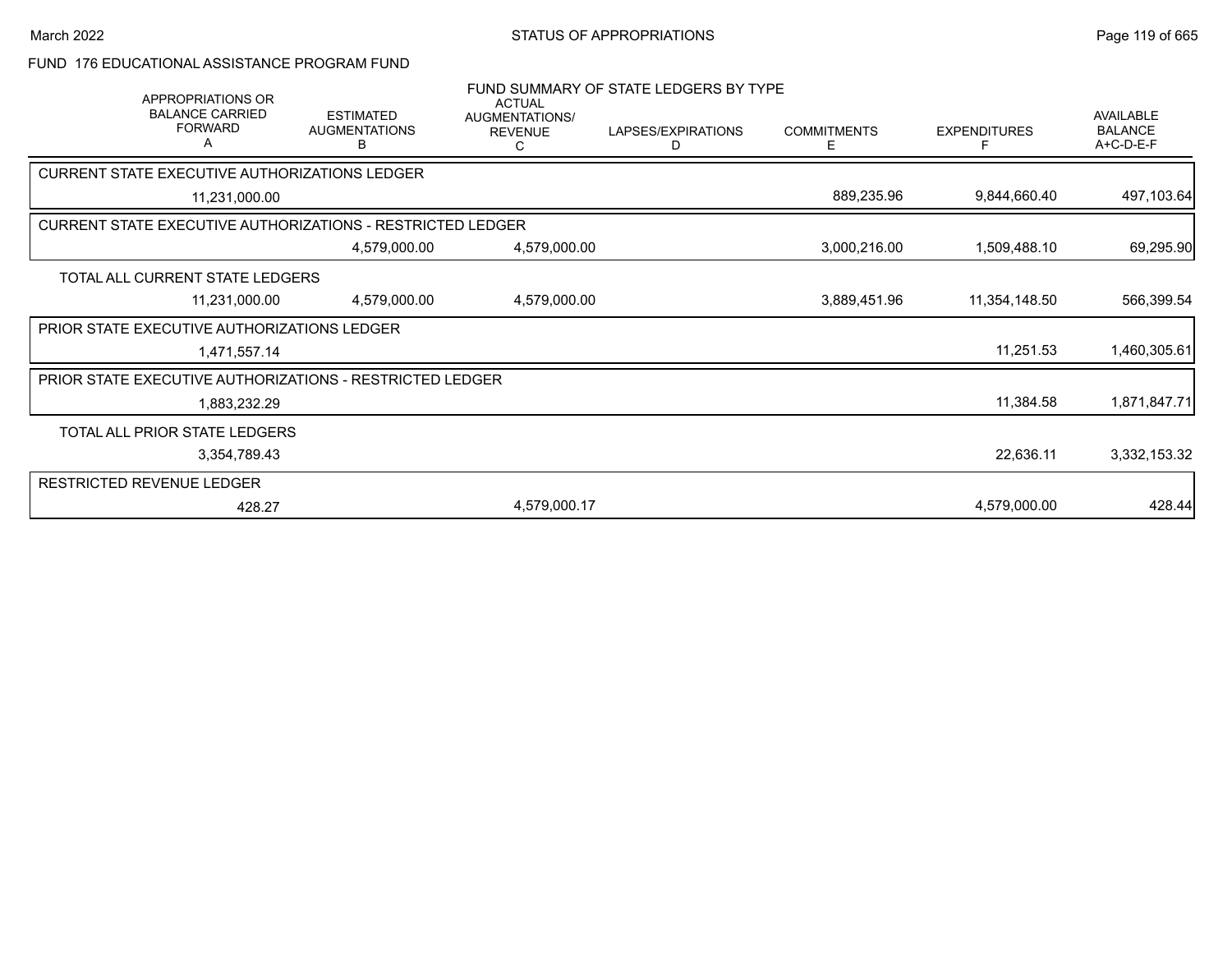## FUND 176 EDUCATIONAL ASSISTANCE PROGRAM FUND

### FUND SUMMARY OF STATE LEDGERS BY TYPE

| APPROPRIATIONS OR BALANCE CARRIED FORWARD A | ESTIMATED AUGMENTATIONS B | ACTUAL AUGMENTATIONS/ REVENUE C | LAPSES/EXPIRATIONS D | COMMITMENTS E | EXPENDITURES F | AVAILABLE BALANCE A+C-D-E-F |
|---|---|---|---|---|---|---|
| **CURRENT STATE EXECUTIVE AUTHORIZATIONS LEDGER** | | | | | | |
| 11,231,000.00 | | | | 889,235.96 | 9,844,660.40 | 497,103.64 |
| **CURRENT STATE EXECUTIVE AUTHORIZATIONS - RESTRICTED LEDGER** | | | | | | |
| | 4,579,000.00 | 4,579,000.00 | | 3,000,216.00 | 1,509,488.10 | 69,295.90 |
| **TOTAL ALL CURRENT STATE LEDGERS** | | | | | | |
| 11,231,000.00 | 4,579,000.00 | 4,579,000.00 | | 3,889,451.96 | 11,354,148.50 | 566,399.54 |
| **PRIOR STATE EXECUTIVE AUTHORIZATIONS LEDGER** | | | | | | |
| 1,471,557.14 | | | | | 11,251.53 | 1,460,305.61 |
| **PRIOR STATE EXECUTIVE AUTHORIZATIONS - RESTRICTED LEDGER** | | | | | | |
| 1,883,232.29 | | | | | 11,384.58 | 1,871,847.71 |
| **TOTAL ALL PRIOR STATE LEDGERS** | | | | | | |
| 3,354,789.43 | | | | | 22,636.11 | 3,332,153.32 |
| **RESTRICTED REVENUE LEDGER** | | | | | | |
| 428.27 | | 4,579,000.17 | | | 4,579,000.00 | 428.44 |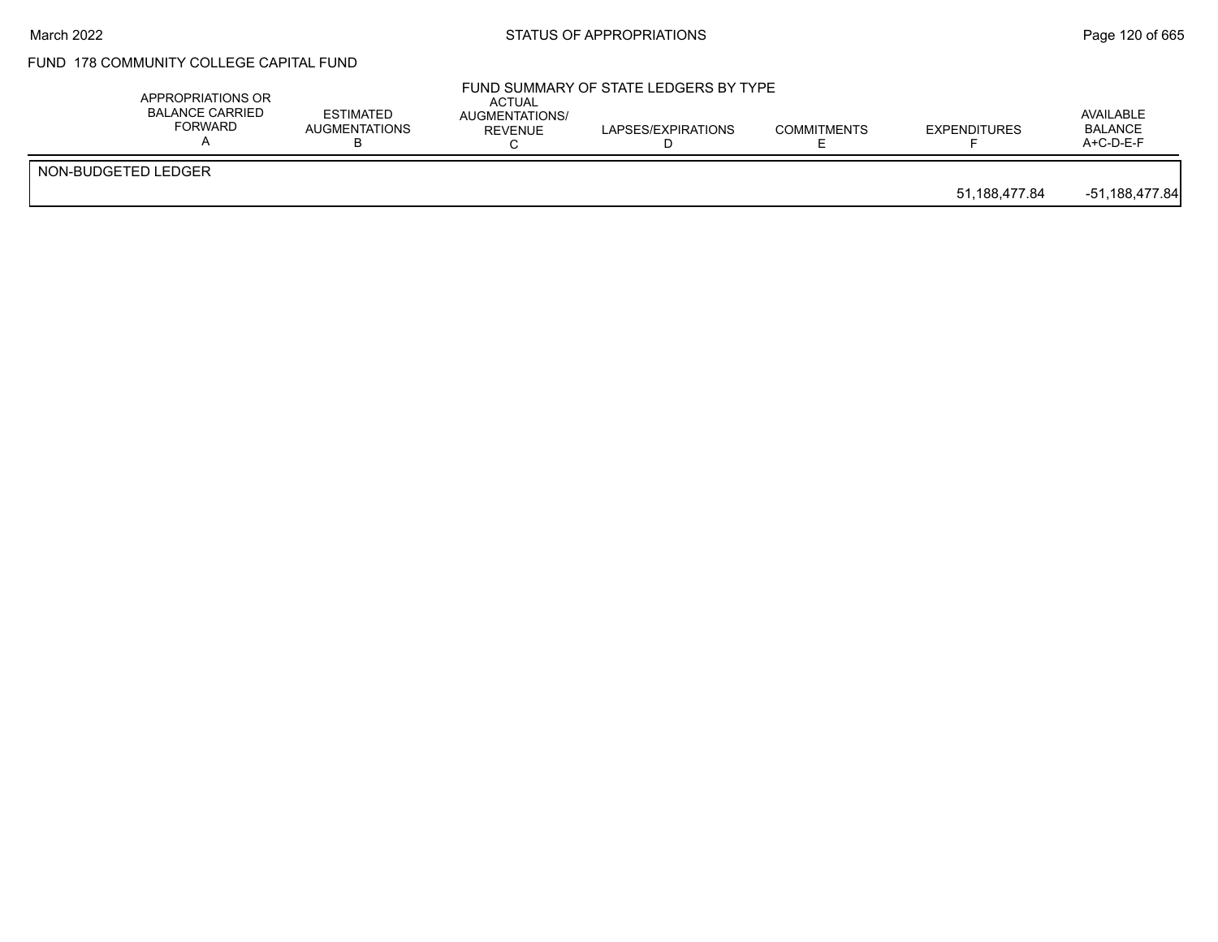FUND 178 COMMUNITY COLLEGE CAPITAL FUND

FUND SUMMARY OF STATE LEDGERS BY TYPE

| | APPROPRIATIONS OR BALANCE CARRIED FORWARD A | ESTIMATED AUGMENTATIONS B | ACTUAL AUGMENTATIONS/ REVENUE C | LAPSES/EXPIRATIONS D | COMMITMENTS E | EXPENDITURES F | AVAILABLE BALANCE A+C-D-E-F |
|---|---|---|---|---|---|---|---|
| NON-BUDGETED LEDGER | | | | | | 51,188,477.84 | -51,188,477.84 |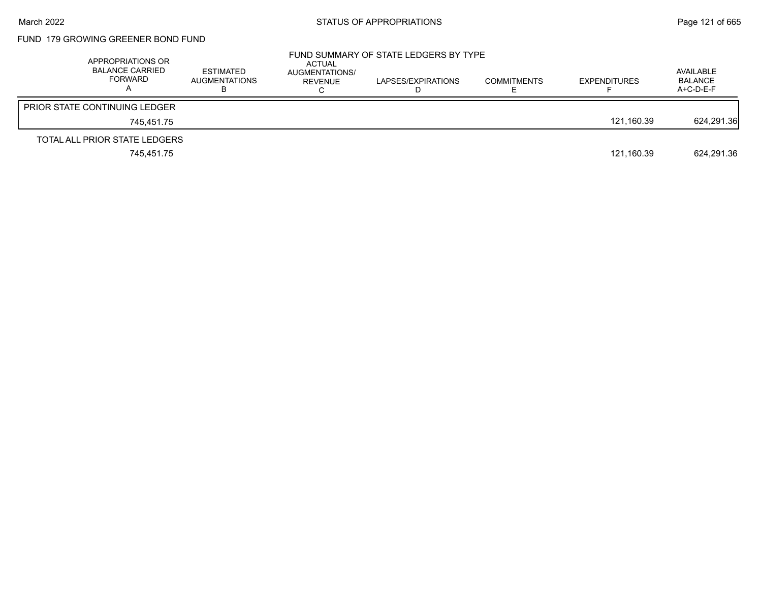## FUND 179 GROWING GREENER BOND FUND

### FUND SUMMARY OF STATE LEDGERS BY TYPE

| APPROPRIATIONS OR BALANCE CARRIED FORWARD A | ESTIMATED AUGMENTATIONS B | ACTUAL AUGMENTATIONS/ REVENUE C | LAPSES/EXPIRATIONS D | COMMITMENTS E | EXPENDITURES F | AVAILABLE BALANCE A+C-D-E-F |
|---|---|---|---|---|---|---|
| PRIOR STATE CONTINUING LEDGER | | | | | | |
| 745,451.75 | | | | | 121,160.39 | 624,291.36 |
| TOTAL ALL PRIOR STATE LEDGERS | | | | | | |
| 745,451.75 | | | | | 121,160.39 | 624,291.36 |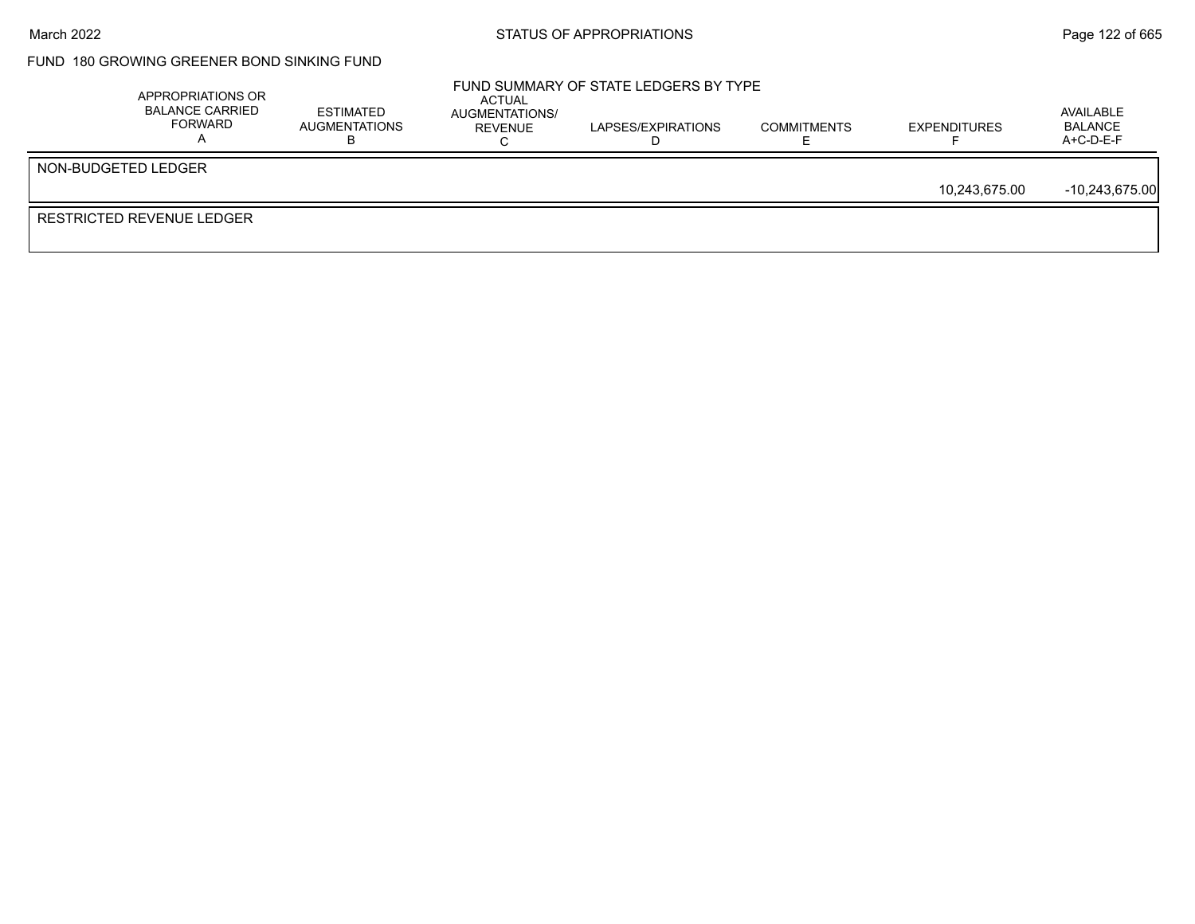FUND 180 GROWING GREENER BOND SINKING FUND

FUND SUMMARY OF STATE LEDGERS BY TYPE

| | APPROPRIATIONS OR BALANCE CARRIED FORWARD A | ESTIMATED AUGMENTATIONS B | ACTUAL AUGMENTATIONS/ REVENUE C | LAPSES/EXPIRATIONS D | COMMITMENTS E | EXPENDITURES F | AVAILABLE BALANCE A+C-D-E-F |
|---|---|---|---|---|---|---|---|
| NON-BUDGETED LEDGER | | | | | | | |
| | | | | | | 10,243,675.00 | -10,243,675.00 |
| RESTRICTED REVENUE LEDGER | | | | | | | |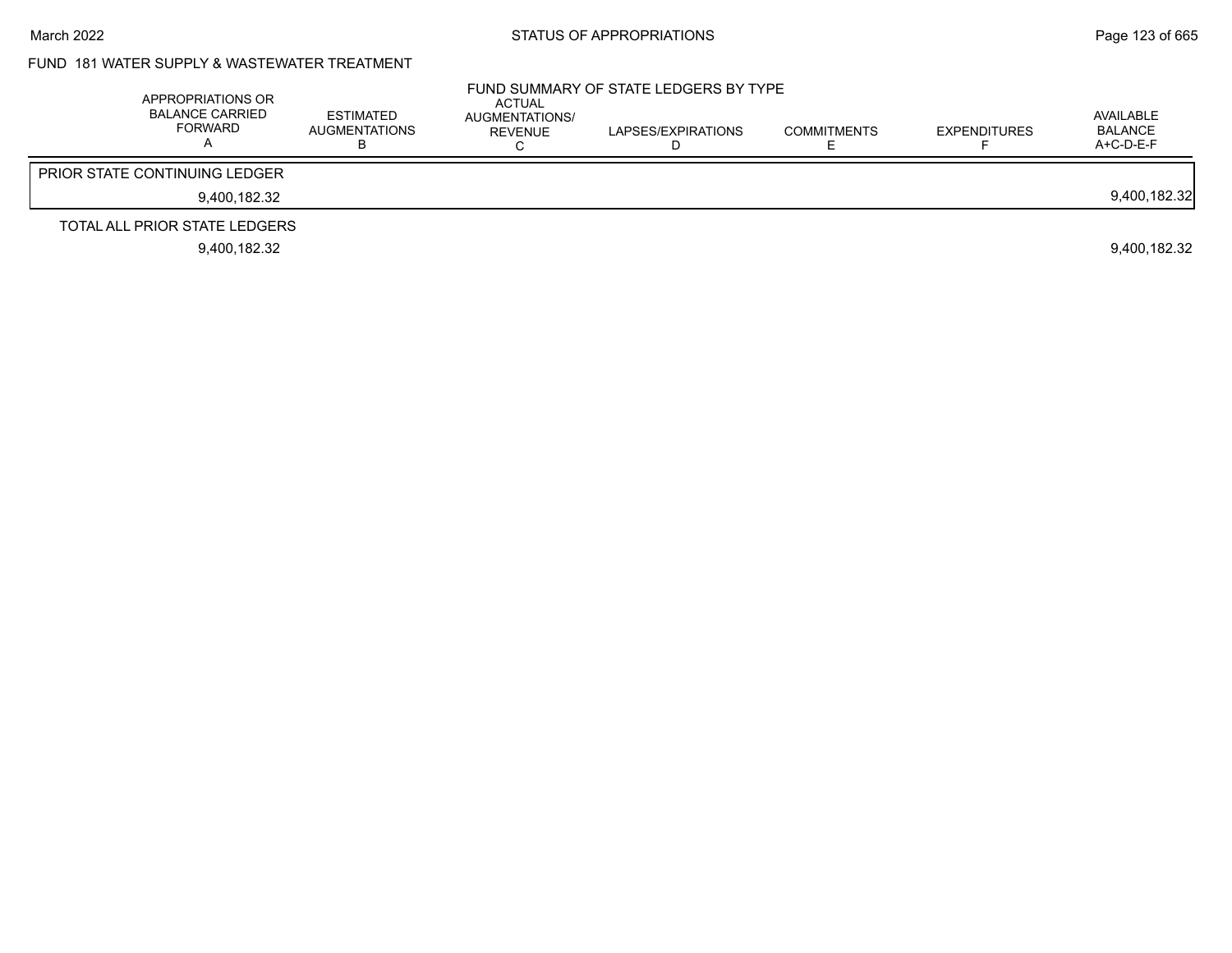## FUND 181 WATER SUPPLY & WASTEWATER TREATMENT

### FUND SUMMARY OF STATE LEDGERS BY TYPE

| APPROPRIATIONS OR BALANCE CARRIED FORWARD A | ESTIMATED AUGMENTATIONS B | ACTUAL AUGMENTATIONS/ REVENUE C | LAPSES/EXPIRATIONS D | COMMITMENTS E | EXPENDITURES F | AVAILABLE BALANCE A+C-D-E-F |
|---|---|---|---|---|---|---|
| PRIOR STATE CONTINUING LEDGER | | | | | | |
| 9,400,182.32 | | | | | | 9,400,182.32 |
| TOTAL ALL PRIOR STATE LEDGERS | | | | | | |
| 9,400,182.32 | | | | | | 9,400,182.32 |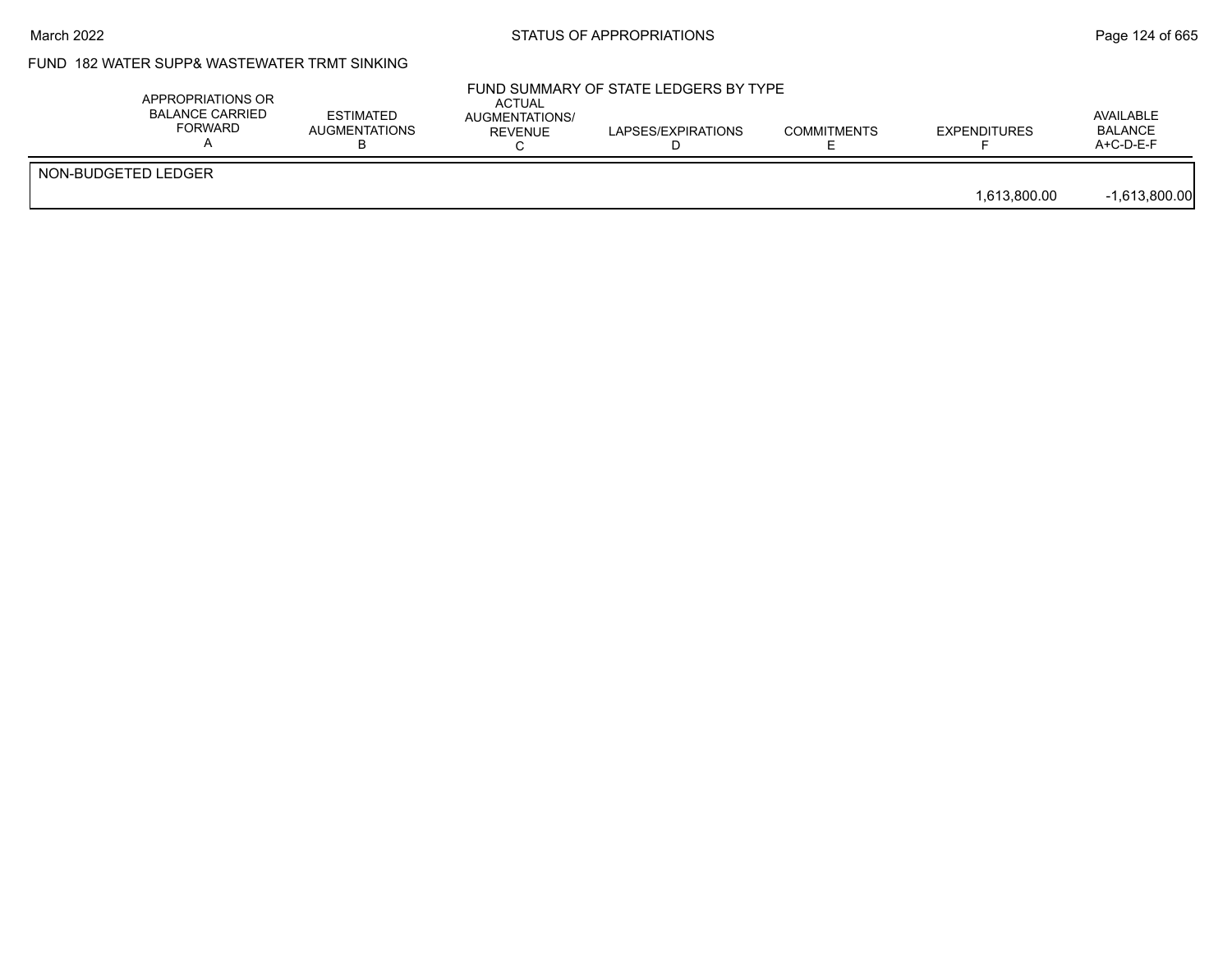FUND 182 WATER SUPP& WASTEWATER TRMT SINKING

FUND SUMMARY OF STATE LEDGERS BY TYPE

| | APPROPRIATIONS OR BALANCE CARRIED FORWARD A | ESTIMATED AUGMENTATIONS B | ACTUAL AUGMENTATIONS/ REVENUE C | LAPSES/EXPIRATIONS D | COMMITMENTS E | EXPENDITURES F | AVAILABLE BALANCE A+C-D-E-F |
|---|---|---|---|---|---|---|---|
| NON-BUDGETED LEDGER | | | | | | | |
| | | | | | | 1,613,800.00 | -1,613,800.00 |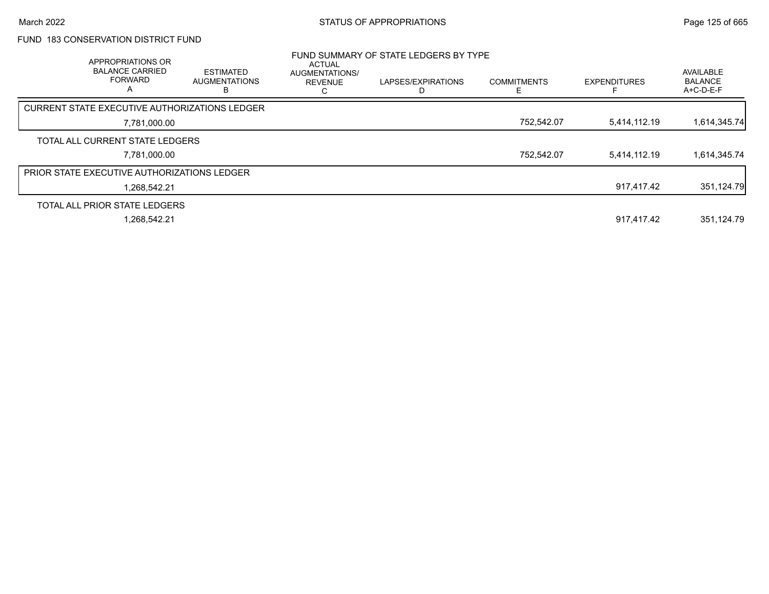FUND 183 CONSERVATION DISTRICT FUND

FUND SUMMARY OF STATE LEDGERS BY TYPE

| APPROPRIATIONS OR BALANCE CARRIED FORWARD A | ESTIMATED AUGMENTATIONS B | ACTUAL AUGMENTATIONS/ REVENUE C | LAPSES/EXPIRATIONS D | COMMITMENTS E | EXPENDITURES F | AVAILABLE BALANCE A+C-D-E-F |
|---|---|---|---|---|---|---|
| CURRENT STATE EXECUTIVE AUTHORIZATIONS LEDGER | | | | | | |
| 7,781,000.00 | | | | 752,542.07 | 5,414,112.19 | 1,614,345.74 |
| TOTAL ALL CURRENT STATE LEDGERS | | | | | | |
| 7,781,000.00 | | | | 752,542.07 | 5,414,112.19 | 1,614,345.74 |
| PRIOR STATE EXECUTIVE AUTHORIZATIONS LEDGER | | | | | | |
| 1,268,542.21 | | | | | 917,417.42 | 351,124.79 |
| TOTAL ALL PRIOR STATE LEDGERS | | | | | | |
| 1,268,542.21 | | | | | 917,417.42 | 351,124.79 |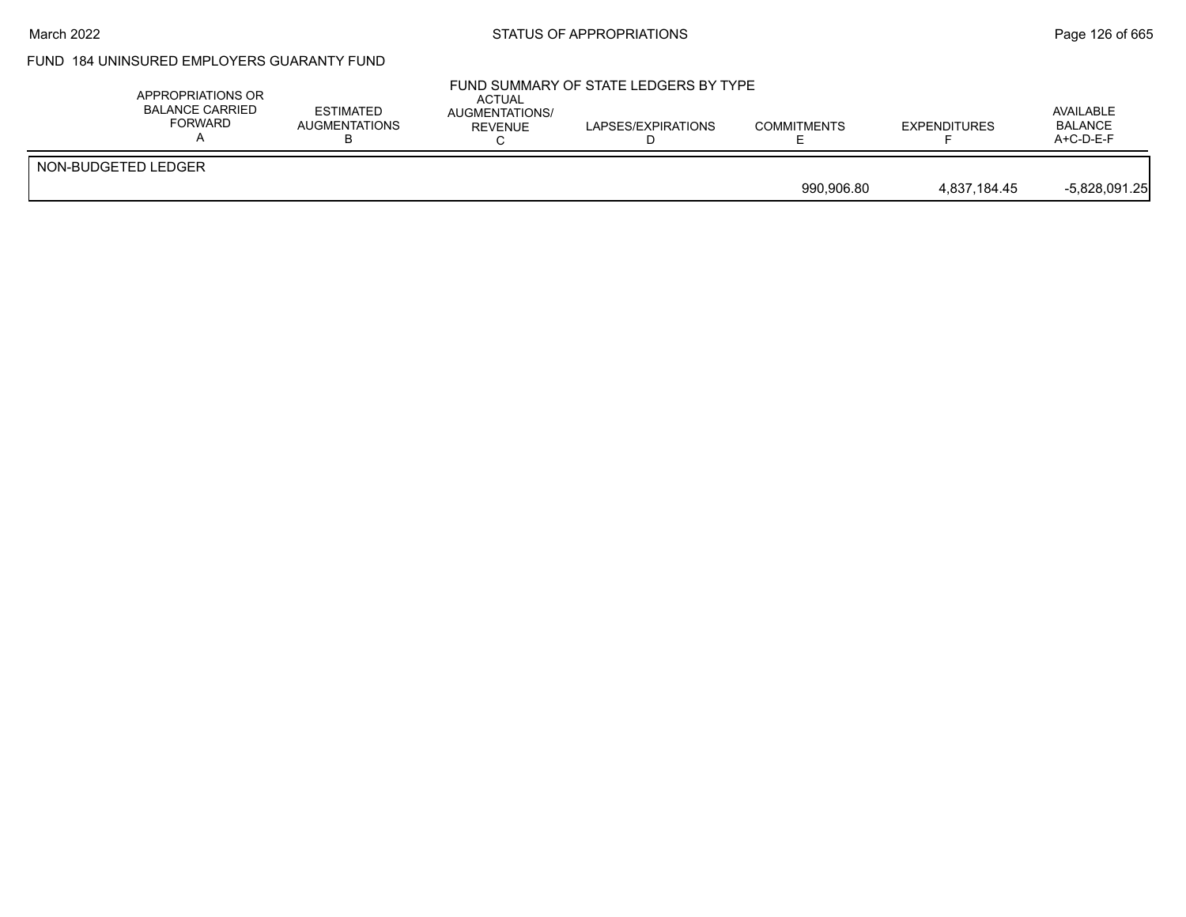## FUND 184 UNINSURED EMPLOYERS GUARANTY FUND

### FUND SUMMARY OF STATE LEDGERS BY TYPE

| | APPROPRIATIONS OR BALANCE CARRIED FORWARD A | ESTIMATED AUGMENTATIONS B | ACTUAL AUGMENTATIONS/ REVENUE C | LAPSES/EXPIRATIONS D | COMMITMENTS E | EXPENDITURES F | AVAILABLE BALANCE A+C-D-E-F |
|---|---|---|---|---|---|---|---|
| NON-BUDGETED LEDGER | | | | | | | |
| | | | | | 990,906.80 | 4,837,184.45 | -5,828,091.25 |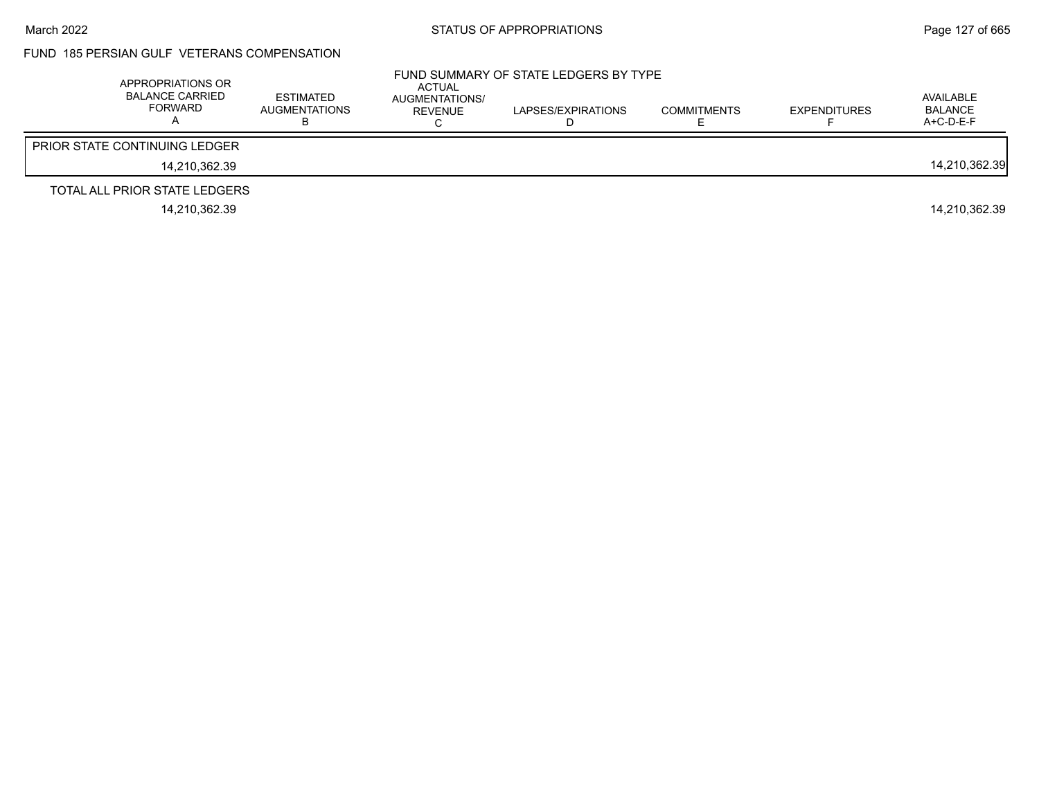## FUND 185 PERSIAN GULF VETERANS COMPENSATION

### FUND SUMMARY OF STATE LEDGERS BY TYPE

| | APPROPRIATIONS OR BALANCE CARRIED FORWARD A | ESTIMATED AUGMENTATIONS B | ACTUAL AUGMENTATIONS/ REVENUE C | LAPSES/EXPIRATIONS D | COMMITMENTS E | EXPENDITURES F | AVAILABLE BALANCE A+C-D-E-F |
|---|---|---|---|---|---|---|---|
| PRIOR STATE CONTINUING LEDGER | | | | | | | |
| | 14,210,362.39 | | | | | | 14,210,362.39 |
| TOTAL ALL PRIOR STATE LEDGERS | | | | | | | |
| | 14,210,362.39 | | | | | | 14,210,362.39 |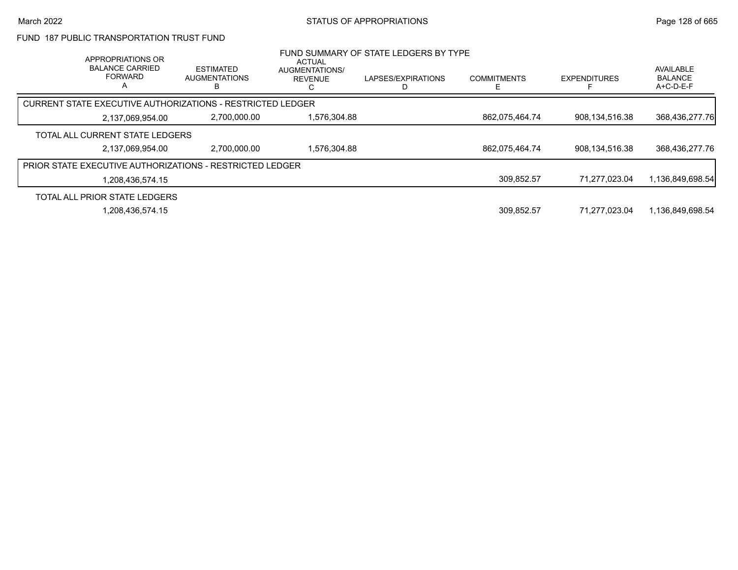FUND 187 PUBLIC TRANSPORTATION TRUST FUND

FUND SUMMARY OF STATE LEDGERS BY TYPE

| APPROPRIATIONS OR BALANCE CARRIED FORWARD A | ESTIMATED AUGMENTATIONS B | ACTUAL AUGMENTATIONS/ REVENUE C | LAPSES/EXPIRATIONS D | COMMITMENTS E | EXPENDITURES F | AVAILABLE BALANCE A+C-D-E-F |
|---|---|---|---|---|---|---|
| **CURRENT STATE EXECUTIVE AUTHORIZATIONS - RESTRICTED LEDGER** | | | | | | |
| 2,137,069,954.00 | 2,700,000.00 | 1,576,304.88 | | 862,075,464.74 | 908,134,516.38 | 368,436,277.76 |
| **TOTAL ALL CURRENT STATE LEDGERS** | | | | | | |
| 2,137,069,954.00 | 2,700,000.00 | 1,576,304.88 | | 862,075,464.74 | 908,134,516.38 | 368,436,277.76 |
| **PRIOR STATE EXECUTIVE AUTHORIZATIONS - RESTRICTED LEDGER** | | | | | | |
| 1,208,436,574.15 | | | | 309,852.57 | 71,277,023.04 | 1,136,849,698.54 |
| **TOTAL ALL PRIOR STATE LEDGERS** | | | | | | |
| 1,208,436,574.15 | | | | 309,852.57 | 71,277,023.04 | 1,136,849,698.54 |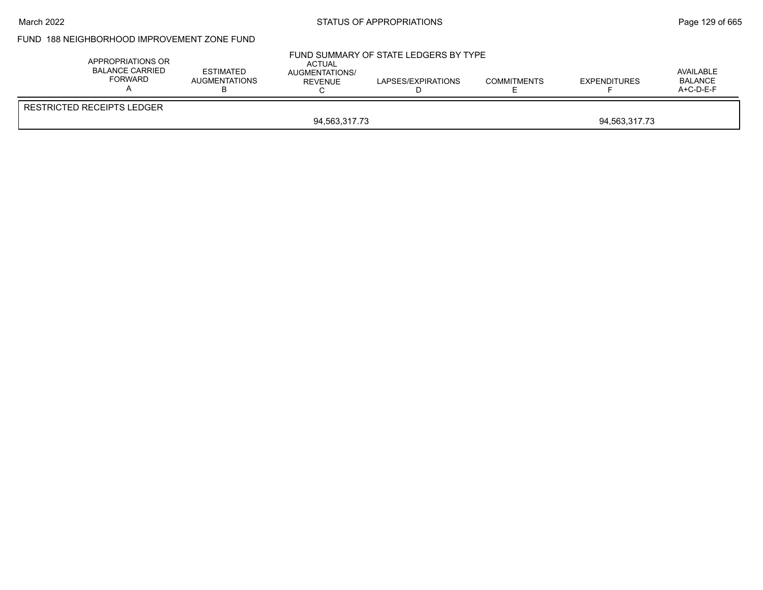FUND 188 NEIGHBORHOOD IMPROVEMENT ZONE FUND

FUND SUMMARY OF STATE LEDGERS BY TYPE

| | APPROPRIATIONS OR BALANCE CARRIED FORWARD A | ESTIMATED AUGMENTATIONS B | ACTUAL AUGMENTATIONS/ REVENUE C | LAPSES/EXPIRATIONS D | COMMITMENTS E | EXPENDITURES F | AVAILABLE BALANCE A+C-D-E-F |
|---|---|---|---|---|---|---|---|
| RESTRICTED RECEIPTS LEDGER | | | | | | | |
| | | | 94,563,317.73 | | | 94,563,317.73 | |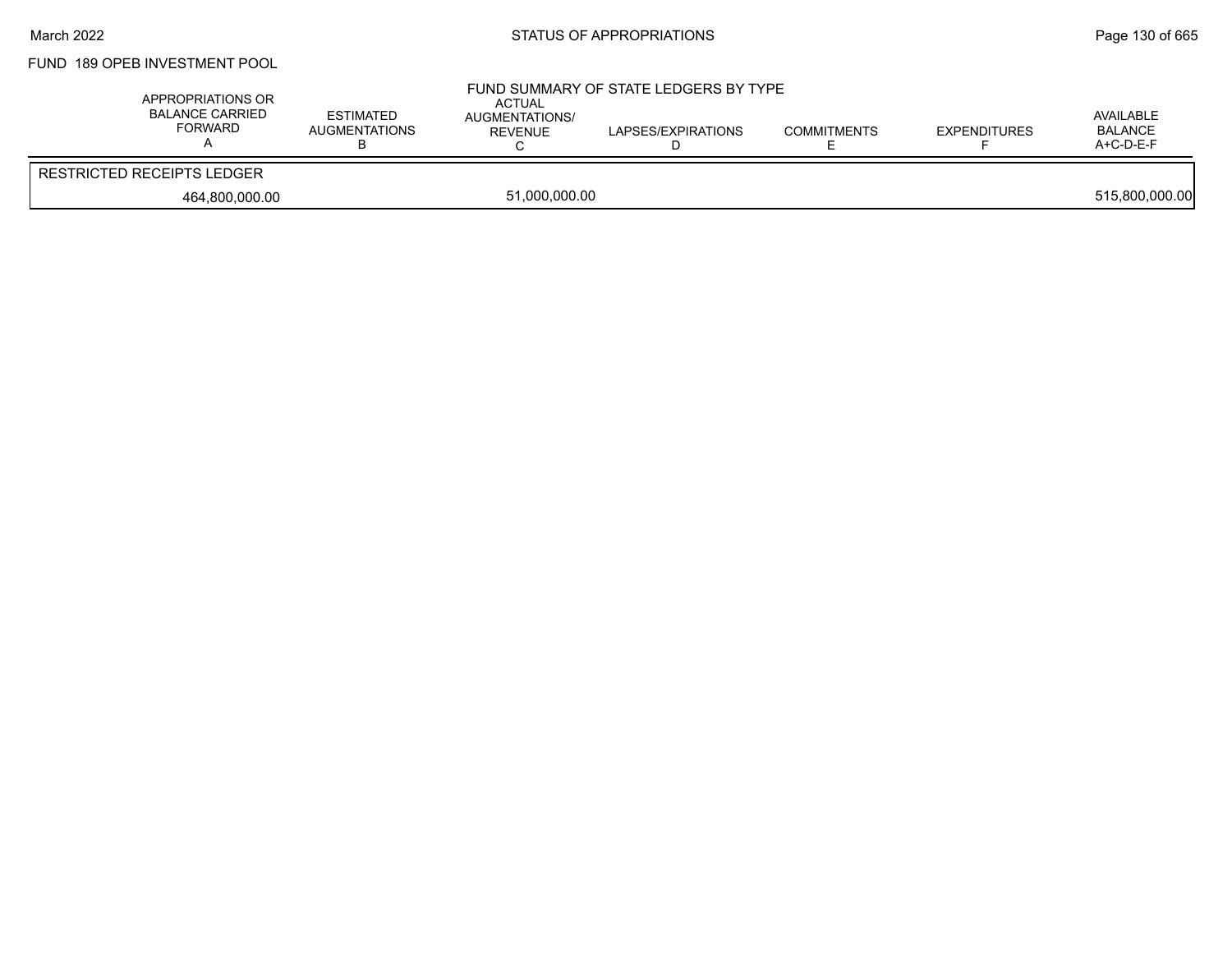March 2022

STATUS OF APPROPRIATIONS

FUND 189 OPEB INVESTMENT POOL

FUND SUMMARY OF STATE LEDGERS BY TYPE

| APPROPRIATIONS OR BALANCE CARRIED FORWARD A | ESTIMATED AUGMENTATIONS B | ACTUAL AUGMENTATIONS/ REVENUE C | LAPSES/EXPIRATIONS D | COMMITMENTS E | EXPENDITURES F | AVAILABLE BALANCE A+C-D-E-F |
|---|---|---|---|---|---|---|
| RESTRICTED RECEIPTS LEDGER | | | | | | |
| 464,800,000.00 | | 51,000,000.00 | | | | 515,800,000.00 |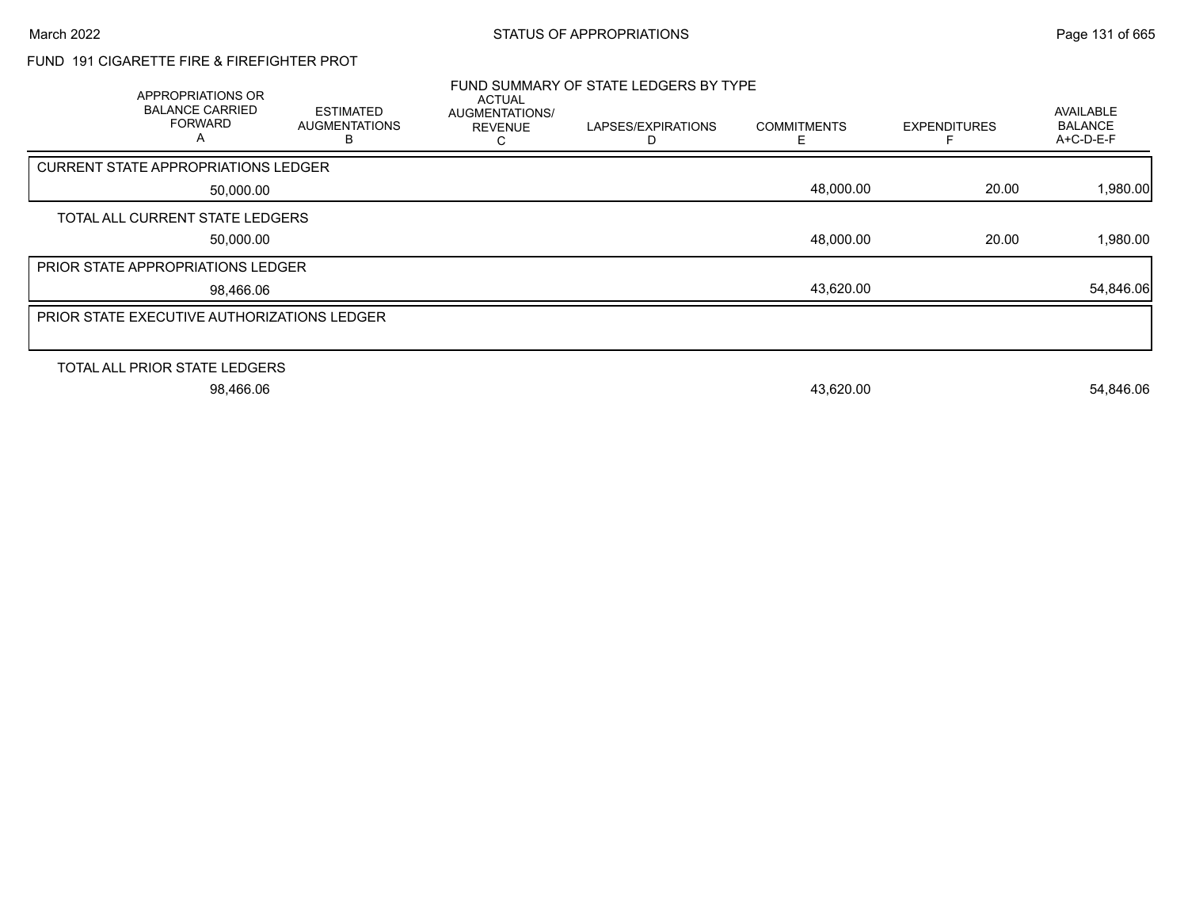FUND 191 CIGARETTE FIRE & FIREFIGHTER PROT

FUND SUMMARY OF STATE LEDGERS BY TYPE

| APPROPRIATIONS OR BALANCE CARRIED FORWARD A | ESTIMATED AUGMENTATIONS B | ACTUAL AUGMENTATIONS/ REVENUE C | LAPSES/EXPIRATIONS D | COMMITMENTS E | EXPENDITURES F | AVAILABLE BALANCE A+C-D-E-F |
|---|---|---|---|---|---|---|
| **CURRENT STATE APPROPRIATIONS LEDGER** | | | | | | |
| 50,000.00 | | | | 48,000.00 | 20.00 | 1,980.00 |
| **TOTAL ALL CURRENT STATE LEDGERS** | | | | | | |
| 50,000.00 | | | | 48,000.00 | 20.00 | 1,980.00 |
| **PRIOR STATE APPROPRIATIONS LEDGER** | | | | | | |
| 98,466.06 | | | | 43,620.00 | | 54,846.06 |
| **PRIOR STATE EXECUTIVE AUTHORIZATIONS LEDGER** | | | | | | |
| **TOTAL ALL PRIOR STATE LEDGERS** | | | | | | |
| 98,466.06 | | | | 43,620.00 | | 54,846.06 |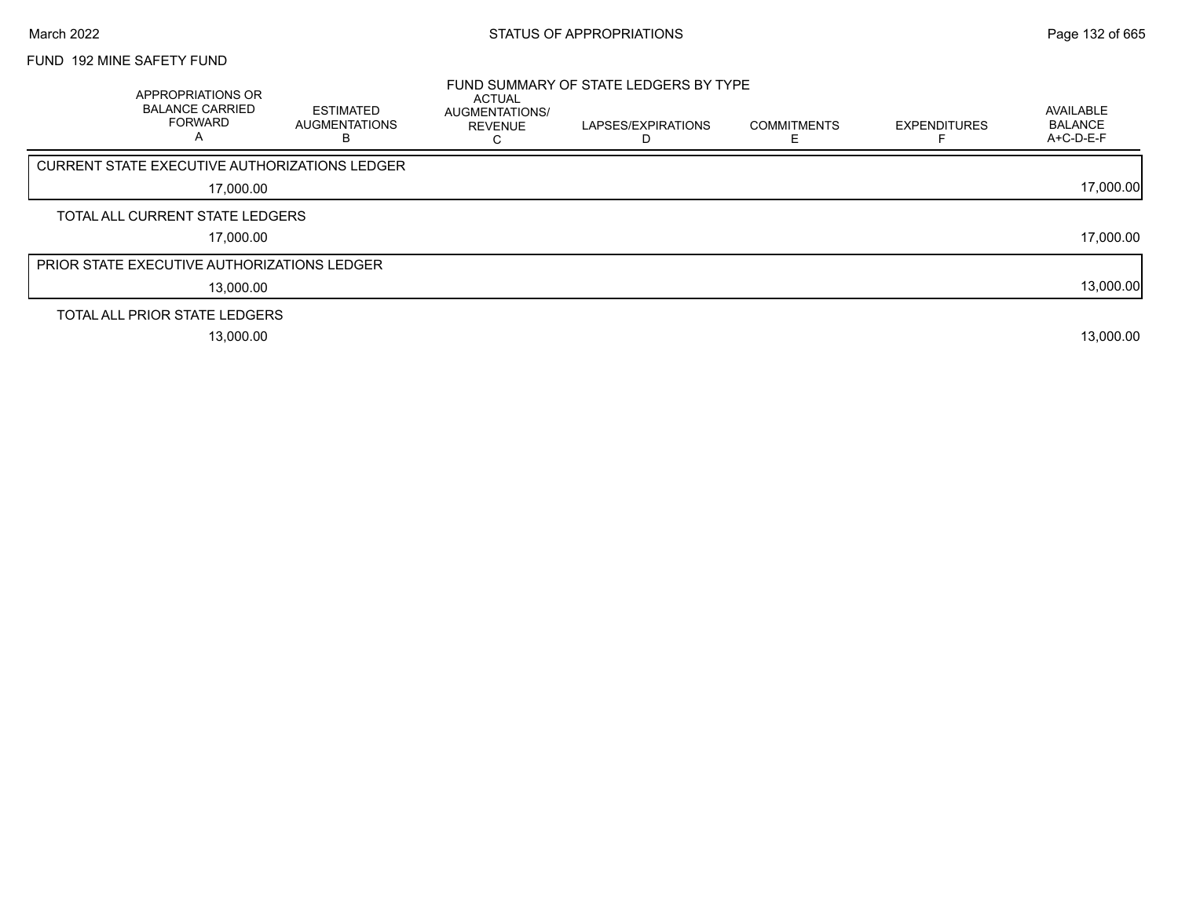FUND 192 MINE SAFETY FUND

## FUND SUMMARY OF STATE LEDGERS BY TYPE

| | APPROPRIATIONS OR BALANCE CARRIED FORWARD A | ESTIMATED AUGMENTATIONS B | ACTUAL AUGMENTATIONS/ REVENUE C | LAPSES/EXPIRATIONS D | COMMITMENTS E | EXPENDITURES F | AVAILABLE BALANCE A+C-D-E-F |
|---|---|---|---|---|---|---|---|
| CURRENT STATE EXECUTIVE AUTHORIZATIONS LEDGER | 17,000.00 | | | | | | 17,000.00 |
| TOTAL ALL CURRENT STATE LEDGERS | 17,000.00 | | | | | | 17,000.00 |
| PRIOR STATE EXECUTIVE AUTHORIZATIONS LEDGER | 13,000.00 | | | | | | 13,000.00 |
| TOTAL ALL PRIOR STATE LEDGERS | 13,000.00 | | | | | | 13,000.00 |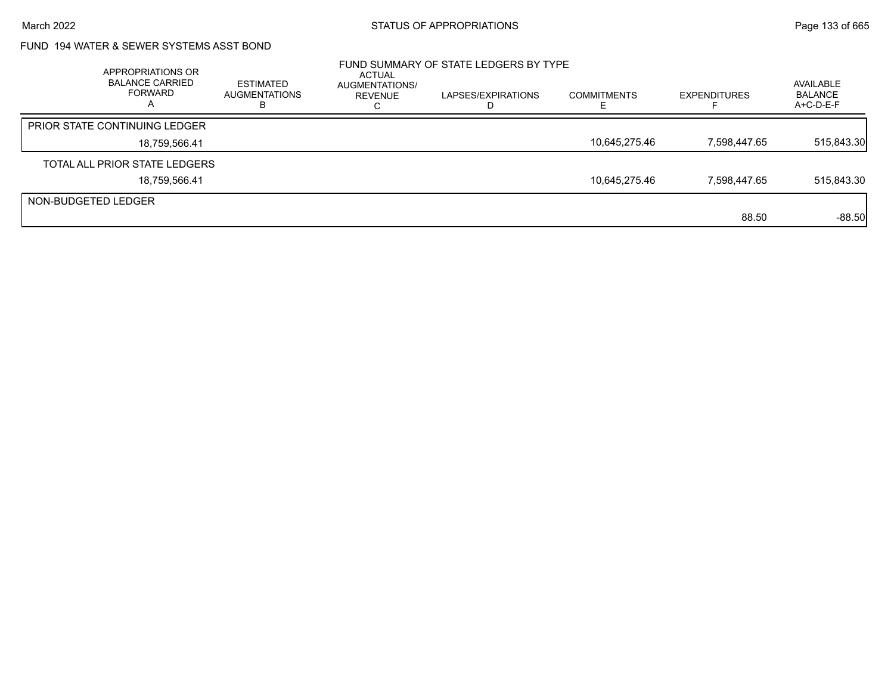## FUND 194 WATER & SEWER SYSTEMS ASST BOND

### FUND SUMMARY OF STATE LEDGERS BY TYPE

| APPROPRIATIONS OR BALANCE CARRIED FORWARD A | ESTIMATED AUGMENTATIONS B | ACTUAL AUGMENTATIONS/ REVENUE C | LAPSES/EXPIRATIONS D | COMMITMENTS E | EXPENDITURES F | AVAILABLE BALANCE A+C-D-E-F |
|---|---|---|---|---|---|---|
| PRIOR STATE CONTINUING LEDGER | | | | | | |
| 18,759,566.41 | | | | 10,645,275.46 | 7,598,447.65 | 515,843.30 |
| TOTAL ALL PRIOR STATE LEDGERS | | | | | | |
| 18,759,566.41 | | | | 10,645,275.46 | 7,598,447.65 | 515,843.30 |
| NON-BUDGETED LEDGER | | | | | | |
| | | | | | 88.50 | -88.50 |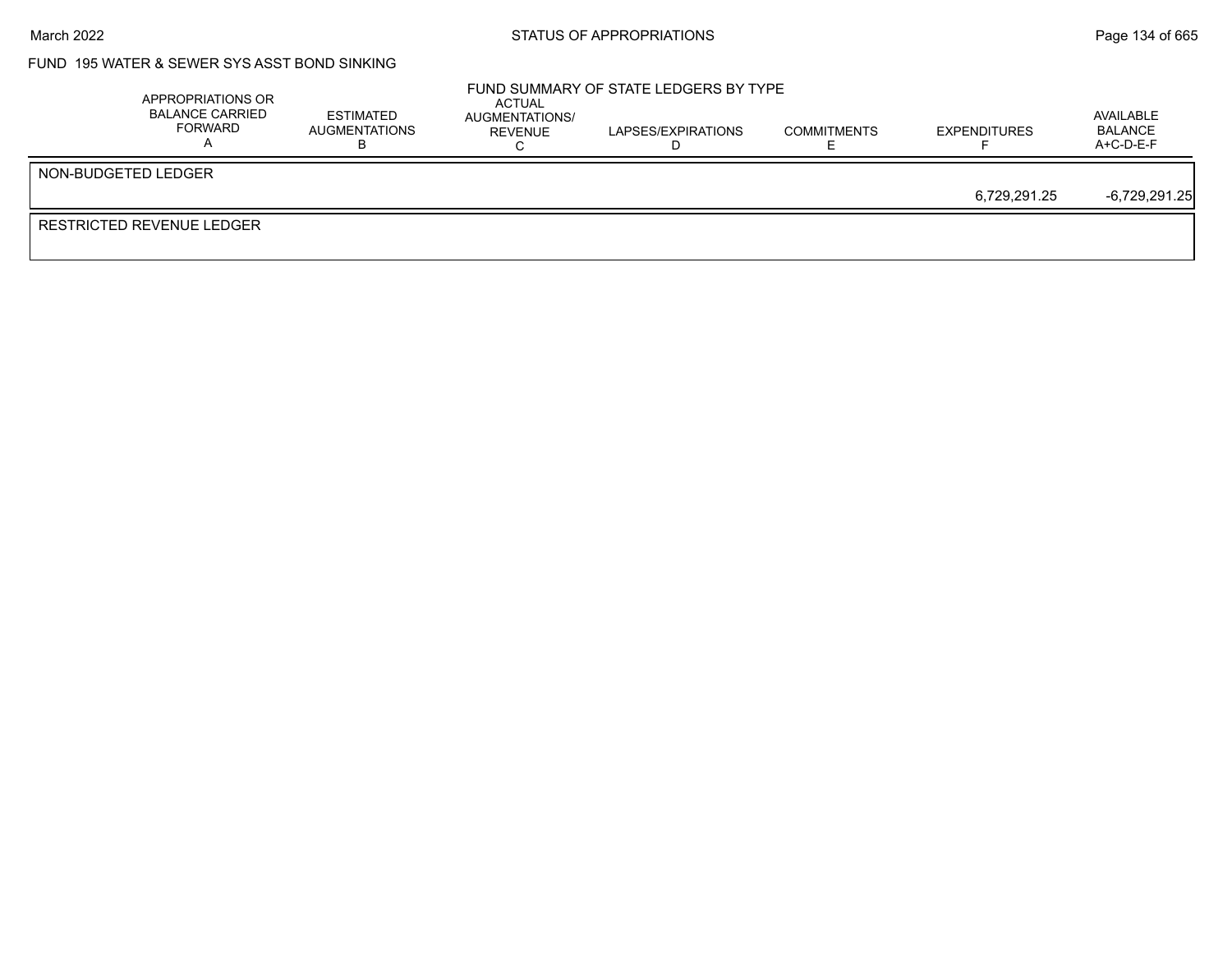FUND 195 WATER & SEWER SYS ASST BOND SINKING

FUND SUMMARY OF STATE LEDGERS BY TYPE

| | APPROPRIATIONS OR BALANCE CARRIED FORWARD A | ESTIMATED AUGMENTATIONS B | ACTUAL AUGMENTATIONS/ REVENUE C | LAPSES/EXPIRATIONS D | COMMITMENTS E | EXPENDITURES F | AVAILABLE BALANCE A+C-D-E-F |
|---|---|---|---|---|---|---|---|
| NON-BUDGETED LEDGER | | | | | | | |
| | | | | | | 6,729,291.25 | -6,729,291.25 |
| RESTRICTED REVENUE LEDGER | | | | | | | |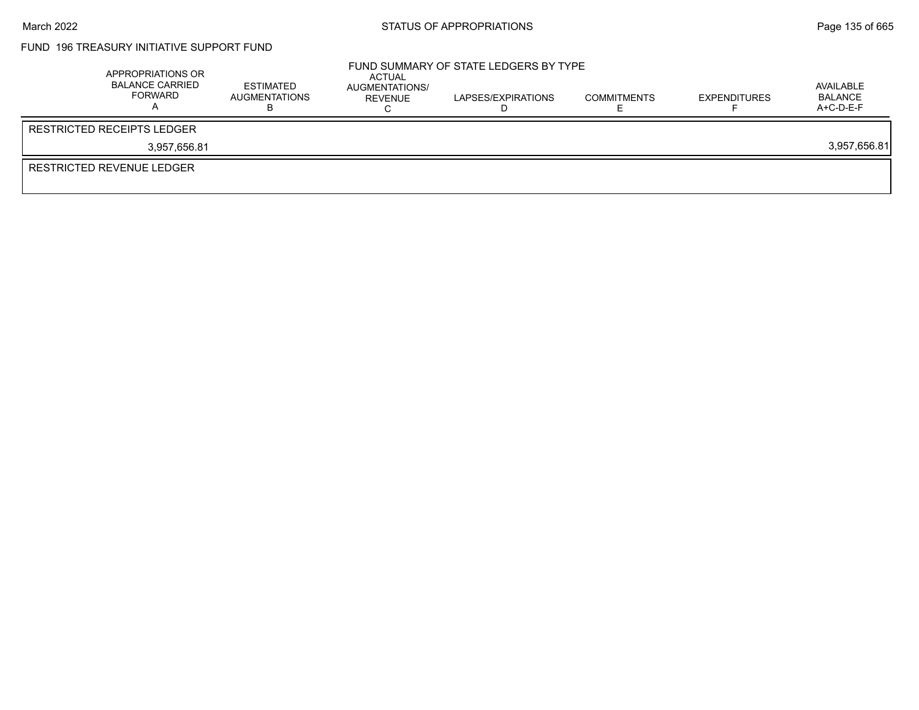## FUND 196 TREASURY INITIATIVE SUPPORT FUND

### FUND SUMMARY OF STATE LEDGERS BY TYPE

| APPROPRIATIONS OR BALANCE CARRIED FORWARD A | ESTIMATED AUGMENTATIONS B | ACTUAL AUGMENTATIONS/ REVENUE C | LAPSES/EXPIRATIONS D | COMMITMENTS E | EXPENDITURES F | AVAILABLE BALANCE A+C-D-E-F |
|---|---|---|---|---|---|---|
| RESTRICTED RECEIPTS LEDGER | | | | | | |
| 3,957,656.81 | | | | | | 3,957,656.81 |
| RESTRICTED REVENUE LEDGER | | | | | | |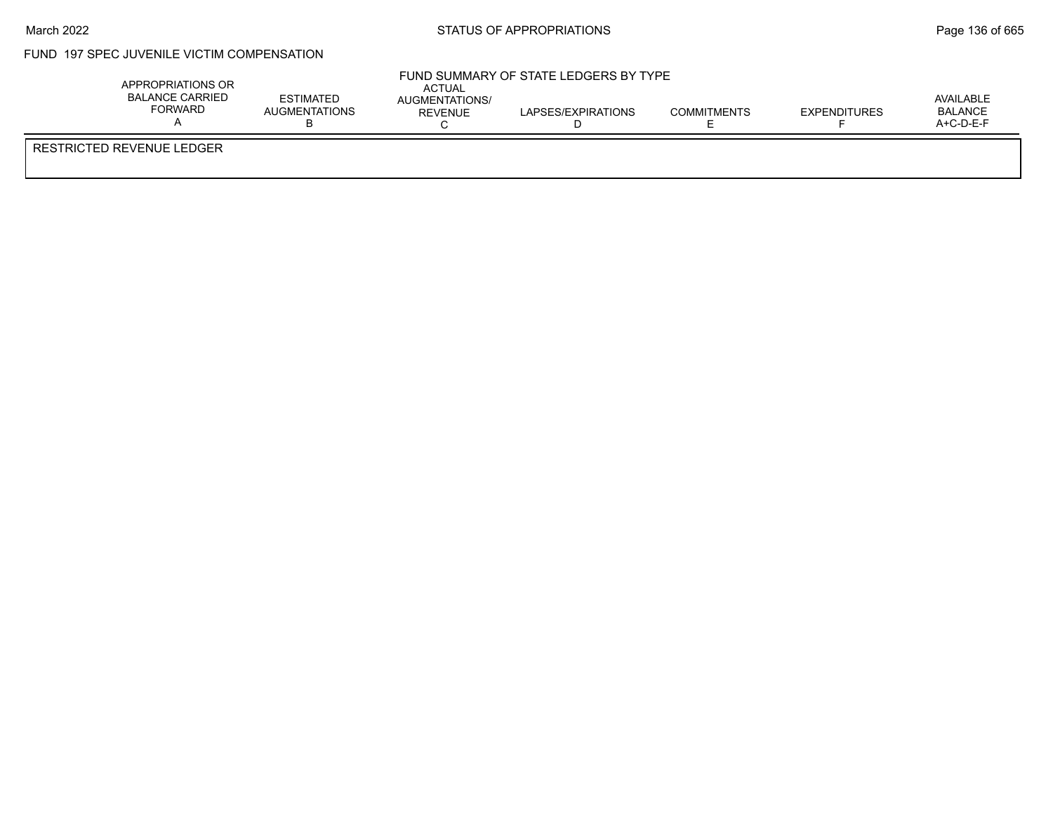FUND 197 SPEC JUVENILE VICTIM COMPENSATION

FUND SUMMARY OF STATE LEDGERS BY TYPE

| | APPROPRIATIONS OR BALANCE CARRIED FORWARD A | ESTIMATED AUGMENTATIONS B | ACTUAL AUGMENTATIONS/ REVENUE C | LAPSES/EXPIRATIONS D | COMMITMENTS E | EXPENDITURES F | AVAILABLE BALANCE A+C-D-E-F |
|---|---|---|---|---|---|---|---|
| RESTRICTED REVENUE LEDGER | | | | | | | |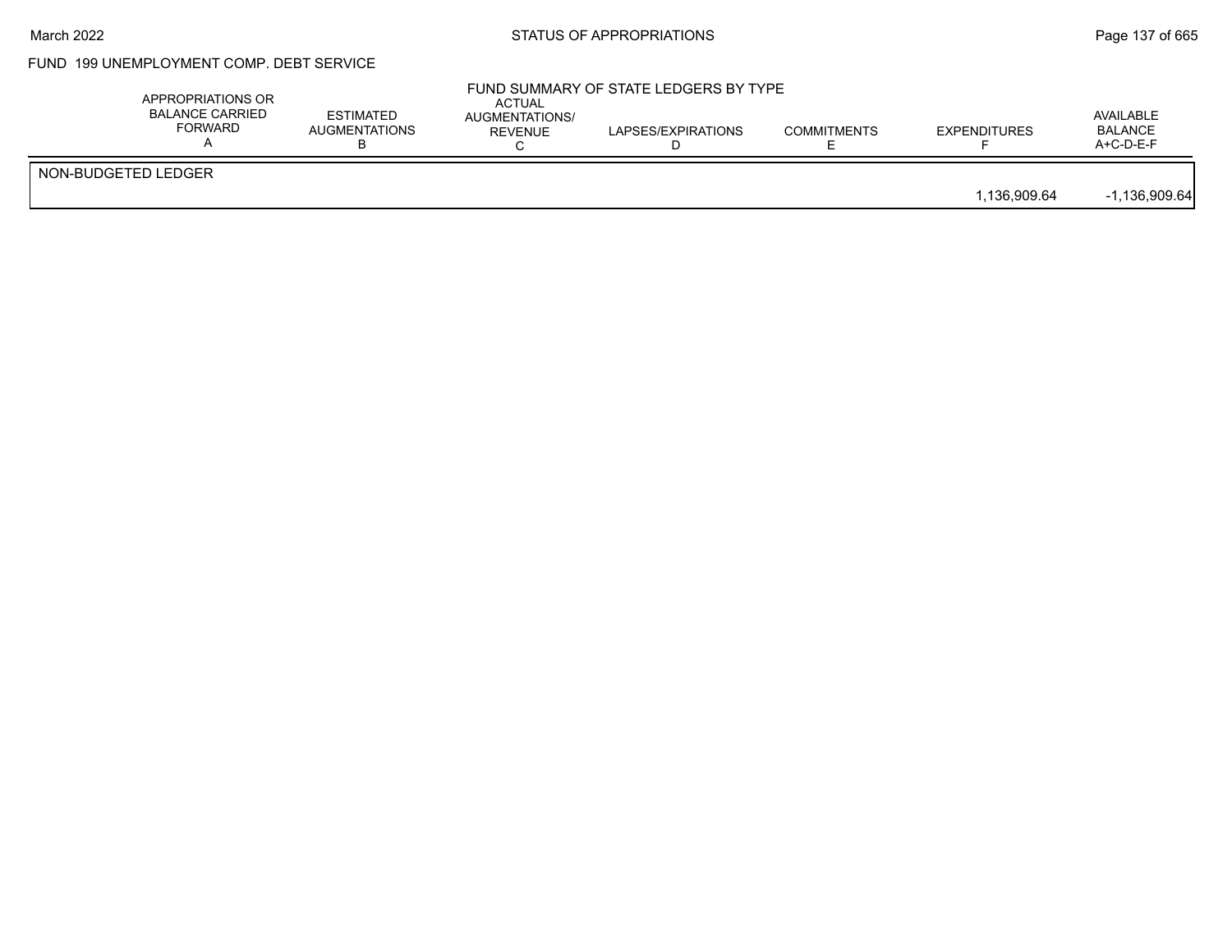FUND 199 UNEMPLOYMENT COMP. DEBT SERVICE

FUND SUMMARY OF STATE LEDGERS BY TYPE

| | APPROPRIATIONS OR BALANCE CARRIED FORWARD A | ESTIMATED AUGMENTATIONS B | ACTUAL AUGMENTATIONS/ REVENUE C | LAPSES/EXPIRATIONS D | COMMITMENTS E | EXPENDITURES F | AVAILABLE BALANCE A+C-D-E-F |
|---|---|---|---|---|---|---|---|
| NON-BUDGETED LEDGER | | | | | | | |
| | | | | | | 1,136,909.64 | -1,136,909.64 |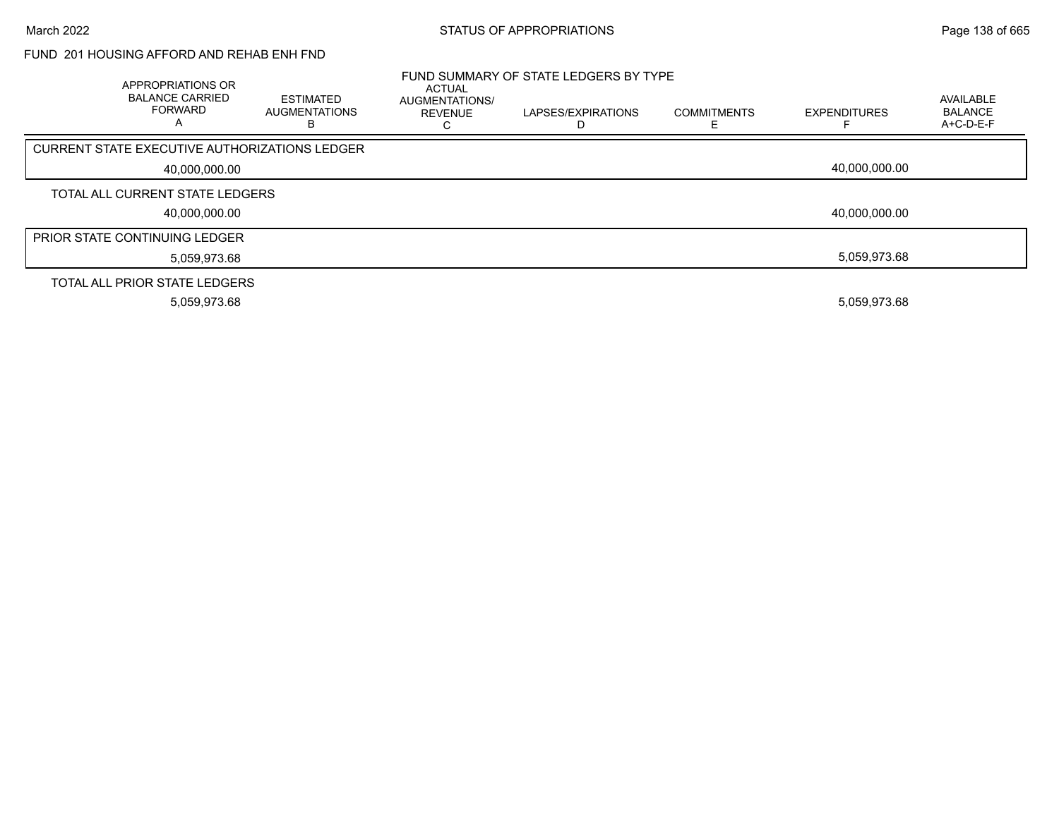FUND 201 HOUSING AFFORD AND REHAB ENH FND

## FUND SUMMARY OF STATE LEDGERS BY TYPE

| APPROPRIATIONS OR BALANCE CARRIED FORWARD A | ESTIMATED AUGMENTATIONS B | ACTUAL AUGMENTATIONS/ REVENUE C | LAPSES/EXPIRATIONS D | COMMITMENTS E | EXPENDITURES F | AVAILABLE BALANCE A+C-D-E-F |
|---|---|---|---|---|---|---|
| CURRENT STATE EXECUTIVE AUTHORIZATIONS LEDGER | | | | | | |
| 40,000,000.00 | | | | | 40,000,000.00 | |
| TOTAL ALL CURRENT STATE LEDGERS | | | | | | |
| 40,000,000.00 | | | | | 40,000,000.00 | |
| PRIOR STATE CONTINUING LEDGER | | | | | | |
| 5,059,973.68 | | | | | 5,059,973.68 | |
| TOTAL ALL PRIOR STATE LEDGERS | | | | | | |
| 5,059,973.68 | | | | | 5,059,973.68 | |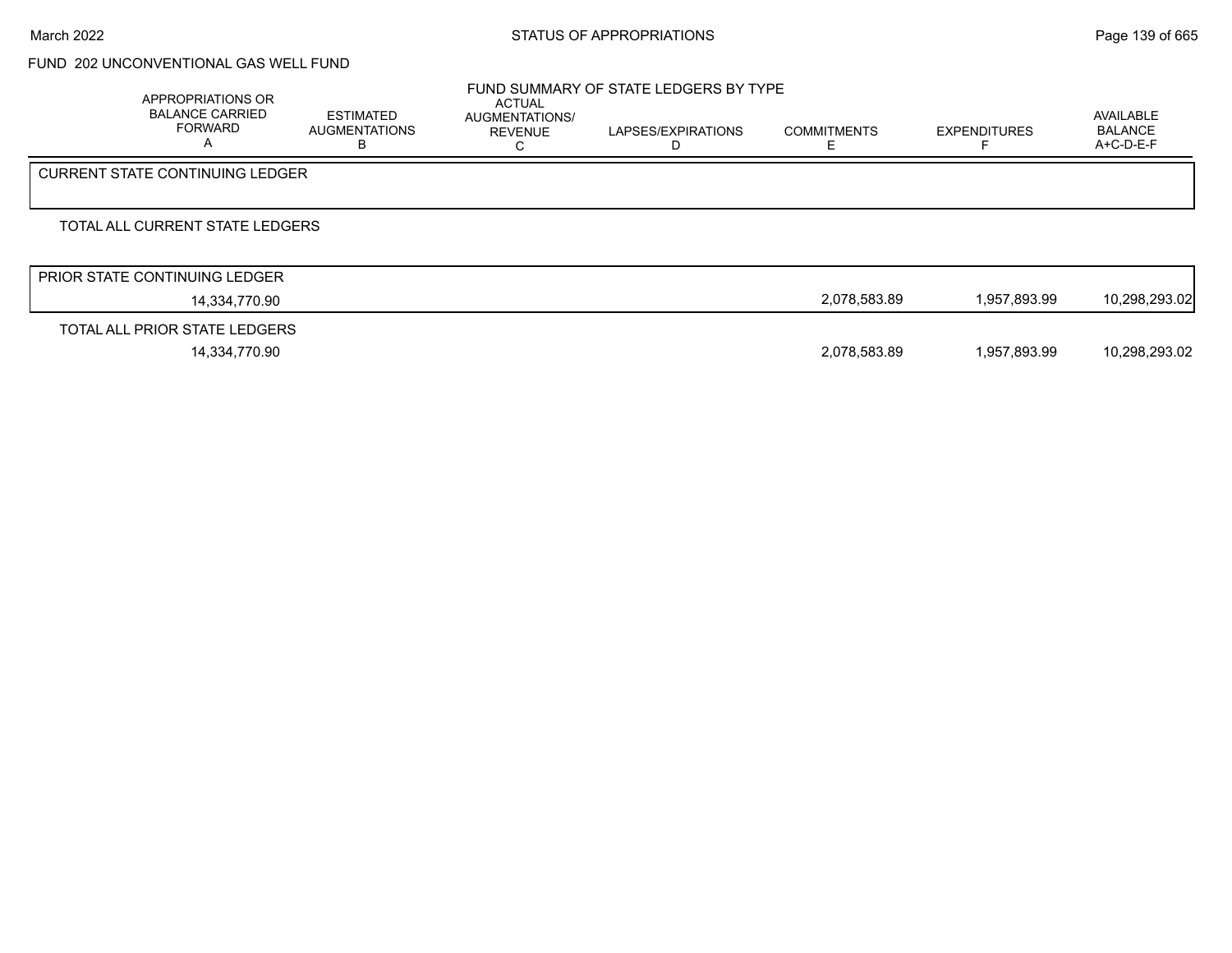FUND 202 UNCONVENTIONAL GAS WELL FUND

FUND SUMMARY OF STATE LEDGERS BY TYPE

| | APPROPRIATIONS OR BALANCE CARRIED FORWARD A | ESTIMATED AUGMENTATIONS B | ACTUAL AUGMENTATIONS/ REVENUE C | LAPSES/EXPIRATIONS D | COMMITMENTS E | EXPENDITURES F | AVAILABLE BALANCE A+C-D-E-F |
|---|---|---|---|---|---|---|---|
| CURRENT STATE CONTINUING LEDGER | | | | | | | |
| TOTAL ALL CURRENT STATE LEDGERS | | | | | | | |
| PRIOR STATE CONTINUING LEDGER | 14,334,770.90 | | | | 2,078,583.89 | 1,957,893.99 | 10,298,293.02 |
| TOTAL ALL PRIOR STATE LEDGERS | 14,334,770.90 | | | | 2,078,583.89 | 1,957,893.99 | 10,298,293.02 |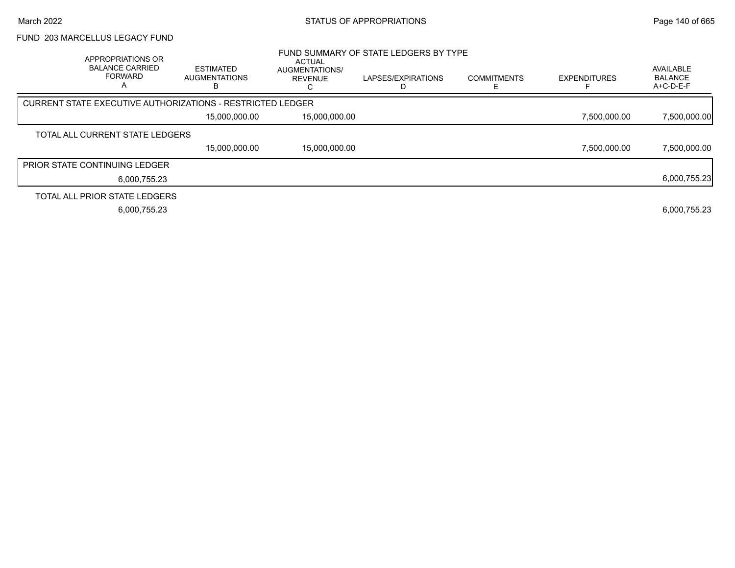FUND 203 MARCELLUS LEGACY FUND

FUND SUMMARY OF STATE LEDGERS BY TYPE

| APPROPRIATIONS OR BALANCE CARRIED FORWARD A | ESTIMATED AUGMENTATIONS B | ACTUAL AUGMENTATIONS/ REVENUE C | LAPSES/EXPIRATIONS D | COMMITMENTS E | EXPENDITURES F | AVAILABLE BALANCE A+C-D-E-F |
|---|---|---|---|---|---|---|
| CURRENT STATE EXECUTIVE AUTHORIZATIONS - RESTRICTED LEDGER | | | | | | |
| | 15,000,000.00 | 15,000,000.00 | | | 7,500,000.00 | 7,500,000.00 |
| TOTAL ALL CURRENT STATE LEDGERS | | | | | | |
| | 15,000,000.00 | 15,000,000.00 | | | 7,500,000.00 | 7,500,000.00 |
| PRIOR STATE CONTINUING LEDGER | | | | | | |
| 6,000,755.23 | | | | | | 6,000,755.23 |
| TOTAL ALL PRIOR STATE LEDGERS | | | | | | |
| 6,000,755.23 | | | | | | 6,000,755.23 |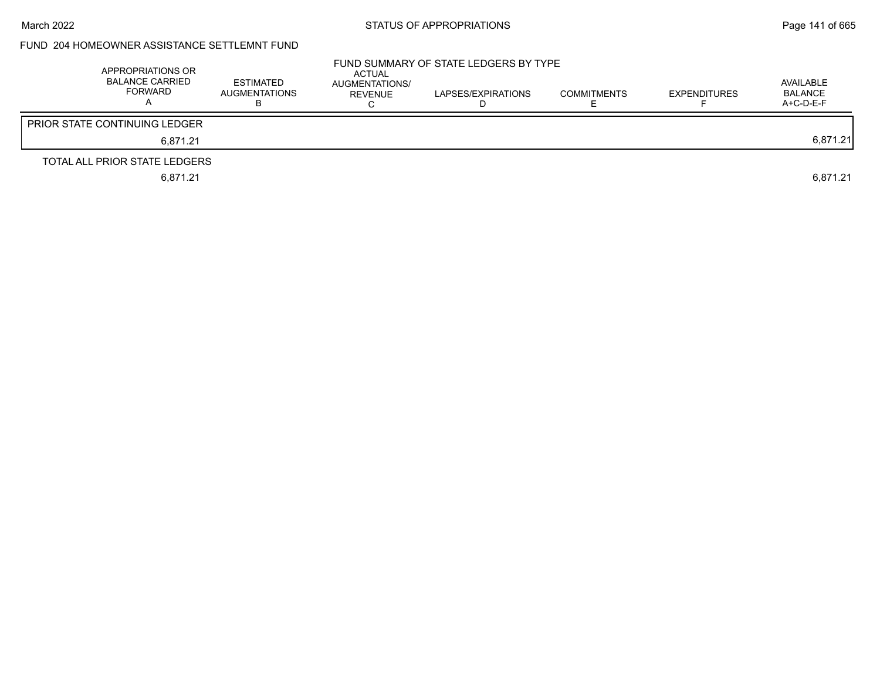## FUND 204 HOMEOWNER ASSISTANCE SETTLEMNT FUND

### FUND SUMMARY OF STATE LEDGERS BY TYPE

| APPROPRIATIONS OR BALANCE CARRIED FORWARD A | ESTIMATED AUGMENTATIONS B | ACTUAL AUGMENTATIONS/ REVENUE C | LAPSES/EXPIRATIONS D | COMMITMENTS E | EXPENDITURES F | AVAILABLE BALANCE A+C-D-E-F |
|---|---|---|---|---|---|---|
| PRIOR STATE CONTINUING LEDGER | | | | | | |
| 6,871.21 | | | | | | 6,871.21 |
| TOTAL ALL PRIOR STATE LEDGERS | | | | | | |
| 6,871.21 | | | | | | 6,871.21 |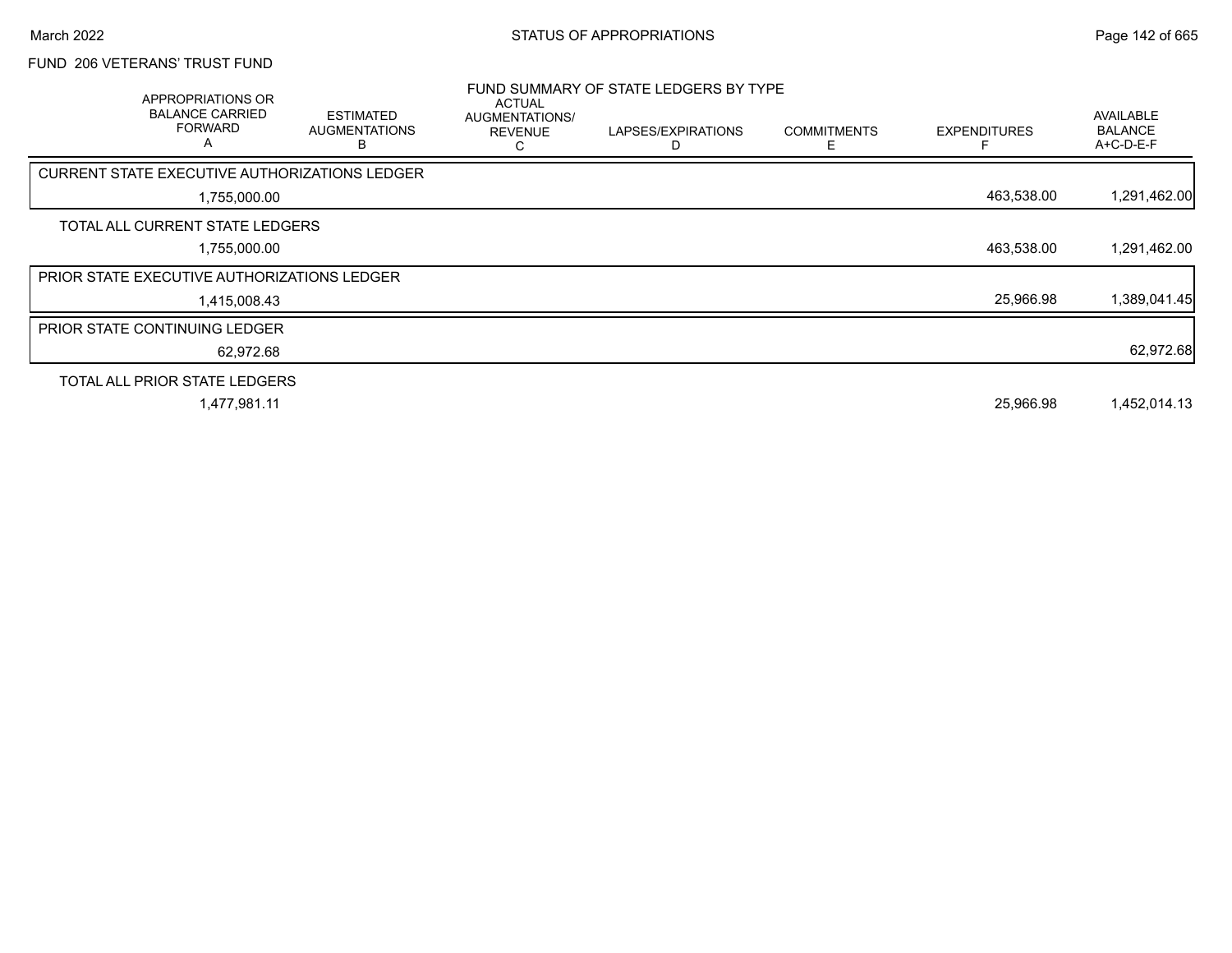## FUND 206 VETERANS' TRUST FUND

### FUND SUMMARY OF STATE LEDGERS BY TYPE

| APPROPRIATIONS OR BALANCE CARRIED FORWARD A | ESTIMATED AUGMENTATIONS B | ACTUAL AUGMENTATIONS/ REVENUE C | LAPSES/EXPIRATIONS D | COMMITMENTS E | EXPENDITURES F | AVAILABLE BALANCE A+C-D-E-F |
|---|---|---|---|---|---|---|
| **CURRENT STATE EXECUTIVE AUTHORIZATIONS LEDGER** | | | | | | |
| 1,755,000.00 | | | | | 463,538.00 | 1,291,462.00 |
| **TOTAL ALL CURRENT STATE LEDGERS** | | | | | | |
| 1,755,000.00 | | | | | 463,538.00 | 1,291,462.00 |
| **PRIOR STATE EXECUTIVE AUTHORIZATIONS LEDGER** | | | | | | |
| 1,415,008.43 | | | | | 25,966.98 | 1,389,041.45 |
| **PRIOR STATE CONTINUING LEDGER** | | | | | | |
| 62,972.68 | | | | | | 62,972.68 |
| **TOTAL ALL PRIOR STATE LEDGERS** | | | | | | |
| 1,477,981.11 | | | | | 25,966.98 | 1,452,014.13 |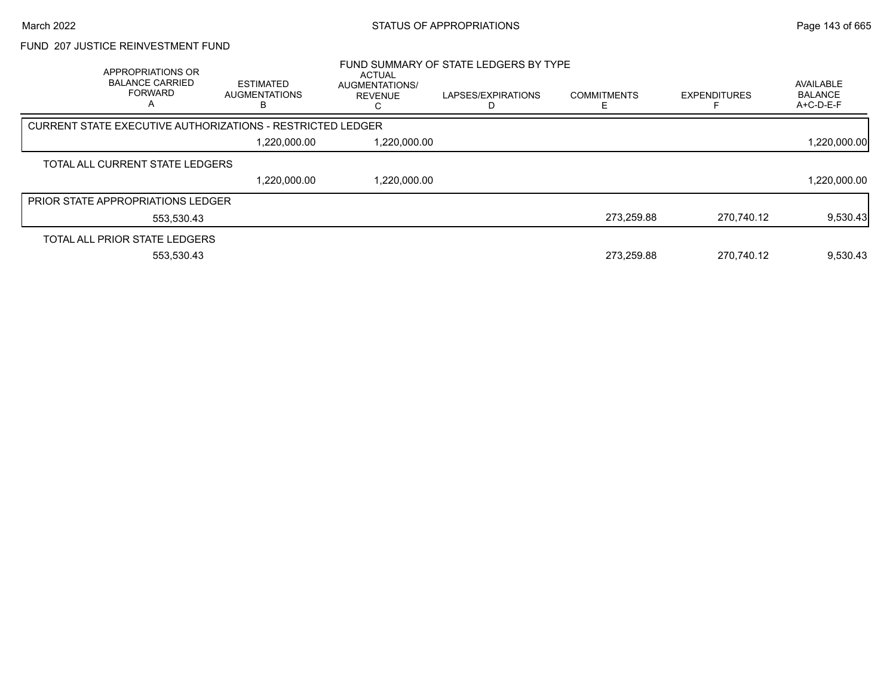# FUND 207 JUSTICE REINVESTMENT FUND

## FUND SUMMARY OF STATE LEDGERS BY TYPE

| APPROPRIATIONS OR BALANCE CARRIED FORWARD A | ESTIMATED AUGMENTATIONS B | ACTUAL AUGMENTATIONS/ REVENUE C | LAPSES/EXPIRATIONS D | COMMITMENTS E | EXPENDITURES F | AVAILABLE BALANCE A+C-D-E-F |
|---|---|---|---|---|---|---|
| **CURRENT STATE EXECUTIVE AUTHORIZATIONS - RESTRICTED LEDGER** | | | | | | |
| | 1,220,000.00 | 1,220,000.00 | | | | 1,220,000.00 |
| **TOTAL ALL CURRENT STATE LEDGERS** | | | | | | |
| | 1,220,000.00 | 1,220,000.00 | | | | 1,220,000.00 |
| **PRIOR STATE APPROPRIATIONS LEDGER** | | | | | | |
| 553,530.43 | | | | 273,259.88 | 270,740.12 | 9,530.43 |
| **TOTAL ALL PRIOR STATE LEDGERS** | | | | | | |
| 553,530.43 | | | | 273,259.88 | 270,740.12 | 9,530.43 |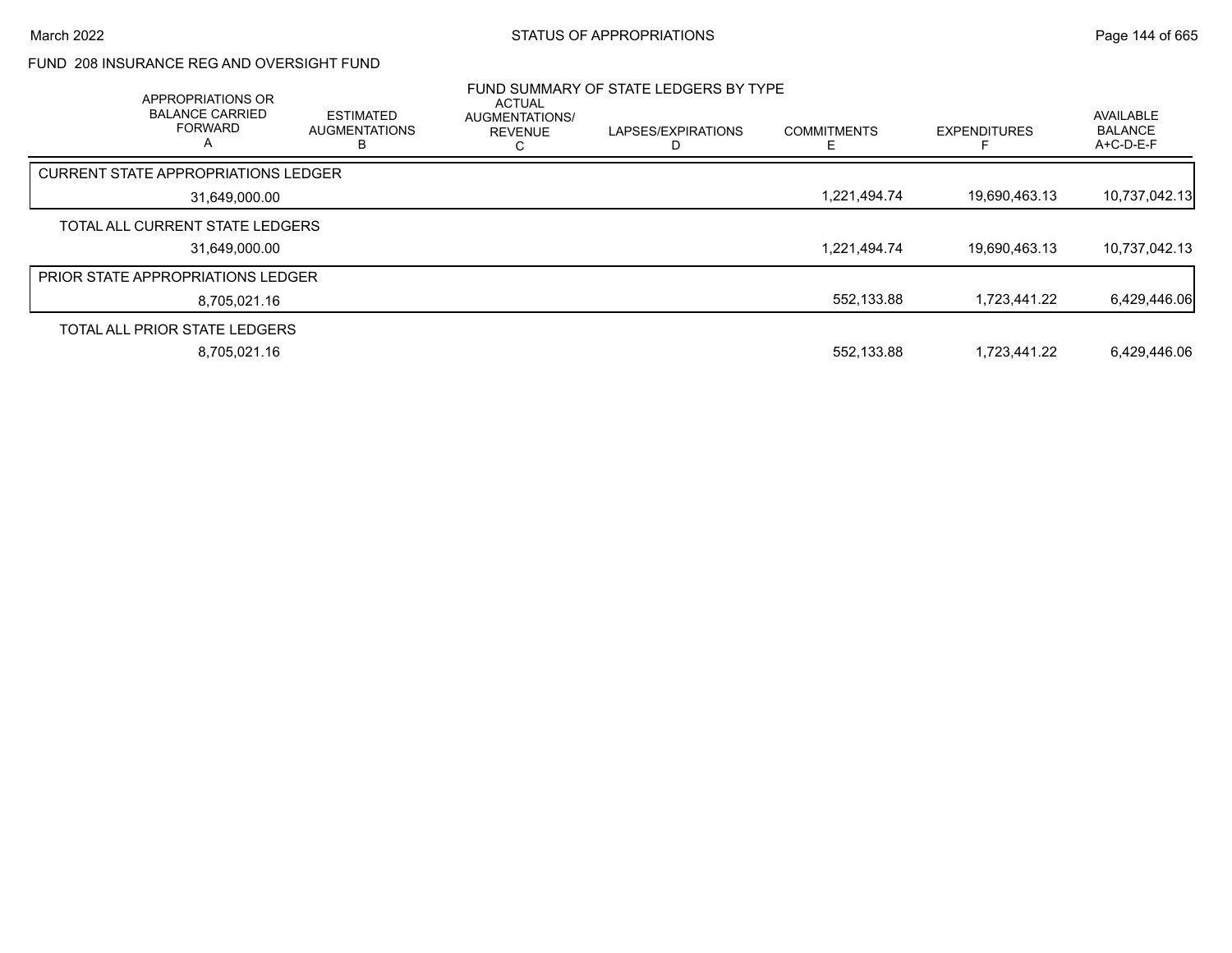FUND 208 INSURANCE REG AND OVERSIGHT FUND

## FUND SUMMARY OF STATE LEDGERS BY TYPE

| APPROPRIATIONS OR BALANCE CARRIED FORWARD A | ESTIMATED AUGMENTATIONS B | ACTUAL AUGMENTATIONS/ REVENUE C | LAPSES/EXPIRATIONS D | COMMITMENTS E | EXPENDITURES F | AVAILABLE BALANCE A+C-D-E-F |
|---|---|---|---|---|---|---|
| CURRENT STATE APPROPRIATIONS LEDGER | | | | | | |
| 31,649,000.00 | | | | 1,221,494.74 | 19,690,463.13 | 10,737,042.13 |
| TOTAL ALL CURRENT STATE LEDGERS | | | | | | |
| 31,649,000.00 | | | | 1,221,494.74 | 19,690,463.13 | 10,737,042.13 |
| PRIOR STATE APPROPRIATIONS LEDGER | | | | | | |
| 8,705,021.16 | | | | 552,133.88 | 1,723,441.22 | 6,429,446.06 |
| TOTAL ALL PRIOR STATE LEDGERS | | | | | | |
| 8,705,021.16 | | | | 552,133.88 | 1,723,441.22 | 6,429,446.06 |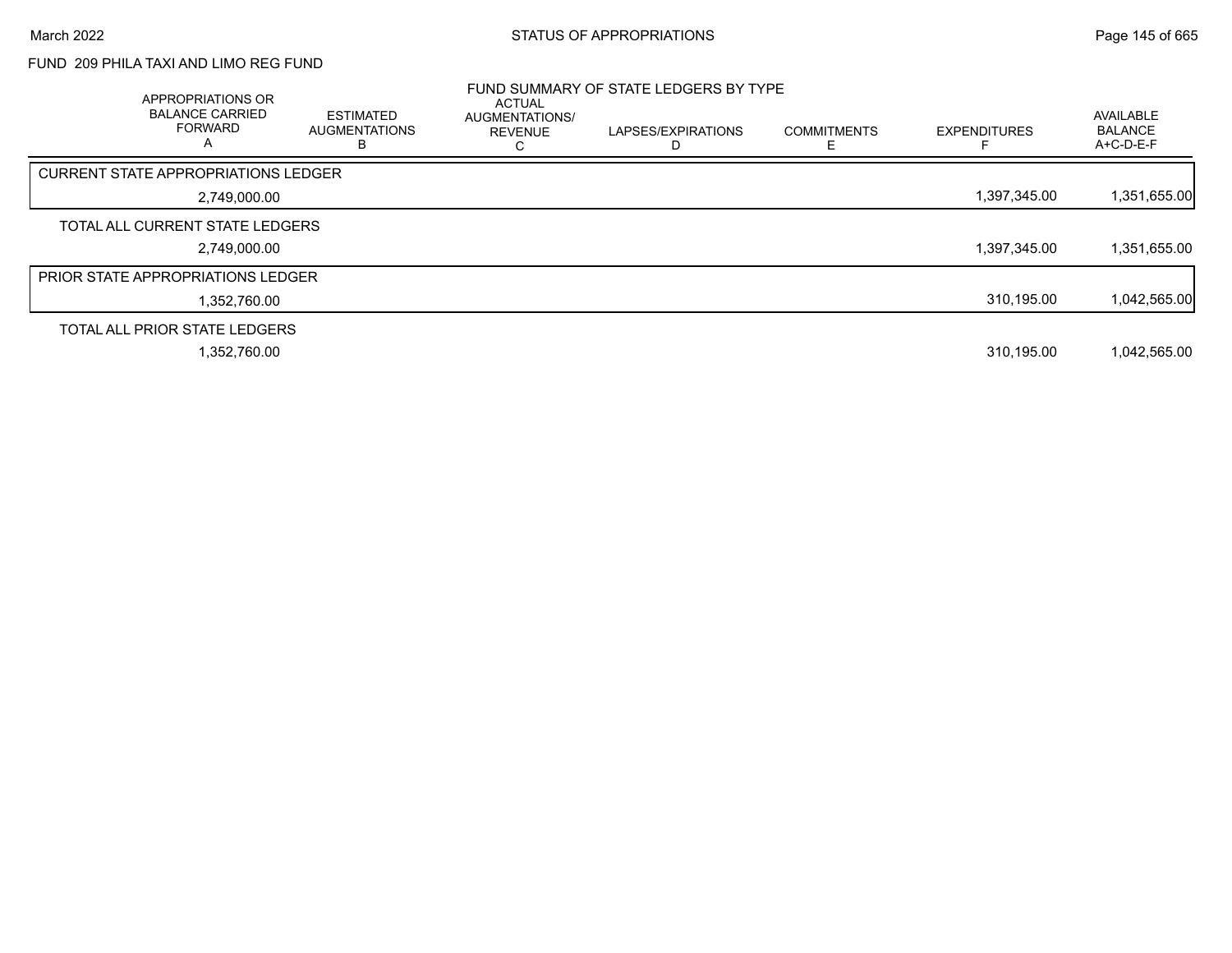FUND 209 PHILA TAXI AND LIMO REG FUND

## FUND SUMMARY OF STATE LEDGERS BY TYPE

| APPROPRIATIONS OR BALANCE CARRIED FORWARD A | ESTIMATED AUGMENTATIONS B | ACTUAL AUGMENTATIONS/ REVENUE C | LAPSES/EXPIRATIONS D | COMMITMENTS E | EXPENDITURES F | AVAILABLE BALANCE A+C-D-E-F |
|---|---|---|---|---|---|---|
| **CURRENT STATE APPROPRIATIONS LEDGER** | | | | | | |
| 2,749,000.00 | | | | | 1,397,345.00 | 1,351,655.00 |
| **TOTAL ALL CURRENT STATE LEDGERS** | | | | | | |
| 2,749,000.00 | | | | | 1,397,345.00 | 1,351,655.00 |
| **PRIOR STATE APPROPRIATIONS LEDGER** | | | | | | |
| 1,352,760.00 | | | | | 310,195.00 | 1,042,565.00 |
| **TOTAL ALL PRIOR STATE LEDGERS** | | | | | | |
| 1,352,760.00 | | | | | 310,195.00 | 1,042,565.00 |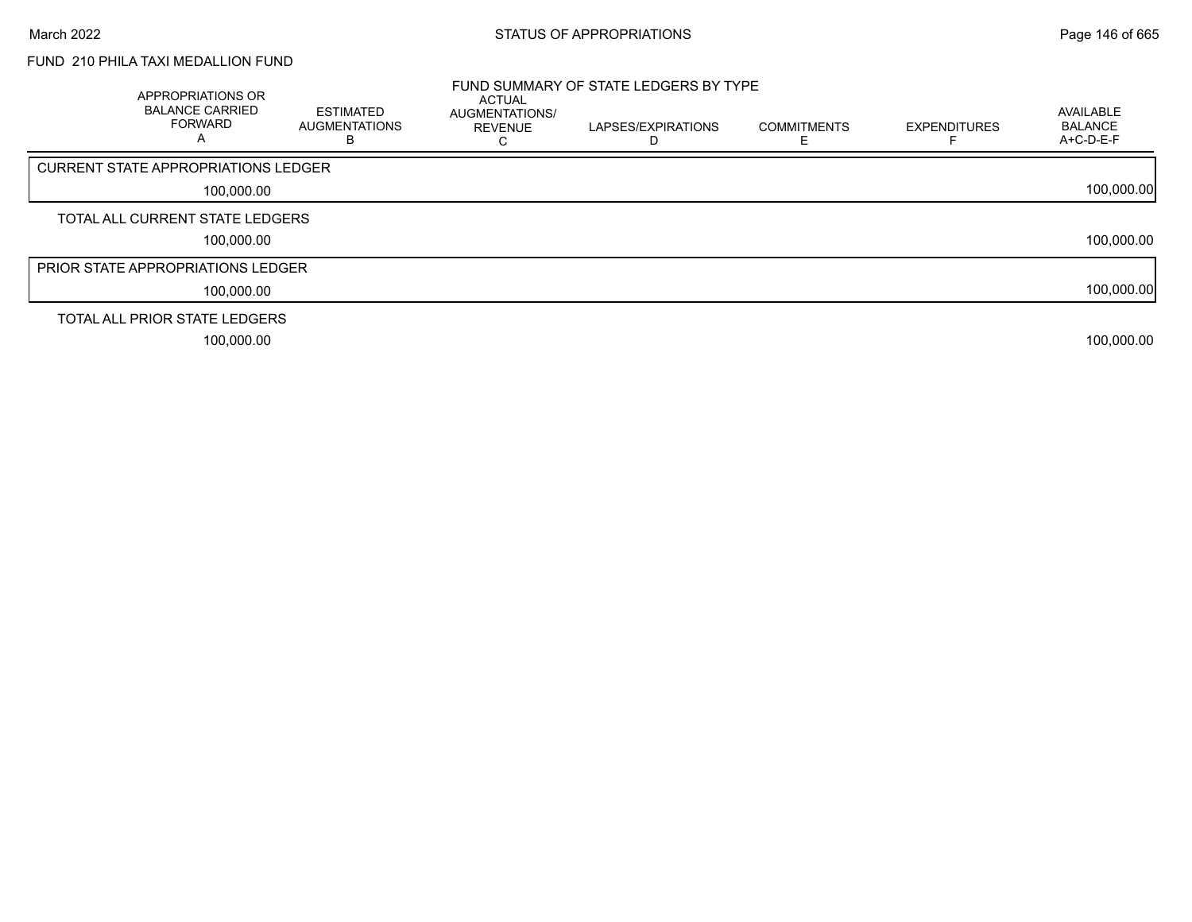FUND 210 PHILA TAXI MEDALLION FUND

FUND SUMMARY OF STATE LEDGERS BY TYPE

| APPROPRIATIONS OR BALANCE CARRIED FORWARD A | ESTIMATED AUGMENTATIONS B | ACTUAL AUGMENTATIONS/ REVENUE C | LAPSES/EXPIRATIONS D | COMMITMENTS E | EXPENDITURES F | AVAILABLE BALANCE A+C-D-E-F |
|---|---|---|---|---|---|---|
| CURRENT STATE APPROPRIATIONS LEDGER | | | | | | |
| 100,000.00 | | | | | | 100,000.00 |
| TOTAL ALL CURRENT STATE LEDGERS | | | | | | |
| 100,000.00 | | | | | | 100,000.00 |
| PRIOR STATE APPROPRIATIONS LEDGER | | | | | | |
| 100,000.00 | | | | | | 100,000.00 |
| TOTAL ALL PRIOR STATE LEDGERS | | | | | | |
| 100,000.00 | | | | | | 100,000.00 |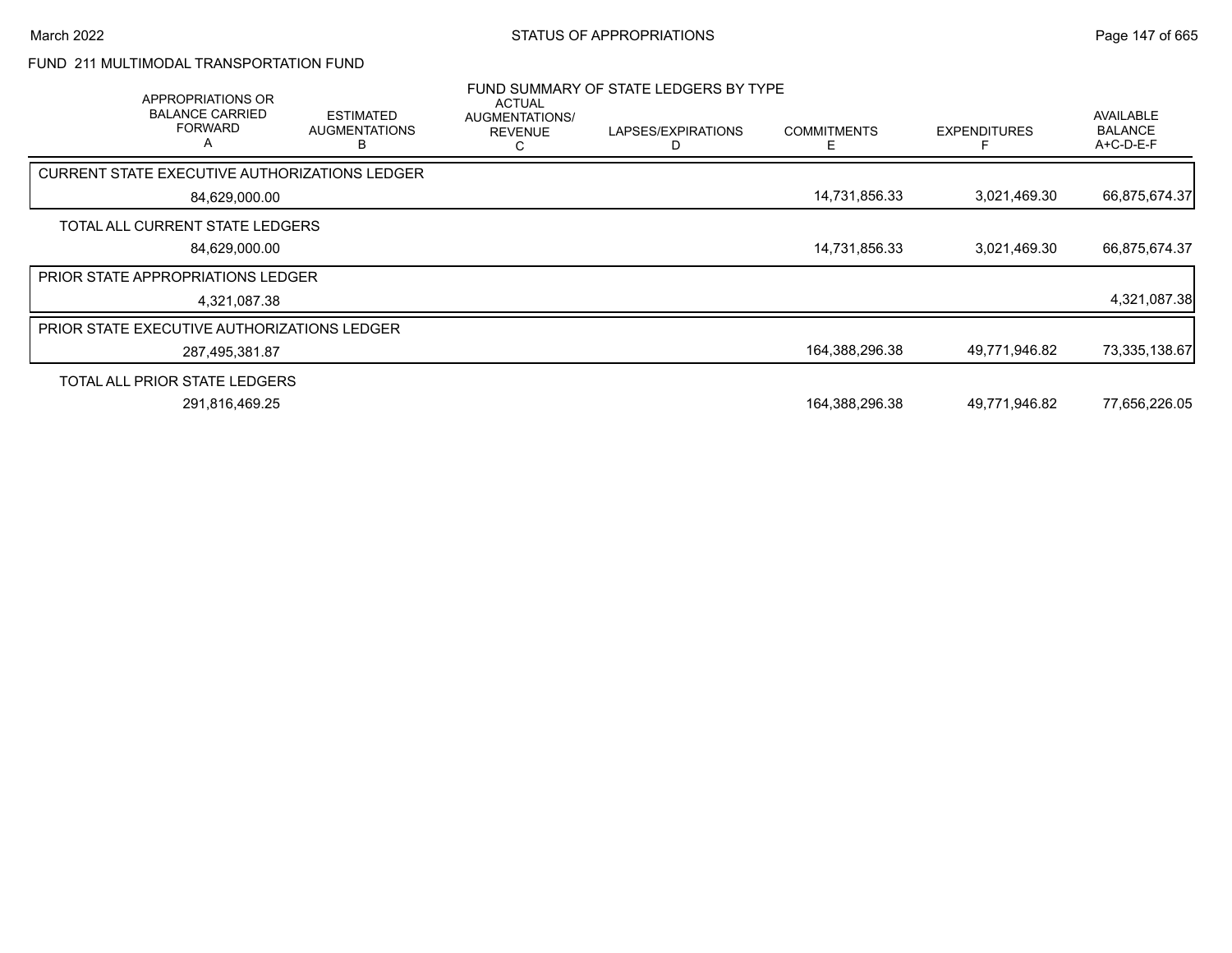# STATUS OF APPROPRIATIONS

## FUND 211 MULTIMODAL TRANSPORTATION FUND

### FUND SUMMARY OF STATE LEDGERS BY TYPE

| | APPROPRIATIONS OR BALANCE CARRIED FORWARD A | ESTIMATED AUGMENTATIONS B | ACTUAL AUGMENTATIONS/ REVENUE C | LAPSES/EXPIRATIONS D | COMMITMENTS E | EXPENDITURES F | AVAILABLE BALANCE A+C-D-E-F |
|---|---|---|---|---|---|---|---|
| CURRENT STATE EXECUTIVE AUTHORIZATIONS LEDGER | 84,629,000.00 | | | | 14,731,856.33 | 3,021,469.30 | 66,875,674.37 |
| TOTAL ALL CURRENT STATE LEDGERS | 84,629,000.00 | | | | 14,731,856.33 | 3,021,469.30 | 66,875,674.37 |
| PRIOR STATE APPROPRIATIONS LEDGER | 4,321,087.38 | | | | | | 4,321,087.38 |
| PRIOR STATE EXECUTIVE AUTHORIZATIONS LEDGER | 287,495,381.87 | | | | 164,388,296.38 | 49,771,946.82 | 73,335,138.67 |
| TOTAL ALL PRIOR STATE LEDGERS | 291,816,469.25 | | | | 164,388,296.38 | 49,771,946.82 | 77,656,226.05 |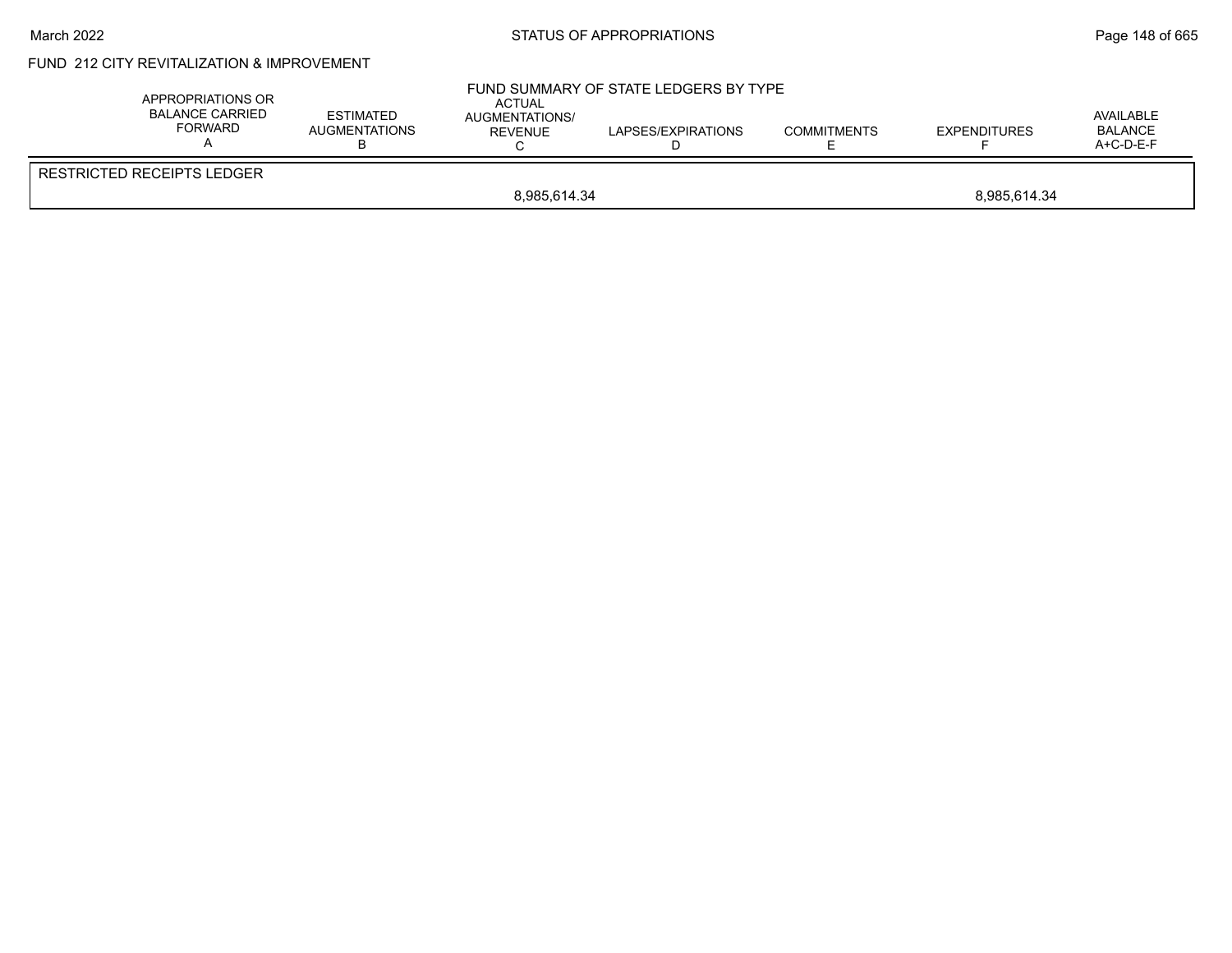FUND 212 CITY REVITALIZATION & IMPROVEMENT

FUND SUMMARY OF STATE LEDGERS BY TYPE

| | APPROPRIATIONS OR BALANCE CARRIED FORWARD A | ESTIMATED AUGMENTATIONS B | ACTUAL AUGMENTATIONS/ REVENUE C | LAPSES/EXPIRATIONS D | COMMITMENTS E | EXPENDITURES F | AVAILABLE BALANCE A+C-D-E-F |
|---|---|---|---|---|---|---|---|
| RESTRICTED RECEIPTS LEDGER | | | | | | | |
| | | | 8,985,614.34 | | | 8,985,614.34 | |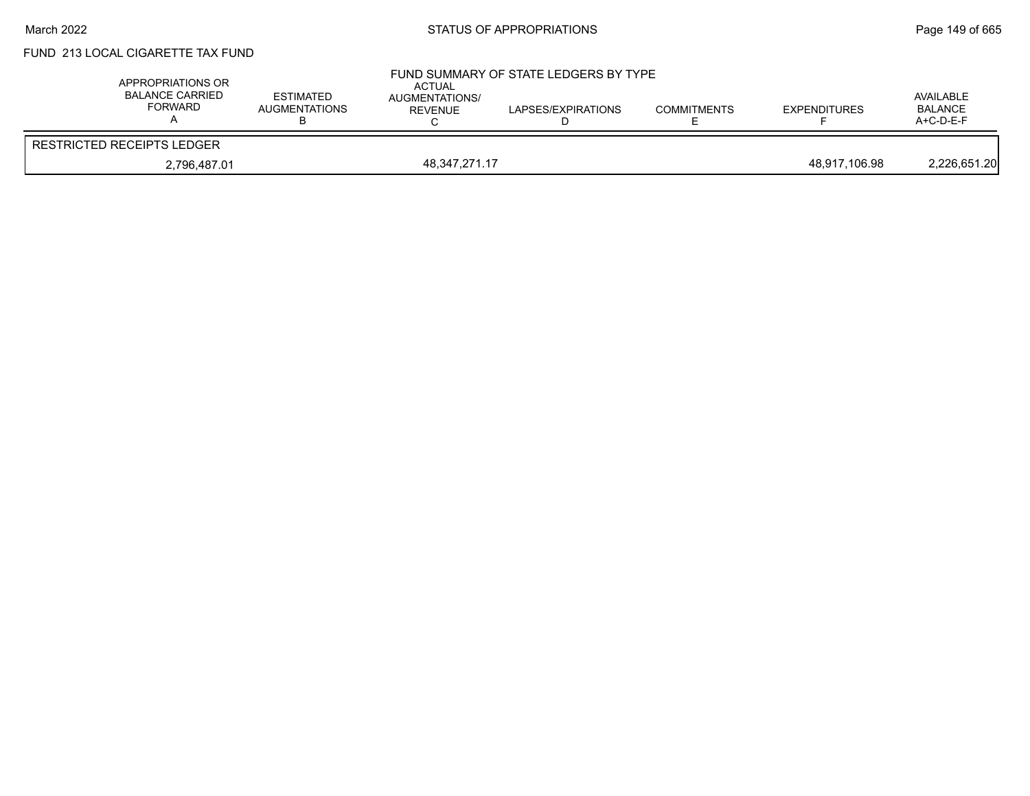FUND 213 LOCAL CIGARETTE TAX FUND

FUND SUMMARY OF STATE LEDGERS BY TYPE

| APPROPRIATIONS OR BALANCE CARRIED FORWARD A | ESTIMATED AUGMENTATIONS B | ACTUAL AUGMENTATIONS/ REVENUE C | LAPSES/EXPIRATIONS D | COMMITMENTS E | EXPENDITURES F | AVAILABLE BALANCE A+C-D-E-F |
|---|---|---|---|---|---|---|
| RESTRICTED RECEIPTS LEDGER | | | | | | |
| 2,796,487.01 | | 48,347,271.17 | | | 48,917,106.98 | 2,226,651.20 |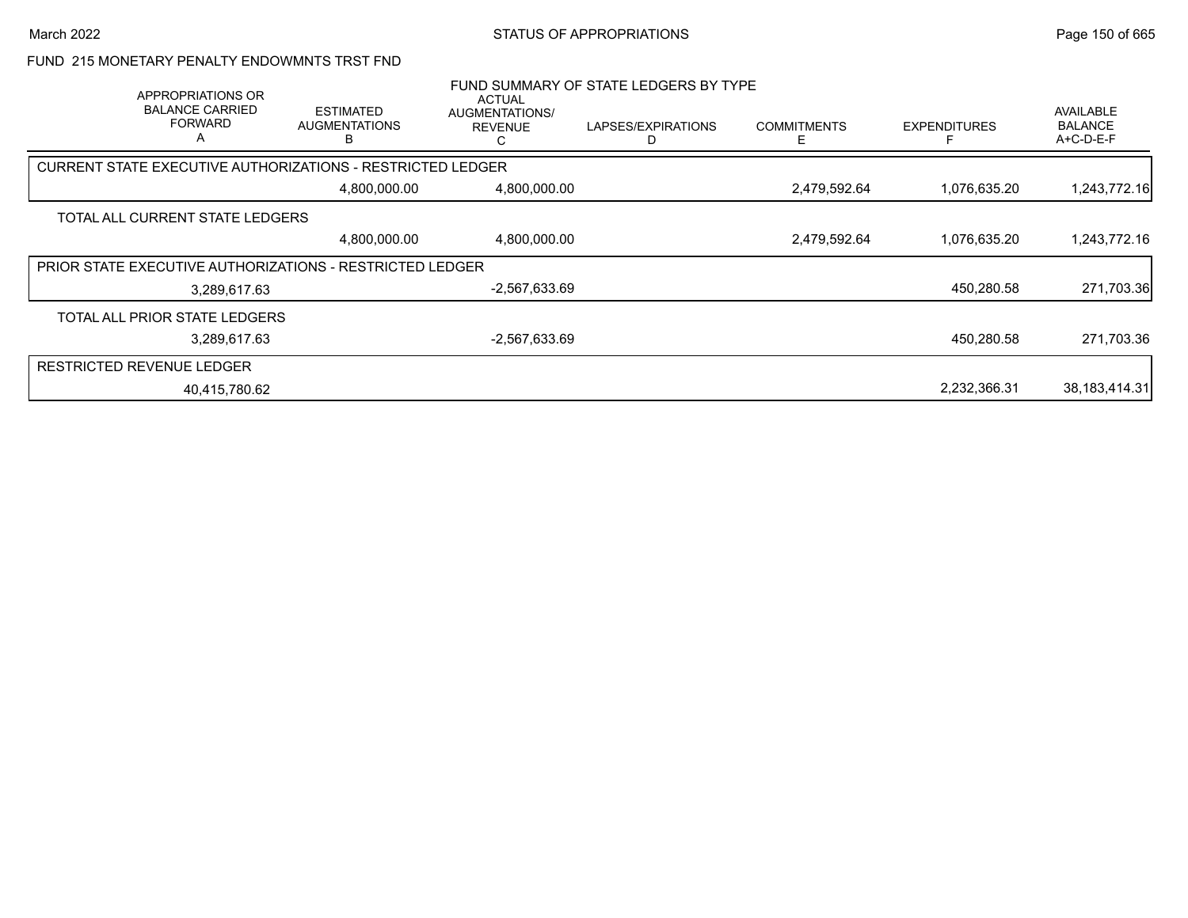## FUND 215 MONETARY PENALTY ENDOWMNTS TRST FND

### FUND SUMMARY OF STATE LEDGERS BY TYPE

| APPROPRIATIONS OR BALANCE CARRIED FORWARD A | ESTIMATED AUGMENTATIONS B | ACTUAL AUGMENTATIONS/ REVENUE C | LAPSES/EXPIRATIONS D | COMMITMENTS E | EXPENDITURES F | AVAILABLE BALANCE A+C-D-E-F |
|---|---|---|---|---|---|---|
| CURRENT STATE EXECUTIVE AUTHORIZATIONS - RESTRICTED LEDGER | | | | | | |
| | 4,800,000.00 | 4,800,000.00 | | 2,479,592.64 | 1,076,635.20 | 1,243,772.16 |
| TOTAL ALL CURRENT STATE LEDGERS | | | | | | |
| | 4,800,000.00 | 4,800,000.00 | | 2,479,592.64 | 1,076,635.20 | 1,243,772.16 |
| PRIOR STATE EXECUTIVE AUTHORIZATIONS - RESTRICTED LEDGER | | | | | | |
| 3,289,617.63 | | -2,567,633.69 | | | 450,280.58 | 271,703.36 |
| TOTAL ALL PRIOR STATE LEDGERS | | | | | | |
| 3,289,617.63 | | -2,567,633.69 | | | 450,280.58 | 271,703.36 |
| RESTRICTED REVENUE LEDGER | | | | | | |
| 40,415,780.62 | | | | | 2,232,366.31 | 38,183,414.31 |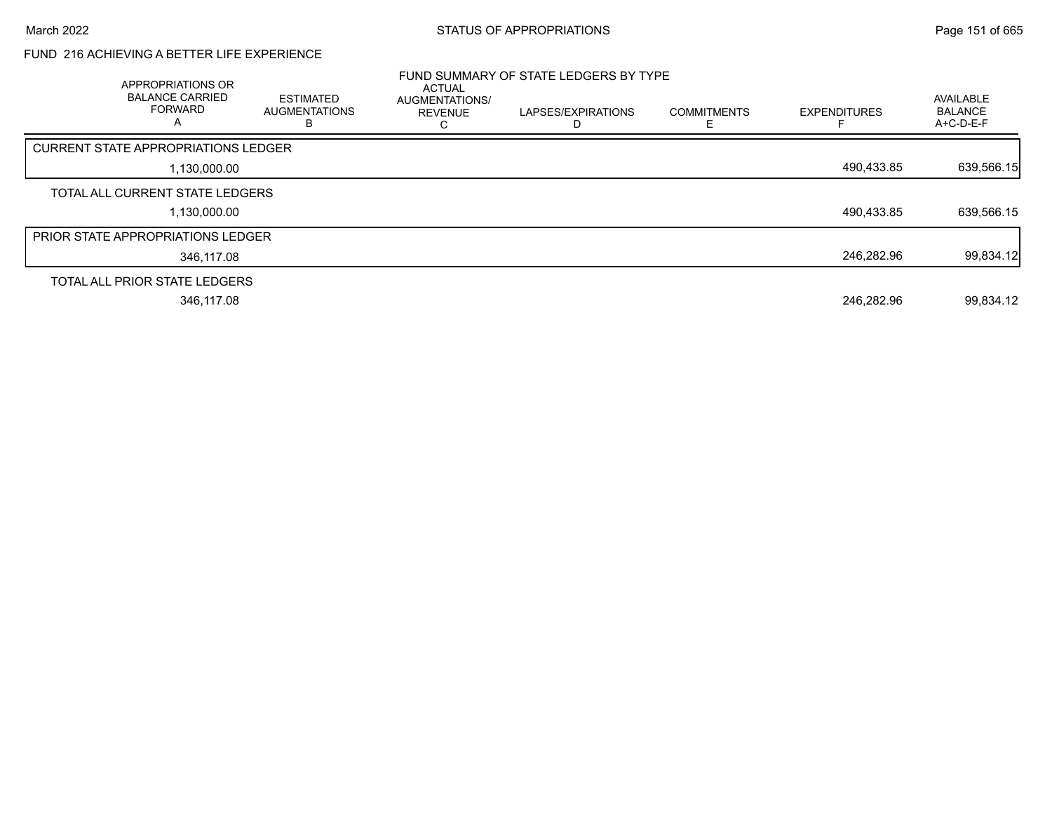## FUND 216 ACHIEVING A BETTER LIFE EXPERIENCE

### FUND SUMMARY OF STATE LEDGERS BY TYPE

| | APPROPRIATIONS OR BALANCE CARRIED FORWARD A | ESTIMATED AUGMENTATIONS B | ACTUAL AUGMENTATIONS/ REVENUE C | LAPSES/EXPIRATIONS D | COMMITMENTS E | EXPENDITURES F | AVAILABLE BALANCE A+C-D-E-F |
|---|---|---|---|---|---|---|---|
| CURRENT STATE APPROPRIATIONS LEDGER | 1,130,000.00 | | | | | 490,433.85 | 639,566.15 |
| TOTAL ALL CURRENT STATE LEDGERS | 1,130,000.00 | | | | | 490,433.85 | 639,566.15 |
| PRIOR STATE APPROPRIATIONS LEDGER | 346,117.08 | | | | | 246,282.96 | 99,834.12 |
| TOTAL ALL PRIOR STATE LEDGERS | 346,117.08 | | | | | 246,282.96 | 99,834.12 |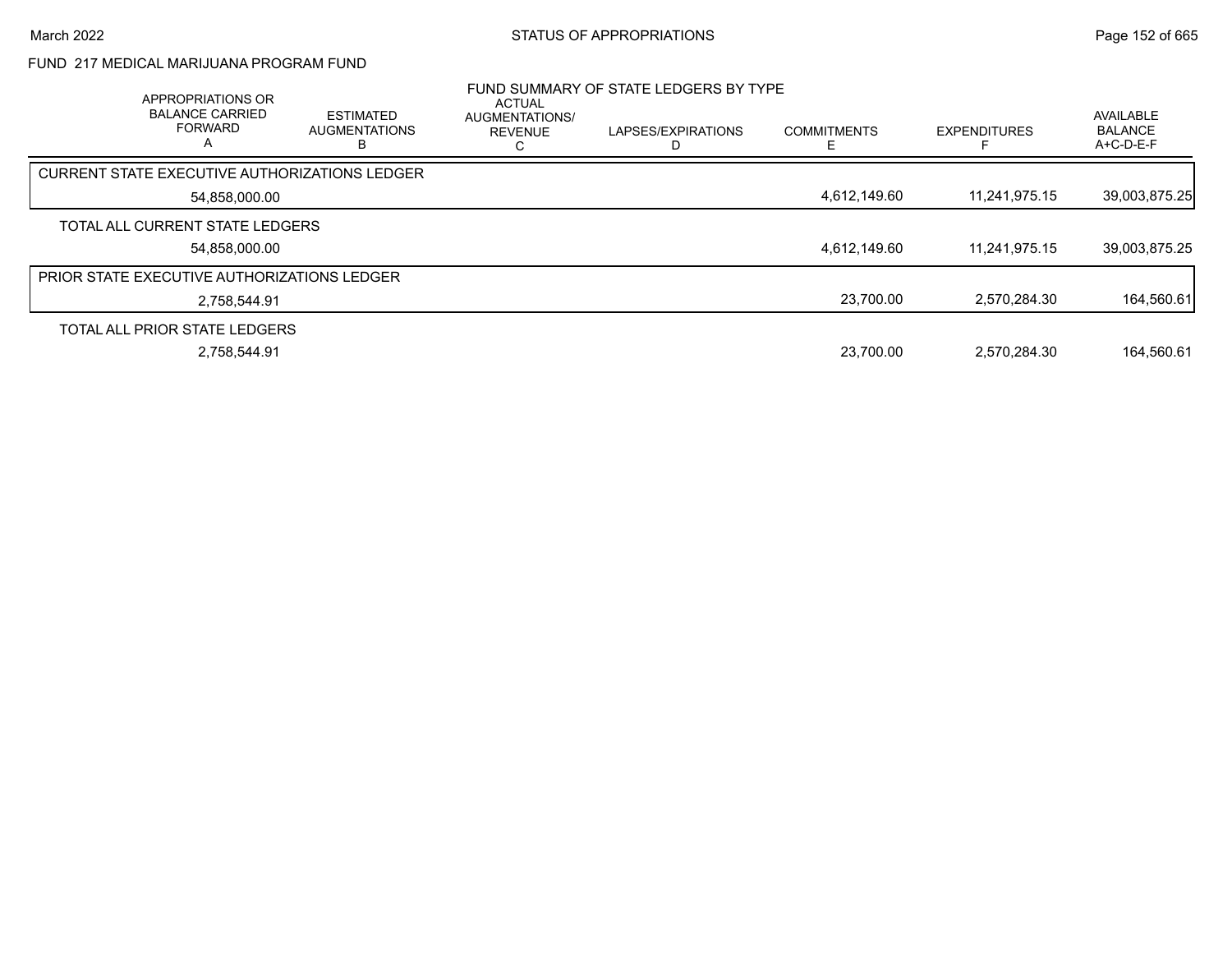# STATUS OF APPROPRIATIONS

## FUND 217 MEDICAL MARIJUANA PROGRAM FUND

### FUND SUMMARY OF STATE LEDGERS BY TYPE

| | APPROPRIATIONS OR BALANCE CARRIED FORWARD A | ESTIMATED AUGMENTATIONS B | ACTUAL AUGMENTATIONS/ REVENUE C | LAPSES/EXPIRATIONS D | COMMITMENTS E | EXPENDITURES F | AVAILABLE BALANCE A+C-D-E-F |
|---|---|---|---|---|---|---|---|
| CURRENT STATE EXECUTIVE AUTHORIZATIONS LEDGER | 54,858,000.00 | | | | 4,612,149.60 | 11,241,975.15 | 39,003,875.25 |
| TOTAL ALL CURRENT STATE LEDGERS | 54,858,000.00 | | | | 4,612,149.60 | 11,241,975.15 | 39,003,875.25 |
| PRIOR STATE EXECUTIVE AUTHORIZATIONS LEDGER | 2,758,544.91 | | | | 23,700.00 | 2,570,284.30 | 164,560.61 |
| TOTAL ALL PRIOR STATE LEDGERS | 2,758,544.91 | | | | 23,700.00 | 2,570,284.30 | 164,560.61 |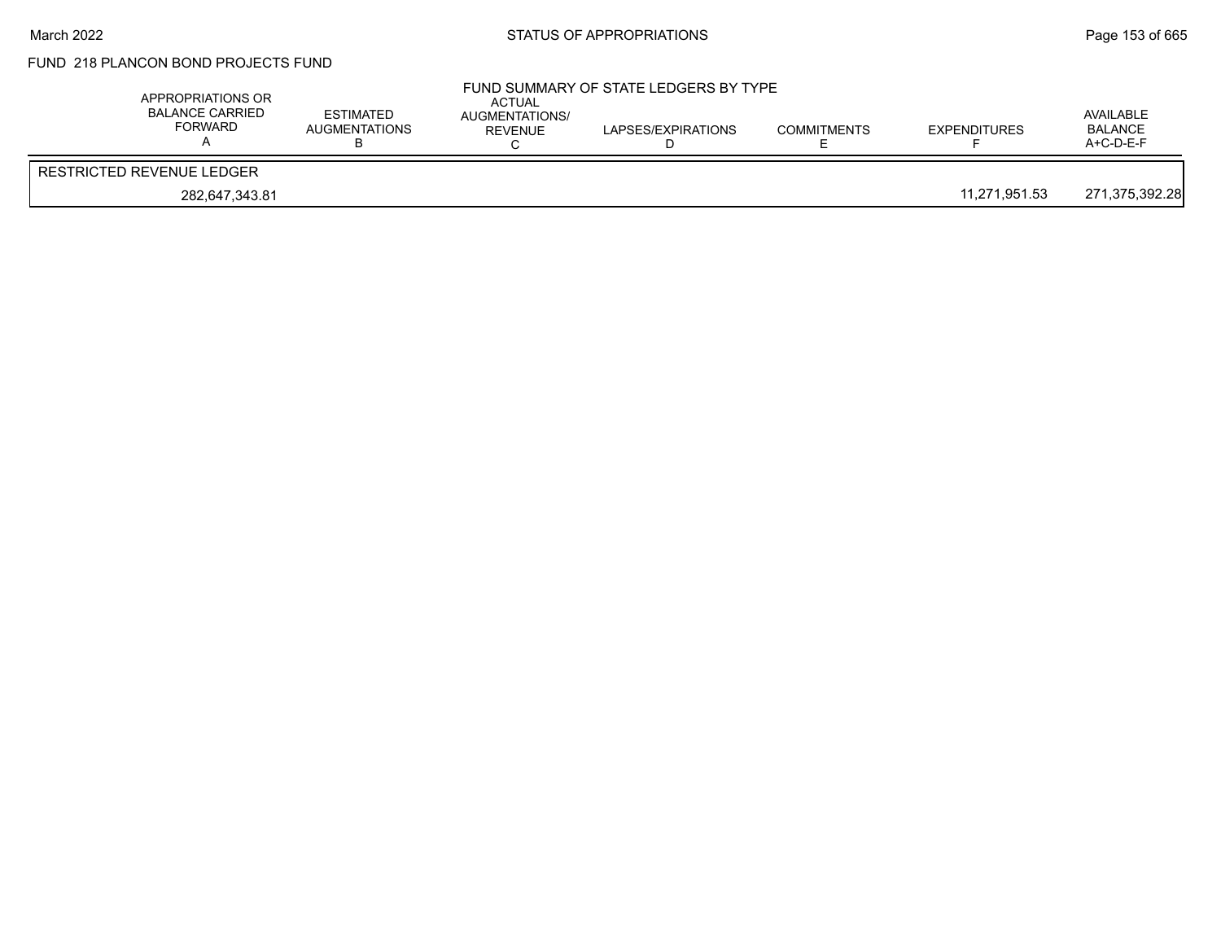## FUND 218 PLANCON BOND PROJECTS FUND

### FUND SUMMARY OF STATE LEDGERS BY TYPE

| APPROPRIATIONS OR BALANCE CARRIED FORWARD A | ESTIMATED AUGMENTATIONS B | ACTUAL AUGMENTATIONS/ REVENUE C | LAPSES/EXPIRATIONS D | COMMITMENTS E | EXPENDITURES F | AVAILABLE BALANCE A+C-D-E-F |
|---|---|---|---|---|---|---|
| RESTRICTED REVENUE LEDGER | | | | | | |
| 282,647,343.81 | | | | | 11,271,951.53 | 271,375,392.28 |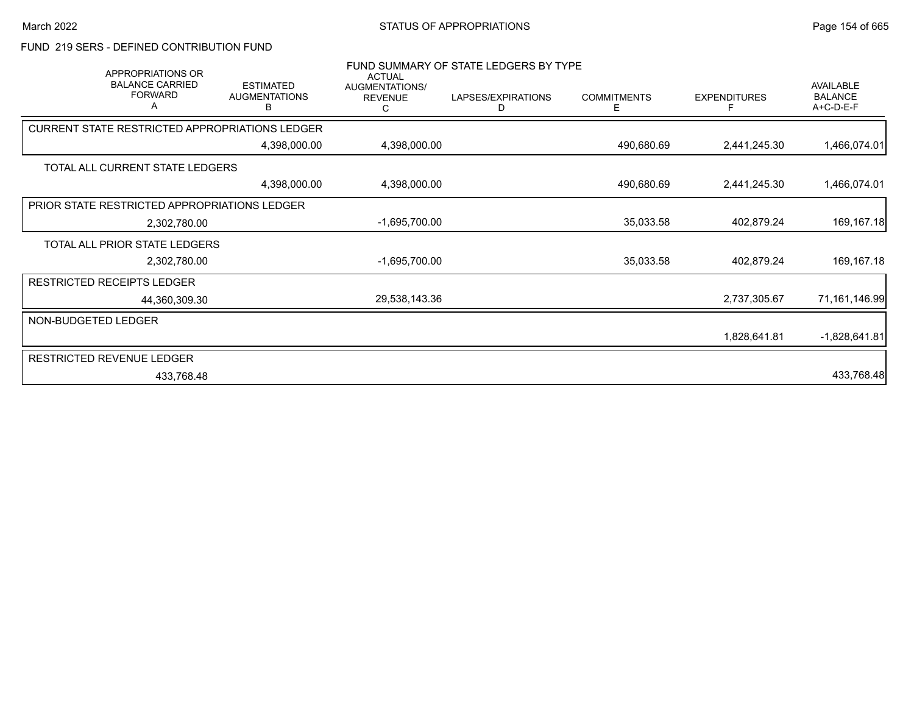FUND 219 SERS - DEFINED CONTRIBUTION FUND

FUND SUMMARY OF STATE LEDGERS BY TYPE

| APPROPRIATIONS OR BALANCE CARRIED FORWARD A | ESTIMATED AUGMENTATIONS B | ACTUAL AUGMENTATIONS/ REVENUE C | LAPSES/EXPIRATIONS D | COMMITMENTS E | EXPENDITURES F | AVAILABLE BALANCE A+C-D-E-F |
|---|---|---|---|---|---|---|
| **CURRENT STATE RESTRICTED APPROPRIATIONS LEDGER** | | | | | | |
| | 4,398,000.00 | 4,398,000.00 | | 490,680.69 | 2,441,245.30 | 1,466,074.01 |
| **TOTAL ALL CURRENT STATE LEDGERS** | | | | | | |
| | 4,398,000.00 | 4,398,000.00 | | 490,680.69 | 2,441,245.30 | 1,466,074.01 |
| **PRIOR STATE RESTRICTED APPROPRIATIONS LEDGER** | | | | | | |
| 2,302,780.00 | | -1,695,700.00 | | 35,033.58 | 402,879.24 | 169,167.18 |
| **TOTAL ALL PRIOR STATE LEDGERS** | | | | | | |
| 2,302,780.00 | | -1,695,700.00 | | 35,033.58 | 402,879.24 | 169,167.18 |
| **RESTRICTED RECEIPTS LEDGER** | | | | | | |
| 44,360,309.30 | | 29,538,143.36 | | | 2,737,305.67 | 71,161,146.99 |
| **NON-BUDGETED LEDGER** | | | | | | |
| | | | | | 1,828,641.81 | -1,828,641.81 |
| **RESTRICTED REVENUE LEDGER** | | | | | | |
| 433,768.48 | | | | | | 433,768.48 |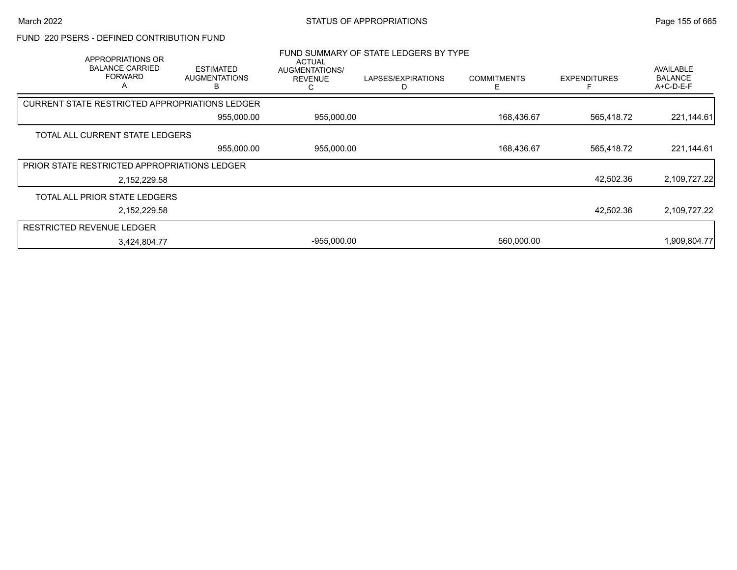## FUND 220 PSERS - DEFINED CONTRIBUTION FUND

### FUND SUMMARY OF STATE LEDGERS BY TYPE

| APPROPRIATIONS OR BALANCE CARRIED FORWARD A | ESTIMATED AUGMENTATIONS B | ACTUAL AUGMENTATIONS/ REVENUE C | LAPSES/EXPIRATIONS D | COMMITMENTS E | EXPENDITURES F | AVAILABLE BALANCE A+C-D-E-F |
|---|---|---|---|---|---|---|
| **CURRENT STATE RESTRICTED APPROPRIATIONS LEDGER** | | | | | | |
| | 955,000.00 | 955,000.00 | | 168,436.67 | 565,418.72 | 221,144.61 |
| **TOTAL ALL CURRENT STATE LEDGERS** | | | | | | |
| | 955,000.00 | 955,000.00 | | 168,436.67 | 565,418.72 | 221,144.61 |
| **PRIOR STATE RESTRICTED APPROPRIATIONS LEDGER** | | | | | | |
| 2,152,229.58 | | | | | 42,502.36 | 2,109,727.22 |
| **TOTAL ALL PRIOR STATE LEDGERS** | | | | | | |
| 2,152,229.58 | | | | | 42,502.36 | 2,109,727.22 |
| **RESTRICTED REVENUE LEDGER** | | | | | | |
| 3,424,804.77 | | -955,000.00 | | 560,000.00 | | 1,909,804.77 |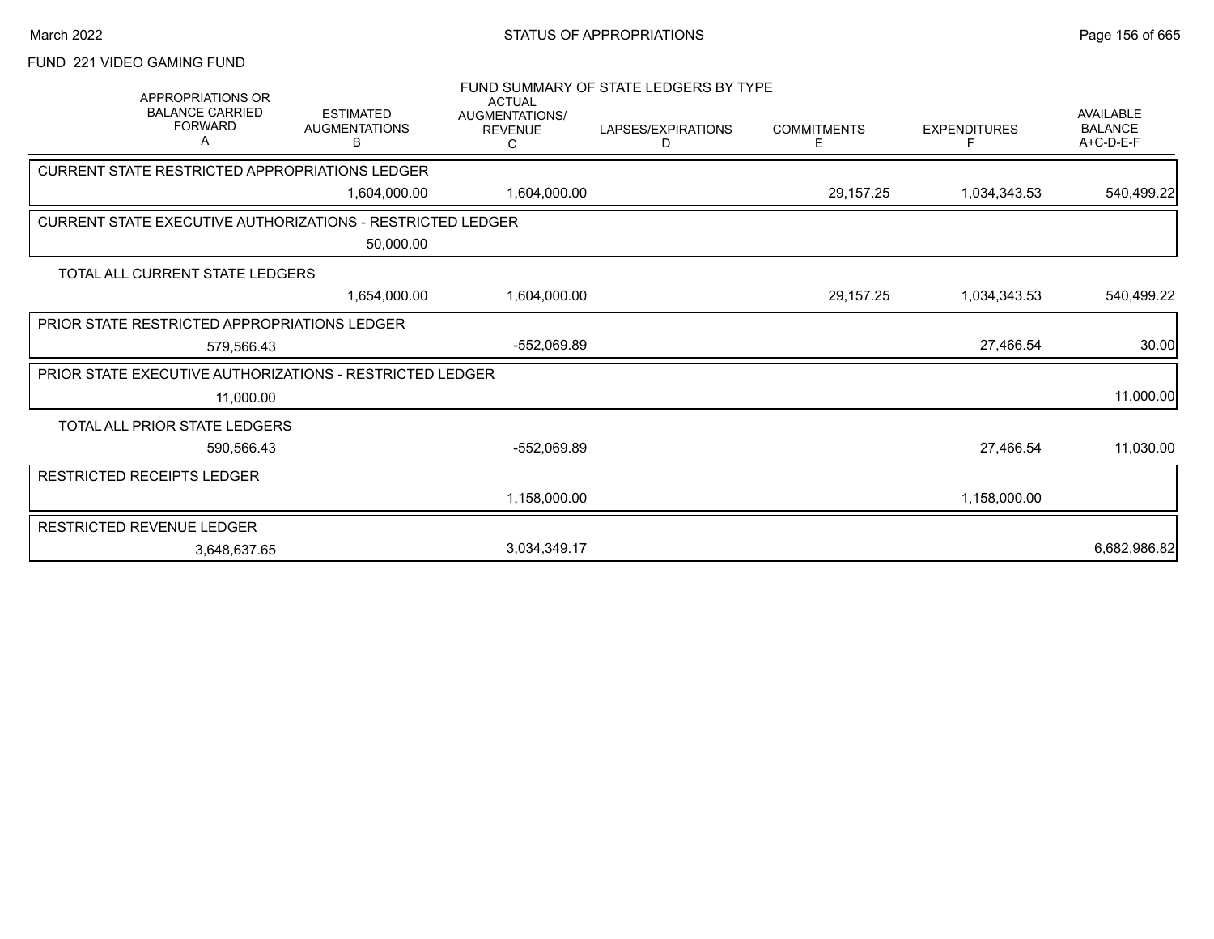## FUND 221 VIDEO GAMING FUND

FUND SUMMARY OF STATE LEDGERS BY TYPE

| APPROPRIATIONS OR BALANCE CARRIED FORWARD A | ESTIMATED AUGMENTATIONS B | ACTUAL AUGMENTATIONS/ REVENUE C | LAPSES/EXPIRATIONS D | COMMITMENTS E | EXPENDITURES F | AVAILABLE BALANCE A+C-D-E-F |
|---|---|---|---|---|---|---|
| **CURRENT STATE RESTRICTED APPROPRIATIONS LEDGER** | | | | | | |
| | 1,604,000.00 | 1,604,000.00 | | 29,157.25 | 1,034,343.53 | 540,499.22 |
| **CURRENT STATE EXECUTIVE AUTHORIZATIONS - RESTRICTED LEDGER** | | | | | | |
| | 50,000.00 | | | | | |
| **TOTAL ALL CURRENT STATE LEDGERS** | | | | | | |
| | 1,654,000.00 | 1,604,000.00 | | 29,157.25 | 1,034,343.53 | 540,499.22 |
| **PRIOR STATE RESTRICTED APPROPRIATIONS LEDGER** | | | | | | |
| 579,566.43 | | -552,069.89 | | | 27,466.54 | 30.00 |
| **PRIOR STATE EXECUTIVE AUTHORIZATIONS - RESTRICTED LEDGER** | | | | | | |
| 11,000.00 | | | | | | 11,000.00 |
| **TOTAL ALL PRIOR STATE LEDGERS** | | | | | | |
| 590,566.43 | | -552,069.89 | | | 27,466.54 | 11,030.00 |
| **RESTRICTED RECEIPTS LEDGER** | | | | | | |
| | | 1,158,000.00 | | | 1,158,000.00 | |
| **RESTRICTED REVENUE LEDGER** | | | | | | |
| 3,648,637.65 | | 3,034,349.17 | | | | 6,682,986.82 |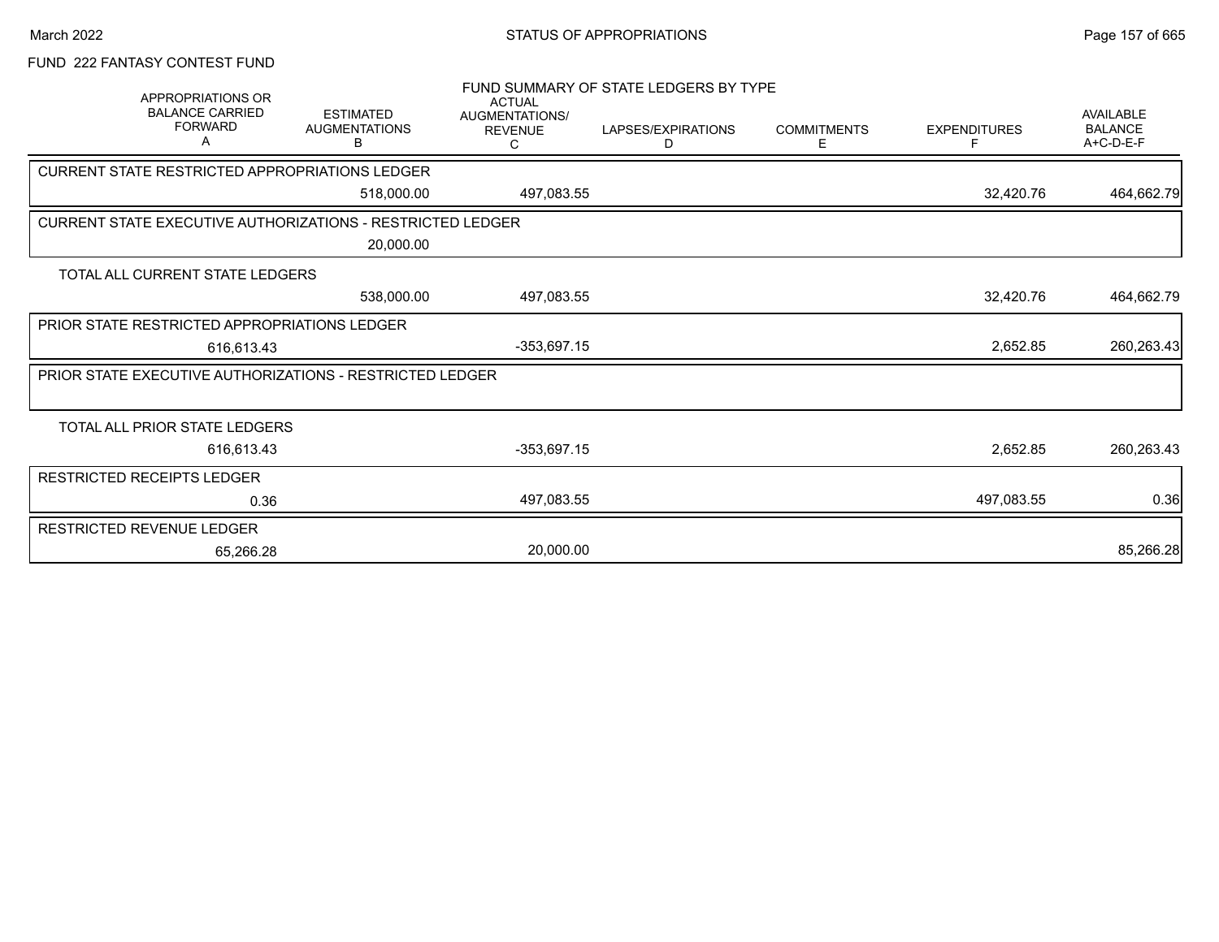FUND 222 FANTASY CONTEST FUND

FUND SUMMARY OF STATE LEDGERS BY TYPE

| APPROPRIATIONS OR BALANCE CARRIED FORWARD A | ESTIMATED AUGMENTATIONS B | ACTUAL AUGMENTATIONS/ REVENUE C | LAPSES/EXPIRATIONS D | COMMITMENTS E | EXPENDITURES F | AVAILABLE BALANCE A+C-D-E-F |
|---|---|---|---|---|---|---|
| CURRENT STATE RESTRICTED APPROPRIATIONS LEDGER | | | | | | |
| | 518,000.00 | 497,083.55 | | | 32,420.76 | 464,662.79 |
| CURRENT STATE EXECUTIVE AUTHORIZATIONS - RESTRICTED LEDGER | | | | | | |
| | 20,000.00 | | | | | |
| TOTAL ALL CURRENT STATE LEDGERS | | | | | | |
| | 538,000.00 | 497,083.55 | | | 32,420.76 | 464,662.79 |
| PRIOR STATE RESTRICTED APPROPRIATIONS LEDGER | | | | | | |
| 616,613.43 | | -353,697.15 | | | 2,652.85 | 260,263.43 |
| PRIOR STATE EXECUTIVE AUTHORIZATIONS - RESTRICTED LEDGER | | | | | | |
| TOTAL ALL PRIOR STATE LEDGERS | | | | | | |
| 616,613.43 | | -353,697.15 | | | 2,652.85 | 260,263.43 |
| RESTRICTED RECEIPTS LEDGER | | | | | | |
| 0.36 | | 497,083.55 | | | 497,083.55 | 0.36 |
| RESTRICTED REVENUE LEDGER | | | | | | |
| 65,266.28 | | 20,000.00 | | | | 85,266.28 |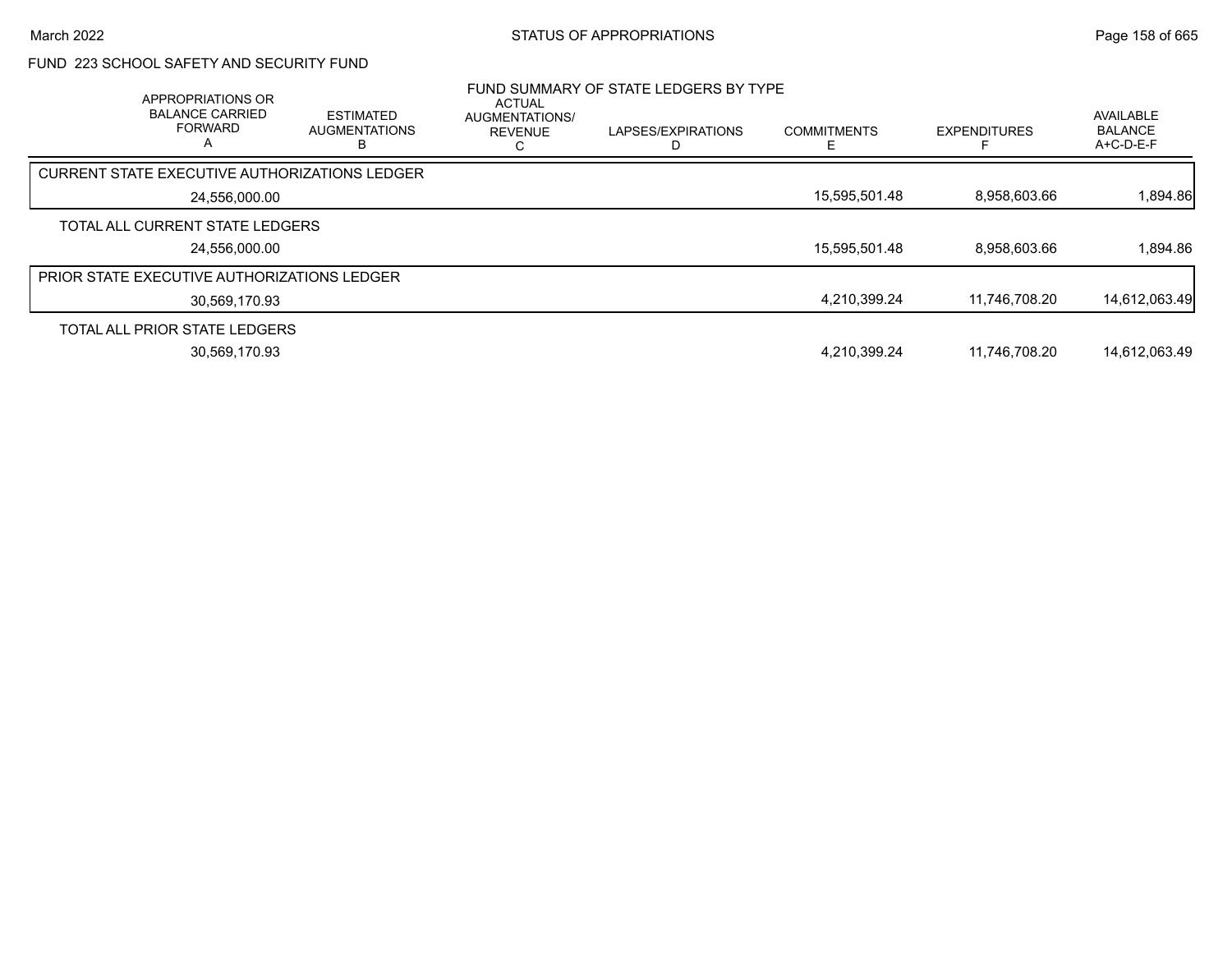# STATUS OF APPROPRIATIONS

## FUND 223 SCHOOL SAFETY AND SECURITY FUND

### FUND SUMMARY OF STATE LEDGERS BY TYPE

| APPROPRIATIONS OR BALANCE CARRIED FORWARD A | ESTIMATED AUGMENTATIONS B | ACTUAL AUGMENTATIONS/ REVENUE C | LAPSES/EXPIRATIONS D | COMMITMENTS E | EXPENDITURES F | AVAILABLE BALANCE A+C-D-E-F |
|---|---|---|---|---|---|---|
| **CURRENT STATE EXECUTIVE AUTHORIZATIONS LEDGER** | | | | | | |
| 24,556,000.00 | | | | 15,595,501.48 | 8,958,603.66 | 1,894.86 |
| **TOTAL ALL CURRENT STATE LEDGERS** | | | | | | |
| 24,556,000.00 | | | | 15,595,501.48 | 8,958,603.66 | 1,894.86 |
| **PRIOR STATE EXECUTIVE AUTHORIZATIONS LEDGER** | | | | | | |
| 30,569,170.93 | | | | 4,210,399.24 | 11,746,708.20 | 14,612,063.49 |
| **TOTAL ALL PRIOR STATE LEDGERS** | | | | | | |
| 30,569,170.93 | | | | 4,210,399.24 | 11,746,708.20 | 14,612,063.49 |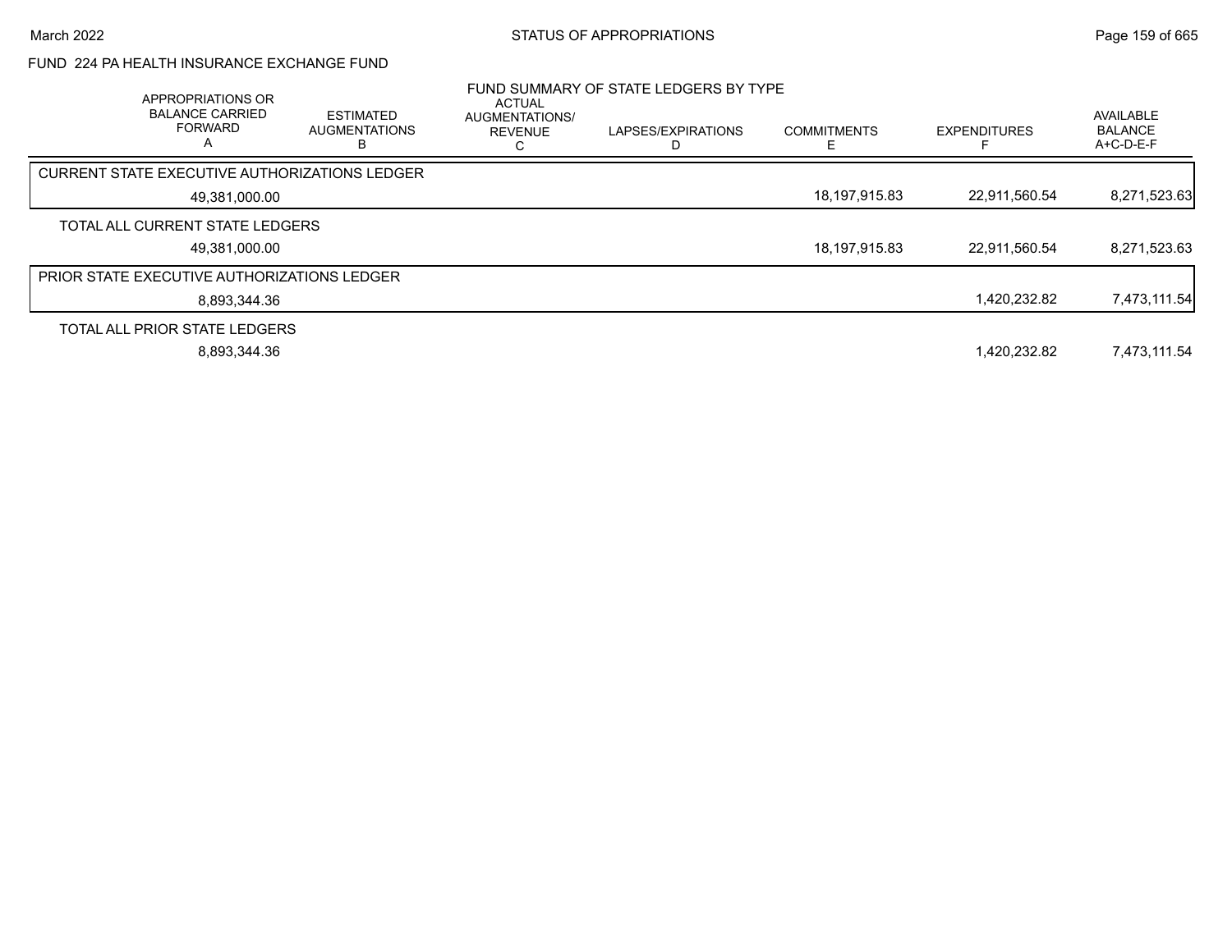## FUND 224 PA HEALTH INSURANCE EXCHANGE FUND

### FUND SUMMARY OF STATE LEDGERS BY TYPE

| APPROPRIATIONS OR BALANCE CARRIED FORWARD A | ESTIMATED AUGMENTATIONS B | ACTUAL AUGMENTATIONS/ REVENUE C | LAPSES/EXPIRATIONS D | COMMITMENTS E | EXPENDITURES F | AVAILABLE BALANCE A+C-D-E-F |
|---|---|---|---|---|---|---|
| CURRENT STATE EXECUTIVE AUTHORIZATIONS LEDGER | | | | | | |
| 49,381,000.00 | | | | 18,197,915.83 | 22,911,560.54 | 8,271,523.63 |
| TOTAL ALL CURRENT STATE LEDGERS | | | | | | |
| 49,381,000.00 | | | | 18,197,915.83 | 22,911,560.54 | 8,271,523.63 |
| PRIOR STATE EXECUTIVE AUTHORIZATIONS LEDGER | | | | | | |
| 8,893,344.36 | | | | | 1,420,232.82 | 7,473,111.54 |
| TOTAL ALL PRIOR STATE LEDGERS | | | | | | |
| 8,893,344.36 | | | | | 1,420,232.82 | 7,473,111.54 |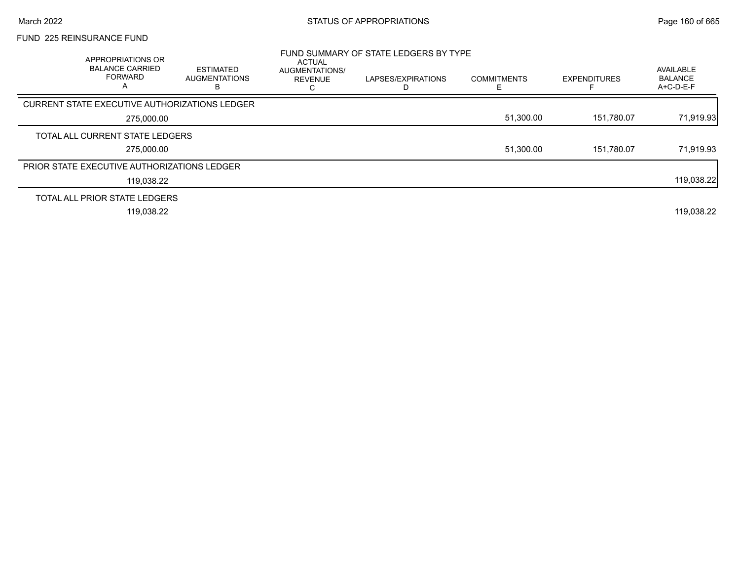STATUS OF APPROPRIATIONS

FUND 225 REINSURANCE FUND

FUND SUMMARY OF STATE LEDGERS BY TYPE

| APPROPRIATIONS OR BALANCE CARRIED FORWARD A | ESTIMATED AUGMENTATIONS B | ACTUAL AUGMENTATIONS/ REVENUE C | LAPSES/EXPIRATIONS D | COMMITMENTS E | EXPENDITURES F | AVAILABLE BALANCE A+C-D-E-F |
|---|---|---|---|---|---|---|
| CURRENT STATE EXECUTIVE AUTHORIZATIONS LEDGER | | | | | | |
| 275,000.00 | | | | 51,300.00 | 151,780.07 | 71,919.93 |
| TOTAL ALL CURRENT STATE LEDGERS | | | | | | |
| 275,000.00 | | | | 51,300.00 | 151,780.07 | 71,919.93 |
| PRIOR STATE EXECUTIVE AUTHORIZATIONS LEDGER | | | | | | |
| 119,038.22 | | | | | | 119,038.22 |
| TOTAL ALL PRIOR STATE LEDGERS | | | | | | |
| 119,038.22 | | | | | | 119,038.22 |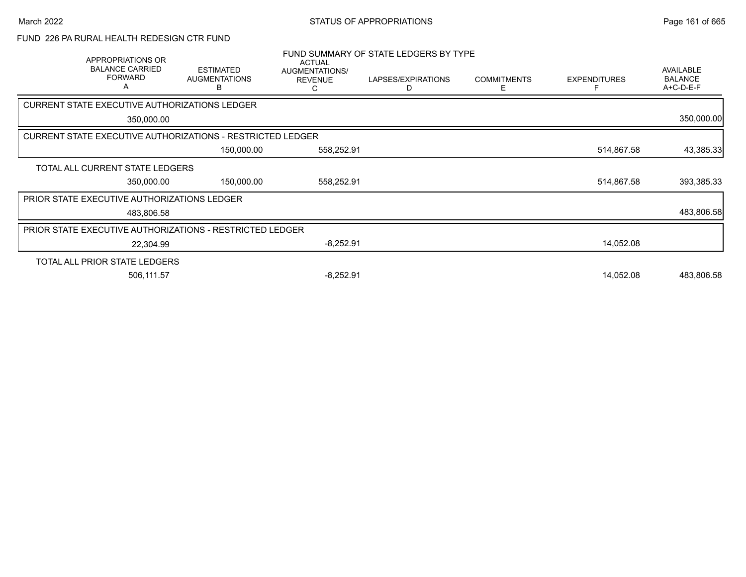# FUND 226 PA RURAL HEALTH REDESIGN CTR FUND

## FUND SUMMARY OF STATE LEDGERS BY TYPE

| APPROPRIATIONS OR BALANCE CARRIED FORWARD A | ESTIMATED AUGMENTATIONS B | ACTUAL AUGMENTATIONS/ REVENUE C | LAPSES/EXPIRATIONS D | COMMITMENTS E | EXPENDITURES F | AVAILABLE BALANCE A+C-D-E-F |
|---|---|---|---|---|---|---|
| **CURRENT STATE EXECUTIVE AUTHORIZATIONS LEDGER** | | | | | | |
| 350,000.00 | | | | | | 350,000.00 |
| **CURRENT STATE EXECUTIVE AUTHORIZATIONS - RESTRICTED LEDGER** | | | | | | |
| | 150,000.00 | 558,252.91 | | | 514,867.58 | 43,385.33 |
| **TOTAL ALL CURRENT STATE LEDGERS** | | | | | | |
| 350,000.00 | 150,000.00 | 558,252.91 | | | 514,867.58 | 393,385.33 |
| **PRIOR STATE EXECUTIVE AUTHORIZATIONS LEDGER** | | | | | | |
| 483,806.58 | | | | | | 483,806.58 |
| **PRIOR STATE EXECUTIVE AUTHORIZATIONS - RESTRICTED LEDGER** | | | | | | |
| 22,304.99 | | -8,252.91 | | | 14,052.08 | |
| **TOTAL ALL PRIOR STATE LEDGERS** | | | | | | |
| 506,111.57 | | -8,252.91 | | | 14,052.08 | 483,806.58 |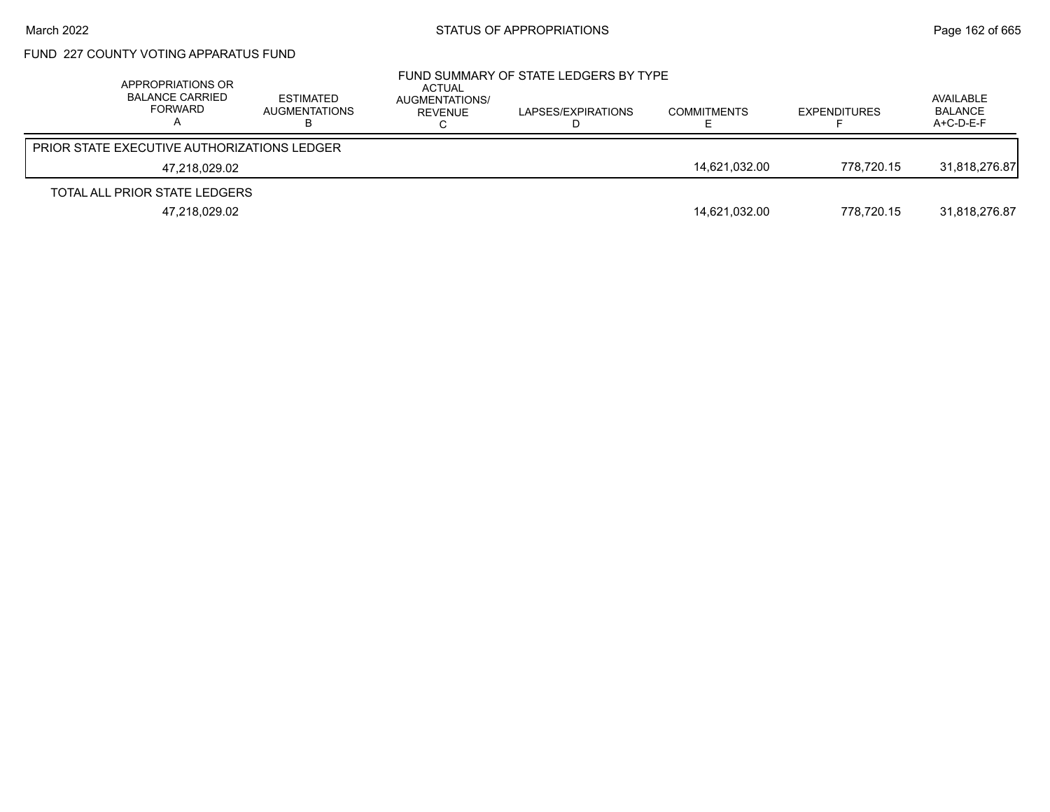FUND 227 COUNTY VOTING APPARATUS FUND

FUND SUMMARY OF STATE LEDGERS BY TYPE

| APPROPRIATIONS OR BALANCE CARRIED FORWARD A | ESTIMATED AUGMENTATIONS B | ACTUAL AUGMENTATIONS/ REVENUE C | LAPSES/EXPIRATIONS D | COMMITMENTS E | EXPENDITURES F | AVAILABLE BALANCE A+C-D-E-F |
|---|---|---|---|---|---|---|
| PRIOR STATE EXECUTIVE AUTHORIZATIONS LEDGER | | | | | | |
| 47,218,029.02 | | | | 14,621,032.00 | 778,720.15 | 31,818,276.87 |
| TOTAL ALL PRIOR STATE LEDGERS | | | | | | |
| 47,218,029.02 | | | | 14,621,032.00 | 778,720.15 | 31,818,276.87 |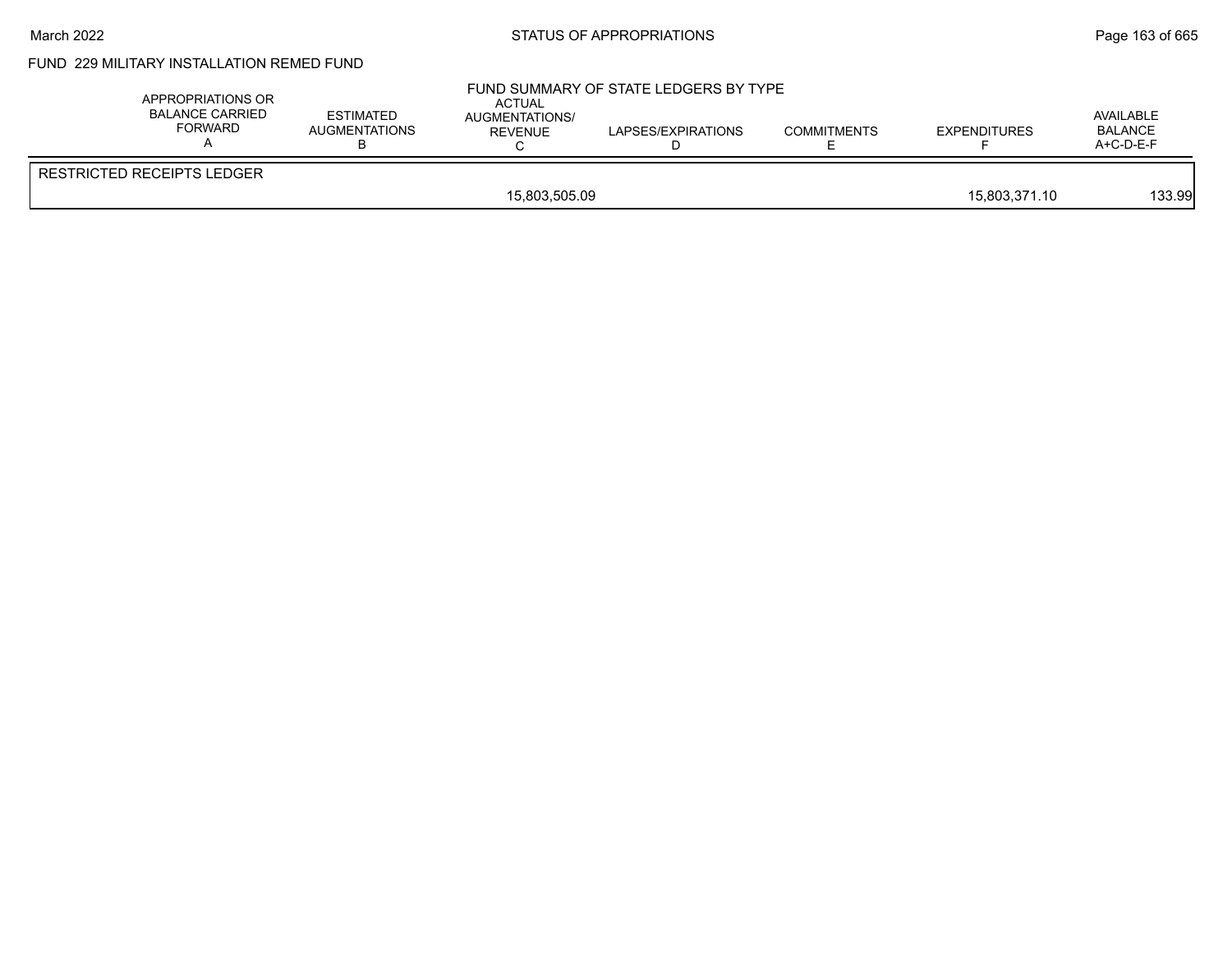FUND 229 MILITARY INSTALLATION REMED FUND

FUND SUMMARY OF STATE LEDGERS BY TYPE

| | APPROPRIATIONS OR BALANCE CARRIED FORWARD A | ESTIMATED AUGMENTATIONS B | ACTUAL AUGMENTATIONS/ REVENUE C | LAPSES/EXPIRATIONS D | COMMITMENTS E | EXPENDITURES F | AVAILABLE BALANCE A+C-D-E-F |
|---|---|---|---|---|---|---|---|
| RESTRICTED RECEIPTS LEDGER | | | | | | | |
| | | | 15,803,505.09 | | | 15,803,371.10 | 133.99 |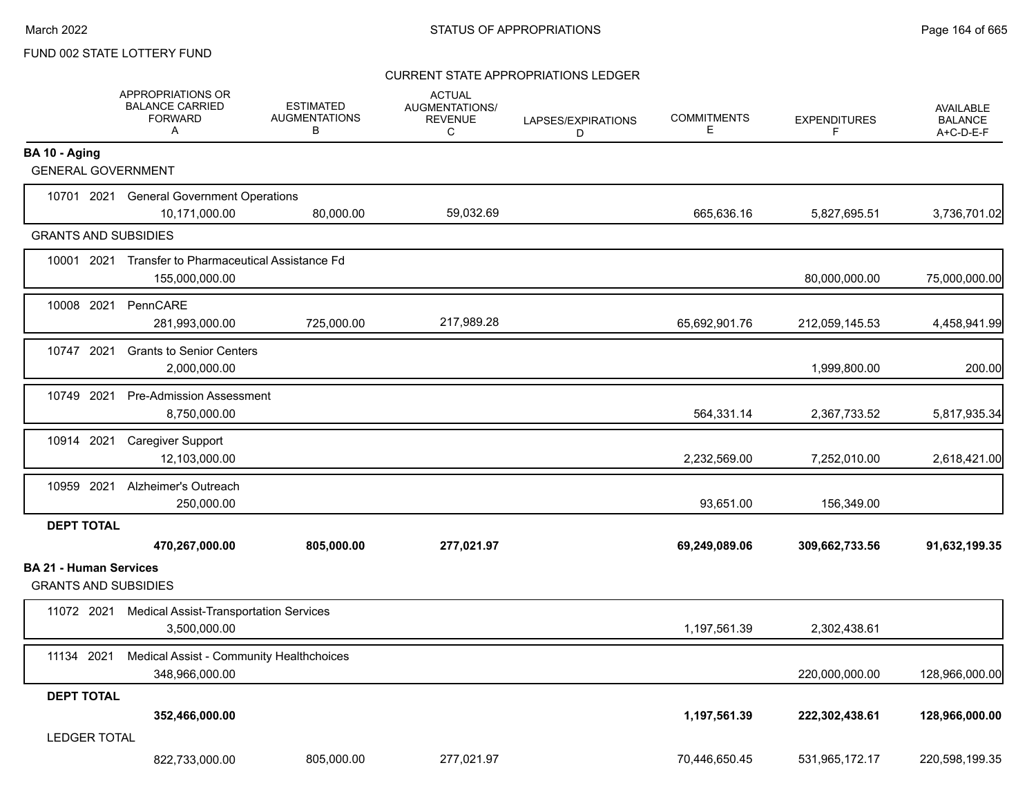FUND 002 STATE LOTTERY FUND

CURRENT STATE APPROPRIATIONS LEDGER

| | APPROPRIATIONS OR BALANCE CARRIED FORWARD A | ESTIMATED AUGMENTATIONS B | ACTUAL AUGMENTATIONS/ REVENUE C | LAPSES/EXPIRATIONS D | COMMITMENTS E | EXPENDITURES F | AVAILABLE BALANCE A+C-D-E-F |
|---|---|---|---|---|---|---|---|
| **BA 10 - Aging** | | | | | | | |
| GENERAL GOVERNMENT | | | | | | | |
| 10701 2021 General Government Operations | 10,171,000.00 | 80,000.00 | 59,032.69 | | 665,636.16 | 5,827,695.51 | 3,736,701.02 |
| GRANTS AND SUBSIDIES | | | | | | | |
| 10001 2021 Transfer to Pharmaceutical Assistance Fd | 155,000,000.00 | | | | | 80,000,000.00 | 75,000,000.00 |
| 10008 2021 PennCARE | 281,993,000.00 | 725,000.00 | 217,989.28 | | 65,692,901.76 | 212,059,145.53 | 4,458,941.99 |
| 10747 2021 Grants to Senior Centers | 2,000,000.00 | | | | | 1,999,800.00 | 200.00 |
| 10749 2021 Pre-Admission Assessment | 8,750,000.00 | | | | 564,331.14 | 2,367,733.52 | 5,817,935.34 |
| 10914 2021 Caregiver Support | 12,103,000.00 | | | | 2,232,569.00 | 7,252,010.00 | 2,618,421.00 |
| 10959 2021 Alzheimer's Outreach | 250,000.00 | | | | 93,651.00 | 156,349.00 | |
| **DEPT TOTAL** | **470,267,000.00** | **805,000.00** | **277,021.97** | | **69,249,089.06** | **309,662,733.56** | **91,632,199.35** |
| **BA 21 - Human Services** | | | | | | | |
| GRANTS AND SUBSIDIES | | | | | | | |
| 11072 2021 Medical Assist-Transportation Services | 3,500,000.00 | | | | 1,197,561.39 | 2,302,438.61 | |
| 11134 2021 Medical Assist - Community Healthchoices | 348,966,000.00 | | | | | 220,000,000.00 | 128,966,000.00 |
| **DEPT TOTAL** | **352,466,000.00** | | | | **1,197,561.39** | **222,302,438.61** | **128,966,000.00** |
| LEDGER TOTAL | 822,733,000.00 | 805,000.00 | 277,021.97 | | 70,446,650.45 | 531,965,172.17 | 220,598,199.35 |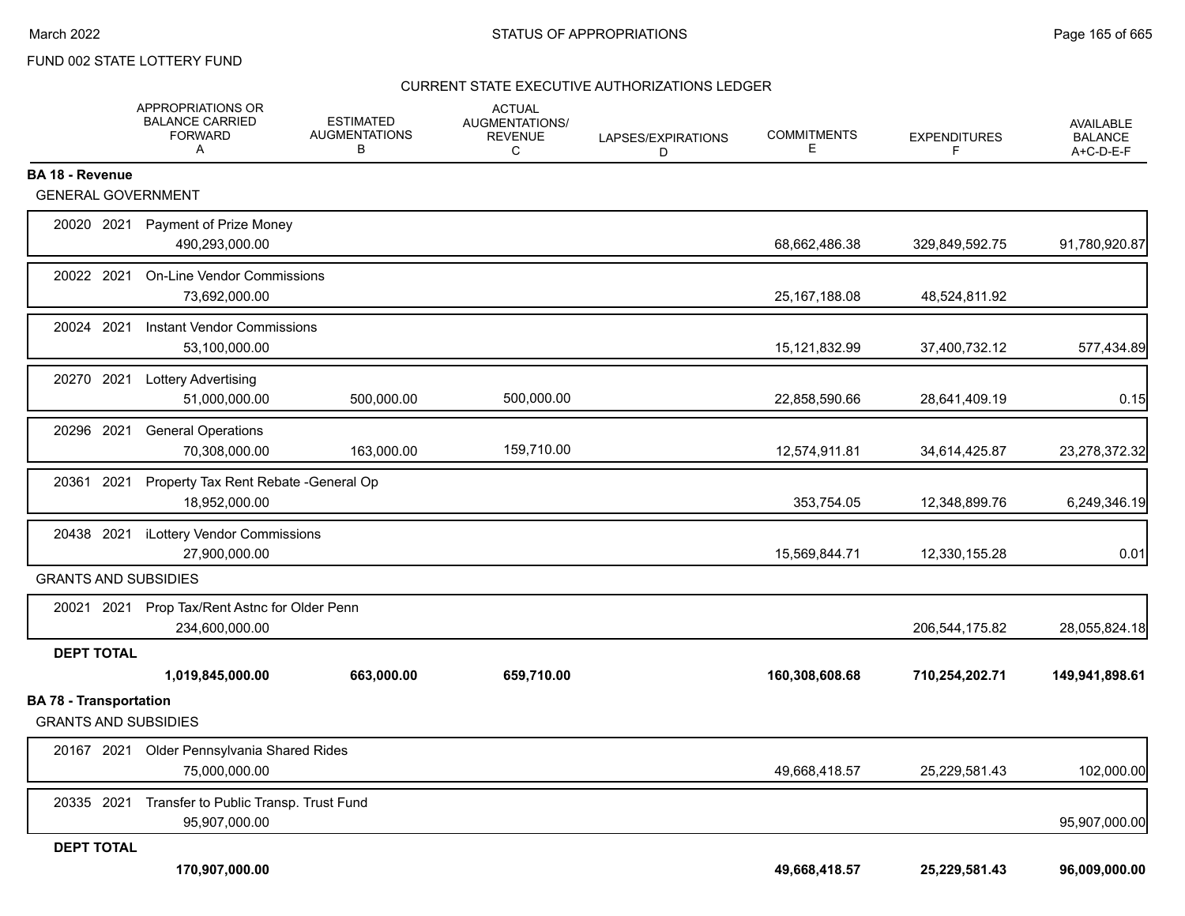FUND 002 STATE LOTTERY FUND

CURRENT STATE EXECUTIVE AUTHORIZATIONS LEDGER

| | APPROPRIATIONS OR BALANCE CARRIED FORWARD A | ESTIMATED AUGMENTATIONS B | ACTUAL AUGMENTATIONS/ REVENUE C | LAPSES/EXPIRATIONS D | COMMITMENTS E | EXPENDITURES F | AVAILABLE BALANCE A+C-D-E-F |
|---|---|---|---|---|---|---|---|
| **BA 18 - Revenue** | | | | | | | |
| GENERAL GOVERNMENT | | | | | | | |
| 20020 2021 Payment of Prize Money | 490,293,000.00 | | | | 68,662,486.38 | 329,849,592.75 | 91,780,920.87 |
| 20022 2021 On-Line Vendor Commissions | 73,692,000.00 | | | | 25,167,188.08 | 48,524,811.92 | |
| 20024 2021 Instant Vendor Commissions | 53,100,000.00 | | | | 15,121,832.99 | 37,400,732.12 | 577,434.89 |
| 20270 2021 Lottery Advertising | 51,000,000.00 | 500,000.00 | 500,000.00 | | 22,858,590.66 | 28,641,409.19 | 0.15 |
| 20296 2021 General Operations | 70,308,000.00 | 163,000.00 | 159,710.00 | | 12,574,911.81 | 34,614,425.87 | 23,278,372.32 |
| 20361 2021 Property Tax Rent Rebate -General Op | 18,952,000.00 | | | | 353,754.05 | 12,348,899.76 | 6,249,346.19 |
| 20438 2021 iLottery Vendor Commissions | 27,900,000.00 | | | | 15,569,844.71 | 12,330,155.28 | 0.01 |
| GRANTS AND SUBSIDIES | | | | | | | |
| 20021 2021 Prop Tax/Rent Astnc for Older Penn | 234,600,000.00 | | | | | 206,544,175.82 | 28,055,824.18 |
| **DEPT TOTAL** | **1,019,845,000.00** | **663,000.00** | **659,710.00** | | **160,308,608.68** | **710,254,202.71** | **149,941,898.61** |
| **BA 78 - Transportation** | | | | | | | |
| GRANTS AND SUBSIDIES | | | | | | | |
| 20167 2021 Older Pennsylvania Shared Rides | 75,000,000.00 | | | | 49,668,418.57 | 25,229,581.43 | 102,000.00 |
| 20335 2021 Transfer to Public Transp. Trust Fund | 95,907,000.00 | | | | | | 95,907,000.00 |
| **DEPT TOTAL** | **170,907,000.00** | | | | **49,668,418.57** | **25,229,581.43** | **96,009,000.00** |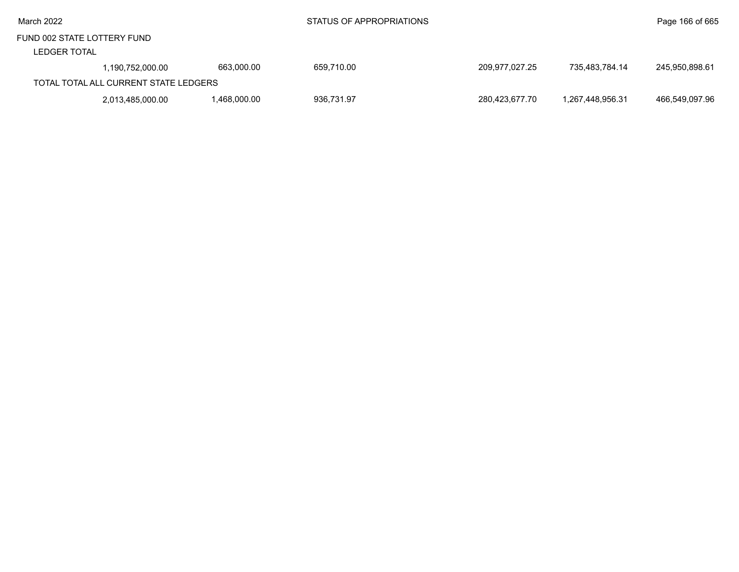FUND 002 STATE LOTTERY FUND

LEDGER TOTAL

| | | | | | | |
|---|---|---|---|---|---|---|
| 1,190,752,000.00 | 663,000.00 | 659,710.00 | | 209,977,027.25 | 735,483,784.14 | 245,950,898.61 |

TOTAL TOTAL ALL CURRENT STATE LEDGERS

| | | | | | | |
|---|---|---|---|---|---|---|
| 2,013,485,000.00 | 1,468,000.00 | 936,731.97 | | 280,423,677.70 | 1,267,448,956.31 | 466,549,097.96 |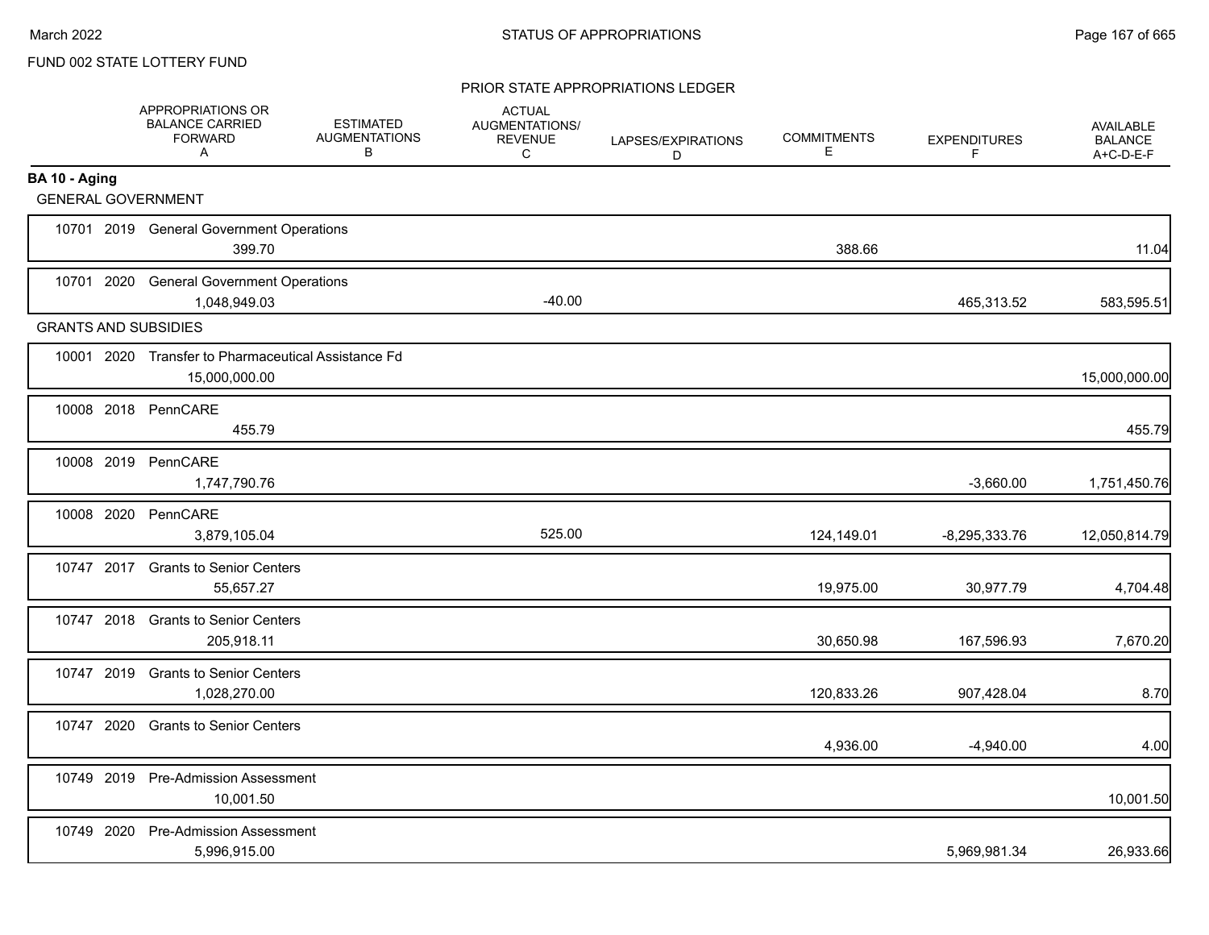FUND 002 STATE LOTTERY FUND

PRIOR STATE APPROPRIATIONS LEDGER

| | APPROPRIATIONS OR BALANCE CARRIED FORWARD A | ESTIMATED AUGMENTATIONS B | ACTUAL AUGMENTATIONS/ REVENUE C | LAPSES/EXPIRATIONS D | COMMITMENTS E | EXPENDITURES F | AVAILABLE BALANCE A+C-D-E-F |
|---|---|---|---|---|---|---|---|
| **BA 10 - Aging** | | | | | | | |
| GENERAL GOVERNMENT | | | | | | | |
| 10701 2019 General Government Operations | 399.70 | | | | 388.66 | | 11.04 |
| 10701 2020 General Government Operations | 1,048,949.03 | | -40.00 | | | 465,313.52 | 583,595.51 |
| GRANTS AND SUBSIDIES | | | | | | | |
| 10001 2020 Transfer to Pharmaceutical Assistance Fd | 15,000,000.00 | | | | | | 15,000,000.00 |
| 10008 2018 PennCARE | 455.79 | | | | | | 455.79 |
| 10008 2019 PennCARE | 1,747,790.76 | | | | | -3,660.00 | 1,751,450.76 |
| 10008 2020 PennCARE | 3,879,105.04 | | 525.00 | | 124,149.01 | -8,295,333.76 | 12,050,814.79 |
| 10747 2017 Grants to Senior Centers | 55,657.27 | | | | 19,975.00 | 30,977.79 | 4,704.48 |
| 10747 2018 Grants to Senior Centers | 205,918.11 | | | | 30,650.98 | 167,596.93 | 7,670.20 |
| 10747 2019 Grants to Senior Centers | 1,028,270.00 | | | | 120,833.26 | 907,428.04 | 8.70 |
| 10747 2020 Grants to Senior Centers | | | | | 4,936.00 | -4,940.00 | 4.00 |
| 10749 2019 Pre-Admission Assessment | 10,001.50 | | | | | | 10,001.50 |
| 10749 2020 Pre-Admission Assessment | 5,996,915.00 | | | | | 5,969,981.34 | 26,933.66 |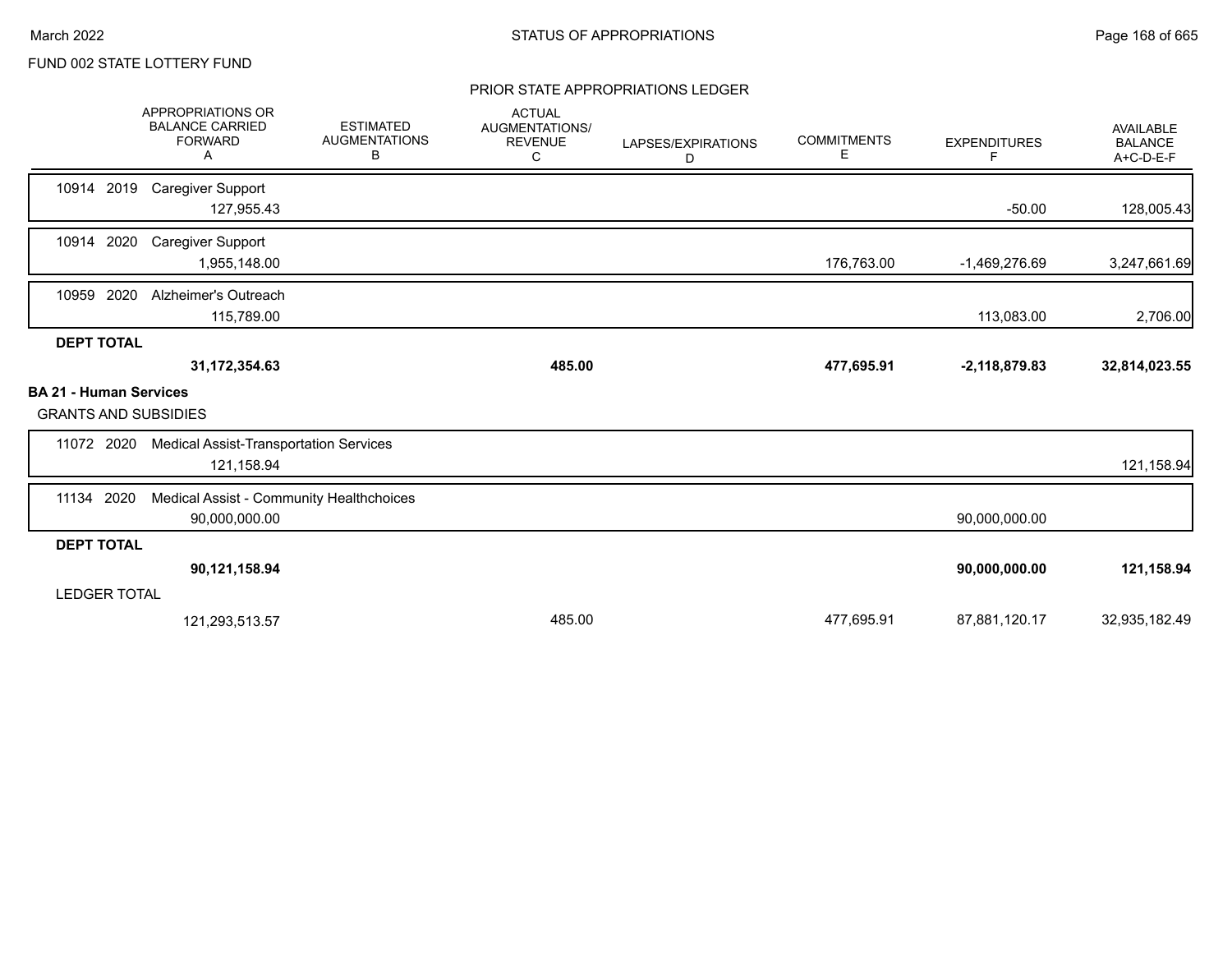FUND 002 STATE LOTTERY FUND

PRIOR STATE APPROPRIATIONS LEDGER

| | APPROPRIATIONS OR BALANCE CARRIED FORWARD A | ESTIMATED AUGMENTATIONS B | ACTUAL AUGMENTATIONS/ REVENUE C | LAPSES/EXPIRATIONS D | COMMITMENTS E | EXPENDITURES F | AVAILABLE BALANCE A+C-D-E-F |
|---|---|---|---|---|---|---|---|
| 10914 2019 Caregiver Support | 127,955.43 | | | | | -50.00 | 128,005.43 |
| 10914 2020 Caregiver Support | 1,955,148.00 | | | | 176,763.00 | -1,469,276.69 | 3,247,661.69 |
| 10959 2020 Alzheimer's Outreach | 115,789.00 | | | | | 113,083.00 | 2,706.00 |
| **DEPT TOTAL** | **31,172,354.63** | | **485.00** | | **477,695.91** | **-2,118,879.83** | **32,814,023.55** |
| **BA 21 - Human Services** | | | | | | | |
| GRANTS AND SUBSIDIES | | | | | | | |
| 11072 2020 Medical Assist-Transportation Services | 121,158.94 | | | | | | 121,158.94 |
| 11134 2020 Medical Assist - Community Healthchoices | 90,000,000.00 | | | | | 90,000,000.00 | |
| **DEPT TOTAL** | **90,121,158.94** | | | | | **90,000,000.00** | **121,158.94** |
| LEDGER TOTAL | 121,293,513.57 | | 485.00 | | 477,695.91 | 87,881,120.17 | 32,935,182.49 |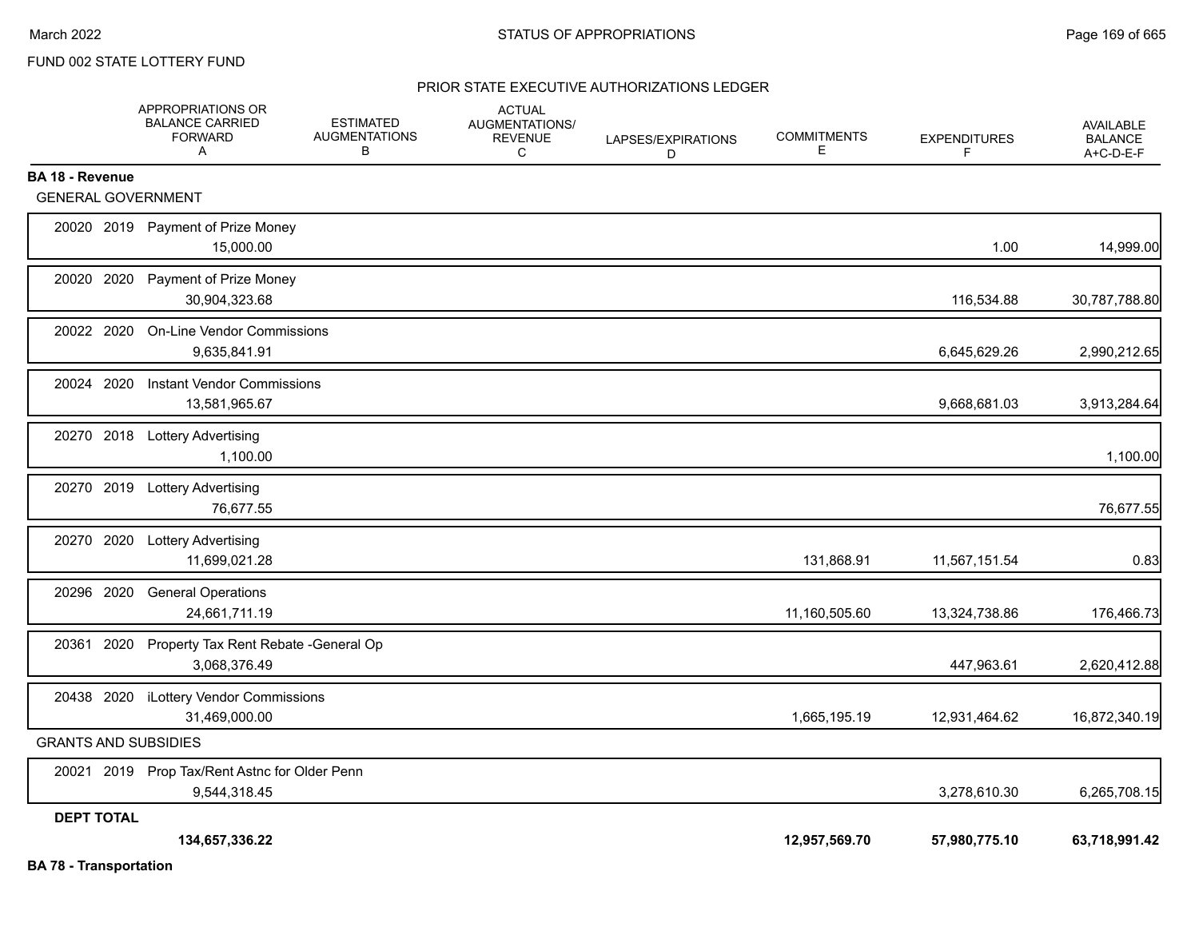FUND 002 STATE LOTTERY FUND

## PRIOR STATE EXECUTIVE AUTHORIZATIONS LEDGER

| | APPROPRIATIONS OR BALANCE CARRIED FORWARD A | ESTIMATED AUGMENTATIONS B | ACTUAL AUGMENTATIONS/ REVENUE C | LAPSES/EXPIRATIONS D | COMMITMENTS E | EXPENDITURES F | AVAILABLE BALANCE A+C-D-E-F |
|---|---|---|---|---|---|---|---|
| **BA 18 - Revenue** | | | | | | | |
| GENERAL GOVERNMENT | | | | | | | |
| 20020 2019 Payment of Prize Money | 15,000.00 | | | | | 1.00 | 14,999.00 |
| 20020 2020 Payment of Prize Money | 30,904,323.68 | | | | | 116,534.88 | 30,787,788.80 |
| 20022 2020 On-Line Vendor Commissions | 9,635,841.91 | | | | | 6,645,629.26 | 2,990,212.65 |
| 20024 2020 Instant Vendor Commissions | 13,581,965.67 | | | | | 9,668,681.03 | 3,913,284.64 |
| 20270 2018 Lottery Advertising | 1,100.00 | | | | | | 1,100.00 |
| 20270 2019 Lottery Advertising | 76,677.55 | | | | | | 76,677.55 |
| 20270 2020 Lottery Advertising | 11,699,021.28 | | | | 131,868.91 | 11,567,151.54 | 0.83 |
| 20296 2020 General Operations | 24,661,711.19 | | | | 11,160,505.60 | 13,324,738.86 | 176,466.73 |
| 20361 2020 Property Tax Rent Rebate -General Op | 3,068,376.49 | | | | | 447,963.61 | 2,620,412.88 |
| 20438 2020 iLottery Vendor Commissions | 31,469,000.00 | | | | 1,665,195.19 | 12,931,464.62 | 16,872,340.19 |
| GRANTS AND SUBSIDIES | | | | | | | |
| 20021 2019 Prop Tax/Rent Astnc for Older Penn | 9,544,318.45 | | | | | 3,278,610.30 | 6,265,708.15 |
| **DEPT TOTAL** | **134,657,336.22** | | | | **12,957,569.70** | **57,980,775.10** | **63,718,991.42** |

**BA 78 - Transportation**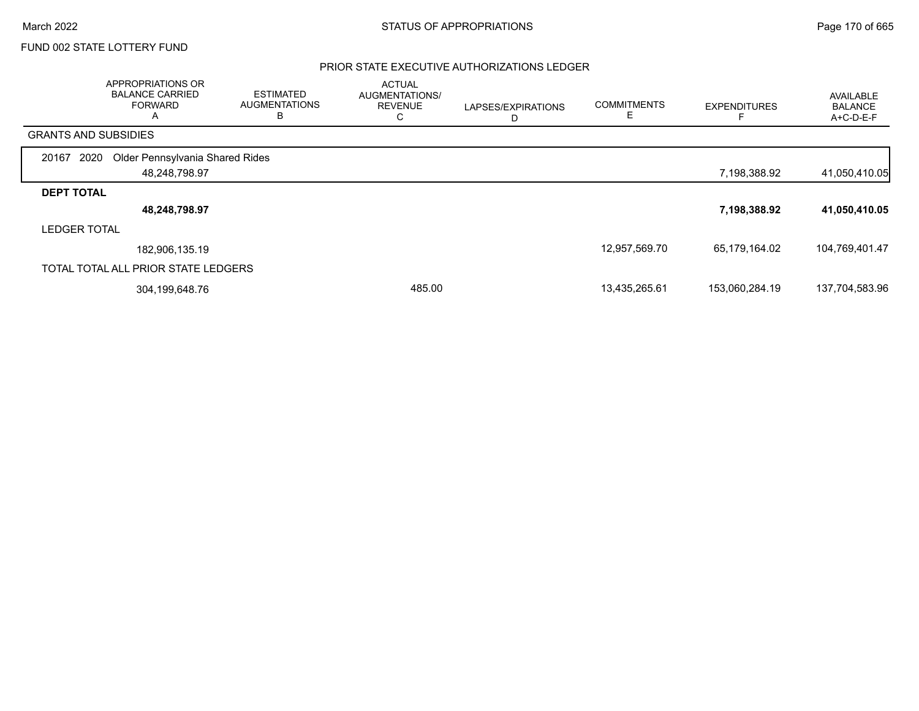FUND 002 STATE LOTTERY FUND

## PRIOR STATE EXECUTIVE AUTHORIZATIONS LEDGER

| | APPROPRIATIONS OR BALANCE CARRIED FORWARD A | ESTIMATED AUGMENTATIONS B | ACTUAL AUGMENTATIONS/ REVENUE C | LAPSES/EXPIRATIONS D | COMMITMENTS E | EXPENDITURES F | AVAILABLE BALANCE A+C-D-E-F |
|---|---|---|---|---|---|---|---|
| GRANTS AND SUBSIDIES | | | | | | | |
| 20167 2020 Older Pennsylvania Shared Rides | 48,248,798.97 | | | | | 7,198,388.92 | 41,050,410.05 |
| **DEPT TOTAL** | **48,248,798.97** | | | | | **7,198,388.92** | **41,050,410.05** |
| LEDGER TOTAL | 182,906,135.19 | | | | 12,957,569.70 | 65,179,164.02 | 104,769,401.47 |
| TOTAL TOTAL ALL PRIOR STATE LEDGERS | 304,199,648.76 | | 485.00 | | 13,435,265.61 | 153,060,284.19 | 137,704,583.96 |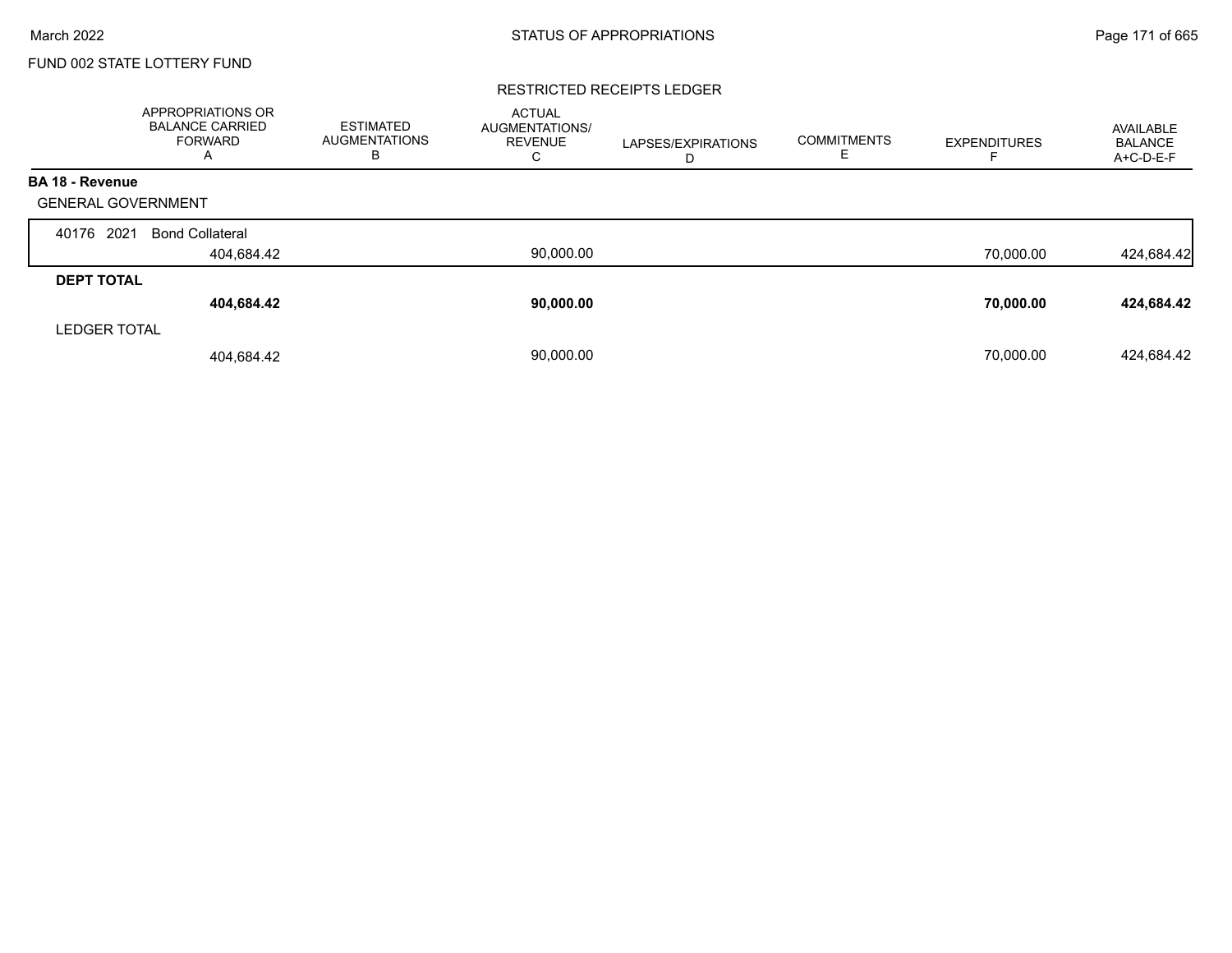FUND 002 STATE LOTTERY FUND

## RESTRICTED RECEIPTS LEDGER

| | APPROPRIATIONS OR BALANCE CARRIED FORWARD A | ESTIMATED AUGMENTATIONS B | ACTUAL AUGMENTATIONS/ REVENUE C | LAPSES/EXPIRATIONS D | COMMITMENTS E | EXPENDITURES F | AVAILABLE BALANCE A+C-D-E-F |
|---|---|---|---|---|---|---|---|
| **BA 18 - Revenue** | | | | | | | |
| GENERAL GOVERNMENT | | | | | | | |
| 40176 2021 Bond Collateral | 404,684.42 | | 90,000.00 | | | 70,000.00 | 424,684.42 |
| **DEPT TOTAL** | **404,684.42** | | **90,000.00** | | | **70,000.00** | **424,684.42** |
| LEDGER TOTAL | 404,684.42 | | 90,000.00 | | | 70,000.00 | 424,684.42 |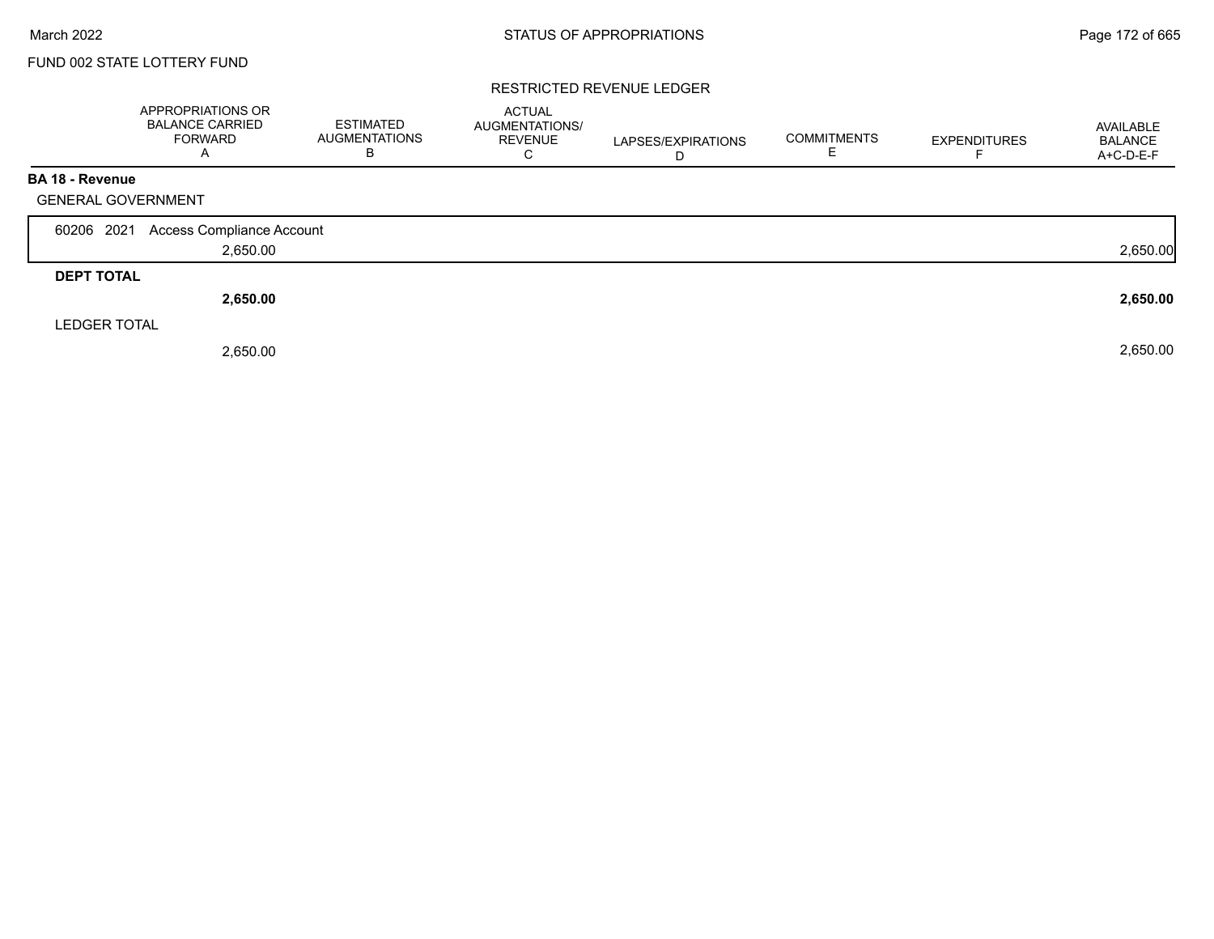FUND 002 STATE LOTTERY FUND

RESTRICTED REVENUE LEDGER

| | APPROPRIATIONS OR BALANCE CARRIED FORWARD A | ESTIMATED AUGMENTATIONS B | ACTUAL AUGMENTATIONS/ REVENUE C | LAPSES/EXPIRATIONS D | COMMITMENTS E | EXPENDITURES F | AVAILABLE BALANCE A+C-D-E-F |
|---|---|---|---|---|---|---|---|
| **BA 18 - Revenue** | | | | | | | |
| GENERAL GOVERNMENT | | | | | | | |
| 60206 2021 Access Compliance Account | | | | | | | |
| | 2,650.00 | | | | | | 2,650.00 |
| **DEPT TOTAL** | | | | | | | |
| | **2,650.00** | | | | | | **2,650.00** |
| LEDGER TOTAL | | | | | | | |
| | 2,650.00 | | | | | | 2,650.00 |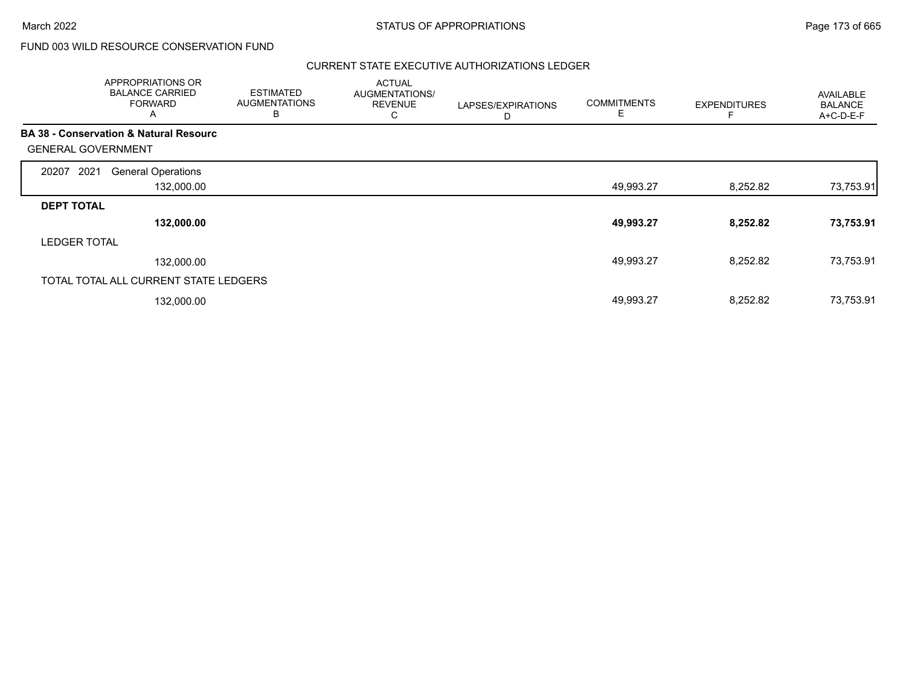STATUS OF APPROPRIATIONS

## FUND 003 WILD RESOURCE CONSERVATION FUND

### CURRENT STATE EXECUTIVE AUTHORIZATIONS LEDGER

| | APPROPRIATIONS OR BALANCE CARRIED FORWARD A | ESTIMATED AUGMENTATIONS B | ACTUAL AUGMENTATIONS/ REVENUE C | LAPSES/EXPIRATIONS D | COMMITMENTS E | EXPENDITURES F | AVAILABLE BALANCE A+C-D-E-F |
|---|---|---|---|---|---|---|---|
| **BA 38 - Conservation & Natural Resourc** | | | | | | | |
| GENERAL GOVERNMENT | | | | | | | |
| 20207 2021 General Operations | 132,000.00 | | | | 49,993.27 | 8,252.82 | 73,753.91 |
| **DEPT TOTAL** | **132,000.00** | | | | **49,993.27** | **8,252.82** | **73,753.91** |
| LEDGER TOTAL | 132,000.00 | | | | 49,993.27 | 8,252.82 | 73,753.91 |
| TOTAL TOTAL ALL CURRENT STATE LEDGERS | 132,000.00 | | | | 49,993.27 | 8,252.82 | 73,753.91 |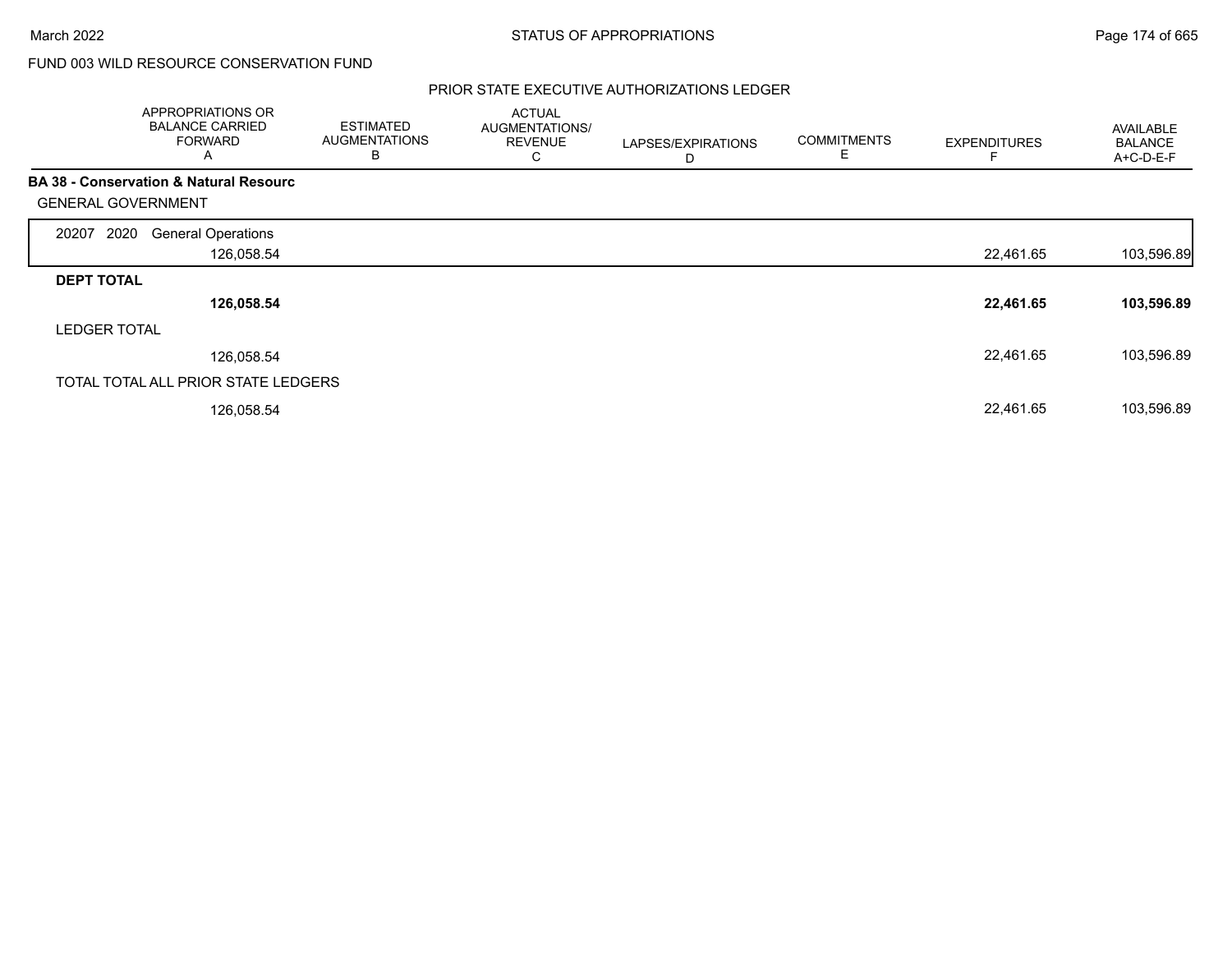FUND 003 WILD RESOURCE CONSERVATION FUND

PRIOR STATE EXECUTIVE AUTHORIZATIONS LEDGER

| | APPROPRIATIONS OR BALANCE CARRIED FORWARD A | ESTIMATED AUGMENTATIONS B | ACTUAL AUGMENTATIONS/ REVENUE C | LAPSES/EXPIRATIONS D | COMMITMENTS E | EXPENDITURES F | AVAILABLE BALANCE A+C-D-E-F |
|---|---|---|---|---|---|---|---|
| **BA 38 - Conservation & Natural Resourc** | | | | | | | |
| GENERAL GOVERNMENT | | | | | | | |
| 20207 2020 General Operations | 126,058.54 | | | | | 22,461.65 | 103,596.89 |
| **DEPT TOTAL** | **126,058.54** | | | | | **22,461.65** | **103,596.89** |
| LEDGER TOTAL | 126,058.54 | | | | | 22,461.65 | 103,596.89 |
| TOTAL TOTAL ALL PRIOR STATE LEDGERS | 126,058.54 | | | | | 22,461.65 | 103,596.89 |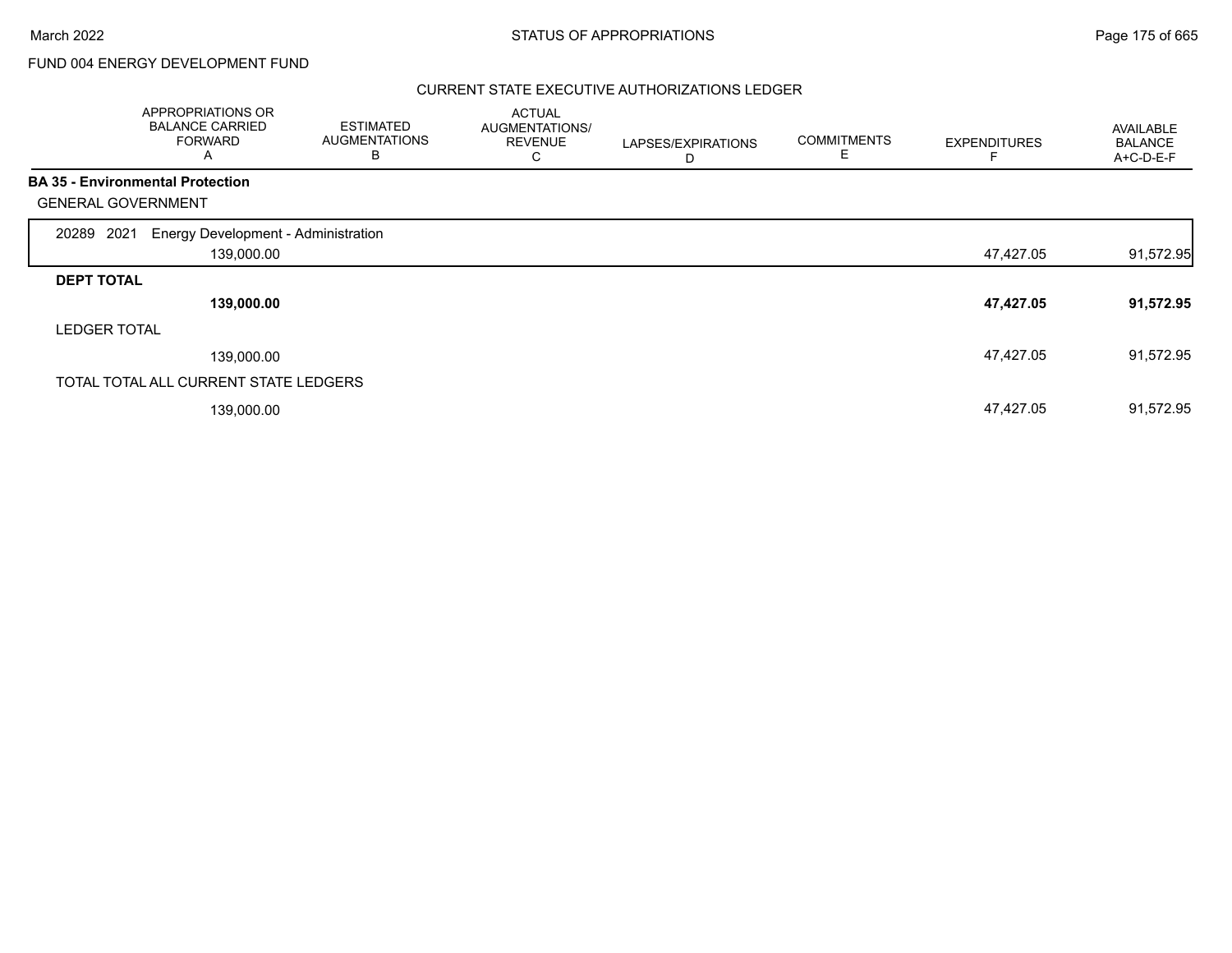FUND 004 ENERGY DEVELOPMENT FUND

## STATUS OF APPROPRIATIONS

### CURRENT STATE EXECUTIVE AUTHORIZATIONS LEDGER

| | APPROPRIATIONS OR BALANCE CARRIED FORWARD A | ESTIMATED AUGMENTATIONS B | ACTUAL AUGMENTATIONS/ REVENUE C | LAPSES/EXPIRATIONS D | COMMITMENTS E | EXPENDITURES F | AVAILABLE BALANCE A+C-D-E-F |
|---|---|---|---|---|---|---|---|
| **BA 35 - Environmental Protection** | | | | | | | |
| GENERAL GOVERNMENT | | | | | | | |
| 20289 2021 Energy Development - Administration | 139,000.00 | | | | | 47,427.05 | 91,572.95 |
| **DEPT TOTAL** | **139,000.00** | | | | | **47,427.05** | **91,572.95** |
| LEDGER TOTAL | 139,000.00 | | | | | 47,427.05 | 91,572.95 |
| TOTAL TOTAL ALL CURRENT STATE LEDGERS | 139,000.00 | | | | | 47,427.05 | 91,572.95 |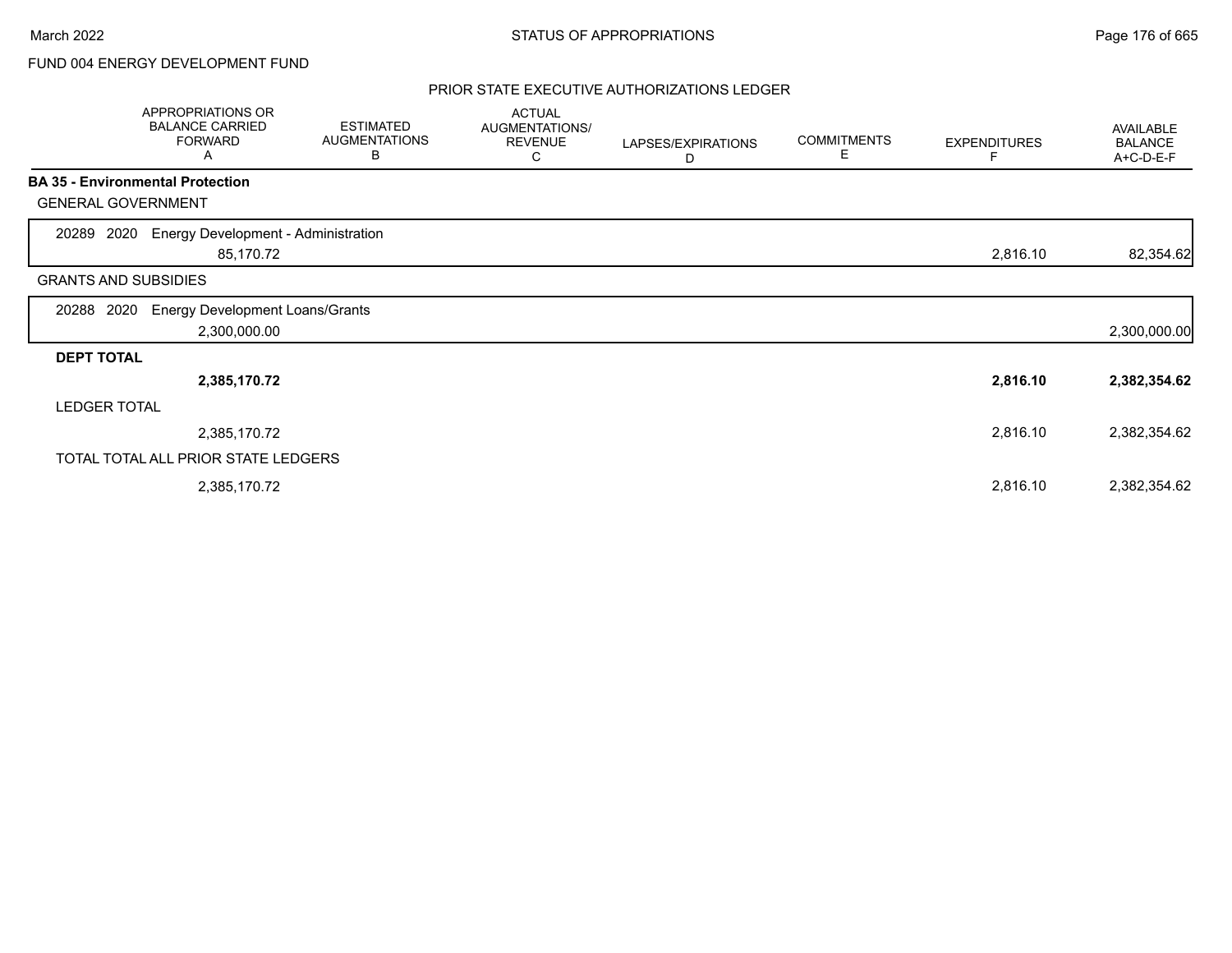FUND 004 ENERGY DEVELOPMENT FUND

## PRIOR STATE EXECUTIVE AUTHORIZATIONS LEDGER

| | APPROPRIATIONS OR BALANCE CARRIED FORWARD A | ESTIMATED AUGMENTATIONS B | ACTUAL AUGMENTATIONS/ REVENUE C | LAPSES/EXPIRATIONS D | COMMITMENTS E | EXPENDITURES F | AVAILABLE BALANCE A+C-D-E-F |
|---|---|---|---|---|---|---|---|
| **BA 35 - Environmental Protection** | | | | | | | |
| GENERAL GOVERNMENT | | | | | | | |
| 20289 2020 Energy Development - Administration | 85,170.72 | | | | | 2,816.10 | 82,354.62 |
| GRANTS AND SUBSIDIES | | | | | | | |
| 20288 2020 Energy Development Loans/Grants | 2,300,000.00 | | | | | | 2,300,000.00 |
| **DEPT TOTAL** | **2,385,170.72** | | | | | **2,816.10** | **2,382,354.62** |
| LEDGER TOTAL | 2,385,170.72 | | | | | 2,816.10 | 2,382,354.62 |
| TOTAL TOTAL ALL PRIOR STATE LEDGERS | 2,385,170.72 | | | | | 2,816.10 | 2,382,354.62 |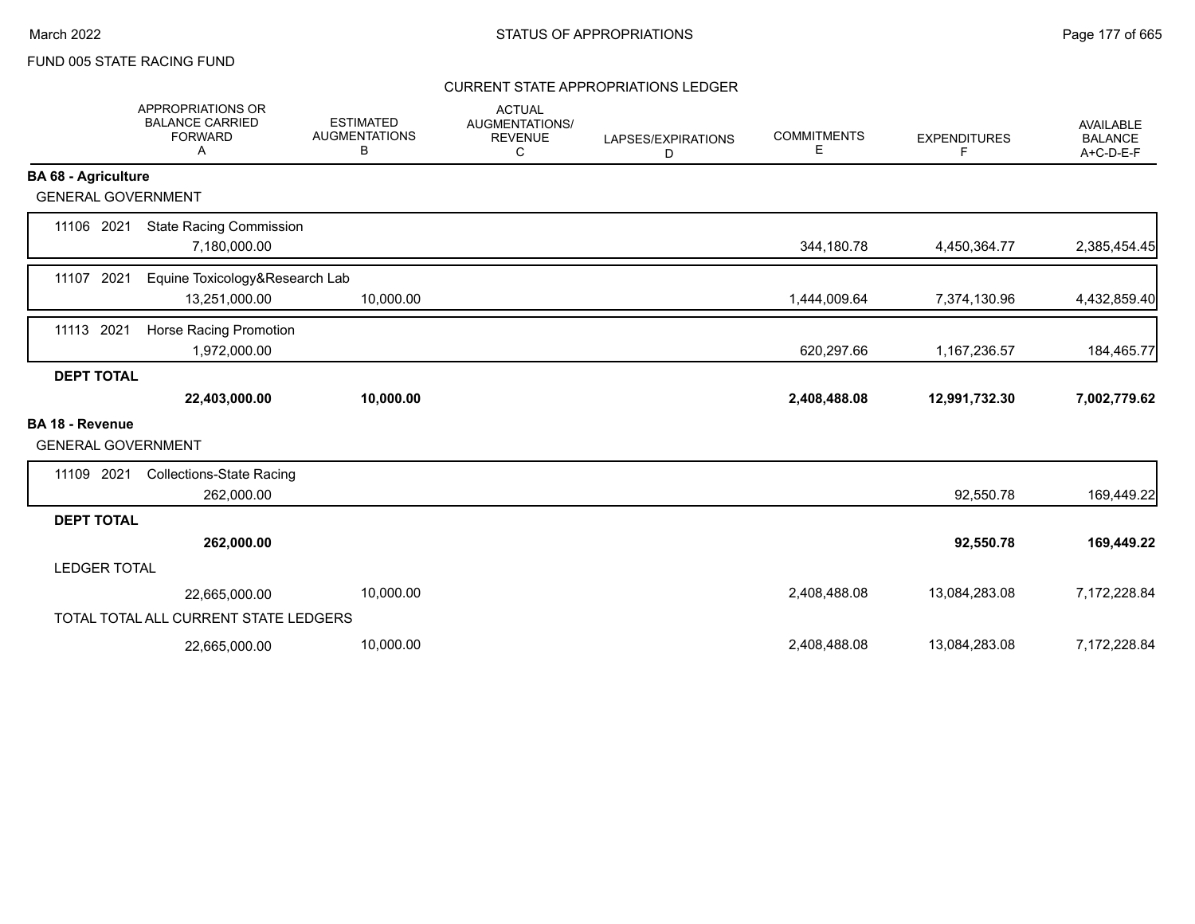FUND 005 STATE RACING FUND

## CURRENT STATE APPROPRIATIONS LEDGER

| | APPROPRIATIONS OR BALANCE CARRIED FORWARD A | ESTIMATED AUGMENTATIONS B | ACTUAL AUGMENTATIONS/ REVENUE C | LAPSES/EXPIRATIONS D | COMMITMENTS E | EXPENDITURES F | AVAILABLE BALANCE A+C-D-E-F |
|---|---|---|---|---|---|---|---|
| **BA 68 - Agriculture** | | | | | | | |
| GENERAL GOVERNMENT | | | | | | | |
| 11106 2021 State Racing Commission | 7,180,000.00 | | | | 344,180.78 | 4,450,364.77 | 2,385,454.45 |
| 11107 2021 Equine Toxicology&Research Lab | 13,251,000.00 | 10,000.00 | | | 1,444,009.64 | 7,374,130.96 | 4,432,859.40 |
| 11113 2021 Horse Racing Promotion | 1,972,000.00 | | | | 620,297.66 | 1,167,236.57 | 184,465.77 |
| **DEPT TOTAL** | **22,403,000.00** | **10,000.00** | | | **2,408,488.08** | **12,991,732.30** | **7,002,779.62** |
| **BA 18 - Revenue** | | | | | | | |
| GENERAL GOVERNMENT | | | | | | | |
| 11109 2021 Collections-State Racing | 262,000.00 | | | | | 92,550.78 | 169,449.22 |
| **DEPT TOTAL** | **262,000.00** | | | | | **92,550.78** | **169,449.22** |
| LEDGER TOTAL | 22,665,000.00 | 10,000.00 | | | 2,408,488.08 | 13,084,283.08 | 7,172,228.84 |
| TOTAL TOTAL ALL CURRENT STATE LEDGERS | 22,665,000.00 | 10,000.00 | | | 2,408,488.08 | 13,084,283.08 | 7,172,228.84 |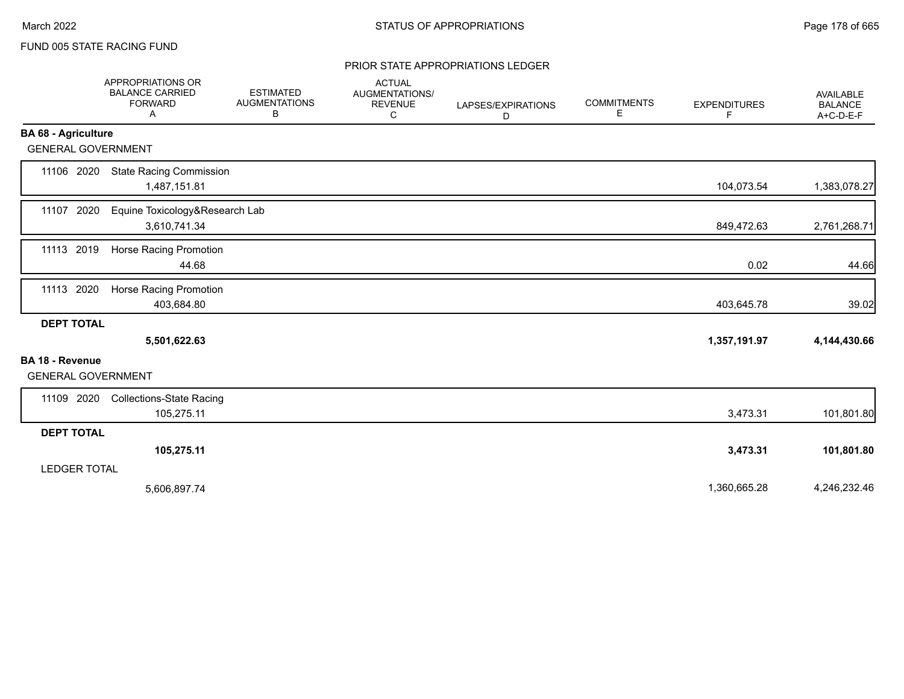FUND 005 STATE RACING FUND

## PRIOR STATE APPROPRIATIONS LEDGER

| | APPROPRIATIONS OR BALANCE CARRIED FORWARD A | ESTIMATED AUGMENTATIONS B | ACTUAL AUGMENTATIONS/ REVENUE C | LAPSES/EXPIRATIONS D | COMMITMENTS E | EXPENDITURES F | AVAILABLE BALANCE A+C-D-E-F |
|---|---|---|---|---|---|---|---|
| **BA 68 - Agriculture** | | | | | | | |
| GENERAL GOVERNMENT | | | | | | | |
| 11106 2020 State Racing Commission | 1,487,151.81 | | | | | 104,073.54 | 1,383,078.27 |
| 11107 2020 Equine Toxicology&Research Lab | 3,610,741.34 | | | | | 849,472.63 | 2,761,268.71 |
| 11113 2019 Horse Racing Promotion | 44.68 | | | | | 0.02 | 44.66 |
| 11113 2020 Horse Racing Promotion | 403,684.80 | | | | | 403,645.78 | 39.02 |
| **DEPT TOTAL** | **5,501,622.63** | | | | | **1,357,191.97** | **4,144,430.66** |
| **BA 18 - Revenue** | | | | | | | |
| GENERAL GOVERNMENT | | | | | | | |
| 11109 2020 Collections-State Racing | 105,275.11 | | | | | 3,473.31 | 101,801.80 |
| **DEPT TOTAL** | **105,275.11** | | | | | **3,473.31** | **101,801.80** |
| LEDGER TOTAL | 5,606,897.74 | | | | | 1,360,665.28 | 4,246,232.46 |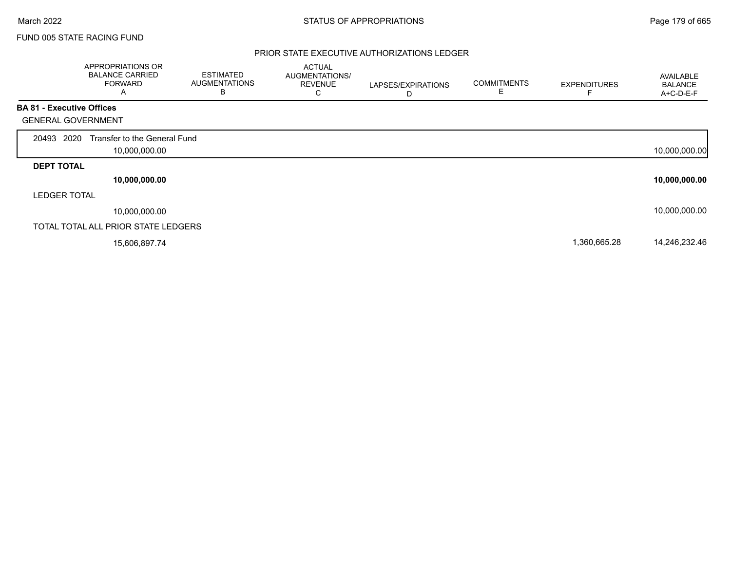FUND 005 STATE RACING FUND

## PRIOR STATE EXECUTIVE AUTHORIZATIONS LEDGER

| | APPROPRIATIONS OR BALANCE CARRIED FORWARD A | ESTIMATED AUGMENTATIONS B | ACTUAL AUGMENTATIONS/ REVENUE C | LAPSES/EXPIRATIONS D | COMMITMENTS E | EXPENDITURES F | AVAILABLE BALANCE A+C-D-E-F |
|---|---|---|---|---|---|---|---|
| **BA 81 - Executive Offices** | | | | | | | |
| GENERAL GOVERNMENT | | | | | | | |
| 20493 2020 Transfer to the General Fund | 10,000,000.00 | | | | | | 10,000,000.00 |
| **DEPT TOTAL** | **10,000,000.00** | | | | | | **10,000,000.00** |
| LEDGER TOTAL | 10,000,000.00 | | | | | | 10,000,000.00 |
| TOTAL TOTAL ALL PRIOR STATE LEDGERS | 15,606,897.74 | | | | | 1,360,665.28 | 14,246,232.46 |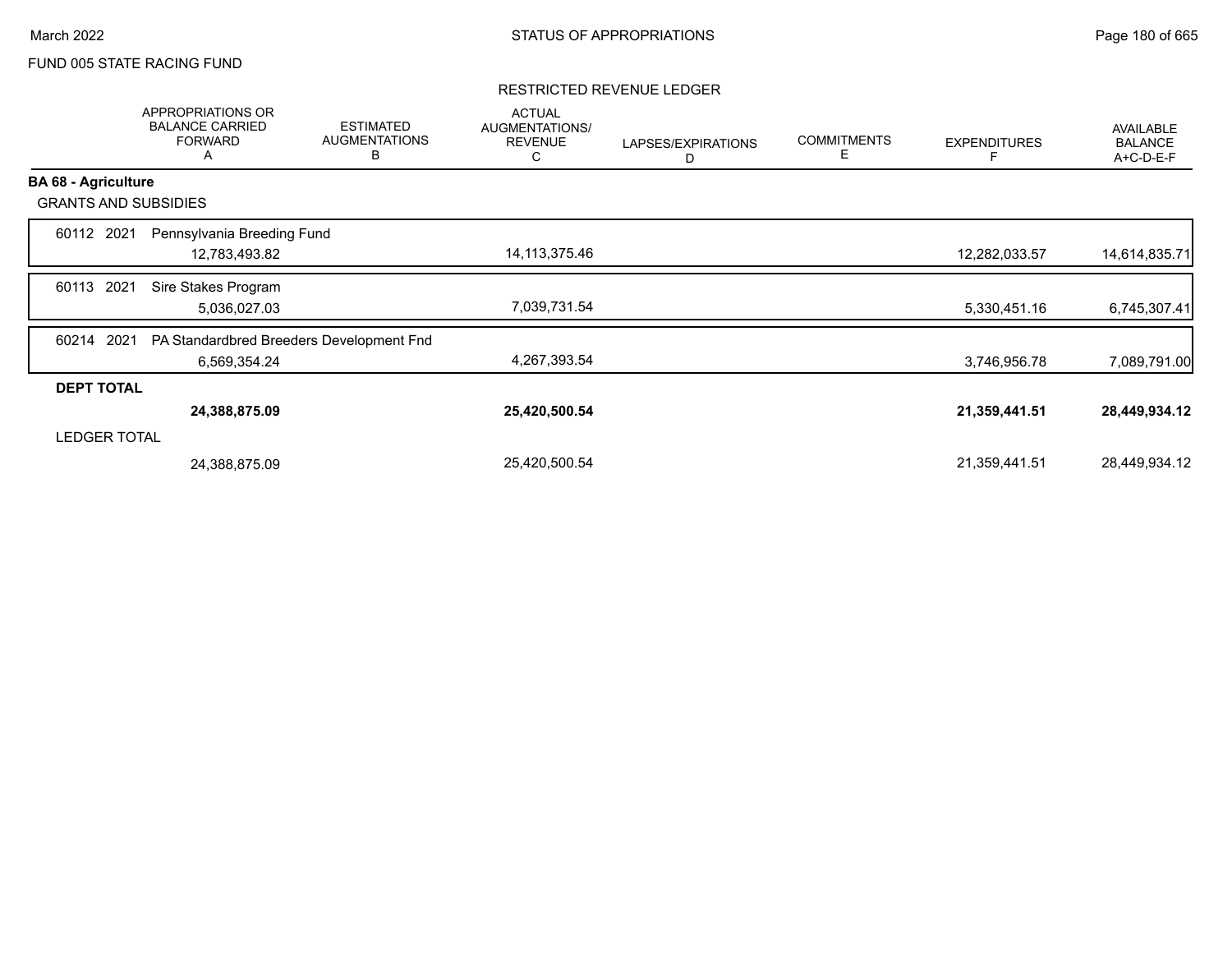FUND 005 STATE RACING FUND

RESTRICTED REVENUE LEDGER

| | APPROPRIATIONS OR BALANCE CARRIED FORWARD A | ESTIMATED AUGMENTATIONS B | ACTUAL AUGMENTATIONS/ REVENUE C | LAPSES/EXPIRATIONS D | COMMITMENTS E | EXPENDITURES F | AVAILABLE BALANCE A+C-D-E-F |
|---|---|---|---|---|---|---|---|
| **BA 68 - Agriculture** | | | | | | | |
| GRANTS AND SUBSIDIES | | | | | | | |
| 60112 2021 Pennsylvania Breeding Fund | 12,783,493.82 | | 14,113,375.46 | | | 12,282,033.57 | 14,614,835.71 |
| 60113 2021 Sire Stakes Program | 5,036,027.03 | | 7,039,731.54 | | | 5,330,451.16 | 6,745,307.41 |
| 60214 2021 PA Standardbred Breeders Development Fnd | 6,569,354.24 | | 4,267,393.54 | | | 3,746,956.78 | 7,089,791.00 |
| **DEPT TOTAL** | **24,388,875.09** | | **25,420,500.54** | | | **21,359,441.51** | **28,449,934.12** |
| LEDGER TOTAL | 24,388,875.09 | | 25,420,500.54 | | | 21,359,441.51 | 28,449,934.12 |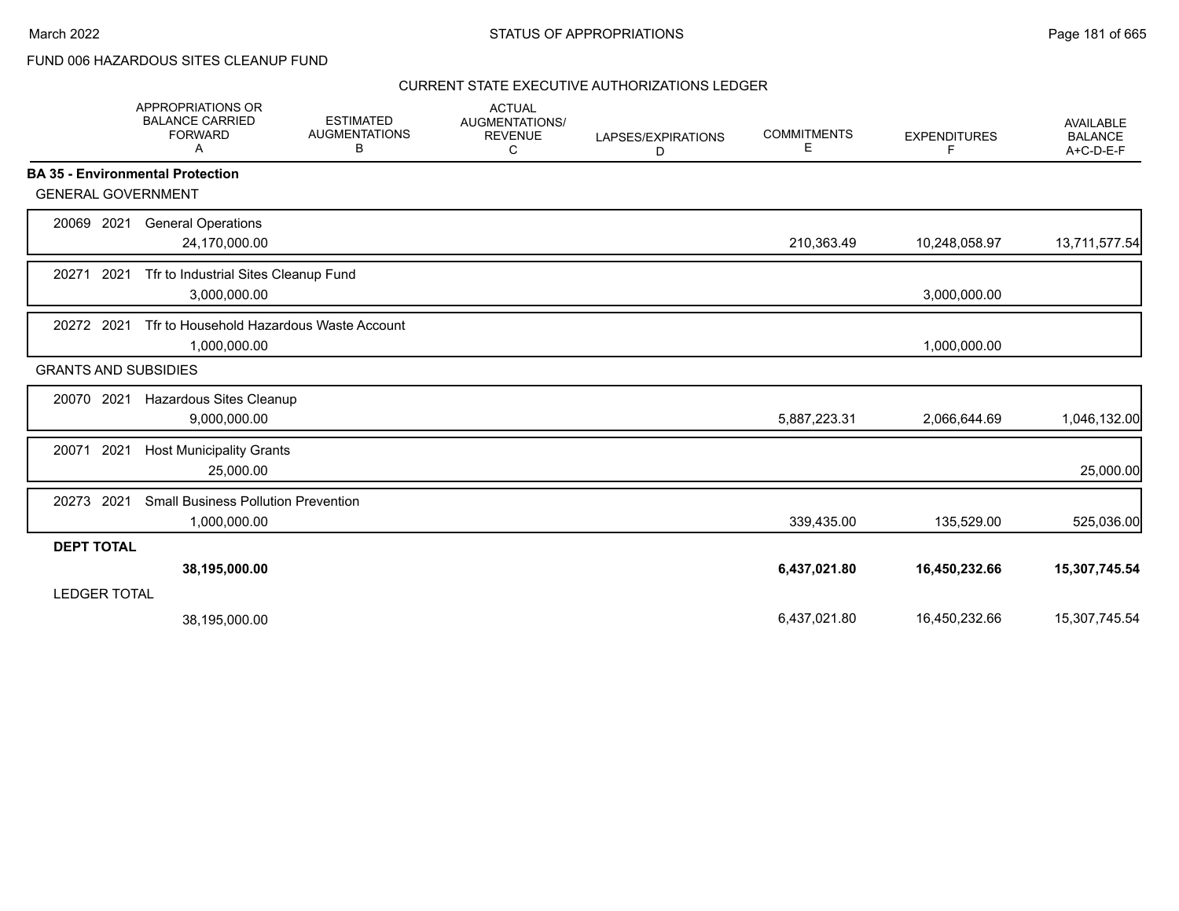FUND 006 HAZARDOUS SITES CLEANUP FUND

CURRENT STATE EXECUTIVE AUTHORIZATIONS LEDGER

| | APPROPRIATIONS OR BALANCE CARRIED FORWARD A | ESTIMATED AUGMENTATIONS B | ACTUAL AUGMENTATIONS/ REVENUE C | LAPSES/EXPIRATIONS D | COMMITMENTS E | EXPENDITURES F | AVAILABLE BALANCE A+C-D-E-F |
|---|---|---|---|---|---|---|---|
| **BA 35 - Environmental Protection** | | | | | | | |
| GENERAL GOVERNMENT | | | | | | | |
| 20069 2021 General Operations | 24,170,000.00 | | | | 210,363.49 | 10,248,058.97 | 13,711,577.54 |
| 20271 2021 Tfr to Industrial Sites Cleanup Fund | 3,000,000.00 | | | | | 3,000,000.00 | |
| 20272 2021 Tfr to Household Hazardous Waste Account | 1,000,000.00 | | | | | 1,000,000.00 | |
| GRANTS AND SUBSIDIES | | | | | | | |
| 20070 2021 Hazardous Sites Cleanup | 9,000,000.00 | | | | 5,887,223.31 | 2,066,644.69 | 1,046,132.00 |
| 20071 2021 Host Municipality Grants | 25,000.00 | | | | | | 25,000.00 |
| 20273 2021 Small Business Pollution Prevention | 1,000,000.00 | | | | 339,435.00 | 135,529.00 | 525,036.00 |
| **DEPT TOTAL** | **38,195,000.00** | | | | **6,437,021.80** | **16,450,232.66** | **15,307,745.54** |
| LEDGER TOTAL | 38,195,000.00 | | | | 6,437,021.80 | 16,450,232.66 | 15,307,745.54 |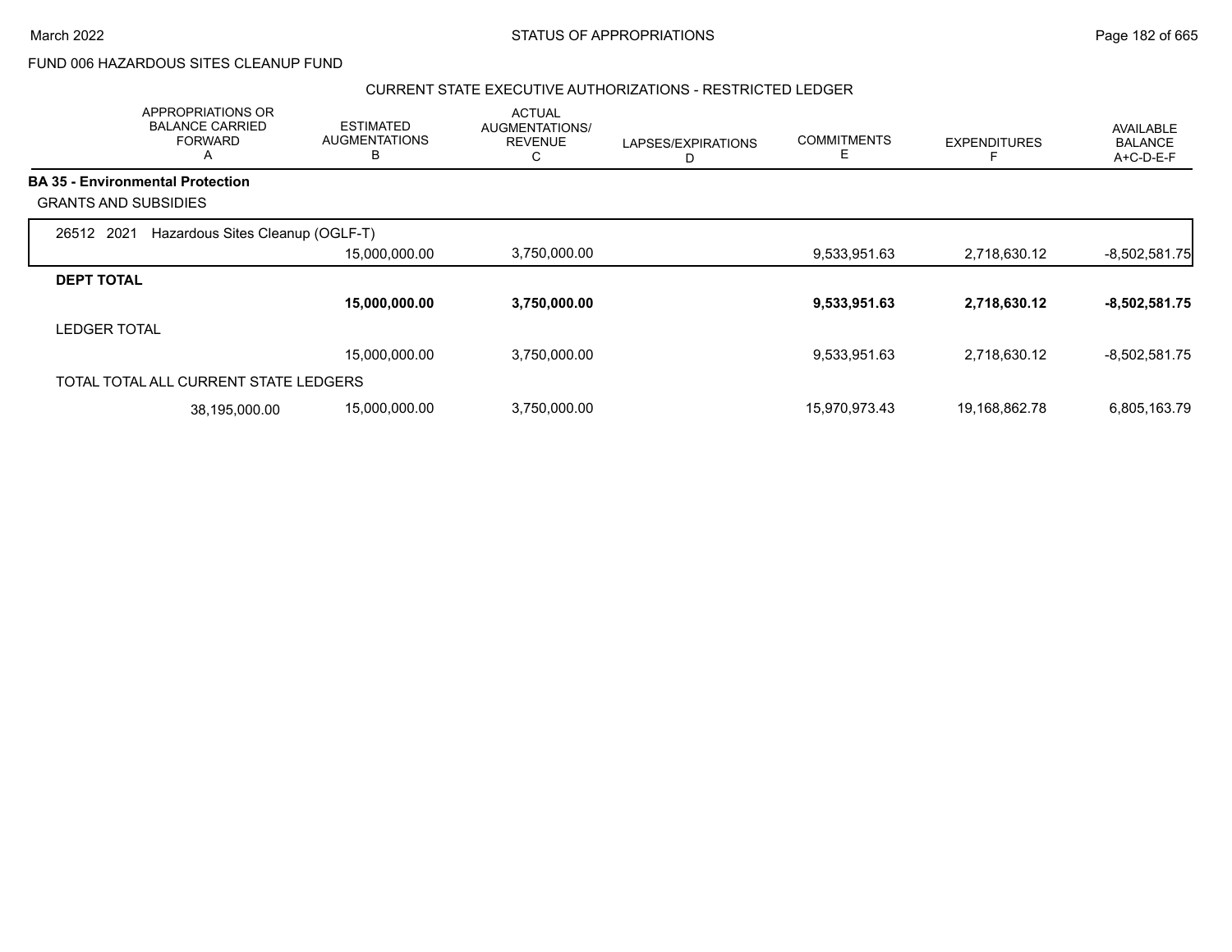FUND 006 HAZARDOUS SITES CLEANUP FUND

CURRENT STATE EXECUTIVE AUTHORIZATIONS - RESTRICTED LEDGER

| APPROPRIATIONS OR BALANCE CARRIED FORWARD A | ESTIMATED AUGMENTATIONS B | ACTUAL AUGMENTATIONS/ REVENUE C | LAPSES/EXPIRATIONS D | COMMITMENTS E | EXPENDITURES F | AVAILABLE BALANCE A+C-D-E-F |
|---|---|---|---|---|---|---|
| **BA 35 - Environmental Protection** | | | | | | |
| GRANTS AND SUBSIDIES | | | | | | |
| 26512 2021 Hazardous Sites Cleanup (OGLF-T) | | | | | | |
| | 15,000,000.00 | 3,750,000.00 | | 9,533,951.63 | 2,718,630.12 | -8,502,581.75 |
| **DEPT TOTAL** | | | | | | |
| | **15,000,000.00** | **3,750,000.00** | | **9,533,951.63** | **2,718,630.12** | **-8,502,581.75** |
| LEDGER TOTAL | | | | | | |
| | 15,000,000.00 | 3,750,000.00 | | 9,533,951.63 | 2,718,630.12 | -8,502,581.75 |
| TOTAL TOTAL ALL CURRENT STATE LEDGERS | | | | | | |
| 38,195,000.00 | 15,000,000.00 | 3,750,000.00 | | 15,970,973.43 | 19,168,862.78 | 6,805,163.79 |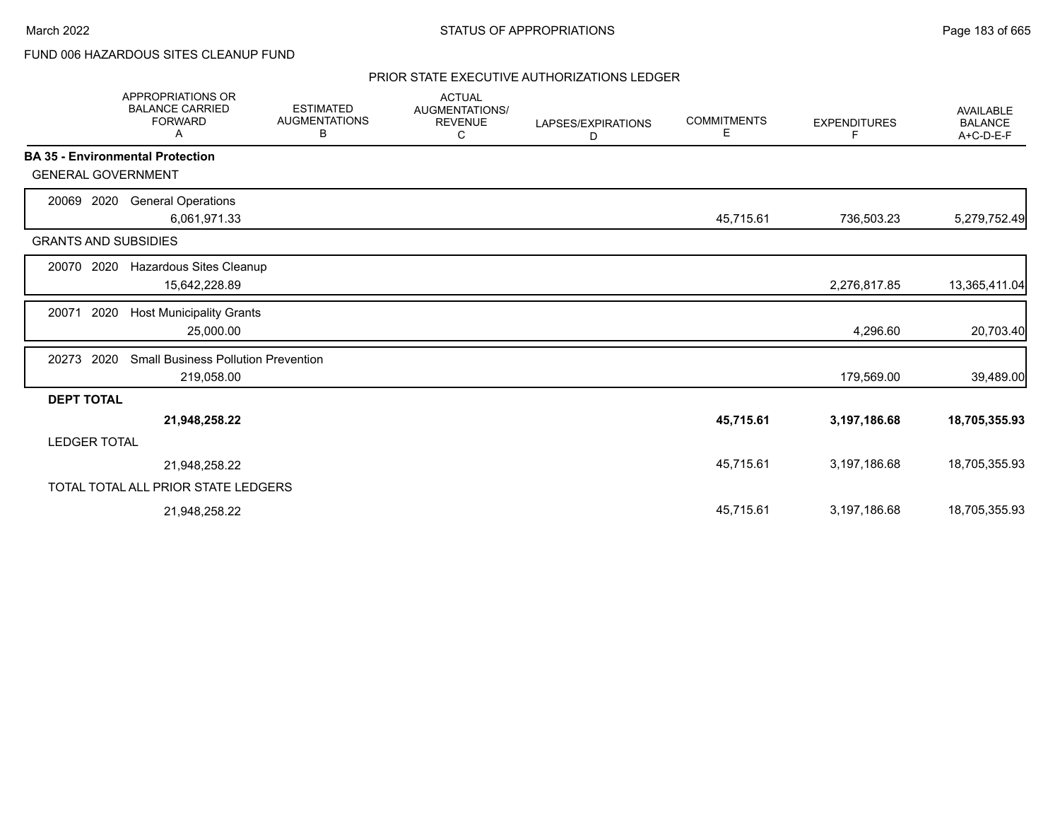FUND 006 HAZARDOUS SITES CLEANUP FUND

## PRIOR STATE EXECUTIVE AUTHORIZATIONS LEDGER

| | APPROPRIATIONS OR BALANCE CARRIED FORWARD A | ESTIMATED AUGMENTATIONS B | ACTUAL AUGMENTATIONS/ REVENUE C | LAPSES/EXPIRATIONS D | COMMITMENTS E | EXPENDITURES F | AVAILABLE BALANCE A+C-D-E-F |
|---|---|---|---|---|---|---|---|
| **BA 35 - Environmental Protection** | | | | | | | |
| GENERAL GOVERNMENT | | | | | | | |
| 20069 2020 General Operations | 6,061,971.33 | | | | 45,715.61 | 736,503.23 | 5,279,752.49 |
| GRANTS AND SUBSIDIES | | | | | | | |
| 20070 2020 Hazardous Sites Cleanup | 15,642,228.89 | | | | | 2,276,817.85 | 13,365,411.04 |
| 20071 2020 Host Municipality Grants | 25,000.00 | | | | | 4,296.60 | 20,703.40 |
| 20273 2020 Small Business Pollution Prevention | 219,058.00 | | | | | 179,569.00 | 39,489.00 |
| **DEPT TOTAL** | **21,948,258.22** | | | | **45,715.61** | **3,197,186.68** | **18,705,355.93** |
| LEDGER TOTAL | 21,948,258.22 | | | | 45,715.61 | 3,197,186.68 | 18,705,355.93 |
| TOTAL TOTAL ALL PRIOR STATE LEDGERS | 21,948,258.22 | | | | 45,715.61 | 3,197,186.68 | 18,705,355.93 |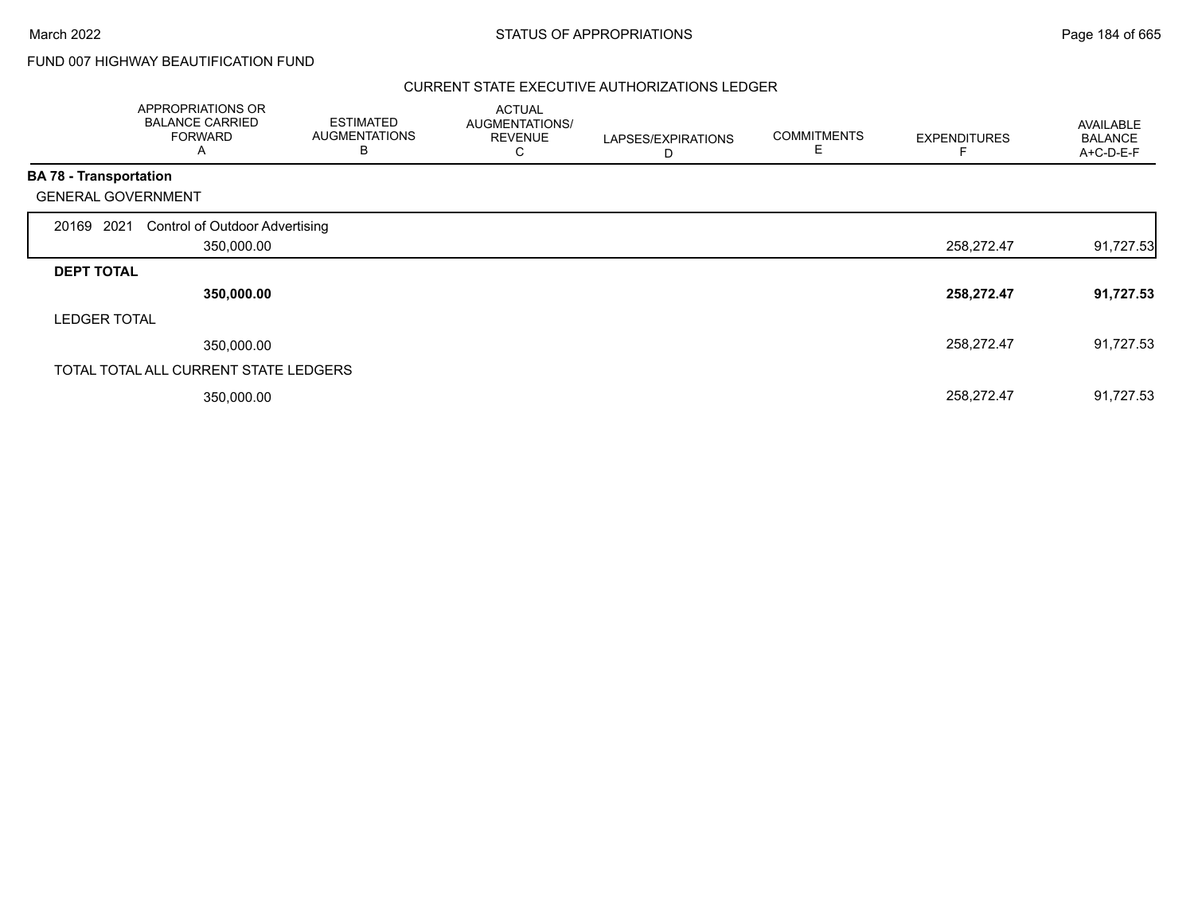FUND 007 HIGHWAY BEAUTIFICATION FUND

## CURRENT STATE EXECUTIVE AUTHORIZATIONS LEDGER

| | APPROPRIATIONS OR BALANCE CARRIED FORWARD A | ESTIMATED AUGMENTATIONS B | ACTUAL AUGMENTATIONS/ REVENUE C | LAPSES/EXPIRATIONS D | COMMITMENTS E | EXPENDITURES F | AVAILABLE BALANCE A+C-D-E-F |
|---|---|---|---|---|---|---|---|
| **BA 78 - Transportation** | | | | | | | |
| GENERAL GOVERNMENT | | | | | | | |
| 20169 2021 Control of Outdoor Advertising | 350,000.00 | | | | | 258,272.47 | 91,727.53 |
| **DEPT TOTAL** | **350,000.00** | | | | | **258,272.47** | **91,727.53** |
| LEDGER TOTAL | 350,000.00 | | | | | 258,272.47 | 91,727.53 |
| TOTAL TOTAL ALL CURRENT STATE LEDGERS | 350,000.00 | | | | | 258,272.47 | 91,727.53 |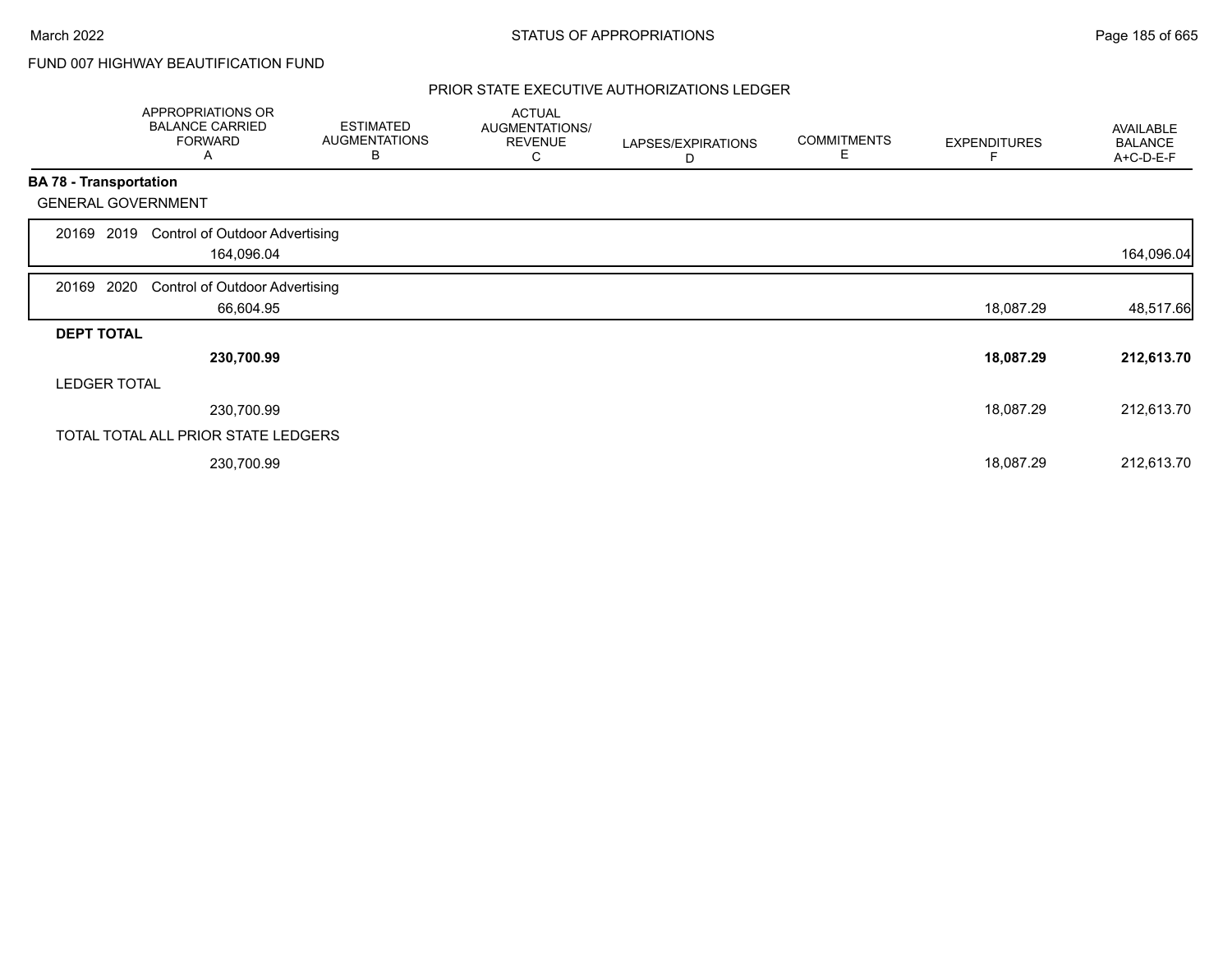FUND 007 HIGHWAY BEAUTIFICATION FUND

## PRIOR STATE EXECUTIVE AUTHORIZATIONS LEDGER

| | APPROPRIATIONS OR BALANCE CARRIED FORWARD A | ESTIMATED AUGMENTATIONS B | ACTUAL AUGMENTATIONS/ REVENUE C | LAPSES/EXPIRATIONS D | COMMITMENTS E | EXPENDITURES F | AVAILABLE BALANCE A+C-D-E-F |
|---|---|---|---|---|---|---|---|
| **BA 78 - Transportation** | | | | | | | |
| GENERAL GOVERNMENT | | | | | | | |
| 20169 2019 Control of Outdoor Advertising | 164,096.04 | | | | | | 164,096.04 |
| 20169 2020 Control of Outdoor Advertising | 66,604.95 | | | | | 18,087.29 | 48,517.66 |
| **DEPT TOTAL** | **230,700.99** | | | | | **18,087.29** | **212,613.70** |
| LEDGER TOTAL | 230,700.99 | | | | | 18,087.29 | 212,613.70 |
| TOTAL TOTAL ALL PRIOR STATE LEDGERS | 230,700.99 | | | | | 18,087.29 | 212,613.70 |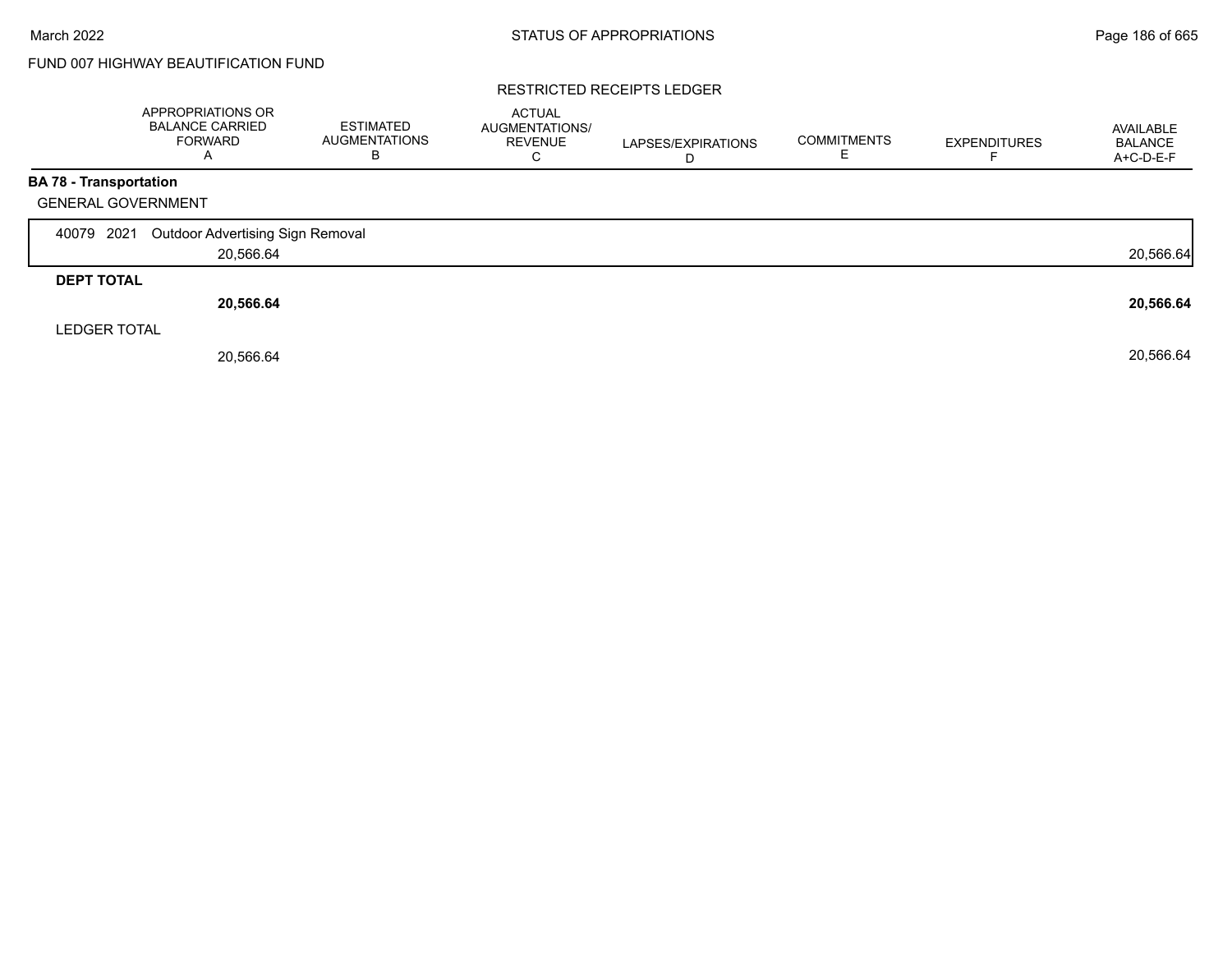FUND 007 HIGHWAY BEAUTIFICATION FUND

RESTRICTED RECEIPTS LEDGER

| | APPROPRIATIONS OR BALANCE CARRIED FORWARD A | ESTIMATED AUGMENTATIONS B | ACTUAL AUGMENTATIONS/ REVENUE C | LAPSES/EXPIRATIONS D | COMMITMENTS E | EXPENDITURES F | AVAILABLE BALANCE A+C-D-E-F |
|---|---|---|---|---|---|---|---|
| **BA 78 - Transportation** | | | | | | | |
| GENERAL GOVERNMENT | | | | | | | |
| 40079 2021 Outdoor Advertising Sign Removal | 20,566.64 | | | | | | 20,566.64 |
| **DEPT TOTAL** | **20,566.64** | | | | | | **20,566.64** |
| LEDGER TOTAL | 20,566.64 | | | | | | 20,566.64 |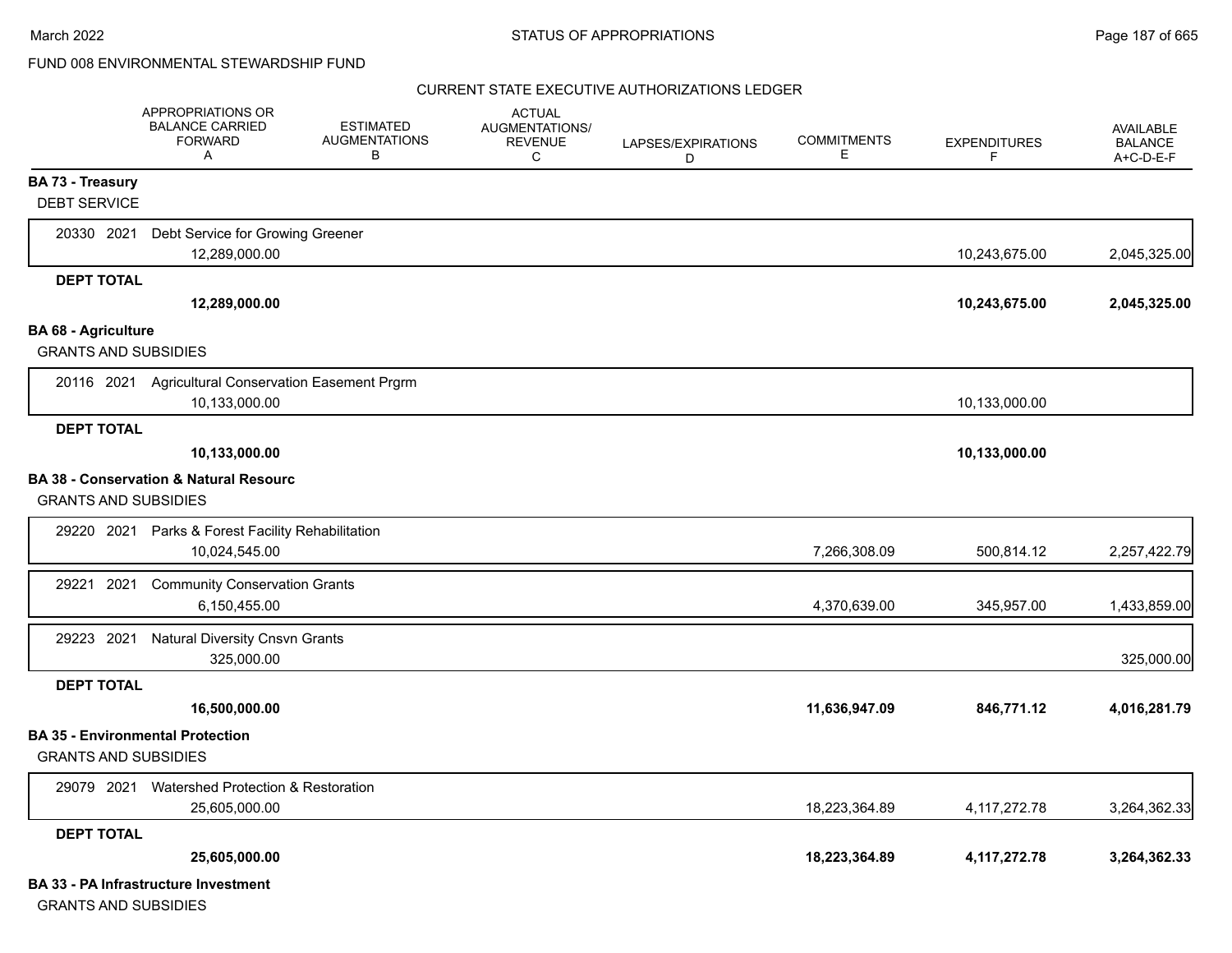FUND 008 ENVIRONMENTAL STEWARDSHIP FUND

CURRENT STATE EXECUTIVE AUTHORIZATIONS LEDGER

| | APPROPRIATIONS OR BALANCE CARRIED FORWARD A | ESTIMATED AUGMENTATIONS B | ACTUAL AUGMENTATIONS/ REVENUE C | LAPSES/EXPIRATIONS D | COMMITMENTS E | EXPENDITURES F | AVAILABLE BALANCE A+C-D-E-F |
|---|---|---|---|---|---|---|---|
| **BA 73 - Treasury** | | | | | | | |
| DEBT SERVICE | | | | | | | |
| 20330 2021 Debt Service for Growing Greener | 12,289,000.00 | | | | | 10,243,675.00 | 2,045,325.00 |
| **DEPT TOTAL** | **12,289,000.00** | | | | | **10,243,675.00** | **2,045,325.00** |
| **BA 68 - Agriculture** | | | | | | | |
| GRANTS AND SUBSIDIES | | | | | | | |
| 20116 2021 Agricultural Conservation Easement Prgrm | 10,133,000.00 | | | | | 10,133,000.00 | |
| **DEPT TOTAL** | **10,133,000.00** | | | | | **10,133,000.00** | |
| **BA 38 - Conservation & Natural Resourc** | | | | | | | |
| GRANTS AND SUBSIDIES | | | | | | | |
| 29220 2021 Parks & Forest Facility Rehabilitation | 10,024,545.00 | | | | 7,266,308.09 | 500,814.12 | 2,257,422.79 |
| 29221 2021 Community Conservation Grants | 6,150,455.00 | | | | 4,370,639.00 | 345,957.00 | 1,433,859.00 |
| 29223 2021 Natural Diversity Cnsvn Grants | 325,000.00 | | | | | | 325,000.00 |
| **DEPT TOTAL** | **16,500,000.00** | | | | **11,636,947.09** | **846,771.12** | **4,016,281.79** |
| **BA 35 - Environmental Protection** | | | | | | | |
| GRANTS AND SUBSIDIES | | | | | | | |
| 29079 2021 Watershed Protection & Restoration | 25,605,000.00 | | | | 18,223,364.89 | 4,117,272.78 | 3,264,362.33 |
| **DEPT TOTAL** | **25,605,000.00** | | | | **18,223,364.89** | **4,117,272.78** | **3,264,362.33** |
| **BA 33 - PA Infrastructure Investment** | | | | | | | |
| GRANTS AND SUBSIDIES | | | | | | | |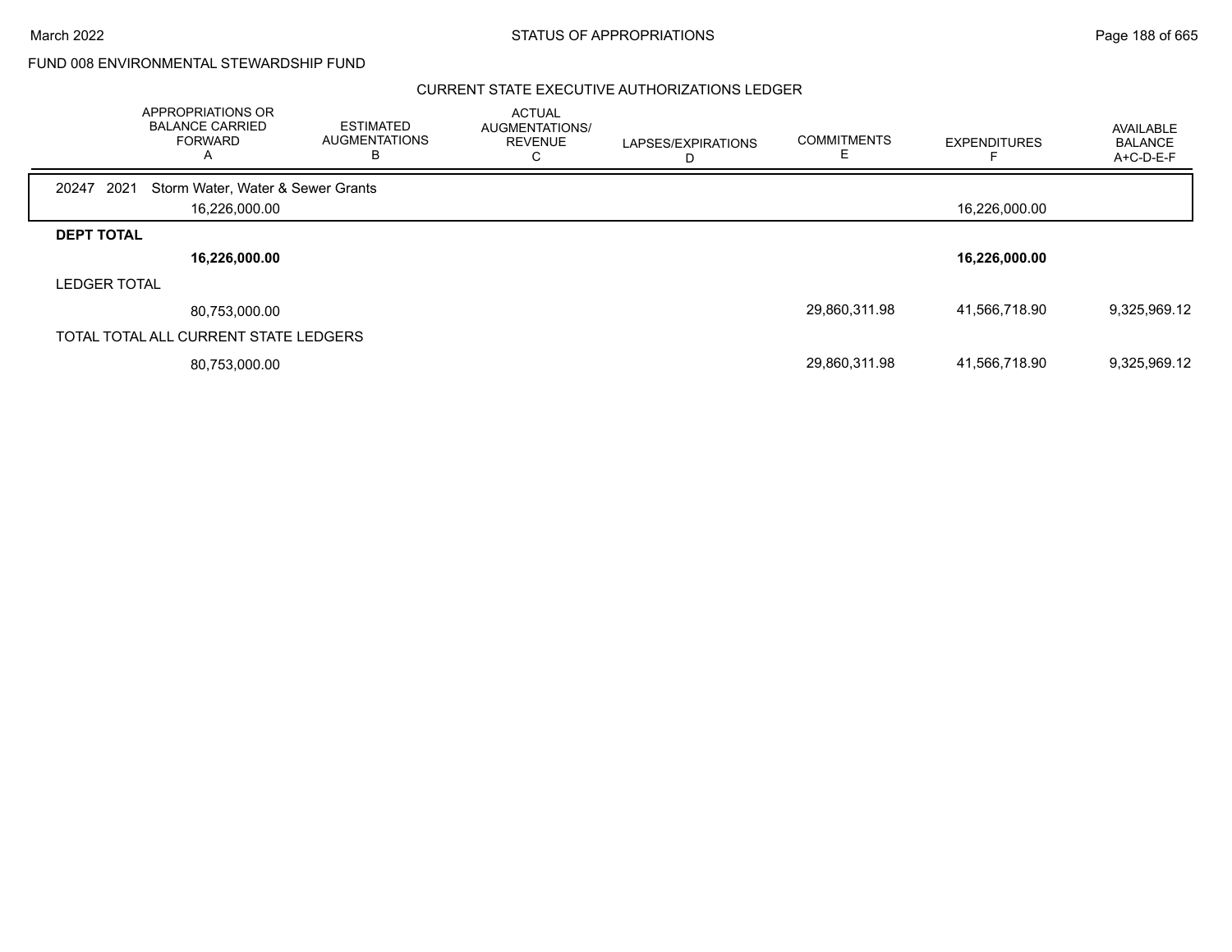FUND 008 ENVIRONMENTAL STEWARDSHIP FUND

## CURRENT STATE EXECUTIVE AUTHORIZATIONS LEDGER

| | APPROPRIATIONS OR BALANCE CARRIED FORWARD A | ESTIMATED AUGMENTATIONS B | ACTUAL AUGMENTATIONS/ REVENUE C | LAPSES/EXPIRATIONS D | COMMITMENTS E | EXPENDITURES F | AVAILABLE BALANCE A+C-D-E-F |
|---|---|---|---|---|---|---|---|
| 20247 2021 Storm Water, Water & Sewer Grants | | | | | | | |
| | 16,226,000.00 | | | | | 16,226,000.00 | |
| **DEPT TOTAL** | | | | | | | |
| | **16,226,000.00** | | | | | **16,226,000.00** | |
| LEDGER TOTAL | | | | | | | |
| | 80,753,000.00 | | | | 29,860,311.98 | 41,566,718.90 | 9,325,969.12 |
| TOTAL TOTAL ALL CURRENT STATE LEDGERS | | | | | | | |
| | 80,753,000.00 | | | | 29,860,311.98 | 41,566,718.90 | 9,325,969.12 |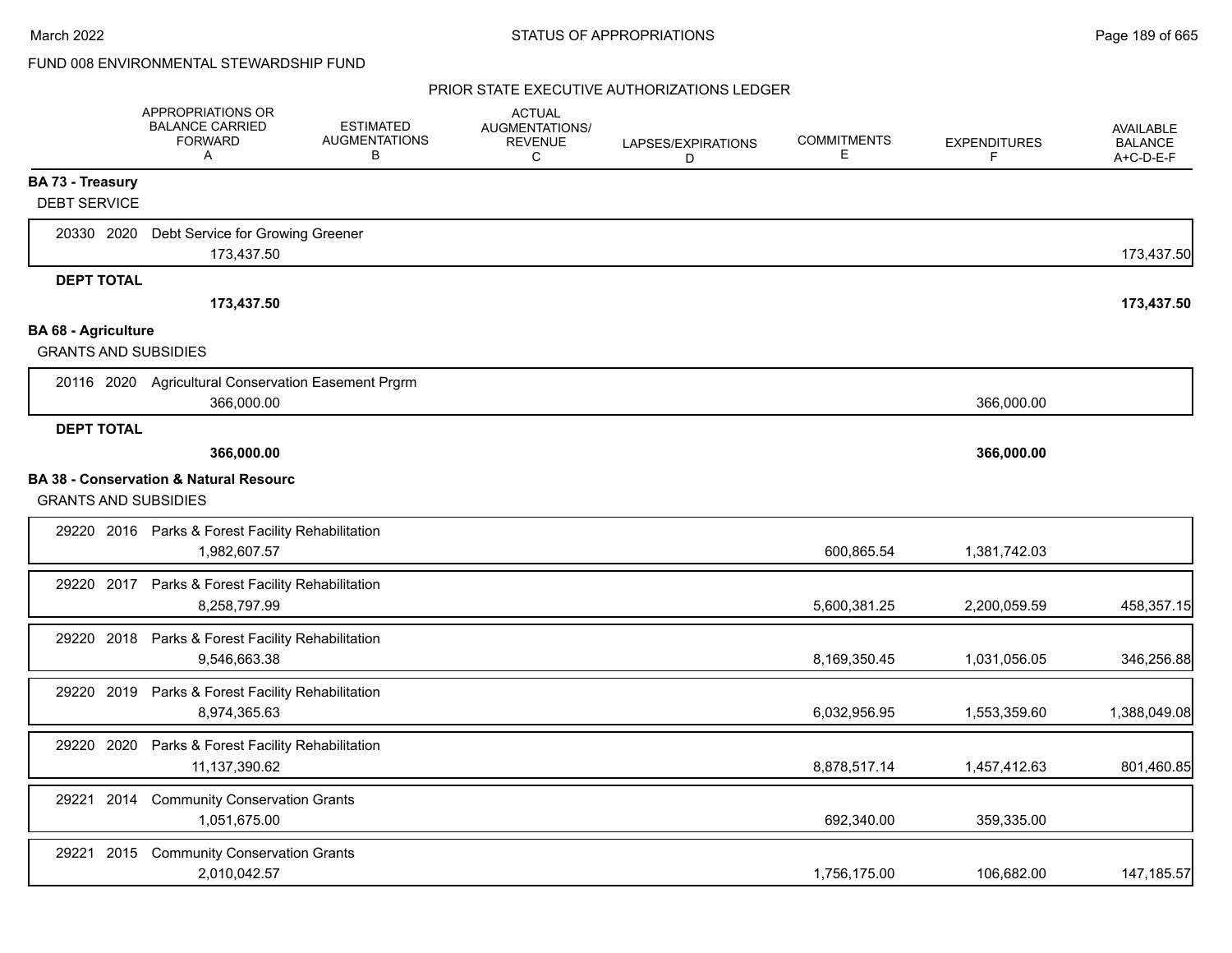FUND 008 ENVIRONMENTAL STEWARDSHIP FUND

PRIOR STATE EXECUTIVE AUTHORIZATIONS LEDGER

| | APPROPRIATIONS OR BALANCE CARRIED FORWARD A | ESTIMATED AUGMENTATIONS B | ACTUAL AUGMENTATIONS/ REVENUE C | LAPSES/EXPIRATIONS D | COMMITMENTS E | EXPENDITURES F | AVAILABLE BALANCE A+C-D-E-F |
|---|---|---|---|---|---|---|---|
| **BA 73 - Treasury** | | | | | | | |
| DEBT SERVICE | | | | | | | |
| 20330 2020 Debt Service for Growing Greener | 173,437.50 | | | | | | 173,437.50 |
| **DEPT TOTAL** | **173,437.50** | | | | | | **173,437.50** |
| **BA 68 - Agriculture** | | | | | | | |
| GRANTS AND SUBSIDIES | | | | | | | |
| 20116 2020 Agricultural Conservation Easement Prgrm | 366,000.00 | | | | | 366,000.00 | |
| **DEPT TOTAL** | **366,000.00** | | | | | **366,000.00** | |
| **BA 38 - Conservation & Natural Resourc** | | | | | | | |
| GRANTS AND SUBSIDIES | | | | | | | |
| 29220 2016 Parks & Forest Facility Rehabilitation | 1,982,607.57 | | | | 600,865.54 | 1,381,742.03 | |
| 29220 2017 Parks & Forest Facility Rehabilitation | 8,258,797.99 | | | | 5,600,381.25 | 2,200,059.59 | 458,357.15 |
| 29220 2018 Parks & Forest Facility Rehabilitation | 9,546,663.38 | | | | 8,169,350.45 | 1,031,056.05 | 346,256.88 |
| 29220 2019 Parks & Forest Facility Rehabilitation | 8,974,365.63 | | | | 6,032,956.95 | 1,553,359.60 | 1,388,049.08 |
| 29220 2020 Parks & Forest Facility Rehabilitation | 11,137,390.62 | | | | 8,878,517.14 | 1,457,412.63 | 801,460.85 |
| 29221 2014 Community Conservation Grants | 1,051,675.00 | | | | 692,340.00 | 359,335.00 | |
| 29221 2015 Community Conservation Grants | 2,010,042.57 | | | | 1,756,175.00 | 106,682.00 | 147,185.57 |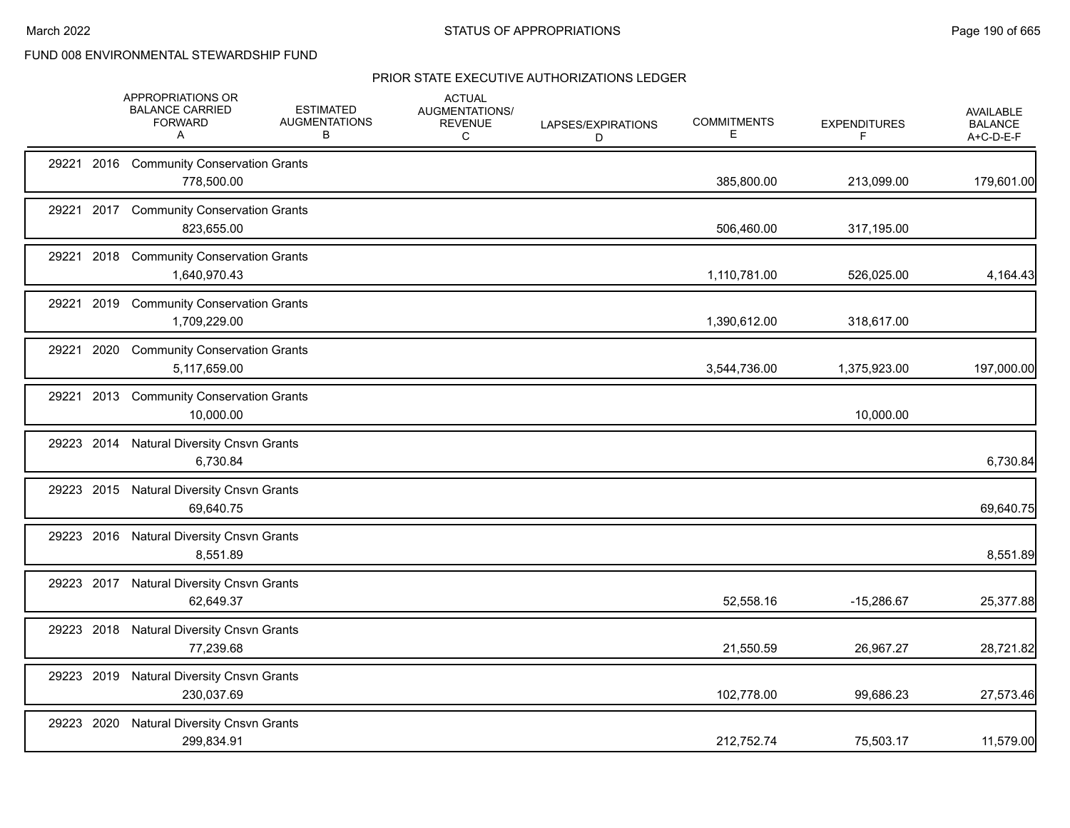FUND 008 ENVIRONMENTAL STEWARDSHIP FUND

PRIOR STATE EXECUTIVE AUTHORIZATIONS LEDGER

| | APPROPRIATIONS OR BALANCE CARRIED FORWARD A | ESTIMATED AUGMENTATIONS B | ACTUAL AUGMENTATIONS/ REVENUE C | LAPSES/EXPIRATIONS D | COMMITMENTS E | EXPENDITURES F | AVAILABLE BALANCE A+C-D-E-F |
|---|---|---|---|---|---|---|---|
| 29221 2016 Community Conservation Grants | 778,500.00 | | | | 385,800.00 | 213,099.00 | 179,601.00 |
| 29221 2017 Community Conservation Grants | 823,655.00 | | | | 506,460.00 | 317,195.00 | |
| 29221 2018 Community Conservation Grants | 1,640,970.43 | | | | 1,110,781.00 | 526,025.00 | 4,164.43 |
| 29221 2019 Community Conservation Grants | 1,709,229.00 | | | | 1,390,612.00 | 318,617.00 | |
| 29221 2020 Community Conservation Grants | 5,117,659.00 | | | | 3,544,736.00 | 1,375,923.00 | 197,000.00 |
| 29221 2013 Community Conservation Grants | 10,000.00 | | | | | 10,000.00 | |
| 29223 2014 Natural Diversity Cnsvn Grants | 6,730.84 | | | | | | 6,730.84 |
| 29223 2015 Natural Diversity Cnsvn Grants | 69,640.75 | | | | | | 69,640.75 |
| 29223 2016 Natural Diversity Cnsvn Grants | 8,551.89 | | | | | | 8,551.89 |
| 29223 2017 Natural Diversity Cnsvn Grants | 62,649.37 | | | | 52,558.16 | -15,286.67 | 25,377.88 |
| 29223 2018 Natural Diversity Cnsvn Grants | 77,239.68 | | | | 21,550.59 | 26,967.27 | 28,721.82 |
| 29223 2019 Natural Diversity Cnsvn Grants | 230,037.69 | | | | 102,778.00 | 99,686.23 | 27,573.46 |
| 29223 2020 Natural Diversity Cnsvn Grants | 299,834.91 | | | | 212,752.74 | 75,503.17 | 11,579.00 |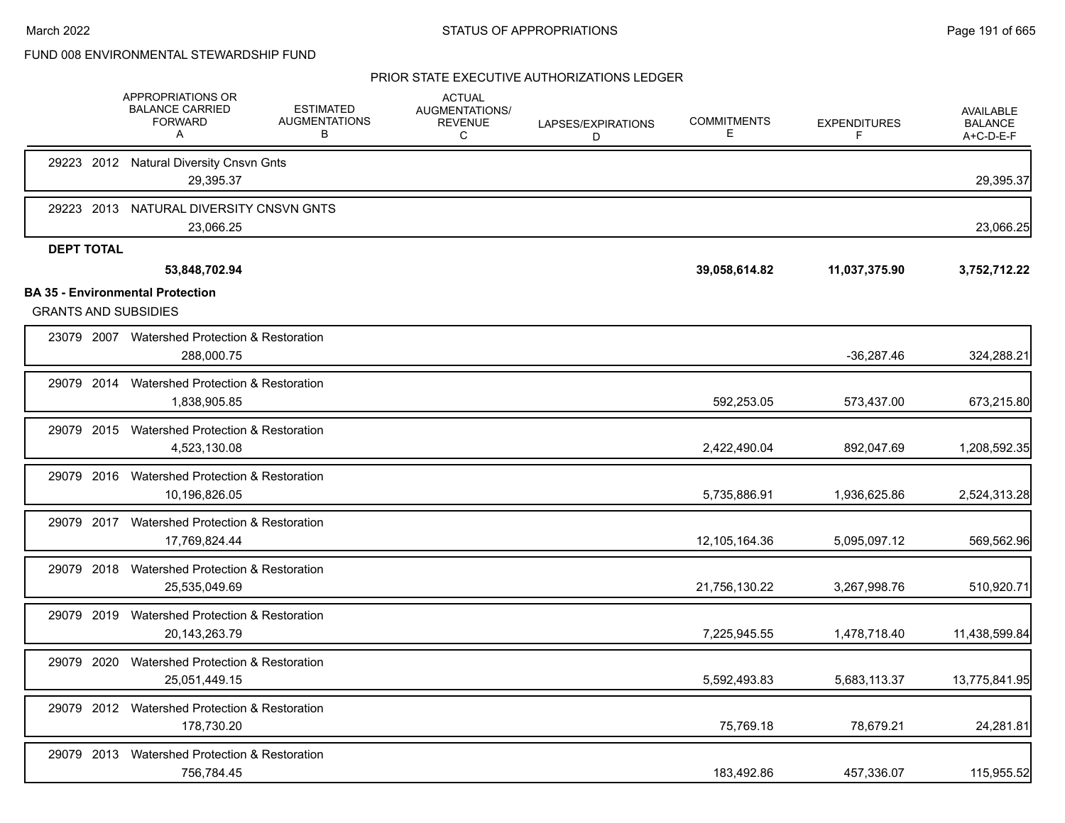FUND 008 ENVIRONMENTAL STEWARDSHIP FUND

PRIOR STATE EXECUTIVE AUTHORIZATIONS LEDGER

| | APPROPRIATIONS OR BALANCE CARRIED FORWARD A | ESTIMATED AUGMENTATIONS B | ACTUAL AUGMENTATIONS/ REVENUE C | LAPSES/EXPIRATIONS D | COMMITMENTS E | EXPENDITURES F | AVAILABLE BALANCE A+C-D-E-F |
|---|---|---|---|---|---|---|---|
| 29223 2012 Natural Diversity Cnsvn Gnts | 29,395.37 | | | | | | 29,395.37 |
| 29223 2013 NATURAL DIVERSITY CNSVN GNTS | 23,066.25 | | | | | | 23,066.25 |
| **DEPT TOTAL** | **53,848,702.94** | | | | **39,058,614.82** | **11,037,375.90** | **3,752,712.22** |
| **BA 35 - Environmental Protection** | | | | | | | |
| GRANTS AND SUBSIDIES | | | | | | | |
| 23079 2007 Watershed Protection & Restoration | 288,000.75 | | | | | -36,287.46 | 324,288.21 |
| 29079 2014 Watershed Protection & Restoration | 1,838,905.85 | | | | 592,253.05 | 573,437.00 | 673,215.80 |
| 29079 2015 Watershed Protection & Restoration | 4,523,130.08 | | | | 2,422,490.04 | 892,047.69 | 1,208,592.35 |
| 29079 2016 Watershed Protection & Restoration | 10,196,826.05 | | | | 5,735,886.91 | 1,936,625.86 | 2,524,313.28 |
| 29079 2017 Watershed Protection & Restoration | 17,769,824.44 | | | | 12,105,164.36 | 5,095,097.12 | 569,562.96 |
| 29079 2018 Watershed Protection & Restoration | 25,535,049.69 | | | | 21,756,130.22 | 3,267,998.76 | 510,920.71 |
| 29079 2019 Watershed Protection & Restoration | 20,143,263.79 | | | | 7,225,945.55 | 1,478,718.40 | 11,438,599.84 |
| 29079 2020 Watershed Protection & Restoration | 25,051,449.15 | | | | 5,592,493.83 | 5,683,113.37 | 13,775,841.95 |
| 29079 2012 Watershed Protection & Restoration | 178,730.20 | | | | 75,769.18 | 78,679.21 | 24,281.81 |
| 29079 2013 Watershed Protection & Restoration | 756,784.45 | | | | 183,492.86 | 457,336.07 | 115,955.52 |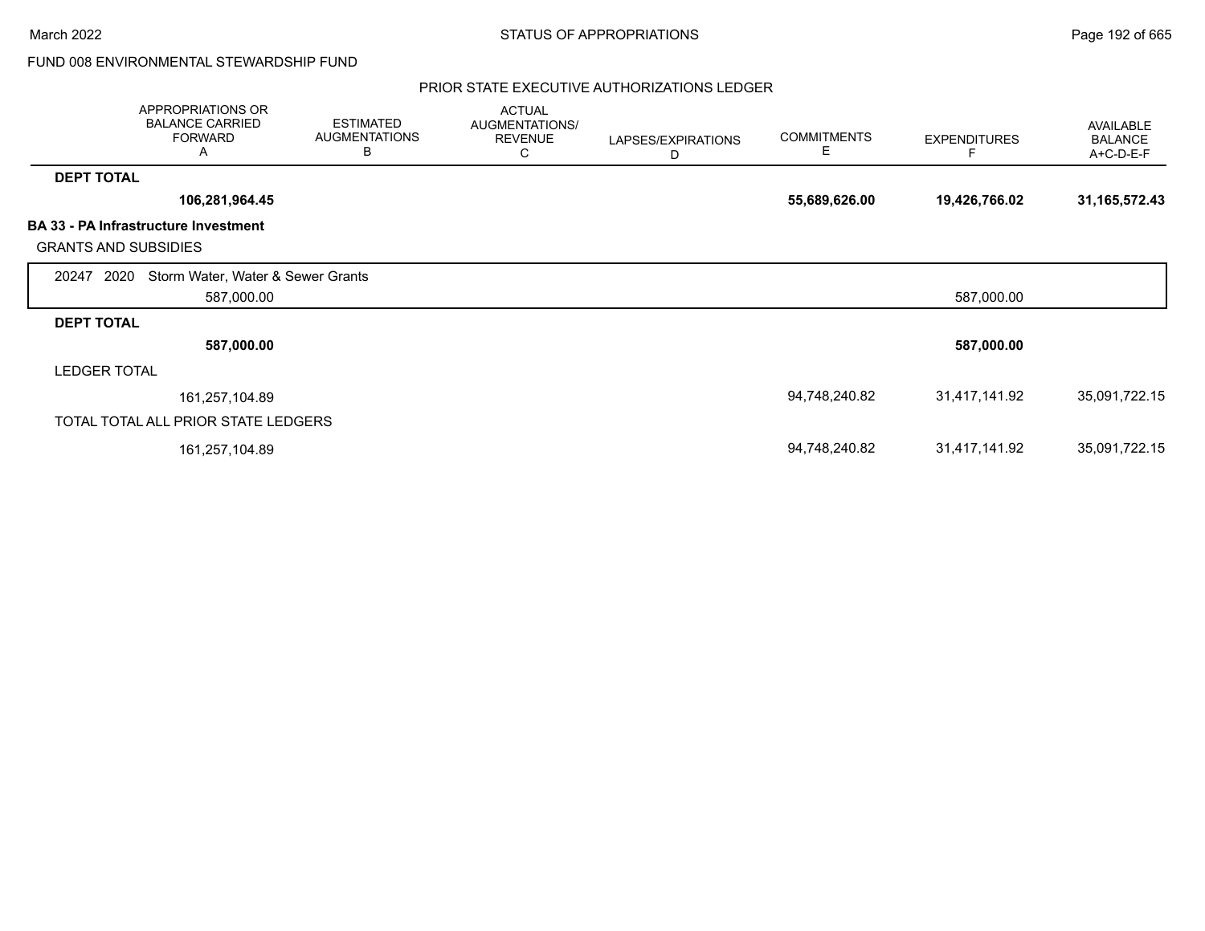FUND 008 ENVIRONMENTAL STEWARDSHIP FUND

PRIOR STATE EXECUTIVE AUTHORIZATIONS LEDGER

| | APPROPRIATIONS OR BALANCE CARRIED FORWARD A | ESTIMATED AUGMENTATIONS B | ACTUAL AUGMENTATIONS/ REVENUE C | LAPSES/EXPIRATIONS D | COMMITMENTS E | EXPENDITURES F | AVAILABLE BALANCE A+C-D-E-F |
|---|---|---|---|---|---|---|---|
| **DEPT TOTAL** | **106,281,964.45** | | | | **55,689,626.00** | **19,426,766.02** | **31,165,572.43** |
| **BA 33 - PA Infrastructure Investment** | | | | | | | |
| GRANTS AND SUBSIDIES | | | | | | | |
| 20247 2020 Storm Water, Water & Sewer Grants | 587,000.00 | | | | | 587,000.00 | |
| **DEPT TOTAL** | **587,000.00** | | | | | **587,000.00** | |
| LEDGER TOTAL | 161,257,104.89 | | | | 94,748,240.82 | 31,417,141.92 | 35,091,722.15 |
| TOTAL TOTAL ALL PRIOR STATE LEDGERS | 161,257,104.89 | | | | 94,748,240.82 | 31,417,141.92 | 35,091,722.15 |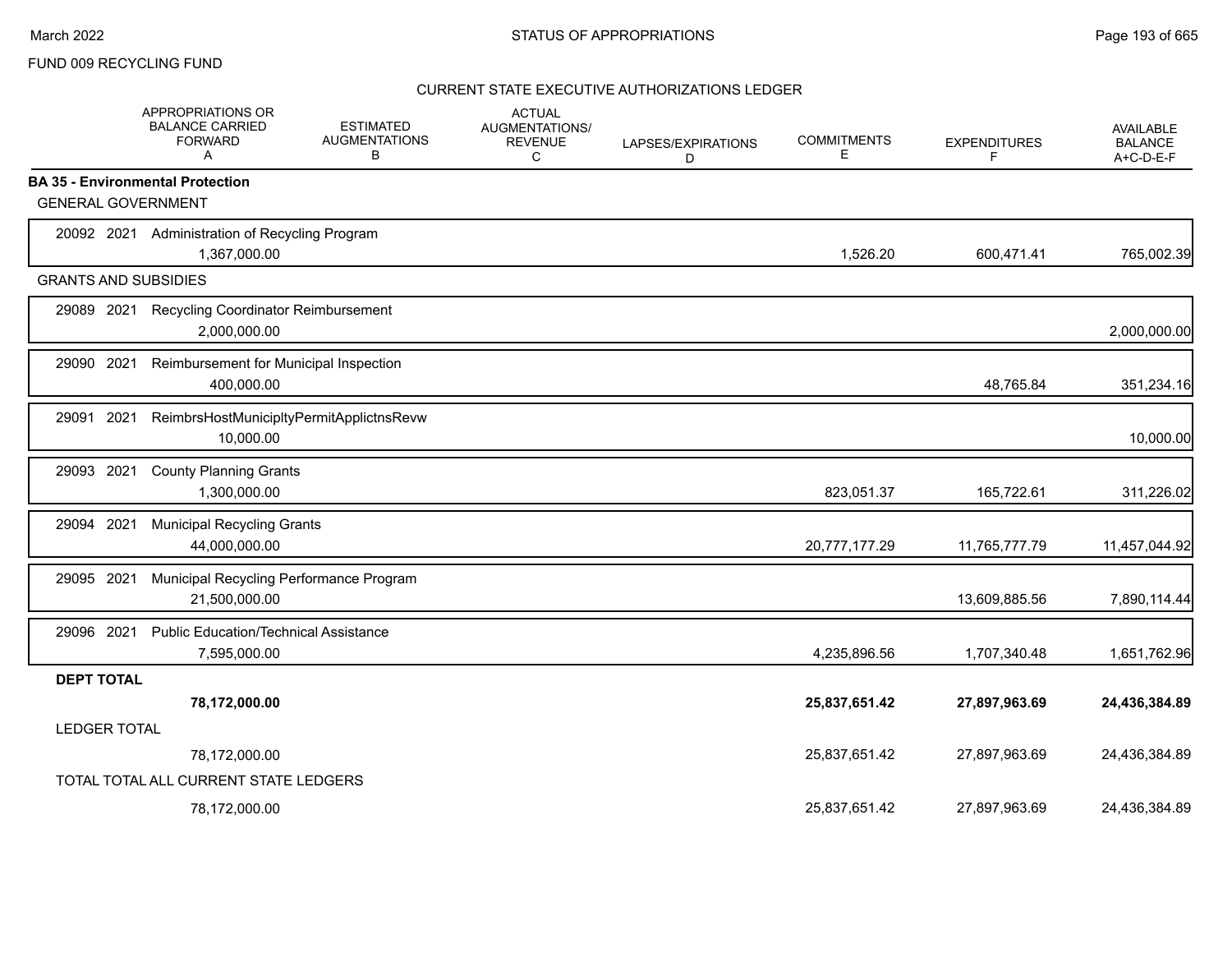FUND 009 RECYCLING FUND

CURRENT STATE EXECUTIVE AUTHORIZATIONS LEDGER

| | APPROPRIATIONS OR BALANCE CARRIED FORWARD A | ESTIMATED AUGMENTATIONS B | ACTUAL AUGMENTATIONS/ REVENUE C | LAPSES/EXPIRATIONS D | COMMITMENTS E | EXPENDITURES F | AVAILABLE BALANCE A+C-D-E-F |
|---|---|---|---|---|---|---|---|
| **BA 35 - Environmental Protection** | | | | | | | |
| GENERAL GOVERNMENT | | | | | | | |
| 20092 2021 Administration of Recycling Program | 1,367,000.00 | | | | 1,526.20 | 600,471.41 | 765,002.39 |
| GRANTS AND SUBSIDIES | | | | | | | |
| 29089 2021 Recycling Coordinator Reimbursement | 2,000,000.00 | | | | | | 2,000,000.00 |
| 29090 2021 Reimbursement for Municipal Inspection | 400,000.00 | | | | | 48,765.84 | 351,234.16 |
| 29091 2021 ReimbrsHostMunicipltyPermitApplictnsRevw | 10,000.00 | | | | | | 10,000.00 |
| 29093 2021 County Planning Grants | 1,300,000.00 | | | | 823,051.37 | 165,722.61 | 311,226.02 |
| 29094 2021 Municipal Recycling Grants | 44,000,000.00 | | | | 20,777,177.29 | 11,765,777.79 | 11,457,044.92 |
| 29095 2021 Municipal Recycling Performance Program | 21,500,000.00 | | | | | 13,609,885.56 | 7,890,114.44 |
| 29096 2021 Public Education/Technical Assistance | 7,595,000.00 | | | | 4,235,896.56 | 1,707,340.48 | 1,651,762.96 |
| **DEPT TOTAL** | **78,172,000.00** | | | | **25,837,651.42** | **27,897,963.69** | **24,436,384.89** |
| LEDGER TOTAL | 78,172,000.00 | | | | 25,837,651.42 | 27,897,963.69 | 24,436,384.89 |
| TOTAL TOTAL ALL CURRENT STATE LEDGERS | 78,172,000.00 | | | | 25,837,651.42 | 27,897,963.69 | 24,436,384.89 |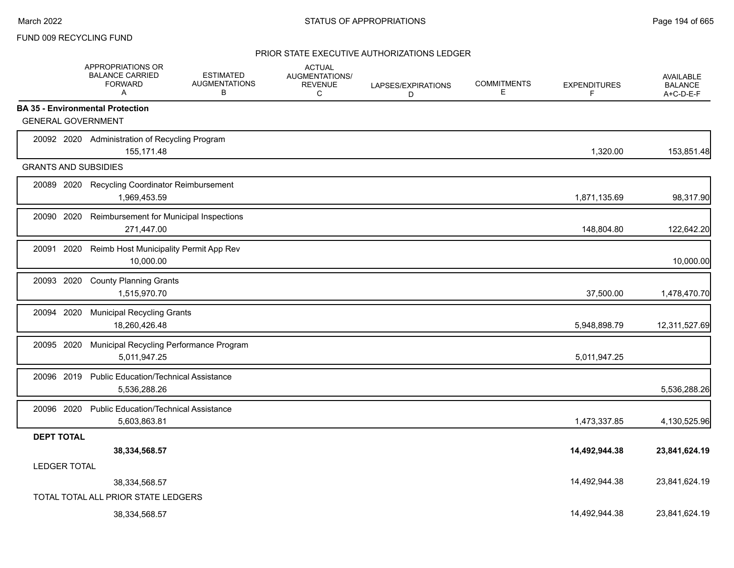FUND 009 RECYCLING FUND

## PRIOR STATE EXECUTIVE AUTHORIZATIONS LEDGER

| | APPROPRIATIONS OR BALANCE CARRIED FORWARD A | ESTIMATED AUGMENTATIONS B | ACTUAL AUGMENTATIONS/ REVENUE C | LAPSES/EXPIRATIONS D | COMMITMENTS E | EXPENDITURES F | AVAILABLE BALANCE A+C-D-E-F |
|---|---|---|---|---|---|---|---|
| **BA 35 - Environmental Protection** | | | | | | | |
| GENERAL GOVERNMENT | | | | | | | |
| 20092 2020 Administration of Recycling Program | 155,171.48 | | | | | 1,320.00 | 153,851.48 |
| GRANTS AND SUBSIDIES | | | | | | | |
| 20089 2020 Recycling Coordinator Reimbursement | 1,969,453.59 | | | | | 1,871,135.69 | 98,317.90 |
| 20090 2020 Reimbursement for Municipal Inspections | 271,447.00 | | | | | 148,804.80 | 122,642.20 |
| 20091 2020 Reimb Host Municipality Permit App Rev | 10,000.00 | | | | | | 10,000.00 |
| 20093 2020 County Planning Grants | 1,515,970.70 | | | | | 37,500.00 | 1,478,470.70 |
| 20094 2020 Municipal Recycling Grants | 18,260,426.48 | | | | | 5,948,898.79 | 12,311,527.69 |
| 20095 2020 Municipal Recycling Performance Program | 5,011,947.25 | | | | | 5,011,947.25 | |
| 20096 2019 Public Education/Technical Assistance | 5,536,288.26 | | | | | | 5,536,288.26 |
| 20096 2020 Public Education/Technical Assistance | 5,603,863.81 | | | | | 1,473,337.85 | 4,130,525.96 |
| **DEPT TOTAL** | **38,334,568.57** | | | | | **14,492,944.38** | **23,841,624.19** |
| LEDGER TOTAL | 38,334,568.57 | | | | | 14,492,944.38 | 23,841,624.19 |
| TOTAL TOTAL ALL PRIOR STATE LEDGERS | 38,334,568.57 | | | | | 14,492,944.38 | 23,841,624.19 |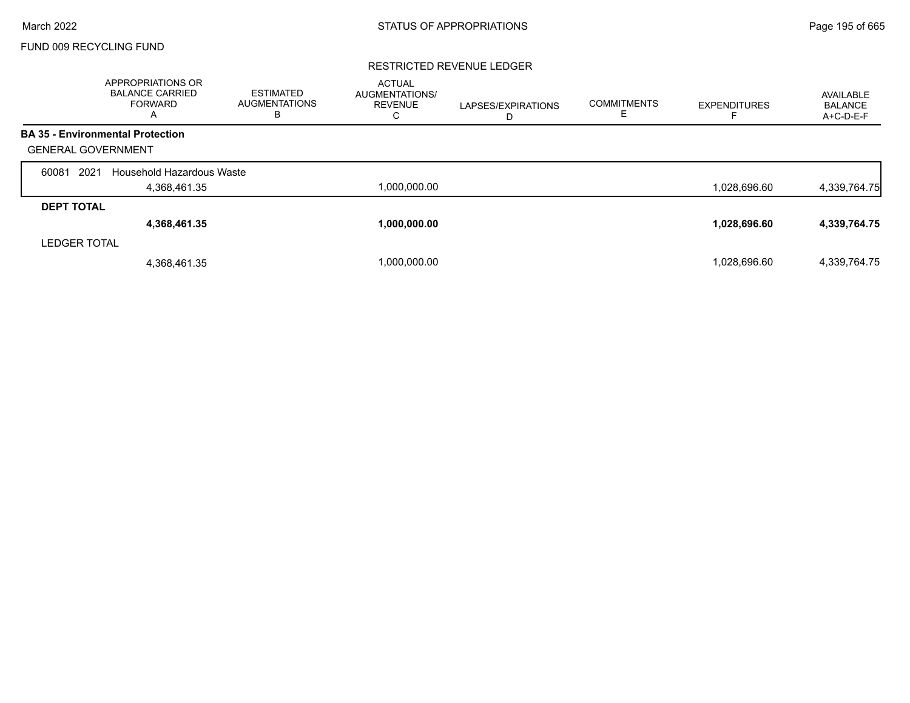FUND 009 RECYCLING FUND

RESTRICTED REVENUE LEDGER

| | APPROPRIATIONS OR BALANCE CARRIED FORWARD A | ESTIMATED AUGMENTATIONS B | ACTUAL AUGMENTATIONS/ REVENUE C | LAPSES/EXPIRATIONS D | COMMITMENTS E | EXPENDITURES F | AVAILABLE BALANCE A+C-D-E-F |
|---|---|---|---|---|---|---|---|
| **BA 35 - Environmental Protection** | | | | | | | |
| GENERAL GOVERNMENT | | | | | | | |
| 60081 2021 Household Hazardous Waste | 4,368,461.35 | | 1,000,000.00 | | | 1,028,696.60 | 4,339,764.75 |
| **DEPT TOTAL** | **4,368,461.35** | | **1,000,000.00** | | | **1,028,696.60** | **4,339,764.75** |
| LEDGER TOTAL | 4,368,461.35 | | 1,000,000.00 | | | 1,028,696.60 | 4,339,764.75 |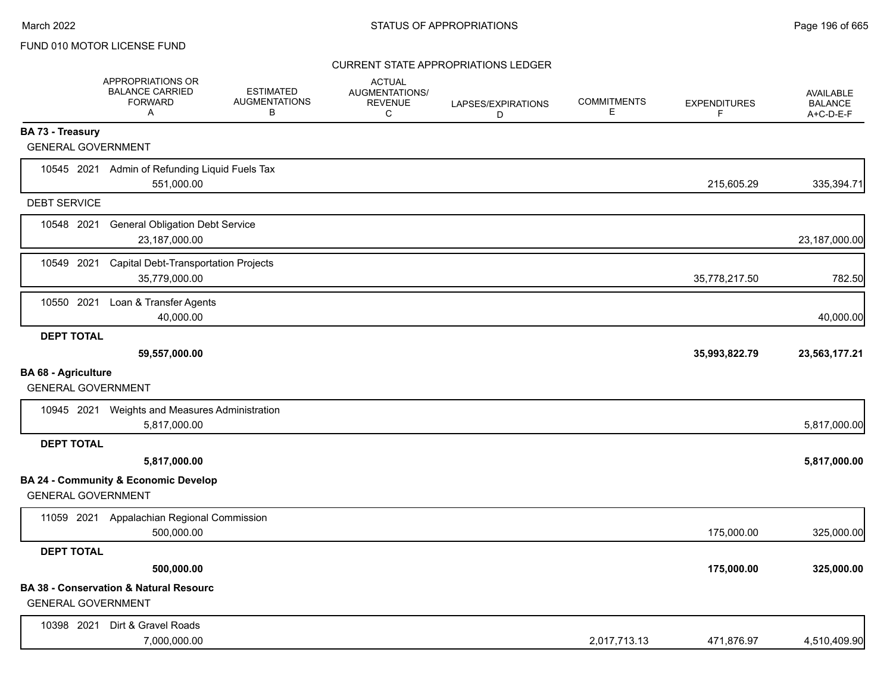FUND 010 MOTOR LICENSE FUND

CURRENT STATE APPROPRIATIONS LEDGER

| | APPROPRIATIONS OR BALANCE CARRIED FORWARD A | ESTIMATED AUGMENTATIONS B | ACTUAL AUGMENTATIONS/ REVENUE C | LAPSES/EXPIRATIONS D | COMMITMENTS E | EXPENDITURES F | AVAILABLE BALANCE A+C-D-E-F |
|---|---|---|---|---|---|---|---|
| **BA 73 - Treasury** | | | | | | | |
| GENERAL GOVERNMENT | | | | | | | |
| 10545 2021 Admin of Refunding Liquid Fuels Tax | 551,000.00 | | | | | 215,605.29 | 335,394.71 |
| DEBT SERVICE | | | | | | | |
| 10548 2021 General Obligation Debt Service | 23,187,000.00 | | | | | | 23,187,000.00 |
| 10549 2021 Capital Debt-Transportation Projects | 35,779,000.00 | | | | | 35,778,217.50 | 782.50 |
| 10550 2021 Loan & Transfer Agents | 40,000.00 | | | | | | 40,000.00 |
| **DEPT TOTAL** | **59,557,000.00** | | | | | **35,993,822.79** | **23,563,177.21** |
| **BA 68 - Agriculture** | | | | | | | |
| GENERAL GOVERNMENT | | | | | | | |
| 10945 2021 Weights and Measures Administration | 5,817,000.00 | | | | | | 5,817,000.00 |
| **DEPT TOTAL** | **5,817,000.00** | | | | | | **5,817,000.00** |
| **BA 24 - Community & Economic Develop** | | | | | | | |
| GENERAL GOVERNMENT | | | | | | | |
| 11059 2021 Appalachian Regional Commission | 500,000.00 | | | | | 175,000.00 | 325,000.00 |
| **DEPT TOTAL** | **500,000.00** | | | | | **175,000.00** | **325,000.00** |
| **BA 38 - Conservation & Natural Resourc** | | | | | | | |
| GENERAL GOVERNMENT | | | | | | | |
| 10398 2021 Dirt & Gravel Roads | 7,000,000.00 | | | | 2,017,713.13 | 471,876.97 | 4,510,409.90 |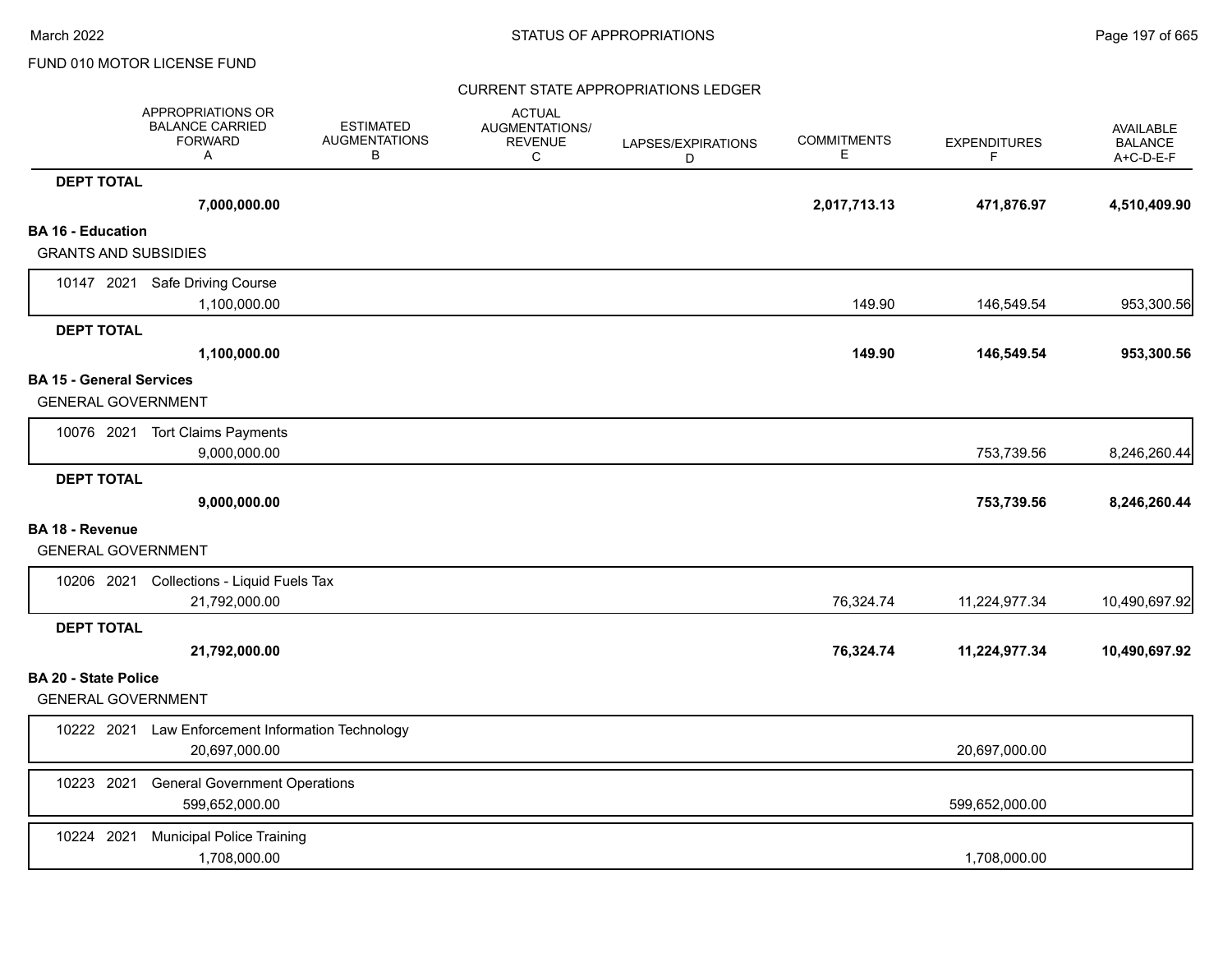FUND 010 MOTOR LICENSE FUND

CURRENT STATE APPROPRIATIONS LEDGER

| | APPROPRIATIONS OR BALANCE CARRIED FORWARD A | ESTIMATED AUGMENTATIONS B | ACTUAL AUGMENTATIONS/ REVENUE C | LAPSES/EXPIRATIONS D | COMMITMENTS E | EXPENDITURES F | AVAILABLE BALANCE A+C-D-E-F |
|---|---|---|---|---|---|---|---|
| **DEPT TOTAL** | **7,000,000.00** | | | | **2,017,713.13** | **471,876.97** | **4,510,409.90** |
| **BA 16 - Education** | | | | | | | |
| GRANTS AND SUBSIDIES | | | | | | | |
| 10147 2021 Safe Driving Course | 1,100,000.00 | | | | 149.90 | 146,549.54 | 953,300.56 |
| **DEPT TOTAL** | **1,100,000.00** | | | | **149.90** | **146,549.54** | **953,300.56** |
| **BA 15 - General Services** | | | | | | | |
| GENERAL GOVERNMENT | | | | | | | |
| 10076 2021 Tort Claims Payments | 9,000,000.00 | | | | | 753,739.56 | 8,246,260.44 |
| **DEPT TOTAL** | **9,000,000.00** | | | | | **753,739.56** | **8,246,260.44** |
| **BA 18 - Revenue** | | | | | | | |
| GENERAL GOVERNMENT | | | | | | | |
| 10206 2021 Collections - Liquid Fuels Tax | 21,792,000.00 | | | | 76,324.74 | 11,224,977.34 | 10,490,697.92 |
| **DEPT TOTAL** | **21,792,000.00** | | | | **76,324.74** | **11,224,977.34** | **10,490,697.92** |
| **BA 20 - State Police** | | | | | | | |
| GENERAL GOVERNMENT | | | | | | | |
| 10222 2021 Law Enforcement Information Technology | 20,697,000.00 | | | | | 20,697,000.00 | |
| 10223 2021 General Government Operations | 599,652,000.00 | | | | | 599,652,000.00 | |
| 10224 2021 Municipal Police Training | 1,708,000.00 | | | | | 1,708,000.00 | |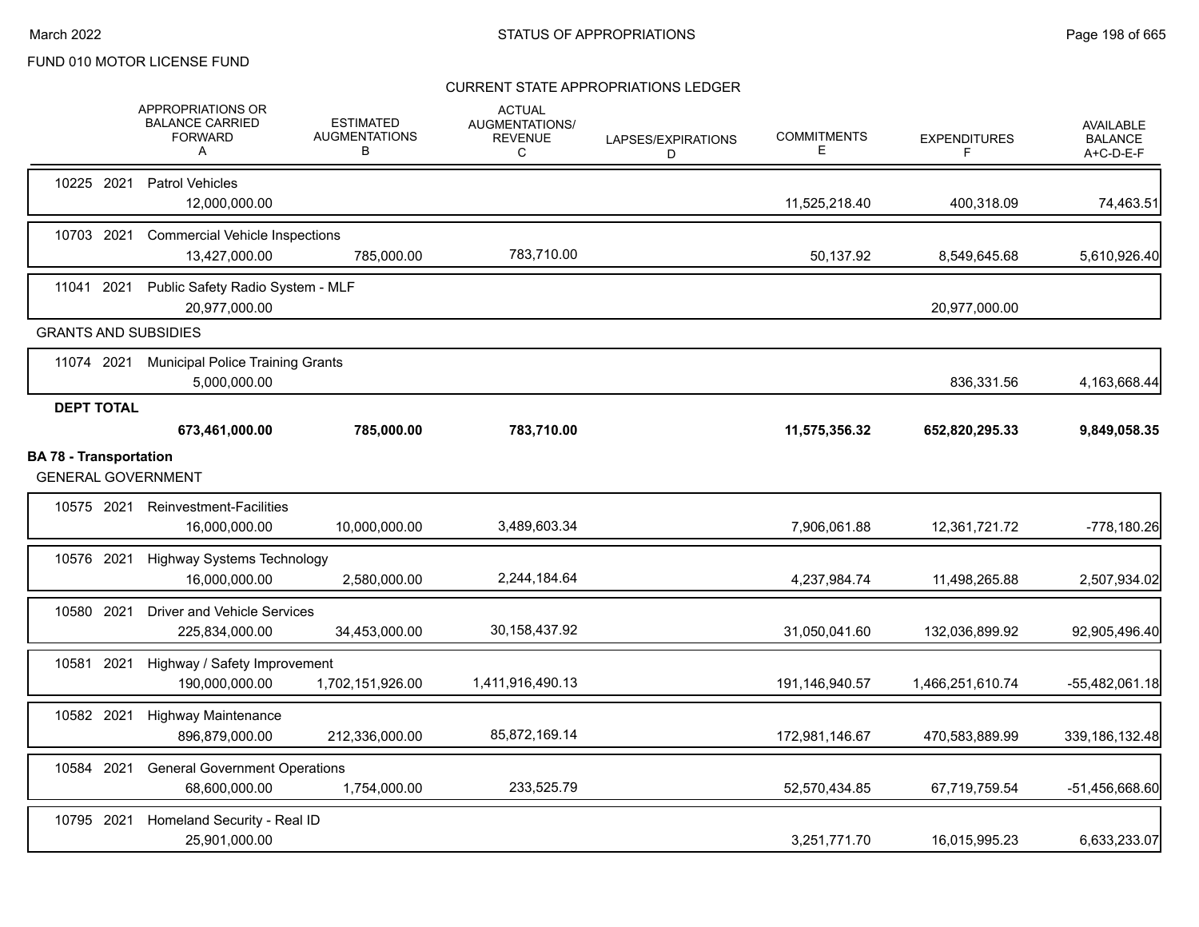FUND 010 MOTOR LICENSE FUND

CURRENT STATE APPROPRIATIONS LEDGER

| | APPROPRIATIONS OR BALANCE CARRIED FORWARD A | ESTIMATED AUGMENTATIONS B | ACTUAL AUGMENTATIONS/ REVENUE C | LAPSES/EXPIRATIONS D | COMMITMENTS E | EXPENDITURES F | AVAILABLE BALANCE A+C-D-E-F |
|---|---|---|---|---|---|---|---|
| 10225 2021 Patrol Vehicles | 12,000,000.00 | | | | 11,525,218.40 | 400,318.09 | 74,463.51 |
| 10703 2021 Commercial Vehicle Inspections | 13,427,000.00 | 785,000.00 | 783,710.00 | | 50,137.92 | 8,549,645.68 | 5,610,926.40 |
| 11041 2021 Public Safety Radio System - MLF | 20,977,000.00 | | | | | 20,977,000.00 | |
| **GRANTS AND SUBSIDIES** | | | | | | | |
| 11074 2021 Municipal Police Training Grants | 5,000,000.00 | | | | | 836,331.56 | 4,163,668.44 |
| **DEPT TOTAL** | **673,461,000.00** | **785,000.00** | **783,710.00** | | **11,575,356.32** | **652,820,295.33** | **9,849,058.35** |
| **BA 78 - Transportation** | | | | | | | |
| GENERAL GOVERNMENT | | | | | | | |
| 10575 2021 Reinvestment-Facilities | 16,000,000.00 | 10,000,000.00 | 3,489,603.34 | | 7,906,061.88 | 12,361,721.72 | -778,180.26 |
| 10576 2021 Highway Systems Technology | 16,000,000.00 | 2,580,000.00 | 2,244,184.64 | | 4,237,984.74 | 11,498,265.88 | 2,507,934.02 |
| 10580 2021 Driver and Vehicle Services | 225,834,000.00 | 34,453,000.00 | 30,158,437.92 | | 31,050,041.60 | 132,036,899.92 | 92,905,496.40 |
| 10581 2021 Highway / Safety Improvement | 190,000,000.00 | 1,702,151,926.00 | 1,411,916,490.13 | | 191,146,940.57 | 1,466,251,610.74 | -55,482,061.18 |
| 10582 2021 Highway Maintenance | 896,879,000.00 | 212,336,000.00 | 85,872,169.14 | | 172,981,146.67 | 470,583,889.99 | 339,186,132.48 |
| 10584 2021 General Government Operations | 68,600,000.00 | 1,754,000.00 | 233,525.79 | | 52,570,434.85 | 67,719,759.54 | -51,456,668.60 |
| 10795 2021 Homeland Security - Real ID | 25,901,000.00 | | | | 3,251,771.70 | 16,015,995.23 | 6,633,233.07 |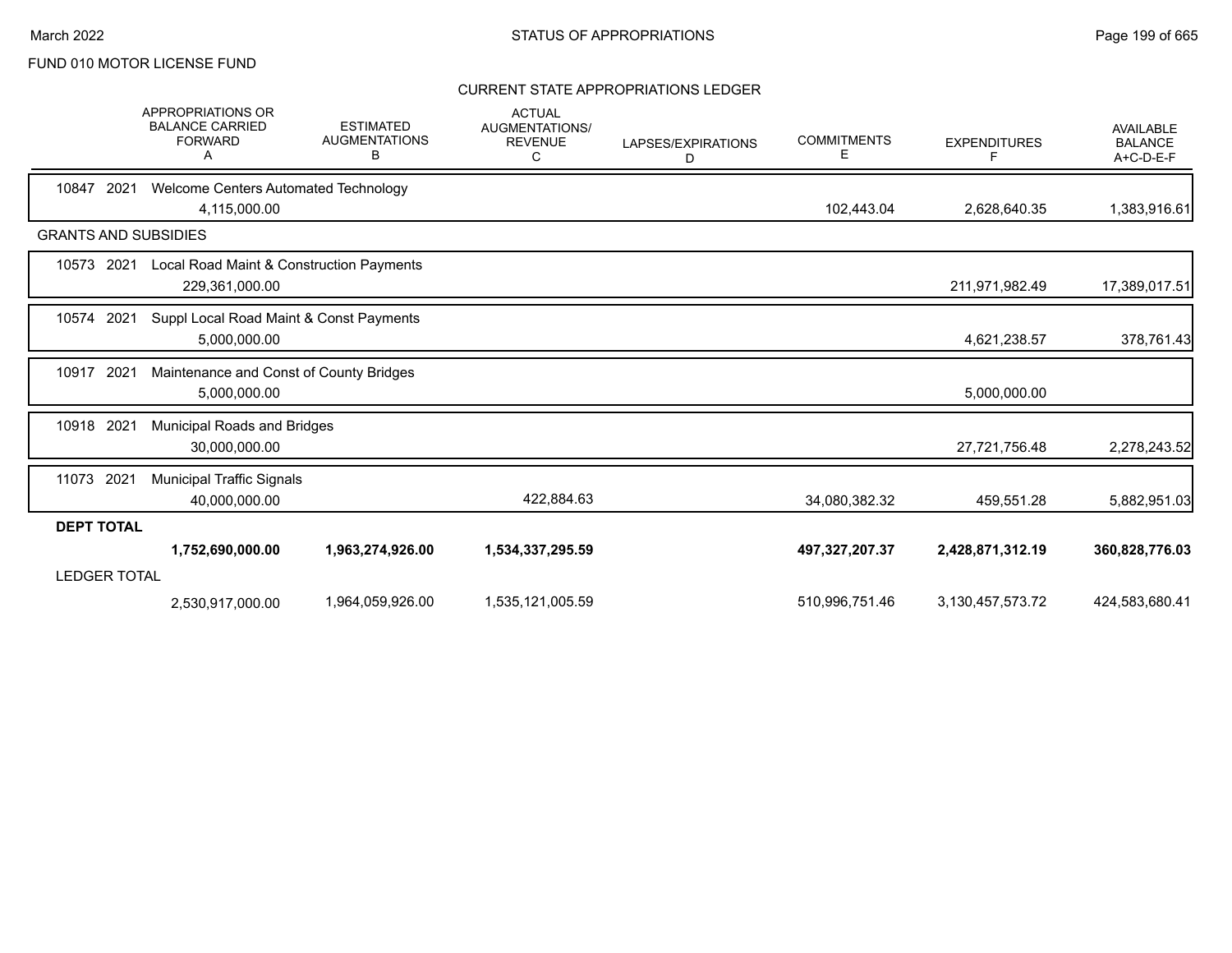FUND 010 MOTOR LICENSE FUND

## CURRENT STATE APPROPRIATIONS LEDGER

| | APPROPRIATIONS OR BALANCE CARRIED FORWARD A | ESTIMATED AUGMENTATIONS B | ACTUAL AUGMENTATIONS/ REVENUE C | LAPSES/EXPIRATIONS D | COMMITMENTS E | EXPENDITURES F | AVAILABLE BALANCE A+C-D-E-F |
|---|---|---|---|---|---|---|---|
| 10847 2021 Welcome Centers Automated Technology | 4,115,000.00 | | | | 102,443.04 | 2,628,640.35 | 1,383,916.61 |
| **GRANTS AND SUBSIDIES** | | | | | | | |
| 10573 2021 Local Road Maint & Construction Payments | 229,361,000.00 | | | | | 211,971,982.49 | 17,389,017.51 |
| 10574 2021 Suppl Local Road Maint & Const Payments | 5,000,000.00 | | | | | 4,621,238.57 | 378,761.43 |
| 10917 2021 Maintenance and Const of County Bridges | 5,000,000.00 | | | | | 5,000,000.00 | |
| 10918 2021 Municipal Roads and Bridges | 30,000,000.00 | | | | | 27,721,756.48 | 2,278,243.52 |
| 11073 2021 Municipal Traffic Signals | 40,000,000.00 | | 422,884.63 | | 34,080,382.32 | 459,551.28 | 5,882,951.03 |
| **DEPT TOTAL** | **1,752,690,000.00** | **1,963,274,926.00** | **1,534,337,295.59** | | **497,327,207.37** | **2,428,871,312.19** | **360,828,776.03** |
| LEDGER TOTAL | 2,530,917,000.00 | 1,964,059,926.00 | 1,535,121,005.59 | | 510,996,751.46 | 3,130,457,573.72 | 424,583,680.41 |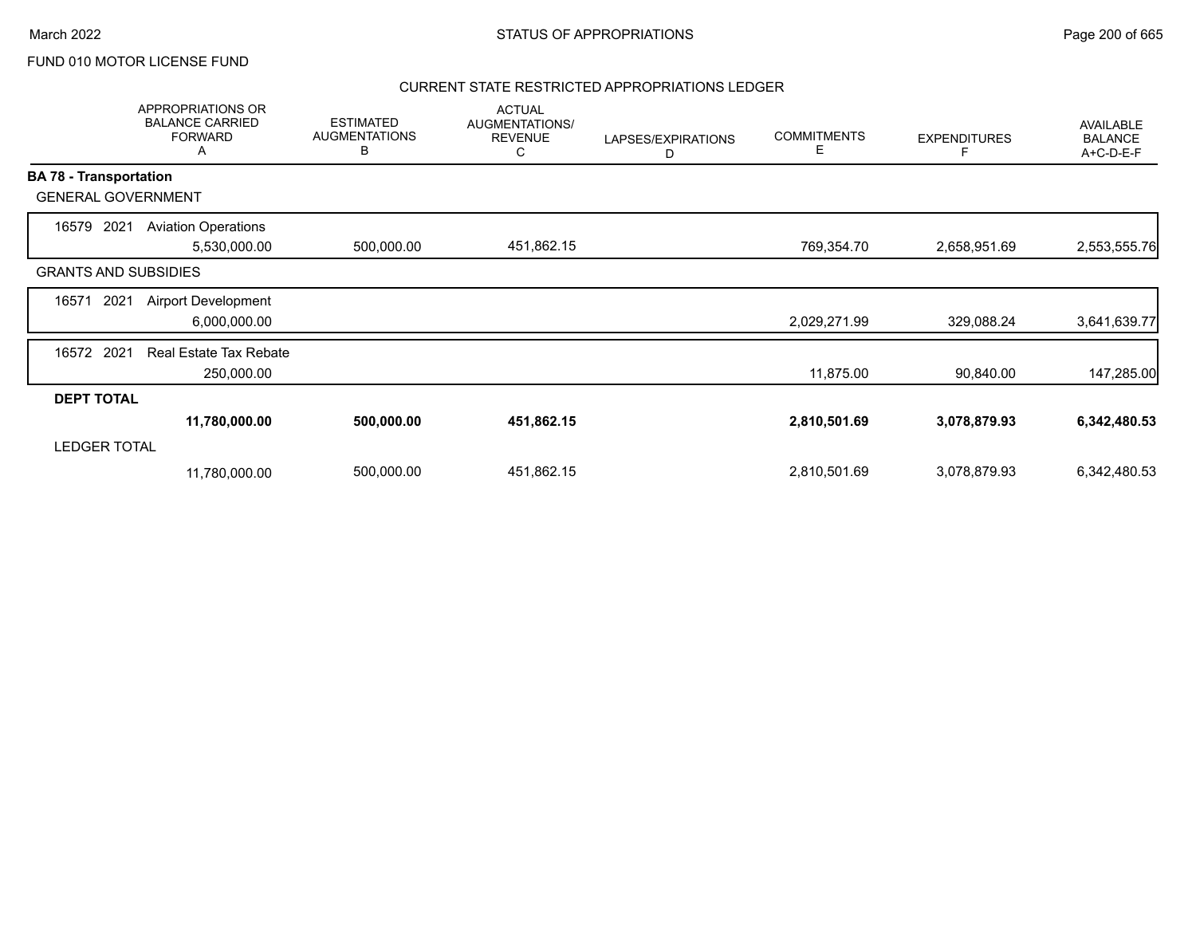FUND 010 MOTOR LICENSE FUND

## CURRENT STATE RESTRICTED APPROPRIATIONS LEDGER

| | APPROPRIATIONS OR BALANCE CARRIED FORWARD A | ESTIMATED AUGMENTATIONS B | ACTUAL AUGMENTATIONS/ REVENUE C | LAPSES/EXPIRATIONS D | COMMITMENTS E | EXPENDITURES F | AVAILABLE BALANCE A+C-D-E-F |
|---|---|---|---|---|---|---|---|
| **BA 78 - Transportation** | | | | | | | |
| GENERAL GOVERNMENT | | | | | | | |
| 16579 2021 Aviation Operations | 5,530,000.00 | 500,000.00 | 451,862.15 | | 769,354.70 | 2,658,951.69 | 2,553,555.76 |
| GRANTS AND SUBSIDIES | | | | | | | |
| 16571 2021 Airport Development | 6,000,000.00 | | | | 2,029,271.99 | 329,088.24 | 3,641,639.77 |
| 16572 2021 Real Estate Tax Rebate | 250,000.00 | | | | 11,875.00 | 90,840.00 | 147,285.00 |
| **DEPT TOTAL** | **11,780,000.00** | **500,000.00** | **451,862.15** | | **2,810,501.69** | **3,078,879.93** | **6,342,480.53** |
| LEDGER TOTAL | 11,780,000.00 | 500,000.00 | 451,862.15 | | 2,810,501.69 | 3,078,879.93 | 6,342,480.53 |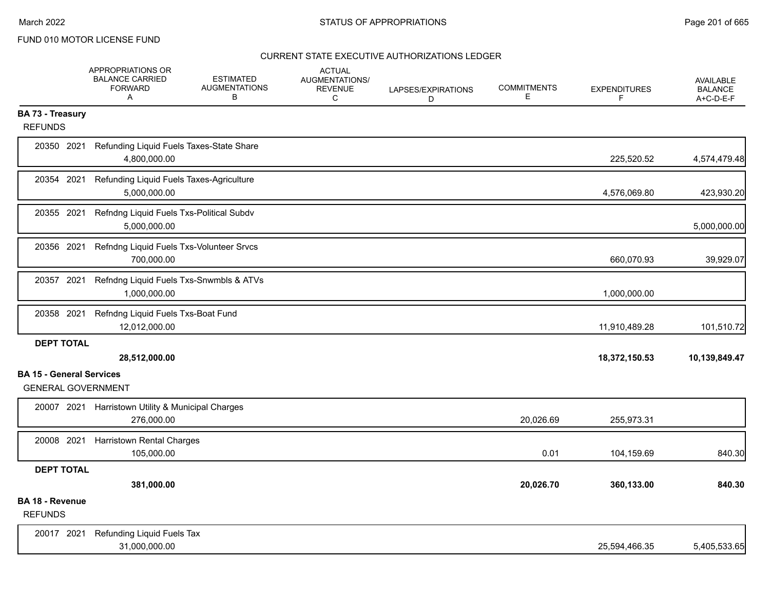FUND 010 MOTOR LICENSE FUND

CURRENT STATE EXECUTIVE AUTHORIZATIONS LEDGER

| | APPROPRIATIONS OR BALANCE CARRIED FORWARD A | ESTIMATED AUGMENTATIONS B | ACTUAL AUGMENTATIONS/ REVENUE C | LAPSES/EXPIRATIONS D | COMMITMENTS E | EXPENDITURES F | AVAILABLE BALANCE A+C-D-E-F |
|---|---|---|---|---|---|---|---|
| **BA 73 - Treasury** | | | | | | | |
| REFUNDS | | | | | | | |
| 20350 2021 Refunding Liquid Fuels Taxes-State Share | 4,800,000.00 | | | | | 225,520.52 | 4,574,479.48 |
| 20354 2021 Refunding Liquid Fuels Taxes-Agriculture | 5,000,000.00 | | | | | 4,576,069.80 | 423,930.20 |
| 20355 2021 Refndng Liquid Fuels Txs-Political Subdv | 5,000,000.00 | | | | | | 5,000,000.00 |
| 20356 2021 Refndng Liquid Fuels Txs-Volunteer Srvcs | 700,000.00 | | | | | 660,070.93 | 39,929.07 |
| 20357 2021 Refndng Liquid Fuels Txs-Snwmbls & ATVs | 1,000,000.00 | | | | | 1,000,000.00 | |
| 20358 2021 Refndng Liquid Fuels Txs-Boat Fund | 12,012,000.00 | | | | | 11,910,489.28 | 101,510.72 |
| **DEPT TOTAL** | **28,512,000.00** | | | | | **18,372,150.53** | **10,139,849.47** |
| **BA 15 - General Services** | | | | | | | |
| GENERAL GOVERNMENT | | | | | | | |
| 20007 2021 Harristown Utility & Municipal Charges | 276,000.00 | | | | 20,026.69 | 255,973.31 | |
| 20008 2021 Harristown Rental Charges | 105,000.00 | | | | 0.01 | 104,159.69 | 840.30 |
| **DEPT TOTAL** | **381,000.00** | | | | **20,026.70** | **360,133.00** | **840.30** |
| **BA 18 - Revenue** | | | | | | | |
| REFUNDS | | | | | | | |
| 20017 2021 Refunding Liquid Fuels Tax | 31,000,000.00 | | | | | 25,594,466.35 | 5,405,533.65 |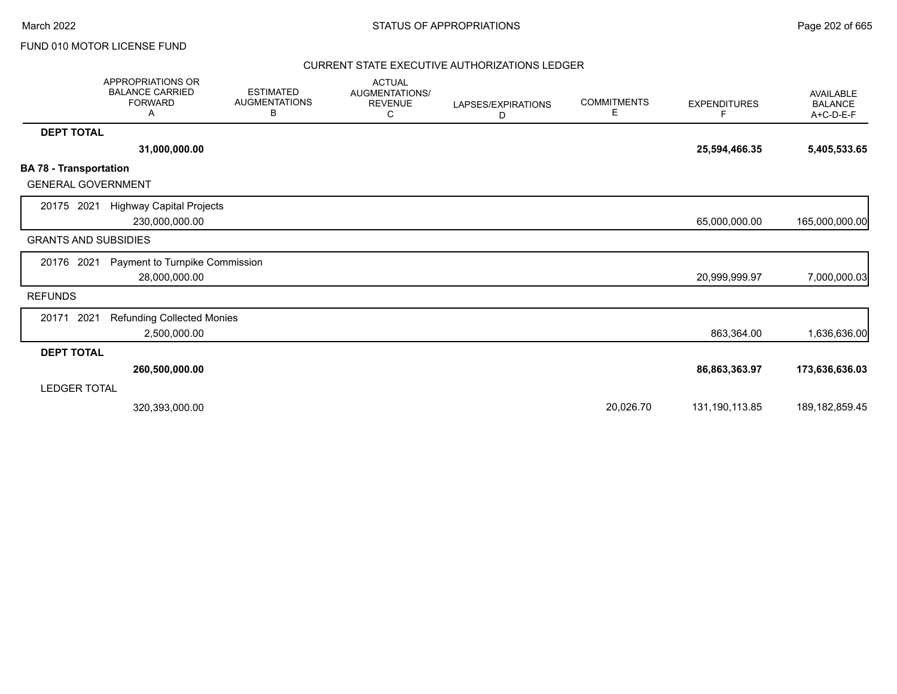# CURRENT STATE EXECUTIVE AUTHORIZATIONS LEDGER

FUND 010 MOTOR LICENSE FUND

| | APPROPRIATIONS OR BALANCE CARRIED FORWARD A | ESTIMATED AUGMENTATIONS B | ACTUAL AUGMENTATIONS/ REVENUE C | LAPSES/EXPIRATIONS D | COMMITMENTS E | EXPENDITURES F | AVAILABLE BALANCE A+C-D-E-F |
|---|---|---|---|---|---|---|---|
| **DEPT TOTAL** | **31,000,000.00** | | | | | **25,594,466.35** | **5,405,533.65** |
| **BA 78 - Transportation** | | | | | | | |
| GENERAL GOVERNMENT | | | | | | | |
| 20175 2021 Highway Capital Projects | 230,000,000.00 | | | | | 65,000,000.00 | 165,000,000.00 |
| GRANTS AND SUBSIDIES | | | | | | | |
| 20176 2021 Payment to Turnpike Commission | 28,000,000.00 | | | | | 20,999,999.97 | 7,000,000.03 |
| REFUNDS | | | | | | | |
| 20171 2021 Refunding Collected Monies | 2,500,000.00 | | | | | 863,364.00 | 1,636,636.00 |
| **DEPT TOTAL** | **260,500,000.00** | | | | | **86,863,363.97** | **173,636,636.03** |
| LEDGER TOTAL | 320,393,000.00 | | | | 20,026.70 | 131,190,113.85 | 189,182,859.45 |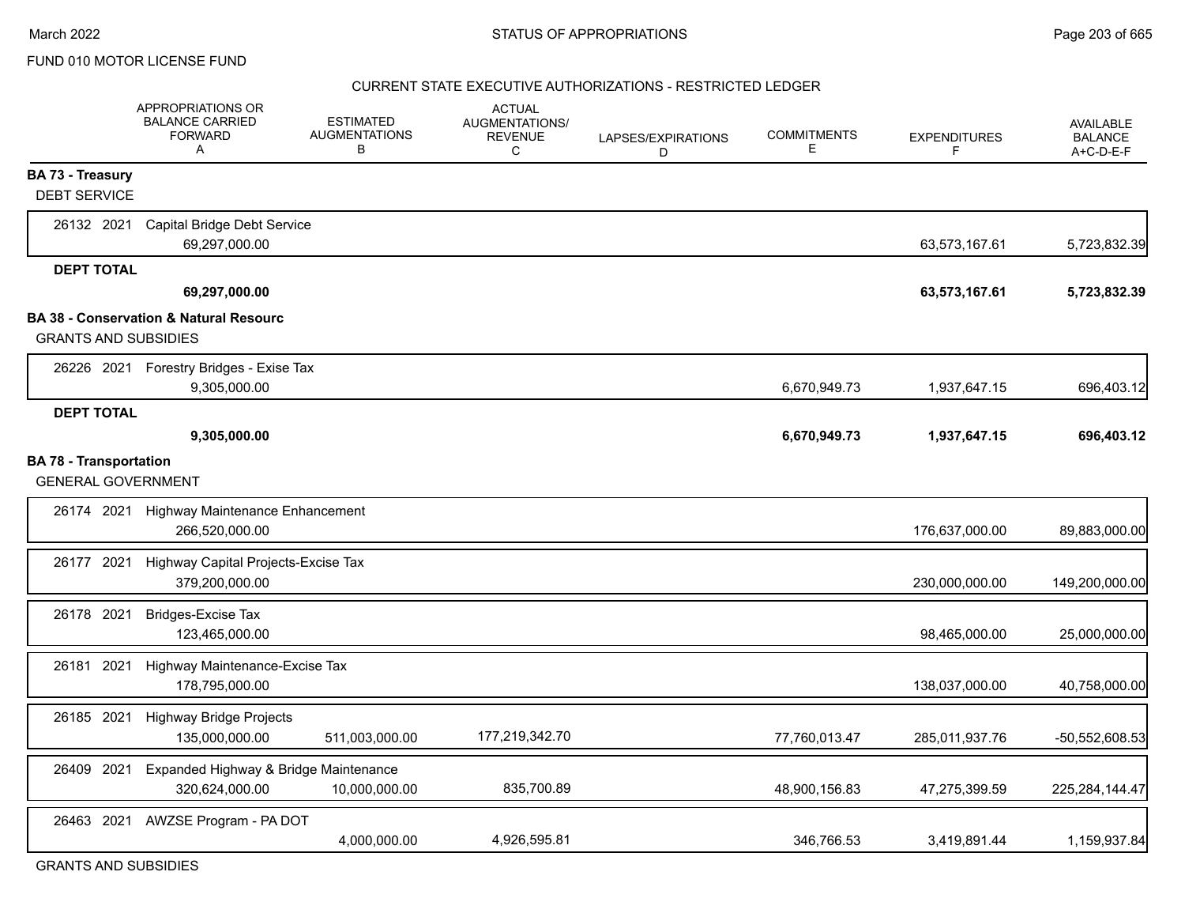FUND 010 MOTOR LICENSE FUND

## CURRENT STATE EXECUTIVE AUTHORIZATIONS - RESTRICTED LEDGER

| | APPROPRIATIONS OR BALANCE CARRIED FORWARD A | ESTIMATED AUGMENTATIONS B | ACTUAL AUGMENTATIONS/ REVENUE C | LAPSES/EXPIRATIONS D | COMMITMENTS E | EXPENDITURES F | AVAILABLE BALANCE A+C-D-E-F |
|---|---|---|---|---|---|---|---|
| **BA 73 - Treasury** | | | | | | | |
| DEBT SERVICE | | | | | | | |
| 26132 2021 Capital Bridge Debt Service | 69,297,000.00 | | | | | 63,573,167.61 | 5,723,832.39 |
| **DEPT TOTAL** | **69,297,000.00** | | | | | **63,573,167.61** | **5,723,832.39** |
| **BA 38 - Conservation & Natural Resourc** | | | | | | | |
| GRANTS AND SUBSIDIES | | | | | | | |
| 26226 2021 Forestry Bridges - Exise Tax | 9,305,000.00 | | | | 6,670,949.73 | 1,937,647.15 | 696,403.12 |
| **DEPT TOTAL** | **9,305,000.00** | | | | **6,670,949.73** | **1,937,647.15** | **696,403.12** |
| **BA 78 - Transportation** | | | | | | | |
| GENERAL GOVERNMENT | | | | | | | |
| 26174 2021 Highway Maintenance Enhancement | 266,520,000.00 | | | | | 176,637,000.00 | 89,883,000.00 |
| 26177 2021 Highway Capital Projects-Excise Tax | 379,200,000.00 | | | | | 230,000,000.00 | 149,200,000.00 |
| 26178 2021 Bridges-Excise Tax | 123,465,000.00 | | | | | 98,465,000.00 | 25,000,000.00 |
| 26181 2021 Highway Maintenance-Excise Tax | 178,795,000.00 | | | | | 138,037,000.00 | 40,758,000.00 |
| 26185 2021 Highway Bridge Projects | 135,000,000.00 | 511,003,000.00 | 177,219,342.70 | | 77,760,013.47 | 285,011,937.76 | -50,552,608.53 |
| 26409 2021 Expanded Highway & Bridge Maintenance | 320,624,000.00 | 10,000,000.00 | 835,700.89 | | 48,900,156.83 | 47,275,399.59 | 225,284,144.47 |
| 26463 2021 AWZSE Program - PA DOT | | 4,000,000.00 | 4,926,595.81 | | 346,766.53 | 3,419,891.44 | 1,159,937.84 |
| GRANTS AND SUBSIDIES | | | | | | | |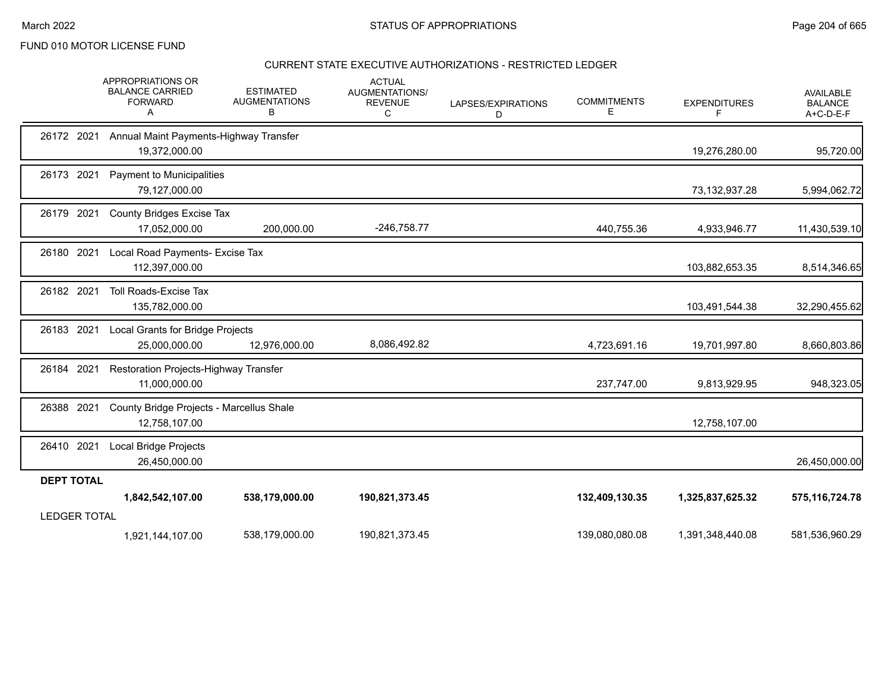FUND 010 MOTOR LICENSE FUND

CURRENT STATE EXECUTIVE AUTHORIZATIONS - RESTRICTED LEDGER

| | APPROPRIATIONS OR BALANCE CARRIED FORWARD A | ESTIMATED AUGMENTATIONS B | ACTUAL AUGMENTATIONS/ REVENUE C | LAPSES/EXPIRATIONS D | COMMITMENTS E | EXPENDITURES F | AVAILABLE BALANCE A+C-D-E-F |
|---|---|---|---|---|---|---|---|
| 26172 2021 Annual Maint Payments-Highway Transfer | | | | | | | |
| | 19,372,000.00 | | | | | 19,276,280.00 | 95,720.00 |
| 26173 2021 Payment to Municipalities | | | | | | | |
| | 79,127,000.00 | | | | | 73,132,937.28 | 5,994,062.72 |
| 26179 2021 County Bridges Excise Tax | | | | | | | |
| | 17,052,000.00 | 200,000.00 | -246,758.77 | | 440,755.36 | 4,933,946.77 | 11,430,539.10 |
| 26180 2021 Local Road Payments- Excise Tax | | | | | | | |
| | 112,397,000.00 | | | | | 103,882,653.35 | 8,514,346.65 |
| 26182 2021 Toll Roads-Excise Tax | | | | | | | |
| | 135,782,000.00 | | | | | 103,491,544.38 | 32,290,455.62 |
| 26183 2021 Local Grants for Bridge Projects | | | | | | | |
| | 25,000,000.00 | 12,976,000.00 | 8,086,492.82 | | 4,723,691.16 | 19,701,997.80 | 8,660,803.86 |
| 26184 2021 Restoration Projects-Highway Transfer | | | | | | | |
| | 11,000,000.00 | | | | 237,747.00 | 9,813,929.95 | 948,323.05 |
| 26388 2021 County Bridge Projects - Marcellus Shale | | | | | | | |
| | 12,758,107.00 | | | | | 12,758,107.00 | |
| 26410 2021 Local Bridge Projects | | | | | | | |
| | 26,450,000.00 | | | | | | 26,450,000.00 |
| **DEPT TOTAL** | | | | | | | |
| | **1,842,542,107.00** | **538,179,000.00** | **190,821,373.45** | | **132,409,130.35** | **1,325,837,625.32** | **575,116,724.78** |
| LEDGER TOTAL | | | | | | | |
| | 1,921,144,107.00 | 538,179,000.00 | 190,821,373.45 | | 139,080,080.08 | 1,391,348,440.08 | 581,536,960.29 |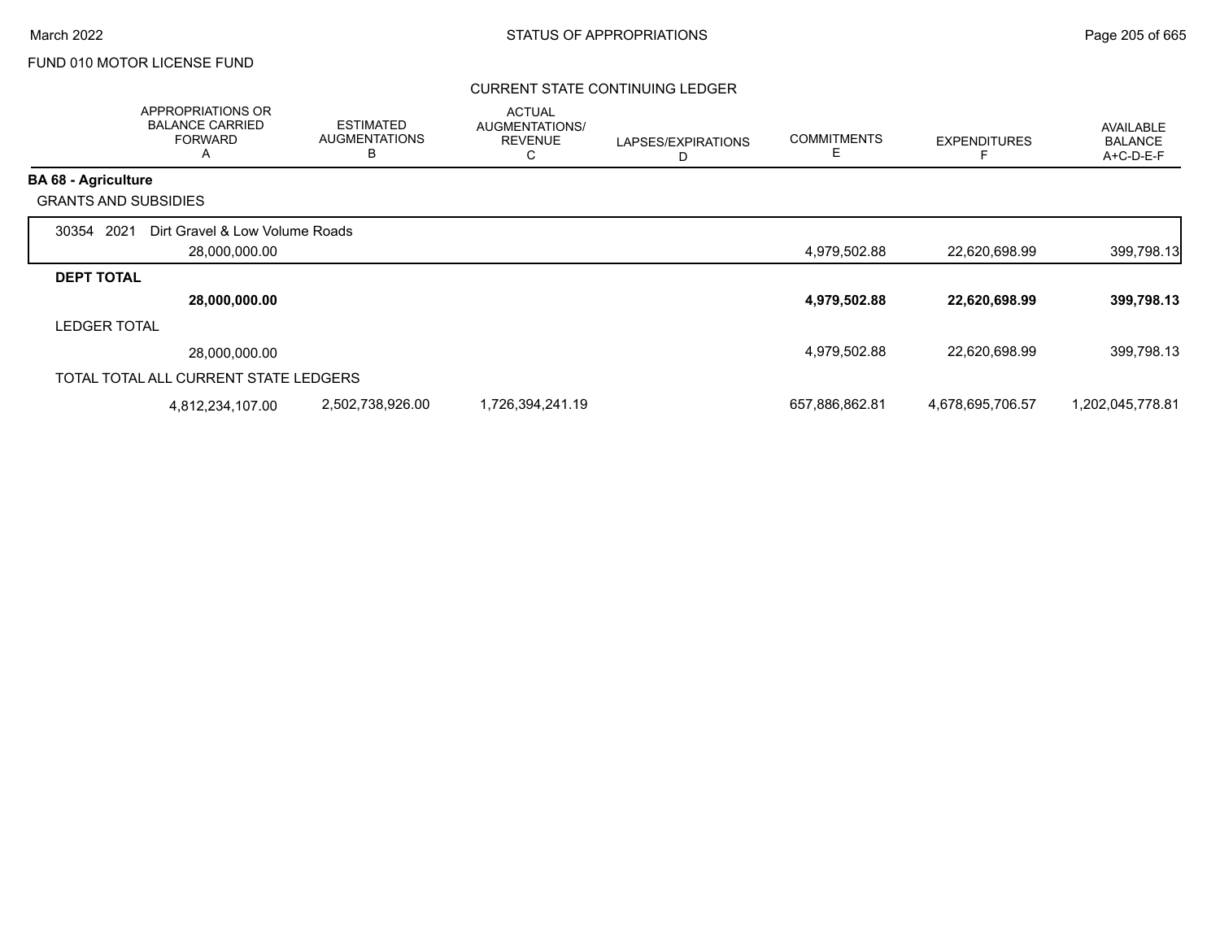FUND 010 MOTOR LICENSE FUND

## CURRENT STATE CONTINUING LEDGER

| | APPROPRIATIONS OR BALANCE CARRIED FORWARD A | ESTIMATED AUGMENTATIONS B | ACTUAL AUGMENTATIONS/ REVENUE C | LAPSES/EXPIRATIONS D | COMMITMENTS E | EXPENDITURES F | AVAILABLE BALANCE A+C-D-E-F |
|---|---|---|---|---|---|---|---|
| **BA 68 - Agriculture** | | | | | | | |
| GRANTS AND SUBSIDIES | | | | | | | |
| 30354 2021 Dirt Gravel & Low Volume Roads | 28,000,000.00 | | | | 4,979,502.88 | 22,620,698.99 | 399,798.13 |
| **DEPT TOTAL** | **28,000,000.00** | | | | **4,979,502.88** | **22,620,698.99** | **399,798.13** |
| LEDGER TOTAL | 28,000,000.00 | | | | 4,979,502.88 | 22,620,698.99 | 399,798.13 |
| TOTAL TOTAL ALL CURRENT STATE LEDGERS | 4,812,234,107.00 | 2,502,738,926.00 | 1,726,394,241.19 | | 657,886,862.81 | 4,678,695,706.57 | 1,202,045,778.81 |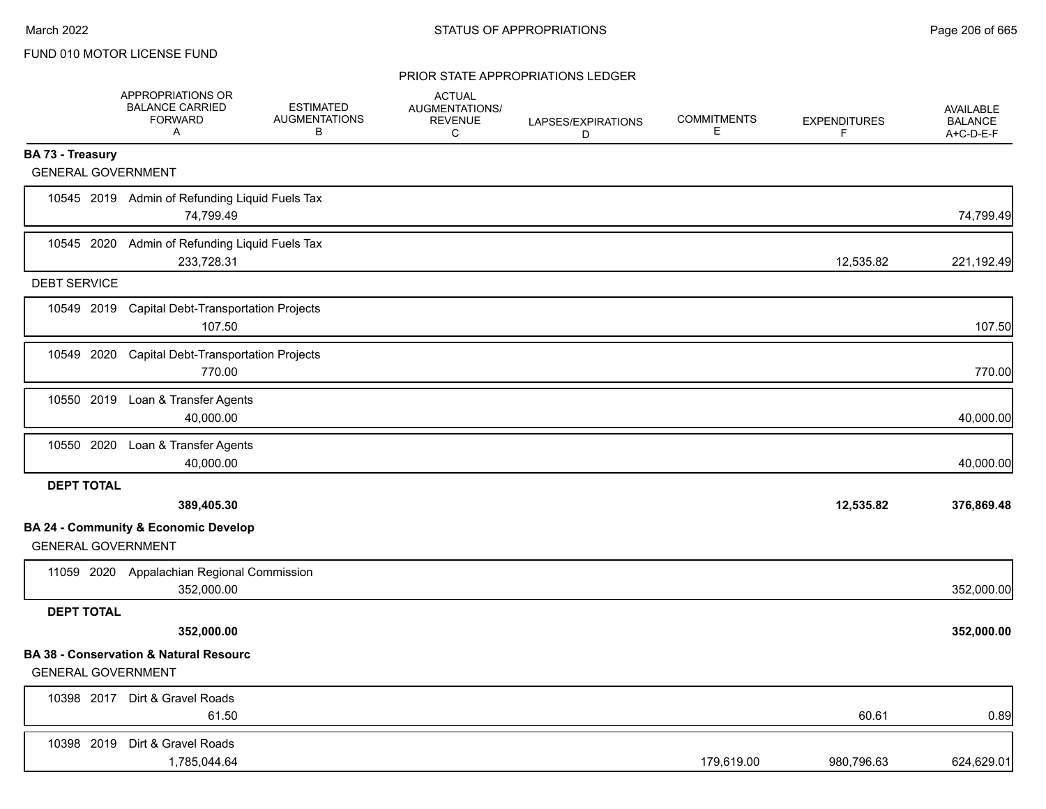FUND 010 MOTOR LICENSE FUND

PRIOR STATE APPROPRIATIONS LEDGER

| | APPROPRIATIONS OR BALANCE CARRIED FORWARD A | ESTIMATED AUGMENTATIONS B | ACTUAL AUGMENTATIONS/ REVENUE C | LAPSES/EXPIRATIONS D | COMMITMENTS E | EXPENDITURES F | AVAILABLE BALANCE A+C-D-E-F |
|---|---|---|---|---|---|---|---|
| **BA 73 - Treasury** | | | | | | | |
| GENERAL GOVERNMENT | | | | | | | |
| 10545 2019 Admin of Refunding Liquid Fuels Tax | 74,799.49 | | | | | | 74,799.49 |
| 10545 2020 Admin of Refunding Liquid Fuels Tax | 233,728.31 | | | | | 12,535.82 | 221,192.49 |
| DEBT SERVICE | | | | | | | |
| 10549 2019 Capital Debt-Transportation Projects | 107.50 | | | | | | 107.50 |
| 10549 2020 Capital Debt-Transportation Projects | 770.00 | | | | | | 770.00 |
| 10550 2019 Loan & Transfer Agents | 40,000.00 | | | | | | 40,000.00 |
| 10550 2020 Loan & Transfer Agents | 40,000.00 | | | | | | 40,000.00 |
| **DEPT TOTAL** | **389,405.30** | | | | | **12,535.82** | **376,869.48** |
| **BA 24 - Community & Economic Develop** | | | | | | | |
| GENERAL GOVERNMENT | | | | | | | |
| 11059 2020 Appalachian Regional Commission | 352,000.00 | | | | | | 352,000.00 |
| **DEPT TOTAL** | **352,000.00** | | | | | | **352,000.00** |
| **BA 38 - Conservation & Natural Resourc** | | | | | | | |
| GENERAL GOVERNMENT | | | | | | | |
| 10398 2017 Dirt & Gravel Roads | 61.50 | | | | | 60.61 | 0.89 |
| 10398 2019 Dirt & Gravel Roads | 1,785,044.64 | | | | 179,619.00 | 980,796.63 | 624,629.01 |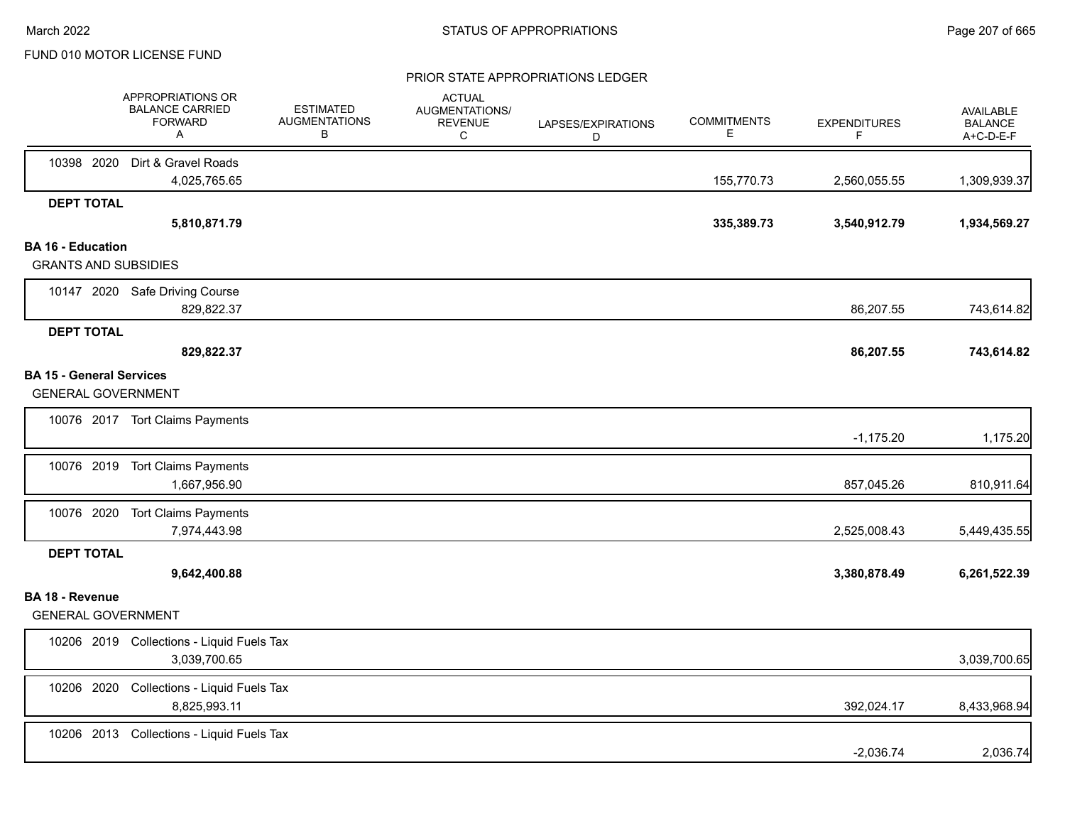FUND 010 MOTOR LICENSE FUND

PRIOR STATE APPROPRIATIONS LEDGER

| | APPROPRIATIONS OR BALANCE CARRIED FORWARD A | ESTIMATED AUGMENTATIONS B | ACTUAL AUGMENTATIONS/ REVENUE C | LAPSES/EXPIRATIONS D | COMMITMENTS E | EXPENDITURES F | AVAILABLE BALANCE A+C-D-E-F |
|---|---|---|---|---|---|---|---|
| 10398 2020 Dirt & Gravel Roads | 4,025,765.65 | | | | 155,770.73 | 2,560,055.55 | 1,309,939.37 |
| **DEPT TOTAL** | **5,810,871.79** | | | | **335,389.73** | **3,540,912.79** | **1,934,569.27** |
| **BA 16 - Education** | | | | | | | |
| GRANTS AND SUBSIDIES | | | | | | | |
| 10147 2020 Safe Driving Course | 829,822.37 | | | | | 86,207.55 | 743,614.82 |
| **DEPT TOTAL** | **829,822.37** | | | | | **86,207.55** | **743,614.82** |
| **BA 15 - General Services** | | | | | | | |
| GENERAL GOVERNMENT | | | | | | | |
| 10076 2017 Tort Claims Payments | | | | | | -1,175.20 | 1,175.20 |
| 10076 2019 Tort Claims Payments | 1,667,956.90 | | | | | 857,045.26 | 810,911.64 |
| 10076 2020 Tort Claims Payments | 7,974,443.98 | | | | | 2,525,008.43 | 5,449,435.55 |
| **DEPT TOTAL** | **9,642,400.88** | | | | | **3,380,878.49** | **6,261,522.39** |
| **BA 18 - Revenue** | | | | | | | |
| GENERAL GOVERNMENT | | | | | | | |
| 10206 2019 Collections - Liquid Fuels Tax | 3,039,700.65 | | | | | | 3,039,700.65 |
| 10206 2020 Collections - Liquid Fuels Tax | 8,825,993.11 | | | | | 392,024.17 | 8,433,968.94 |
| 10206 2013 Collections - Liquid Fuels Tax | | | | | | -2,036.74 | 2,036.74 |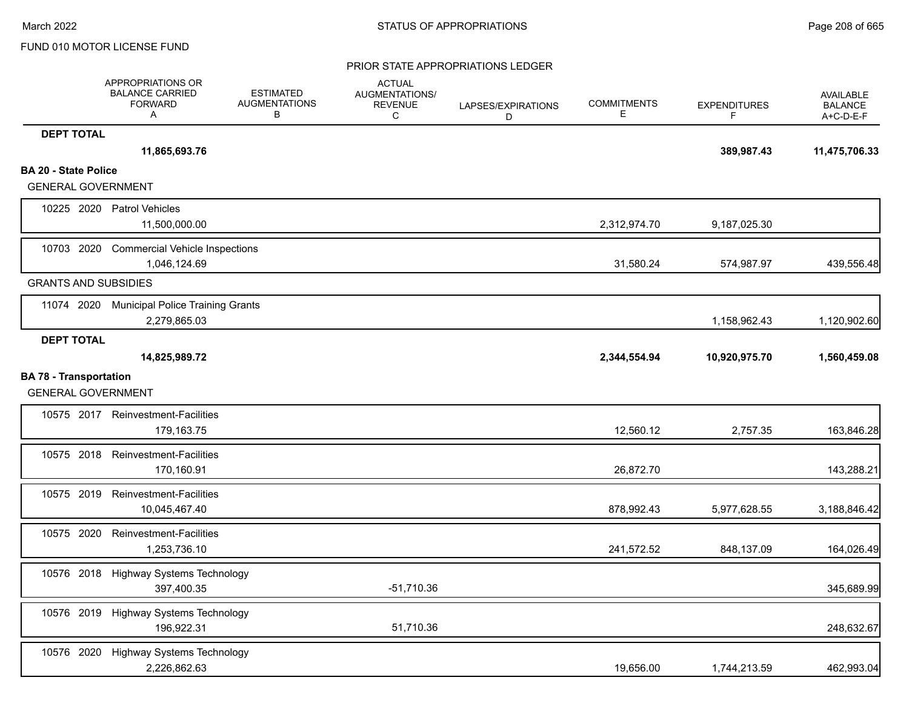FUND 010 MOTOR LICENSE FUND

PRIOR STATE APPROPRIATIONS LEDGER

| | APPROPRIATIONS OR BALANCE CARRIED FORWARD A | ESTIMATED AUGMENTATIONS B | ACTUAL AUGMENTATIONS/ REVENUE C | LAPSES/EXPIRATIONS D | COMMITMENTS E | EXPENDITURES F | AVAILABLE BALANCE A+C-D-E-F |
|---|---|---|---|---|---|---|---|
| **DEPT TOTAL** | **11,865,693.76** | | | | | **389,987.43** | **11,475,706.33** |
| **BA 20 - State Police** | | | | | | | |
| GENERAL GOVERNMENT | | | | | | | |
| 10225 2020 Patrol Vehicles | 11,500,000.00 | | | | 2,312,974.70 | 9,187,025.30 | |
| 10703 2020 Commercial Vehicle Inspections | 1,046,124.69 | | | | 31,580.24 | 574,987.97 | 439,556.48 |
| GRANTS AND SUBSIDIES | | | | | | | |
| 11074 2020 Municipal Police Training Grants | 2,279,865.03 | | | | | 1,158,962.43 | 1,120,902.60 |
| **DEPT TOTAL** | **14,825,989.72** | | | | **2,344,554.94** | **10,920,975.70** | **1,560,459.08** |
| **BA 78 - Transportation** | | | | | | | |
| GENERAL GOVERNMENT | | | | | | | |
| 10575 2017 Reinvestment-Facilities | 179,163.75 | | | | 12,560.12 | 2,757.35 | 163,846.28 |
| 10575 2018 Reinvestment-Facilities | 170,160.91 | | | | 26,872.70 | | 143,288.21 |
| 10575 2019 Reinvestment-Facilities | 10,045,467.40 | | | | 878,992.43 | 5,977,628.55 | 3,188,846.42 |
| 10575 2020 Reinvestment-Facilities | 1,253,736.10 | | | | 241,572.52 | 848,137.09 | 164,026.49 |
| 10576 2018 Highway Systems Technology | 397,400.35 | | -51,710.36 | | | | 345,689.99 |
| 10576 2019 Highway Systems Technology | 196,922.31 | | 51,710.36 | | | | 248,632.67 |
| 10576 2020 Highway Systems Technology | 2,226,862.63 | | | | 19,656.00 | 1,744,213.59 | 462,993.04 |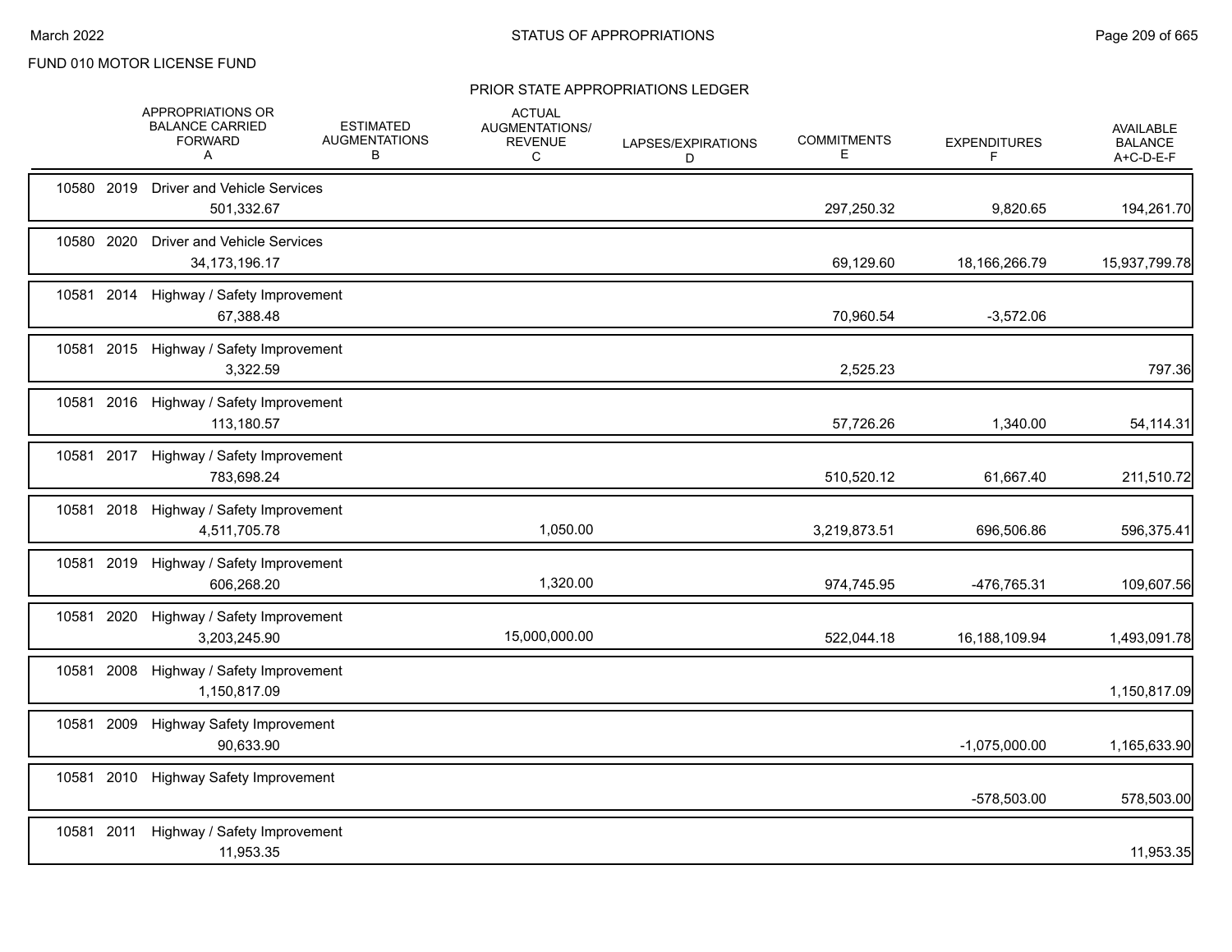FUND 010 MOTOR LICENSE FUND

## PRIOR STATE APPROPRIATIONS LEDGER

| | APPROPRIATIONS OR BALANCE CARRIED FORWARD A | ESTIMATED AUGMENTATIONS B | ACTUAL AUGMENTATIONS/ REVENUE C | LAPSES/EXPIRATIONS D | COMMITMENTS E | EXPENDITURES F | AVAILABLE BALANCE A+C-D-E-F |
|---|---|---|---|---|---|---|---|
| 10580 2019 Driver and Vehicle Services | 501,332.67 | | | | 297,250.32 | 9,820.65 | 194,261.70 |
| 10580 2020 Driver and Vehicle Services | 34,173,196.17 | | | | 69,129.60 | 18,166,266.79 | 15,937,799.78 |
| 10581 2014 Highway / Safety Improvement | 67,388.48 | | | | 70,960.54 | -3,572.06 | |
| 10581 2015 Highway / Safety Improvement | 3,322.59 | | | | 2,525.23 | | 797.36 |
| 10581 2016 Highway / Safety Improvement | 113,180.57 | | | | 57,726.26 | 1,340.00 | 54,114.31 |
| 10581 2017 Highway / Safety Improvement | 783,698.24 | | | | 510,520.12 | 61,667.40 | 211,510.72 |
| 10581 2018 Highway / Safety Improvement | 4,511,705.78 | | 1,050.00 | | 3,219,873.51 | 696,506.86 | 596,375.41 |
| 10581 2019 Highway / Safety Improvement | 606,268.20 | | 1,320.00 | | 974,745.95 | -476,765.31 | 109,607.56 |
| 10581 2020 Highway / Safety Improvement | 3,203,245.90 | | 15,000,000.00 | | 522,044.18 | 16,188,109.94 | 1,493,091.78 |
| 10581 2008 Highway / Safety Improvement | 1,150,817.09 | | | | | | 1,150,817.09 |
| 10581 2009 Highway Safety Improvement | 90,633.90 | | | | | -1,075,000.00 | 1,165,633.90 |
| 10581 2010 Highway Safety Improvement | | | | | | -578,503.00 | 578,503.00 |
| 10581 2011 Highway / Safety Improvement | 11,953.35 | | | | | | 11,953.35 |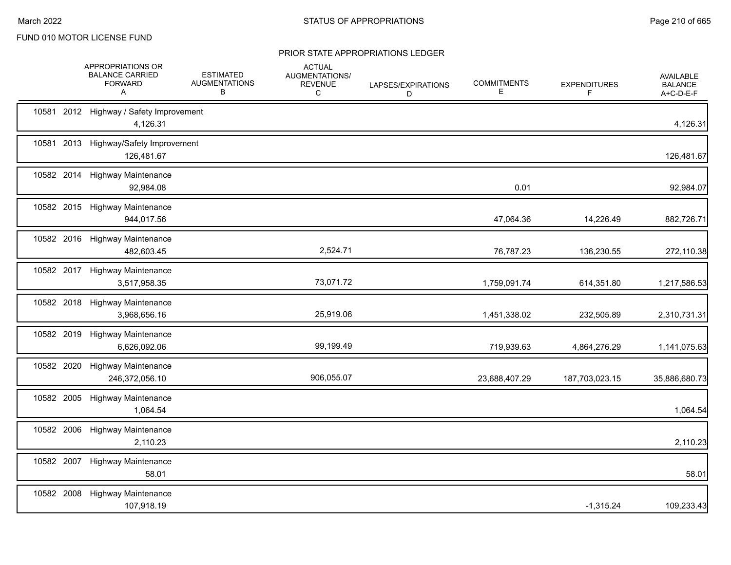FUND 010 MOTOR LICENSE FUND

## PRIOR STATE APPROPRIATIONS LEDGER

| | APPROPRIATIONS OR BALANCE CARRIED FORWARD A | ESTIMATED AUGMENTATIONS B | ACTUAL AUGMENTATIONS/ REVENUE C | LAPSES/EXPIRATIONS D | COMMITMENTS E | EXPENDITURES F | AVAILABLE BALANCE A+C-D-E-F |
|---|---|---|---|---|---|---|---|
| 10581 2012 Highway / Safety Improvement | 4,126.31 | | | | | | 4,126.31 |
| 10581 2013 Highway/Safety Improvement | 126,481.67 | | | | | | 126,481.67 |
| 10582 2014 Highway Maintenance | 92,984.08 | | | | 0.01 | | 92,984.07 |
| 10582 2015 Highway Maintenance | 944,017.56 | | | | 47,064.36 | 14,226.49 | 882,726.71 |
| 10582 2016 Highway Maintenance | 482,603.45 | | 2,524.71 | | 76,787.23 | 136,230.55 | 272,110.38 |
| 10582 2017 Highway Maintenance | 3,517,958.35 | | 73,071.72 | | 1,759,091.74 | 614,351.80 | 1,217,586.53 |
| 10582 2018 Highway Maintenance | 3,968,656.16 | | 25,919.06 | | 1,451,338.02 | 232,505.89 | 2,310,731.31 |
| 10582 2019 Highway Maintenance | 6,626,092.06 | | 99,199.49 | | 719,939.63 | 4,864,276.29 | 1,141,075.63 |
| 10582 2020 Highway Maintenance | 246,372,056.10 | | 906,055.07 | | 23,688,407.29 | 187,703,023.15 | 35,886,680.73 |
| 10582 2005 Highway Maintenance | 1,064.54 | | | | | | 1,064.54 |
| 10582 2006 Highway Maintenance | 2,110.23 | | | | | | 2,110.23 |
| 10582 2007 Highway Maintenance | 58.01 | | | | | | 58.01 |
| 10582 2008 Highway Maintenance | 107,918.19 | | | | | -1,315.24 | 109,233.43 |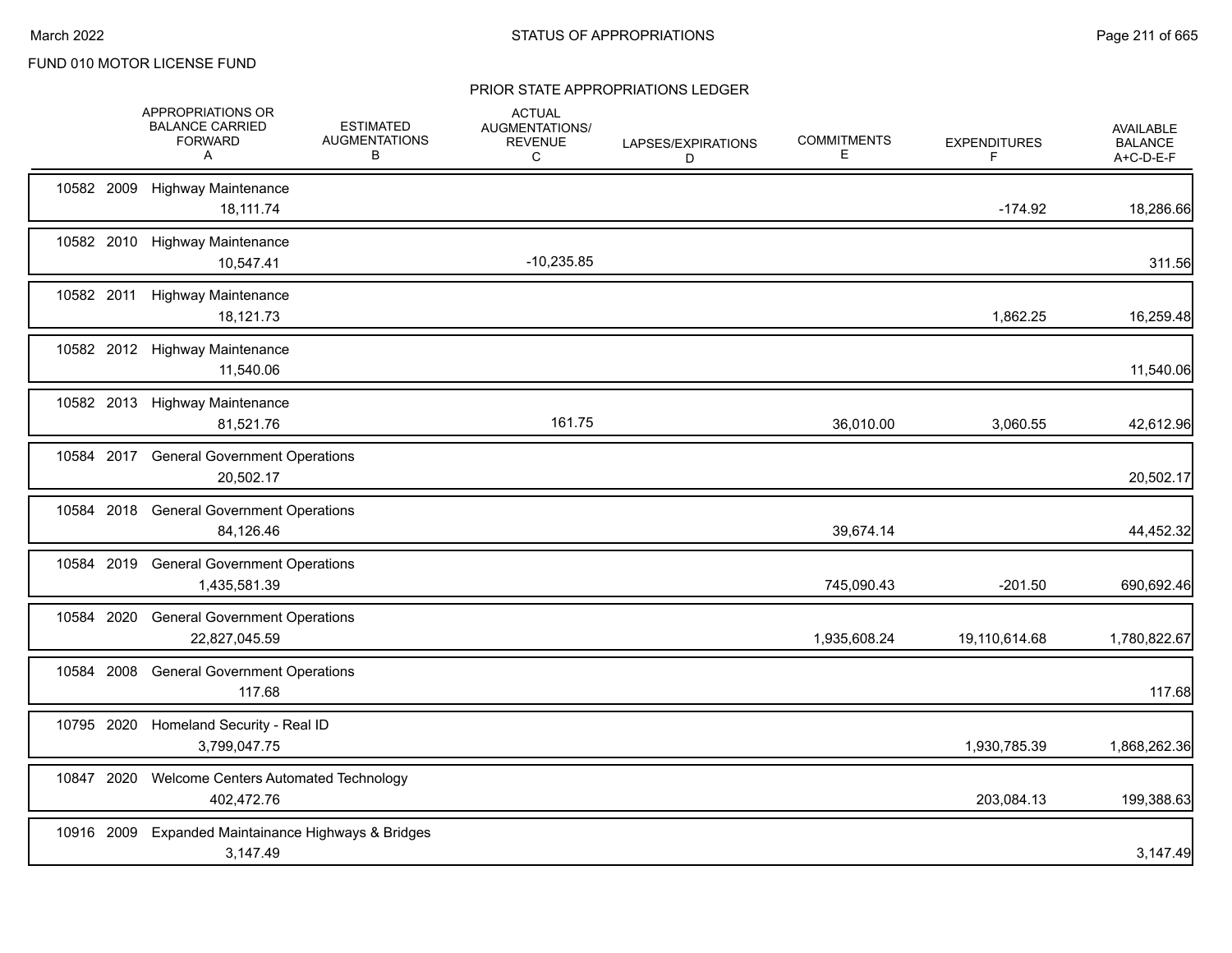FUND 010 MOTOR LICENSE FUND

## PRIOR STATE APPROPRIATIONS LEDGER

| | APPROPRIATIONS OR BALANCE CARRIED FORWARD A | ESTIMATED AUGMENTATIONS B | ACTUAL AUGMENTATIONS/ REVENUE C | LAPSES/EXPIRATIONS D | COMMITMENTS E | EXPENDITURES F | AVAILABLE BALANCE A+C-D-E-F |
|---|---|---|---|---|---|---|---|
| 10582 2009 Highway Maintenance | 18,111.74 | | | | | -174.92 | 18,286.66 |
| 10582 2010 Highway Maintenance | 10,547.41 | | -10,235.85 | | | | 311.56 |
| 10582 2011 Highway Maintenance | 18,121.73 | | | | | 1,862.25 | 16,259.48 |
| 10582 2012 Highway Maintenance | 11,540.06 | | | | | | 11,540.06 |
| 10582 2013 Highway Maintenance | 81,521.76 | | 161.75 | | 36,010.00 | 3,060.55 | 42,612.96 |
| 10584 2017 General Government Operations | 20,502.17 | | | | | | 20,502.17 |
| 10584 2018 General Government Operations | 84,126.46 | | | | 39,674.14 | | 44,452.32 |
| 10584 2019 General Government Operations | 1,435,581.39 | | | | 745,090.43 | -201.50 | 690,692.46 |
| 10584 2020 General Government Operations | 22,827,045.59 | | | | 1,935,608.24 | 19,110,614.68 | 1,780,822.67 |
| 10584 2008 General Government Operations | 117.68 | | | | | | 117.68 |
| 10795 2020 Homeland Security - Real ID | 3,799,047.75 | | | | | 1,930,785.39 | 1,868,262.36 |
| 10847 2020 Welcome Centers Automated Technology | 402,472.76 | | | | | 203,084.13 | 199,388.63 |
| 10916 2009 Expanded Maintainance Highways & Bridges | 3,147.49 | | | | | | 3,147.49 |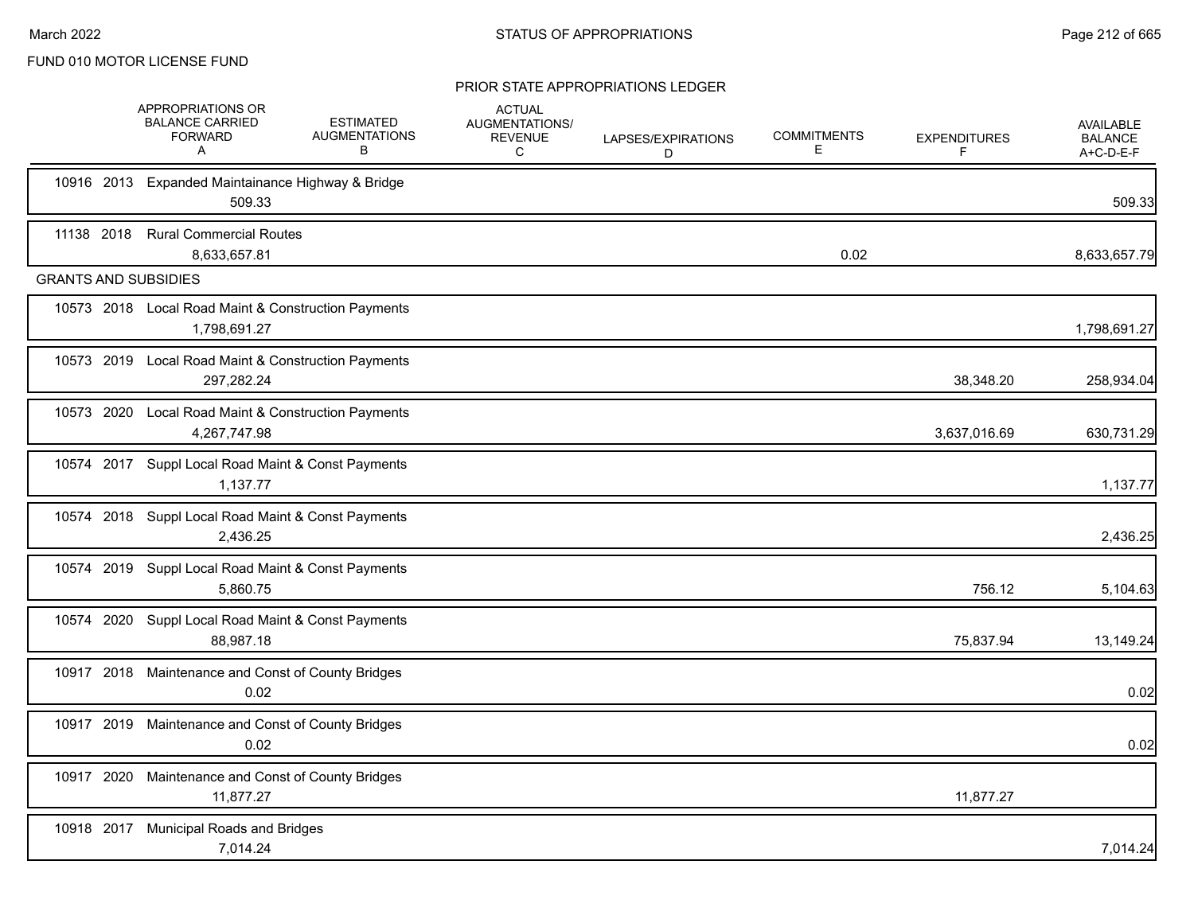FUND 010 MOTOR LICENSE FUND

## PRIOR STATE APPROPRIATIONS LEDGER

| | APPROPRIATIONS OR BALANCE CARRIED FORWARD A | ESTIMATED AUGMENTATIONS B | ACTUAL AUGMENTATIONS/ REVENUE C | LAPSES/EXPIRATIONS D | COMMITMENTS E | EXPENDITURES F | AVAILABLE BALANCE A+C-D-E-F |
|---|---|---|---|---|---|---|---|
| 10916 2013 Expanded Maintainance Highway & Bridge | 509.33 | | | | | | 509.33 |
| 11138 2018 Rural Commercial Routes | 8,633,657.81 | | | | 0.02 | | 8,633,657.79 |
| **GRANTS AND SUBSIDIES** | | | | | | | |
| 10573 2018 Local Road Maint & Construction Payments | 1,798,691.27 | | | | | | 1,798,691.27 |
| 10573 2019 Local Road Maint & Construction Payments | 297,282.24 | | | | | 38,348.20 | 258,934.04 |
| 10573 2020 Local Road Maint & Construction Payments | 4,267,747.98 | | | | | 3,637,016.69 | 630,731.29 |
| 10574 2017 Suppl Local Road Maint & Const Payments | 1,137.77 | | | | | | 1,137.77 |
| 10574 2018 Suppl Local Road Maint & Const Payments | 2,436.25 | | | | | | 2,436.25 |
| 10574 2019 Suppl Local Road Maint & Const Payments | 5,860.75 | | | | | 756.12 | 5,104.63 |
| 10574 2020 Suppl Local Road Maint & Const Payments | 88,987.18 | | | | | 75,837.94 | 13,149.24 |
| 10917 2018 Maintenance and Const of County Bridges | 0.02 | | | | | | 0.02 |
| 10917 2019 Maintenance and Const of County Bridges | 0.02 | | | | | | 0.02 |
| 10917 2020 Maintenance and Const of County Bridges | 11,877.27 | | | | | 11,877.27 | |
| 10918 2017 Municipal Roads and Bridges | 7,014.24 | | | | | | 7,014.24 |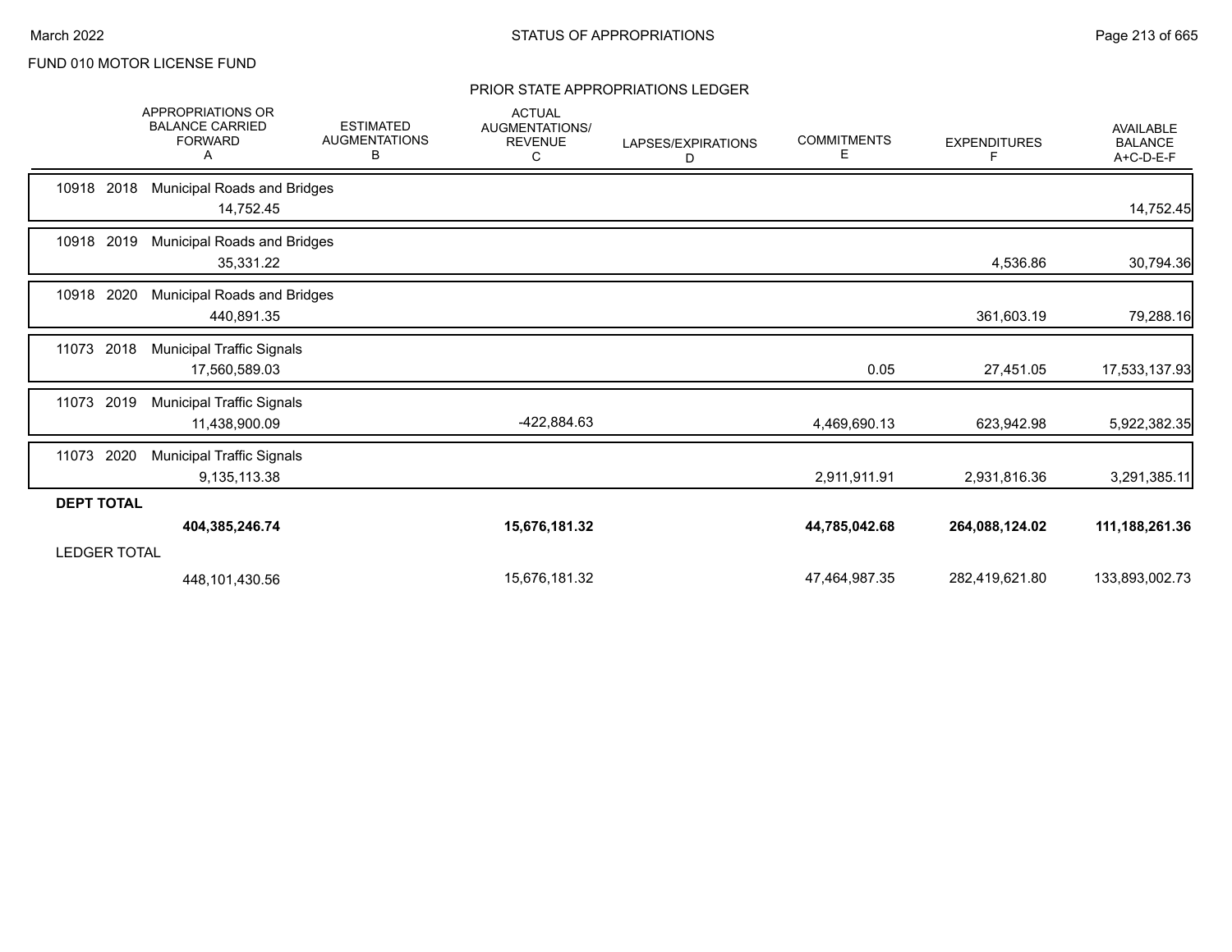FUND 010 MOTOR LICENSE FUND

## PRIOR STATE APPROPRIATIONS LEDGER

| | APPROPRIATIONS OR BALANCE CARRIED FORWARD A | ESTIMATED AUGMENTATIONS B | ACTUAL AUGMENTATIONS/ REVENUE C | LAPSES/EXPIRATIONS D | COMMITMENTS E | EXPENDITURES F | AVAILABLE BALANCE A+C-D-E-F |
|---|---|---|---|---|---|---|---|
| 10918 2018 Municipal Roads and Bridges | 14,752.45 | | | | | | 14,752.45 |
| 10918 2019 Municipal Roads and Bridges | 35,331.22 | | | | | 4,536.86 | 30,794.36 |
| 10918 2020 Municipal Roads and Bridges | 440,891.35 | | | | | 361,603.19 | 79,288.16 |
| 11073 2018 Municipal Traffic Signals | 17,560,589.03 | | | | 0.05 | 27,451.05 | 17,533,137.93 |
| 11073 2019 Municipal Traffic Signals | 11,438,900.09 | | -422,884.63 | | 4,469,690.13 | 623,942.98 | 5,922,382.35 |
| 11073 2020 Municipal Traffic Signals | 9,135,113.38 | | | | 2,911,911.91 | 2,931,816.36 | 3,291,385.11 |
| **DEPT TOTAL** | **404,385,246.74** | | **15,676,181.32** | | **44,785,042.68** | **264,088,124.02** | **111,188,261.36** |
| LEDGER TOTAL | 448,101,430.56 | | 15,676,181.32 | | 47,464,987.35 | 282,419,621.80 | 133,893,002.73 |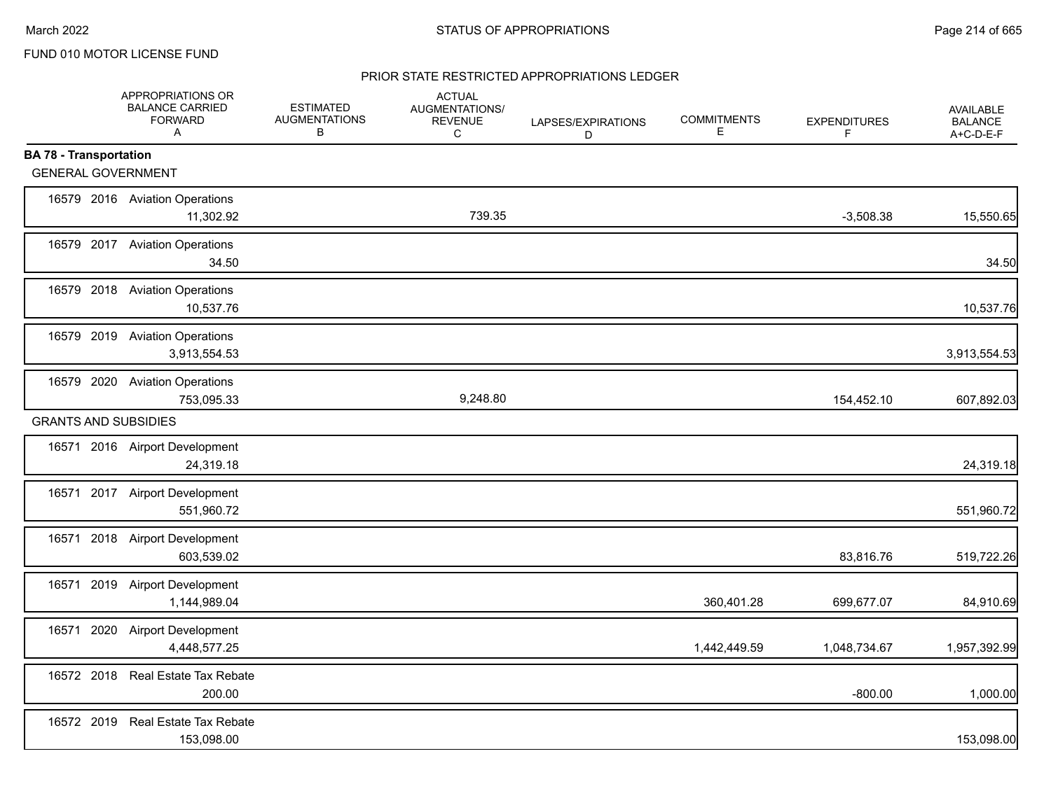FUND 010 MOTOR LICENSE FUND

PRIOR STATE RESTRICTED APPROPRIATIONS LEDGER

| | APPROPRIATIONS OR BALANCE CARRIED FORWARD A | ESTIMATED AUGMENTATIONS B | ACTUAL AUGMENTATIONS/ REVENUE C | LAPSES/EXPIRATIONS D | COMMITMENTS E | EXPENDITURES F | AVAILABLE BALANCE A+C-D-E-F |
|---|---|---|---|---|---|---|---|
| **BA 78 - Transportation** | | | | | | | |
| GENERAL GOVERNMENT | | | | | | | |
| 16579 2016 Aviation Operations | 11,302.92 | | 739.35 | | | -3,508.38 | 15,550.65 |
| 16579 2017 Aviation Operations | 34.50 | | | | | | 34.50 |
| 16579 2018 Aviation Operations | 10,537.76 | | | | | | 10,537.76 |
| 16579 2019 Aviation Operations | 3,913,554.53 | | | | | | 3,913,554.53 |
| 16579 2020 Aviation Operations | 753,095.33 | | 9,248.80 | | | 154,452.10 | 607,892.03 |
| GRANTS AND SUBSIDIES | | | | | | | |
| 16571 2016 Airport Development | 24,319.18 | | | | | | 24,319.18 |
| 16571 2017 Airport Development | 551,960.72 | | | | | | 551,960.72 |
| 16571 2018 Airport Development | 603,539.02 | | | | | 83,816.76 | 519,722.26 |
| 16571 2019 Airport Development | 1,144,989.04 | | | | 360,401.28 | 699,677.07 | 84,910.69 |
| 16571 2020 Airport Development | 4,448,577.25 | | | | 1,442,449.59 | 1,048,734.67 | 1,957,392.99 |
| 16572 2018 Real Estate Tax Rebate | 200.00 | | | | | -800.00 | 1,000.00 |
| 16572 2019 Real Estate Tax Rebate | 153,098.00 | | | | | | 153,098.00 |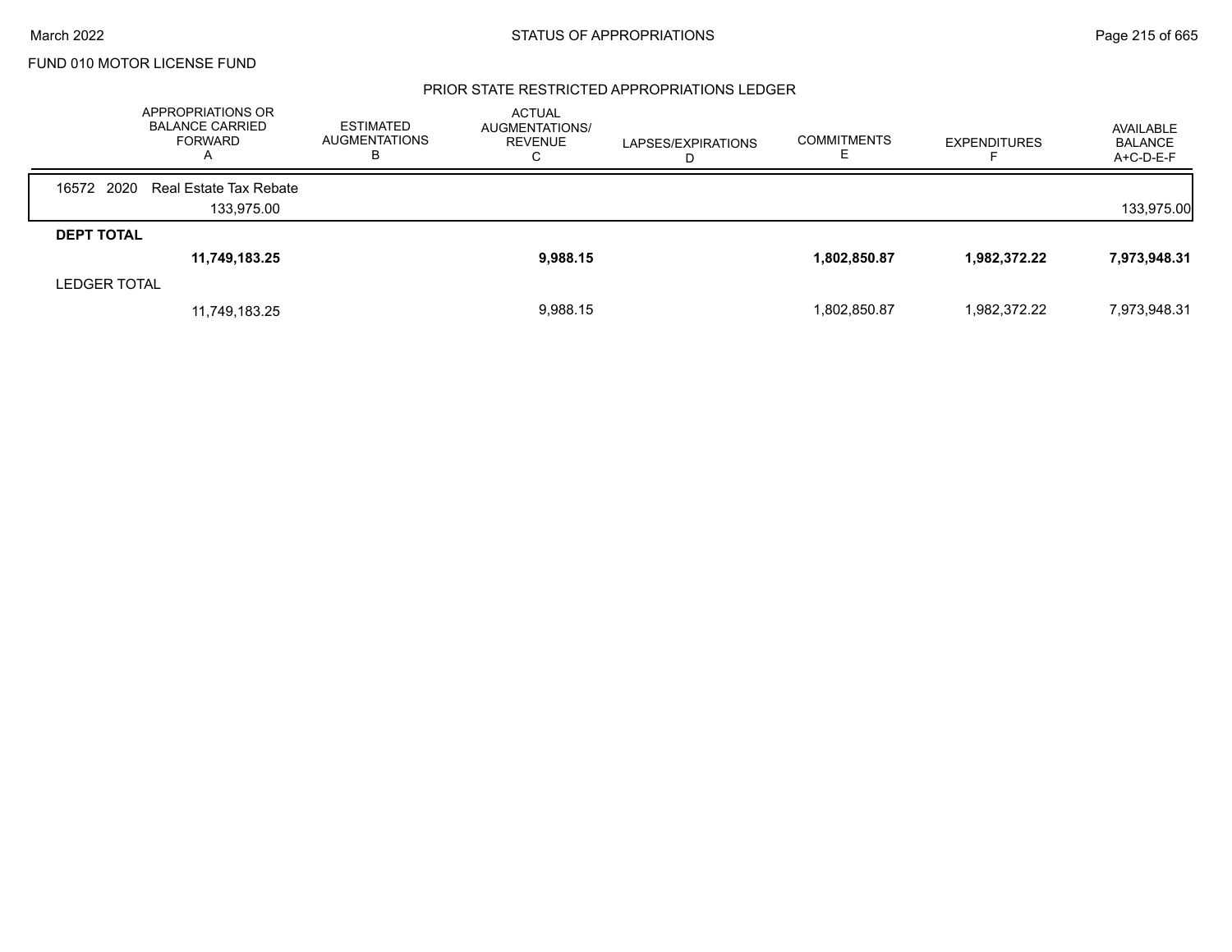FUND 010 MOTOR LICENSE FUND

## PRIOR STATE RESTRICTED APPROPRIATIONS LEDGER

| | APPROPRIATIONS OR BALANCE CARRIED FORWARD A | ESTIMATED AUGMENTATIONS B | ACTUAL AUGMENTATIONS/ REVENUE C | LAPSES/EXPIRATIONS D | COMMITMENTS E | EXPENDITURES F | AVAILABLE BALANCE A+C-D-E-F |
|---|---|---|---|---|---|---|---|
| 16572 2020 Real Estate Tax Rebate | | | | | | | |
| | 133,975.00 | | | | | | 133,975.00 |
| **DEPT TOTAL** | | | | | | | |
| | **11,749,183.25** | | **9,988.15** | | **1,802,850.87** | **1,982,372.22** | **7,973,948.31** |
| LEDGER TOTAL | | | | | | | |
| | 11,749,183.25 | | 9,988.15 | | 1,802,850.87 | 1,982,372.22 | 7,973,948.31 |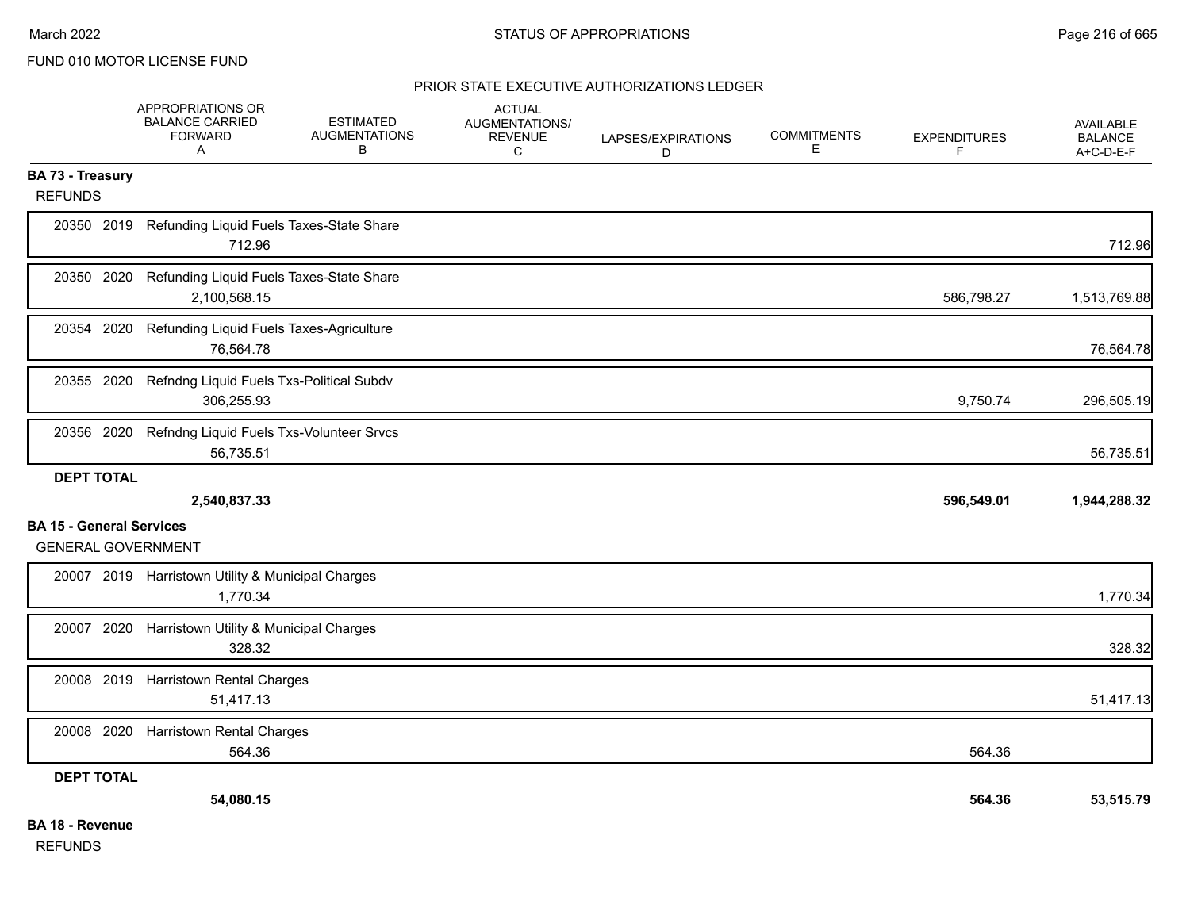FUND 010 MOTOR LICENSE FUND

PRIOR STATE EXECUTIVE AUTHORIZATIONS LEDGER

| | APPROPRIATIONS OR BALANCE CARRIED FORWARD A | ESTIMATED AUGMENTATIONS B | ACTUAL AUGMENTATIONS/ REVENUE C | LAPSES/EXPIRATIONS D | COMMITMENTS E | EXPENDITURES F | AVAILABLE BALANCE A+C-D-E-F |
|---|---|---|---|---|---|---|---|
| **BA 73 - Treasury** | | | | | | | |
| REFUNDS | | | | | | | |
| 20350 2019 Refunding Liquid Fuels Taxes-State Share | 712.96 | | | | | | 712.96 |
| 20350 2020 Refunding Liquid Fuels Taxes-State Share | 2,100,568.15 | | | | | 586,798.27 | 1,513,769.88 |
| 20354 2020 Refunding Liquid Fuels Taxes-Agriculture | 76,564.78 | | | | | | 76,564.78 |
| 20355 2020 Refndng Liquid Fuels Txs-Political Subdv | 306,255.93 | | | | | 9,750.74 | 296,505.19 |
| 20356 2020 Refndng Liquid Fuels Txs-Volunteer Srvcs | 56,735.51 | | | | | | 56,735.51 |
| **DEPT TOTAL** | **2,540,837.33** | | | | | **596,549.01** | **1,944,288.32** |
| **BA 15 - General Services** | | | | | | | |
| GENERAL GOVERNMENT | | | | | | | |
| 20007 2019 Harristown Utility & Municipal Charges | 1,770.34 | | | | | | 1,770.34 |
| 20007 2020 Harristown Utility & Municipal Charges | 328.32 | | | | | | 328.32 |
| 20008 2019 Harristown Rental Charges | 51,417.13 | | | | | | 51,417.13 |
| 20008 2020 Harristown Rental Charges | 564.36 | | | | | 564.36 | |
| **DEPT TOTAL** | **54,080.15** | | | | | **564.36** | **53,515.79** |

**BA 18 - Revenue**

REFUNDS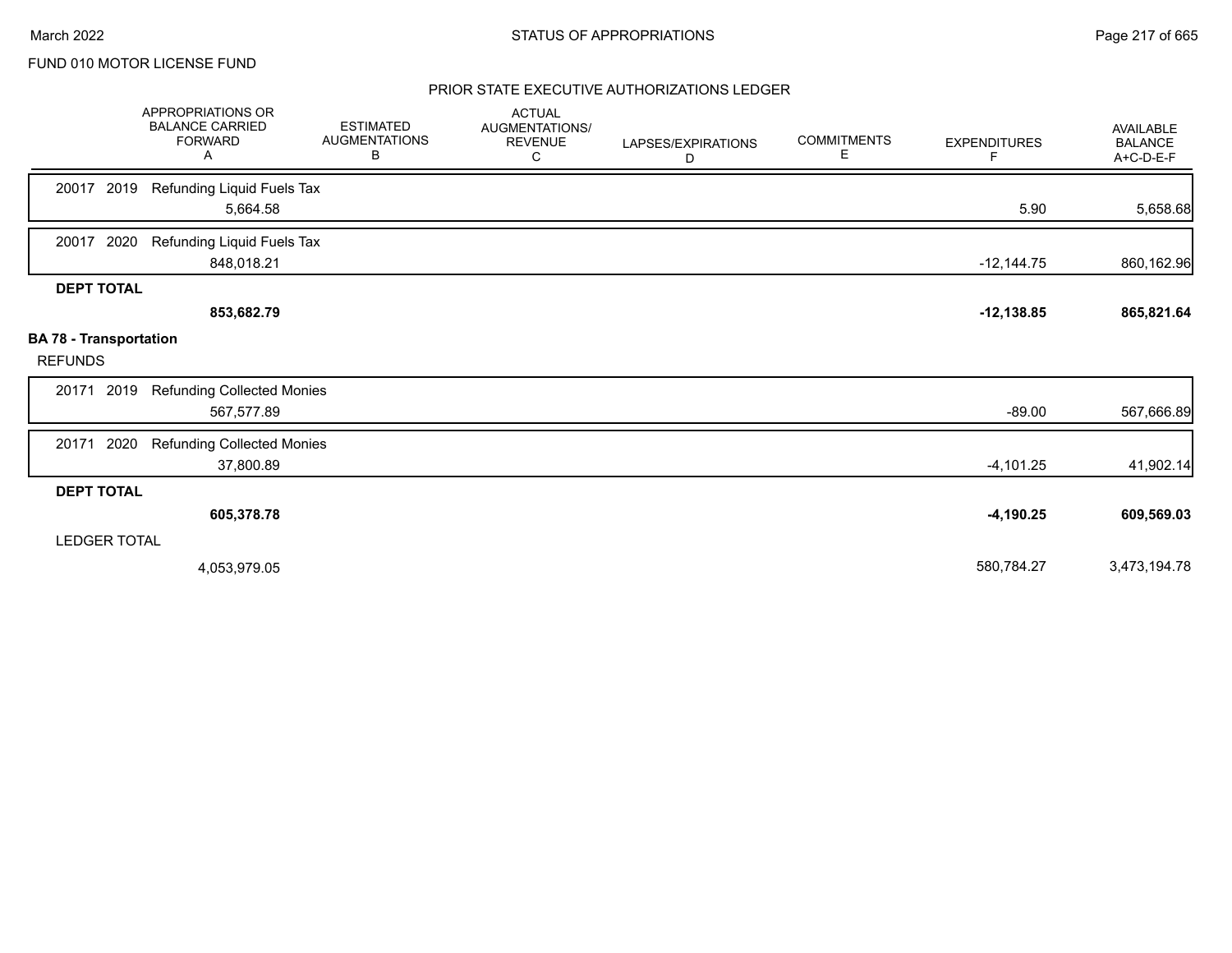FUND 010 MOTOR LICENSE FUND

PRIOR STATE EXECUTIVE AUTHORIZATIONS LEDGER

| | APPROPRIATIONS OR BALANCE CARRIED FORWARD A | ESTIMATED AUGMENTATIONS B | ACTUAL AUGMENTATIONS/ REVENUE C | LAPSES/EXPIRATIONS D | COMMITMENTS E | EXPENDITURES F | AVAILABLE BALANCE A+C-D-E-F |
|---|---|---|---|---|---|---|---|
| 20017 2019 Refunding Liquid Fuels Tax | 5,664.58 | | | | | 5.90 | 5,658.68 |
| 20017 2020 Refunding Liquid Fuels Tax | 848,018.21 | | | | | -12,144.75 | 860,162.96 |
| **DEPT TOTAL** | **853,682.79** | | | | | **-12,138.85** | **865,821.64** |
| **BA 78 - Transportation** | | | | | | | |
| REFUNDS | | | | | | | |
| 20171 2019 Refunding Collected Monies | 567,577.89 | | | | | -89.00 | 567,666.89 |
| 20171 2020 Refunding Collected Monies | 37,800.89 | | | | | -4,101.25 | 41,902.14 |
| **DEPT TOTAL** | **605,378.78** | | | | | **-4,190.25** | **609,569.03** |
| LEDGER TOTAL | 4,053,979.05 | | | | | 580,784.27 | 3,473,194.78 |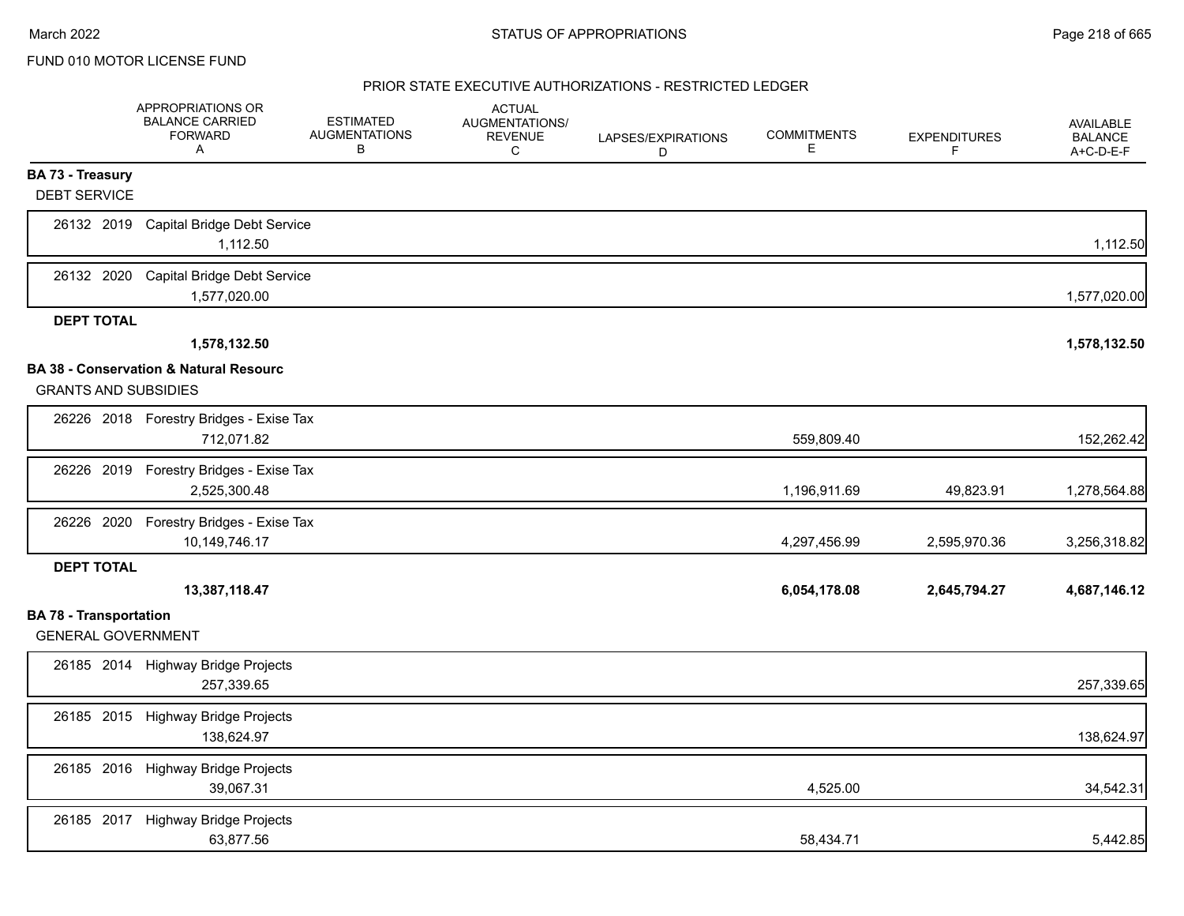FUND 010 MOTOR LICENSE FUND

## PRIOR STATE EXECUTIVE AUTHORIZATIONS - RESTRICTED LEDGER

| | APPROPRIATIONS OR BALANCE CARRIED FORWARD A | ESTIMATED AUGMENTATIONS B | ACTUAL AUGMENTATIONS/ REVENUE C | LAPSES/EXPIRATIONS D | COMMITMENTS E | EXPENDITURES F | AVAILABLE BALANCE A+C-D-E-F |
|---|---|---|---|---|---|---|---|
| **BA 73 - Treasury** | | | | | | | |
| DEBT SERVICE | | | | | | | |
| 26132 2019 Capital Bridge Debt Service | 1,112.50 | | | | | | 1,112.50 |
| 26132 2020 Capital Bridge Debt Service | 1,577,020.00 | | | | | | 1,577,020.00 |
| **DEPT TOTAL** | **1,578,132.50** | | | | | | **1,578,132.50** |
| **BA 38 - Conservation & Natural Resourc** | | | | | | | |
| GRANTS AND SUBSIDIES | | | | | | | |
| 26226 2018 Forestry Bridges - Exise Tax | 712,071.82 | | | | 559,809.40 | | 152,262.42 |
| 26226 2019 Forestry Bridges - Exise Tax | 2,525,300.48 | | | | 1,196,911.69 | 49,823.91 | 1,278,564.88 |
| 26226 2020 Forestry Bridges - Exise Tax | 10,149,746.17 | | | | 4,297,456.99 | 2,595,970.36 | 3,256,318.82 |
| **DEPT TOTAL** | **13,387,118.47** | | | | **6,054,178.08** | **2,645,794.27** | **4,687,146.12** |
| **BA 78 - Transportation** | | | | | | | |
| GENERAL GOVERNMENT | | | | | | | |
| 26185 2014 Highway Bridge Projects | 257,339.65 | | | | | | 257,339.65 |
| 26185 2015 Highway Bridge Projects | 138,624.97 | | | | | | 138,624.97 |
| 26185 2016 Highway Bridge Projects | 39,067.31 | | | | 4,525.00 | | 34,542.31 |
| 26185 2017 Highway Bridge Projects | 63,877.56 | | | | 58,434.71 | | 5,442.85 |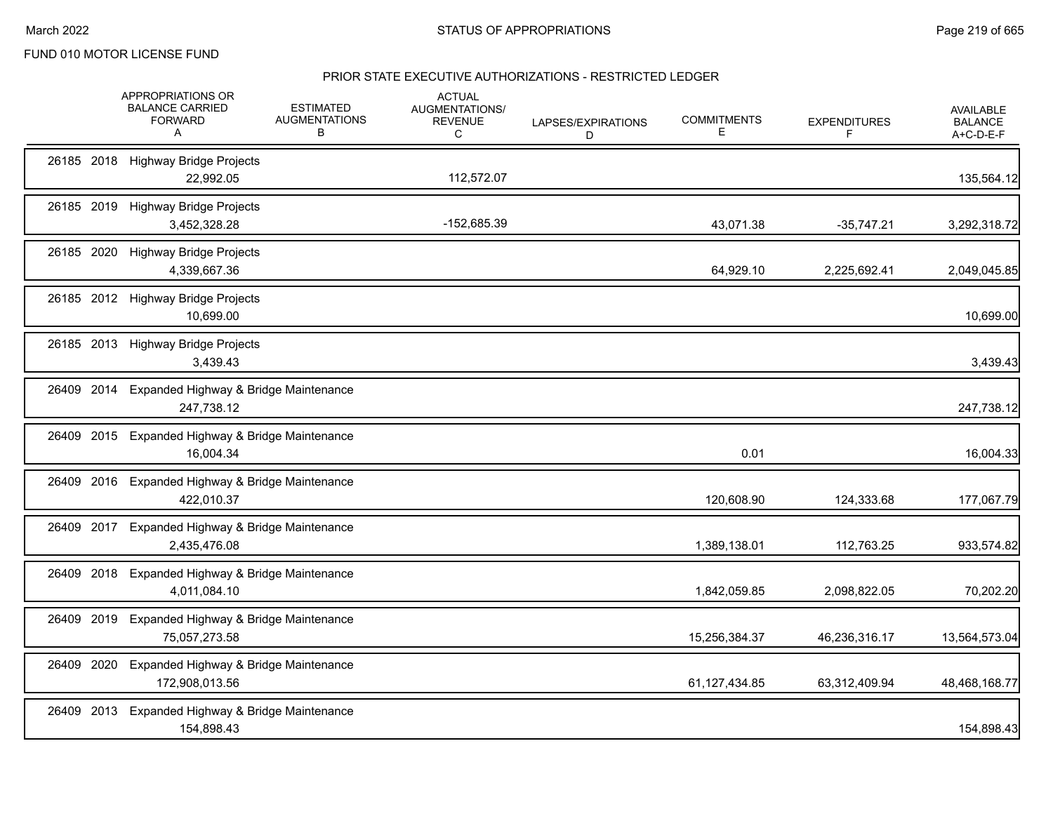FUND 010 MOTOR LICENSE FUND

## PRIOR STATE EXECUTIVE AUTHORIZATIONS - RESTRICTED LEDGER

| | APPROPRIATIONS OR BALANCE CARRIED FORWARD A | ESTIMATED AUGMENTATIONS B | ACTUAL AUGMENTATIONS/ REVENUE C | LAPSES/EXPIRATIONS D | COMMITMENTS E | EXPENDITURES F | AVAILABLE BALANCE A+C-D-E-F |
|---|---|---|---|---|---|---|---|
| 26185 2018 Highway Bridge Projects | 22,992.05 | | 112,572.07 | | | | 135,564.12 |
| 26185 2019 Highway Bridge Projects | 3,452,328.28 | | -152,685.39 | | 43,071.38 | -35,747.21 | 3,292,318.72 |
| 26185 2020 Highway Bridge Projects | 4,339,667.36 | | | | 64,929.10 | 2,225,692.41 | 2,049,045.85 |
| 26185 2012 Highway Bridge Projects | 10,699.00 | | | | | | 10,699.00 |
| 26185 2013 Highway Bridge Projects | 3,439.43 | | | | | | 3,439.43 |
| 26409 2014 Expanded Highway & Bridge Maintenance | 247,738.12 | | | | | | 247,738.12 |
| 26409 2015 Expanded Highway & Bridge Maintenance | 16,004.34 | | | | 0.01 | | 16,004.33 |
| 26409 2016 Expanded Highway & Bridge Maintenance | 422,010.37 | | | | 120,608.90 | 124,333.68 | 177,067.79 |
| 26409 2017 Expanded Highway & Bridge Maintenance | 2,435,476.08 | | | | 1,389,138.01 | 112,763.25 | 933,574.82 |
| 26409 2018 Expanded Highway & Bridge Maintenance | 4,011,084.10 | | | | 1,842,059.85 | 2,098,822.05 | 70,202.20 |
| 26409 2019 Expanded Highway & Bridge Maintenance | 75,057,273.58 | | | | 15,256,384.37 | 46,236,316.17 | 13,564,573.04 |
| 26409 2020 Expanded Highway & Bridge Maintenance | 172,908,013.56 | | | | 61,127,434.85 | 63,312,409.94 | 48,468,168.77 |
| 26409 2013 Expanded Highway & Bridge Maintenance | 154,898.43 | | | | | | 154,898.43 |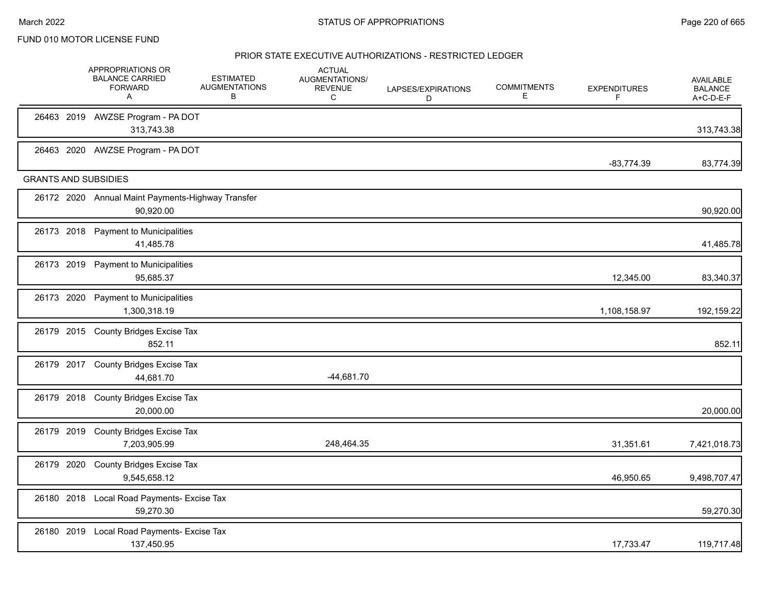FUND 010 MOTOR LICENSE FUND

## PRIOR STATE EXECUTIVE AUTHORIZATIONS - RESTRICTED LEDGER

| | APPROPRIATIONS OR BALANCE CARRIED FORWARD A | ESTIMATED AUGMENTATIONS B | ACTUAL AUGMENTATIONS/ REVENUE C | LAPSES/EXPIRATIONS D | COMMITMENTS E | EXPENDITURES F | AVAILABLE BALANCE A+C-D-E-F |
|---|---|---|---|---|---|---|---|
| 26463 2019 AWZSE Program - PA DOT | 313,743.38 | | | | | | 313,743.38 |
| 26463 2020 AWZSE Program - PA DOT | | | | | | -83,774.39 | 83,774.39 |
| **GRANTS AND SUBSIDIES** | | | | | | | |
| 26172 2020 Annual Maint Payments-Highway Transfer | 90,920.00 | | | | | | 90,920.00 |
| 26173 2018 Payment to Municipalities | 41,485.78 | | | | | | 41,485.78 |
| 26173 2019 Payment to Municipalities | 95,685.37 | | | | | 12,345.00 | 83,340.37 |
| 26173 2020 Payment to Municipalities | 1,300,318.19 | | | | | 1,108,158.97 | 192,159.22 |
| 26179 2015 County Bridges Excise Tax | 852.11 | | | | | | 852.11 |
| 26179 2017 County Bridges Excise Tax | 44,681.70 | | -44,681.70 | | | | |
| 26179 2018 County Bridges Excise Tax | 20,000.00 | | | | | | 20,000.00 |
| 26179 2019 County Bridges Excise Tax | 7,203,905.99 | | 248,464.35 | | | 31,351.61 | 7,421,018.73 |
| 26179 2020 County Bridges Excise Tax | 9,545,658.12 | | | | | 46,950.65 | 9,498,707.47 |
| 26180 2018 Local Road Payments- Excise Tax | 59,270.30 | | | | | | 59,270.30 |
| 26180 2019 Local Road Payments- Excise Tax | 137,450.95 | | | | | 17,733.47 | 119,717.48 |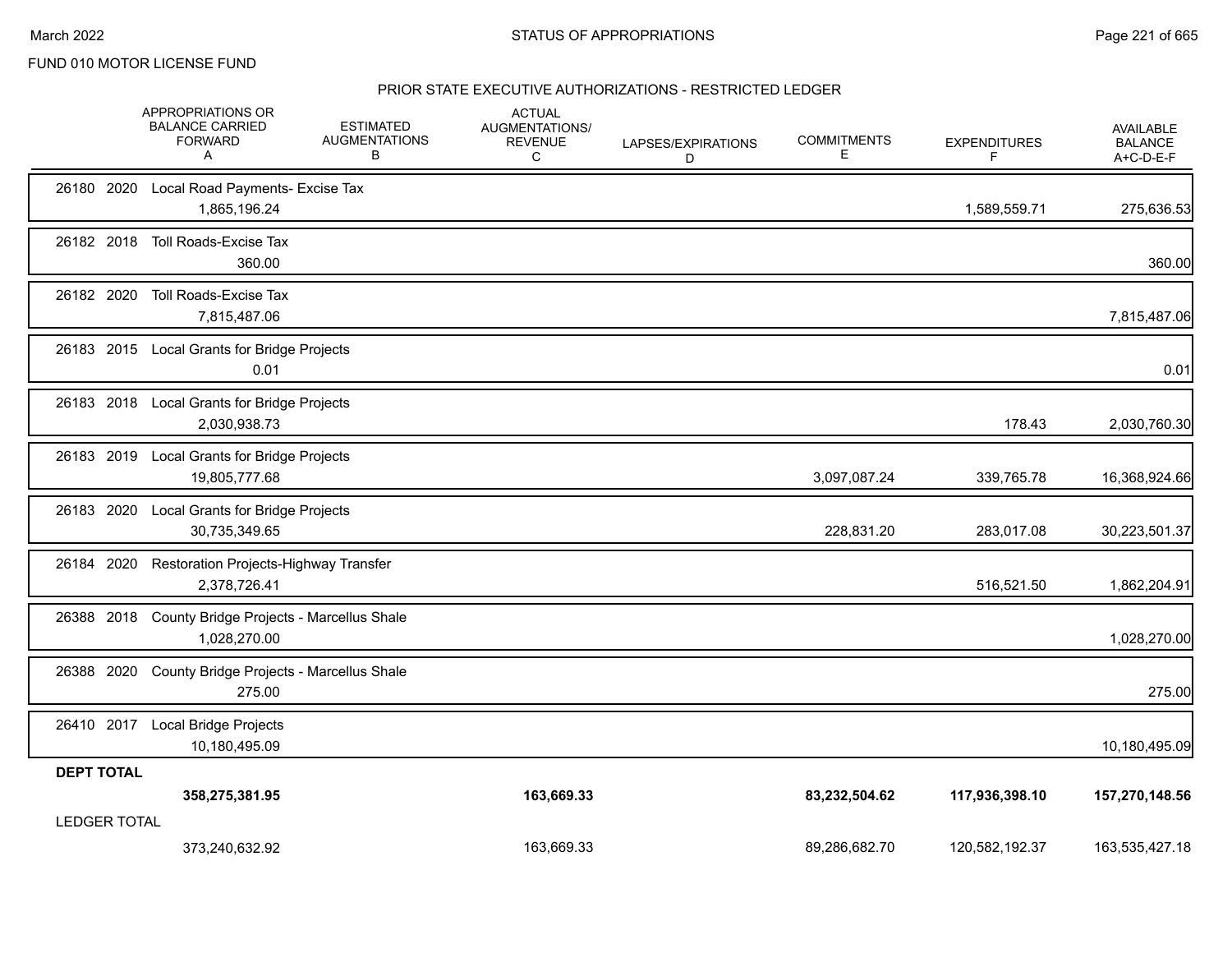FUND 010 MOTOR LICENSE FUND

## PRIOR STATE EXECUTIVE AUTHORIZATIONS - RESTRICTED LEDGER

| | APPROPRIATIONS OR BALANCE CARRIED FORWARD A | ESTIMATED AUGMENTATIONS B | ACTUAL AUGMENTATIONS/ REVENUE C | LAPSES/EXPIRATIONS D | COMMITMENTS E | EXPENDITURES F | AVAILABLE BALANCE A+C-D-E-F |
|---|---|---|---|---|---|---|---|
| 26180 2020 Local Road Payments- Excise Tax | 1,865,196.24 | | | | | 1,589,559.71 | 275,636.53 |
| 26182 2018 Toll Roads-Excise Tax | 360.00 | | | | | | 360.00 |
| 26182 2020 Toll Roads-Excise Tax | 7,815,487.06 | | | | | | 7,815,487.06 |
| 26183 2015 Local Grants for Bridge Projects | 0.01 | | | | | | 0.01 |
| 26183 2018 Local Grants for Bridge Projects | 2,030,938.73 | | | | | 178.43 | 2,030,760.30 |
| 26183 2019 Local Grants for Bridge Projects | 19,805,777.68 | | | | 3,097,087.24 | 339,765.78 | 16,368,924.66 |
| 26183 2020 Local Grants for Bridge Projects | 30,735,349.65 | | | | 228,831.20 | 283,017.08 | 30,223,501.37 |
| 26184 2020 Restoration Projects-Highway Transfer | 2,378,726.41 | | | | | 516,521.50 | 1,862,204.91 |
| 26388 2018 County Bridge Projects - Marcellus Shale | 1,028,270.00 | | | | | | 1,028,270.00 |
| 26388 2020 County Bridge Projects - Marcellus Shale | 275.00 | | | | | | 275.00 |
| 26410 2017 Local Bridge Projects | 10,180,495.09 | | | | | | 10,180,495.09 |
| **DEPT TOTAL** | **358,275,381.95** | | **163,669.33** | | **83,232,504.62** | **117,936,398.10** | **157,270,148.56** |
| LEDGER TOTAL | 373,240,632.92 | | 163,669.33 | | 89,286,682.70 | 120,582,192.37 | 163,535,427.18 |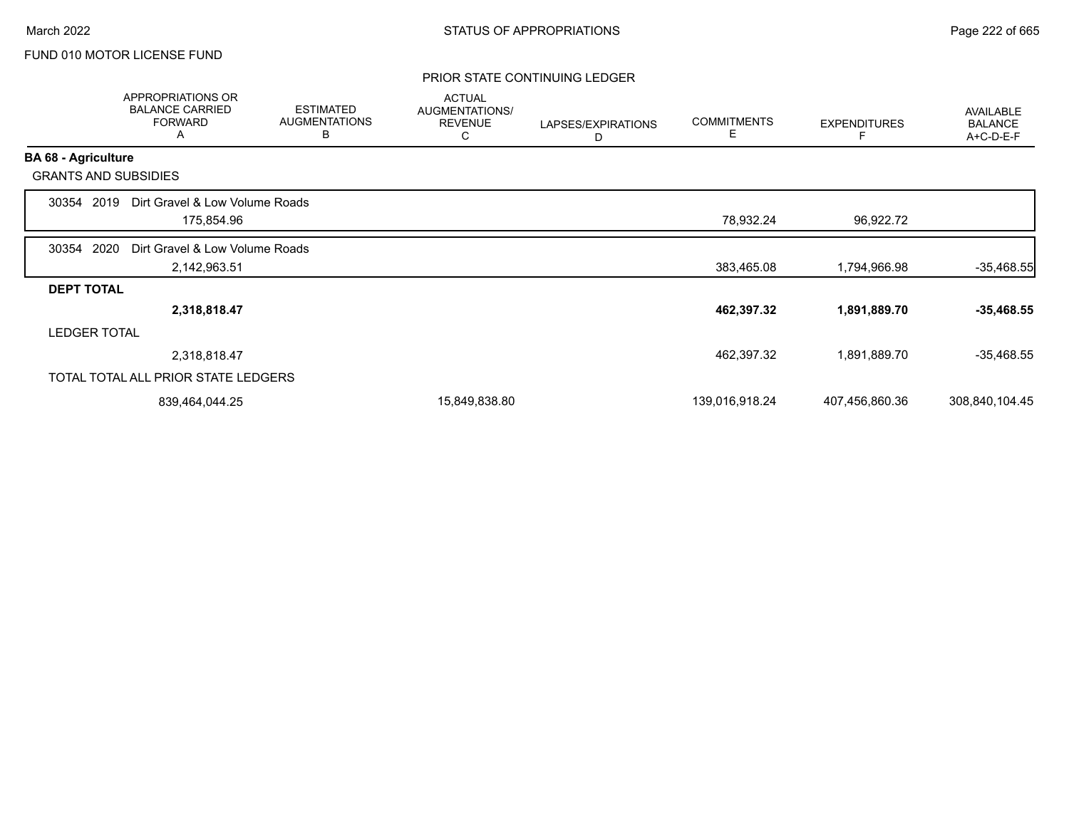# STATUS OF APPROPRIATIONS

FUND 010 MOTOR LICENSE FUND

## PRIOR STATE CONTINUING LEDGER

| | APPROPRIATIONS OR BALANCE CARRIED FORWARD A | ESTIMATED AUGMENTATIONS B | ACTUAL AUGMENTATIONS/ REVENUE C | LAPSES/EXPIRATIONS D | COMMITMENTS E | EXPENDITURES F | AVAILABLE BALANCE A+C-D-E-F |
|---|---|---|---|---|---|---|---|
| **BA 68 - Agriculture** | | | | | | | |
| GRANTS AND SUBSIDIES | | | | | | | |
| 30354 2019 Dirt Gravel & Low Volume Roads | 175,854.96 | | | | 78,932.24 | 96,922.72 | |
| 30354 2020 Dirt Gravel & Low Volume Roads | 2,142,963.51 | | | | 383,465.08 | 1,794,966.98 | -35,468.55 |
| **DEPT TOTAL** | **2,318,818.47** | | | | **462,397.32** | **1,891,889.70** | **-35,468.55** |
| LEDGER TOTAL | 2,318,818.47 | | | | 462,397.32 | 1,891,889.70 | -35,468.55 |
| TOTAL TOTAL ALL PRIOR STATE LEDGERS | 839,464,044.25 | | 15,849,838.80 | | 139,016,918.24 | 407,456,860.36 | 308,840,104.45 |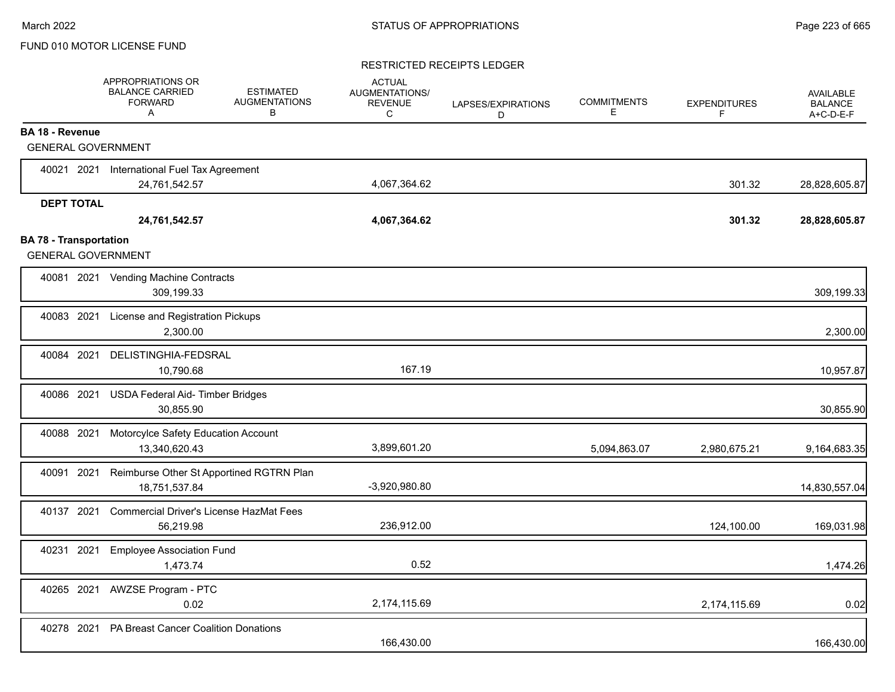FUND 010 MOTOR LICENSE FUND

RESTRICTED RECEIPTS LEDGER

| | APPROPRIATIONS OR BALANCE CARRIED FORWARD A | ESTIMATED AUGMENTATIONS B | ACTUAL AUGMENTATIONS/ REVENUE C | LAPSES/EXPIRATIONS D | COMMITMENTS E | EXPENDITURES F | AVAILABLE BALANCE A+C-D-E-F |
|---|---|---|---|---|---|---|---|
| **BA 18 - Revenue** | | | | | | | |
| GENERAL GOVERNMENT | | | | | | | |
| 40021 2021 International Fuel Tax Agreement | 24,761,542.57 | | 4,067,364.62 | | | 301.32 | 28,828,605.87 |
| **DEPT TOTAL** | **24,761,542.57** | | **4,067,364.62** | | | **301.32** | **28,828,605.87** |
| **BA 78 - Transportation** | | | | | | | |
| GENERAL GOVERNMENT | | | | | | | |
| 40081 2021 Vending Machine Contracts | 309,199.33 | | | | | | 309,199.33 |
| 40083 2021 License and Registration Pickups | 2,300.00 | | | | | | 2,300.00 |
| 40084 2021 DELISTINGHIA-FEDSRAL | 10,790.68 | | 167.19 | | | | 10,957.87 |
| 40086 2021 USDA Federal Aid- Timber Bridges | 30,855.90 | | | | | | 30,855.90 |
| 40088 2021 Motorcylce Safety Education Account | 13,340,620.43 | | 3,899,601.20 | | 5,094,863.07 | 2,980,675.21 | 9,164,683.35 |
| 40091 2021 Reimburse Other St Apportined RGTRN Plan | 18,751,537.84 | | -3,920,980.80 | | | | 14,830,557.04 |
| 40137 2021 Commercial Driver's License HazMat Fees | 56,219.98 | | 236,912.00 | | | 124,100.00 | 169,031.98 |
| 40231 2021 Employee Association Fund | 1,473.74 | | 0.52 | | | | 1,474.26 |
| 40265 2021 AWZSE Program - PTC | 0.02 | | 2,174,115.69 | | | 2,174,115.69 | 0.02 |
| 40278 2021 PA Breast Cancer Coalition Donations | | | 166,430.00 | | | | 166,430.00 |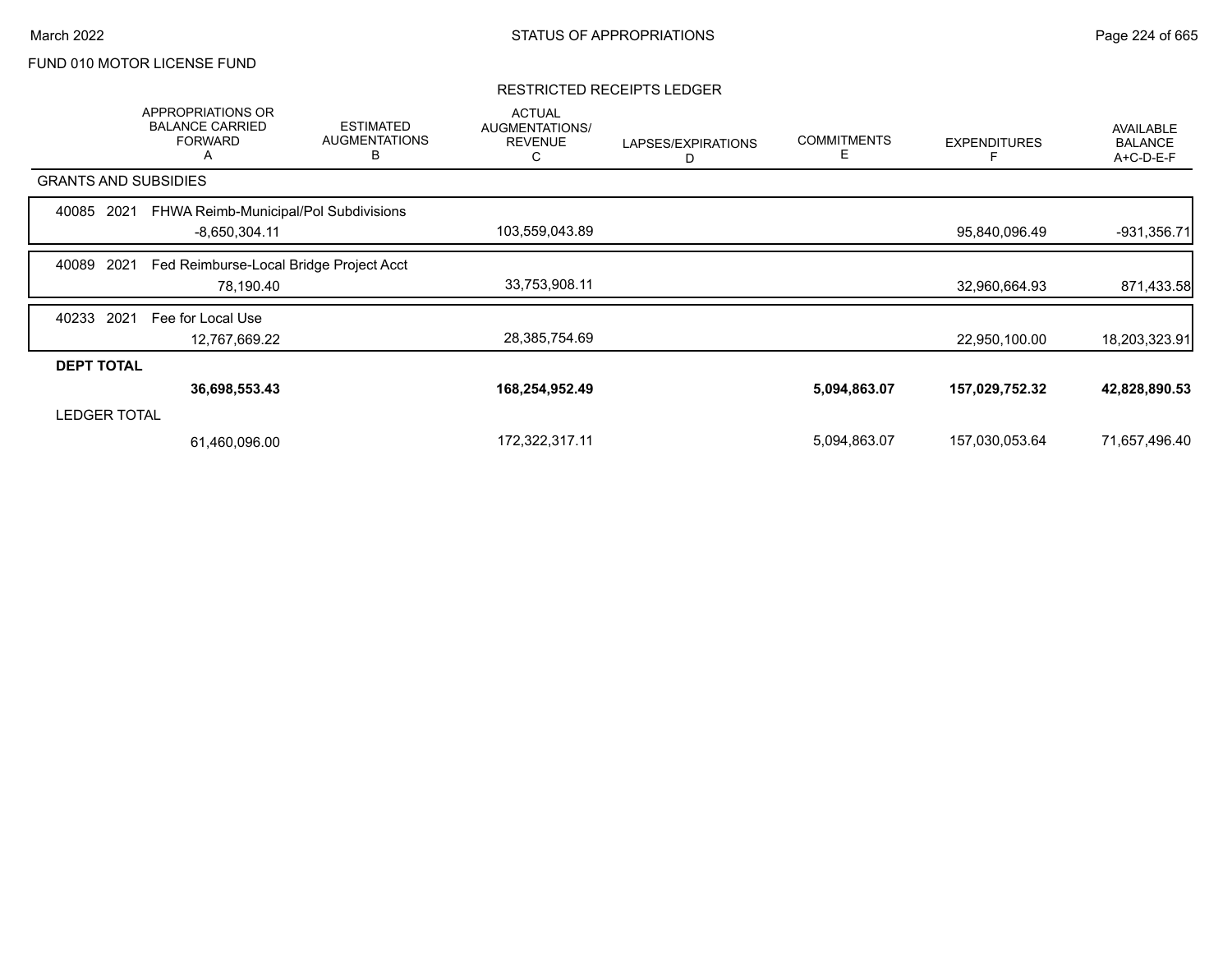FUND 010 MOTOR LICENSE FUND

## RESTRICTED RECEIPTS LEDGER

| | APPROPRIATIONS OR BALANCE CARRIED FORWARD A | ESTIMATED AUGMENTATIONS B | ACTUAL AUGMENTATIONS/ REVENUE C | LAPSES/EXPIRATIONS D | COMMITMENTS E | EXPENDITURES F | AVAILABLE BALANCE A+C-D-E-F |
|---|---|---|---|---|---|---|---|
| **GRANTS AND SUBSIDIES** | | | | | | | |
| 40085 2021 FHWA Reimb-Municipal/Pol Subdivisions | -8,650,304.11 | | 103,559,043.89 | | | 95,840,096.49 | -931,356.71 |
| 40089 2021 Fed Reimburse-Local Bridge Project Acct | 78,190.40 | | 33,753,908.11 | | | 32,960,664.93 | 871,433.58 |
| 40233 2021 Fee for Local Use | 12,767,669.22 | | 28,385,754.69 | | | 22,950,100.00 | 18,203,323.91 |
| **DEPT TOTAL** | **36,698,553.43** | | **168,254,952.49** | | **5,094,863.07** | **157,029,752.32** | **42,828,890.53** |
| LEDGER TOTAL | 61,460,096.00 | | 172,322,317.11 | | 5,094,863.07 | 157,030,053.64 | 71,657,496.40 |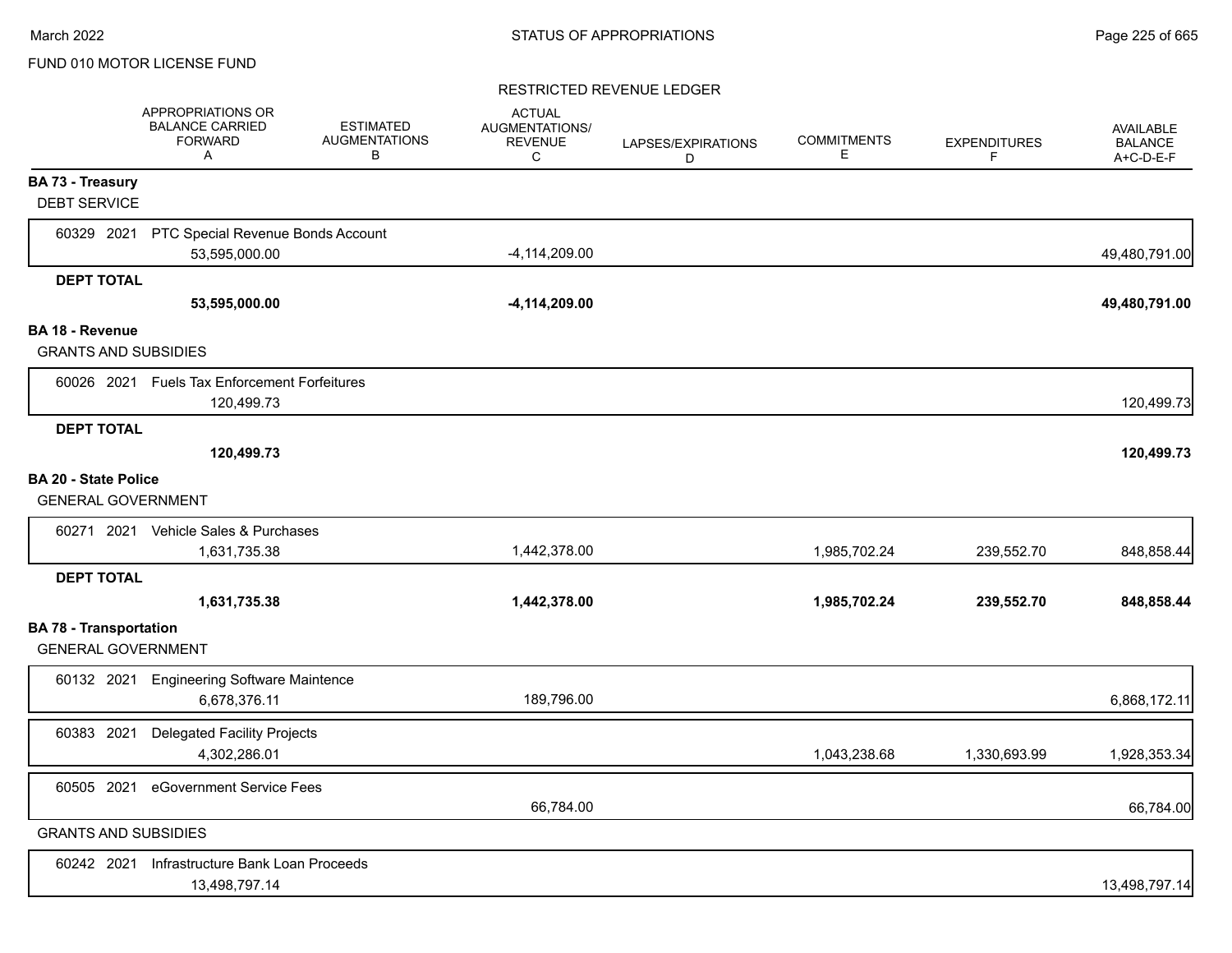FUND 010 MOTOR LICENSE FUND

RESTRICTED REVENUE LEDGER

| | APPROPRIATIONS OR BALANCE CARRIED FORWARD A | ESTIMATED AUGMENTATIONS B | ACTUAL AUGMENTATIONS/ REVENUE C | LAPSES/EXPIRATIONS D | COMMITMENTS E | EXPENDITURES F | AVAILABLE BALANCE A+C-D-E-F |
|---|---|---|---|---|---|---|---|
| **BA 73 - Treasury** | | | | | | | |
| DEBT SERVICE | | | | | | | |
| 60329 2021 PTC Special Revenue Bonds Account | 53,595,000.00 | | -4,114,209.00 | | | | 49,480,791.00 |
| **DEPT TOTAL** | **53,595,000.00** | | **-4,114,209.00** | | | | **49,480,791.00** |
| **BA 18 - Revenue** | | | | | | | |
| GRANTS AND SUBSIDIES | | | | | | | |
| 60026 2021 Fuels Tax Enforcement Forfeitures | 120,499.73 | | | | | | 120,499.73 |
| **DEPT TOTAL** | **120,499.73** | | | | | | **120,499.73** |
| **BA 20 - State Police** | | | | | | | |
| GENERAL GOVERNMENT | | | | | | | |
| 60271 2021 Vehicle Sales & Purchases | 1,631,735.38 | | 1,442,378.00 | | 1,985,702.24 | 239,552.70 | 848,858.44 |
| **DEPT TOTAL** | **1,631,735.38** | | **1,442,378.00** | | **1,985,702.24** | **239,552.70** | **848,858.44** |
| **BA 78 - Transportation** | | | | | | | |
| GENERAL GOVERNMENT | | | | | | | |
| 60132 2021 Engineering Software Maintence | 6,678,376.11 | | 189,796.00 | | | | 6,868,172.11 |
| 60383 2021 Delegated Facility Projects | 4,302,286.01 | | | | 1,043,238.68 | 1,330,693.99 | 1,928,353.34 |
| 60505 2021 eGovernment Service Fees | | | 66,784.00 | | | | 66,784.00 |
| GRANTS AND SUBSIDIES | | | | | | | |
| 60242 2021 Infrastructure Bank Loan Proceeds | 13,498,797.14 | | | | | | 13,498,797.14 |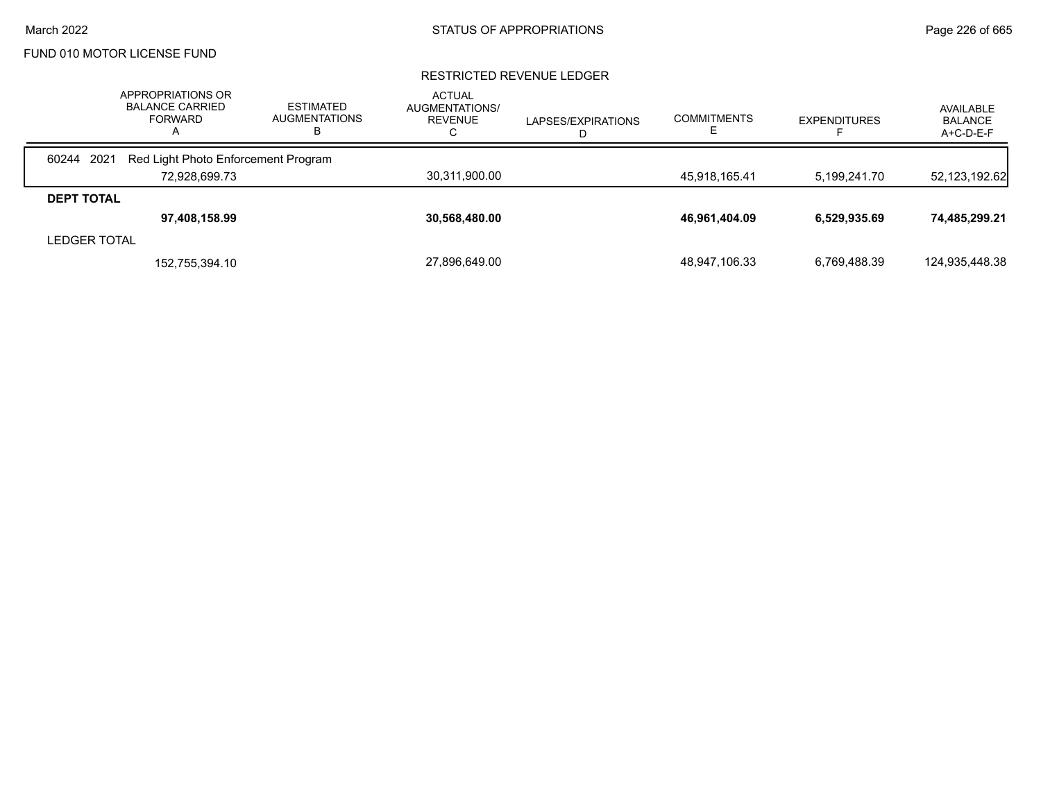FUND 010 MOTOR LICENSE FUND

## RESTRICTED REVENUE LEDGER

| | APPROPRIATIONS OR BALANCE CARRIED FORWARD A | ESTIMATED AUGMENTATIONS B | ACTUAL AUGMENTATIONS/ REVENUE C | LAPSES/EXPIRATIONS D | COMMITMENTS E | EXPENDITURES F | AVAILABLE BALANCE A+C-D-E-F |
|---|---|---|---|---|---|---|---|
| 60244 2021 Red Light Photo Enforcement Program | | | | | | | |
| | 72,928,699.73 | | 30,311,900.00 | | 45,918,165.41 | 5,199,241.70 | 52,123,192.62 |
| **DEPT TOTAL** | | | | | | | |
| | **97,408,158.99** | | **30,568,480.00** | | **46,961,404.09** | **6,529,935.69** | **74,485,299.21** |
| LEDGER TOTAL | | | | | | | |
| | 152,755,394.10 | | 27,896,649.00 | | 48,947,106.33 | 6,769,488.39 | 124,935,448.38 |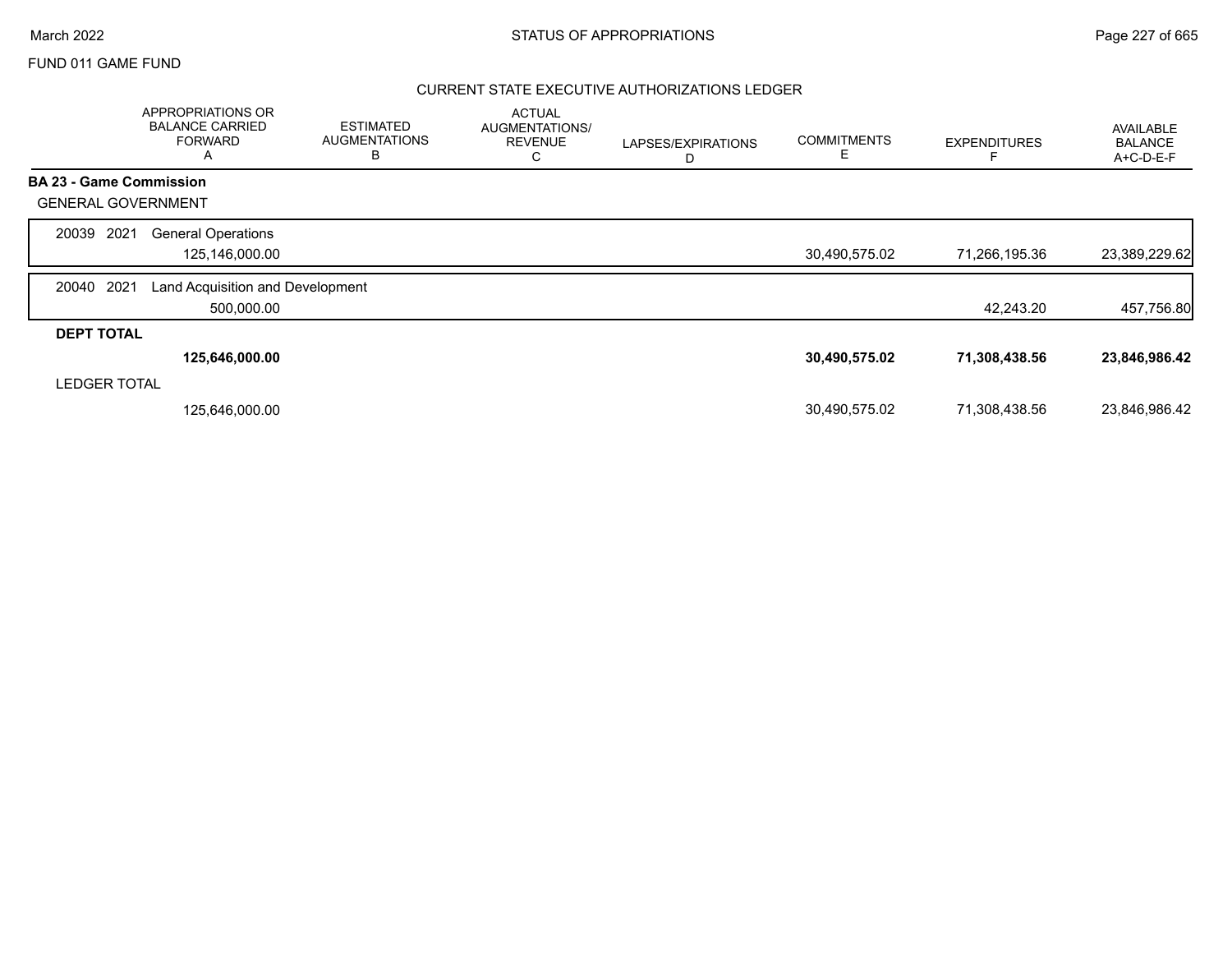FUND 011 GAME FUND

## CURRENT STATE EXECUTIVE AUTHORIZATIONS LEDGER

| | APPROPRIATIONS OR BALANCE CARRIED FORWARD A | ESTIMATED AUGMENTATIONS B | ACTUAL AUGMENTATIONS/ REVENUE C | LAPSES/EXPIRATIONS D | COMMITMENTS E | EXPENDITURES F | AVAILABLE BALANCE A+C-D-E-F |
|---|---|---|---|---|---|---|---|
| **BA 23 - Game Commission** | | | | | | | |
| GENERAL GOVERNMENT | | | | | | | |
| 20039 2021 General Operations | 125,146,000.00 | | | | 30,490,575.02 | 71,266,195.36 | 23,389,229.62 |
| 20040 2021 Land Acquisition and Development | 500,000.00 | | | | | 42,243.20 | 457,756.80 |
| **DEPT TOTAL** | **125,646,000.00** | | | | **30,490,575.02** | **71,308,438.56** | **23,846,986.42** |
| LEDGER TOTAL | 125,646,000.00 | | | | 30,490,575.02 | 71,308,438.56 | 23,846,986.42 |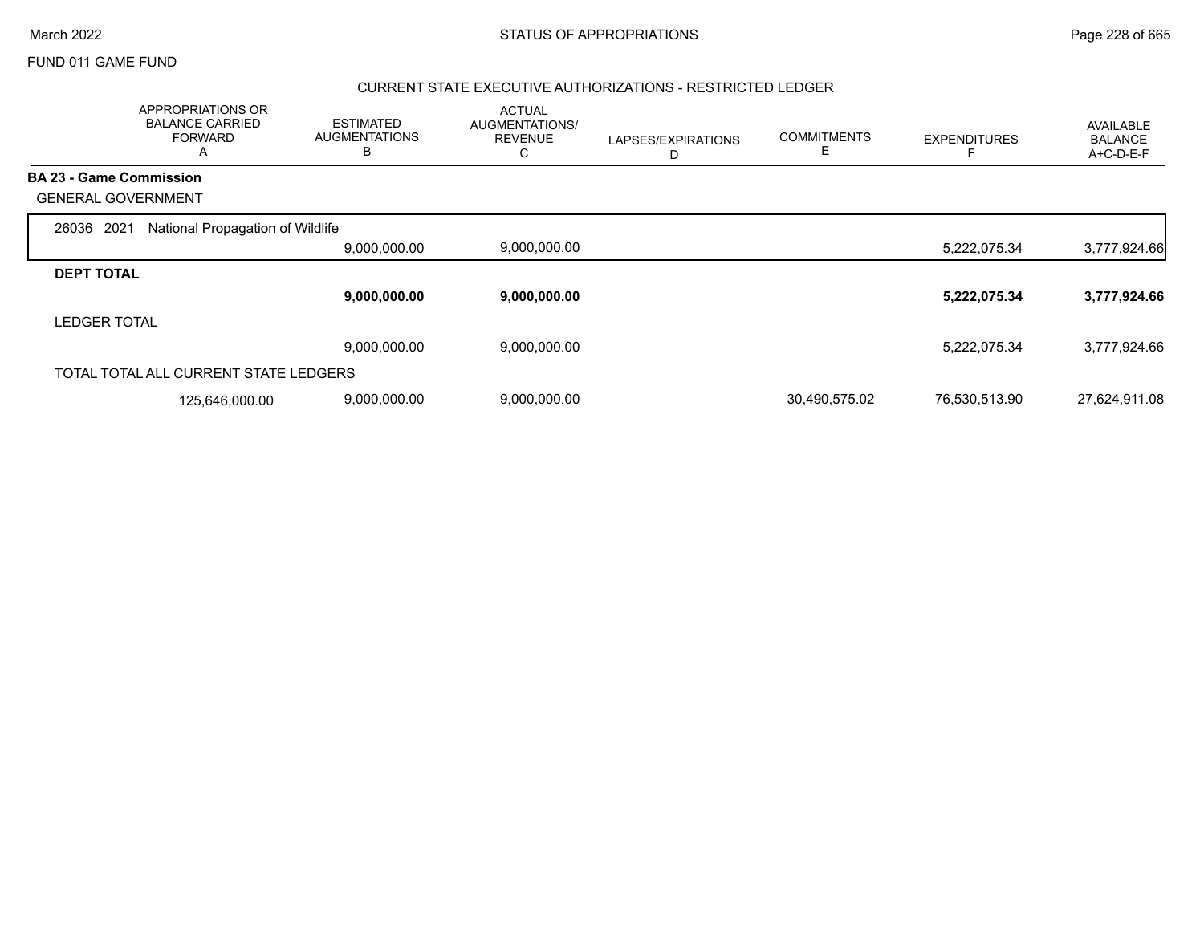FUND 011 GAME FUND

## CURRENT STATE EXECUTIVE AUTHORIZATIONS - RESTRICTED LEDGER

| | APPROPRIATIONS OR BALANCE CARRIED FORWARD A | ESTIMATED AUGMENTATIONS B | ACTUAL AUGMENTATIONS/ REVENUE C | LAPSES/EXPIRATIONS D | COMMITMENTS E | EXPENDITURES F | AVAILABLE BALANCE A+C-D-E-F |
|---|---|---|---|---|---|---|---|
| **BA 23 - Game Commission** | | | | | | | |
| GENERAL GOVERNMENT | | | | | | | |
| 26036 2021 National Propagation of Wildlife | | 9,000,000.00 | 9,000,000.00 | | | 5,222,075.34 | 3,777,924.66 |
| **DEPT TOTAL** | | **9,000,000.00** | **9,000,000.00** | | | **5,222,075.34** | **3,777,924.66** |
| LEDGER TOTAL | | 9,000,000.00 | 9,000,000.00 | | | 5,222,075.34 | 3,777,924.66 |
| TOTAL TOTAL ALL CURRENT STATE LEDGERS | 125,646,000.00 | 9,000,000.00 | 9,000,000.00 | | 30,490,575.02 | 76,530,513.90 | 27,624,911.08 |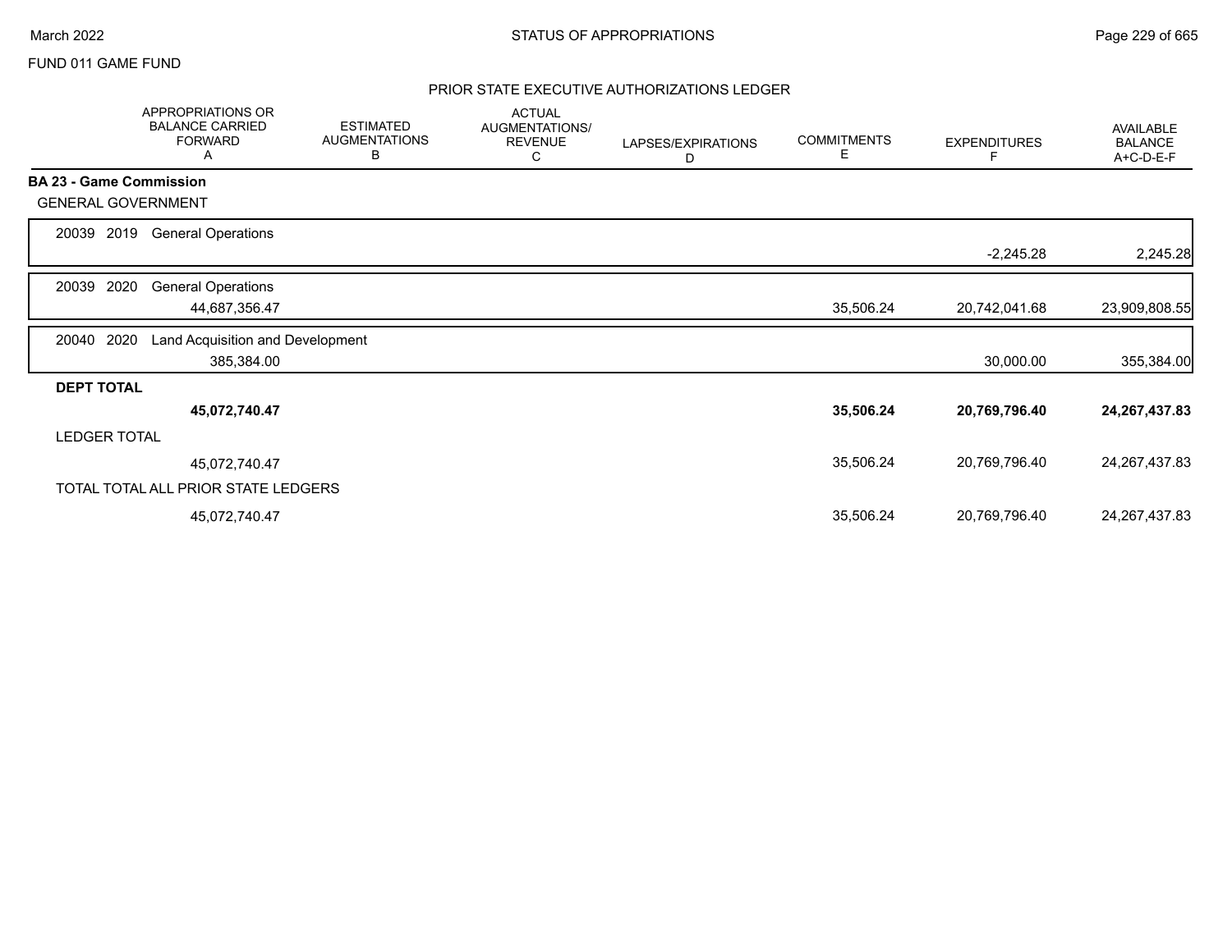FUND 011 GAME FUND

## PRIOR STATE EXECUTIVE AUTHORIZATIONS LEDGER

| | APPROPRIATIONS OR BALANCE CARRIED FORWARD A | ESTIMATED AUGMENTATIONS B | ACTUAL AUGMENTATIONS/ REVENUE C | LAPSES/EXPIRATIONS D | COMMITMENTS E | EXPENDITURES F | AVAILABLE BALANCE A+C-D-E-F |
|---|---|---|---|---|---|---|---|
| **BA 23 - Game Commission** | | | | | | | |
| GENERAL GOVERNMENT | | | | | | | |
| 20039 2019 General Operations | | | | | | -2,245.28 | 2,245.28 |
| 20039 2020 General Operations | 44,687,356.47 | | | | 35,506.24 | 20,742,041.68 | 23,909,808.55 |
| 20040 2020 Land Acquisition and Development | 385,384.00 | | | | | 30,000.00 | 355,384.00 |
| **DEPT TOTAL** | **45,072,740.47** | | | | **35,506.24** | **20,769,796.40** | **24,267,437.83** |
| LEDGER TOTAL | 45,072,740.47 | | | | 35,506.24 | 20,769,796.40 | 24,267,437.83 |
| TOTAL TOTAL ALL PRIOR STATE LEDGERS | 45,072,740.47 | | | | 35,506.24 | 20,769,796.40 | 24,267,437.83 |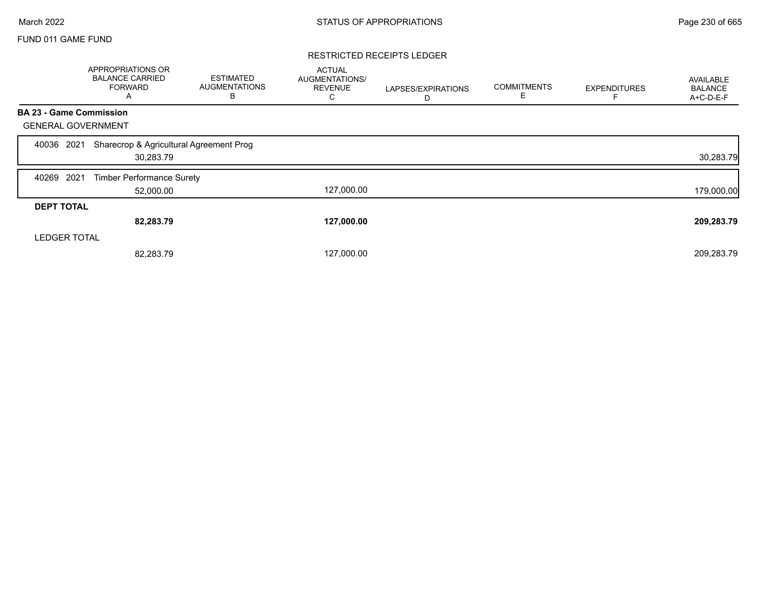FUND 011 GAME FUND

## RESTRICTED RECEIPTS LEDGER

| | APPROPRIATIONS OR BALANCE CARRIED FORWARD A | ESTIMATED AUGMENTATIONS B | ACTUAL AUGMENTATIONS/ REVENUE C | LAPSES/EXPIRATIONS D | COMMITMENTS E | EXPENDITURES F | AVAILABLE BALANCE A+C-D-E-F |
|---|---|---|---|---|---|---|---|
| **BA 23 - Game Commission** | | | | | | | |
| GENERAL GOVERNMENT | | | | | | | |
| 40036 2021 Sharecrop & Agricultural Agreement Prog | 30,283.79 | | | | | | 30,283.79 |
| 40269 2021 Timber Performance Surety | 52,000.00 | | 127,000.00 | | | | 179,000.00 |
| **DEPT TOTAL** | **82,283.79** | | **127,000.00** | | | | **209,283.79** |
| LEDGER TOTAL | 82,283.79 | | 127,000.00 | | | | 209,283.79 |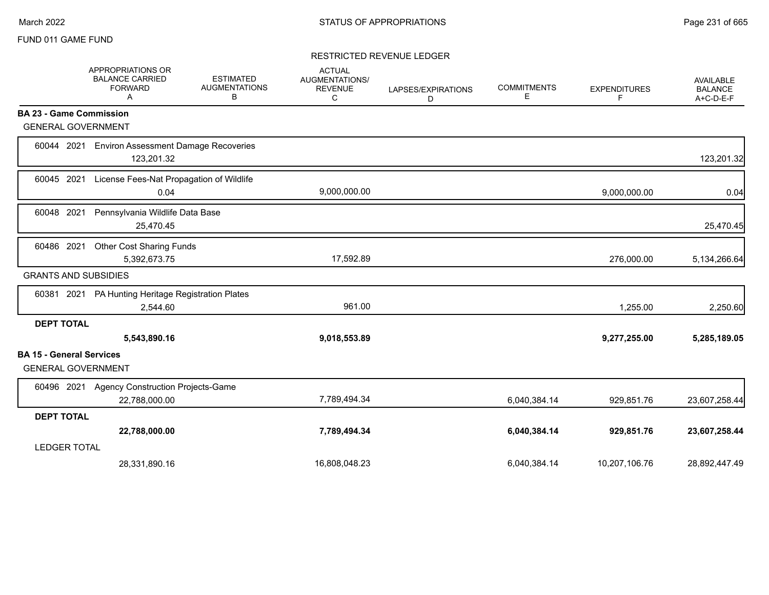FUND 011 GAME FUND

STATUS OF APPROPRIATIONS

RESTRICTED REVENUE LEDGER

| | APPROPRIATIONS OR BALANCE CARRIED FORWARD A | ESTIMATED AUGMENTATIONS B | ACTUAL AUGMENTATIONS/ REVENUE C | LAPSES/EXPIRATIONS D | COMMITMENTS E | EXPENDITURES F | AVAILABLE BALANCE A+C-D-E-F |
|---|---|---|---|---|---|---|---|
| **BA 23 - Game Commission** | | | | | | | |
| GENERAL GOVERNMENT | | | | | | | |
| 60044 2021 Environ Assessment Damage Recoveries | 123,201.32 | | | | | | 123,201.32 |
| 60045 2021 License Fees-Nat Propagation of Wildlife | 0.04 | | 9,000,000.00 | | | 9,000,000.00 | 0.04 |
| 60048 2021 Pennsylvania Wildlife Data Base | 25,470.45 | | | | | | 25,470.45 |
| 60486 2021 Other Cost Sharing Funds | 5,392,673.75 | | 17,592.89 | | | 276,000.00 | 5,134,266.64 |
| GRANTS AND SUBSIDIES | | | | | | | |
| 60381 2021 PA Hunting Heritage Registration Plates | 2,544.60 | | 961.00 | | | 1,255.00 | 2,250.60 |
| **DEPT TOTAL** | **5,543,890.16** | | **9,018,553.89** | | | **9,277,255.00** | **5,285,189.05** |
| **BA 15 - General Services** | | | | | | | |
| GENERAL GOVERNMENT | | | | | | | |
| 60496 2021 Agency Construction Projects-Game | 22,788,000.00 | | 7,789,494.34 | | 6,040,384.14 | 929,851.76 | 23,607,258.44 |
| **DEPT TOTAL** | **22,788,000.00** | | **7,789,494.34** | | **6,040,384.14** | **929,851.76** | **23,607,258.44** |
| LEDGER TOTAL | 28,331,890.16 | | 16,808,048.23 | | 6,040,384.14 | 10,207,106.76 | 28,892,447.49 |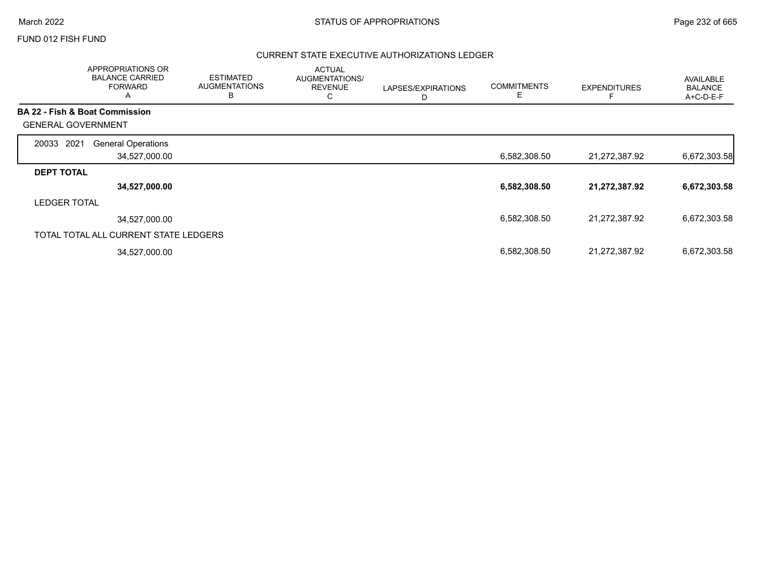FUND 012 FISH FUND

## CURRENT STATE EXECUTIVE AUTHORIZATIONS LEDGER

| | APPROPRIATIONS OR BALANCE CARRIED FORWARD A | ESTIMATED AUGMENTATIONS B | ACTUAL AUGMENTATIONS/ REVENUE C | LAPSES/EXPIRATIONS D | COMMITMENTS E | EXPENDITURES F | AVAILABLE BALANCE A+C-D-E-F |
|---|---|---|---|---|---|---|---|
| **BA 22 - Fish & Boat Commission** | | | | | | | |
| GENERAL GOVERNMENT | | | | | | | |
| 20033 2021 General Operations | 34,527,000.00 | | | | 6,582,308.50 | 21,272,387.92 | 6,672,303.58 |
| **DEPT TOTAL** | **34,527,000.00** | | | | **6,582,308.50** | **21,272,387.92** | **6,672,303.58** |
| LEDGER TOTAL | 34,527,000.00 | | | | 6,582,308.50 | 21,272,387.92 | 6,672,303.58 |
| TOTAL TOTAL ALL CURRENT STATE LEDGERS | 34,527,000.00 | | | | 6,582,308.50 | 21,272,387.92 | 6,672,303.58 |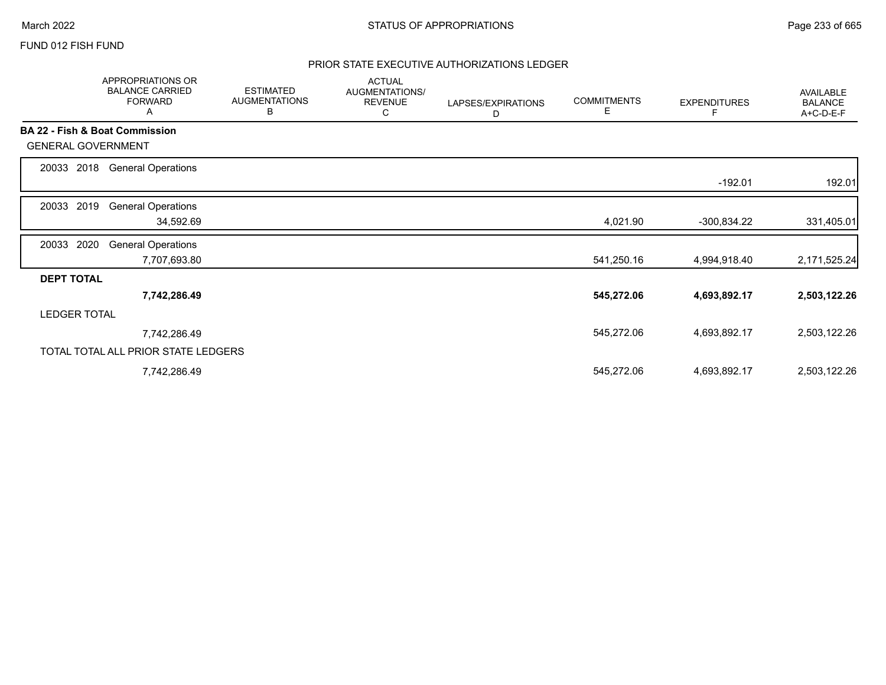FUND 012 FISH FUND

## PRIOR STATE EXECUTIVE AUTHORIZATIONS LEDGER

| | APPROPRIATIONS OR BALANCE CARRIED FORWARD A | ESTIMATED AUGMENTATIONS B | ACTUAL AUGMENTATIONS/ REVENUE C | LAPSES/EXPIRATIONS D | COMMITMENTS E | EXPENDITURES F | AVAILABLE BALANCE A+C-D-E-F |
|---|---|---|---|---|---|---|---|
| **BA 22 - Fish & Boat Commission** | | | | | | | |
| GENERAL GOVERNMENT | | | | | | | |
| 20033 2018 General Operations | | | | | | -192.01 | 192.01 |
| 20033 2019 General Operations | 34,592.69 | | | | 4,021.90 | -300,834.22 | 331,405.01 |
| 20033 2020 General Operations | 7,707,693.80 | | | | 541,250.16 | 4,994,918.40 | 2,171,525.24 |
| **DEPT TOTAL** | **7,742,286.49** | | | | **545,272.06** | **4,693,892.17** | **2,503,122.26** |
| LEDGER TOTAL | 7,742,286.49 | | | | 545,272.06 | 4,693,892.17 | 2,503,122.26 |
| TOTAL TOTAL ALL PRIOR STATE LEDGERS | 7,742,286.49 | | | | 545,272.06 | 4,693,892.17 | 2,503,122.26 |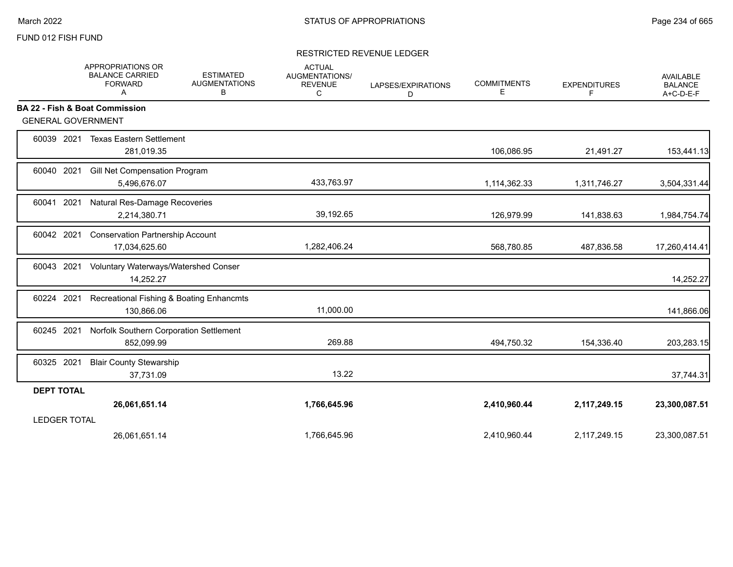FUND 012 FISH FUND

RESTRICTED REVENUE LEDGER

| | APPROPRIATIONS OR BALANCE CARRIED FORWARD A | ESTIMATED AUGMENTATIONS B | ACTUAL AUGMENTATIONS/ REVENUE C | LAPSES/EXPIRATIONS D | COMMITMENTS E | EXPENDITURES F | AVAILABLE BALANCE A+C-D-E-F |
|---|---|---|---|---|---|---|---|
| **BA 22 - Fish & Boat Commission** | | | | | | | |
| GENERAL GOVERNMENT | | | | | | | |
| 60039 2021 Texas Eastern Settlement | 281,019.35 | | | | 106,086.95 | 21,491.27 | 153,441.13 |
| 60040 2021 Gill Net Compensation Program | 5,496,676.07 | | 433,763.97 | | 1,114,362.33 | 1,311,746.27 | 3,504,331.44 |
| 60041 2021 Natural Res-Damage Recoveries | 2,214,380.71 | | 39,192.65 | | 126,979.99 | 141,838.63 | 1,984,754.74 |
| 60042 2021 Conservation Partnership Account | 17,034,625.60 | | 1,282,406.24 | | 568,780.85 | 487,836.58 | 17,260,414.41 |
| 60043 2021 Voluntary Waterways/Watershed Conser | 14,252.27 | | | | | | 14,252.27 |
| 60224 2021 Recreational Fishing & Boating Enhancmts | 130,866.06 | | 11,000.00 | | | | 141,866.06 |
| 60245 2021 Norfolk Southern Corporation Settlement | 852,099.99 | | 269.88 | | 494,750.32 | 154,336.40 | 203,283.15 |
| 60325 2021 Blair County Stewarship | 37,731.09 | | 13.22 | | | | 37,744.31 |
| **DEPT TOTAL** | **26,061,651.14** | | **1,766,645.96** | | **2,410,960.44** | **2,117,249.15** | **23,300,087.51** |
| LEDGER TOTAL | 26,061,651.14 | | 1,766,645.96 | | 2,410,960.44 | 2,117,249.15 | 23,300,087.51 |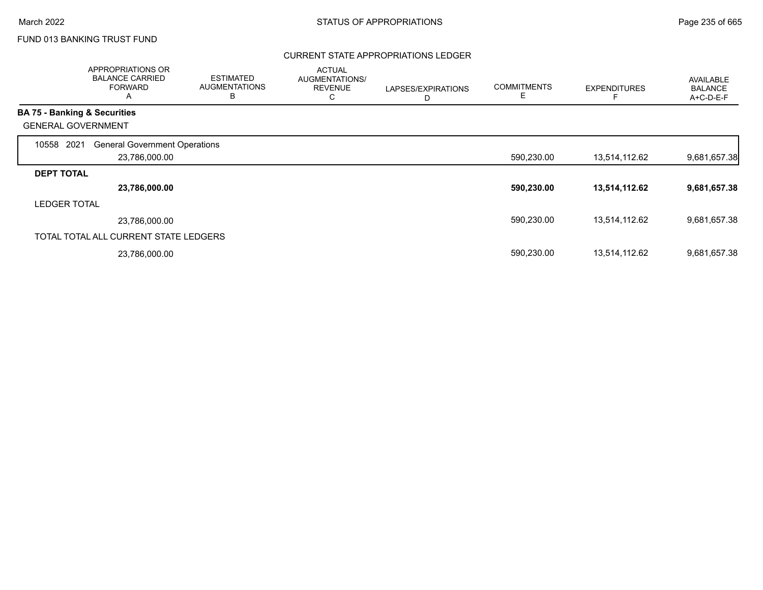FUND 013 BANKING TRUST FUND

## CURRENT STATE APPROPRIATIONS LEDGER

| | APPROPRIATIONS OR BALANCE CARRIED FORWARD A | ESTIMATED AUGMENTATIONS B | ACTUAL AUGMENTATIONS/ REVENUE C | LAPSES/EXPIRATIONS D | COMMITMENTS E | EXPENDITURES F | AVAILABLE BALANCE A+C-D-E-F |
|---|---|---|---|---|---|---|---|
| **BA 75 - Banking & Securities** | | | | | | | |
| GENERAL GOVERNMENT | | | | | | | |
| 10558 2021 General Government Operations | | | | | | | |
| | 23,786,000.00 | | | | 590,230.00 | 13,514,112.62 | 9,681,657.38 |
| **DEPT TOTAL** | | | | | | | |
| | **23,786,000.00** | | | | **590,230.00** | **13,514,112.62** | **9,681,657.38** |
| LEDGER TOTAL | | | | | | | |
| | 23,786,000.00 | | | | 590,230.00 | 13,514,112.62 | 9,681,657.38 |
| TOTAL TOTAL ALL CURRENT STATE LEDGERS | | | | | | | |
| | 23,786,000.00 | | | | 590,230.00 | 13,514,112.62 | 9,681,657.38 |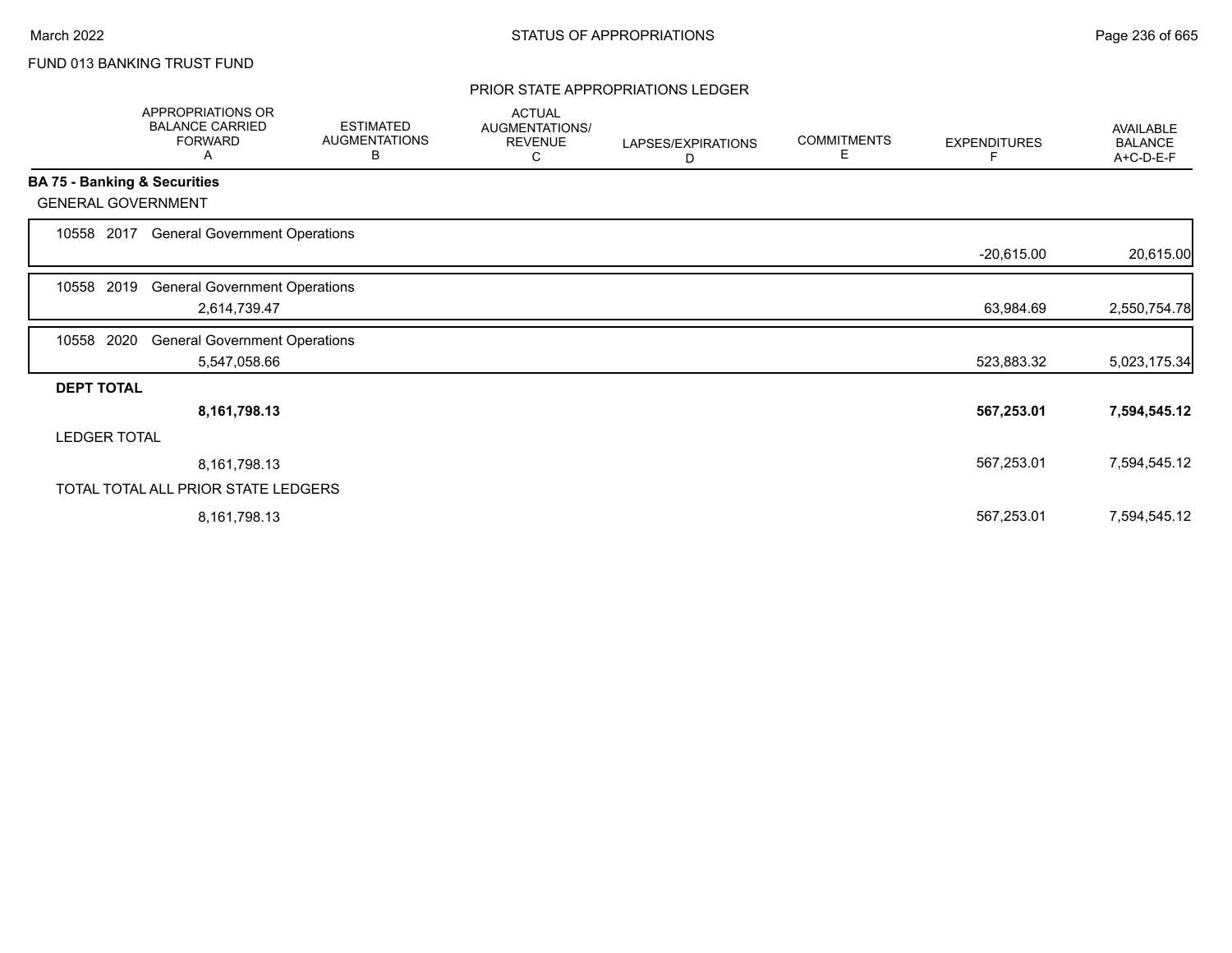FUND 013 BANKING TRUST FUND

## PRIOR STATE APPROPRIATIONS LEDGER

| | APPROPRIATIONS OR BALANCE CARRIED FORWARD A | ESTIMATED AUGMENTATIONS B | ACTUAL AUGMENTATIONS/ REVENUE C | LAPSES/EXPIRATIONS D | COMMITMENTS E | EXPENDITURES F | AVAILABLE BALANCE A+C-D-E-F |
|---|---|---|---|---|---|---|---|
| **BA 75 - Banking & Securities** | | | | | | | |
| GENERAL GOVERNMENT | | | | | | | |
| 10558 2017 General Government Operations | | | | | | -20,615.00 | 20,615.00 |
| 10558 2019 General Government Operations | 2,614,739.47 | | | | | 63,984.69 | 2,550,754.78 |
| 10558 2020 General Government Operations | 5,547,058.66 | | | | | 523,883.32 | 5,023,175.34 |
| **DEPT TOTAL** | **8,161,798.13** | | | | | **567,253.01** | **7,594,545.12** |
| LEDGER TOTAL | 8,161,798.13 | | | | | 567,253.01 | 7,594,545.12 |
| TOTAL TOTAL ALL PRIOR STATE LEDGERS | 8,161,798.13 | | | | | 567,253.01 | 7,594,545.12 |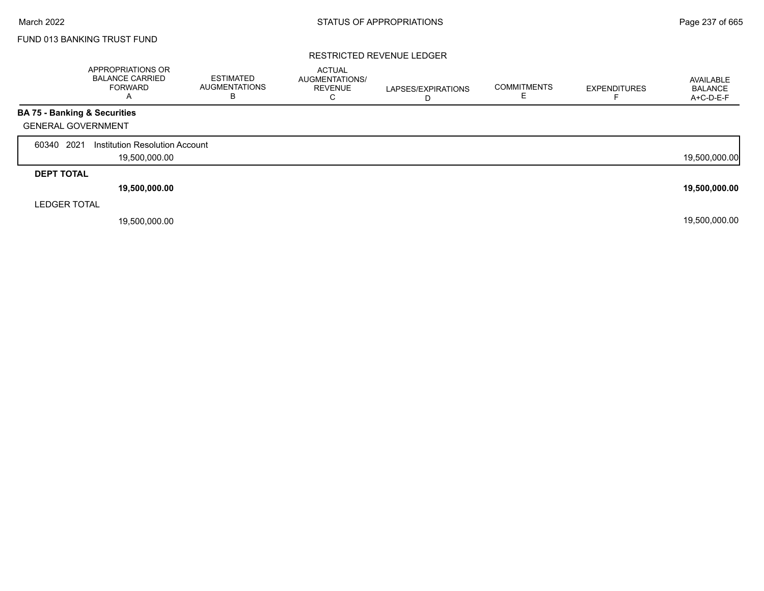FUND 013 BANKING TRUST FUND

RESTRICTED REVENUE LEDGER

| | APPROPRIATIONS OR BALANCE CARRIED FORWARD A | ESTIMATED AUGMENTATIONS B | ACTUAL AUGMENTATIONS/ REVENUE C | LAPSES/EXPIRATIONS D | COMMITMENTS E | EXPENDITURES F | AVAILABLE BALANCE A+C-D-E-F |
|---|---|---|---|---|---|---|---|
| **BA 75 - Banking & Securities** | | | | | | | |
| GENERAL GOVERNMENT | | | | | | | |
| 60340 2021 Institution Resolution Account | | | | | | | |
| | 19,500,000.00 | | | | | | 19,500,000.00 |
| **DEPT TOTAL** | | | | | | | |
| | **19,500,000.00** | | | | | | **19,500,000.00** |
| LEDGER TOTAL | | | | | | | |
| | 19,500,000.00 | | | | | | 19,500,000.00 |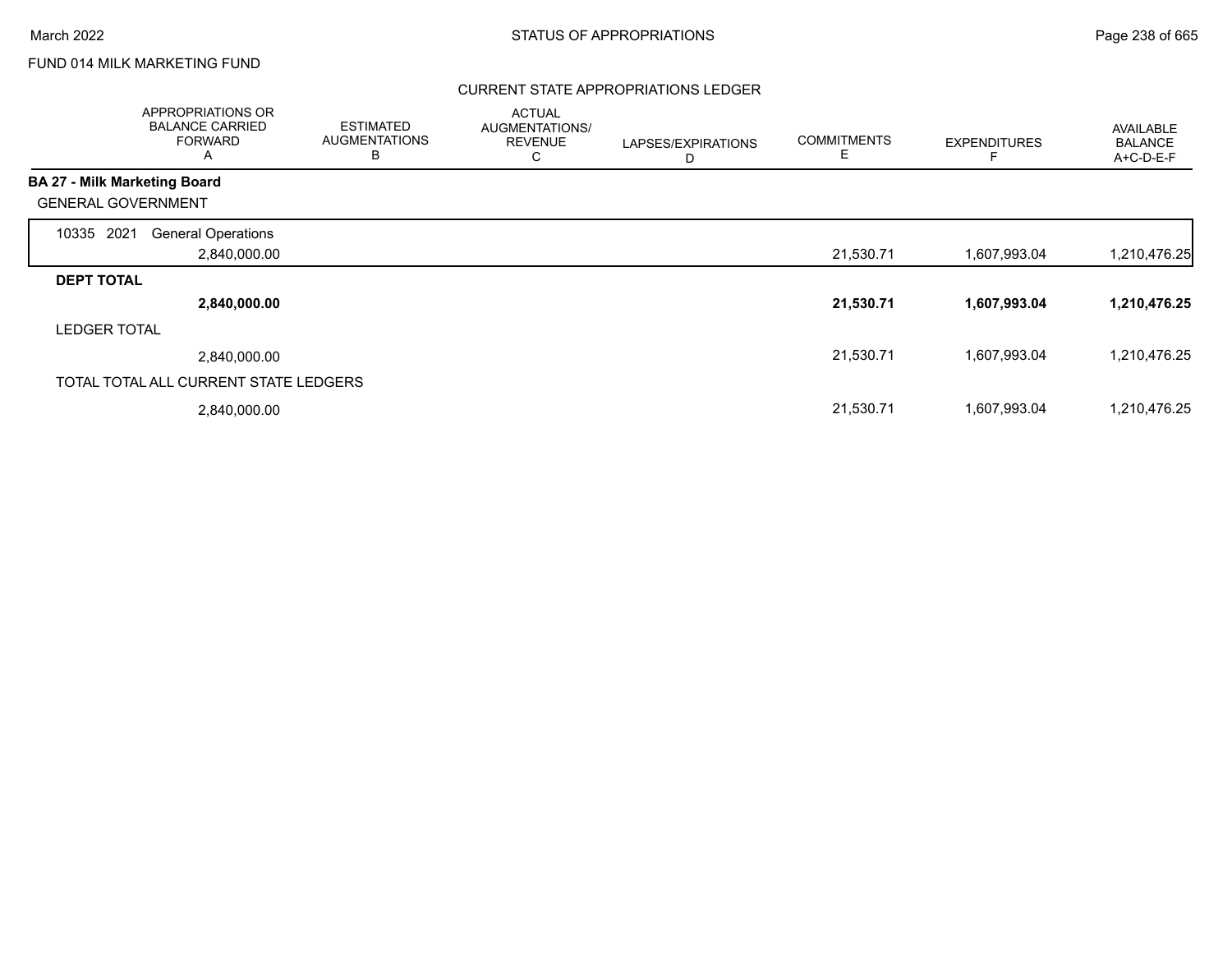FUND 014 MILK MARKETING FUND

## CURRENT STATE APPROPRIATIONS LEDGER

| | APPROPRIATIONS OR BALANCE CARRIED FORWARD A | ESTIMATED AUGMENTATIONS B | ACTUAL AUGMENTATIONS/ REVENUE C | LAPSES/EXPIRATIONS D | COMMITMENTS E | EXPENDITURES F | AVAILABLE BALANCE A+C-D-E-F |
|---|---|---|---|---|---|---|---|
| **BA 27 - Milk Marketing Board** | | | | | | | |
| GENERAL GOVERNMENT | | | | | | | |
| 10335 2021 General Operations | 2,840,000.00 | | | | 21,530.71 | 1,607,993.04 | 1,210,476.25 |
| **DEPT TOTAL** | **2,840,000.00** | | | | **21,530.71** | **1,607,993.04** | **1,210,476.25** |
| LEDGER TOTAL | 2,840,000.00 | | | | 21,530.71 | 1,607,993.04 | 1,210,476.25 |
| TOTAL TOTAL ALL CURRENT STATE LEDGERS | 2,840,000.00 | | | | 21,530.71 | 1,607,993.04 | 1,210,476.25 |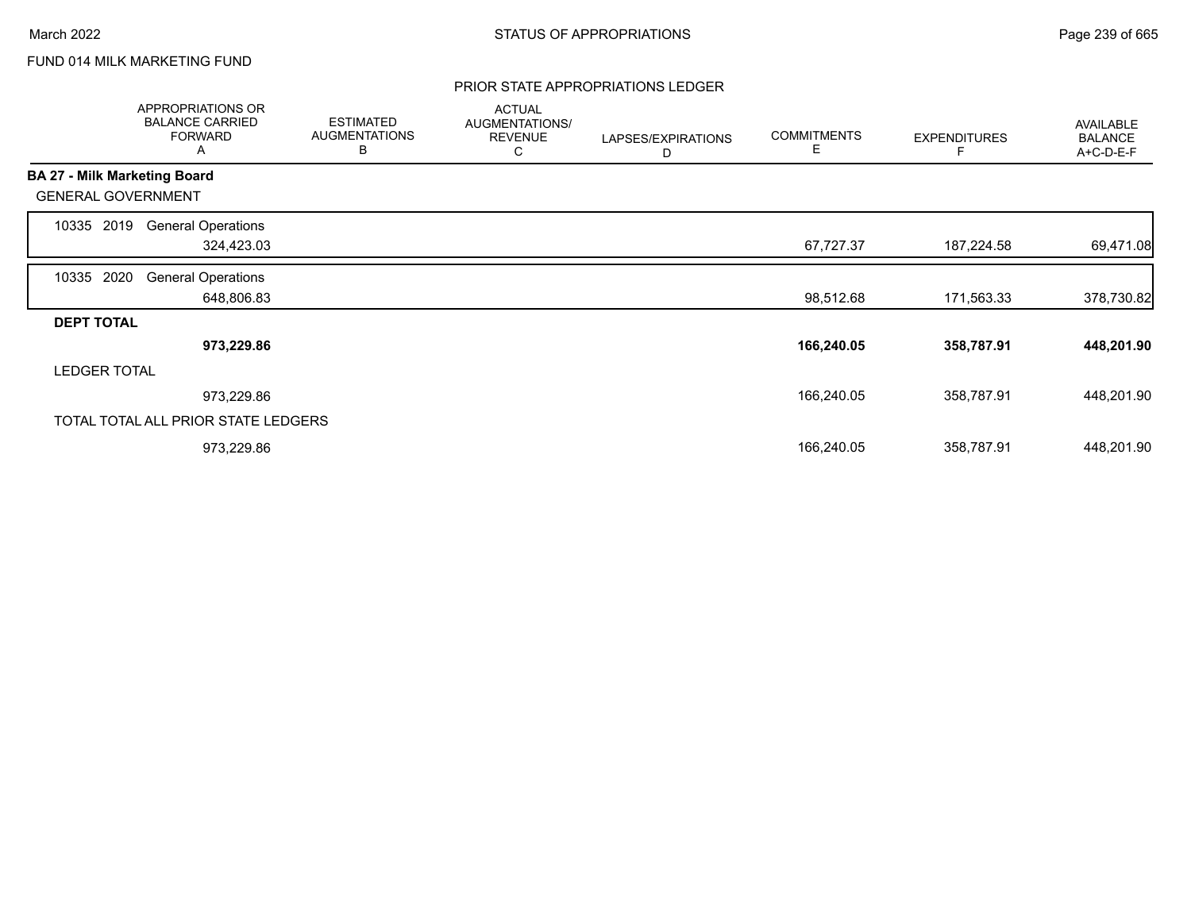FUND 014 MILK MARKETING FUND

## PRIOR STATE APPROPRIATIONS LEDGER

| | APPROPRIATIONS OR BALANCE CARRIED FORWARD A | ESTIMATED AUGMENTATIONS B | ACTUAL AUGMENTATIONS/ REVENUE C | LAPSES/EXPIRATIONS D | COMMITMENTS E | EXPENDITURES F | AVAILABLE BALANCE A+C-D-E-F |
|---|---|---|---|---|---|---|---|
| **BA 27 - Milk Marketing Board** | | | | | | | |
| GENERAL GOVERNMENT | | | | | | | |
| 10335 2019 General Operations | 324,423.03 | | | | 67,727.37 | 187,224.58 | 69,471.08 |
| 10335 2020 General Operations | 648,806.83 | | | | 98,512.68 | 171,563.33 | 378,730.82 |
| **DEPT TOTAL** | **973,229.86** | | | | **166,240.05** | **358,787.91** | **448,201.90** |
| LEDGER TOTAL | 973,229.86 | | | | 166,240.05 | 358,787.91 | 448,201.90 |
| TOTAL TOTAL ALL PRIOR STATE LEDGERS | 973,229.86 | | | | 166,240.05 | 358,787.91 | 448,201.90 |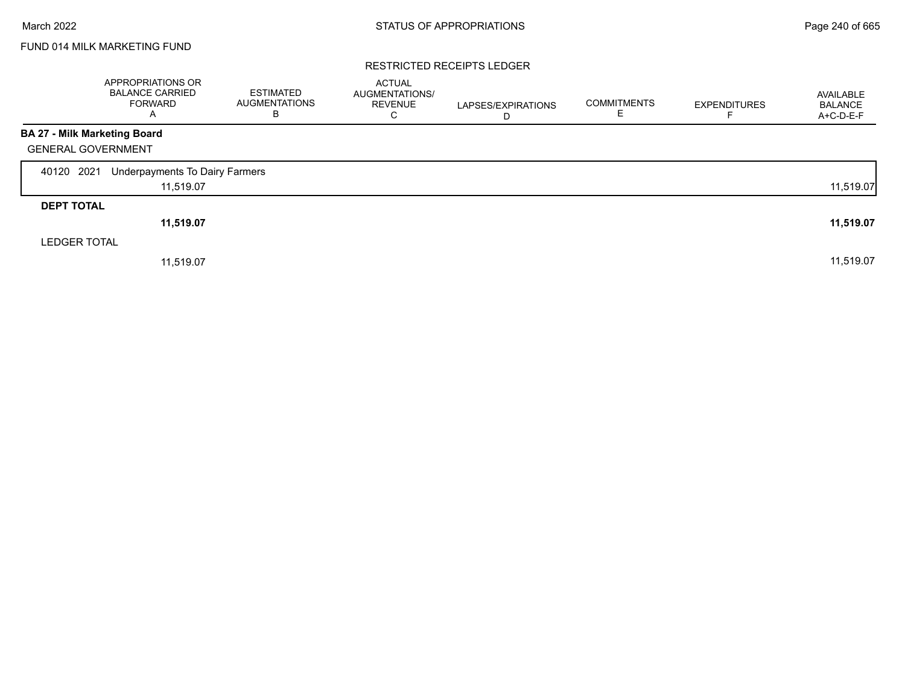FUND 014 MILK MARKETING FUND

RESTRICTED RECEIPTS LEDGER

| | APPROPRIATIONS OR BALANCE CARRIED FORWARD A | ESTIMATED AUGMENTATIONS B | ACTUAL AUGMENTATIONS/ REVENUE C | LAPSES/EXPIRATIONS D | COMMITMENTS E | EXPENDITURES F | AVAILABLE BALANCE A+C-D-E-F |
|---|---|---|---|---|---|---|---|
| **BA 27 - Milk Marketing Board** | | | | | | | |
| GENERAL GOVERNMENT | | | | | | | |
| 40120 2021 Underpayments To Dairy Farmers | 11,519.07 | | | | | | 11,519.07 |
| **DEPT TOTAL** | **11,519.07** | | | | | | **11,519.07** |
| LEDGER TOTAL | 11,519.07 | | | | | | 11,519.07 |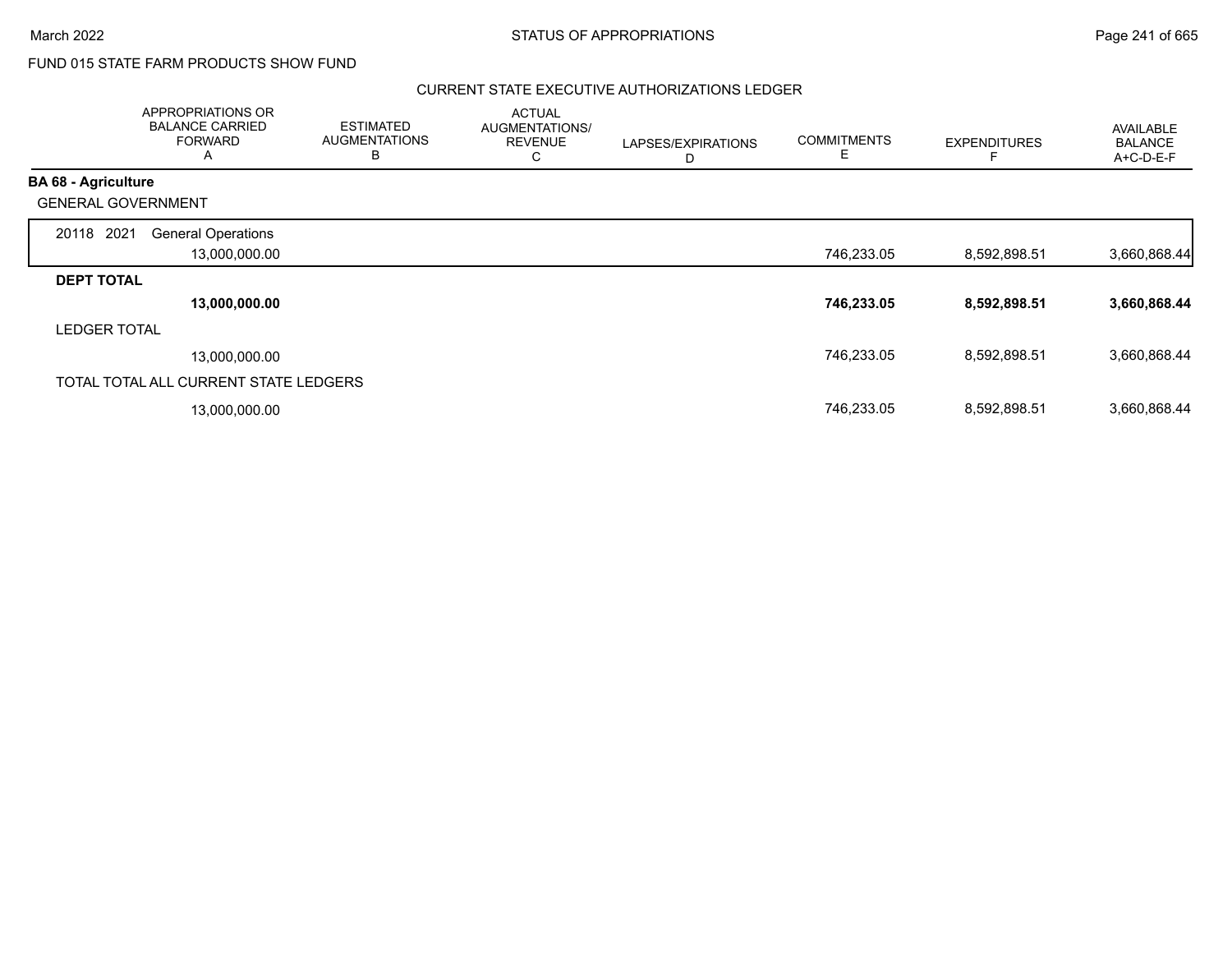FUND 015 STATE FARM PRODUCTS SHOW FUND

CURRENT STATE EXECUTIVE AUTHORIZATIONS LEDGER

| | APPROPRIATIONS OR BALANCE CARRIED FORWARD A | ESTIMATED AUGMENTATIONS B | ACTUAL AUGMENTATIONS/ REVENUE C | LAPSES/EXPIRATIONS D | COMMITMENTS E | EXPENDITURES F | AVAILABLE BALANCE A+C-D-E-F |
|---|---|---|---|---|---|---|---|
| **BA 68 - Agriculture** | | | | | | | |
| GENERAL GOVERNMENT | | | | | | | |
| 20118 2021 General Operations | 13,000,000.00 | | | | 746,233.05 | 8,592,898.51 | 3,660,868.44 |
| **DEPT TOTAL** | **13,000,000.00** | | | | **746,233.05** | **8,592,898.51** | **3,660,868.44** |
| LEDGER TOTAL | 13,000,000.00 | | | | 746,233.05 | 8,592,898.51 | 3,660,868.44 |
| TOTAL TOTAL ALL CURRENT STATE LEDGERS | 13,000,000.00 | | | | 746,233.05 | 8,592,898.51 | 3,660,868.44 |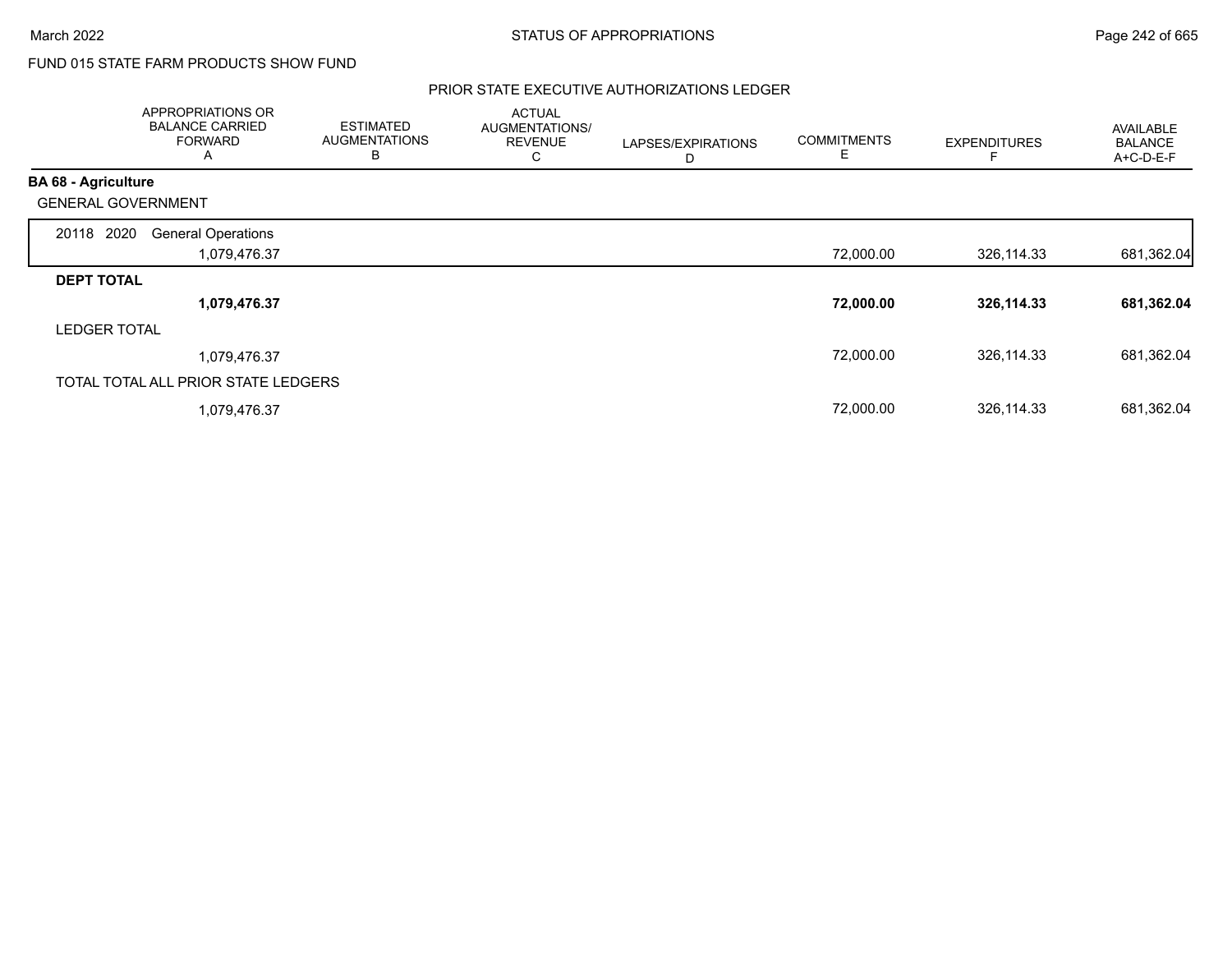FUND 015 STATE FARM PRODUCTS SHOW FUND

## PRIOR STATE EXECUTIVE AUTHORIZATIONS LEDGER

| | APPROPRIATIONS OR BALANCE CARRIED FORWARD A | ESTIMATED AUGMENTATIONS B | ACTUAL AUGMENTATIONS/ REVENUE C | LAPSES/EXPIRATIONS D | COMMITMENTS E | EXPENDITURES F | AVAILABLE BALANCE A+C-D-E-F |
|---|---|---|---|---|---|---|---|
| **BA 68 - Agriculture** | | | | | | | |
| GENERAL GOVERNMENT | | | | | | | |
| 20118 2020 General Operations | 1,079,476.37 | | | | 72,000.00 | 326,114.33 | 681,362.04 |
| **DEPT TOTAL** | **1,079,476.37** | | | | **72,000.00** | **326,114.33** | **681,362.04** |
| LEDGER TOTAL | 1,079,476.37 | | | | 72,000.00 | 326,114.33 | 681,362.04 |
| TOTAL TOTAL ALL PRIOR STATE LEDGERS | 1,079,476.37 | | | | 72,000.00 | 326,114.33 | 681,362.04 |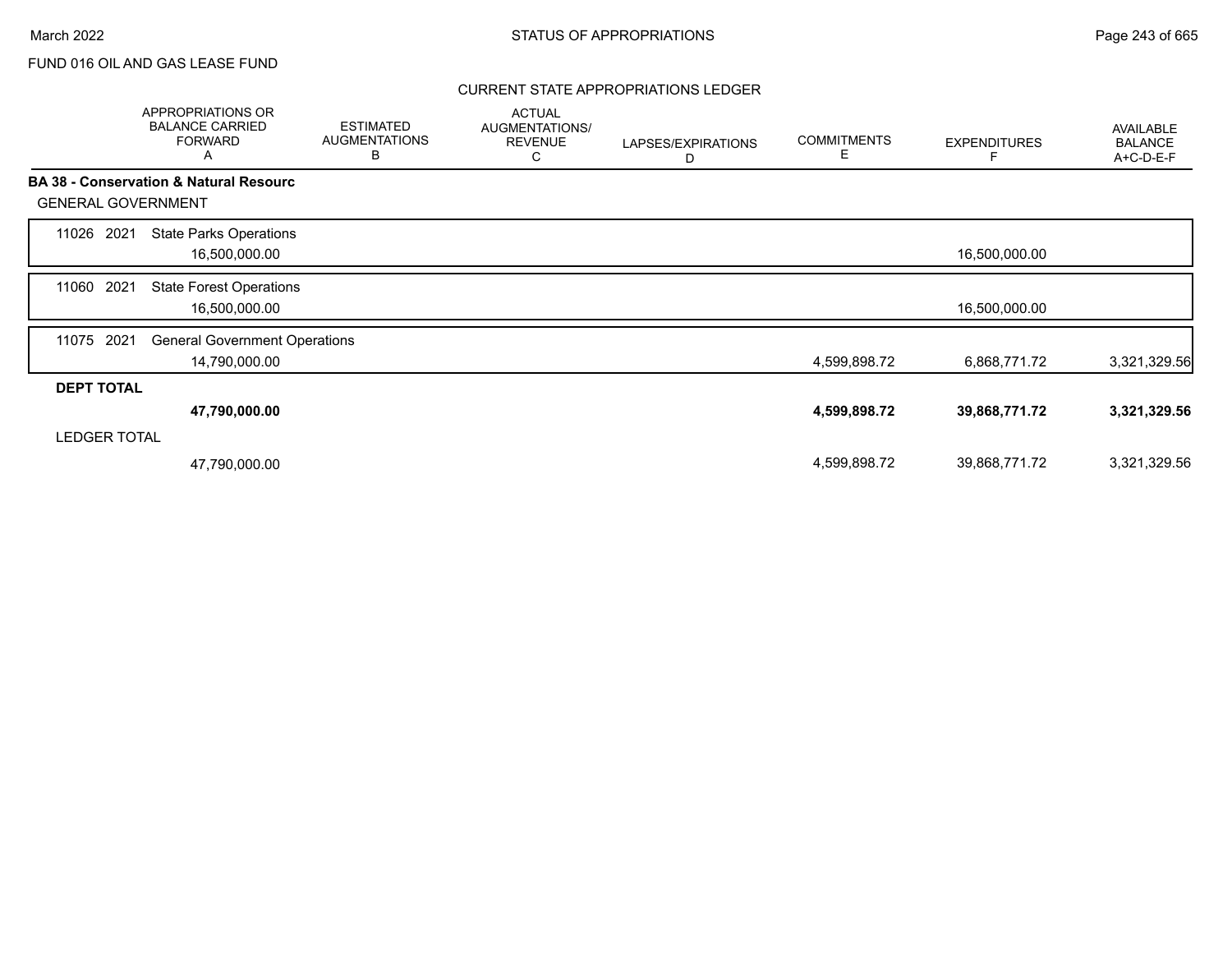FUND 016 OIL AND GAS LEASE FUND

## CURRENT STATE APPROPRIATIONS LEDGER

| | APPROPRIATIONS OR BALANCE CARRIED FORWARD A | ESTIMATED AUGMENTATIONS B | ACTUAL AUGMENTATIONS/ REVENUE C | LAPSES/EXPIRATIONS D | COMMITMENTS E | EXPENDITURES F | AVAILABLE BALANCE A+C-D-E-F |
|---|---|---|---|---|---|---|---|
| **BA 38 - Conservation & Natural Resourc** | | | | | | | |
| GENERAL GOVERNMENT | | | | | | | |
| 11026 2021 State Parks Operations | 16,500,000.00 | | | | | 16,500,000.00 | |
| 11060 2021 State Forest Operations | 16,500,000.00 | | | | | 16,500,000.00 | |
| 11075 2021 General Government Operations | 14,790,000.00 | | | | 4,599,898.72 | 6,868,771.72 | 3,321,329.56 |
| **DEPT TOTAL** | **47,790,000.00** | | | | **4,599,898.72** | **39,868,771.72** | **3,321,329.56** |
| LEDGER TOTAL | 47,790,000.00 | | | | 4,599,898.72 | 39,868,771.72 | 3,321,329.56 |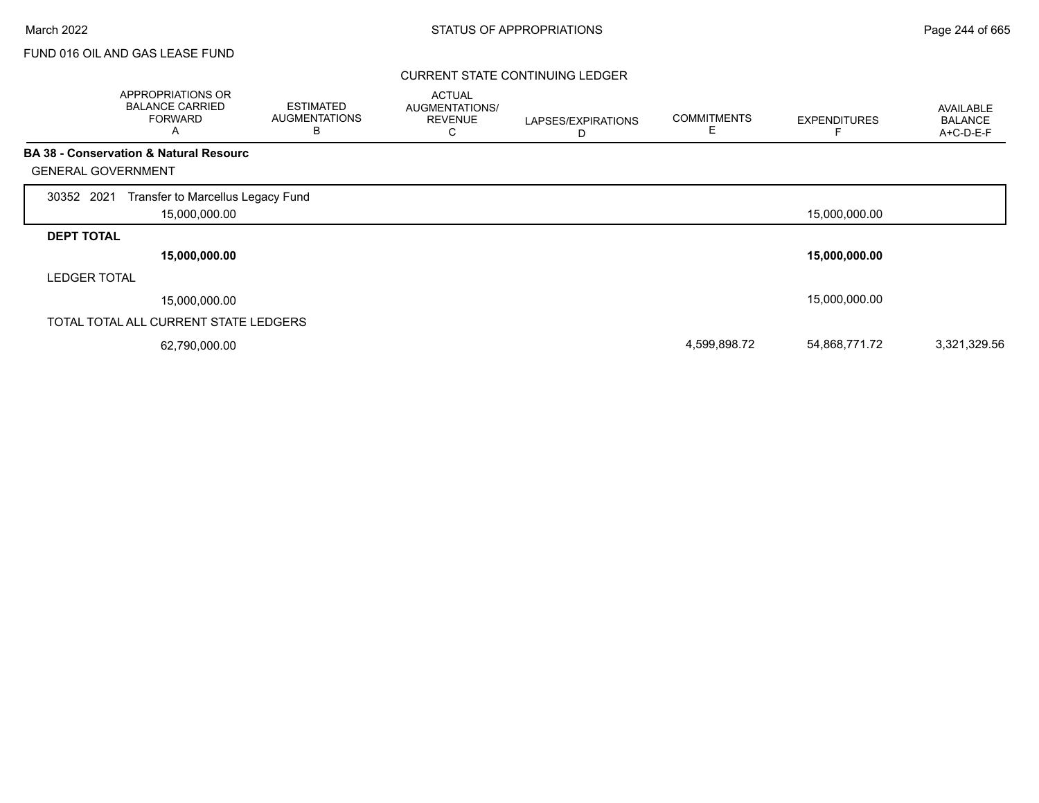FUND 016 OIL AND GAS LEASE FUND

CURRENT STATE CONTINUING LEDGER

| | APPROPRIATIONS OR BALANCE CARRIED FORWARD A | ESTIMATED AUGMENTATIONS B | ACTUAL AUGMENTATIONS/ REVENUE C | LAPSES/EXPIRATIONS D | COMMITMENTS E | EXPENDITURES F | AVAILABLE BALANCE A+C-D-E-F |
|---|---|---|---|---|---|---|---|
| **BA 38 - Conservation & Natural Resourc** | | | | | | | |
| GENERAL GOVERNMENT | | | | | | | |
| 30352 2021 Transfer to Marcellus Legacy Fund | 15,000,000.00 | | | | | 15,000,000.00 | |
| **DEPT TOTAL** | **15,000,000.00** | | | | | **15,000,000.00** | |
| LEDGER TOTAL | 15,000,000.00 | | | | | 15,000,000.00 | |
| TOTAL TOTAL ALL CURRENT STATE LEDGERS | 62,790,000.00 | | | | 4,599,898.72 | 54,868,771.72 | 3,321,329.56 |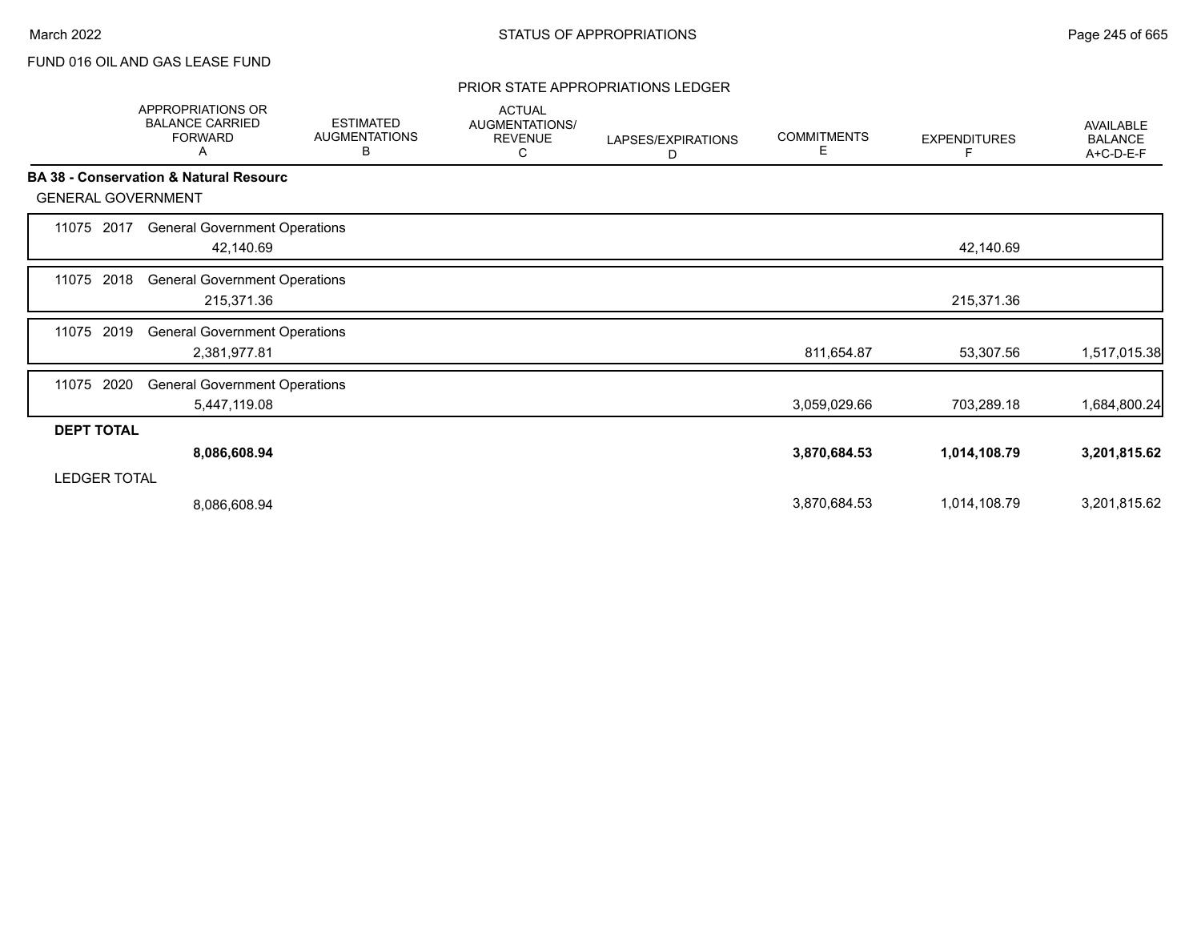FUND 016 OIL AND GAS LEASE FUND

## PRIOR STATE APPROPRIATIONS LEDGER

| | APPROPRIATIONS OR BALANCE CARRIED FORWARD A | ESTIMATED AUGMENTATIONS B | ACTUAL AUGMENTATIONS/ REVENUE C | LAPSES/EXPIRATIONS D | COMMITMENTS E | EXPENDITURES F | AVAILABLE BALANCE A+C-D-E-F |
|---|---|---|---|---|---|---|---|
| **BA 38 - Conservation & Natural Resourc** | | | | | | | |
| GENERAL GOVERNMENT | | | | | | | |
| 11075 2017 General Government Operations | 42,140.69 | | | | | 42,140.69 | |
| 11075 2018 General Government Operations | 215,371.36 | | | | | 215,371.36 | |
| 11075 2019 General Government Operations | 2,381,977.81 | | | | 811,654.87 | 53,307.56 | 1,517,015.38 |
| 11075 2020 General Government Operations | 5,447,119.08 | | | | 3,059,029.66 | 703,289.18 | 1,684,800.24 |
| **DEPT TOTAL** | **8,086,608.94** | | | | **3,870,684.53** | **1,014,108.79** | **3,201,815.62** |
| LEDGER TOTAL | 8,086,608.94 | | | | 3,870,684.53 | 1,014,108.79 | 3,201,815.62 |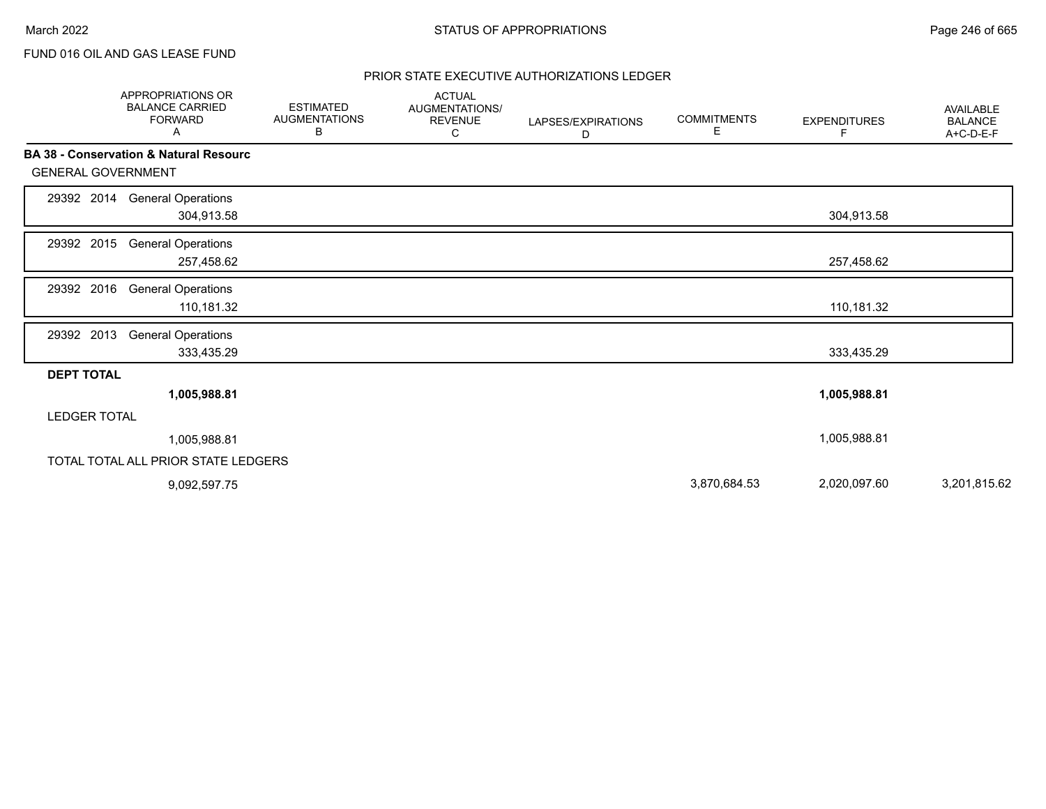FUND 016 OIL AND GAS LEASE FUND

## PRIOR STATE EXECUTIVE AUTHORIZATIONS LEDGER

| | APPROPRIATIONS OR BALANCE CARRIED FORWARD A | ESTIMATED AUGMENTATIONS B | ACTUAL AUGMENTATIONS/ REVENUE C | LAPSES/EXPIRATIONS D | COMMITMENTS E | EXPENDITURES F | AVAILABLE BALANCE A+C-D-E-F |
|---|---|---|---|---|---|---|---|
| **BA 38 - Conservation & Natural Resourc** | | | | | | | |
| GENERAL GOVERNMENT | | | | | | | |
| 29392 2014 General Operations | 304,913.58 | | | | | 304,913.58 | |
| 29392 2015 General Operations | 257,458.62 | | | | | 257,458.62 | |
| 29392 2016 General Operations | 110,181.32 | | | | | 110,181.32 | |
| 29392 2013 General Operations | 333,435.29 | | | | | 333,435.29 | |
| **DEPT TOTAL** | **1,005,988.81** | | | | | **1,005,988.81** | |
| LEDGER TOTAL | 1,005,988.81 | | | | | 1,005,988.81 | |
| TOTAL TOTAL ALL PRIOR STATE LEDGERS | 9,092,597.75 | | | | 3,870,684.53 | 2,020,097.60 | 3,201,815.62 |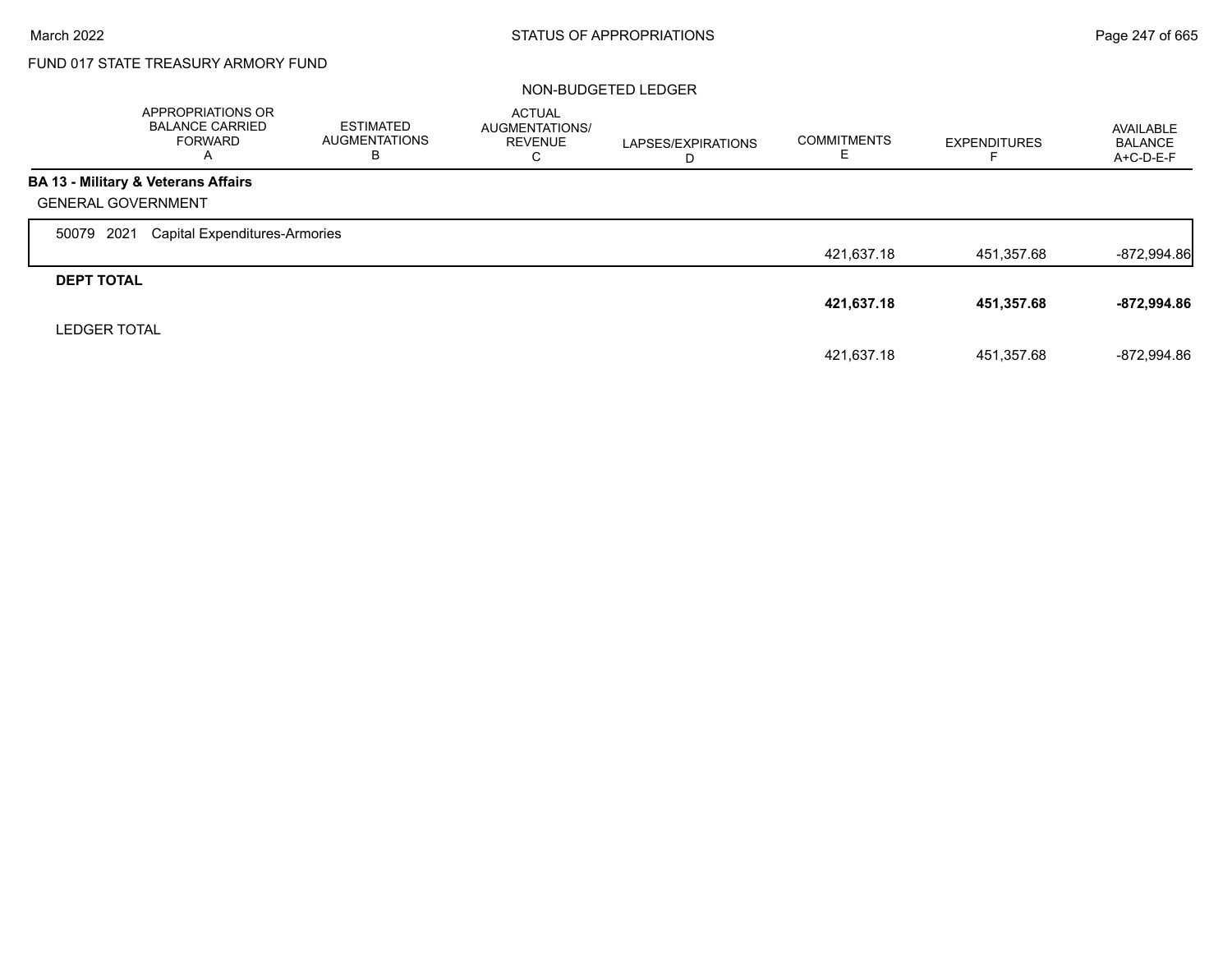FUND 017 STATE TREASURY ARMORY FUND

NON-BUDGETED LEDGER

| | APPROPRIATIONS OR BALANCE CARRIED FORWARD A | ESTIMATED AUGMENTATIONS B | ACTUAL AUGMENTATIONS/ REVENUE C | LAPSES/EXPIRATIONS D | COMMITMENTS E | EXPENDITURES F | AVAILABLE BALANCE A+C-D-E-F |
|---|---|---|---|---|---|---|---|
| **BA 13 - Military & Veterans Affairs** | | | | | | | |
| GENERAL GOVERNMENT | | | | | | | |
| 50079 2021 Capital Expenditures-Armories | | | | | 421,637.18 | 451,357.68 | -872,994.86 |
| **DEPT TOTAL** | | | | | **421,637.18** | **451,357.68** | **-872,994.86** |
| LEDGER TOTAL | | | | | 421,637.18 | 451,357.68 | -872,994.86 |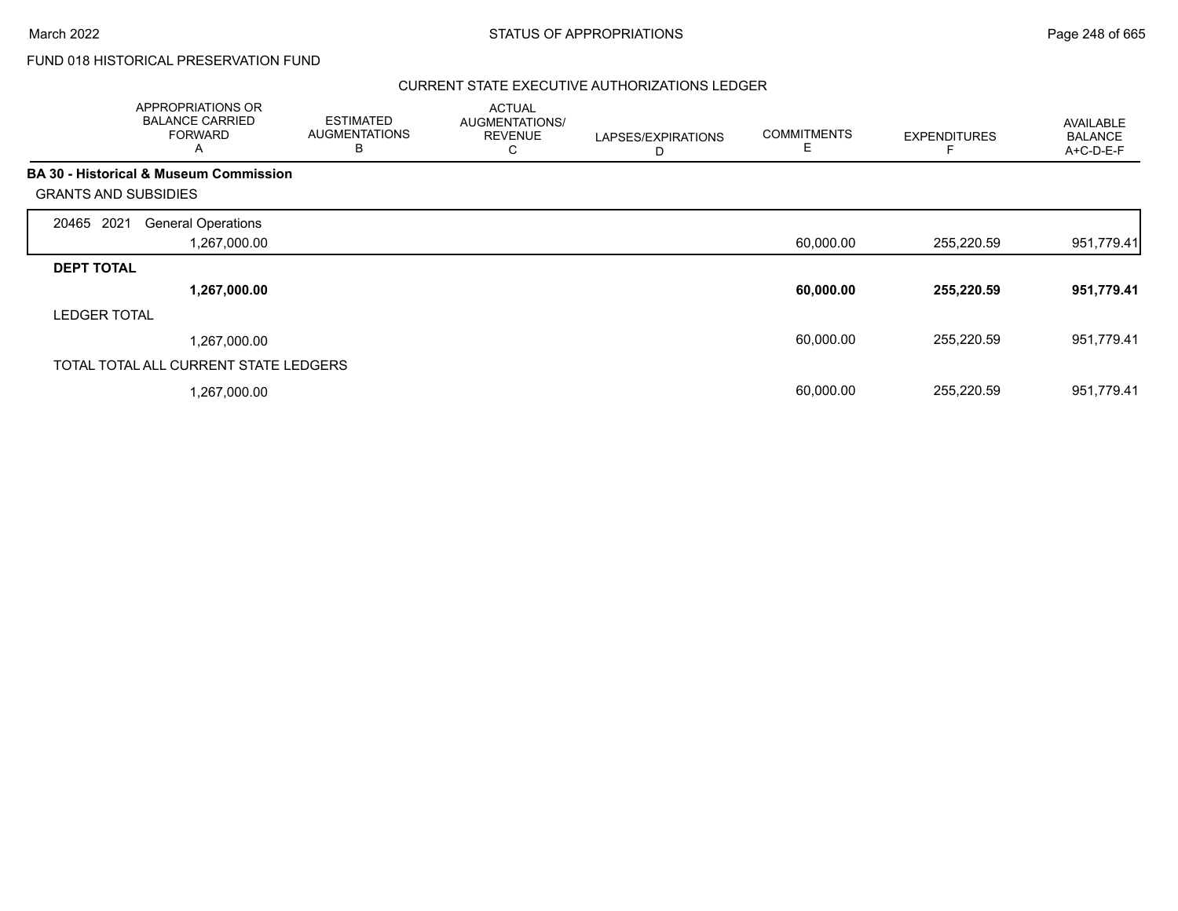FUND 018 HISTORICAL PRESERVATION FUND

CURRENT STATE EXECUTIVE AUTHORIZATIONS LEDGER

| | APPROPRIATIONS OR BALANCE CARRIED FORWARD A | ESTIMATED AUGMENTATIONS B | ACTUAL AUGMENTATIONS/ REVENUE C | LAPSES/EXPIRATIONS D | COMMITMENTS E | EXPENDITURES F | AVAILABLE BALANCE A+C-D-E-F |
|---|---|---|---|---|---|---|---|
| **BA 30 - Historical & Museum Commission** | | | | | | | |
| GRANTS AND SUBSIDIES | | | | | | | |
| 20465 2021 General Operations | 1,267,000.00 | | | | 60,000.00 | 255,220.59 | 951,779.41 |
| **DEPT TOTAL** | **1,267,000.00** | | | | **60,000.00** | **255,220.59** | **951,779.41** |
| LEDGER TOTAL | 1,267,000.00 | | | | 60,000.00 | 255,220.59 | 951,779.41 |
| TOTAL TOTAL ALL CURRENT STATE LEDGERS | 1,267,000.00 | | | | 60,000.00 | 255,220.59 | 951,779.41 |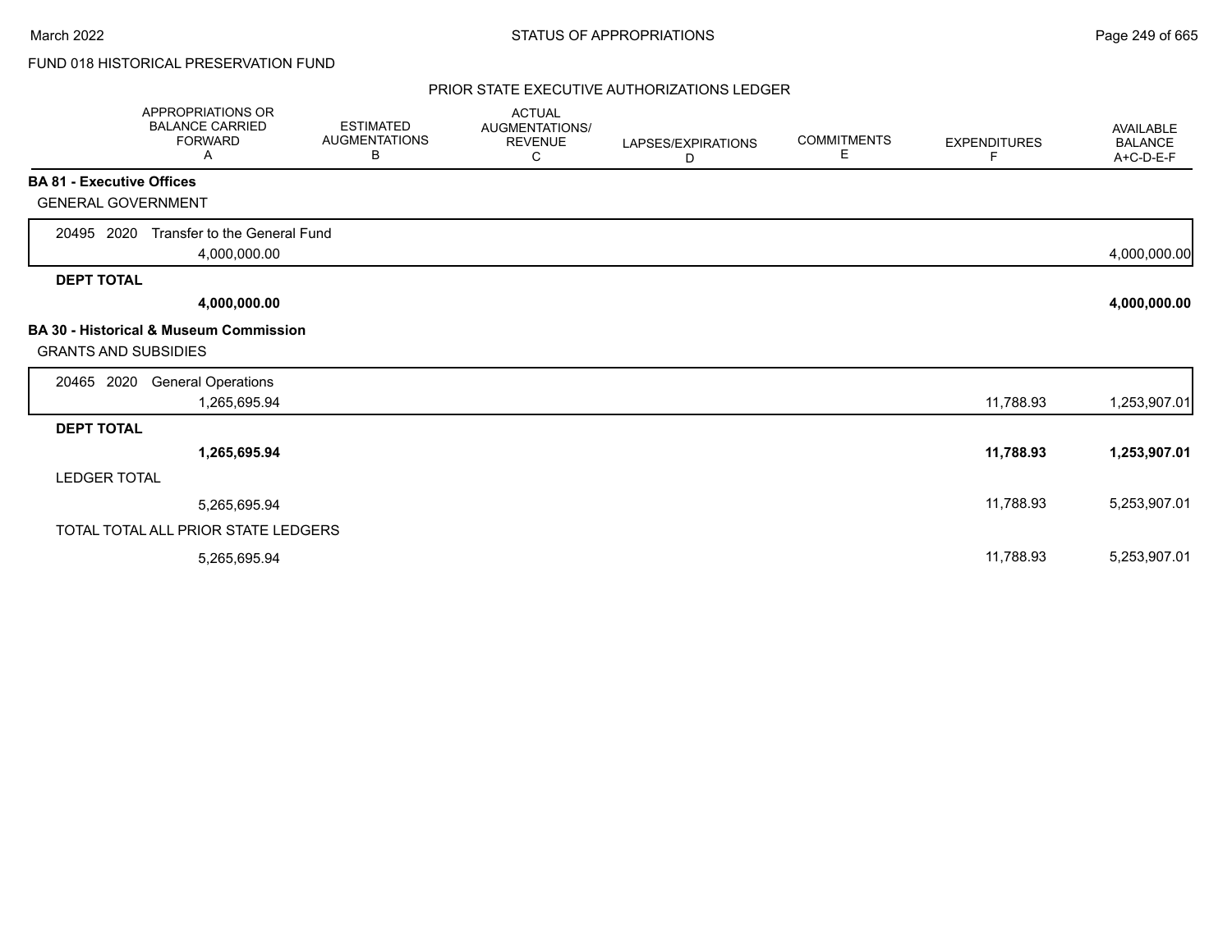FUND 018 HISTORICAL PRESERVATION FUND

## PRIOR STATE EXECUTIVE AUTHORIZATIONS LEDGER

| | APPROPRIATIONS OR BALANCE CARRIED FORWARD A | ESTIMATED AUGMENTATIONS B | ACTUAL AUGMENTATIONS/ REVENUE C | LAPSES/EXPIRATIONS D | COMMITMENTS E | EXPENDITURES F | AVAILABLE BALANCE A+C-D-E-F |
|---|---|---|---|---|---|---|---|
| **BA 81 - Executive Offices** | | | | | | | |
| GENERAL GOVERNMENT | | | | | | | |
| 20495 2020 Transfer to the General Fund | 4,000,000.00 | | | | | | 4,000,000.00 |
| **DEPT TOTAL** | **4,000,000.00** | | | | | | **4,000,000.00** |
| **BA 30 - Historical & Museum Commission** | | | | | | | |
| GRANTS AND SUBSIDIES | | | | | | | |
| 20465 2020 General Operations | 1,265,695.94 | | | | | 11,788.93 | 1,253,907.01 |
| **DEPT TOTAL** | **1,265,695.94** | | | | | **11,788.93** | **1,253,907.01** |
| LEDGER TOTAL | 5,265,695.94 | | | | | 11,788.93 | 5,253,907.01 |
| TOTAL TOTAL ALL PRIOR STATE LEDGERS | 5,265,695.94 | | | | | 11,788.93 | 5,253,907.01 |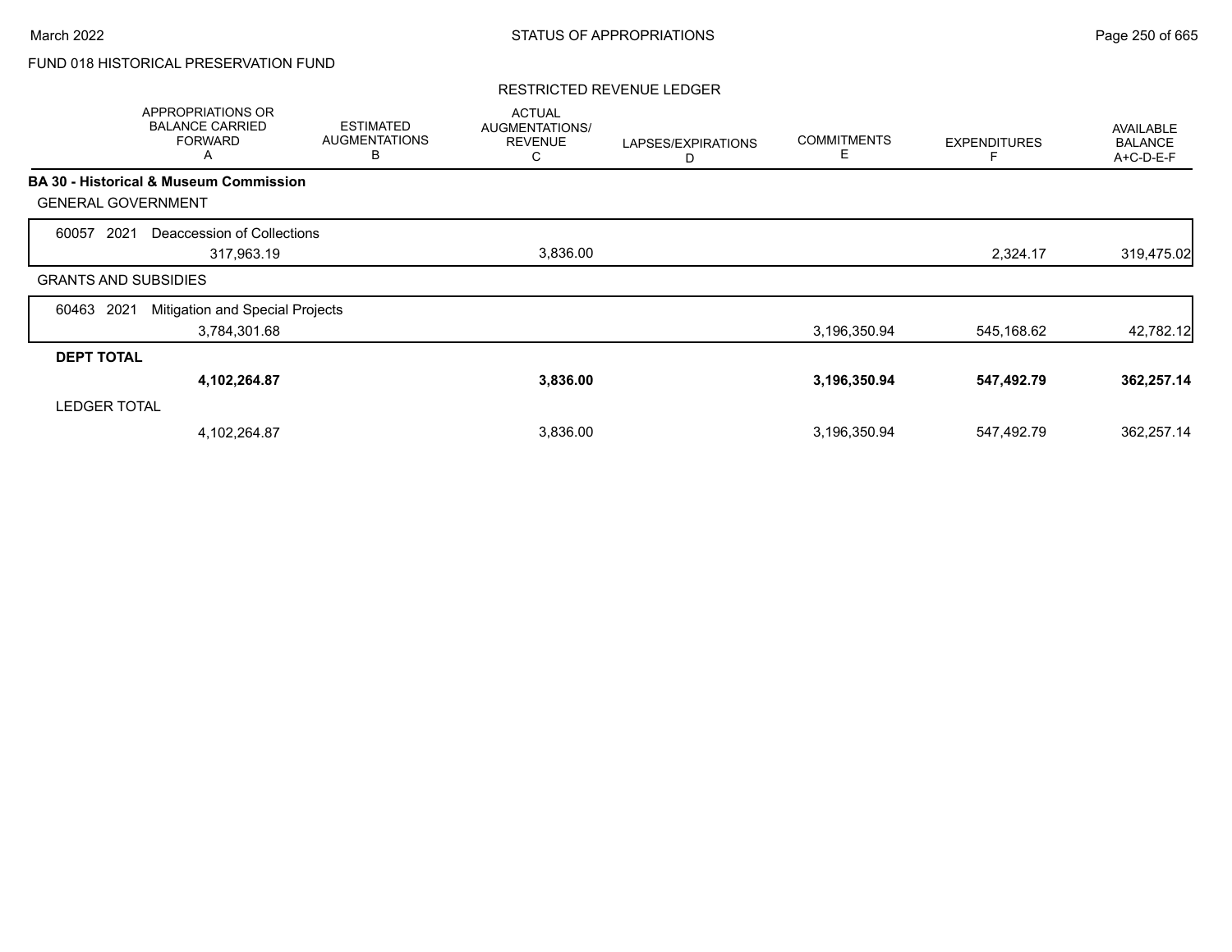FUND 018 HISTORICAL PRESERVATION FUND

RESTRICTED REVENUE LEDGER

| | APPROPRIATIONS OR BALANCE CARRIED FORWARD A | ESTIMATED AUGMENTATIONS B | ACTUAL AUGMENTATIONS/ REVENUE C | LAPSES/EXPIRATIONS D | COMMITMENTS E | EXPENDITURES F | AVAILABLE BALANCE A+C-D-E-F |
|---|---|---|---|---|---|---|---|
| **BA 30 - Historical & Museum Commission** | | | | | | | |
| GENERAL GOVERNMENT | | | | | | | |
| 60057 2021 Deaccession of Collections | | | | | | | |
| | 317,963.19 | | 3,836.00 | | | 2,324.17 | 319,475.02 |
| GRANTS AND SUBSIDIES | | | | | | | |
| 60463 2021 Mitigation and Special Projects | | | | | | | |
| | 3,784,301.68 | | | | 3,196,350.94 | 545,168.62 | 42,782.12 |
| **DEPT TOTAL** | | | | | | | |
| | **4,102,264.87** | | **3,836.00** | | **3,196,350.94** | **547,492.79** | **362,257.14** |
| LEDGER TOTAL | | | | | | | |
| | 4,102,264.87 | | 3,836.00 | | 3,196,350.94 | 547,492.79 | 362,257.14 |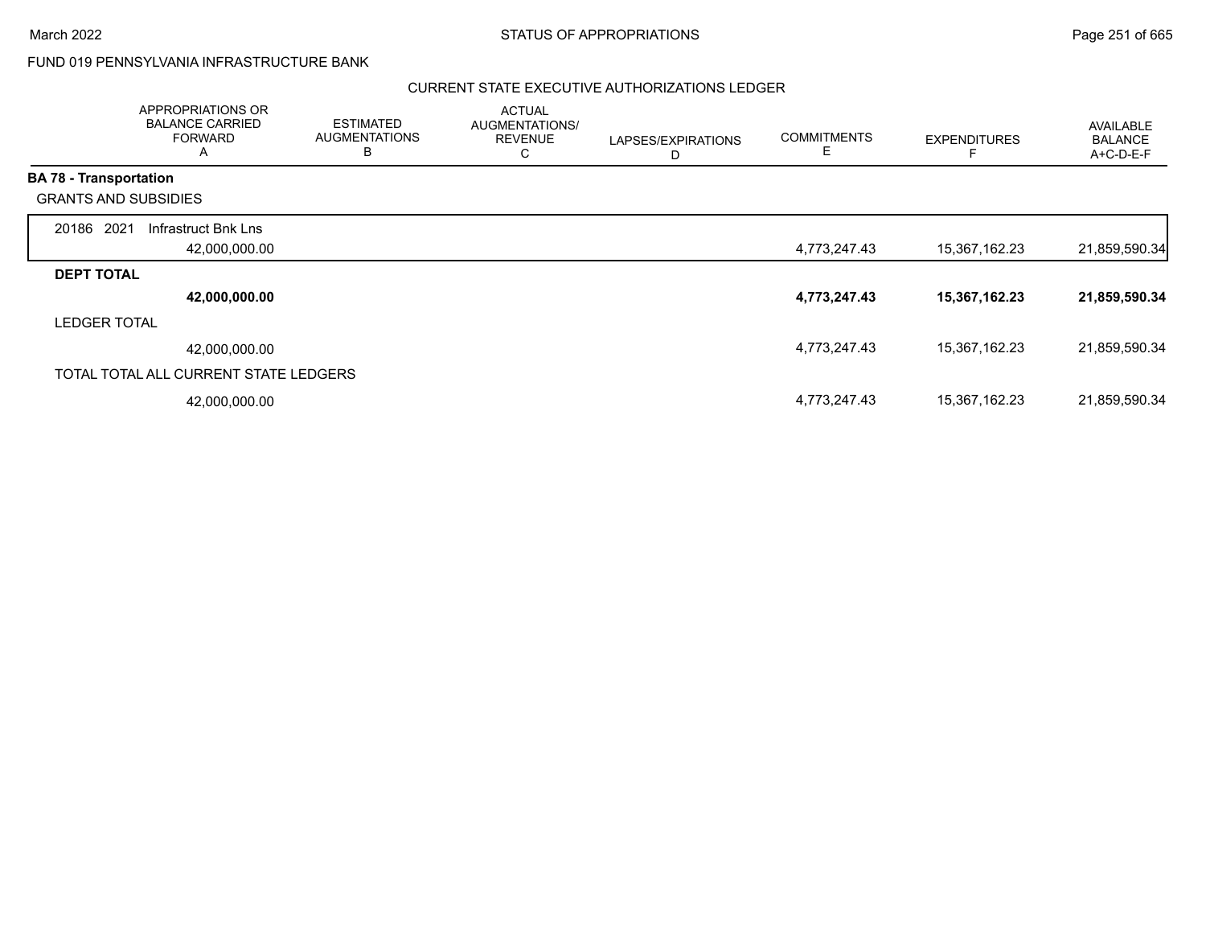FUND 019 PENNSYLVANIA INFRASTRUCTURE BANK

## CURRENT STATE EXECUTIVE AUTHORIZATIONS LEDGER

| | APPROPRIATIONS OR BALANCE CARRIED FORWARD A | ESTIMATED AUGMENTATIONS B | ACTUAL AUGMENTATIONS/ REVENUE C | LAPSES/EXPIRATIONS D | COMMITMENTS E | EXPENDITURES F | AVAILABLE BALANCE A+C-D-E-F |
|---|---|---|---|---|---|---|---|
| **BA 78 - Transportation** | | | | | | | |
| GRANTS AND SUBSIDIES | | | | | | | |
| 20186 2021 Infrastruct Bnk Lns | 42,000,000.00 | | | | 4,773,247.43 | 15,367,162.23 | 21,859,590.34 |
| **DEPT TOTAL** | **42,000,000.00** | | | | **4,773,247.43** | **15,367,162.23** | **21,859,590.34** |
| LEDGER TOTAL | 42,000,000.00 | | | | 4,773,247.43 | 15,367,162.23 | 21,859,590.34 |
| TOTAL TOTAL ALL CURRENT STATE LEDGERS | 42,000,000.00 | | | | 4,773,247.43 | 15,367,162.23 | 21,859,590.34 |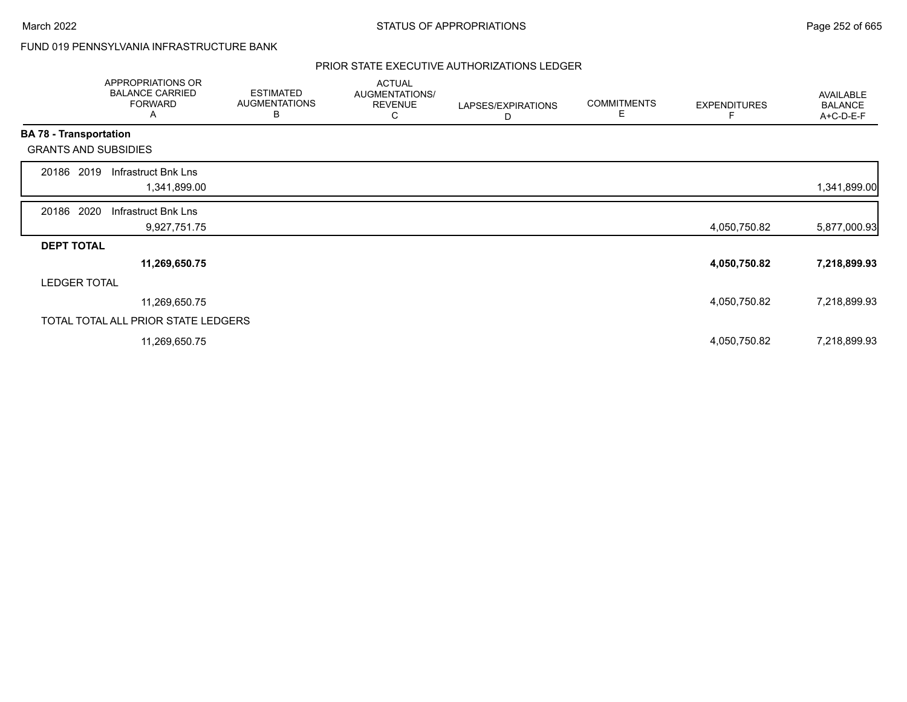FUND 019 PENNSYLVANIA INFRASTRUCTURE BANK

PRIOR STATE EXECUTIVE AUTHORIZATIONS LEDGER

| | APPROPRIATIONS OR BALANCE CARRIED FORWARD A | ESTIMATED AUGMENTATIONS B | ACTUAL AUGMENTATIONS/ REVENUE C | LAPSES/EXPIRATIONS D | COMMITMENTS E | EXPENDITURES F | AVAILABLE BALANCE A+C-D-E-F |
|---|---|---|---|---|---|---|---|
| **BA 78 - Transportation** | | | | | | | |
| GRANTS AND SUBSIDIES | | | | | | | |
| 20186 2019 Infrastruct Bnk Lns | 1,341,899.00 | | | | | | 1,341,899.00 |
| 20186 2020 Infrastruct Bnk Lns | 9,927,751.75 | | | | | 4,050,750.82 | 5,877,000.93 |
| **DEPT TOTAL** | **11,269,650.75** | | | | | **4,050,750.82** | **7,218,899.93** |
| LEDGER TOTAL | 11,269,650.75 | | | | | 4,050,750.82 | 7,218,899.93 |
| TOTAL TOTAL ALL PRIOR STATE LEDGERS | 11,269,650.75 | | | | | 4,050,750.82 | 7,218,899.93 |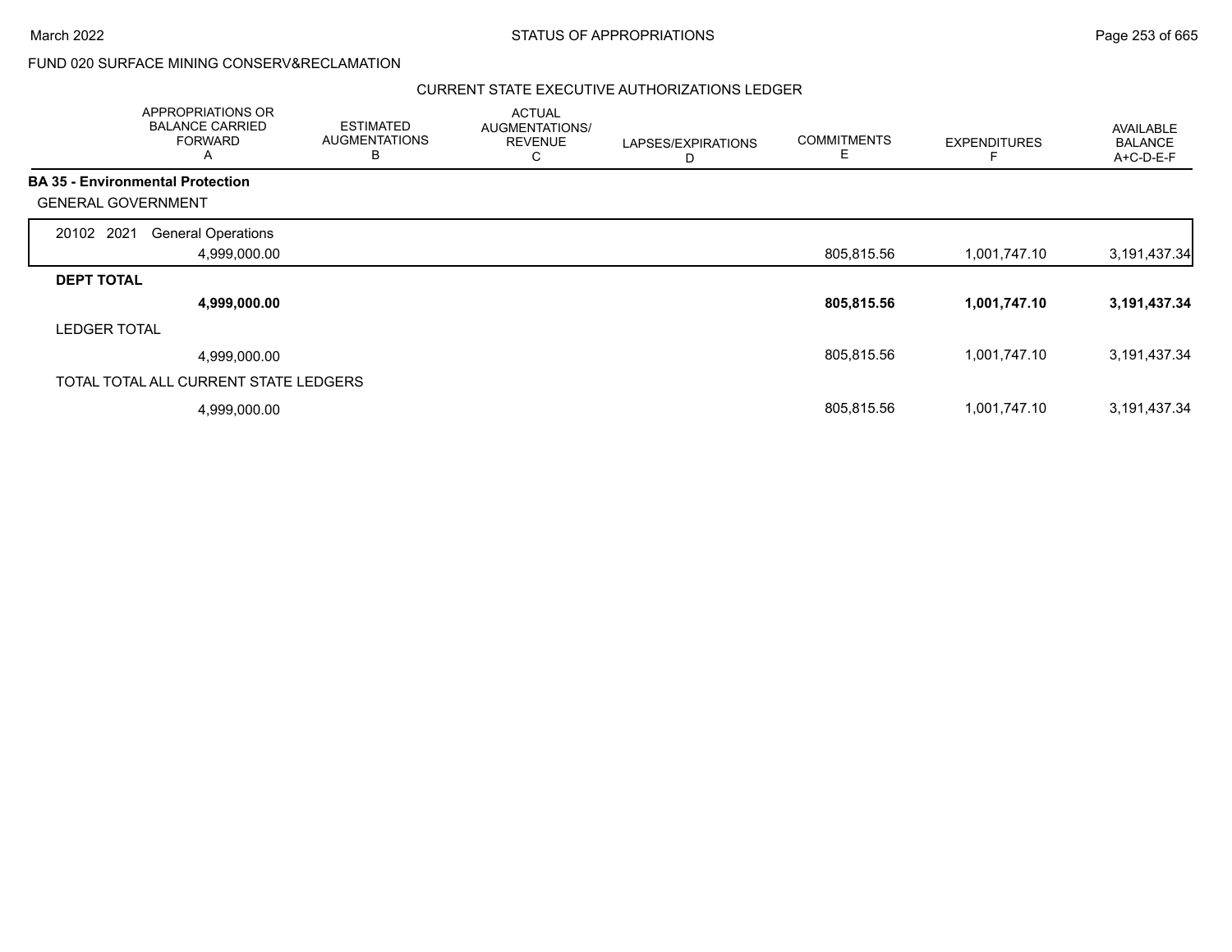FUND 020 SURFACE MINING CONSERV&RECLAMATION

CURRENT STATE EXECUTIVE AUTHORIZATIONS LEDGER

| | APPROPRIATIONS OR BALANCE CARRIED FORWARD A | ESTIMATED AUGMENTATIONS B | ACTUAL AUGMENTATIONS/ REVENUE C | LAPSES/EXPIRATIONS D | COMMITMENTS E | EXPENDITURES F | AVAILABLE BALANCE A+C-D-E-F |
|---|---|---|---|---|---|---|---|
| **BA 35 - Environmental Protection** | | | | | | | |
| GENERAL GOVERNMENT | | | | | | | |
| 20102 2021 General Operations | 4,999,000.00 | | | | 805,815.56 | 1,001,747.10 | 3,191,437.34 |
| **DEPT TOTAL** | **4,999,000.00** | | | | **805,815.56** | **1,001,747.10** | **3,191,437.34** |
| LEDGER TOTAL | 4,999,000.00 | | | | 805,815.56 | 1,001,747.10 | 3,191,437.34 |
| TOTAL TOTAL ALL CURRENT STATE LEDGERS | 4,999,000.00 | | | | 805,815.56 | 1,001,747.10 | 3,191,437.34 |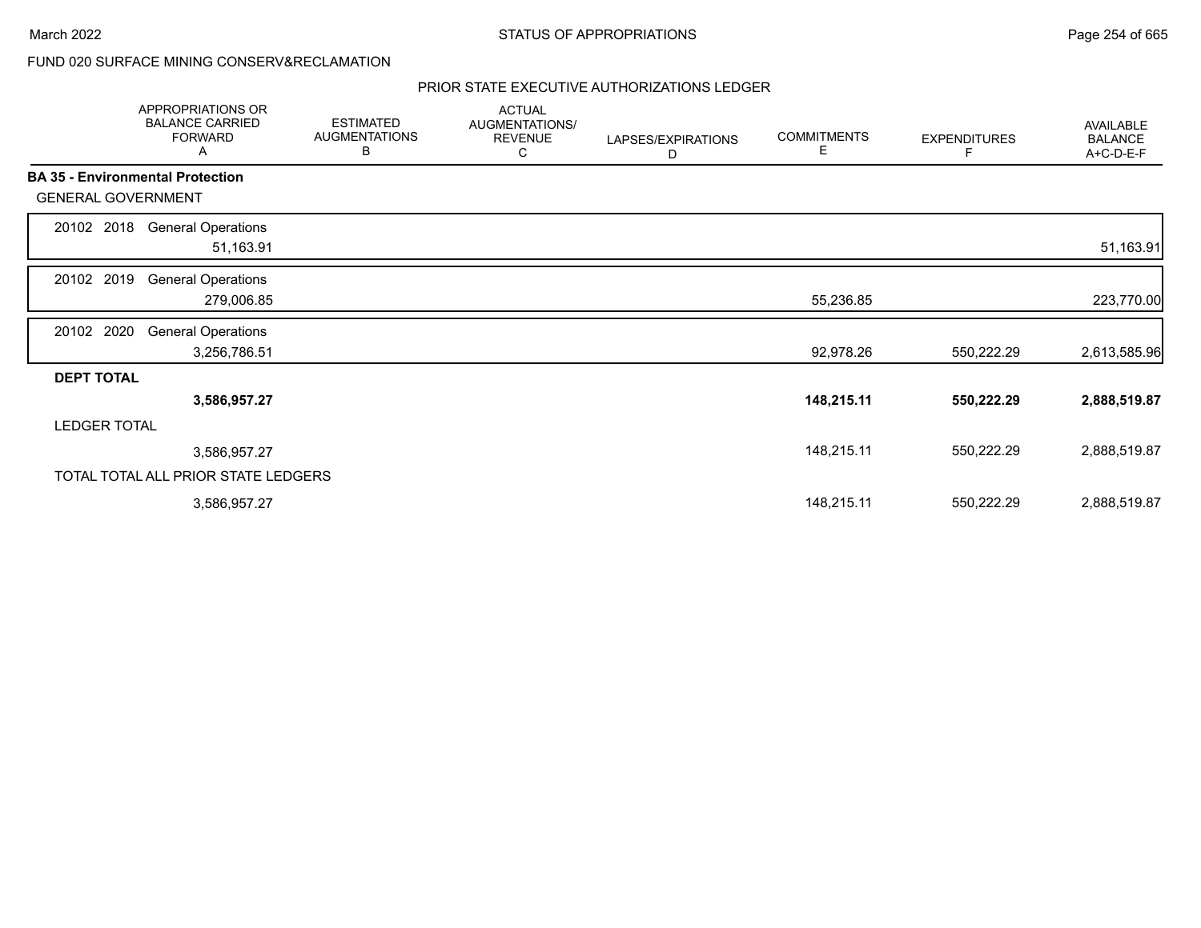FUND 020 SURFACE MINING CONSERV&RECLAMATION

PRIOR STATE EXECUTIVE AUTHORIZATIONS LEDGER

| | APPROPRIATIONS OR BALANCE CARRIED FORWARD A | ESTIMATED AUGMENTATIONS B | ACTUAL AUGMENTATIONS/ REVENUE C | LAPSES/EXPIRATIONS D | COMMITMENTS E | EXPENDITURES F | AVAILABLE BALANCE A+C-D-E-F |
|---|---|---|---|---|---|---|---|
| **BA 35 - Environmental Protection** | | | | | | | |
| GENERAL GOVERNMENT | | | | | | | |
| 20102 2018 General Operations | 51,163.91 | | | | | | 51,163.91 |
| 20102 2019 General Operations | 279,006.85 | | | | 55,236.85 | | 223,770.00 |
| 20102 2020 General Operations | 3,256,786.51 | | | | 92,978.26 | 550,222.29 | 2,613,585.96 |
| **DEPT TOTAL** | **3,586,957.27** | | | | **148,215.11** | **550,222.29** | **2,888,519.87** |
| LEDGER TOTAL | 3,586,957.27 | | | | 148,215.11 | 550,222.29 | 2,888,519.87 |
| TOTAL TOTAL ALL PRIOR STATE LEDGERS | 3,586,957.27 | | | | 148,215.11 | 550,222.29 | 2,888,519.87 |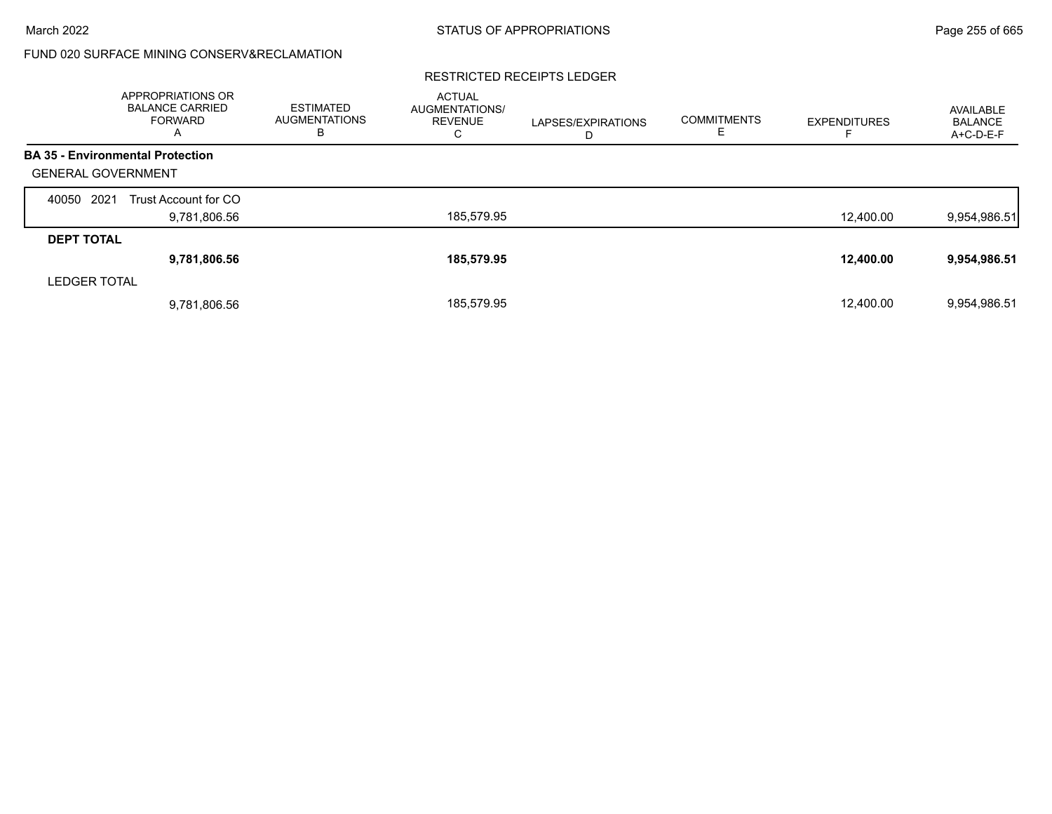FUND 020 SURFACE MINING CONSERV&RECLAMATION

RESTRICTED RECEIPTS LEDGER

| | APPROPRIATIONS OR BALANCE CARRIED FORWARD A | ESTIMATED AUGMENTATIONS B | ACTUAL AUGMENTATIONS/ REVENUE C | LAPSES/EXPIRATIONS D | COMMITMENTS E | EXPENDITURES F | AVAILABLE BALANCE A+C-D-E-F |
|---|---|---|---|---|---|---|---|
| **BA 35 - Environmental Protection** | | | | | | | |
| GENERAL GOVERNMENT | | | | | | | |
| 40050 2021 Trust Account for CO | 9,781,806.56 | | 185,579.95 | | | 12,400.00 | 9,954,986.51 |
| **DEPT TOTAL** | **9,781,806.56** | | **185,579.95** | | | **12,400.00** | **9,954,986.51** |
| LEDGER TOTAL | 9,781,806.56 | | 185,579.95 | | | 12,400.00 | 9,954,986.51 |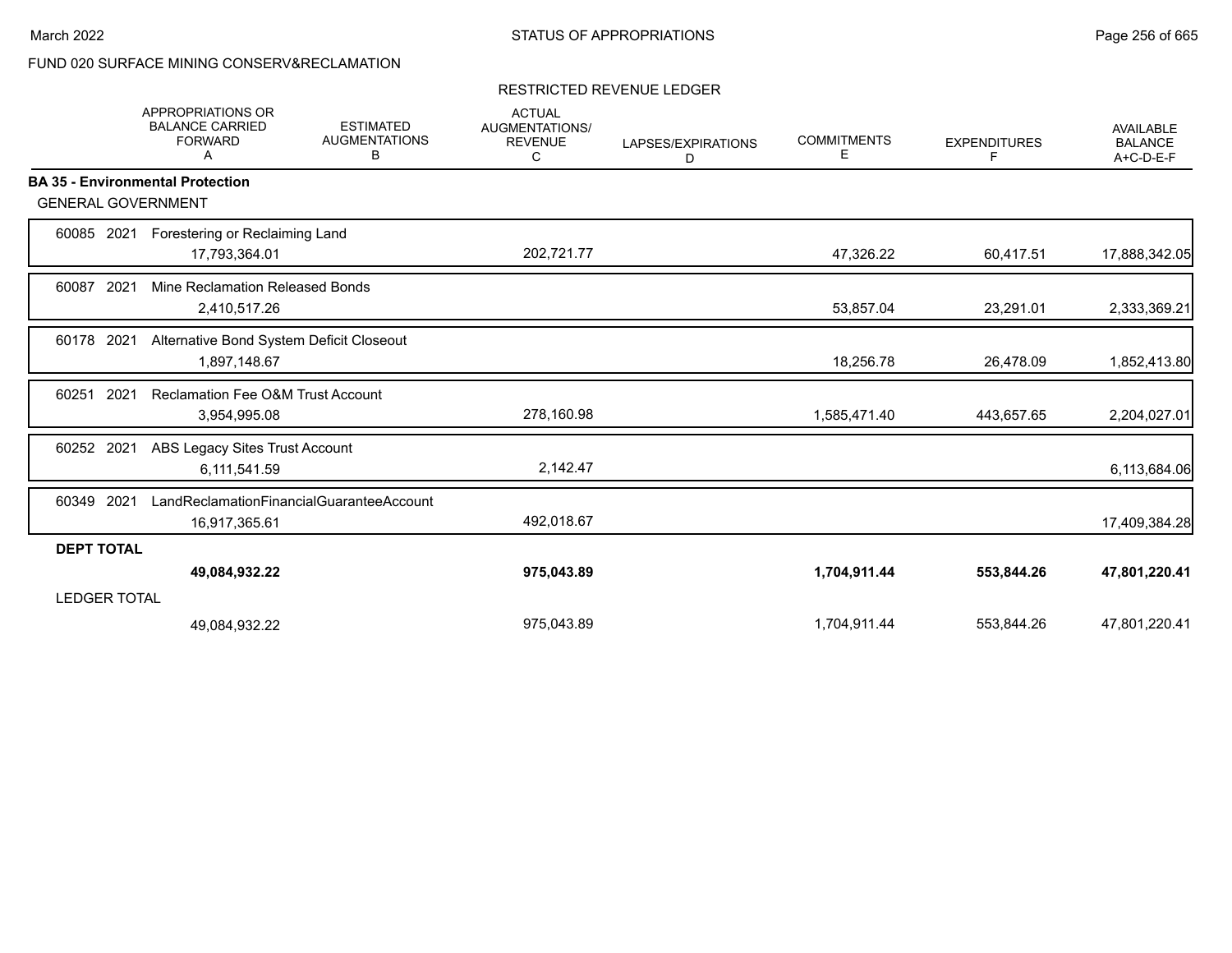FUND 020 SURFACE MINING CONSERV&RECLAMATION

RESTRICTED REVENUE LEDGER

| | APPROPRIATIONS OR BALANCE CARRIED FORWARD A | ESTIMATED AUGMENTATIONS B | ACTUAL AUGMENTATIONS/ REVENUE C | LAPSES/EXPIRATIONS D | COMMITMENTS E | EXPENDITURES F | AVAILABLE BALANCE A+C-D-E-F |
|---|---|---|---|---|---|---|---|
| **BA 35 - Environmental Protection** | | | | | | | |
| GENERAL GOVERNMENT | | | | | | | |
| 60085 2021 Forestering or Reclaiming Land | 17,793,364.01 | | 202,721.77 | | 47,326.22 | 60,417.51 | 17,888,342.05 |
| 60087 2021 Mine Reclamation Released Bonds | 2,410,517.26 | | | | 53,857.04 | 23,291.01 | 2,333,369.21 |
| 60178 2021 Alternative Bond System Deficit Closeout | 1,897,148.67 | | | | 18,256.78 | 26,478.09 | 1,852,413.80 |
| 60251 2021 Reclamation Fee O&M Trust Account | 3,954,995.08 | | 278,160.98 | | 1,585,471.40 | 443,657.65 | 2,204,027.01 |
| 60252 2021 ABS Legacy Sites Trust Account | 6,111,541.59 | | 2,142.47 | | | | 6,113,684.06 |
| 60349 2021 LandReclamationFinancialGuaranteeAccount | 16,917,365.61 | | 492,018.67 | | | | 17,409,384.28 |
| **DEPT TOTAL** | **49,084,932.22** | | **975,043.89** | | **1,704,911.44** | **553,844.26** | **47,801,220.41** |
| LEDGER TOTAL | 49,084,932.22 | | 975,043.89 | | 1,704,911.44 | 553,844.26 | 47,801,220.41 |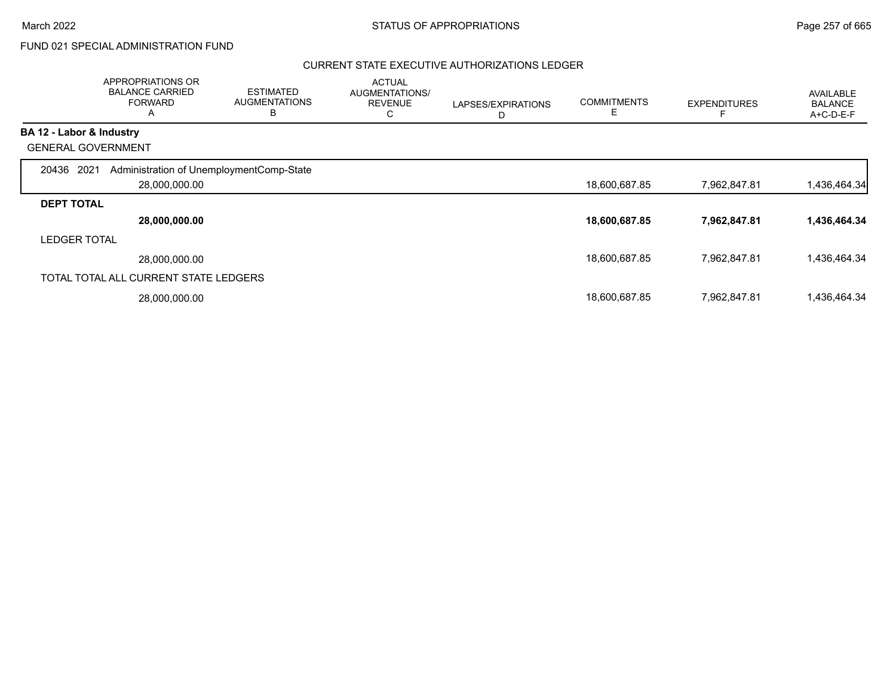FUND 021 SPECIAL ADMINISTRATION FUND

CURRENT STATE EXECUTIVE AUTHORIZATIONS LEDGER

| | APPROPRIATIONS OR BALANCE CARRIED FORWARD A | ESTIMATED AUGMENTATIONS B | ACTUAL AUGMENTATIONS/ REVENUE C | LAPSES/EXPIRATIONS D | COMMITMENTS E | EXPENDITURES F | AVAILABLE BALANCE A+C-D-E-F |
|---|---|---|---|---|---|---|---|
| **BA 12 - Labor & Industry** | | | | | | | |
| GENERAL GOVERNMENT | | | | | | | |
| 20436 2021 Administration of UnemploymentComp-State | 28,000,000.00 | | | | 18,600,687.85 | 7,962,847.81 | 1,436,464.34 |
| **DEPT TOTAL** | **28,000,000.00** | | | | **18,600,687.85** | **7,962,847.81** | **1,436,464.34** |
| LEDGER TOTAL | 28,000,000.00 | | | | 18,600,687.85 | 7,962,847.81 | 1,436,464.34 |
| TOTAL TOTAL ALL CURRENT STATE LEDGERS | 28,000,000.00 | | | | 18,600,687.85 | 7,962,847.81 | 1,436,464.34 |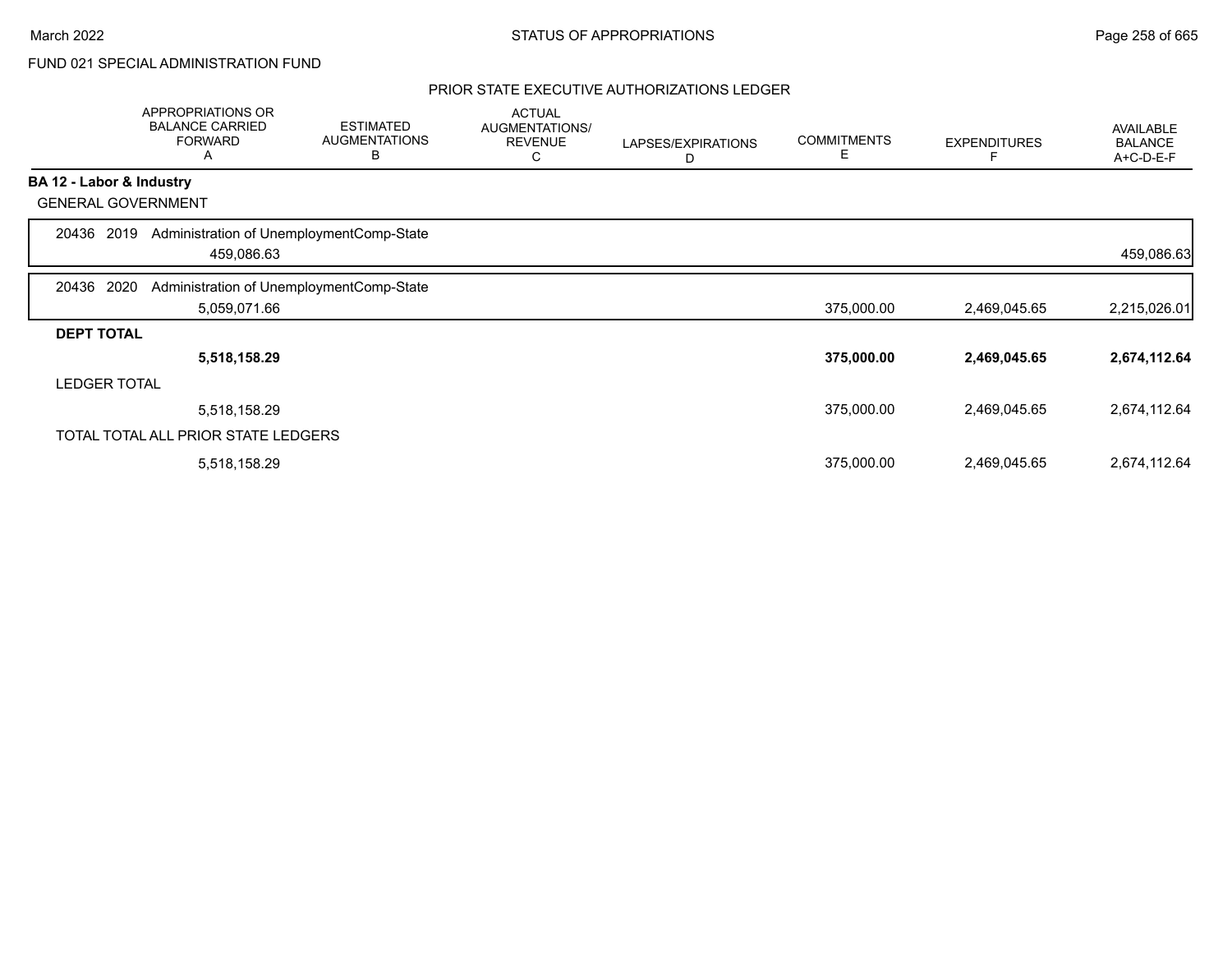FUND 021 SPECIAL ADMINISTRATION FUND

PRIOR STATE EXECUTIVE AUTHORIZATIONS LEDGER

| | APPROPRIATIONS OR BALANCE CARRIED FORWARD A | ESTIMATED AUGMENTATIONS B | ACTUAL AUGMENTATIONS/ REVENUE C | LAPSES/EXPIRATIONS D | COMMITMENTS E | EXPENDITURES F | AVAILABLE BALANCE A+C-D-E-F |
|---|---|---|---|---|---|---|---|
| **BA 12 - Labor & Industry** | | | | | | | |
| GENERAL GOVERNMENT | | | | | | | |
| 20436 2019 Administration of UnemploymentComp-State | 459,086.63 | | | | | | 459,086.63 |
| 20436 2020 Administration of UnemploymentComp-State | 5,059,071.66 | | | | 375,000.00 | 2,469,045.65 | 2,215,026.01 |
| **DEPT TOTAL** | **5,518,158.29** | | | | **375,000.00** | **2,469,045.65** | **2,674,112.64** |
| LEDGER TOTAL | 5,518,158.29 | | | | 375,000.00 | 2,469,045.65 | 2,674,112.64 |
| TOTAL TOTAL ALL PRIOR STATE LEDGERS | 5,518,158.29 | | | | 375,000.00 | 2,469,045.65 | 2,674,112.64 |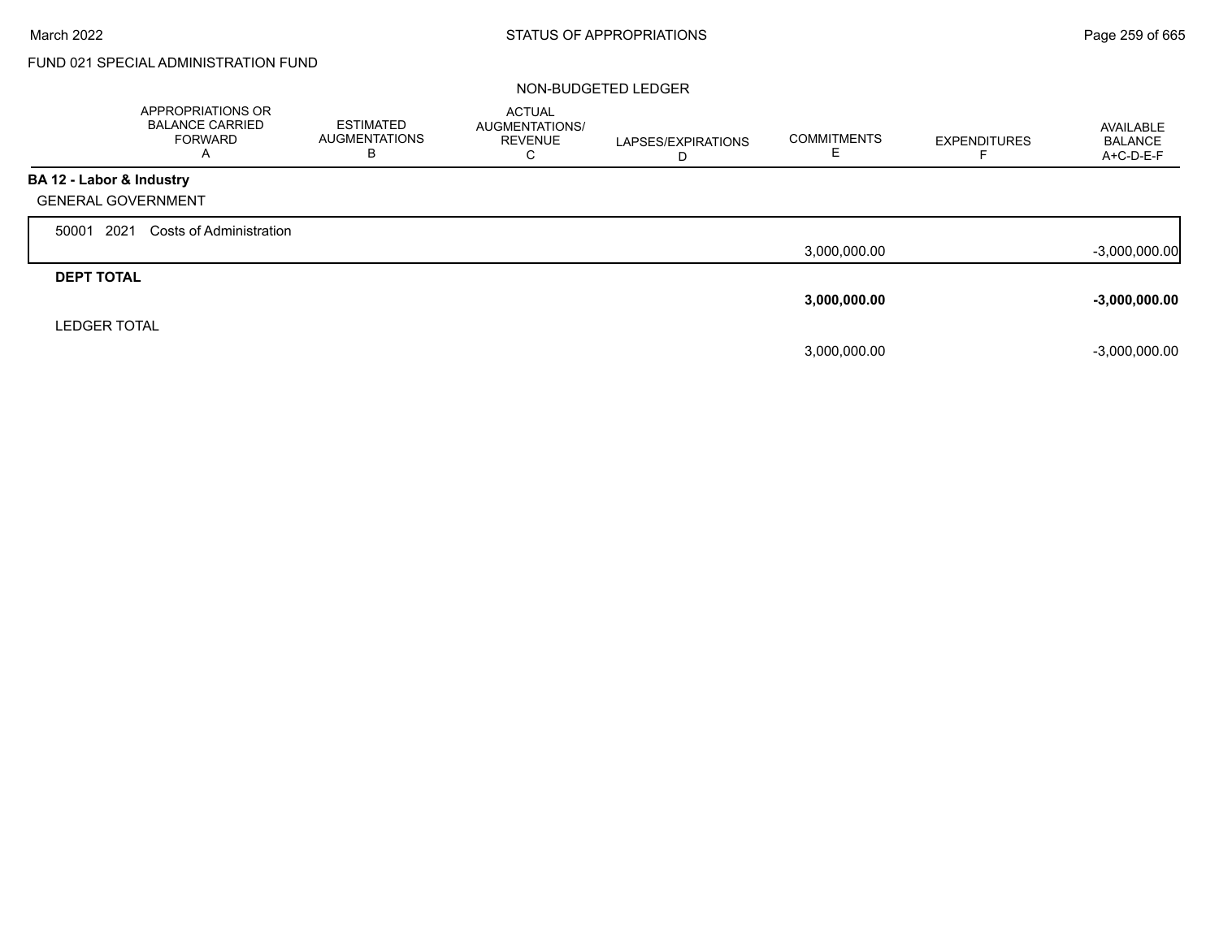FUND 021 SPECIAL ADMINISTRATION FUND

NON-BUDGETED LEDGER

| | APPROPRIATIONS OR BALANCE CARRIED FORWARD A | ESTIMATED AUGMENTATIONS B | ACTUAL AUGMENTATIONS/ REVENUE C | LAPSES/EXPIRATIONS D | COMMITMENTS E | EXPENDITURES F | AVAILABLE BALANCE A+C-D-E-F |
|---|---|---|---|---|---|---|---|
| **BA 12 - Labor & Industry** | | | | | | | |
| GENERAL GOVERNMENT | | | | | | | |
| 50001 2021 Costs of Administration | | | | | 3,000,000.00 | | -3,000,000.00 |
| **DEPT TOTAL** | | | | | **3,000,000.00** | | **-3,000,000.00** |
| LEDGER TOTAL | | | | | 3,000,000.00 | | -3,000,000.00 |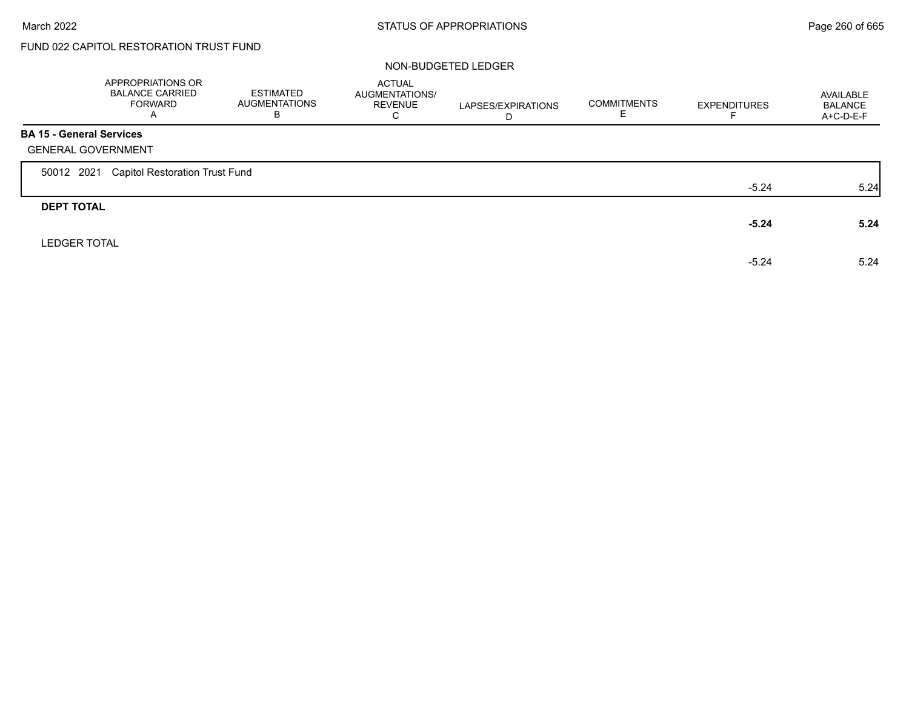FUND 022 CAPITOL RESTORATION TRUST FUND

NON-BUDGETED LEDGER

| | APPROPRIATIONS OR BALANCE CARRIED FORWARD A | ESTIMATED AUGMENTATIONS B | ACTUAL AUGMENTATIONS/ REVENUE C | LAPSES/EXPIRATIONS D | COMMITMENTS E | EXPENDITURES F | AVAILABLE BALANCE A+C-D-E-F |
|---|---|---|---|---|---|---|---|
| **BA 15 - General Services** | | | | | | | |
| GENERAL GOVERNMENT | | | | | | | |
| 50012 2021 Capitol Restoration Trust Fund | | | | | | -5.24 | 5.24 |
| **DEPT TOTAL** | | | | | | **-5.24** | **5.24** |
| LEDGER TOTAL | | | | | | -5.24 | 5.24 |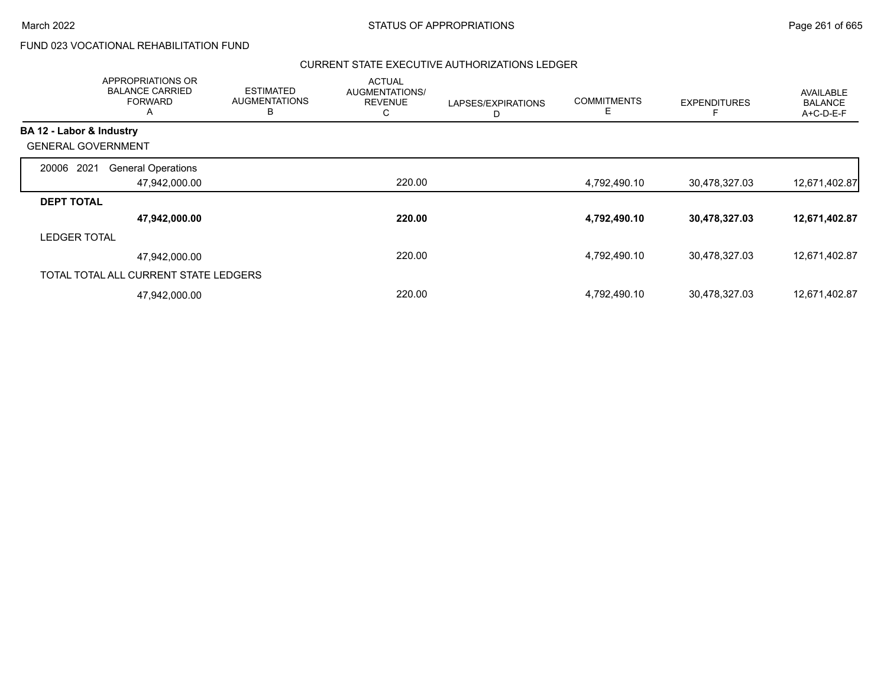FUND 023 VOCATIONAL REHABILITATION FUND

## CURRENT STATE EXECUTIVE AUTHORIZATIONS LEDGER

| | APPROPRIATIONS OR BALANCE CARRIED FORWARD A | ESTIMATED AUGMENTATIONS B | ACTUAL AUGMENTATIONS/ REVENUE C | LAPSES/EXPIRATIONS D | COMMITMENTS E | EXPENDITURES F | AVAILABLE BALANCE A+C-D-E-F |
|---|---|---|---|---|---|---|---|
| **BA 12 - Labor & Industry** | | | | | | | |
| GENERAL GOVERNMENT | | | | | | | |
| 20006 2021 General Operations | 47,942,000.00 | | 220.00 | | 4,792,490.10 | 30,478,327.03 | 12,671,402.87 |
| **DEPT TOTAL** | **47,942,000.00** | | **220.00** | | **4,792,490.10** | **30,478,327.03** | **12,671,402.87** |
| LEDGER TOTAL | 47,942,000.00 | | 220.00 | | 4,792,490.10 | 30,478,327.03 | 12,671,402.87 |
| TOTAL TOTAL ALL CURRENT STATE LEDGERS | 47,942,000.00 | | 220.00 | | 4,792,490.10 | 30,478,327.03 | 12,671,402.87 |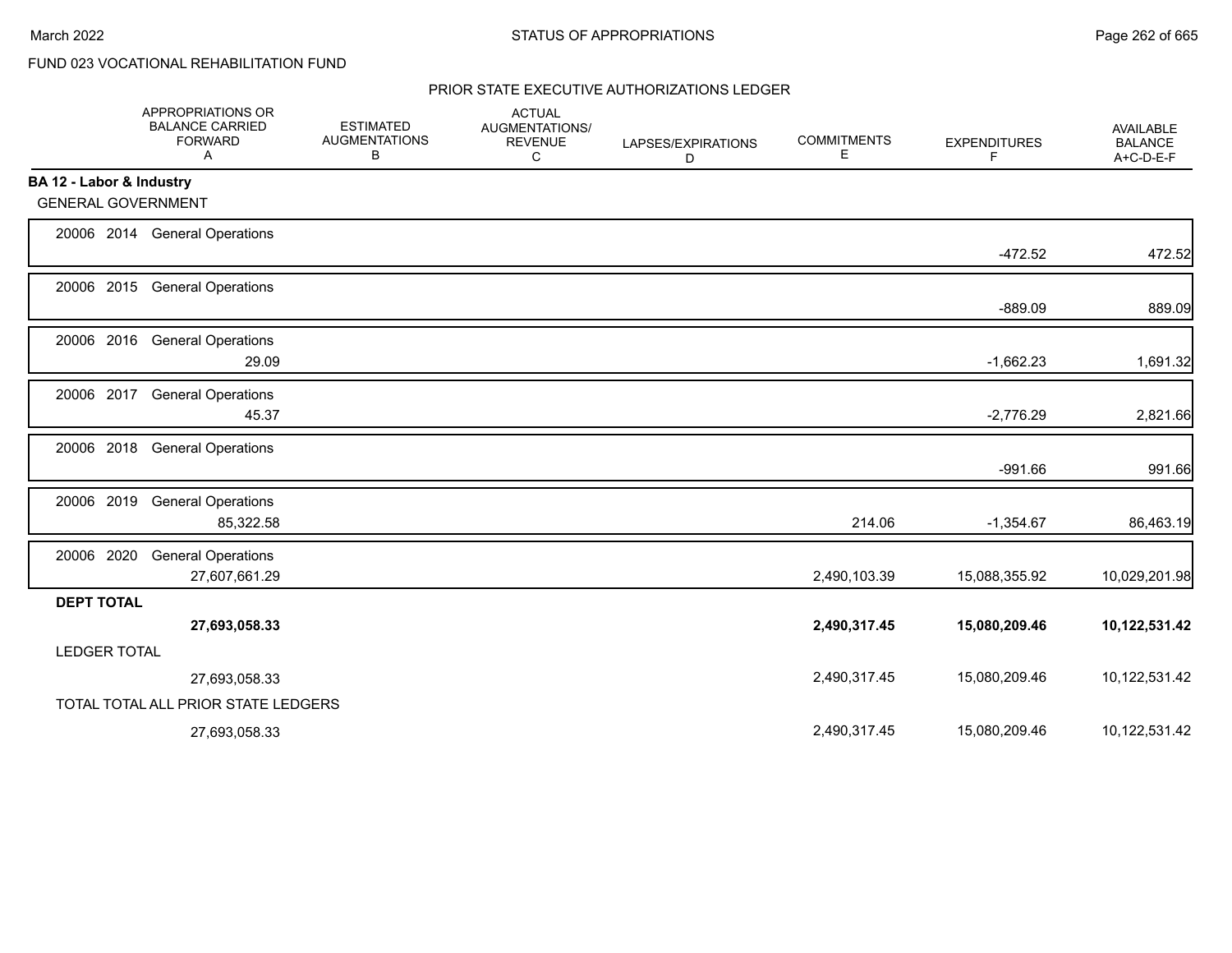FUND 023 VOCATIONAL REHABILITATION FUND

## PRIOR STATE EXECUTIVE AUTHORIZATIONS LEDGER

| | APPROPRIATIONS OR BALANCE CARRIED FORWARD A | ESTIMATED AUGMENTATIONS B | ACTUAL AUGMENTATIONS/ REVENUE C | LAPSES/EXPIRATIONS D | COMMITMENTS E | EXPENDITURES F | AVAILABLE BALANCE A+C-D-E-F |
|---|---|---|---|---|---|---|---|
| **BA 12 - Labor & Industry** | | | | | | | |
| GENERAL GOVERNMENT | | | | | | | |
| 20006 2014 General Operations | | | | | | -472.52 | 472.52 |
| 20006 2015 General Operations | | | | | | -889.09 | 889.09 |
| 20006 2016 General Operations | 29.09 | | | | | -1,662.23 | 1,691.32 |
| 20006 2017 General Operations | 45.37 | | | | | -2,776.29 | 2,821.66 |
| 20006 2018 General Operations | | | | | | -991.66 | 991.66 |
| 20006 2019 General Operations | 85,322.58 | | | | 214.06 | -1,354.67 | 86,463.19 |
| 20006 2020 General Operations | 27,607,661.29 | | | | 2,490,103.39 | 15,088,355.92 | 10,029,201.98 |
| **DEPT TOTAL** | **27,693,058.33** | | | | **2,490,317.45** | **15,080,209.46** | **10,122,531.42** |
| LEDGER TOTAL | 27,693,058.33 | | | | 2,490,317.45 | 15,080,209.46 | 10,122,531.42 |
| TOTAL TOTAL ALL PRIOR STATE LEDGERS | 27,693,058.33 | | | | 2,490,317.45 | 15,080,209.46 | 10,122,531.42 |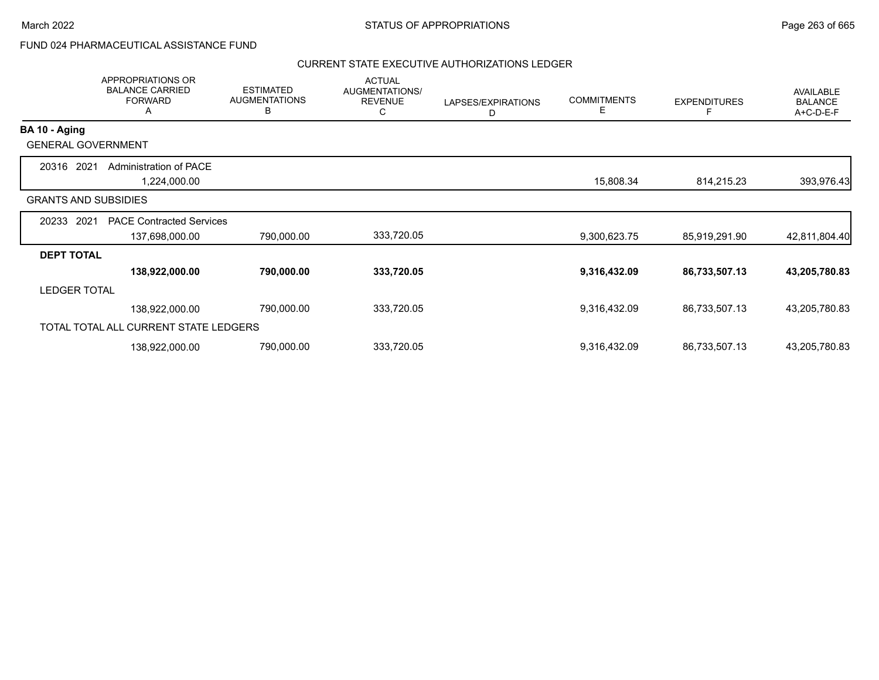FUND 024 PHARMACEUTICAL ASSISTANCE FUND

CURRENT STATE EXECUTIVE AUTHORIZATIONS LEDGER

| | APPROPRIATIONS OR BALANCE CARRIED FORWARD A | ESTIMATED AUGMENTATIONS B | ACTUAL AUGMENTATIONS/ REVENUE C | LAPSES/EXPIRATIONS D | COMMITMENTS E | EXPENDITURES F | AVAILABLE BALANCE A+C-D-E-F |
|---|---|---|---|---|---|---|---|
| **BA 10 - Aging** | | | | | | | |
| GENERAL GOVERNMENT | | | | | | | |
| 20316 2021 Administration of PACE | 1,224,000.00 | | | | 15,808.34 | 814,215.23 | 393,976.43 |
| GRANTS AND SUBSIDIES | | | | | | | |
| 20233 2021 PACE Contracted Services | 137,698,000.00 | 790,000.00 | 333,720.05 | | 9,300,623.75 | 85,919,291.90 | 42,811,804.40 |
| **DEPT TOTAL** | **138,922,000.00** | **790,000.00** | **333,720.05** | | **9,316,432.09** | **86,733,507.13** | **43,205,780.83** |
| LEDGER TOTAL | 138,922,000.00 | 790,000.00 | 333,720.05 | | 9,316,432.09 | 86,733,507.13 | 43,205,780.83 |
| TOTAL TOTAL ALL CURRENT STATE LEDGERS | 138,922,000.00 | 790,000.00 | 333,720.05 | | 9,316,432.09 | 86,733,507.13 | 43,205,780.83 |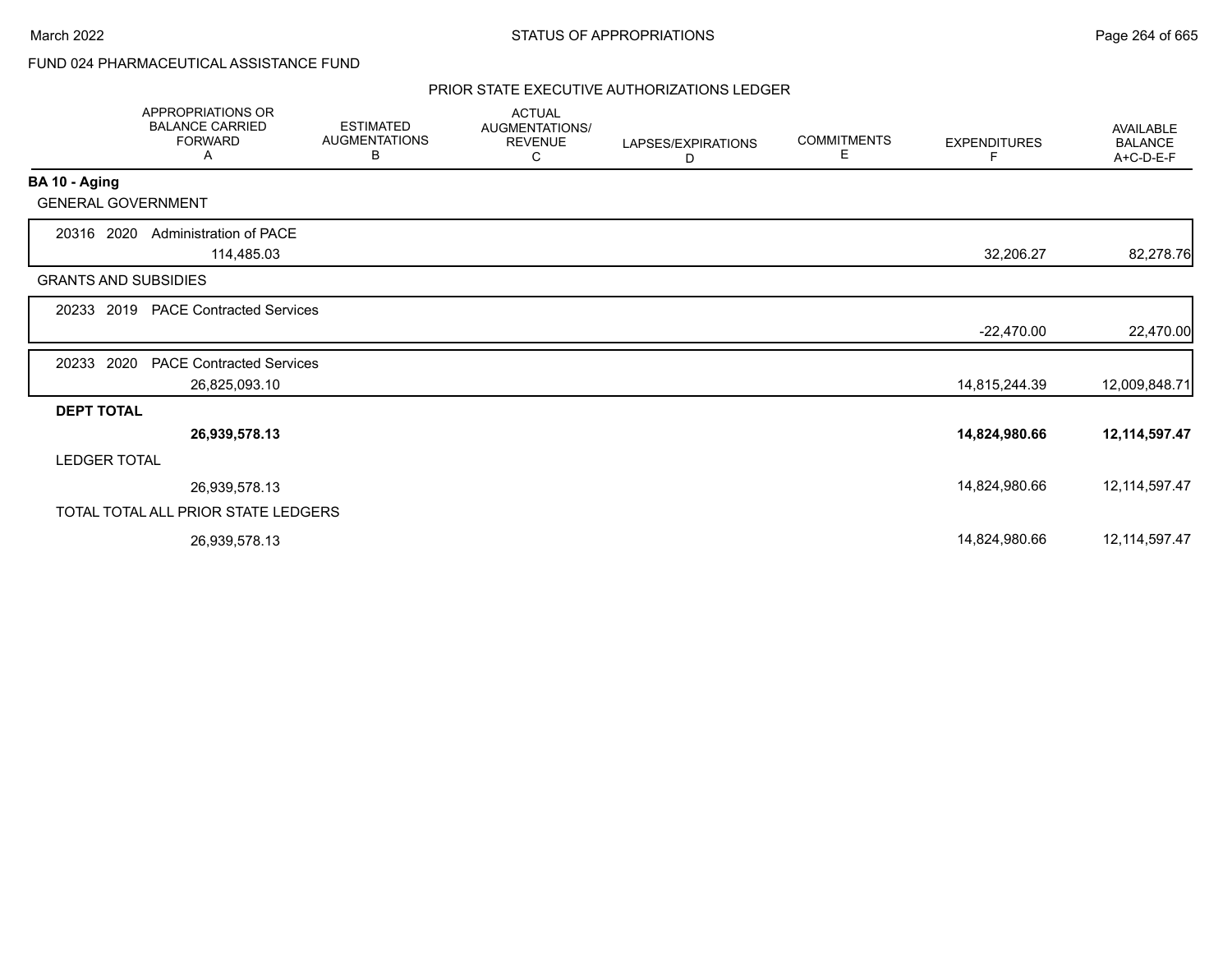FUND 024 PHARMACEUTICAL ASSISTANCE FUND

## PRIOR STATE EXECUTIVE AUTHORIZATIONS LEDGER

| | APPROPRIATIONS OR BALANCE CARRIED FORWARD A | ESTIMATED AUGMENTATIONS B | ACTUAL AUGMENTATIONS/ REVENUE C | LAPSES/EXPIRATIONS D | COMMITMENTS E | EXPENDITURES F | AVAILABLE BALANCE A+C-D-E-F |
|---|---|---|---|---|---|---|---|
| **BA 10 - Aging** | | | | | | | |
| GENERAL GOVERNMENT | | | | | | | |
| 20316 2020 Administration of PACE | 114,485.03 | | | | | 32,206.27 | 82,278.76 |
| GRANTS AND SUBSIDIES | | | | | | | |
| 20233 2019 PACE Contracted Services | | | | | | -22,470.00 | 22,470.00 |
| 20233 2020 PACE Contracted Services | 26,825,093.10 | | | | | 14,815,244.39 | 12,009,848.71 |
| **DEPT TOTAL** | **26,939,578.13** | | | | | **14,824,980.66** | **12,114,597.47** |
| LEDGER TOTAL | 26,939,578.13 | | | | | 14,824,980.66 | 12,114,597.47 |
| TOTAL TOTAL ALL PRIOR STATE LEDGERS | 26,939,578.13 | | | | | 14,824,980.66 | 12,114,597.47 |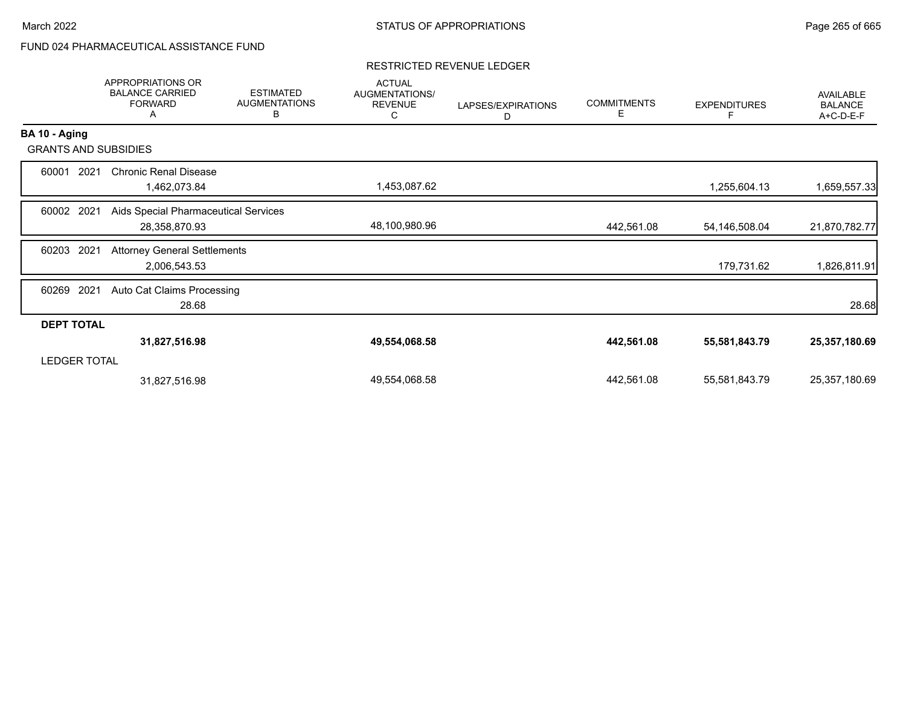FUND 024 PHARMACEUTICAL ASSISTANCE FUND

RESTRICTED REVENUE LEDGER

| | APPROPRIATIONS OR BALANCE CARRIED FORWARD A | ESTIMATED AUGMENTATIONS B | ACTUAL AUGMENTATIONS/ REVENUE C | LAPSES/EXPIRATIONS D | COMMITMENTS E | EXPENDITURES F | AVAILABLE BALANCE A+C-D-E-F |
|---|---|---|---|---|---|---|---|
| **BA 10 - Aging** | | | | | | | |
| GRANTS AND SUBSIDIES | | | | | | | |
| 60001 2021 Chronic Renal Disease | 1,462,073.84 | | 1,453,087.62 | | | 1,255,604.13 | 1,659,557.33 |
| 60002 2021 Aids Special Pharmaceutical Services | 28,358,870.93 | | 48,100,980.96 | | 442,561.08 | 54,146,508.04 | 21,870,782.77 |
| 60203 2021 Attorney General Settlements | 2,006,543.53 | | | | | 179,731.62 | 1,826,811.91 |
| 60269 2021 Auto Cat Claims Processing | 28.68 | | | | | | 28.68 |
| **DEPT TOTAL** | **31,827,516.98** | | **49,554,068.58** | | **442,561.08** | **55,581,843.79** | **25,357,180.69** |
| LEDGER TOTAL | 31,827,516.98 | | 49,554,068.58 | | 442,561.08 | 55,581,843.79 | 25,357,180.69 |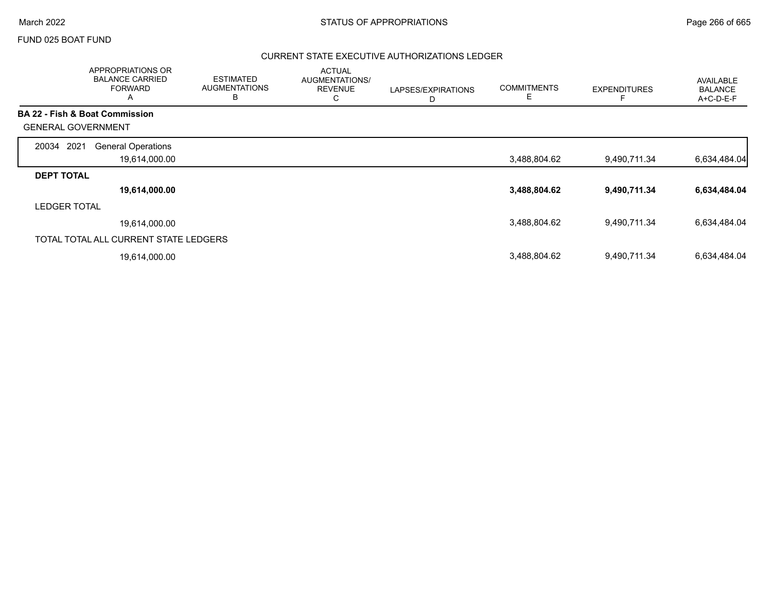FUND 025 BOAT FUND

## CURRENT STATE EXECUTIVE AUTHORIZATIONS LEDGER

| | APPROPRIATIONS OR BALANCE CARRIED FORWARD A | ESTIMATED AUGMENTATIONS B | ACTUAL AUGMENTATIONS/ REVENUE C | LAPSES/EXPIRATIONS D | COMMITMENTS E | EXPENDITURES F | AVAILABLE BALANCE A+C-D-E-F |
|---|---|---|---|---|---|---|---|
| **BA 22 - Fish & Boat Commission** | | | | | | | |
| GENERAL GOVERNMENT | | | | | | | |
| 20034 2021 General Operations | 19,614,000.00 | | | | 3,488,804.62 | 9,490,711.34 | 6,634,484.04 |
| **DEPT TOTAL** | **19,614,000.00** | | | | **3,488,804.62** | **9,490,711.34** | **6,634,484.04** |
| LEDGER TOTAL | 19,614,000.00 | | | | 3,488,804.62 | 9,490,711.34 | 6,634,484.04 |
| TOTAL TOTAL ALL CURRENT STATE LEDGERS | 19,614,000.00 | | | | 3,488,804.62 | 9,490,711.34 | 6,634,484.04 |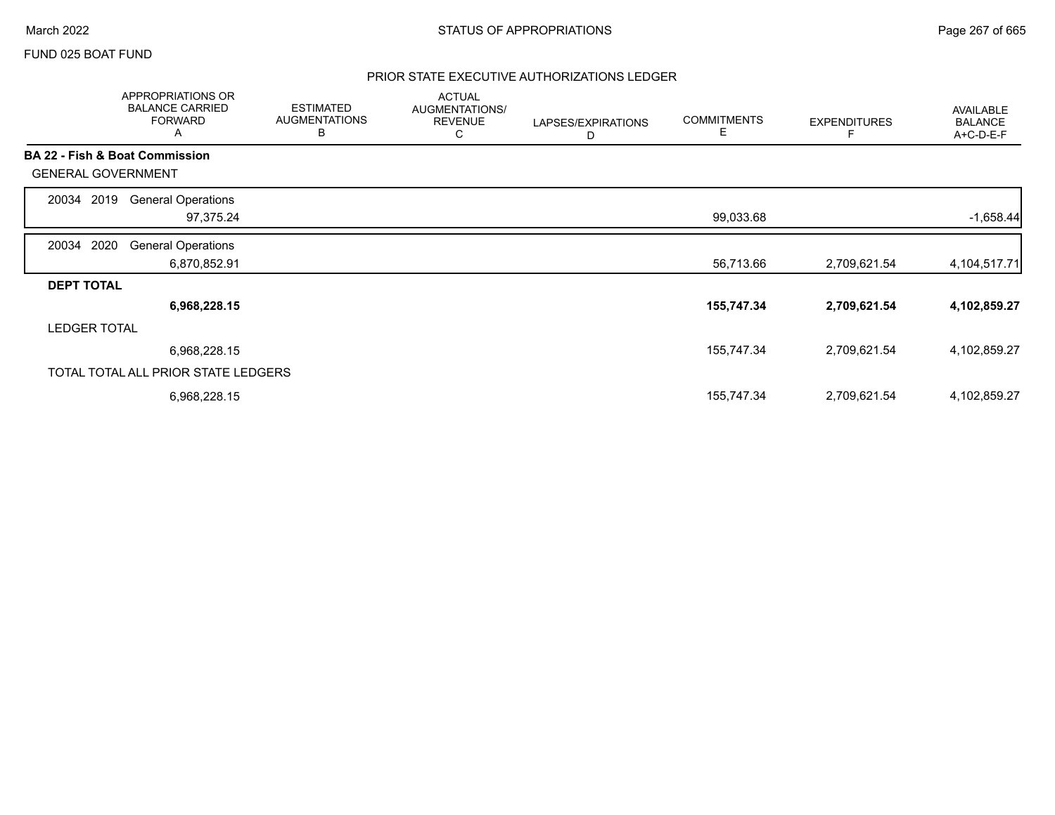FUND 025 BOAT FUND

## PRIOR STATE EXECUTIVE AUTHORIZATIONS LEDGER

| | APPROPRIATIONS OR BALANCE CARRIED FORWARD A | ESTIMATED AUGMENTATIONS B | ACTUAL AUGMENTATIONS/ REVENUE C | LAPSES/EXPIRATIONS D | COMMITMENTS E | EXPENDITURES F | AVAILABLE BALANCE A+C-D-E-F |
|---|---|---|---|---|---|---|---|
| **BA 22 - Fish & Boat Commission** | | | | | | | |
| GENERAL GOVERNMENT | | | | | | | |
| 20034 2019 General Operations | 97,375.24 | | | | 99,033.68 | | -1,658.44 |
| 20034 2020 General Operations | 6,870,852.91 | | | | 56,713.66 | 2,709,621.54 | 4,104,517.71 |
| **DEPT TOTAL** | **6,968,228.15** | | | | **155,747.34** | **2,709,621.54** | **4,102,859.27** |
| LEDGER TOTAL | 6,968,228.15 | | | | 155,747.34 | 2,709,621.54 | 4,102,859.27 |
| TOTAL TOTAL ALL PRIOR STATE LEDGERS | 6,968,228.15 | | | | 155,747.34 | 2,709,621.54 | 4,102,859.27 |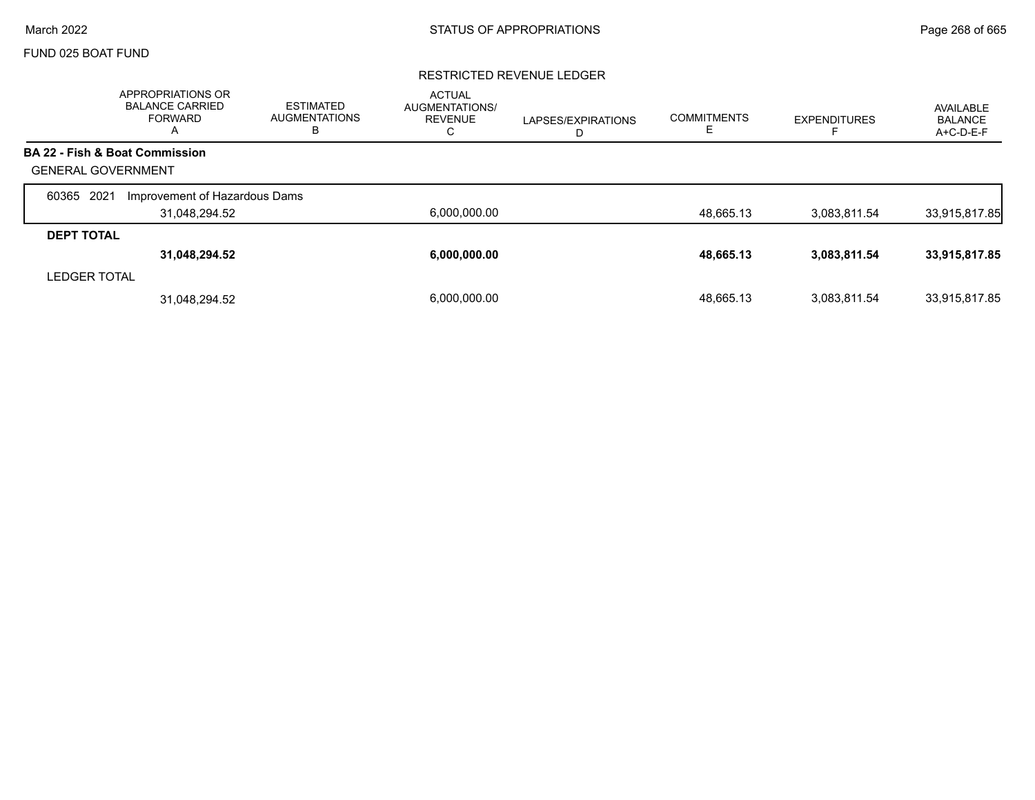FUND 025 BOAT FUND

## RESTRICTED REVENUE LEDGER

| | APPROPRIATIONS OR BALANCE CARRIED FORWARD A | ESTIMATED AUGMENTATIONS B | ACTUAL AUGMENTATIONS/ REVENUE C | LAPSES/EXPIRATIONS D | COMMITMENTS E | EXPENDITURES F | AVAILABLE BALANCE A+C-D-E-F |
|---|---|---|---|---|---|---|---|
| **BA 22 - Fish & Boat Commission** | | | | | | | |
| GENERAL GOVERNMENT | | | | | | | |
| 60365 2021 Improvement of Hazardous Dams | | | | | | | |
| | 31,048,294.52 | | 6,000,000.00 | | 48,665.13 | 3,083,811.54 | 33,915,817.85 |
| **DEPT TOTAL** | | | | | | | |
| | **31,048,294.52** | | **6,000,000.00** | | **48,665.13** | **3,083,811.54** | **33,915,817.85** |
| LEDGER TOTAL | | | | | | | |
| | 31,048,294.52 | | 6,000,000.00 | | 48,665.13 | 3,083,811.54 | 33,915,817.85 |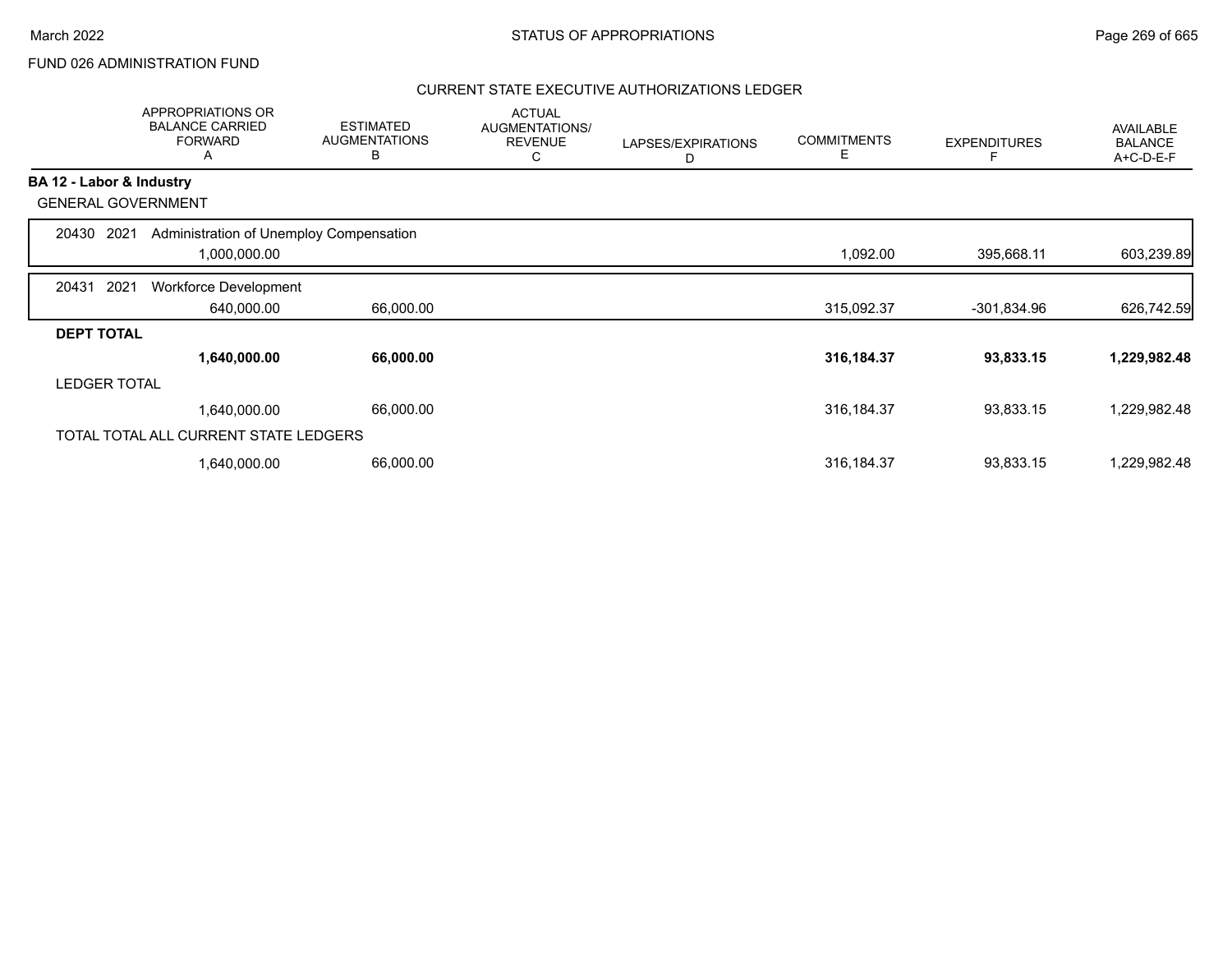FUND 026 ADMINISTRATION FUND

## CURRENT STATE EXECUTIVE AUTHORIZATIONS LEDGER

| | APPROPRIATIONS OR BALANCE CARRIED FORWARD A | ESTIMATED AUGMENTATIONS B | ACTUAL AUGMENTATIONS/ REVENUE C | LAPSES/EXPIRATIONS D | COMMITMENTS E | EXPENDITURES F | AVAILABLE BALANCE A+C-D-E-F |
|---|---|---|---|---|---|---|---|
| **BA 12 - Labor & Industry** | | | | | | | |
| GENERAL GOVERNMENT | | | | | | | |
| 20430 2021 Administration of Unemploy Compensation | 1,000,000.00 | | | | 1,092.00 | 395,668.11 | 603,239.89 |
| 20431 2021 Workforce Development | 640,000.00 | 66,000.00 | | | 315,092.37 | -301,834.96 | 626,742.59 |
| **DEPT TOTAL** | **1,640,000.00** | **66,000.00** | | | **316,184.37** | **93,833.15** | **1,229,982.48** |
| LEDGER TOTAL | 1,640,000.00 | 66,000.00 | | | 316,184.37 | 93,833.15 | 1,229,982.48 |
| TOTAL TOTAL ALL CURRENT STATE LEDGERS | 1,640,000.00 | 66,000.00 | | | 316,184.37 | 93,833.15 | 1,229,982.48 |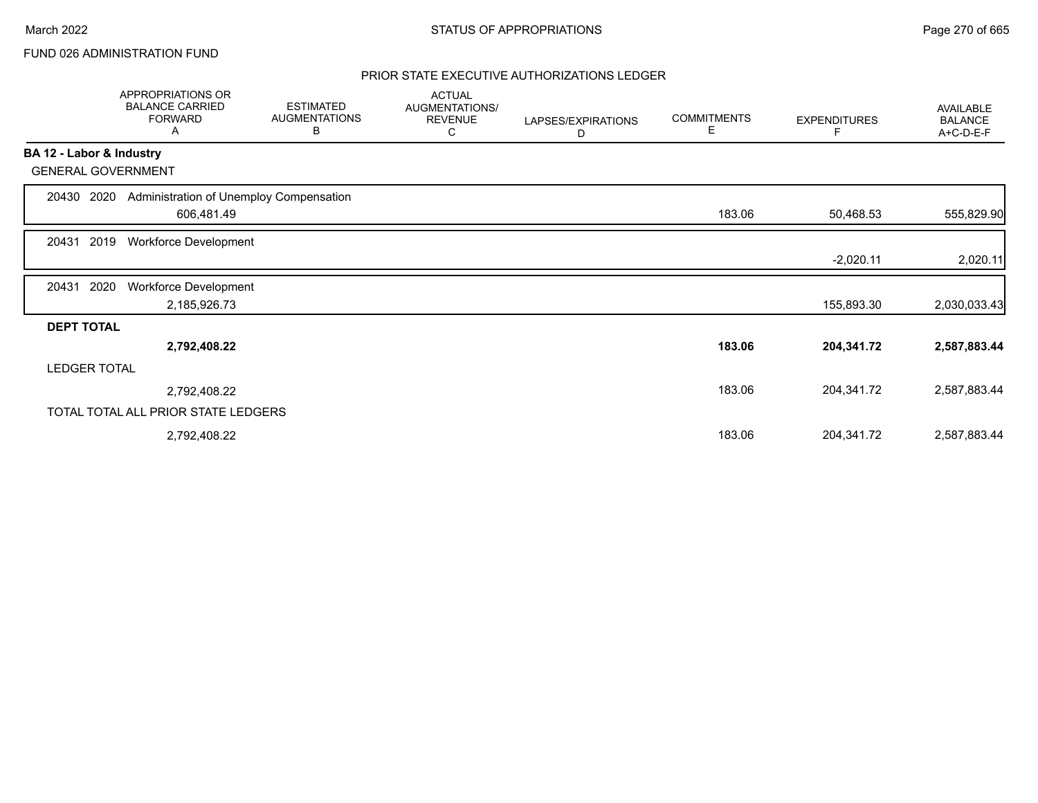FUND 026 ADMINISTRATION FUND

## PRIOR STATE EXECUTIVE AUTHORIZATIONS LEDGER

| | APPROPRIATIONS OR BALANCE CARRIED FORWARD A | ESTIMATED AUGMENTATIONS B | ACTUAL AUGMENTATIONS/ REVENUE C | LAPSES/EXPIRATIONS D | COMMITMENTS E | EXPENDITURES F | AVAILABLE BALANCE A+C-D-E-F |
|---|---|---|---|---|---|---|---|
| **BA 12 - Labor & Industry** | | | | | | | |
| GENERAL GOVERNMENT | | | | | | | |
| 20430 2020 Administration of Unemploy Compensation | 606,481.49 | | | | 183.06 | 50,468.53 | 555,829.90 |
| 20431 2019 Workforce Development | | | | | | -2,020.11 | 2,020.11 |
| 20431 2020 Workforce Development | 2,185,926.73 | | | | | 155,893.30 | 2,030,033.43 |
| **DEPT TOTAL** | **2,792,408.22** | | | | **183.06** | **204,341.72** | **2,587,883.44** |
| LEDGER TOTAL | 2,792,408.22 | | | | 183.06 | 204,341.72 | 2,587,883.44 |
| TOTAL TOTAL ALL PRIOR STATE LEDGERS | 2,792,408.22 | | | | 183.06 | 204,341.72 | 2,587,883.44 |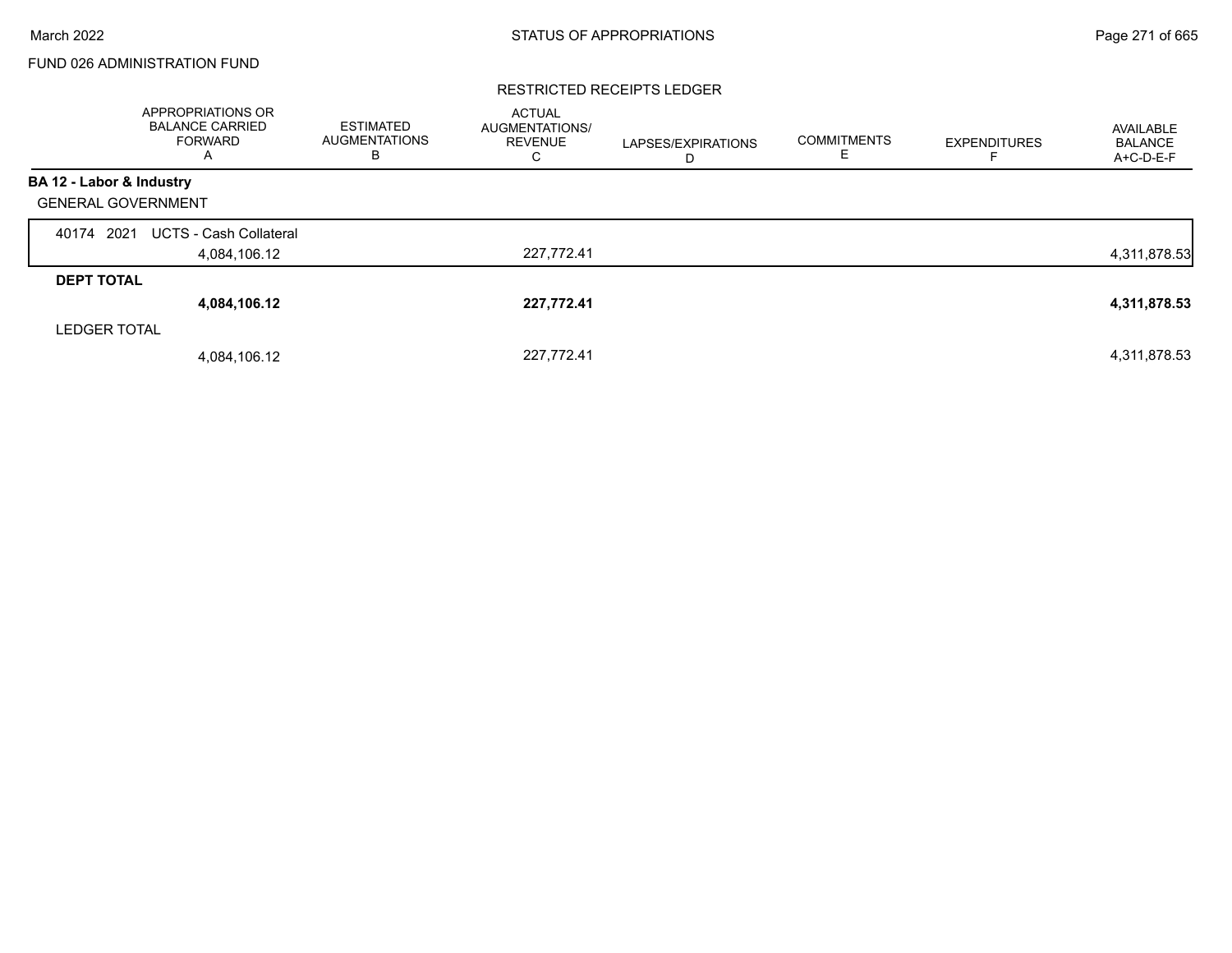FUND 026 ADMINISTRATION FUND

## STATUS OF APPROPRIATIONS

### RESTRICTED RECEIPTS LEDGER

| | APPROPRIATIONS OR BALANCE CARRIED FORWARD A | ESTIMATED AUGMENTATIONS B | ACTUAL AUGMENTATIONS/ REVENUE C | LAPSES/EXPIRATIONS D | COMMITMENTS E | EXPENDITURES F | AVAILABLE BALANCE A+C-D-E-F |
|---|---|---|---|---|---|---|---|
| **BA 12 - Labor & Industry** | | | | | | | |
| GENERAL GOVERNMENT | | | | | | | |
| 40174 2021 UCTS - Cash Collateral | 4,084,106.12 | | 227,772.41 | | | | 4,311,878.53 |
| **DEPT TOTAL** | **4,084,106.12** | | **227,772.41** | | | | **4,311,878.53** |
| LEDGER TOTAL | 4,084,106.12 | | 227,772.41 | | | | 4,311,878.53 |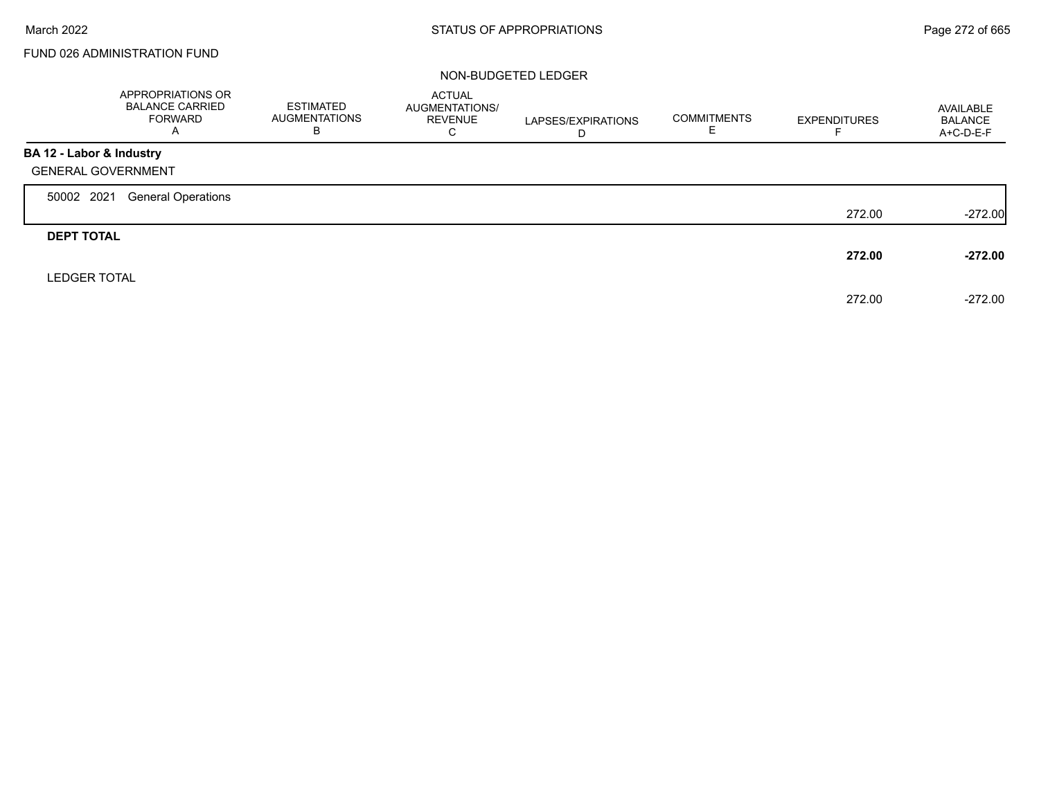FUND 026 ADMINISTRATION FUND

NON-BUDGETED LEDGER

| | APPROPRIATIONS OR BALANCE CARRIED FORWARD A | ESTIMATED AUGMENTATIONS B | ACTUAL AUGMENTATIONS/ REVENUE C | LAPSES/EXPIRATIONS D | COMMITMENTS E | EXPENDITURES F | AVAILABLE BALANCE A+C-D-E-F |
|---|---|---|---|---|---|---|---|
| **BA 12 - Labor & Industry** | | | | | | | |
| GENERAL GOVERNMENT | | | | | | | |
| 50002 2021 General Operations | | | | | | 272.00 | -272.00 |
| **DEPT TOTAL** | | | | | | **272.00** | **-272.00** |
| LEDGER TOTAL | | | | | | 272.00 | -272.00 |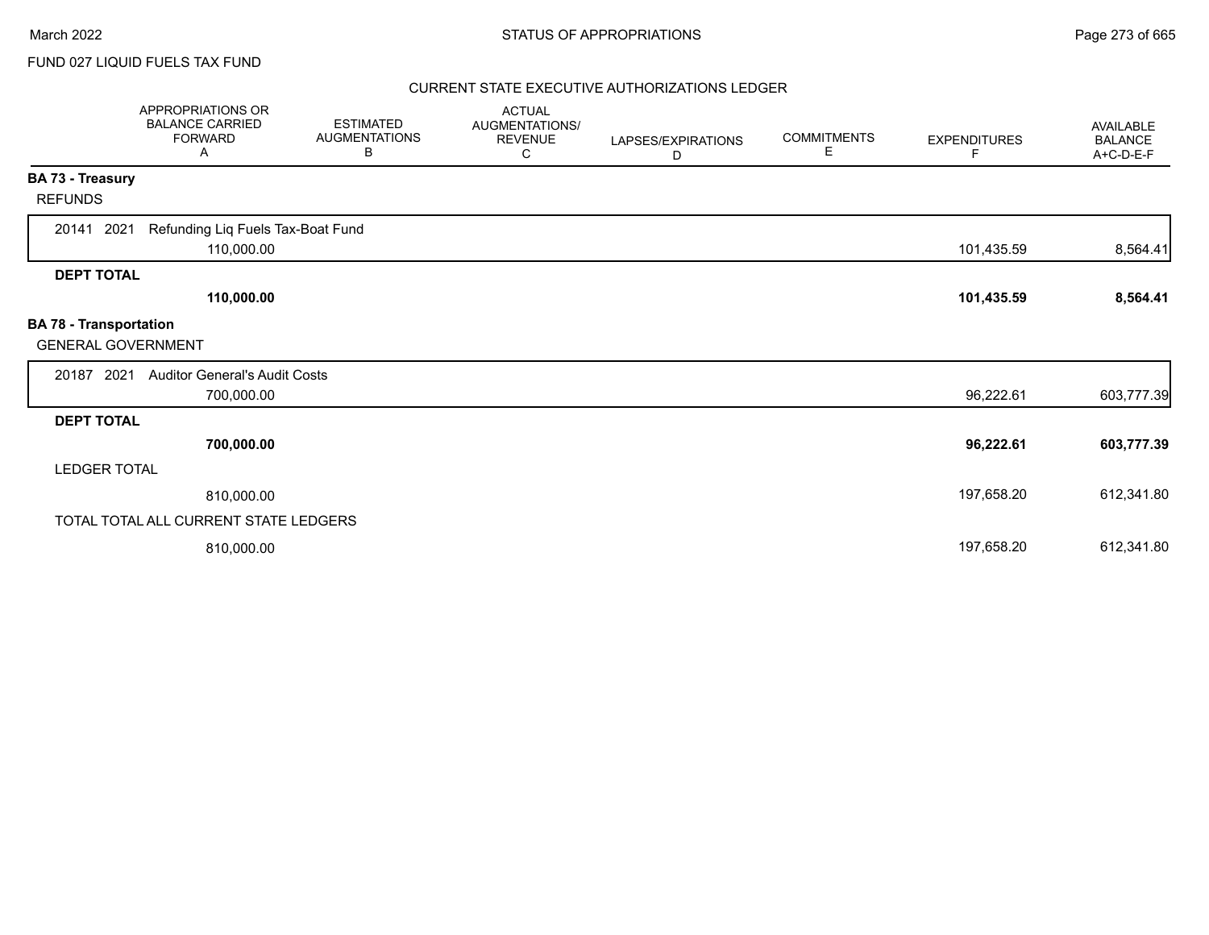FUND 027 LIQUID FUELS TAX FUND

CURRENT STATE EXECUTIVE AUTHORIZATIONS LEDGER

| | APPROPRIATIONS OR BALANCE CARRIED FORWARD A | ESTIMATED AUGMENTATIONS B | ACTUAL AUGMENTATIONS/ REVENUE C | LAPSES/EXPIRATIONS D | COMMITMENTS E | EXPENDITURES F | AVAILABLE BALANCE A+C-D-E-F |
|---|---|---|---|---|---|---|---|
| **BA 73 - Treasury** | | | | | | | |
| REFUNDS | | | | | | | |
| 20141 2021 Refunding Liq Fuels Tax-Boat Fund | 110,000.00 | | | | | 101,435.59 | 8,564.41 |
| **DEPT TOTAL** | **110,000.00** | | | | | **101,435.59** | **8,564.41** |
| **BA 78 - Transportation** | | | | | | | |
| GENERAL GOVERNMENT | | | | | | | |
| 20187 2021 Auditor General's Audit Costs | 700,000.00 | | | | | 96,222.61 | 603,777.39 |
| **DEPT TOTAL** | **700,000.00** | | | | | **96,222.61** | **603,777.39** |
| LEDGER TOTAL | 810,000.00 | | | | | 197,658.20 | 612,341.80 |
| TOTAL TOTAL ALL CURRENT STATE LEDGERS | 810,000.00 | | | | | 197,658.20 | 612,341.80 |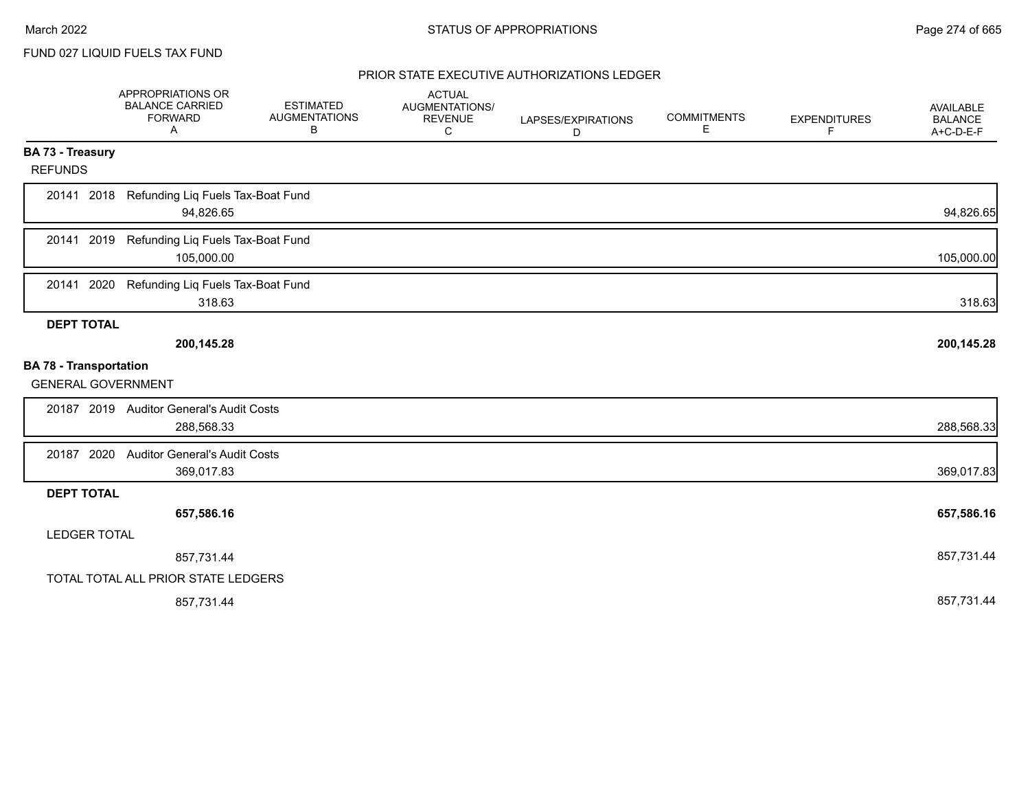FUND 027 LIQUID FUELS TAX FUND

## PRIOR STATE EXECUTIVE AUTHORIZATIONS LEDGER

| | APPROPRIATIONS OR BALANCE CARRIED FORWARD A | ESTIMATED AUGMENTATIONS B | ACTUAL AUGMENTATIONS/ REVENUE C | LAPSES/EXPIRATIONS D | COMMITMENTS E | EXPENDITURES F | AVAILABLE BALANCE A+C-D-E-F |
|---|---|---|---|---|---|---|---|
| **BA 73 - Treasury** | | | | | | | |
| REFUNDS | | | | | | | |
| 20141 2018 Refunding Liq Fuels Tax-Boat Fund | 94,826.65 | | | | | | 94,826.65 |
| 20141 2019 Refunding Liq Fuels Tax-Boat Fund | 105,000.00 | | | | | | 105,000.00 |
| 20141 2020 Refunding Liq Fuels Tax-Boat Fund | 318.63 | | | | | | 318.63 |
| **DEPT TOTAL** | **200,145.28** | | | | | | **200,145.28** |
| **BA 78 - Transportation** | | | | | | | |
| GENERAL GOVERNMENT | | | | | | | |
| 20187 2019 Auditor General's Audit Costs | 288,568.33 | | | | | | 288,568.33 |
| 20187 2020 Auditor General's Audit Costs | 369,017.83 | | | | | | 369,017.83 |
| **DEPT TOTAL** | **657,586.16** | | | | | | **657,586.16** |
| LEDGER TOTAL | 857,731.44 | | | | | | 857,731.44 |
| TOTAL TOTAL ALL PRIOR STATE LEDGERS | 857,731.44 | | | | | | 857,731.44 |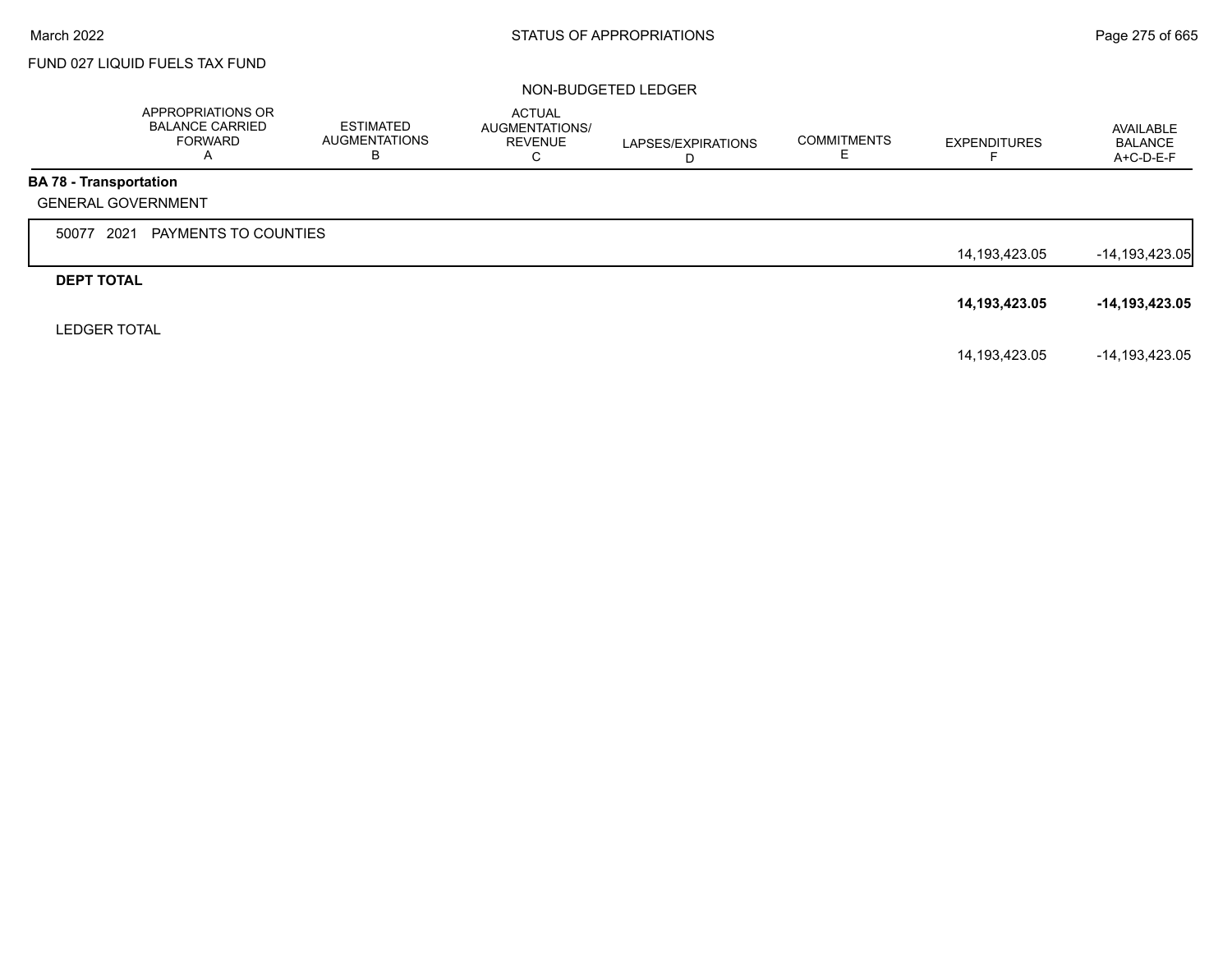FUND 027 LIQUID FUELS TAX FUND

NON-BUDGETED LEDGER

| | APPROPRIATIONS OR BALANCE CARRIED FORWARD A | ESTIMATED AUGMENTATIONS B | ACTUAL AUGMENTATIONS/ REVENUE C | LAPSES/EXPIRATIONS D | COMMITMENTS E | EXPENDITURES F | AVAILABLE BALANCE A+C-D-E-F |
|---|---|---|---|---|---|---|---|
| **BA 78 - Transportation** | | | | | | | |
| GENERAL GOVERNMENT | | | | | | | |
| 50077 2021 PAYMENTS TO COUNTIES | | | | | | 14,193,423.05 | -14,193,423.05 |
| **DEPT TOTAL** | | | | | | **14,193,423.05** | **-14,193,423.05** |
| LEDGER TOTAL | | | | | | 14,193,423.05 | -14,193,423.05 |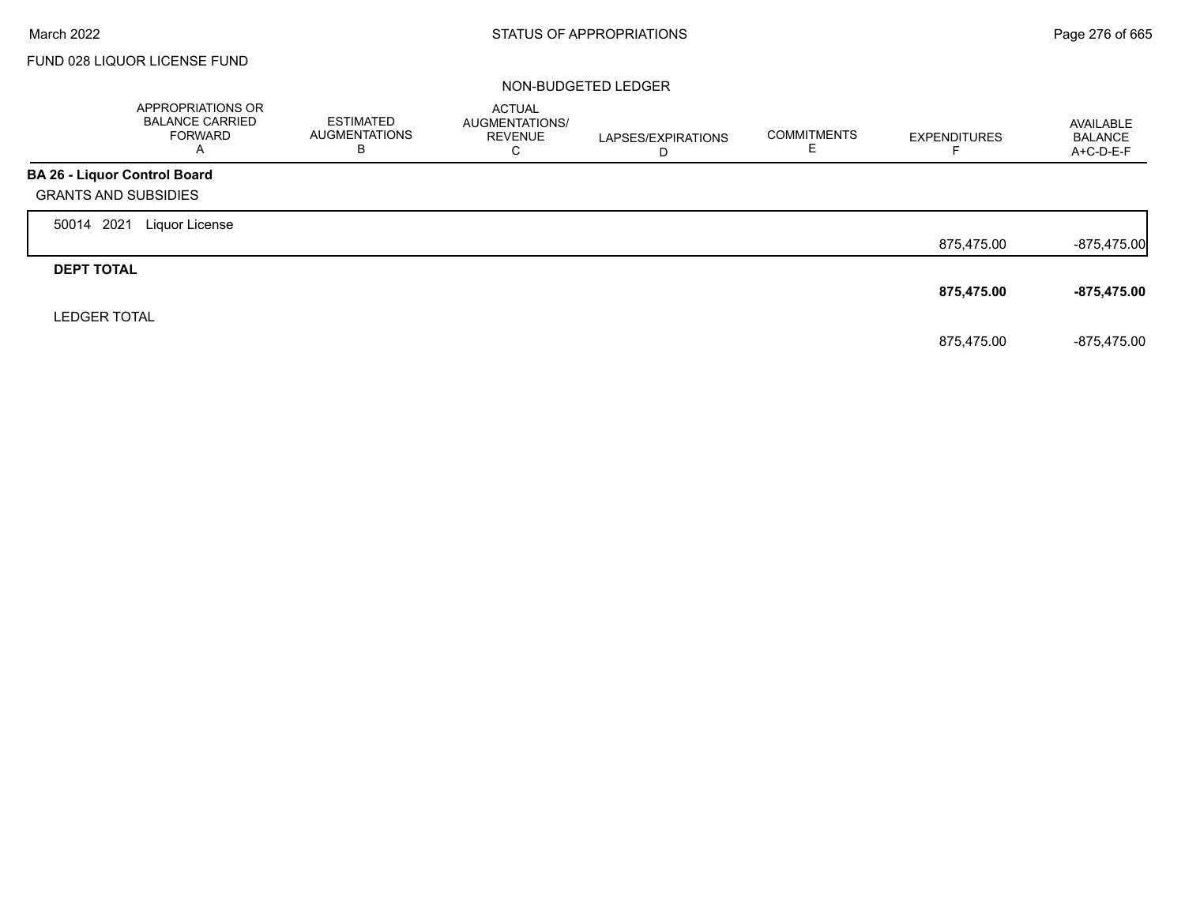FUND 028 LIQUOR LICENSE FUND

NON-BUDGETED LEDGER

| | APPROPRIATIONS OR BALANCE CARRIED FORWARD A | ESTIMATED AUGMENTATIONS B | ACTUAL AUGMENTATIONS/ REVENUE C | LAPSES/EXPIRATIONS D | COMMITMENTS E | EXPENDITURES F | AVAILABLE BALANCE A+C-D-E-F |
|---|---|---|---|---|---|---|---|
| **BA 26 - Liquor Control Board** | | | | | | | |
| GRANTS AND SUBSIDIES | | | | | | | |
| 50014 2021 Liquor License | | | | | | 875,475.00 | -875,475.00 |
| **DEPT TOTAL** | | | | | | **875,475.00** | **-875,475.00** |
| LEDGER TOTAL | | | | | | 875,475.00 | -875,475.00 |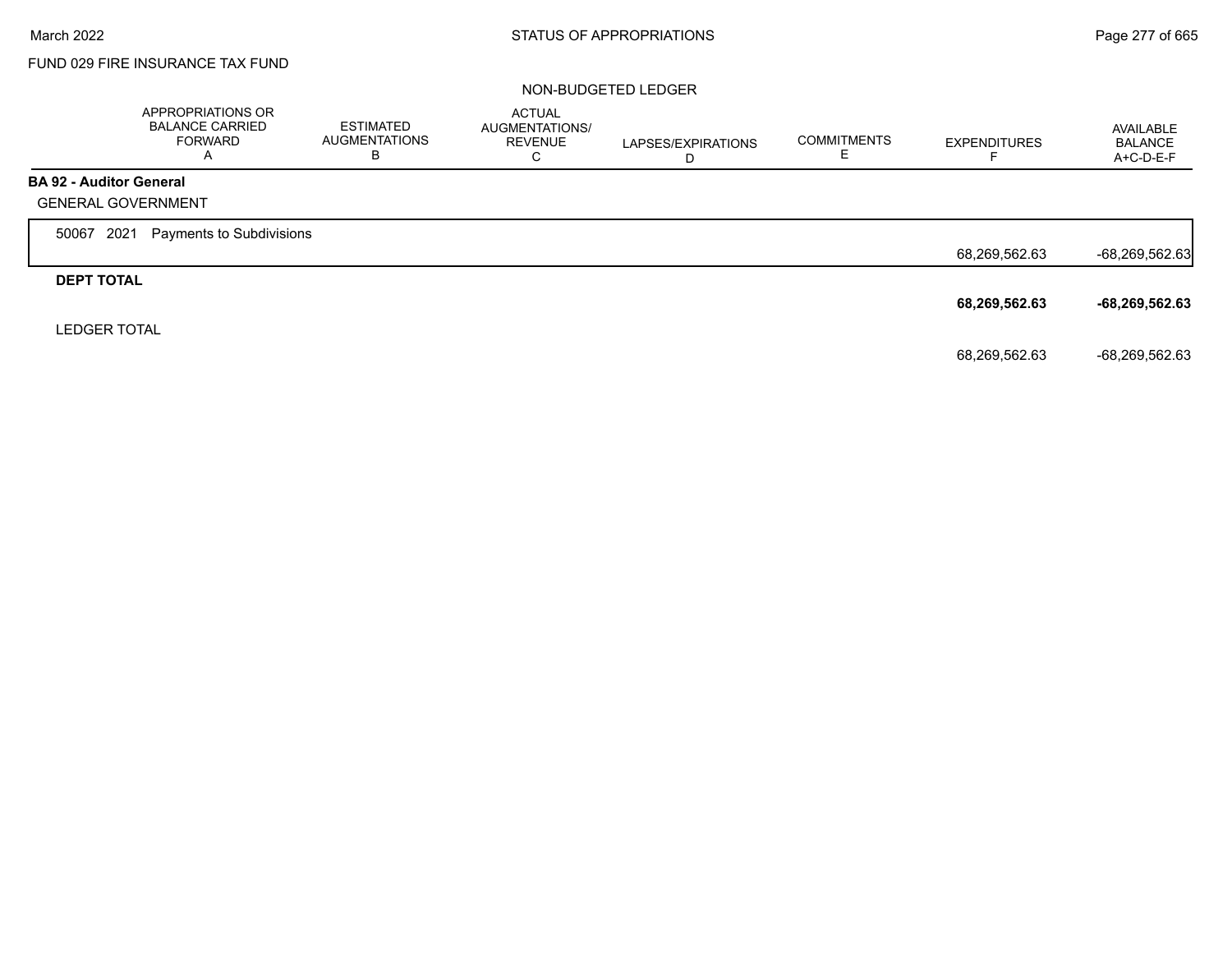FUND 029 FIRE INSURANCE TAX FUND

NON-BUDGETED LEDGER

| | APPROPRIATIONS OR BALANCE CARRIED FORWARD A | ESTIMATED AUGMENTATIONS B | ACTUAL AUGMENTATIONS/ REVENUE C | LAPSES/EXPIRATIONS D | COMMITMENTS E | EXPENDITURES F | AVAILABLE BALANCE A+C-D-E-F |
|---|---|---|---|---|---|---|---|
| **BA 92 - Auditor General** | | | | | | | |
| GENERAL GOVERNMENT | | | | | | | |
| 50067 2021 Payments to Subdivisions | | | | | | 68,269,562.63 | -68,269,562.63 |
| **DEPT TOTAL** | | | | | | **68,269,562.63** | **-68,269,562.63** |
| LEDGER TOTAL | | | | | | 68,269,562.63 | -68,269,562.63 |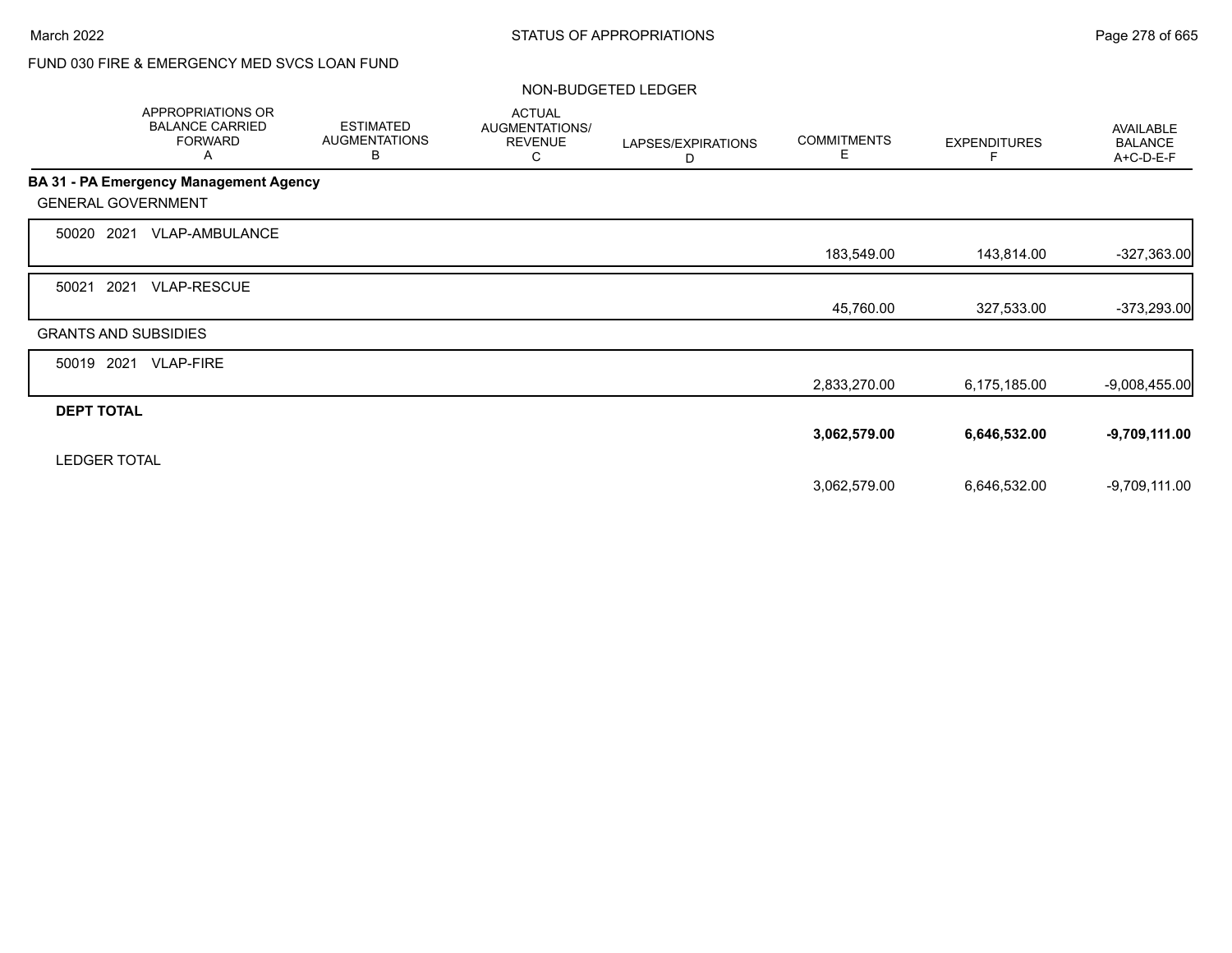FUND 030 FIRE & EMERGENCY MED SVCS LOAN FUND

NON-BUDGETED LEDGER

| | APPROPRIATIONS OR BALANCE CARRIED FORWARD A | ESTIMATED AUGMENTATIONS B | ACTUAL AUGMENTATIONS/ REVENUE C | LAPSES/EXPIRATIONS D | COMMITMENTS E | EXPENDITURES F | AVAILABLE BALANCE A+C-D-E-F |
|---|---|---|---|---|---|---|---|
| **BA 31 - PA Emergency Management Agency** | | | | | | | |
| GENERAL GOVERNMENT | | | | | | | |
| 50020 2021 VLAP-AMBULANCE | | | | | 183,549.00 | 143,814.00 | -327,363.00 |
| 50021 2021 VLAP-RESCUE | | | | | 45,760.00 | 327,533.00 | -373,293.00 |
| GRANTS AND SUBSIDIES | | | | | | | |
| 50019 2021 VLAP-FIRE | | | | | 2,833,270.00 | 6,175,185.00 | -9,008,455.00 |
| **DEPT TOTAL** | | | | | **3,062,579.00** | **6,646,532.00** | **-9,709,111.00** |
| LEDGER TOTAL | | | | | 3,062,579.00 | 6,646,532.00 | -9,709,111.00 |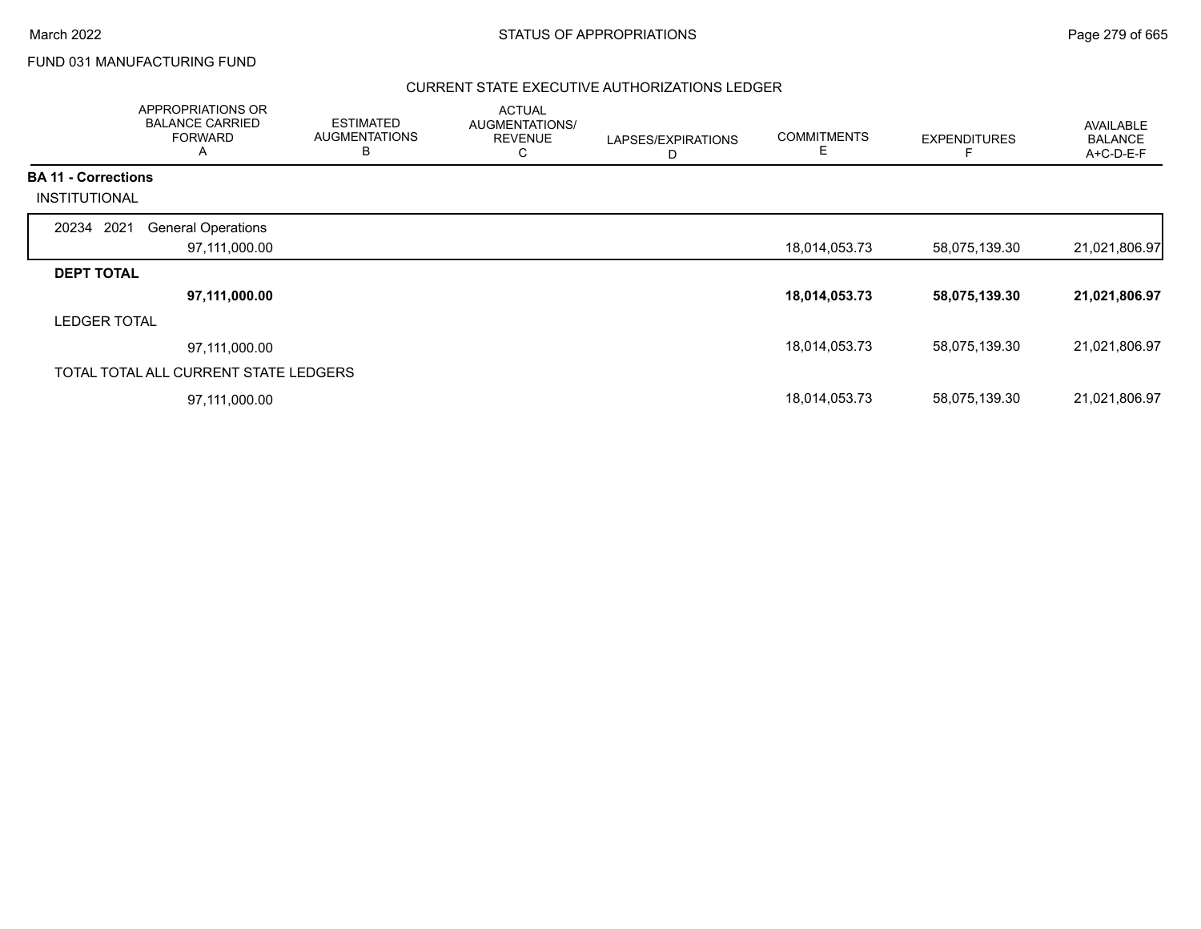FUND 031 MANUFACTURING FUND

## CURRENT STATE EXECUTIVE AUTHORIZATIONS LEDGER

| | APPROPRIATIONS OR BALANCE CARRIED FORWARD A | ESTIMATED AUGMENTATIONS B | ACTUAL AUGMENTATIONS/ REVENUE C | LAPSES/EXPIRATIONS D | COMMITMENTS E | EXPENDITURES F | AVAILABLE BALANCE A+C-D-E-F |
|---|---|---|---|---|---|---|---|
| **BA 11 - Corrections** | | | | | | | |
| INSTITUTIONAL | | | | | | | |
| 20234 2021 General Operations | 97,111,000.00 | | | | 18,014,053.73 | 58,075,139.30 | 21,021,806.97 |
| **DEPT TOTAL** | **97,111,000.00** | | | | **18,014,053.73** | **58,075,139.30** | **21,021,806.97** |
| LEDGER TOTAL | 97,111,000.00 | | | | 18,014,053.73 | 58,075,139.30 | 21,021,806.97 |
| TOTAL TOTAL ALL CURRENT STATE LEDGERS | 97,111,000.00 | | | | 18,014,053.73 | 58,075,139.30 | 21,021,806.97 |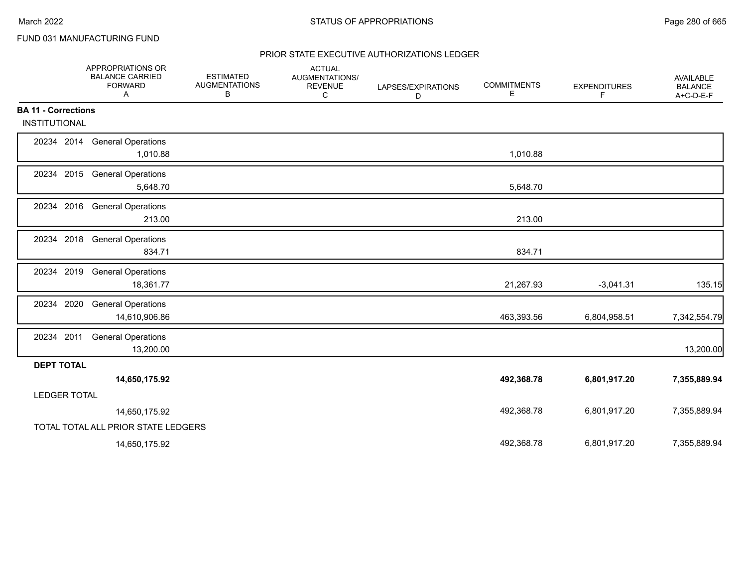FUND 031 MANUFACTURING FUND

## PRIOR STATE EXECUTIVE AUTHORIZATIONS LEDGER

| | APPROPRIATIONS OR BALANCE CARRIED FORWARD A | ESTIMATED AUGMENTATIONS B | ACTUAL AUGMENTATIONS/ REVENUE C | LAPSES/EXPIRATIONS D | COMMITMENTS E | EXPENDITURES F | AVAILABLE BALANCE A+C-D-E-F |
|---|---|---|---|---|---|---|---|
| **BA 11 - Corrections** | | | | | | | |
| INSTITUTIONAL | | | | | | | |
| 20234 2014 General Operations | 1,010.88 | | | | 1,010.88 | | |
| 20234 2015 General Operations | 5,648.70 | | | | 5,648.70 | | |
| 20234 2016 General Operations | 213.00 | | | | 213.00 | | |
| 20234 2018 General Operations | 834.71 | | | | 834.71 | | |
| 20234 2019 General Operations | 18,361.77 | | | | 21,267.93 | -3,041.31 | 135.15 |
| 20234 2020 General Operations | 14,610,906.86 | | | | 463,393.56 | 6,804,958.51 | 7,342,554.79 |
| 20234 2011 General Operations | 13,200.00 | | | | | | 13,200.00 |
| **DEPT TOTAL** | **14,650,175.92** | | | | **492,368.78** | **6,801,917.20** | **7,355,889.94** |
| LEDGER TOTAL | 14,650,175.92 | | | | 492,368.78 | 6,801,917.20 | 7,355,889.94 |
| TOTAL TOTAL ALL PRIOR STATE LEDGERS | 14,650,175.92 | | | | 492,368.78 | 6,801,917.20 | 7,355,889.94 |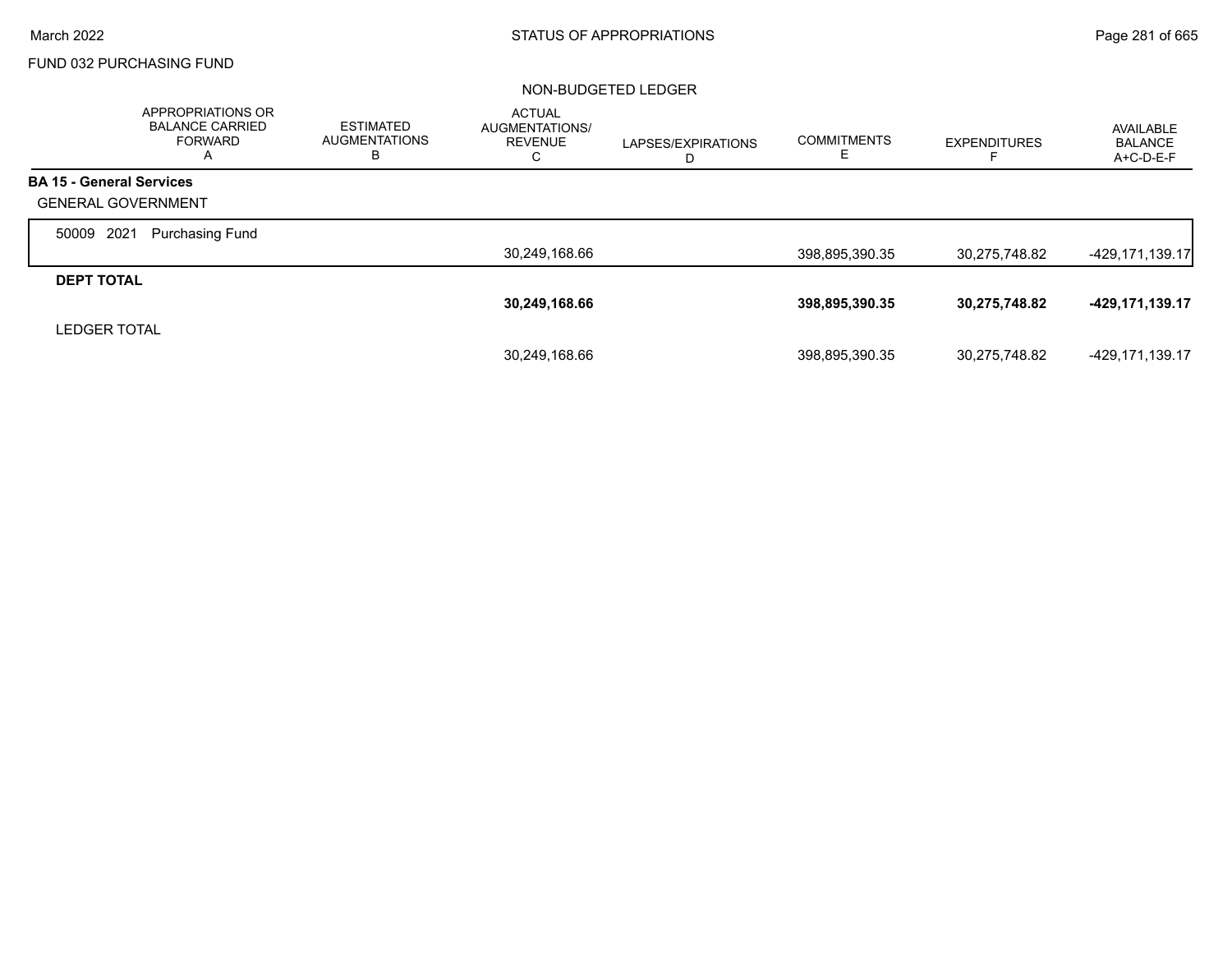FUND 032 PURCHASING FUND

NON-BUDGETED LEDGER

| | APPROPRIATIONS OR BALANCE CARRIED FORWARD A | ESTIMATED AUGMENTATIONS B | ACTUAL AUGMENTATIONS/ REVENUE C | LAPSES/EXPIRATIONS D | COMMITMENTS E | EXPENDITURES F | AVAILABLE BALANCE A+C-D-E-F |
|---|---|---|---|---|---|---|---|
| **BA 15 - General Services** | | | | | | | |
| GENERAL GOVERNMENT | | | | | | | |
| 50009 2021 Purchasing Fund | | | 30,249,168.66 | | 398,895,390.35 | 30,275,748.82 | -429,171,139.17 |
| **DEPT TOTAL** | | | **30,249,168.66** | | **398,895,390.35** | **30,275,748.82** | **-429,171,139.17** |
| LEDGER TOTAL | | | 30,249,168.66 | | 398,895,390.35 | 30,275,748.82 | -429,171,139.17 |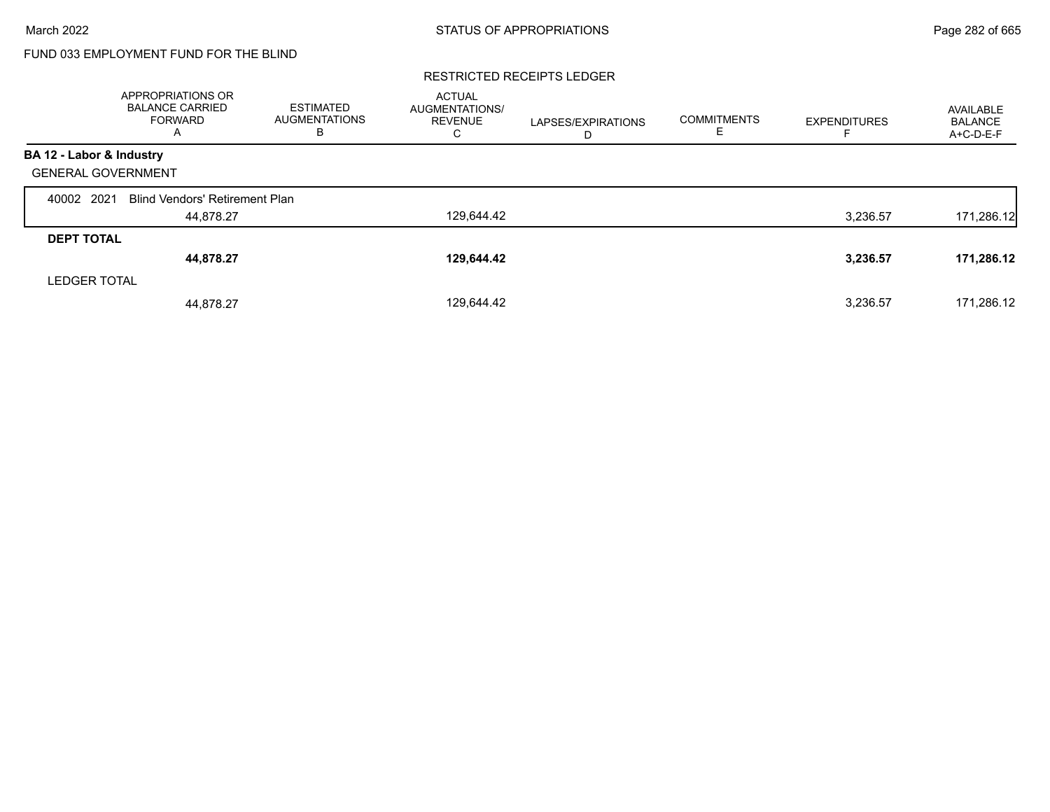FUND 033 EMPLOYMENT FUND FOR THE BLIND

RESTRICTED RECEIPTS LEDGER

| | APPROPRIATIONS OR BALANCE CARRIED FORWARD A | ESTIMATED AUGMENTATIONS B | ACTUAL AUGMENTATIONS/ REVENUE C | LAPSES/EXPIRATIONS D | COMMITMENTS E | EXPENDITURES F | AVAILABLE BALANCE A+C-D-E-F |
|---|---|---|---|---|---|---|---|
| **BA 12 - Labor & Industry** | | | | | | | |
| GENERAL GOVERNMENT | | | | | | | |
| 40002 2021 Blind Vendors' Retirement Plan | 44,878.27 | | 129,644.42 | | | 3,236.57 | 171,286.12 |
| **DEPT TOTAL** | **44,878.27** | | **129,644.42** | | | **3,236.57** | **171,286.12** |
| LEDGER TOTAL | 44,878.27 | | 129,644.42 | | | 3,236.57 | 171,286.12 |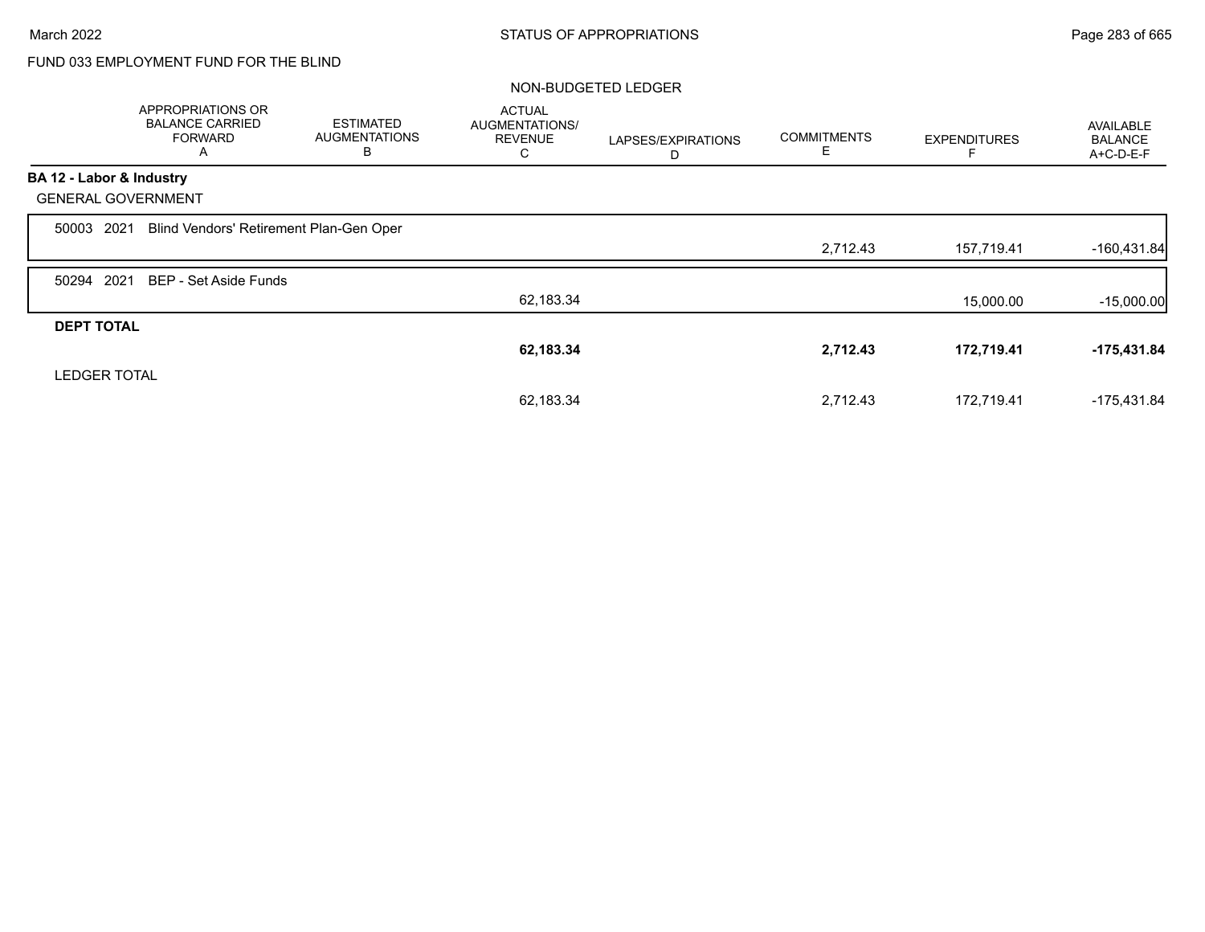FUND 033 EMPLOYMENT FUND FOR THE BLIND

NON-BUDGETED LEDGER

| | APPROPRIATIONS OR BALANCE CARRIED FORWARD A | ESTIMATED AUGMENTATIONS B | ACTUAL AUGMENTATIONS/ REVENUE C | LAPSES/EXPIRATIONS D | COMMITMENTS E | EXPENDITURES F | AVAILABLE BALANCE A+C-D-E-F |
|---|---|---|---|---|---|---|---|
| **BA 12 - Labor & Industry** | | | | | | | |
| GENERAL GOVERNMENT | | | | | | | |
| 50003 2021 Blind Vendors' Retirement Plan-Gen Oper | | | | | 2,712.43 | 157,719.41 | -160,431.84 |
| 50294 2021 BEP - Set Aside Funds | | | 62,183.34 | | | 15,000.00 | -15,000.00 |
| **DEPT TOTAL** | | | **62,183.34** | | **2,712.43** | **172,719.41** | **-175,431.84** |
| LEDGER TOTAL | | | 62,183.34 | | 2,712.43 | 172,719.41 | -175,431.84 |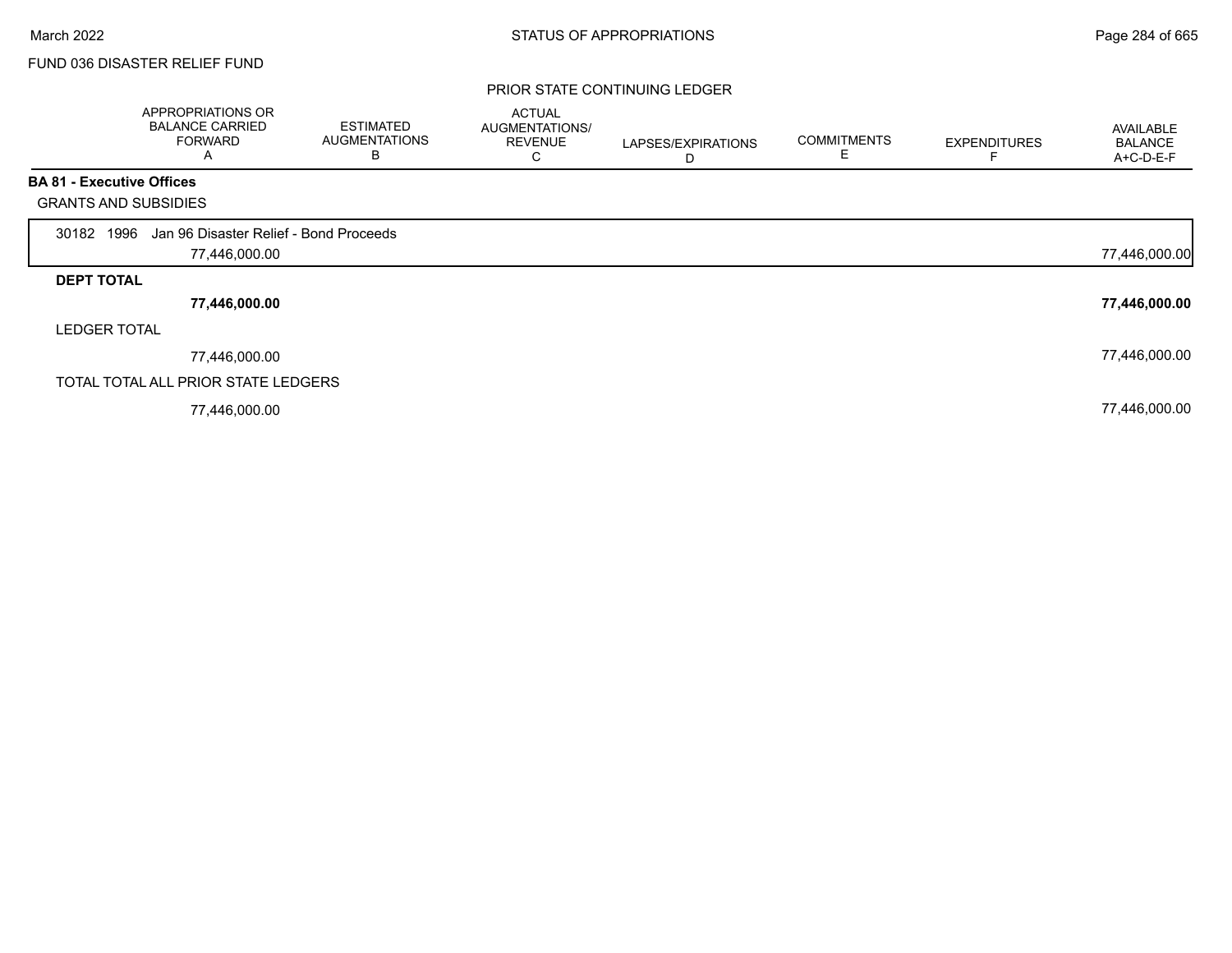FUND 036 DISASTER RELIEF FUND

PRIOR STATE CONTINUING LEDGER

| | APPROPRIATIONS OR BALANCE CARRIED FORWARD A | ESTIMATED AUGMENTATIONS B | ACTUAL AUGMENTATIONS/ REVENUE C | LAPSES/EXPIRATIONS D | COMMITMENTS E | EXPENDITURES F | AVAILABLE BALANCE A+C-D-E-F |
|---|---|---|---|---|---|---|---|
| **BA 81 - Executive Offices** | | | | | | | |
| GRANTS AND SUBSIDIES | | | | | | | |
| 30182 1996 Jan 96 Disaster Relief - Bond Proceeds | 77,446,000.00 | | | | | | 77,446,000.00 |
| **DEPT TOTAL** | **77,446,000.00** | | | | | | **77,446,000.00** |
| LEDGER TOTAL | 77,446,000.00 | | | | | | 77,446,000.00 |
| TOTAL TOTAL ALL PRIOR STATE LEDGERS | 77,446,000.00 | | | | | | 77,446,000.00 |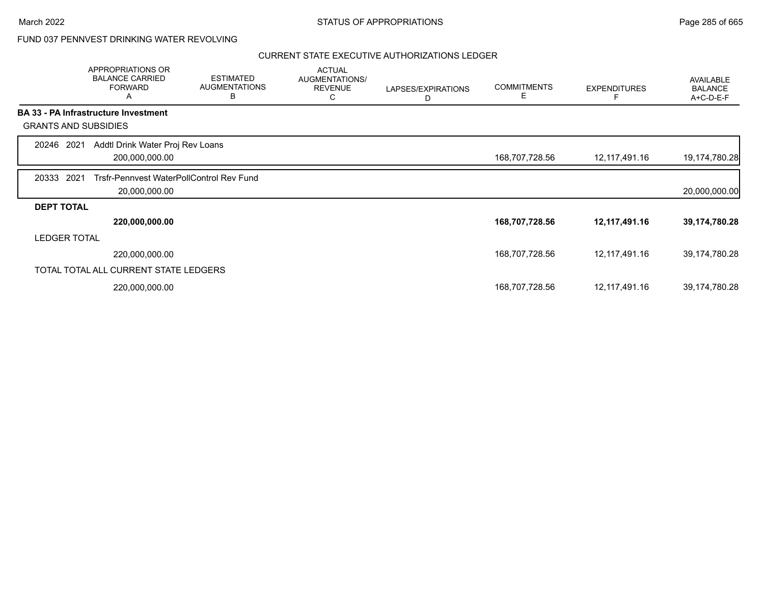FUND 037 PENNVEST DRINKING WATER REVOLVING

## CURRENT STATE EXECUTIVE AUTHORIZATIONS LEDGER

| | APPROPRIATIONS OR BALANCE CARRIED FORWARD A | ESTIMATED AUGMENTATIONS B | ACTUAL AUGMENTATIONS/ REVENUE C | LAPSES/EXPIRATIONS D | COMMITMENTS E | EXPENDITURES F | AVAILABLE BALANCE A+C-D-E-F |
|---|---|---|---|---|---|---|---|
| **BA 33 - PA Infrastructure Investment** | | | | | | | |
| GRANTS AND SUBSIDIES | | | | | | | |
| 20246 2021 Addtl Drink Water Proj Rev Loans | 200,000,000.00 | | | | 168,707,728.56 | 12,117,491.16 | 19,174,780.28 |
| 20333 2021 Trsfr-Pennvest WaterPollControl Rev Fund | 20,000,000.00 | | | | | | 20,000,000.00 |
| **DEPT TOTAL** | **220,000,000.00** | | | | **168,707,728.56** | **12,117,491.16** | **39,174,780.28** |
| LEDGER TOTAL | 220,000,000.00 | | | | 168,707,728.56 | 12,117,491.16 | 39,174,780.28 |
| TOTAL TOTAL ALL CURRENT STATE LEDGERS | 220,000,000.00 | | | | 168,707,728.56 | 12,117,491.16 | 39,174,780.28 |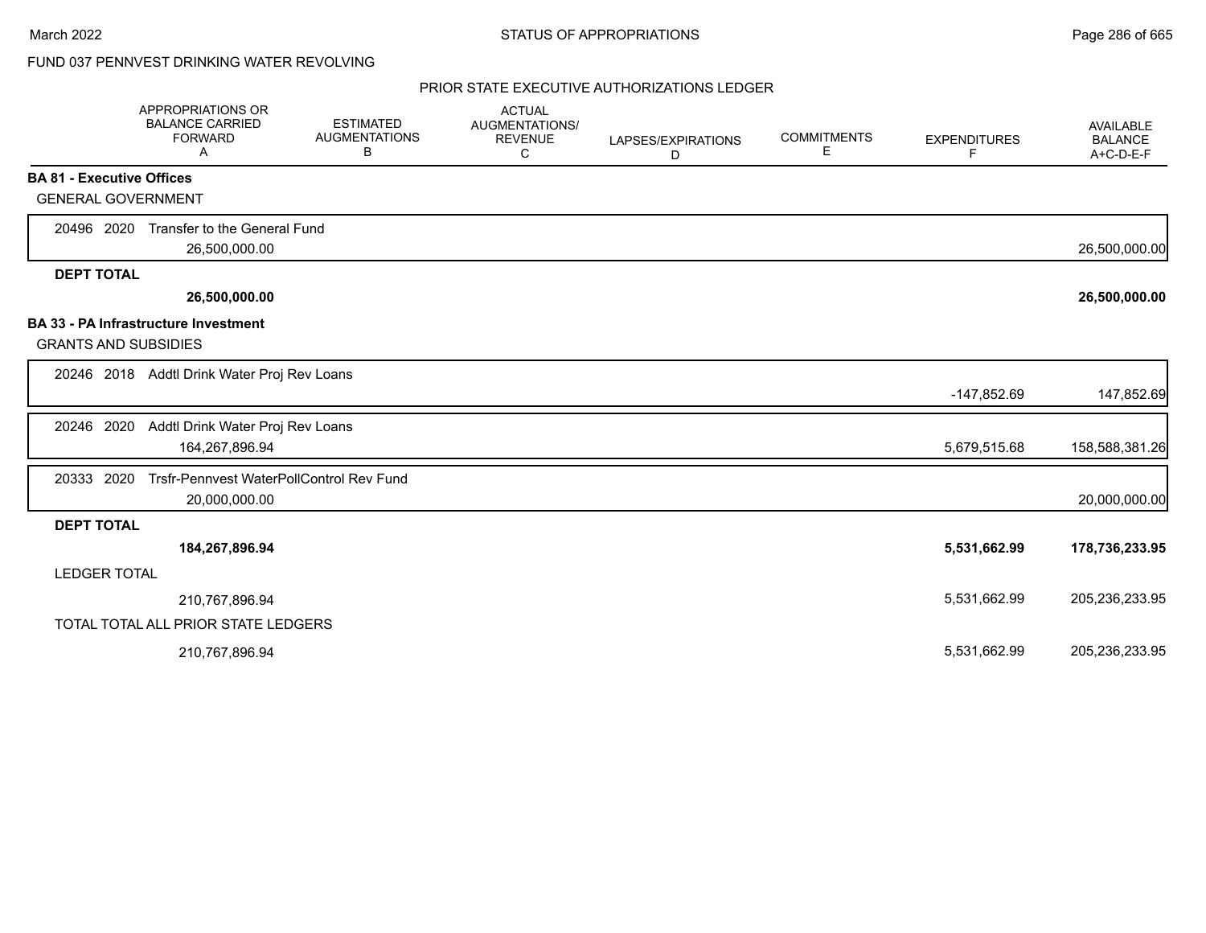FUND 037 PENNVEST DRINKING WATER REVOLVING

PRIOR STATE EXECUTIVE AUTHORIZATIONS LEDGER

| | APPROPRIATIONS OR BALANCE CARRIED FORWARD A | ESTIMATED AUGMENTATIONS B | ACTUAL AUGMENTATIONS/ REVENUE C | LAPSES/EXPIRATIONS D | COMMITMENTS E | EXPENDITURES F | AVAILABLE BALANCE A+C-D-E-F |
|---|---|---|---|---|---|---|---|
| **BA 81 - Executive Offices** | | | | | | | |
| GENERAL GOVERNMENT | | | | | | | |
| 20496 2020 Transfer to the General Fund | 26,500,000.00 | | | | | | 26,500,000.00 |
| **DEPT TOTAL** | **26,500,000.00** | | | | | | **26,500,000.00** |
| **BA 33 - PA Infrastructure Investment** | | | | | | | |
| GRANTS AND SUBSIDIES | | | | | | | |
| 20246 2018 Addtl Drink Water Proj Rev Loans | | | | | | -147,852.69 | 147,852.69 |
| 20246 2020 Addtl Drink Water Proj Rev Loans | 164,267,896.94 | | | | | 5,679,515.68 | 158,588,381.26 |
| 20333 2020 Trsfr-Pennvest WaterPollControl Rev Fund | 20,000,000.00 | | | | | | 20,000,000.00 |
| **DEPT TOTAL** | **184,267,896.94** | | | | | **5,531,662.99** | **178,736,233.95** |
| LEDGER TOTAL | 210,767,896.94 | | | | | 5,531,662.99 | 205,236,233.95 |
| TOTAL TOTAL ALL PRIOR STATE LEDGERS | 210,767,896.94 | | | | | 5,531,662.99 | 205,236,233.95 |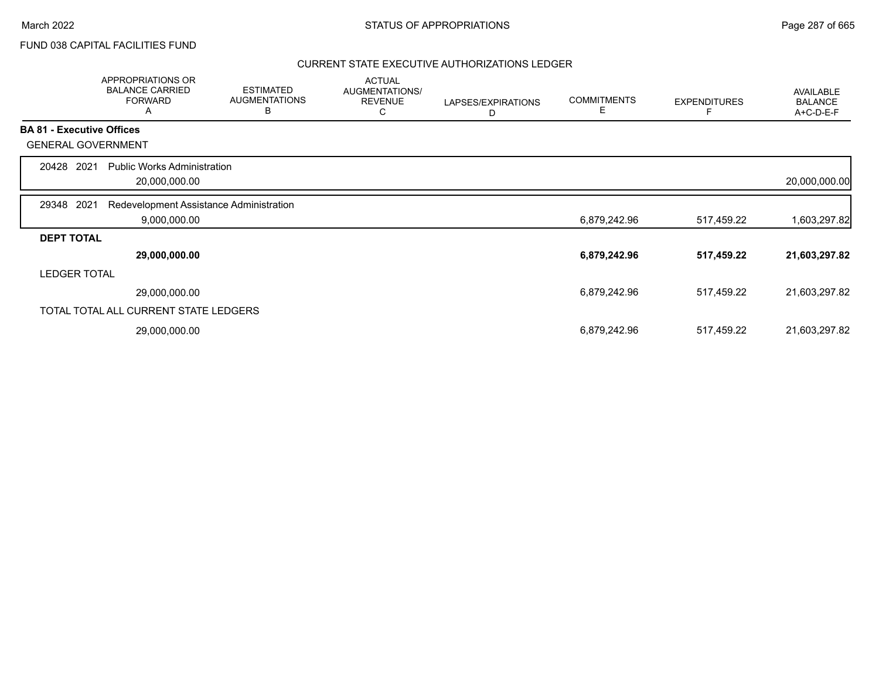FUND 038 CAPITAL FACILITIES FUND

## CURRENT STATE EXECUTIVE AUTHORIZATIONS LEDGER

| | APPROPRIATIONS OR BALANCE CARRIED FORWARD A | ESTIMATED AUGMENTATIONS B | ACTUAL AUGMENTATIONS/ REVENUE C | LAPSES/EXPIRATIONS D | COMMITMENTS E | EXPENDITURES F | AVAILABLE BALANCE A+C-D-E-F |
|---|---|---|---|---|---|---|---|
| **BA 81 - Executive Offices** | | | | | | | |
| GENERAL GOVERNMENT | | | | | | | |
| 20428 2021 Public Works Administration | | | | | | | |
| | 20,000,000.00 | | | | | | 20,000,000.00 |
| 29348 2021 Redevelopment Assistance Administration | | | | | | | |
| | 9,000,000.00 | | | | 6,879,242.96 | 517,459.22 | 1,603,297.82 |
| **DEPT TOTAL** | | | | | | | |
| | **29,000,000.00** | | | | **6,879,242.96** | **517,459.22** | **21,603,297.82** |
| LEDGER TOTAL | | | | | | | |
| | 29,000,000.00 | | | | 6,879,242.96 | 517,459.22 | 21,603,297.82 |
| TOTAL TOTAL ALL CURRENT STATE LEDGERS | | | | | | | |
| | 29,000,000.00 | | | | 6,879,242.96 | 517,459.22 | 21,603,297.82 |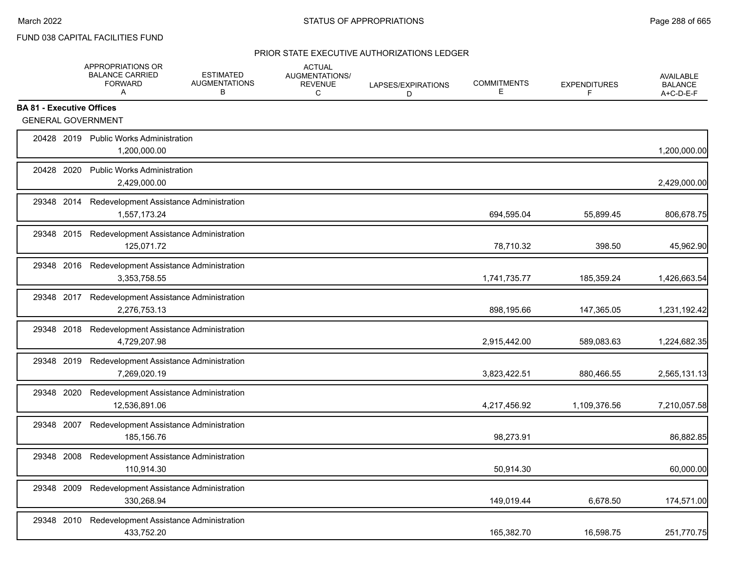FUND 038 CAPITAL FACILITIES FUND

PRIOR STATE EXECUTIVE AUTHORIZATIONS LEDGER

| | APPROPRIATIONS OR BALANCE CARRIED FORWARD A | ESTIMATED AUGMENTATIONS B | ACTUAL AUGMENTATIONS/ REVENUE C | LAPSES/EXPIRATIONS D | COMMITMENTS E | EXPENDITURES F | AVAILABLE BALANCE A+C-D-E-F |
|---|---|---|---|---|---|---|---|
| **BA 81 - Executive Offices** | | | | | | | |
| GENERAL GOVERNMENT | | | | | | | |
| 20428 2019 Public Works Administration | 1,200,000.00 | | | | | | 1,200,000.00 |
| 20428 2020 Public Works Administration | 2,429,000.00 | | | | | | 2,429,000.00 |
| 29348 2014 Redevelopment Assistance Administration | 1,557,173.24 | | | | 694,595.04 | 55,899.45 | 806,678.75 |
| 29348 2015 Redevelopment Assistance Administration | 125,071.72 | | | | 78,710.32 | 398.50 | 45,962.90 |
| 29348 2016 Redevelopment Assistance Administration | 3,353,758.55 | | | | 1,741,735.77 | 185,359.24 | 1,426,663.54 |
| 29348 2017 Redevelopment Assistance Administration | 2,276,753.13 | | | | 898,195.66 | 147,365.05 | 1,231,192.42 |
| 29348 2018 Redevelopment Assistance Administration | 4,729,207.98 | | | | 2,915,442.00 | 589,083.63 | 1,224,682.35 |
| 29348 2019 Redevelopment Assistance Administration | 7,269,020.19 | | | | 3,823,422.51 | 880,466.55 | 2,565,131.13 |
| 29348 2020 Redevelopment Assistance Administration | 12,536,891.06 | | | | 4,217,456.92 | 1,109,376.56 | 7,210,057.58 |
| 29348 2007 Redevelopment Assistance Administration | 185,156.76 | | | | 98,273.91 | | 86,882.85 |
| 29348 2008 Redevelopment Assistance Administration | 110,914.30 | | | | 50,914.30 | | 60,000.00 |
| 29348 2009 Redevelopment Assistance Administration | 330,268.94 | | | | 149,019.44 | 6,678.50 | 174,571.00 |
| 29348 2010 Redevelopment Assistance Administration | 433,752.20 | | | | 165,382.70 | 16,598.75 | 251,770.75 |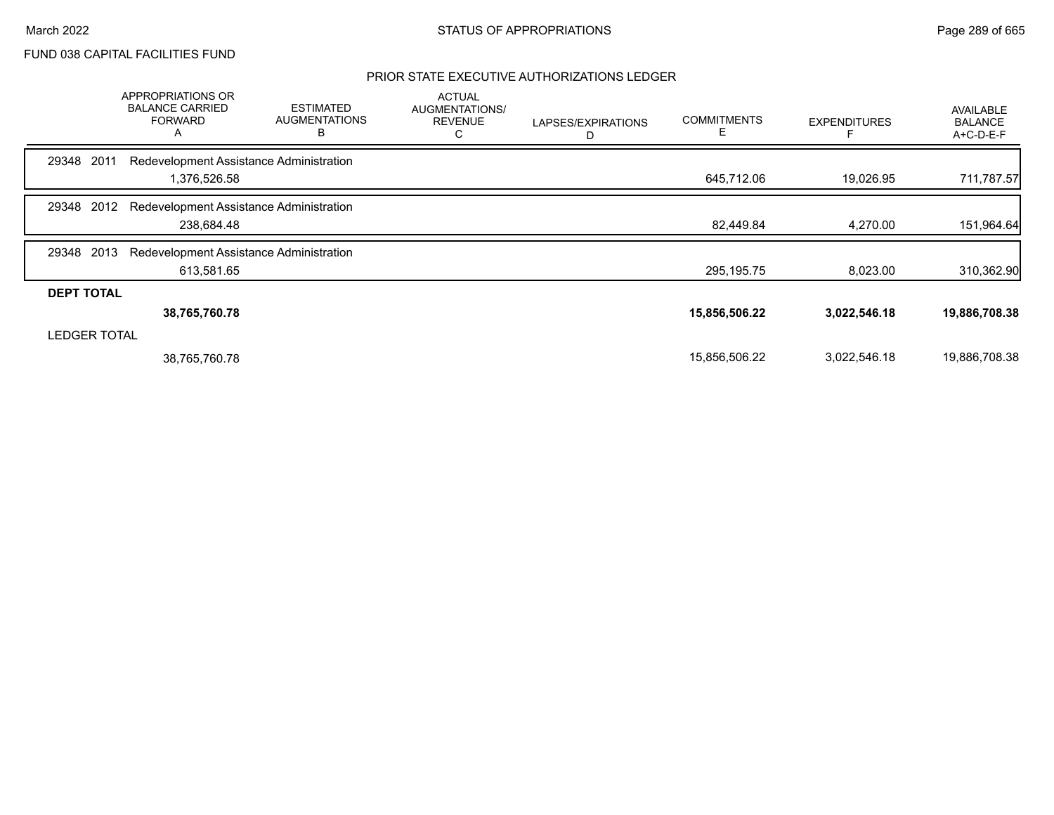FUND 038 CAPITAL FACILITIES FUND

PRIOR STATE EXECUTIVE AUTHORIZATIONS LEDGER

| | APPROPRIATIONS OR BALANCE CARRIED FORWARD A | ESTIMATED AUGMENTATIONS B | ACTUAL AUGMENTATIONS/ REVENUE C | LAPSES/EXPIRATIONS D | COMMITMENTS E | EXPENDITURES F | AVAILABLE BALANCE A+C-D-E-F |
|---|---|---|---|---|---|---|---|
| 29348 2011 Redevelopment Assistance Administration | | | | | | | |
| | 1,376,526.58 | | | | 645,712.06 | 19,026.95 | 711,787.57 |
| 29348 2012 Redevelopment Assistance Administration | | | | | | | |
| | 238,684.48 | | | | 82,449.84 | 4,270.00 | 151,964.64 |
| 29348 2013 Redevelopment Assistance Administration | | | | | | | |
| | 613,581.65 | | | | 295,195.75 | 8,023.00 | 310,362.90 |
| **DEPT TOTAL** | | | | | | | |
| | **38,765,760.78** | | | | **15,856,506.22** | **3,022,546.18** | **19,886,708.38** |
| LEDGER TOTAL | | | | | | | |
| | 38,765,760.78 | | | | 15,856,506.22 | 3,022,546.18 | 19,886,708.38 |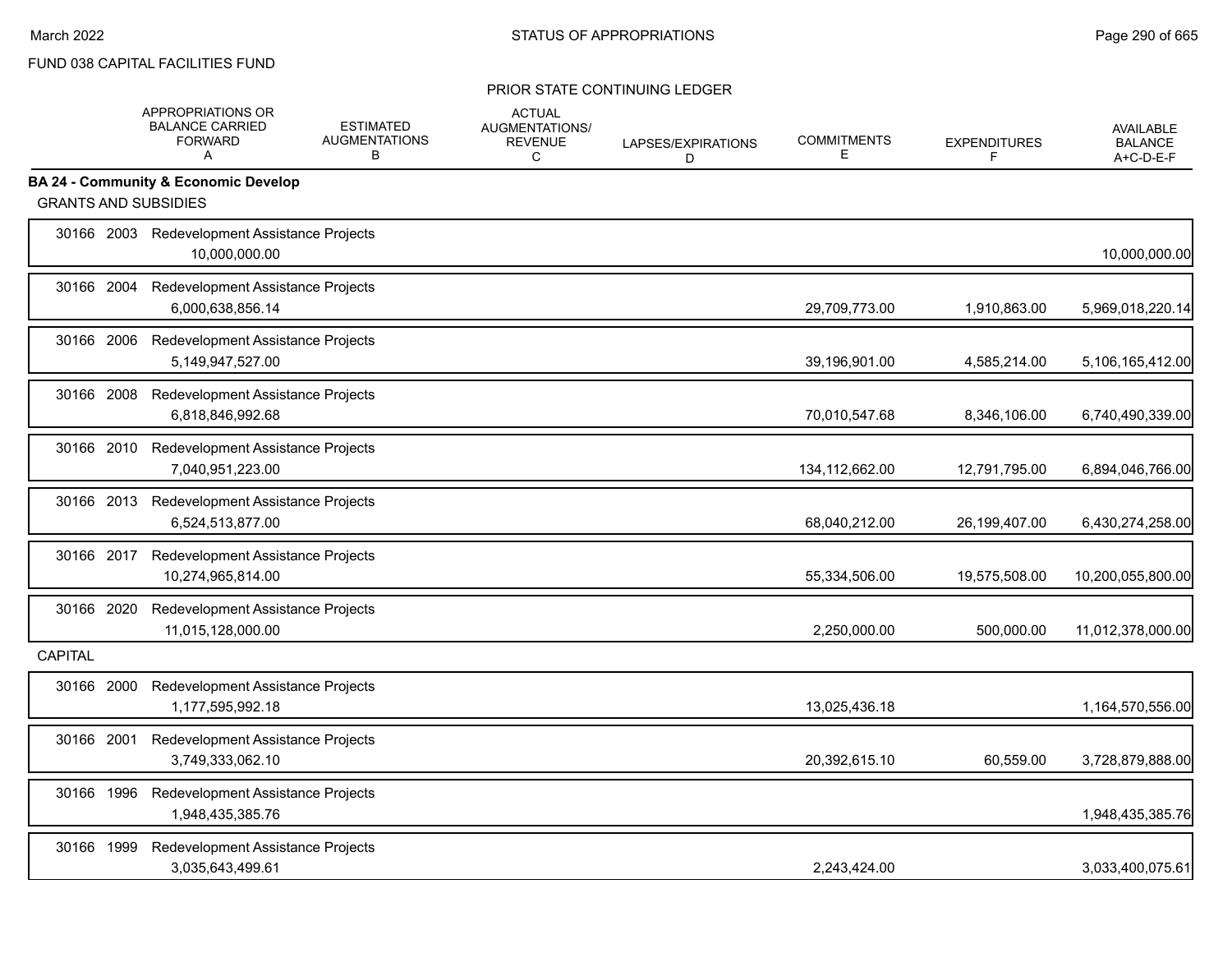FUND 038 CAPITAL FACILITIES FUND

PRIOR STATE CONTINUING LEDGER

| | APPROPRIATIONS OR BALANCE CARRIED FORWARD A | ESTIMATED AUGMENTATIONS B | ACTUAL AUGMENTATIONS/ REVENUE C | LAPSES/EXPIRATIONS D | COMMITMENTS E | EXPENDITURES F | AVAILABLE BALANCE A+C-D-E-F |
|---|---|---|---|---|---|---|---|
| **BA 24 - Community & Economic Develop** | | | | | | | |
| GRANTS AND SUBSIDIES | | | | | | | |
| 30166 2003 Redevelopment Assistance Projects | 10,000,000.00 | | | | | | 10,000,000.00 |
| 30166 2004 Redevelopment Assistance Projects | 6,000,638,856.14 | | | | 29,709,773.00 | 1,910,863.00 | 5,969,018,220.14 |
| 30166 2006 Redevelopment Assistance Projects | 5,149,947,527.00 | | | | 39,196,901.00 | 4,585,214.00 | 5,106,165,412.00 |
| 30166 2008 Redevelopment Assistance Projects | 6,818,846,992.68 | | | | 70,010,547.68 | 8,346,106.00 | 6,740,490,339.00 |
| 30166 2010 Redevelopment Assistance Projects | 7,040,951,223.00 | | | | 134,112,662.00 | 12,791,795.00 | 6,894,046,766.00 |
| 30166 2013 Redevelopment Assistance Projects | 6,524,513,877.00 | | | | 68,040,212.00 | 26,199,407.00 | 6,430,274,258.00 |
| 30166 2017 Redevelopment Assistance Projects | 10,274,965,814.00 | | | | 55,334,506.00 | 19,575,508.00 | 10,200,055,800.00 |
| 30166 2020 Redevelopment Assistance Projects | 11,015,128,000.00 | | | | 2,250,000.00 | 500,000.00 | 11,012,378,000.00 |
| CAPITAL | | | | | | | |
| 30166 2000 Redevelopment Assistance Projects | 1,177,595,992.18 | | | | 13,025,436.18 | | 1,164,570,556.00 |
| 30166 2001 Redevelopment Assistance Projects | 3,749,333,062.10 | | | | 20,392,615.10 | 60,559.00 | 3,728,879,888.00 |
| 30166 1996 Redevelopment Assistance Projects | 1,948,435,385.76 | | | | | | 1,948,435,385.76 |
| 30166 1999 Redevelopment Assistance Projects | 3,035,643,499.61 | | | | 2,243,424.00 | | 3,033,400,075.61 |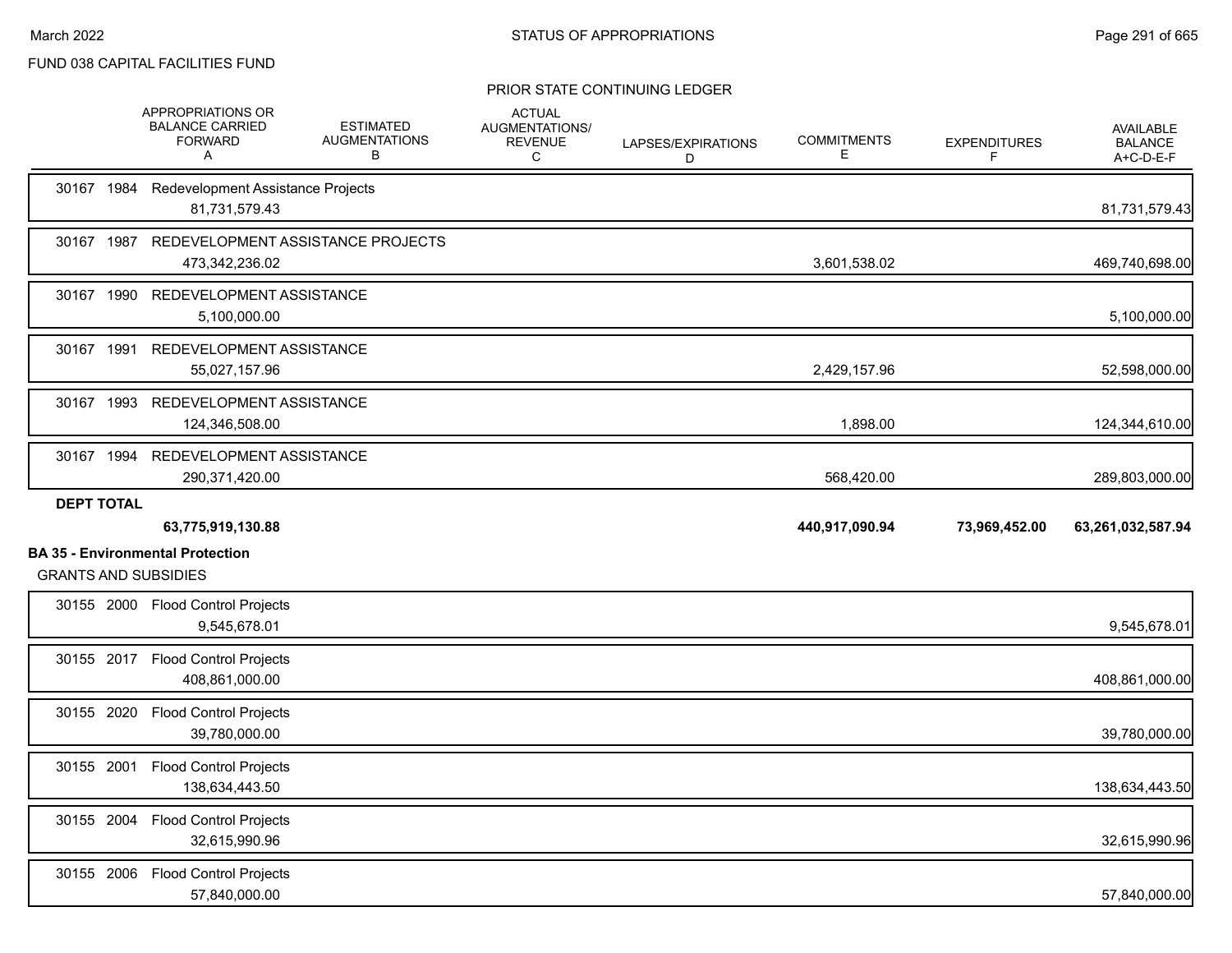FUND 038 CAPITAL FACILITIES FUND

PRIOR STATE CONTINUING LEDGER

| | APPROPRIATIONS OR BALANCE CARRIED FORWARD A | ESTIMATED AUGMENTATIONS B | ACTUAL AUGMENTATIONS/ REVENUE C | LAPSES/EXPIRATIONS D | COMMITMENTS E | EXPENDITURES F | AVAILABLE BALANCE A+C-D-E-F |
|---|---|---|---|---|---|---|---|
| 30167 1984 Redevelopment Assistance Projects | | | | | | | |
| | 81,731,579.43 | | | | | | 81,731,579.43 |
| 30167 1987 REDEVELOPMENT ASSISTANCE PROJECTS | | | | | | | |
| | 473,342,236.02 | | | | 3,601,538.02 | | 469,740,698.00 |
| 30167 1990 REDEVELOPMENT ASSISTANCE | | | | | | | |
| | 5,100,000.00 | | | | | | 5,100,000.00 |
| 30167 1991 REDEVELOPMENT ASSISTANCE | | | | | | | |
| | 55,027,157.96 | | | | 2,429,157.96 | | 52,598,000.00 |
| 30167 1993 REDEVELOPMENT ASSISTANCE | | | | | | | |
| | 124,346,508.00 | | | | 1,898.00 | | 124,344,610.00 |
| 30167 1994 REDEVELOPMENT ASSISTANCE | | | | | | | |
| | 290,371,420.00 | | | | 568,420.00 | | 289,803,000.00 |
| **DEPT TOTAL** | | | | | | | |
| | **63,775,919,130.88** | | | | **440,917,090.94** | **73,969,452.00** | **63,261,032,587.94** |

**BA 35 - Environmental Protection**

GRANTS AND SUBSIDIES

| | APPROPRIATIONS OR BALANCE CARRIED FORWARD A | ESTIMATED AUGMENTATIONS B | ACTUAL AUGMENTATIONS/ REVENUE C | LAPSES/EXPIRATIONS D | COMMITMENTS E | EXPENDITURES F | AVAILABLE BALANCE A+C-D-E-F |
|---|---|---|---|---|---|---|---|
| 30155 2000 Flood Control Projects | | | | | | | |
| | 9,545,678.01 | | | | | | 9,545,678.01 |
| 30155 2017 Flood Control Projects | | | | | | | |
| | 408,861,000.00 | | | | | | 408,861,000.00 |
| 30155 2020 Flood Control Projects | | | | | | | |
| | 39,780,000.00 | | | | | | 39,780,000.00 |
| 30155 2001 Flood Control Projects | | | | | | | |
| | 138,634,443.50 | | | | | | 138,634,443.50 |
| 30155 2004 Flood Control Projects | | | | | | | |
| | 32,615,990.96 | | | | | | 32,615,990.96 |
| 30155 2006 Flood Control Projects | | | | | | | |
| | 57,840,000.00 | | | | | | 57,840,000.00 |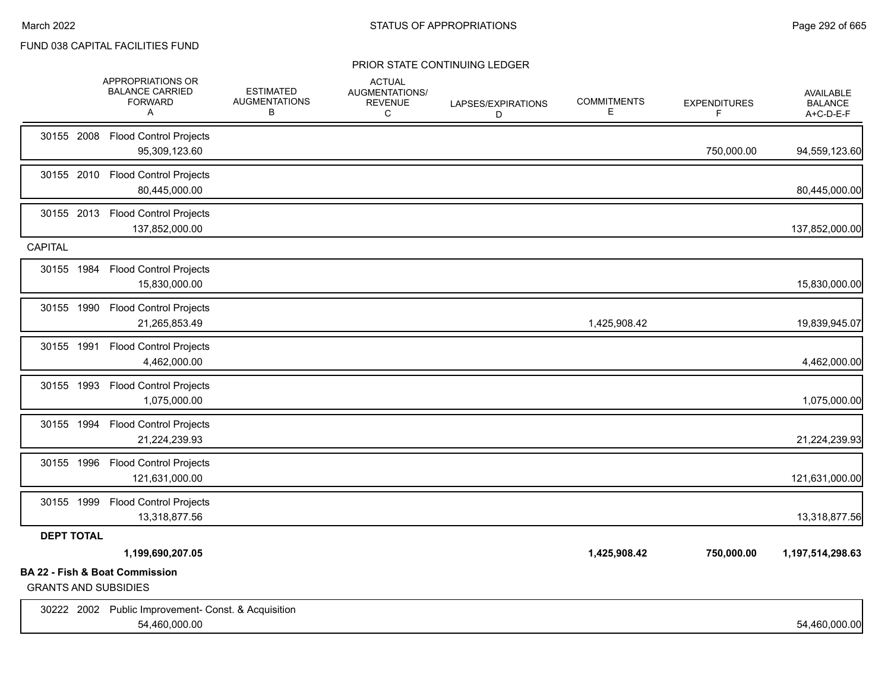FUND 038 CAPITAL FACILITIES FUND

PRIOR STATE CONTINUING LEDGER

| | APPROPRIATIONS OR BALANCE CARRIED FORWARD A | ESTIMATED AUGMENTATIONS B | ACTUAL AUGMENTATIONS/ REVENUE C | LAPSES/EXPIRATIONS D | COMMITMENTS E | EXPENDITURES F | AVAILABLE BALANCE A+C-D-E-F |
|---|---|---|---|---|---|---|---|
| 30155 2008 Flood Control Projects | 95,309,123.60 | | | | | 750,000.00 | 94,559,123.60 |
| 30155 2010 Flood Control Projects | 80,445,000.00 | | | | | | 80,445,000.00 |
| 30155 2013 Flood Control Projects | 137,852,000.00 | | | | | | 137,852,000.00 |
| **CAPITAL** | | | | | | | |
| 30155 1984 Flood Control Projects | 15,830,000.00 | | | | | | 15,830,000.00 |
| 30155 1990 Flood Control Projects | 21,265,853.49 | | | | 1,425,908.42 | | 19,839,945.07 |
| 30155 1991 Flood Control Projects | 4,462,000.00 | | | | | | 4,462,000.00 |
| 30155 1993 Flood Control Projects | 1,075,000.00 | | | | | | 1,075,000.00 |
| 30155 1994 Flood Control Projects | 21,224,239.93 | | | | | | 21,224,239.93 |
| 30155 1996 Flood Control Projects | 121,631,000.00 | | | | | | 121,631,000.00 |
| 30155 1999 Flood Control Projects | 13,318,877.56 | | | | | | 13,318,877.56 |
| **DEPT TOTAL** | **1,199,690,207.05** | | | | **1,425,908.42** | **750,000.00** | **1,197,514,298.63** |

**BA 22 - Fish & Boat Commission**

GRANTS AND SUBSIDIES

| | APPROPRIATIONS OR BALANCE CARRIED FORWARD A | ESTIMATED AUGMENTATIONS B | ACTUAL AUGMENTATIONS/ REVENUE C | LAPSES/EXPIRATIONS D | COMMITMENTS E | EXPENDITURES F | AVAILABLE BALANCE A+C-D-E-F |
|---|---|---|---|---|---|---|---|
| 30222 2002 Public Improvement- Const. & Acquisition | 54,460,000.00 | | | | | | 54,460,000.00 |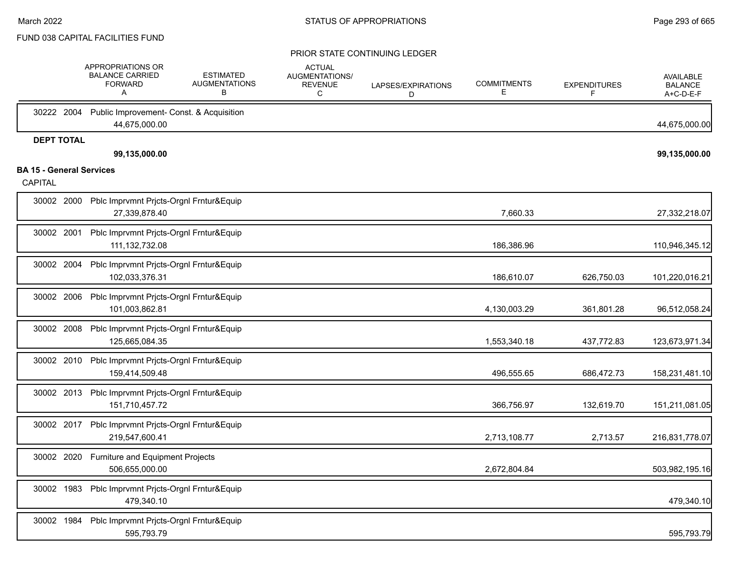FUND 038 CAPITAL FACILITIES FUND

PRIOR STATE CONTINUING LEDGER

| | APPROPRIATIONS OR BALANCE CARRIED FORWARD A | ESTIMATED AUGMENTATIONS B | ACTUAL AUGMENTATIONS/ REVENUE C | LAPSES/EXPIRATIONS D | COMMITMENTS E | EXPENDITURES F | AVAILABLE BALANCE A+C-D-E-F |
|---|---|---|---|---|---|---|---|
| 30222 2004 Public Improvement- Const. & Acquisition | | | | | | | |
| | 44,675,000.00 | | | | | | 44,675,000.00 |
| **DEPT TOTAL** | | | | | | | |
| | **99,135,000.00** | | | | | | **99,135,000.00** |
| **BA 15 - General Services** | | | | | | | |
| CAPITAL | | | | | | | |
| 30002 2000 Pblc Imprvmnt Prjcts-Orgnl Frntur&Equip | | | | | | | |
| | 27,339,878.40 | | | | 7,660.33 | | 27,332,218.07 |
| 30002 2001 Pblc Imprvmnt Prjcts-Orgnl Frntur&Equip | | | | | | | |
| | 111,132,732.08 | | | | 186,386.96 | | 110,946,345.12 |
| 30002 2004 Pblc Imprvmnt Prjcts-Orgnl Frntur&Equip | | | | | | | |
| | 102,033,376.31 | | | | 186,610.07 | 626,750.03 | 101,220,016.21 |
| 30002 2006 Pblc Imprvmnt Prjcts-Orgnl Frntur&Equip | | | | | | | |
| | 101,003,862.81 | | | | 4,130,003.29 | 361,801.28 | 96,512,058.24 |
| 30002 2008 Pblc Imprvmnt Prjcts-Orgnl Frntur&Equip | | | | | | | |
| | 125,665,084.35 | | | | 1,553,340.18 | 437,772.83 | 123,673,971.34 |
| 30002 2010 Pblc Imprvmnt Prjcts-Orgnl Frntur&Equip | | | | | | | |
| | 159,414,509.48 | | | | 496,555.65 | 686,472.73 | 158,231,481.10 |
| 30002 2013 Pblc Imprvmnt Prjcts-Orgnl Frntur&Equip | | | | | | | |
| | 151,710,457.72 | | | | 366,756.97 | 132,619.70 | 151,211,081.05 |
| 30002 2017 Pblc Imprvmnt Prjcts-Orgnl Frntur&Equip | | | | | | | |
| | 219,547,600.41 | | | | 2,713,108.77 | 2,713.57 | 216,831,778.07 |
| 30002 2020 Furniture and Equipment Projects | | | | | | | |
| | 506,655,000.00 | | | | 2,672,804.84 | | 503,982,195.16 |
| 30002 1983 Pblc Imprvmnt Prjcts-Orgnl Frntur&Equip | | | | | | | |
| | 479,340.10 | | | | | | 479,340.10 |
| 30002 1984 Pblc Imprvmnt Prjcts-Orgnl Frntur&Equip | | | | | | | |
| | 595,793.79 | | | | | | 595,793.79 |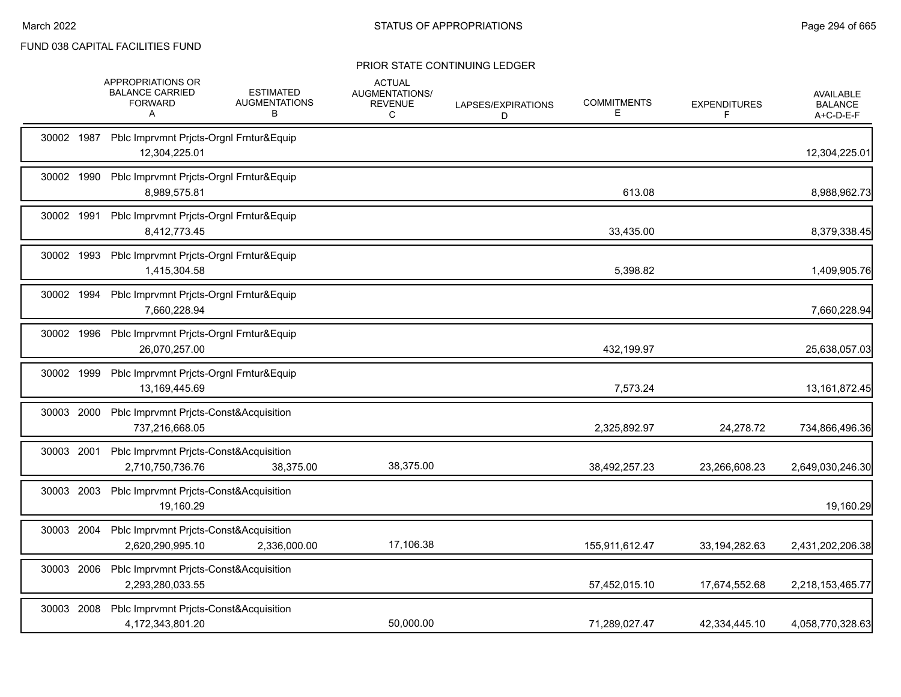FUND 038 CAPITAL FACILITIES FUND

PRIOR STATE CONTINUING LEDGER

| | APPROPRIATIONS OR BALANCE CARRIED FORWARD A | ESTIMATED AUGMENTATIONS B | ACTUAL AUGMENTATIONS/ REVENUE C | LAPSES/EXPIRATIONS D | COMMITMENTS E | EXPENDITURES F | AVAILABLE BALANCE A+C-D-E-F |
|---|---|---|---|---|---|---|---|
| 30002 1987 Pblc Imprvmnt Prjcts-Orgnl Frntur&Equip | 12,304,225.01 | | | | | | 12,304,225.01 |
| 30002 1990 Pblc Imprvmnt Prjcts-Orgnl Frntur&Equip | 8,989,575.81 | | | | 613.08 | | 8,988,962.73 |
| 30002 1991 Pblc Imprvmnt Prjcts-Orgnl Frntur&Equip | 8,412,773.45 | | | | 33,435.00 | | 8,379,338.45 |
| 30002 1993 Pblc Imprvmnt Prjcts-Orgnl Frntur&Equip | 1,415,304.58 | | | | 5,398.82 | | 1,409,905.76 |
| 30002 1994 Pblc Imprvmnt Prjcts-Orgnl Frntur&Equip | 7,660,228.94 | | | | | | 7,660,228.94 |
| 30002 1996 Pblc Imprvmnt Prjcts-Orgnl Frntur&Equip | 26,070,257.00 | | | | 432,199.97 | | 25,638,057.03 |
| 30002 1999 Pblc Imprvmnt Prjcts-Orgnl Frntur&Equip | 13,169,445.69 | | | | 7,573.24 | | 13,161,872.45 |
| 30003 2000 Pblc Imprvmnt Prjcts-Const&Acquisition | 737,216,668.05 | | | | 2,325,892.97 | 24,278.72 | 734,866,496.36 |
| 30003 2001 Pblc Imprvmnt Prjcts-Const&Acquisition | 2,710,750,736.76 | 38,375.00 | 38,375.00 | | 38,492,257.23 | 23,266,608.23 | 2,649,030,246.30 |
| 30003 2003 Pblc Imprvmnt Prjcts-Const&Acquisition | 19,160.29 | | | | | | 19,160.29 |
| 30003 2004 Pblc Imprvmnt Prjcts-Const&Acquisition | 2,620,290,995.10 | 2,336,000.00 | 17,106.38 | | 155,911,612.47 | 33,194,282.63 | 2,431,202,206.38 |
| 30003 2006 Pblc Imprvmnt Prjcts-Const&Acquisition | 2,293,280,033.55 | | | | 57,452,015.10 | 17,674,552.68 | 2,218,153,465.77 |
| 30003 2008 Pblc Imprvmnt Prjcts-Const&Acquisition | 4,172,343,801.20 | | 50,000.00 | | 71,289,027.47 | 42,334,445.10 | 4,058,770,328.63 |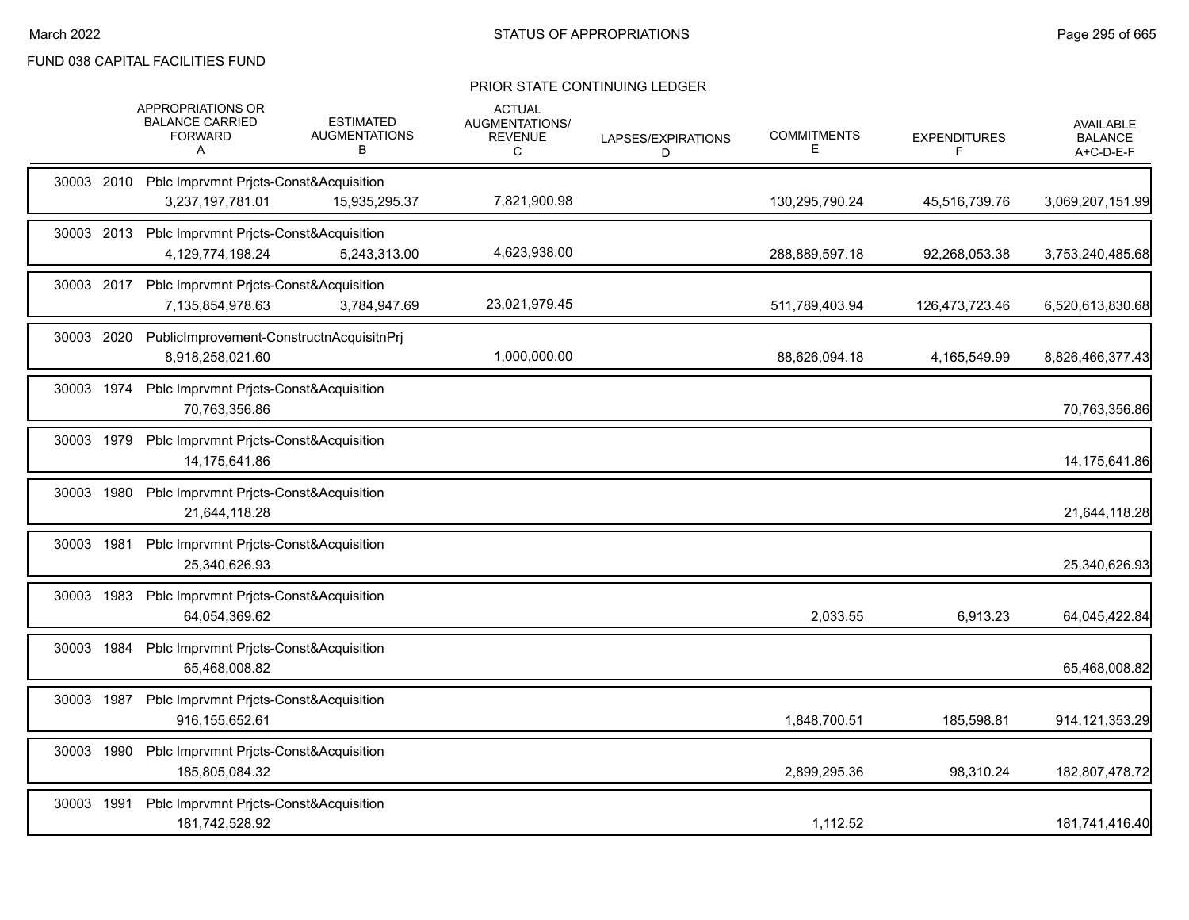FUND 038 CAPITAL FACILITIES FUND

PRIOR STATE CONTINUING LEDGER

| | APPROPRIATIONS OR BALANCE CARRIED FORWARD A | ESTIMATED AUGMENTATIONS B | ACTUAL AUGMENTATIONS/ REVENUE C | LAPSES/EXPIRATIONS D | COMMITMENTS E | EXPENDITURES F | AVAILABLE BALANCE A+C-D-E-F |
|---|---|---|---|---|---|---|---|
| 30003 2010 Pblc Imprvmnt Prjcts-Const&Acquisition | 3,237,197,781.01 | 15,935,295.37 | 7,821,900.98 | | 130,295,790.24 | 45,516,739.76 | 3,069,207,151.99 |
| 30003 2013 Pblc Imprvmnt Prjcts-Const&Acquisition | 4,129,774,198.24 | 5,243,313.00 | 4,623,938.00 | | 288,889,597.18 | 92,268,053.38 | 3,753,240,485.68 |
| 30003 2017 Pblc Imprvmnt Prjcts-Const&Acquisition | 7,135,854,978.63 | 3,784,947.69 | 23,021,979.45 | | 511,789,403.94 | 126,473,723.46 | 6,520,613,830.68 |
| 30003 2020 PublicImprovement-ConstructnAcquisitnPrj | 8,918,258,021.60 | | 1,000,000.00 | | 88,626,094.18 | 4,165,549.99 | 8,826,466,377.43 |
| 30003 1974 Pblc Imprvmnt Prjcts-Const&Acquisition | 70,763,356.86 | | | | | | 70,763,356.86 |
| 30003 1979 Pblc Imprvmnt Prjcts-Const&Acquisition | 14,175,641.86 | | | | | | 14,175,641.86 |
| 30003 1980 Pblc Imprvmnt Prjcts-Const&Acquisition | 21,644,118.28 | | | | | | 21,644,118.28 |
| 30003 1981 Pblc Imprvmnt Prjcts-Const&Acquisition | 25,340,626.93 | | | | | | 25,340,626.93 |
| 30003 1983 Pblc Imprvmnt Prjcts-Const&Acquisition | 64,054,369.62 | | | | 2,033.55 | 6,913.23 | 64,045,422.84 |
| 30003 1984 Pblc Imprvmnt Prjcts-Const&Acquisition | 65,468,008.82 | | | | | | 65,468,008.82 |
| 30003 1987 Pblc Imprvmnt Prjcts-Const&Acquisition | 916,155,652.61 | | | | 1,848,700.51 | 185,598.81 | 914,121,353.29 |
| 30003 1990 Pblc Imprvmnt Prjcts-Const&Acquisition | 185,805,084.32 | | | | 2,899,295.36 | 98,310.24 | 182,807,478.72 |
| 30003 1991 Pblc Imprvmnt Prjcts-Const&Acquisition | 181,742,528.92 | | | | 1,112.52 | | 181,741,416.40 |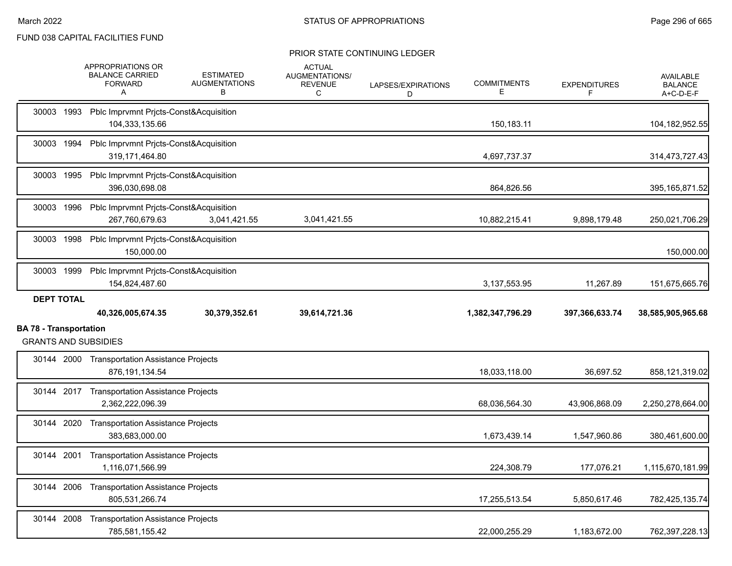FUND 038 CAPITAL FACILITIES FUND

PRIOR STATE CONTINUING LEDGER

| | APPROPRIATIONS OR BALANCE CARRIED FORWARD A | ESTIMATED AUGMENTATIONS B | ACTUAL AUGMENTATIONS/ REVENUE C | LAPSES/EXPIRATIONS D | COMMITMENTS E | EXPENDITURES F | AVAILABLE BALANCE A+C-D-E-F |
|---|---|---|---|---|---|---|---|
| 30003 1993 Pblc Imprvmnt Prjcts-Const&Acquisition | 104,333,135.66 | | | | 150,183.11 | | 104,182,952.55 |
| 30003 1994 Pblc Imprvmnt Prjcts-Const&Acquisition | 319,171,464.80 | | | | 4,697,737.37 | | 314,473,727.43 |
| 30003 1995 Pblc Imprvmnt Prjcts-Const&Acquisition | 396,030,698.08 | | | | 864,826.56 | | 395,165,871.52 |
| 30003 1996 Pblc Imprvmnt Prjcts-Const&Acquisition | 267,760,679.63 | 3,041,421.55 | 3,041,421.55 | | 10,882,215.41 | 9,898,179.48 | 250,021,706.29 |
| 30003 1998 Pblc Imprvmnt Prjcts-Const&Acquisition | 150,000.00 | | | | | | 150,000.00 |
| 30003 1999 Pblc Imprvmnt Prjcts-Const&Acquisition | 154,824,487.60 | | | | 3,137,553.95 | 11,267.89 | 151,675,665.76 |
| **DEPT TOTAL** | **40,326,005,674.35** | **30,379,352.61** | **39,614,721.36** | | **1,382,347,796.29** | **397,366,633.74** | **38,585,905,965.68** |

**BA 78 - Transportation**

GRANTS AND SUBSIDIES

| | APPROPRIATIONS OR BALANCE CARRIED FORWARD A | ESTIMATED AUGMENTATIONS B | ACTUAL AUGMENTATIONS/ REVENUE C | LAPSES/EXPIRATIONS D | COMMITMENTS E | EXPENDITURES F | AVAILABLE BALANCE A+C-D-E-F |
|---|---|---|---|---|---|---|---|
| 30144 2000 Transportation Assistance Projects | 876,191,134.54 | | | | 18,033,118.00 | 36,697.52 | 858,121,319.02 |
| 30144 2017 Transportation Assistance Projects | 2,362,222,096.39 | | | | 68,036,564.30 | 43,906,868.09 | 2,250,278,664.00 |
| 30144 2020 Transportation Assistance Projects | 383,683,000.00 | | | | 1,673,439.14 | 1,547,960.86 | 380,461,600.00 |
| 30144 2001 Transportation Assistance Projects | 1,116,071,566.99 | | | | 224,308.79 | 177,076.21 | 1,115,670,181.99 |
| 30144 2006 Transportation Assistance Projects | 805,531,266.74 | | | | 17,255,513.54 | 5,850,617.46 | 782,425,135.74 |
| 30144 2008 Transportation Assistance Projects | 785,581,155.42 | | | | 22,000,255.29 | 1,183,672.00 | 762,397,228.13 |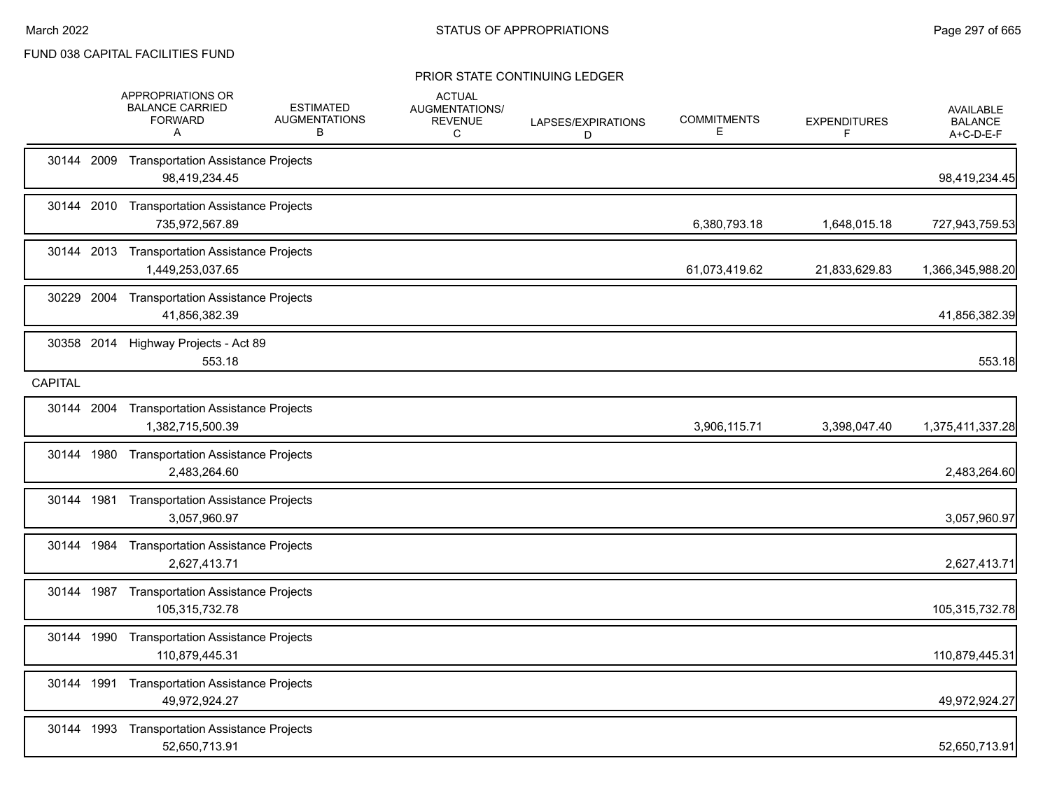FUND 038 CAPITAL FACILITIES FUND

## PRIOR STATE CONTINUING LEDGER

| | APPROPRIATIONS OR BALANCE CARRIED FORWARD A | ESTIMATED AUGMENTATIONS B | ACTUAL AUGMENTATIONS/ REVENUE C | LAPSES/EXPIRATIONS D | COMMITMENTS E | EXPENDITURES F | AVAILABLE BALANCE A+C-D-E-F |
|---|---|---|---|---|---|---|---|
| 30144 2009 Transportation Assistance Projects | 98,419,234.45 | | | | | | 98,419,234.45 |
| 30144 2010 Transportation Assistance Projects | 735,972,567.89 | | | | 6,380,793.18 | 1,648,015.18 | 727,943,759.53 |
| 30144 2013 Transportation Assistance Projects | 1,449,253,037.65 | | | | 61,073,419.62 | 21,833,629.83 | 1,366,345,988.20 |
| 30229 2004 Transportation Assistance Projects | 41,856,382.39 | | | | | | 41,856,382.39 |
| 30358 2014 Highway Projects - Act 89 | 553.18 | | | | | | 553.18 |
| **CAPITAL** | | | | | | | |
| 30144 2004 Transportation Assistance Projects | 1,382,715,500.39 | | | | 3,906,115.71 | 3,398,047.40 | 1,375,411,337.28 |
| 30144 1980 Transportation Assistance Projects | 2,483,264.60 | | | | | | 2,483,264.60 |
| 30144 1981 Transportation Assistance Projects | 3,057,960.97 | | | | | | 3,057,960.97 |
| 30144 1984 Transportation Assistance Projects | 2,627,413.71 | | | | | | 2,627,413.71 |
| 30144 1987 Transportation Assistance Projects | 105,315,732.78 | | | | | | 105,315,732.78 |
| 30144 1990 Transportation Assistance Projects | 110,879,445.31 | | | | | | 110,879,445.31 |
| 30144 1991 Transportation Assistance Projects | 49,972,924.27 | | | | | | 49,972,924.27 |
| 30144 1993 Transportation Assistance Projects | 52,650,713.91 | | | | | | 52,650,713.91 |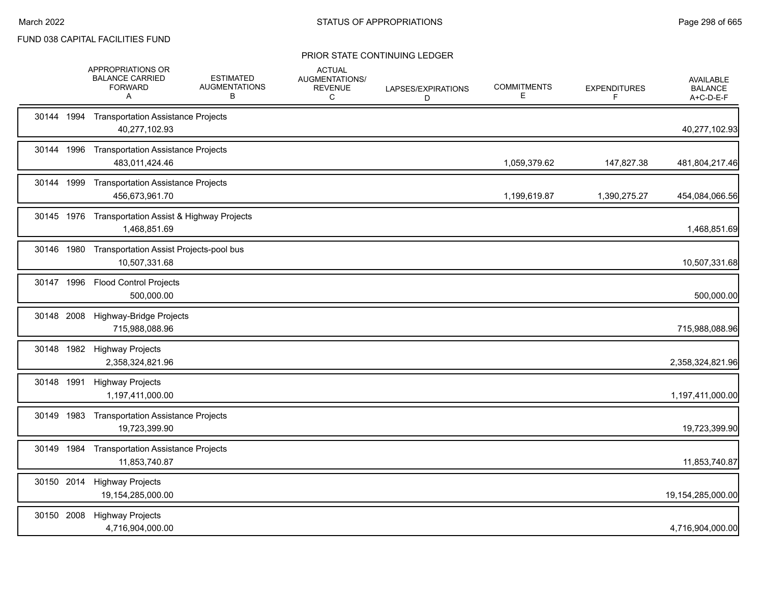FUND 038 CAPITAL FACILITIES FUND

## STATUS OF APPROPRIATIONS

### PRIOR STATE CONTINUING LEDGER

| | APPROPRIATIONS OR BALANCE CARRIED FORWARD A | ESTIMATED AUGMENTATIONS B | ACTUAL AUGMENTATIONS/ REVENUE C | LAPSES/EXPIRATIONS D | COMMITMENTS E | EXPENDITURES F | AVAILABLE BALANCE A+C-D-E-F |
|---|---|---|---|---|---|---|---|
| 30144 1994 Transportation Assistance Projects | 40,277,102.93 | | | | | | 40,277,102.93 |
| 30144 1996 Transportation Assistance Projects | 483,011,424.46 | | | | 1,059,379.62 | 147,827.38 | 481,804,217.46 |
| 30144 1999 Transportation Assistance Projects | 456,673,961.70 | | | | 1,199,619.87 | 1,390,275.27 | 454,084,066.56 |
| 30145 1976 Transportation Assist & Highway Projects | 1,468,851.69 | | | | | | 1,468,851.69 |
| 30146 1980 Transportation Assist Projects-pool bus | 10,507,331.68 | | | | | | 10,507,331.68 |
| 30147 1996 Flood Control Projects | 500,000.00 | | | | | | 500,000.00 |
| 30148 2008 Highway-Bridge Projects | 715,988,088.96 | | | | | | 715,988,088.96 |
| 30148 1982 Highway Projects | 2,358,324,821.96 | | | | | | 2,358,324,821.96 |
| 30148 1991 Highway Projects | 1,197,411,000.00 | | | | | | 1,197,411,000.00 |
| 30149 1983 Transportation Assistance Projects | 19,723,399.90 | | | | | | 19,723,399.90 |
| 30149 1984 Transportation Assistance Projects | 11,853,740.87 | | | | | | 11,853,740.87 |
| 30150 2014 Highway Projects | 19,154,285,000.00 | | | | | | 19,154,285,000.00 |
| 30150 2008 Highway Projects | 4,716,904,000.00 | | | | | | 4,716,904,000.00 |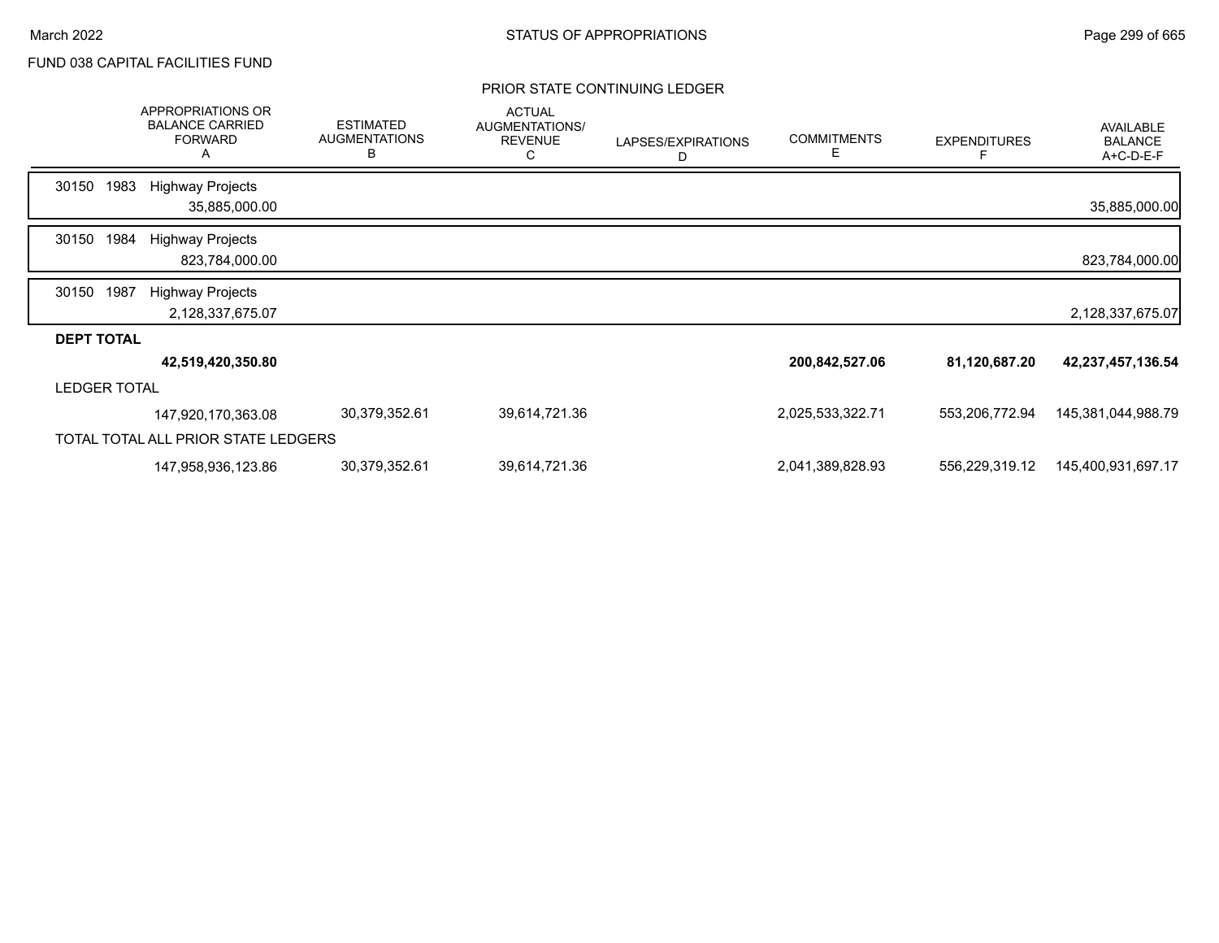FUND 038 CAPITAL FACILITIES FUND

PRIOR STATE CONTINUING LEDGER

| | APPROPRIATIONS OR BALANCE CARRIED FORWARD A | ESTIMATED AUGMENTATIONS B | ACTUAL AUGMENTATIONS/ REVENUE C | LAPSES/EXPIRATIONS D | COMMITMENTS E | EXPENDITURES F | AVAILABLE BALANCE A+C-D-E-F |
|---|---|---|---|---|---|---|---|
| 30150 1983 Highway Projects | 35,885,000.00 | | | | | | 35,885,000.00 |
| 30150 1984 Highway Projects | 823,784,000.00 | | | | | | 823,784,000.00 |
| 30150 1987 Highway Projects | 2,128,337,675.07 | | | | | | 2,128,337,675.07 |
| **DEPT TOTAL** | **42,519,420,350.80** | | | | **200,842,527.06** | **81,120,687.20** | **42,237,457,136.54** |
| LEDGER TOTAL | 147,920,170,363.08 | 30,379,352.61 | 39,614,721.36 | | 2,025,533,322.71 | 553,206,772.94 | 145,381,044,988.79 |
| TOTAL TOTAL ALL PRIOR STATE LEDGERS | 147,958,936,123.86 | 30,379,352.61 | 39,614,721.36 | | 2,041,389,828.93 | 556,229,319.12 | 145,400,931,697.17 |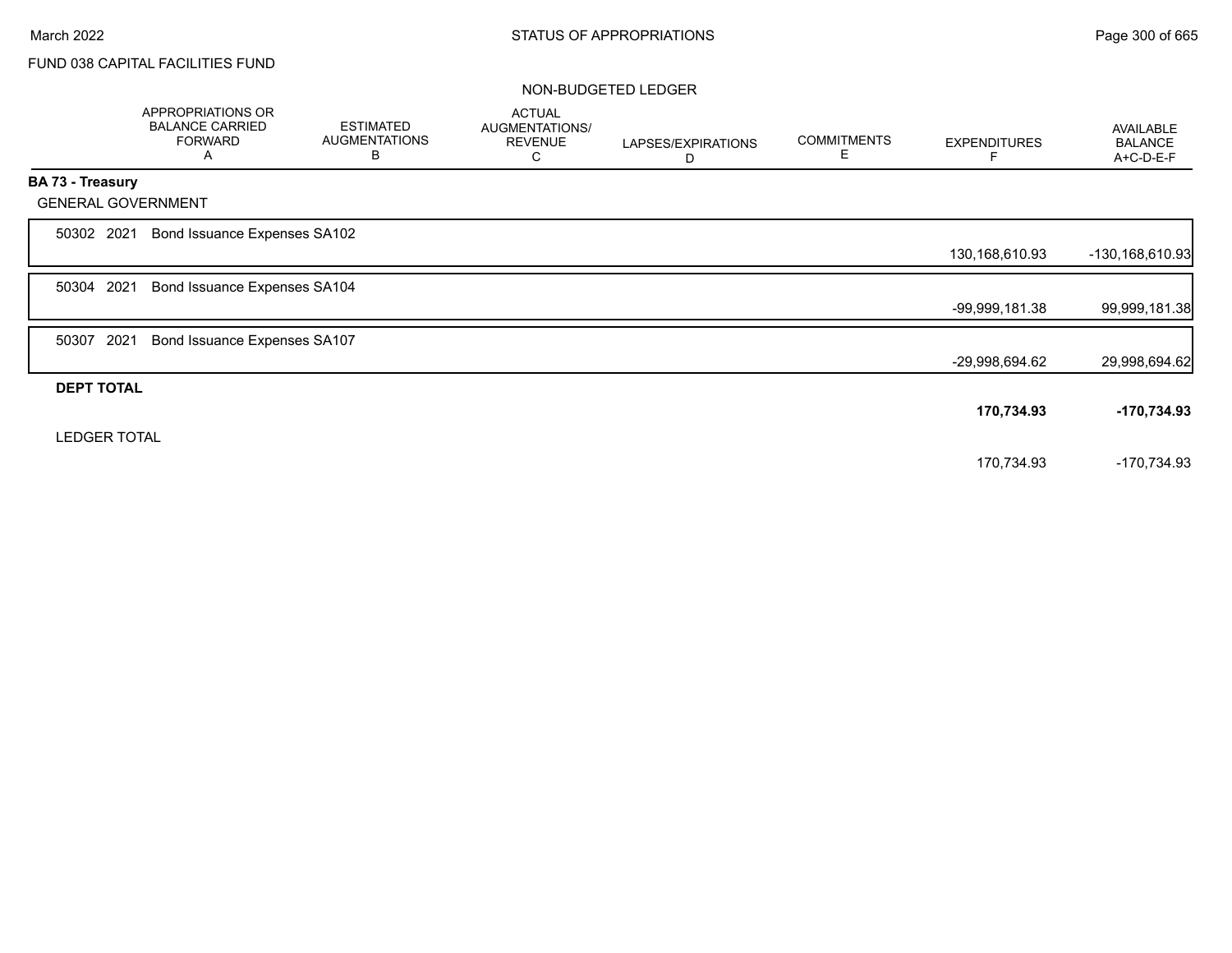FUND 038 CAPITAL FACILITIES FUND

NON-BUDGETED LEDGER

| | APPROPRIATIONS OR BALANCE CARRIED FORWARD A | ESTIMATED AUGMENTATIONS B | ACTUAL AUGMENTATIONS/ REVENUE C | LAPSES/EXPIRATIONS D | COMMITMENTS E | EXPENDITURES F | AVAILABLE BALANCE A+C-D-E-F |
|---|---|---|---|---|---|---|---|
| **BA 73 - Treasury** | | | | | | | |
| GENERAL GOVERNMENT | | | | | | | |
| 50302 2021 Bond Issuance Expenses SA102 | | | | | | 130,168,610.93 | -130,168,610.93 |
| 50304 2021 Bond Issuance Expenses SA104 | | | | | | -99,999,181.38 | 99,999,181.38 |
| 50307 2021 Bond Issuance Expenses SA107 | | | | | | -29,998,694.62 | 29,998,694.62 |
| **DEPT TOTAL** | | | | | | **170,734.93** | **-170,734.93** |
| LEDGER TOTAL | | | | | | 170,734.93 | -170,734.93 |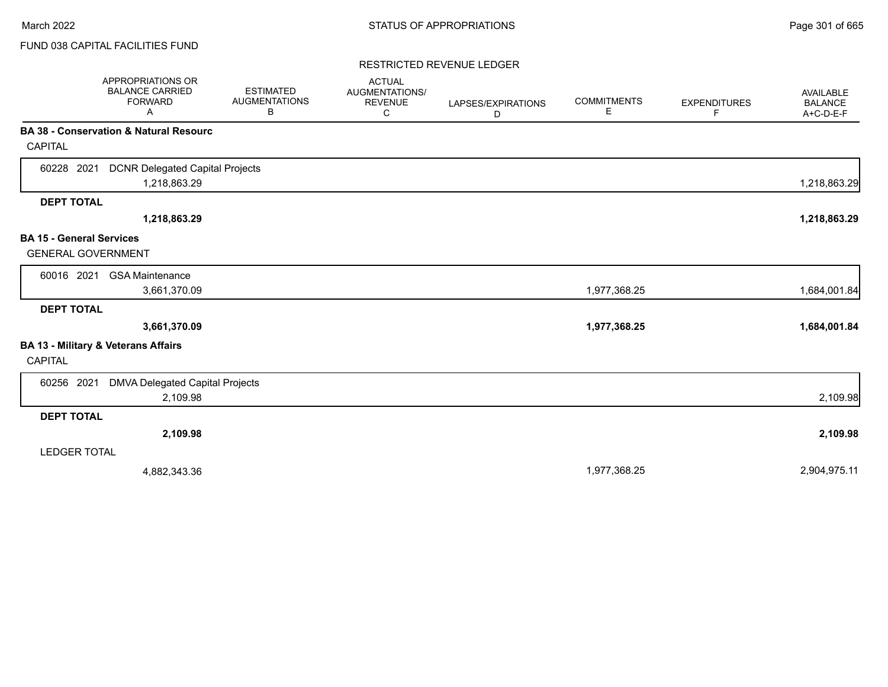FUND 038 CAPITAL FACILITIES FUND

RESTRICTED REVENUE LEDGER

| | APPROPRIATIONS OR BALANCE CARRIED FORWARD A | ESTIMATED AUGMENTATIONS B | ACTUAL AUGMENTATIONS/ REVENUE C | LAPSES/EXPIRATIONS D | COMMITMENTS E | EXPENDITURES F | AVAILABLE BALANCE A+C-D-E-F |
|---|---|---|---|---|---|---|---|
| **BA 38 - Conservation & Natural Resourc** | | | | | | | |
| CAPITAL | | | | | | | |
| 60228 2021 DCNR Delegated Capital Projects | 1,218,863.29 | | | | | | 1,218,863.29 |
| **DEPT TOTAL** | **1,218,863.29** | | | | | | **1,218,863.29** |
| **BA 15 - General Services** | | | | | | | |
| GENERAL GOVERNMENT | | | | | | | |
| 60016 2021 GSA Maintenance | 3,661,370.09 | | | | 1,977,368.25 | | 1,684,001.84 |
| **DEPT TOTAL** | **3,661,370.09** | | | | **1,977,368.25** | | **1,684,001.84** |
| **BA 13 - Military & Veterans Affairs** | | | | | | | |
| CAPITAL | | | | | | | |
| 60256 2021 DMVA Delegated Capital Projects | 2,109.98 | | | | | | 2,109.98 |
| **DEPT TOTAL** | **2,109.98** | | | | | | **2,109.98** |
| LEDGER TOTAL | 4,882,343.36 | | | | 1,977,368.25 | | 2,904,975.11 |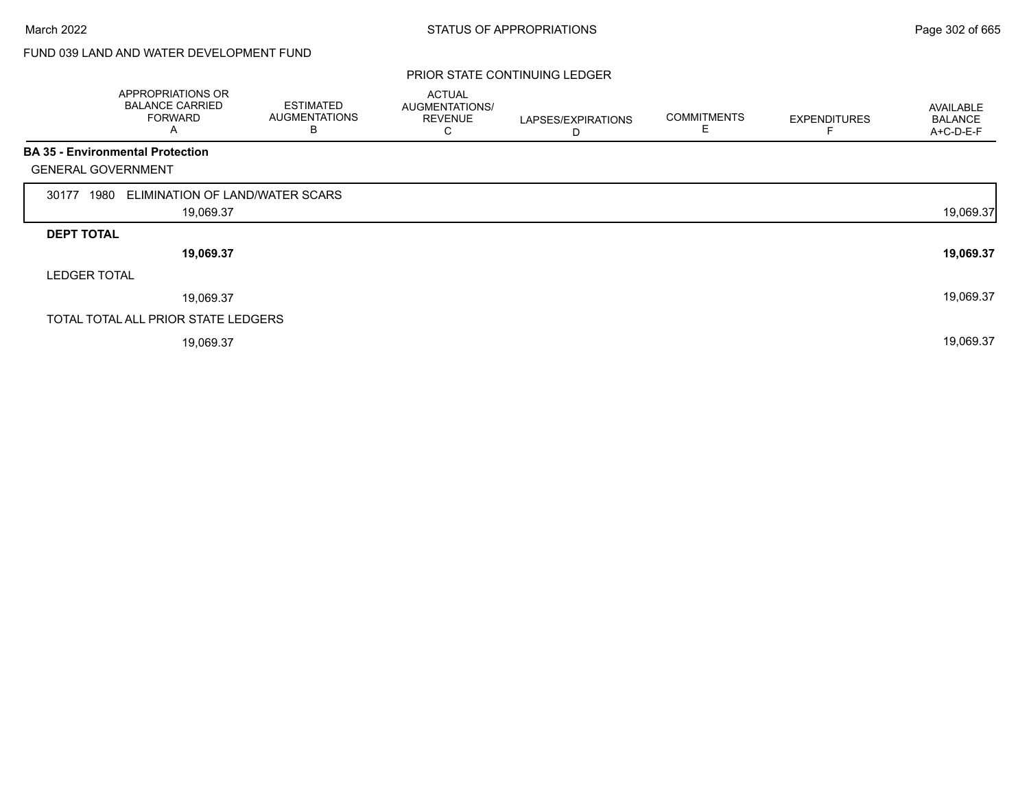FUND 039 LAND AND WATER DEVELOPMENT FUND

PRIOR STATE CONTINUING LEDGER

| | APPROPRIATIONS OR BALANCE CARRIED FORWARD A | ESTIMATED AUGMENTATIONS B | ACTUAL AUGMENTATIONS/ REVENUE C | LAPSES/EXPIRATIONS D | COMMITMENTS E | EXPENDITURES F | AVAILABLE BALANCE A+C-D-E-F |
|---|---|---|---|---|---|---|---|
| **BA 35 - Environmental Protection** | | | | | | | |
| GENERAL GOVERNMENT | | | | | | | |
| 30177 1980 ELIMINATION OF LAND/WATER SCARS | | | | | | | |
| | 19,069.37 | | | | | | 19,069.37 |
| **DEPT TOTAL** | | | | | | | |
| | **19,069.37** | | | | | | **19,069.37** |
| LEDGER TOTAL | | | | | | | |
| | 19,069.37 | | | | | | 19,069.37 |
| TOTAL TOTAL ALL PRIOR STATE LEDGERS | | | | | | | |
| | 19,069.37 | | | | | | 19,069.37 |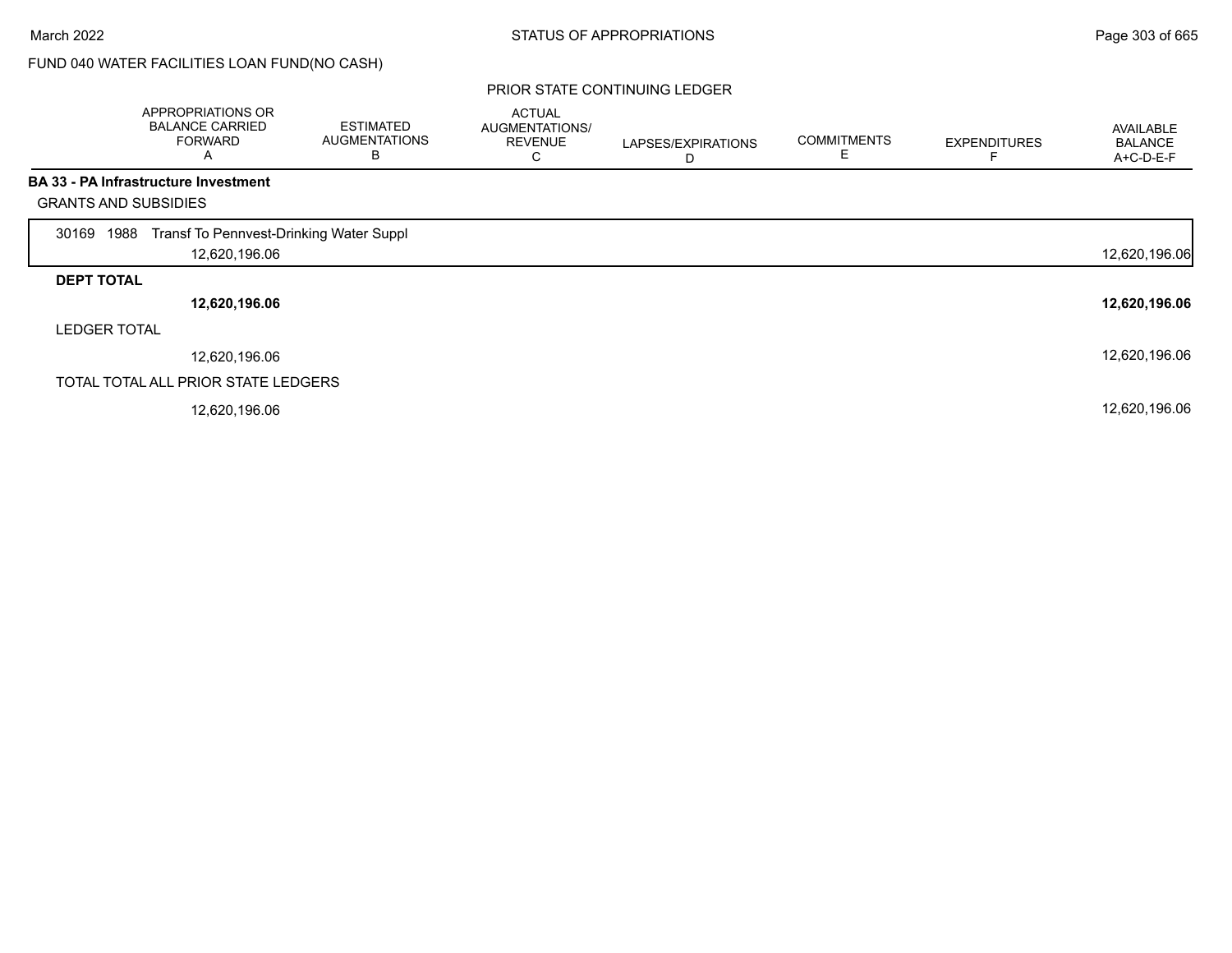FUND 040 WATER FACILITIES LOAN FUND(NO CASH)

PRIOR STATE CONTINUING LEDGER

| | APPROPRIATIONS OR BALANCE CARRIED FORWARD A | ESTIMATED AUGMENTATIONS B | ACTUAL AUGMENTATIONS/ REVENUE C | LAPSES/EXPIRATIONS D | COMMITMENTS E | EXPENDITURES F | AVAILABLE BALANCE A+C-D-E-F |
|---|---|---|---|---|---|---|---|
| **BA 33 - PA Infrastructure Investment** | | | | | | | |
| GRANTS AND SUBSIDIES | | | | | | | |
| 30169 1988 Transf To Pennvest-Drinking Water Suppl | 12,620,196.06 | | | | | | 12,620,196.06 |
| **DEPT TOTAL** | **12,620,196.06** | | | | | | **12,620,196.06** |
| LEDGER TOTAL | 12,620,196.06 | | | | | | 12,620,196.06 |
| TOTAL TOTAL ALL PRIOR STATE LEDGERS | 12,620,196.06 | | | | | | 12,620,196.06 |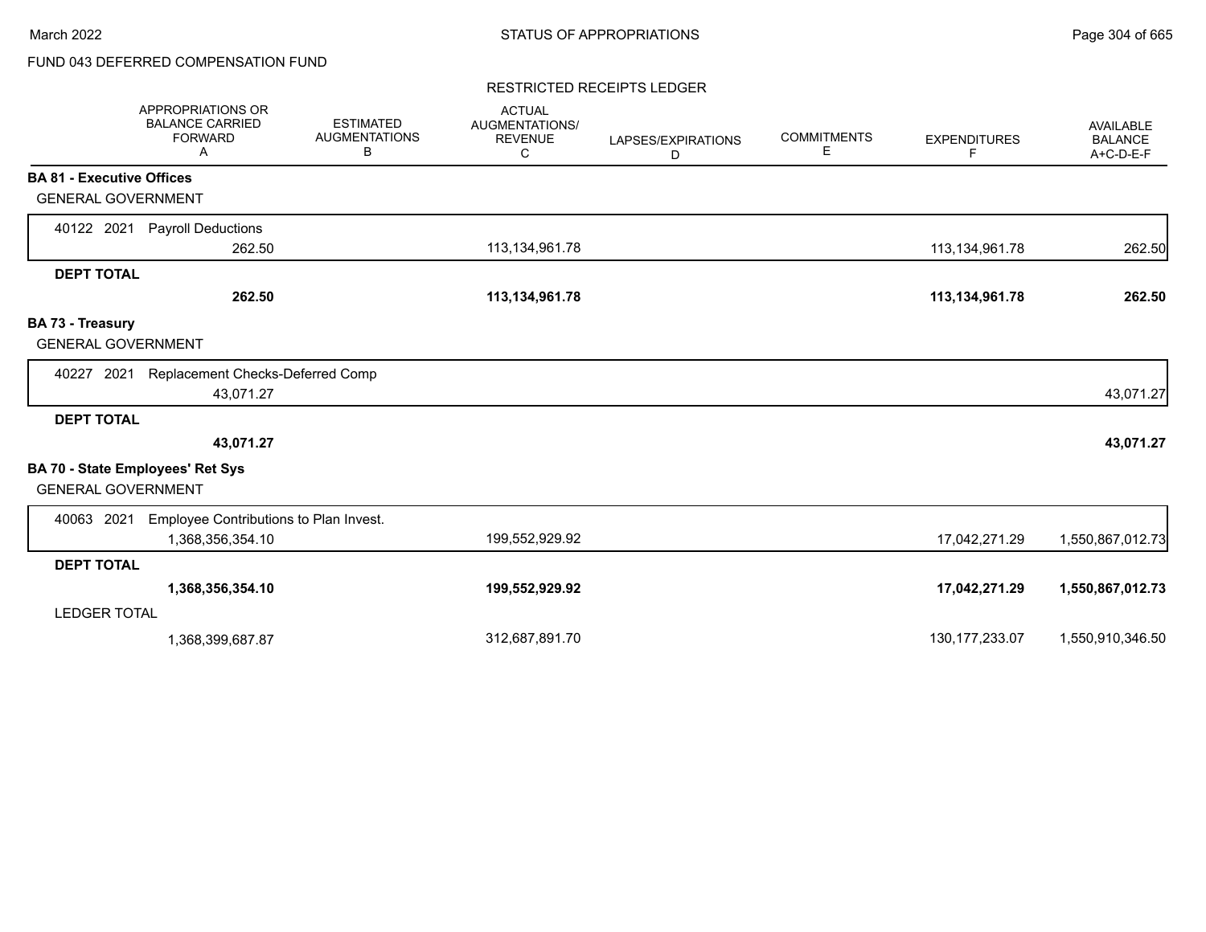FUND 043 DEFERRED COMPENSATION FUND

RESTRICTED RECEIPTS LEDGER

| | APPROPRIATIONS OR BALANCE CARRIED FORWARD A | ESTIMATED AUGMENTATIONS B | ACTUAL AUGMENTATIONS/ REVENUE C | LAPSES/EXPIRATIONS D | COMMITMENTS E | EXPENDITURES F | AVAILABLE BALANCE A+C-D-E-F |
|---|---|---|---|---|---|---|---|
| **BA 81 - Executive Offices** | | | | | | | |
| GENERAL GOVERNMENT | | | | | | | |
| 40122 2021 Payroll Deductions | 262.50 | | 113,134,961.78 | | | 113,134,961.78 | 262.50 |
| **DEPT TOTAL** | **262.50** | | **113,134,961.78** | | | **113,134,961.78** | **262.50** |
| **BA 73 - Treasury** | | | | | | | |
| GENERAL GOVERNMENT | | | | | | | |
| 40227 2021 Replacement Checks-Deferred Comp | 43,071.27 | | | | | | 43,071.27 |
| **DEPT TOTAL** | **43,071.27** | | | | | | **43,071.27** |
| **BA 70 - State Employees' Ret Sys** | | | | | | | |
| GENERAL GOVERNMENT | | | | | | | |
| 40063 2021 Employee Contributions to Plan Invest. | 1,368,356,354.10 | | 199,552,929.92 | | | 17,042,271.29 | 1,550,867,012.73 |
| **DEPT TOTAL** | **1,368,356,354.10** | | **199,552,929.92** | | | **17,042,271.29** | **1,550,867,012.73** |
| LEDGER TOTAL | 1,368,399,687.87 | | 312,687,891.70 | | | 130,177,233.07 | 1,550,910,346.50 |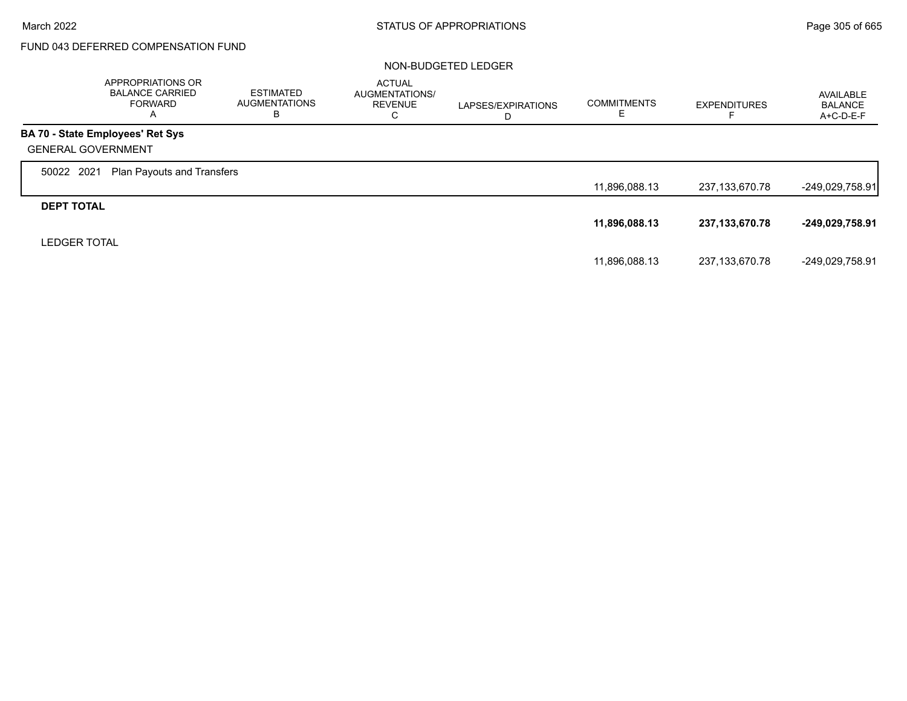FUND 043 DEFERRED COMPENSATION FUND

NON-BUDGETED LEDGER

| | APPROPRIATIONS OR BALANCE CARRIED FORWARD A | ESTIMATED AUGMENTATIONS B | ACTUAL AUGMENTATIONS/ REVENUE C | LAPSES/EXPIRATIONS D | COMMITMENTS E | EXPENDITURES F | AVAILABLE BALANCE A+C-D-E-F |
|---|---|---|---|---|---|---|---|
| **BA 70 - State Employees' Ret Sys** | | | | | | | |
| GENERAL GOVERNMENT | | | | | | | |
| 50022 2021 Plan Payouts and Transfers | | | | | 11,896,088.13 | 237,133,670.78 | -249,029,758.91 |
| **DEPT TOTAL** | | | | | **11,896,088.13** | **237,133,670.78** | **-249,029,758.91** |
| LEDGER TOTAL | | | | | 11,896,088.13 | 237,133,670.78 | -249,029,758.91 |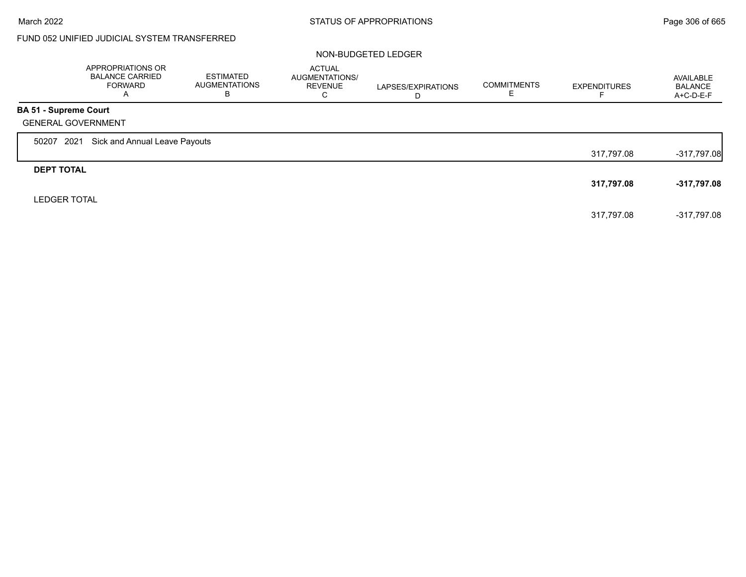FUND 052 UNIFIED JUDICIAL SYSTEM TRANSFERRED

NON-BUDGETED LEDGER

| | APPROPRIATIONS OR BALANCE CARRIED FORWARD A | ESTIMATED AUGMENTATIONS B | ACTUAL AUGMENTATIONS/ REVENUE C | LAPSES/EXPIRATIONS D | COMMITMENTS E | EXPENDITURES F | AVAILABLE BALANCE A+C-D-E-F |
|---|---|---|---|---|---|---|---|
| **BA 51 - Supreme Court** | | | | | | | |
| GENERAL GOVERNMENT | | | | | | | |
| 50207 2021 Sick and Annual Leave Payouts | | | | | | 317,797.08 | -317,797.08 |
| **DEPT TOTAL** | | | | | | **317,797.08** | **-317,797.08** |
| LEDGER TOTAL | | | | | | 317,797.08 | -317,797.08 |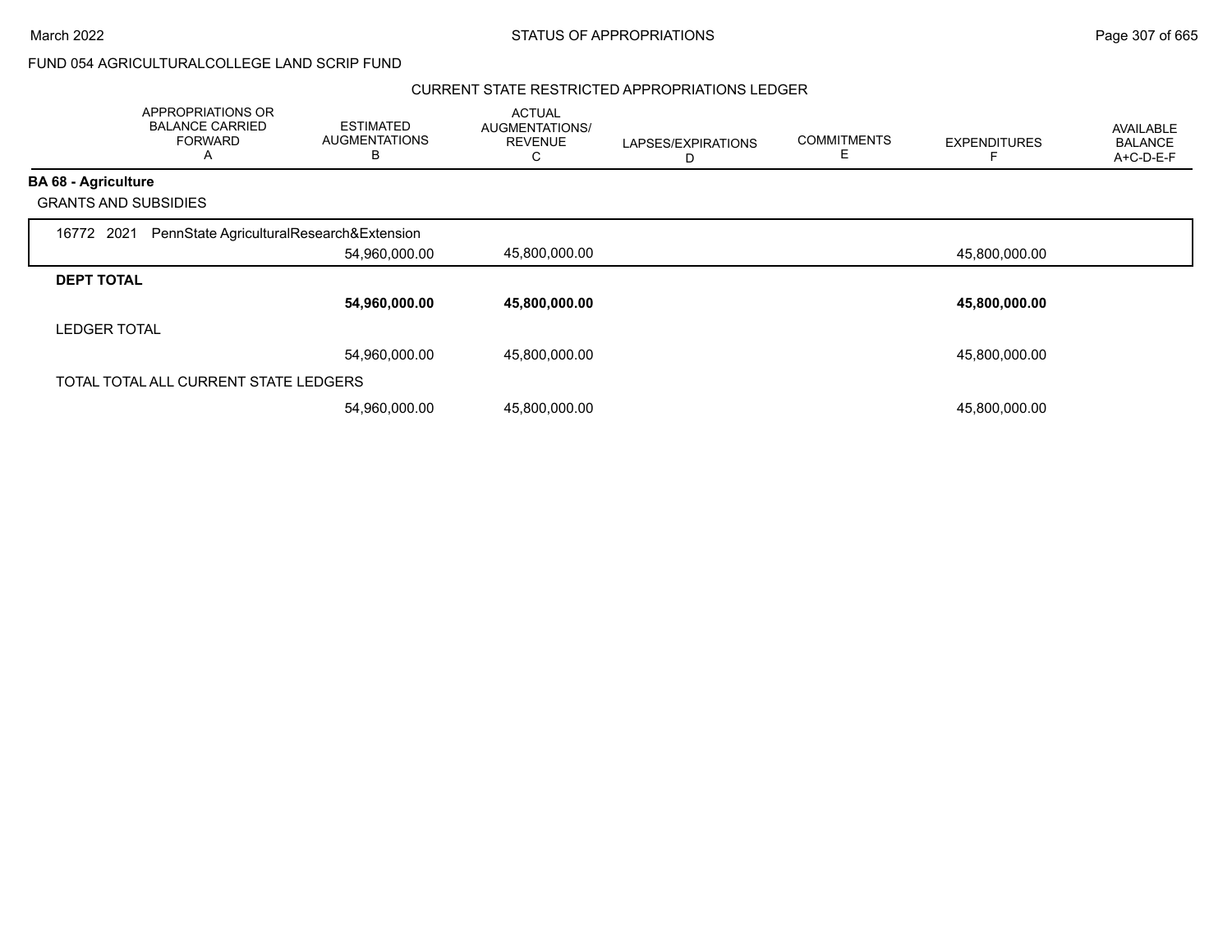FUND 054 AGRICULTURALCOLLEGE LAND SCRIP FUND

## CURRENT STATE RESTRICTED APPROPRIATIONS LEDGER

| APPROPRIATIONS OR BALANCE CARRIED FORWARD A | ESTIMATED AUGMENTATIONS B | ACTUAL AUGMENTATIONS/ REVENUE C | LAPSES/EXPIRATIONS D | COMMITMENTS E | EXPENDITURES F | AVAILABLE BALANCE A+C-D-E-F |
|---|---|---|---|---|---|---|
| **BA 68 - Agriculture** | | | | | | |
| GRANTS AND SUBSIDIES | | | | | | |
| 16772 2021 PennState AgriculturalResearch&Extension | | | | | | |
| | 54,960,000.00 | 45,800,000.00 | | | 45,800,000.00 | |
| **DEPT TOTAL** | | | | | | |
| | **54,960,000.00** | **45,800,000.00** | | | **45,800,000.00** | |
| LEDGER TOTAL | | | | | | |
| | 54,960,000.00 | 45,800,000.00 | | | 45,800,000.00 | |
| TOTAL TOTAL ALL CURRENT STATE LEDGERS | | | | | | |
| | 54,960,000.00 | 45,800,000.00 | | | 45,800,000.00 | |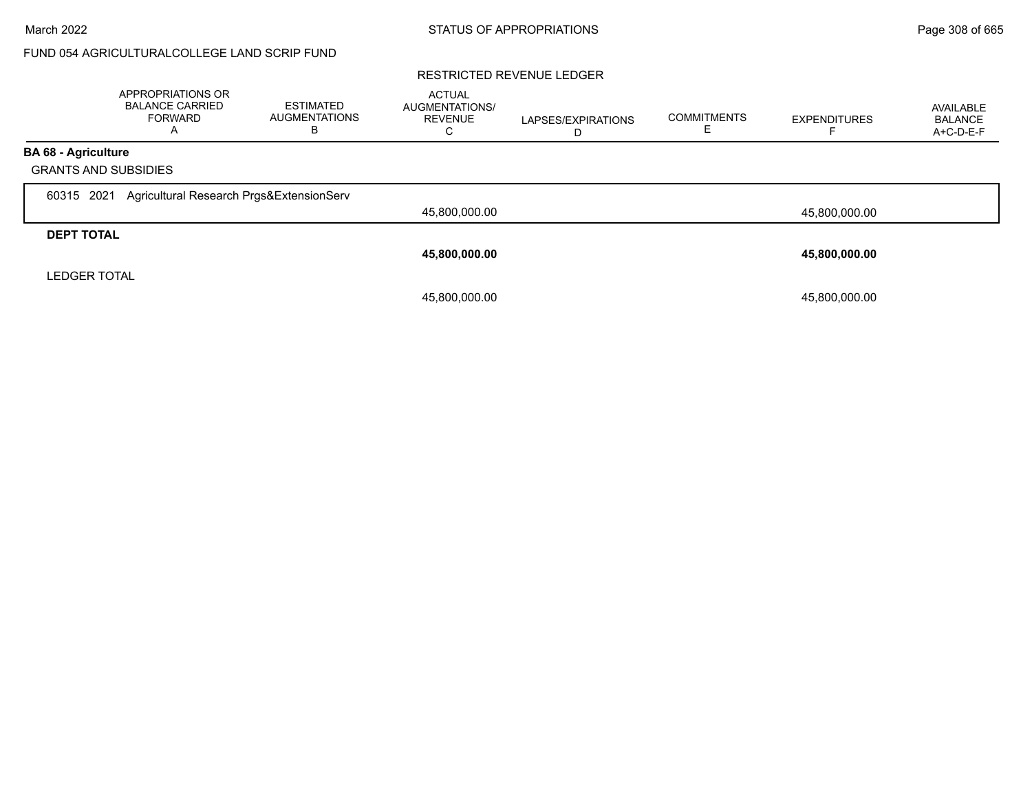# STATUS OF APPROPRIATIONS

## FUND 054 AGRICULTURALCOLLEGE LAND SCRIP FUND

### RESTRICTED REVENUE LEDGER

| | APPROPRIATIONS OR BALANCE CARRIED FORWARD A | ESTIMATED AUGMENTATIONS B | ACTUAL AUGMENTATIONS/ REVENUE C | LAPSES/EXPIRATIONS D | COMMITMENTS E | EXPENDITURES F | AVAILABLE BALANCE A+C-D-E-F |
|---|---|---|---|---|---|---|---|
| **BA 68 - Agriculture** | | | | | | | |
| GRANTS AND SUBSIDIES | | | | | | | |
| 60315 2021 Agricultural Research Prgs&ExtensionServ | | | 45,800,000.00 | | | 45,800,000.00 | |
| **DEPT TOTAL** | | | **45,800,000.00** | | | **45,800,000.00** | |
| LEDGER TOTAL | | | 45,800,000.00 | | | 45,800,000.00 | |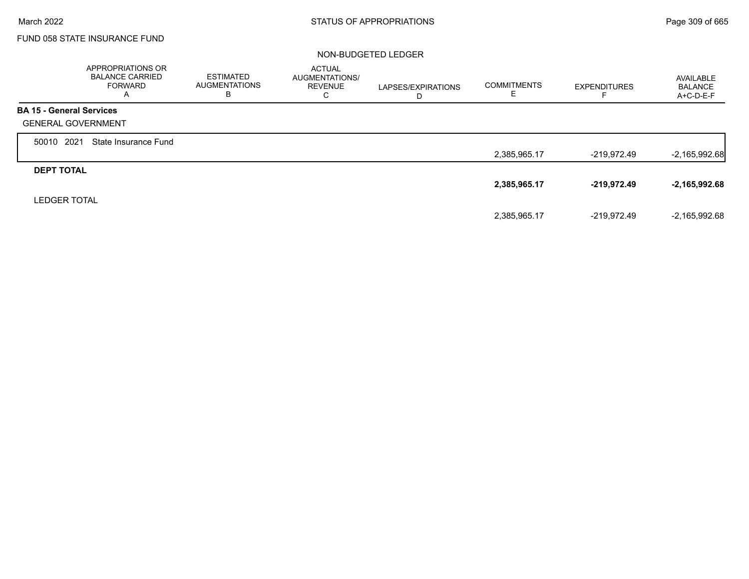FUND 058 STATE INSURANCE FUND

NON-BUDGETED LEDGER

| | APPROPRIATIONS OR BALANCE CARRIED FORWARD A | ESTIMATED AUGMENTATIONS B | ACTUAL AUGMENTATIONS/ REVENUE C | LAPSES/EXPIRATIONS D | COMMITMENTS E | EXPENDITURES F | AVAILABLE BALANCE A+C-D-E-F |
|---|---|---|---|---|---|---|---|
| **BA 15 - General Services** | | | | | | | |
| GENERAL GOVERNMENT | | | | | | | |
| 50010 2021 State Insurance Fund | | | | | 2,385,965.17 | -219,972.49 | -2,165,992.68 |
| **DEPT TOTAL** | | | | | **2,385,965.17** | **-219,972.49** | **-2,165,992.68** |
| LEDGER TOTAL | | | | | 2,385,965.17 | -219,972.49 | -2,165,992.68 |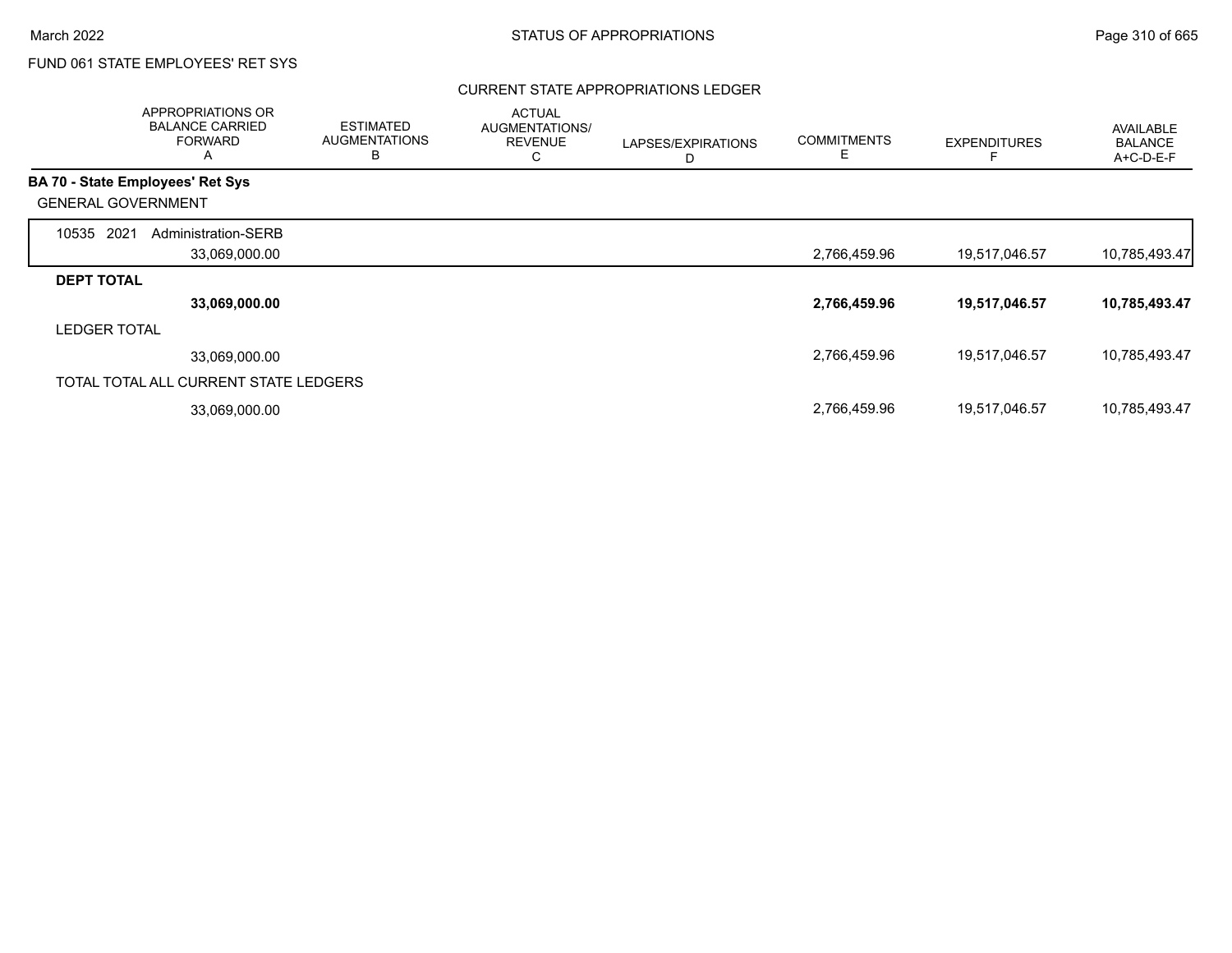FUND 061 STATE EMPLOYEES' RET SYS

## CURRENT STATE APPROPRIATIONS LEDGER

| APPROPRIATIONS OR BALANCE CARRIED FORWARD A | ESTIMATED AUGMENTATIONS B | ACTUAL AUGMENTATIONS/ REVENUE C | LAPSES/EXPIRATIONS D | COMMITMENTS E | EXPENDITURES F | AVAILABLE BALANCE A+C-D-E-F |
|---|---|---|---|---|---|---|
| **BA 70 - State Employees' Ret Sys** | | | | | | |
| GENERAL GOVERNMENT | | | | | | |
| 10535 2021 Administration-SERB | | | | | | |
| 33,069,000.00 | | | | 2,766,459.96 | 19,517,046.57 | 10,785,493.47 |
| **DEPT TOTAL** | | | | | | |
| **33,069,000.00** | | | | **2,766,459.96** | **19,517,046.57** | **10,785,493.47** |
| LEDGER TOTAL | | | | | | |
| 33,069,000.00 | | | | 2,766,459.96 | 19,517,046.57 | 10,785,493.47 |
| TOTAL TOTAL ALL CURRENT STATE LEDGERS | | | | | | |
| 33,069,000.00 | | | | 2,766,459.96 | 19,517,046.57 | 10,785,493.47 |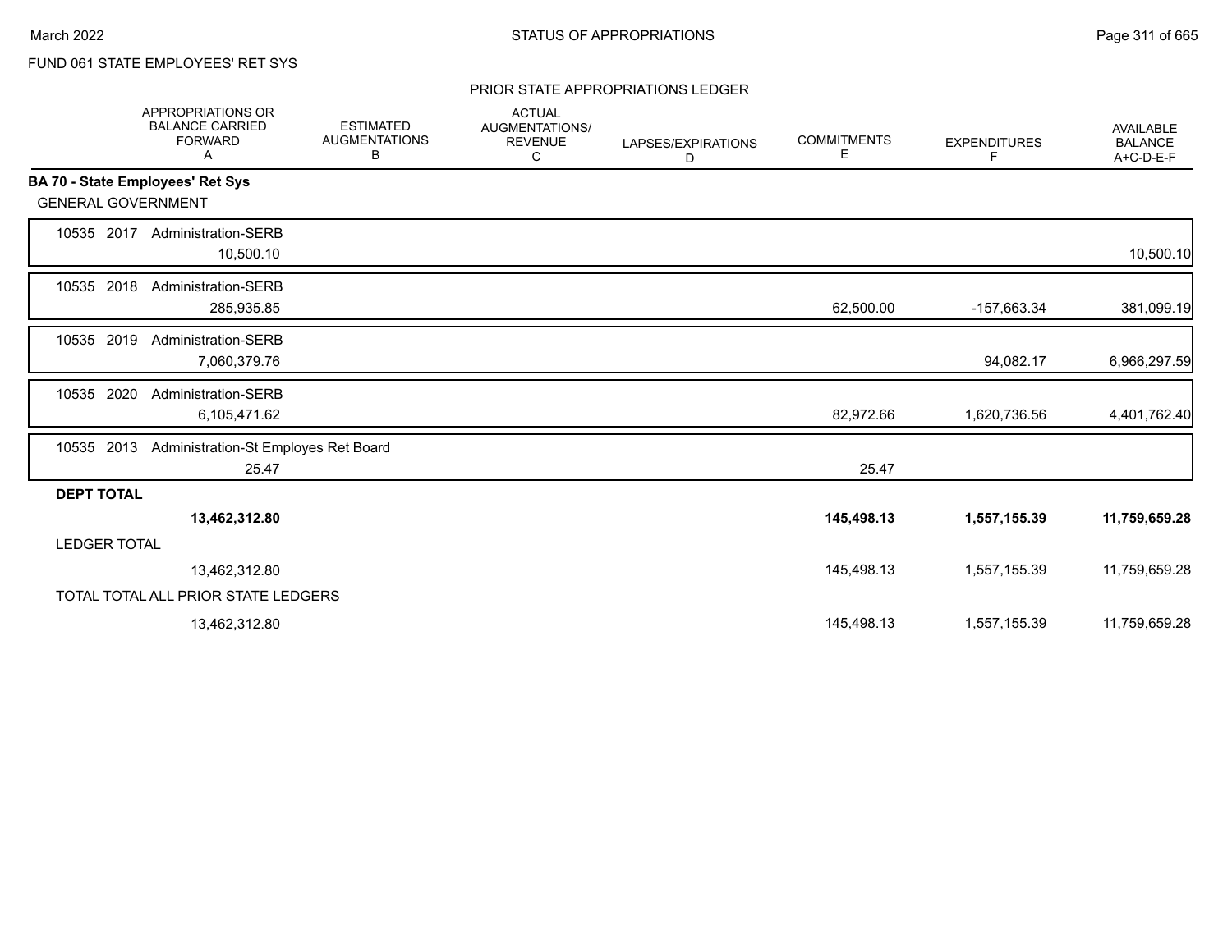FUND 061 STATE EMPLOYEES' RET SYS

PRIOR STATE APPROPRIATIONS LEDGER

| | APPROPRIATIONS OR BALANCE CARRIED FORWARD A | ESTIMATED AUGMENTATIONS B | ACTUAL AUGMENTATIONS/ REVENUE C | LAPSES/EXPIRATIONS D | COMMITMENTS E | EXPENDITURES F | AVAILABLE BALANCE A+C-D-E-F |
|---|---|---|---|---|---|---|---|
| **BA 70 - State Employees' Ret Sys** | | | | | | | |
| GENERAL GOVERNMENT | | | | | | | |
| 10535 2017 Administration-SERB | 10,500.10 | | | | | | 10,500.10 |
| 10535 2018 Administration-SERB | 285,935.85 | | | | 62,500.00 | -157,663.34 | 381,099.19 |
| 10535 2019 Administration-SERB | 7,060,379.76 | | | | | 94,082.17 | 6,966,297.59 |
| 10535 2020 Administration-SERB | 6,105,471.62 | | | | 82,972.66 | 1,620,736.56 | 4,401,762.40 |
| 10535 2013 Administration-St Employes Ret Board | 25.47 | | | | 25.47 | | |
| **DEPT TOTAL** | **13,462,312.80** | | | | **145,498.13** | **1,557,155.39** | **11,759,659.28** |
| LEDGER TOTAL | 13,462,312.80 | | | | 145,498.13 | 1,557,155.39 | 11,759,659.28 |
| TOTAL TOTAL ALL PRIOR STATE LEDGERS | 13,462,312.80 | | | | 145,498.13 | 1,557,155.39 | 11,759,659.28 |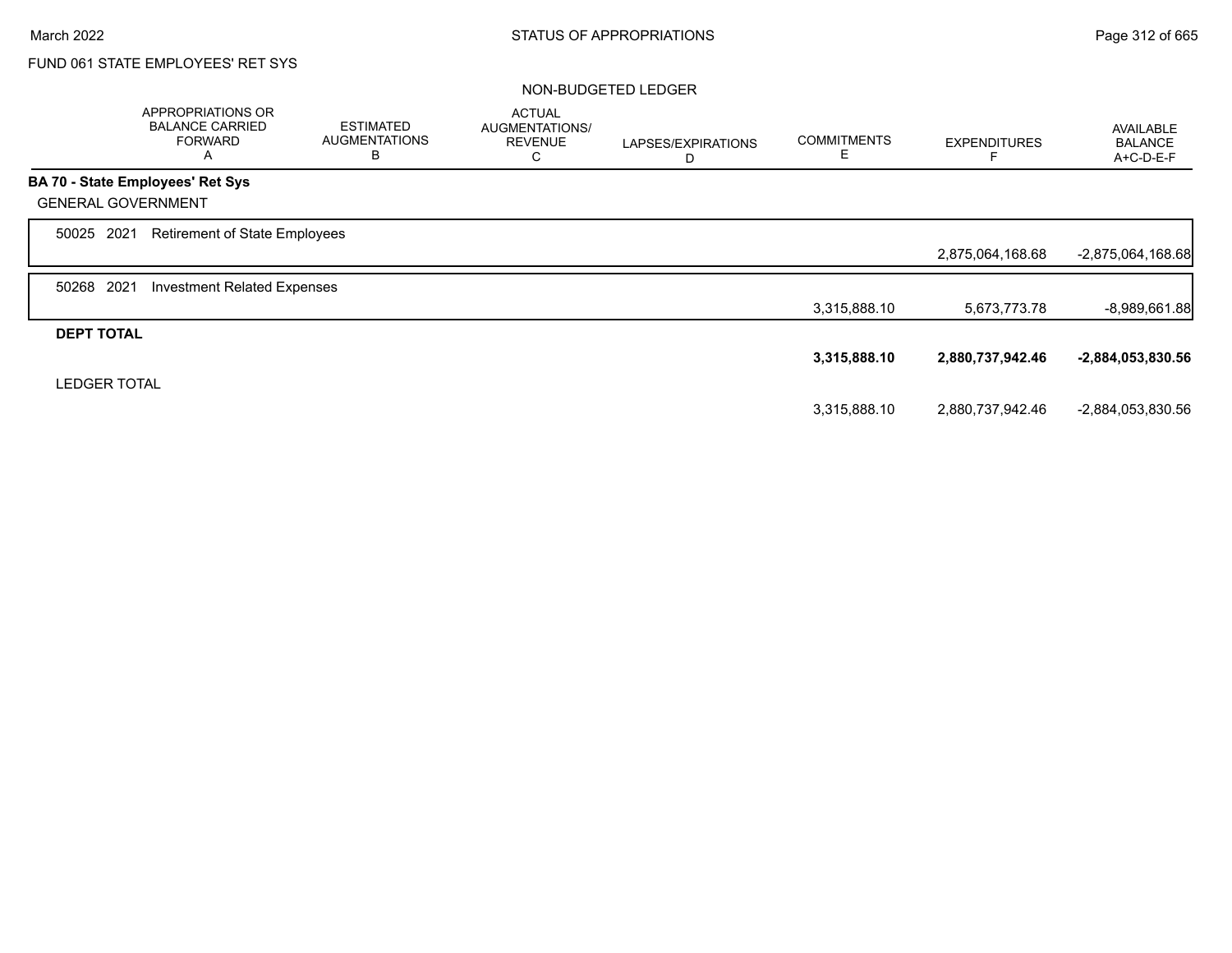FUND 061 STATE EMPLOYEES' RET SYS

NON-BUDGETED LEDGER

| | APPROPRIATIONS OR BALANCE CARRIED FORWARD A | ESTIMATED AUGMENTATIONS B | ACTUAL AUGMENTATIONS/ REVENUE C | LAPSES/EXPIRATIONS D | COMMITMENTS E | EXPENDITURES F | AVAILABLE BALANCE A+C-D-E-F |
|---|---|---|---|---|---|---|---|
| **BA 70 - State Employees' Ret Sys** | | | | | | | |
| GENERAL GOVERNMENT | | | | | | | |
| 50025 2021 Retirement of State Employees | | | | | | 2,875,064,168.68 | -2,875,064,168.68 |
| 50268 2021 Investment Related Expenses | | | | | 3,315,888.10 | 5,673,773.78 | -8,989,661.88 |
| **DEPT TOTAL** | | | | | **3,315,888.10** | **2,880,737,942.46** | **-2,884,053,830.56** |
| LEDGER TOTAL | | | | | 3,315,888.10 | 2,880,737,942.46 | -2,884,053,830.56 |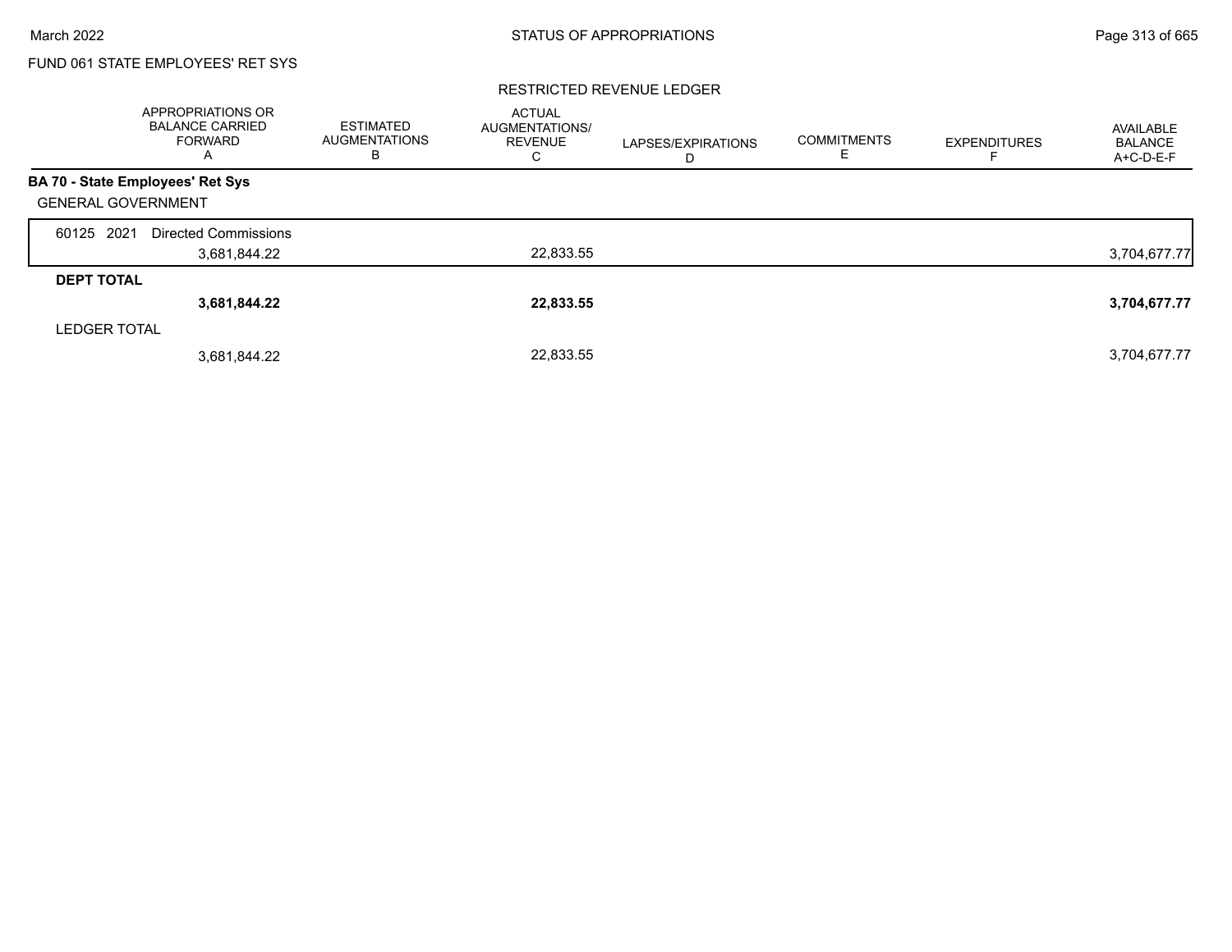FUND 061 STATE EMPLOYEES' RET SYS

RESTRICTED REVENUE LEDGER

| | APPROPRIATIONS OR BALANCE CARRIED FORWARD A | ESTIMATED AUGMENTATIONS B | ACTUAL AUGMENTATIONS/ REVENUE C | LAPSES/EXPIRATIONS D | COMMITMENTS E | EXPENDITURES F | AVAILABLE BALANCE A+C-D-E-F |
|---|---|---|---|---|---|---|---|
| **BA 70 - State Employees' Ret Sys** | | | | | | | |
| GENERAL GOVERNMENT | | | | | | | |
| 60125 2021 Directed Commissions | | | | | | | |
| | 3,681,844.22 | | 22,833.55 | | | | 3,704,677.77 |
| **DEPT TOTAL** | | | | | | | |
| | **3,681,844.22** | | **22,833.55** | | | | **3,704,677.77** |
| LEDGER TOTAL | | | | | | | |
| | 3,681,844.22 | | 22,833.55 | | | | 3,704,677.77 |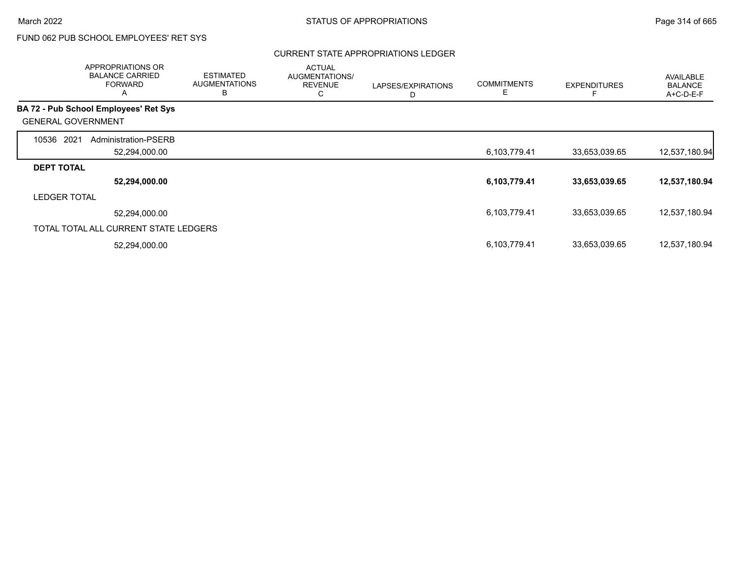FUND 062 PUB SCHOOL EMPLOYEES' RET SYS

## CURRENT STATE APPROPRIATIONS LEDGER

| | APPROPRIATIONS OR BALANCE CARRIED FORWARD A | ESTIMATED AUGMENTATIONS B | ACTUAL AUGMENTATIONS/ REVENUE C | LAPSES/EXPIRATIONS D | COMMITMENTS E | EXPENDITURES F | AVAILABLE BALANCE A+C-D-E-F |
|---|---|---|---|---|---|---|---|
| **BA 72 - Pub School Employees' Ret Sys** | | | | | | | |
| GENERAL GOVERNMENT | | | | | | | |
| 10536 2021 Administration-PSERB | 52,294,000.00 | | | | 6,103,779.41 | 33,653,039.65 | 12,537,180.94 |
| **DEPT TOTAL** | **52,294,000.00** | | | | **6,103,779.41** | **33,653,039.65** | **12,537,180.94** |
| LEDGER TOTAL | 52,294,000.00 | | | | 6,103,779.41 | 33,653,039.65 | 12,537,180.94 |
| TOTAL TOTAL ALL CURRENT STATE LEDGERS | 52,294,000.00 | | | | 6,103,779.41 | 33,653,039.65 | 12,537,180.94 |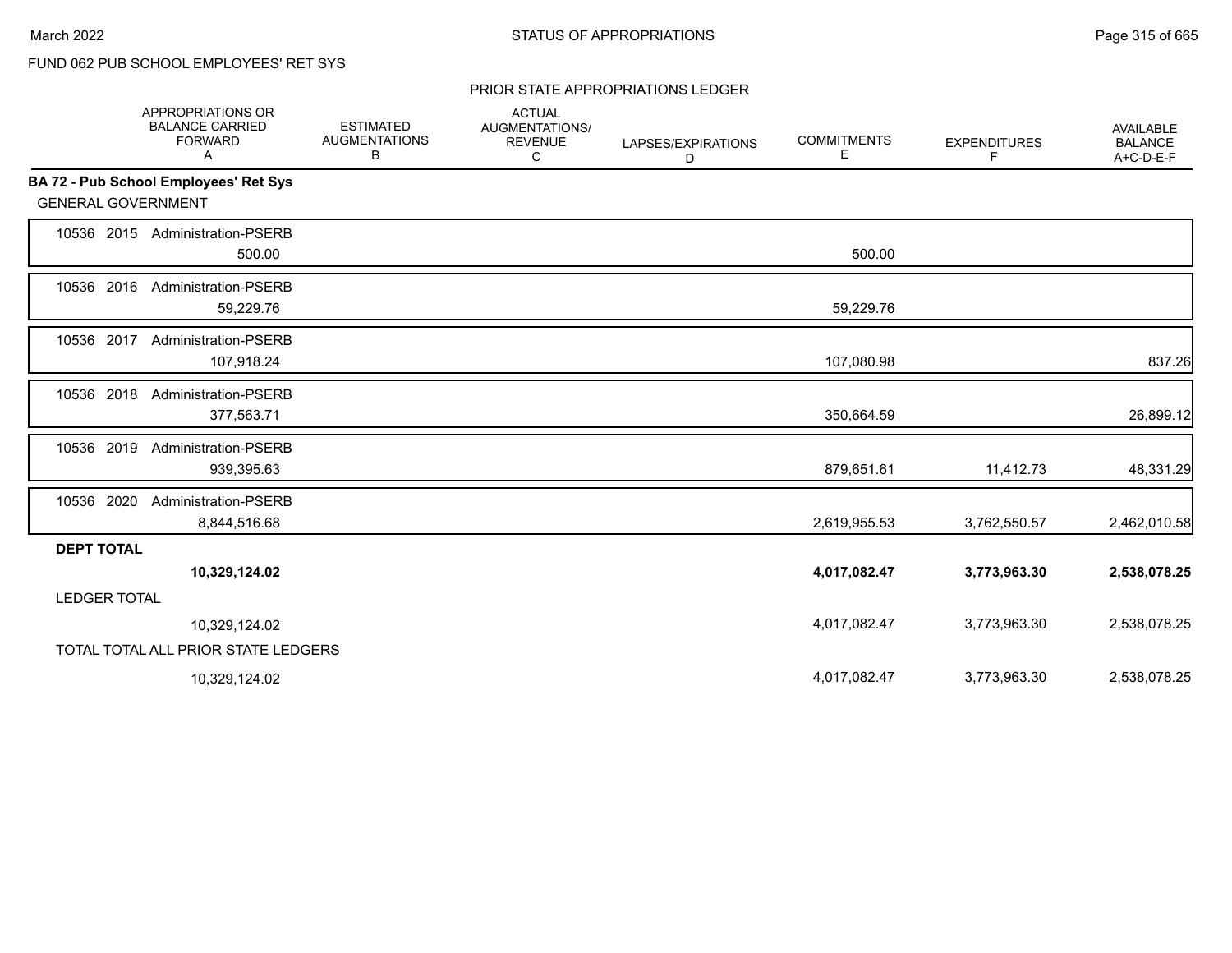FUND 062 PUB SCHOOL EMPLOYEES' RET SYS

PRIOR STATE APPROPRIATIONS LEDGER

| | APPROPRIATIONS OR BALANCE CARRIED FORWARD A | ESTIMATED AUGMENTATIONS B | ACTUAL AUGMENTATIONS/ REVENUE C | LAPSES/EXPIRATIONS D | COMMITMENTS E | EXPENDITURES F | AVAILABLE BALANCE A+C-D-E-F |
|---|---|---|---|---|---|---|---|
| **BA 72 - Pub School Employees' Ret Sys** | | | | | | | |
| GENERAL GOVERNMENT | | | | | | | |
| 10536 2015 Administration-PSERB | 500.00 | | | | 500.00 | | |
| 10536 2016 Administration-PSERB | 59,229.76 | | | | 59,229.76 | | |
| 10536 2017 Administration-PSERB | 107,918.24 | | | | 107,080.98 | | 837.26 |
| 10536 2018 Administration-PSERB | 377,563.71 | | | | 350,664.59 | | 26,899.12 |
| 10536 2019 Administration-PSERB | 939,395.63 | | | | 879,651.61 | 11,412.73 | 48,331.29 |
| 10536 2020 Administration-PSERB | 8,844,516.68 | | | | 2,619,955.53 | 3,762,550.57 | 2,462,010.58 |
| **DEPT TOTAL** | **10,329,124.02** | | | | **4,017,082.47** | **3,773,963.30** | **2,538,078.25** |
| LEDGER TOTAL | 10,329,124.02 | | | | 4,017,082.47 | 3,773,963.30 | 2,538,078.25 |
| TOTAL TOTAL ALL PRIOR STATE LEDGERS | 10,329,124.02 | | | | 4,017,082.47 | 3,773,963.30 | 2,538,078.25 |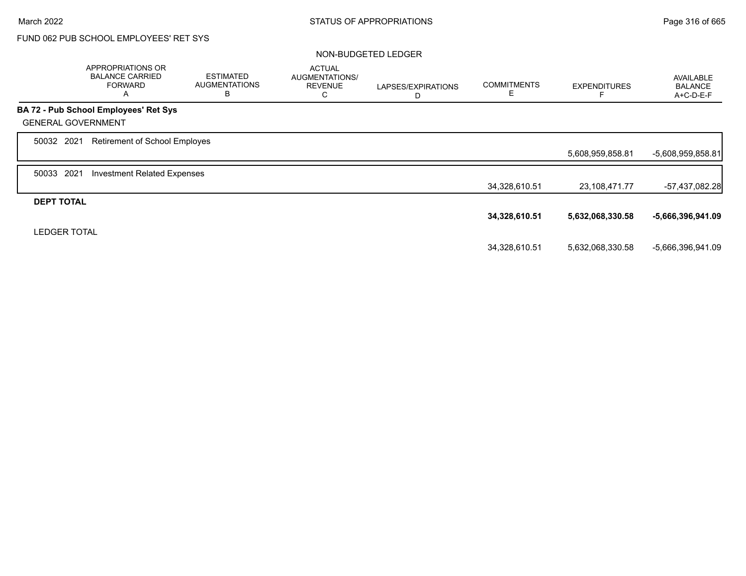# STATUS OF APPROPRIATIONS

March 2022

FUND 062 PUB SCHOOL EMPLOYEES' RET SYS

NON-BUDGETED LEDGER

| | APPROPRIATIONS OR BALANCE CARRIED FORWARD A | ESTIMATED AUGMENTATIONS B | ACTUAL AUGMENTATIONS/ REVENUE C | LAPSES/EXPIRATIONS D | COMMITMENTS E | EXPENDITURES F | AVAILABLE BALANCE A+C-D-E-F |
|---|---|---|---|---|---|---|---|
| **BA 72 - Pub School Employees' Ret Sys** | | | | | | | |
| GENERAL GOVERNMENT | | | | | | | |
| 50032 2021 Retirement of School Employes | | | | | | 5,608,959,858.81 | -5,608,959,858.81 |
| 50033 2021 Investment Related Expenses | | | | | 34,328,610.51 | 23,108,471.77 | -57,437,082.28 |
| **DEPT TOTAL** | | | | | **34,328,610.51** | **5,632,068,330.58** | **-5,666,396,941.09** |
| LEDGER TOTAL | | | | | 34,328,610.51 | 5,632,068,330.58 | -5,666,396,941.09 |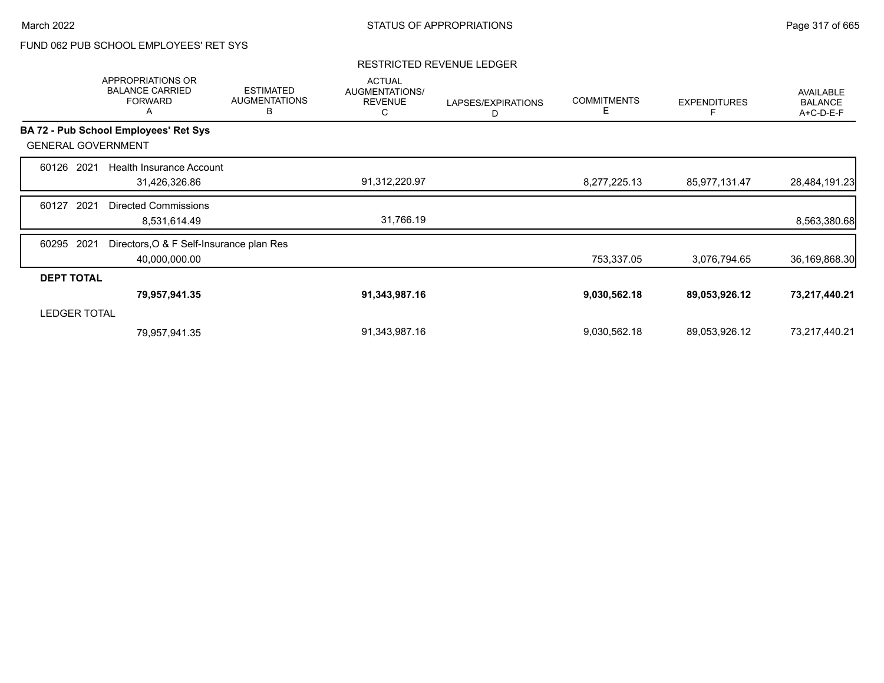FUND 062 PUB SCHOOL EMPLOYEES' RET SYS

RESTRICTED REVENUE LEDGER

| | APPROPRIATIONS OR BALANCE CARRIED FORWARD A | ESTIMATED AUGMENTATIONS B | ACTUAL AUGMENTATIONS/ REVENUE C | LAPSES/EXPIRATIONS D | COMMITMENTS E | EXPENDITURES F | AVAILABLE BALANCE A+C-D-E-F |
|---|---|---|---|---|---|---|---|
| **BA 72 - Pub School Employees' Ret Sys** | | | | | | | |
| GENERAL GOVERNMENT | | | | | | | |
| 60126 2021 Health Insurance Account | 31,426,326.86 | | 91,312,220.97 | | 8,277,225.13 | 85,977,131.47 | 28,484,191.23 |
| 60127 2021 Directed Commissions | 8,531,614.49 | | 31,766.19 | | | | 8,563,380.68 |
| 60295 2021 Directors,O & F Self-Insurance plan Res | 40,000,000.00 | | | | 753,337.05 | 3,076,794.65 | 36,169,868.30 |
| **DEPT TOTAL** | **79,957,941.35** | | **91,343,987.16** | | **9,030,562.18** | **89,053,926.12** | **73,217,440.21** |
| LEDGER TOTAL | 79,957,941.35 | | 91,343,987.16 | | 9,030,562.18 | 89,053,926.12 | 73,217,440.21 |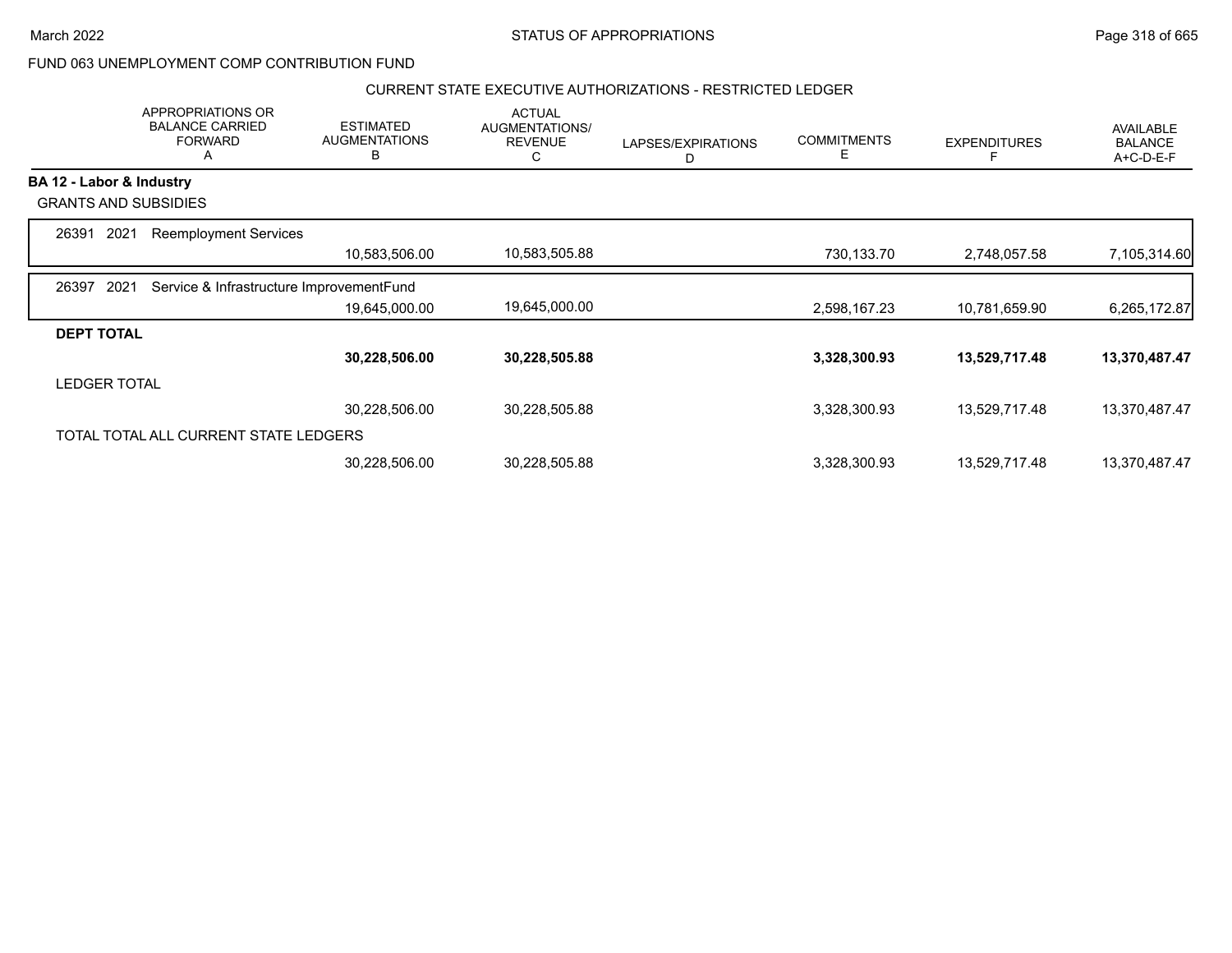FUND 063 UNEMPLOYMENT COMP CONTRIBUTION FUND

CURRENT STATE EXECUTIVE AUTHORIZATIONS - RESTRICTED LEDGER

| | APPROPRIATIONS OR BALANCE CARRIED FORWARD A | ESTIMATED AUGMENTATIONS B | ACTUAL AUGMENTATIONS/ REVENUE C | LAPSES/EXPIRATIONS D | COMMITMENTS E | EXPENDITURES F | AVAILABLE BALANCE A+C-D-E-F |
|---|---|---|---|---|---|---|---|
| **BA 12 - Labor & Industry** | | | | | | | |
| GRANTS AND SUBSIDIES | | | | | | | |
| 26391 2021 Reemployment Services | | | | | | | |
| | | 10,583,506.00 | 10,583,505.88 | | 730,133.70 | 2,748,057.58 | 7,105,314.60 |
| 26397 2021 Service & Infrastructure ImprovementFund | | | | | | | |
| | | 19,645,000.00 | 19,645,000.00 | | 2,598,167.23 | 10,781,659.90 | 6,265,172.87 |
| **DEPT TOTAL** | | | | | | | |
| | | **30,228,506.00** | **30,228,505.88** | | **3,328,300.93** | **13,529,717.48** | **13,370,487.47** |
| LEDGER TOTAL | | | | | | | |
| | | 30,228,506.00 | 30,228,505.88 | | 3,328,300.93 | 13,529,717.48 | 13,370,487.47 |
| TOTAL TOTAL ALL CURRENT STATE LEDGERS | | | | | | | |
| | | 30,228,506.00 | 30,228,505.88 | | 3,328,300.93 | 13,529,717.48 | 13,370,487.47 |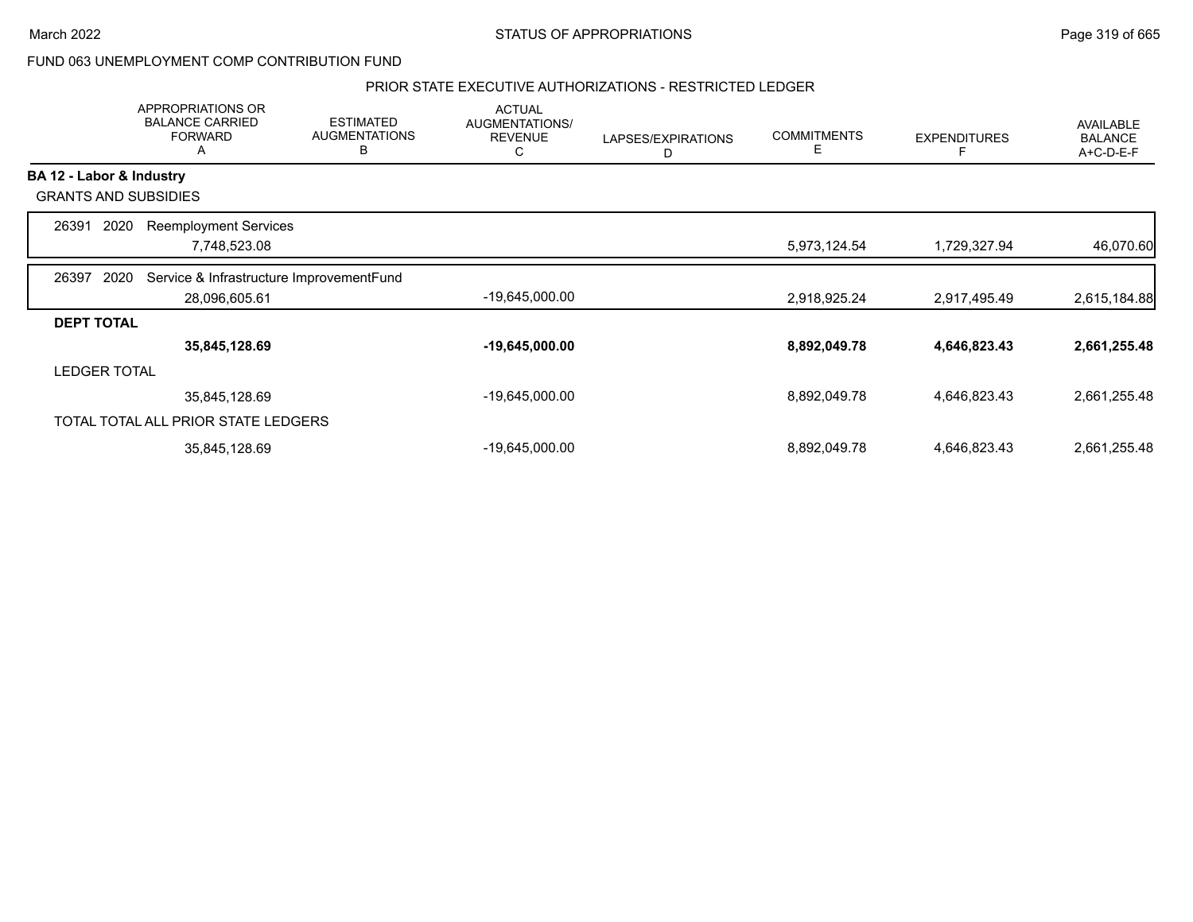STATUS OF APPROPRIATIONS

FUND 063 UNEMPLOYMENT COMP CONTRIBUTION FUND

PRIOR STATE EXECUTIVE AUTHORIZATIONS - RESTRICTED LEDGER

| | APPROPRIATIONS OR BALANCE CARRIED FORWARD A | ESTIMATED AUGMENTATIONS B | ACTUAL AUGMENTATIONS/ REVENUE C | LAPSES/EXPIRATIONS D | COMMITMENTS E | EXPENDITURES F | AVAILABLE BALANCE A+C-D-E-F |
|---|---|---|---|---|---|---|---|
| **BA 12 - Labor & Industry** | | | | | | | |
| GRANTS AND SUBSIDIES | | | | | | | |
| 26391 2020 Reemployment Services | | | | | | | |
| | 7,748,523.08 | | | | 5,973,124.54 | 1,729,327.94 | 46,070.60 |
| 26397 2020 Service & Infrastructure ImprovementFund | | | | | | | |
| | 28,096,605.61 | | -19,645,000.00 | | 2,918,925.24 | 2,917,495.49 | 2,615,184.88 |
| **DEPT TOTAL** | | | | | | | |
| | **35,845,128.69** | | **-19,645,000.00** | | **8,892,049.78** | **4,646,823.43** | **2,661,255.48** |
| LEDGER TOTAL | | | | | | | |
| | 35,845,128.69 | | -19,645,000.00 | | 8,892,049.78 | 4,646,823.43 | 2,661,255.48 |
| TOTAL TOTAL ALL PRIOR STATE LEDGERS | | | | | | | |
| | 35,845,128.69 | | -19,645,000.00 | | 8,892,049.78 | 4,646,823.43 | 2,661,255.48 |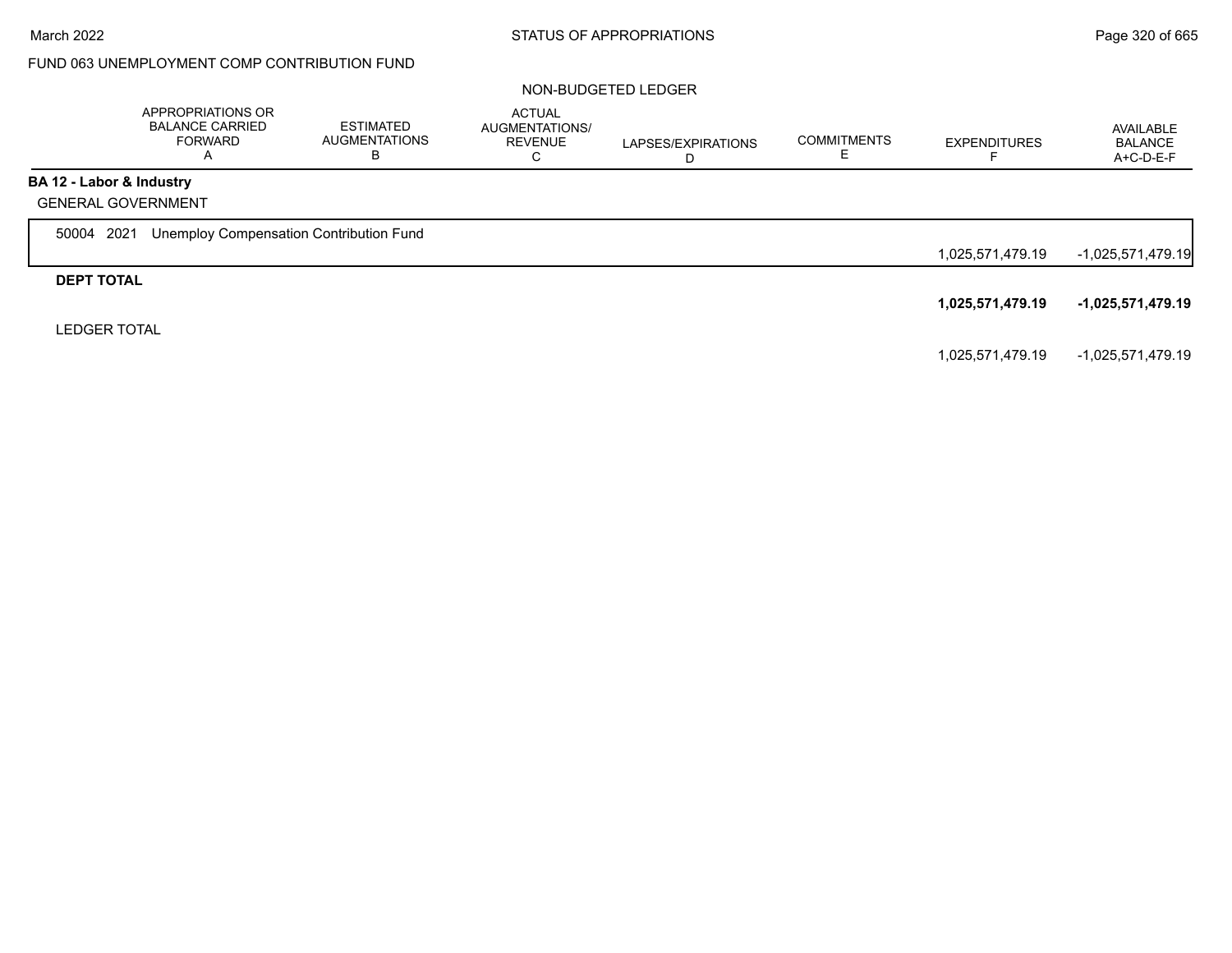FUND 063 UNEMPLOYMENT COMP CONTRIBUTION FUND

NON-BUDGETED LEDGER

| | APPROPRIATIONS OR BALANCE CARRIED FORWARD A | ESTIMATED AUGMENTATIONS B | ACTUAL AUGMENTATIONS/ REVENUE C | LAPSES/EXPIRATIONS D | COMMITMENTS E | EXPENDITURES F | AVAILABLE BALANCE A+C-D-E-F |
|---|---|---|---|---|---|---|---|
| **BA 12 - Labor & Industry** | | | | | | | |
| GENERAL GOVERNMENT | | | | | | | |
| 50004 2021 Unemploy Compensation Contribution Fund | | | | | | 1,025,571,479.19 | -1,025,571,479.19 |
| **DEPT TOTAL** | | | | | | **1,025,571,479.19** | **-1,025,571,479.19** |
| LEDGER TOTAL | | | | | | 1,025,571,479.19 | -1,025,571,479.19 |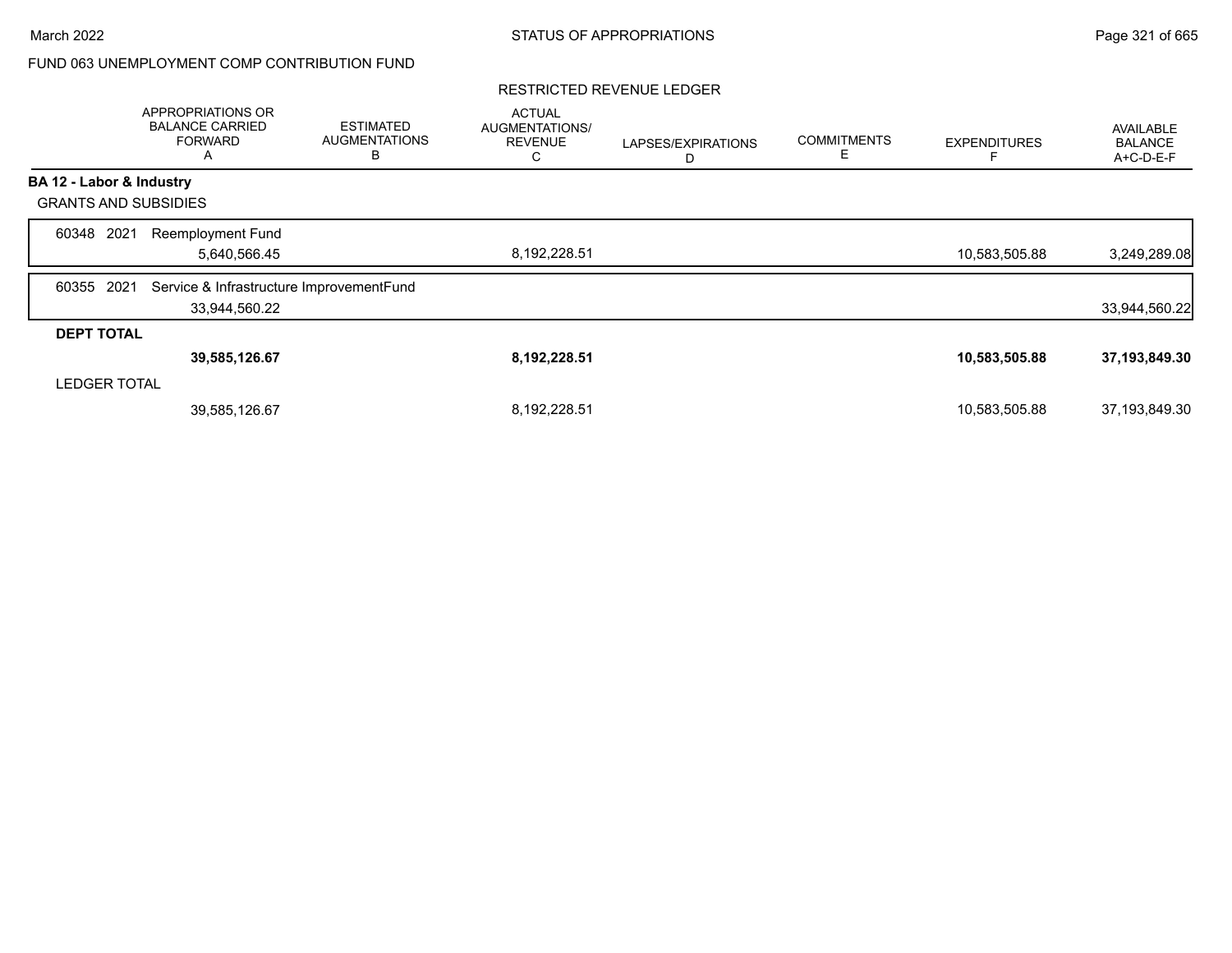FUND 063 UNEMPLOYMENT COMP CONTRIBUTION FUND

RESTRICTED REVENUE LEDGER

| | APPROPRIATIONS OR BALANCE CARRIED FORWARD A | ESTIMATED AUGMENTATIONS B | ACTUAL AUGMENTATIONS/ REVENUE C | LAPSES/EXPIRATIONS D | COMMITMENTS E | EXPENDITURES F | AVAILABLE BALANCE A+C-D-E-F |
|---|---|---|---|---|---|---|---|
| **BA 12 - Labor & Industry** | | | | | | | |
| GRANTS AND SUBSIDIES | | | | | | | |
| 60348 2021 Reemployment Fund | 5,640,566.45 | | 8,192,228.51 | | | 10,583,505.88 | 3,249,289.08 |
| 60355 2021 Service & Infrastructure ImprovementFund | 33,944,560.22 | | | | | | 33,944,560.22 |
| **DEPT TOTAL** | **39,585,126.67** | | **8,192,228.51** | | | **10,583,505.88** | **37,193,849.30** |
| LEDGER TOTAL | 39,585,126.67 | | 8,192,228.51 | | | 10,583,505.88 | 37,193,849.30 |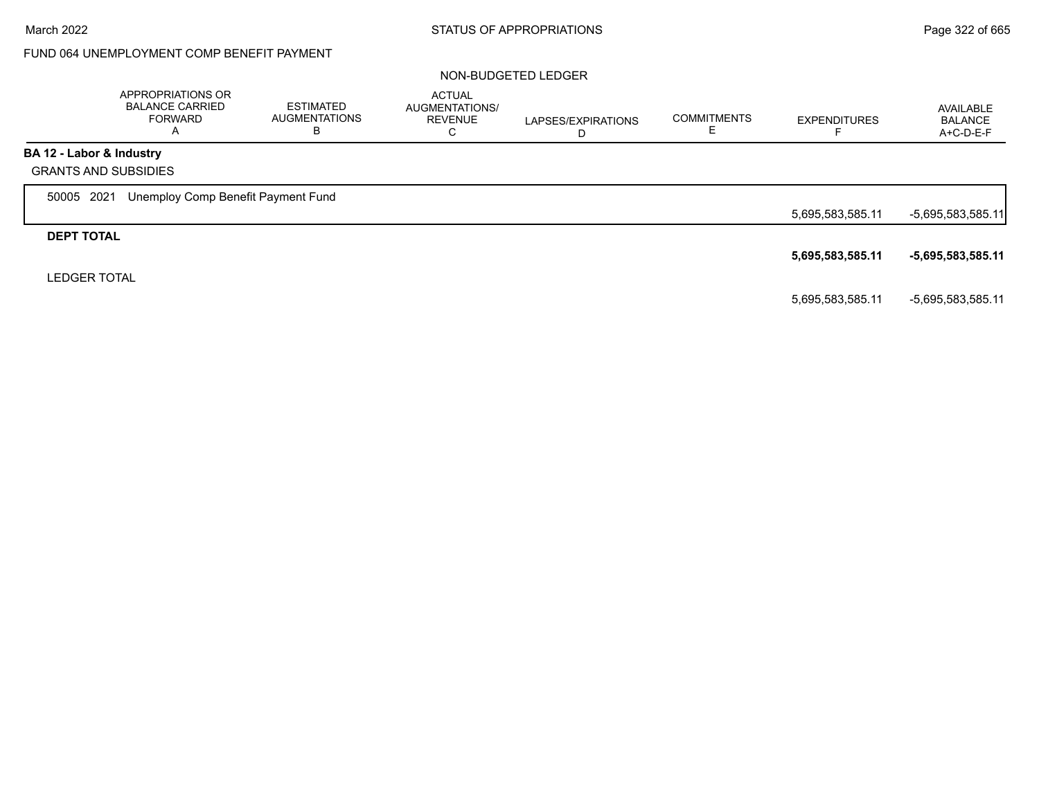FUND 064 UNEMPLOYMENT COMP BENEFIT PAYMENT

NON-BUDGETED LEDGER

| | APPROPRIATIONS OR BALANCE CARRIED FORWARD A | ESTIMATED AUGMENTATIONS B | ACTUAL AUGMENTATIONS/ REVENUE C | LAPSES/EXPIRATIONS D | COMMITMENTS E | EXPENDITURES F | AVAILABLE BALANCE A+C-D-E-F |
|---|---|---|---|---|---|---|---|
| **BA 12 - Labor & Industry** | | | | | | | |
| GRANTS AND SUBSIDIES | | | | | | | |
| 50005 2021 Unemploy Comp Benefit Payment Fund | | | | | | 5,695,583,585.11 | -5,695,583,585.11 |
| **DEPT TOTAL** | | | | | | **5,695,583,585.11** | **-5,695,583,585.11** |
| LEDGER TOTAL | | | | | | 5,695,583,585.11 | -5,695,583,585.11 |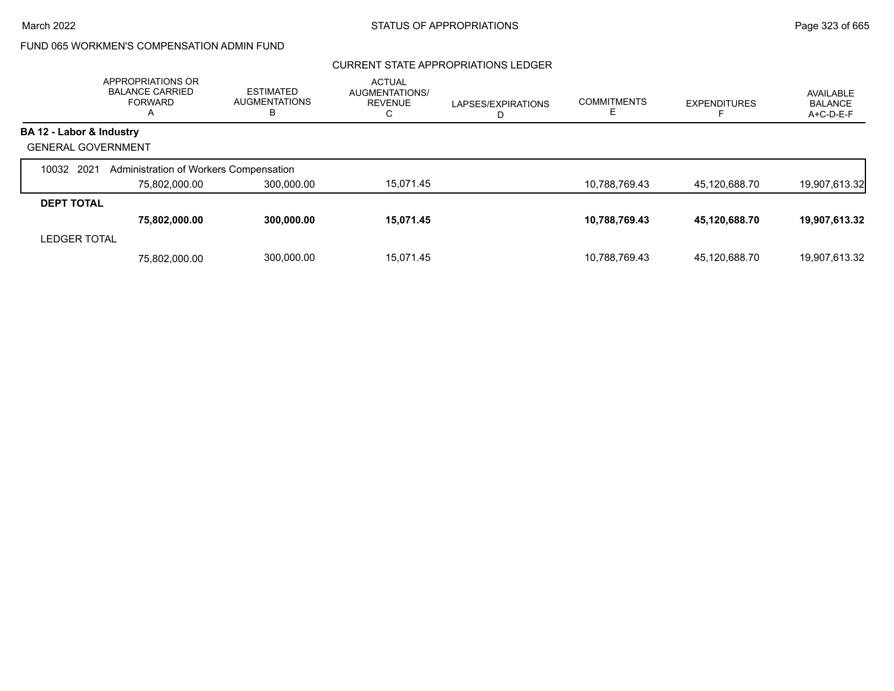FUND 065 WORKMEN'S COMPENSATION ADMIN FUND

## CURRENT STATE APPROPRIATIONS LEDGER

| | APPROPRIATIONS OR BALANCE CARRIED FORWARD A | ESTIMATED AUGMENTATIONS B | ACTUAL AUGMENTATIONS/ REVENUE C | LAPSES/EXPIRATIONS D | COMMITMENTS E | EXPENDITURES F | AVAILABLE BALANCE A+C-D-E-F |
|---|---|---|---|---|---|---|---|
| **BA 12 - Labor & Industry** | | | | | | | |
| GENERAL GOVERNMENT | | | | | | | |
| 10032 2021 Administration of Workers Compensation | | | | | | | |
| | 75,802,000.00 | 300,000.00 | 15,071.45 | | 10,788,769.43 | 45,120,688.70 | 19,907,613.32 |
| **DEPT TOTAL** | | | | | | | |
| | **75,802,000.00** | **300,000.00** | **15,071.45** | | **10,788,769.43** | **45,120,688.70** | **19,907,613.32** |
| LEDGER TOTAL | | | | | | | |
| | 75,802,000.00 | 300,000.00 | 15,071.45 | | 10,788,769.43 | 45,120,688.70 | 19,907,613.32 |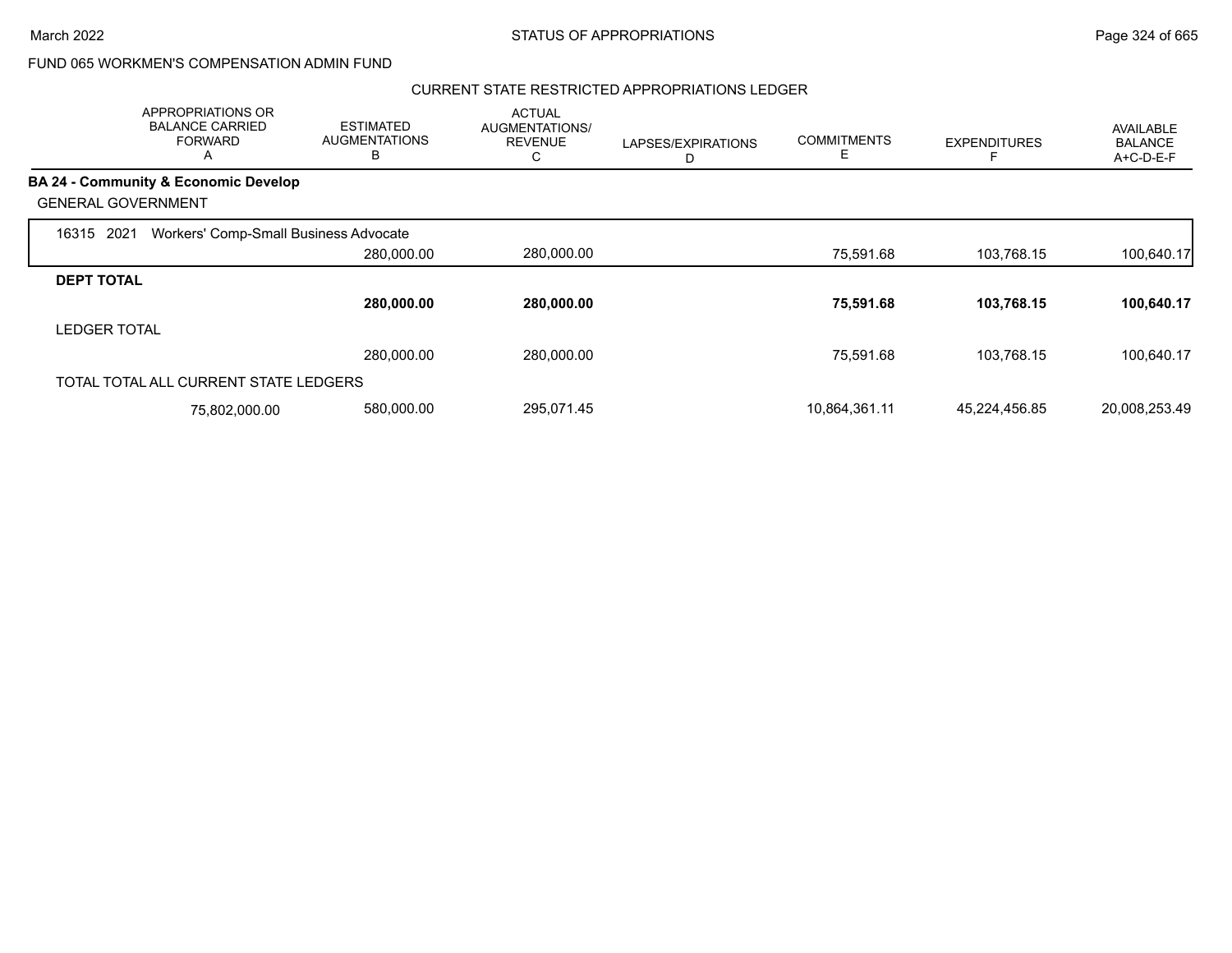FUND 065 WORKMEN'S COMPENSATION ADMIN FUND

CURRENT STATE RESTRICTED APPROPRIATIONS LEDGER

| | APPROPRIATIONS OR BALANCE CARRIED FORWARD A | ESTIMATED AUGMENTATIONS B | ACTUAL AUGMENTATIONS/ REVENUE C | LAPSES/EXPIRATIONS D | COMMITMENTS E | EXPENDITURES F | AVAILABLE BALANCE A+C-D-E-F |
|---|---|---|---|---|---|---|---|
| **BA 24 - Community & Economic Develop** | | | | | | | |
| GENERAL GOVERNMENT | | | | | | | |
| 16315 2021 Workers' Comp-Small Business Advocate | | 280,000.00 | 280,000.00 | | 75,591.68 | 103,768.15 | 100,640.17 |
| **DEPT TOTAL** | | **280,000.00** | **280,000.00** | | **75,591.68** | **103,768.15** | **100,640.17** |
| LEDGER TOTAL | | 280,000.00 | 280,000.00 | | 75,591.68 | 103,768.15 | 100,640.17 |
| TOTAL TOTAL ALL CURRENT STATE LEDGERS | 75,802,000.00 | 580,000.00 | 295,071.45 | | 10,864,361.11 | 45,224,456.85 | 20,008,253.49 |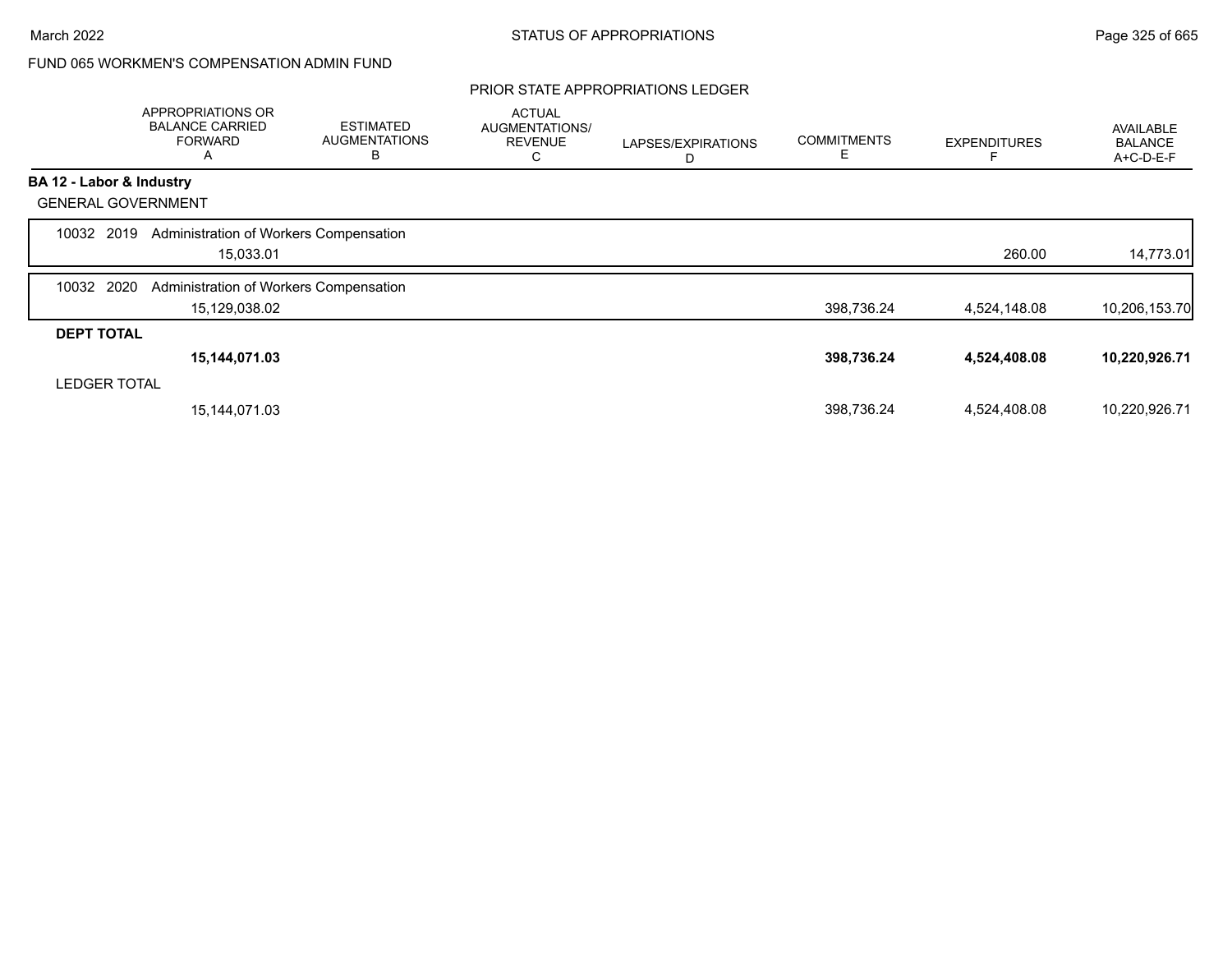FUND 065 WORKMEN'S COMPENSATION ADMIN FUND

PRIOR STATE APPROPRIATIONS LEDGER

| | APPROPRIATIONS OR BALANCE CARRIED FORWARD A | ESTIMATED AUGMENTATIONS B | ACTUAL AUGMENTATIONS/ REVENUE C | LAPSES/EXPIRATIONS D | COMMITMENTS E | EXPENDITURES F | AVAILABLE BALANCE A+C-D-E-F |
|---|---|---|---|---|---|---|---|
| **BA 12 - Labor & Industry** | | | | | | | |
| GENERAL GOVERNMENT | | | | | | | |
| 10032 2019 Administration of Workers Compensation | 15,033.01 | | | | | 260.00 | 14,773.01 |
| 10032 2020 Administration of Workers Compensation | 15,129,038.02 | | | | 398,736.24 | 4,524,148.08 | 10,206,153.70 |
| **DEPT TOTAL** | **15,144,071.03** | | | | **398,736.24** | **4,524,408.08** | **10,220,926.71** |
| LEDGER TOTAL | 15,144,071.03 | | | | 398,736.24 | 4,524,408.08 | 10,220,926.71 |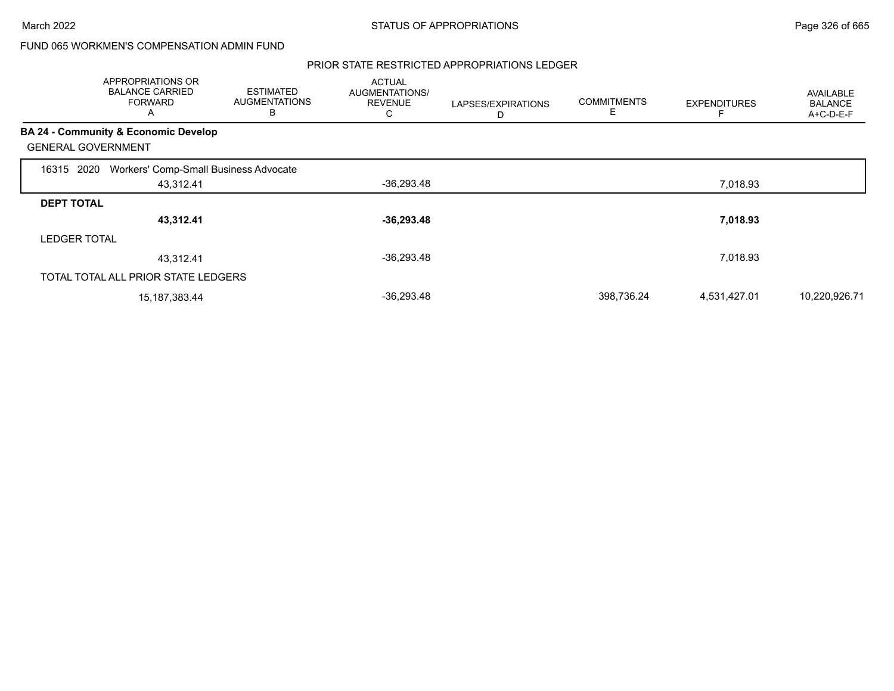FUND 065 WORKMEN'S COMPENSATION ADMIN FUND

## PRIOR STATE RESTRICTED APPROPRIATIONS LEDGER

| | APPROPRIATIONS OR BALANCE CARRIED FORWARD A | ESTIMATED AUGMENTATIONS B | ACTUAL AUGMENTATIONS/ REVENUE C | LAPSES/EXPIRATIONS D | COMMITMENTS E | EXPENDITURES F | AVAILABLE BALANCE A+C-D-E-F |
|---|---|---|---|---|---|---|---|
| **BA 24 - Community & Economic Develop** | | | | | | | |
| GENERAL GOVERNMENT | | | | | | | |
| 16315 2020 Workers' Comp-Small Business Advocate | | | | | | | |
| | 43,312.41 | | -36,293.48 | | | 7,018.93 | |
| **DEPT TOTAL** | | | | | | | |
| | **43,312.41** | | **-36,293.48** | | | **7,018.93** | |
| LEDGER TOTAL | | | | | | | |
| | 43,312.41 | | -36,293.48 | | | 7,018.93 | |
| TOTAL TOTAL ALL PRIOR STATE LEDGERS | | | | | | | |
| | 15,187,383.44 | | -36,293.48 | | 398,736.24 | 4,531,427.01 | 10,220,926.71 |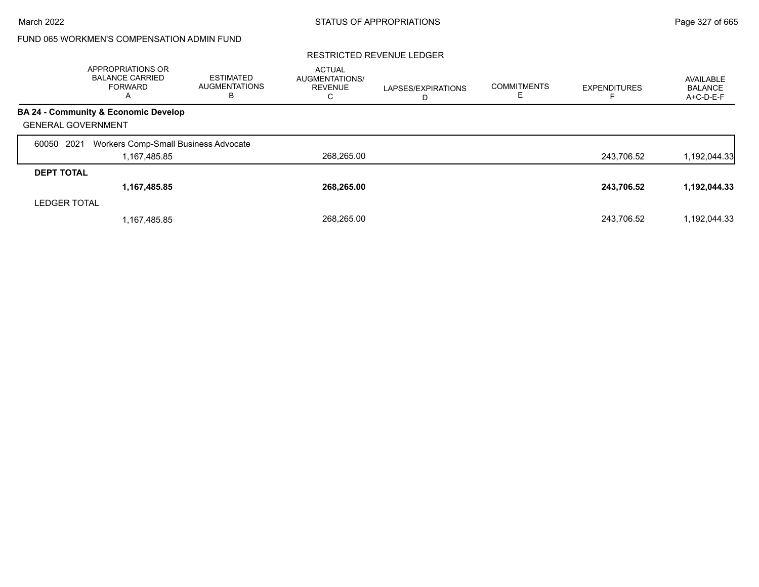FUND 065 WORKMEN'S COMPENSATION ADMIN FUND

RESTRICTED REVENUE LEDGER

| | APPROPRIATIONS OR BALANCE CARRIED FORWARD A | ESTIMATED AUGMENTATIONS B | ACTUAL AUGMENTATIONS/ REVENUE C | LAPSES/EXPIRATIONS D | COMMITMENTS E | EXPENDITURES F | AVAILABLE BALANCE A+C-D-E-F |
|---|---|---|---|---|---|---|---|
| **BA 24 - Community & Economic Develop** | | | | | | | |
| GENERAL GOVERNMENT | | | | | | | |
| 60050 2021 Workers Comp-Small Business Advocate | | | | | | | |
| | 1,167,485.85 | | 268,265.00 | | | 243,706.52 | 1,192,044.33 |
| **DEPT TOTAL** | | | | | | | |
| | **1,167,485.85** | | **268,265.00** | | | **243,706.52** | **1,192,044.33** |
| LEDGER TOTAL | | | | | | | |
| | 1,167,485.85 | | 268,265.00 | | | 243,706.52 | 1,192,044.33 |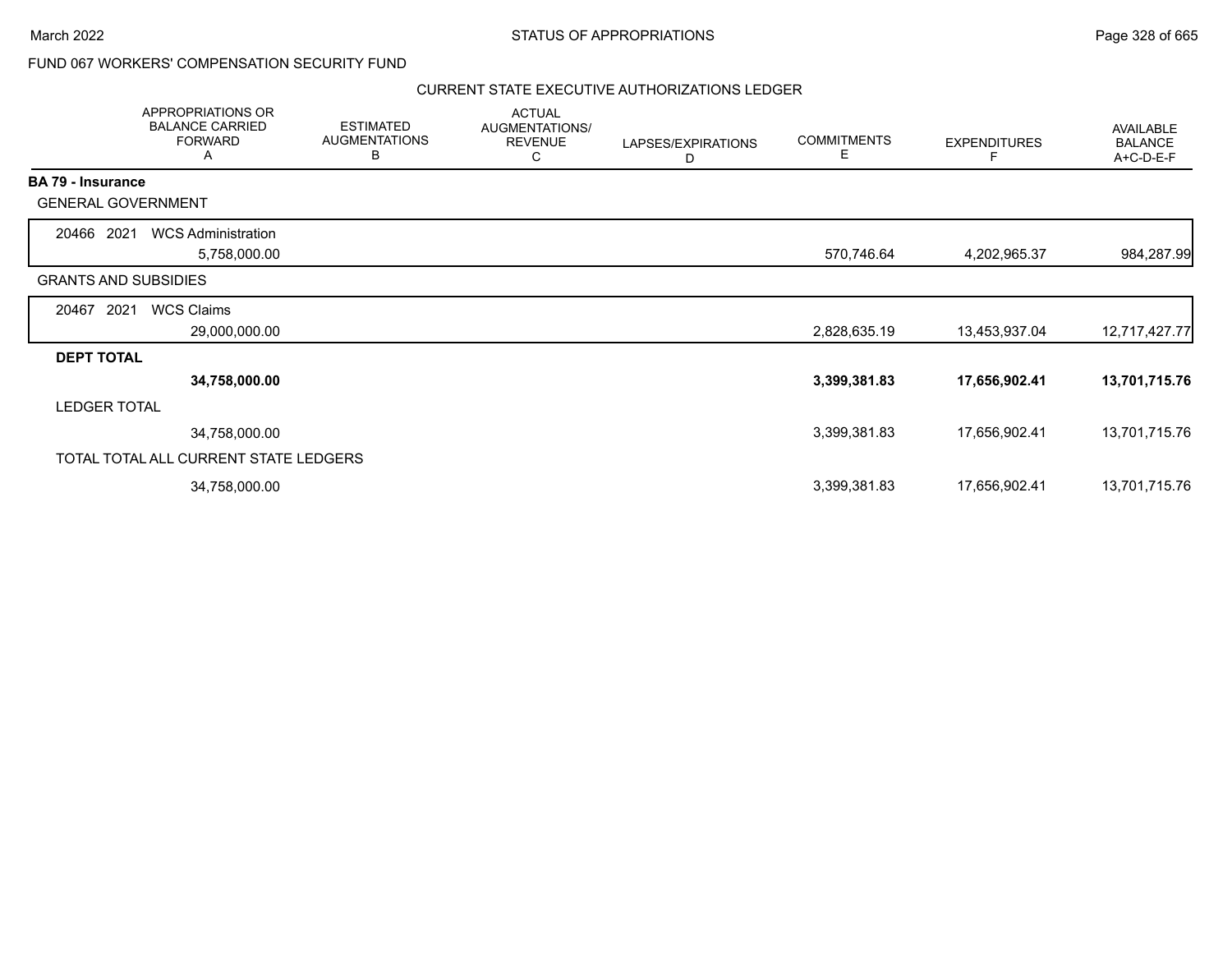## FUND 067 WORKERS' COMPENSATION SECURITY FUND

### CURRENT STATE EXECUTIVE AUTHORIZATIONS LEDGER

| | APPROPRIATIONS OR BALANCE CARRIED FORWARD A | ESTIMATED AUGMENTATIONS B | ACTUAL AUGMENTATIONS/ REVENUE C | LAPSES/EXPIRATIONS D | COMMITMENTS E | EXPENDITURES F | AVAILABLE BALANCE A+C-D-E-F |
|---|---|---|---|---|---|---|---|
| **BA 79 - Insurance** | | | | | | | |
| GENERAL GOVERNMENT | | | | | | | |
| 20466 2021 WCS Administration | 5,758,000.00 | | | | 570,746.64 | 4,202,965.37 | 984,287.99 |
| GRANTS AND SUBSIDIES | | | | | | | |
| 20467 2021 WCS Claims | 29,000,000.00 | | | | 2,828,635.19 | 13,453,937.04 | 12,717,427.77 |
| **DEPT TOTAL** | **34,758,000.00** | | | | **3,399,381.83** | **17,656,902.41** | **13,701,715.76** |
| LEDGER TOTAL | 34,758,000.00 | | | | 3,399,381.83 | 17,656,902.41 | 13,701,715.76 |
| TOTAL TOTAL ALL CURRENT STATE LEDGERS | 34,758,000.00 | | | | 3,399,381.83 | 17,656,902.41 | 13,701,715.76 |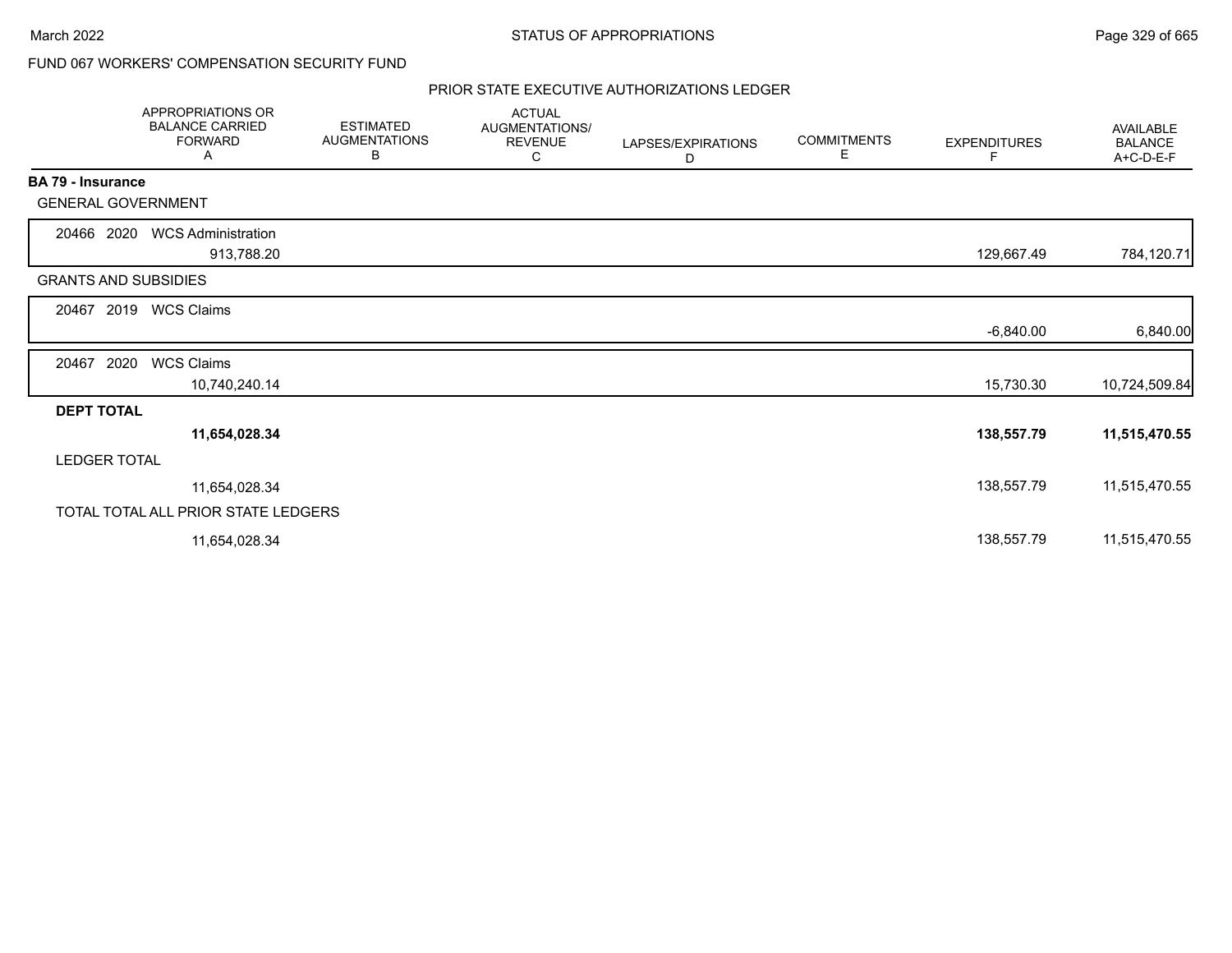FUND 067 WORKERS' COMPENSATION SECURITY FUND

## PRIOR STATE EXECUTIVE AUTHORIZATIONS LEDGER

| | APPROPRIATIONS OR BALANCE CARRIED FORWARD A | ESTIMATED AUGMENTATIONS B | ACTUAL AUGMENTATIONS/ REVENUE C | LAPSES/EXPIRATIONS D | COMMITMENTS E | EXPENDITURES F | AVAILABLE BALANCE A+C-D-E-F |
|---|---|---|---|---|---|---|---|
| **BA 79 - Insurance** | | | | | | | |
| GENERAL GOVERNMENT | | | | | | | |
| 20466 2020 WCS Administration | 913,788.20 | | | | | 129,667.49 | 784,120.71 |
| GRANTS AND SUBSIDIES | | | | | | | |
| 20467 2019 WCS Claims | | | | | | -6,840.00 | 6,840.00 |
| 20467 2020 WCS Claims | 10,740,240.14 | | | | | 15,730.30 | 10,724,509.84 |
| **DEPT TOTAL** | **11,654,028.34** | | | | | **138,557.79** | **11,515,470.55** |
| LEDGER TOTAL | 11,654,028.34 | | | | | 138,557.79 | 11,515,470.55 |
| TOTAL TOTAL ALL PRIOR STATE LEDGERS | 11,654,028.34 | | | | | 138,557.79 | 11,515,470.55 |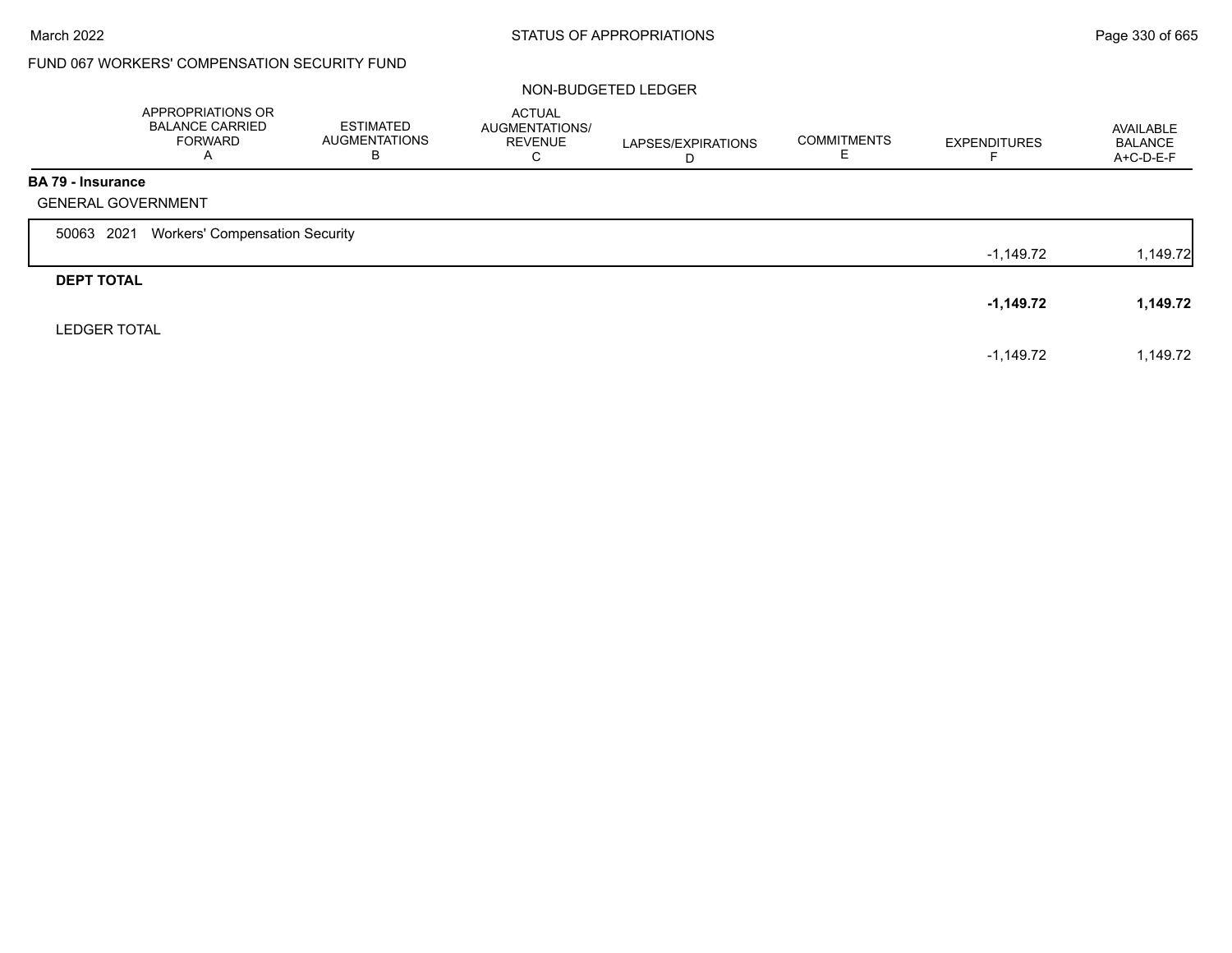FUND 067 WORKERS' COMPENSATION SECURITY FUND

NON-BUDGETED LEDGER

| | APPROPRIATIONS OR BALANCE CARRIED FORWARD A | ESTIMATED AUGMENTATIONS B | ACTUAL AUGMENTATIONS/ REVENUE C | LAPSES/EXPIRATIONS D | COMMITMENTS E | EXPENDITURES F | AVAILABLE BALANCE A+C-D-E-F |
|---|---|---|---|---|---|---|---|
| **BA 79 - Insurance** | | | | | | | |
| GENERAL GOVERNMENT | | | | | | | |
| 50063 2021 Workers' Compensation Security | | | | | | -1,149.72 | 1,149.72 |
| **DEPT TOTAL** | | | | | | **-1,149.72** | **1,149.72** |
| LEDGER TOTAL | | | | | | -1,149.72 | 1,149.72 |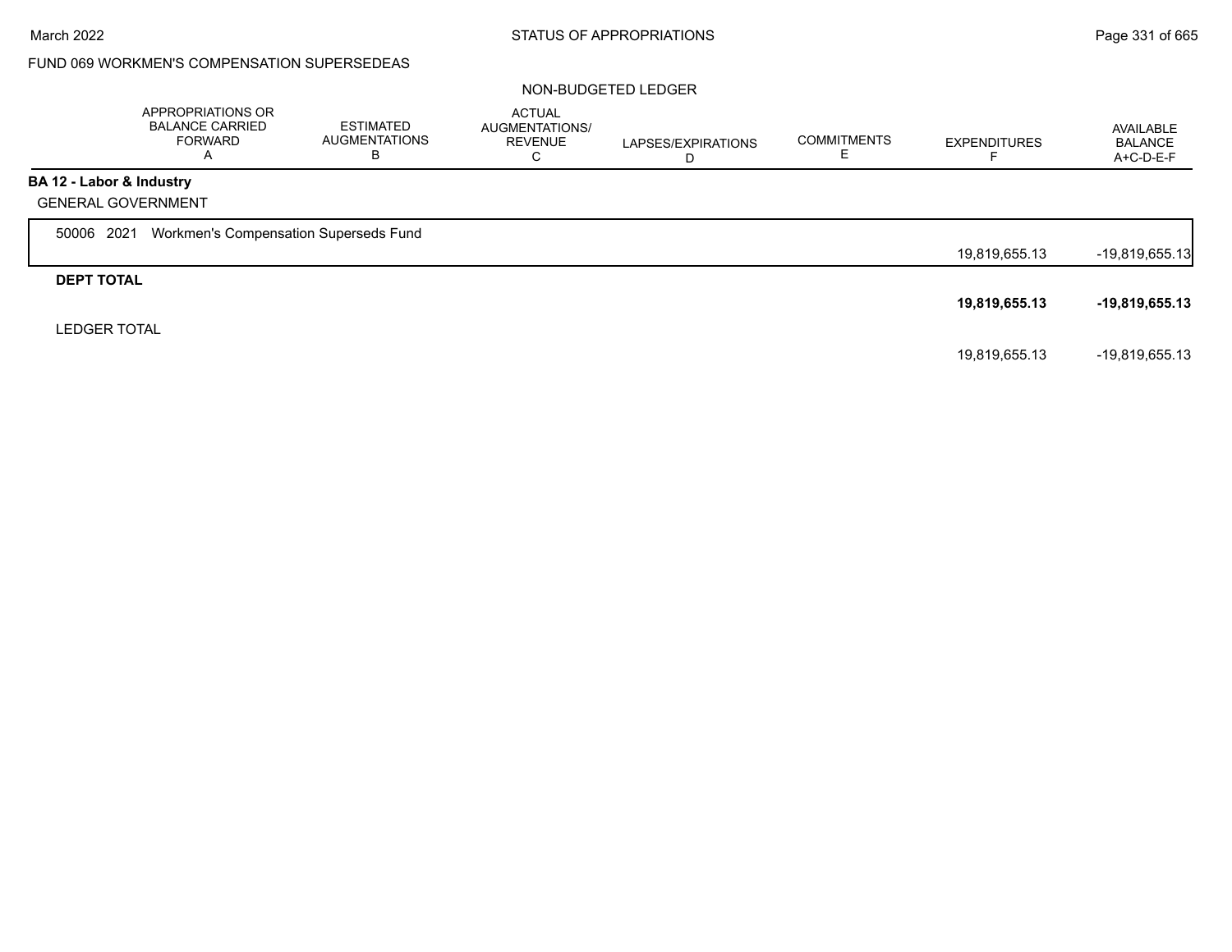FUND 069 WORKMEN'S COMPENSATION SUPERSEDEAS

NON-BUDGETED LEDGER

| | APPROPRIATIONS OR BALANCE CARRIED FORWARD A | ESTIMATED AUGMENTATIONS B | ACTUAL AUGMENTATIONS/ REVENUE C | LAPSES/EXPIRATIONS D | COMMITMENTS E | EXPENDITURES F | AVAILABLE BALANCE A+C-D-E-F |
|---|---|---|---|---|---|---|---|
| **BA 12 - Labor & Industry** | | | | | | | |
| GENERAL GOVERNMENT | | | | | | | |
| 50006 2021 Workmen's Compensation Superseds Fund | | | | | | 19,819,655.13 | -19,819,655.13 |
| **DEPT TOTAL** | | | | | | **19,819,655.13** | **-19,819,655.13** |
| LEDGER TOTAL | | | | | | 19,819,655.13 | -19,819,655.13 |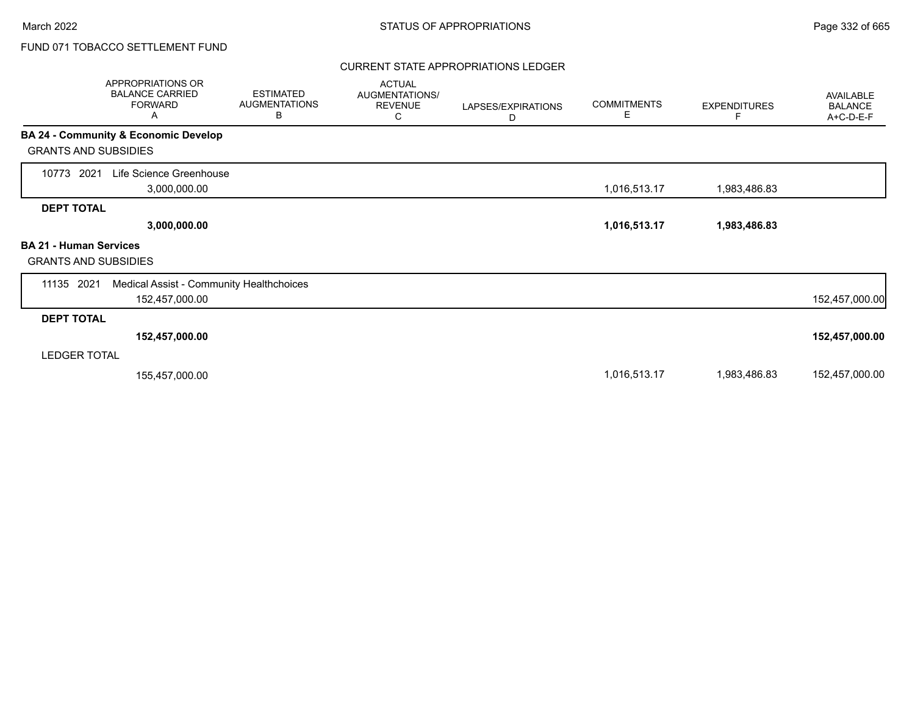FUND 071 TOBACCO SETTLEMENT FUND

CURRENT STATE APPROPRIATIONS LEDGER

| | APPROPRIATIONS OR BALANCE CARRIED FORWARD A | ESTIMATED AUGMENTATIONS B | ACTUAL AUGMENTATIONS/ REVENUE C | LAPSES/EXPIRATIONS D | COMMITMENTS E | EXPENDITURES F | AVAILABLE BALANCE A+C-D-E-F |
|---|---|---|---|---|---|---|---|
| **BA 24 - Community & Economic Develop** | | | | | | | |
| GRANTS AND SUBSIDIES | | | | | | | |
| 10773 2021 Life Science Greenhouse | 3,000,000.00 | | | | 1,016,513.17 | 1,983,486.83 | |
| **DEPT TOTAL** | **3,000,000.00** | | | | **1,016,513.17** | **1,983,486.83** | |
| **BA 21 - Human Services** | | | | | | | |
| GRANTS AND SUBSIDIES | | | | | | | |
| 11135 2021 Medical Assist - Community Healthchoices | 152,457,000.00 | | | | | | 152,457,000.00 |
| **DEPT TOTAL** | **152,457,000.00** | | | | | | **152,457,000.00** |
| LEDGER TOTAL | 155,457,000.00 | | | | 1,016,513.17 | 1,983,486.83 | 152,457,000.00 |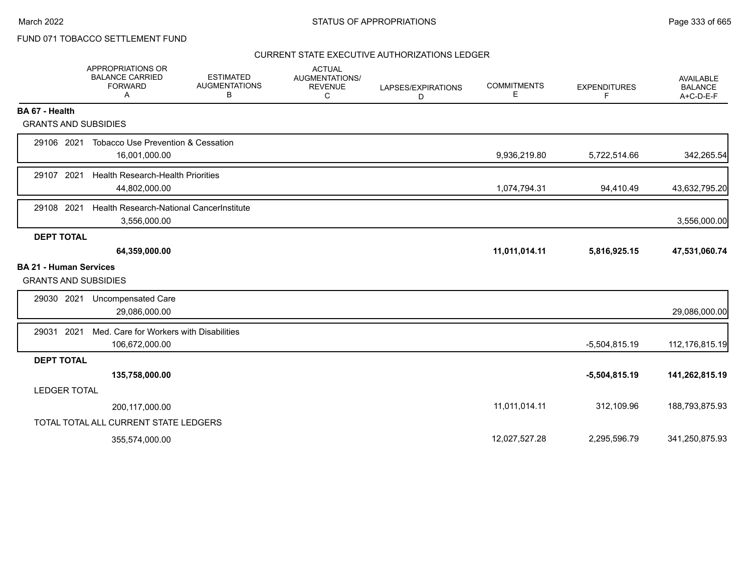FUND 071 TOBACCO SETTLEMENT FUND

## CURRENT STATE EXECUTIVE AUTHORIZATIONS LEDGER

| | APPROPRIATIONS OR BALANCE CARRIED FORWARD A | ESTIMATED AUGMENTATIONS B | ACTUAL AUGMENTATIONS/ REVENUE C | LAPSES/EXPIRATIONS D | COMMITMENTS E | EXPENDITURES F | AVAILABLE BALANCE A+C-D-E-F |
|---|---|---|---|---|---|---|---|
| **BA 67 - Health** | | | | | | | |
| GRANTS AND SUBSIDIES | | | | | | | |
| 29106 2021 Tobacco Use Prevention & Cessation | 16,001,000.00 | | | | 9,936,219.80 | 5,722,514.66 | 342,265.54 |
| 29107 2021 Health Research-Health Priorities | 44,802,000.00 | | | | 1,074,794.31 | 94,410.49 | 43,632,795.20 |
| 29108 2021 Health Research-National CancerInstitute | 3,556,000.00 | | | | | | 3,556,000.00 |
| **DEPT TOTAL** | **64,359,000.00** | | | | **11,011,014.11** | **5,816,925.15** | **47,531,060.74** |
| **BA 21 - Human Services** | | | | | | | |
| GRANTS AND SUBSIDIES | | | | | | | |
| 29030 2021 Uncompensated Care | 29,086,000.00 | | | | | | 29,086,000.00 |
| 29031 2021 Med. Care for Workers with Disabilities | 106,672,000.00 | | | | | -5,504,815.19 | 112,176,815.19 |
| **DEPT TOTAL** | **135,758,000.00** | | | | | **-5,504,815.19** | **141,262,815.19** |
| LEDGER TOTAL | 200,117,000.00 | | | | 11,011,014.11 | 312,109.96 | 188,793,875.93 |
| TOTAL TOTAL ALL CURRENT STATE LEDGERS | 355,574,000.00 | | | | 12,027,527.28 | 2,295,596.79 | 341,250,875.93 |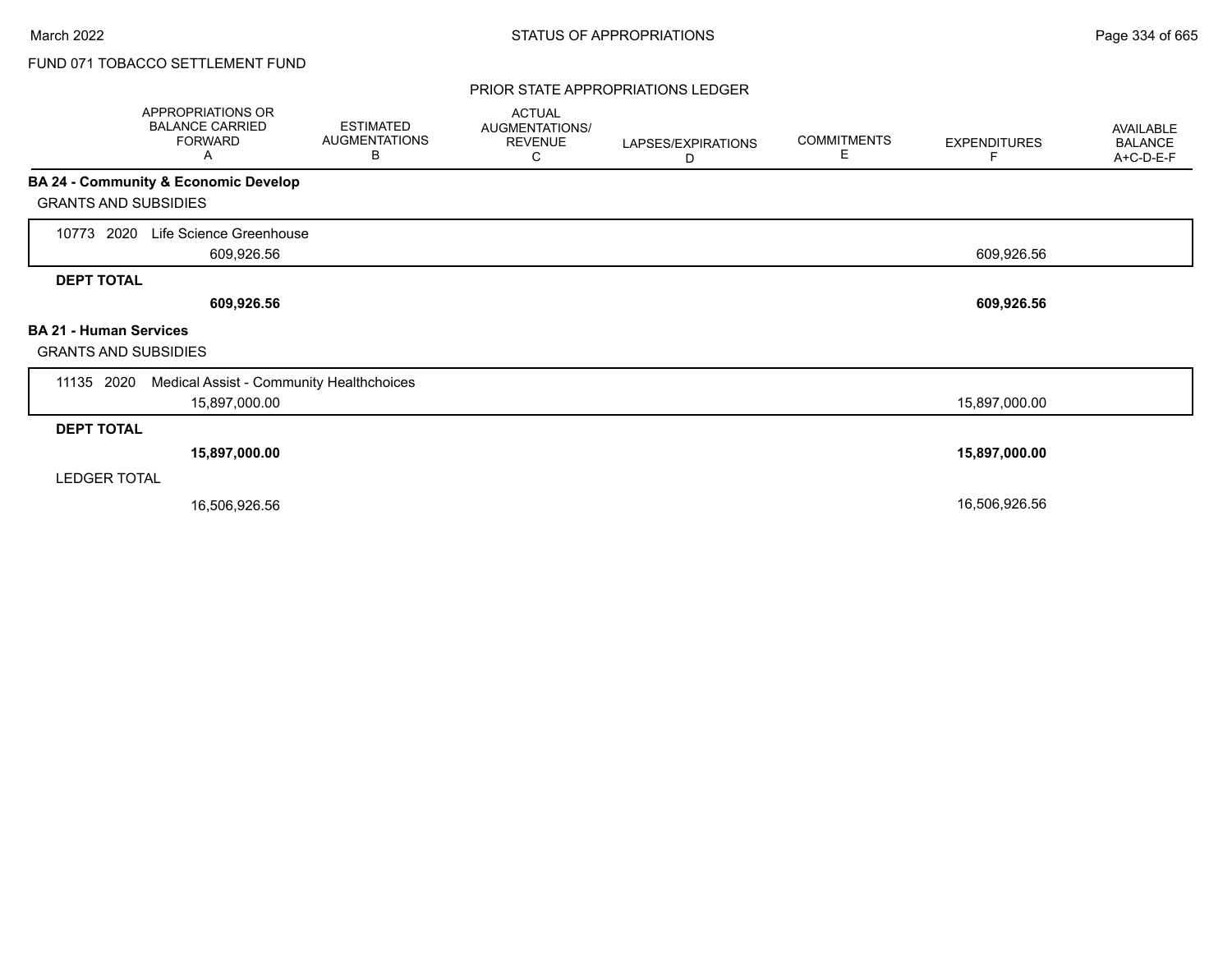FUND 071 TOBACCO SETTLEMENT FUND

## PRIOR STATE APPROPRIATIONS LEDGER

| | APPROPRIATIONS OR BALANCE CARRIED FORWARD A | ESTIMATED AUGMENTATIONS B | ACTUAL AUGMENTATIONS/ REVENUE C | LAPSES/EXPIRATIONS D | COMMITMENTS E | EXPENDITURES F | AVAILABLE BALANCE A+C-D-E-F |
|---|---|---|---|---|---|---|---|
| **BA 24 - Community & Economic Develop** | | | | | | | |
| GRANTS AND SUBSIDIES | | | | | | | |
| 10773 2020 Life Science Greenhouse | 609,926.56 | | | | | 609,926.56 | |
| **DEPT TOTAL** | **609,926.56** | | | | | **609,926.56** | |
| **BA 21 - Human Services** | | | | | | | |
| GRANTS AND SUBSIDIES | | | | | | | |
| 11135 2020 Medical Assist - Community Healthchoices | 15,897,000.00 | | | | | 15,897,000.00 | |
| **DEPT TOTAL** | **15,897,000.00** | | | | | **15,897,000.00** | |
| LEDGER TOTAL | 16,506,926.56 | | | | | 16,506,926.56 | |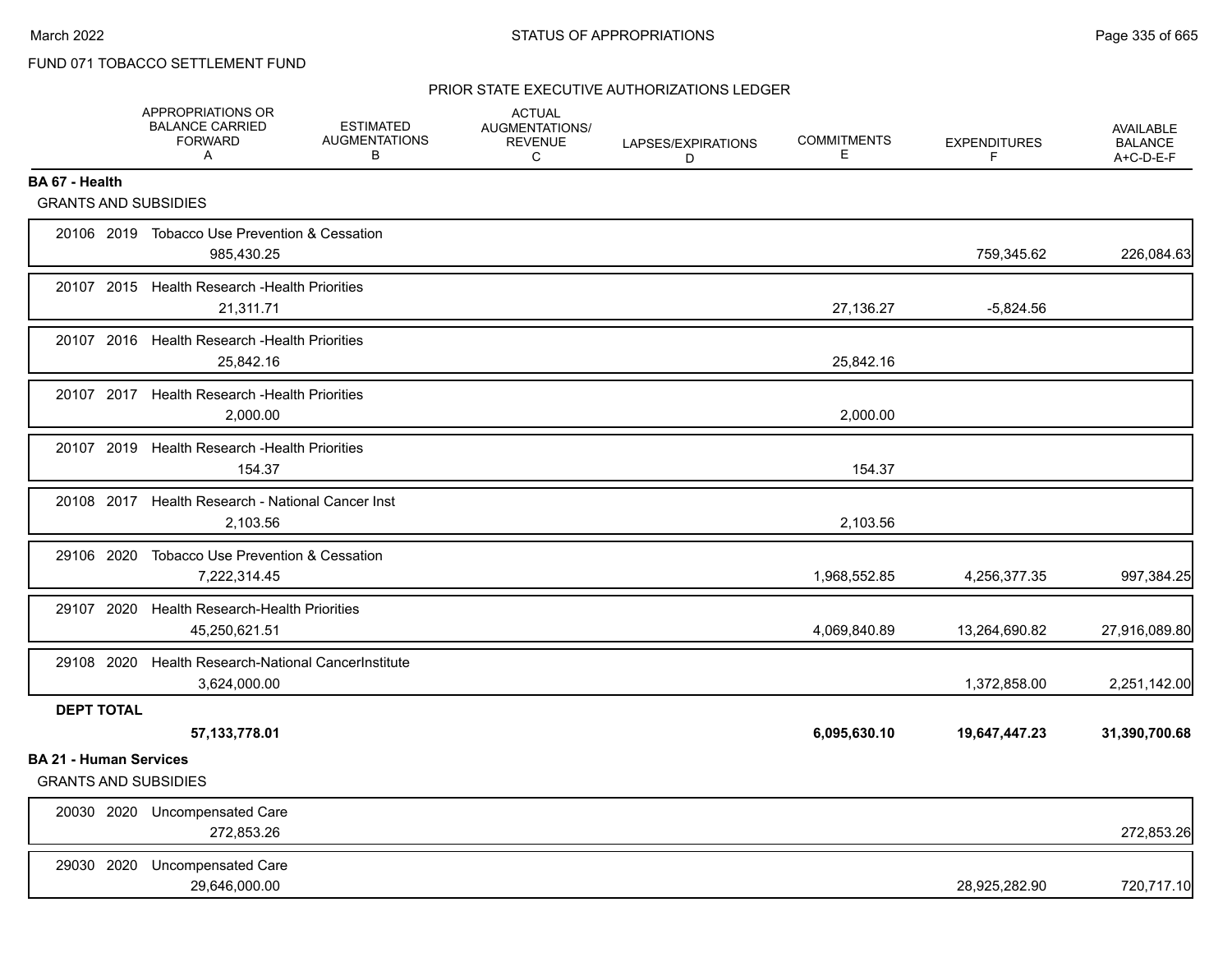FUND 071 TOBACCO SETTLEMENT FUND

PRIOR STATE EXECUTIVE AUTHORIZATIONS LEDGER

| | APPROPRIATIONS OR BALANCE CARRIED FORWARD A | ESTIMATED AUGMENTATIONS B | ACTUAL AUGMENTATIONS/ REVENUE C | LAPSES/EXPIRATIONS D | COMMITMENTS E | EXPENDITURES F | AVAILABLE BALANCE A+C-D-E-F |
|---|---|---|---|---|---|---|---|
| **BA 67 - Health** | | | | | | | |
| GRANTS AND SUBSIDIES | | | | | | | |
| 20106 2019 Tobacco Use Prevention & Cessation | 985,430.25 | | | | | 759,345.62 | 226,084.63 |
| 20107 2015 Health Research -Health Priorities | 21,311.71 | | | | 27,136.27 | -5,824.56 | |
| 20107 2016 Health Research -Health Priorities | 25,842.16 | | | | 25,842.16 | | |
| 20107 2017 Health Research -Health Priorities | 2,000.00 | | | | 2,000.00 | | |
| 20107 2019 Health Research -Health Priorities | 154.37 | | | | 154.37 | | |
| 20108 2017 Health Research - National Cancer Inst | 2,103.56 | | | | 2,103.56 | | |
| 29106 2020 Tobacco Use Prevention & Cessation | 7,222,314.45 | | | | 1,968,552.85 | 4,256,377.35 | 997,384.25 |
| 29107 2020 Health Research-Health Priorities | 45,250,621.51 | | | | 4,069,840.89 | 13,264,690.82 | 27,916,089.80 |
| 29108 2020 Health Research-National CancerInstitute | 3,624,000.00 | | | | | 1,372,858.00 | 2,251,142.00 |
| **DEPT TOTAL** | **57,133,778.01** | | | | **6,095,630.10** | **19,647,447.23** | **31,390,700.68** |
| **BA 21 - Human Services** | | | | | | | |
| GRANTS AND SUBSIDIES | | | | | | | |
| 20030 2020 Uncompensated Care | 272,853.26 | | | | | | 272,853.26 |
| 29030 2020 Uncompensated Care | 29,646,000.00 | | | | | 28,925,282.90 | 720,717.10 |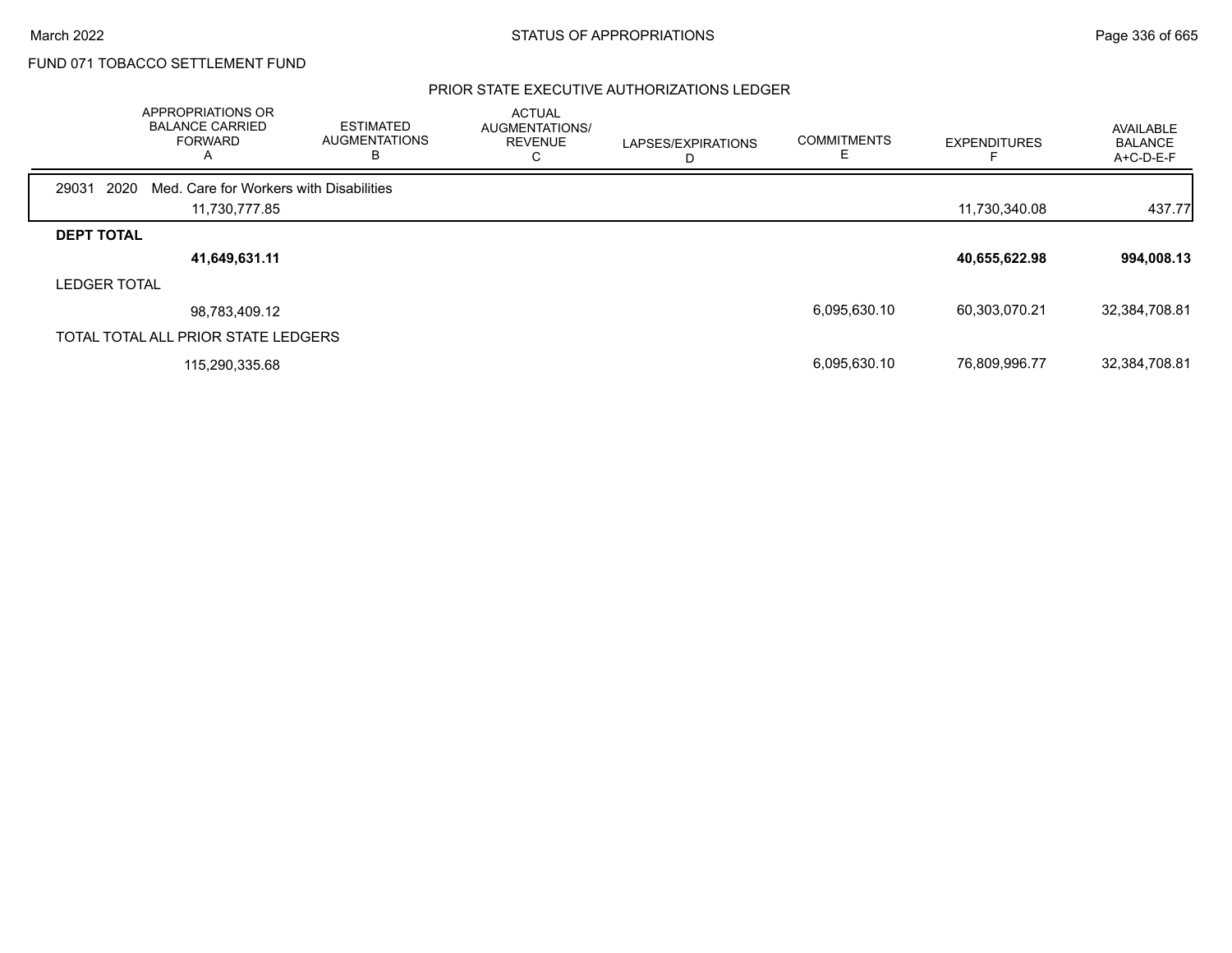FUND 071 TOBACCO SETTLEMENT FUND

## PRIOR STATE EXECUTIVE AUTHORIZATIONS LEDGER

| | APPROPRIATIONS OR BALANCE CARRIED FORWARD A | ESTIMATED AUGMENTATIONS B | ACTUAL AUGMENTATIONS/ REVENUE C | LAPSES/EXPIRATIONS D | COMMITMENTS E | EXPENDITURES F | AVAILABLE BALANCE A+C-D-E-F |
|---|---|---|---|---|---|---|---|
| 29031 2020 Med. Care for Workers with Disabilities | | | | | | | |
| | 11,730,777.85 | | | | | 11,730,340.08 | 437.77 |
| **DEPT TOTAL** | | | | | | | |
| | **41,649,631.11** | | | | | **40,655,622.98** | **994,008.13** |
| LEDGER TOTAL | | | | | | | |
| | 98,783,409.12 | | | | 6,095,630.10 | 60,303,070.21 | 32,384,708.81 |
| TOTAL TOTAL ALL PRIOR STATE LEDGERS | | | | | | | |
| | 115,290,335.68 | | | | 6,095,630.10 | 76,809,996.77 | 32,384,708.81 |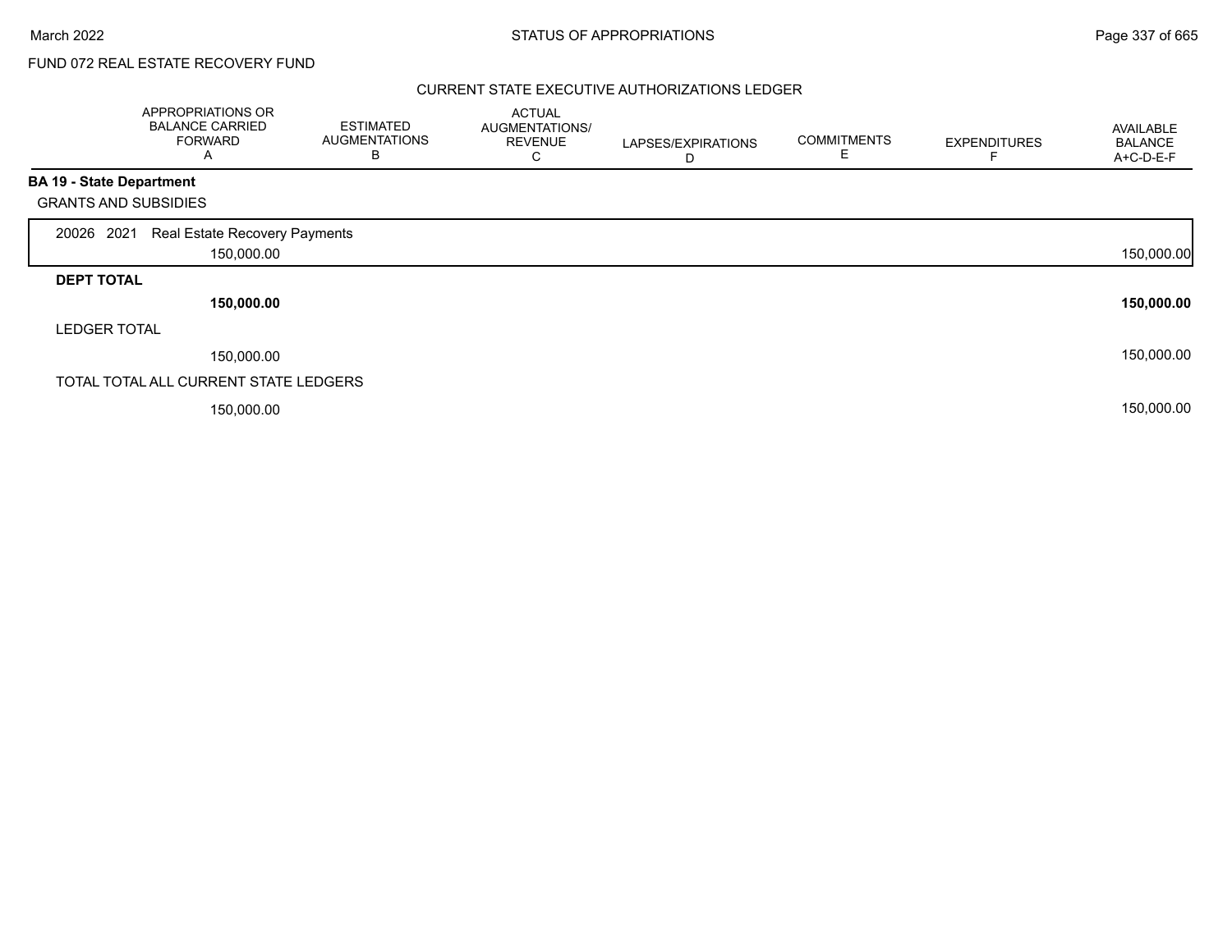FUND 072 REAL ESTATE RECOVERY FUND

## CURRENT STATE EXECUTIVE AUTHORIZATIONS LEDGER

| | APPROPRIATIONS OR BALANCE CARRIED FORWARD A | ESTIMATED AUGMENTATIONS B | ACTUAL AUGMENTATIONS/ REVENUE C | LAPSES/EXPIRATIONS D | COMMITMENTS E | EXPENDITURES F | AVAILABLE BALANCE A+C-D-E-F |
|---|---|---|---|---|---|---|---|
| **BA 19 - State Department** | | | | | | | |
| GRANTS AND SUBSIDIES | | | | | | | |
| 20026 2021 Real Estate Recovery Payments | 150,000.00 | | | | | | 150,000.00 |
| **DEPT TOTAL** | **150,000.00** | | | | | | **150,000.00** |
| LEDGER TOTAL | 150,000.00 | | | | | | 150,000.00 |
| TOTAL TOTAL ALL CURRENT STATE LEDGERS | 150,000.00 | | | | | | 150,000.00 |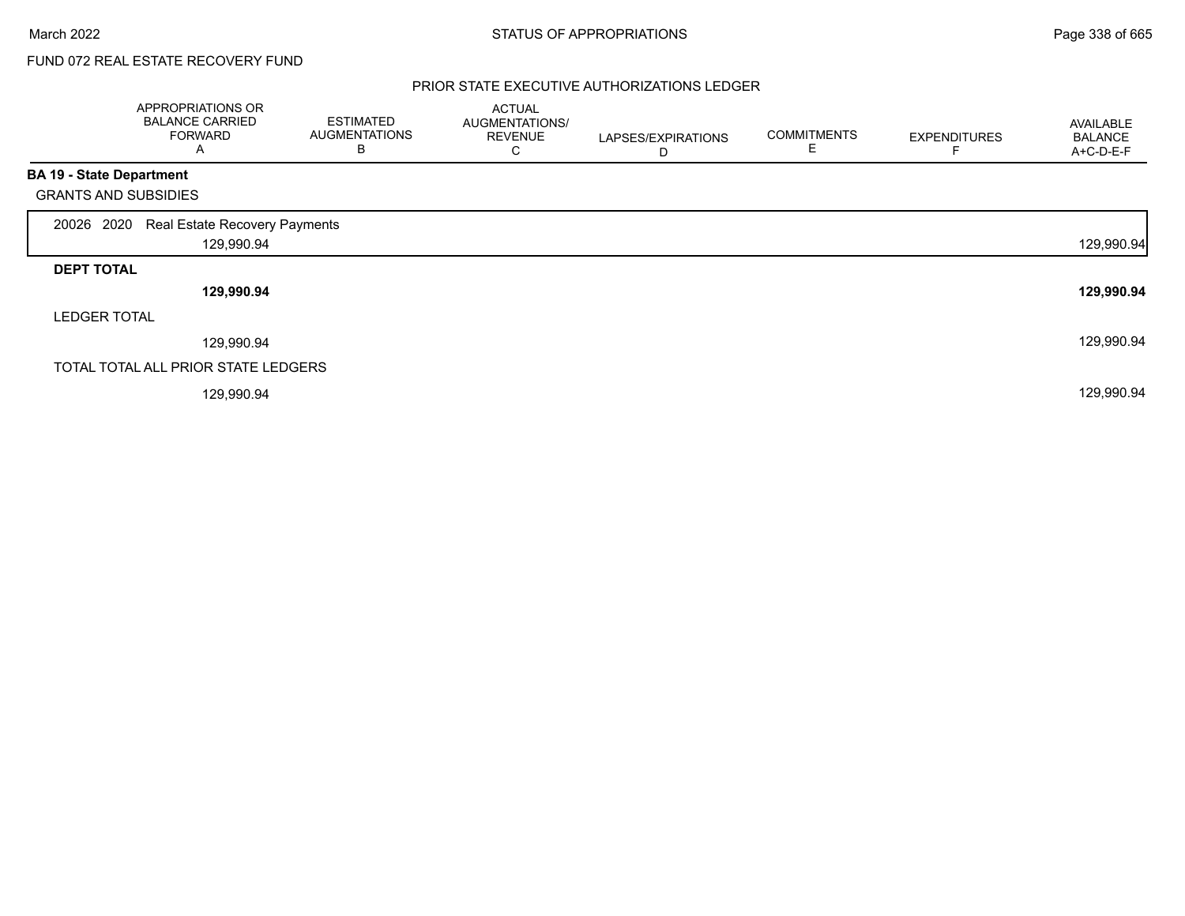FUND 072 REAL ESTATE RECOVERY FUND

PRIOR STATE EXECUTIVE AUTHORIZATIONS LEDGER

| | APPROPRIATIONS OR BALANCE CARRIED FORWARD A | ESTIMATED AUGMENTATIONS B | ACTUAL AUGMENTATIONS/ REVENUE C | LAPSES/EXPIRATIONS D | COMMITMENTS E | EXPENDITURES F | AVAILABLE BALANCE A+C-D-E-F |
|---|---|---|---|---|---|---|---|
| **BA 19 - State Department** | | | | | | | |
| GRANTS AND SUBSIDIES | | | | | | | |
| 20026 2020 Real Estate Recovery Payments | 129,990.94 | | | | | | 129,990.94 |
| **DEPT TOTAL** | **129,990.94** | | | | | | **129,990.94** |
| LEDGER TOTAL | 129,990.94 | | | | | | 129,990.94 |
| TOTAL TOTAL ALL PRIOR STATE LEDGERS | 129,990.94 | | | | | | 129,990.94 |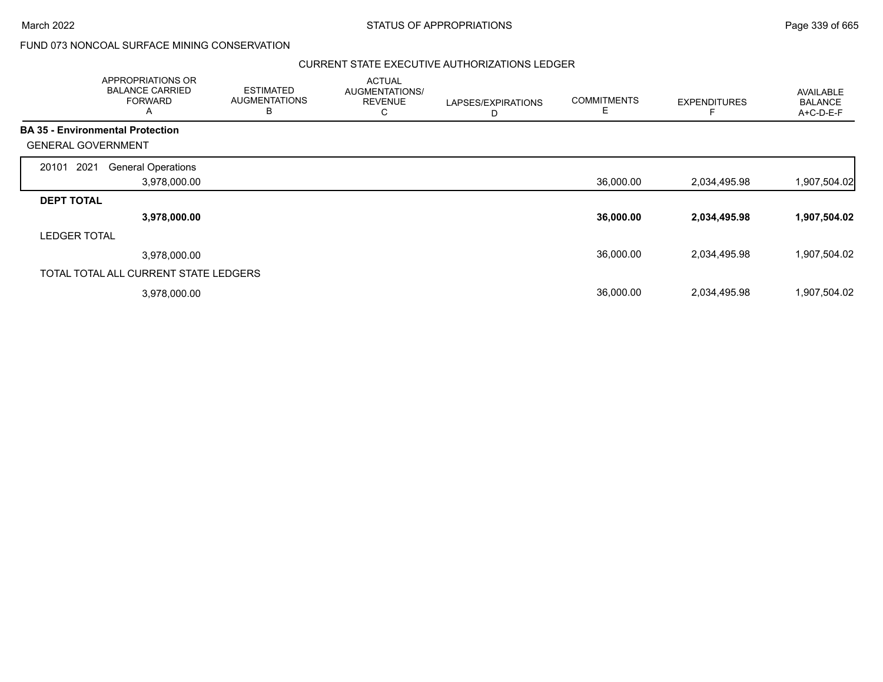FUND 073 NONCOAL SURFACE MINING CONSERVATION

CURRENT STATE EXECUTIVE AUTHORIZATIONS LEDGER

| | APPROPRIATIONS OR BALANCE CARRIED FORWARD A | ESTIMATED AUGMENTATIONS B | ACTUAL AUGMENTATIONS/ REVENUE C | LAPSES/EXPIRATIONS D | COMMITMENTS E | EXPENDITURES F | AVAILABLE BALANCE A+C-D-E-F |
|---|---|---|---|---|---|---|---|
| **BA 35 - Environmental Protection** | | | | | | | |
| GENERAL GOVERNMENT | | | | | | | |
| 20101 2021 General Operations | 3,978,000.00 | | | | 36,000.00 | 2,034,495.98 | 1,907,504.02 |
| **DEPT TOTAL** | **3,978,000.00** | | | | **36,000.00** | **2,034,495.98** | **1,907,504.02** |
| LEDGER TOTAL | 3,978,000.00 | | | | 36,000.00 | 2,034,495.98 | 1,907,504.02 |
| TOTAL TOTAL ALL CURRENT STATE LEDGERS | 3,978,000.00 | | | | 36,000.00 | 2,034,495.98 | 1,907,504.02 |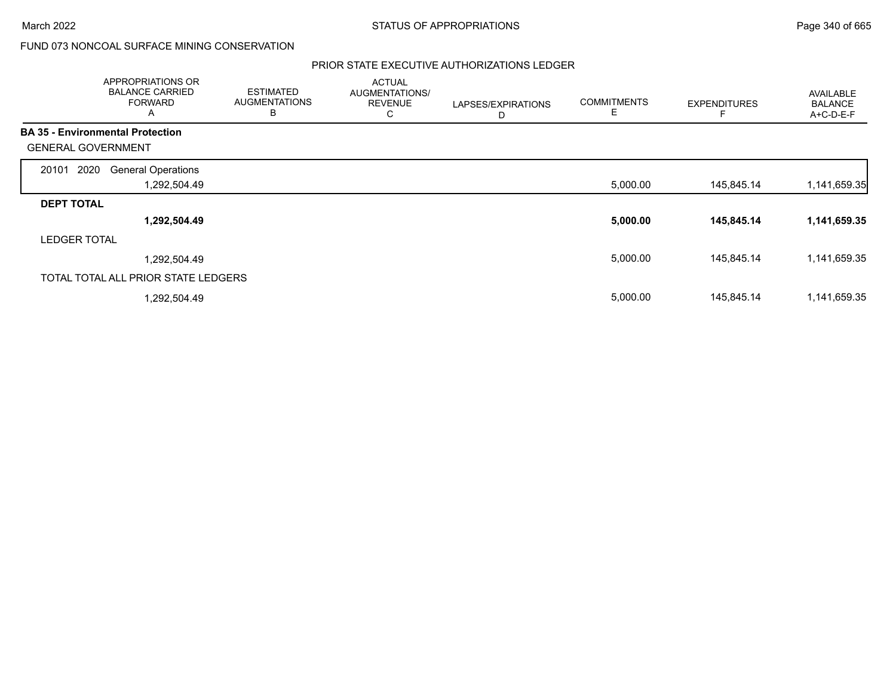FUND 073 NONCOAL SURFACE MINING CONSERVATION

PRIOR STATE EXECUTIVE AUTHORIZATIONS LEDGER

| APPROPRIATIONS OR BALANCE CARRIED FORWARD A | ESTIMATED AUGMENTATIONS B | ACTUAL AUGMENTATIONS/ REVENUE C | LAPSES/EXPIRATIONS D | COMMITMENTS E | EXPENDITURES F | AVAILABLE BALANCE A+C-D-E-F |
|---|---|---|---|---|---|---|
| **BA 35 - Environmental Protection** | | | | | | |
| GENERAL GOVERNMENT | | | | | | |
| 20101 2020 General Operations | | | | | | |
| 1,292,504.49 | | | | 5,000.00 | 145,845.14 | 1,141,659.35 |
| **DEPT TOTAL** | | | | | | |
| **1,292,504.49** | | | | **5,000.00** | **145,845.14** | **1,141,659.35** |
| LEDGER TOTAL | | | | | | |
| 1,292,504.49 | | | | 5,000.00 | 145,845.14 | 1,141,659.35 |
| TOTAL TOTAL ALL PRIOR STATE LEDGERS | | | | | | |
| 1,292,504.49 | | | | 5,000.00 | 145,845.14 | 1,141,659.35 |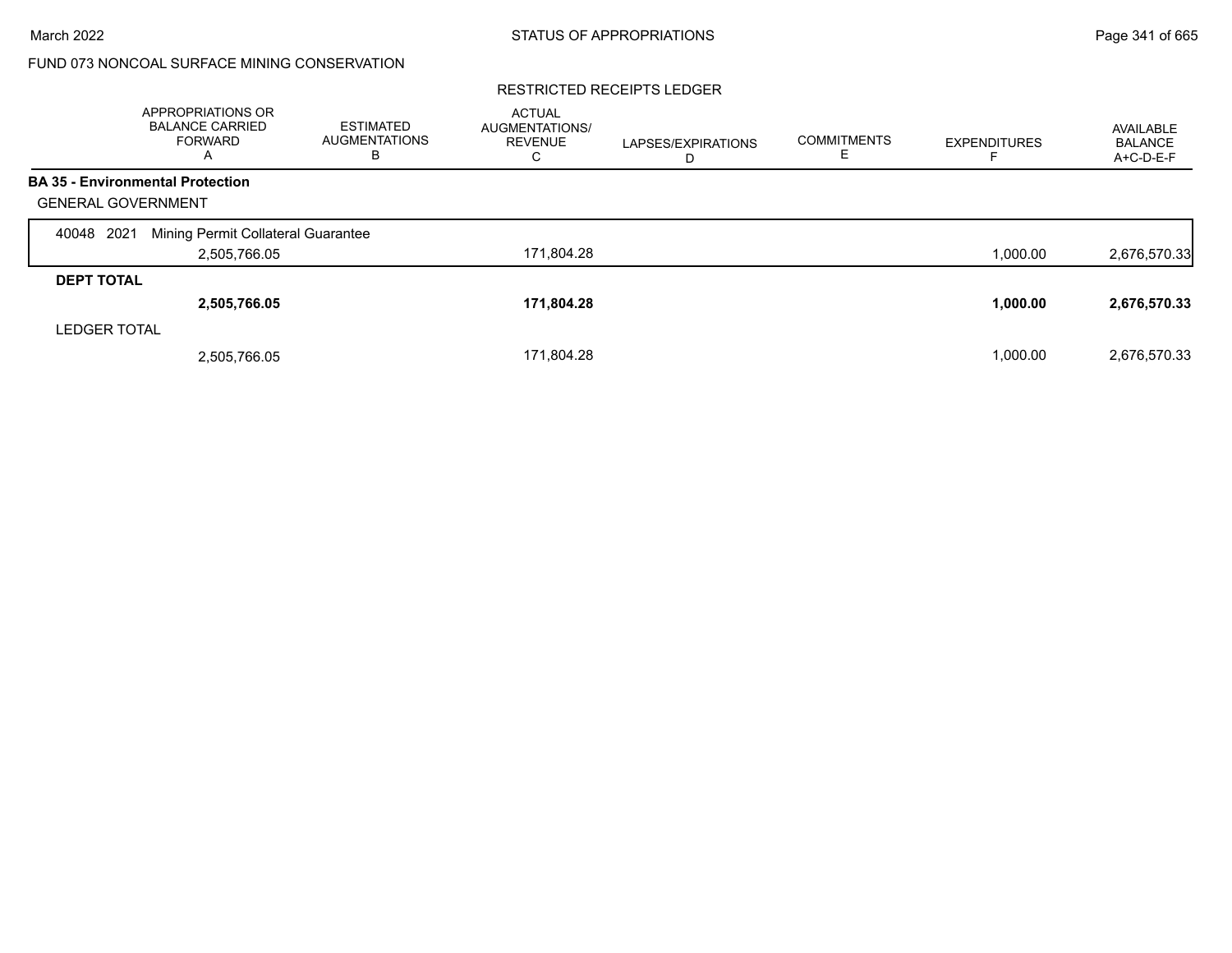FUND 073 NONCOAL SURFACE MINING CONSERVATION

RESTRICTED RECEIPTS LEDGER

| | APPROPRIATIONS OR BALANCE CARRIED FORWARD A | ESTIMATED AUGMENTATIONS B | ACTUAL AUGMENTATIONS/ REVENUE C | LAPSES/EXPIRATIONS D | COMMITMENTS E | EXPENDITURES F | AVAILABLE BALANCE A+C-D-E-F |
|---|---|---|---|---|---|---|---|
| **BA 35 - Environmental Protection** | | | | | | | |
| GENERAL GOVERNMENT | | | | | | | |
| 40048 2021 Mining Permit Collateral Guarantee | 2,505,766.05 | | 171,804.28 | | | 1,000.00 | 2,676,570.33 |
| **DEPT TOTAL** | **2,505,766.05** | | **171,804.28** | | | **1,000.00** | **2,676,570.33** |
| LEDGER TOTAL | 2,505,766.05 | | 171,804.28 | | | 1,000.00 | 2,676,570.33 |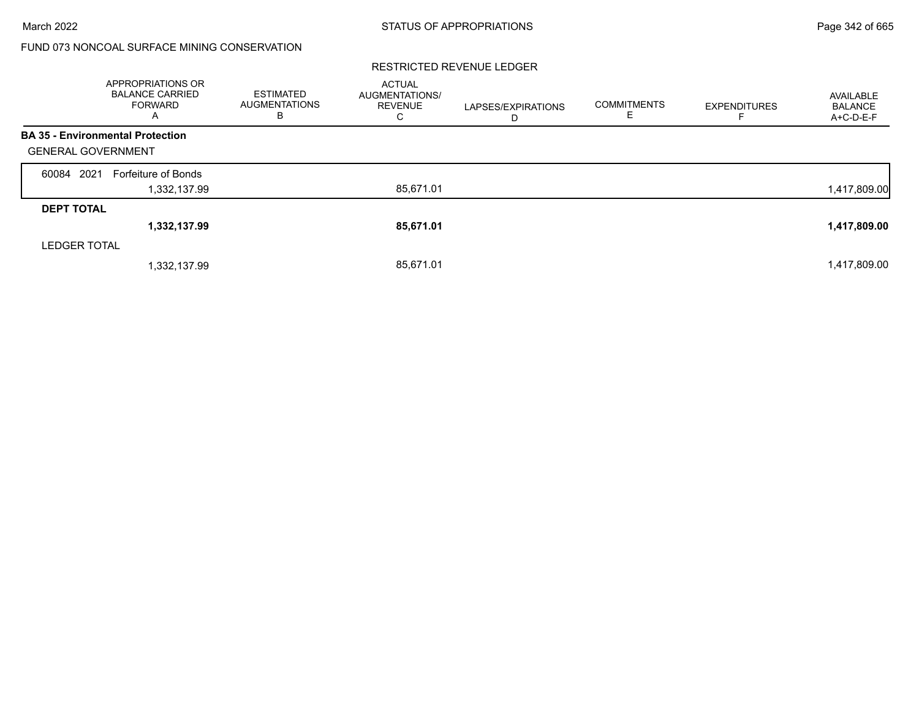FUND 073 NONCOAL SURFACE MINING CONSERVATION

RESTRICTED REVENUE LEDGER

| | APPROPRIATIONS OR BALANCE CARRIED FORWARD A | ESTIMATED AUGMENTATIONS B | ACTUAL AUGMENTATIONS/ REVENUE C | LAPSES/EXPIRATIONS D | COMMITMENTS E | EXPENDITURES F | AVAILABLE BALANCE A+C-D-E-F |
|---|---|---|---|---|---|---|---|
| **BA 35 - Environmental Protection** | | | | | | | |
| GENERAL GOVERNMENT | | | | | | | |
| 60084 2021 Forfeiture of Bonds | 1,332,137.99 | | 85,671.01 | | | | 1,417,809.00 |
| **DEPT TOTAL** | **1,332,137.99** | | **85,671.01** | | | | **1,417,809.00** |
| LEDGER TOTAL | 1,332,137.99 | | 85,671.01 | | | | 1,417,809.00 |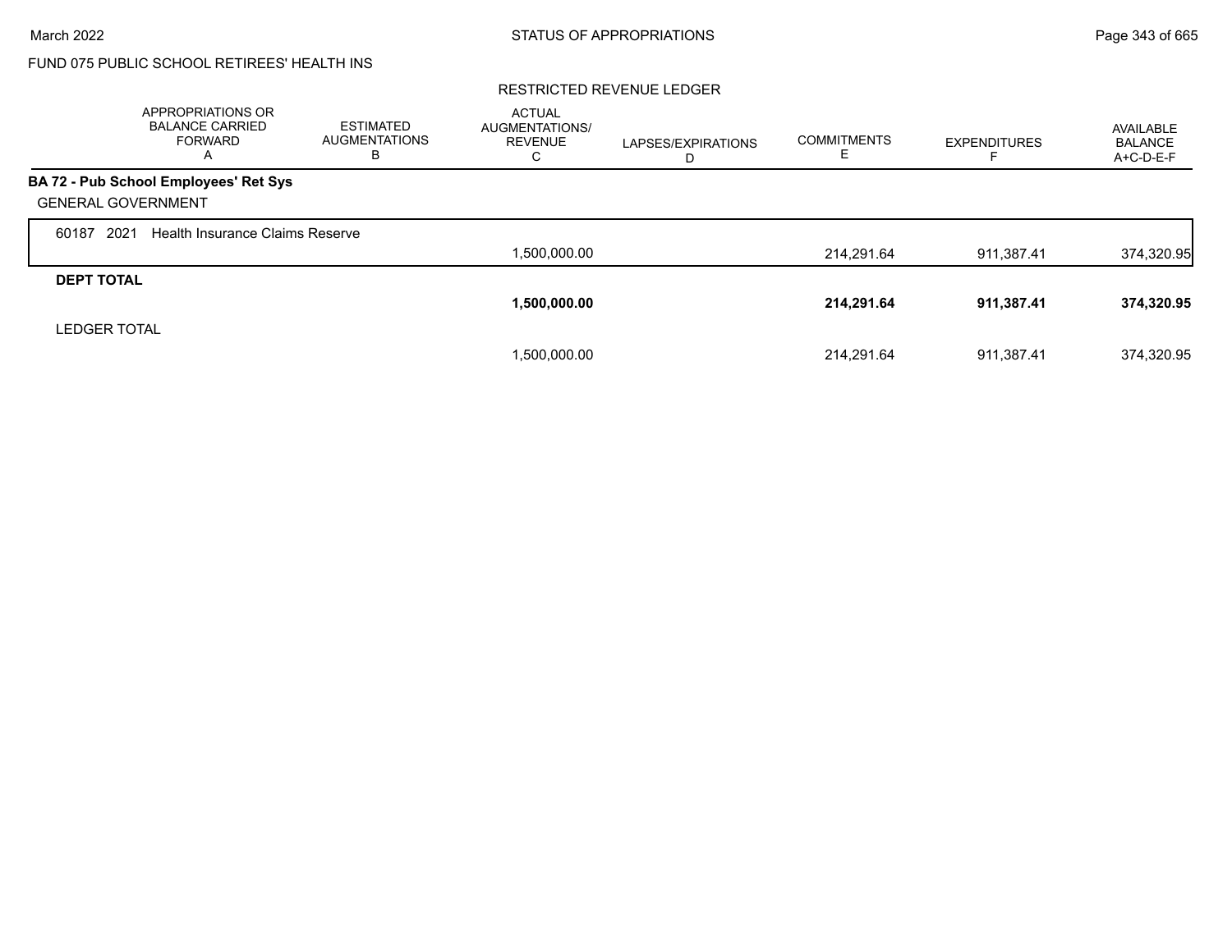FUND 075 PUBLIC SCHOOL RETIREES' HEALTH INS

RESTRICTED REVENUE LEDGER

| | APPROPRIATIONS OR BALANCE CARRIED FORWARD A | ESTIMATED AUGMENTATIONS B | ACTUAL AUGMENTATIONS/ REVENUE C | LAPSES/EXPIRATIONS D | COMMITMENTS E | EXPENDITURES F | AVAILABLE BALANCE A+C-D-E-F |
|---|---|---|---|---|---|---|---|
| **BA 72 - Pub School Employees' Ret Sys** | | | | | | | |
| GENERAL GOVERNMENT | | | | | | | |
| 60187 2021 Health Insurance Claims Reserve | | | | | | | |
| | | | 1,500,000.00 | | 214,291.64 | 911,387.41 | 374,320.95 |
| **DEPT TOTAL** | | | | | | | |
| | | | **1,500,000.00** | | **214,291.64** | **911,387.41** | **374,320.95** |
| LEDGER TOTAL | | | | | | | |
| | | | 1,500,000.00 | | 214,291.64 | 911,387.41 | 374,320.95 |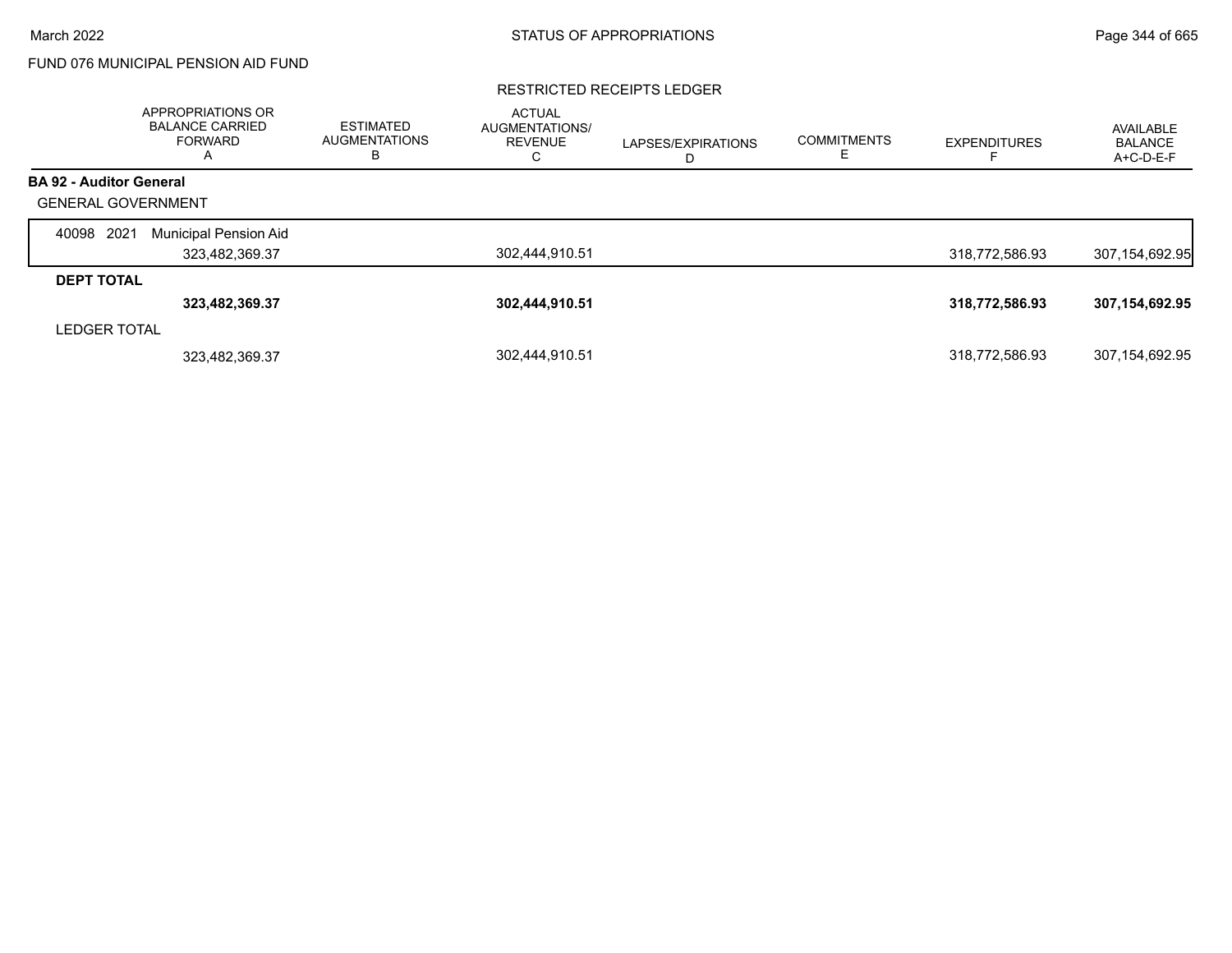FUND 076 MUNICIPAL PENSION AID FUND

RESTRICTED RECEIPTS LEDGER

| | APPROPRIATIONS OR BALANCE CARRIED FORWARD A | ESTIMATED AUGMENTATIONS B | ACTUAL AUGMENTATIONS/ REVENUE C | LAPSES/EXPIRATIONS D | COMMITMENTS E | EXPENDITURES F | AVAILABLE BALANCE A+C-D-E-F |
|---|---|---|---|---|---|---|---|
| **BA 92 - Auditor General** | | | | | | | |
| GENERAL GOVERNMENT | | | | | | | |
| 40098 2021 Municipal Pension Aid | 323,482,369.37 | | 302,444,910.51 | | | 318,772,586.93 | 307,154,692.95 |
| **DEPT TOTAL** | **323,482,369.37** | | **302,444,910.51** | | | **318,772,586.93** | **307,154,692.95** |
| LEDGER TOTAL | 323,482,369.37 | | 302,444,910.51 | | | 318,772,586.93 | 307,154,692.95 |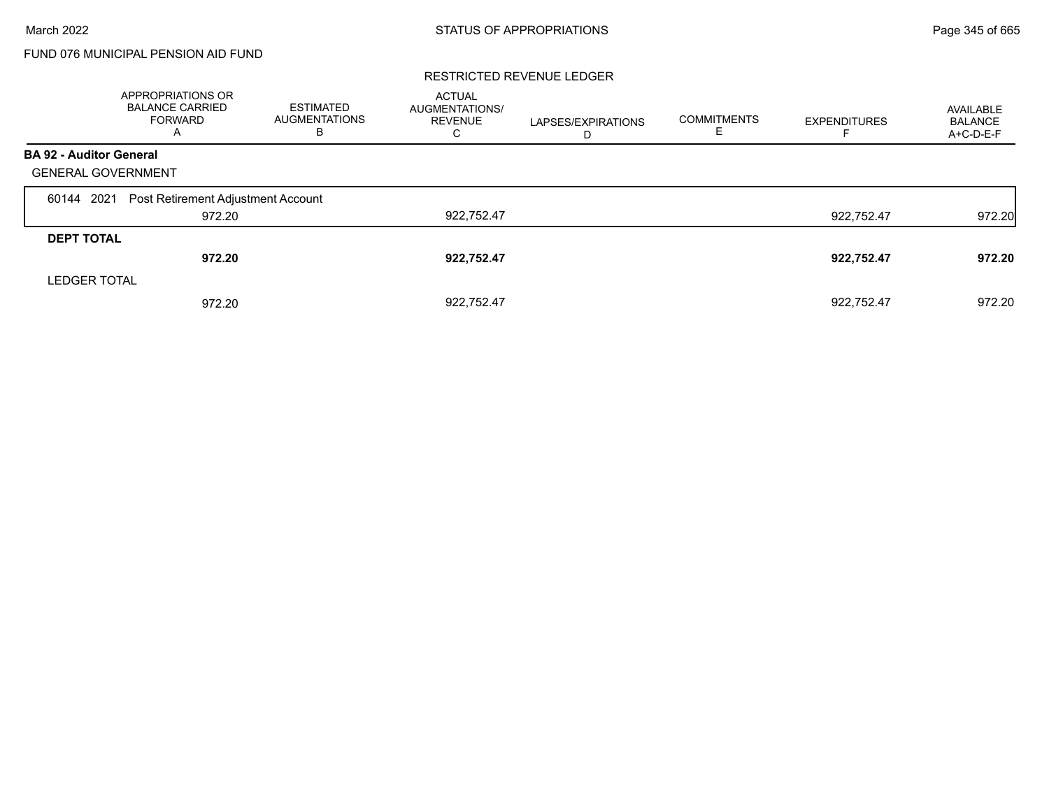FUND 076 MUNICIPAL PENSION AID FUND

STATUS OF APPROPRIATIONS

RESTRICTED REVENUE LEDGER

| | APPROPRIATIONS OR BALANCE CARRIED FORWARD A | ESTIMATED AUGMENTATIONS B | ACTUAL AUGMENTATIONS/ REVENUE C | LAPSES/EXPIRATIONS D | COMMITMENTS E | EXPENDITURES F | AVAILABLE BALANCE A+C-D-E-F |
|---|---|---|---|---|---|---|---|
| **BA 92 - Auditor General** | | | | | | | |
| GENERAL GOVERNMENT | | | | | | | |
| 60144 2021 Post Retirement Adjustment Account | 972.20 | | 922,752.47 | | | 922,752.47 | 972.20 |
| **DEPT TOTAL** | **972.20** | | **922,752.47** | | | **922,752.47** | **972.20** |
| LEDGER TOTAL | 972.20 | | 922,752.47 | | | 922,752.47 | 972.20 |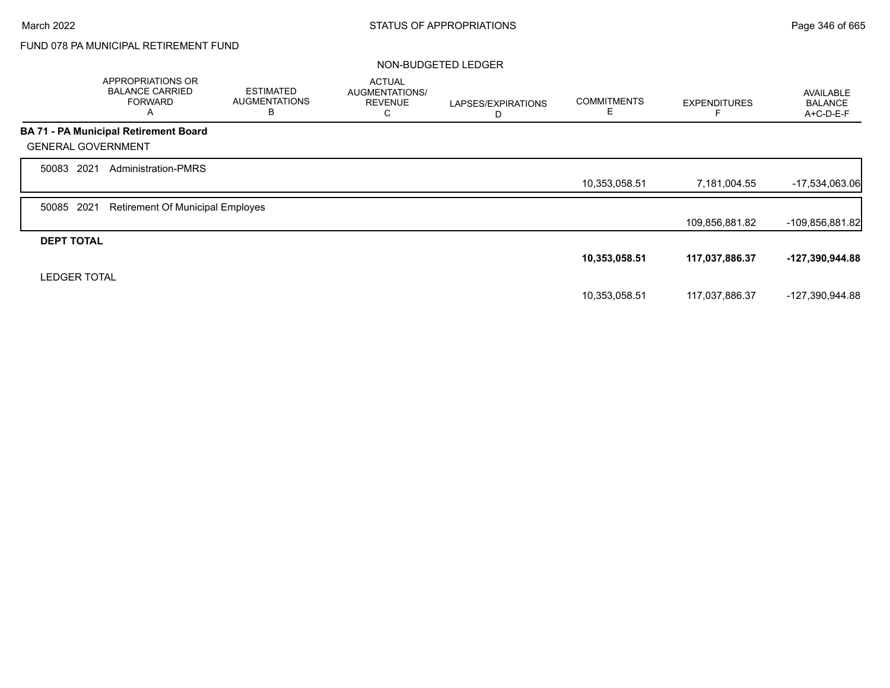FUND 078 PA MUNICIPAL RETIREMENT FUND

NON-BUDGETED LEDGER

| | APPROPRIATIONS OR BALANCE CARRIED FORWARD A | ESTIMATED AUGMENTATIONS B | ACTUAL AUGMENTATIONS/ REVENUE C | LAPSES/EXPIRATIONS D | COMMITMENTS E | EXPENDITURES F | AVAILABLE BALANCE A+C-D-E-F |
|---|---|---|---|---|---|---|---|
| **BA 71 - PA Municipal Retirement Board** | | | | | | | |
| GENERAL GOVERNMENT | | | | | | | |
| 50083 2021 Administration-PMRS | | | | | 10,353,058.51 | 7,181,004.55 | -17,534,063.06 |
| 50085 2021 Retirement Of Municipal Employes | | | | | | 109,856,881.82 | -109,856,881.82 |
| **DEPT TOTAL** | | | | | **10,353,058.51** | **117,037,886.37** | **-127,390,944.88** |
| LEDGER TOTAL | | | | | 10,353,058.51 | 117,037,886.37 | -127,390,944.88 |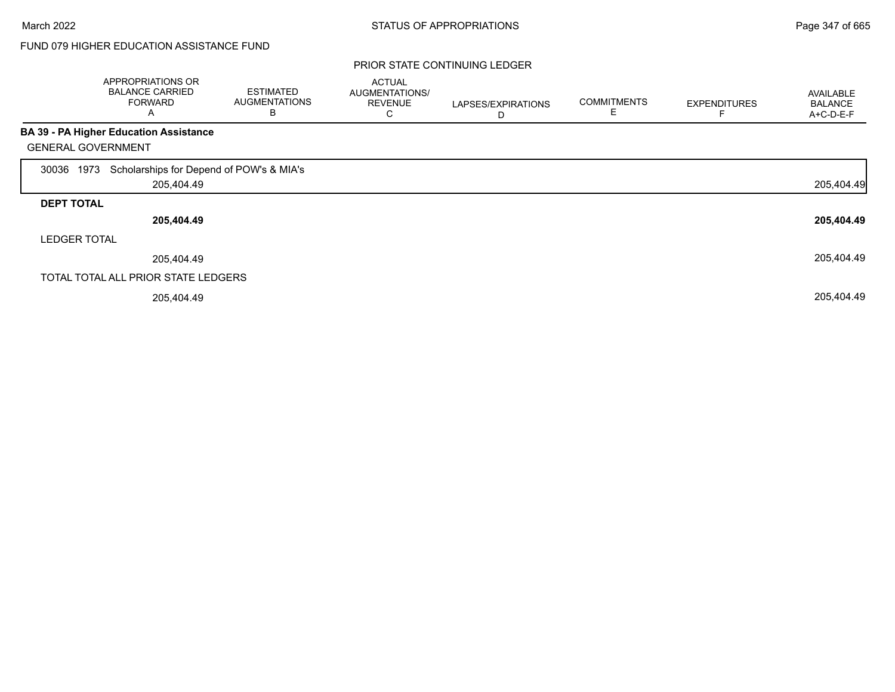FUND 079 HIGHER EDUCATION ASSISTANCE FUND

PRIOR STATE CONTINUING LEDGER

| | APPROPRIATIONS OR BALANCE CARRIED FORWARD A | ESTIMATED AUGMENTATIONS B | ACTUAL AUGMENTATIONS/ REVENUE C | LAPSES/EXPIRATIONS D | COMMITMENTS E | EXPENDITURES F | AVAILABLE BALANCE A+C-D-E-F |
|---|---|---|---|---|---|---|---|
| **BA 39 - PA Higher Education Assistance** | | | | | | | |
| GENERAL GOVERNMENT | | | | | | | |
| 30036 1973 Scholarships for Depend of POW's & MIA's | 205,404.49 | | | | | | 205,404.49 |
| **DEPT TOTAL** | **205,404.49** | | | | | | **205,404.49** |
| LEDGER TOTAL | 205,404.49 | | | | | | 205,404.49 |
| TOTAL TOTAL ALL PRIOR STATE LEDGERS | 205,404.49 | | | | | | 205,404.49 |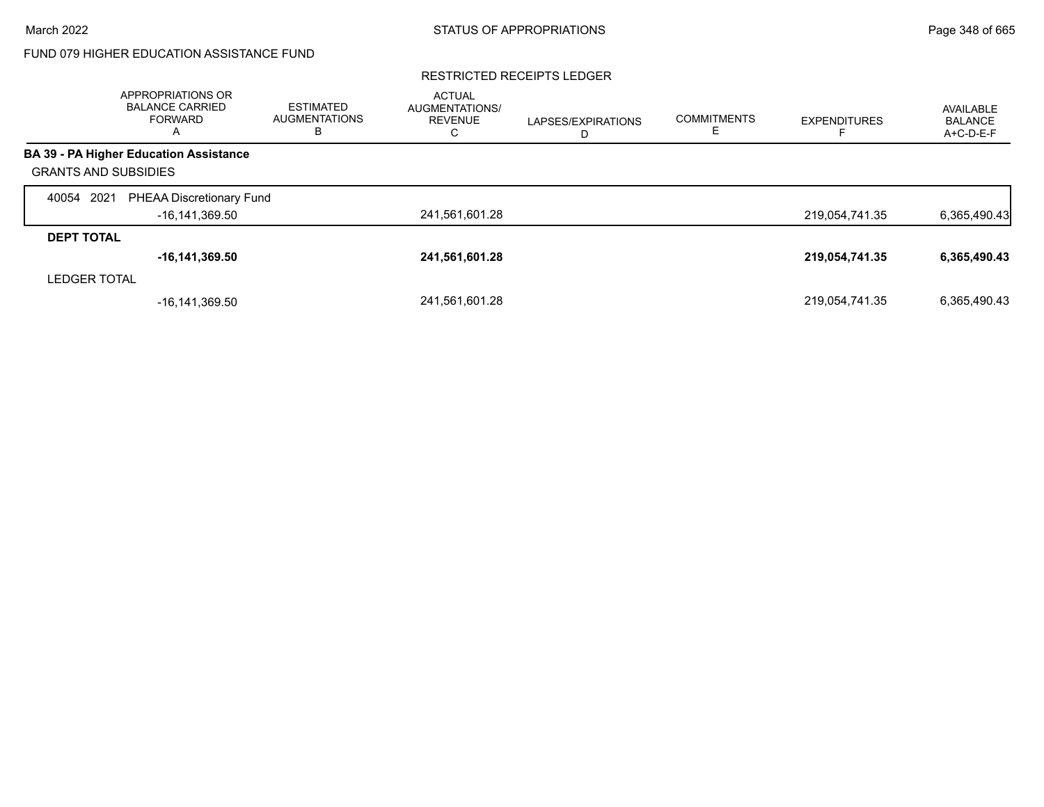FUND 079 HIGHER EDUCATION ASSISTANCE FUND

RESTRICTED RECEIPTS LEDGER

| | APPROPRIATIONS OR BALANCE CARRIED FORWARD A | ESTIMATED AUGMENTATIONS B | ACTUAL AUGMENTATIONS/ REVENUE C | LAPSES/EXPIRATIONS D | COMMITMENTS E | EXPENDITURES F | AVAILABLE BALANCE A+C-D-E-F |
|---|---|---|---|---|---|---|---|
| **BA 39 - PA Higher Education Assistance** | | | | | | | |
| GRANTS AND SUBSIDIES | | | | | | | |
| 40054 2021 PHEAA Discretionary Fund | -16,141,369.50 | | 241,561,601.28 | | | 219,054,741.35 | 6,365,490.43 |
| **DEPT TOTAL** | **-16,141,369.50** | | **241,561,601.28** | | | **219,054,741.35** | **6,365,490.43** |
| LEDGER TOTAL | -16,141,369.50 | | 241,561,601.28 | | | 219,054,741.35 | 6,365,490.43 |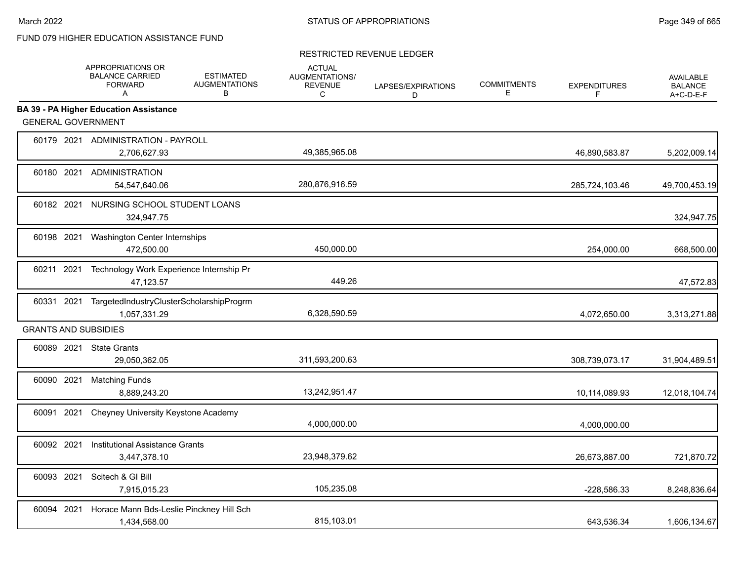FUND 079 HIGHER EDUCATION ASSISTANCE FUND

RESTRICTED REVENUE LEDGER

| | APPROPRIATIONS OR BALANCE CARRIED FORWARD A | ESTIMATED AUGMENTATIONS B | ACTUAL AUGMENTATIONS/ REVENUE C | LAPSES/EXPIRATIONS D | COMMITMENTS E | EXPENDITURES F | AVAILABLE BALANCE A+C-D-E-F |
|---|---|---|---|---|---|---|---|
| **BA 39 - PA Higher Education Assistance** | | | | | | | |
| GENERAL GOVERNMENT | | | | | | | |
| 60179 2021 ADMINISTRATION - PAYROLL | 2,706,627.93 | | 49,385,965.08 | | | 46,890,583.87 | 5,202,009.14 |
| 60180 2021 ADMINISTRATION | 54,547,640.06 | | 280,876,916.59 | | | 285,724,103.46 | 49,700,453.19 |
| 60182 2021 NURSING SCHOOL STUDENT LOANS | 324,947.75 | | | | | | 324,947.75 |
| 60198 2021 Washington Center Internships | 472,500.00 | | 450,000.00 | | | 254,000.00 | 668,500.00 |
| 60211 2021 Technology Work Experience Internship Pr | 47,123.57 | | 449.26 | | | | 47,572.83 |
| 60331 2021 TargetedIndustryClusterScholarshipProgrm | 1,057,331.29 | | 6,328,590.59 | | | 4,072,650.00 | 3,313,271.88 |
| GRANTS AND SUBSIDIES | | | | | | | |
| 60089 2021 State Grants | 29,050,362.05 | | 311,593,200.63 | | | 308,739,073.17 | 31,904,489.51 |
| 60090 2021 Matching Funds | 8,889,243.20 | | 13,242,951.47 | | | 10,114,089.93 | 12,018,104.74 |
| 60091 2021 Cheyney University Keystone Academy | | | 4,000,000.00 | | | 4,000,000.00 | |
| 60092 2021 Institutional Assistance Grants | 3,447,378.10 | | 23,948,379.62 | | | 26,673,887.00 | 721,870.72 |
| 60093 2021 Scitech & GI Bill | 7,915,015.23 | | 105,235.08 | | | -228,586.33 | 8,248,836.64 |
| 60094 2021 Horace Mann Bds-Leslie Pinckney Hill Sch | 1,434,568.00 | | 815,103.01 | | | 643,536.34 | 1,606,134.67 |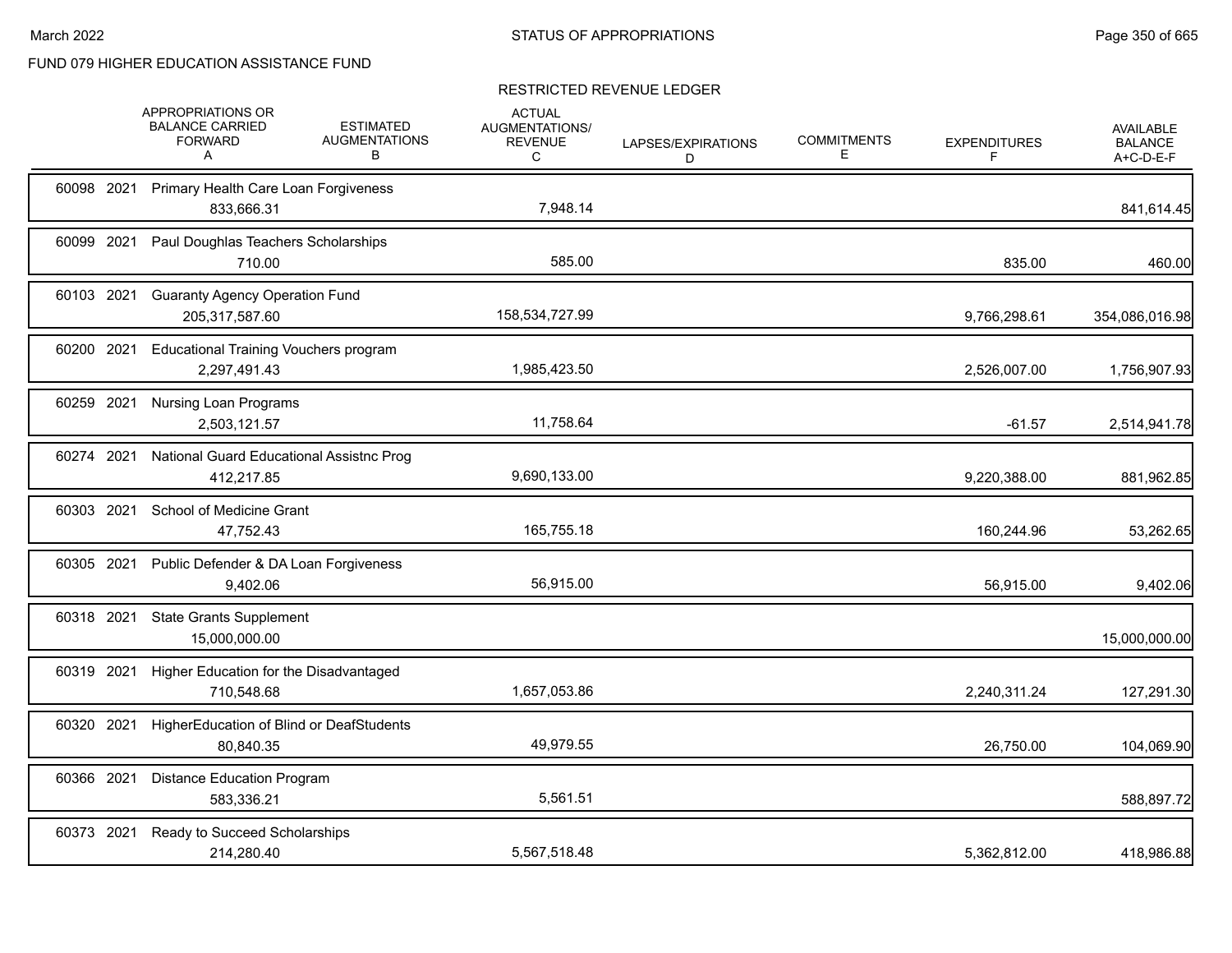FUND 079 HIGHER EDUCATION ASSISTANCE FUND

RESTRICTED REVENUE LEDGER

| | | APPROPRIATIONS OR BALANCE CARRIED FORWARD A | ESTIMATED AUGMENTATIONS B | ACTUAL AUGMENTATIONS/ REVENUE C | LAPSES/EXPIRATIONS D | COMMITMENTS E | EXPENDITURES F | AVAILABLE BALANCE A+C-D-E-F |
|---|---|---|---|---|---|---|---|---|
| 60098 | 2021 | Primary Health Care Loan Forgiveness | | | | | | |
| | | 833,666.31 | | 7,948.14 | | | | 841,614.45 |
| 60099 | 2021 | Paul Doughlas Teachers Scholarships | | | | | | |
| | | 710.00 | | 585.00 | | | 835.00 | 460.00 |
| 60103 | 2021 | Guaranty Agency Operation Fund | | | | | | |
| | | 205,317,587.60 | | 158,534,727.99 | | | 9,766,298.61 | 354,086,016.98 |
| 60200 | 2021 | Educational Training Vouchers program | | | | | | |
| | | 2,297,491.43 | | 1,985,423.50 | | | 2,526,007.00 | 1,756,907.93 |
| 60259 | 2021 | Nursing Loan Programs | | | | | | |
| | | 2,503,121.57 | | 11,758.64 | | | -61.57 | 2,514,941.78 |
| 60274 | 2021 | National Guard Educational Assistnc Prog | | | | | | |
| | | 412,217.85 | | 9,690,133.00 | | | 9,220,388.00 | 881,962.85 |
| 60303 | 2021 | School of Medicine Grant | | | | | | |
| | | 47,752.43 | | 165,755.18 | | | 160,244.96 | 53,262.65 |
| 60305 | 2021 | Public Defender & DA Loan Forgiveness | | | | | | |
| | | 9,402.06 | | 56,915.00 | | | 56,915.00 | 9,402.06 |
| 60318 | 2021 | State Grants Supplement | | | | | | |
| | | 15,000,000.00 | | | | | | 15,000,000.00 |
| 60319 | 2021 | Higher Education for the Disadvantaged | | | | | | |
| | | 710,548.68 | | 1,657,053.86 | | | 2,240,311.24 | 127,291.30 |
| 60320 | 2021 | HigherEducation of Blind or DeafStudents | | | | | | |
| | | 80,840.35 | | 49,979.55 | | | 26,750.00 | 104,069.90 |
| 60366 | 2021 | Distance Education Program | | | | | | |
| | | 583,336.21 | | 5,561.51 | | | | 588,897.72 |
| 60373 | 2021 | Ready to Succeed Scholarships | | | | | | |
| | | 214,280.40 | | 5,567,518.48 | | | 5,362,812.00 | 418,986.88 |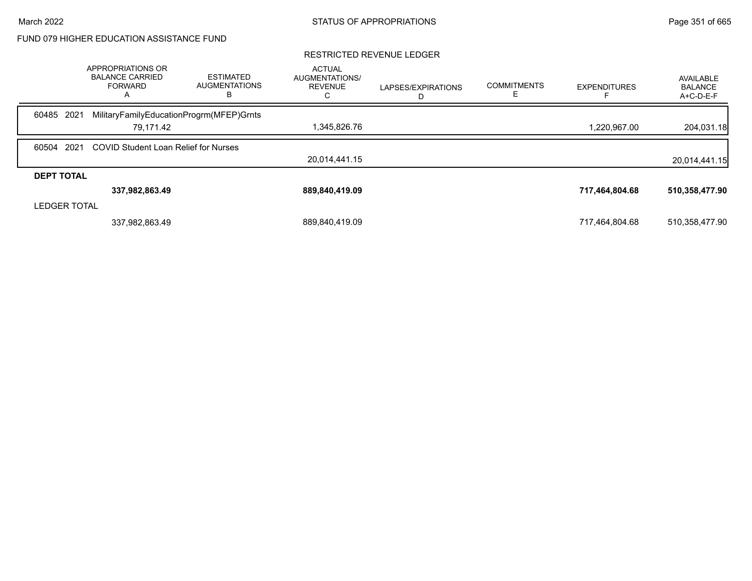FUND 079 HIGHER EDUCATION ASSISTANCE FUND

RESTRICTED REVENUE LEDGER

| | APPROPRIATIONS OR BALANCE CARRIED FORWARD A | ESTIMATED AUGMENTATIONS B | ACTUAL AUGMENTATIONS/ REVENUE C | LAPSES/EXPIRATIONS D | COMMITMENTS E | EXPENDITURES F | AVAILABLE BALANCE A+C-D-E-F |
|---|---|---|---|---|---|---|---|
| 60485 2021 MilitaryFamilyEducationProgrm(MFEP)Grnts | | | | | | | |
| | 79,171.42 | | 1,345,826.76 | | | 1,220,967.00 | 204,031.18 |
| 60504 2021 COVID Student Loan Relief for Nurses | | | | | | | |
| | | | 20,014,441.15 | | | | 20,014,441.15 |
| **DEPT TOTAL** | | | | | | | |
| | **337,982,863.49** | | **889,840,419.09** | | | **717,464,804.68** | **510,358,477.90** |
| LEDGER TOTAL | | | | | | | |
| | 337,982,863.49 | | 889,840,419.09 | | | 717,464,804.68 | 510,358,477.90 |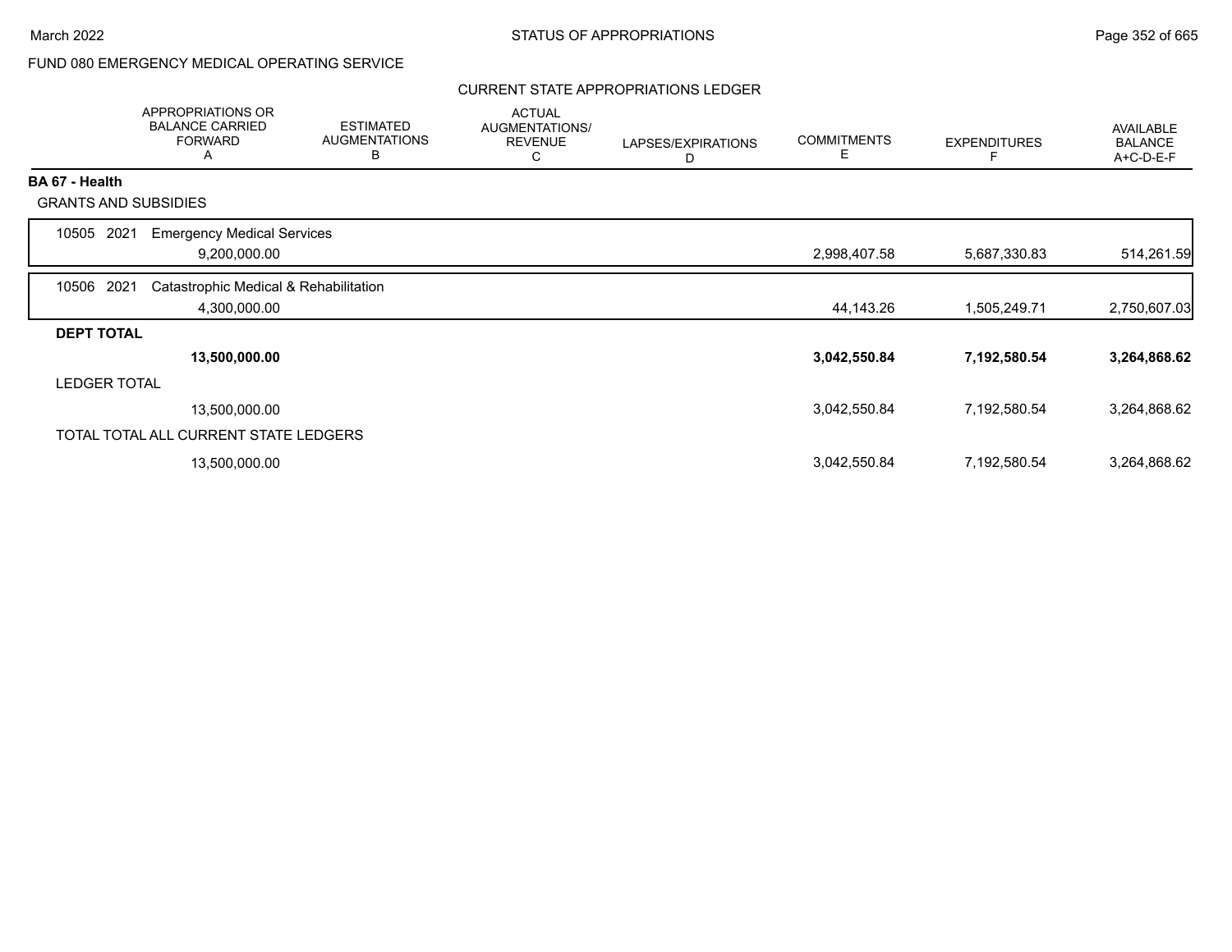FUND 080 EMERGENCY MEDICAL OPERATING SERVICE

CURRENT STATE APPROPRIATIONS LEDGER

| | APPROPRIATIONS OR BALANCE CARRIED FORWARD A | ESTIMATED AUGMENTATIONS B | ACTUAL AUGMENTATIONS/ REVENUE C | LAPSES/EXPIRATIONS D | COMMITMENTS E | EXPENDITURES F | AVAILABLE BALANCE A+C-D-E-F |
|---|---|---|---|---|---|---|---|
| **BA 67 - Health** | | | | | | | |
| GRANTS AND SUBSIDIES | | | | | | | |
| 10505 2021 Emergency Medical Services | 9,200,000.00 | | | | 2,998,407.58 | 5,687,330.83 | 514,261.59 |
| 10506 2021 Catastrophic Medical & Rehabilitation | 4,300,000.00 | | | | 44,143.26 | 1,505,249.71 | 2,750,607.03 |
| **DEPT TOTAL** | **13,500,000.00** | | | | **3,042,550.84** | **7,192,580.54** | **3,264,868.62** |
| LEDGER TOTAL | 13,500,000.00 | | | | 3,042,550.84 | 7,192,580.54 | 3,264,868.62 |
| TOTAL TOTAL ALL CURRENT STATE LEDGERS | 13,500,000.00 | | | | 3,042,550.84 | 7,192,580.54 | 3,264,868.62 |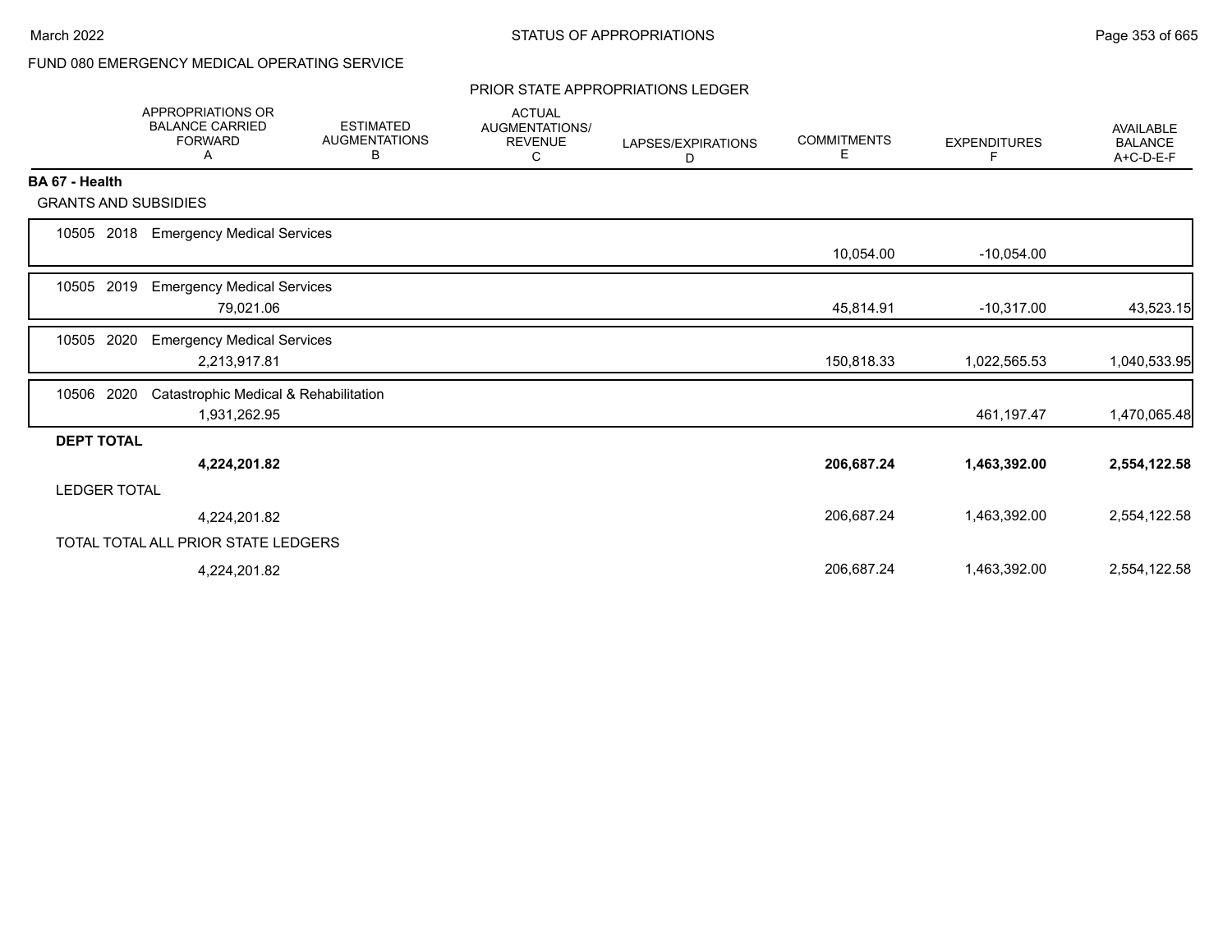March 2022 — STATUS OF APPROPRIATIONS

FUND 080 EMERGENCY MEDICAL OPERATING SERVICE

PRIOR STATE APPROPRIATIONS LEDGER

| | APPROPRIATIONS OR BALANCE CARRIED FORWARD A | ESTIMATED AUGMENTATIONS B | ACTUAL AUGMENTATIONS/ REVENUE C | LAPSES/EXPIRATIONS D | COMMITMENTS E | EXPENDITURES F | AVAILABLE BALANCE A+C-D-E-F |
|---|---|---|---|---|---|---|---|
| **BA 67 - Health** | | | | | | | |
| GRANTS AND SUBSIDIES | | | | | | | |
| 10505 2018 Emergency Medical Services | | | | | 10,054.00 | -10,054.00 | |
| 10505 2019 Emergency Medical Services | 79,021.06 | | | | 45,814.91 | -10,317.00 | 43,523.15 |
| 10505 2020 Emergency Medical Services | 2,213,917.81 | | | | 150,818.33 | 1,022,565.53 | 1,040,533.95 |
| 10506 2020 Catastrophic Medical & Rehabilitation | 1,931,262.95 | | | | | 461,197.47 | 1,470,065.48 |
| **DEPT TOTAL** | **4,224,201.82** | | | | **206,687.24** | **1,463,392.00** | **2,554,122.58** |
| LEDGER TOTAL | 4,224,201.82 | | | | 206,687.24 | 1,463,392.00 | 2,554,122.58 |
| TOTAL TOTAL ALL PRIOR STATE LEDGERS | 4,224,201.82 | | | | 206,687.24 | 1,463,392.00 | 2,554,122.58 |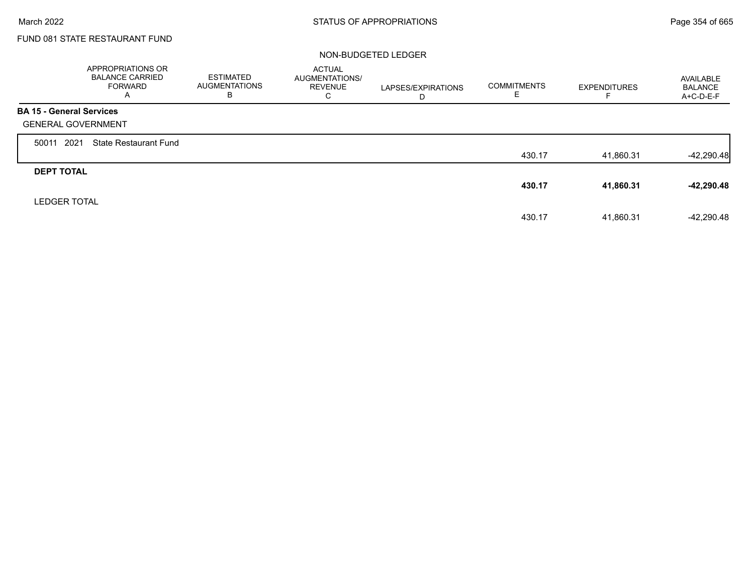FUND 081 STATE RESTAURANT FUND

NON-BUDGETED LEDGER

| | APPROPRIATIONS OR BALANCE CARRIED FORWARD A | ESTIMATED AUGMENTATIONS B | ACTUAL AUGMENTATIONS/ REVENUE C | LAPSES/EXPIRATIONS D | COMMITMENTS E | EXPENDITURES F | AVAILABLE BALANCE A+C-D-E-F |
|---|---|---|---|---|---|---|---|
| **BA 15 - General Services** | | | | | | | |
| GENERAL GOVERNMENT | | | | | | | |
| 50011 2021 State Restaurant Fund | | | | | 430.17 | 41,860.31 | -42,290.48 |
| **DEPT TOTAL** | | | | | **430.17** | **41,860.31** | **-42,290.48** |
| LEDGER TOTAL | | | | | 430.17 | 41,860.31 | -42,290.48 |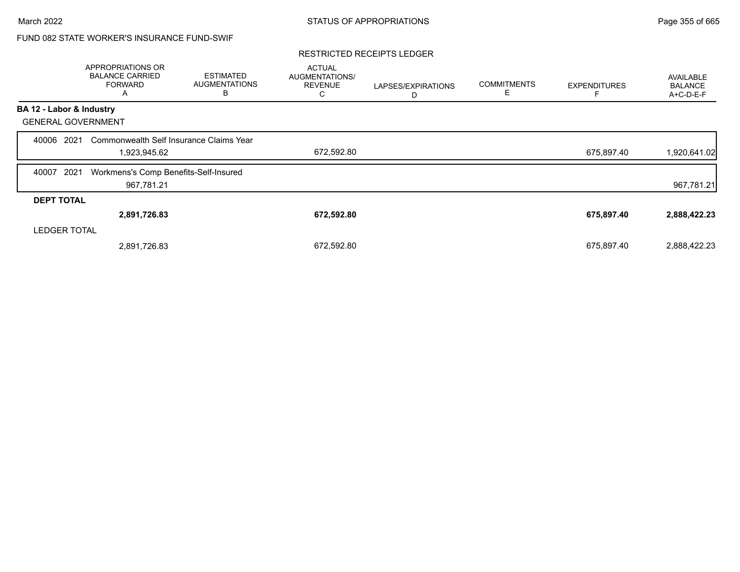FUND 082 STATE WORKER'S INSURANCE FUND-SWIF

RESTRICTED RECEIPTS LEDGER

| | APPROPRIATIONS OR BALANCE CARRIED FORWARD A | ESTIMATED AUGMENTATIONS B | ACTUAL AUGMENTATIONS/ REVENUE C | LAPSES/EXPIRATIONS D | COMMITMENTS E | EXPENDITURES F | AVAILABLE BALANCE A+C-D-E-F |
|---|---|---|---|---|---|---|---|
| **BA 12 - Labor & Industry** | | | | | | | |
| GENERAL GOVERNMENT | | | | | | | |
| 40006 2021 Commonwealth Self Insurance Claims Year | 1,923,945.62 | | 672,592.80 | | | 675,897.40 | 1,920,641.02 |
| 40007 2021 Workmens's Comp Benefits-Self-Insured | 967,781.21 | | | | | | 967,781.21 |
| **DEPT TOTAL** | **2,891,726.83** | | **672,592.80** | | | **675,897.40** | **2,888,422.23** |
| LEDGER TOTAL | 2,891,726.83 | | 672,592.80 | | | 675,897.40 | 2,888,422.23 |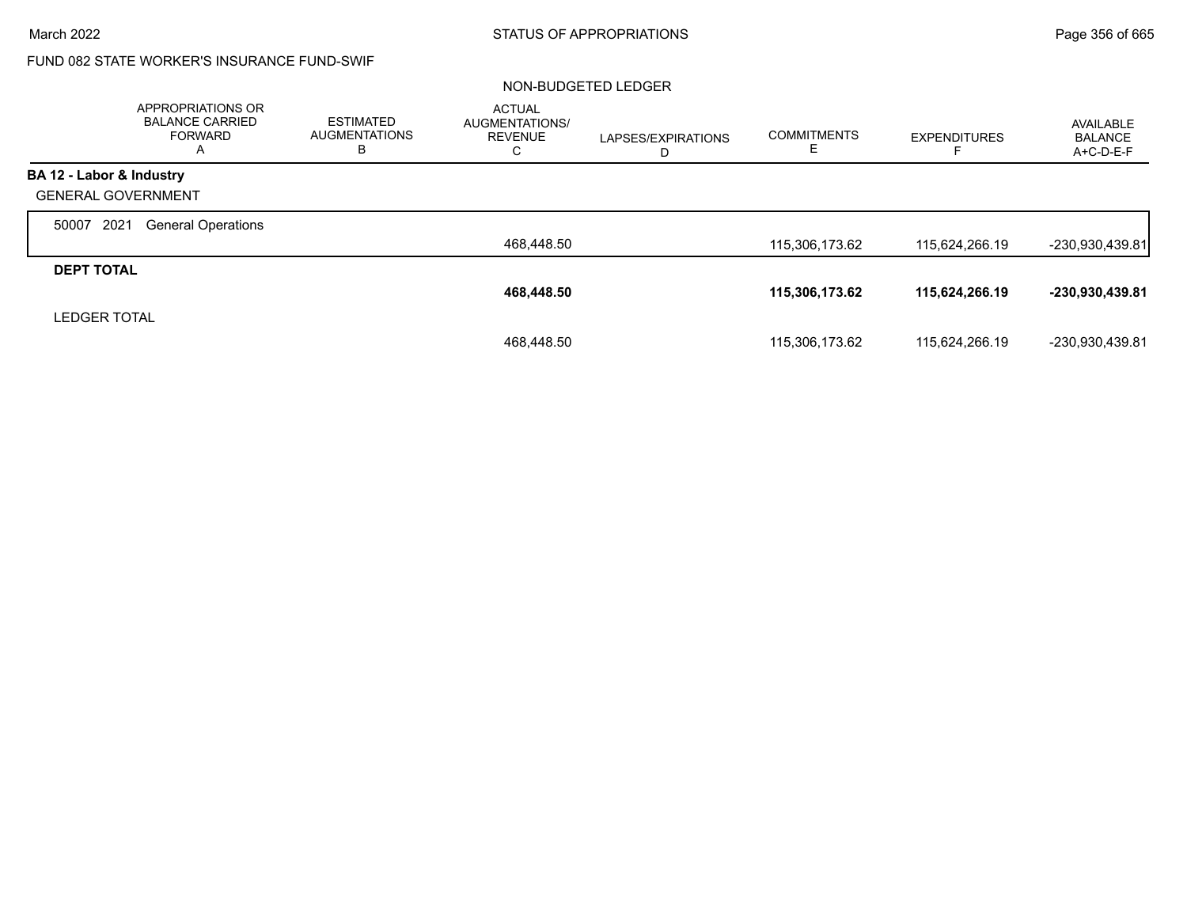FUND 082 STATE WORKER'S INSURANCE FUND-SWIF

NON-BUDGETED LEDGER

| | APPROPRIATIONS OR BALANCE CARRIED FORWARD A | ESTIMATED AUGMENTATIONS B | ACTUAL AUGMENTATIONS/ REVENUE C | LAPSES/EXPIRATIONS D | COMMITMENTS E | EXPENDITURES F | AVAILABLE BALANCE A+C-D-E-F |
|---|---|---|---|---|---|---|---|
| **BA 12 - Labor & Industry** | | | | | | | |
| GENERAL GOVERNMENT | | | | | | | |
| 50007 2021 General Operations | | | 468,448.50 | | 115,306,173.62 | 115,624,266.19 | -230,930,439.81 |
| **DEPT TOTAL** | | | **468,448.50** | | **115,306,173.62** | **115,624,266.19** | **-230,930,439.81** |
| LEDGER TOTAL | | | 468,448.50 | | 115,306,173.62 | 115,624,266.19 | -230,930,439.81 |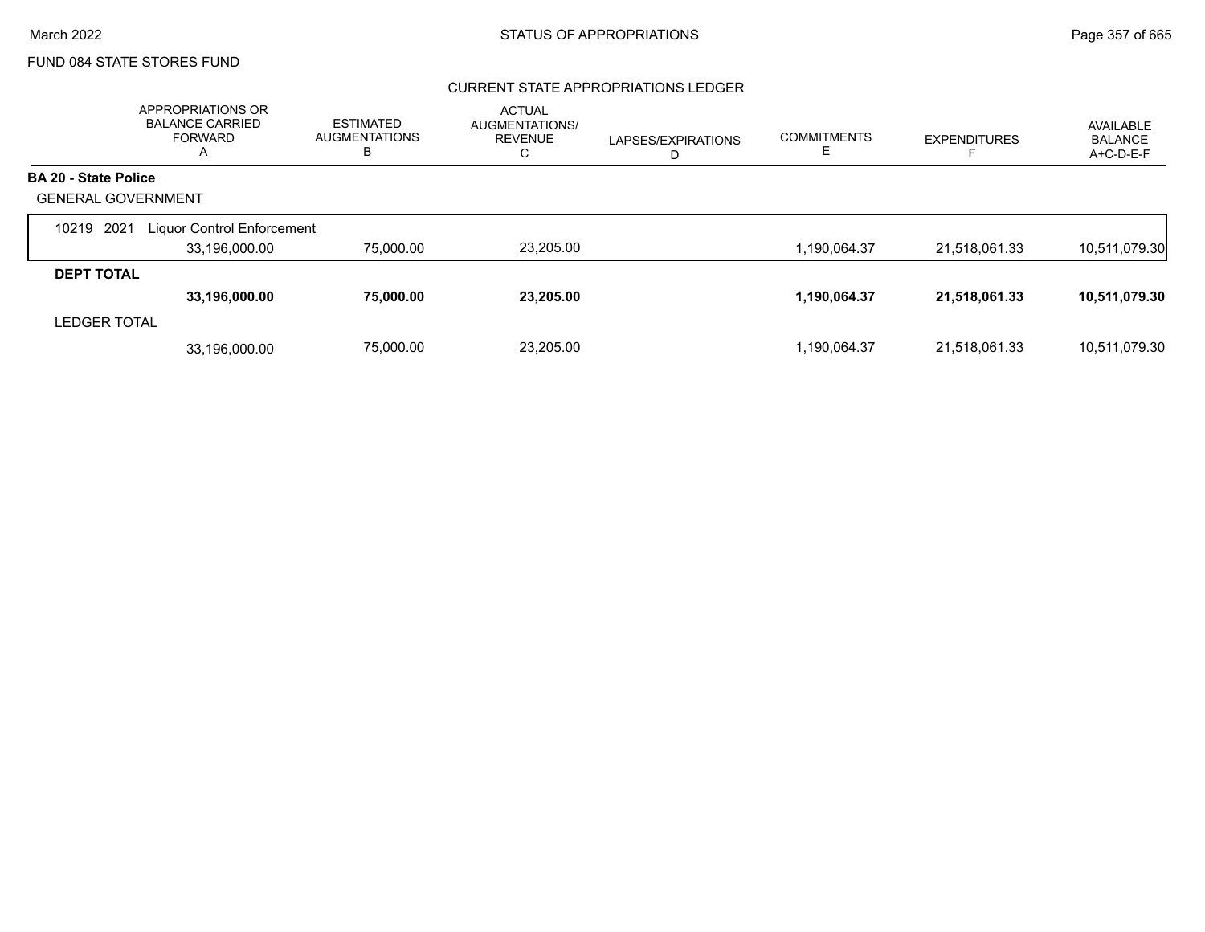FUND 084 STATE STORES FUND

## CURRENT STATE APPROPRIATIONS LEDGER

| | APPROPRIATIONS OR BALANCE CARRIED FORWARD A | ESTIMATED AUGMENTATIONS B | ACTUAL AUGMENTATIONS/ REVENUE C | LAPSES/EXPIRATIONS D | COMMITMENTS E | EXPENDITURES F | AVAILABLE BALANCE A+C-D-E-F |
|---|---|---|---|---|---|---|---|
| **BA 20 - State Police** | | | | | | | |
| GENERAL GOVERNMENT | | | | | | | |
| 10219 2021 Liquor Control Enforcement | 33,196,000.00 | 75,000.00 | 23,205.00 | | 1,190,064.37 | 21,518,061.33 | 10,511,079.30 |
| **DEPT TOTAL** | **33,196,000.00** | **75,000.00** | **23,205.00** | | **1,190,064.37** | **21,518,061.33** | **10,511,079.30** |
| LEDGER TOTAL | 33,196,000.00 | 75,000.00 | 23,205.00 | | 1,190,064.37 | 21,518,061.33 | 10,511,079.30 |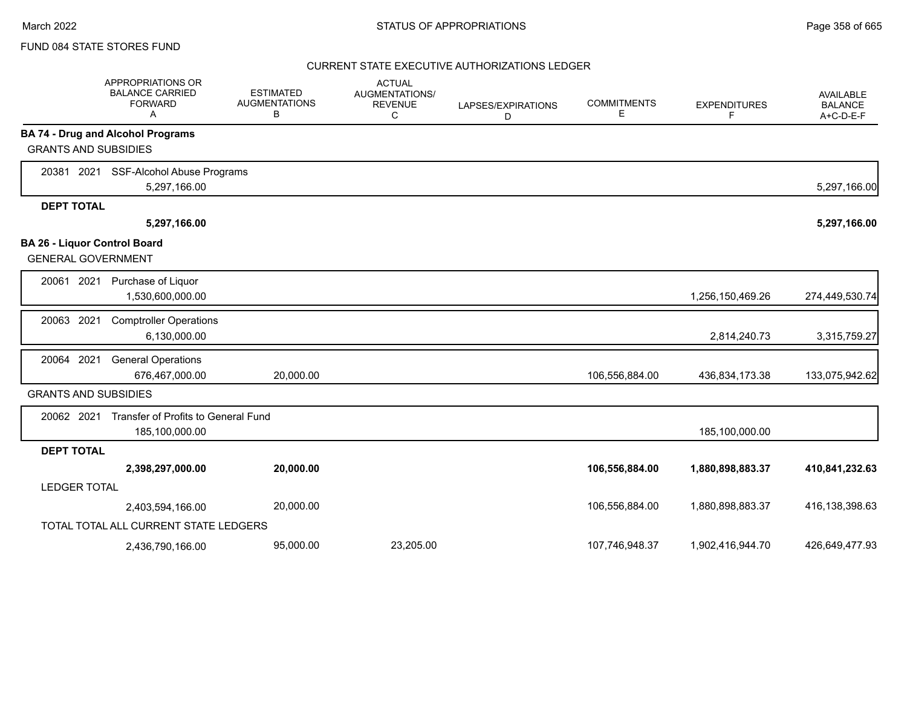FUND 084 STATE STORES FUND

CURRENT STATE EXECUTIVE AUTHORIZATIONS LEDGER

| | APPROPRIATIONS OR BALANCE CARRIED FORWARD A | ESTIMATED AUGMENTATIONS B | ACTUAL AUGMENTATIONS/ REVENUE C | LAPSES/EXPIRATIONS D | COMMITMENTS E | EXPENDITURES F | AVAILABLE BALANCE A+C-D-E-F |
|---|---|---|---|---|---|---|---|
| **BA 74 - Drug and Alcohol Programs** | | | | | | | |
| GRANTS AND SUBSIDIES | | | | | | | |
| 20381 2021 SSF-Alcohol Abuse Programs | 5,297,166.00 | | | | | | 5,297,166.00 |
| **DEPT TOTAL** | **5,297,166.00** | | | | | | **5,297,166.00** |
| **BA 26 - Liquor Control Board** | | | | | | | |
| GENERAL GOVERNMENT | | | | | | | |
| 20061 2021 Purchase of Liquor | 1,530,600,000.00 | | | | | 1,256,150,469.26 | 274,449,530.74 |
| 20063 2021 Comptroller Operations | 6,130,000.00 | | | | | 2,814,240.73 | 3,315,759.27 |
| 20064 2021 General Operations | 676,467,000.00 | 20,000.00 | | | 106,556,884.00 | 436,834,173.38 | 133,075,942.62 |
| GRANTS AND SUBSIDIES | | | | | | | |
| 20062 2021 Transfer of Profits to General Fund | 185,100,000.00 | | | | | 185,100,000.00 | |
| **DEPT TOTAL** | **2,398,297,000.00** | **20,000.00** | | | **106,556,884.00** | **1,880,898,883.37** | **410,841,232.63** |
| LEDGER TOTAL | 2,403,594,166.00 | 20,000.00 | | | 106,556,884.00 | 1,880,898,883.37 | 416,138,398.63 |
| TOTAL TOTAL ALL CURRENT STATE LEDGERS | 2,436,790,166.00 | 95,000.00 | 23,205.00 | | 107,746,948.37 | 1,902,416,944.70 | 426,649,477.93 |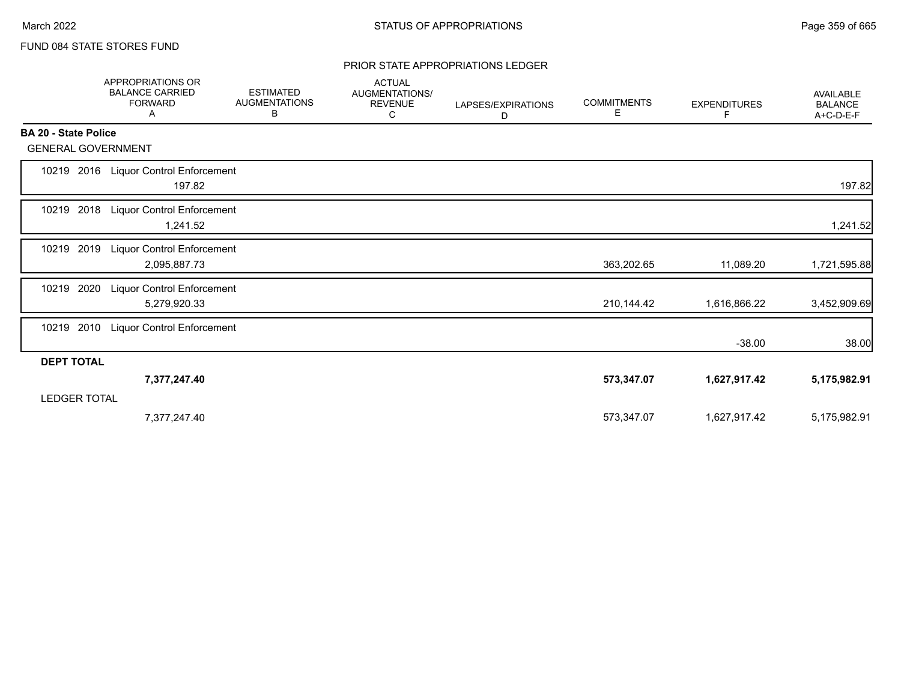FUND 084 STATE STORES FUND

PRIOR STATE APPROPRIATIONS LEDGER

| | APPROPRIATIONS OR BALANCE CARRIED FORWARD A | ESTIMATED AUGMENTATIONS B | ACTUAL AUGMENTATIONS/ REVENUE C | LAPSES/EXPIRATIONS D | COMMITMENTS E | EXPENDITURES F | AVAILABLE BALANCE A+C-D-E-F |
|---|---|---|---|---|---|---|---|
| **BA 20 - State Police** | | | | | | | |
| GENERAL GOVERNMENT | | | | | | | |
| 10219 2016 Liquor Control Enforcement | 197.82 | | | | | | 197.82 |
| 10219 2018 Liquor Control Enforcement | 1,241.52 | | | | | | 1,241.52 |
| 10219 2019 Liquor Control Enforcement | 2,095,887.73 | | | | 363,202.65 | 11,089.20 | 1,721,595.88 |
| 10219 2020 Liquor Control Enforcement | 5,279,920.33 | | | | 210,144.42 | 1,616,866.22 | 3,452,909.69 |
| 10219 2010 Liquor Control Enforcement | | | | | | -38.00 | 38.00 |
| **DEPT TOTAL** | **7,377,247.40** | | | | **573,347.07** | **1,627,917.42** | **5,175,982.91** |
| LEDGER TOTAL | 7,377,247.40 | | | | 573,347.07 | 1,627,917.42 | 5,175,982.91 |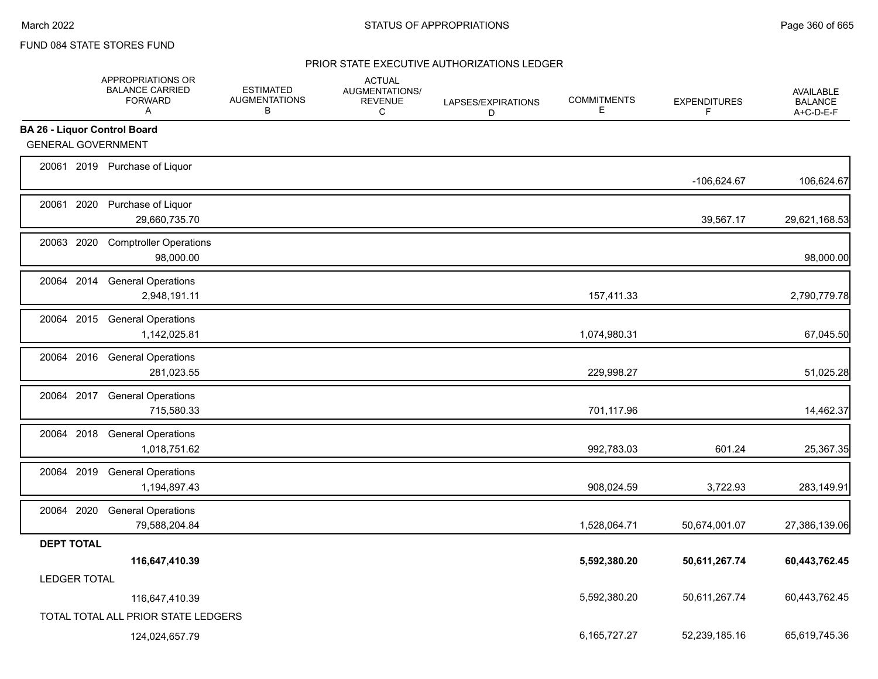FUND 084 STATE STORES FUND

PRIOR STATE EXECUTIVE AUTHORIZATIONS LEDGER

| | APPROPRIATIONS OR BALANCE CARRIED FORWARD A | ESTIMATED AUGMENTATIONS B | ACTUAL AUGMENTATIONS/ REVENUE C | LAPSES/EXPIRATIONS D | COMMITMENTS E | EXPENDITURES F | AVAILABLE BALANCE A+C-D-E-F |
|---|---|---|---|---|---|---|---|
| **BA 26 - Liquor Control Board** | | | | | | | |
| GENERAL GOVERNMENT | | | | | | | |
| 20061 2019 Purchase of Liquor | | | | | | -106,624.67 | 106,624.67 |
| 20061 2020 Purchase of Liquor | 29,660,735.70 | | | | | 39,567.17 | 29,621,168.53 |
| 20063 2020 Comptroller Operations | 98,000.00 | | | | | | 98,000.00 |
| 20064 2014 General Operations | 2,948,191.11 | | | | 157,411.33 | | 2,790,779.78 |
| 20064 2015 General Operations | 1,142,025.81 | | | | 1,074,980.31 | | 67,045.50 |
| 20064 2016 General Operations | 281,023.55 | | | | 229,998.27 | | 51,025.28 |
| 20064 2017 General Operations | 715,580.33 | | | | 701,117.96 | | 14,462.37 |
| 20064 2018 General Operations | 1,018,751.62 | | | | 992,783.03 | 601.24 | 25,367.35 |
| 20064 2019 General Operations | 1,194,897.43 | | | | 908,024.59 | 3,722.93 | 283,149.91 |
| 20064 2020 General Operations | 79,588,204.84 | | | | 1,528,064.71 | 50,674,001.07 | 27,386,139.06 |
| **DEPT TOTAL** | **116,647,410.39** | | | | **5,592,380.20** | **50,611,267.74** | **60,443,762.45** |
| LEDGER TOTAL | 116,647,410.39 | | | | 5,592,380.20 | 50,611,267.74 | 60,443,762.45 |
| TOTAL TOTAL ALL PRIOR STATE LEDGERS | 124,024,657.79 | | | | 6,165,727.27 | 52,239,185.16 | 65,619,745.36 |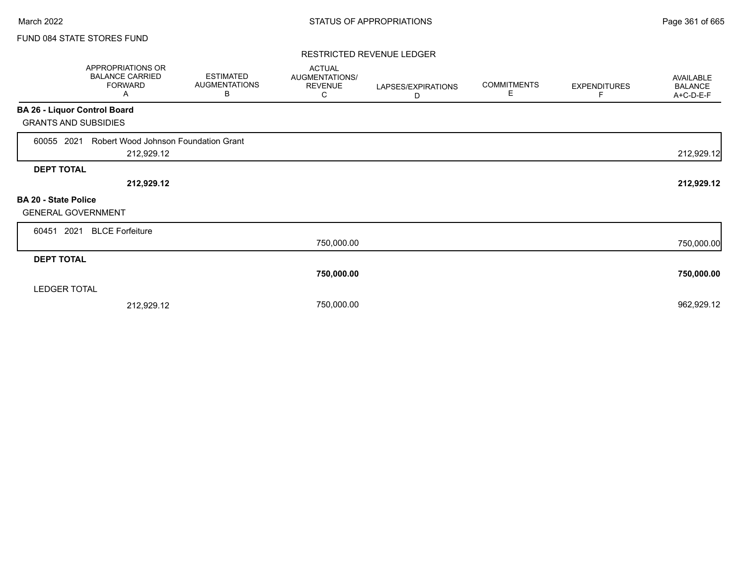FUND 084 STATE STORES FUND

RESTRICTED REVENUE LEDGER

| | APPROPRIATIONS OR BALANCE CARRIED FORWARD A | ESTIMATED AUGMENTATIONS B | ACTUAL AUGMENTATIONS/ REVENUE C | LAPSES/EXPIRATIONS D | COMMITMENTS E | EXPENDITURES F | AVAILABLE BALANCE A+C-D-E-F |
|---|---|---|---|---|---|---|---|
| **BA 26 - Liquor Control Board** | | | | | | | |
| GRANTS AND SUBSIDIES | | | | | | | |
| 60055 2021 Robert Wood Johnson Foundation Grant | 212,929.12 | | | | | | 212,929.12 |
| **DEPT TOTAL** | **212,929.12** | | | | | | **212,929.12** |
| **BA 20 - State Police** | | | | | | | |
| GENERAL GOVERNMENT | | | | | | | |
| 60451 2021 BLCE Forfeiture | | | 750,000.00 | | | | 750,000.00 |
| **DEPT TOTAL** | | | **750,000.00** | | | | **750,000.00** |
| LEDGER TOTAL | 212,929.12 | | 750,000.00 | | | | 962,929.12 |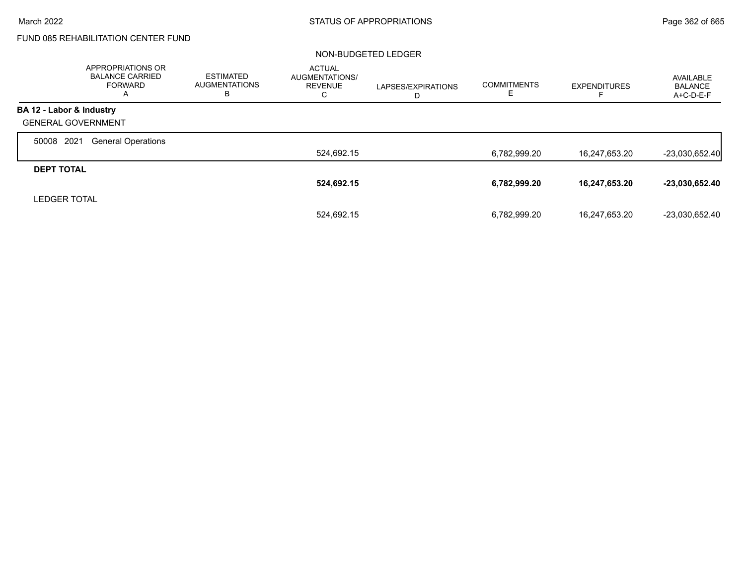FUND 085 REHABILITATION CENTER FUND

NON-BUDGETED LEDGER

| | APPROPRIATIONS OR BALANCE CARRIED FORWARD A | ESTIMATED AUGMENTATIONS B | ACTUAL AUGMENTATIONS/ REVENUE C | LAPSES/EXPIRATIONS D | COMMITMENTS E | EXPENDITURES F | AVAILABLE BALANCE A+C-D-E-F |
|---|---|---|---|---|---|---|---|
| **BA 12 - Labor & Industry** | | | | | | | |
| GENERAL GOVERNMENT | | | | | | | |
| 50008 2021 General Operations | | | 524,692.15 | | 6,782,999.20 | 16,247,653.20 | -23,030,652.40 |
| **DEPT TOTAL** | | | **524,692.15** | | **6,782,999.20** | **16,247,653.20** | **-23,030,652.40** |
| LEDGER TOTAL | | | 524,692.15 | | 6,782,999.20 | 16,247,653.20 | -23,030,652.40 |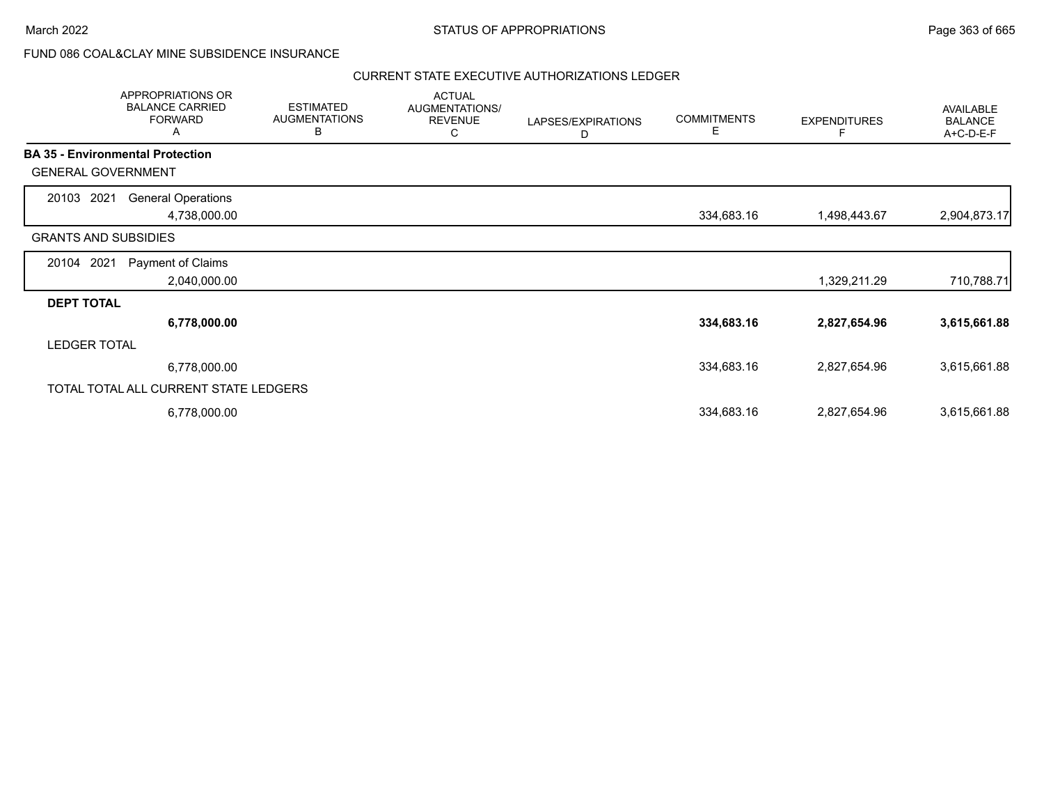FUND 086 COAL&CLAY MINE SUBSIDENCE INSURANCE

CURRENT STATE EXECUTIVE AUTHORIZATIONS LEDGER

| APPROPRIATIONS OR BALANCE CARRIED FORWARD A | ESTIMATED AUGMENTATIONS B | ACTUAL AUGMENTATIONS/ REVENUE C | LAPSES/EXPIRATIONS D | COMMITMENTS E | EXPENDITURES F | AVAILABLE BALANCE A+C-D-E-F |
|---|---|---|---|---|---|---|
| **BA 35 - Environmental Protection** | | | | | | |
| GENERAL GOVERNMENT | | | | | | |
| 20103 2021 General Operations | | | | | | |
| 4,738,000.00 | | | | 334,683.16 | 1,498,443.67 | 2,904,873.17 |
| GRANTS AND SUBSIDIES | | | | | | |
| 20104 2021 Payment of Claims | | | | | | |
| 2,040,000.00 | | | | | 1,329,211.29 | 710,788.71 |
| **DEPT TOTAL** | | | | | | |
| **6,778,000.00** | | | | **334,683.16** | **2,827,654.96** | **3,615,661.88** |
| LEDGER TOTAL | | | | | | |
| 6,778,000.00 | | | | 334,683.16 | 2,827,654.96 | 3,615,661.88 |
| TOTAL TOTAL ALL CURRENT STATE LEDGERS | | | | | | |
| 6,778,000.00 | | | | 334,683.16 | 2,827,654.96 | 3,615,661.88 |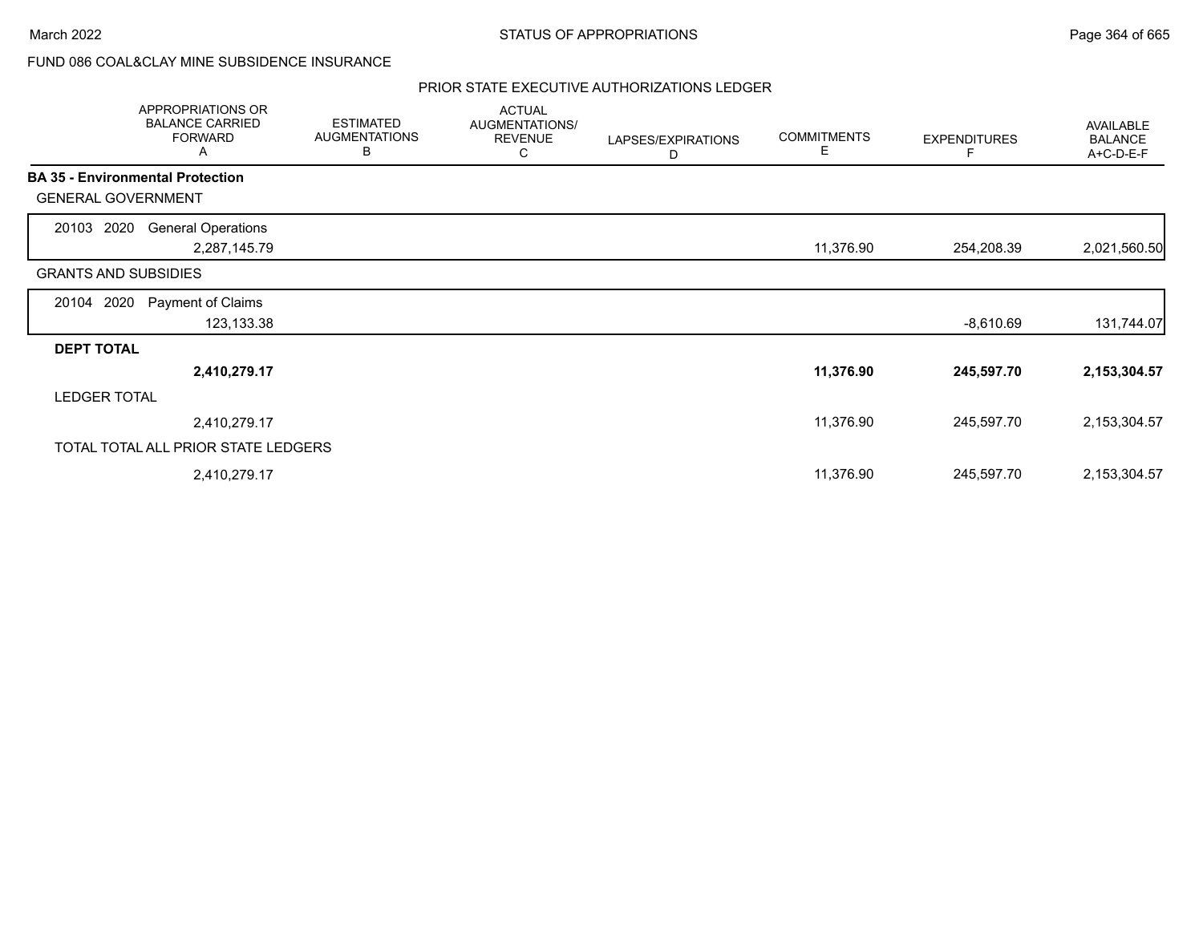FUND 086 COAL&CLAY MINE SUBSIDENCE INSURANCE

PRIOR STATE EXECUTIVE AUTHORIZATIONS LEDGER

| APPROPRIATIONS OR BALANCE CARRIED FORWARD A | ESTIMATED AUGMENTATIONS B | ACTUAL AUGMENTATIONS/ REVENUE C | LAPSES/EXPIRATIONS D | COMMITMENTS E | EXPENDITURES F | AVAILABLE BALANCE A+C-D-E-F |
|---|---|---|---|---|---|---|
| **BA 35 - Environmental Protection** | | | | | | |
| GENERAL GOVERNMENT | | | | | | |
| 20103 2020 General Operations | | | | | | |
| 2,287,145.79 | | | | 11,376.90 | 254,208.39 | 2,021,560.50 |
| GRANTS AND SUBSIDIES | | | | | | |
| 20104 2020 Payment of Claims | | | | | | |
| 123,133.38 | | | | | -8,610.69 | 131,744.07 |
| **DEPT TOTAL** | | | | | | |
| **2,410,279.17** | | | | **11,376.90** | **245,597.70** | **2,153,304.57** |
| LEDGER TOTAL | | | | | | |
| 2,410,279.17 | | | | 11,376.90 | 245,597.70 | 2,153,304.57 |
| TOTAL TOTAL ALL PRIOR STATE LEDGERS | | | | | | |
| 2,410,279.17 | | | | 11,376.90 | 245,597.70 | 2,153,304.57 |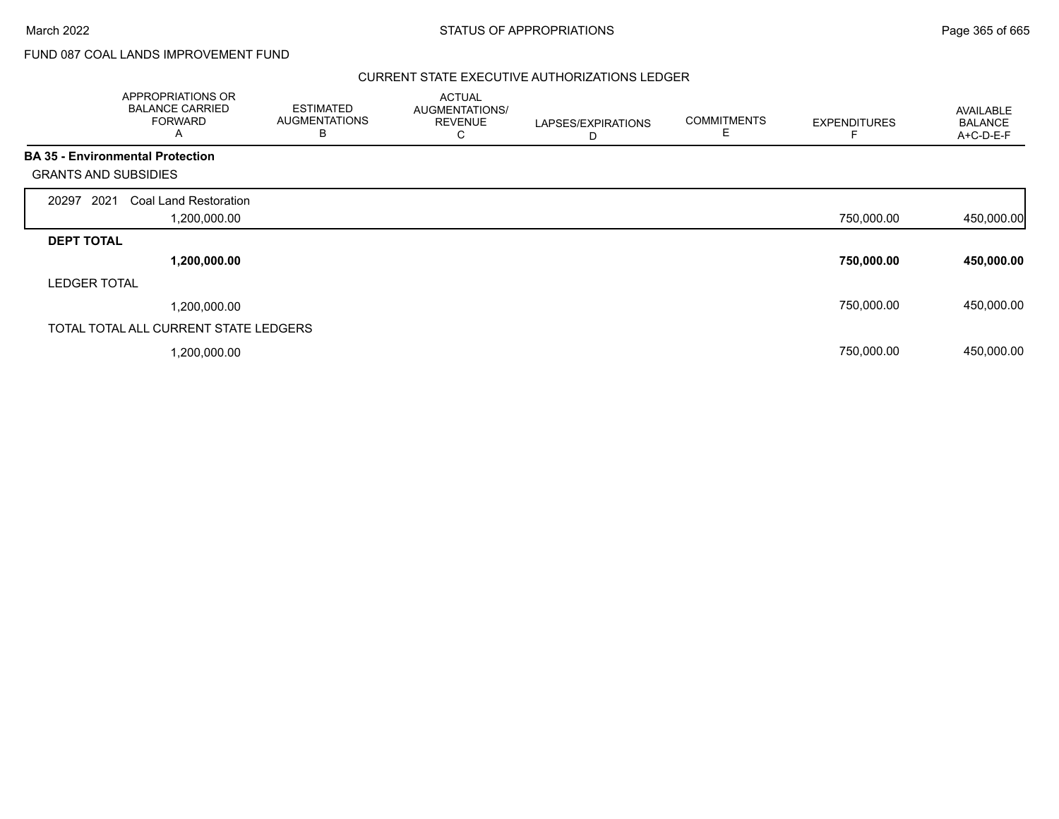FUND 087 COAL LANDS IMPROVEMENT FUND

## CURRENT STATE EXECUTIVE AUTHORIZATIONS LEDGER

| | APPROPRIATIONS OR BALANCE CARRIED FORWARD A | ESTIMATED AUGMENTATIONS B | ACTUAL AUGMENTATIONS/ REVENUE C | LAPSES/EXPIRATIONS D | COMMITMENTS E | EXPENDITURES F | AVAILABLE BALANCE A+C-D-E-F |
|---|---|---|---|---|---|---|---|
| **BA 35 - Environmental Protection** | | | | | | | |
| GRANTS AND SUBSIDIES | | | | | | | |
| 20297 2021 Coal Land Restoration | 1,200,000.00 | | | | | 750,000.00 | 450,000.00 |
| **DEPT TOTAL** | **1,200,000.00** | | | | | **750,000.00** | **450,000.00** |
| LEDGER TOTAL | 1,200,000.00 | | | | | 750,000.00 | 450,000.00 |
| TOTAL TOTAL ALL CURRENT STATE LEDGERS | 1,200,000.00 | | | | | 750,000.00 | 450,000.00 |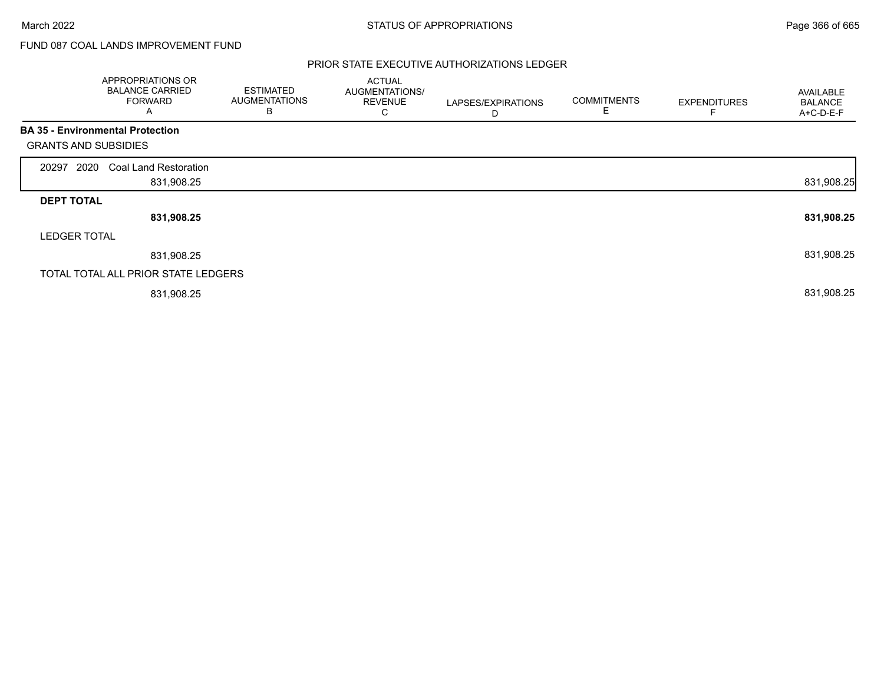FUND 087 COAL LANDS IMPROVEMENT FUND

PRIOR STATE EXECUTIVE AUTHORIZATIONS LEDGER

| | APPROPRIATIONS OR BALANCE CARRIED FORWARD A | ESTIMATED AUGMENTATIONS B | ACTUAL AUGMENTATIONS/ REVENUE C | LAPSES/EXPIRATIONS D | COMMITMENTS E | EXPENDITURES F | AVAILABLE BALANCE A+C-D-E-F |
|---|---|---|---|---|---|---|---|
| **BA 35 - Environmental Protection** | | | | | | | |
| GRANTS AND SUBSIDIES | | | | | | | |
| 20297 2020 Coal Land Restoration | 831,908.25 | | | | | | 831,908.25 |
| **DEPT TOTAL** | **831,908.25** | | | | | | **831,908.25** |
| LEDGER TOTAL | 831,908.25 | | | | | | 831,908.25 |
| TOTAL TOTAL ALL PRIOR STATE LEDGERS | 831,908.25 | | | | | | 831,908.25 |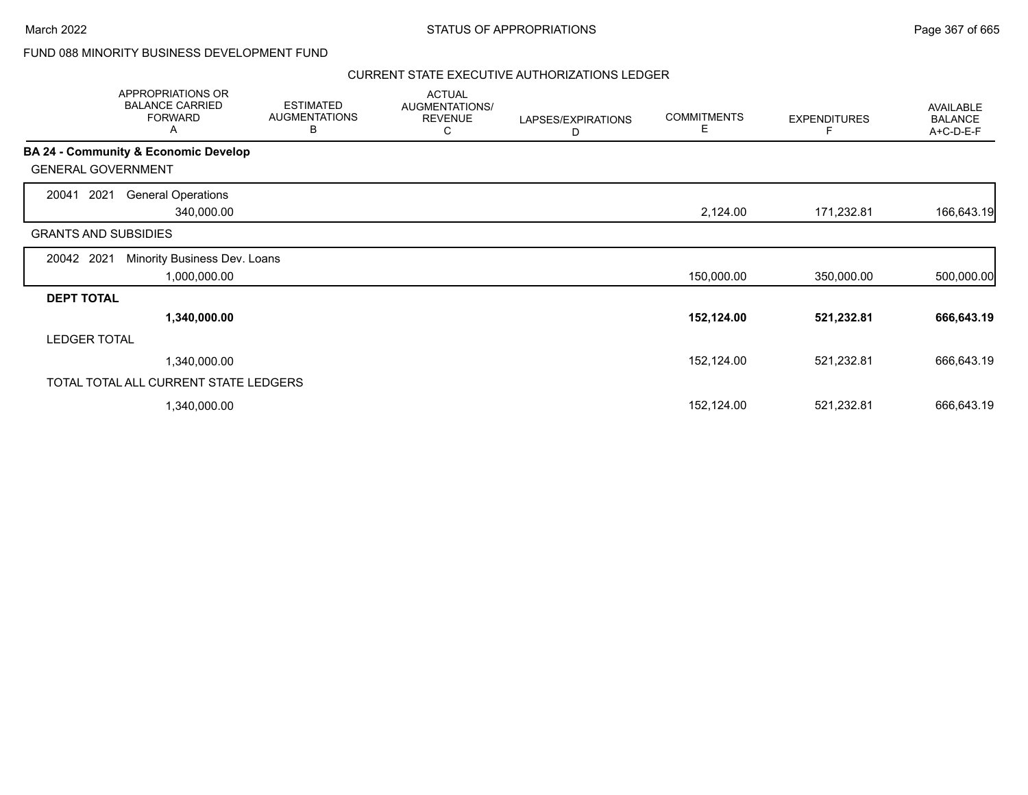FUND 088 MINORITY BUSINESS DEVELOPMENT FUND

CURRENT STATE EXECUTIVE AUTHORIZATIONS LEDGER

| | APPROPRIATIONS OR BALANCE CARRIED FORWARD A | ESTIMATED AUGMENTATIONS B | ACTUAL AUGMENTATIONS/ REVENUE C | LAPSES/EXPIRATIONS D | COMMITMENTS E | EXPENDITURES F | AVAILABLE BALANCE A+C-D-E-F |
|---|---|---|---|---|---|---|---|
| **BA 24 - Community & Economic Develop** | | | | | | | |
| GENERAL GOVERNMENT | | | | | | | |
| 20041 2021 General Operations | 340,000.00 | | | | 2,124.00 | 171,232.81 | 166,643.19 |
| GRANTS AND SUBSIDIES | | | | | | | |
| 20042 2021 Minority Business Dev. Loans | 1,000,000.00 | | | | 150,000.00 | 350,000.00 | 500,000.00 |
| **DEPT TOTAL** | **1,340,000.00** | | | | **152,124.00** | **521,232.81** | **666,643.19** |
| LEDGER TOTAL | 1,340,000.00 | | | | 152,124.00 | 521,232.81 | 666,643.19 |
| TOTAL TOTAL ALL CURRENT STATE LEDGERS | 1,340,000.00 | | | | 152,124.00 | 521,232.81 | 666,643.19 |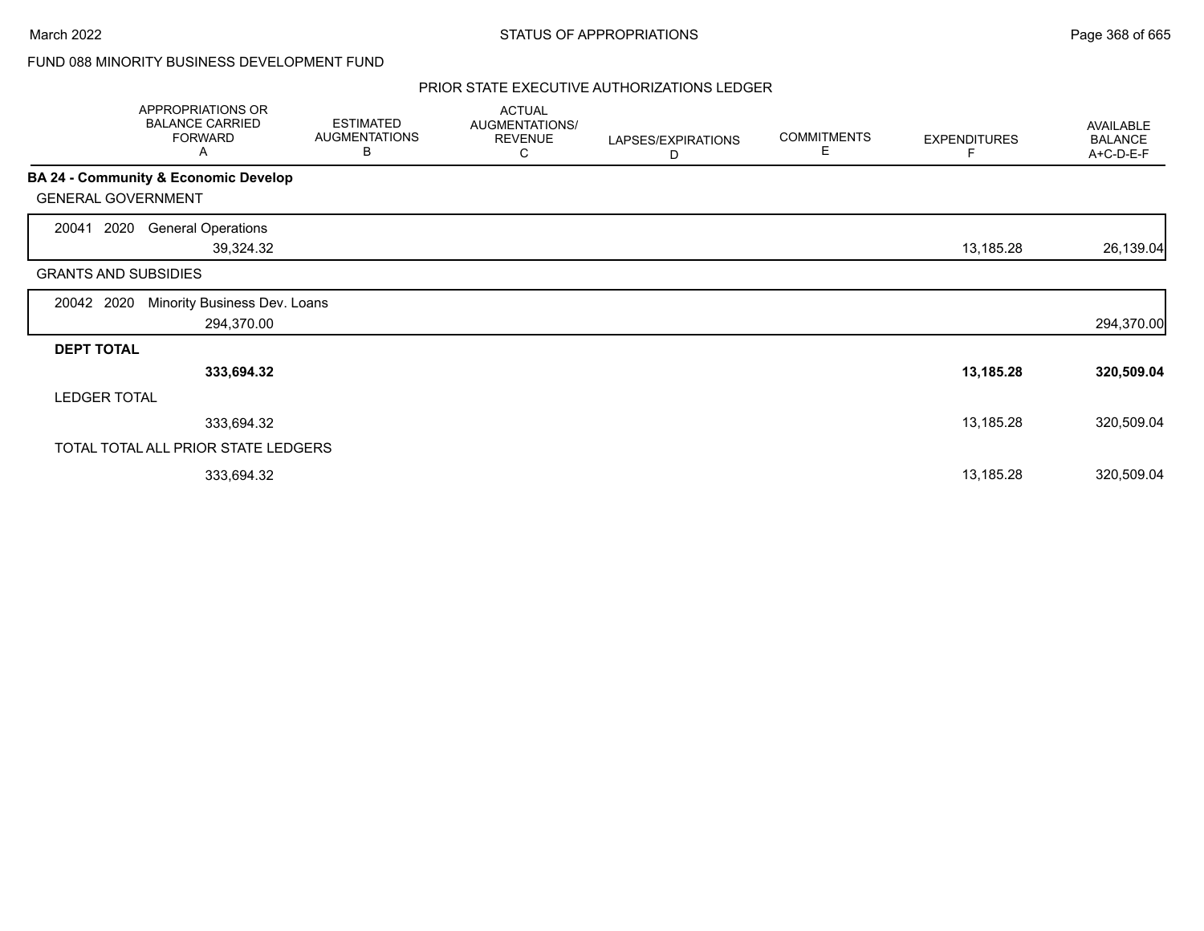FUND 088 MINORITY BUSINESS DEVELOPMENT FUND

PRIOR STATE EXECUTIVE AUTHORIZATIONS LEDGER

| | APPROPRIATIONS OR BALANCE CARRIED FORWARD A | ESTIMATED AUGMENTATIONS B | ACTUAL AUGMENTATIONS/ REVENUE C | LAPSES/EXPIRATIONS D | COMMITMENTS E | EXPENDITURES F | AVAILABLE BALANCE A+C-D-E-F |
|---|---|---|---|---|---|---|---|
| **BA 24 - Community & Economic Develop** | | | | | | | |
| GENERAL GOVERNMENT | | | | | | | |
| 20041 2020 General Operations | 39,324.32 | | | | | 13,185.28 | 26,139.04 |
| GRANTS AND SUBSIDIES | | | | | | | |
| 20042 2020 Minority Business Dev. Loans | 294,370.00 | | | | | | 294,370.00 |
| **DEPT TOTAL** | **333,694.32** | | | | | **13,185.28** | **320,509.04** |
| LEDGER TOTAL | 333,694.32 | | | | | 13,185.28 | 320,509.04 |
| TOTAL TOTAL ALL PRIOR STATE LEDGERS | 333,694.32 | | | | | 13,185.28 | 320,509.04 |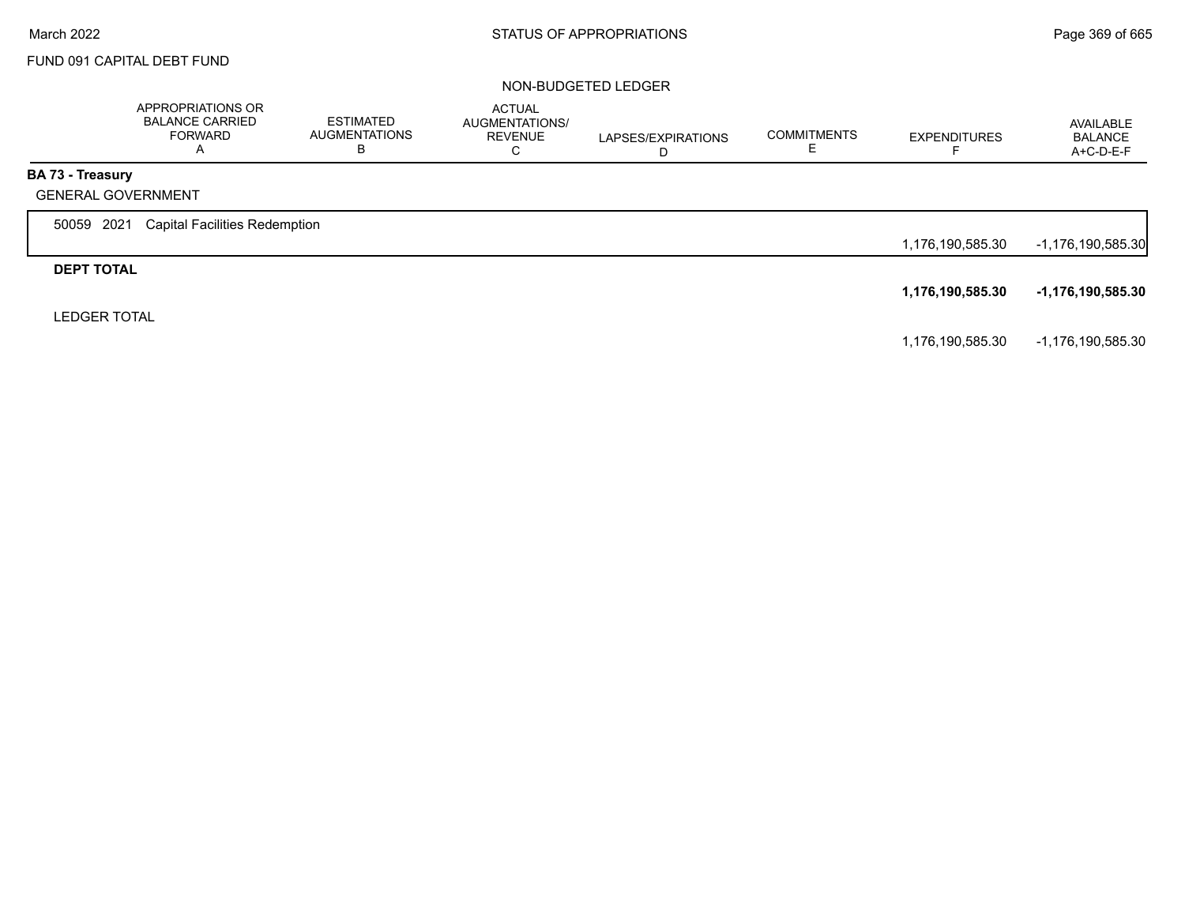FUND 091 CAPITAL DEBT FUND

NON-BUDGETED LEDGER

| | APPROPRIATIONS OR BALANCE CARRIED FORWARD A | ESTIMATED AUGMENTATIONS B | ACTUAL AUGMENTATIONS/ REVENUE C | LAPSES/EXPIRATIONS D | COMMITMENTS E | EXPENDITURES F | AVAILABLE BALANCE A+C-D-E-F |
|---|---|---|---|---|---|---|---|
| **BA 73 - Treasury** | | | | | | | |
| GENERAL GOVERNMENT | | | | | | | |
| 50059 2021 Capital Facilities Redemption | | | | | | 1,176,190,585.30 | -1,176,190,585.30 |
| **DEPT TOTAL** | | | | | | **1,176,190,585.30** | **-1,176,190,585.30** |
| LEDGER TOTAL | | | | | | 1,176,190,585.30 | -1,176,190,585.30 |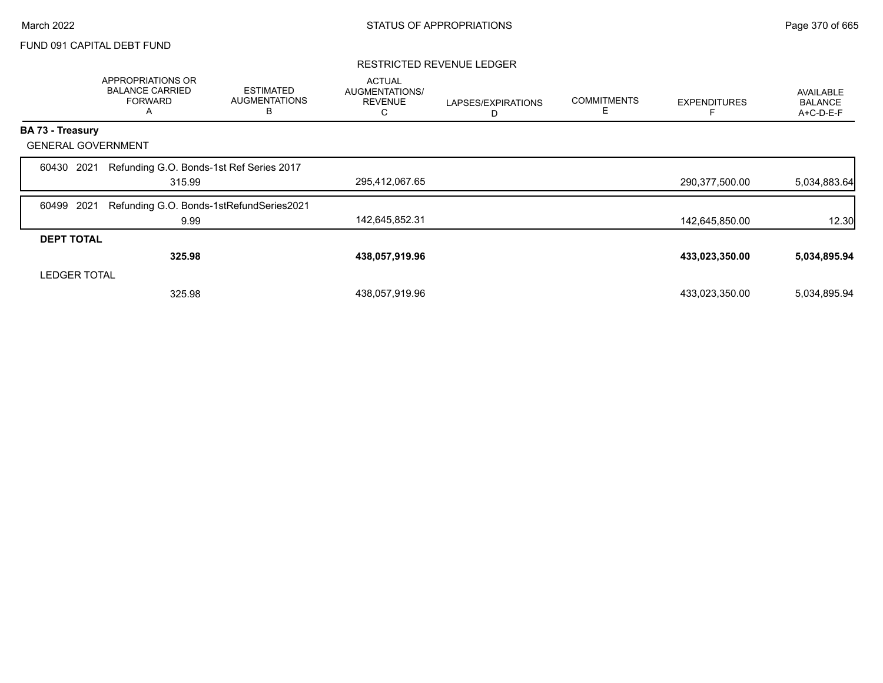FUND 091 CAPITAL DEBT FUND

STATUS OF APPROPRIATIONS

March 2022

## RESTRICTED REVENUE LEDGER

| | APPROPRIATIONS OR BALANCE CARRIED FORWARD A | ESTIMATED AUGMENTATIONS B | ACTUAL AUGMENTATIONS/ REVENUE C | LAPSES/EXPIRATIONS D | COMMITMENTS E | EXPENDITURES F | AVAILABLE BALANCE A+C-D-E-F |
|---|---|---|---|---|---|---|---|
| **BA 73 - Treasury** | | | | | | | |
| GENERAL GOVERNMENT | | | | | | | |
| 60430 2021 Refunding G.O. Bonds-1st Ref Series 2017 | 315.99 | | 295,412,067.65 | | | 290,377,500.00 | 5,034,883.64 |
| 60499 2021 Refunding G.O. Bonds-1stRefundSeries2021 | 9.99 | | 142,645,852.31 | | | 142,645,850.00 | 12.30 |
| **DEPT TOTAL** | **325.98** | | **438,057,919.96** | | | **433,023,350.00** | **5,034,895.94** |
| LEDGER TOTAL | 325.98 | | 438,057,919.96 | | | 433,023,350.00 | 5,034,895.94 |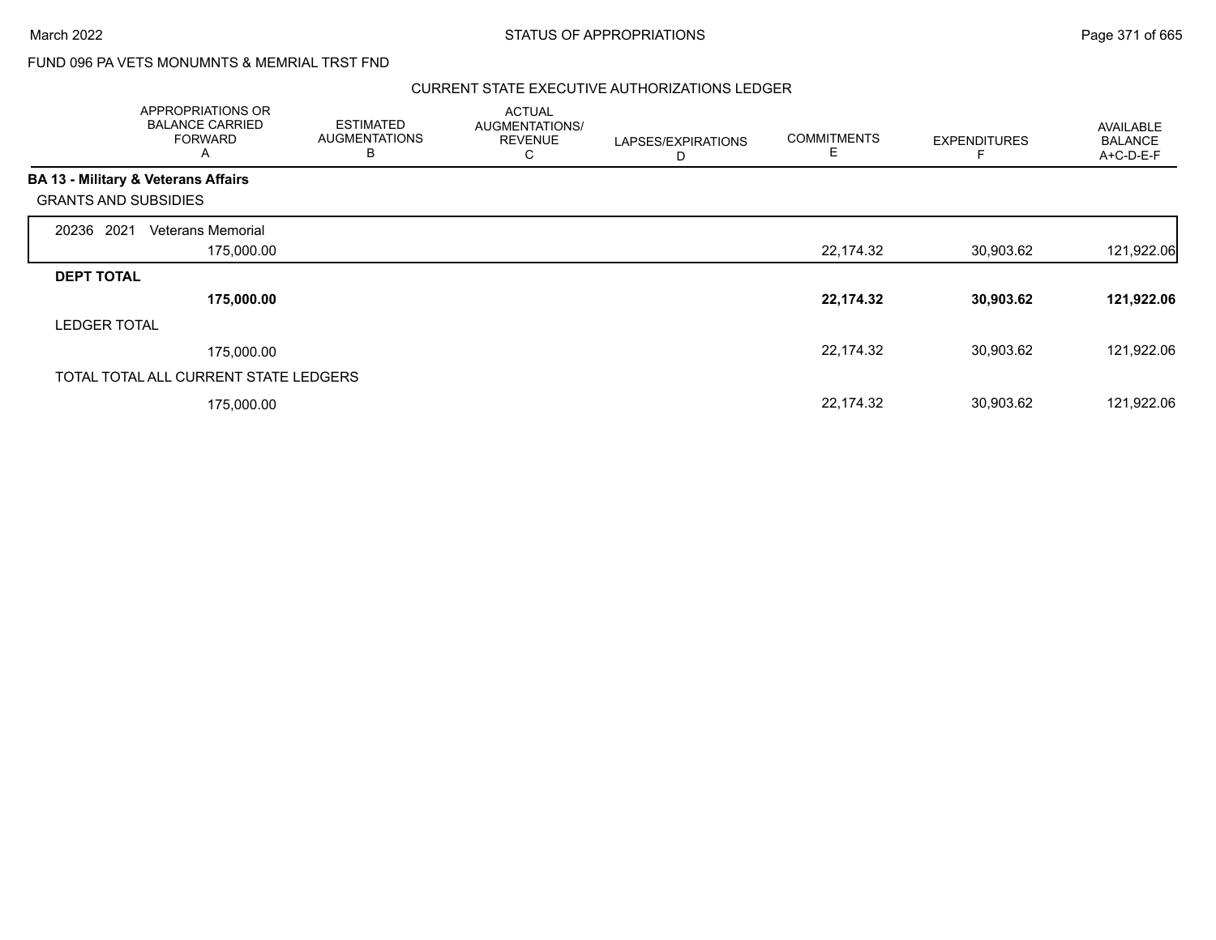FUND 096 PA VETS MONUMNTS & MEMRIAL TRST FND

CURRENT STATE EXECUTIVE AUTHORIZATIONS LEDGER

| APPROPRIATIONS OR BALANCE CARRIED FORWARD A | ESTIMATED AUGMENTATIONS B | ACTUAL AUGMENTATIONS/ REVENUE C | LAPSES/EXPIRATIONS D | COMMITMENTS E | EXPENDITURES F | AVAILABLE BALANCE A+C-D-E-F |
|---|---|---|---|---|---|---|
| **BA 13 - Military & Veterans Affairs** | | | | | | |
| GRANTS AND SUBSIDIES | | | | | | |
| 20236 2021 Veterans Memorial | | | | | | |
| 175,000.00 | | | | 22,174.32 | 30,903.62 | 121,922.06 |
| **DEPT TOTAL** | | | | | | |
| **175,000.00** | | | | **22,174.32** | **30,903.62** | **121,922.06** |
| LEDGER TOTAL | | | | | | |
| 175,000.00 | | | | 22,174.32 | 30,903.62 | 121,922.06 |
| TOTAL TOTAL ALL CURRENT STATE LEDGERS | | | | | | |
| 175,000.00 | | | | 22,174.32 | 30,903.62 | 121,922.06 |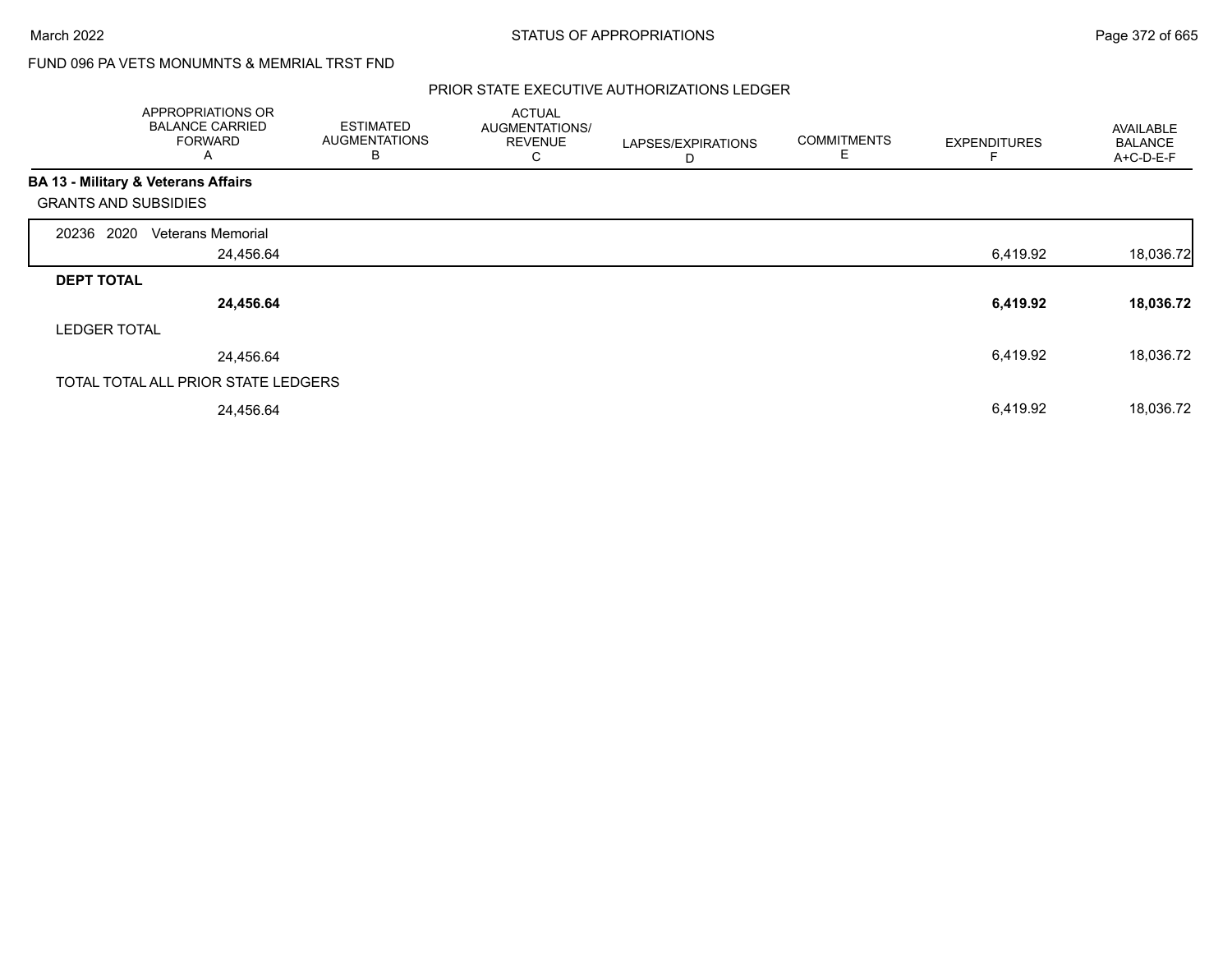FUND 096 PA VETS MONUMNTS & MEMRIAL TRST FND

## PRIOR STATE EXECUTIVE AUTHORIZATIONS LEDGER

| | APPROPRIATIONS OR BALANCE CARRIED FORWARD A | ESTIMATED AUGMENTATIONS B | ACTUAL AUGMENTATIONS/ REVENUE C | LAPSES/EXPIRATIONS D | COMMITMENTS E | EXPENDITURES F | AVAILABLE BALANCE A+C-D-E-F |
|---|---|---|---|---|---|---|---|
| **BA 13 - Military & Veterans Affairs** | | | | | | | |
| GRANTS AND SUBSIDIES | | | | | | | |
| 20236 2020 Veterans Memorial | 24,456.64 | | | | | 6,419.92 | 18,036.72 |
| **DEPT TOTAL** | **24,456.64** | | | | | **6,419.92** | **18,036.72** |
| LEDGER TOTAL | 24,456.64 | | | | | 6,419.92 | 18,036.72 |
| TOTAL TOTAL ALL PRIOR STATE LEDGERS | 24,456.64 | | | | | 6,419.92 | 18,036.72 |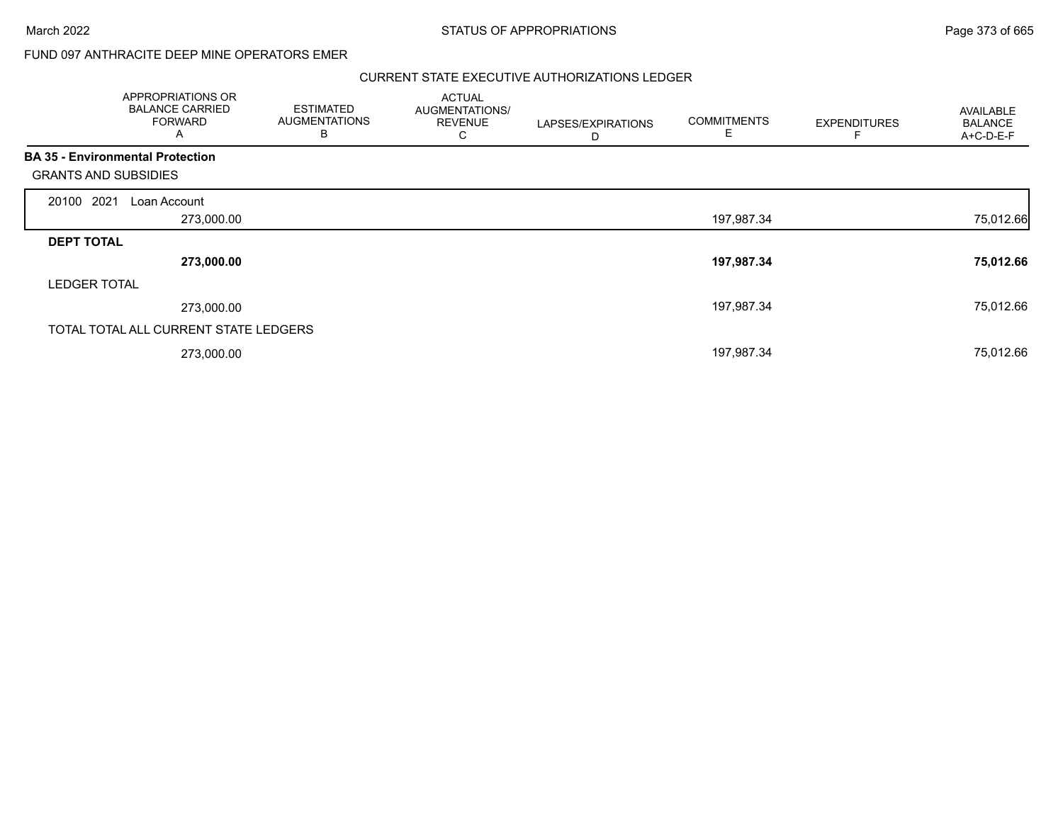FUND 097 ANTHRACITE DEEP MINE OPERATORS EMER

## CURRENT STATE EXECUTIVE AUTHORIZATIONS LEDGER

| | APPROPRIATIONS OR BALANCE CARRIED FORWARD A | ESTIMATED AUGMENTATIONS B | ACTUAL AUGMENTATIONS/ REVENUE C | LAPSES/EXPIRATIONS D | COMMITMENTS E | EXPENDITURES F | AVAILABLE BALANCE A+C-D-E-F |
|---|---|---|---|---|---|---|---|
| **BA 35 - Environmental Protection** | | | | | | | |
| GRANTS AND SUBSIDIES | | | | | | | |
| 20100 2021 Loan Account | 273,000.00 | | | | 197,987.34 | | 75,012.66 |
| **DEPT TOTAL** | **273,000.00** | | | | **197,987.34** | | **75,012.66** |
| LEDGER TOTAL | 273,000.00 | | | | 197,987.34 | | 75,012.66 |
| TOTAL TOTAL ALL CURRENT STATE LEDGERS | 273,000.00 | | | | 197,987.34 | | 75,012.66 |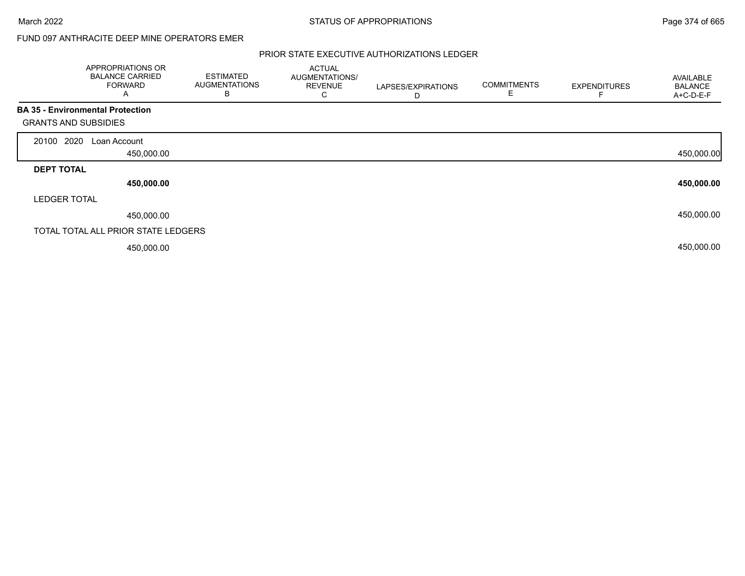FUND 097 ANTHRACITE DEEP MINE OPERATORS EMER

PRIOR STATE EXECUTIVE AUTHORIZATIONS LEDGER

| | APPROPRIATIONS OR BALANCE CARRIED FORWARD A | ESTIMATED AUGMENTATIONS B | ACTUAL AUGMENTATIONS/ REVENUE C | LAPSES/EXPIRATIONS D | COMMITMENTS E | EXPENDITURES F | AVAILABLE BALANCE A+C-D-E-F |
|---|---|---|---|---|---|---|---|
| **BA 35 - Environmental Protection** | | | | | | | |
| GRANTS AND SUBSIDIES | | | | | | | |
| 20100 2020 Loan Account | 450,000.00 | | | | | | 450,000.00 |
| **DEPT TOTAL** | **450,000.00** | | | | | | **450,000.00** |
| LEDGER TOTAL | 450,000.00 | | | | | | 450,000.00 |
| TOTAL TOTAL ALL PRIOR STATE LEDGERS | 450,000.00 | | | | | | 450,000.00 |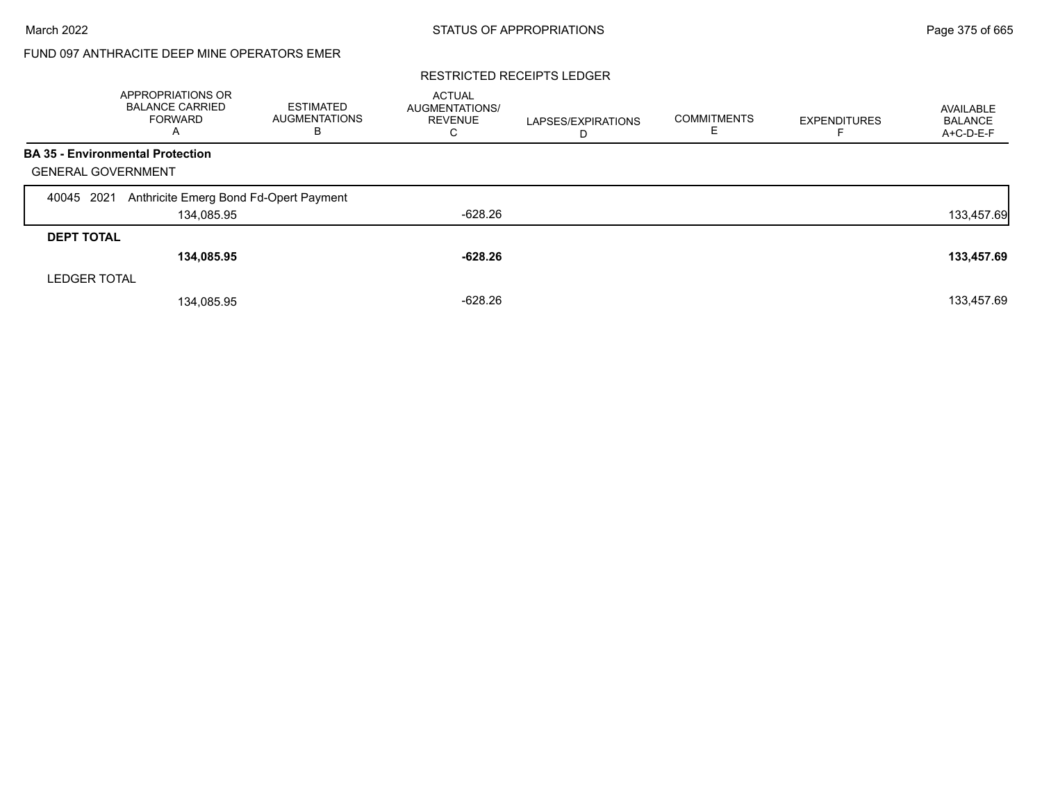FUND 097 ANTHRACITE DEEP MINE OPERATORS EMER

RESTRICTED RECEIPTS LEDGER

| | APPROPRIATIONS OR BALANCE CARRIED FORWARD A | ESTIMATED AUGMENTATIONS B | ACTUAL AUGMENTATIONS/ REVENUE C | LAPSES/EXPIRATIONS D | COMMITMENTS E | EXPENDITURES F | AVAILABLE BALANCE A+C-D-E-F |
|---|---|---|---|---|---|---|---|
| **BA 35 - Environmental Protection** | | | | | | | |
| GENERAL GOVERNMENT | | | | | | | |
| 40045 2021 Anthricite Emerg Bond Fd-Opert Payment | 134,085.95 | | -628.26 | | | | 133,457.69 |
| **DEPT TOTAL** | **134,085.95** | | **-628.26** | | | | **133,457.69** |
| LEDGER TOTAL | 134,085.95 | | -628.26 | | | | 133,457.69 |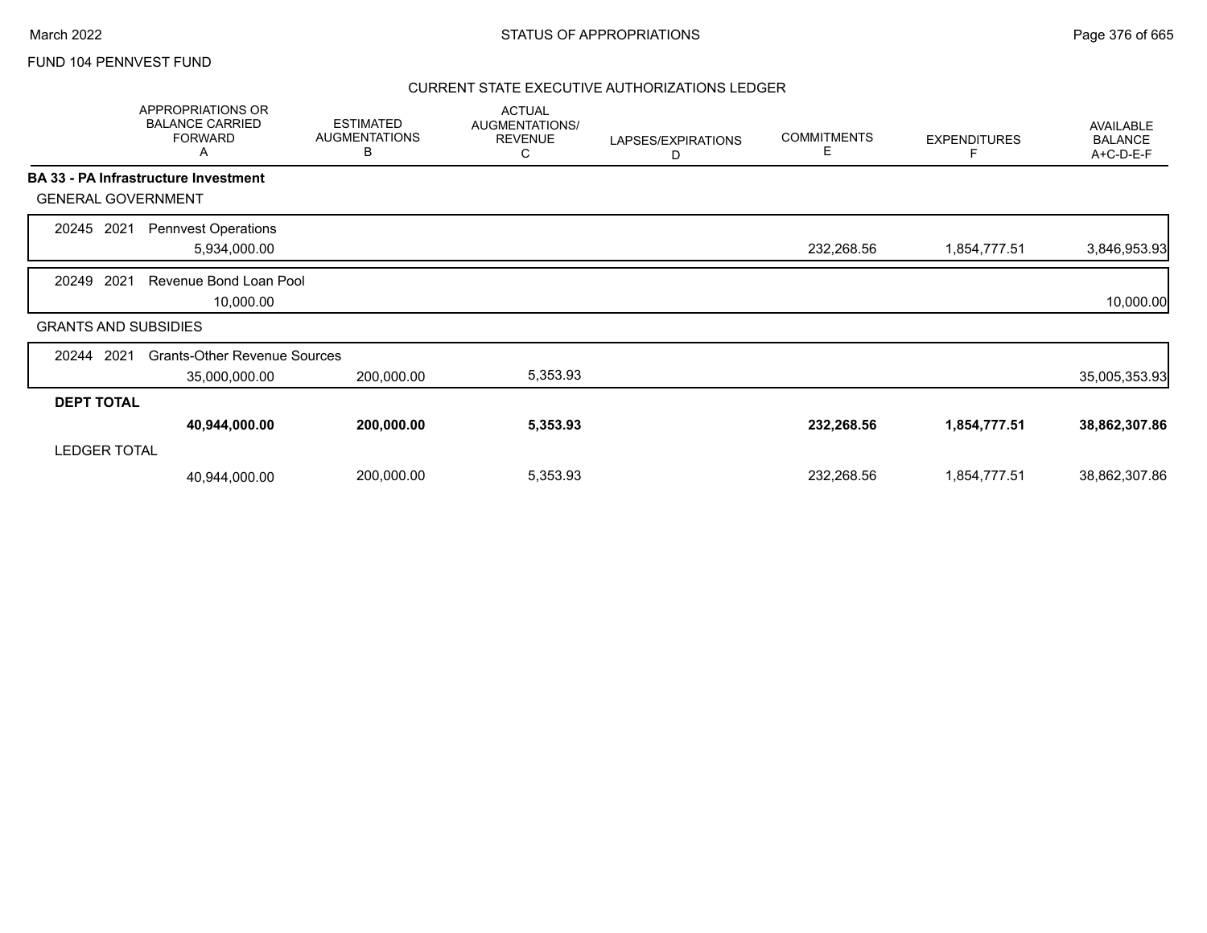FUND 104 PENNVEST FUND

## CURRENT STATE EXECUTIVE AUTHORIZATIONS LEDGER

| | APPROPRIATIONS OR BALANCE CARRIED FORWARD A | ESTIMATED AUGMENTATIONS B | ACTUAL AUGMENTATIONS/ REVENUE C | LAPSES/EXPIRATIONS D | COMMITMENTS E | EXPENDITURES F | AVAILABLE BALANCE A+C-D-E-F |
|---|---|---|---|---|---|---|---|
| **BA 33 - PA Infrastructure Investment** | | | | | | | |
| GENERAL GOVERNMENT | | | | | | | |
| 20245 2021 Pennvest Operations | 5,934,000.00 | | | | 232,268.56 | 1,854,777.51 | 3,846,953.93 |
| 20249 2021 Revenue Bond Loan Pool | 10,000.00 | | | | | | 10,000.00 |
| GRANTS AND SUBSIDIES | | | | | | | |
| 20244 2021 Grants-Other Revenue Sources | 35,000,000.00 | 200,000.00 | 5,353.93 | | | | 35,005,353.93 |
| **DEPT TOTAL** | **40,944,000.00** | **200,000.00** | **5,353.93** | | **232,268.56** | **1,854,777.51** | **38,862,307.86** |
| LEDGER TOTAL | 40,944,000.00 | 200,000.00 | 5,353.93 | | 232,268.56 | 1,854,777.51 | 38,862,307.86 |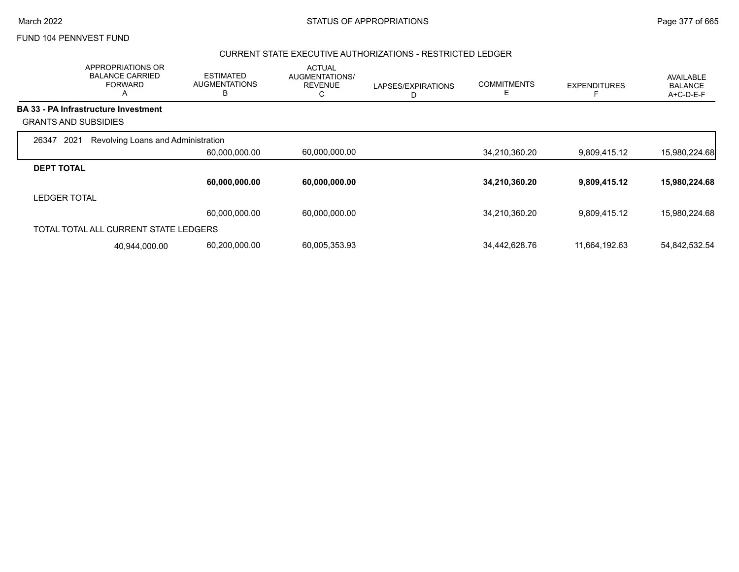FUND 104 PENNVEST FUND

## CURRENT STATE EXECUTIVE AUTHORIZATIONS - RESTRICTED LEDGER

| APPROPRIATIONS OR BALANCE CARRIED FORWARD A | ESTIMATED AUGMENTATIONS B | ACTUAL AUGMENTATIONS/ REVENUE C | LAPSES/EXPIRATIONS D | COMMITMENTS E | EXPENDITURES F | AVAILABLE BALANCE A+C-D-E-F |
|---|---|---|---|---|---|---|
| **BA 33 - PA Infrastructure Investment** | | | | | | |
| GRANTS AND SUBSIDIES | | | | | | |
| 26347 2021 Revolving Loans and Administration | | | | | | |
| | 60,000,000.00 | 60,000,000.00 | | 34,210,360.20 | 9,809,415.12 | 15,980,224.68 |
| **DEPT TOTAL** | | | | | | |
| | **60,000,000.00** | **60,000,000.00** | | **34,210,360.20** | **9,809,415.12** | **15,980,224.68** |
| LEDGER TOTAL | | | | | | |
| | 60,000,000.00 | 60,000,000.00 | | 34,210,360.20 | 9,809,415.12 | 15,980,224.68 |
| TOTAL TOTAL ALL CURRENT STATE LEDGERS | | | | | | |
| 40,944,000.00 | 60,200,000.00 | 60,005,353.93 | | 34,442,628.76 | 11,664,192.63 | 54,842,532.54 |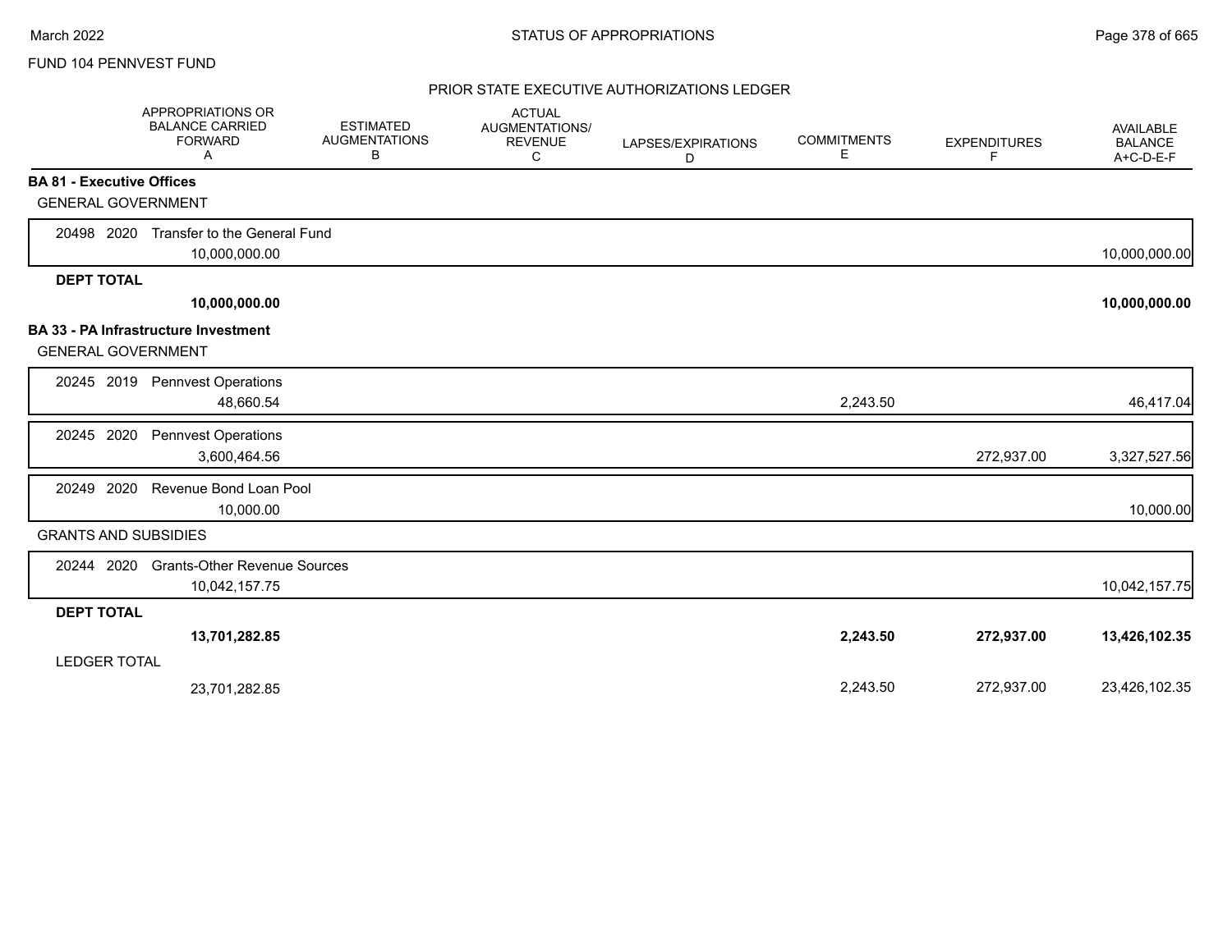FUND 104 PENNVEST FUND

## PRIOR STATE EXECUTIVE AUTHORIZATIONS LEDGER

| | APPROPRIATIONS OR BALANCE CARRIED FORWARD A | ESTIMATED AUGMENTATIONS B | ACTUAL AUGMENTATIONS/ REVENUE C | LAPSES/EXPIRATIONS D | COMMITMENTS E | EXPENDITURES F | AVAILABLE BALANCE A+C-D-E-F |
|---|---|---|---|---|---|---|---|
| **BA 81 - Executive Offices** | | | | | | | |
| GENERAL GOVERNMENT | | | | | | | |
| 20498 2020 Transfer to the General Fund | 10,000,000.00 | | | | | | 10,000,000.00 |
| **DEPT TOTAL** | **10,000,000.00** | | | | | | **10,000,000.00** |
| **BA 33 - PA Infrastructure Investment** | | | | | | | |
| GENERAL GOVERNMENT | | | | | | | |
| 20245 2019 Pennvest Operations | 48,660.54 | | | | 2,243.50 | | 46,417.04 |
| 20245 2020 Pennvest Operations | 3,600,464.56 | | | | | 272,937.00 | 3,327,527.56 |
| 20249 2020 Revenue Bond Loan Pool | 10,000.00 | | | | | | 10,000.00 |
| GRANTS AND SUBSIDIES | | | | | | | |
| 20244 2020 Grants-Other Revenue Sources | 10,042,157.75 | | | | | | 10,042,157.75 |
| **DEPT TOTAL** | **13,701,282.85** | | | | **2,243.50** | **272,937.00** | **13,426,102.35** |
| LEDGER TOTAL | 23,701,282.85 | | | | 2,243.50 | 272,937.00 | 23,426,102.35 |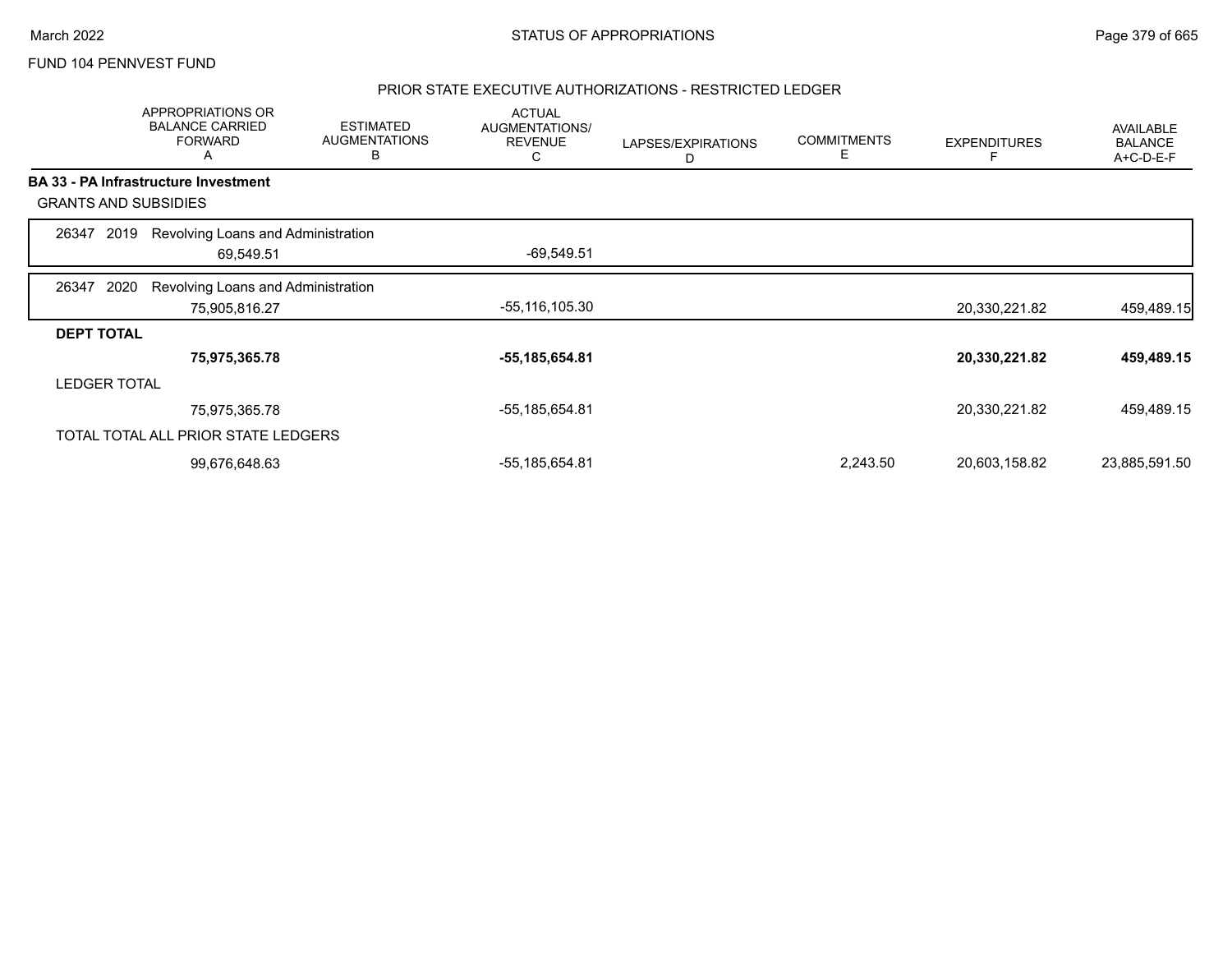FUND 104 PENNVEST FUND

## PRIOR STATE EXECUTIVE AUTHORIZATIONS - RESTRICTED LEDGER

| | APPROPRIATIONS OR BALANCE CARRIED FORWARD A | ESTIMATED AUGMENTATIONS B | ACTUAL AUGMENTATIONS/ REVENUE C | LAPSES/EXPIRATIONS D | COMMITMENTS E | EXPENDITURES F | AVAILABLE BALANCE A+C-D-E-F |
|---|---|---|---|---|---|---|---|
| **BA 33 - PA Infrastructure Investment** | | | | | | | |
| GRANTS AND SUBSIDIES | | | | | | | |
| 26347 2019 Revolving Loans and Administration | 69,549.51 | | -69,549.51 | | | | |
| 26347 2020 Revolving Loans and Administration | 75,905,816.27 | | -55,116,105.30 | | | 20,330,221.82 | 459,489.15 |
| **DEPT TOTAL** | **75,975,365.78** | | **-55,185,654.81** | | | **20,330,221.82** | **459,489.15** |
| LEDGER TOTAL | 75,975,365.78 | | -55,185,654.81 | | | 20,330,221.82 | 459,489.15 |
| TOTAL TOTAL ALL PRIOR STATE LEDGERS | 99,676,648.63 | | -55,185,654.81 | | 2,243.50 | 20,603,158.82 | 23,885,591.50 |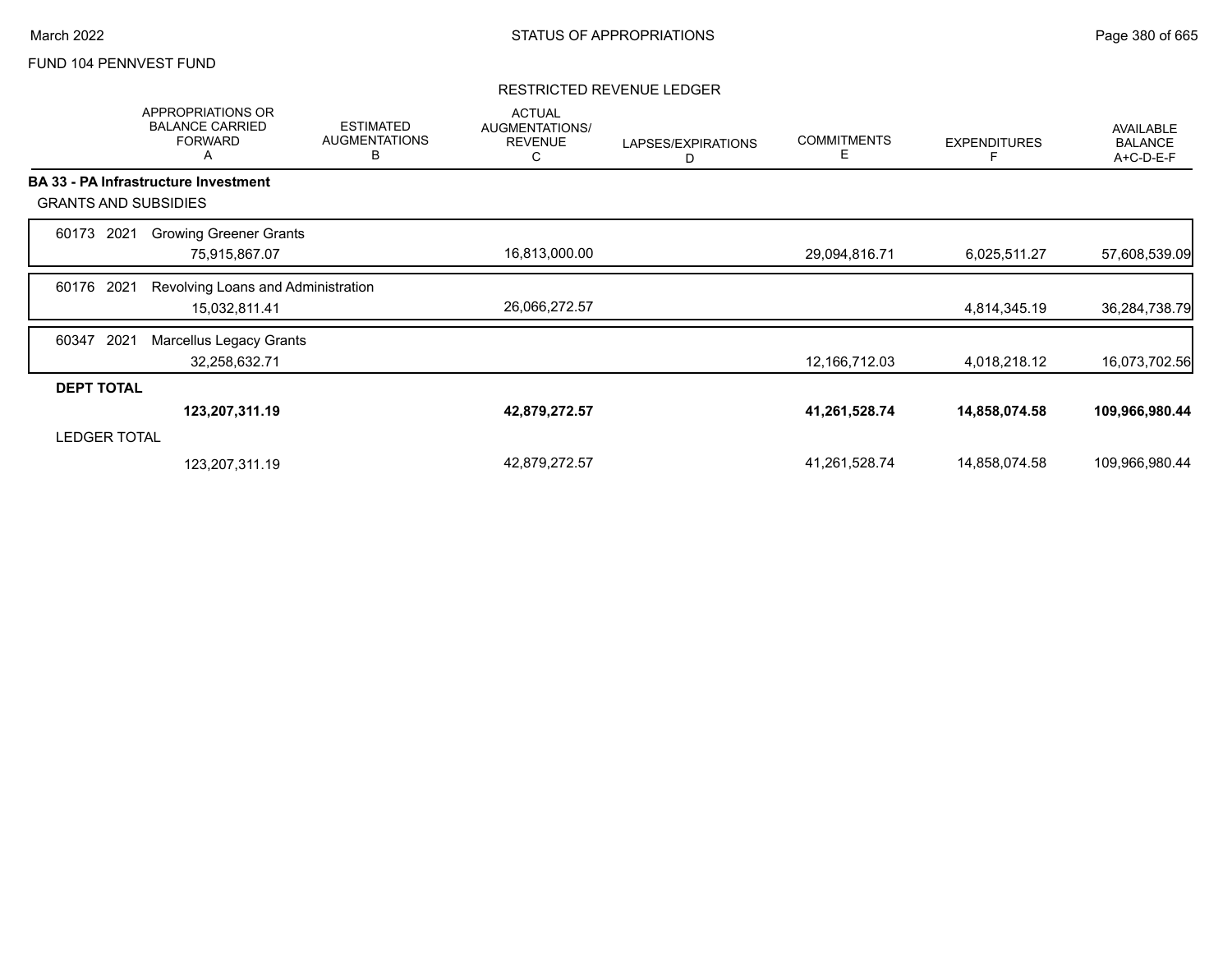FUND 104 PENNVEST FUND

RESTRICTED REVENUE LEDGER

| | APPROPRIATIONS OR BALANCE CARRIED FORWARD A | ESTIMATED AUGMENTATIONS B | ACTUAL AUGMENTATIONS/ REVENUE C | LAPSES/EXPIRATIONS D | COMMITMENTS E | EXPENDITURES F | AVAILABLE BALANCE A+C-D-E-F |
|---|---|---|---|---|---|---|---|
| **BA 33 - PA Infrastructure Investment** | | | | | | | |
| GRANTS AND SUBSIDIES | | | | | | | |
| 60173 2021 Growing Greener Grants | | | | | | | |
| | 75,915,867.07 | | 16,813,000.00 | | 29,094,816.71 | 6,025,511.27 | 57,608,539.09 |
| 60176 2021 Revolving Loans and Administration | | | | | | | |
| | 15,032,811.41 | | 26,066,272.57 | | | 4,814,345.19 | 36,284,738.79 |
| 60347 2021 Marcellus Legacy Grants | | | | | | | |
| | 32,258,632.71 | | | | 12,166,712.03 | 4,018,218.12 | 16,073,702.56 |
| **DEPT TOTAL** | | | | | | | |
| | **123,207,311.19** | | **42,879,272.57** | | **41,261,528.74** | **14,858,074.58** | **109,966,980.44** |
| LEDGER TOTAL | | | | | | | |
| | 123,207,311.19 | | 42,879,272.57 | | 41,261,528.74 | 14,858,074.58 | 109,966,980.44 |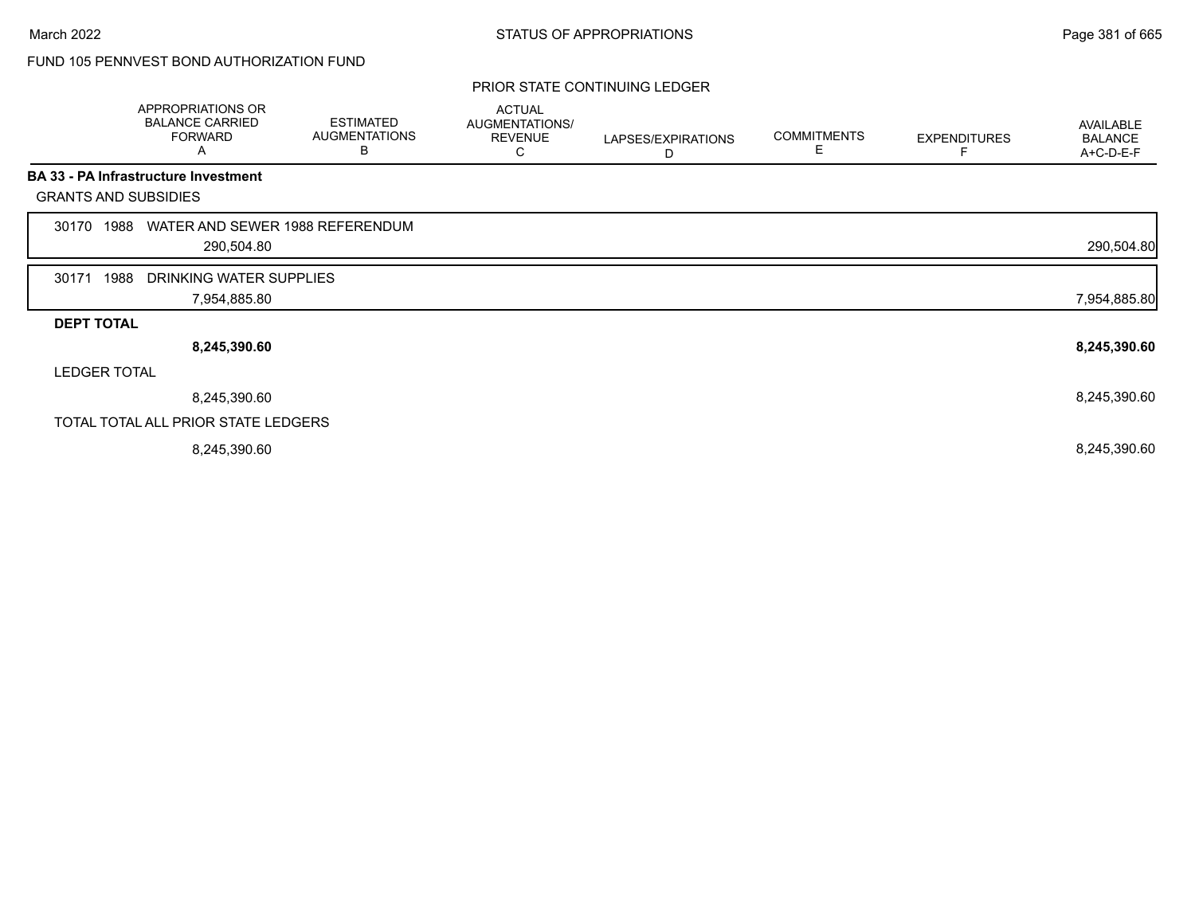FUND 105 PENNVEST BOND AUTHORIZATION FUND

PRIOR STATE CONTINUING LEDGER

| | APPROPRIATIONS OR BALANCE CARRIED FORWARD A | ESTIMATED AUGMENTATIONS B | ACTUAL AUGMENTATIONS/ REVENUE C | LAPSES/EXPIRATIONS D | COMMITMENTS E | EXPENDITURES F | AVAILABLE BALANCE A+C-D-E-F |
|---|---|---|---|---|---|---|---|
| **BA 33 - PA Infrastructure Investment** | | | | | | | |
| GRANTS AND SUBSIDIES | | | | | | | |
| 30170 1988 WATER AND SEWER 1988 REFERENDUM | 290,504.80 | | | | | | 290,504.80 |
| 30171 1988 DRINKING WATER SUPPLIES | 7,954,885.80 | | | | | | 7,954,885.80 |
| **DEPT TOTAL** | **8,245,390.60** | | | | | | **8,245,390.60** |
| LEDGER TOTAL | 8,245,390.60 | | | | | | 8,245,390.60 |
| TOTAL TOTAL ALL PRIOR STATE LEDGERS | 8,245,390.60 | | | | | | 8,245,390.60 |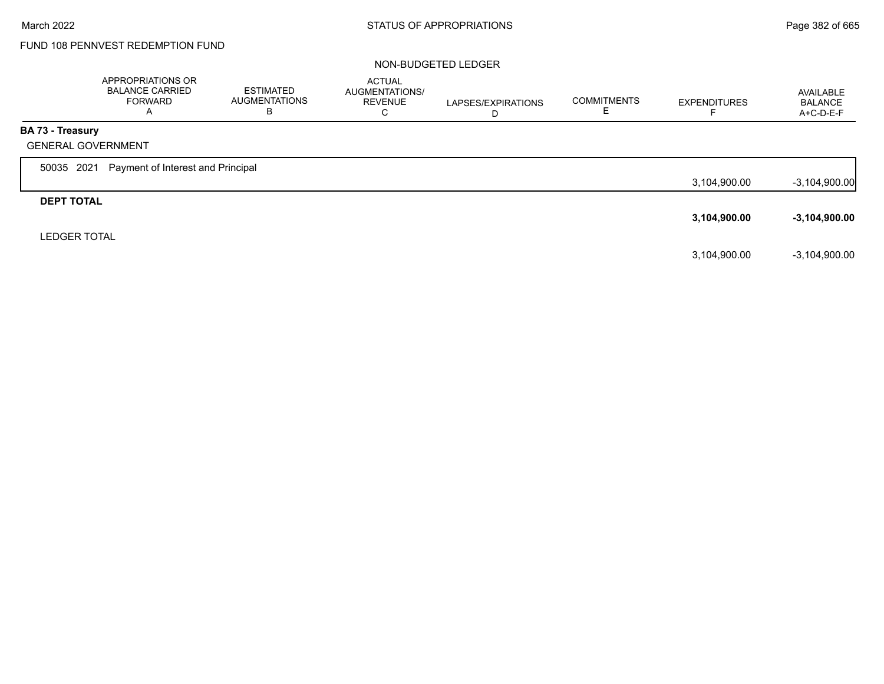FUND 108 PENNVEST REDEMPTION FUND

NON-BUDGETED LEDGER

| | APPROPRIATIONS OR BALANCE CARRIED FORWARD A | ESTIMATED AUGMENTATIONS B | ACTUAL AUGMENTATIONS/ REVENUE C | LAPSES/EXPIRATIONS D | COMMITMENTS E | EXPENDITURES F | AVAILABLE BALANCE A+C-D-E-F |
|---|---|---|---|---|---|---|---|
| **BA 73 - Treasury** | | | | | | | |
| GENERAL GOVERNMENT | | | | | | | |
| 50035 2021 Payment of Interest and Principal | | | | | | 3,104,900.00 | -3,104,900.00 |
| **DEPT TOTAL** | | | | | | **3,104,900.00** | **-3,104,900.00** |
| LEDGER TOTAL | | | | | | 3,104,900.00 | -3,104,900.00 |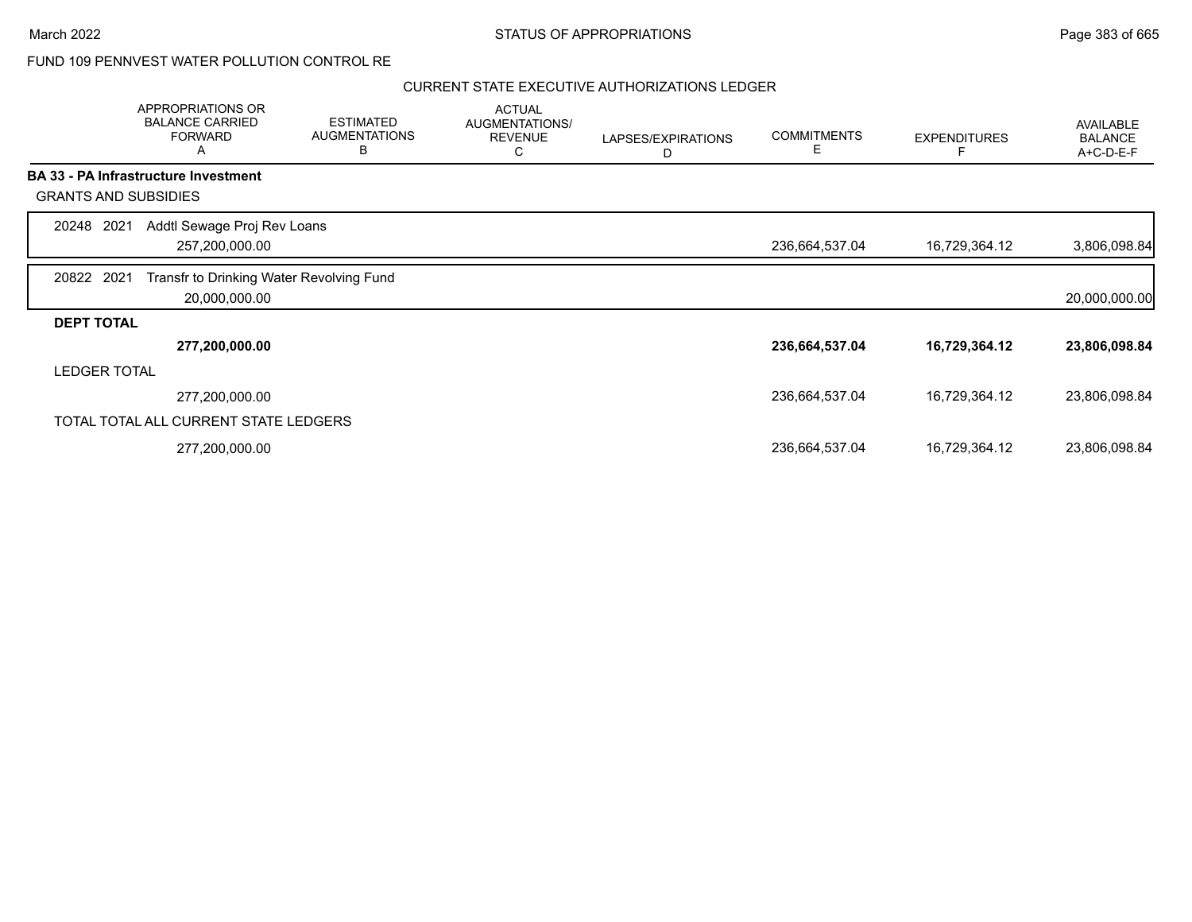FUND 109 PENNVEST WATER POLLUTION CONTROL RE

CURRENT STATE EXECUTIVE AUTHORIZATIONS LEDGER

| | APPROPRIATIONS OR BALANCE CARRIED FORWARD A | ESTIMATED AUGMENTATIONS B | ACTUAL AUGMENTATIONS/ REVENUE C | LAPSES/EXPIRATIONS D | COMMITMENTS E | EXPENDITURES F | AVAILABLE BALANCE A+C-D-E-F |
|---|---|---|---|---|---|---|---|
| **BA 33 - PA Infrastructure Investment** | | | | | | | |
| GRANTS AND SUBSIDIES | | | | | | | |
| 20248 2021 Addtl Sewage Proj Rev Loans | 257,200,000.00 | | | | 236,664,537.04 | 16,729,364.12 | 3,806,098.84 |
| 20822 2021 Transfr to Drinking Water Revolving Fund | 20,000,000.00 | | | | | | 20,000,000.00 |
| **DEPT TOTAL** | **277,200,000.00** | | | | **236,664,537.04** | **16,729,364.12** | **23,806,098.84** |
| LEDGER TOTAL | 277,200,000.00 | | | | 236,664,537.04 | 16,729,364.12 | 23,806,098.84 |
| TOTAL TOTAL ALL CURRENT STATE LEDGERS | 277,200,000.00 | | | | 236,664,537.04 | 16,729,364.12 | 23,806,098.84 |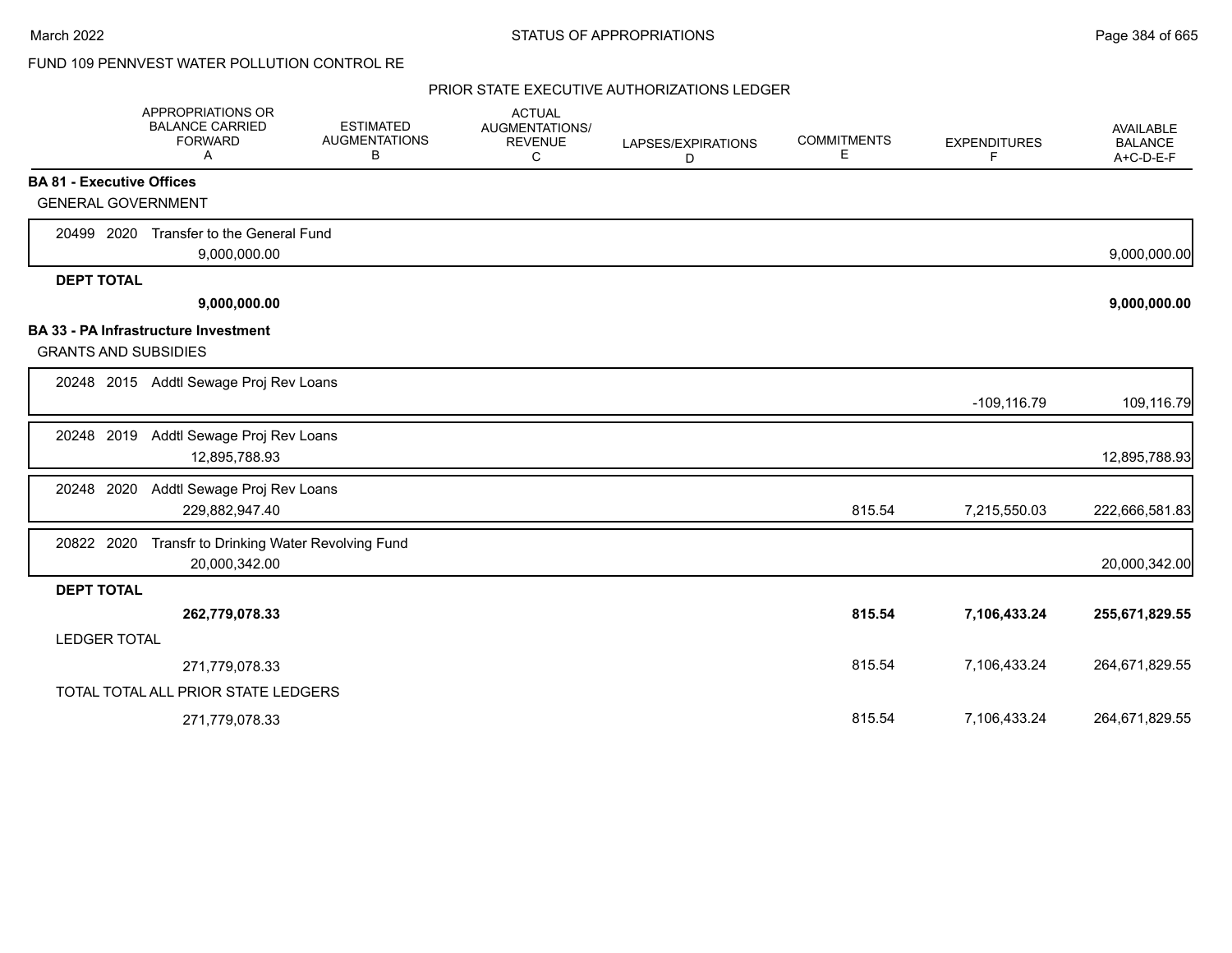FUND 109 PENNVEST WATER POLLUTION CONTROL RE

PRIOR STATE EXECUTIVE AUTHORIZATIONS LEDGER

| | APPROPRIATIONS OR BALANCE CARRIED FORWARD A | ESTIMATED AUGMENTATIONS B | ACTUAL AUGMENTATIONS/ REVENUE C | LAPSES/EXPIRATIONS D | COMMITMENTS E | EXPENDITURES F | AVAILABLE BALANCE A+C-D-E-F |
|---|---|---|---|---|---|---|---|
| **BA 81 - Executive Offices** | | | | | | | |
| GENERAL GOVERNMENT | | | | | | | |
| 20499 2020 Transfer to the General Fund | 9,000,000.00 | | | | | | 9,000,000.00 |
| **DEPT TOTAL** | **9,000,000.00** | | | | | | **9,000,000.00** |
| **BA 33 - PA Infrastructure Investment** | | | | | | | |
| GRANTS AND SUBSIDIES | | | | | | | |
| 20248 2015 Addtl Sewage Proj Rev Loans | | | | | | -109,116.79 | 109,116.79 |
| 20248 2019 Addtl Sewage Proj Rev Loans | 12,895,788.93 | | | | | | 12,895,788.93 |
| 20248 2020 Addtl Sewage Proj Rev Loans | 229,882,947.40 | | | | 815.54 | 7,215,550.03 | 222,666,581.83 |
| 20822 2020 Transfr to Drinking Water Revolving Fund | 20,000,342.00 | | | | | | 20,000,342.00 |
| **DEPT TOTAL** | **262,779,078.33** | | | | **815.54** | **7,106,433.24** | **255,671,829.55** |
| LEDGER TOTAL | 271,779,078.33 | | | | 815.54 | 7,106,433.24 | 264,671,829.55 |
| TOTAL TOTAL ALL PRIOR STATE LEDGERS | 271,779,078.33 | | | | 815.54 | 7,106,433.24 | 264,671,829.55 |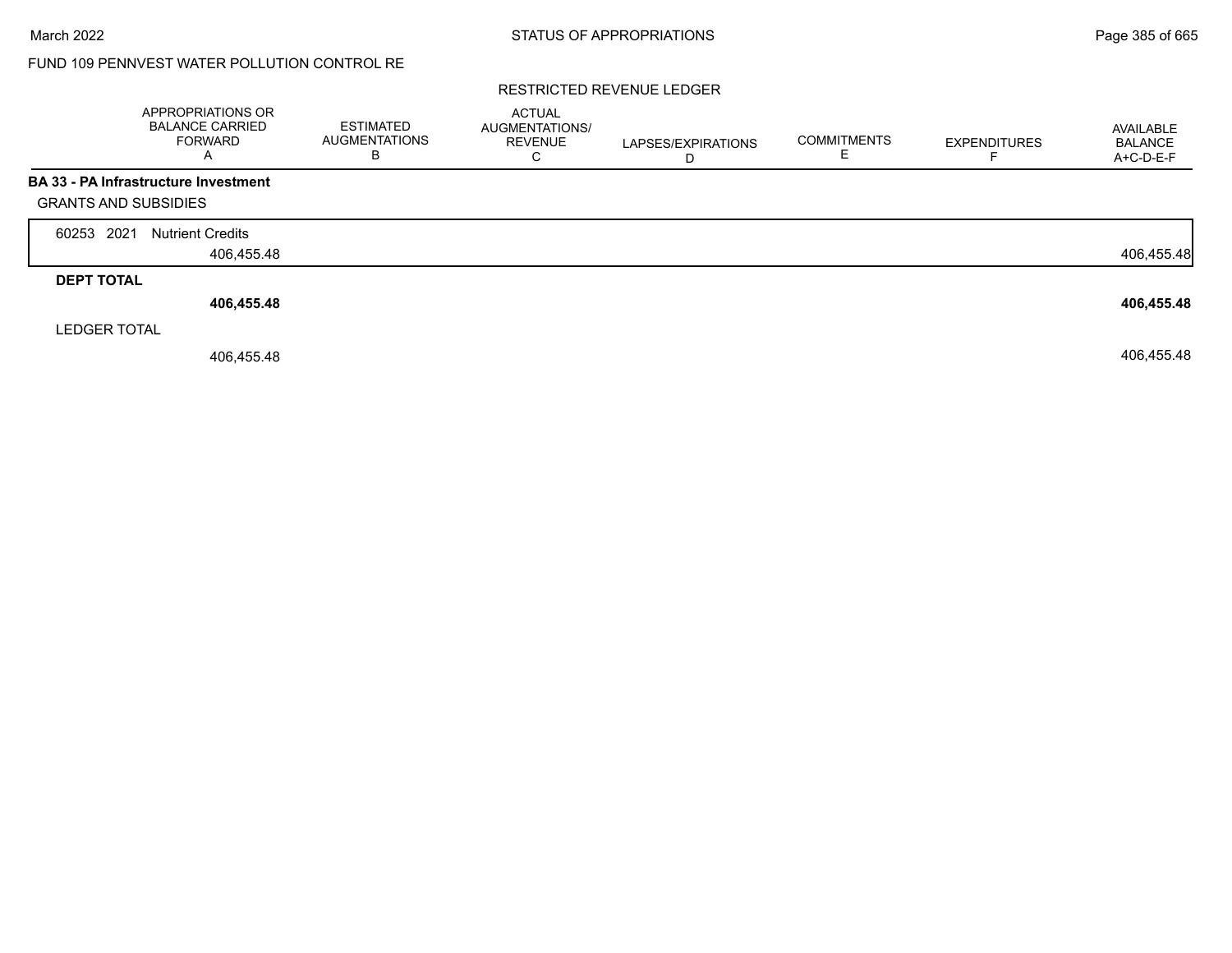FUND 109 PENNVEST WATER POLLUTION CONTROL RE

RESTRICTED REVENUE LEDGER

| | APPROPRIATIONS OR BALANCE CARRIED FORWARD A | ESTIMATED AUGMENTATIONS B | ACTUAL AUGMENTATIONS/ REVENUE C | LAPSES/EXPIRATIONS D | COMMITMENTS E | EXPENDITURES F | AVAILABLE BALANCE A+C-D-E-F |
|---|---|---|---|---|---|---|---|
| **BA 33 - PA Infrastructure Investment** | | | | | | | |
| GRANTS AND SUBSIDIES | | | | | | | |
| 60253 2021 Nutrient Credits | 406,455.48 | | | | | | 406,455.48 |
| **DEPT TOTAL** | **406,455.48** | | | | | | **406,455.48** |
| LEDGER TOTAL | 406,455.48 | | | | | | 406,455.48 |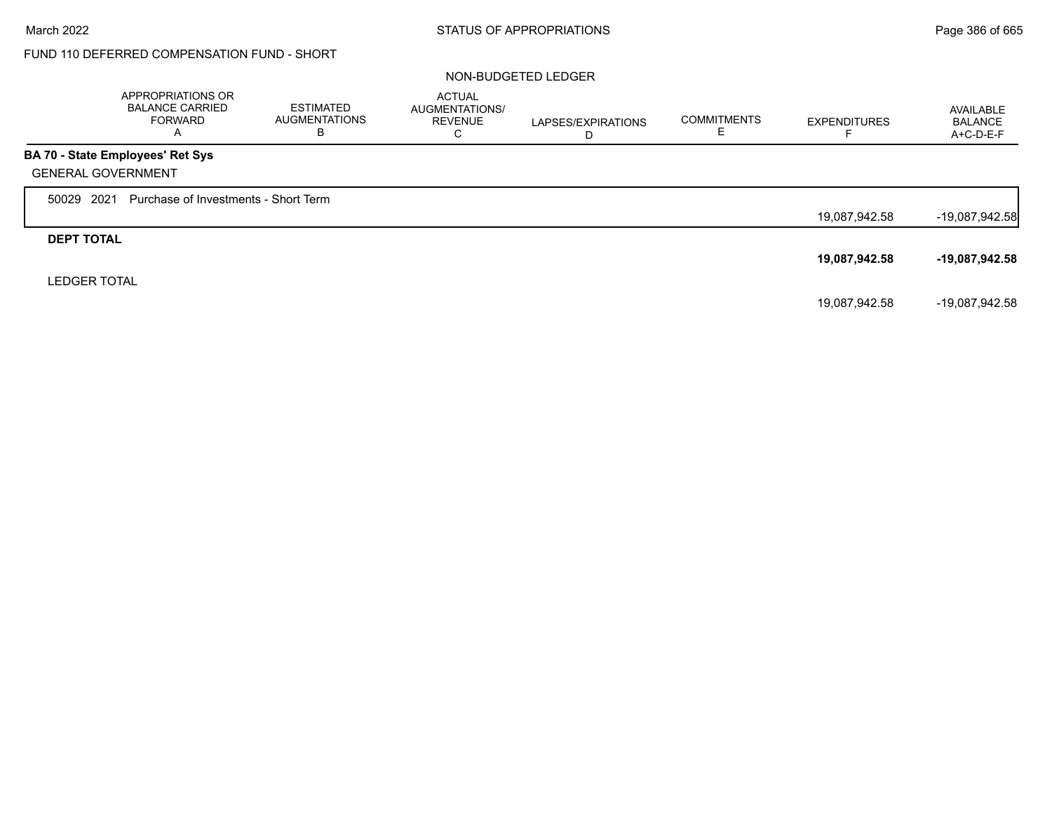FUND 110 DEFERRED COMPENSATION FUND - SHORT

NON-BUDGETED LEDGER

| | APPROPRIATIONS OR BALANCE CARRIED FORWARD A | ESTIMATED AUGMENTATIONS B | ACTUAL AUGMENTATIONS/ REVENUE C | LAPSES/EXPIRATIONS D | COMMITMENTS E | EXPENDITURES F | AVAILABLE BALANCE A+C-D-E-F |
|---|---|---|---|---|---|---|---|
| **BA 70 - State Employees' Ret Sys** | | | | | | | |
| GENERAL GOVERNMENT | | | | | | | |
| 50029 2021 Purchase of Investments - Short Term | | | | | | 19,087,942.58 | -19,087,942.58 |
| **DEPT TOTAL** | | | | | | **19,087,942.58** | **-19,087,942.58** |
| LEDGER TOTAL | | | | | | 19,087,942.58 | -19,087,942.58 |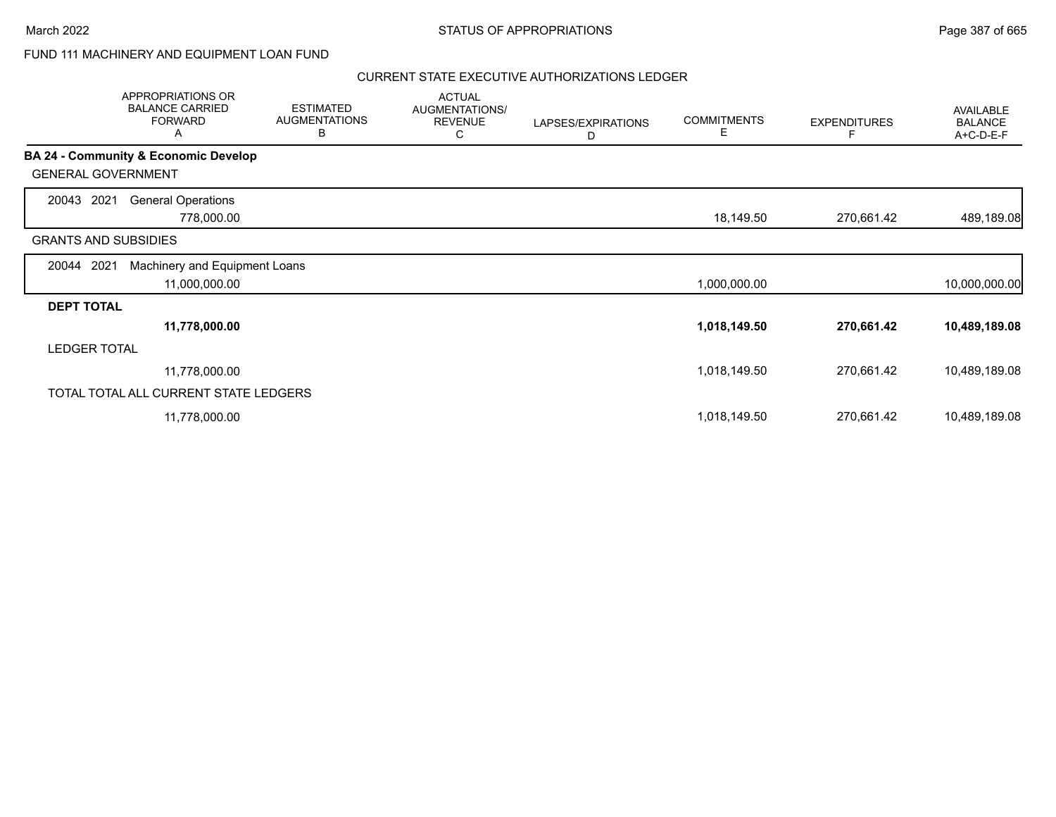FUND 111 MACHINERY AND EQUIPMENT LOAN FUND

CURRENT STATE EXECUTIVE AUTHORIZATIONS LEDGER

| APPROPRIATIONS OR BALANCE CARRIED FORWARD A | ESTIMATED AUGMENTATIONS B | ACTUAL AUGMENTATIONS/ REVENUE C | LAPSES/EXPIRATIONS D | COMMITMENTS E | EXPENDITURES F | AVAILABLE BALANCE A+C-D-E-F |
|---|---|---|---|---|---|---|
| **BA 24 - Community & Economic Develop** | | | | | | |
| GENERAL GOVERNMENT | | | | | | |
| 20043 2021 General Operations | | | | | | |
| 778,000.00 | | | | 18,149.50 | 270,661.42 | 489,189.08 |
| GRANTS AND SUBSIDIES | | | | | | |
| 20044 2021 Machinery and Equipment Loans | | | | | | |
| 11,000,000.00 | | | | 1,000,000.00 | | 10,000,000.00 |
| **DEPT TOTAL** | | | | | | |
| **11,778,000.00** | | | | **1,018,149.50** | **270,661.42** | **10,489,189.08** |
| LEDGER TOTAL | | | | | | |
| 11,778,000.00 | | | | 1,018,149.50 | 270,661.42 | 10,489,189.08 |
| TOTAL TOTAL ALL CURRENT STATE LEDGERS | | | | | | |
| 11,778,000.00 | | | | 1,018,149.50 | 270,661.42 | 10,489,189.08 |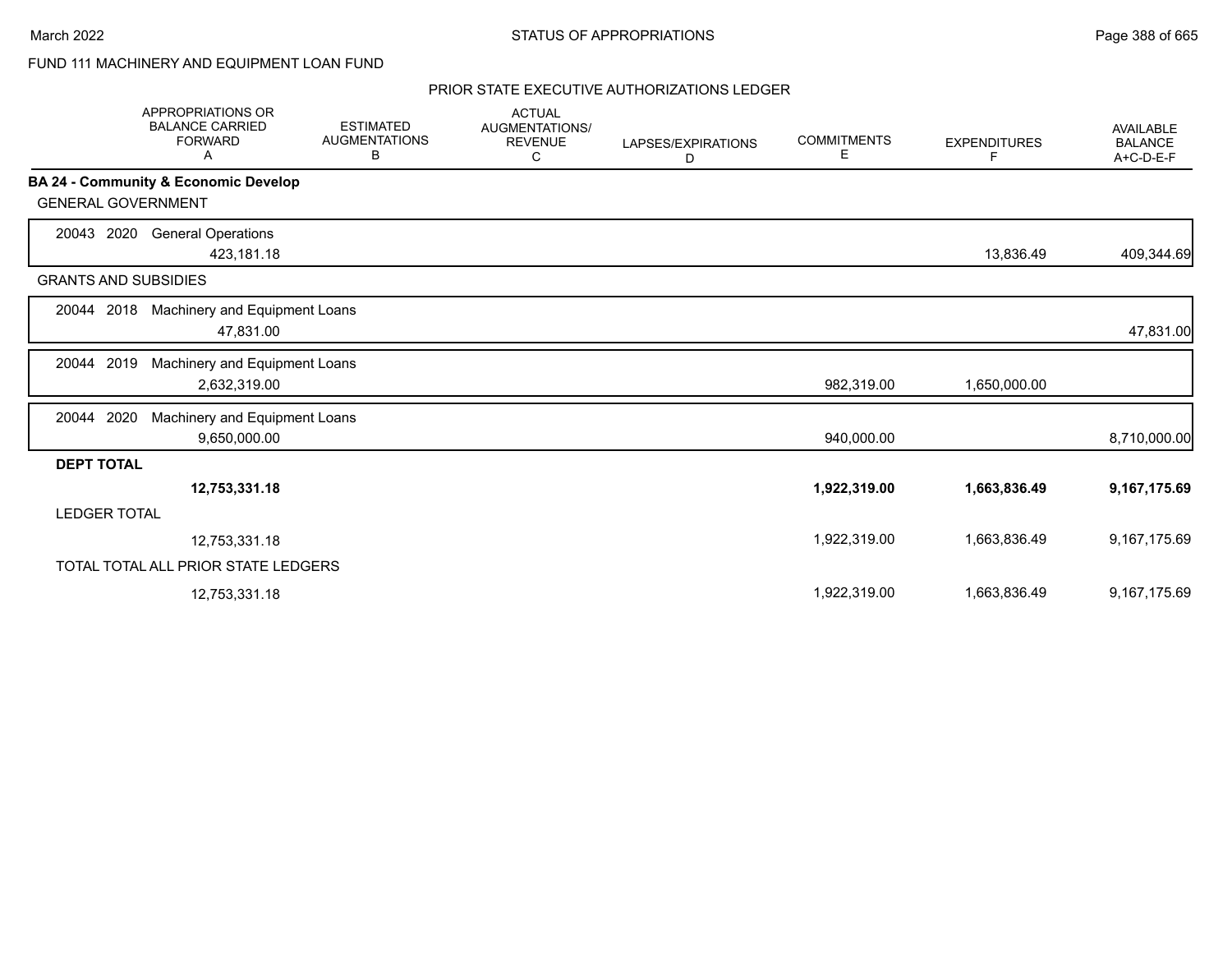FUND 111 MACHINERY AND EQUIPMENT LOAN FUND

PRIOR STATE EXECUTIVE AUTHORIZATIONS LEDGER

| | APPROPRIATIONS OR BALANCE CARRIED FORWARD A | ESTIMATED AUGMENTATIONS B | ACTUAL AUGMENTATIONS/ REVENUE C | LAPSES/EXPIRATIONS D | COMMITMENTS E | EXPENDITURES F | AVAILABLE BALANCE A+C-D-E-F |
|---|---|---|---|---|---|---|---|
| **BA 24 - Community & Economic Develop** | | | | | | | |
| GENERAL GOVERNMENT | | | | | | | |
| 20043 2020 General Operations | 423,181.18 | | | | | 13,836.49 | 409,344.69 |
| GRANTS AND SUBSIDIES | | | | | | | |
| 20044 2018 Machinery and Equipment Loans | 47,831.00 | | | | | | 47,831.00 |
| 20044 2019 Machinery and Equipment Loans | 2,632,319.00 | | | | 982,319.00 | 1,650,000.00 | |
| 20044 2020 Machinery and Equipment Loans | 9,650,000.00 | | | | 940,000.00 | | 8,710,000.00 |
| **DEPT TOTAL** | **12,753,331.18** | | | | **1,922,319.00** | **1,663,836.49** | **9,167,175.69** |
| LEDGER TOTAL | 12,753,331.18 | | | | 1,922,319.00 | 1,663,836.49 | 9,167,175.69 |
| TOTAL TOTAL ALL PRIOR STATE LEDGERS | 12,753,331.18 | | | | 1,922,319.00 | 1,663,836.49 | 9,167,175.69 |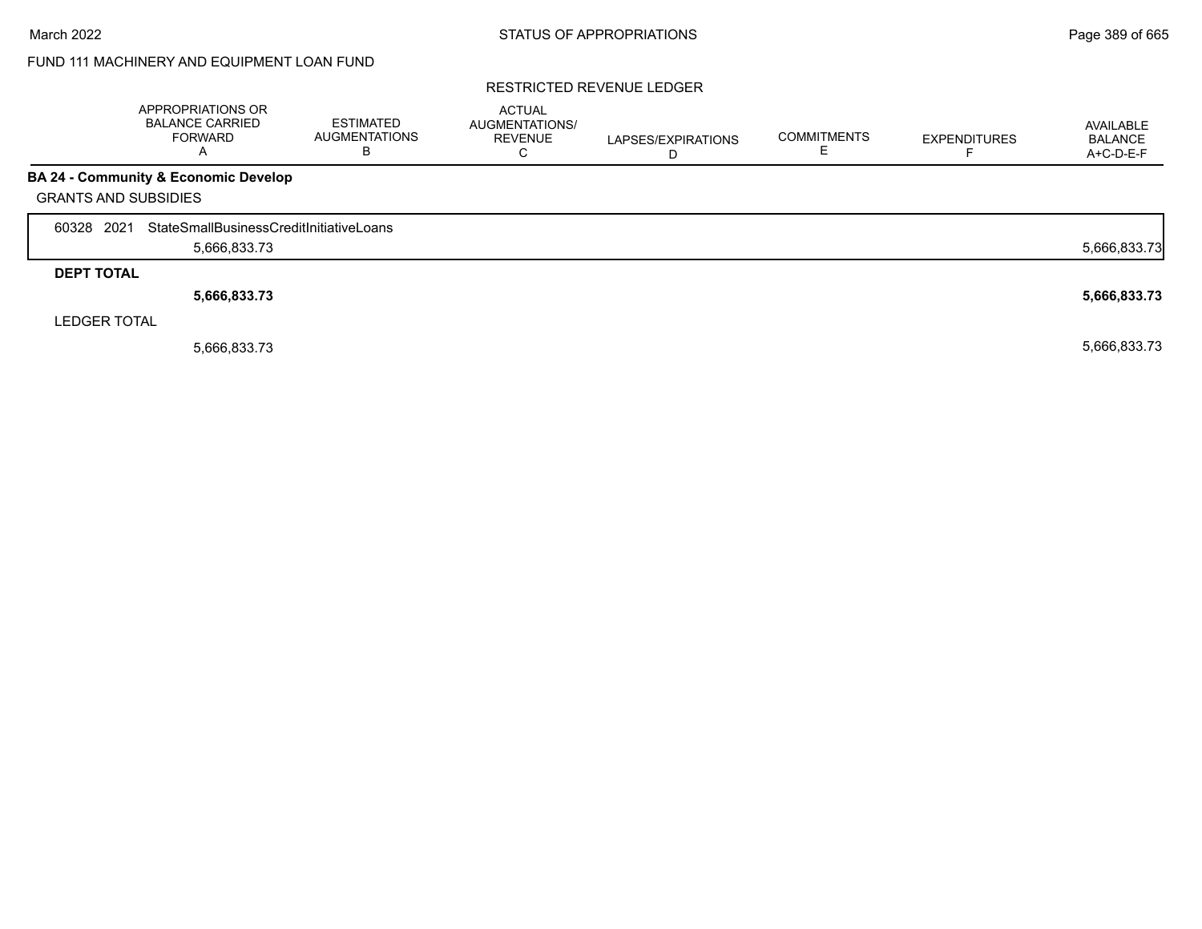FUND 111 MACHINERY AND EQUIPMENT LOAN FUND

RESTRICTED REVENUE LEDGER

| | APPROPRIATIONS OR BALANCE CARRIED FORWARD A | ESTIMATED AUGMENTATIONS B | ACTUAL AUGMENTATIONS/ REVENUE C | LAPSES/EXPIRATIONS D | COMMITMENTS E | EXPENDITURES F | AVAILABLE BALANCE A+C-D-E-F |
|---|---|---|---|---|---|---|---|
| **BA 24 - Community & Economic Develop** | | | | | | | |
| GRANTS AND SUBSIDIES | | | | | | | |
| 60328 2021 StateSmallBusinessCreditInitiativeLoans | 5,666,833.73 | | | | | | 5,666,833.73 |
| **DEPT TOTAL** | **5,666,833.73** | | | | | | **5,666,833.73** |
| LEDGER TOTAL | 5,666,833.73 | | | | | | 5,666,833.73 |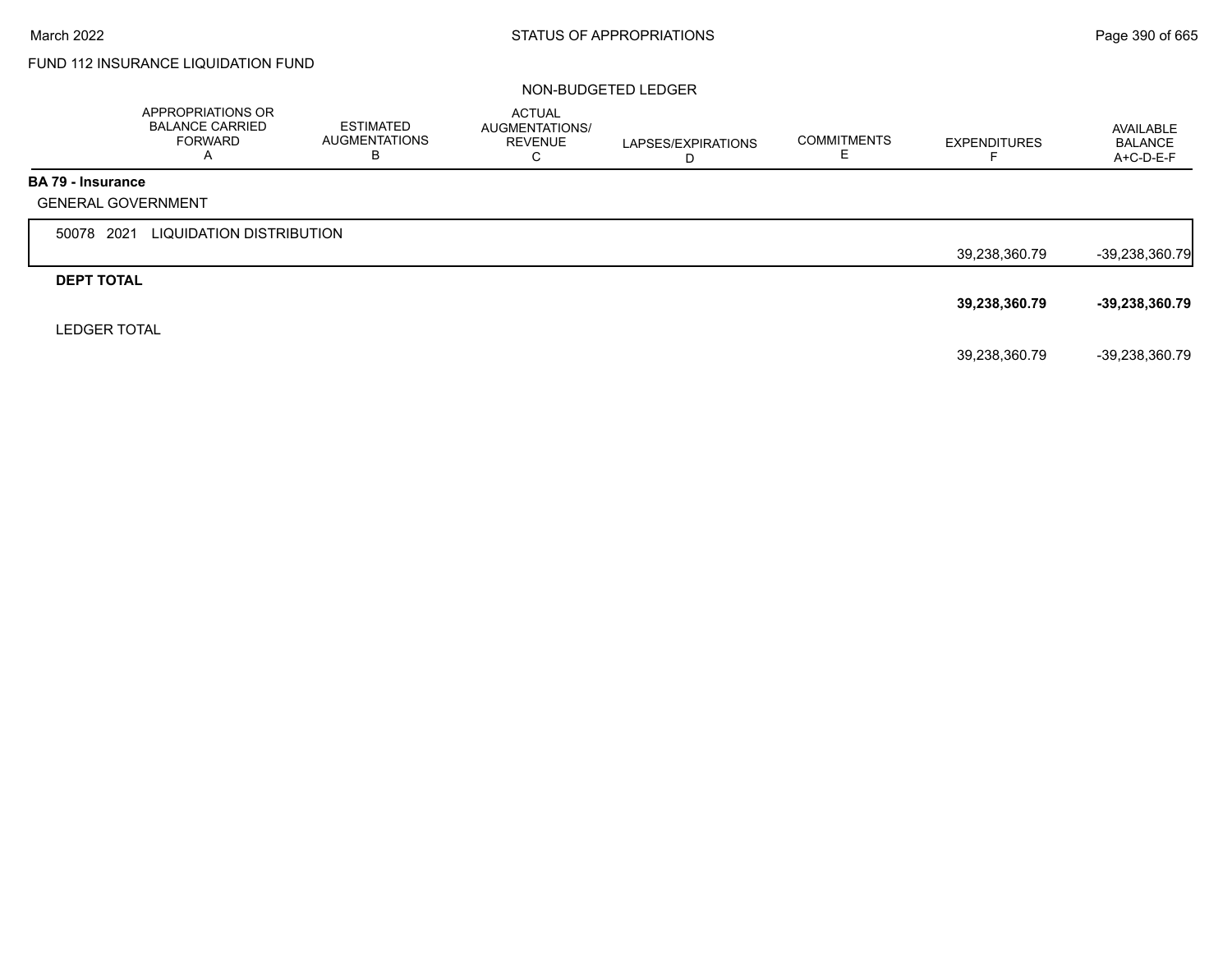FUND 112 INSURANCE LIQUIDATION FUND

NON-BUDGETED LEDGER

| | APPROPRIATIONS OR BALANCE CARRIED FORWARD A | ESTIMATED AUGMENTATIONS B | ACTUAL AUGMENTATIONS/ REVENUE C | LAPSES/EXPIRATIONS D | COMMITMENTS E | EXPENDITURES F | AVAILABLE BALANCE A+C-D-E-F |
|---|---|---|---|---|---|---|---|
| **BA 79 - Insurance** | | | | | | | |
| GENERAL GOVERNMENT | | | | | | | |
| 50078 2021 LIQUIDATION DISTRIBUTION | | | | | | 39,238,360.79 | -39,238,360.79 |
| **DEPT TOTAL** | | | | | | **39,238,360.79** | **-39,238,360.79** |
| LEDGER TOTAL | | | | | | 39,238,360.79 | -39,238,360.79 |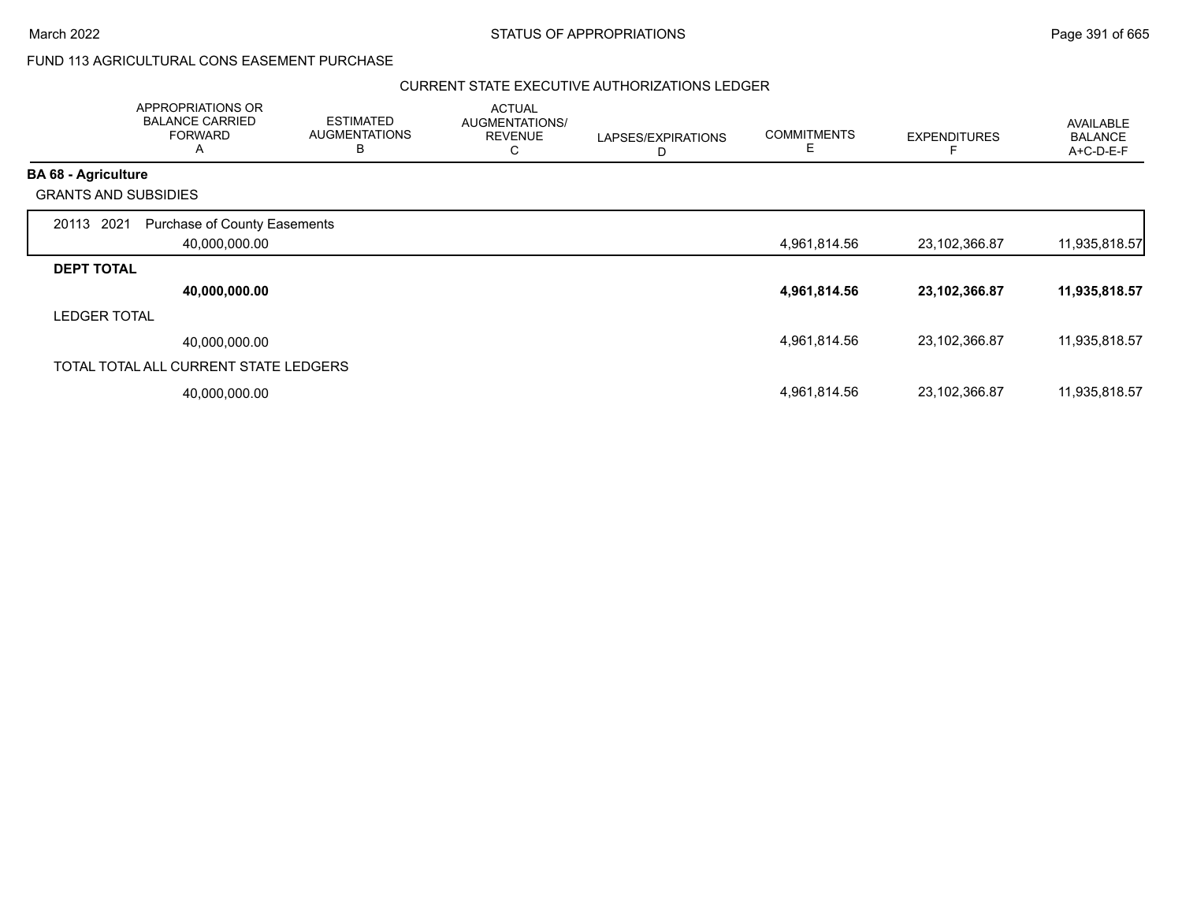FUND 113 AGRICULTURAL CONS EASEMENT PURCHASE

CURRENT STATE EXECUTIVE AUTHORIZATIONS LEDGER

| | APPROPRIATIONS OR BALANCE CARRIED FORWARD A | ESTIMATED AUGMENTATIONS B | ACTUAL AUGMENTATIONS/ REVENUE C | LAPSES/EXPIRATIONS D | COMMITMENTS E | EXPENDITURES F | AVAILABLE BALANCE A+C-D-E-F |
|---|---|---|---|---|---|---|---|
| **BA 68 - Agriculture** | | | | | | | |
| GRANTS AND SUBSIDIES | | | | | | | |
| 20113 2021 Purchase of County Easements | 40,000,000.00 | | | | 4,961,814.56 | 23,102,366.87 | 11,935,818.57 |
| **DEPT TOTAL** | **40,000,000.00** | | | | **4,961,814.56** | **23,102,366.87** | **11,935,818.57** |
| LEDGER TOTAL | 40,000,000.00 | | | | 4,961,814.56 | 23,102,366.87 | 11,935,818.57 |
| TOTAL TOTAL ALL CURRENT STATE LEDGERS | 40,000,000.00 | | | | 4,961,814.56 | 23,102,366.87 | 11,935,818.57 |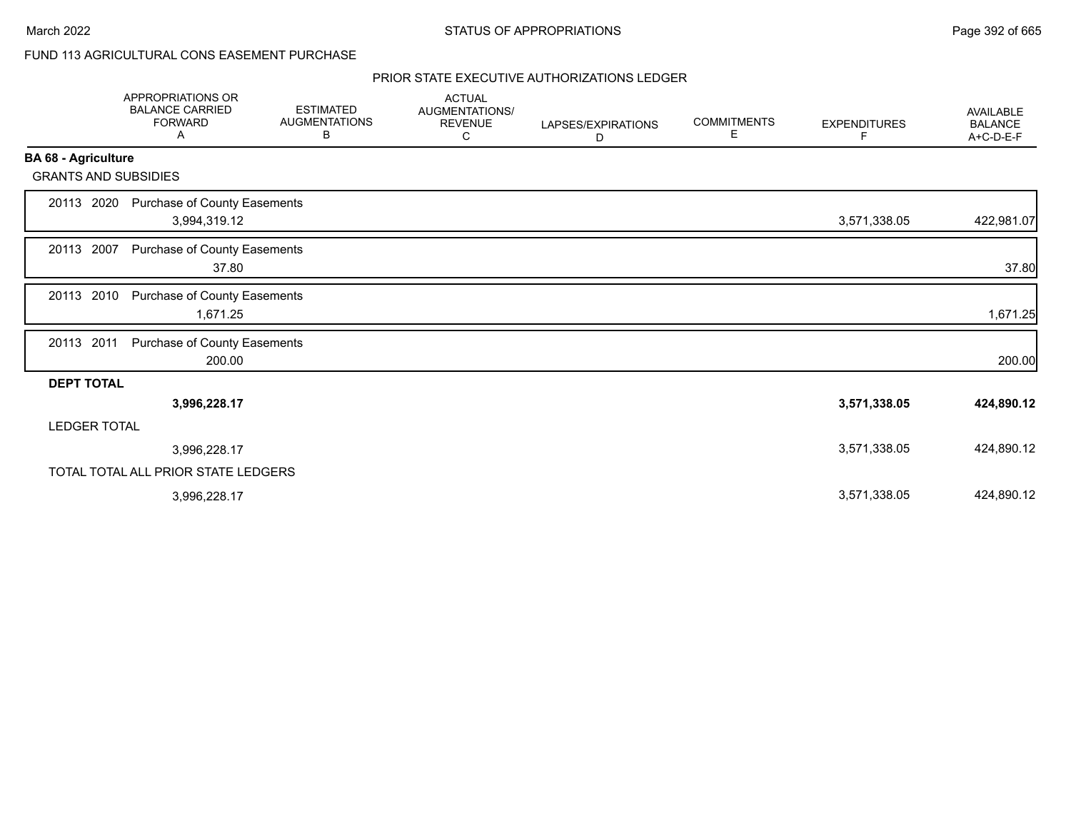FUND 113 AGRICULTURAL CONS EASEMENT PURCHASE

PRIOR STATE EXECUTIVE AUTHORIZATIONS LEDGER

| | APPROPRIATIONS OR BALANCE CARRIED FORWARD A | ESTIMATED AUGMENTATIONS B | ACTUAL AUGMENTATIONS/ REVENUE C | LAPSES/EXPIRATIONS D | COMMITMENTS E | EXPENDITURES F | AVAILABLE BALANCE A+C-D-E-F |
|---|---|---|---|---|---|---|---|
| **BA 68 - Agriculture** | | | | | | | |
| GRANTS AND SUBSIDIES | | | | | | | |
| 20113 2020 Purchase of County Easements | 3,994,319.12 | | | | | 3,571,338.05 | 422,981.07 |
| 20113 2007 Purchase of County Easements | 37.80 | | | | | | 37.80 |
| 20113 2010 Purchase of County Easements | 1,671.25 | | | | | | 1,671.25 |
| 20113 2011 Purchase of County Easements | 200.00 | | | | | | 200.00 |
| **DEPT TOTAL** | **3,996,228.17** | | | | | **3,571,338.05** | **424,890.12** |
| LEDGER TOTAL | 3,996,228.17 | | | | | 3,571,338.05 | 424,890.12 |
| TOTAL TOTAL ALL PRIOR STATE LEDGERS | 3,996,228.17 | | | | | 3,571,338.05 | 424,890.12 |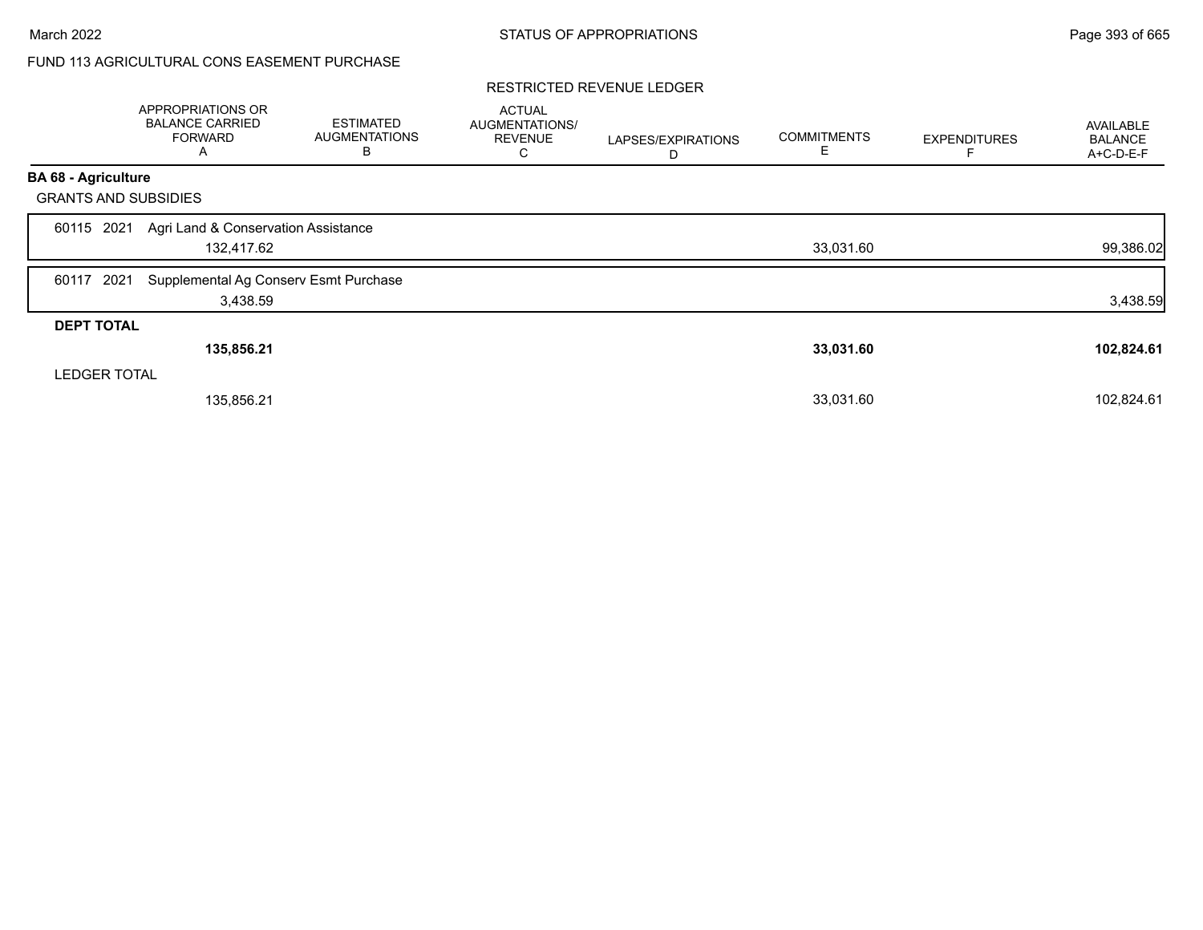FUND 113 AGRICULTURAL CONS EASEMENT PURCHASE

RESTRICTED REVENUE LEDGER

| | APPROPRIATIONS OR BALANCE CARRIED FORWARD A | ESTIMATED AUGMENTATIONS B | ACTUAL AUGMENTATIONS/ REVENUE C | LAPSES/EXPIRATIONS D | COMMITMENTS E | EXPENDITURES F | AVAILABLE BALANCE A+C-D-E-F |
|---|---|---|---|---|---|---|---|
| **BA 68 - Agriculture** | | | | | | | |
| GRANTS AND SUBSIDIES | | | | | | | |
| 60115 2021 Agri Land & Conservation Assistance | 132,417.62 | | | | 33,031.60 | | 99,386.02 |
| 60117 2021 Supplemental Ag Conserv Esmt Purchase | 3,438.59 | | | | | | 3,438.59 |
| **DEPT TOTAL** | **135,856.21** | | | | **33,031.60** | | **102,824.61** |
| LEDGER TOTAL | 135,856.21 | | | | 33,031.60 | | 102,824.61 |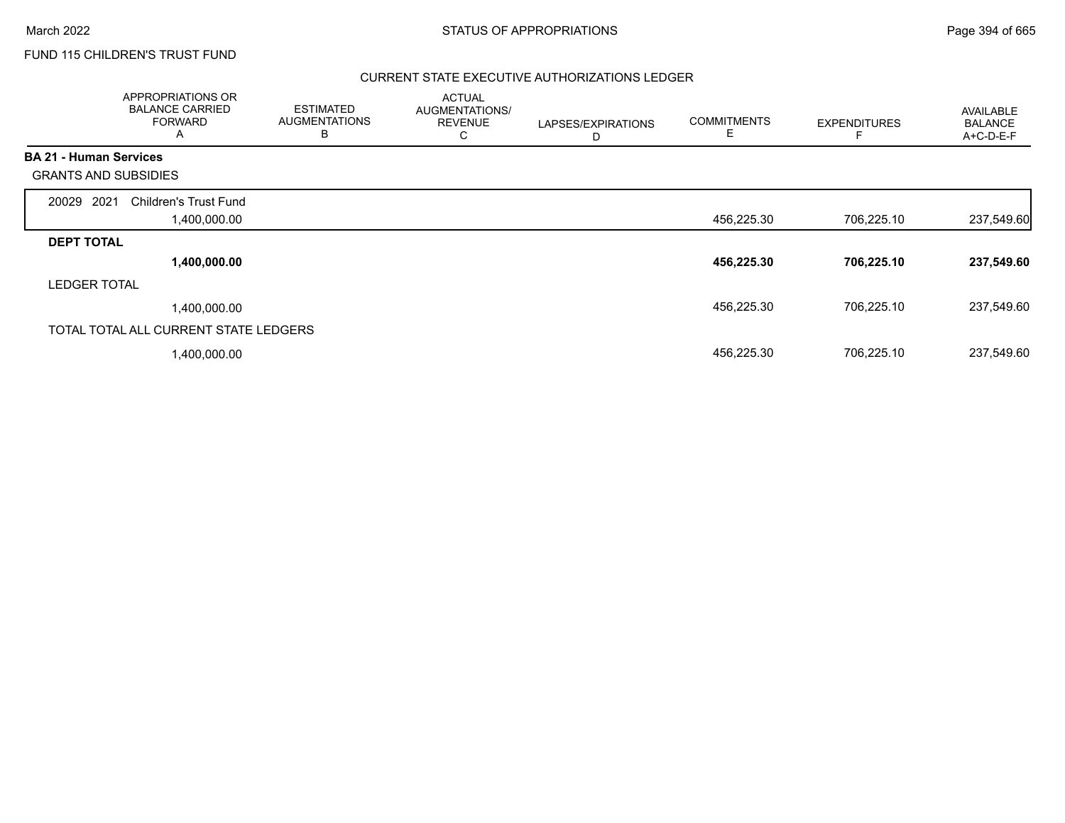FUND 115 CHILDREN'S TRUST FUND

## CURRENT STATE EXECUTIVE AUTHORIZATIONS LEDGER

| | APPROPRIATIONS OR BALANCE CARRIED FORWARD A | ESTIMATED AUGMENTATIONS B | ACTUAL AUGMENTATIONS/ REVENUE C | LAPSES/EXPIRATIONS D | COMMITMENTS E | EXPENDITURES F | AVAILABLE BALANCE A+C-D-E-F |
|---|---|---|---|---|---|---|---|
| **BA 21 - Human Services** | | | | | | | |
| GRANTS AND SUBSIDIES | | | | | | | |
| 20029 2021 Children's Trust Fund | 1,400,000.00 | | | | 456,225.30 | 706,225.10 | 237,549.60 |
| **DEPT TOTAL** | **1,400,000.00** | | | | **456,225.30** | **706,225.10** | **237,549.60** |
| LEDGER TOTAL | 1,400,000.00 | | | | 456,225.30 | 706,225.10 | 237,549.60 |
| TOTAL TOTAL ALL CURRENT STATE LEDGERS | 1,400,000.00 | | | | 456,225.30 | 706,225.10 | 237,549.60 |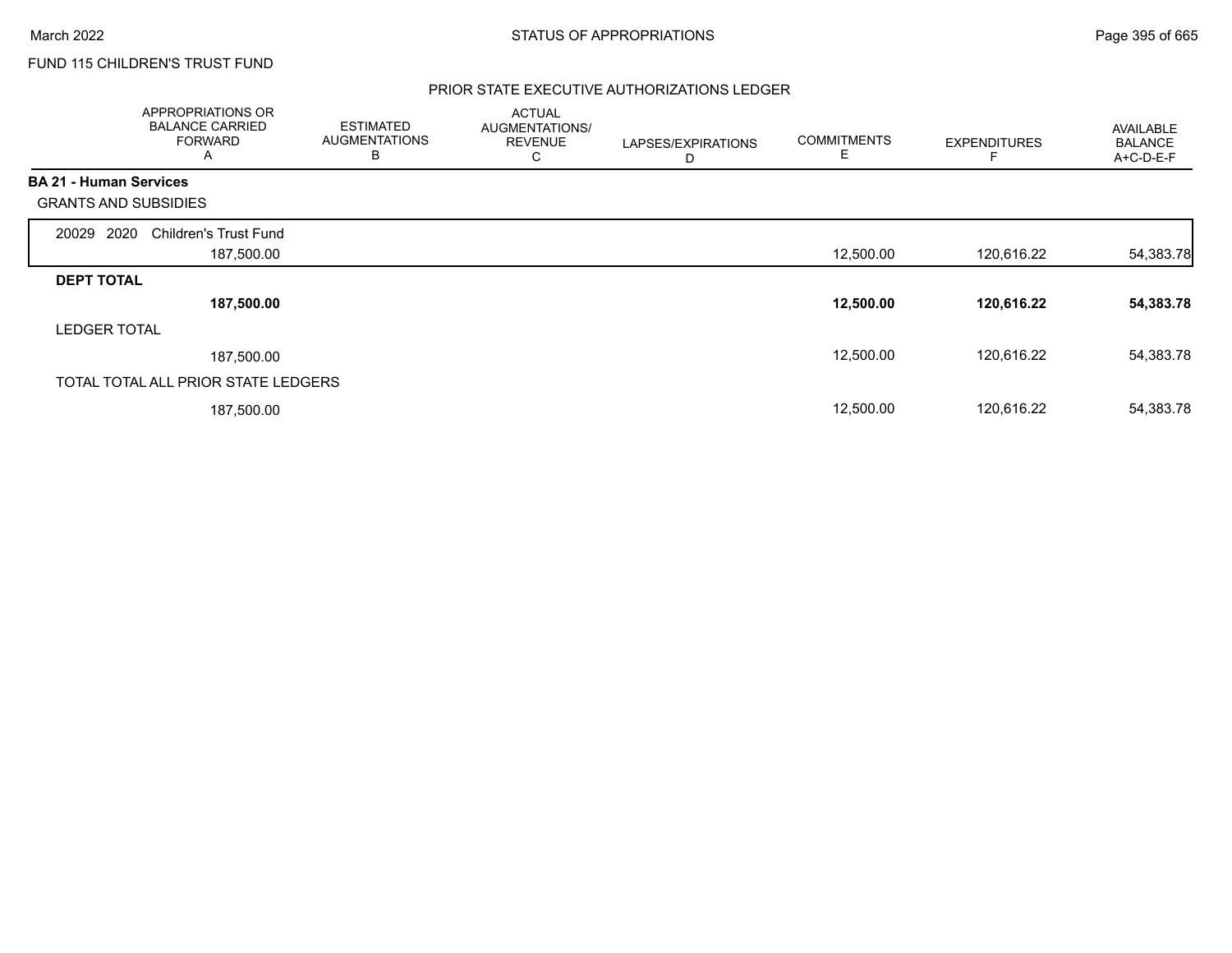FUND 115 CHILDREN'S TRUST FUND

## PRIOR STATE EXECUTIVE AUTHORIZATIONS LEDGER

| | APPROPRIATIONS OR BALANCE CARRIED FORWARD A | ESTIMATED AUGMENTATIONS B | ACTUAL AUGMENTATIONS/ REVENUE C | LAPSES/EXPIRATIONS D | COMMITMENTS E | EXPENDITURES F | AVAILABLE BALANCE A+C-D-E-F |
|---|---|---|---|---|---|---|---|
| **BA 21 - Human Services** | | | | | | | |
| GRANTS AND SUBSIDIES | | | | | | | |
| 20029 2020 Children's Trust Fund | 187,500.00 | | | | 12,500.00 | 120,616.22 | 54,383.78 |
| **DEPT TOTAL** | **187,500.00** | | | | **12,500.00** | **120,616.22** | **54,383.78** |
| LEDGER TOTAL | 187,500.00 | | | | 12,500.00 | 120,616.22 | 54,383.78 |
| TOTAL TOTAL ALL PRIOR STATE LEDGERS | 187,500.00 | | | | 12,500.00 | 120,616.22 | 54,383.78 |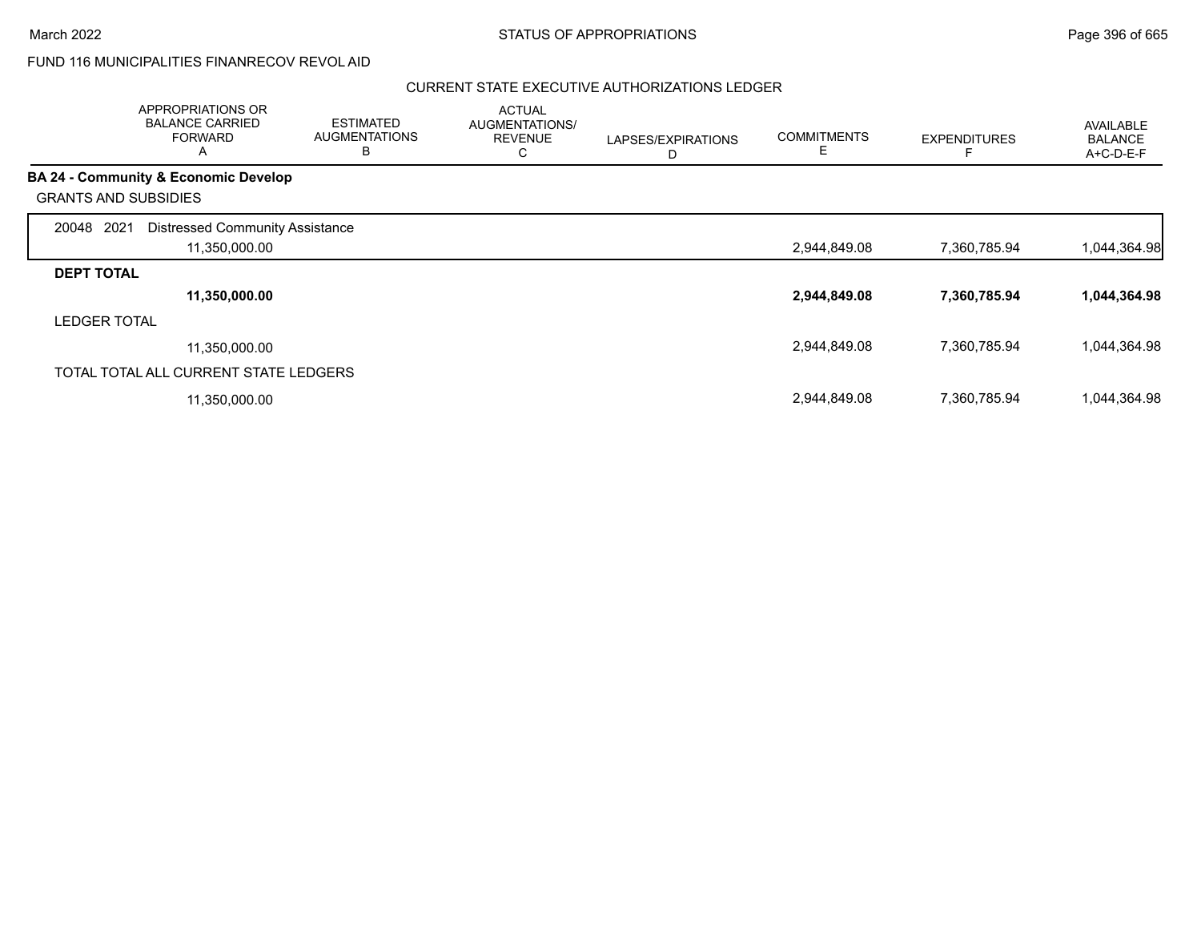FUND 116 MUNICIPALITIES FINANRECOV REVOL AID

CURRENT STATE EXECUTIVE AUTHORIZATIONS LEDGER

| | APPROPRIATIONS OR BALANCE CARRIED FORWARD A | ESTIMATED AUGMENTATIONS B | ACTUAL AUGMENTATIONS/ REVENUE C | LAPSES/EXPIRATIONS D | COMMITMENTS E | EXPENDITURES F | AVAILABLE BALANCE A+C-D-E-F |
|---|---|---|---|---|---|---|---|
| **BA 24 - Community & Economic Develop** | | | | | | | |
| GRANTS AND SUBSIDIES | | | | | | | |
| 20048 2021 Distressed Community Assistance | 11,350,000.00 | | | | 2,944,849.08 | 7,360,785.94 | 1,044,364.98 |
| **DEPT TOTAL** | **11,350,000.00** | | | | **2,944,849.08** | **7,360,785.94** | **1,044,364.98** |
| LEDGER TOTAL | 11,350,000.00 | | | | 2,944,849.08 | 7,360,785.94 | 1,044,364.98 |
| TOTAL TOTAL ALL CURRENT STATE LEDGERS | 11,350,000.00 | | | | 2,944,849.08 | 7,360,785.94 | 1,044,364.98 |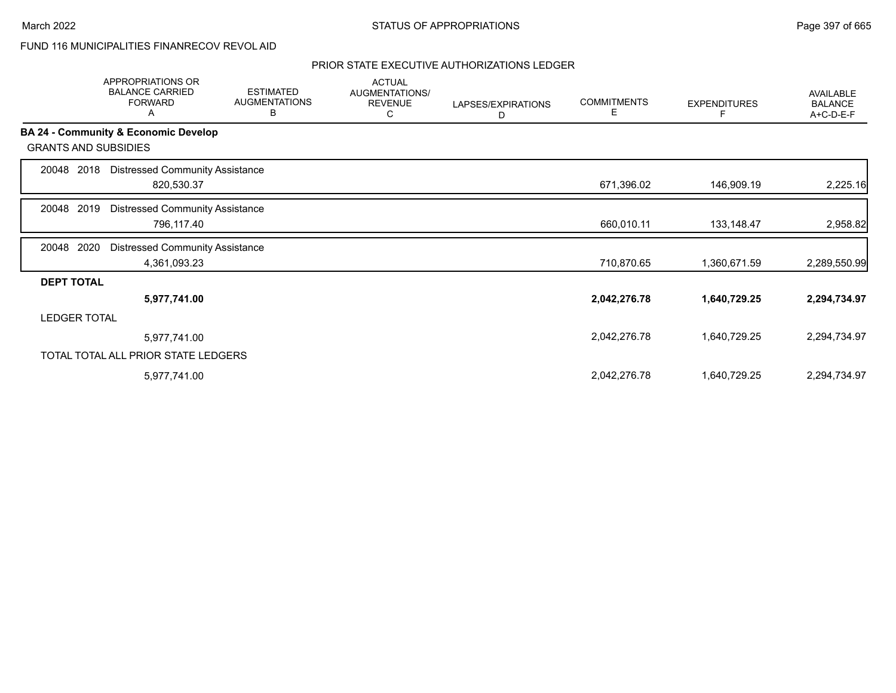FUND 116 MUNICIPALITIES FINANRECOV REVOL AID

PRIOR STATE EXECUTIVE AUTHORIZATIONS LEDGER

| | APPROPRIATIONS OR BALANCE CARRIED FORWARD A | ESTIMATED AUGMENTATIONS B | ACTUAL AUGMENTATIONS/ REVENUE C | LAPSES/EXPIRATIONS D | COMMITMENTS E | EXPENDITURES F | AVAILABLE BALANCE A+C-D-E-F |
|---|---|---|---|---|---|---|---|
| **BA 24 - Community & Economic Develop** | | | | | | | |
| GRANTS AND SUBSIDIES | | | | | | | |
| 20048 2018 Distressed Community Assistance | 820,530.37 | | | | 671,396.02 | 146,909.19 | 2,225.16 |
| 20048 2019 Distressed Community Assistance | 796,117.40 | | | | 660,010.11 | 133,148.47 | 2,958.82 |
| 20048 2020 Distressed Community Assistance | 4,361,093.23 | | | | 710,870.65 | 1,360,671.59 | 2,289,550.99 |
| **DEPT TOTAL** | **5,977,741.00** | | | | **2,042,276.78** | **1,640,729.25** | **2,294,734.97** |
| LEDGER TOTAL | 5,977,741.00 | | | | 2,042,276.78 | 1,640,729.25 | 2,294,734.97 |
| TOTAL TOTAL ALL PRIOR STATE LEDGERS | 5,977,741.00 | | | | 2,042,276.78 | 1,640,729.25 | 2,294,734.97 |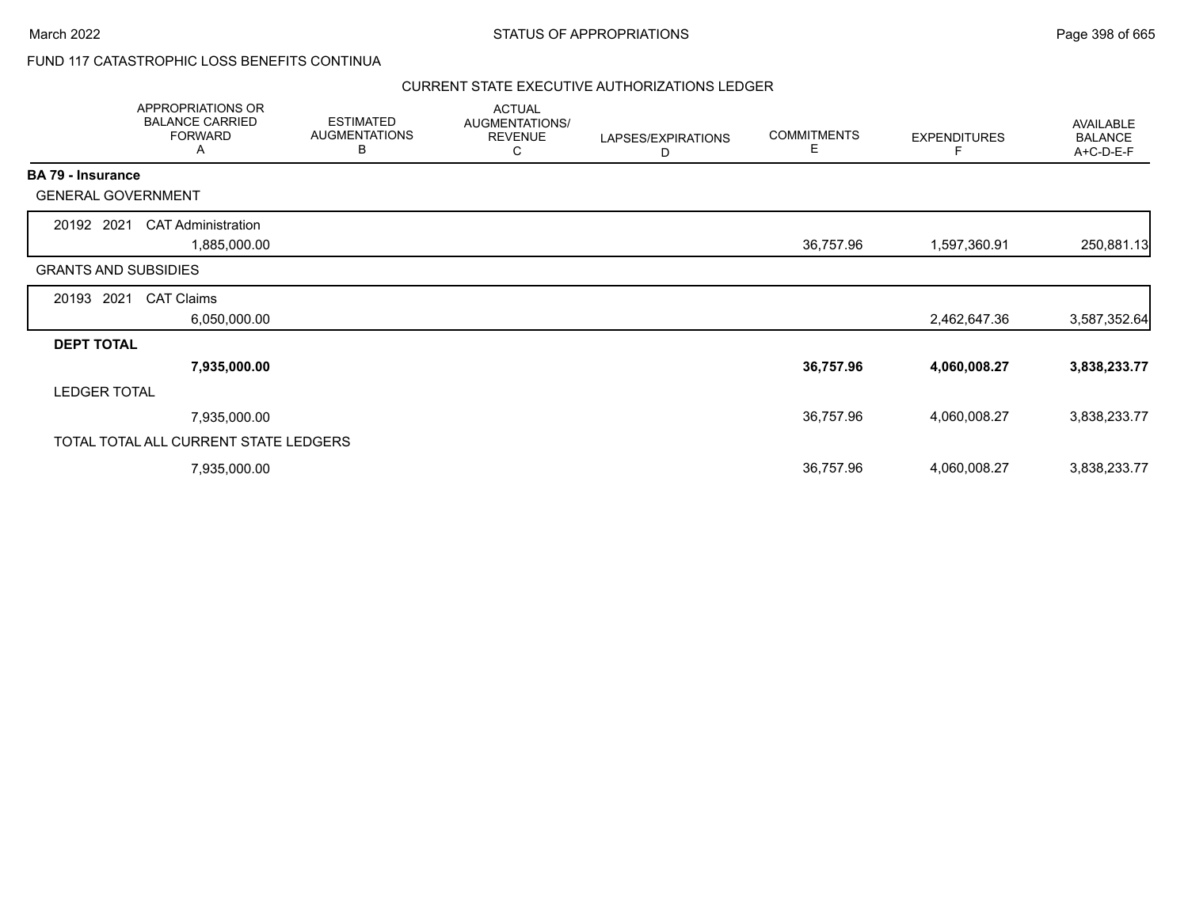FUND 117 CATASTROPHIC LOSS BENEFITS CONTINUA

## CURRENT STATE EXECUTIVE AUTHORIZATIONS LEDGER

| | APPROPRIATIONS OR BALANCE CARRIED FORWARD A | ESTIMATED AUGMENTATIONS B | ACTUAL AUGMENTATIONS/ REVENUE C | LAPSES/EXPIRATIONS D | COMMITMENTS E | EXPENDITURES F | AVAILABLE BALANCE A+C-D-E-F |
|---|---|---|---|---|---|---|---|
| **BA 79 - Insurance** | | | | | | | |
| GENERAL GOVERNMENT | | | | | | | |
| 20192 2021 CAT Administration | 1,885,000.00 | | | | 36,757.96 | 1,597,360.91 | 250,881.13 |
| GRANTS AND SUBSIDIES | | | | | | | |
| 20193 2021 CAT Claims | 6,050,000.00 | | | | | 2,462,647.36 | 3,587,352.64 |
| **DEPT TOTAL** | **7,935,000.00** | | | | **36,757.96** | **4,060,008.27** | **3,838,233.77** |
| LEDGER TOTAL | 7,935,000.00 | | | | 36,757.96 | 4,060,008.27 | 3,838,233.77 |
| TOTAL TOTAL ALL CURRENT STATE LEDGERS | 7,935,000.00 | | | | 36,757.96 | 4,060,008.27 | 3,838,233.77 |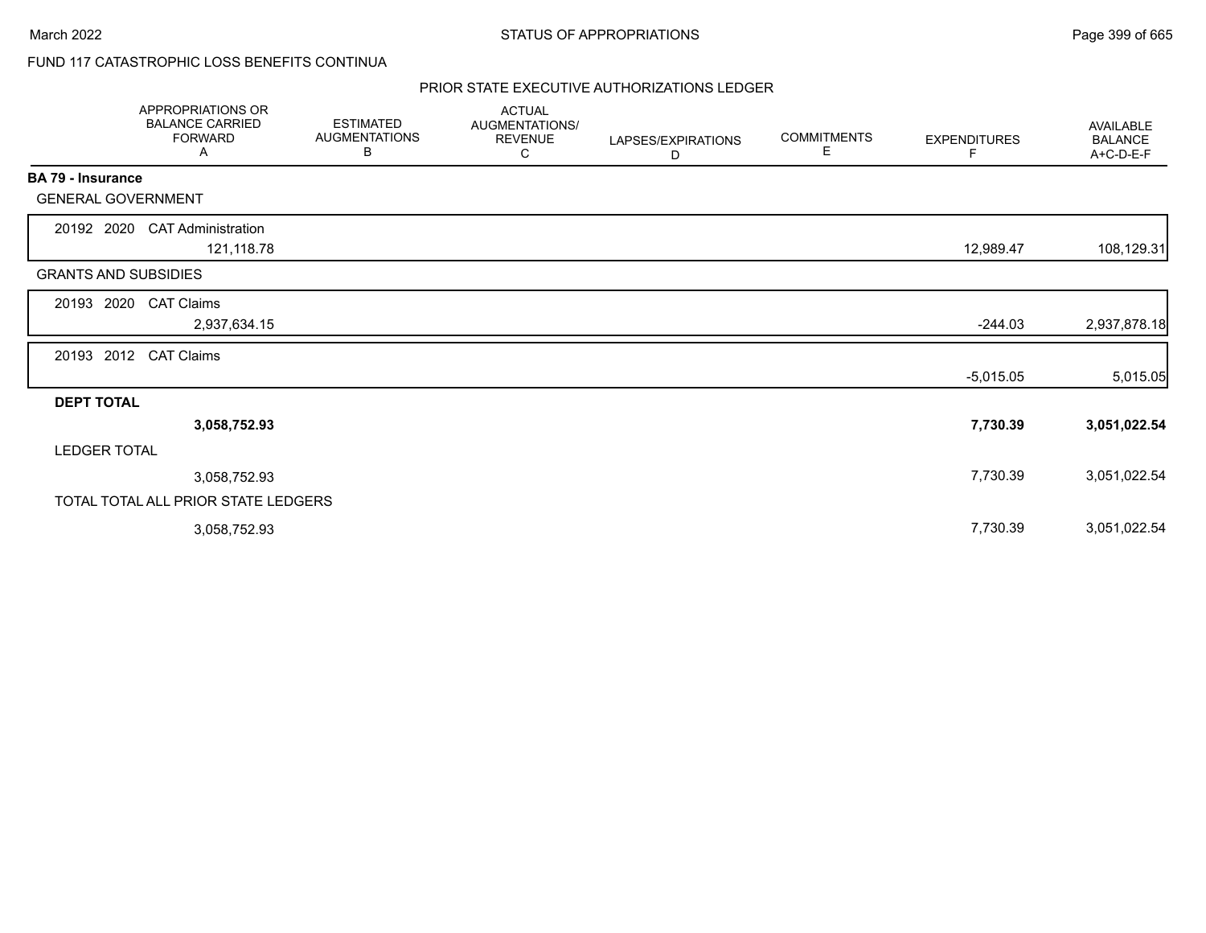FUND 117 CATASTROPHIC LOSS BENEFITS CONTINUA

PRIOR STATE EXECUTIVE AUTHORIZATIONS LEDGER

| | APPROPRIATIONS OR BALANCE CARRIED FORWARD A | ESTIMATED AUGMENTATIONS B | ACTUAL AUGMENTATIONS/ REVENUE C | LAPSES/EXPIRATIONS D | COMMITMENTS E | EXPENDITURES F | AVAILABLE BALANCE A+C-D-E-F |
|---|---|---|---|---|---|---|---|
| **BA 79 - Insurance** | | | | | | | |
| GENERAL GOVERNMENT | | | | | | | |
| 20192 2020 CAT Administration | 121,118.78 | | | | | 12,989.47 | 108,129.31 |
| GRANTS AND SUBSIDIES | | | | | | | |
| 20193 2020 CAT Claims | 2,937,634.15 | | | | | -244.03 | 2,937,878.18 |
| 20193 2012 CAT Claims | | | | | | -5,015.05 | 5,015.05 |
| **DEPT TOTAL** | **3,058,752.93** | | | | | **7,730.39** | **3,051,022.54** |
| LEDGER TOTAL | 3,058,752.93 | | | | | 7,730.39 | 3,051,022.54 |
| TOTAL TOTAL ALL PRIOR STATE LEDGERS | 3,058,752.93 | | | | | 7,730.39 | 3,051,022.54 |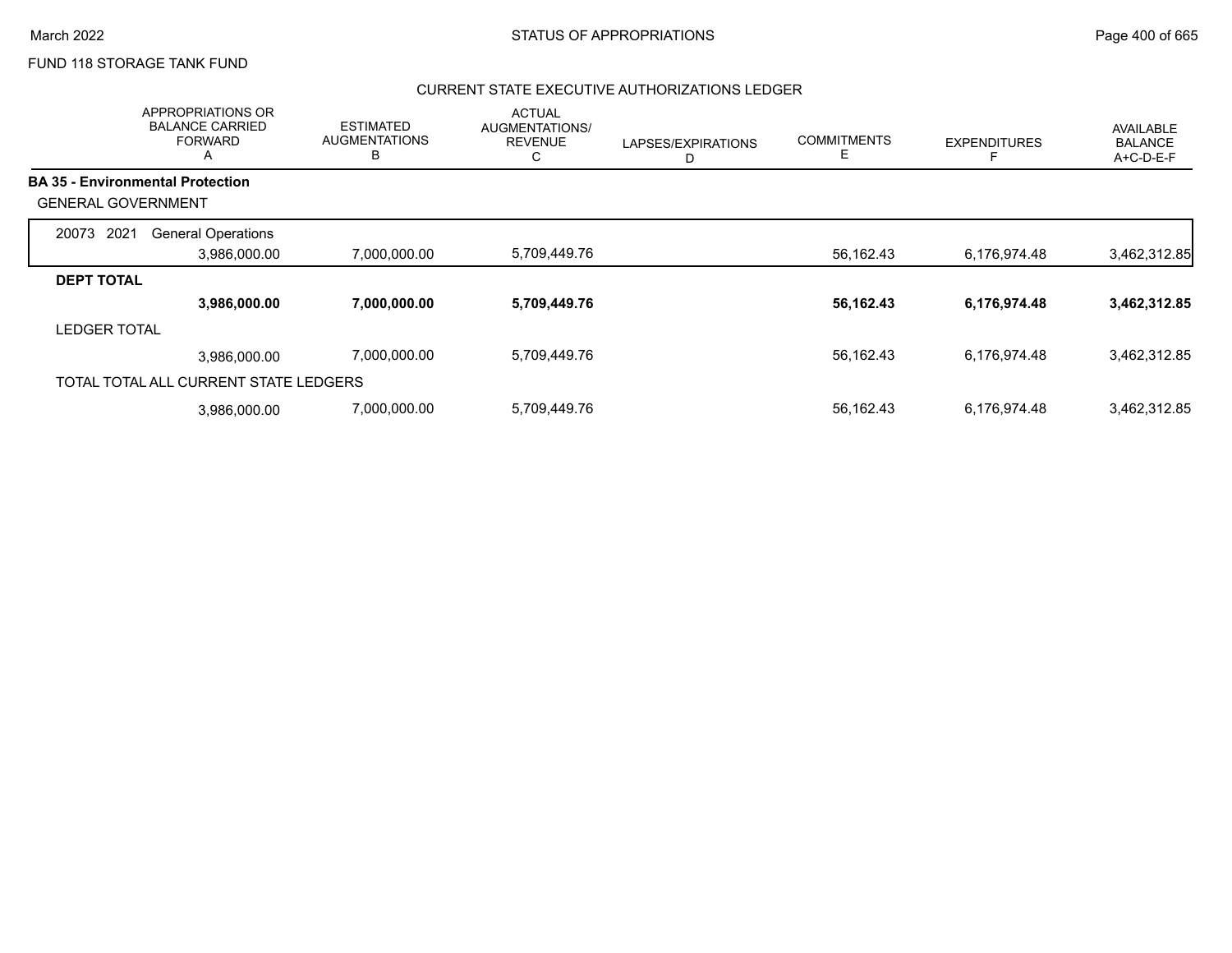FUND 118 STORAGE TANK FUND

## CURRENT STATE EXECUTIVE AUTHORIZATIONS LEDGER

| | APPROPRIATIONS OR BALANCE CARRIED FORWARD A | ESTIMATED AUGMENTATIONS B | ACTUAL AUGMENTATIONS/ REVENUE C | LAPSES/EXPIRATIONS D | COMMITMENTS E | EXPENDITURES F | AVAILABLE BALANCE A+C-D-E-F |
|---|---|---|---|---|---|---|---|
| **BA 35 - Environmental Protection** | | | | | | | |
| GENERAL GOVERNMENT | | | | | | | |
| 20073 2021 General Operations | 3,986,000.00 | 7,000,000.00 | 5,709,449.76 | | 56,162.43 | 6,176,974.48 | 3,462,312.85 |
| **DEPT TOTAL** | **3,986,000.00** | **7,000,000.00** | **5,709,449.76** | | **56,162.43** | **6,176,974.48** | **3,462,312.85** |
| LEDGER TOTAL | 3,986,000.00 | 7,000,000.00 | 5,709,449.76 | | 56,162.43 | 6,176,974.48 | 3,462,312.85 |
| TOTAL TOTAL ALL CURRENT STATE LEDGERS | 3,986,000.00 | 7,000,000.00 | 5,709,449.76 | | 56,162.43 | 6,176,974.48 | 3,462,312.85 |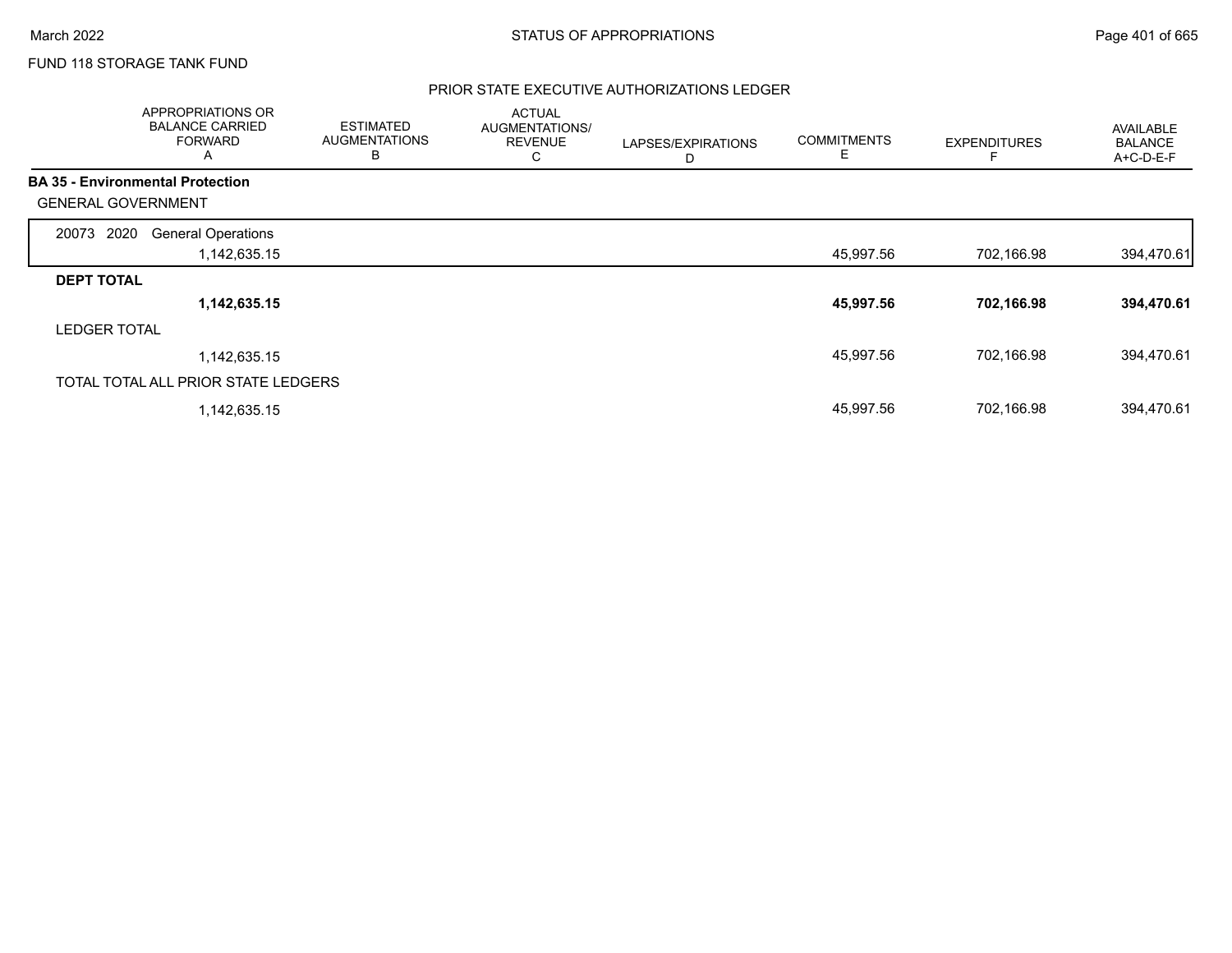FUND 118 STORAGE TANK FUND

## PRIOR STATE EXECUTIVE AUTHORIZATIONS LEDGER

| | APPROPRIATIONS OR BALANCE CARRIED FORWARD A | ESTIMATED AUGMENTATIONS B | ACTUAL AUGMENTATIONS/ REVENUE C | LAPSES/EXPIRATIONS D | COMMITMENTS E | EXPENDITURES F | AVAILABLE BALANCE A+C-D-E-F |
|---|---|---|---|---|---|---|---|
| **BA 35 - Environmental Protection** | | | | | | | |
| GENERAL GOVERNMENT | | | | | | | |
| 20073 2020 General Operations | 1,142,635.15 | | | | 45,997.56 | 702,166.98 | 394,470.61 |
| **DEPT TOTAL** | **1,142,635.15** | | | | **45,997.56** | **702,166.98** | **394,470.61** |
| LEDGER TOTAL | 1,142,635.15 | | | | 45,997.56 | 702,166.98 | 394,470.61 |
| TOTAL TOTAL ALL PRIOR STATE LEDGERS | 1,142,635.15 | | | | 45,997.56 | 702,166.98 | 394,470.61 |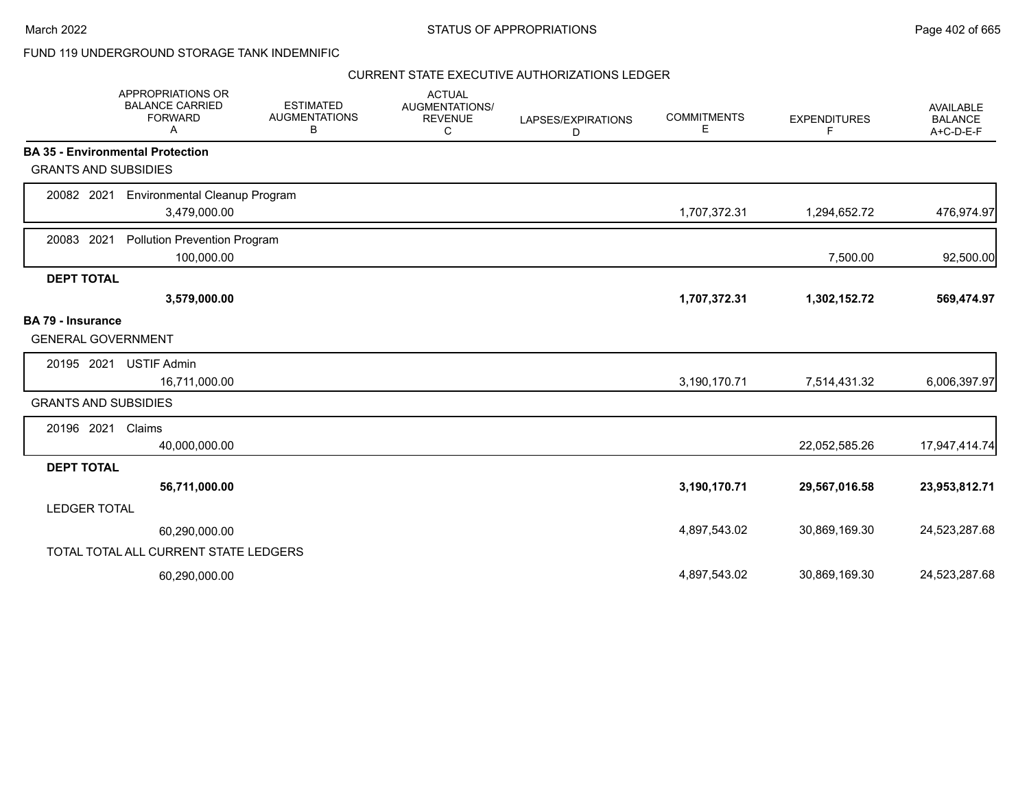FUND 119 UNDERGROUND STORAGE TANK INDEMNIFIC

CURRENT STATE EXECUTIVE AUTHORIZATIONS LEDGER

| | APPROPRIATIONS OR BALANCE CARRIED FORWARD A | ESTIMATED AUGMENTATIONS B | ACTUAL AUGMENTATIONS/ REVENUE C | LAPSES/EXPIRATIONS D | COMMITMENTS E | EXPENDITURES F | AVAILABLE BALANCE A+C-D-E-F |
|---|---|---|---|---|---|---|---|
| **BA 35 - Environmental Protection** | | | | | | | |
| GRANTS AND SUBSIDIES | | | | | | | |
| 20082 2021 Environmental Cleanup Program | 3,479,000.00 | | | | 1,707,372.31 | 1,294,652.72 | 476,974.97 |
| 20083 2021 Pollution Prevention Program | 100,000.00 | | | | | 7,500.00 | 92,500.00 |
| **DEPT TOTAL** | **3,579,000.00** | | | | **1,707,372.31** | **1,302,152.72** | **569,474.97** |
| **BA 79 - Insurance** | | | | | | | |
| GENERAL GOVERNMENT | | | | | | | |
| 20195 2021 USTIF Admin | 16,711,000.00 | | | | 3,190,170.71 | 7,514,431.32 | 6,006,397.97 |
| GRANTS AND SUBSIDIES | | | | | | | |
| 20196 2021 Claims | 40,000,000.00 | | | | | 22,052,585.26 | 17,947,414.74 |
| **DEPT TOTAL** | **56,711,000.00** | | | | **3,190,170.71** | **29,567,016.58** | **23,953,812.71** |
| LEDGER TOTAL | 60,290,000.00 | | | | 4,897,543.02 | 30,869,169.30 | 24,523,287.68 |
| TOTAL TOTAL ALL CURRENT STATE LEDGERS | 60,290,000.00 | | | | 4,897,543.02 | 30,869,169.30 | 24,523,287.68 |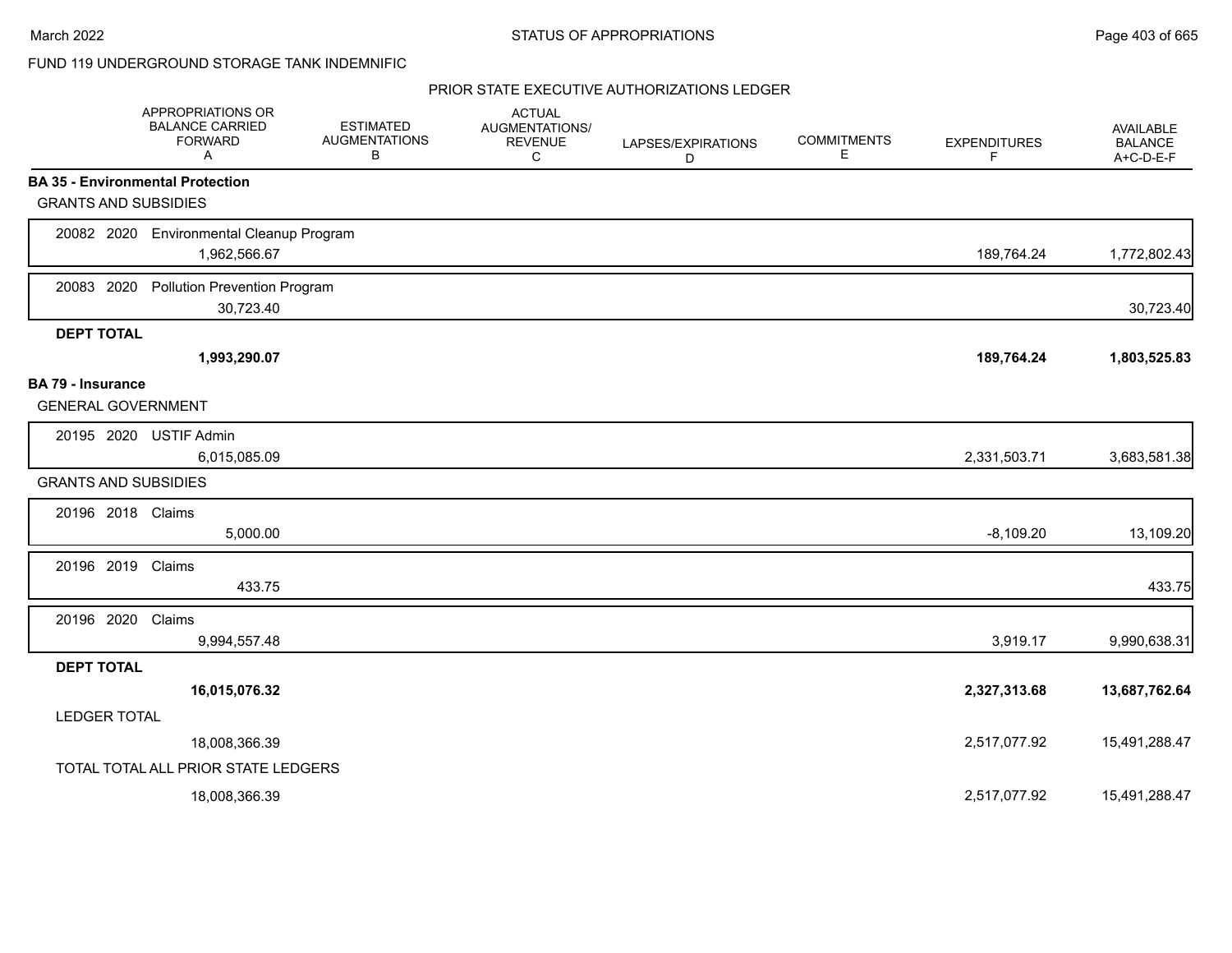FUND 119 UNDERGROUND STORAGE TANK INDEMNIFIC

PRIOR STATE EXECUTIVE AUTHORIZATIONS LEDGER

| | APPROPRIATIONS OR BALANCE CARRIED FORWARD A | ESTIMATED AUGMENTATIONS B | ACTUAL AUGMENTATIONS/ REVENUE C | LAPSES/EXPIRATIONS D | COMMITMENTS E | EXPENDITURES F | AVAILABLE BALANCE A+C-D-E-F |
|---|---|---|---|---|---|---|---|
| **BA 35 - Environmental Protection** | | | | | | | |
| GRANTS AND SUBSIDIES | | | | | | | |
| 20082 2020 Environmental Cleanup Program | 1,962,566.67 | | | | | 189,764.24 | 1,772,802.43 |
| 20083 2020 Pollution Prevention Program | 30,723.40 | | | | | | 30,723.40 |
| **DEPT TOTAL** | **1,993,290.07** | | | | | **189,764.24** | **1,803,525.83** |
| **BA 79 - Insurance** | | | | | | | |
| GENERAL GOVERNMENT | | | | | | | |
| 20195 2020 USTIF Admin | 6,015,085.09 | | | | | 2,331,503.71 | 3,683,581.38 |
| GRANTS AND SUBSIDIES | | | | | | | |
| 20196 2018 Claims | 5,000.00 | | | | | -8,109.20 | 13,109.20 |
| 20196 2019 Claims | 433.75 | | | | | | 433.75 |
| 20196 2020 Claims | 9,994,557.48 | | | | | 3,919.17 | 9,990,638.31 |
| **DEPT TOTAL** | **16,015,076.32** | | | | | **2,327,313.68** | **13,687,762.64** |
| LEDGER TOTAL | 18,008,366.39 | | | | | 2,517,077.92 | 15,491,288.47 |
| TOTAL TOTAL ALL PRIOR STATE LEDGERS | 18,008,366.39 | | | | | 2,517,077.92 | 15,491,288.47 |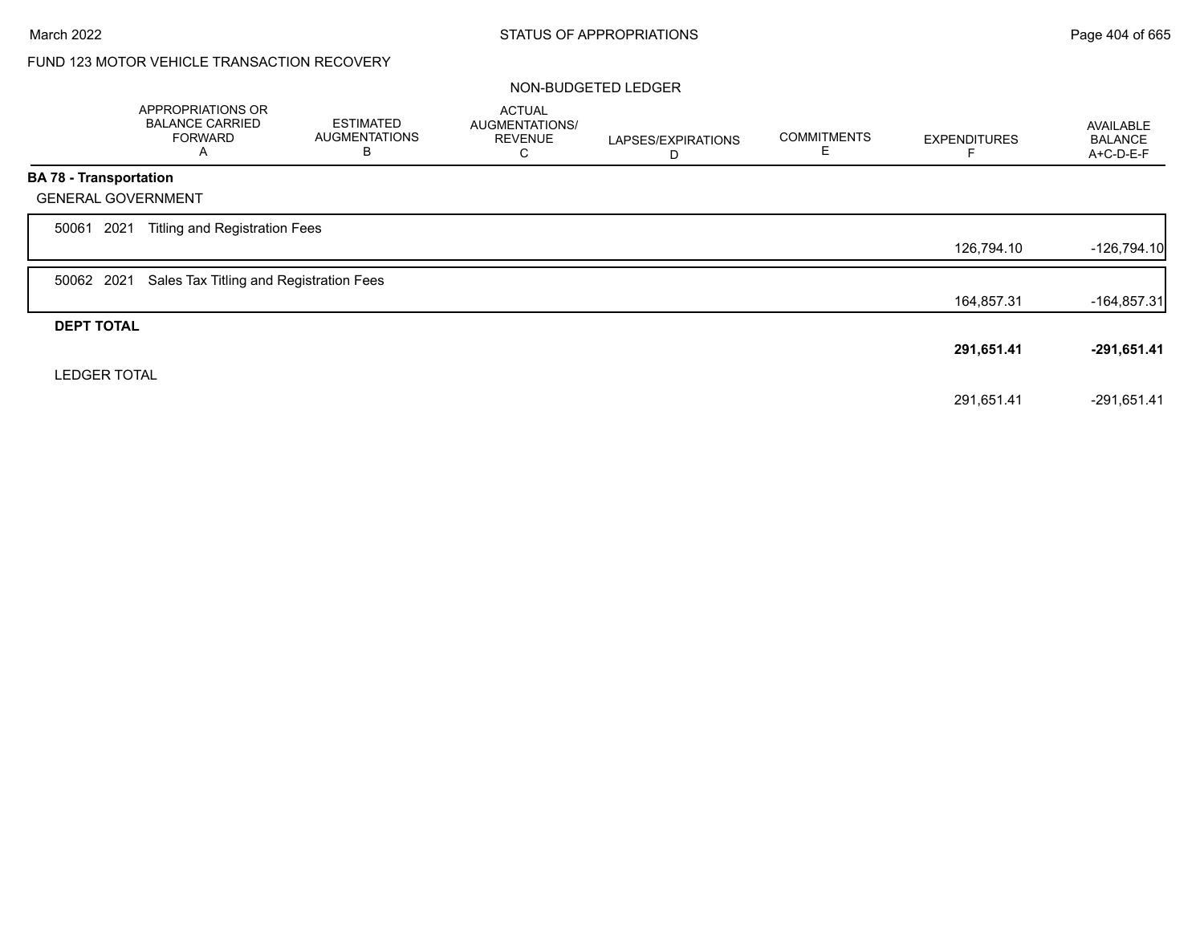FUND 123 MOTOR VEHICLE TRANSACTION RECOVERY

NON-BUDGETED LEDGER

| | APPROPRIATIONS OR BALANCE CARRIED FORWARD A | ESTIMATED AUGMENTATIONS B | ACTUAL AUGMENTATIONS/ REVENUE C | LAPSES/EXPIRATIONS D | COMMITMENTS E | EXPENDITURES F | AVAILABLE BALANCE A+C-D-E-F |
|---|---|---|---|---|---|---|---|
| **BA 78 - Transportation** | | | | | | | |
| GENERAL GOVERNMENT | | | | | | | |
| 50061 2021 Titling and Registration Fees | | | | | | 126,794.10 | -126,794.10 |
| 50062 2021 Sales Tax Titling and Registration Fees | | | | | | 164,857.31 | -164,857.31 |
| **DEPT TOTAL** | | | | | | **291,651.41** | **-291,651.41** |
| LEDGER TOTAL | | | | | | 291,651.41 | -291,651.41 |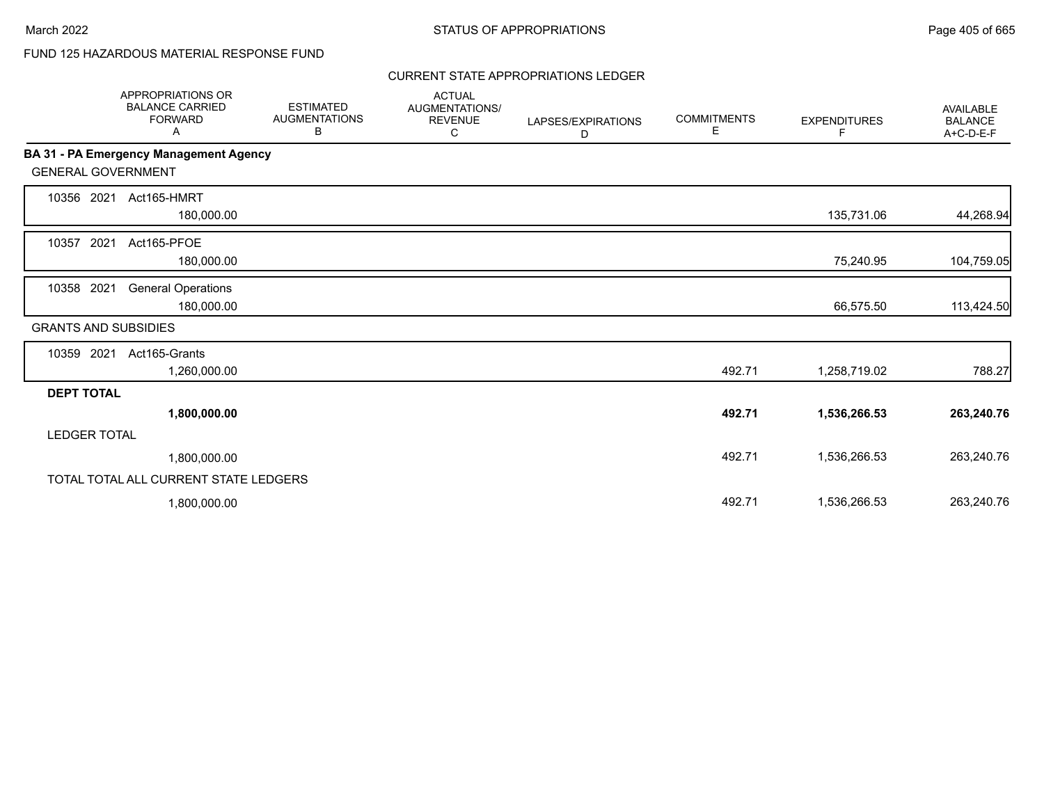FUND 125 HAZARDOUS MATERIAL RESPONSE FUND

CURRENT STATE APPROPRIATIONS LEDGER

| | APPROPRIATIONS OR BALANCE CARRIED FORWARD A | ESTIMATED AUGMENTATIONS B | ACTUAL AUGMENTATIONS/ REVENUE C | LAPSES/EXPIRATIONS D | COMMITMENTS E | EXPENDITURES F | AVAILABLE BALANCE A+C-D-E-F |
|---|---|---|---|---|---|---|---|
| **BA 31 - PA Emergency Management Agency** | | | | | | | |
| GENERAL GOVERNMENT | | | | | | | |
| 10356 2021 Act165-HMRT | 180,000.00 | | | | | 135,731.06 | 44,268.94 |
| 10357 2021 Act165-PFOE | 180,000.00 | | | | | 75,240.95 | 104,759.05 |
| 10358 2021 General Operations | 180,000.00 | | | | | 66,575.50 | 113,424.50 |
| GRANTS AND SUBSIDIES | | | | | | | |
| 10359 2021 Act165-Grants | 1,260,000.00 | | | | 492.71 | 1,258,719.02 | 788.27 |
| **DEPT TOTAL** | **1,800,000.00** | | | | **492.71** | **1,536,266.53** | **263,240.76** |
| LEDGER TOTAL | 1,800,000.00 | | | | 492.71 | 1,536,266.53 | 263,240.76 |
| TOTAL TOTAL ALL CURRENT STATE LEDGERS | 1,800,000.00 | | | | 492.71 | 1,536,266.53 | 263,240.76 |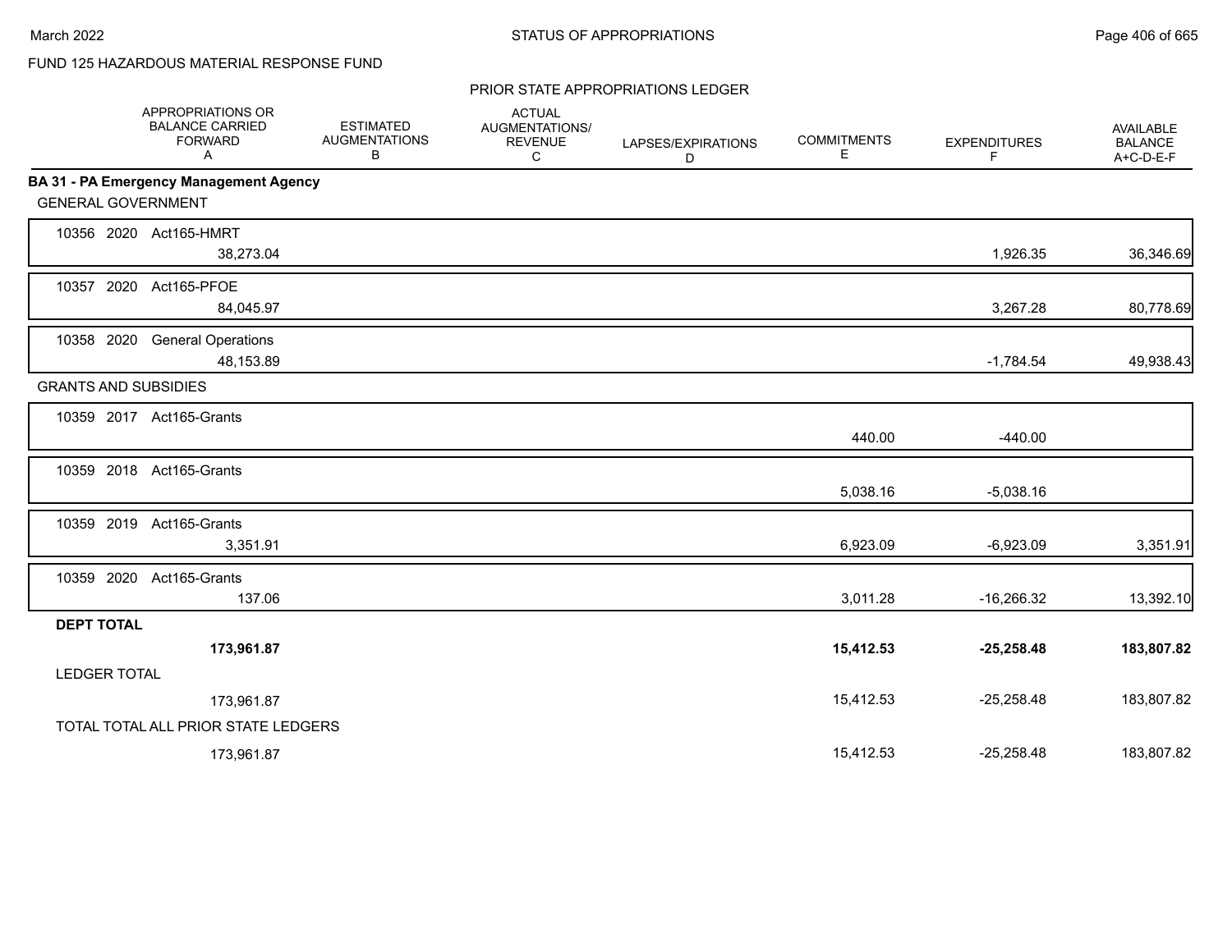FUND 125 HAZARDOUS MATERIAL RESPONSE FUND

PRIOR STATE APPROPRIATIONS LEDGER

| | APPROPRIATIONS OR BALANCE CARRIED FORWARD A | ESTIMATED AUGMENTATIONS B | ACTUAL AUGMENTATIONS/ REVENUE C | LAPSES/EXPIRATIONS D | COMMITMENTS E | EXPENDITURES F | AVAILABLE BALANCE A+C-D-E-F |
|---|---|---|---|---|---|---|---|
| **BA 31 - PA Emergency Management Agency** | | | | | | | |
| GENERAL GOVERNMENT | | | | | | | |
| 10356 2020 Act165-HMRT | 38,273.04 | | | | | 1,926.35 | 36,346.69 |
| 10357 2020 Act165-PFOE | 84,045.97 | | | | | 3,267.28 | 80,778.69 |
| 10358 2020 General Operations | 48,153.89 | | | | | -1,784.54 | 49,938.43 |
| GRANTS AND SUBSIDIES | | | | | | | |
| 10359 2017 Act165-Grants | | | | | 440.00 | -440.00 | |
| 10359 2018 Act165-Grants | | | | | 5,038.16 | -5,038.16 | |
| 10359 2019 Act165-Grants | 3,351.91 | | | | 6,923.09 | -6,923.09 | 3,351.91 |
| 10359 2020 Act165-Grants | 137.06 | | | | 3,011.28 | -16,266.32 | 13,392.10 |
| **DEPT TOTAL** | **173,961.87** | | | | **15,412.53** | **-25,258.48** | **183,807.82** |
| LEDGER TOTAL | 173,961.87 | | | | 15,412.53 | -25,258.48 | 183,807.82 |
| TOTAL TOTAL ALL PRIOR STATE LEDGERS | 173,961.87 | | | | 15,412.53 | -25,258.48 | 183,807.82 |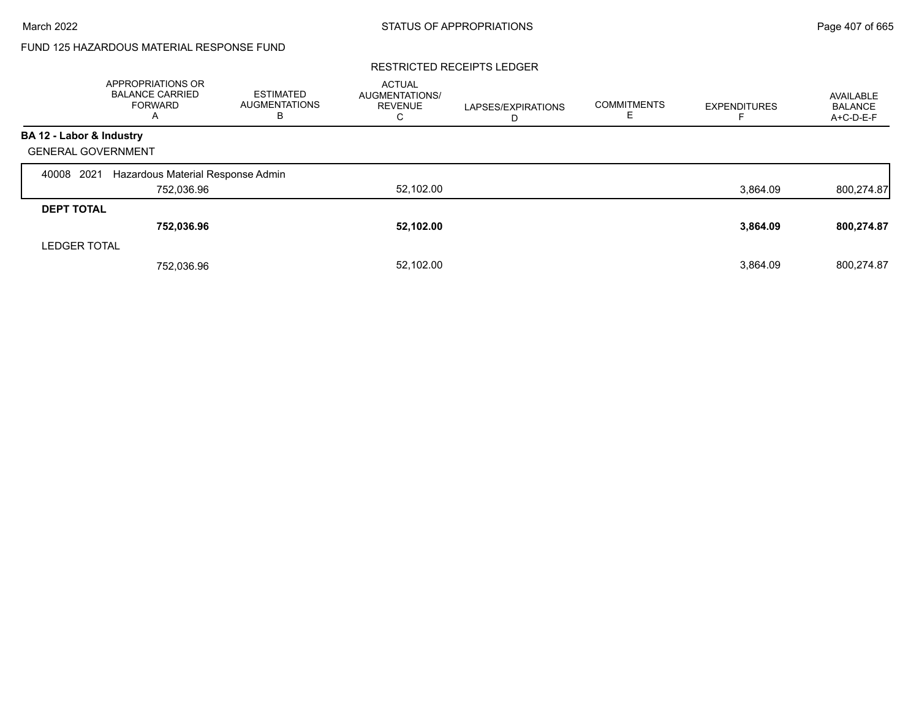FUND 125 HAZARDOUS MATERIAL RESPONSE FUND

RESTRICTED RECEIPTS LEDGER

| | APPROPRIATIONS OR BALANCE CARRIED FORWARD A | ESTIMATED AUGMENTATIONS B | ACTUAL AUGMENTATIONS/ REVENUE C | LAPSES/EXPIRATIONS D | COMMITMENTS E | EXPENDITURES F | AVAILABLE BALANCE A+C-D-E-F |
|---|---|---|---|---|---|---|---|
| **BA 12 - Labor & Industry** | | | | | | | |
| GENERAL GOVERNMENT | | | | | | | |
| 40008 2021 Hazardous Material Response Admin | 752,036.96 | | 52,102.00 | | | 3,864.09 | 800,274.87 |
| **DEPT TOTAL** | **752,036.96** | | **52,102.00** | | | **3,864.09** | **800,274.87** |
| LEDGER TOTAL | 752,036.96 | | 52,102.00 | | | 3,864.09 | 800,274.87 |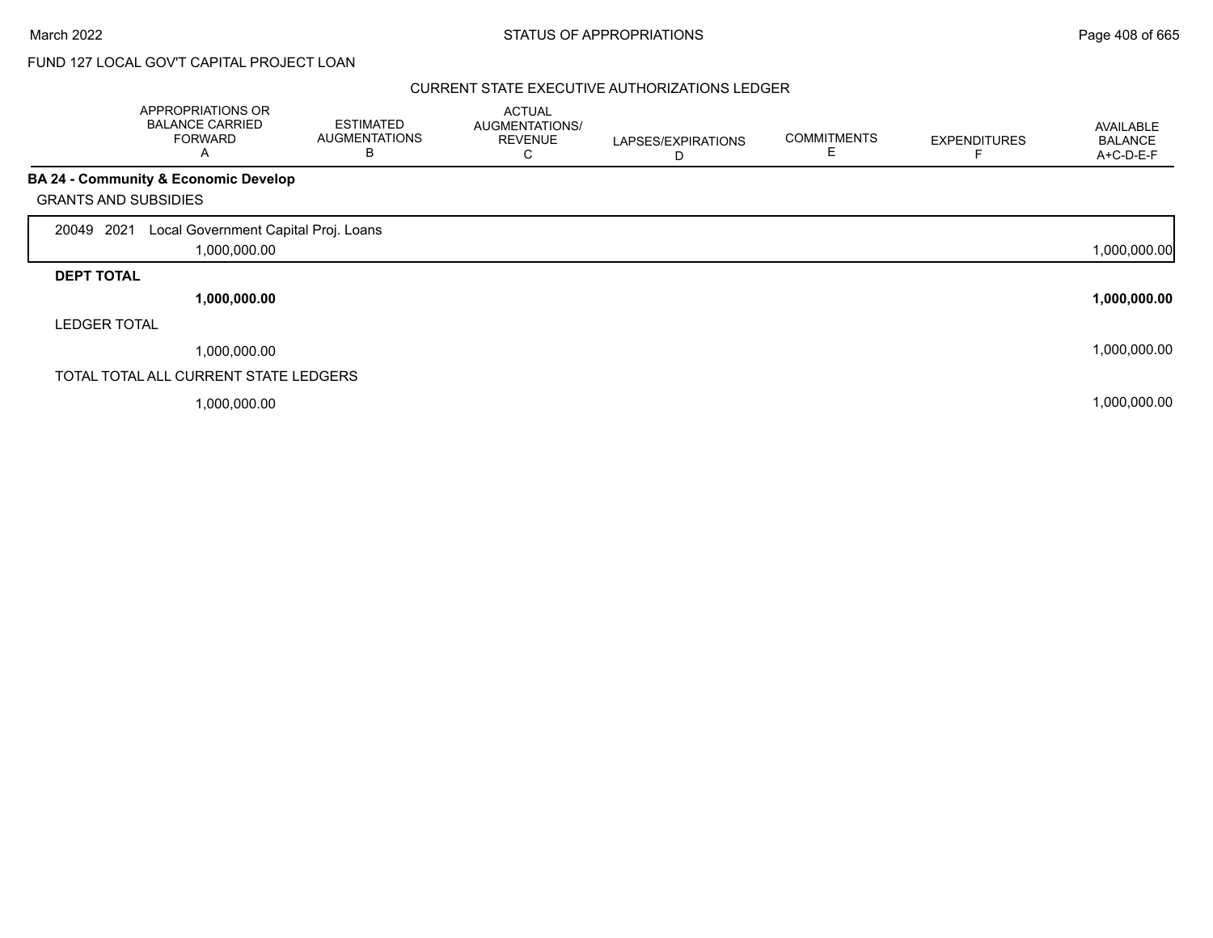FUND 127 LOCAL GOV'T CAPITAL PROJECT LOAN

CURRENT STATE EXECUTIVE AUTHORIZATIONS LEDGER

| | APPROPRIATIONS OR BALANCE CARRIED FORWARD A | ESTIMATED AUGMENTATIONS B | ACTUAL AUGMENTATIONS/ REVENUE C | LAPSES/EXPIRATIONS D | COMMITMENTS E | EXPENDITURES F | AVAILABLE BALANCE A+C-D-E-F |
|---|---|---|---|---|---|---|---|
| **BA 24 - Community & Economic Develop** | | | | | | | |
| GRANTS AND SUBSIDIES | | | | | | | |
| 20049 2021 Local Government Capital Proj. Loans | 1,000,000.00 | | | | | | 1,000,000.00 |
| **DEPT TOTAL** | **1,000,000.00** | | | | | | **1,000,000.00** |
| LEDGER TOTAL | 1,000,000.00 | | | | | | 1,000,000.00 |
| TOTAL TOTAL ALL CURRENT STATE LEDGERS | 1,000,000.00 | | | | | | 1,000,000.00 |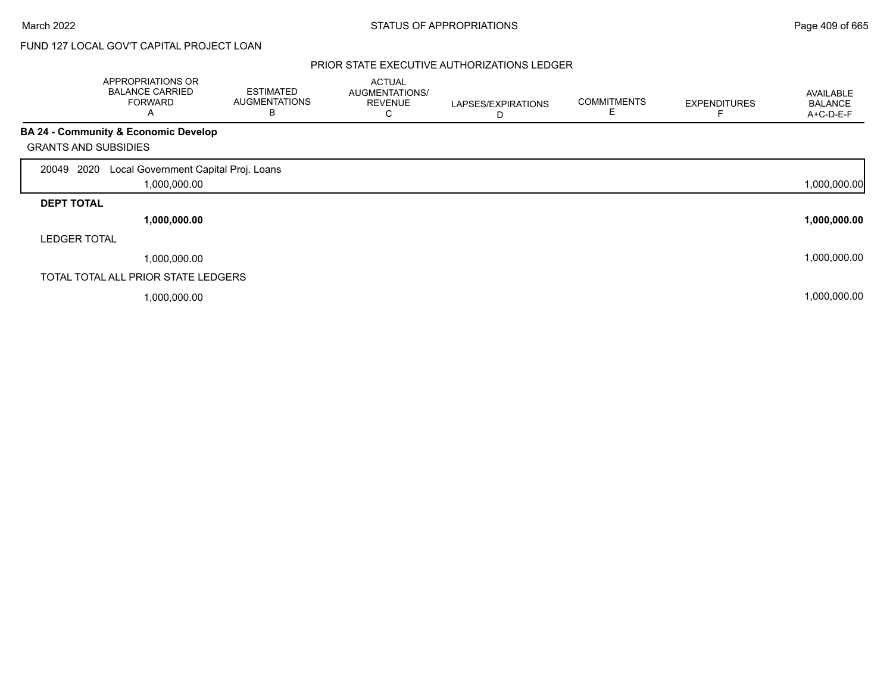FUND 127 LOCAL GOV'T CAPITAL PROJECT LOAN

## PRIOR STATE EXECUTIVE AUTHORIZATIONS LEDGER

| | APPROPRIATIONS OR BALANCE CARRIED FORWARD A | ESTIMATED AUGMENTATIONS B | ACTUAL AUGMENTATIONS/ REVENUE C | LAPSES/EXPIRATIONS D | COMMITMENTS E | EXPENDITURES F | AVAILABLE BALANCE A+C-D-E-F |
|---|---|---|---|---|---|---|---|
| **BA 24 - Community & Economic Develop** | | | | | | | |
| GRANTS AND SUBSIDIES | | | | | | | |
| 20049 2020 Local Government Capital Proj. Loans | 1,000,000.00 | | | | | | 1,000,000.00 |
| **DEPT TOTAL** | **1,000,000.00** | | | | | | **1,000,000.00** |
| LEDGER TOTAL | 1,000,000.00 | | | | | | 1,000,000.00 |
| TOTAL TOTAL ALL PRIOR STATE LEDGERS | 1,000,000.00 | | | | | | 1,000,000.00 |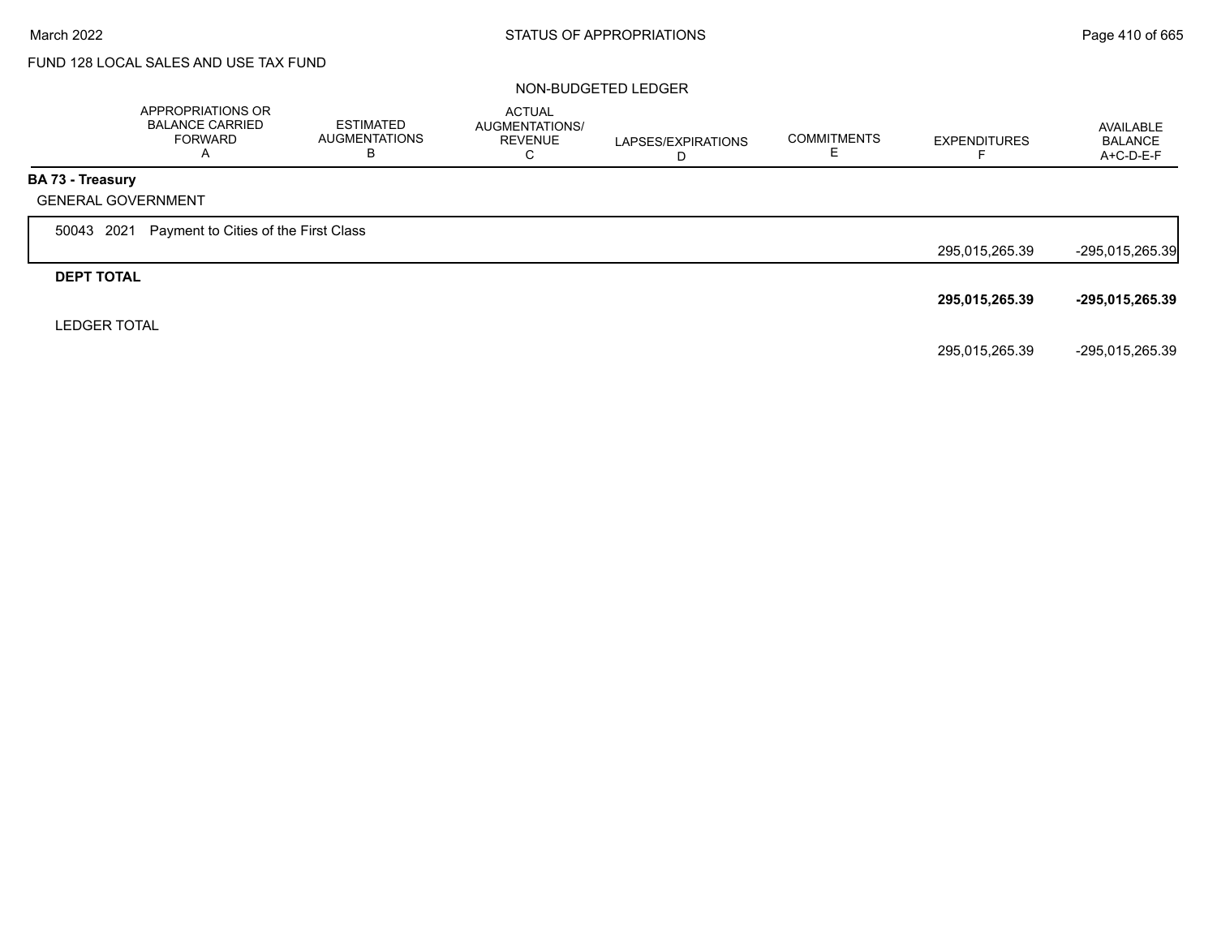FUND 128 LOCAL SALES AND USE TAX FUND

NON-BUDGETED LEDGER

| | APPROPRIATIONS OR BALANCE CARRIED FORWARD A | ESTIMATED AUGMENTATIONS B | ACTUAL AUGMENTATIONS/ REVENUE C | LAPSES/EXPIRATIONS D | COMMITMENTS E | EXPENDITURES F | AVAILABLE BALANCE A+C-D-E-F |
|---|---|---|---|---|---|---|---|
| **BA 73 - Treasury** | | | | | | | |
| GENERAL GOVERNMENT | | | | | | | |
| 50043 2021 Payment to Cities of the First Class | | | | | | 295,015,265.39 | -295,015,265.39 |
| **DEPT TOTAL** | | | | | | **295,015,265.39** | **-295,015,265.39** |
| LEDGER TOTAL | | | | | | 295,015,265.39 | -295,015,265.39 |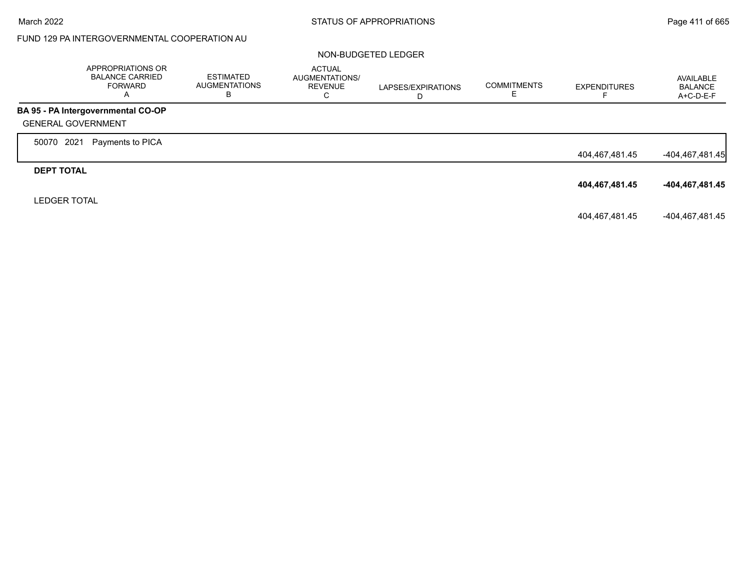FUND 129 PA INTERGOVERNMENTAL COOPERATION AU

NON-BUDGETED LEDGER

| | APPROPRIATIONS OR BALANCE CARRIED FORWARD A | ESTIMATED AUGMENTATIONS B | ACTUAL AUGMENTATIONS/ REVENUE C | LAPSES/EXPIRATIONS D | COMMITMENTS E | EXPENDITURES F | AVAILABLE BALANCE A+C-D-E-F |
|---|---|---|---|---|---|---|---|
| **BA 95 - PA Intergovernmental CO-OP** | | | | | | | |
| GENERAL GOVERNMENT | | | | | | | |
| 50070 2021 Payments to PICA | | | | | | 404,467,481.45 | -404,467,481.45 |
| **DEPT TOTAL** | | | | | | **404,467,481.45** | **-404,467,481.45** |
| LEDGER TOTAL | | | | | | 404,467,481.45 | -404,467,481.45 |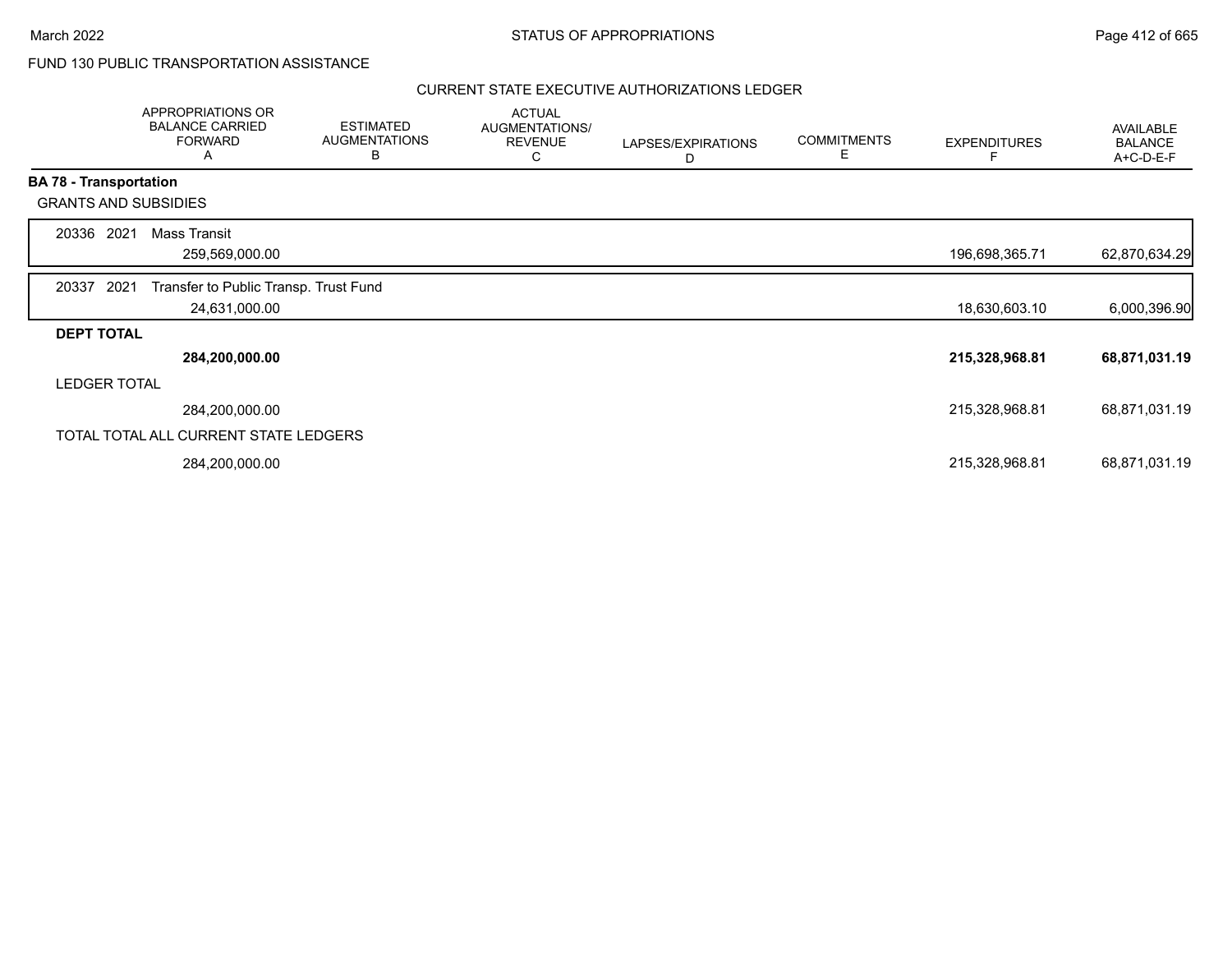FUND 130 PUBLIC TRANSPORTATION ASSISTANCE

## CURRENT STATE EXECUTIVE AUTHORIZATIONS LEDGER

| | APPROPRIATIONS OR BALANCE CARRIED FORWARD A | ESTIMATED AUGMENTATIONS B | ACTUAL AUGMENTATIONS/ REVENUE C | LAPSES/EXPIRATIONS D | COMMITMENTS E | EXPENDITURES F | AVAILABLE BALANCE A+C-D-E-F |
|---|---|---|---|---|---|---|---|
| **BA 78 - Transportation** | | | | | | | |
| GRANTS AND SUBSIDIES | | | | | | | |
| 20336 2021 Mass Transit | 259,569,000.00 | | | | | 196,698,365.71 | 62,870,634.29 |
| 20337 2021 Transfer to Public Transp. Trust Fund | 24,631,000.00 | | | | | 18,630,603.10 | 6,000,396.90 |
| **DEPT TOTAL** | **284,200,000.00** | | | | | **215,328,968.81** | **68,871,031.19** |
| LEDGER TOTAL | 284,200,000.00 | | | | | 215,328,968.81 | 68,871,031.19 |
| TOTAL TOTAL ALL CURRENT STATE LEDGERS | 284,200,000.00 | | | | | 215,328,968.81 | 68,871,031.19 |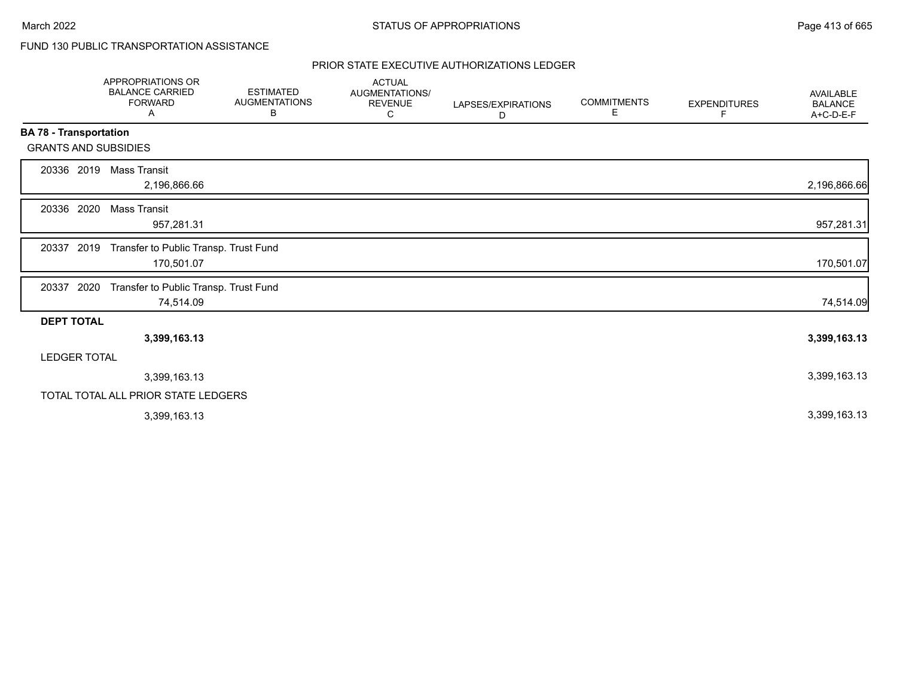FUND 130 PUBLIC TRANSPORTATION ASSISTANCE

## PRIOR STATE EXECUTIVE AUTHORIZATIONS LEDGER

| | APPROPRIATIONS OR BALANCE CARRIED FORWARD A | ESTIMATED AUGMENTATIONS B | ACTUAL AUGMENTATIONS/ REVENUE C | LAPSES/EXPIRATIONS D | COMMITMENTS E | EXPENDITURES F | AVAILABLE BALANCE A+C-D-E-F |
|---|---|---|---|---|---|---|---|
| **BA 78 - Transportation** | | | | | | | |
| GRANTS AND SUBSIDIES | | | | | | | |
| 20336 2019 Mass Transit | 2,196,866.66 | | | | | | 2,196,866.66 |
| 20336 2020 Mass Transit | 957,281.31 | | | | | | 957,281.31 |
| 20337 2019 Transfer to Public Transp. Trust Fund | 170,501.07 | | | | | | 170,501.07 |
| 20337 2020 Transfer to Public Transp. Trust Fund | 74,514.09 | | | | | | 74,514.09 |
| **DEPT TOTAL** | **3,399,163.13** | | | | | | **3,399,163.13** |
| LEDGER TOTAL | 3,399,163.13 | | | | | | 3,399,163.13 |
| TOTAL TOTAL ALL PRIOR STATE LEDGERS | 3,399,163.13 | | | | | | 3,399,163.13 |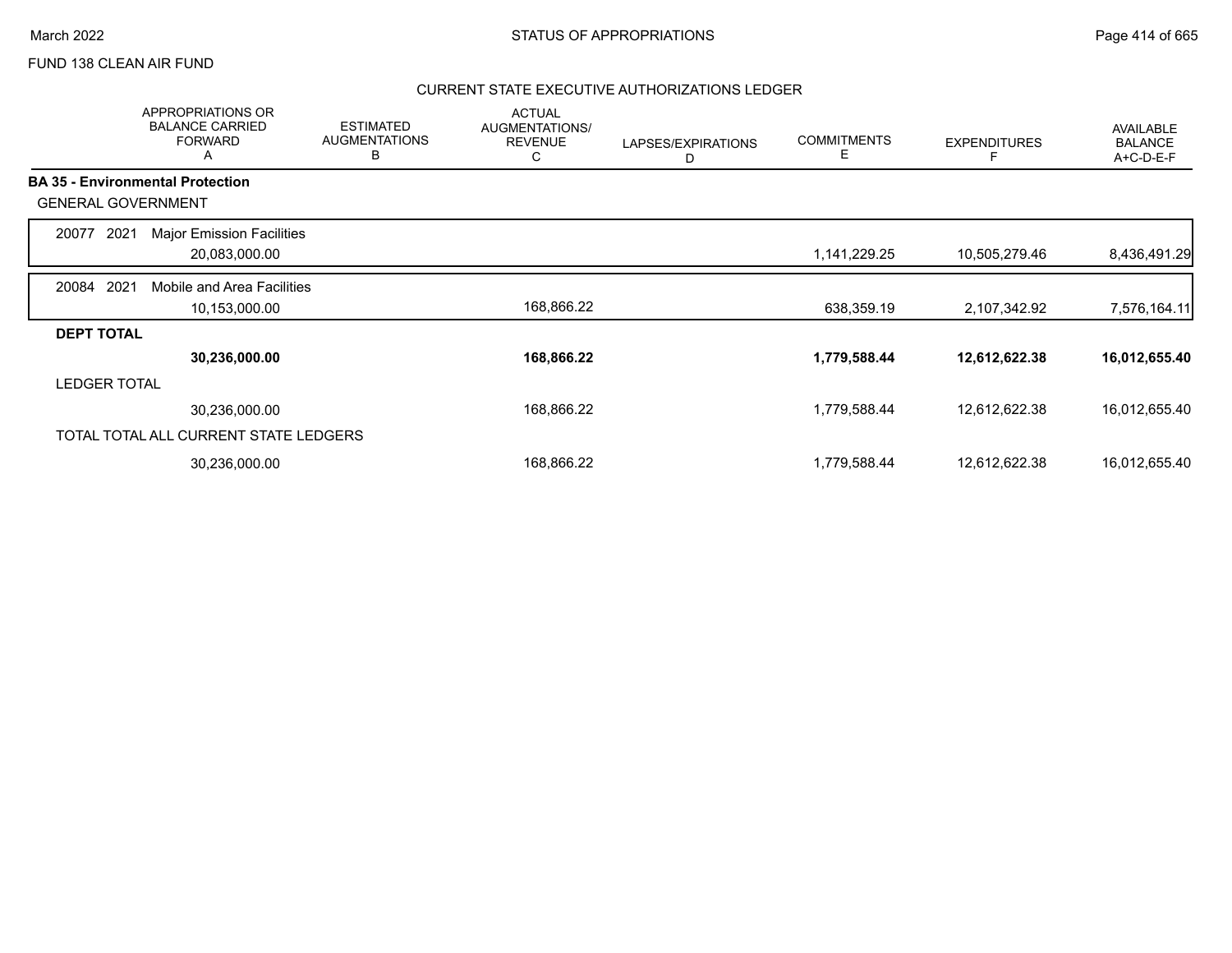FUND 138 CLEAN AIR FUND

## CURRENT STATE EXECUTIVE AUTHORIZATIONS LEDGER

| | APPROPRIATIONS OR BALANCE CARRIED FORWARD A | ESTIMATED AUGMENTATIONS B | ACTUAL AUGMENTATIONS/ REVENUE C | LAPSES/EXPIRATIONS D | COMMITMENTS E | EXPENDITURES F | AVAILABLE BALANCE A+C-D-E-F |
|---|---|---|---|---|---|---|---|
| **BA 35 - Environmental Protection** | | | | | | | |
| GENERAL GOVERNMENT | | | | | | | |
| 20077 2021 Major Emission Facilities | 20,083,000.00 | | | | 1,141,229.25 | 10,505,279.46 | 8,436,491.29 |
| 20084 2021 Mobile and Area Facilities | 10,153,000.00 | | 168,866.22 | | 638,359.19 | 2,107,342.92 | 7,576,164.11 |
| **DEPT TOTAL** | **30,236,000.00** | | **168,866.22** | | **1,779,588.44** | **12,612,622.38** | **16,012,655.40** |
| LEDGER TOTAL | 30,236,000.00 | | 168,866.22 | | 1,779,588.44 | 12,612,622.38 | 16,012,655.40 |
| TOTAL TOTAL ALL CURRENT STATE LEDGERS | 30,236,000.00 | | 168,866.22 | | 1,779,588.44 | 12,612,622.38 | 16,012,655.40 |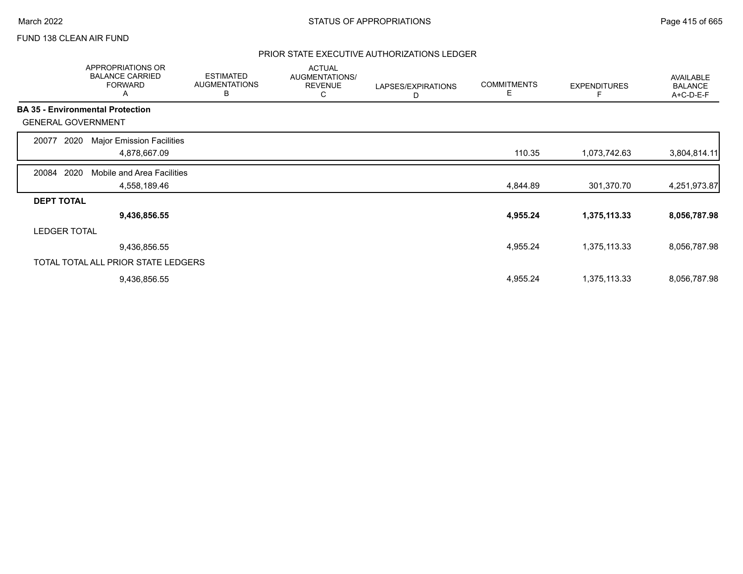FUND 138 CLEAN AIR FUND

PRIOR STATE EXECUTIVE AUTHORIZATIONS LEDGER

| | APPROPRIATIONS OR BALANCE CARRIED FORWARD A | ESTIMATED AUGMENTATIONS B | ACTUAL AUGMENTATIONS/ REVENUE C | LAPSES/EXPIRATIONS D | COMMITMENTS E | EXPENDITURES F | AVAILABLE BALANCE A+C-D-E-F |
|---|---|---|---|---|---|---|---|
| **BA 35 - Environmental Protection** | | | | | | | |
| GENERAL GOVERNMENT | | | | | | | |
| 20077 2020 Major Emission Facilities | 4,878,667.09 | | | | 110.35 | 1,073,742.63 | 3,804,814.11 |
| 20084 2020 Mobile and Area Facilities | 4,558,189.46 | | | | 4,844.89 | 301,370.70 | 4,251,973.87 |
| **DEPT TOTAL** | **9,436,856.55** | | | | **4,955.24** | **1,375,113.33** | **8,056,787.98** |
| LEDGER TOTAL | 9,436,856.55 | | | | 4,955.24 | 1,375,113.33 | 8,056,787.98 |
| TOTAL TOTAL ALL PRIOR STATE LEDGERS | 9,436,856.55 | | | | 4,955.24 | 1,375,113.33 | 8,056,787.98 |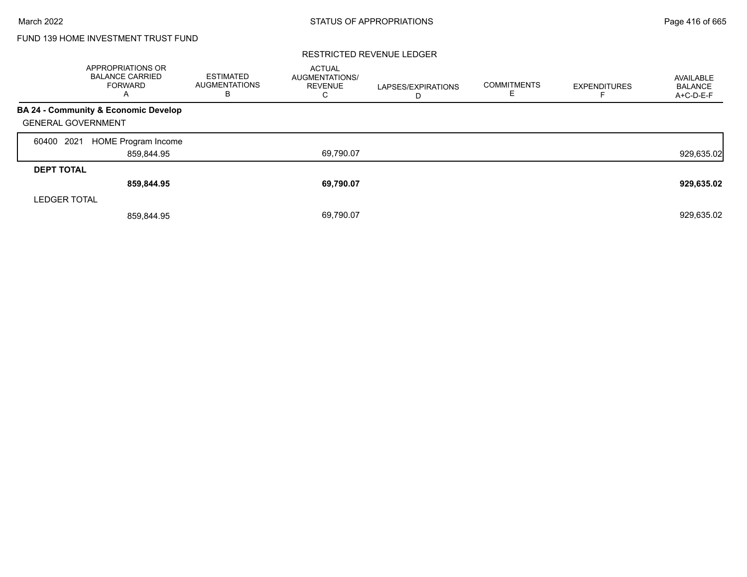FUND 139 HOME INVESTMENT TRUST FUND

## RESTRICTED REVENUE LEDGER

| | APPROPRIATIONS OR BALANCE CARRIED FORWARD A | ESTIMATED AUGMENTATIONS B | ACTUAL AUGMENTATIONS/ REVENUE C | LAPSES/EXPIRATIONS D | COMMITMENTS E | EXPENDITURES F | AVAILABLE BALANCE A+C-D-E-F |
|---|---|---|---|---|---|---|---|
| **BA 24 - Community & Economic Develop** | | | | | | | |
| GENERAL GOVERNMENT | | | | | | | |
| 60400 2021 HOME Program Income | 859,844.95 | | 69,790.07 | | | | 929,635.02 |
| **DEPT TOTAL** | **859,844.95** | | **69,790.07** | | | | **929,635.02** |
| LEDGER TOTAL | 859,844.95 | | 69,790.07 | | | | 929,635.02 |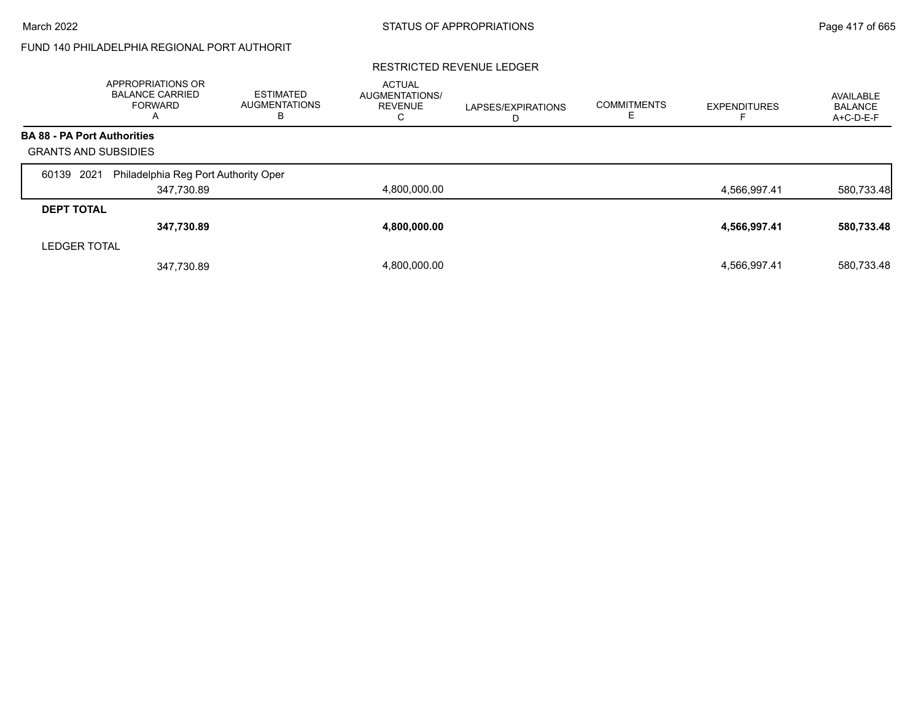FUND 140 PHILADELPHIA REGIONAL PORT AUTHORIT

RESTRICTED REVENUE LEDGER

| | APPROPRIATIONS OR BALANCE CARRIED FORWARD A | ESTIMATED AUGMENTATIONS B | ACTUAL AUGMENTATIONS/ REVENUE C | LAPSES/EXPIRATIONS D | COMMITMENTS E | EXPENDITURES F | AVAILABLE BALANCE A+C-D-E-F |
|---|---|---|---|---|---|---|---|
| **BA 88 - PA Port Authorities** | | | | | | | |
| GRANTS AND SUBSIDIES | | | | | | | |
| 60139 2021 Philadelphia Reg Port Authority Oper | 347,730.89 | | 4,800,000.00 | | | 4,566,997.41 | 580,733.48 |
| **DEPT TOTAL** | **347,730.89** | | **4,800,000.00** | | | **4,566,997.41** | **580,733.48** |
| LEDGER TOTAL | 347,730.89 | | 4,800,000.00 | | | 4,566,997.41 | 580,733.48 |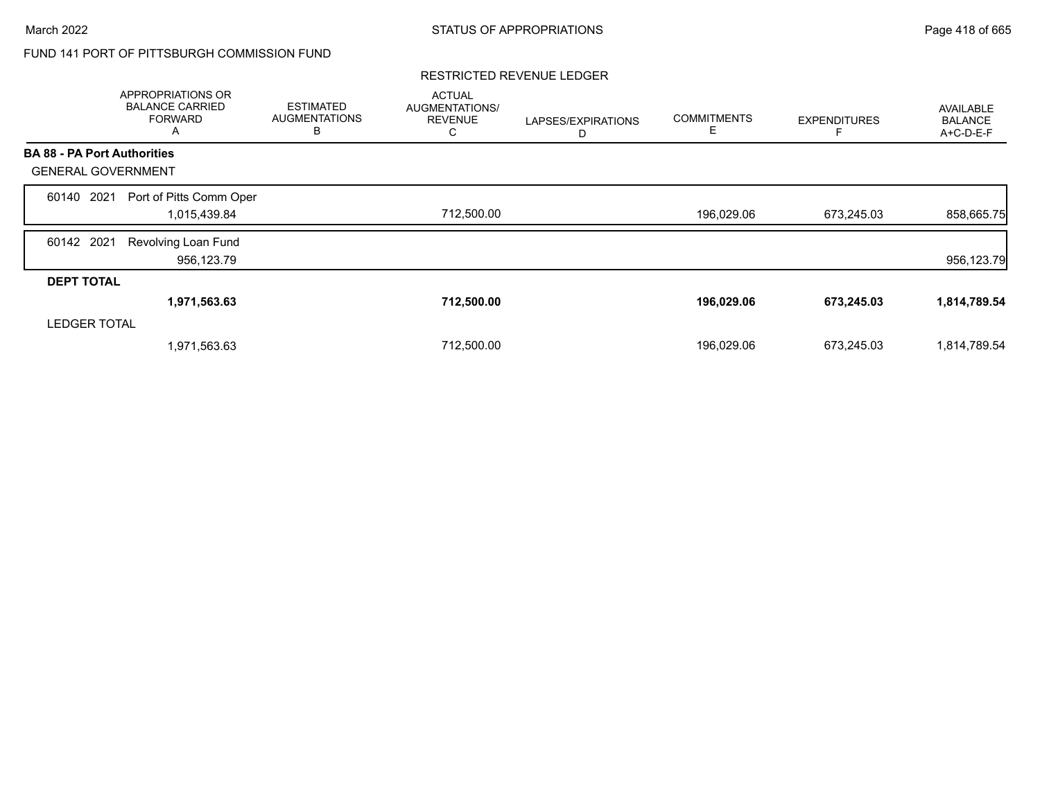FUND 141 PORT OF PITTSBURGH COMMISSION FUND

RESTRICTED REVENUE LEDGER

| | APPROPRIATIONS OR BALANCE CARRIED FORWARD A | ESTIMATED AUGMENTATIONS B | ACTUAL AUGMENTATIONS/ REVENUE C | LAPSES/EXPIRATIONS D | COMMITMENTS E | EXPENDITURES F | AVAILABLE BALANCE A+C-D-E-F |
|---|---|---|---|---|---|---|---|
| **BA 88 - PA Port Authorities** | | | | | | | |
| GENERAL GOVERNMENT | | | | | | | |
| 60140 2021 Port of Pitts Comm Oper | 1,015,439.84 | | 712,500.00 | | 196,029.06 | 673,245.03 | 858,665.75 |
| 60142 2021 Revolving Loan Fund | 956,123.79 | | | | | | 956,123.79 |
| **DEPT TOTAL** | **1,971,563.63** | | **712,500.00** | | **196,029.06** | **673,245.03** | **1,814,789.54** |
| LEDGER TOTAL | 1,971,563.63 | | 712,500.00 | | 196,029.06 | 673,245.03 | 1,814,789.54 |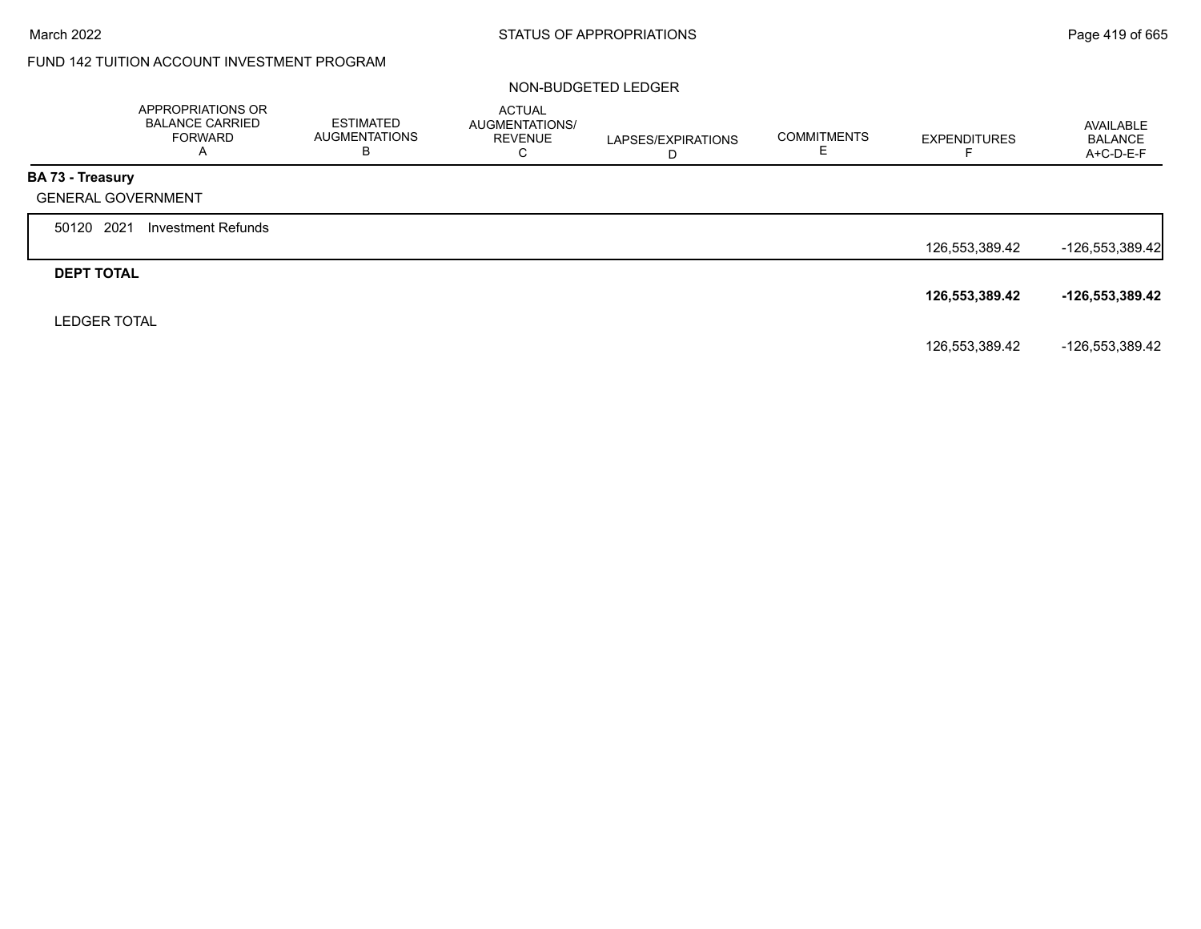FUND 142 TUITION ACCOUNT INVESTMENT PROGRAM

NON-BUDGETED LEDGER

| | APPROPRIATIONS OR BALANCE CARRIED FORWARD A | ESTIMATED AUGMENTATIONS B | ACTUAL AUGMENTATIONS/ REVENUE C | LAPSES/EXPIRATIONS D | COMMITMENTS E | EXPENDITURES F | AVAILABLE BALANCE A+C-D-E-F |
|---|---|---|---|---|---|---|---|
| **BA 73 - Treasury** | | | | | | | |
| GENERAL GOVERNMENT | | | | | | | |
| 50120 2021 Investment Refunds | | | | | | 126,553,389.42 | -126,553,389.42 |
| **DEPT TOTAL** | | | | | | **126,553,389.42** | **-126,553,389.42** |
| LEDGER TOTAL | | | | | | 126,553,389.42 | -126,553,389.42 |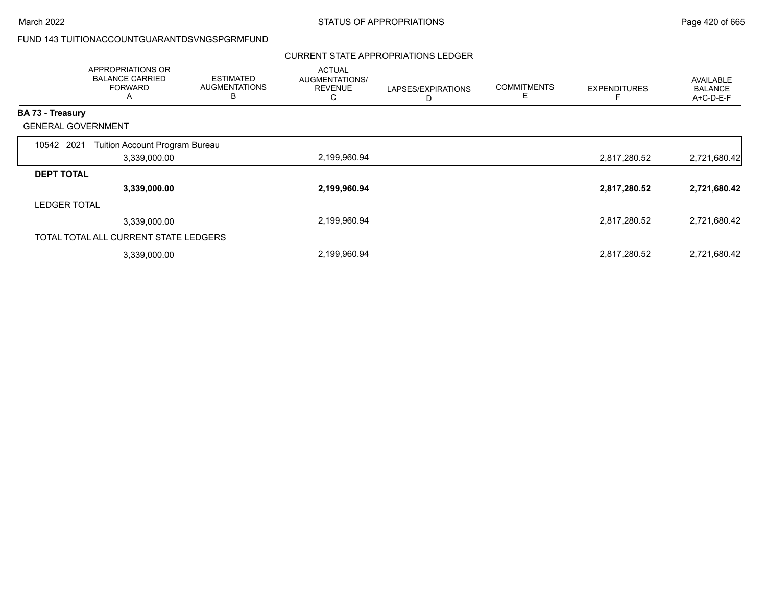FUND 143 TUITIONACCOUNTGUARANTDSVNGSPGRMFUND

CURRENT STATE APPROPRIATIONS LEDGER

| | APPROPRIATIONS OR BALANCE CARRIED FORWARD A | ESTIMATED AUGMENTATIONS B | ACTUAL AUGMENTATIONS/ REVENUE C | LAPSES/EXPIRATIONS D | COMMITMENTS E | EXPENDITURES F | AVAILABLE BALANCE A+C-D-E-F |
|---|---|---|---|---|---|---|---|
| **BA 73 - Treasury** | | | | | | | |
| GENERAL GOVERNMENT | | | | | | | |
| 10542 2021 Tuition Account Program Bureau | 3,339,000.00 | | 2,199,960.94 | | | 2,817,280.52 | 2,721,680.42 |
| **DEPT TOTAL** | **3,339,000.00** | | **2,199,960.94** | | | **2,817,280.52** | **2,721,680.42** |
| LEDGER TOTAL | 3,339,000.00 | | 2,199,960.94 | | | 2,817,280.52 | 2,721,680.42 |
| TOTAL TOTAL ALL CURRENT STATE LEDGERS | 3,339,000.00 | | 2,199,960.94 | | | 2,817,280.52 | 2,721,680.42 |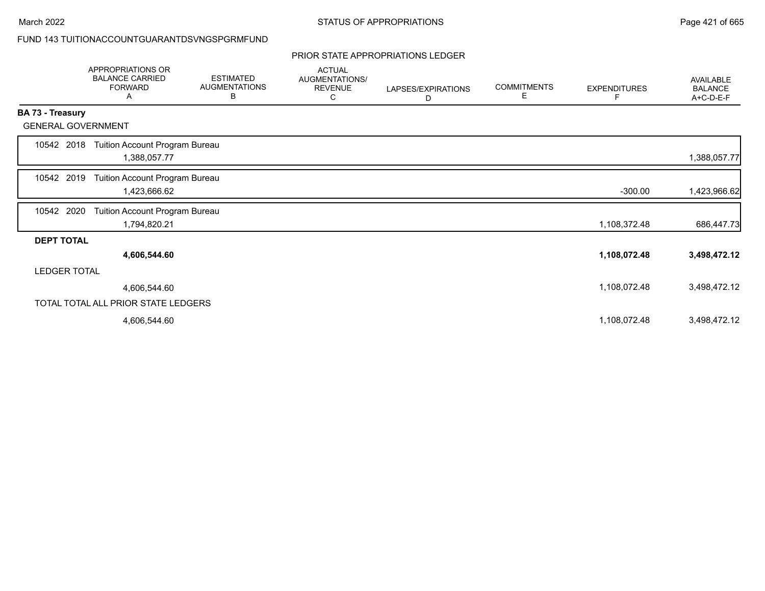FUND 143 TUITIONACCOUNTGUARANTDSVNGSPGRMFUND

## PRIOR STATE APPROPRIATIONS LEDGER

| | APPROPRIATIONS OR BALANCE CARRIED FORWARD A | ESTIMATED AUGMENTATIONS B | ACTUAL AUGMENTATIONS/ REVENUE C | LAPSES/EXPIRATIONS D | COMMITMENTS E | EXPENDITURES F | AVAILABLE BALANCE A+C-D-E-F |
|---|---|---|---|---|---|---|---|
| **BA 73 - Treasury** | | | | | | | |
| GENERAL GOVERNMENT | | | | | | | |
| 10542 2018 Tuition Account Program Bureau | 1,388,057.77 | | | | | | 1,388,057.77 |
| 10542 2019 Tuition Account Program Bureau | 1,423,666.62 | | | | | -300.00 | 1,423,966.62 |
| 10542 2020 Tuition Account Program Bureau | 1,794,820.21 | | | | | 1,108,372.48 | 686,447.73 |
| **DEPT TOTAL** | **4,606,544.60** | | | | | **1,108,072.48** | **3,498,472.12** |
| LEDGER TOTAL | 4,606,544.60 | | | | | 1,108,072.48 | 3,498,472.12 |
| TOTAL TOTAL ALL PRIOR STATE LEDGERS | 4,606,544.60 | | | | | 1,108,072.48 | 3,498,472.12 |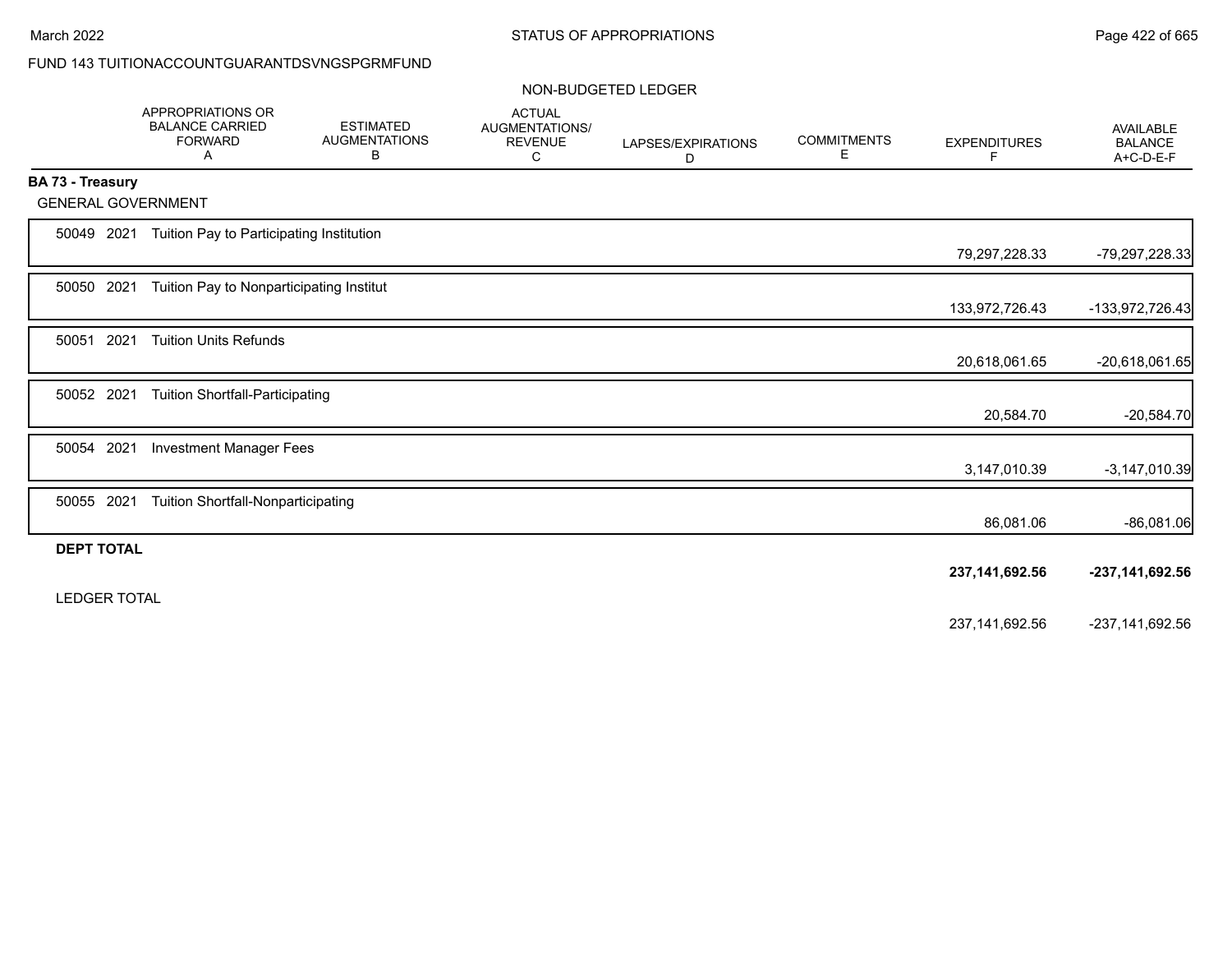FUND 143 TUITIONACCOUNTGUARANTDSVNGSPGRMFUND

NON-BUDGETED LEDGER

| | APPROPRIATIONS OR BALANCE CARRIED FORWARD A | ESTIMATED AUGMENTATIONS B | ACTUAL AUGMENTATIONS/ REVENUE C | LAPSES/EXPIRATIONS D | COMMITMENTS E | EXPENDITURES F | AVAILABLE BALANCE A+C-D-E-F |
|---|---|---|---|---|---|---|---|
| **BA 73 - Treasury** | | | | | | | |
| GENERAL GOVERNMENT | | | | | | | |
| 50049 2021 Tuition Pay to Participating Institution | | | | | | 79,297,228.33 | -79,297,228.33 |
| 50050 2021 Tuition Pay to Nonparticipating Institut | | | | | | 133,972,726.43 | -133,972,726.43 |
| 50051 2021 Tuition Units Refunds | | | | | | 20,618,061.65 | -20,618,061.65 |
| 50052 2021 Tuition Shortfall-Participating | | | | | | 20,584.70 | -20,584.70 |
| 50054 2021 Investment Manager Fees | | | | | | 3,147,010.39 | -3,147,010.39 |
| 50055 2021 Tuition Shortfall-Nonparticipating | | | | | | 86,081.06 | -86,081.06 |
| **DEPT TOTAL** | | | | | | **237,141,692.56** | **-237,141,692.56** |
| LEDGER TOTAL | | | | | | 237,141,692.56 | -237,141,692.56 |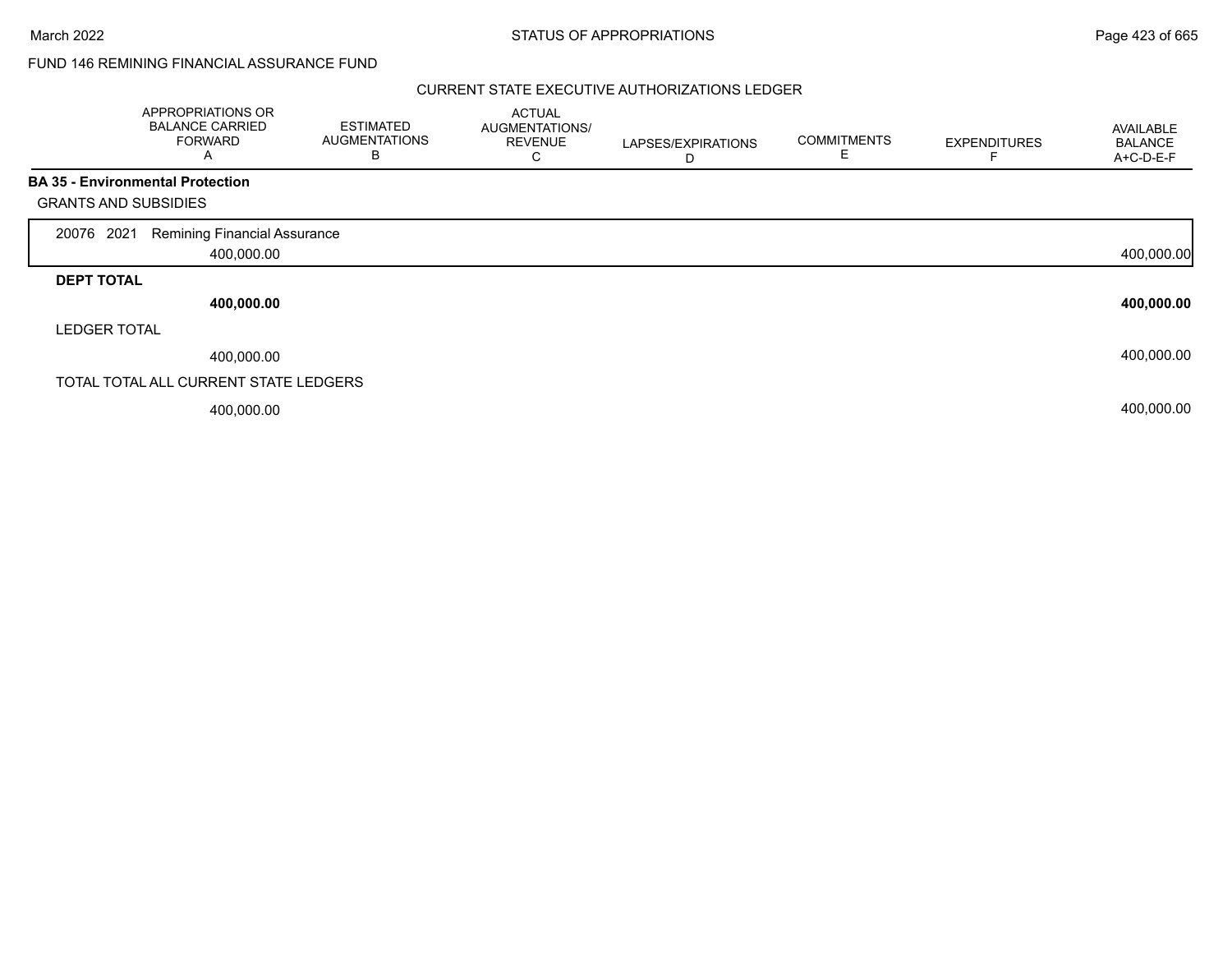FUND 146 REMINING FINANCIAL ASSURANCE FUND

CURRENT STATE EXECUTIVE AUTHORIZATIONS LEDGER

| | APPROPRIATIONS OR BALANCE CARRIED FORWARD A | ESTIMATED AUGMENTATIONS B | ACTUAL AUGMENTATIONS/ REVENUE C | LAPSES/EXPIRATIONS D | COMMITMENTS E | EXPENDITURES F | AVAILABLE BALANCE A+C-D-E-F |
|---|---|---|---|---|---|---|---|
| **BA 35 - Environmental Protection** | | | | | | | |
| GRANTS AND SUBSIDIES | | | | | | | |
| 20076 2021 Remining Financial Assurance | 400,000.00 | | | | | | 400,000.00 |
| **DEPT TOTAL** | **400,000.00** | | | | | | **400,000.00** |
| LEDGER TOTAL | 400,000.00 | | | | | | 400,000.00 |
| TOTAL TOTAL ALL CURRENT STATE LEDGERS | 400,000.00 | | | | | | 400,000.00 |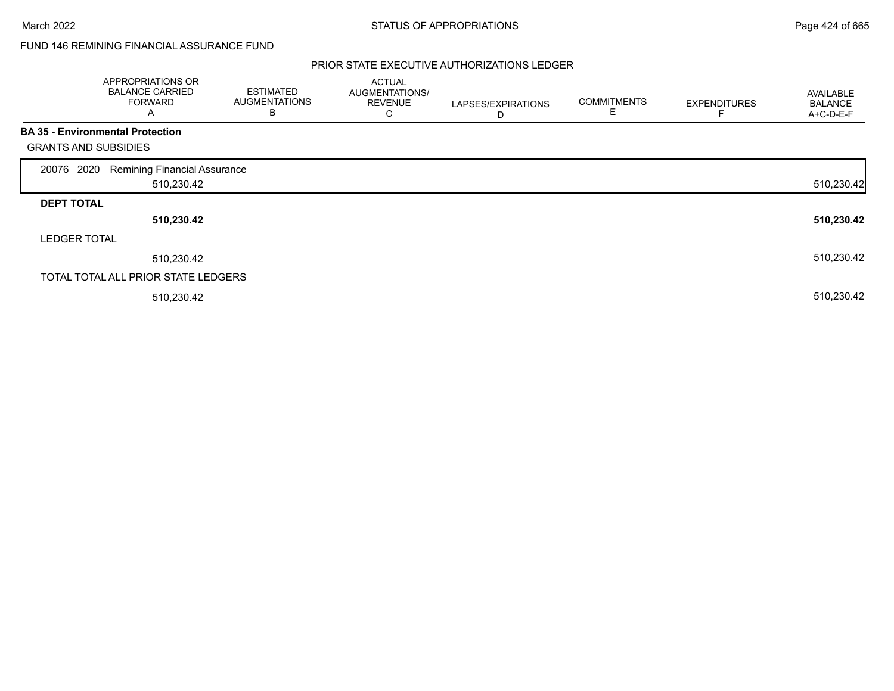FUND 146 REMINING FINANCIAL ASSURANCE FUND

PRIOR STATE EXECUTIVE AUTHORIZATIONS LEDGER

| | APPROPRIATIONS OR BALANCE CARRIED FORWARD A | ESTIMATED AUGMENTATIONS B | ACTUAL AUGMENTATIONS/ REVENUE C | LAPSES/EXPIRATIONS D | COMMITMENTS E | EXPENDITURES F | AVAILABLE BALANCE A+C-D-E-F |
|---|---|---|---|---|---|---|---|
| **BA 35 - Environmental Protection** | | | | | | | |
| GRANTS AND SUBSIDIES | | | | | | | |
| 20076 2020 Remining Financial Assurance | 510,230.42 | | | | | | 510,230.42 |
| **DEPT TOTAL** | **510,230.42** | | | | | | **510,230.42** |
| LEDGER TOTAL | 510,230.42 | | | | | | 510,230.42 |
| TOTAL TOTAL ALL PRIOR STATE LEDGERS | 510,230.42 | | | | | | 510,230.42 |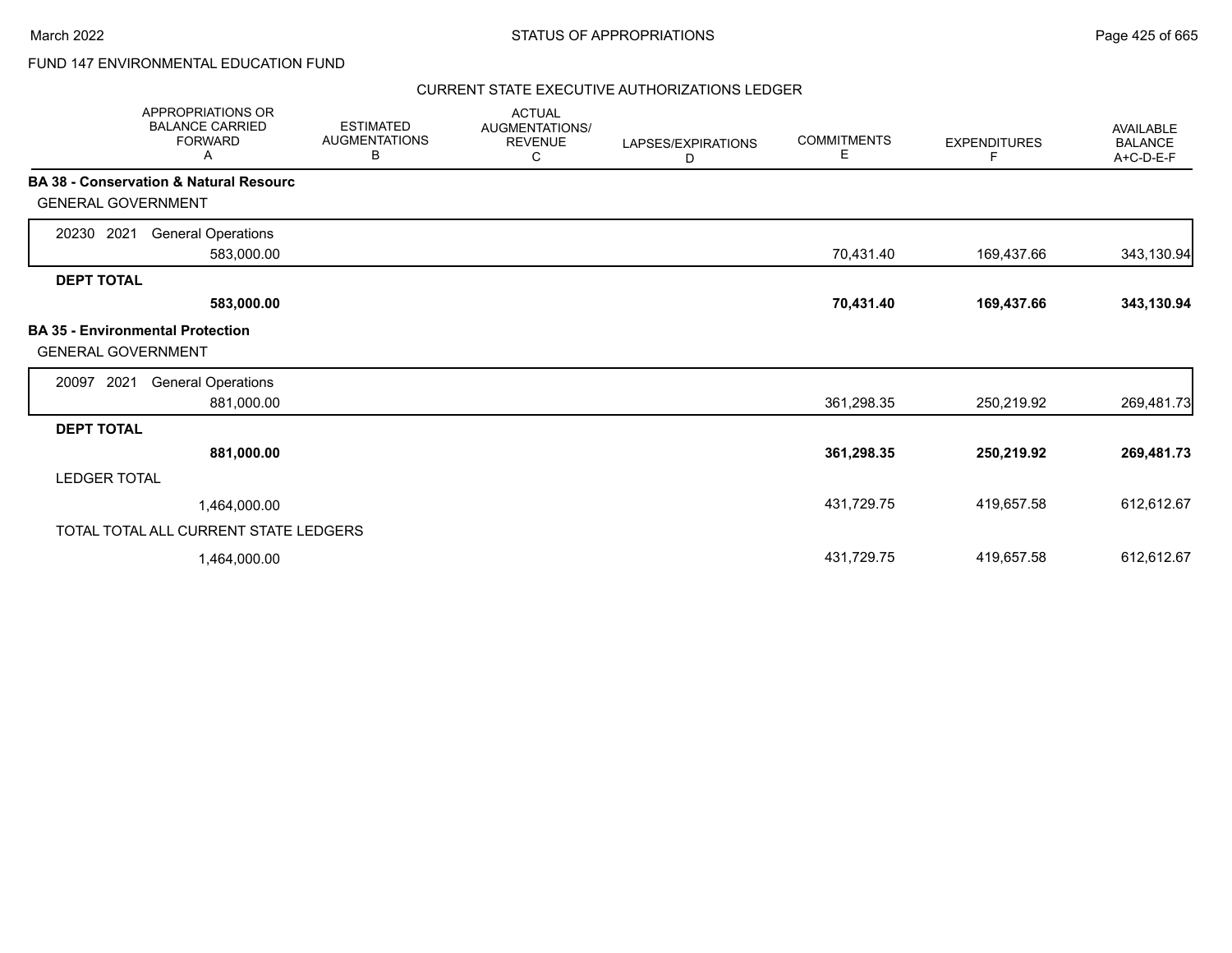FUND 147 ENVIRONMENTAL EDUCATION FUND

CURRENT STATE EXECUTIVE AUTHORIZATIONS LEDGER

| APPROPRIATIONS OR BALANCE CARRIED FORWARD A | ESTIMATED AUGMENTATIONS B | ACTUAL AUGMENTATIONS/ REVENUE C | LAPSES/EXPIRATIONS D | COMMITMENTS E | EXPENDITURES F | AVAILABLE BALANCE A+C-D-E-F |
|---|---|---|---|---|---|---|
| **BA 38 - Conservation & Natural Resourc** | | | | | | |
| GENERAL GOVERNMENT | | | | | | |
| 20230 2021 General Operations | | | | | | |
| 583,000.00 | | | | 70,431.40 | 169,437.66 | 343,130.94 |
| **DEPT TOTAL** | | | | | | |
| **583,000.00** | | | | **70,431.40** | **169,437.66** | **343,130.94** |
| **BA 35 - Environmental Protection** | | | | | | |
| GENERAL GOVERNMENT | | | | | | |
| 20097 2021 General Operations | | | | | | |
| 881,000.00 | | | | 361,298.35 | 250,219.92 | 269,481.73 |
| **DEPT TOTAL** | | | | | | |
| **881,000.00** | | | | **361,298.35** | **250,219.92** | **269,481.73** |
| LEDGER TOTAL | | | | | | |
| 1,464,000.00 | | | | 431,729.75 | 419,657.58 | 612,612.67 |
| TOTAL TOTAL ALL CURRENT STATE LEDGERS | | | | | | |
| 1,464,000.00 | | | | 431,729.75 | 419,657.58 | 612,612.67 |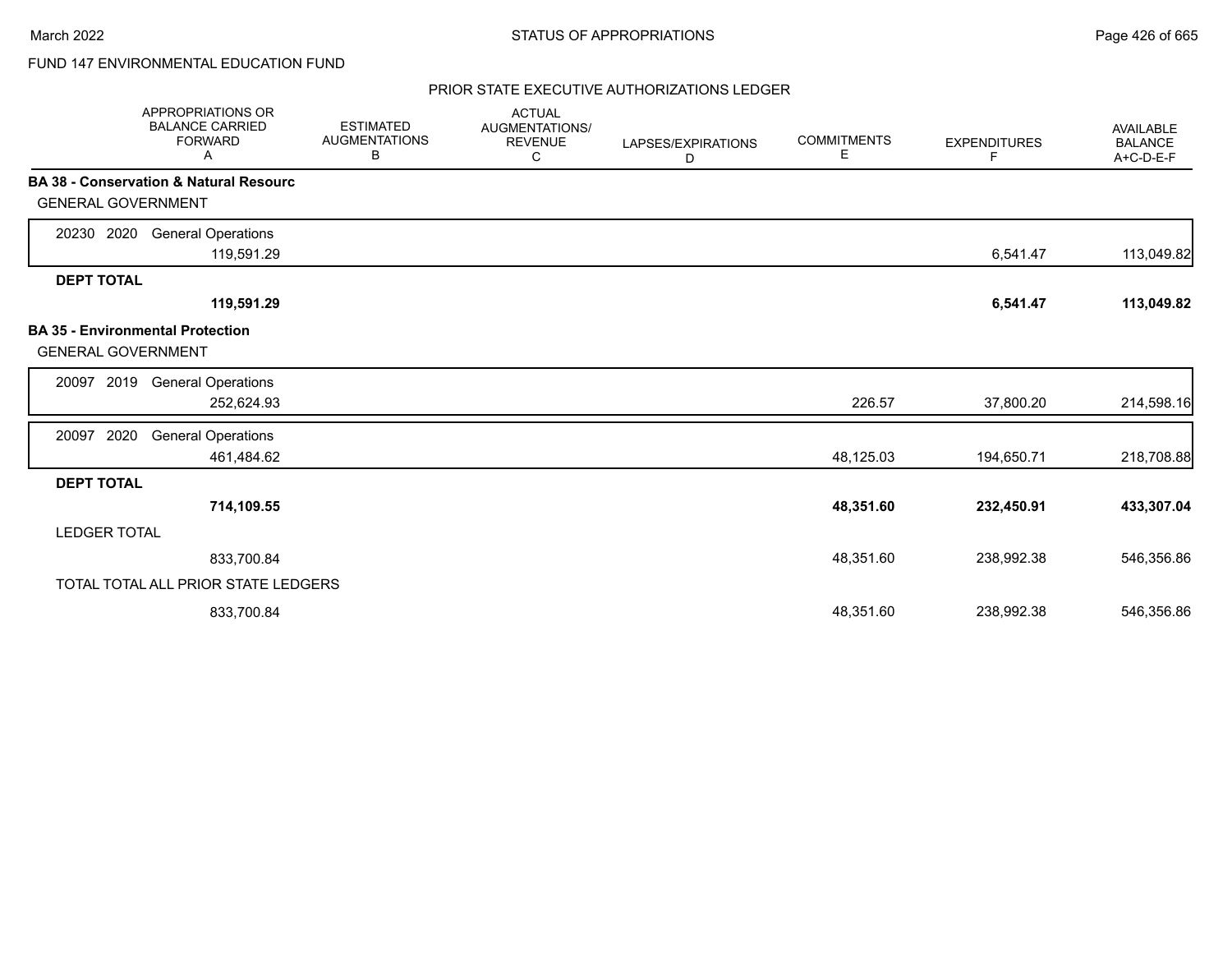FUND 147 ENVIRONMENTAL EDUCATION FUND

PRIOR STATE EXECUTIVE AUTHORIZATIONS LEDGER

| | APPROPRIATIONS OR BALANCE CARRIED FORWARD A | ESTIMATED AUGMENTATIONS B | ACTUAL AUGMENTATIONS/ REVENUE C | LAPSES/EXPIRATIONS D | COMMITMENTS E | EXPENDITURES F | AVAILABLE BALANCE A+C-D-E-F |
|---|---|---|---|---|---|---|---|
| **BA 38 - Conservation & Natural Resourc** | | | | | | | |
| GENERAL GOVERNMENT | | | | | | | |
| 20230 2020 General Operations | 119,591.29 | | | | | 6,541.47 | 113,049.82 |
| **DEPT TOTAL** | **119,591.29** | | | | | **6,541.47** | **113,049.82** |
| **BA 35 - Environmental Protection** | | | | | | | |
| GENERAL GOVERNMENT | | | | | | | |
| 20097 2019 General Operations | 252,624.93 | | | | 226.57 | 37,800.20 | 214,598.16 |
| 20097 2020 General Operations | 461,484.62 | | | | 48,125.03 | 194,650.71 | 218,708.88 |
| **DEPT TOTAL** | **714,109.55** | | | | **48,351.60** | **232,450.91** | **433,307.04** |
| LEDGER TOTAL | 833,700.84 | | | | 48,351.60 | 238,992.38 | 546,356.86 |
| TOTAL TOTAL ALL PRIOR STATE LEDGERS | 833,700.84 | | | | 48,351.60 | 238,992.38 | 546,356.86 |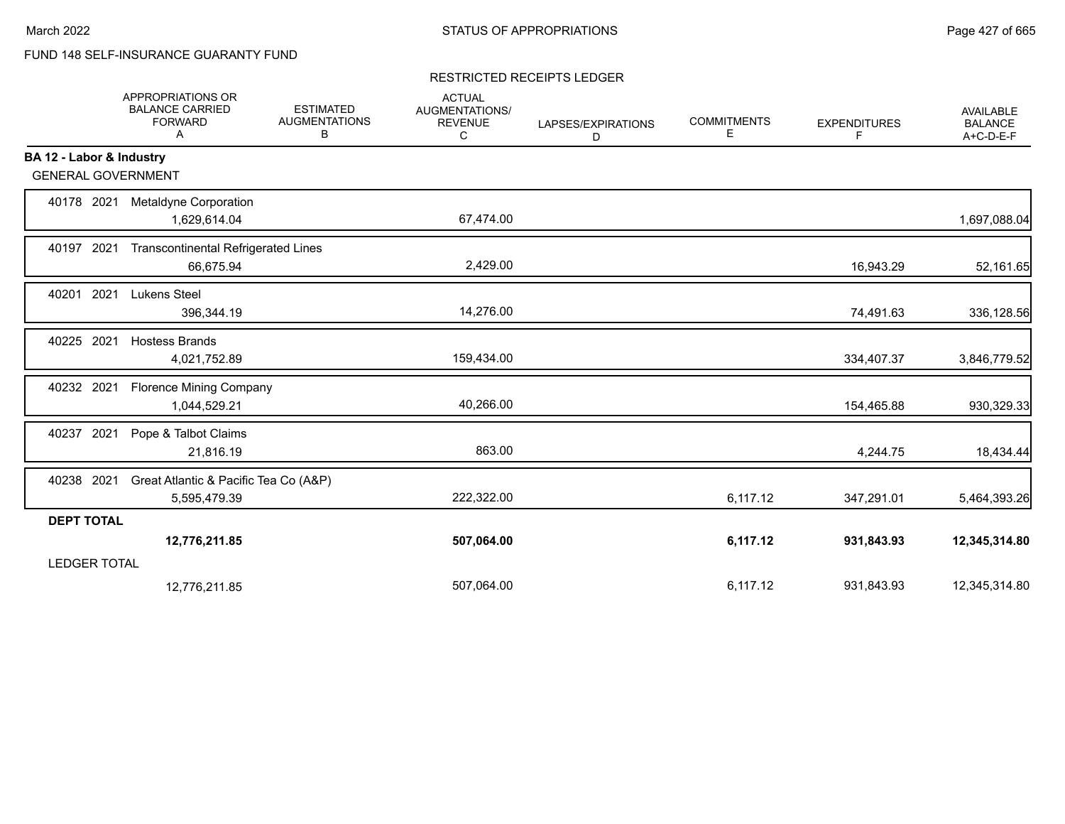FUND 148 SELF-INSURANCE GUARANTY FUND

RESTRICTED RECEIPTS LEDGER

| | APPROPRIATIONS OR BALANCE CARRIED FORWARD A | ESTIMATED AUGMENTATIONS B | ACTUAL AUGMENTATIONS/ REVENUE C | LAPSES/EXPIRATIONS D | COMMITMENTS E | EXPENDITURES F | AVAILABLE BALANCE A+C-D-E-F |
|---|---|---|---|---|---|---|---|
| **BA 12 - Labor & Industry** | | | | | | | |
| GENERAL GOVERNMENT | | | | | | | |
| 40178 2021 Metaldyne Corporation | 1,629,614.04 | | 67,474.00 | | | | 1,697,088.04 |
| 40197 2021 Transcontinental Refrigerated Lines | 66,675.94 | | 2,429.00 | | | 16,943.29 | 52,161.65 |
| 40201 2021 Lukens Steel | 396,344.19 | | 14,276.00 | | | 74,491.63 | 336,128.56 |
| 40225 2021 Hostess Brands | 4,021,752.89 | | 159,434.00 | | | 334,407.37 | 3,846,779.52 |
| 40232 2021 Florence Mining Company | 1,044,529.21 | | 40,266.00 | | | 154,465.88 | 930,329.33 |
| 40237 2021 Pope & Talbot Claims | 21,816.19 | | 863.00 | | | 4,244.75 | 18,434.44 |
| 40238 2021 Great Atlantic & Pacific Tea Co (A&P) | 5,595,479.39 | | 222,322.00 | | 6,117.12 | 347,291.01 | 5,464,393.26 |
| **DEPT TOTAL** | **12,776,211.85** | | **507,064.00** | | **6,117.12** | **931,843.93** | **12,345,314.80** |
| LEDGER TOTAL | 12,776,211.85 | | 507,064.00 | | 6,117.12 | 931,843.93 | 12,345,314.80 |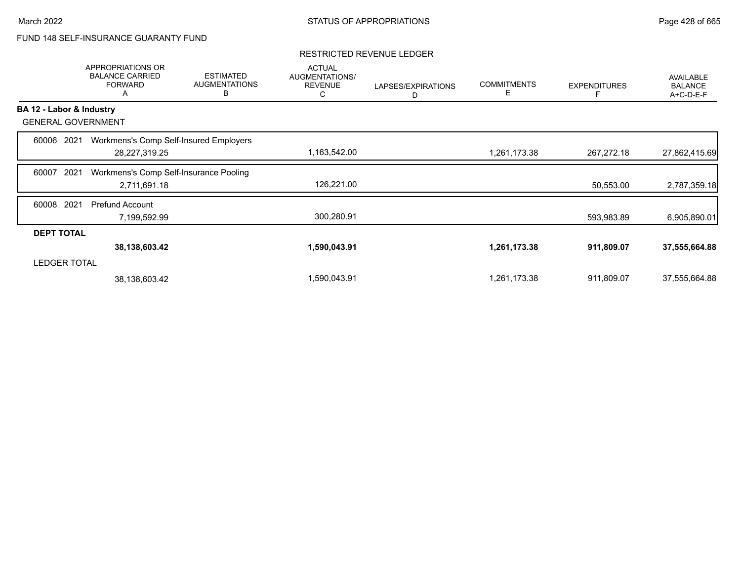FUND 148 SELF-INSURANCE GUARANTY FUND

## RESTRICTED REVENUE LEDGER

| | APPROPRIATIONS OR BALANCE CARRIED FORWARD A | ESTIMATED AUGMENTATIONS B | ACTUAL AUGMENTATIONS/ REVENUE C | LAPSES/EXPIRATIONS D | COMMITMENTS E | EXPENDITURES F | AVAILABLE BALANCE A+C-D-E-F |
|---|---|---|---|---|---|---|---|
| **BA 12 - Labor & Industry** | | | | | | | |
| GENERAL GOVERNMENT | | | | | | | |
| 60006 2021 Workmens's Comp Self-Insured Employers | 28,227,319.25 | | 1,163,542.00 | | 1,261,173.38 | 267,272.18 | 27,862,415.69 |
| 60007 2021 Workmens's Comp Self-Insurance Pooling | 2,711,691.18 | | 126,221.00 | | | 50,553.00 | 2,787,359.18 |
| 60008 2021 Prefund Account | 7,199,592.99 | | 300,280.91 | | | 593,983.89 | 6,905,890.01 |
| **DEPT TOTAL** | **38,138,603.42** | | **1,590,043.91** | | **1,261,173.38** | **911,809.07** | **37,555,664.88** |
| LEDGER TOTAL | 38,138,603.42 | | 1,590,043.91 | | 1,261,173.38 | 911,809.07 | 37,555,664.88 |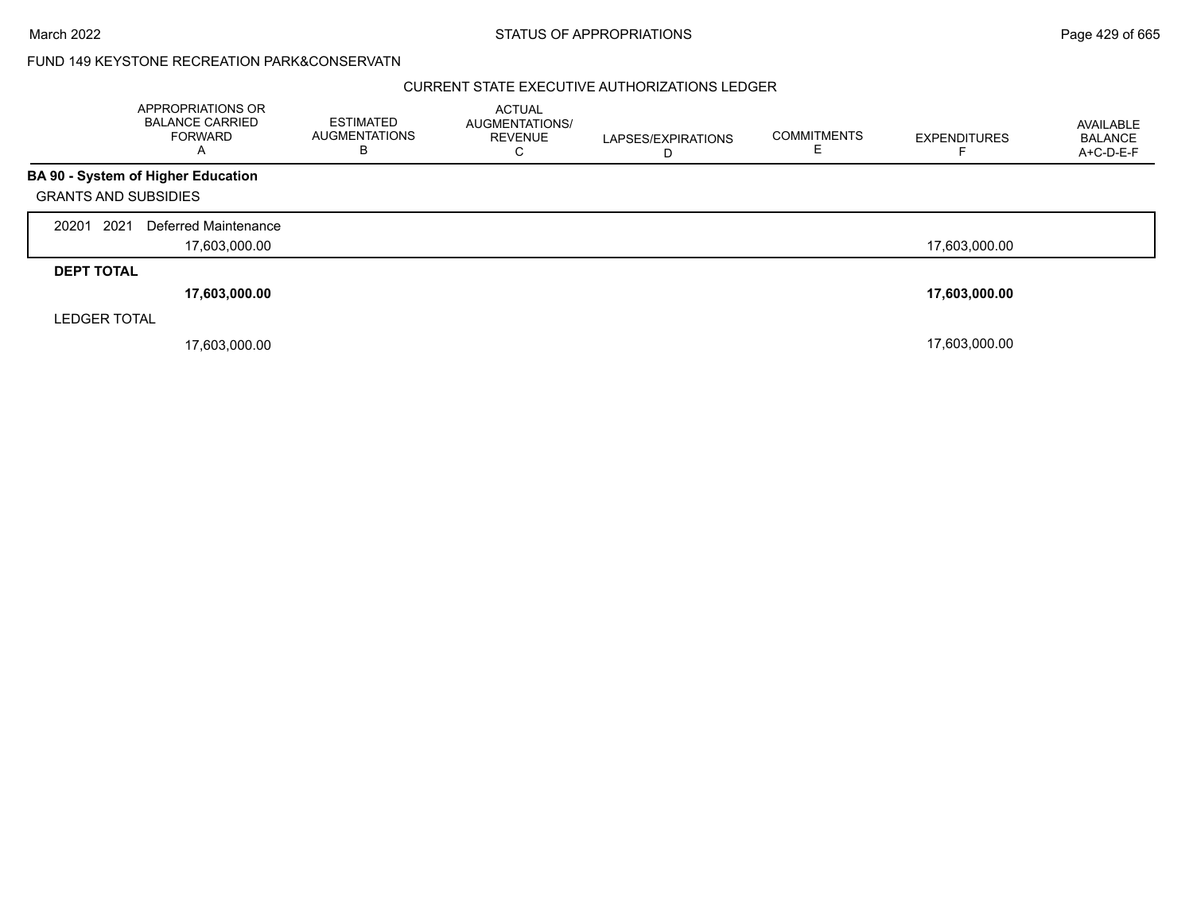FUND 149 KEYSTONE RECREATION PARK&CONSERVATN

CURRENT STATE EXECUTIVE AUTHORIZATIONS LEDGER

| | APPROPRIATIONS OR BALANCE CARRIED FORWARD A | ESTIMATED AUGMENTATIONS B | ACTUAL AUGMENTATIONS/ REVENUE C | LAPSES/EXPIRATIONS D | COMMITMENTS E | EXPENDITURES F | AVAILABLE BALANCE A+C-D-E-F |
|---|---|---|---|---|---|---|---|
| **BA 90 - System of Higher Education** | | | | | | | |
| GRANTS AND SUBSIDIES | | | | | | | |
| 20201 2021 Deferred Maintenance | 17,603,000.00 | | | | | 17,603,000.00 | |
| **DEPT TOTAL** | **17,603,000.00** | | | | | **17,603,000.00** | |
| LEDGER TOTAL | 17,603,000.00 | | | | | 17,603,000.00 | |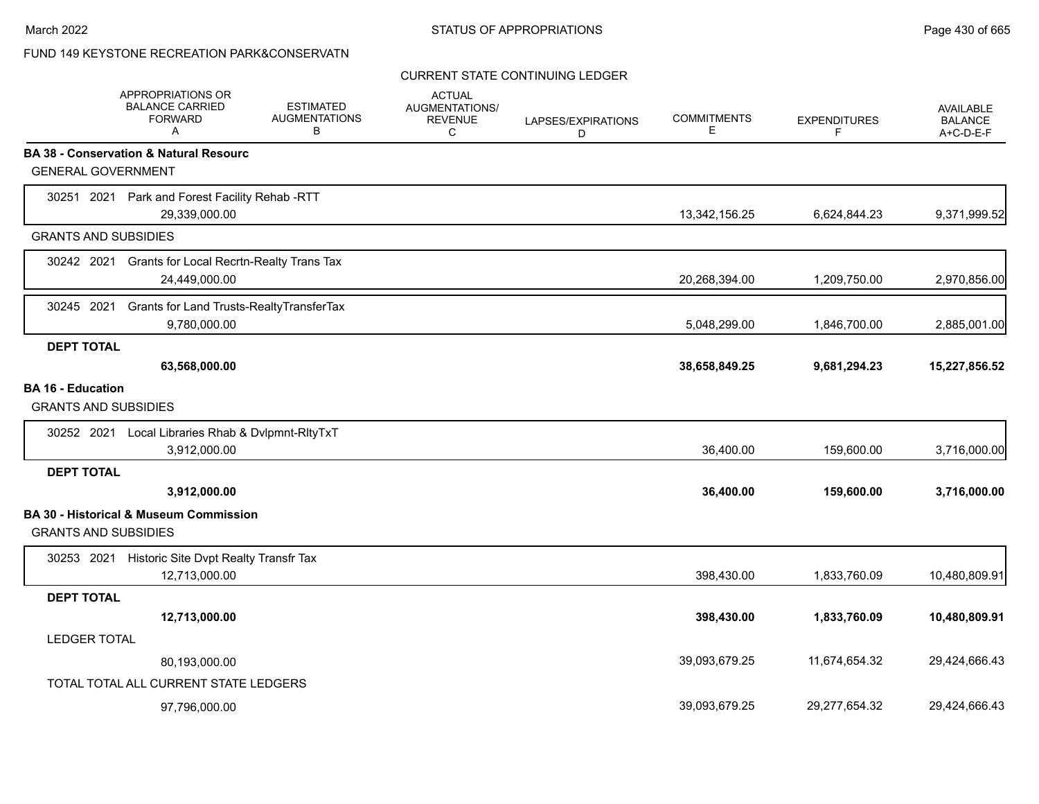FUND 149 KEYSTONE RECREATION PARK&CONSERVATN

CURRENT STATE CONTINUING LEDGER

| | APPROPRIATIONS OR BALANCE CARRIED FORWARD A | ESTIMATED AUGMENTATIONS B | ACTUAL AUGMENTATIONS/ REVENUE C | LAPSES/EXPIRATIONS D | COMMITMENTS E | EXPENDITURES F | AVAILABLE BALANCE A+C-D-E-F |
|---|---|---|---|---|---|---|---|
| **BA 38 - Conservation & Natural Resourc** | | | | | | | |
| GENERAL GOVERNMENT | | | | | | | |
| 30251 2021 Park and Forest Facility Rehab -RTT | 29,339,000.00 | | | | 13,342,156.25 | 6,624,844.23 | 9,371,999.52 |
| GRANTS AND SUBSIDIES | | | | | | | |
| 30242 2021 Grants for Local Recrtn-Realty Trans Tax | 24,449,000.00 | | | | 20,268,394.00 | 1,209,750.00 | 2,970,856.00 |
| 30245 2021 Grants for Land Trusts-RealtyTransferTax | 9,780,000.00 | | | | 5,048,299.00 | 1,846,700.00 | 2,885,001.00 |
| **DEPT TOTAL** | **63,568,000.00** | | | | **38,658,849.25** | **9,681,294.23** | **15,227,856.52** |
| **BA 16 - Education** | | | | | | | |
| GRANTS AND SUBSIDIES | | | | | | | |
| 30252 2021 Local Libraries Rhab & Dvlpmnt-RltyTxT | 3,912,000.00 | | | | 36,400.00 | 159,600.00 | 3,716,000.00 |
| **DEPT TOTAL** | **3,912,000.00** | | | | **36,400.00** | **159,600.00** | **3,716,000.00** |
| **BA 30 - Historical & Museum Commission** | | | | | | | |
| GRANTS AND SUBSIDIES | | | | | | | |
| 30253 2021 Historic Site Dvpt Realty Transfr Tax | 12,713,000.00 | | | | 398,430.00 | 1,833,760.09 | 10,480,809.91 |
| **DEPT TOTAL** | **12,713,000.00** | | | | **398,430.00** | **1,833,760.09** | **10,480,809.91** |
| LEDGER TOTAL | 80,193,000.00 | | | | 39,093,679.25 | 11,674,654.32 | 29,424,666.43 |
| TOTAL TOTAL ALL CURRENT STATE LEDGERS | 97,796,000.00 | | | | 39,093,679.25 | 29,277,654.32 | 29,424,666.43 |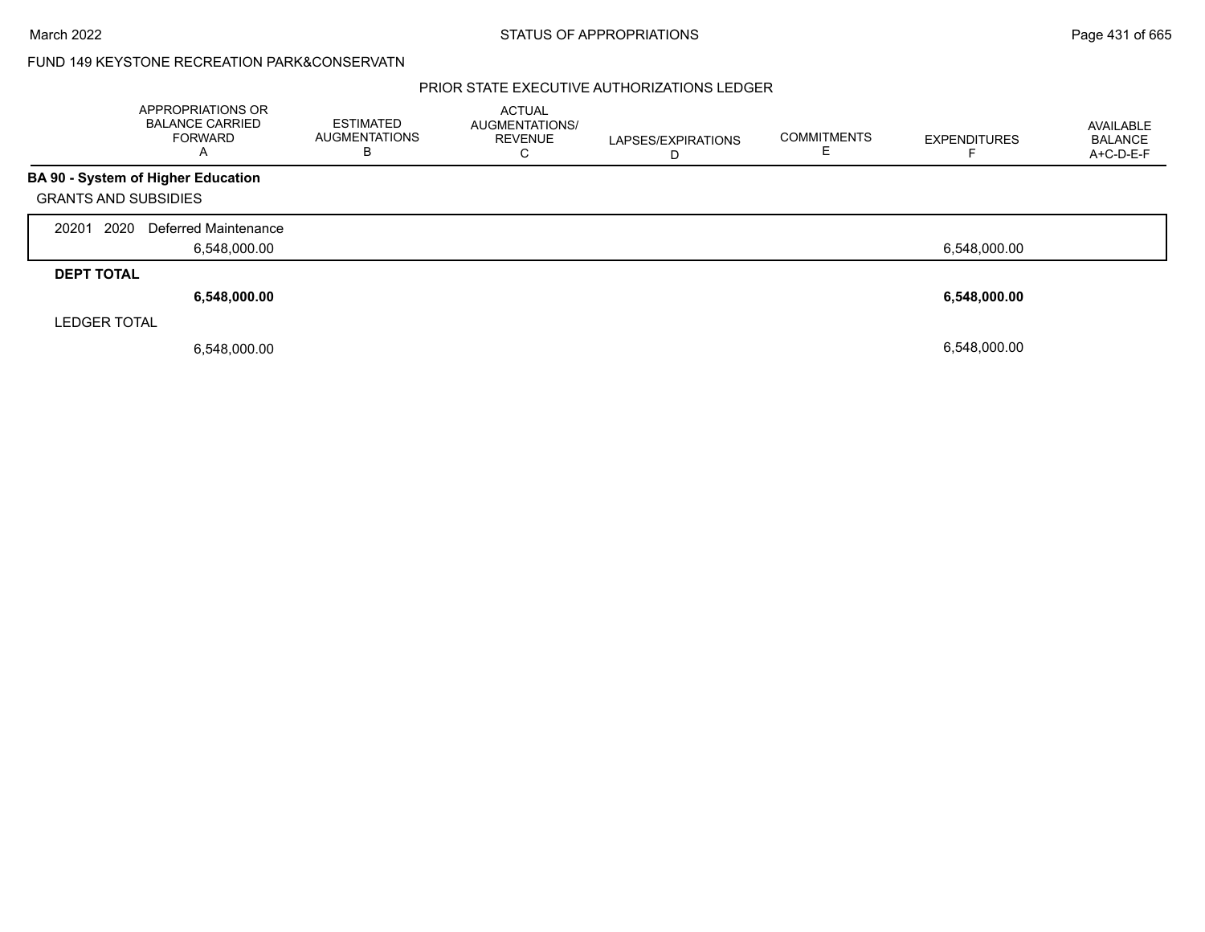FUND 149 KEYSTONE RECREATION PARK&CONSERVATN

## PRIOR STATE EXECUTIVE AUTHORIZATIONS LEDGER

| | APPROPRIATIONS OR BALANCE CARRIED FORWARD A | ESTIMATED AUGMENTATIONS B | ACTUAL AUGMENTATIONS/ REVENUE C | LAPSES/EXPIRATIONS D | COMMITMENTS E | EXPENDITURES F | AVAILABLE BALANCE A+C-D-E-F |
|---|---|---|---|---|---|---|---|
| **BA 90 - System of Higher Education** | | | | | | | |
| GRANTS AND SUBSIDIES | | | | | | | |
| 20201 2020 Deferred Maintenance | 6,548,000.00 | | | | | 6,548,000.00 | |
| **DEPT TOTAL** | **6,548,000.00** | | | | | **6,548,000.00** | |
| LEDGER TOTAL | 6,548,000.00 | | | | | 6,548,000.00 | |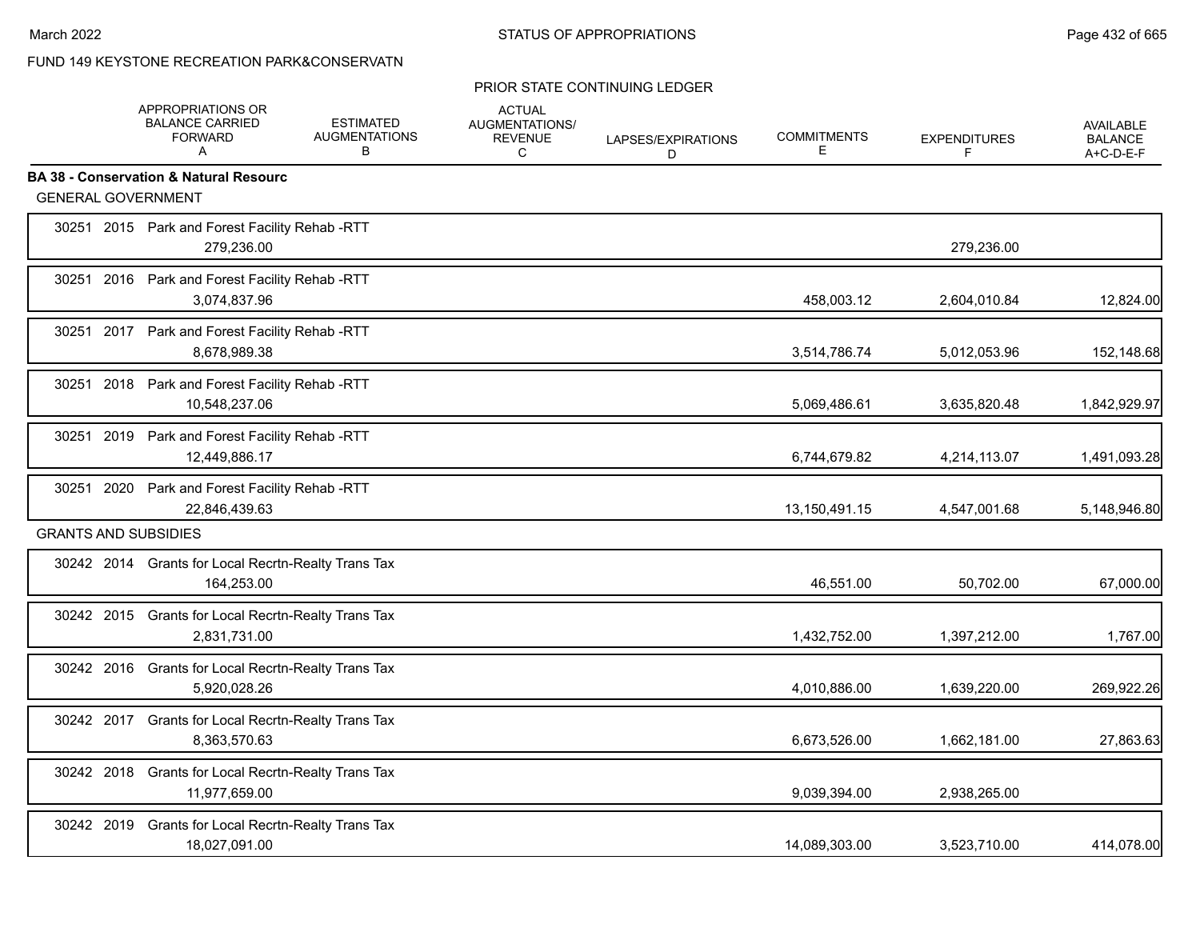FUND 149 KEYSTONE RECREATION PARK&CONSERVATN

PRIOR STATE CONTINUING LEDGER

| | APPROPRIATIONS OR BALANCE CARRIED FORWARD A | ESTIMATED AUGMENTATIONS B | ACTUAL AUGMENTATIONS/ REVENUE C | LAPSES/EXPIRATIONS D | COMMITMENTS E | EXPENDITURES F | AVAILABLE BALANCE A+C-D-E-F |
|---|---|---|---|---|---|---|---|
| **BA 38 - Conservation & Natural Resourc** | | | | | | | |
| GENERAL GOVERNMENT | | | | | | | |
| 30251 2015 Park and Forest Facility Rehab -RTT | 279,236.00 | | | | | 279,236.00 | |
| 30251 2016 Park and Forest Facility Rehab -RTT | 3,074,837.96 | | | | 458,003.12 | 2,604,010.84 | 12,824.00 |
| 30251 2017 Park and Forest Facility Rehab -RTT | 8,678,989.38 | | | | 3,514,786.74 | 5,012,053.96 | 152,148.68 |
| 30251 2018 Park and Forest Facility Rehab -RTT | 10,548,237.06 | | | | 5,069,486.61 | 3,635,820.48 | 1,842,929.97 |
| 30251 2019 Park and Forest Facility Rehab -RTT | 12,449,886.17 | | | | 6,744,679.82 | 4,214,113.07 | 1,491,093.28 |
| 30251 2020 Park and Forest Facility Rehab -RTT | 22,846,439.63 | | | | 13,150,491.15 | 4,547,001.68 | 5,148,946.80 |
| GRANTS AND SUBSIDIES | | | | | | | |
| 30242 2014 Grants for Local Recrtn-Realty Trans Tax | 164,253.00 | | | | 46,551.00 | 50,702.00 | 67,000.00 |
| 30242 2015 Grants for Local Recrtn-Realty Trans Tax | 2,831,731.00 | | | | 1,432,752.00 | 1,397,212.00 | 1,767.00 |
| 30242 2016 Grants for Local Recrtn-Realty Trans Tax | 5,920,028.26 | | | | 4,010,886.00 | 1,639,220.00 | 269,922.26 |
| 30242 2017 Grants for Local Recrtn-Realty Trans Tax | 8,363,570.63 | | | | 6,673,526.00 | 1,662,181.00 | 27,863.63 |
| 30242 2018 Grants for Local Recrtn-Realty Trans Tax | 11,977,659.00 | | | | 9,039,394.00 | 2,938,265.00 | |
| 30242 2019 Grants for Local Recrtn-Realty Trans Tax | 18,027,091.00 | | | | 14,089,303.00 | 3,523,710.00 | 414,078.00 |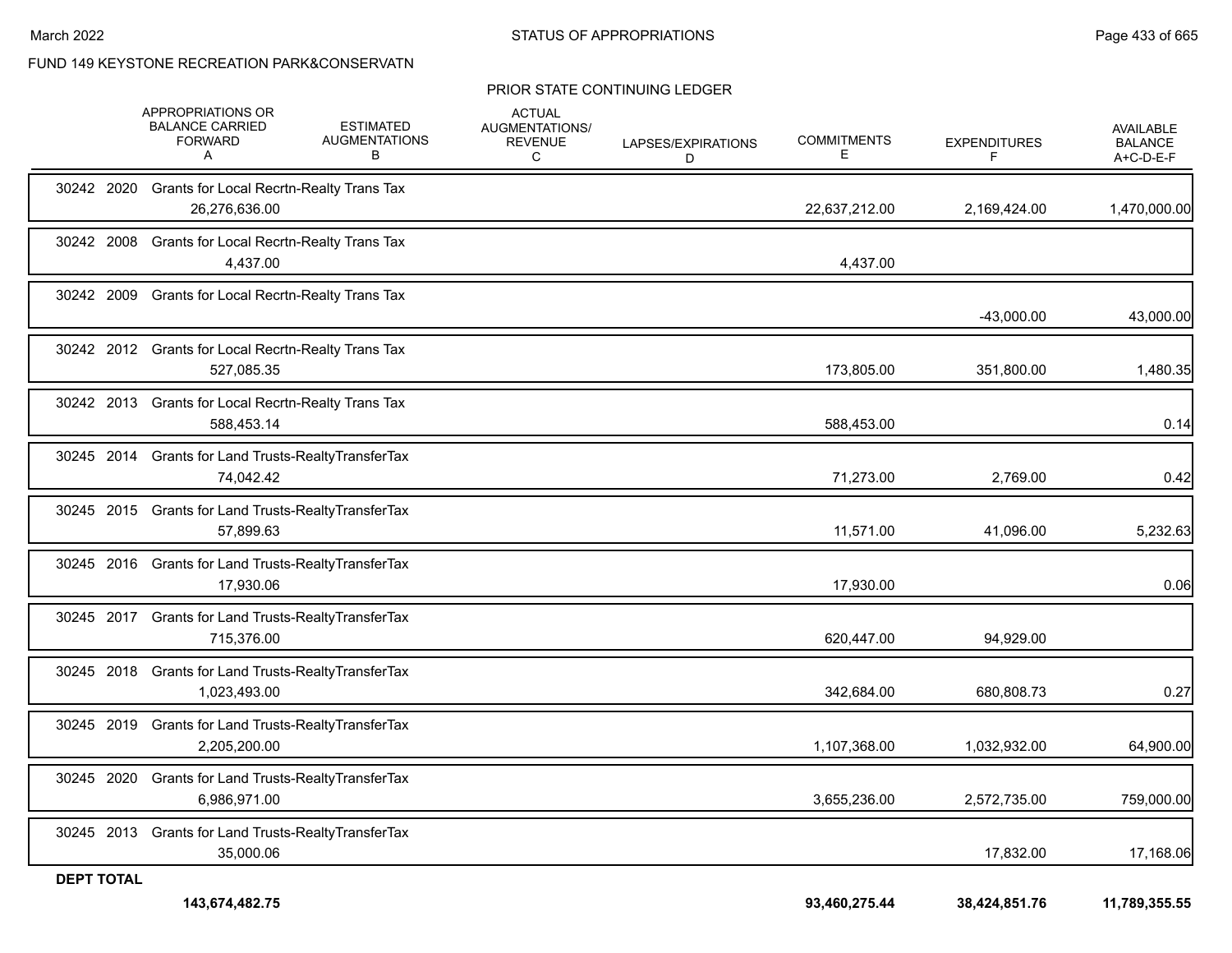FUND 149 KEYSTONE RECREATION PARK&CONSERVATN

PRIOR STATE CONTINUING LEDGER

| | APPROPRIATIONS OR BALANCE CARRIED FORWARD A | ESTIMATED AUGMENTATIONS B | ACTUAL AUGMENTATIONS/ REVENUE C | LAPSES/EXPIRATIONS D | COMMITMENTS E | EXPENDITURES F | AVAILABLE BALANCE A+C-D-E-F |
|---|---|---|---|---|---|---|---|
| 30242 2020 Grants for Local Recrtn-Realty Trans Tax | 26,276,636.00 | | | | 22,637,212.00 | 2,169,424.00 | 1,470,000.00 |
| 30242 2008 Grants for Local Recrtn-Realty Trans Tax | 4,437.00 | | | | 4,437.00 | | |
| 30242 2009 Grants for Local Recrtn-Realty Trans Tax | | | | | | -43,000.00 | 43,000.00 |
| 30242 2012 Grants for Local Recrtn-Realty Trans Tax | 527,085.35 | | | | 173,805.00 | 351,800.00 | 1,480.35 |
| 30242 2013 Grants for Local Recrtn-Realty Trans Tax | 588,453.14 | | | | 588,453.00 | | 0.14 |
| 30245 2014 Grants for Land Trusts-RealtyTransferTax | 74,042.42 | | | | 71,273.00 | 2,769.00 | 0.42 |
| 30245 2015 Grants for Land Trusts-RealtyTransferTax | 57,899.63 | | | | 11,571.00 | 41,096.00 | 5,232.63 |
| 30245 2016 Grants for Land Trusts-RealtyTransferTax | 17,930.06 | | | | 17,930.00 | | 0.06 |
| 30245 2017 Grants for Land Trusts-RealtyTransferTax | 715,376.00 | | | | 620,447.00 | 94,929.00 | |
| 30245 2018 Grants for Land Trusts-RealtyTransferTax | 1,023,493.00 | | | | 342,684.00 | 680,808.73 | 0.27 |
| 30245 2019 Grants for Land Trusts-RealtyTransferTax | 2,205,200.00 | | | | 1,107,368.00 | 1,032,932.00 | 64,900.00 |
| 30245 2020 Grants for Land Trusts-RealtyTransferTax | 6,986,971.00 | | | | 3,655,236.00 | 2,572,735.00 | 759,000.00 |
| 30245 2013 Grants for Land Trusts-RealtyTransferTax | 35,000.06 | | | | | 17,832.00 | 17,168.06 |
| **DEPT TOTAL** | **143,674,482.75** | | | | **93,460,275.44** | **38,424,851.76** | **11,789,355.55** |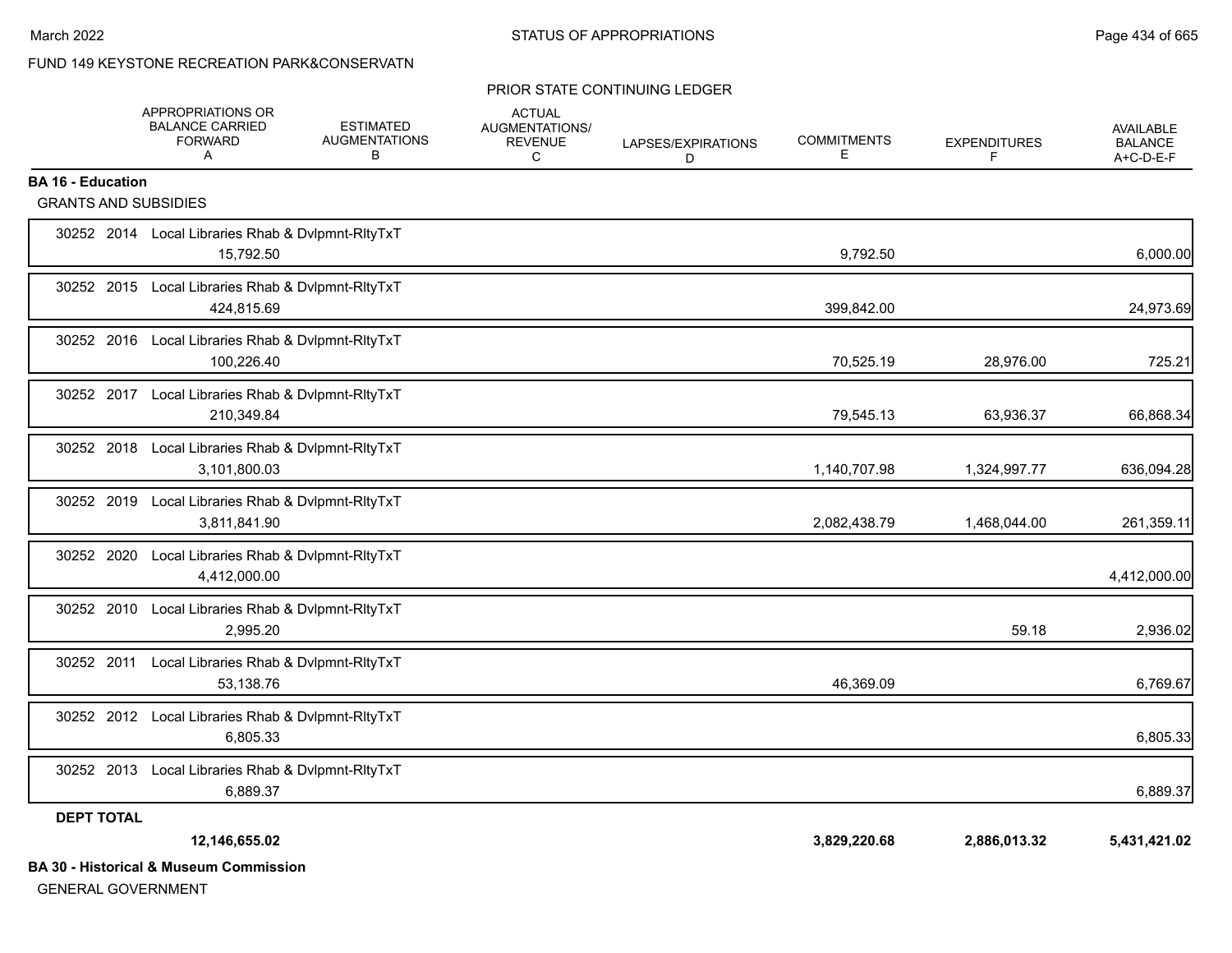FUND 149 KEYSTONE RECREATION PARK&CONSERVATN

PRIOR STATE CONTINUING LEDGER

| | APPROPRIATIONS OR BALANCE CARRIED FORWARD A | ESTIMATED AUGMENTATIONS B | ACTUAL AUGMENTATIONS/ REVENUE C | LAPSES/EXPIRATIONS D | COMMITMENTS E | EXPENDITURES F | AVAILABLE BALANCE A+C-D-E-F |
|---|---|---|---|---|---|---|---|
| **BA 16 - Education** | | | | | | | |
| GRANTS AND SUBSIDIES | | | | | | | |
| 30252 2014 Local Libraries Rhab & Dvlpmnt-RltyTxT | 15,792.50 | | | | 9,792.50 | | 6,000.00 |
| 30252 2015 Local Libraries Rhab & Dvlpmnt-RltyTxT | 424,815.69 | | | | 399,842.00 | | 24,973.69 |
| 30252 2016 Local Libraries Rhab & Dvlpmnt-RltyTxT | 100,226.40 | | | | 70,525.19 | 28,976.00 | 725.21 |
| 30252 2017 Local Libraries Rhab & Dvlpmnt-RltyTxT | 210,349.84 | | | | 79,545.13 | 63,936.37 | 66,868.34 |
| 30252 2018 Local Libraries Rhab & Dvlpmnt-RltyTxT | 3,101,800.03 | | | | 1,140,707.98 | 1,324,997.77 | 636,094.28 |
| 30252 2019 Local Libraries Rhab & Dvlpmnt-RltyTxT | 3,811,841.90 | | | | 2,082,438.79 | 1,468,044.00 | 261,359.11 |
| 30252 2020 Local Libraries Rhab & Dvlpmnt-RltyTxT | 4,412,000.00 | | | | | | 4,412,000.00 |
| 30252 2010 Local Libraries Rhab & Dvlpmnt-RltyTxT | 2,995.20 | | | | | 59.18 | 2,936.02 |
| 30252 2011 Local Libraries Rhab & Dvlpmnt-RltyTxT | 53,138.76 | | | | 46,369.09 | | 6,769.67 |
| 30252 2012 Local Libraries Rhab & Dvlpmnt-RltyTxT | 6,805.33 | | | | | | 6,805.33 |
| 30252 2013 Local Libraries Rhab & Dvlpmnt-RltyTxT | 6,889.37 | | | | | | 6,889.37 |
| **DEPT TOTAL** | **12,146,655.02** | | | | **3,829,220.68** | **2,886,013.32** | **5,431,421.02** |

**BA 30 - Historical & Museum Commission**

GENERAL GOVERNMENT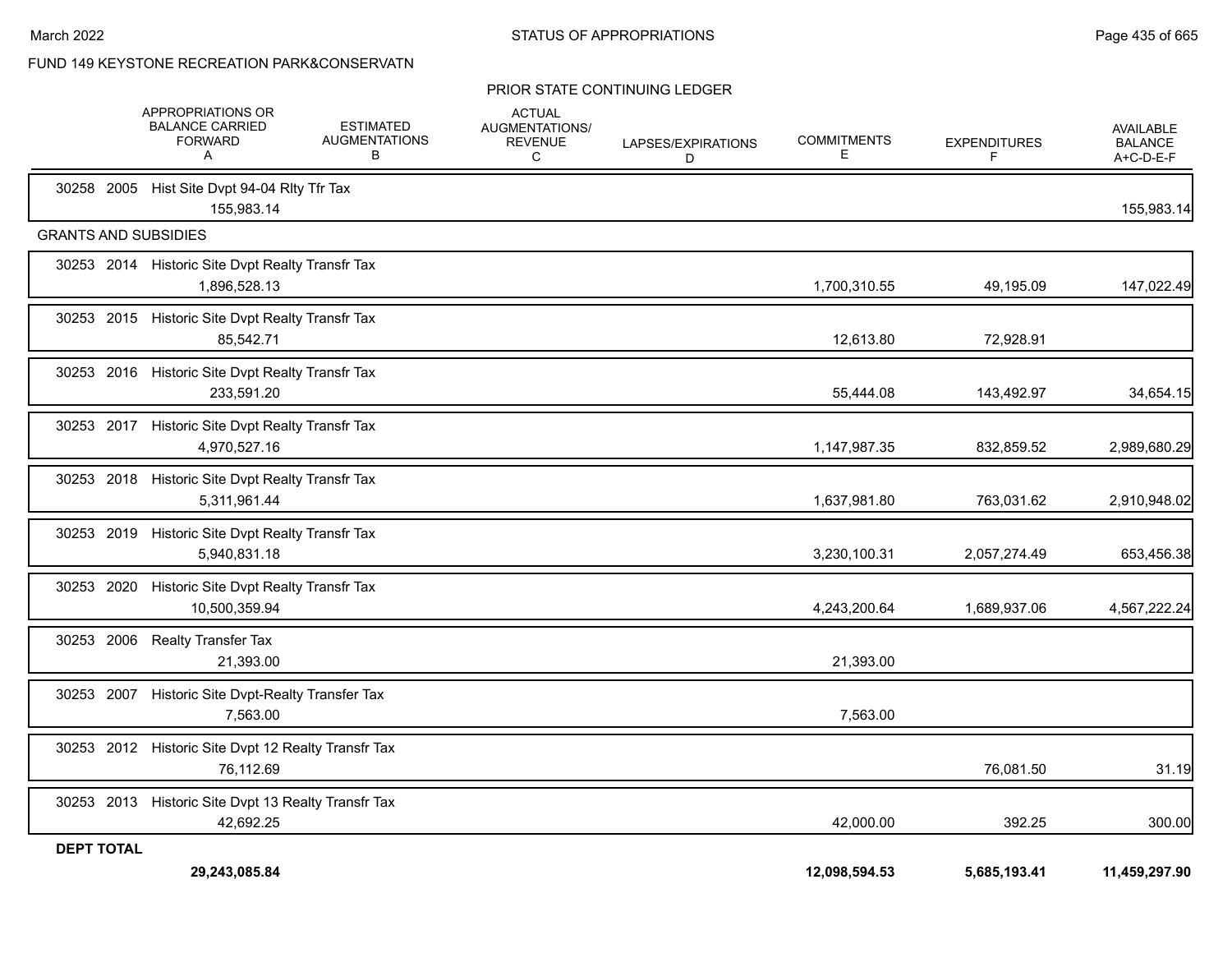FUND 149 KEYSTONE RECREATION PARK&CONSERVATN

PRIOR STATE CONTINUING LEDGER

| | APPROPRIATIONS OR BALANCE CARRIED FORWARD A | ESTIMATED AUGMENTATIONS B | ACTUAL AUGMENTATIONS/ REVENUE C | LAPSES/EXPIRATIONS D | COMMITMENTS E | EXPENDITURES F | AVAILABLE BALANCE A+C-D-E-F |
|---|---|---|---|---|---|---|---|
| 30258 2005 Hist Site Dvpt 94-04 Rlty Tfr Tax | 155,983.14 | | | | | | 155,983.14 |
| **GRANTS AND SUBSIDIES** | | | | | | | |
| 30253 2014 Historic Site Dvpt Realty Transfr Tax | 1,896,528.13 | | | | 1,700,310.55 | 49,195.09 | 147,022.49 |
| 30253 2015 Historic Site Dvpt Realty Transfr Tax | 85,542.71 | | | | 12,613.80 | 72,928.91 | |
| 30253 2016 Historic Site Dvpt Realty Transfr Tax | 233,591.20 | | | | 55,444.08 | 143,492.97 | 34,654.15 |
| 30253 2017 Historic Site Dvpt Realty Transfr Tax | 4,970,527.16 | | | | 1,147,987.35 | 832,859.52 | 2,989,680.29 |
| 30253 2018 Historic Site Dvpt Realty Transfr Tax | 5,311,961.44 | | | | 1,637,981.80 | 763,031.62 | 2,910,948.02 |
| 30253 2019 Historic Site Dvpt Realty Transfr Tax | 5,940,831.18 | | | | 3,230,100.31 | 2,057,274.49 | 653,456.38 |
| 30253 2020 Historic Site Dvpt Realty Transfr Tax | 10,500,359.94 | | | | 4,243,200.64 | 1,689,937.06 | 4,567,222.24 |
| 30253 2006 Realty Transfer Tax | 21,393.00 | | | | 21,393.00 | | |
| 30253 2007 Historic Site Dvpt-Realty Transfer Tax | 7,563.00 | | | | 7,563.00 | | |
| 30253 2012 Historic Site Dvpt 12 Realty Transfr Tax | 76,112.69 | | | | | 76,081.50 | 31.19 |
| 30253 2013 Historic Site Dvpt 13 Realty Transfr Tax | 42,692.25 | | | | 42,000.00 | 392.25 | 300.00 |
| **DEPT TOTAL** | **29,243,085.84** | | | | **12,098,594.53** | **5,685,193.41** | **11,459,297.90** |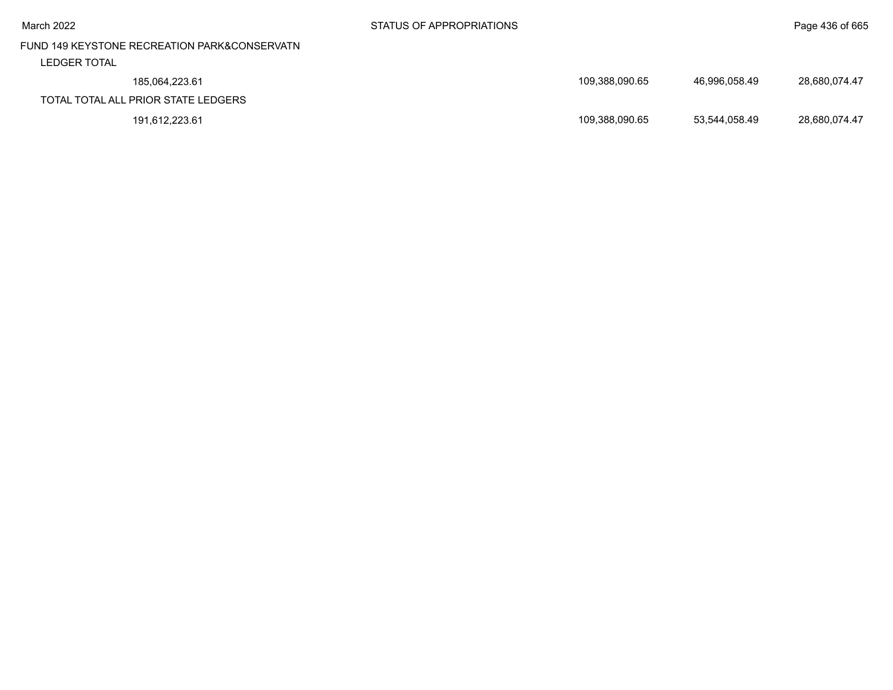FUND 149 KEYSTONE RECREATION PARK&CONSERVATN

| | | | | |
|---|---|---|---|---|
| LEDGER TOTAL | | | | |
| | 185,064,223.61 | 109,388,090.65 | 46,996,058.49 | 28,680,074.47 |
| TOTAL TOTAL ALL PRIOR STATE LEDGERS | | | | |
| | 191,612,223.61 | 109,388,090.65 | 53,544,058.49 | 28,680,074.47 |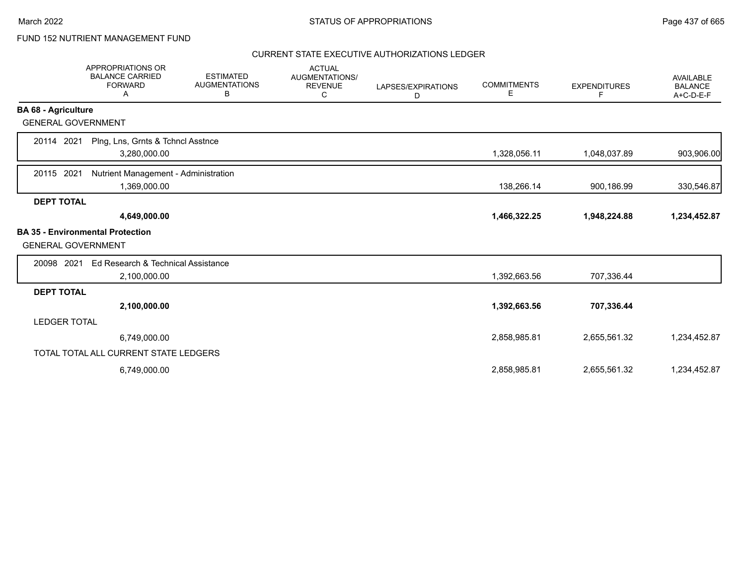FUND 152 NUTRIENT MANAGEMENT FUND

CURRENT STATE EXECUTIVE AUTHORIZATIONS LEDGER

| | APPROPRIATIONS OR BALANCE CARRIED FORWARD A | ESTIMATED AUGMENTATIONS B | ACTUAL AUGMENTATIONS/ REVENUE C | LAPSES/EXPIRATIONS D | COMMITMENTS E | EXPENDITURES F | AVAILABLE BALANCE A+C-D-E-F |
|---|---|---|---|---|---|---|---|
| **BA 68 - Agriculture** | | | | | | | |
| GENERAL GOVERNMENT | | | | | | | |
| 20114 2021 Plng, Lns, Grnts & Tchncl Asstnce | 3,280,000.00 | | | | 1,328,056.11 | 1,048,037.89 | 903,906.00 |
| 20115 2021 Nutrient Management - Administration | 1,369,000.00 | | | | 138,266.14 | 900,186.99 | 330,546.87 |
| **DEPT TOTAL** | **4,649,000.00** | | | | **1,466,322.25** | **1,948,224.88** | **1,234,452.87** |
| **BA 35 - Environmental Protection** | | | | | | | |
| GENERAL GOVERNMENT | | | | | | | |
| 20098 2021 Ed Research & Technical Assistance | 2,100,000.00 | | | | 1,392,663.56 | 707,336.44 | |
| **DEPT TOTAL** | **2,100,000.00** | | | | **1,392,663.56** | **707,336.44** | |
| LEDGER TOTAL | 6,749,000.00 | | | | 2,858,985.81 | 2,655,561.32 | 1,234,452.87 |
| TOTAL TOTAL ALL CURRENT STATE LEDGERS | 6,749,000.00 | | | | 2,858,985.81 | 2,655,561.32 | 1,234,452.87 |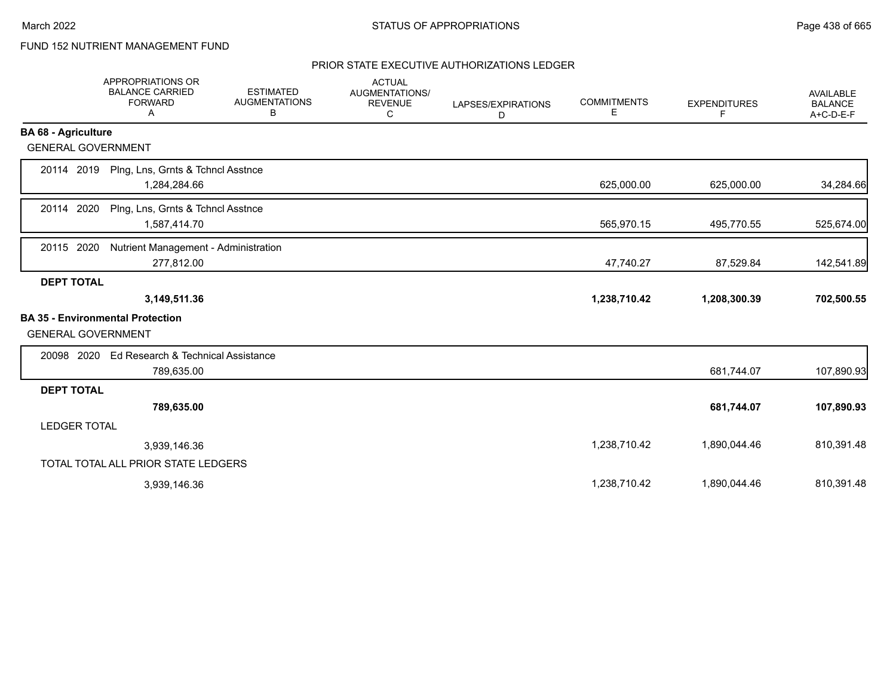FUND 152 NUTRIENT MANAGEMENT FUND

## PRIOR STATE EXECUTIVE AUTHORIZATIONS LEDGER

| | APPROPRIATIONS OR BALANCE CARRIED FORWARD A | ESTIMATED AUGMENTATIONS B | ACTUAL AUGMENTATIONS/ REVENUE C | LAPSES/EXPIRATIONS D | COMMITMENTS E | EXPENDITURES F | AVAILABLE BALANCE A+C-D-E-F |
|---|---|---|---|---|---|---|---|
| **BA 68 - Agriculture** | | | | | | | |
| GENERAL GOVERNMENT | | | | | | | |
| 20114 2019 Plng, Lns, Grnts & Tchncl Asstnce | 1,284,284.66 | | | | 625,000.00 | 625,000.00 | 34,284.66 |
| 20114 2020 Plng, Lns, Grnts & Tchncl Asstnce | 1,587,414.70 | | | | 565,970.15 | 495,770.55 | 525,674.00 |
| 20115 2020 Nutrient Management - Administration | 277,812.00 | | | | 47,740.27 | 87,529.84 | 142,541.89 |
| **DEPT TOTAL** | **3,149,511.36** | | | | **1,238,710.42** | **1,208,300.39** | **702,500.55** |
| **BA 35 - Environmental Protection** | | | | | | | |
| GENERAL GOVERNMENT | | | | | | | |
| 20098 2020 Ed Research & Technical Assistance | 789,635.00 | | | | | 681,744.07 | 107,890.93 |
| **DEPT TOTAL** | **789,635.00** | | | | | **681,744.07** | **107,890.93** |
| LEDGER TOTAL | 3,939,146.36 | | | | 1,238,710.42 | 1,890,044.46 | 810,391.48 |
| TOTAL TOTAL ALL PRIOR STATE LEDGERS | 3,939,146.36 | | | | 1,238,710.42 | 1,890,044.46 | 810,391.48 |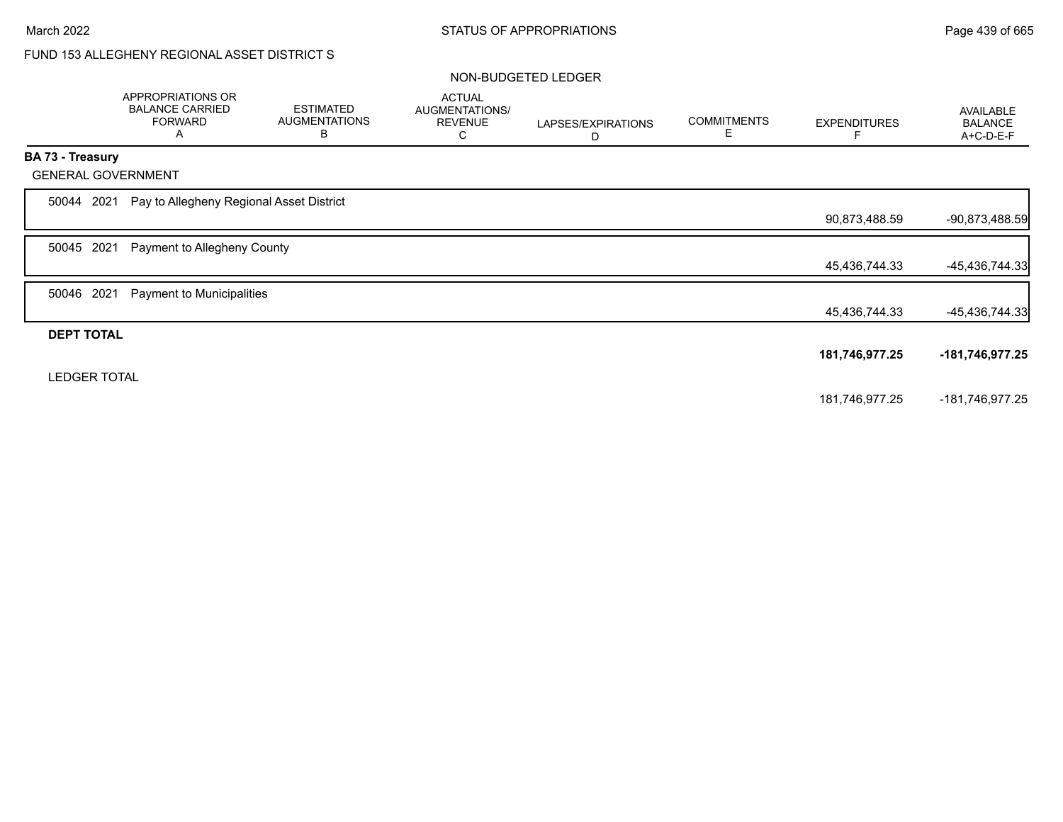FUND 153 ALLEGHENY REGIONAL ASSET DISTRICT S

NON-BUDGETED LEDGER

| | APPROPRIATIONS OR BALANCE CARRIED FORWARD A | ESTIMATED AUGMENTATIONS B | ACTUAL AUGMENTATIONS/ REVENUE C | LAPSES/EXPIRATIONS D | COMMITMENTS E | EXPENDITURES F | AVAILABLE BALANCE A+C-D-E-F |
|---|---|---|---|---|---|---|---|
| **BA 73 - Treasury** | | | | | | | |
| GENERAL GOVERNMENT | | | | | | | |
| 50044 2021 Pay to Allegheny Regional Asset District | | | | | | 90,873,488.59 | -90,873,488.59 |
| 50045 2021 Payment to Allegheny County | | | | | | 45,436,744.33 | -45,436,744.33 |
| 50046 2021 Payment to Municipalities | | | | | | 45,436,744.33 | -45,436,744.33 |
| **DEPT TOTAL** | | | | | | **181,746,977.25** | **-181,746,977.25** |
| LEDGER TOTAL | | | | | | 181,746,977.25 | -181,746,977.25 |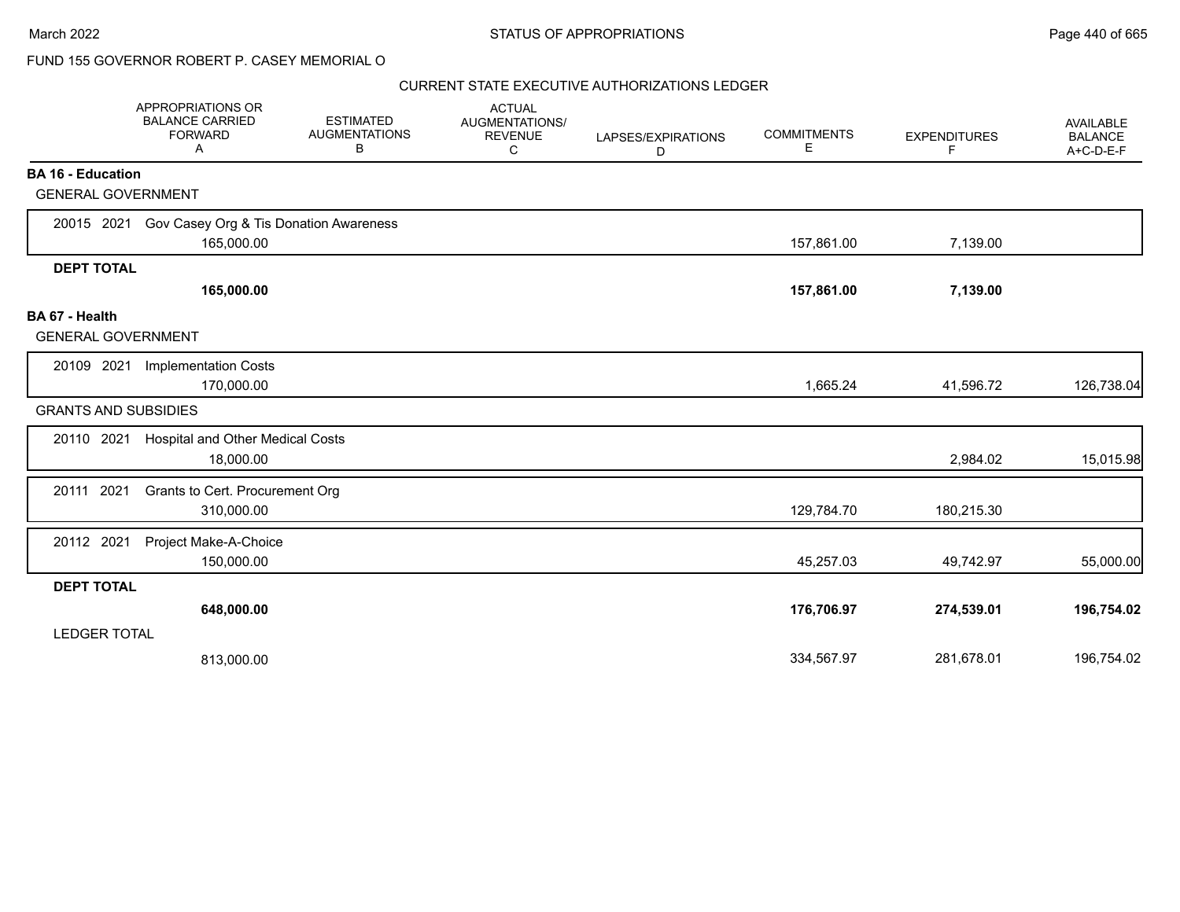FUND 155 GOVERNOR ROBERT P. CASEY MEMORIAL O

## STATUS OF APPROPRIATIONS

### CURRENT STATE EXECUTIVE AUTHORIZATIONS LEDGER

| | APPROPRIATIONS OR BALANCE CARRIED FORWARD A | ESTIMATED AUGMENTATIONS B | ACTUAL AUGMENTATIONS/ REVENUE C | LAPSES/EXPIRATIONS D | COMMITMENTS E | EXPENDITURES F | AVAILABLE BALANCE A+C-D-E-F |
|---|---|---|---|---|---|---|---|
| **BA 16 - Education** | | | | | | | |
| GENERAL GOVERNMENT | | | | | | | |
| 20015 2021 Gov Casey Org & Tis Donation Awareness | 165,000.00 | | | | 157,861.00 | 7,139.00 | |
| **DEPT TOTAL** | **165,000.00** | | | | **157,861.00** | **7,139.00** | |
| **BA 67 - Health** | | | | | | | |
| GENERAL GOVERNMENT | | | | | | | |
| 20109 2021 Implementation Costs | 170,000.00 | | | | 1,665.24 | 41,596.72 | 126,738.04 |
| GRANTS AND SUBSIDIES | | | | | | | |
| 20110 2021 Hospital and Other Medical Costs | 18,000.00 | | | | | 2,984.02 | 15,015.98 |
| 20111 2021 Grants to Cert. Procurement Org | 310,000.00 | | | | 129,784.70 | 180,215.30 | |
| 20112 2021 Project Make-A-Choice | 150,000.00 | | | | 45,257.03 | 49,742.97 | 55,000.00 |
| **DEPT TOTAL** | **648,000.00** | | | | **176,706.97** | **274,539.01** | **196,754.02** |
| LEDGER TOTAL | 813,000.00 | | | | 334,567.97 | 281,678.01 | 196,754.02 |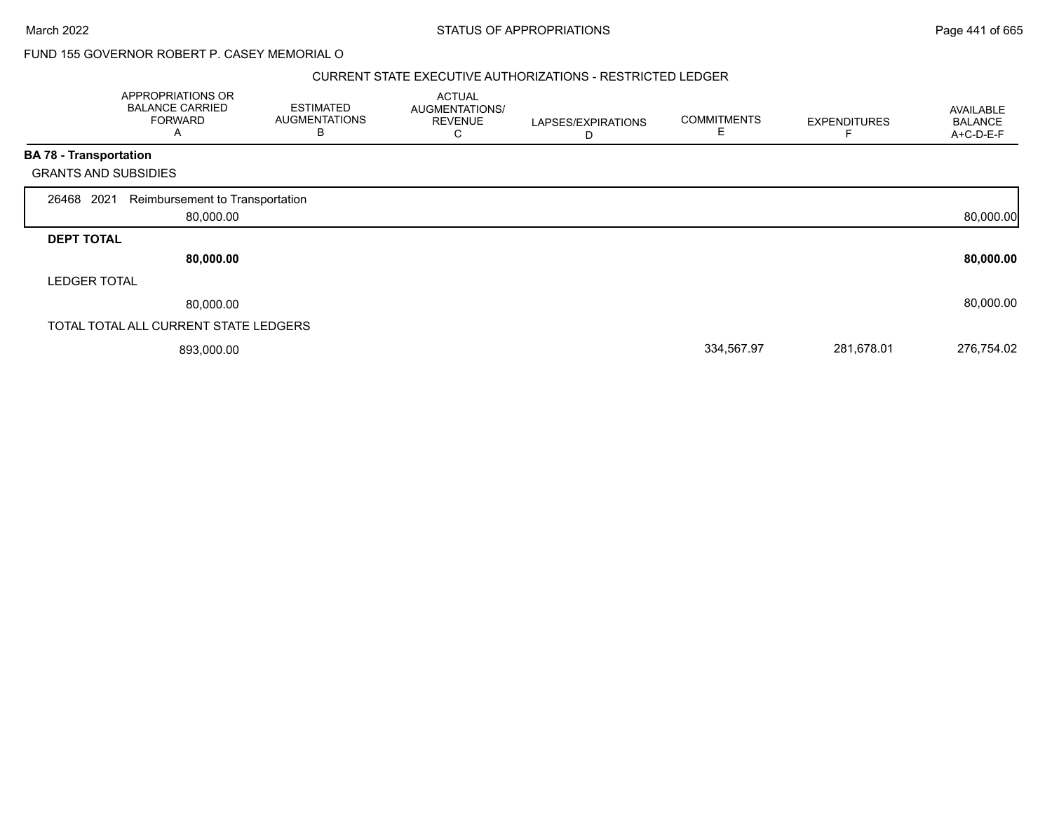FUND 155 GOVERNOR ROBERT P. CASEY MEMORIAL O

CURRENT STATE EXECUTIVE AUTHORIZATIONS - RESTRICTED LEDGER

| | APPROPRIATIONS OR BALANCE CARRIED FORWARD A | ESTIMATED AUGMENTATIONS B | ACTUAL AUGMENTATIONS/ REVENUE C | LAPSES/EXPIRATIONS D | COMMITMENTS E | EXPENDITURES F | AVAILABLE BALANCE A+C-D-E-F |
|---|---|---|---|---|---|---|---|
| **BA 78 - Transportation** | | | | | | | |
| GRANTS AND SUBSIDIES | | | | | | | |
| 26468 2021 Reimbursement to Transportation | 80,000.00 | | | | | | 80,000.00 |
| **DEPT TOTAL** | **80,000.00** | | | | | | **80,000.00** |
| LEDGER TOTAL | 80,000.00 | | | | | | 80,000.00 |
| TOTAL TOTAL ALL CURRENT STATE LEDGERS | 893,000.00 | | | | 334,567.97 | 281,678.01 | 276,754.02 |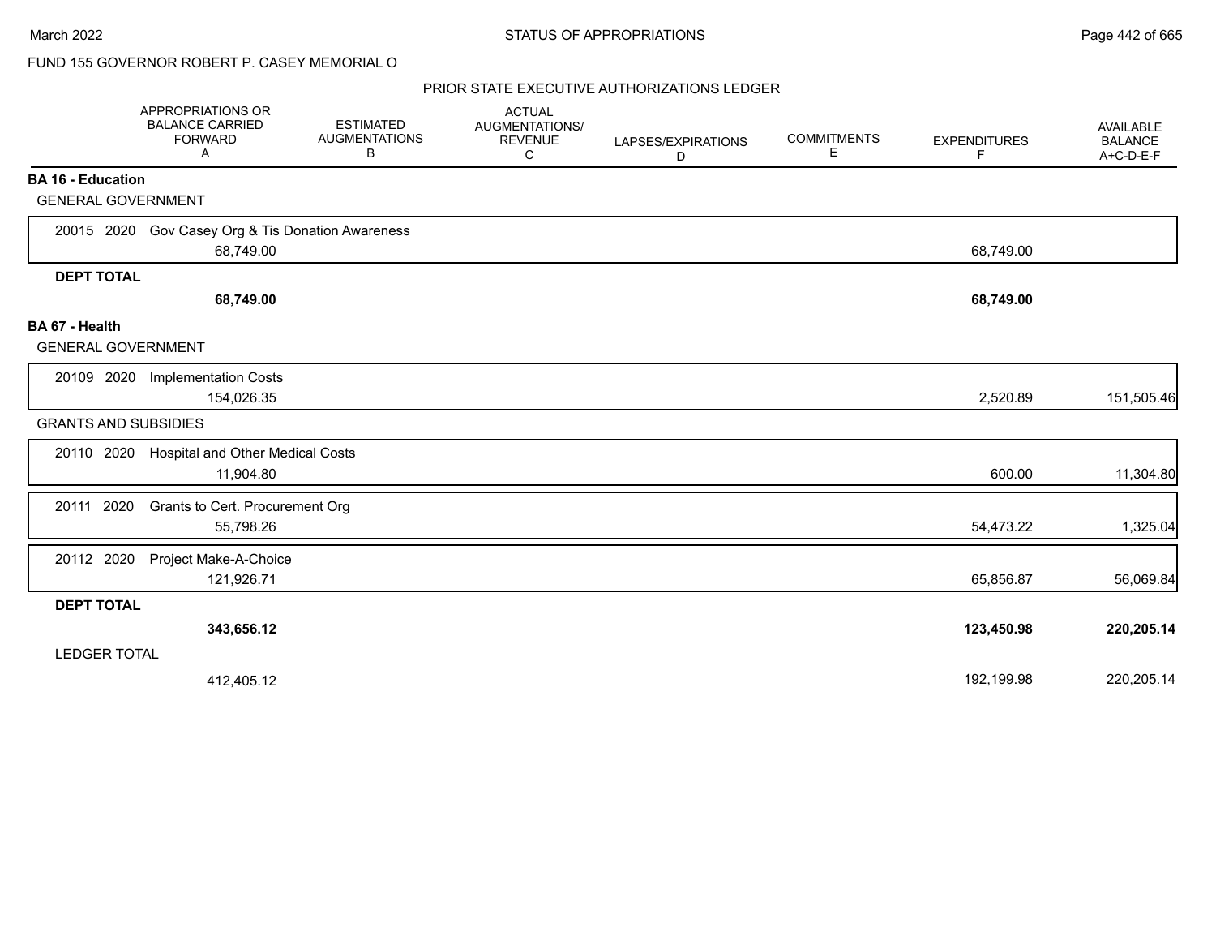FUND 155 GOVERNOR ROBERT P. CASEY MEMORIAL O

## PRIOR STATE EXECUTIVE AUTHORIZATIONS LEDGER

| | APPROPRIATIONS OR BALANCE CARRIED FORWARD A | ESTIMATED AUGMENTATIONS B | ACTUAL AUGMENTATIONS/ REVENUE C | LAPSES/EXPIRATIONS D | COMMITMENTS E | EXPENDITURES F | AVAILABLE BALANCE A+C-D-E-F |
|---|---|---|---|---|---|---|---|
| **BA 16 - Education** | | | | | | | |
| GENERAL GOVERNMENT | | | | | | | |
| 20015 2020 Gov Casey Org & Tis Donation Awareness | 68,749.00 | | | | | 68,749.00 | |
| **DEPT TOTAL** | **68,749.00** | | | | | **68,749.00** | |
| **BA 67 - Health** | | | | | | | |
| GENERAL GOVERNMENT | | | | | | | |
| 20109 2020 Implementation Costs | 154,026.35 | | | | | 2,520.89 | 151,505.46 |
| GRANTS AND SUBSIDIES | | | | | | | |
| 20110 2020 Hospital and Other Medical Costs | 11,904.80 | | | | | 600.00 | 11,304.80 |
| 20111 2020 Grants to Cert. Procurement Org | 55,798.26 | | | | | 54,473.22 | 1,325.04 |
| 20112 2020 Project Make-A-Choice | 121,926.71 | | | | | 65,856.87 | 56,069.84 |
| **DEPT TOTAL** | **343,656.12** | | | | | **123,450.98** | **220,205.14** |
| LEDGER TOTAL | 412,405.12 | | | | | 192,199.98 | 220,205.14 |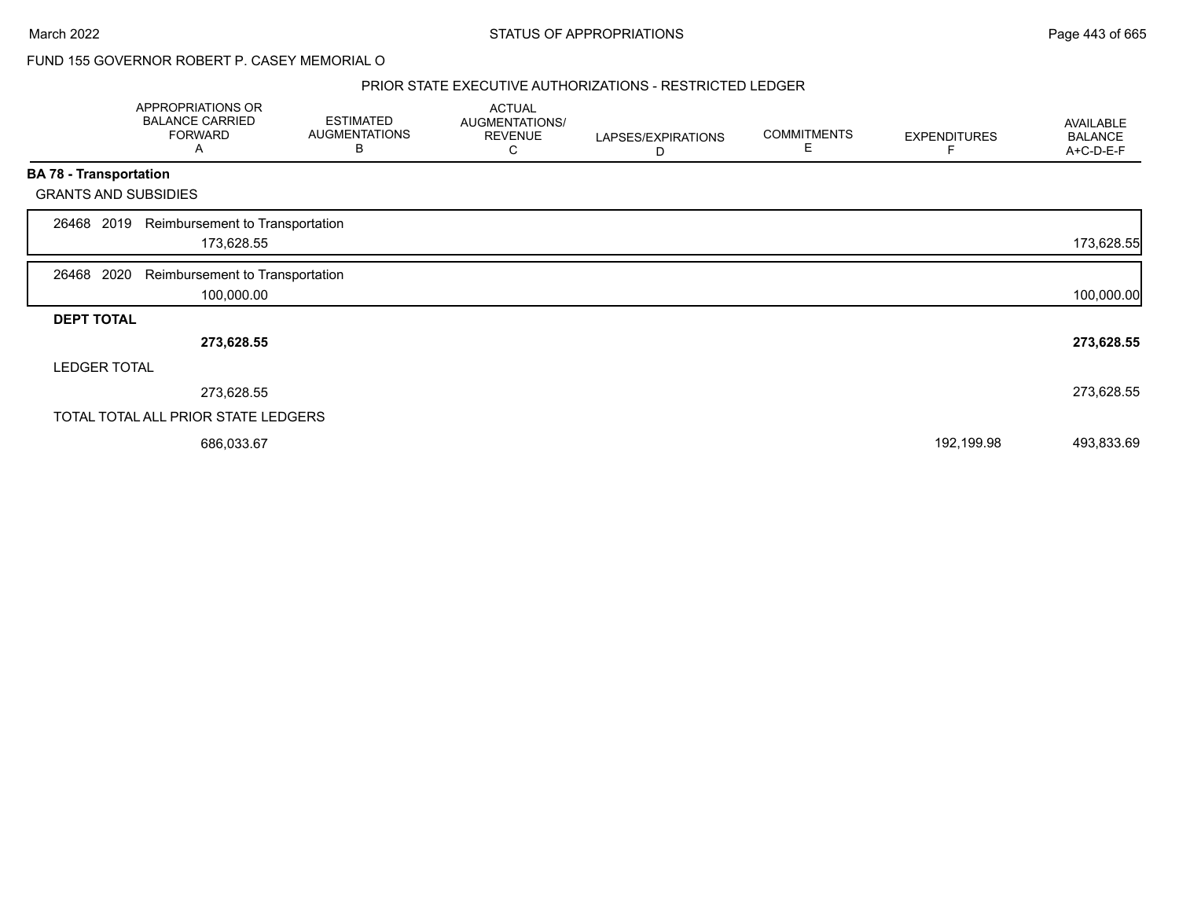## FUND 155 GOVERNOR ROBERT P. CASEY MEMORIAL O

### PRIOR STATE EXECUTIVE AUTHORIZATIONS - RESTRICTED LEDGER

| | APPROPRIATIONS OR BALANCE CARRIED FORWARD A | ESTIMATED AUGMENTATIONS B | ACTUAL AUGMENTATIONS/ REVENUE C | LAPSES/EXPIRATIONS D | COMMITMENTS E | EXPENDITURES F | AVAILABLE BALANCE A+C-D-E-F |
|---|---|---|---|---|---|---|---|
| **BA 78 - Transportation** | | | | | | | |
| GRANTS AND SUBSIDIES | | | | | | | |
| 26468 2019 Reimbursement to Transportation | 173,628.55 | | | | | | 173,628.55 |
| 26468 2020 Reimbursement to Transportation | 100,000.00 | | | | | | 100,000.00 |
| **DEPT TOTAL** | **273,628.55** | | | | | | **273,628.55** |
| LEDGER TOTAL | 273,628.55 | | | | | | 273,628.55 |
| TOTAL TOTAL ALL PRIOR STATE LEDGERS | 686,033.67 | | | | | 192,199.98 | 493,833.69 |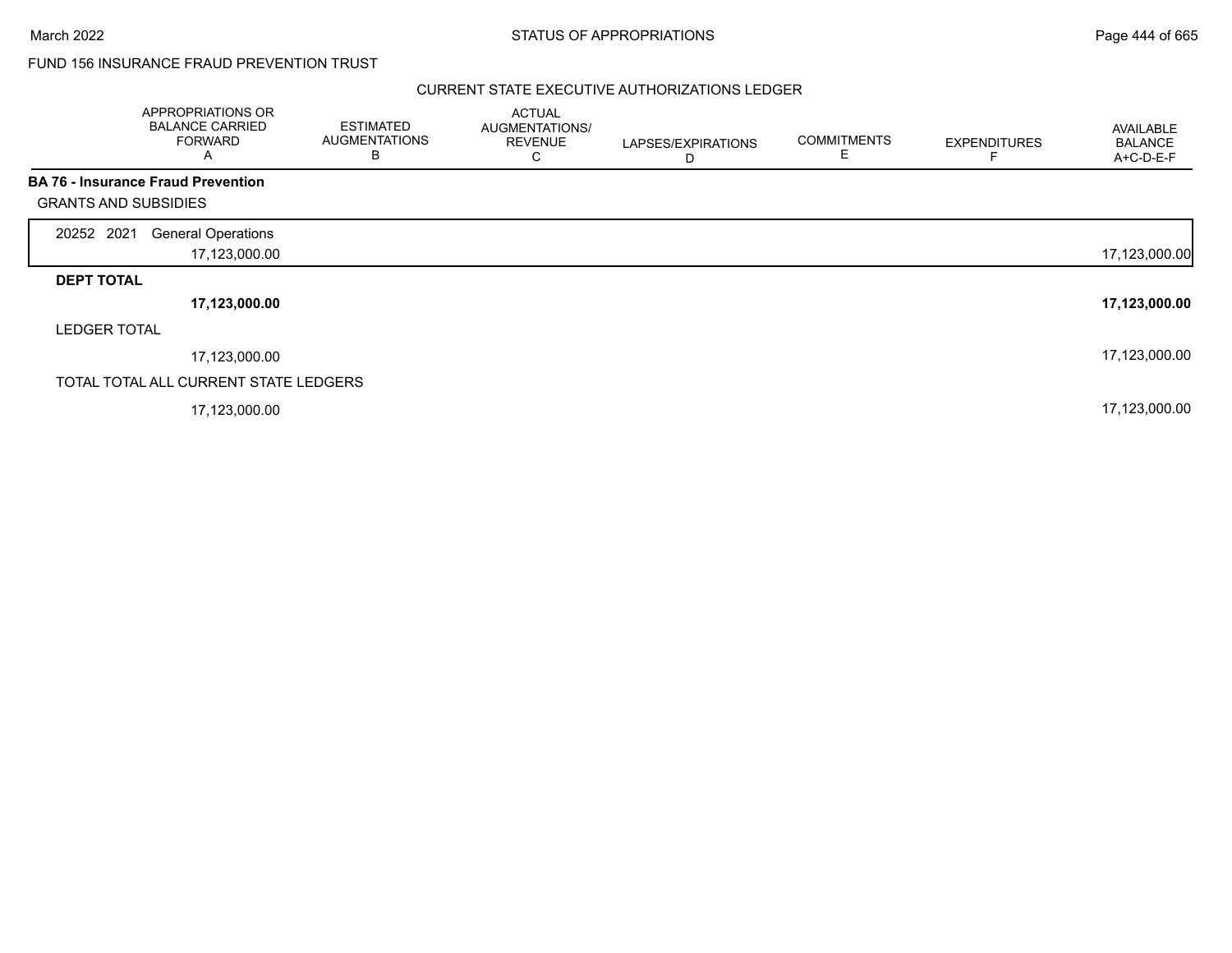## FUND 156 INSURANCE FRAUD PREVENTION TRUST

### CURRENT STATE EXECUTIVE AUTHORIZATIONS LEDGER

| | APPROPRIATIONS OR BALANCE CARRIED FORWARD A | ESTIMATED AUGMENTATIONS B | ACTUAL AUGMENTATIONS/ REVENUE C | LAPSES/EXPIRATIONS D | COMMITMENTS E | EXPENDITURES F | AVAILABLE BALANCE A+C-D-E-F |
|---|---|---|---|---|---|---|---|
| **BA 76 - Insurance Fraud Prevention** | | | | | | | |
| GRANTS AND SUBSIDIES | | | | | | | |
| 20252 2021 General Operations | 17,123,000.00 | | | | | | 17,123,000.00 |
| **DEPT TOTAL** | **17,123,000.00** | | | | | | **17,123,000.00** |
| LEDGER TOTAL | 17,123,000.00 | | | | | | 17,123,000.00 |
| TOTAL TOTAL ALL CURRENT STATE LEDGERS | 17,123,000.00 | | | | | | 17,123,000.00 |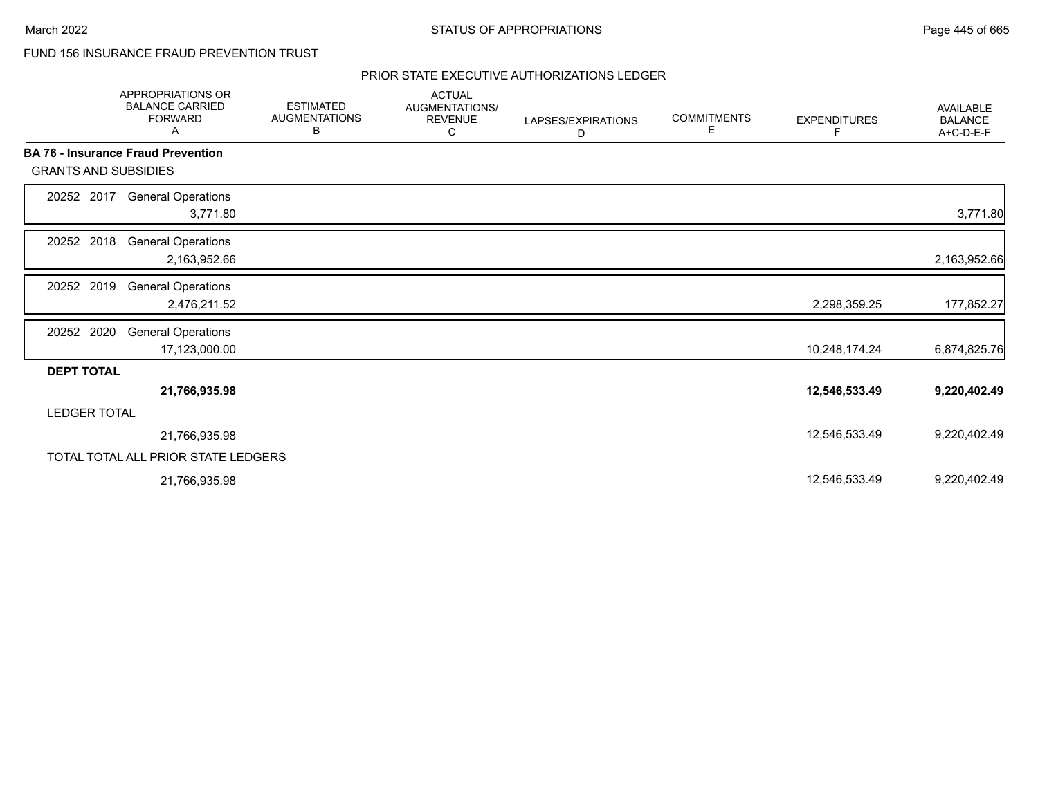FUND 156 INSURANCE FRAUD PREVENTION TRUST

## PRIOR STATE EXECUTIVE AUTHORIZATIONS LEDGER

| | APPROPRIATIONS OR BALANCE CARRIED FORWARD A | ESTIMATED AUGMENTATIONS B | ACTUAL AUGMENTATIONS/ REVENUE C | LAPSES/EXPIRATIONS D | COMMITMENTS E | EXPENDITURES F | AVAILABLE BALANCE A+C-D-E-F |
|---|---|---|---|---|---|---|---|
| **BA 76 - Insurance Fraud Prevention** | | | | | | | |
| GRANTS AND SUBSIDIES | | | | | | | |
| 20252 2017 General Operations | 3,771.80 | | | | | | 3,771.80 |
| 20252 2018 General Operations | 2,163,952.66 | | | | | | 2,163,952.66 |
| 20252 2019 General Operations | 2,476,211.52 | | | | | 2,298,359.25 | 177,852.27 |
| 20252 2020 General Operations | 17,123,000.00 | | | | | 10,248,174.24 | 6,874,825.76 |
| **DEPT TOTAL** | **21,766,935.98** | | | | | **12,546,533.49** | **9,220,402.49** |
| LEDGER TOTAL | 21,766,935.98 | | | | | 12,546,533.49 | 9,220,402.49 |
| TOTAL TOTAL ALL PRIOR STATE LEDGERS | 21,766,935.98 | | | | | 12,546,533.49 | 9,220,402.49 |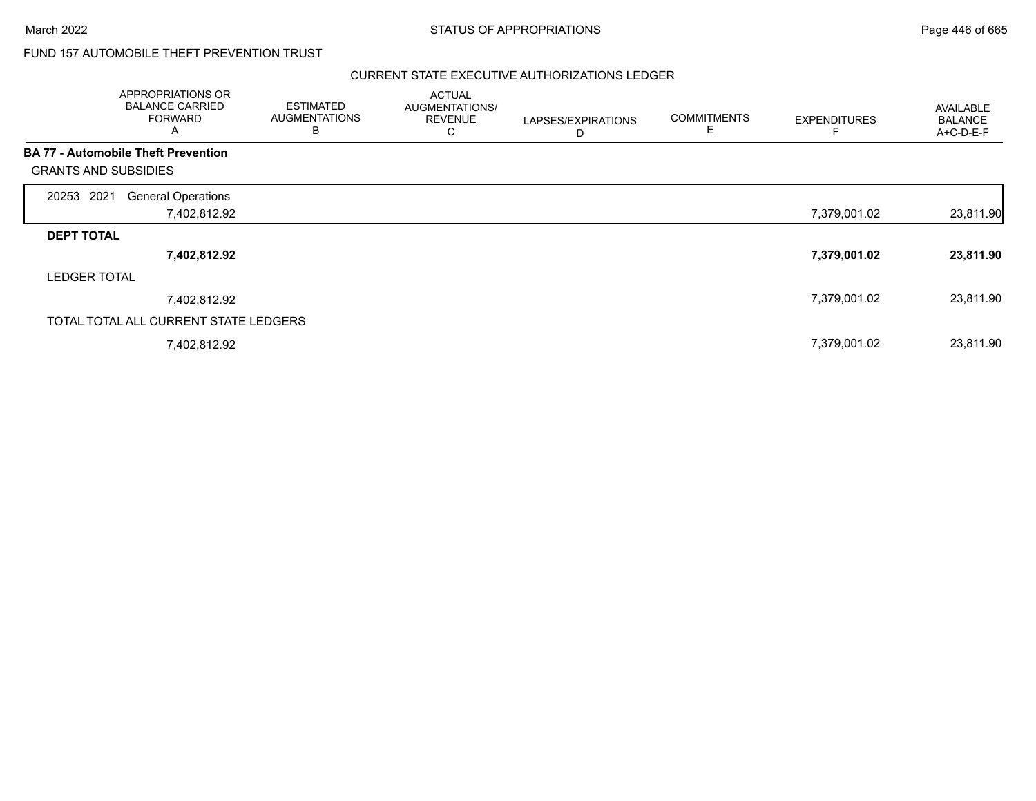FUND 157 AUTOMOBILE THEFT PREVENTION TRUST

CURRENT STATE EXECUTIVE AUTHORIZATIONS LEDGER

| | APPROPRIATIONS OR BALANCE CARRIED FORWARD A | ESTIMATED AUGMENTATIONS B | ACTUAL AUGMENTATIONS/ REVENUE C | LAPSES/EXPIRATIONS D | COMMITMENTS E | EXPENDITURES F | AVAILABLE BALANCE A+C-D-E-F |
|---|---|---|---|---|---|---|---|
| **BA 77 - Automobile Theft Prevention** | | | | | | | |
| GRANTS AND SUBSIDIES | | | | | | | |
| 20253 2021 General Operations | 7,402,812.92 | | | | | 7,379,001.02 | 23,811.90 |
| **DEPT TOTAL** | **7,402,812.92** | | | | | **7,379,001.02** | **23,811.90** |
| LEDGER TOTAL | 7,402,812.92 | | | | | 7,379,001.02 | 23,811.90 |
| TOTAL TOTAL ALL CURRENT STATE LEDGERS | 7,402,812.92 | | | | | 7,379,001.02 | 23,811.90 |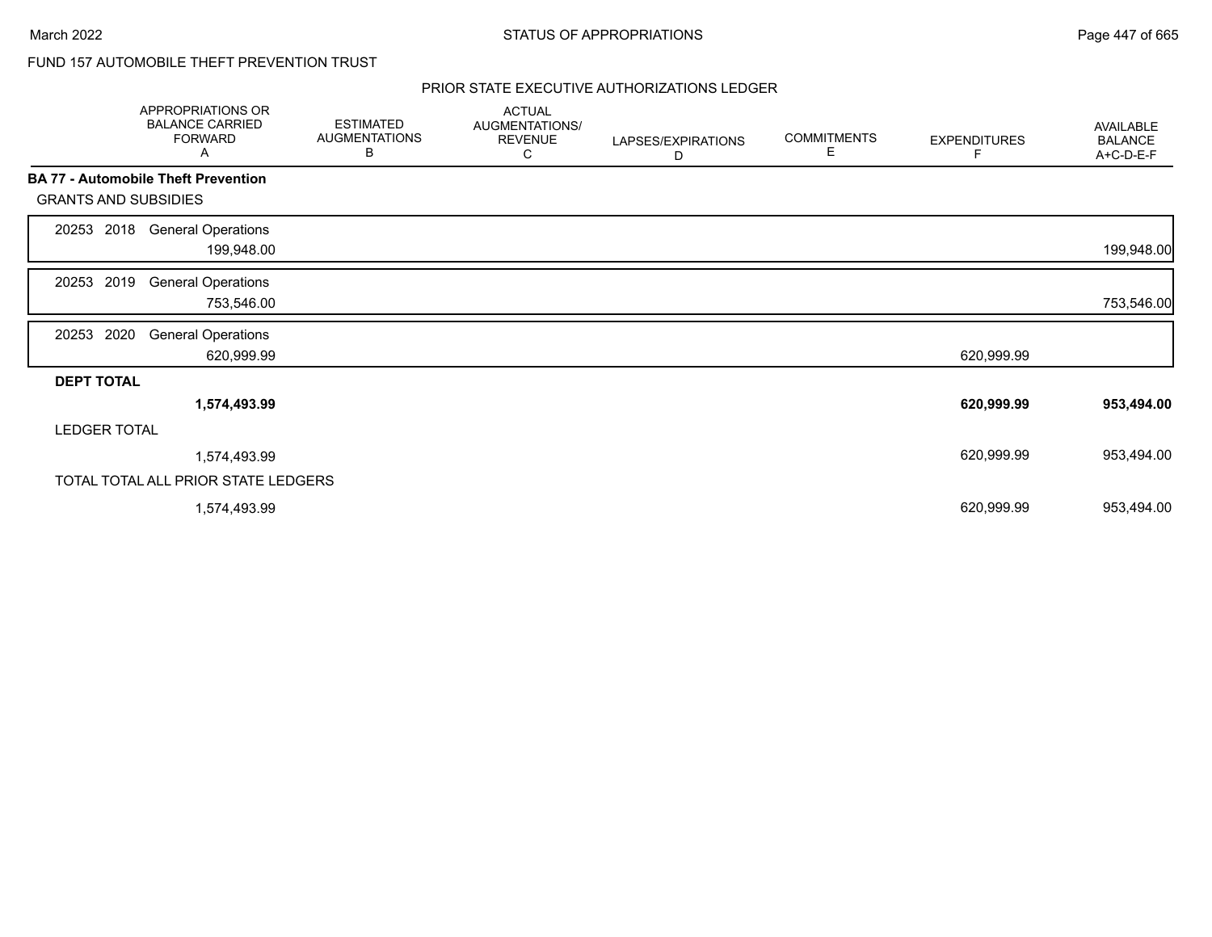FUND 157 AUTOMOBILE THEFT PREVENTION TRUST

PRIOR STATE EXECUTIVE AUTHORIZATIONS LEDGER

| | APPROPRIATIONS OR BALANCE CARRIED FORWARD A | ESTIMATED AUGMENTATIONS B | ACTUAL AUGMENTATIONS/ REVENUE C | LAPSES/EXPIRATIONS D | COMMITMENTS E | EXPENDITURES F | AVAILABLE BALANCE A+C-D-E-F |
|---|---|---|---|---|---|---|---|
| **BA 77 - Automobile Theft Prevention** | | | | | | | |
| GRANTS AND SUBSIDIES | | | | | | | |
| 20253 2018 General Operations | 199,948.00 | | | | | | 199,948.00 |
| 20253 2019 General Operations | 753,546.00 | | | | | | 753,546.00 |
| 20253 2020 General Operations | 620,999.99 | | | | | 620,999.99 | |
| **DEPT TOTAL** | **1,574,493.99** | | | | | **620,999.99** | **953,494.00** |
| LEDGER TOTAL | 1,574,493.99 | | | | | 620,999.99 | 953,494.00 |
| TOTAL TOTAL ALL PRIOR STATE LEDGERS | 1,574,493.99 | | | | | 620,999.99 | 953,494.00 |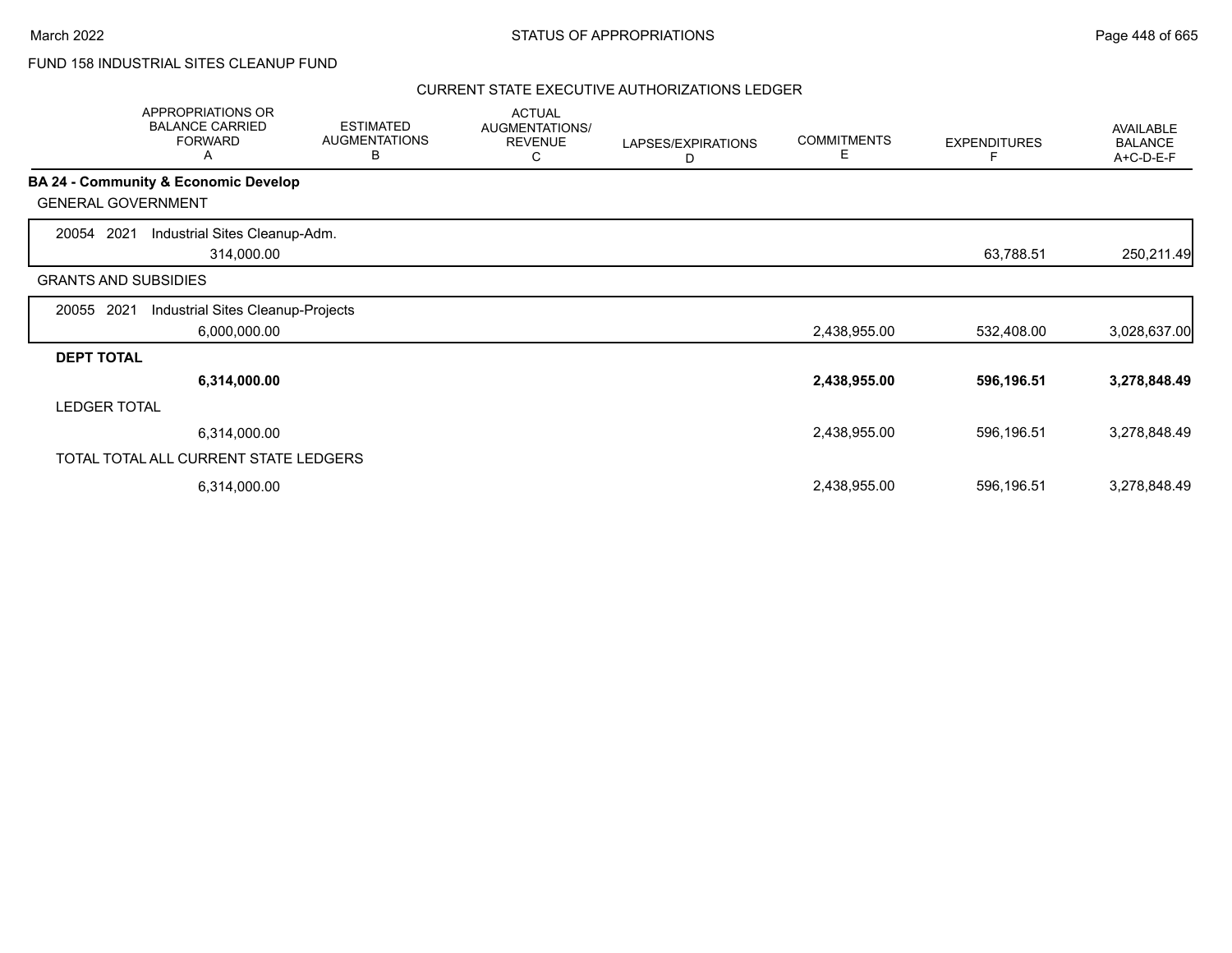FUND 158 INDUSTRIAL SITES CLEANUP FUND

CURRENT STATE EXECUTIVE AUTHORIZATIONS LEDGER

| | APPROPRIATIONS OR BALANCE CARRIED FORWARD A | ESTIMATED AUGMENTATIONS B | ACTUAL AUGMENTATIONS/ REVENUE C | LAPSES/EXPIRATIONS D | COMMITMENTS E | EXPENDITURES F | AVAILABLE BALANCE A+C-D-E-F |
|---|---|---|---|---|---|---|---|
| **BA 24 - Community & Economic Develop** | | | | | | | |
| GENERAL GOVERNMENT | | | | | | | |
| 20054 2021 Industrial Sites Cleanup-Adm. | 314,000.00 | | | | | 63,788.51 | 250,211.49 |
| GRANTS AND SUBSIDIES | | | | | | | |
| 20055 2021 Industrial Sites Cleanup-Projects | 6,000,000.00 | | | | 2,438,955.00 | 532,408.00 | 3,028,637.00 |
| **DEPT TOTAL** | **6,314,000.00** | | | | **2,438,955.00** | **596,196.51** | **3,278,848.49** |
| LEDGER TOTAL | 6,314,000.00 | | | | 2,438,955.00 | 596,196.51 | 3,278,848.49 |
| TOTAL TOTAL ALL CURRENT STATE LEDGERS | 6,314,000.00 | | | | 2,438,955.00 | 596,196.51 | 3,278,848.49 |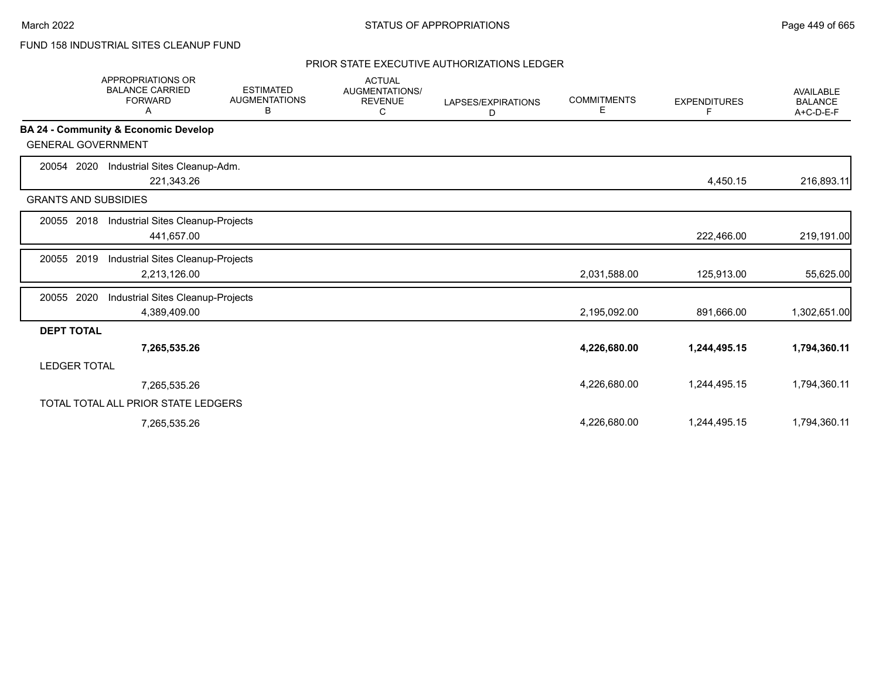FUND 158 INDUSTRIAL SITES CLEANUP FUND

## PRIOR STATE EXECUTIVE AUTHORIZATIONS LEDGER

| | APPROPRIATIONS OR BALANCE CARRIED FORWARD A | ESTIMATED AUGMENTATIONS B | ACTUAL AUGMENTATIONS/ REVENUE C | LAPSES/EXPIRATIONS D | COMMITMENTS E | EXPENDITURES F | AVAILABLE BALANCE A+C-D-E-F |
|---|---|---|---|---|---|---|---|
| **BA 24 - Community & Economic Develop** | | | | | | | |
| GENERAL GOVERNMENT | | | | | | | |
| 20054 2020 Industrial Sites Cleanup-Adm. | 221,343.26 | | | | | 4,450.15 | 216,893.11 |
| GRANTS AND SUBSIDIES | | | | | | | |
| 20055 2018 Industrial Sites Cleanup-Projects | 441,657.00 | | | | | 222,466.00 | 219,191.00 |
| 20055 2019 Industrial Sites Cleanup-Projects | 2,213,126.00 | | | | 2,031,588.00 | 125,913.00 | 55,625.00 |
| 20055 2020 Industrial Sites Cleanup-Projects | 4,389,409.00 | | | | 2,195,092.00 | 891,666.00 | 1,302,651.00 |
| **DEPT TOTAL** | **7,265,535.26** | | | | **4,226,680.00** | **1,244,495.15** | **1,794,360.11** |
| LEDGER TOTAL | 7,265,535.26 | | | | 4,226,680.00 | 1,244,495.15 | 1,794,360.11 |
| TOTAL TOTAL ALL PRIOR STATE LEDGERS | 7,265,535.26 | | | | 4,226,680.00 | 1,244,495.15 | 1,794,360.11 |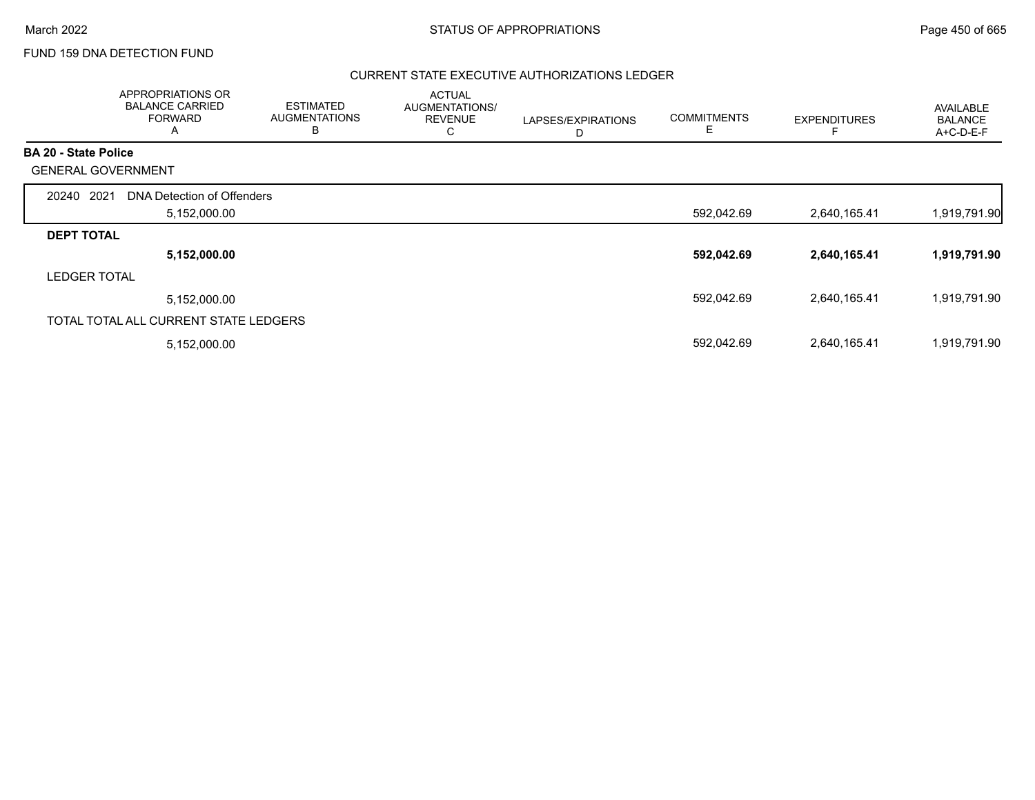FUND 159 DNA DETECTION FUND

## CURRENT STATE EXECUTIVE AUTHORIZATIONS LEDGER

| | APPROPRIATIONS OR BALANCE CARRIED FORWARD A | ESTIMATED AUGMENTATIONS B | ACTUAL AUGMENTATIONS/ REVENUE C | LAPSES/EXPIRATIONS D | COMMITMENTS E | EXPENDITURES F | AVAILABLE BALANCE A+C-D-E-F |
|---|---|---|---|---|---|---|---|
| **BA 20 - State Police** | | | | | | | |
| GENERAL GOVERNMENT | | | | | | | |
| 20240 2021 DNA Detection of Offenders | 5,152,000.00 | | | | 592,042.69 | 2,640,165.41 | 1,919,791.90 |
| **DEPT TOTAL** | **5,152,000.00** | | | | **592,042.69** | **2,640,165.41** | **1,919,791.90** |
| LEDGER TOTAL | 5,152,000.00 | | | | 592,042.69 | 2,640,165.41 | 1,919,791.90 |
| TOTAL TOTAL ALL CURRENT STATE LEDGERS | 5,152,000.00 | | | | 592,042.69 | 2,640,165.41 | 1,919,791.90 |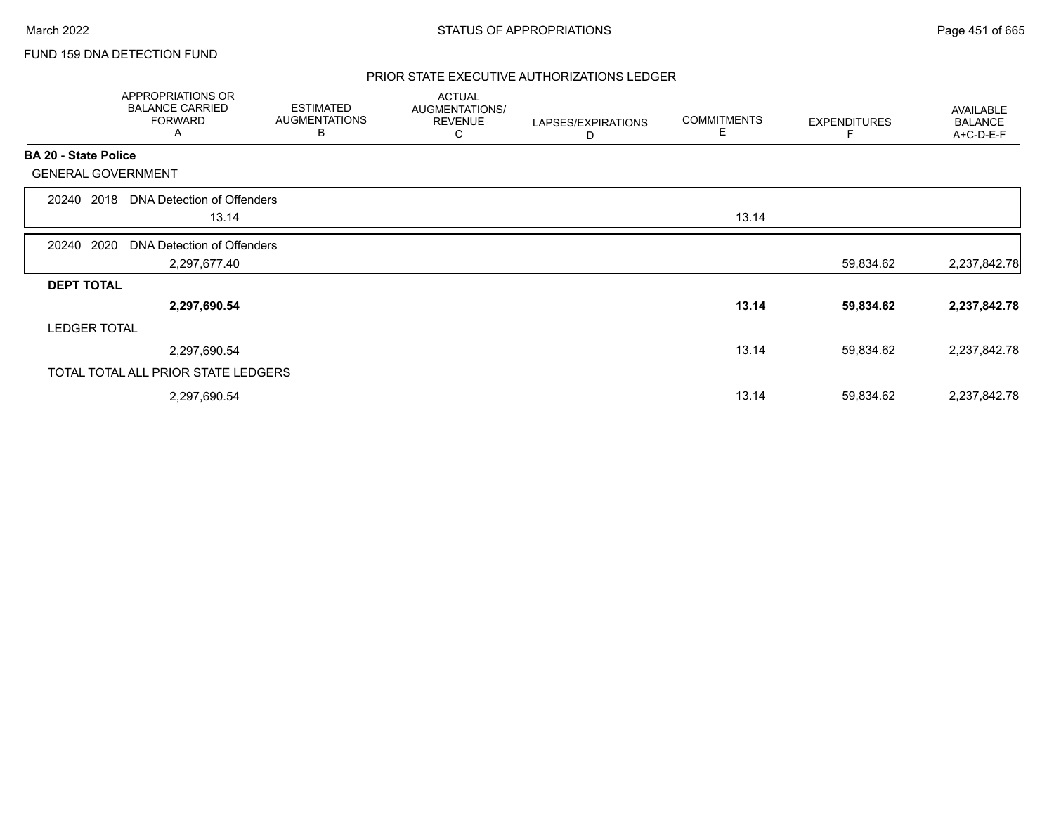FUND 159 DNA DETECTION FUND

## PRIOR STATE EXECUTIVE AUTHORIZATIONS LEDGER

| | APPROPRIATIONS OR BALANCE CARRIED FORWARD A | ESTIMATED AUGMENTATIONS B | ACTUAL AUGMENTATIONS/ REVENUE C | LAPSES/EXPIRATIONS D | COMMITMENTS E | EXPENDITURES F | AVAILABLE BALANCE A+C-D-E-F |
|---|---|---|---|---|---|---|---|
| **BA 20 - State Police** | | | | | | | |
| GENERAL GOVERNMENT | | | | | | | |
| 20240 2018 DNA Detection of Offenders | 13.14 | | | | 13.14 | | |
| 20240 2020 DNA Detection of Offenders | 2,297,677.40 | | | | | 59,834.62 | 2,237,842.78 |
| **DEPT TOTAL** | **2,297,690.54** | | | | **13.14** | **59,834.62** | **2,237,842.78** |
| LEDGER TOTAL | 2,297,690.54 | | | | 13.14 | 59,834.62 | 2,237,842.78 |
| TOTAL TOTAL ALL PRIOR STATE LEDGERS | 2,297,690.54 | | | | 13.14 | 59,834.62 | 2,237,842.78 |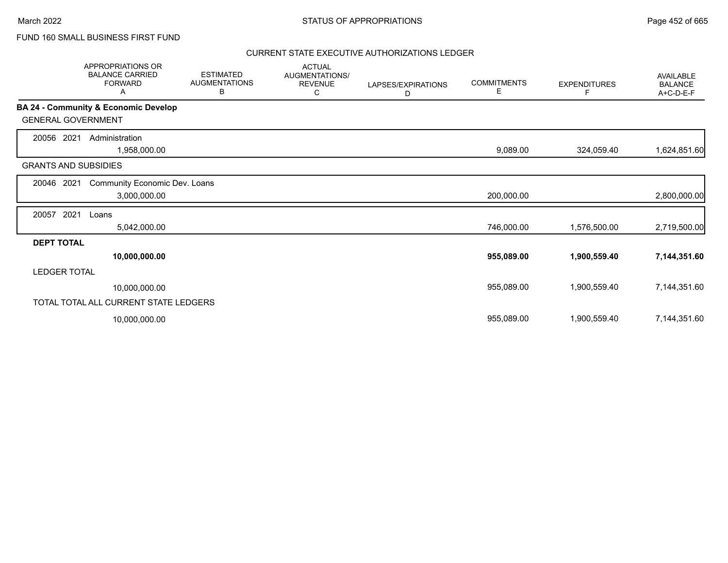FUND 160 SMALL BUSINESS FIRST FUND

CURRENT STATE EXECUTIVE AUTHORIZATIONS LEDGER

| | APPROPRIATIONS OR BALANCE CARRIED FORWARD A | ESTIMATED AUGMENTATIONS B | ACTUAL AUGMENTATIONS/ REVENUE C | LAPSES/EXPIRATIONS D | COMMITMENTS E | EXPENDITURES F | AVAILABLE BALANCE A+C-D-E-F |
|---|---|---|---|---|---|---|---|
| **BA 24 - Community & Economic Develop** | | | | | | | |
| GENERAL GOVERNMENT | | | | | | | |
| 20056 2021 Administration | 1,958,000.00 | | | | 9,089.00 | 324,059.40 | 1,624,851.60 |
| GRANTS AND SUBSIDIES | | | | | | | |
| 20046 2021 Community Economic Dev. Loans | 3,000,000.00 | | | | 200,000.00 | | 2,800,000.00 |
| 20057 2021 Loans | 5,042,000.00 | | | | 746,000.00 | 1,576,500.00 | 2,719,500.00 |
| **DEPT TOTAL** | **10,000,000.00** | | | | **955,089.00** | **1,900,559.40** | **7,144,351.60** |
| LEDGER TOTAL | 10,000,000.00 | | | | 955,089.00 | 1,900,559.40 | 7,144,351.60 |
| TOTAL TOTAL ALL CURRENT STATE LEDGERS | 10,000,000.00 | | | | 955,089.00 | 1,900,559.40 | 7,144,351.60 |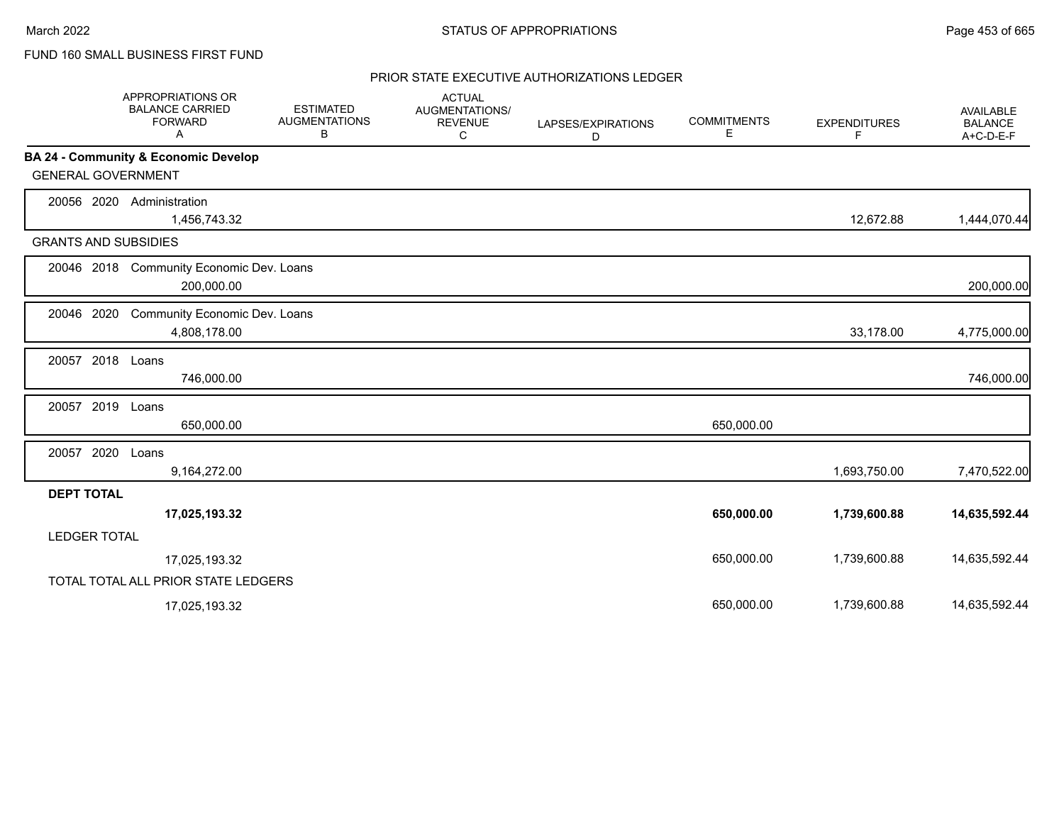FUND 160 SMALL BUSINESS FIRST FUND

PRIOR STATE EXECUTIVE AUTHORIZATIONS LEDGER

| | APPROPRIATIONS OR BALANCE CARRIED FORWARD A | ESTIMATED AUGMENTATIONS B | ACTUAL AUGMENTATIONS/ REVENUE C | LAPSES/EXPIRATIONS D | COMMITMENTS E | EXPENDITURES F | AVAILABLE BALANCE A+C-D-E-F |
|---|---|---|---|---|---|---|---|
| **BA 24 - Community & Economic Develop** | | | | | | | |
| GENERAL GOVERNMENT | | | | | | | |
| 20056 2020 Administration | 1,456,743.32 | | | | | 12,672.88 | 1,444,070.44 |
| GRANTS AND SUBSIDIES | | | | | | | |
| 20046 2018 Community Economic Dev. Loans | 200,000.00 | | | | | | 200,000.00 |
| 20046 2020 Community Economic Dev. Loans | 4,808,178.00 | | | | | 33,178.00 | 4,775,000.00 |
| 20057 2018 Loans | 746,000.00 | | | | | | 746,000.00 |
| 20057 2019 Loans | 650,000.00 | | | | 650,000.00 | | |
| 20057 2020 Loans | 9,164,272.00 | | | | | 1,693,750.00 | 7,470,522.00 |
| **DEPT TOTAL** | **17,025,193.32** | | | | **650,000.00** | **1,739,600.88** | **14,635,592.44** |
| LEDGER TOTAL | 17,025,193.32 | | | | 650,000.00 | 1,739,600.88 | 14,635,592.44 |
| TOTAL TOTAL ALL PRIOR STATE LEDGERS | 17,025,193.32 | | | | 650,000.00 | 1,739,600.88 | 14,635,592.44 |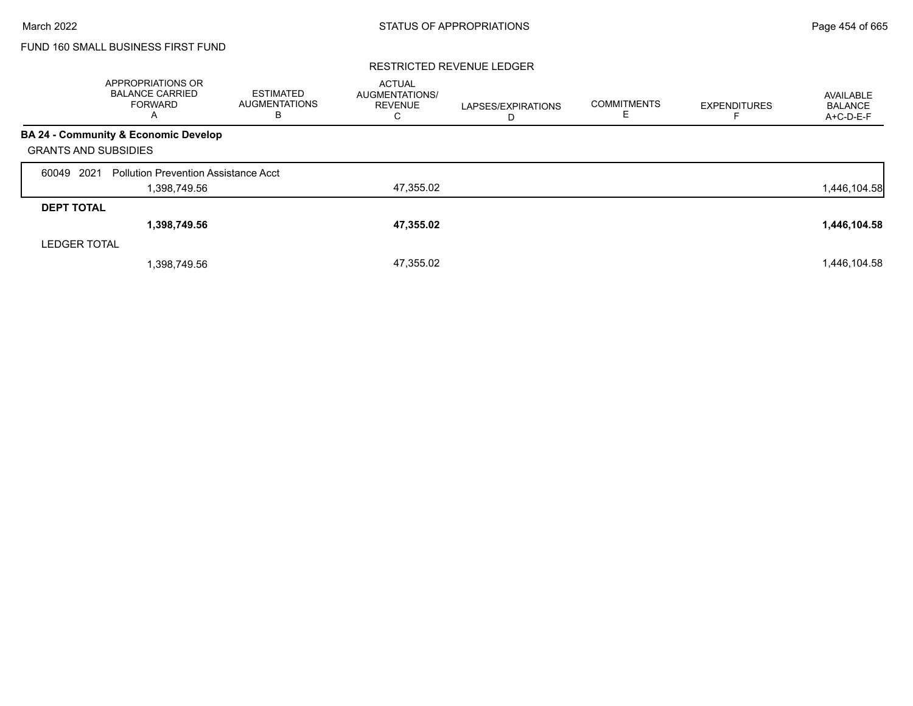FUND 160 SMALL BUSINESS FIRST FUND

RESTRICTED REVENUE LEDGER

| | APPROPRIATIONS OR BALANCE CARRIED FORWARD A | ESTIMATED AUGMENTATIONS B | ACTUAL AUGMENTATIONS/ REVENUE C | LAPSES/EXPIRATIONS D | COMMITMENTS E | EXPENDITURES F | AVAILABLE BALANCE A+C-D-E-F |
|---|---|---|---|---|---|---|---|
| **BA 24 - Community & Economic Develop** | | | | | | | |
| GRANTS AND SUBSIDIES | | | | | | | |
| 60049 2021 Pollution Prevention Assistance Acct | | | | | | | |
| | 1,398,749.56 | | 47,355.02 | | | | 1,446,104.58 |
| **DEPT TOTAL** | | | | | | | |
| | **1,398,749.56** | | **47,355.02** | | | | **1,446,104.58** |
| LEDGER TOTAL | | | | | | | |
| | 1,398,749.56 | | 47,355.02 | | | | 1,446,104.58 |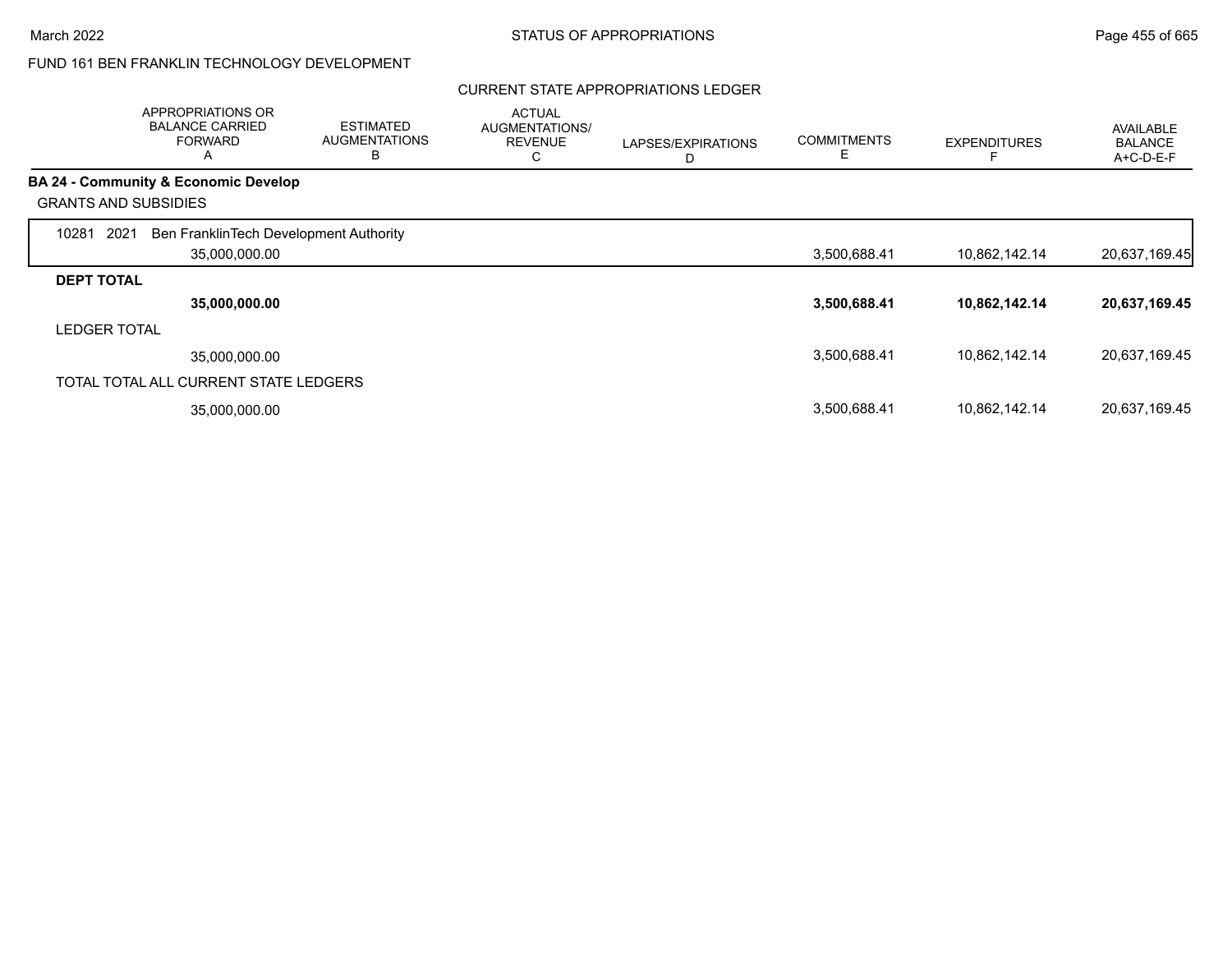FUND 161 BEN FRANKLIN TECHNOLOGY DEVELOPMENT

CURRENT STATE APPROPRIATIONS LEDGER

| | APPROPRIATIONS OR BALANCE CARRIED FORWARD A | ESTIMATED AUGMENTATIONS B | ACTUAL AUGMENTATIONS/ REVENUE C | LAPSES/EXPIRATIONS D | COMMITMENTS E | EXPENDITURES F | AVAILABLE BALANCE A+C-D-E-F |
|---|---|---|---|---|---|---|---|
| **BA 24 - Community & Economic Develop** | | | | | | | |
| GRANTS AND SUBSIDIES | | | | | | | |
| 10281 2021 Ben FranklinTech Development Authority | 35,000,000.00 | | | | 3,500,688.41 | 10,862,142.14 | 20,637,169.45 |
| **DEPT TOTAL** | **35,000,000.00** | | | | **3,500,688.41** | **10,862,142.14** | **20,637,169.45** |
| LEDGER TOTAL | 35,000,000.00 | | | | 3,500,688.41 | 10,862,142.14 | 20,637,169.45 |
| TOTAL TOTAL ALL CURRENT STATE LEDGERS | 35,000,000.00 | | | | 3,500,688.41 | 10,862,142.14 | 20,637,169.45 |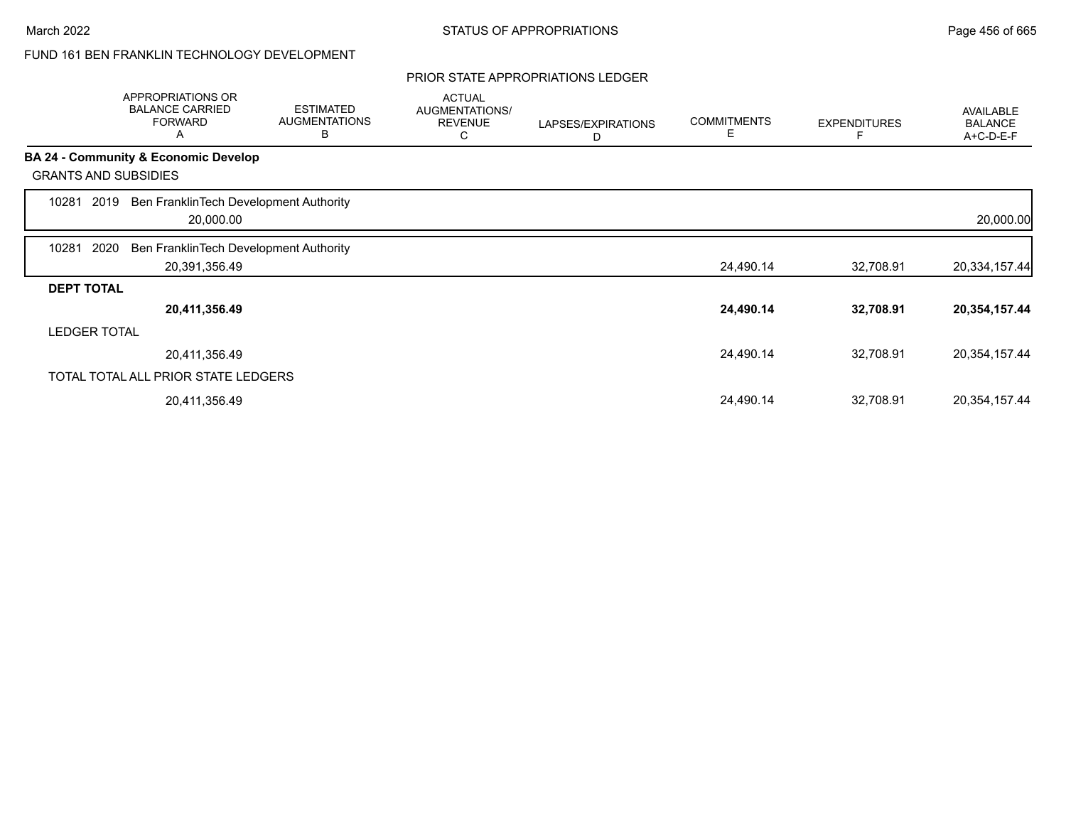FUND 161 BEN FRANKLIN TECHNOLOGY DEVELOPMENT

PRIOR STATE APPROPRIATIONS LEDGER

| | APPROPRIATIONS OR BALANCE CARRIED FORWARD A | ESTIMATED AUGMENTATIONS B | ACTUAL AUGMENTATIONS/ REVENUE C | LAPSES/EXPIRATIONS D | COMMITMENTS E | EXPENDITURES F | AVAILABLE BALANCE A+C-D-E-F |
|---|---|---|---|---|---|---|---|
| **BA 24 - Community & Economic Develop** | | | | | | | |
| GRANTS AND SUBSIDIES | | | | | | | |
| 10281 2019 Ben FranklinTech Development Authority | 20,000.00 | | | | | | 20,000.00 |
| 10281 2020 Ben FranklinTech Development Authority | 20,391,356.49 | | | | 24,490.14 | 32,708.91 | 20,334,157.44 |
| **DEPT TOTAL** | **20,411,356.49** | | | | **24,490.14** | **32,708.91** | **20,354,157.44** |
| LEDGER TOTAL | 20,411,356.49 | | | | 24,490.14 | 32,708.91 | 20,354,157.44 |
| TOTAL TOTAL ALL PRIOR STATE LEDGERS | 20,411,356.49 | | | | 24,490.14 | 32,708.91 | 20,354,157.44 |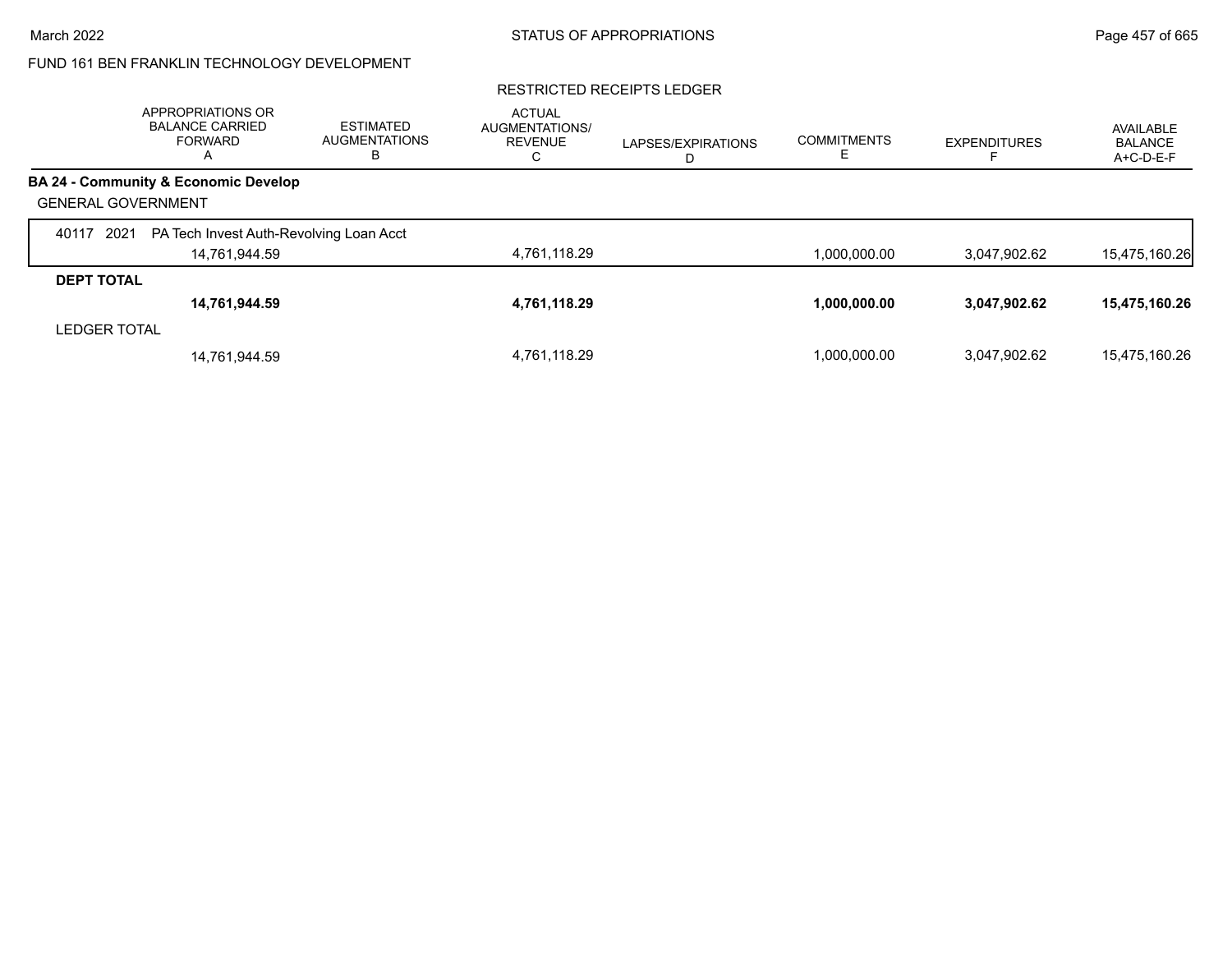FUND 161 BEN FRANKLIN TECHNOLOGY DEVELOPMENT

RESTRICTED RECEIPTS LEDGER

| | APPROPRIATIONS OR BALANCE CARRIED FORWARD A | ESTIMATED AUGMENTATIONS B | ACTUAL AUGMENTATIONS/ REVENUE C | LAPSES/EXPIRATIONS D | COMMITMENTS E | EXPENDITURES F | AVAILABLE BALANCE A+C-D-E-F |
|---|---|---|---|---|---|---|---|
| **BA 24 - Community & Economic Develop** | | | | | | | |
| GENERAL GOVERNMENT | | | | | | | |
| 40117 2021 PA Tech Invest Auth-Revolving Loan Acct | | | | | | | |
| | 14,761,944.59 | | 4,761,118.29 | | 1,000,000.00 | 3,047,902.62 | 15,475,160.26 |
| **DEPT TOTAL** | **14,761,944.59** | | **4,761,118.29** | | **1,000,000.00** | **3,047,902.62** | **15,475,160.26** |
| LEDGER TOTAL | 14,761,944.59 | | 4,761,118.29 | | 1,000,000.00 | 3,047,902.62 | 15,475,160.26 |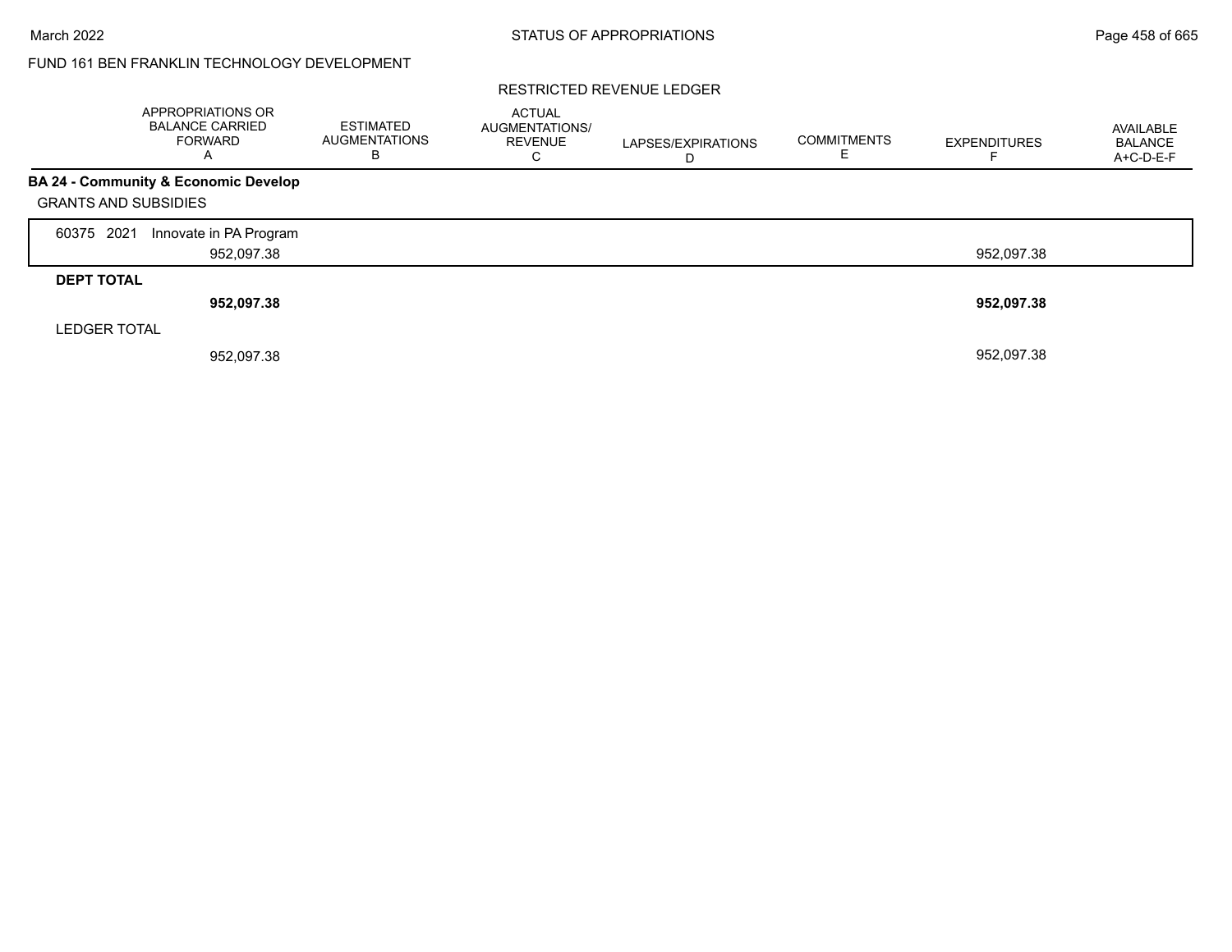FUND 161 BEN FRANKLIN TECHNOLOGY DEVELOPMENT

RESTRICTED REVENUE LEDGER

| | APPROPRIATIONS OR BALANCE CARRIED FORWARD A | ESTIMATED AUGMENTATIONS B | ACTUAL AUGMENTATIONS/ REVENUE C | LAPSES/EXPIRATIONS D | COMMITMENTS E | EXPENDITURES F | AVAILABLE BALANCE A+C-D-E-F |
|---|---|---|---|---|---|---|---|
| **BA 24 - Community & Economic Develop** | | | | | | | |
| GRANTS AND SUBSIDIES | | | | | | | |
| 60375 2021 Innovate in PA Program | 952,097.38 | | | | | 952,097.38 | |
| **DEPT TOTAL** | **952,097.38** | | | | | **952,097.38** | |
| LEDGER TOTAL | 952,097.38 | | | | | 952,097.38 | |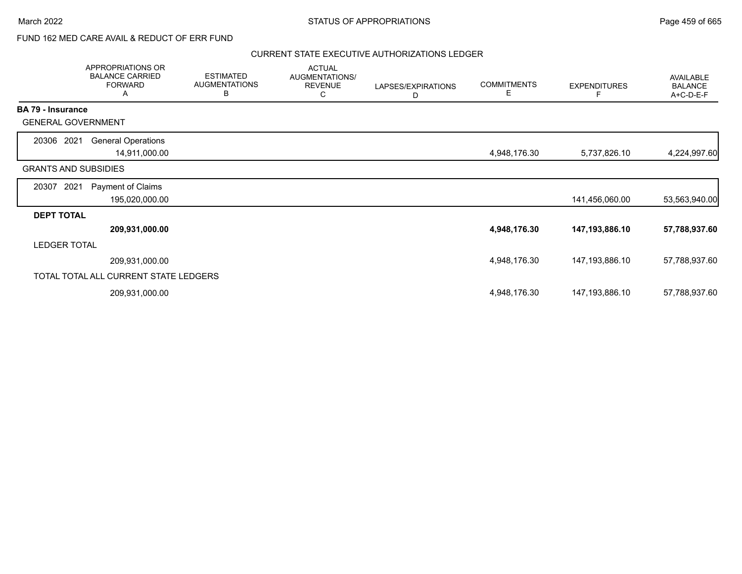FUND 162 MED CARE AVAIL & REDUCT OF ERR FUND

CURRENT STATE EXECUTIVE AUTHORIZATIONS LEDGER

| | APPROPRIATIONS OR BALANCE CARRIED FORWARD A | ESTIMATED AUGMENTATIONS B | ACTUAL AUGMENTATIONS/ REVENUE C | LAPSES/EXPIRATIONS D | COMMITMENTS E | EXPENDITURES F | AVAILABLE BALANCE A+C-D-E-F |
|---|---|---|---|---|---|---|---|
| **BA 79 - Insurance** | | | | | | | |
| GENERAL GOVERNMENT | | | | | | | |
| 20306 2021 General Operations | 14,911,000.00 | | | | 4,948,176.30 | 5,737,826.10 | 4,224,997.60 |
| GRANTS AND SUBSIDIES | | | | | | | |
| 20307 2021 Payment of Claims | 195,020,000.00 | | | | | 141,456,060.00 | 53,563,940.00 |
| **DEPT TOTAL** | **209,931,000.00** | | | | **4,948,176.30** | **147,193,886.10** | **57,788,937.60** |
| LEDGER TOTAL | 209,931,000.00 | | | | 4,948,176.30 | 147,193,886.10 | 57,788,937.60 |
| TOTAL TOTAL ALL CURRENT STATE LEDGERS | 209,931,000.00 | | | | 4,948,176.30 | 147,193,886.10 | 57,788,937.60 |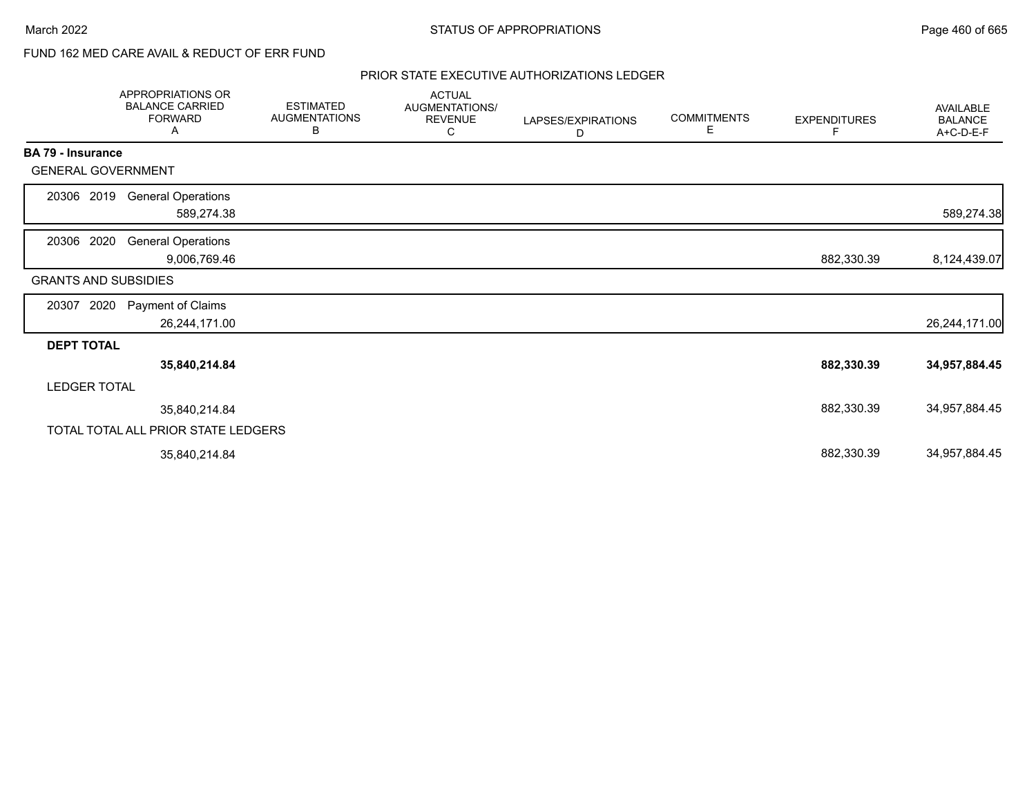FUND 162 MED CARE AVAIL & REDUCT OF ERR FUND

## PRIOR STATE EXECUTIVE AUTHORIZATIONS LEDGER

| | APPROPRIATIONS OR BALANCE CARRIED FORWARD A | ESTIMATED AUGMENTATIONS B | ACTUAL AUGMENTATIONS/ REVENUE C | LAPSES/EXPIRATIONS D | COMMITMENTS E | EXPENDITURES F | AVAILABLE BALANCE A+C-D-E-F |
|---|---|---|---|---|---|---|---|
| **BA 79 - Insurance** | | | | | | | |
| GENERAL GOVERNMENT | | | | | | | |
| 20306 2019 General Operations | 589,274.38 | | | | | | 589,274.38 |
| 20306 2020 General Operations | 9,006,769.46 | | | | | 882,330.39 | 8,124,439.07 |
| GRANTS AND SUBSIDIES | | | | | | | |
| 20307 2020 Payment of Claims | 26,244,171.00 | | | | | | 26,244,171.00 |
| **DEPT TOTAL** | **35,840,214.84** | | | | | **882,330.39** | **34,957,884.45** |
| LEDGER TOTAL | 35,840,214.84 | | | | | 882,330.39 | 34,957,884.45 |
| TOTAL TOTAL ALL PRIOR STATE LEDGERS | 35,840,214.84 | | | | | 882,330.39 | 34,957,884.45 |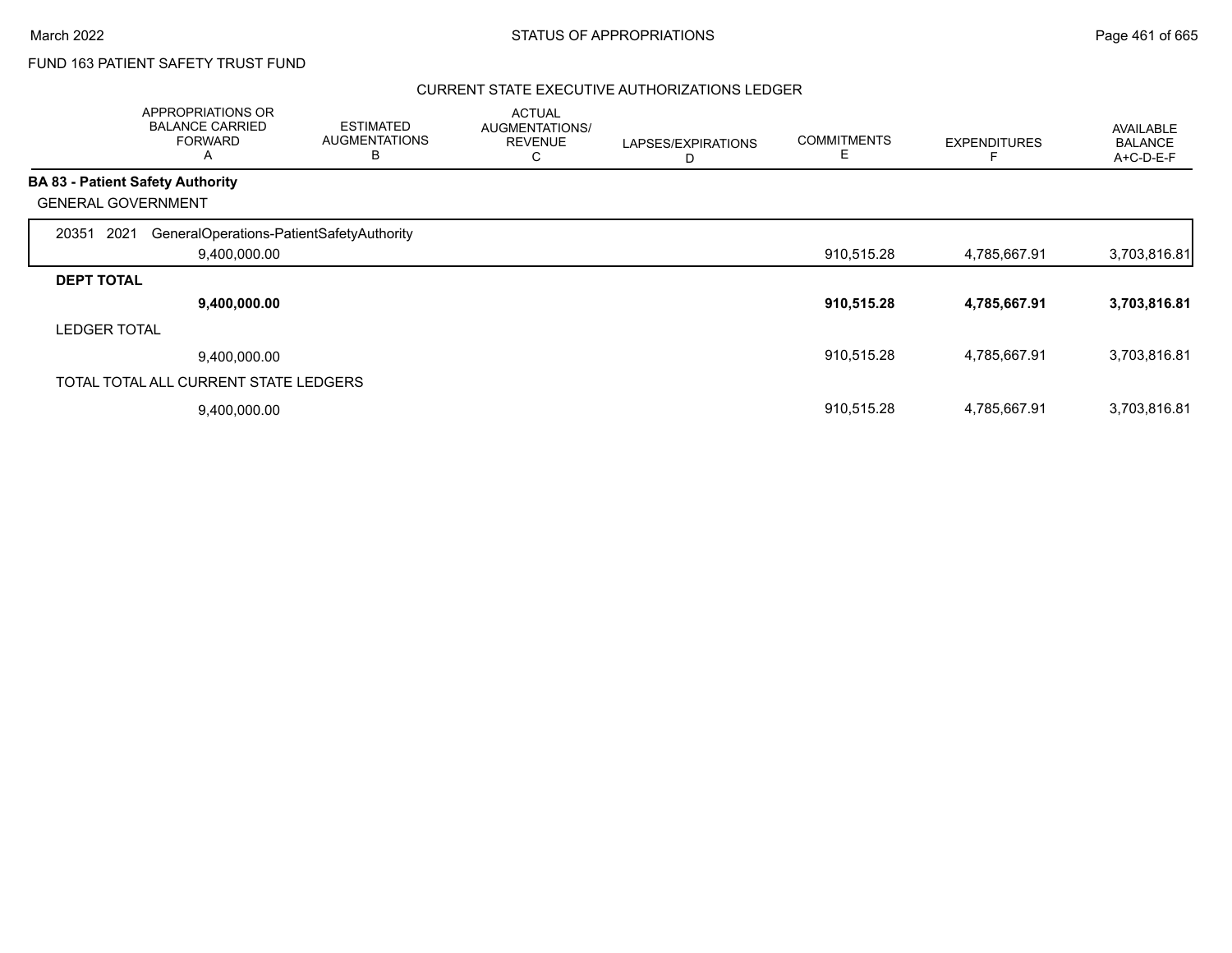FUND 163 PATIENT SAFETY TRUST FUND

## CURRENT STATE EXECUTIVE AUTHORIZATIONS LEDGER

| | APPROPRIATIONS OR BALANCE CARRIED FORWARD A | ESTIMATED AUGMENTATIONS B | ACTUAL AUGMENTATIONS/ REVENUE C | LAPSES/EXPIRATIONS D | COMMITMENTS E | EXPENDITURES F | AVAILABLE BALANCE A+C-D-E-F |
|---|---|---|---|---|---|---|---|
| **BA 83 - Patient Safety Authority** | | | | | | | |
| GENERAL GOVERNMENT | | | | | | | |
| 20351 2021 GeneralOperations-PatientSafetyAuthority | | | | | | | |
| | 9,400,000.00 | | | | 910,515.28 | 4,785,667.91 | 3,703,816.81 |
| **DEPT TOTAL** | | | | | | | |
| | **9,400,000.00** | | | | **910,515.28** | **4,785,667.91** | **3,703,816.81** |
| LEDGER TOTAL | | | | | | | |
| | 9,400,000.00 | | | | 910,515.28 | 4,785,667.91 | 3,703,816.81 |
| TOTAL TOTAL ALL CURRENT STATE LEDGERS | | | | | | | |
| | 9,400,000.00 | | | | 910,515.28 | 4,785,667.91 | 3,703,816.81 |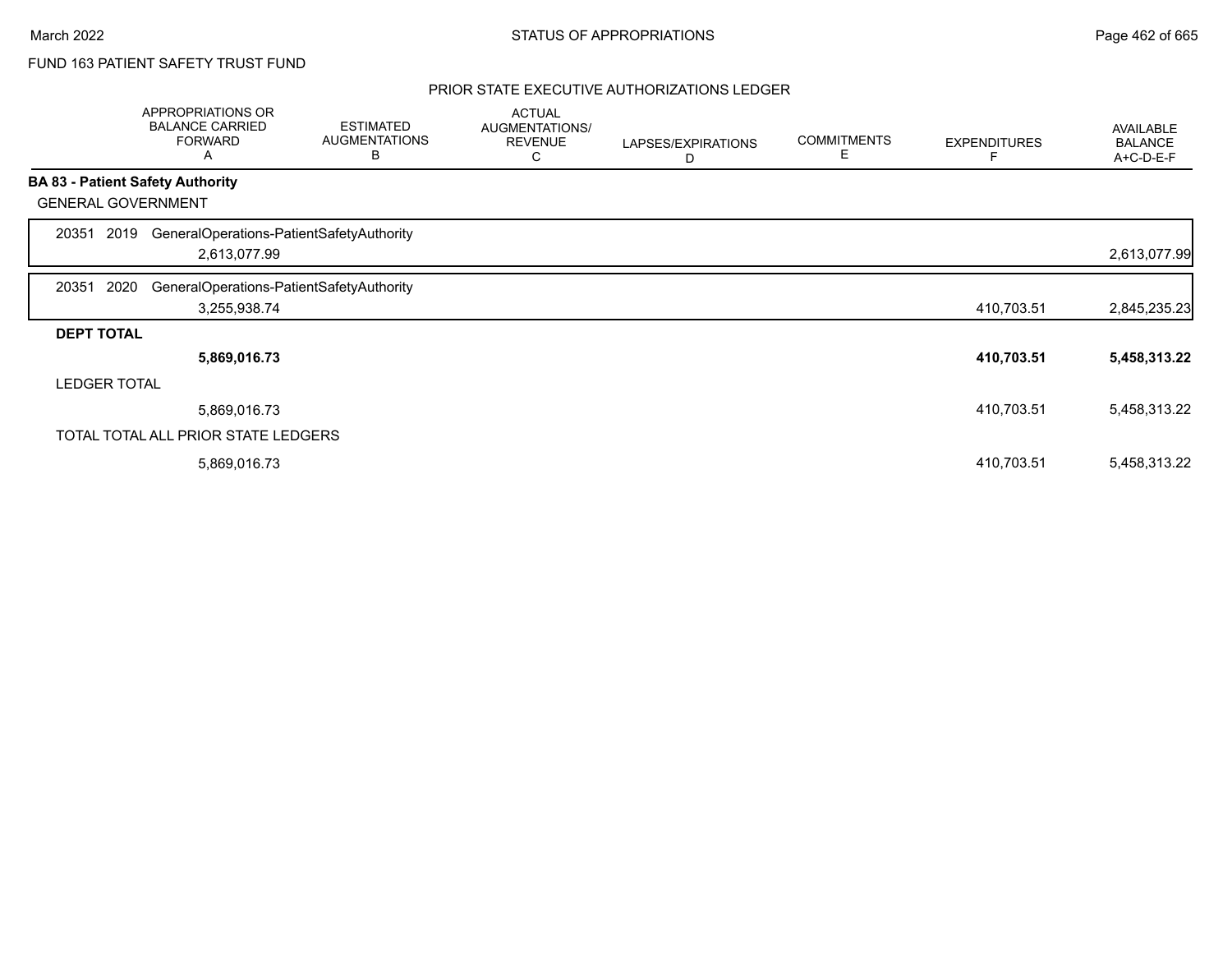FUND 163 PATIENT SAFETY TRUST FUND

PRIOR STATE EXECUTIVE AUTHORIZATIONS LEDGER

| | APPROPRIATIONS OR BALANCE CARRIED FORWARD A | ESTIMATED AUGMENTATIONS B | ACTUAL AUGMENTATIONS/ REVENUE C | LAPSES/EXPIRATIONS D | COMMITMENTS E | EXPENDITURES F | AVAILABLE BALANCE A+C-D-E-F |
|---|---|---|---|---|---|---|---|
| **BA 83 - Patient Safety Authority** | | | | | | | |
| GENERAL GOVERNMENT | | | | | | | |
| 20351 2019 GeneralOperations-PatientSafetyAuthority | | | | | | | |
| | 2,613,077.99 | | | | | | 2,613,077.99 |
| 20351 2020 GeneralOperations-PatientSafetyAuthority | | | | | | | |
| | 3,255,938.74 | | | | | 410,703.51 | 2,845,235.23 |
| **DEPT TOTAL** | | | | | | | |
| | **5,869,016.73** | | | | | **410,703.51** | **5,458,313.22** |
| LEDGER TOTAL | | | | | | | |
| | 5,869,016.73 | | | | | 410,703.51 | 5,458,313.22 |
| TOTAL TOTAL ALL PRIOR STATE LEDGERS | | | | | | | |
| | 5,869,016.73 | | | | | 410,703.51 | 5,458,313.22 |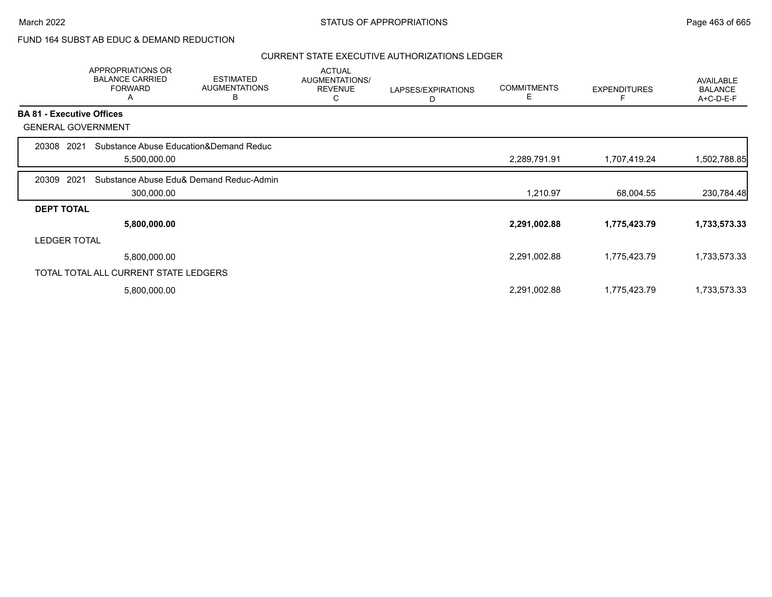FUND 164 SUBST AB EDUC & DEMAND REDUCTION

CURRENT STATE EXECUTIVE AUTHORIZATIONS LEDGER

| | APPROPRIATIONS OR BALANCE CARRIED FORWARD A | ESTIMATED AUGMENTATIONS B | ACTUAL AUGMENTATIONS/ REVENUE C | LAPSES/EXPIRATIONS D | COMMITMENTS E | EXPENDITURES F | AVAILABLE BALANCE A+C-D-E-F |
|---|---|---|---|---|---|---|---|
| **BA 81 - Executive Offices** | | | | | | | |
| GENERAL GOVERNMENT | | | | | | | |
| 20308 2021 Substance Abuse Education&Demand Reduc | 5,500,000.00 | | | | 2,289,791.91 | 1,707,419.24 | 1,502,788.85 |
| 20309 2021 Substance Abuse Edu& Demand Reduc-Admin | 300,000.00 | | | | 1,210.97 | 68,004.55 | 230,784.48 |
| **DEPT TOTAL** | **5,800,000.00** | | | | **2,291,002.88** | **1,775,423.79** | **1,733,573.33** |
| LEDGER TOTAL | 5,800,000.00 | | | | 2,291,002.88 | 1,775,423.79 | 1,733,573.33 |
| TOTAL TOTAL ALL CURRENT STATE LEDGERS | 5,800,000.00 | | | | 2,291,002.88 | 1,775,423.79 | 1,733,573.33 |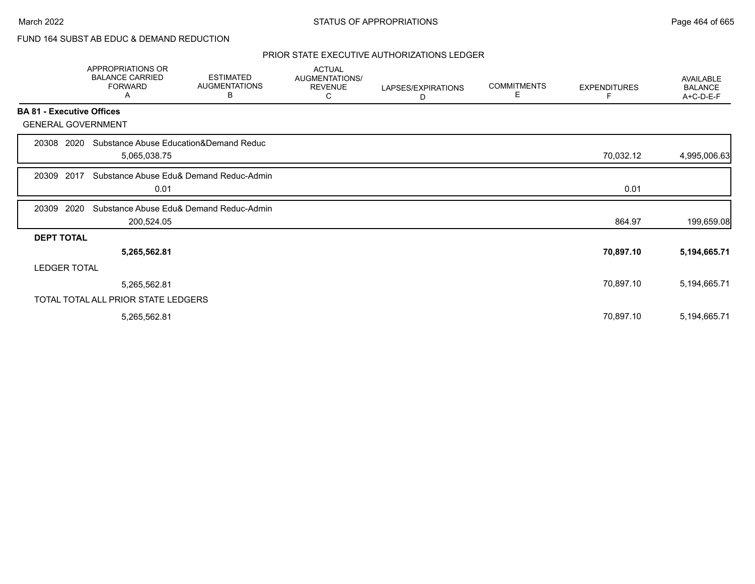FUND 164 SUBST AB EDUC & DEMAND REDUCTION

PRIOR STATE EXECUTIVE AUTHORIZATIONS LEDGER

| | APPROPRIATIONS OR BALANCE CARRIED FORWARD A | ESTIMATED AUGMENTATIONS B | ACTUAL AUGMENTATIONS/ REVENUE C | LAPSES/EXPIRATIONS D | COMMITMENTS E | EXPENDITURES F | AVAILABLE BALANCE A+C-D-E-F |
|---|---|---|---|---|---|---|---|
| **BA 81 - Executive Offices** | | | | | | | |
| GENERAL GOVERNMENT | | | | | | | |
| 20308 2020 Substance Abuse Education&Demand Reduc | 5,065,038.75 | | | | | 70,032.12 | 4,995,006.63 |
| 20309 2017 Substance Abuse Edu& Demand Reduc-Admin | 0.01 | | | | | 0.01 | |
| 20309 2020 Substance Abuse Edu& Demand Reduc-Admin | 200,524.05 | | | | | 864.97 | 199,659.08 |
| **DEPT TOTAL** | **5,265,562.81** | | | | | **70,897.10** | **5,194,665.71** |
| LEDGER TOTAL | 5,265,562.81 | | | | | 70,897.10 | 5,194,665.71 |
| TOTAL TOTAL ALL PRIOR STATE LEDGERS | 5,265,562.81 | | | | | 70,897.10 | 5,194,665.71 |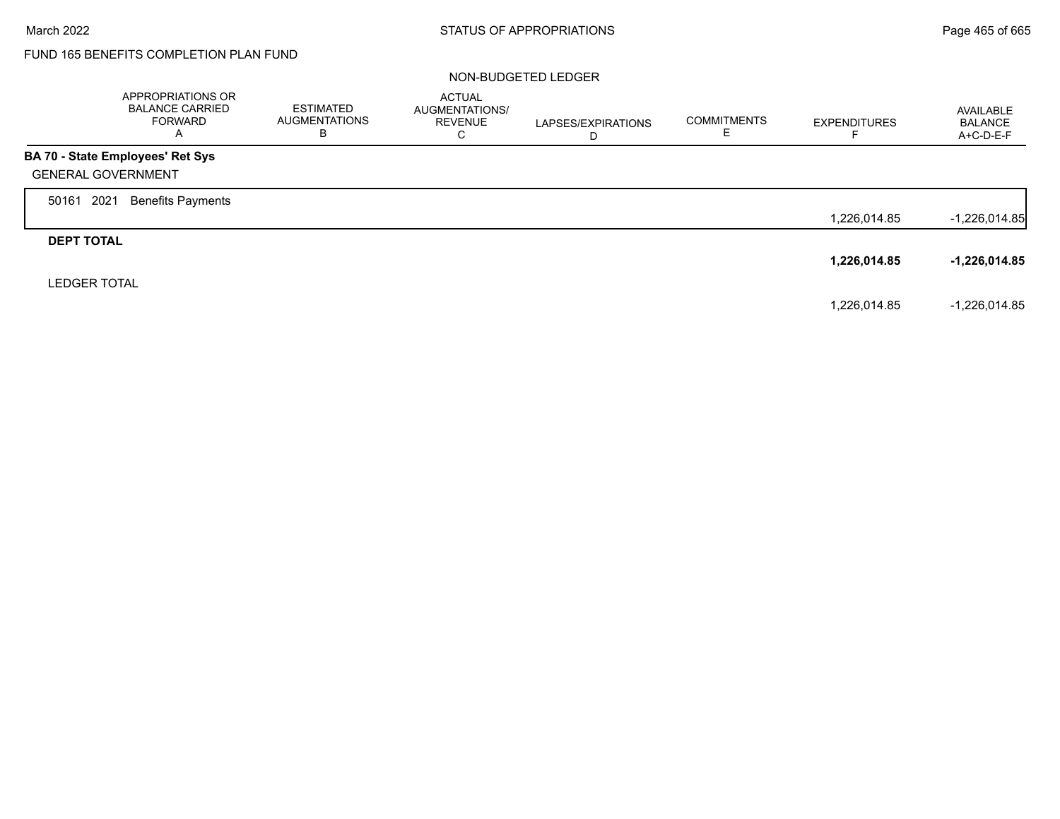FUND 165 BENEFITS COMPLETION PLAN FUND

NON-BUDGETED LEDGER

| | APPROPRIATIONS OR BALANCE CARRIED FORWARD A | ESTIMATED AUGMENTATIONS B | ACTUAL AUGMENTATIONS/ REVENUE C | LAPSES/EXPIRATIONS D | COMMITMENTS E | EXPENDITURES F | AVAILABLE BALANCE A+C-D-E-F |
|---|---|---|---|---|---|---|---|
| **BA 70 - State Employees' Ret Sys** | | | | | | | |
| GENERAL GOVERNMENT | | | | | | | |
| 50161 2021 Benefits Payments | | | | | | 1,226,014.85 | -1,226,014.85 |
| **DEPT TOTAL** | | | | | | **1,226,014.85** | **-1,226,014.85** |
| LEDGER TOTAL | | | | | | 1,226,014.85 | -1,226,014.85 |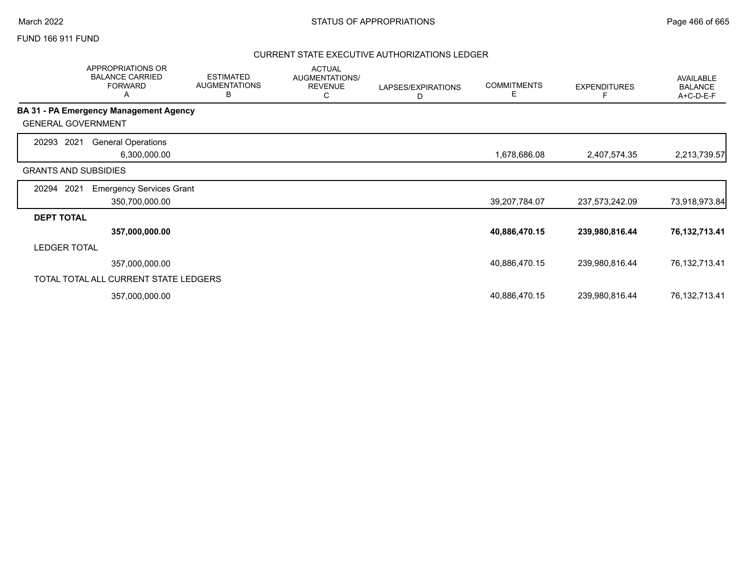FUND 166 911 FUND

## CURRENT STATE EXECUTIVE AUTHORIZATIONS LEDGER

| | APPROPRIATIONS OR BALANCE CARRIED FORWARD A | ESTIMATED AUGMENTATIONS B | ACTUAL AUGMENTATIONS/ REVENUE C | LAPSES/EXPIRATIONS D | COMMITMENTS E | EXPENDITURES F | AVAILABLE BALANCE A+C-D-E-F |
|---|---|---|---|---|---|---|---|
| **BA 31 - PA Emergency Management Agency** | | | | | | | |
| GENERAL GOVERNMENT | | | | | | | |
| 20293 2021 General Operations | 6,300,000.00 | | | | 1,678,686.08 | 2,407,574.35 | 2,213,739.57 |
| GRANTS AND SUBSIDIES | | | | | | | |
| 20294 2021 Emergency Services Grant | 350,700,000.00 | | | | 39,207,784.07 | 237,573,242.09 | 73,918,973.84 |
| **DEPT TOTAL** | **357,000,000.00** | | | | **40,886,470.15** | **239,980,816.44** | **76,132,713.41** |
| LEDGER TOTAL | 357,000,000.00 | | | | 40,886,470.15 | 239,980,816.44 | 76,132,713.41 |
| TOTAL TOTAL ALL CURRENT STATE LEDGERS | 357,000,000.00 | | | | 40,886,470.15 | 239,980,816.44 | 76,132,713.41 |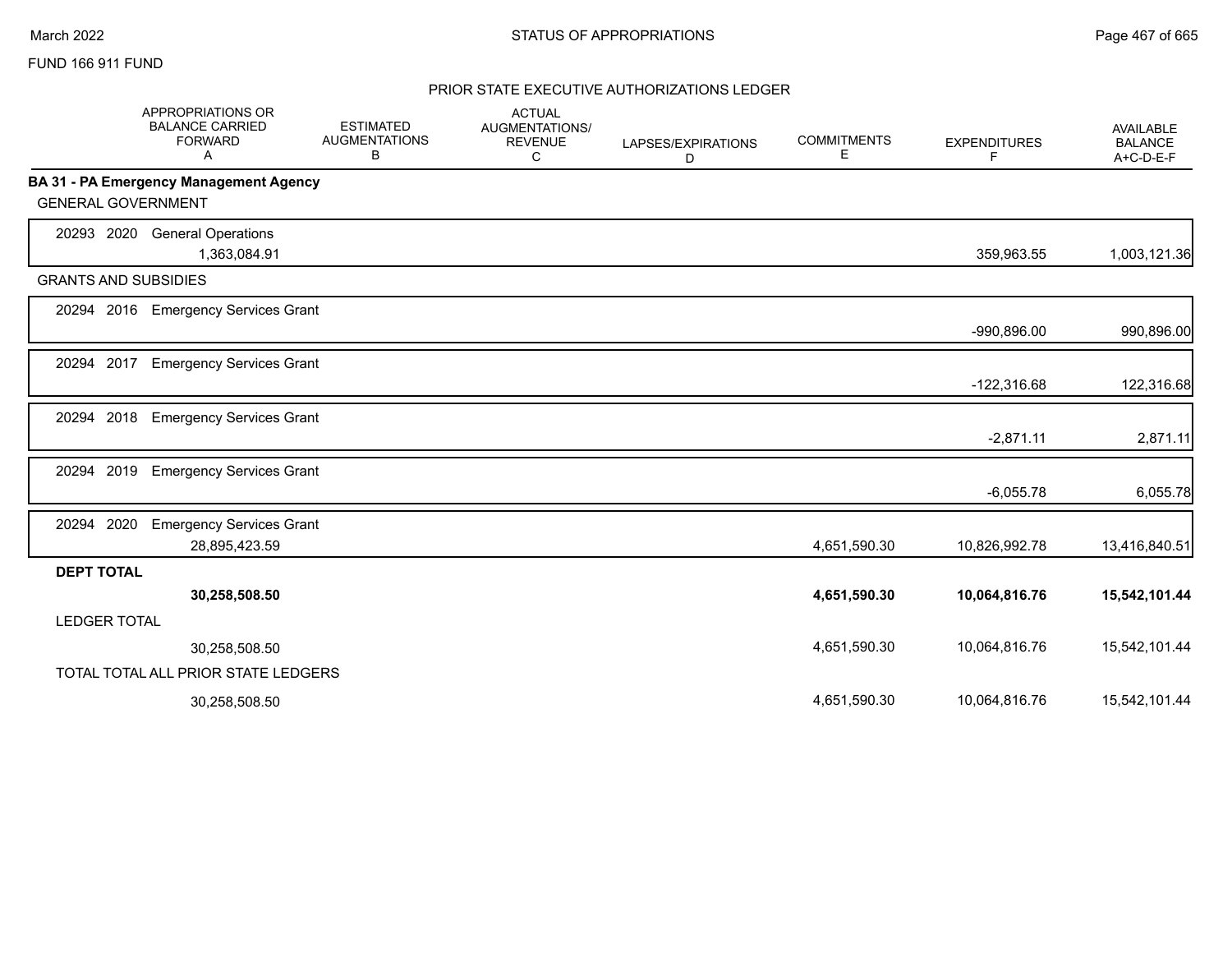FUND 166 911 FUND

## PRIOR STATE EXECUTIVE AUTHORIZATIONS LEDGER

| | APPROPRIATIONS OR BALANCE CARRIED FORWARD A | ESTIMATED AUGMENTATIONS B | ACTUAL AUGMENTATIONS/ REVENUE C | LAPSES/EXPIRATIONS D | COMMITMENTS E | EXPENDITURES F | AVAILABLE BALANCE A+C-D-E-F |
|---|---|---|---|---|---|---|---|
| **BA 31 - PA Emergency Management Agency** | | | | | | | |
| GENERAL GOVERNMENT | | | | | | | |
| 20293 2020 General Operations | 1,363,084.91 | | | | | 359,963.55 | 1,003,121.36 |
| GRANTS AND SUBSIDIES | | | | | | | |
| 20294 2016 Emergency Services Grant | | | | | | -990,896.00 | 990,896.00 |
| 20294 2017 Emergency Services Grant | | | | | | -122,316.68 | 122,316.68 |
| 20294 2018 Emergency Services Grant | | | | | | -2,871.11 | 2,871.11 |
| 20294 2019 Emergency Services Grant | | | | | | -6,055.78 | 6,055.78 |
| 20294 2020 Emergency Services Grant | 28,895,423.59 | | | | 4,651,590.30 | 10,826,992.78 | 13,416,840.51 |
| **DEPT TOTAL** | **30,258,508.50** | | | | **4,651,590.30** | **10,064,816.76** | **15,542,101.44** |
| LEDGER TOTAL | 30,258,508.50 | | | | 4,651,590.30 | 10,064,816.76 | 15,542,101.44 |
| TOTAL TOTAL ALL PRIOR STATE LEDGERS | 30,258,508.50 | | | | 4,651,590.30 | 10,064,816.76 | 15,542,101.44 |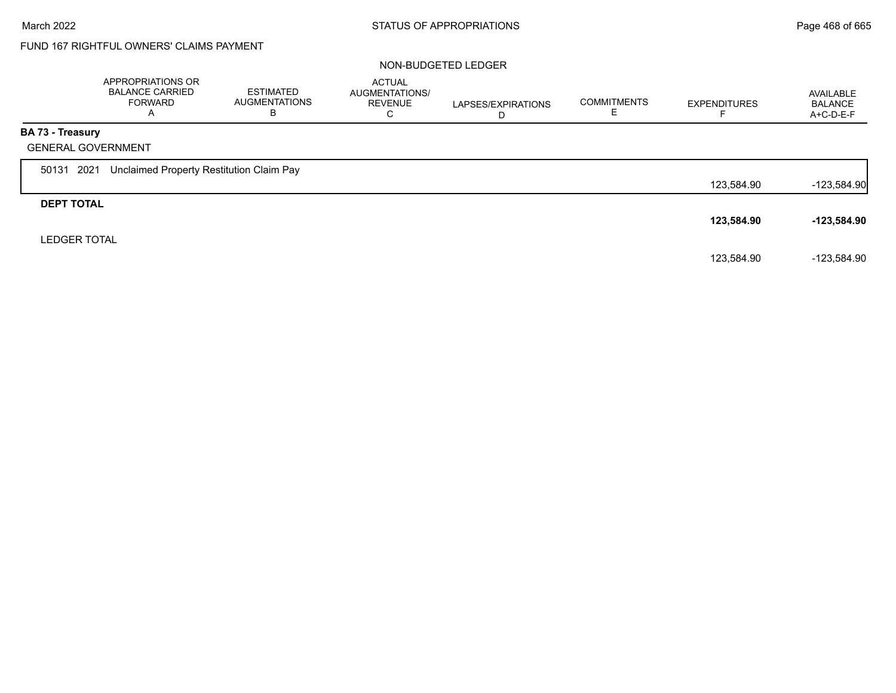FUND 167 RIGHTFUL OWNERS' CLAIMS PAYMENT

NON-BUDGETED LEDGER

| | APPROPRIATIONS OR BALANCE CARRIED FORWARD A | ESTIMATED AUGMENTATIONS B | ACTUAL AUGMENTATIONS/ REVENUE C | LAPSES/EXPIRATIONS D | COMMITMENTS E | EXPENDITURES F | AVAILABLE BALANCE A+C-D-E-F |
|---|---|---|---|---|---|---|---|
| **BA 73 - Treasury** | | | | | | | |
| GENERAL GOVERNMENT | | | | | | | |
| 50131 2021 Unclaimed Property Restitution Claim Pay | | | | | | 123,584.90 | -123,584.90 |
| **DEPT TOTAL** | | | | | | **123,584.90** | **-123,584.90** |
| LEDGER TOTAL | | | | | | 123,584.90 | -123,584.90 |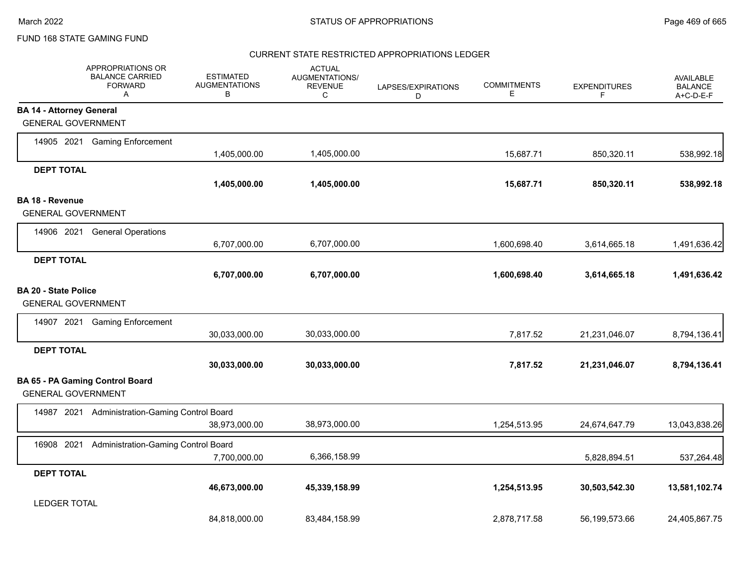FUND 168 STATE GAMING FUND

CURRENT STATE RESTRICTED APPROPRIATIONS LEDGER

| APPROPRIATIONS OR BALANCE CARRIED FORWARD A | ESTIMATED AUGMENTATIONS B | ACTUAL AUGMENTATIONS/ REVENUE C | LAPSES/EXPIRATIONS D | COMMITMENTS E | EXPENDITURES F | AVAILABLE BALANCE A+C-D-E-F |
|---|---|---|---|---|---|---|
| **BA 14 - Attorney General** | | | | | | |
| GENERAL GOVERNMENT | | | | | | |
| 14905 2021 Gaming Enforcement | 1,405,000.00 | 1,405,000.00 | | 15,687.71 | 850,320.11 | 538,992.18 |
| **DEPT TOTAL** | **1,405,000.00** | **1,405,000.00** | | **15,687.71** | **850,320.11** | **538,992.18** |
| **BA 18 - Revenue** | | | | | | |
| GENERAL GOVERNMENT | | | | | | |
| 14906 2021 General Operations | 6,707,000.00 | 6,707,000.00 | | 1,600,698.40 | 3,614,665.18 | 1,491,636.42 |
| **DEPT TOTAL** | **6,707,000.00** | **6,707,000.00** | | **1,600,698.40** | **3,614,665.18** | **1,491,636.42** |
| **BA 20 - State Police** | | | | | | |
| GENERAL GOVERNMENT | | | | | | |
| 14907 2021 Gaming Enforcement | 30,033,000.00 | 30,033,000.00 | | 7,817.52 | 21,231,046.07 | 8,794,136.41 |
| **DEPT TOTAL** | **30,033,000.00** | **30,033,000.00** | | **7,817.52** | **21,231,046.07** | **8,794,136.41** |
| **BA 65 - PA Gaming Control Board** | | | | | | |
| GENERAL GOVERNMENT | | | | | | |
| 14987 2021 Administration-Gaming Control Board | 38,973,000.00 | 38,973,000.00 | | 1,254,513.95 | 24,674,647.79 | 13,043,838.26 |
| 16908 2021 Administration-Gaming Control Board | 7,700,000.00 | 6,366,158.99 | | | 5,828,894.51 | 537,264.48 |
| **DEPT TOTAL** | **46,673,000.00** | **45,339,158.99** | | **1,254,513.95** | **30,503,542.30** | **13,581,102.74** |
| LEDGER TOTAL | 84,818,000.00 | 83,484,158.99 | | 2,878,717.58 | 56,199,573.66 | 24,405,867.75 |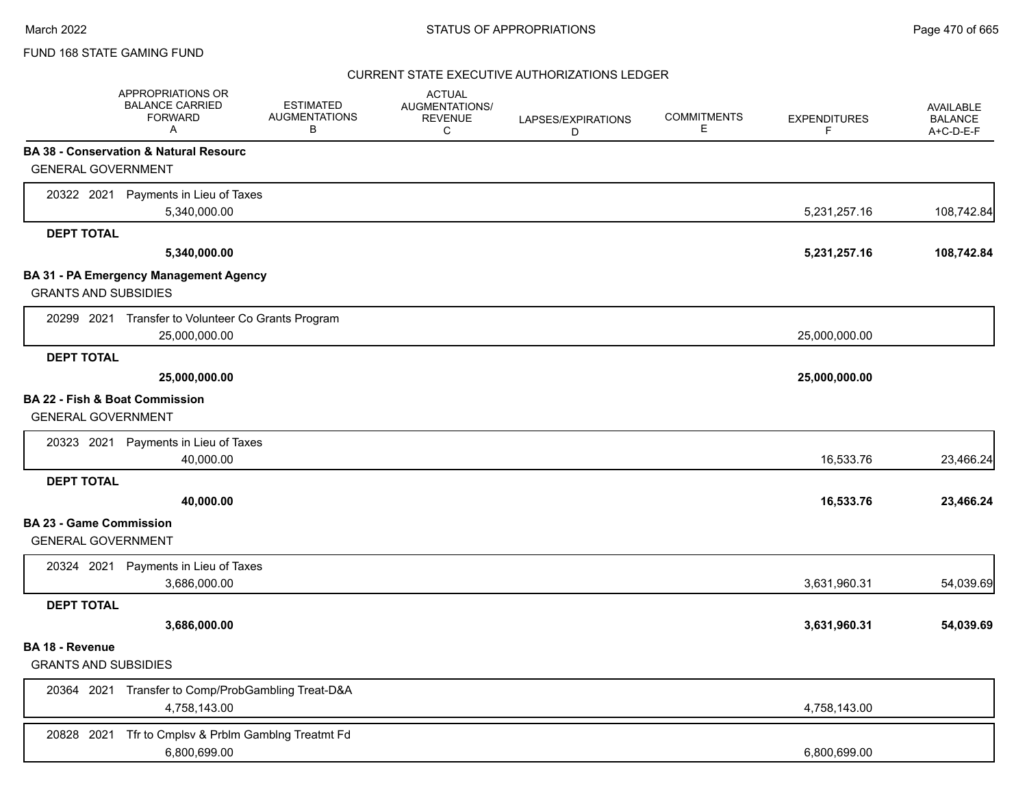FUND 168 STATE GAMING FUND

CURRENT STATE EXECUTIVE AUTHORIZATIONS LEDGER

| | APPROPRIATIONS OR BALANCE CARRIED FORWARD A | ESTIMATED AUGMENTATIONS B | ACTUAL AUGMENTATIONS/ REVENUE C | LAPSES/EXPIRATIONS D | COMMITMENTS E | EXPENDITURES F | AVAILABLE BALANCE A+C-D-E-F |
|---|---|---|---|---|---|---|---|
| **BA 38 - Conservation & Natural Resourc** | | | | | | | |
| GENERAL GOVERNMENT | | | | | | | |
| 20322 2021 Payments in Lieu of Taxes | 5,340,000.00 | | | | | 5,231,257.16 | 108,742.84 |
| **DEPT TOTAL** | **5,340,000.00** | | | | | **5,231,257.16** | **108,742.84** |
| **BA 31 - PA Emergency Management Agency** | | | | | | | |
| GRANTS AND SUBSIDIES | | | | | | | |
| 20299 2021 Transfer to Volunteer Co Grants Program | 25,000,000.00 | | | | | 25,000,000.00 | |
| **DEPT TOTAL** | **25,000,000.00** | | | | | **25,000,000.00** | |
| **BA 22 - Fish & Boat Commission** | | | | | | | |
| GENERAL GOVERNMENT | | | | | | | |
| 20323 2021 Payments in Lieu of Taxes | 40,000.00 | | | | | 16,533.76 | 23,466.24 |
| **DEPT TOTAL** | **40,000.00** | | | | | **16,533.76** | **23,466.24** |
| **BA 23 - Game Commission** | | | | | | | |
| GENERAL GOVERNMENT | | | | | | | |
| 20324 2021 Payments in Lieu of Taxes | 3,686,000.00 | | | | | 3,631,960.31 | 54,039.69 |
| **DEPT TOTAL** | **3,686,000.00** | | | | | **3,631,960.31** | **54,039.69** |
| **BA 18 - Revenue** | | | | | | | |
| GRANTS AND SUBSIDIES | | | | | | | |
| 20364 2021 Transfer to Comp/ProbGambling Treat-D&A | 4,758,143.00 | | | | | 4,758,143.00 | |
| 20828 2021 Tfr to Cmplsv & Prblm Gamblng Treatmt Fd | 6,800,699.00 | | | | | 6,800,699.00 | |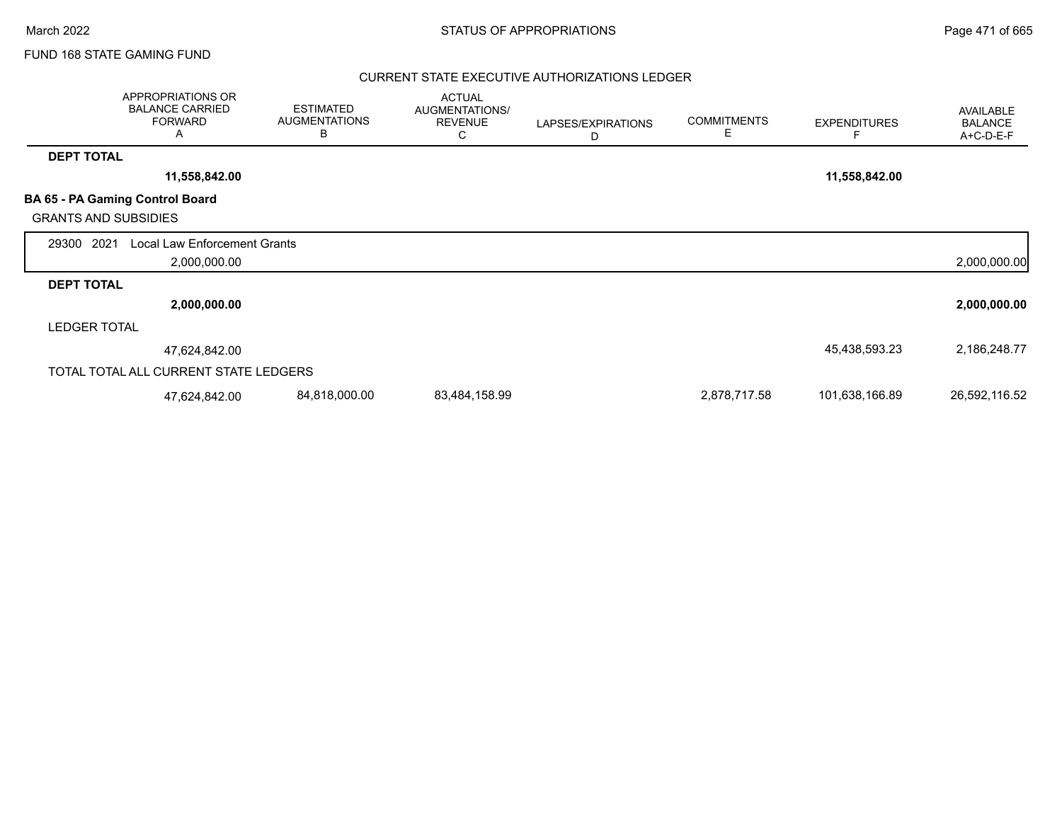FUND 168 STATE GAMING FUND

CURRENT STATE EXECUTIVE AUTHORIZATIONS LEDGER

| | APPROPRIATIONS OR BALANCE CARRIED FORWARD A | ESTIMATED AUGMENTATIONS B | ACTUAL AUGMENTATIONS/ REVENUE C | LAPSES/EXPIRATIONS D | COMMITMENTS E | EXPENDITURES F | AVAILABLE BALANCE A+C-D-E-F |
|---|---|---|---|---|---|---|---|
| **DEPT TOTAL** | | | | | | | |
| | **11,558,842.00** | | | | | **11,558,842.00** | |
| **BA 65 - PA Gaming Control Board** | | | | | | | |
| GRANTS AND SUBSIDIES | | | | | | | |
| 29300 2021 Local Law Enforcement Grants | | | | | | | |
| | 2,000,000.00 | | | | | | 2,000,000.00 |
| **DEPT TOTAL** | | | | | | | |
| | **2,000,000.00** | | | | | | **2,000,000.00** |
| LEDGER TOTAL | | | | | | | |
| | 47,624,842.00 | | | | | 45,438,593.23 | 2,186,248.77 |
| TOTAL TOTAL ALL CURRENT STATE LEDGERS | | | | | | | |
| | 47,624,842.00 | 84,818,000.00 | 83,484,158.99 | | 2,878,717.58 | 101,638,166.89 | 26,592,116.52 |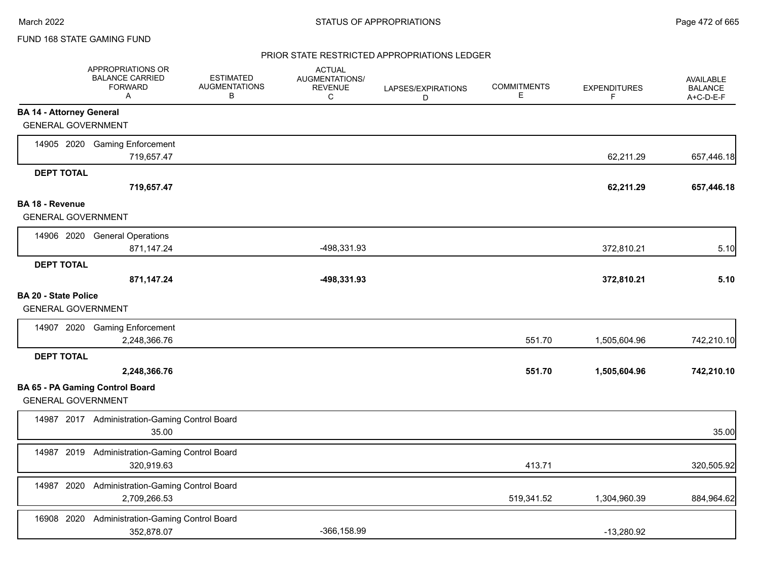FUND 168 STATE GAMING FUND

## PRIOR STATE RESTRICTED APPROPRIATIONS LEDGER

| | APPROPRIATIONS OR BALANCE CARRIED FORWARD A | ESTIMATED AUGMENTATIONS B | ACTUAL AUGMENTATIONS/ REVENUE C | LAPSES/EXPIRATIONS D | COMMITMENTS E | EXPENDITURES F | AVAILABLE BALANCE A+C-D-E-F |
|---|---|---|---|---|---|---|---|
| **BA 14 - Attorney General** | | | | | | | |
| GENERAL GOVERNMENT | | | | | | | |
| 14905 2020 Gaming Enforcement | 719,657.47 | | | | | 62,211.29 | 657,446.18 |
| **DEPT TOTAL** | **719,657.47** | | | | | **62,211.29** | **657,446.18** |
| **BA 18 - Revenue** | | | | | | | |
| GENERAL GOVERNMENT | | | | | | | |
| 14906 2020 General Operations | 871,147.24 | | -498,331.93 | | | 372,810.21 | 5.10 |
| **DEPT TOTAL** | **871,147.24** | | **-498,331.93** | | | **372,810.21** | **5.10** |
| **BA 20 - State Police** | | | | | | | |
| GENERAL GOVERNMENT | | | | | | | |
| 14907 2020 Gaming Enforcement | 2,248,366.76 | | | | 551.70 | 1,505,604.96 | 742,210.10 |
| **DEPT TOTAL** | **2,248,366.76** | | | | **551.70** | **1,505,604.96** | **742,210.10** |
| **BA 65 - PA Gaming Control Board** | | | | | | | |
| GENERAL GOVERNMENT | | | | | | | |
| 14987 2017 Administration-Gaming Control Board | 35.00 | | | | | | 35.00 |
| 14987 2019 Administration-Gaming Control Board | 320,919.63 | | | | 413.71 | | 320,505.92 |
| 14987 2020 Administration-Gaming Control Board | 2,709,266.53 | | | | 519,341.52 | 1,304,960.39 | 884,964.62 |
| 16908 2020 Administration-Gaming Control Board | 352,878.07 | | -366,158.99 | | | -13,280.92 | |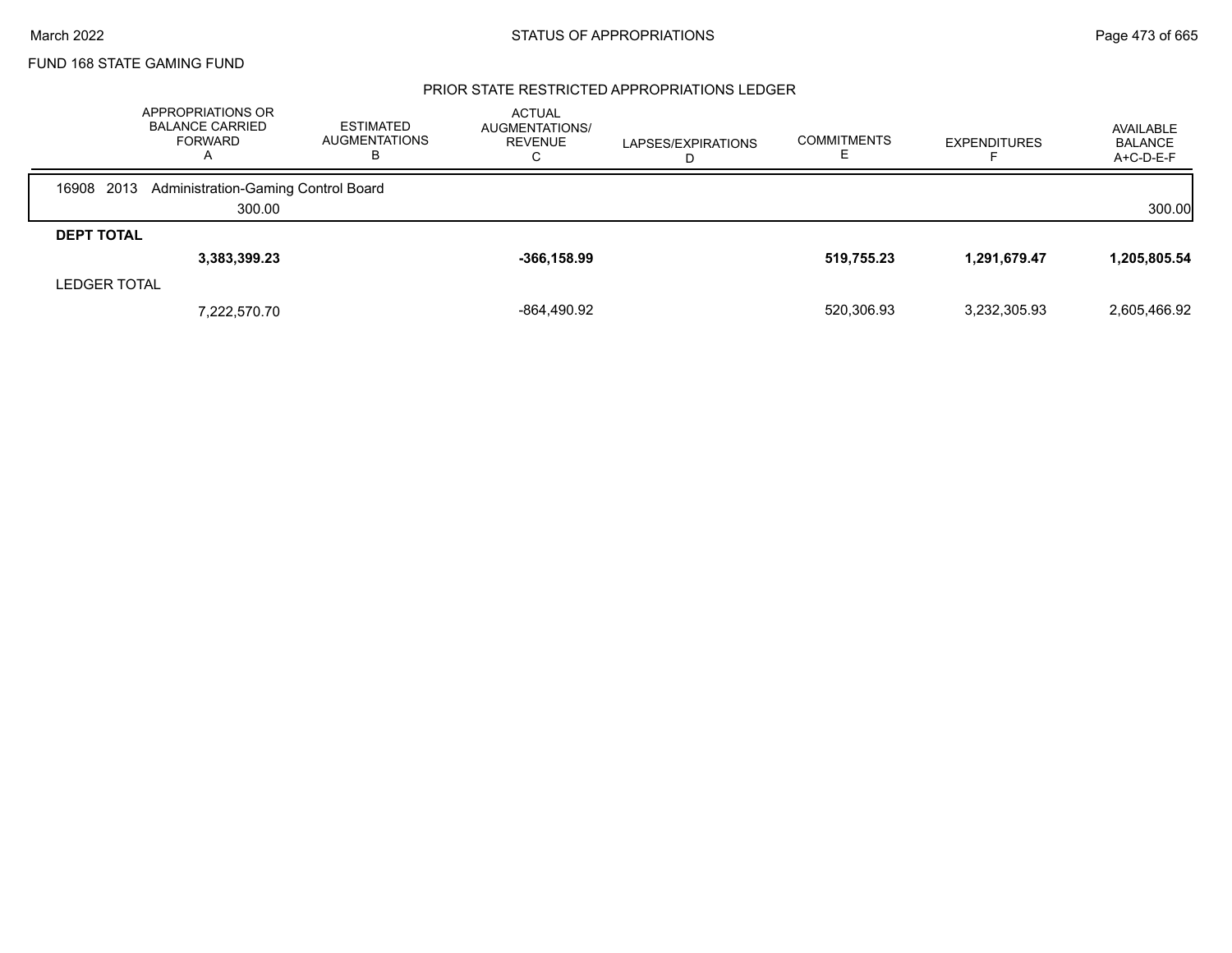FUND 168 STATE GAMING FUND

## PRIOR STATE RESTRICTED APPROPRIATIONS LEDGER

| | APPROPRIATIONS OR BALANCE CARRIED FORWARD A | ESTIMATED AUGMENTATIONS B | ACTUAL AUGMENTATIONS/ REVENUE C | LAPSES/EXPIRATIONS D | COMMITMENTS E | EXPENDITURES F | AVAILABLE BALANCE A+C-D-E-F |
|---|---|---|---|---|---|---|---|
| 16908 2013 Administration-Gaming Control Board | | | | | | | |
| | 300.00 | | | | | | 300.00 |
| **DEPT TOTAL** | | | | | | | |
| | **3,383,399.23** | | **-366,158.99** | | **519,755.23** | **1,291,679.47** | **1,205,805.54** |
| LEDGER TOTAL | | | | | | | |
| | 7,222,570.70 | | -864,490.92 | | 520,306.93 | 3,232,305.93 | 2,605,466.92 |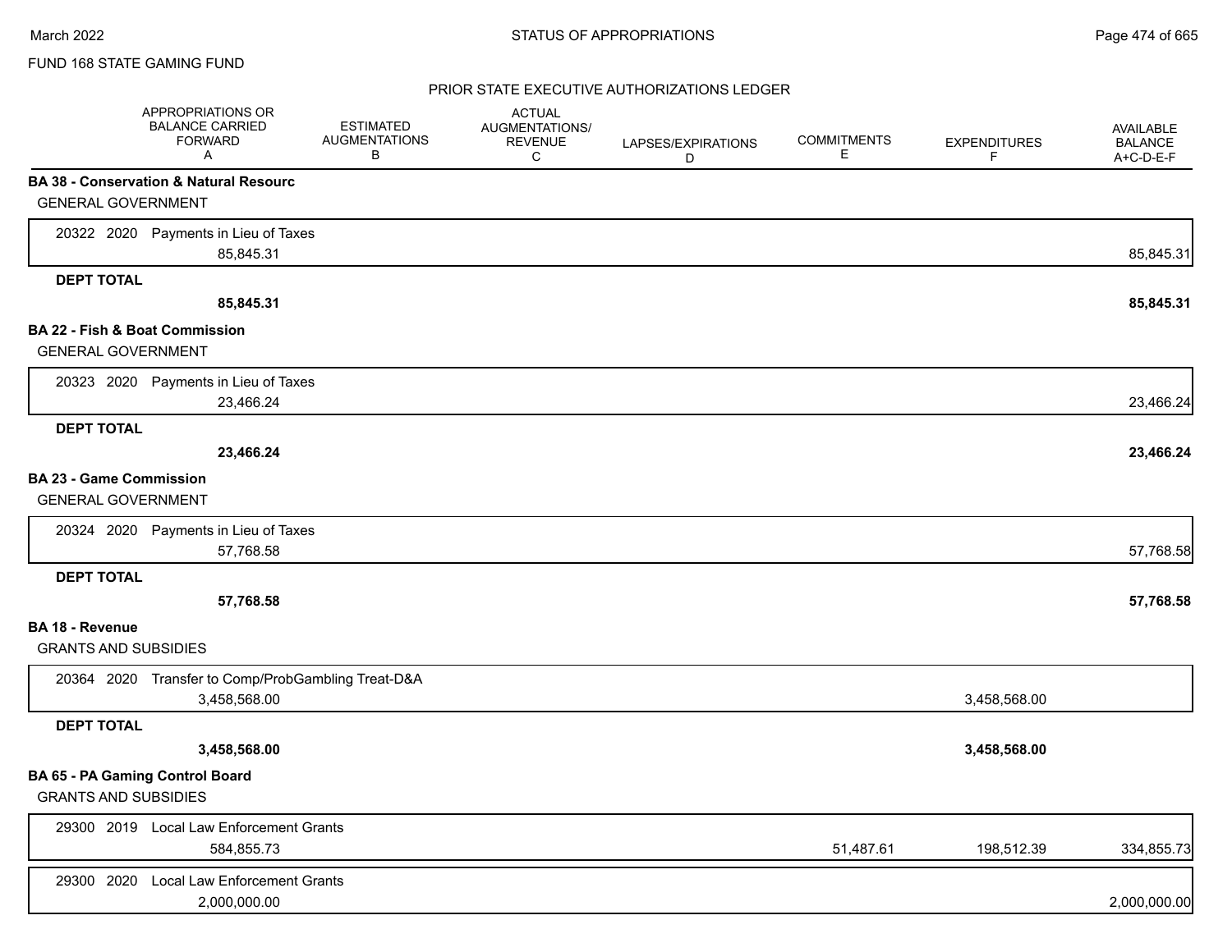FUND 168 STATE GAMING FUND

PRIOR STATE EXECUTIVE AUTHORIZATIONS LEDGER

| | APPROPRIATIONS OR BALANCE CARRIED FORWARD A | ESTIMATED AUGMENTATIONS B | ACTUAL AUGMENTATIONS/ REVENUE C | LAPSES/EXPIRATIONS D | COMMITMENTS E | EXPENDITURES F | AVAILABLE BALANCE A+C-D-E-F |
|---|---|---|---|---|---|---|---|
| **BA 38 - Conservation & Natural Resourc** | | | | | | | |
| GENERAL GOVERNMENT | | | | | | | |
| 20322 2020 Payments in Lieu of Taxes | 85,845.31 | | | | | | 85,845.31 |
| **DEPT TOTAL** | **85,845.31** | | | | | | **85,845.31** |
| **BA 22 - Fish & Boat Commission** | | | | | | | |
| GENERAL GOVERNMENT | | | | | | | |
| 20323 2020 Payments in Lieu of Taxes | 23,466.24 | | | | | | 23,466.24 |
| **DEPT TOTAL** | **23,466.24** | | | | | | **23,466.24** |
| **BA 23 - Game Commission** | | | | | | | |
| GENERAL GOVERNMENT | | | | | | | |
| 20324 2020 Payments in Lieu of Taxes | 57,768.58 | | | | | | 57,768.58 |
| **DEPT TOTAL** | **57,768.58** | | | | | | **57,768.58** |
| **BA 18 - Revenue** | | | | | | | |
| GRANTS AND SUBSIDIES | | | | | | | |
| 20364 2020 Transfer to Comp/ProbGambling Treat-D&A | 3,458,568.00 | | | | | 3,458,568.00 | |
| **DEPT TOTAL** | **3,458,568.00** | | | | | **3,458,568.00** | |
| **BA 65 - PA Gaming Control Board** | | | | | | | |
| GRANTS AND SUBSIDIES | | | | | | | |
| 29300 2019 Local Law Enforcement Grants | 584,855.73 | | | | 51,487.61 | 198,512.39 | 334,855.73 |
| 29300 2020 Local Law Enforcement Grants | 2,000,000.00 | | | | | | 2,000,000.00 |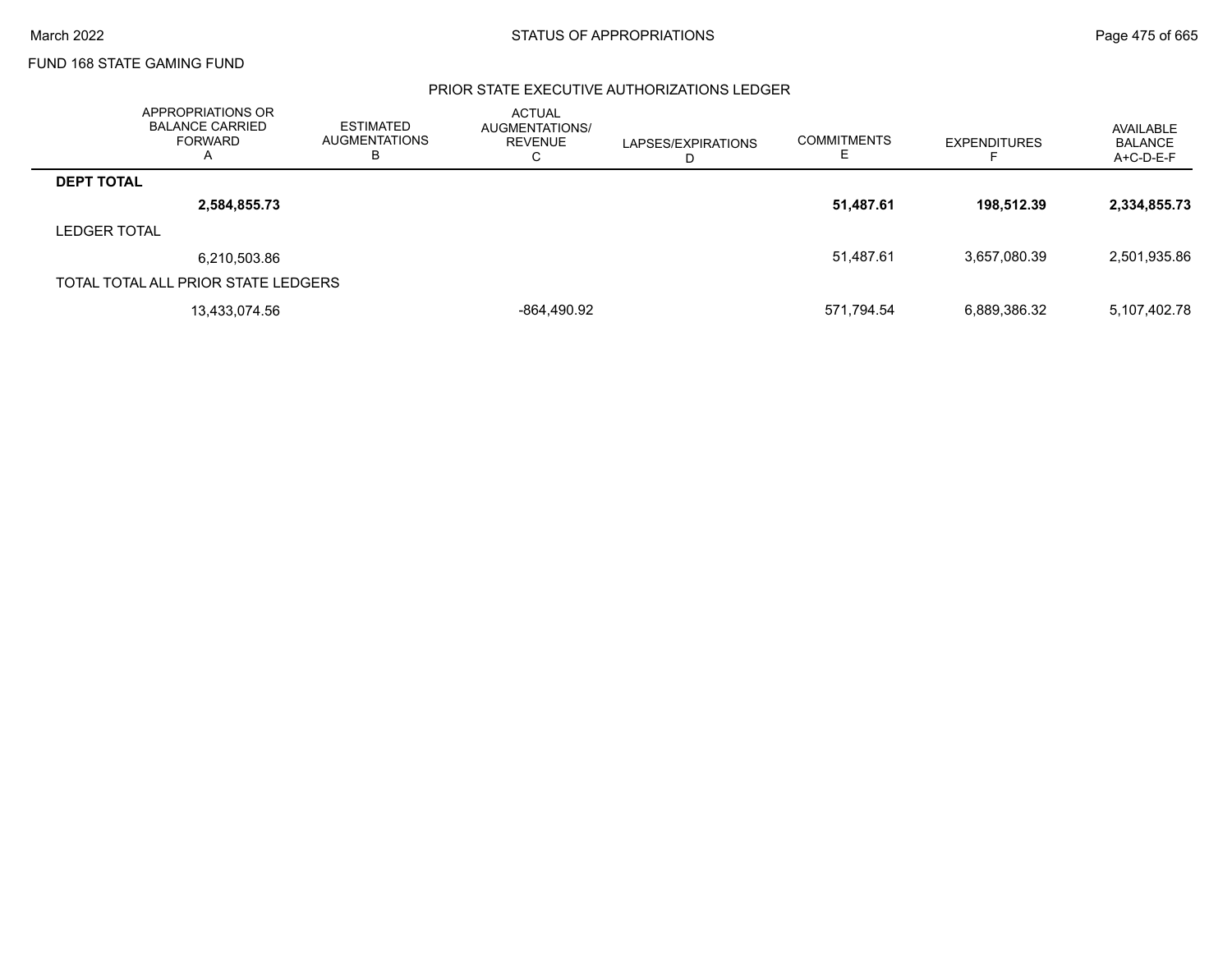FUND 168 STATE GAMING FUND

## PRIOR STATE EXECUTIVE AUTHORIZATIONS LEDGER

| | APPROPRIATIONS OR BALANCE CARRIED FORWARD A | ESTIMATED AUGMENTATIONS B | ACTUAL AUGMENTATIONS/ REVENUE C | LAPSES/EXPIRATIONS D | COMMITMENTS E | EXPENDITURES F | AVAILABLE BALANCE A+C-D-E-F |
|---|---|---|---|---|---|---|---|
| **DEPT TOTAL** | | | | | | | |
| | **2,584,855.73** | | | | **51,487.61** | **198,512.39** | **2,334,855.73** |
| LEDGER TOTAL | | | | | | | |
| | 6,210,503.86 | | | | 51,487.61 | 3,657,080.39 | 2,501,935.86 |
| TOTAL TOTAL ALL PRIOR STATE LEDGERS | | | | | | | |
| | 13,433,074.56 | | -864,490.92 | | 571,794.54 | 6,889,386.32 | 5,107,402.78 |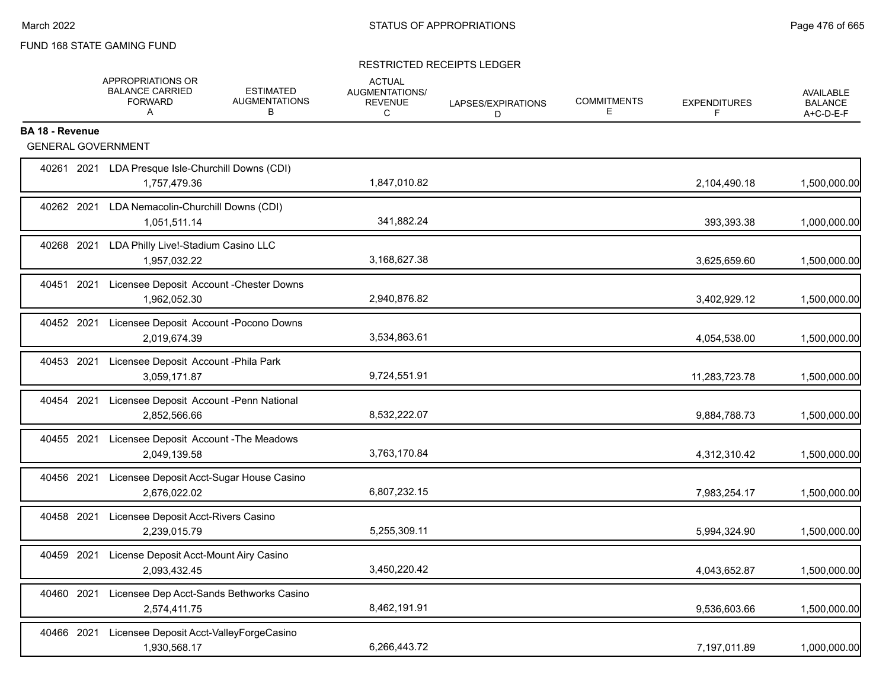FUND 168 STATE GAMING FUND

RESTRICTED RECEIPTS LEDGER

| | APPROPRIATIONS OR BALANCE CARRIED FORWARD A | ESTIMATED AUGMENTATIONS B | ACTUAL AUGMENTATIONS/ REVENUE C | LAPSES/EXPIRATIONS D | COMMITMENTS E | EXPENDITURES F | AVAILABLE BALANCE A+C-D-E-F |
|---|---|---|---|---|---|---|---|
| **BA 18 - Revenue** | | | | | | | |
| GENERAL GOVERNMENT | | | | | | | |
| 40261 2021 LDA Presque Isle-Churchill Downs (CDI) | 1,757,479.36 | | 1,847,010.82 | | | 2,104,490.18 | 1,500,000.00 |
| 40262 2021 LDA Nemacolin-Churchill Downs (CDI) | 1,051,511.14 | | 341,882.24 | | | 393,393.38 | 1,000,000.00 |
| 40268 2021 LDA Philly Live!-Stadium Casino LLC | 1,957,032.22 | | 3,168,627.38 | | | 3,625,659.60 | 1,500,000.00 |
| 40451 2021 Licensee Deposit Account -Chester Downs | 1,962,052.30 | | 2,940,876.82 | | | 3,402,929.12 | 1,500,000.00 |
| 40452 2021 Licensee Deposit Account -Pocono Downs | 2,019,674.39 | | 3,534,863.61 | | | 4,054,538.00 | 1,500,000.00 |
| 40453 2021 Licensee Deposit Account -Phila Park | 3,059,171.87 | | 9,724,551.91 | | | 11,283,723.78 | 1,500,000.00 |
| 40454 2021 Licensee Deposit Account -Penn National | 2,852,566.66 | | 8,532,222.07 | | | 9,884,788.73 | 1,500,000.00 |
| 40455 2021 Licensee Deposit Account -The Meadows | 2,049,139.58 | | 3,763,170.84 | | | 4,312,310.42 | 1,500,000.00 |
| 40456 2021 Licensee Deposit Acct-Sugar House Casino | 2,676,022.02 | | 6,807,232.15 | | | 7,983,254.17 | 1,500,000.00 |
| 40458 2021 Licensee Deposit Acct-Rivers Casino | 2,239,015.79 | | 5,255,309.11 | | | 5,994,324.90 | 1,500,000.00 |
| 40459 2021 License Deposit Acct-Mount Airy Casino | 2,093,432.45 | | 3,450,220.42 | | | 4,043,652.87 | 1,500,000.00 |
| 40460 2021 Licensee Dep Acct-Sands Bethworks Casino | 2,574,411.75 | | 8,462,191.91 | | | 9,536,603.66 | 1,500,000.00 |
| 40466 2021 Licensee Deposit Acct-ValleyForgeCasino | 1,930,568.17 | | 6,266,443.72 | | | 7,197,011.89 | 1,000,000.00 |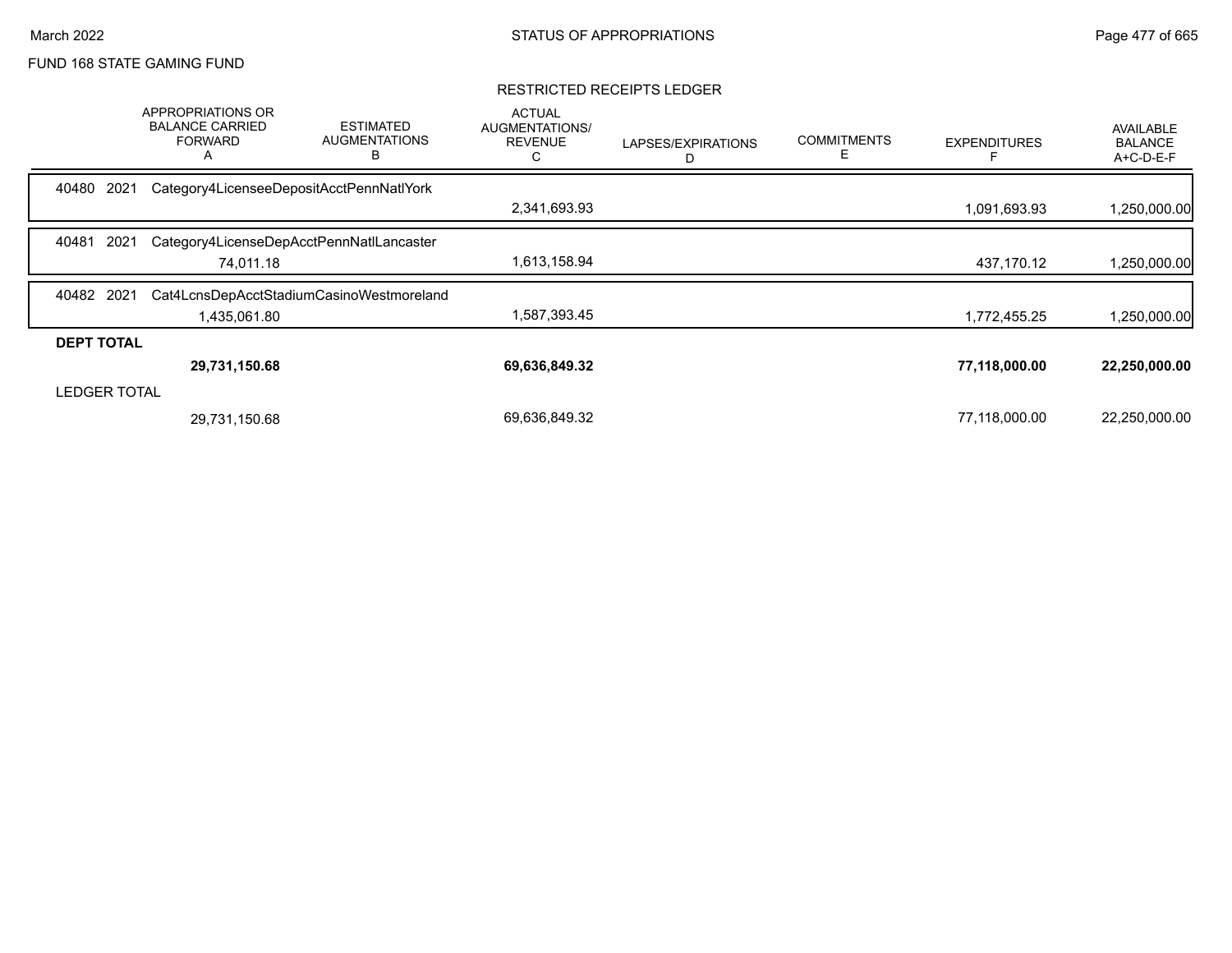FUND 168 STATE GAMING FUND

## RESTRICTED RECEIPTS LEDGER

| | APPROPRIATIONS OR BALANCE CARRIED FORWARD A | ESTIMATED AUGMENTATIONS B | ACTUAL AUGMENTATIONS/ REVENUE C | LAPSES/EXPIRATIONS D | COMMITMENTS E | EXPENDITURES F | AVAILABLE BALANCE A+C-D-E-F |
|---|---|---|---|---|---|---|---|
| 40480 2021 Category4LicenseeDepositAcctPennNatlYork | | | | | | | |
| | | | 2,341,693.93 | | | 1,091,693.93 | 1,250,000.00 |
| 40481 2021 Category4LicenseDepAcctPennNatlLancaster | | | | | | | |
| | 74,011.18 | | 1,613,158.94 | | | 437,170.12 | 1,250,000.00 |
| 40482 2021 Cat4LcnsDepAcctStadiumCasinoWestmoreland | | | | | | | |
| | 1,435,061.80 | | 1,587,393.45 | | | 1,772,455.25 | 1,250,000.00 |
| **DEPT TOTAL** | | | | | | | |
| | **29,731,150.68** | | **69,636,849.32** | | | **77,118,000.00** | **22,250,000.00** |
| LEDGER TOTAL | | | | | | | |
| | 29,731,150.68 | | 69,636,849.32 | | | 77,118,000.00 | 22,250,000.00 |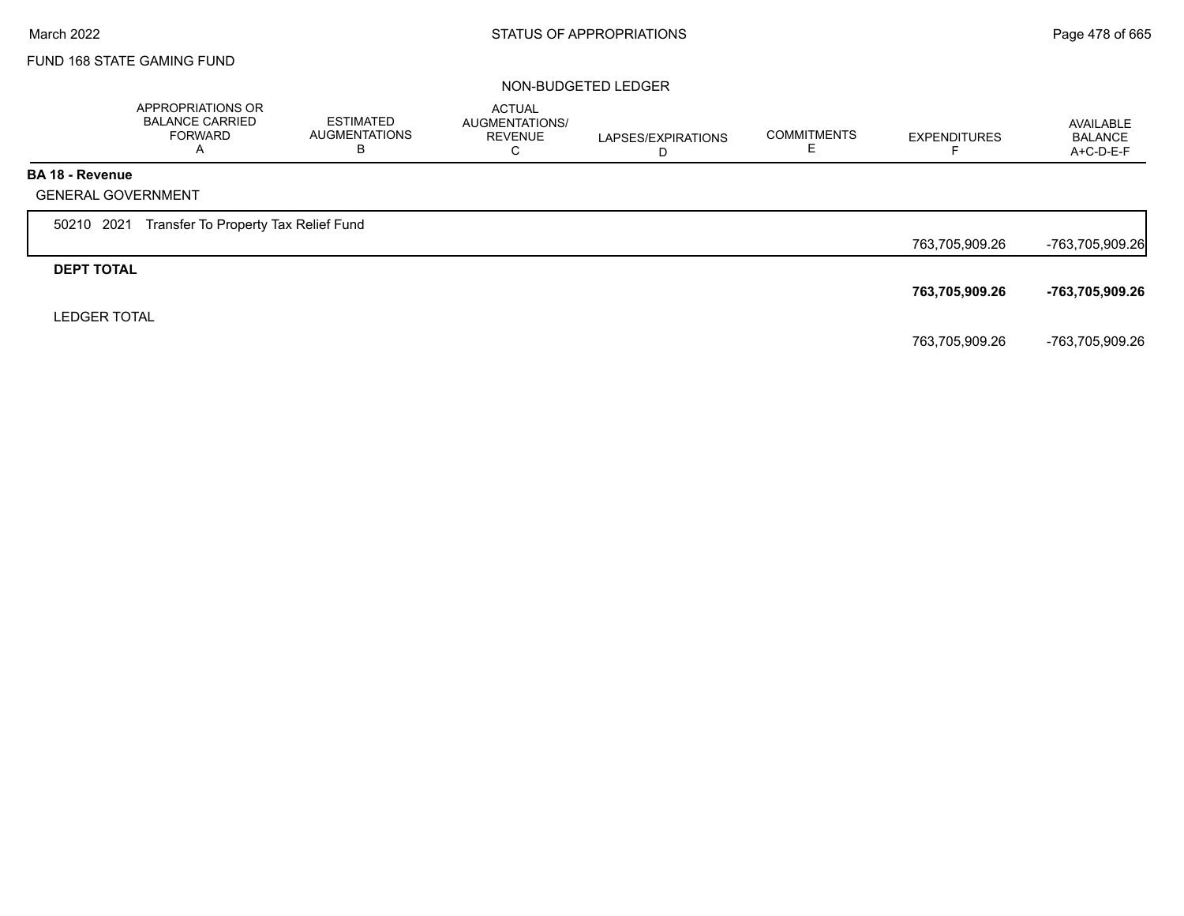FUND 168 STATE GAMING FUND

NON-BUDGETED LEDGER

| | APPROPRIATIONS OR BALANCE CARRIED FORWARD A | ESTIMATED AUGMENTATIONS B | ACTUAL AUGMENTATIONS/ REVENUE C | LAPSES/EXPIRATIONS D | COMMITMENTS E | EXPENDITURES F | AVAILABLE BALANCE A+C-D-E-F |
|---|---|---|---|---|---|---|---|
| **BA 18 - Revenue** | | | | | | | |
| GENERAL GOVERNMENT | | | | | | | |
| 50210 2021 Transfer To Property Tax Relief Fund | | | | | | 763,705,909.26 | -763,705,909.26 |
| **DEPT TOTAL** | | | | | | **763,705,909.26** | **-763,705,909.26** |
| LEDGER TOTAL | | | | | | 763,705,909.26 | -763,705,909.26 |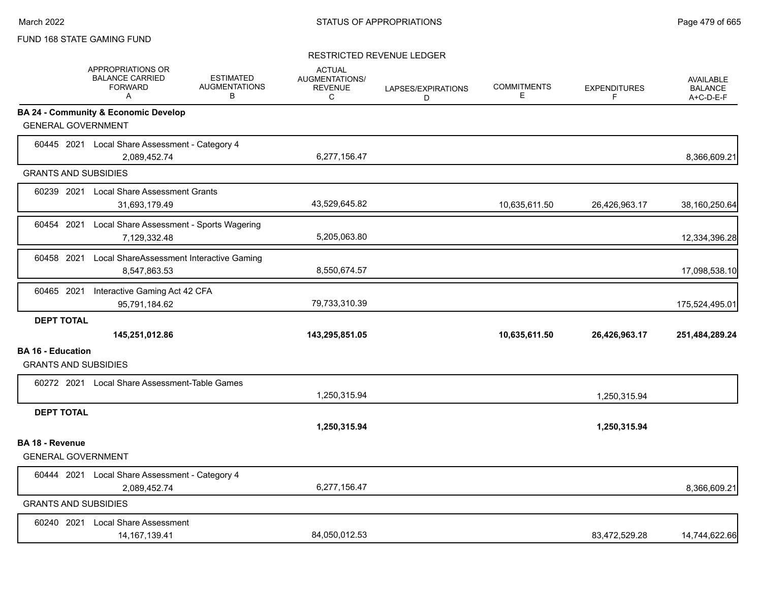FUND 168 STATE GAMING FUND

RESTRICTED REVENUE LEDGER

| | APPROPRIATIONS OR BALANCE CARRIED FORWARD A | ESTIMATED AUGMENTATIONS B | ACTUAL AUGMENTATIONS/ REVENUE C | LAPSES/EXPIRATIONS D | COMMITMENTS E | EXPENDITURES F | AVAILABLE BALANCE A+C-D-E-F |
|---|---|---|---|---|---|---|---|
| **BA 24 - Community & Economic Develop** | | | | | | | |
| GENERAL GOVERNMENT | | | | | | | |
| 60445 2021 Local Share Assessment - Category 4 | 2,089,452.74 | | 6,277,156.47 | | | | 8,366,609.21 |
| GRANTS AND SUBSIDIES | | | | | | | |
| 60239 2021 Local Share Assessment Grants | 31,693,179.49 | | 43,529,645.82 | | 10,635,611.50 | 26,426,963.17 | 38,160,250.64 |
| 60454 2021 Local Share Assessment - Sports Wagering | 7,129,332.48 | | 5,205,063.80 | | | | 12,334,396.28 |
| 60458 2021 Local ShareAssessment Interactive Gaming | 8,547,863.53 | | 8,550,674.57 | | | | 17,098,538.10 |
| 60465 2021 Interactive Gaming Act 42 CFA | 95,791,184.62 | | 79,733,310.39 | | | | 175,524,495.01 |
| **DEPT TOTAL** | **145,251,012.86** | | **143,295,851.05** | | **10,635,611.50** | **26,426,963.17** | **251,484,289.24** |
| **BA 16 - Education** | | | | | | | |
| GRANTS AND SUBSIDIES | | | | | | | |
| 60272 2021 Local Share Assessment-Table Games | | | 1,250,315.94 | | | 1,250,315.94 | |
| **DEPT TOTAL** | | | **1,250,315.94** | | | **1,250,315.94** | |
| **BA 18 - Revenue** | | | | | | | |
| GENERAL GOVERNMENT | | | | | | | |
| 60444 2021 Local Share Assessment - Category 4 | 2,089,452.74 | | 6,277,156.47 | | | | 8,366,609.21 |
| GRANTS AND SUBSIDIES | | | | | | | |
| 60240 2021 Local Share Assessment | 14,167,139.41 | | 84,050,012.53 | | | 83,472,529.28 | 14,744,622.66 |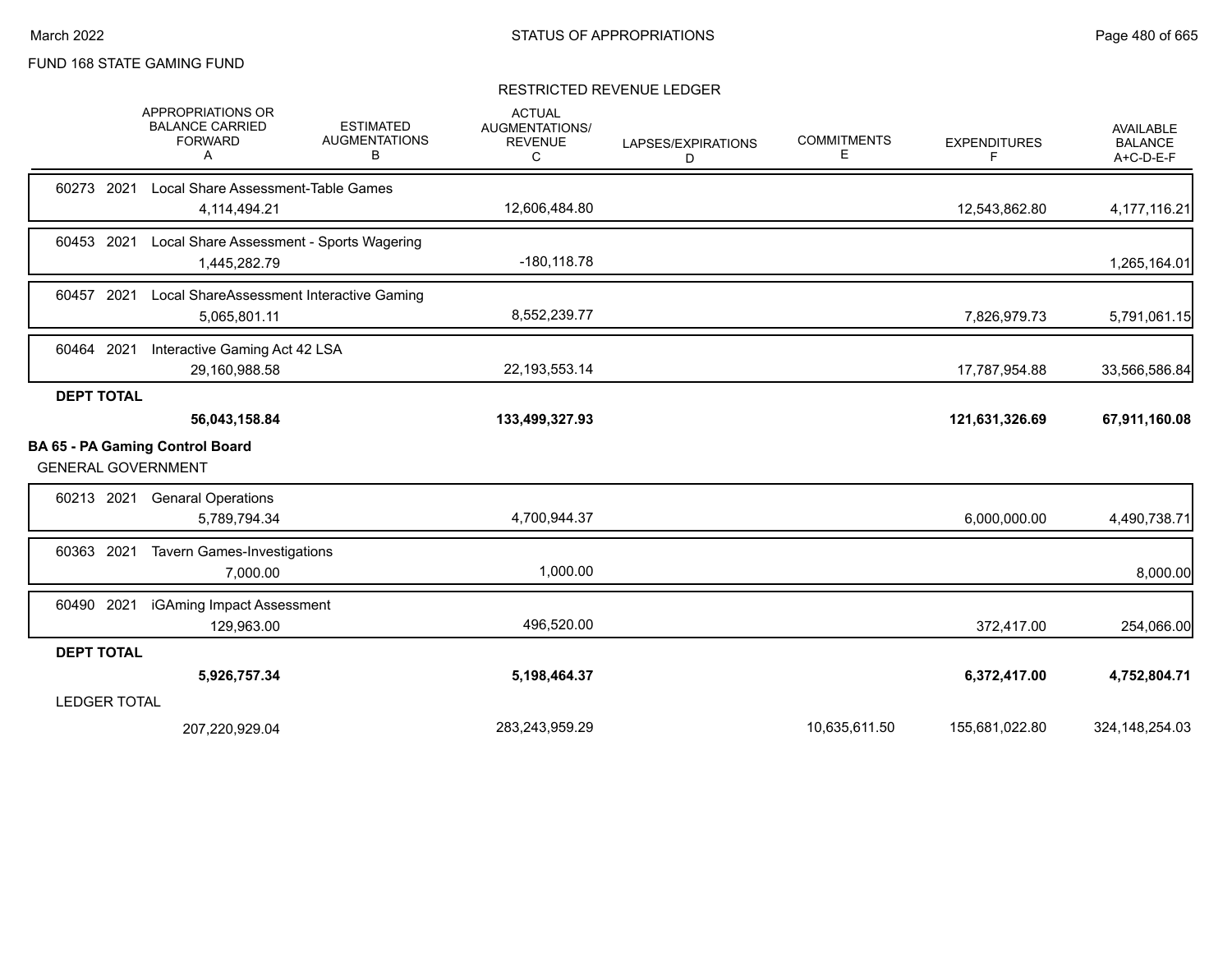FUND 168 STATE GAMING FUND

RESTRICTED REVENUE LEDGER

| | APPROPRIATIONS OR BALANCE CARRIED FORWARD A | ESTIMATED AUGMENTATIONS B | ACTUAL AUGMENTATIONS/ REVENUE C | LAPSES/EXPIRATIONS D | COMMITMENTS E | EXPENDITURES F | AVAILABLE BALANCE A+C-D-E-F |
|---|---|---|---|---|---|---|---|
| 60273 2021 Local Share Assessment-Table Games | 4,114,494.21 | | 12,606,484.80 | | | 12,543,862.80 | 4,177,116.21 |
| 60453 2021 Local Share Assessment - Sports Wagering | 1,445,282.79 | | -180,118.78 | | | | 1,265,164.01 |
| 60457 2021 Local ShareAssessment Interactive Gaming | 5,065,801.11 | | 8,552,239.77 | | | 7,826,979.73 | 5,791,061.15 |
| 60464 2021 Interactive Gaming Act 42 LSA | 29,160,988.58 | | 22,193,553.14 | | | 17,787,954.88 | 33,566,586.84 |
| **DEPT TOTAL** | **56,043,158.84** | | **133,499,327.93** | | | **121,631,326.69** | **67,911,160.08** |

**BA 65 - PA Gaming Control Board**

GENERAL GOVERNMENT

| | APPROPRIATIONS OR BALANCE CARRIED FORWARD A | ESTIMATED AUGMENTATIONS B | ACTUAL AUGMENTATIONS/ REVENUE C | LAPSES/EXPIRATIONS D | COMMITMENTS E | EXPENDITURES F | AVAILABLE BALANCE A+C-D-E-F |
|---|---|---|---|---|---|---|---|
| 60213 2021 Genaral Operations | 5,789,794.34 | | 4,700,944.37 | | | 6,000,000.00 | 4,490,738.71 |
| 60363 2021 Tavern Games-Investigations | 7,000.00 | | 1,000.00 | | | | 8,000.00 |
| 60490 2021 iGAming Impact Assessment | 129,963.00 | | 496,520.00 | | | 372,417.00 | 254,066.00 |
| **DEPT TOTAL** | **5,926,757.34** | | **5,198,464.37** | | | **6,372,417.00** | **4,752,804.71** |
| LEDGER TOTAL | 207,220,929.04 | | 283,243,959.29 | | 10,635,611.50 | 155,681,022.80 | 324,148,254.03 |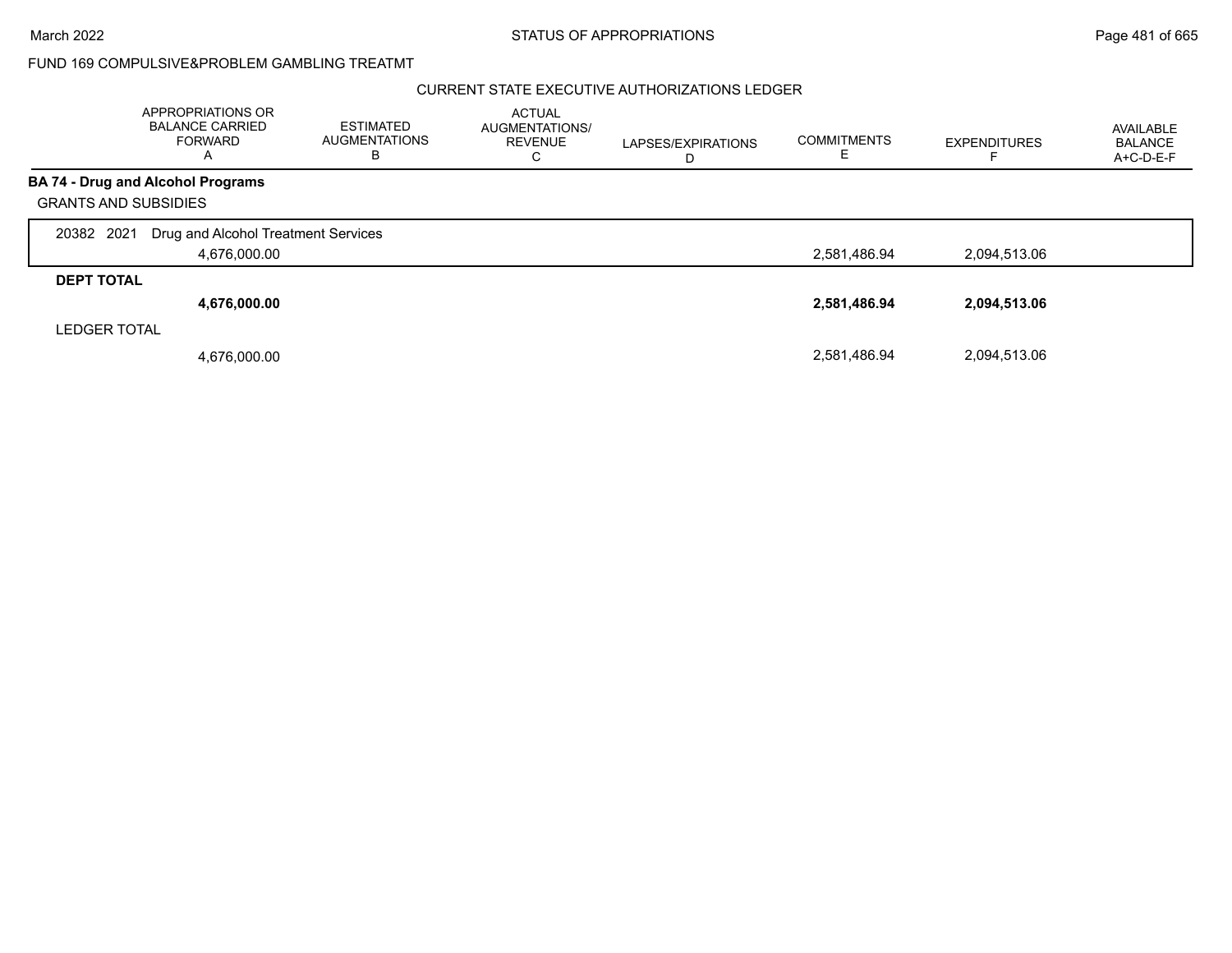FUND 169 COMPULSIVE&PROBLEM GAMBLING TREATMT

CURRENT STATE EXECUTIVE AUTHORIZATIONS LEDGER

| | APPROPRIATIONS OR BALANCE CARRIED FORWARD A | ESTIMATED AUGMENTATIONS B | ACTUAL AUGMENTATIONS/ REVENUE C | LAPSES/EXPIRATIONS D | COMMITMENTS E | EXPENDITURES F | AVAILABLE BALANCE A+C-D-E-F |
|---|---|---|---|---|---|---|---|
| **BA 74 - Drug and Alcohol Programs** | | | | | | | |
| GRANTS AND SUBSIDIES | | | | | | | |
| 20382 2021 Drug and Alcohol Treatment Services | 4,676,000.00 | | | | 2,581,486.94 | 2,094,513.06 | |
| **DEPT TOTAL** | **4,676,000.00** | | | | **2,581,486.94** | **2,094,513.06** | |
| LEDGER TOTAL | 4,676,000.00 | | | | 2,581,486.94 | 2,094,513.06 | |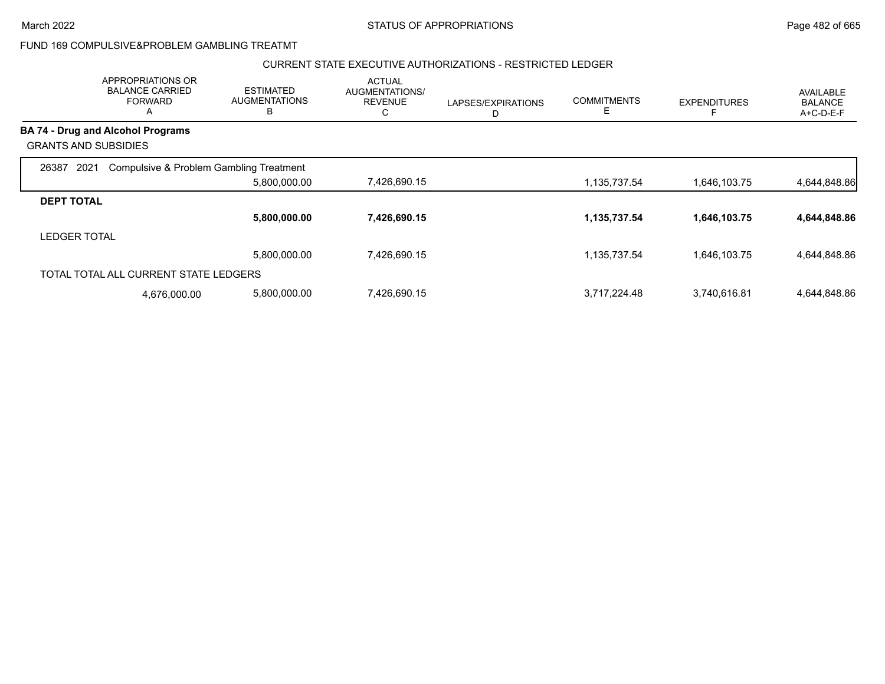FUND 169 COMPULSIVE&PROBLEM GAMBLING TREATMT

CURRENT STATE EXECUTIVE AUTHORIZATIONS - RESTRICTED LEDGER

| | APPROPRIATIONS OR BALANCE CARRIED FORWARD A | ESTIMATED AUGMENTATIONS B | ACTUAL AUGMENTATIONS/ REVENUE C | LAPSES/EXPIRATIONS D | COMMITMENTS E | EXPENDITURES F | AVAILABLE BALANCE A+C-D-E-F |
|---|---|---|---|---|---|---|---|
| **BA 74 - Drug and Alcohol Programs** | | | | | | | |
| GRANTS AND SUBSIDIES | | | | | | | |
| 26387 2021 Compulsive & Problem Gambling Treatment | | 5,800,000.00 | 7,426,690.15 | | 1,135,737.54 | 1,646,103.75 | 4,644,848.86 |
| **DEPT TOTAL** | | **5,800,000.00** | **7,426,690.15** | | **1,135,737.54** | **1,646,103.75** | **4,644,848.86** |
| LEDGER TOTAL | | 5,800,000.00 | 7,426,690.15 | | 1,135,737.54 | 1,646,103.75 | 4,644,848.86 |
| TOTAL TOTAL ALL CURRENT STATE LEDGERS | 4,676,000.00 | 5,800,000.00 | 7,426,690.15 | | 3,717,224.48 | 3,740,616.81 | 4,644,848.86 |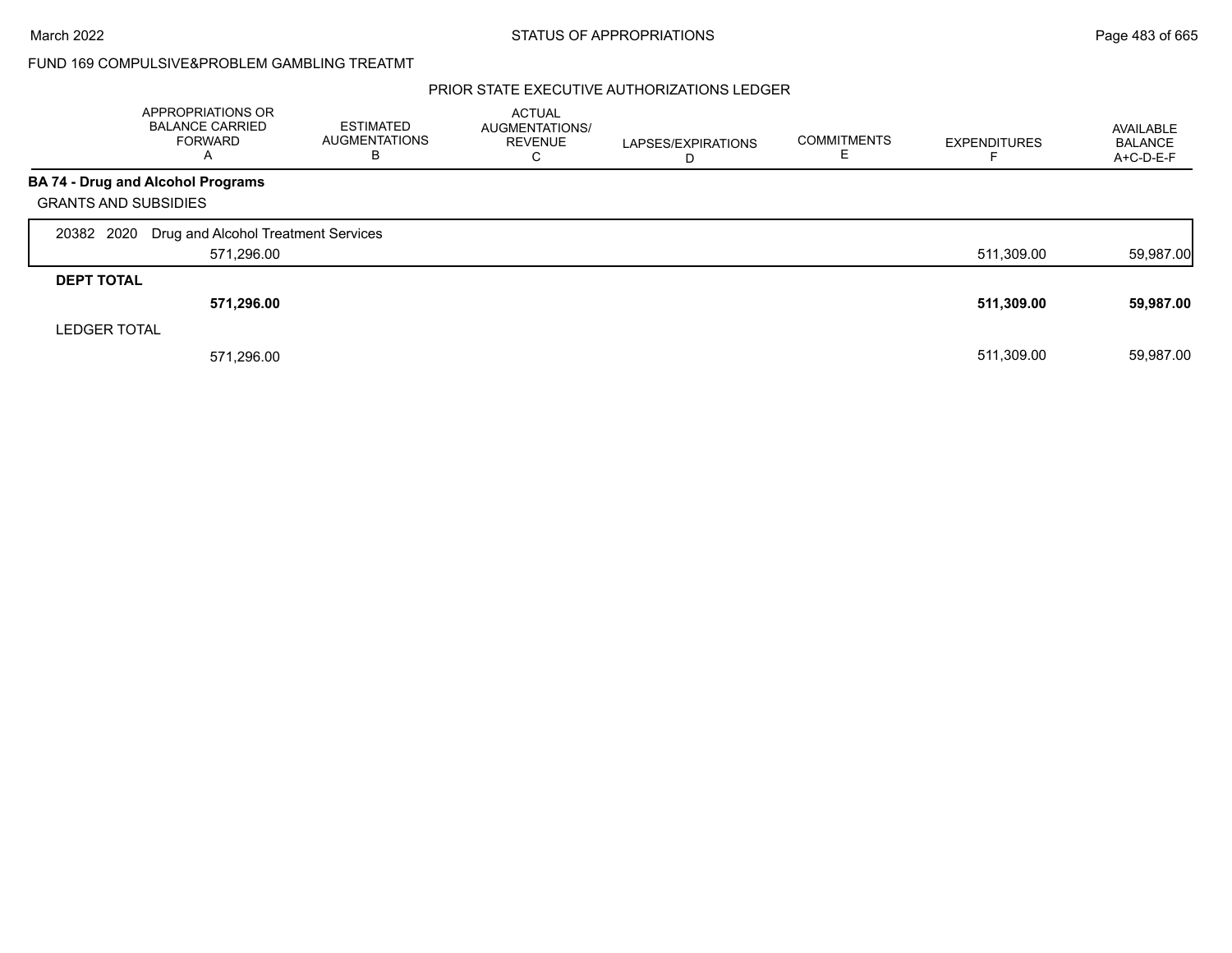FUND 169 COMPULSIVE&PROBLEM GAMBLING TREATMT

PRIOR STATE EXECUTIVE AUTHORIZATIONS LEDGER

| | APPROPRIATIONS OR BALANCE CARRIED FORWARD A | ESTIMATED AUGMENTATIONS B | ACTUAL AUGMENTATIONS/ REVENUE C | LAPSES/EXPIRATIONS D | COMMITMENTS E | EXPENDITURES F | AVAILABLE BALANCE A+C-D-E-F |
|---|---|---|---|---|---|---|---|
| **BA 74 - Drug and Alcohol Programs** | | | | | | | |
| GRANTS AND SUBSIDIES | | | | | | | |
| 20382 2020 Drug and Alcohol Treatment Services | 571,296.00 | | | | | 511,309.00 | 59,987.00 |
| **DEPT TOTAL** | **571,296.00** | | | | | **511,309.00** | **59,987.00** |
| LEDGER TOTAL | 571,296.00 | | | | | 511,309.00 | 59,987.00 |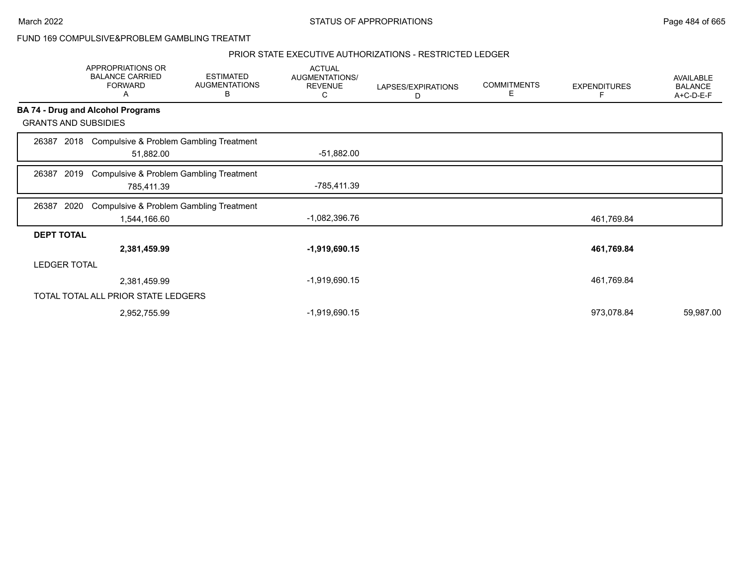FUND 169 COMPULSIVE&PROBLEM GAMBLING TREATMT

PRIOR STATE EXECUTIVE AUTHORIZATIONS - RESTRICTED LEDGER

| | APPROPRIATIONS OR BALANCE CARRIED FORWARD A | ESTIMATED AUGMENTATIONS B | ACTUAL AUGMENTATIONS/ REVENUE C | LAPSES/EXPIRATIONS D | COMMITMENTS E | EXPENDITURES F | AVAILABLE BALANCE A+C-D-E-F |
|---|---|---|---|---|---|---|---|
| **BA 74 - Drug and Alcohol Programs** | | | | | | | |
| GRANTS AND SUBSIDIES | | | | | | | |
| 26387 2018 Compulsive & Problem Gambling Treatment | 51,882.00 | | -51,882.00 | | | | |
| 26387 2019 Compulsive & Problem Gambling Treatment | 785,411.39 | | -785,411.39 | | | | |
| 26387 2020 Compulsive & Problem Gambling Treatment | 1,544,166.60 | | -1,082,396.76 | | | 461,769.84 | |
| **DEPT TOTAL** | **2,381,459.99** | | **-1,919,690.15** | | | **461,769.84** | |
| LEDGER TOTAL | 2,381,459.99 | | -1,919,690.15 | | | 461,769.84 | |
| TOTAL TOTAL ALL PRIOR STATE LEDGERS | 2,952,755.99 | | -1,919,690.15 | | | 973,078.84 | 59,987.00 |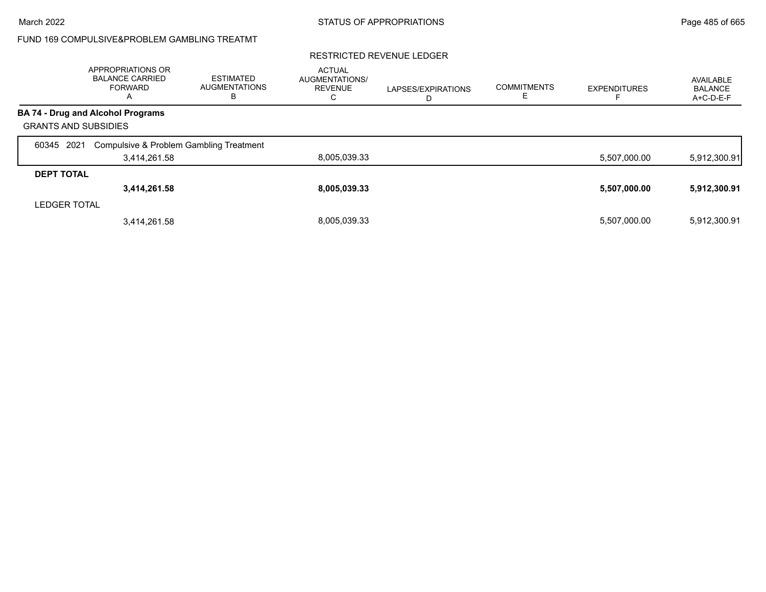FUND 169 COMPULSIVE&PROBLEM GAMBLING TREATMT

RESTRICTED REVENUE LEDGER

| | APPROPRIATIONS OR BALANCE CARRIED FORWARD A | ESTIMATED AUGMENTATIONS B | ACTUAL AUGMENTATIONS/ REVENUE C | LAPSES/EXPIRATIONS D | COMMITMENTS E | EXPENDITURES F | AVAILABLE BALANCE A+C-D-E-F |
|---|---|---|---|---|---|---|---|
| **BA 74 - Drug and Alcohol Programs** | | | | | | | |
| GRANTS AND SUBSIDIES | | | | | | | |
| 60345 2021 Compulsive & Problem Gambling Treatment | 3,414,261.58 | | 8,005,039.33 | | | 5,507,000.00 | 5,912,300.91 |
| **DEPT TOTAL** | **3,414,261.58** | | **8,005,039.33** | | | **5,507,000.00** | **5,912,300.91** |
| LEDGER TOTAL | 3,414,261.58 | | 8,005,039.33 | | | 5,507,000.00 | 5,912,300.91 |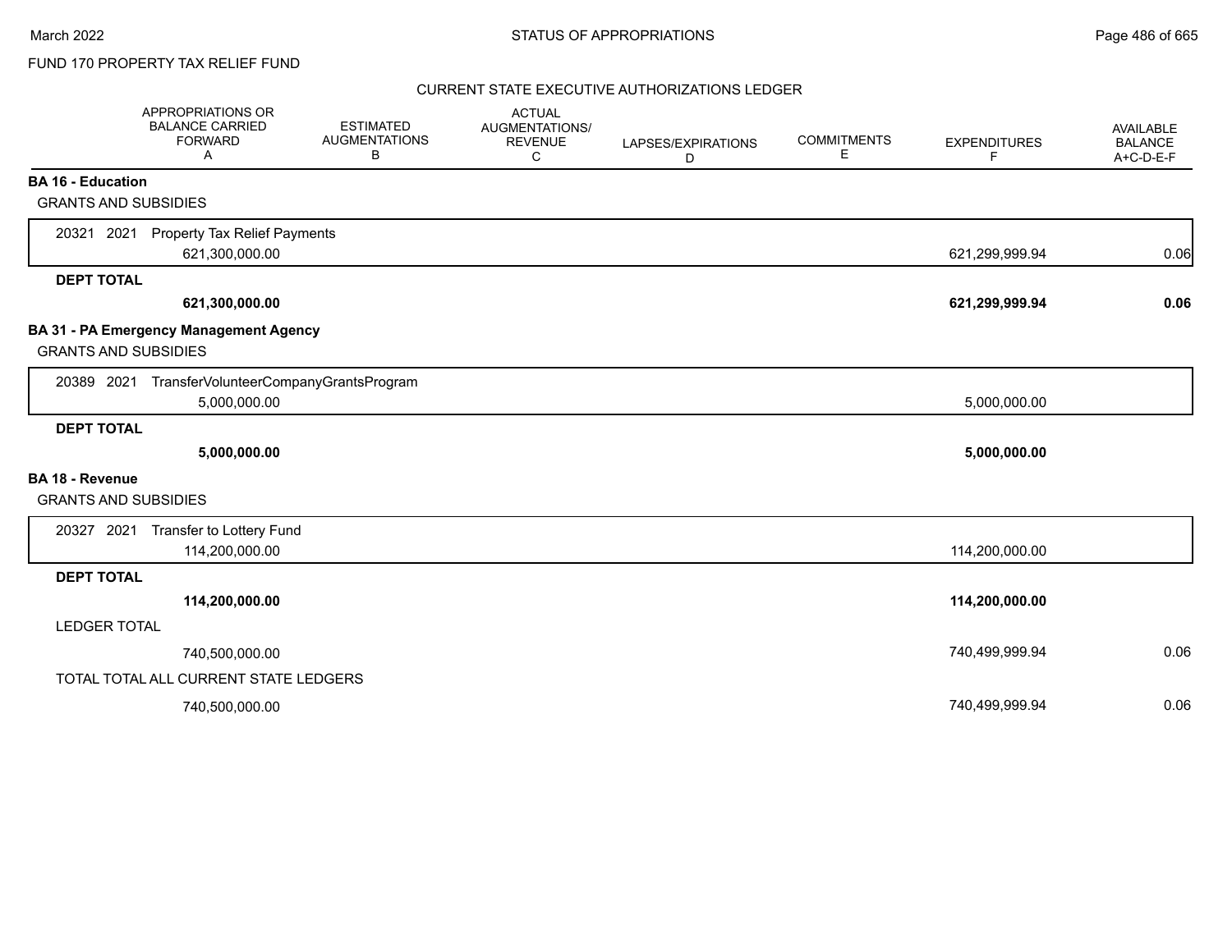FUND 170 PROPERTY TAX RELIEF FUND

CURRENT STATE EXECUTIVE AUTHORIZATIONS LEDGER

| | APPROPRIATIONS OR BALANCE CARRIED FORWARD A | ESTIMATED AUGMENTATIONS B | ACTUAL AUGMENTATIONS/ REVENUE C | LAPSES/EXPIRATIONS D | COMMITMENTS E | EXPENDITURES F | AVAILABLE BALANCE A+C-D-E-F |
|---|---|---|---|---|---|---|---|
| **BA 16 - Education** | | | | | | | |
| GRANTS AND SUBSIDIES | | | | | | | |
| 20321 2021 Property Tax Relief Payments | 621,300,000.00 | | | | | 621,299,999.94 | 0.06 |
| **DEPT TOTAL** | **621,300,000.00** | | | | | **621,299,999.94** | **0.06** |
| **BA 31 - PA Emergency Management Agency** | | | | | | | |
| GRANTS AND SUBSIDIES | | | | | | | |
| 20389 2021 TransferVolunteerCompanyGrantsProgram | 5,000,000.00 | | | | | 5,000,000.00 | |
| **DEPT TOTAL** | **5,000,000.00** | | | | | **5,000,000.00** | |
| **BA 18 - Revenue** | | | | | | | |
| GRANTS AND SUBSIDIES | | | | | | | |
| 20327 2021 Transfer to Lottery Fund | 114,200,000.00 | | | | | 114,200,000.00 | |
| **DEPT TOTAL** | **114,200,000.00** | | | | | **114,200,000.00** | |
| LEDGER TOTAL | 740,500,000.00 | | | | | 740,499,999.94 | 0.06 |
| TOTAL TOTAL ALL CURRENT STATE LEDGERS | 740,500,000.00 | | | | | 740,499,999.94 | 0.06 |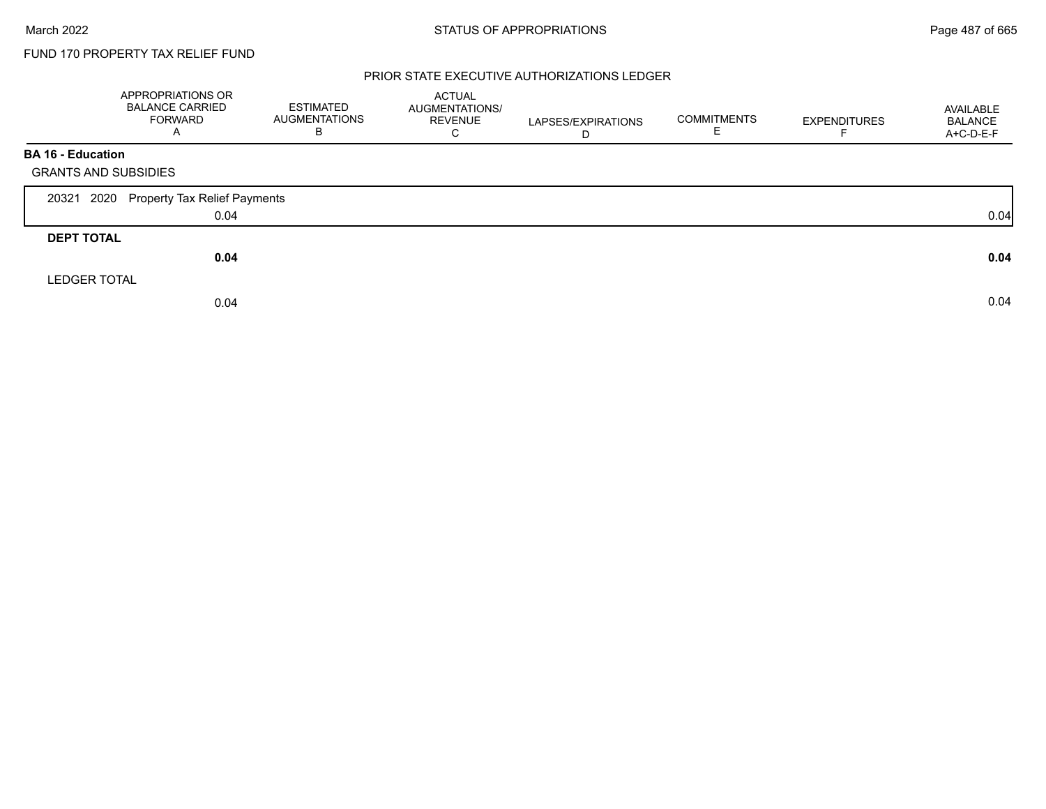FUND 170 PROPERTY TAX RELIEF FUND

PRIOR STATE EXECUTIVE AUTHORIZATIONS LEDGER

| | APPROPRIATIONS OR BALANCE CARRIED FORWARD A | ESTIMATED AUGMENTATIONS B | ACTUAL AUGMENTATIONS/ REVENUE C | LAPSES/EXPIRATIONS D | COMMITMENTS E | EXPENDITURES F | AVAILABLE BALANCE A+C-D-E-F |
|---|---|---|---|---|---|---|---|
| **BA 16 - Education** | | | | | | | |
| GRANTS AND SUBSIDIES | | | | | | | |
| 20321 2020 Property Tax Relief Payments | 0.04 | | | | | | 0.04 |
| **DEPT TOTAL** | **0.04** | | | | | | **0.04** |
| LEDGER TOTAL | 0.04 | | | | | | 0.04 |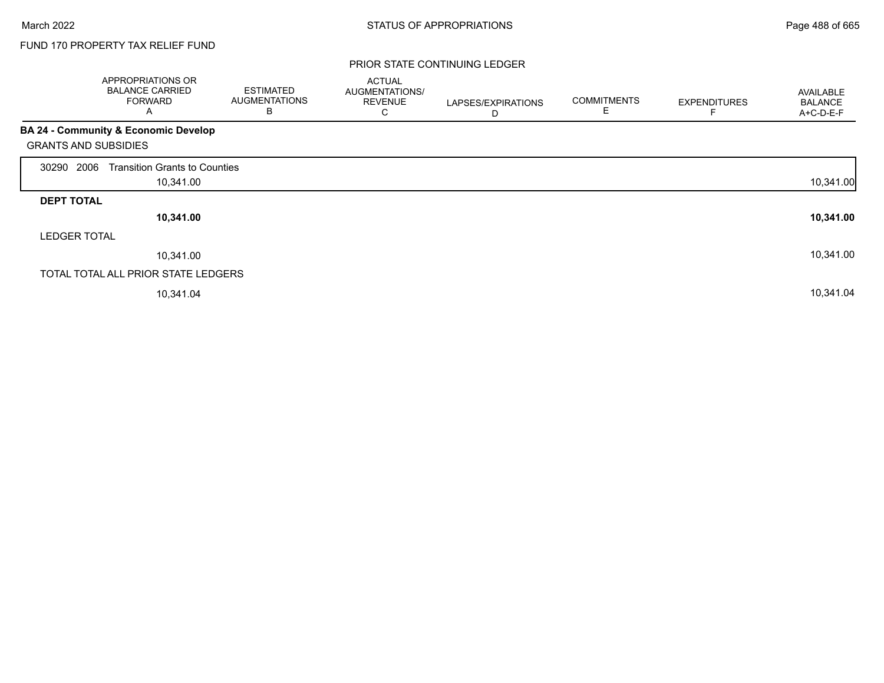FUND 170 PROPERTY TAX RELIEF FUND

PRIOR STATE CONTINUING LEDGER

| | APPROPRIATIONS OR BALANCE CARRIED FORWARD A | ESTIMATED AUGMENTATIONS B | ACTUAL AUGMENTATIONS/ REVENUE C | LAPSES/EXPIRATIONS D | COMMITMENTS E | EXPENDITURES F | AVAILABLE BALANCE A+C-D-E-F |
|---|---|---|---|---|---|---|---|
| **BA 24 - Community & Economic Develop** | | | | | | | |
| GRANTS AND SUBSIDIES | | | | | | | |
| 30290 2006 Transition Grants to Counties | 10,341.00 | | | | | | 10,341.00 |
| **DEPT TOTAL** | **10,341.00** | | | | | | **10,341.00** |
| LEDGER TOTAL | 10,341.00 | | | | | | 10,341.00 |
| TOTAL TOTAL ALL PRIOR STATE LEDGERS | 10,341.04 | | | | | | 10,341.04 |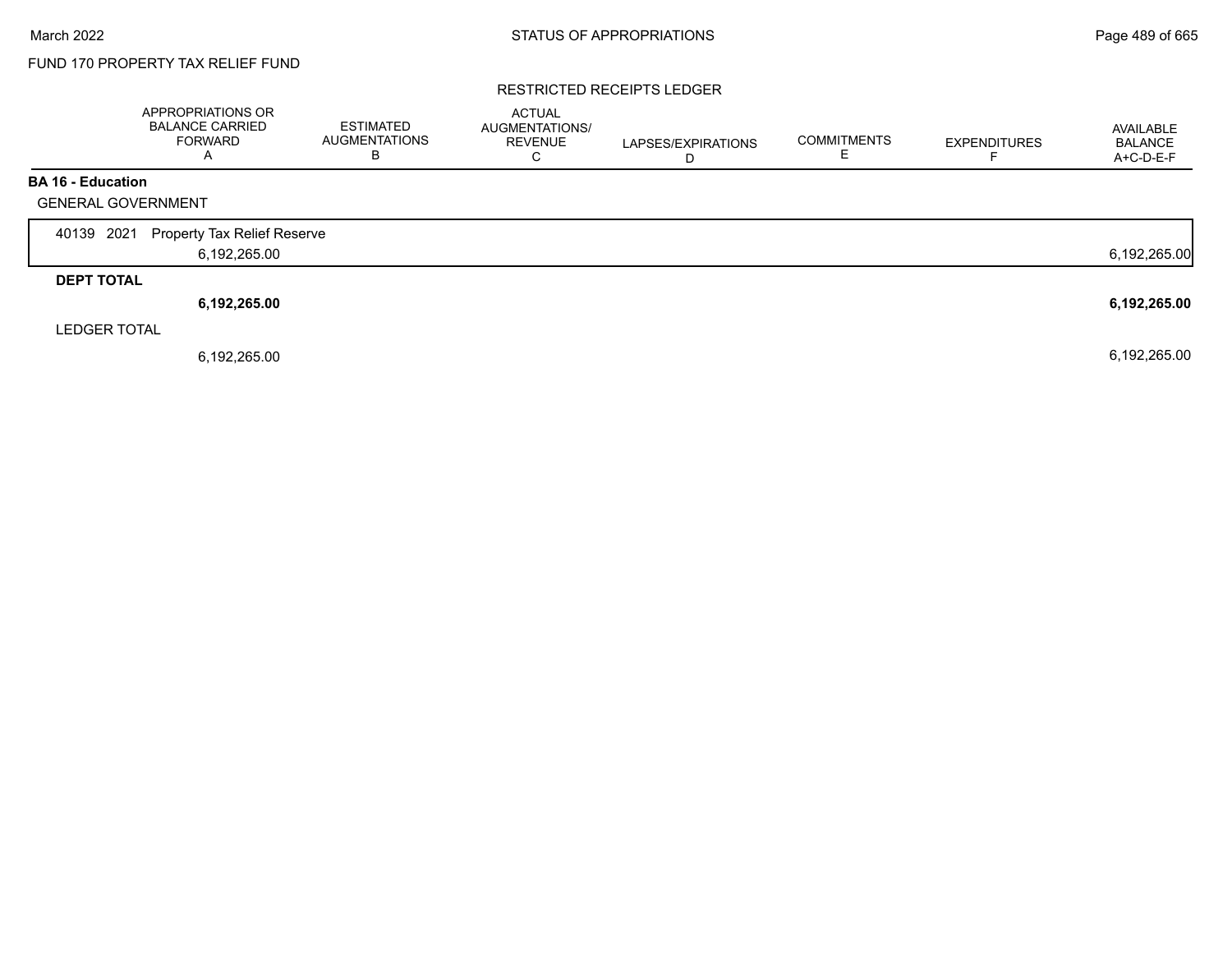FUND 170 PROPERTY TAX RELIEF FUND

RESTRICTED RECEIPTS LEDGER

| | APPROPRIATIONS OR BALANCE CARRIED FORWARD A | ESTIMATED AUGMENTATIONS B | ACTUAL AUGMENTATIONS/ REVENUE C | LAPSES/EXPIRATIONS D | COMMITMENTS E | EXPENDITURES F | AVAILABLE BALANCE A+C-D-E-F |
|---|---|---|---|---|---|---|---|
| **BA 16 - Education** | | | | | | | |
| GENERAL GOVERNMENT | | | | | | | |
| 40139 2021 Property Tax Relief Reserve | 6,192,265.00 | | | | | | 6,192,265.00 |
| **DEPT TOTAL** | **6,192,265.00** | | | | | | **6,192,265.00** |
| LEDGER TOTAL | 6,192,265.00 | | | | | | 6,192,265.00 |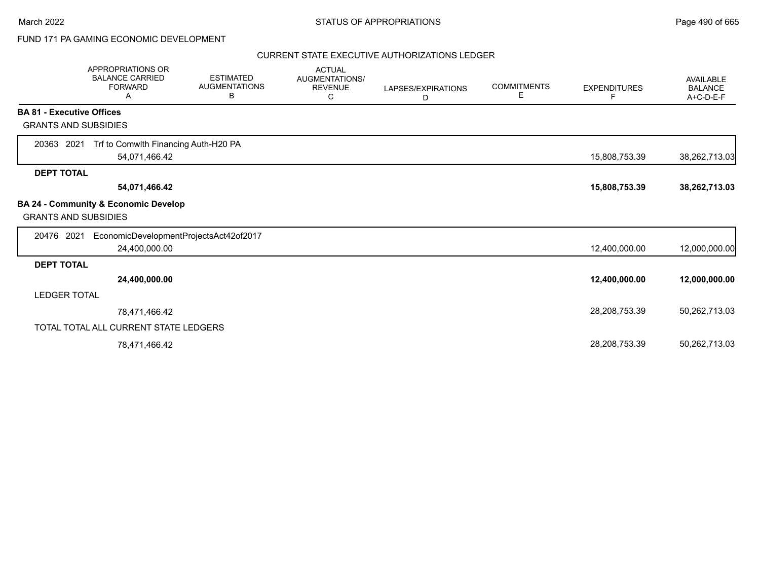FUND 171 PA GAMING ECONOMIC DEVELOPMENT

CURRENT STATE EXECUTIVE AUTHORIZATIONS LEDGER

| | APPROPRIATIONS OR BALANCE CARRIED FORWARD A | ESTIMATED AUGMENTATIONS B | ACTUAL AUGMENTATIONS/ REVENUE C | LAPSES/EXPIRATIONS D | COMMITMENTS E | EXPENDITURES F | AVAILABLE BALANCE A+C-D-E-F |
|---|---|---|---|---|---|---|---|
| **BA 81 - Executive Offices** | | | | | | | |
| GRANTS AND SUBSIDIES | | | | | | | |
| 20363 2021 Trf to Comwlth Financing Auth-H20 PA | 54,071,466.42 | | | | | 15,808,753.39 | 38,262,713.03 |
| **DEPT TOTAL** | **54,071,466.42** | | | | | **15,808,753.39** | **38,262,713.03** |
| **BA 24 - Community & Economic Develop** | | | | | | | |
| GRANTS AND SUBSIDIES | | | | | | | |
| 20476 2021 EconomicDevelopmentProjectsAct42of2017 | 24,400,000.00 | | | | | 12,400,000.00 | 12,000,000.00 |
| **DEPT TOTAL** | **24,400,000.00** | | | | | **12,400,000.00** | **12,000,000.00** |
| LEDGER TOTAL | 78,471,466.42 | | | | | 28,208,753.39 | 50,262,713.03 |
| TOTAL TOTAL ALL CURRENT STATE LEDGERS | 78,471,466.42 | | | | | 28,208,753.39 | 50,262,713.03 |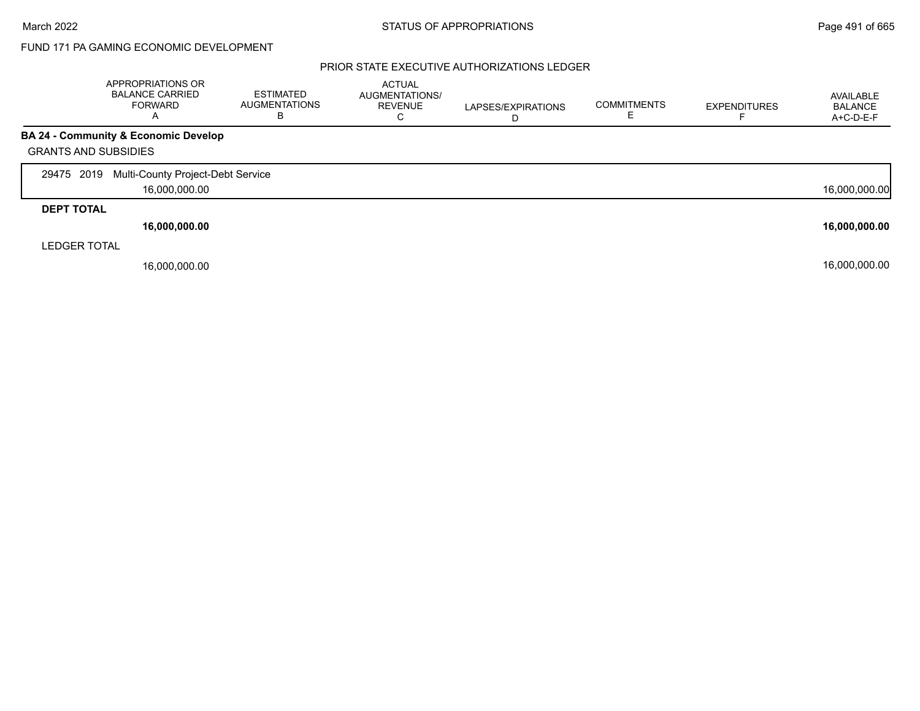FUND 171 PA GAMING ECONOMIC DEVELOPMENT

PRIOR STATE EXECUTIVE AUTHORIZATIONS LEDGER

| | APPROPRIATIONS OR BALANCE CARRIED FORWARD A | ESTIMATED AUGMENTATIONS B | ACTUAL AUGMENTATIONS/ REVENUE C | LAPSES/EXPIRATIONS D | COMMITMENTS E | EXPENDITURES F | AVAILABLE BALANCE A+C-D-E-F |
|---|---|---|---|---|---|---|---|
| **BA 24 - Community & Economic Develop** | | | | | | | |
| GRANTS AND SUBSIDIES | | | | | | | |
| 29475 2019 Multi-County Project-Debt Service | 16,000,000.00 | | | | | | 16,000,000.00 |
| **DEPT TOTAL** | **16,000,000.00** | | | | | | **16,000,000.00** |
| LEDGER TOTAL | 16,000,000.00 | | | | | | 16,000,000.00 |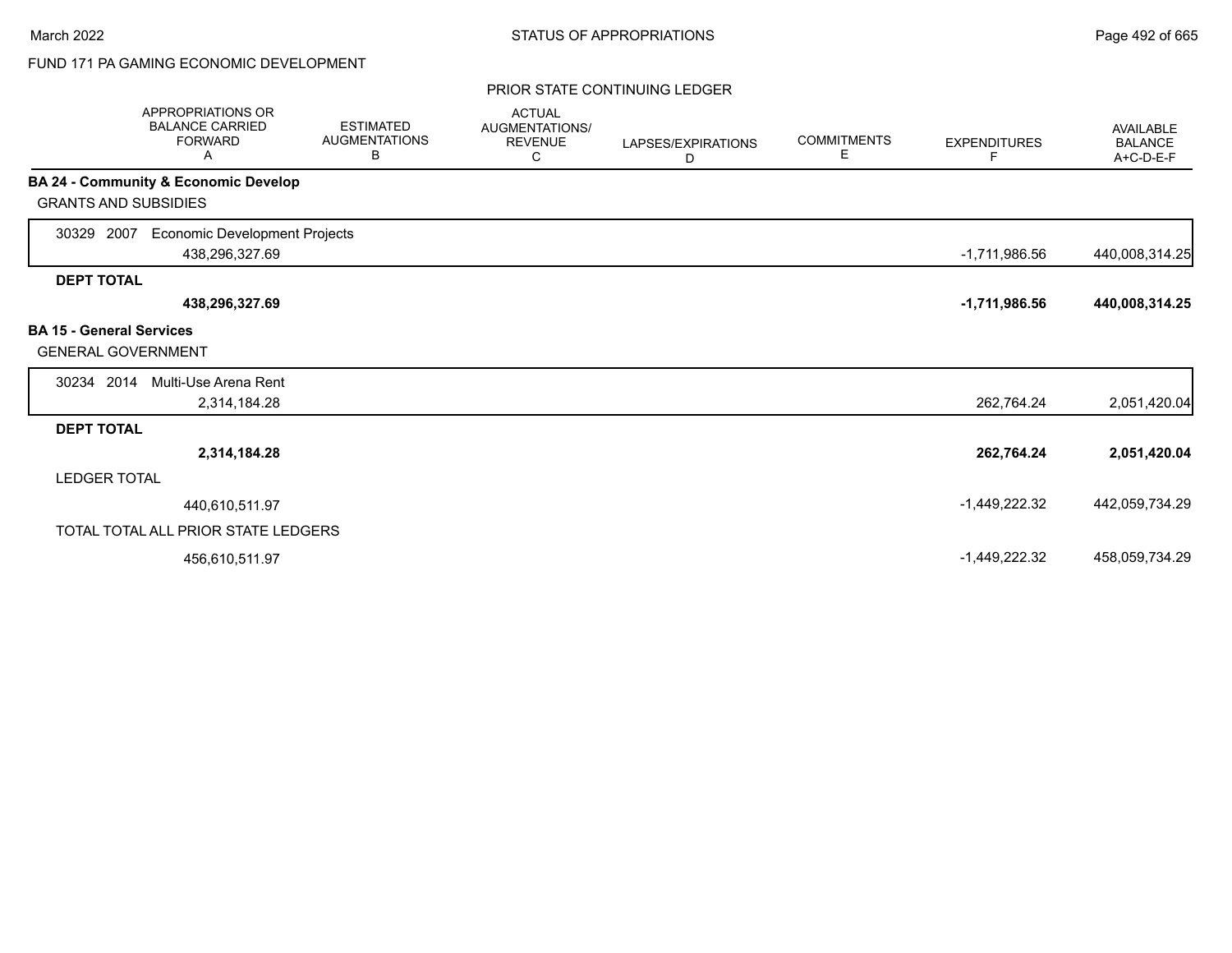FUND 171 PA GAMING ECONOMIC DEVELOPMENT

PRIOR STATE CONTINUING LEDGER

| | APPROPRIATIONS OR BALANCE CARRIED FORWARD A | ESTIMATED AUGMENTATIONS B | ACTUAL AUGMENTATIONS/ REVENUE C | LAPSES/EXPIRATIONS D | COMMITMENTS E | EXPENDITURES F | AVAILABLE BALANCE A+C-D-E-F |
|---|---|---|---|---|---|---|---|
| **BA 24 - Community & Economic Develop** | | | | | | | |
| GRANTS AND SUBSIDIES | | | | | | | |
| 30329 2007 Economic Development Projects | 438,296,327.69 | | | | | -1,711,986.56 | 440,008,314.25 |
| **DEPT TOTAL** | **438,296,327.69** | | | | | **-1,711,986.56** | **440,008,314.25** |
| **BA 15 - General Services** | | | | | | | |
| GENERAL GOVERNMENT | | | | | | | |
| 30234 2014 Multi-Use Arena Rent | 2,314,184.28 | | | | | 262,764.24 | 2,051,420.04 |
| **DEPT TOTAL** | **2,314,184.28** | | | | | **262,764.24** | **2,051,420.04** |
| LEDGER TOTAL | 440,610,511.97 | | | | | -1,449,222.32 | 442,059,734.29 |
| TOTAL TOTAL ALL PRIOR STATE LEDGERS | 456,610,511.97 | | | | | -1,449,222.32 | 458,059,734.29 |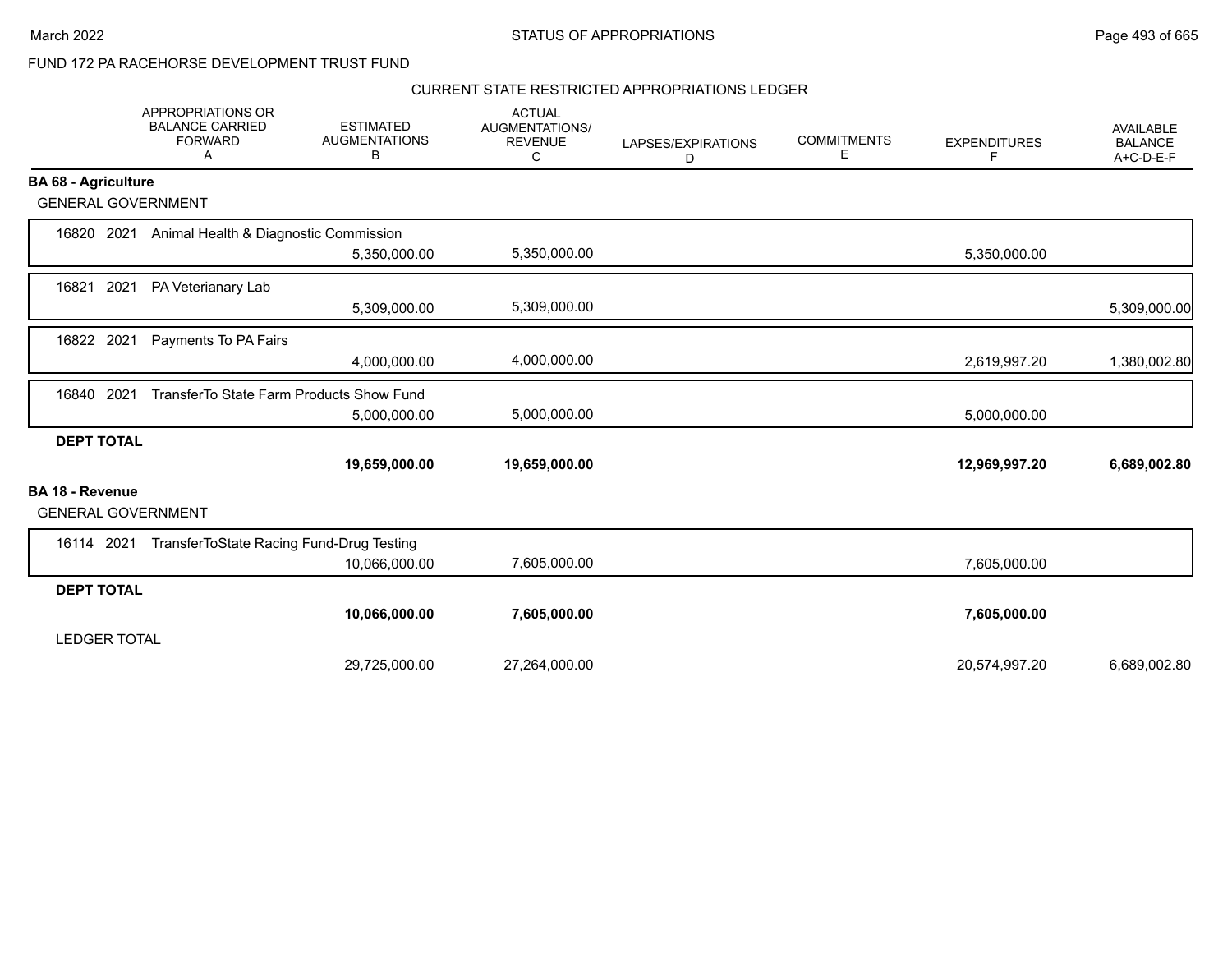FUND 172 PA RACEHORSE DEVELOPMENT TRUST FUND

CURRENT STATE RESTRICTED APPROPRIATIONS LEDGER

| | APPROPRIATIONS OR BALANCE CARRIED FORWARD A | ESTIMATED AUGMENTATIONS B | ACTUAL AUGMENTATIONS/ REVENUE C | LAPSES/EXPIRATIONS D | COMMITMENTS E | EXPENDITURES F | AVAILABLE BALANCE A+C-D-E-F |
|---|---|---|---|---|---|---|---|
| **BA 68 - Agriculture** | | | | | | | |
| GENERAL GOVERNMENT | | | | | | | |
| 16820 2021 Animal Health & Diagnostic Commission | | 5,350,000.00 | 5,350,000.00 | | | 5,350,000.00 | |
| 16821 2021 PA Veterianary Lab | | 5,309,000.00 | 5,309,000.00 | | | | 5,309,000.00 |
| 16822 2021 Payments To PA Fairs | | 4,000,000.00 | 4,000,000.00 | | | 2,619,997.20 | 1,380,002.80 |
| 16840 2021 TransferTo State Farm Products Show Fund | | 5,000,000.00 | 5,000,000.00 | | | 5,000,000.00 | |
| **DEPT TOTAL** | | **19,659,000.00** | **19,659,000.00** | | | **12,969,997.20** | **6,689,002.80** |
| **BA 18 - Revenue** | | | | | | | |
| GENERAL GOVERNMENT | | | | | | | |
| 16114 2021 TransferToState Racing Fund-Drug Testing | | 10,066,000.00 | 7,605,000.00 | | | 7,605,000.00 | |
| **DEPT TOTAL** | | **10,066,000.00** | **7,605,000.00** | | | **7,605,000.00** | |
| LEDGER TOTAL | | 29,725,000.00 | 27,264,000.00 | | | 20,574,997.20 | 6,689,002.80 |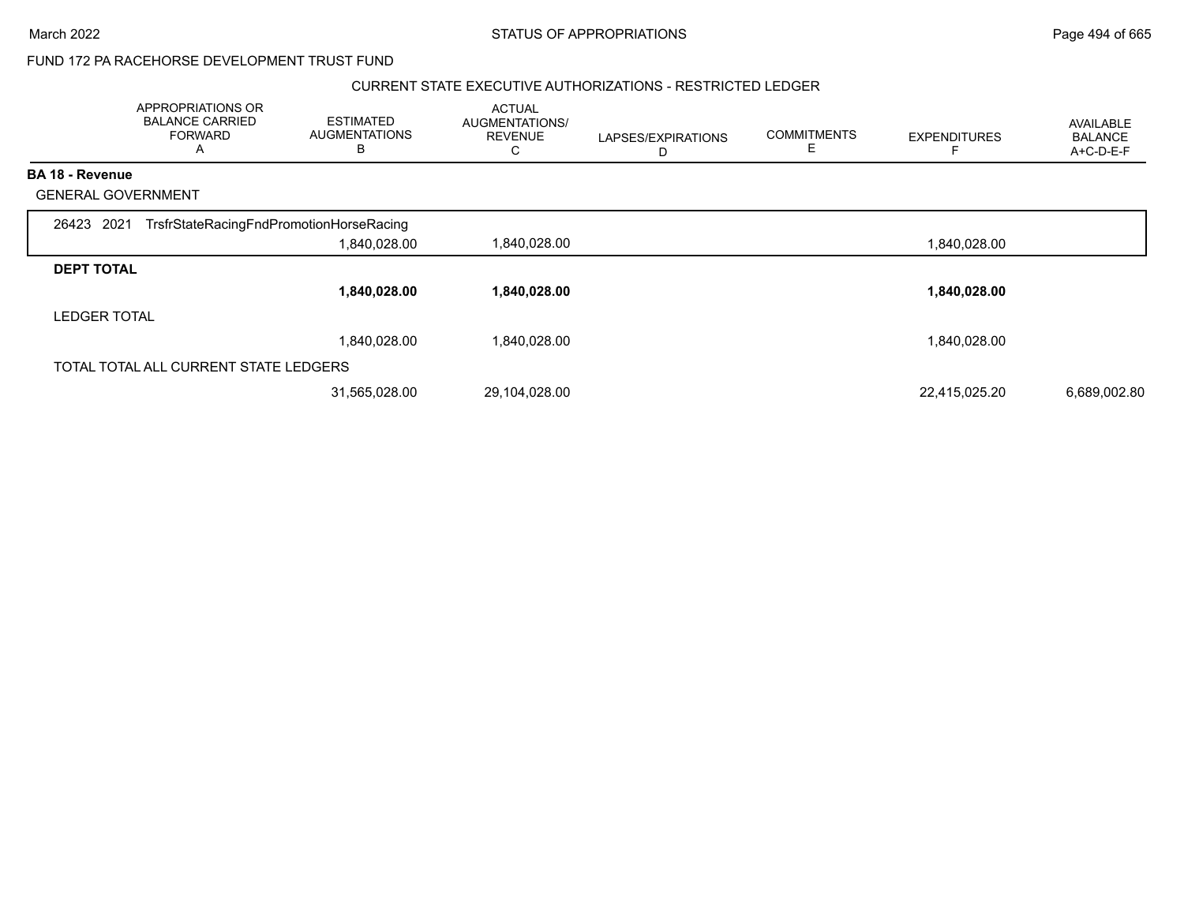FUND 172 PA RACEHORSE DEVELOPMENT TRUST FUND

CURRENT STATE EXECUTIVE AUTHORIZATIONS - RESTRICTED LEDGER

| | APPROPRIATIONS OR BALANCE CARRIED FORWARD A | ESTIMATED AUGMENTATIONS B | ACTUAL AUGMENTATIONS/ REVENUE C | LAPSES/EXPIRATIONS D | COMMITMENTS E | EXPENDITURES F | AVAILABLE BALANCE A+C-D-E-F |
|---|---|---|---|---|---|---|---|
| **BA 18 - Revenue** | | | | | | | |
| GENERAL GOVERNMENT | | | | | | | |
| 26423 2021 TrsfrStateRacingFndPromotionHorseRacing | 1,840,028.00 | 1,840,028.00 | | | | 1,840,028.00 | |
| **DEPT TOTAL** | **1,840,028.00** | **1,840,028.00** | | | | **1,840,028.00** | |
| LEDGER TOTAL | 1,840,028.00 | 1,840,028.00 | | | | 1,840,028.00 | |
| TOTAL TOTAL ALL CURRENT STATE LEDGERS | 31,565,028.00 | 29,104,028.00 | | | | 22,415,025.20 | 6,689,002.80 |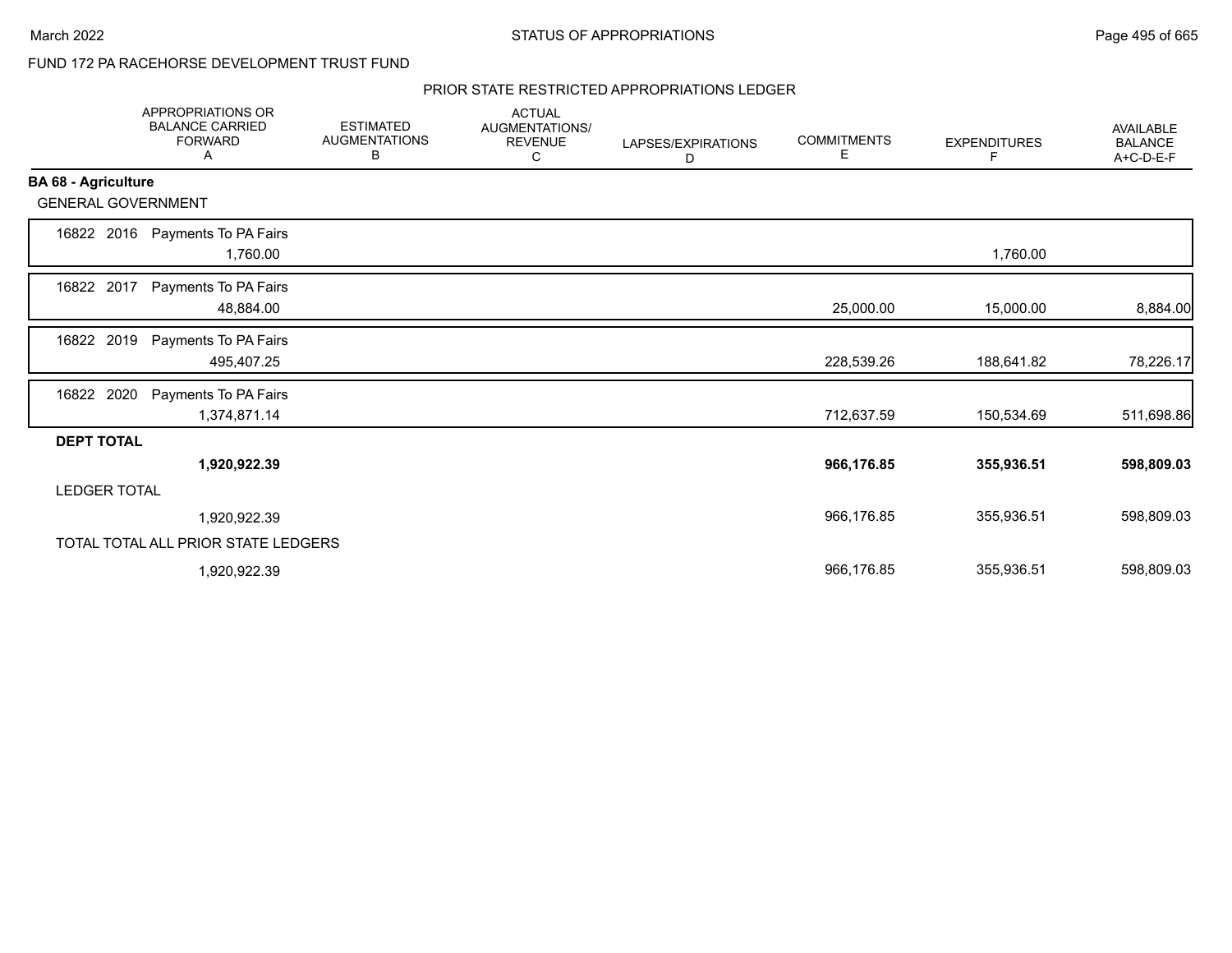FUND 172 PA RACEHORSE DEVELOPMENT TRUST FUND

PRIOR STATE RESTRICTED APPROPRIATIONS LEDGER

| | APPROPRIATIONS OR BALANCE CARRIED FORWARD A | ESTIMATED AUGMENTATIONS B | ACTUAL AUGMENTATIONS/ REVENUE C | LAPSES/EXPIRATIONS D | COMMITMENTS E | EXPENDITURES F | AVAILABLE BALANCE A+C-D-E-F |
|---|---|---|---|---|---|---|---|
| **BA 68 - Agriculture** | | | | | | | |
| GENERAL GOVERNMENT | | | | | | | |
| 16822 2016 Payments To PA Fairs | 1,760.00 | | | | | 1,760.00 | |
| 16822 2017 Payments To PA Fairs | 48,884.00 | | | | 25,000.00 | 15,000.00 | 8,884.00 |
| 16822 2019 Payments To PA Fairs | 495,407.25 | | | | 228,539.26 | 188,641.82 | 78,226.17 |
| 16822 2020 Payments To PA Fairs | 1,374,871.14 | | | | 712,637.59 | 150,534.69 | 511,698.86 |
| **DEPT TOTAL** | **1,920,922.39** | | | | **966,176.85** | **355,936.51** | **598,809.03** |
| LEDGER TOTAL | 1,920,922.39 | | | | 966,176.85 | 355,936.51 | 598,809.03 |
| TOTAL TOTAL ALL PRIOR STATE LEDGERS | 1,920,922.39 | | | | 966,176.85 | 355,936.51 | 598,809.03 |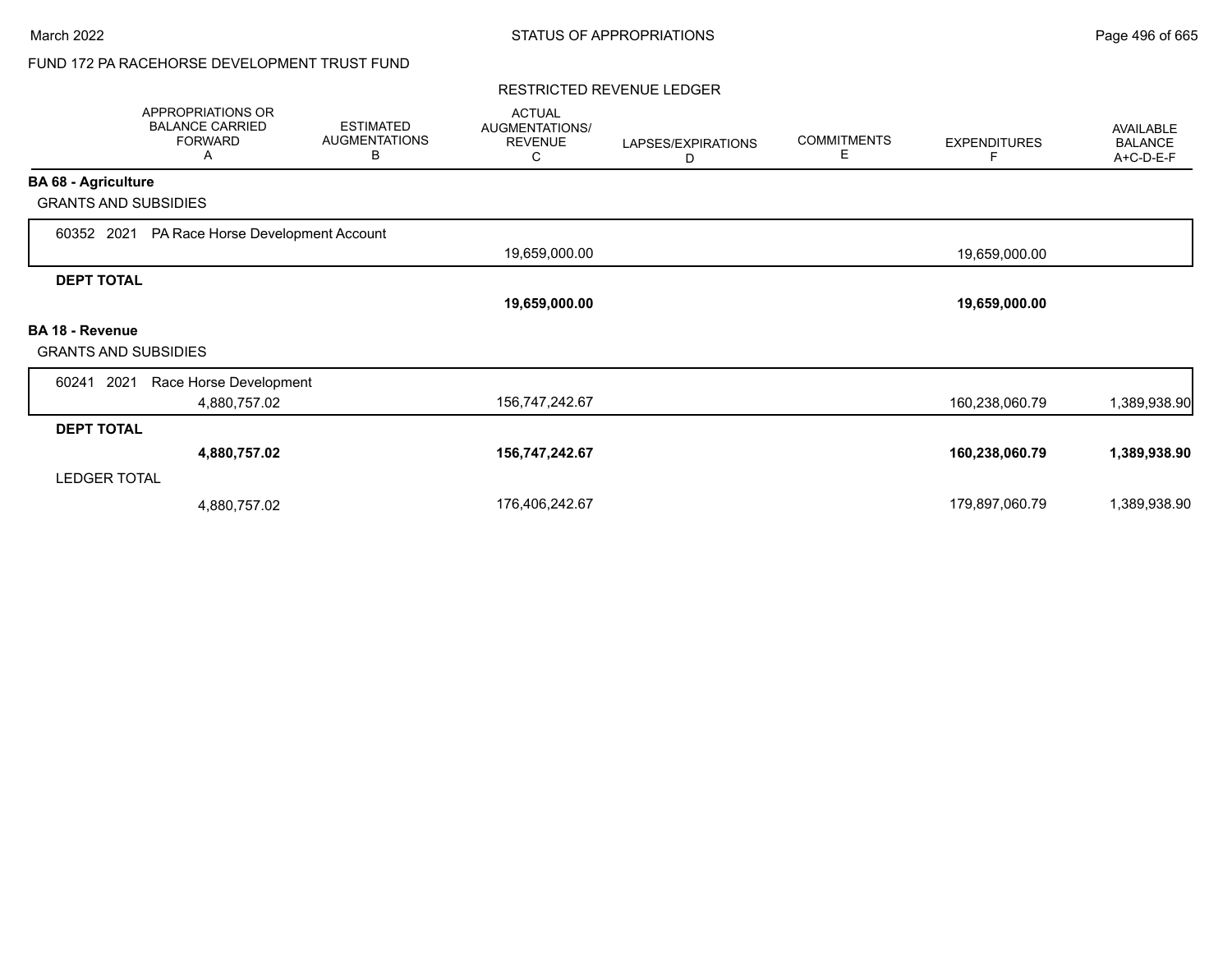FUND 172 PA RACEHORSE DEVELOPMENT TRUST FUND

RESTRICTED REVENUE LEDGER

| | APPROPRIATIONS OR BALANCE CARRIED FORWARD A | ESTIMATED AUGMENTATIONS B | ACTUAL AUGMENTATIONS/ REVENUE C | LAPSES/EXPIRATIONS D | COMMITMENTS E | EXPENDITURES F | AVAILABLE BALANCE A+C-D-E-F |
|---|---|---|---|---|---|---|---|
| **BA 68 - Agriculture** | | | | | | | |
| GRANTS AND SUBSIDIES | | | | | | | |
| 60352 2021 PA Race Horse Development Account | | | 19,659,000.00 | | | 19,659,000.00 | |
| **DEPT TOTAL** | | | **19,659,000.00** | | | **19,659,000.00** | |
| **BA 18 - Revenue** | | | | | | | |
| GRANTS AND SUBSIDIES | | | | | | | |
| 60241 2021 Race Horse Development | 4,880,757.02 | | 156,747,242.67 | | | 160,238,060.79 | 1,389,938.90 |
| **DEPT TOTAL** | **4,880,757.02** | | **156,747,242.67** | | | **160,238,060.79** | **1,389,938.90** |
| LEDGER TOTAL | 4,880,757.02 | | 176,406,242.67 | | | 179,897,060.79 | 1,389,938.90 |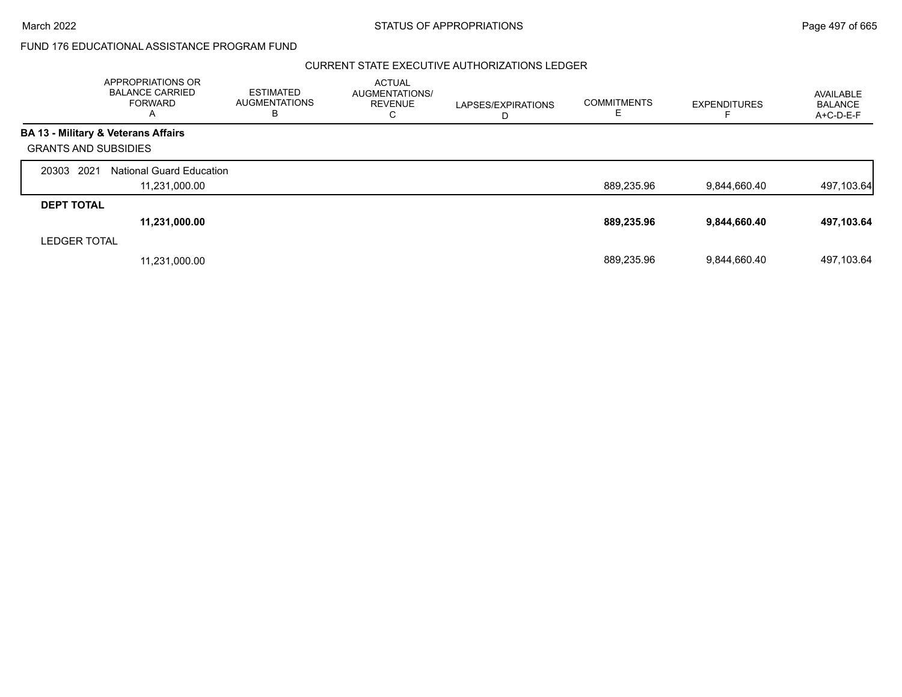# FUND 176 EDUCATIONAL ASSISTANCE PROGRAM FUND

## CURRENT STATE EXECUTIVE AUTHORIZATIONS LEDGER

| | APPROPRIATIONS OR BALANCE CARRIED FORWARD A | ESTIMATED AUGMENTATIONS B | ACTUAL AUGMENTATIONS/ REVENUE C | LAPSES/EXPIRATIONS D | COMMITMENTS E | EXPENDITURES F | AVAILABLE BALANCE A+C-D-E-F |
|---|---|---|---|---|---|---|---|
| **BA 13 - Military & Veterans Affairs** | | | | | | | |
| GRANTS AND SUBSIDIES | | | | | | | |
| 20303 2021 National Guard Education | 11,231,000.00 | | | | 889,235.96 | 9,844,660.40 | 497,103.64 |
| **DEPT TOTAL** | **11,231,000.00** | | | | **889,235.96** | **9,844,660.40** | **497,103.64** |
| LEDGER TOTAL | 11,231,000.00 | | | | 889,235.96 | 9,844,660.40 | 497,103.64 |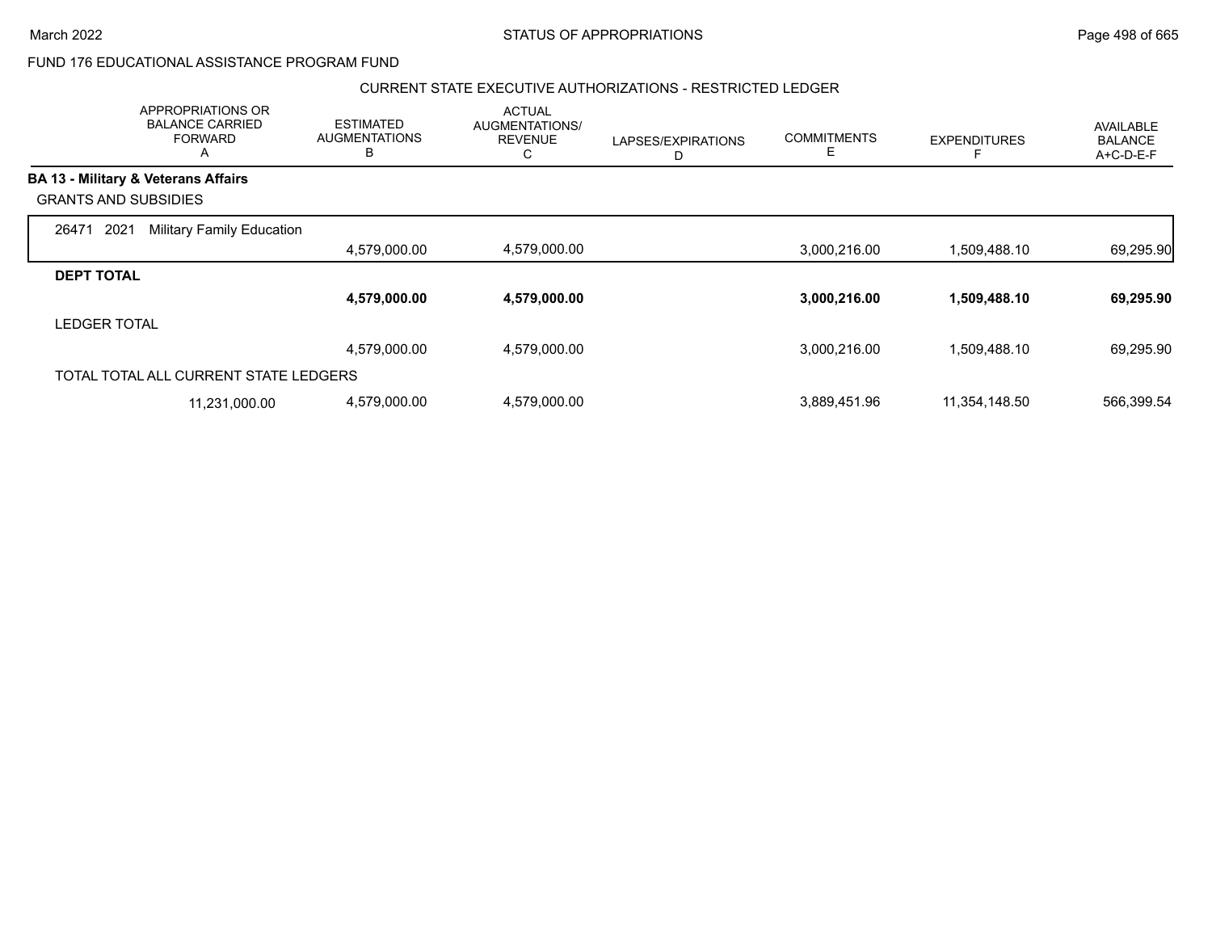FUND 176 EDUCATIONAL ASSISTANCE PROGRAM FUND

CURRENT STATE EXECUTIVE AUTHORIZATIONS - RESTRICTED LEDGER

| APPROPRIATIONS OR BALANCE CARRIED FORWARD A | ESTIMATED AUGMENTATIONS B | ACTUAL AUGMENTATIONS/ REVENUE C | LAPSES/EXPIRATIONS D | COMMITMENTS E | EXPENDITURES F | AVAILABLE BALANCE A+C-D-E-F |
|---|---|---|---|---|---|---|
| **BA 13 - Military & Veterans Affairs** | | | | | | |
| GRANTS AND SUBSIDIES | | | | | | |
| 26471 2021 Military Family Education | | | | | | |
| | 4,579,000.00 | 4,579,000.00 | | 3,000,216.00 | 1,509,488.10 | 69,295.90 |
| **DEPT TOTAL** | | | | | | |
| | **4,579,000.00** | **4,579,000.00** | | **3,000,216.00** | **1,509,488.10** | **69,295.90** |
| LEDGER TOTAL | | | | | | |
| | 4,579,000.00 | 4,579,000.00 | | 3,000,216.00 | 1,509,488.10 | 69,295.90 |
| TOTAL TOTAL ALL CURRENT STATE LEDGERS | | | | | | |
| 11,231,000.00 | 4,579,000.00 | 4,579,000.00 | | 3,889,451.96 | 11,354,148.50 | 566,399.54 |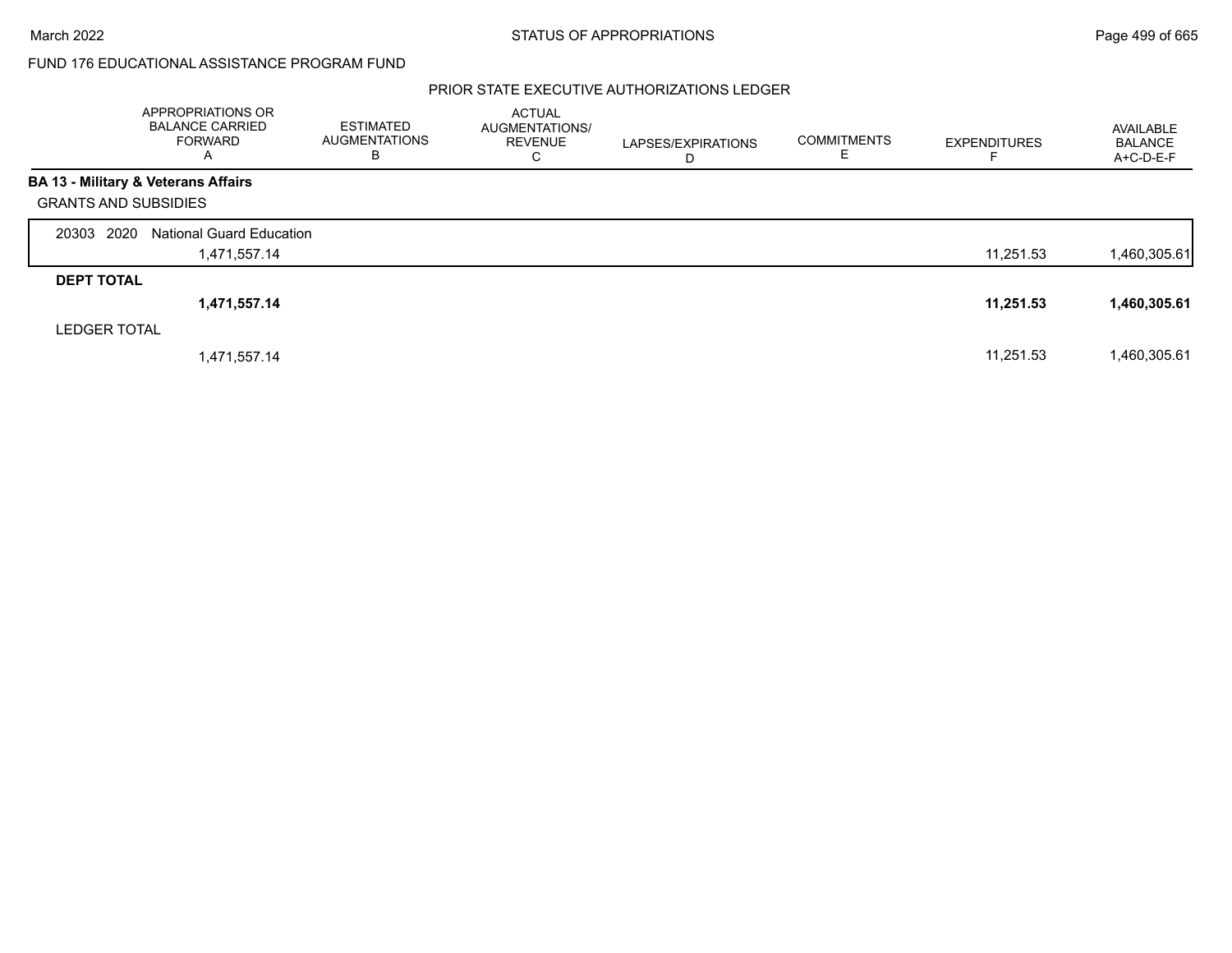FUND 176 EDUCATIONAL ASSISTANCE PROGRAM FUND

PRIOR STATE EXECUTIVE AUTHORIZATIONS LEDGER

| | APPROPRIATIONS OR BALANCE CARRIED FORWARD A | ESTIMATED AUGMENTATIONS B | ACTUAL AUGMENTATIONS/ REVENUE C | LAPSES/EXPIRATIONS D | COMMITMENTS E | EXPENDITURES F | AVAILABLE BALANCE A+C-D-E-F |
|---|---|---|---|---|---|---|---|
| **BA 13 - Military & Veterans Affairs** | | | | | | | |
| GRANTS AND SUBSIDIES | | | | | | | |
| 20303 2020 National Guard Education | 1,471,557.14 | | | | | 11,251.53 | 1,460,305.61 |
| **DEPT TOTAL** | **1,471,557.14** | | | | | **11,251.53** | **1,460,305.61** |
| LEDGER TOTAL | 1,471,557.14 | | | | | 11,251.53 | 1,460,305.61 |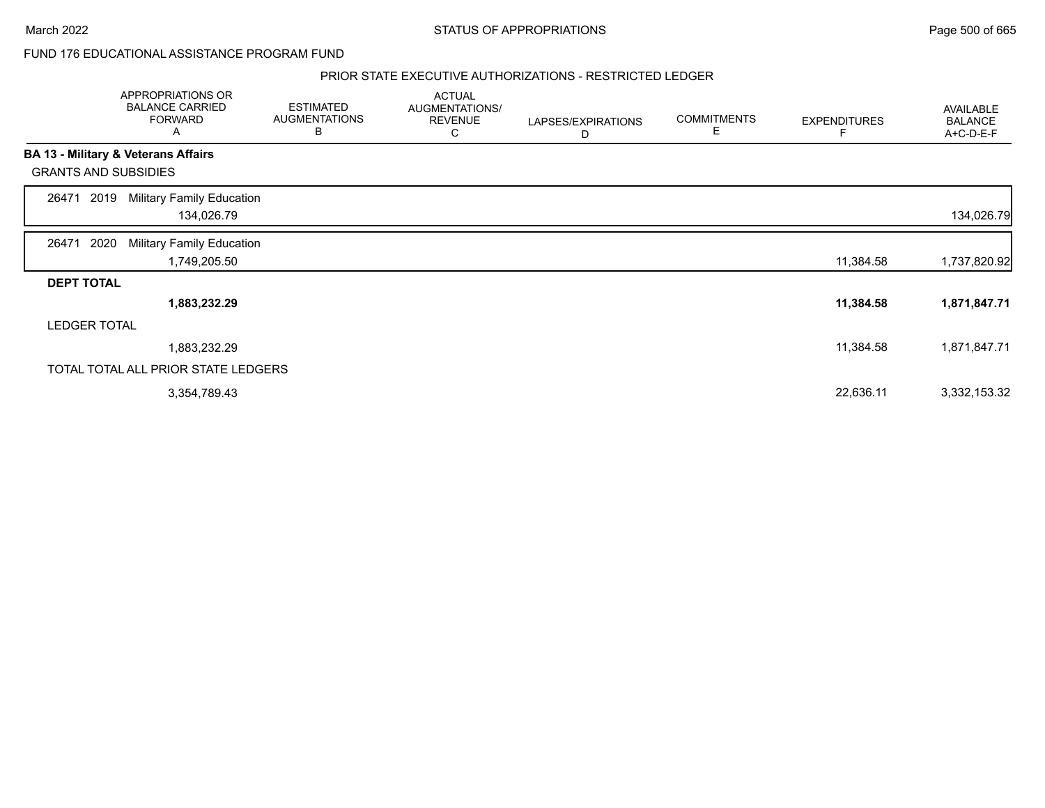FUND 176 EDUCATIONAL ASSISTANCE PROGRAM FUND

PRIOR STATE EXECUTIVE AUTHORIZATIONS - RESTRICTED LEDGER

| | APPROPRIATIONS OR BALANCE CARRIED FORWARD A | ESTIMATED AUGMENTATIONS B | ACTUAL AUGMENTATIONS/ REVENUE C | LAPSES/EXPIRATIONS D | COMMITMENTS E | EXPENDITURES F | AVAILABLE BALANCE A+C-D-E-F |
|---|---|---|---|---|---|---|---|
| **BA 13 - Military & Veterans Affairs** | | | | | | | |
| GRANTS AND SUBSIDIES | | | | | | | |
| 26471 2019 Military Family Education | 134,026.79 | | | | | | 134,026.79 |
| 26471 2020 Military Family Education | 1,749,205.50 | | | | | 11,384.58 | 1,737,820.92 |
| **DEPT TOTAL** | **1,883,232.29** | | | | | **11,384.58** | **1,871,847.71** |
| LEDGER TOTAL | 1,883,232.29 | | | | | 11,384.58 | 1,871,847.71 |
| TOTAL TOTAL ALL PRIOR STATE LEDGERS | 3,354,789.43 | | | | | 22,636.11 | 3,332,153.32 |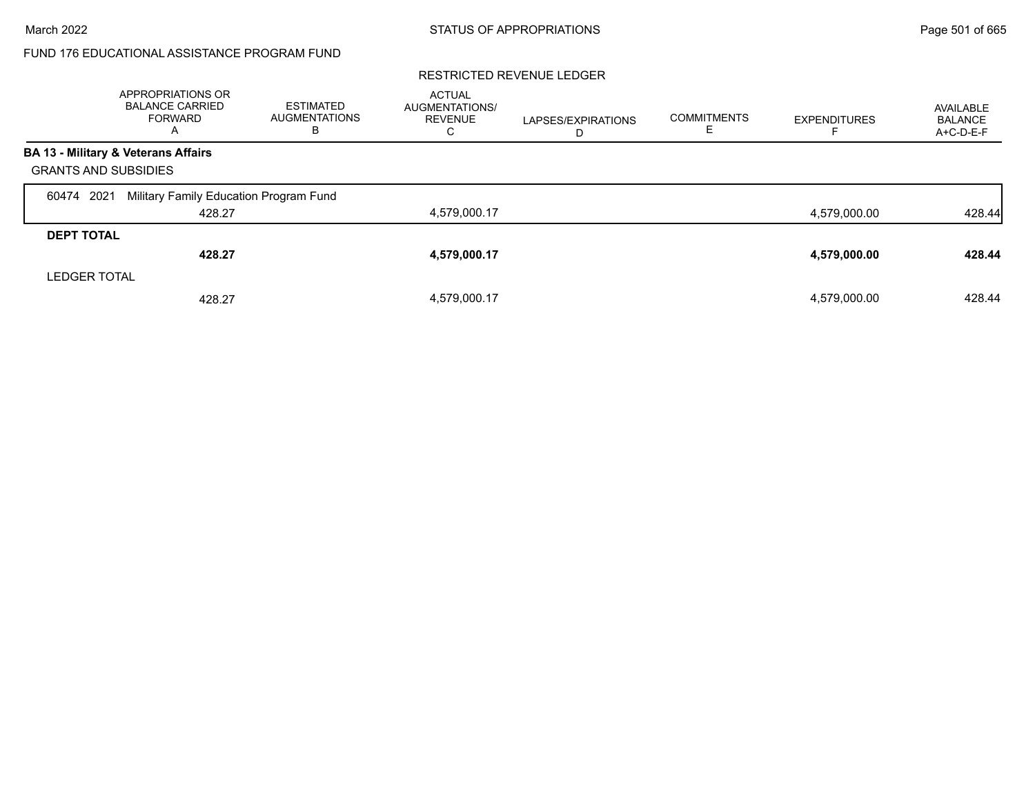FUND 176 EDUCATIONAL ASSISTANCE PROGRAM FUND

RESTRICTED REVENUE LEDGER

| | APPROPRIATIONS OR BALANCE CARRIED FORWARD A | ESTIMATED AUGMENTATIONS B | ACTUAL AUGMENTATIONS/ REVENUE C | LAPSES/EXPIRATIONS D | COMMITMENTS E | EXPENDITURES F | AVAILABLE BALANCE A+C-D-E-F |
|---|---|---|---|---|---|---|---|
| **BA 13 - Military & Veterans Affairs** | | | | | | | |
| GRANTS AND SUBSIDIES | | | | | | | |
| 60474 2021 Military Family Education Program Fund | | | | | | | |
| | 428.27 | | 4,579,000.17 | | | 4,579,000.00 | 428.44 |
| **DEPT TOTAL** | | | | | | | |
| | **428.27** | | **4,579,000.17** | | | **4,579,000.00** | **428.44** |
| LEDGER TOTAL | | | | | | | |
| | 428.27 | | 4,579,000.17 | | | 4,579,000.00 | 428.44 |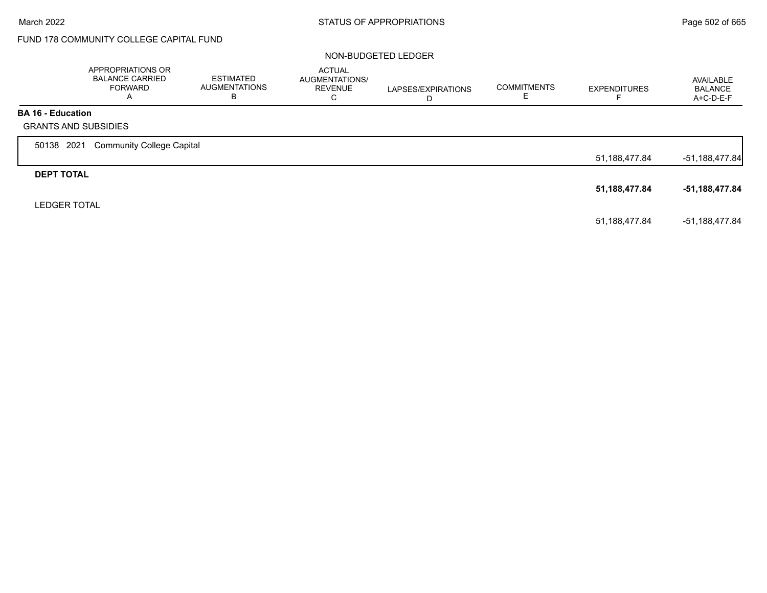FUND 178 COMMUNITY COLLEGE CAPITAL FUND

NON-BUDGETED LEDGER

| | APPROPRIATIONS OR BALANCE CARRIED FORWARD A | ESTIMATED AUGMENTATIONS B | ACTUAL AUGMENTATIONS/ REVENUE C | LAPSES/EXPIRATIONS D | COMMITMENTS E | EXPENDITURES F | AVAILABLE BALANCE A+C-D-E-F |
|---|---|---|---|---|---|---|---|
| **BA 16 - Education** | | | | | | | |
| GRANTS AND SUBSIDIES | | | | | | | |
| 50138 2021 Community College Capital | | | | | | 51,188,477.84 | -51,188,477.84 |
| **DEPT TOTAL** | | | | | | **51,188,477.84** | **-51,188,477.84** |
| LEDGER TOTAL | | | | | | 51,188,477.84 | -51,188,477.84 |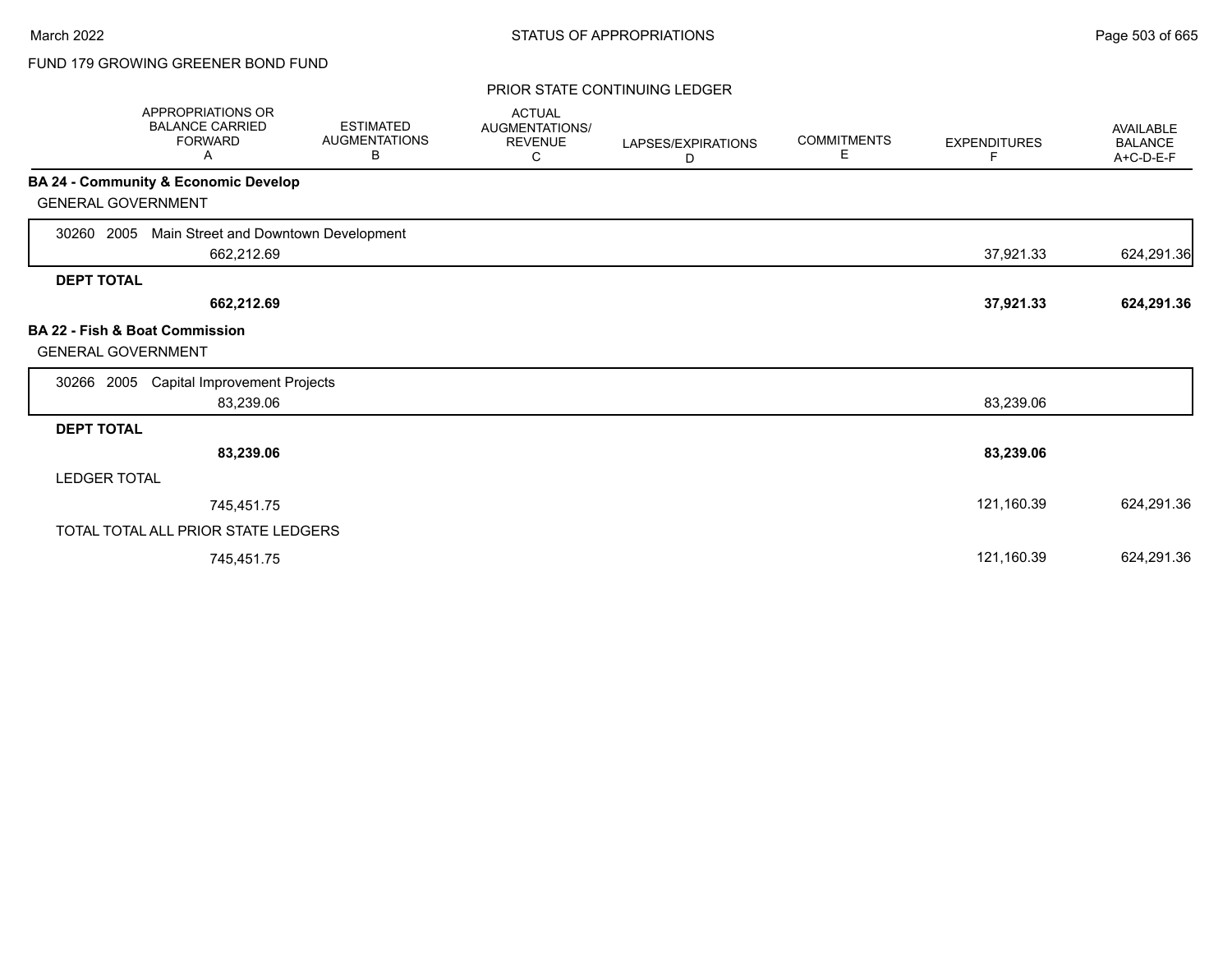FUND 179 GROWING GREENER BOND FUND

PRIOR STATE CONTINUING LEDGER

| | APPROPRIATIONS OR BALANCE CARRIED FORWARD A | ESTIMATED AUGMENTATIONS B | ACTUAL AUGMENTATIONS/ REVENUE C | LAPSES/EXPIRATIONS D | COMMITMENTS E | EXPENDITURES F | AVAILABLE BALANCE A+C-D-E-F |
|---|---|---|---|---|---|---|---|
| **BA 24 - Community & Economic Develop** | | | | | | | |
| GENERAL GOVERNMENT | | | | | | | |
| 30260 2005 Main Street and Downtown Development | 662,212.69 | | | | | 37,921.33 | 624,291.36 |
| **DEPT TOTAL** | **662,212.69** | | | | | **37,921.33** | **624,291.36** |
| **BA 22 - Fish & Boat Commission** | | | | | | | |
| GENERAL GOVERNMENT | | | | | | | |
| 30266 2005 Capital Improvement Projects | 83,239.06 | | | | | 83,239.06 | |
| **DEPT TOTAL** | **83,239.06** | | | | | **83,239.06** | |
| LEDGER TOTAL | 745,451.75 | | | | | 121,160.39 | 624,291.36 |
| TOTAL TOTAL ALL PRIOR STATE LEDGERS | 745,451.75 | | | | | 121,160.39 | 624,291.36 |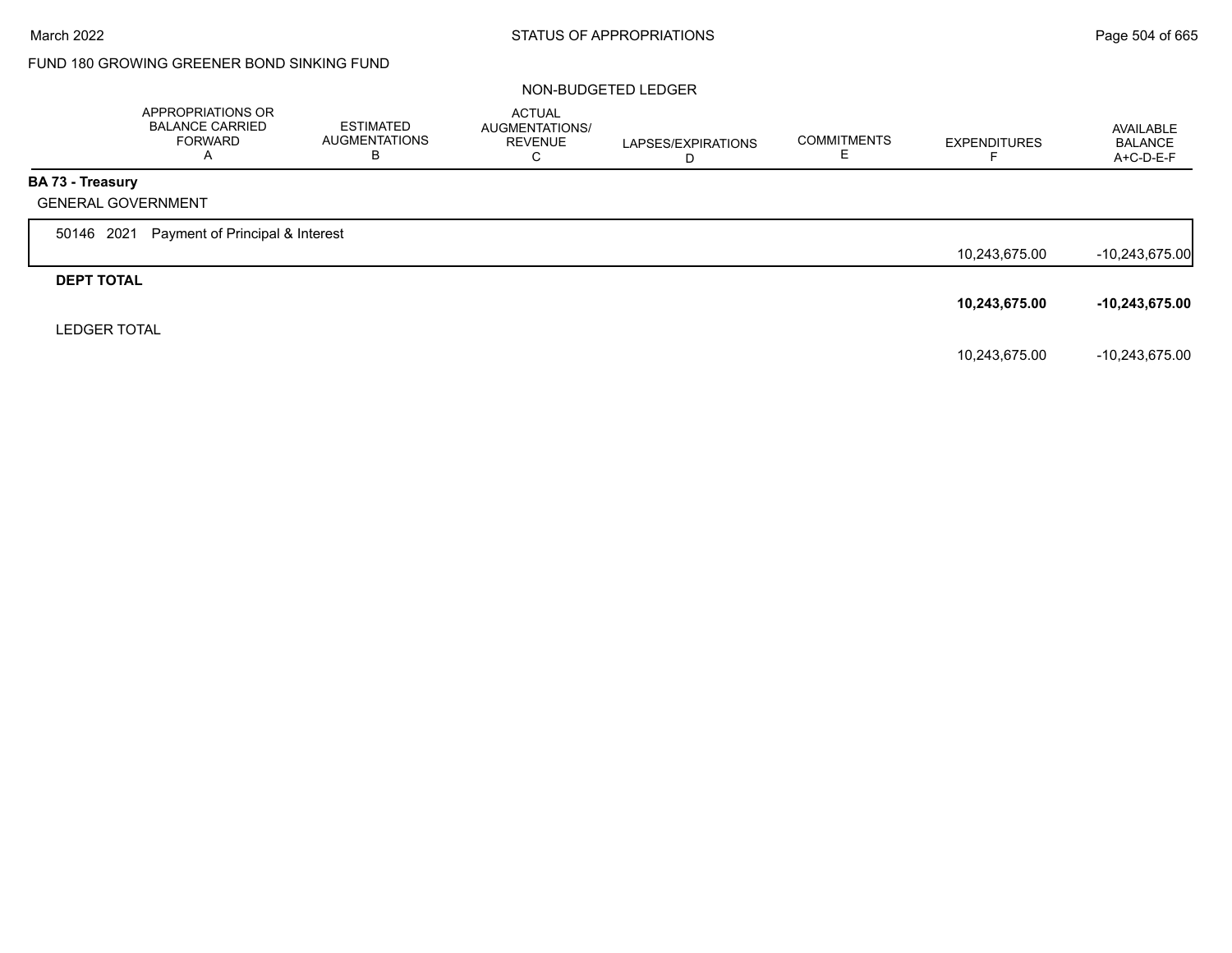FUND 180 GROWING GREENER BOND SINKING FUND

NON-BUDGETED LEDGER

| | APPROPRIATIONS OR BALANCE CARRIED FORWARD A | ESTIMATED AUGMENTATIONS B | ACTUAL AUGMENTATIONS/ REVENUE C | LAPSES/EXPIRATIONS D | COMMITMENTS E | EXPENDITURES F | AVAILABLE BALANCE A+C-D-E-F |
|---|---|---|---|---|---|---|---|
| **BA 73 - Treasury** | | | | | | | |
| GENERAL GOVERNMENT | | | | | | | |
| 50146 2021 Payment of Principal & Interest | | | | | | 10,243,675.00 | -10,243,675.00 |
| **DEPT TOTAL** | | | | | | **10,243,675.00** | **-10,243,675.00** |
| LEDGER TOTAL | | | | | | 10,243,675.00 | -10,243,675.00 |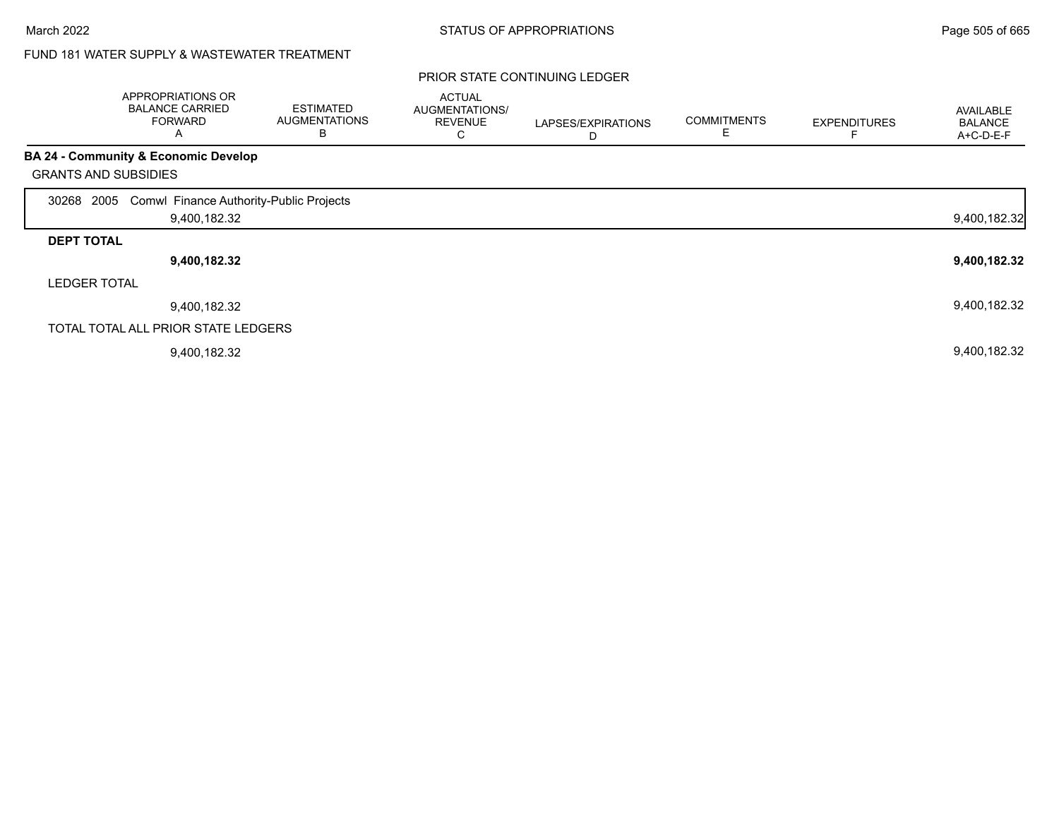FUND 181 WATER SUPPLY & WASTEWATER TREATMENT

PRIOR STATE CONTINUING LEDGER

| | APPROPRIATIONS OR BALANCE CARRIED FORWARD A | ESTIMATED AUGMENTATIONS B | ACTUAL AUGMENTATIONS/ REVENUE C | LAPSES/EXPIRATIONS D | COMMITMENTS E | EXPENDITURES F | AVAILABLE BALANCE A+C-D-E-F |
|---|---|---|---|---|---|---|---|
| **BA 24 - Community & Economic Develop** | | | | | | | |
| GRANTS AND SUBSIDIES | | | | | | | |
| 30268 2005 Comwl Finance Authority-Public Projects | 9,400,182.32 | | | | | | 9,400,182.32 |
| **DEPT TOTAL** | **9,400,182.32** | | | | | | **9,400,182.32** |
| LEDGER TOTAL | 9,400,182.32 | | | | | | 9,400,182.32 |
| TOTAL TOTAL ALL PRIOR STATE LEDGERS | 9,400,182.32 | | | | | | 9,400,182.32 |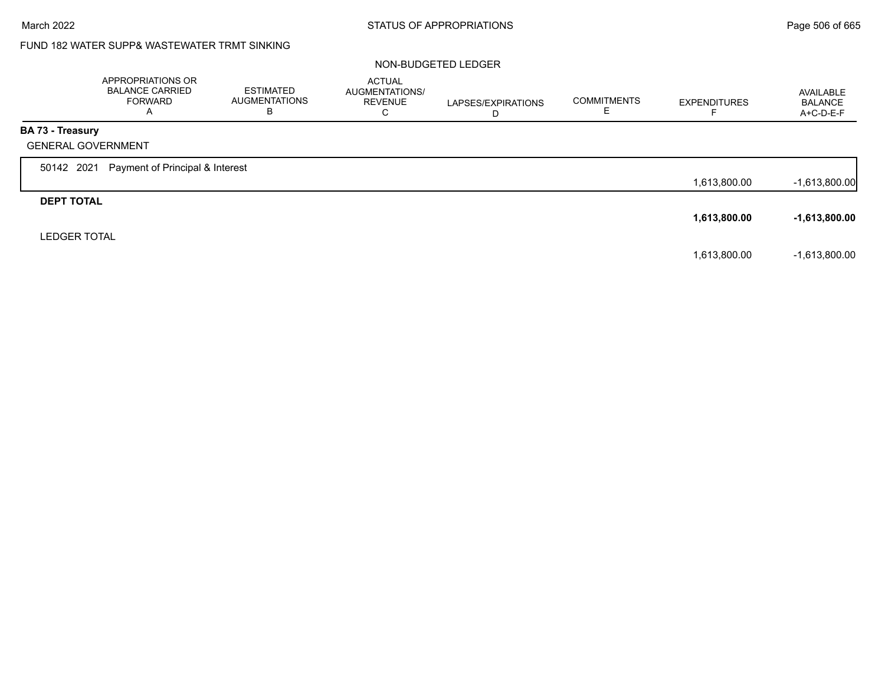FUND 182 WATER SUPP& WASTEWATER TRMT SINKING

NON-BUDGETED LEDGER

| | APPROPRIATIONS OR BALANCE CARRIED FORWARD A | ESTIMATED AUGMENTATIONS B | ACTUAL AUGMENTATIONS/ REVENUE C | LAPSES/EXPIRATIONS D | COMMITMENTS E | EXPENDITURES F | AVAILABLE BALANCE A+C-D-E-F |
|---|---|---|---|---|---|---|---|
| **BA 73 - Treasury** | | | | | | | |
| GENERAL GOVERNMENT | | | | | | | |
| 50142 2021 Payment of Principal & Interest | | | | | | 1,613,800.00 | -1,613,800.00 |
| **DEPT TOTAL** | | | | | | **1,613,800.00** | **-1,613,800.00** |
| LEDGER TOTAL | | | | | | 1,613,800.00 | -1,613,800.00 |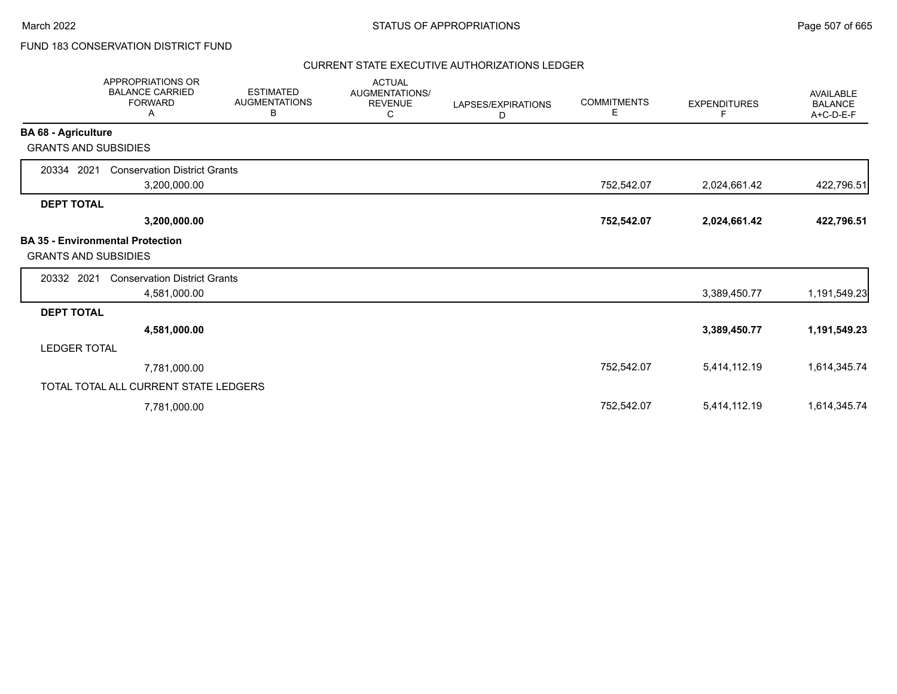FUND 183 CONSERVATION DISTRICT FUND

CURRENT STATE EXECUTIVE AUTHORIZATIONS LEDGER

| | APPROPRIATIONS OR BALANCE CARRIED FORWARD A | ESTIMATED AUGMENTATIONS B | ACTUAL AUGMENTATIONS/ REVENUE C | LAPSES/EXPIRATIONS D | COMMITMENTS E | EXPENDITURES F | AVAILABLE BALANCE A+C-D-E-F |
|---|---|---|---|---|---|---|---|
| **BA 68 - Agriculture** | | | | | | | |
| GRANTS AND SUBSIDIES | | | | | | | |
| 20334 2021 Conservation District Grants | 3,200,000.00 | | | | 752,542.07 | 2,024,661.42 | 422,796.51 |
| **DEPT TOTAL** | **3,200,000.00** | | | | **752,542.07** | **2,024,661.42** | **422,796.51** |
| **BA 35 - Environmental Protection** | | | | | | | |
| GRANTS AND SUBSIDIES | | | | | | | |
| 20332 2021 Conservation District Grants | 4,581,000.00 | | | | | 3,389,450.77 | 1,191,549.23 |
| **DEPT TOTAL** | **4,581,000.00** | | | | | **3,389,450.77** | **1,191,549.23** |
| LEDGER TOTAL | 7,781,000.00 | | | | 752,542.07 | 5,414,112.19 | 1,614,345.74 |
| TOTAL TOTAL ALL CURRENT STATE LEDGERS | 7,781,000.00 | | | | 752,542.07 | 5,414,112.19 | 1,614,345.74 |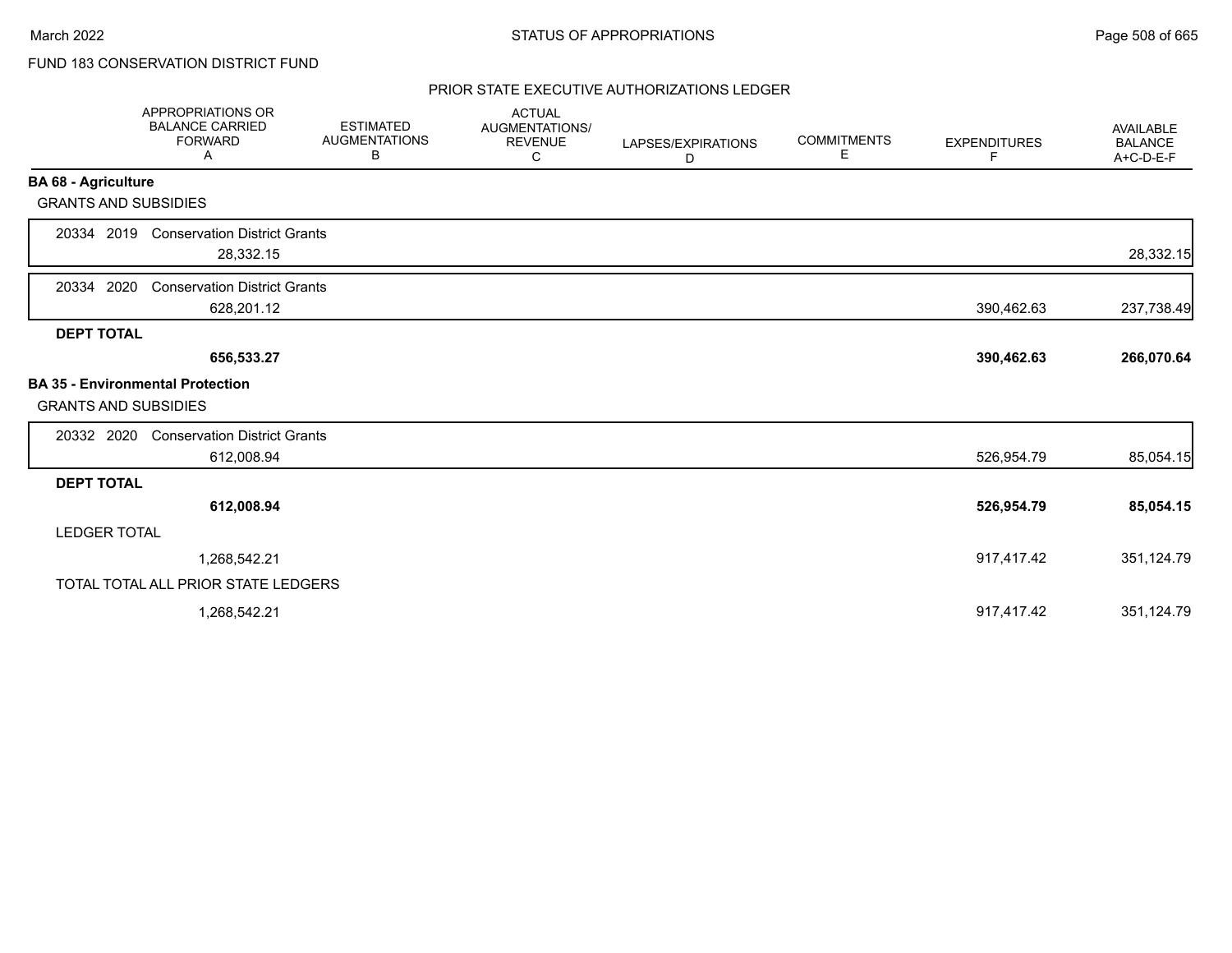FUND 183 CONSERVATION DISTRICT FUND

## PRIOR STATE EXECUTIVE AUTHORIZATIONS LEDGER

| | APPROPRIATIONS OR BALANCE CARRIED FORWARD A | ESTIMATED AUGMENTATIONS B | ACTUAL AUGMENTATIONS/ REVENUE C | LAPSES/EXPIRATIONS D | COMMITMENTS E | EXPENDITURES F | AVAILABLE BALANCE A+C-D-E-F |
|---|---|---|---|---|---|---|---|
| **BA 68 - Agriculture** | | | | | | | |
| GRANTS AND SUBSIDIES | | | | | | | |
| 20334 2019 Conservation District Grants | 28,332.15 | | | | | | 28,332.15 |
| 20334 2020 Conservation District Grants | 628,201.12 | | | | | 390,462.63 | 237,738.49 |
| **DEPT TOTAL** | **656,533.27** | | | | | **390,462.63** | **266,070.64** |
| **BA 35 - Environmental Protection** | | | | | | | |
| GRANTS AND SUBSIDIES | | | | | | | |
| 20332 2020 Conservation District Grants | 612,008.94 | | | | | 526,954.79 | 85,054.15 |
| **DEPT TOTAL** | **612,008.94** | | | | | **526,954.79** | **85,054.15** |
| LEDGER TOTAL | 1,268,542.21 | | | | | 917,417.42 | 351,124.79 |
| TOTAL TOTAL ALL PRIOR STATE LEDGERS | 1,268,542.21 | | | | | 917,417.42 | 351,124.79 |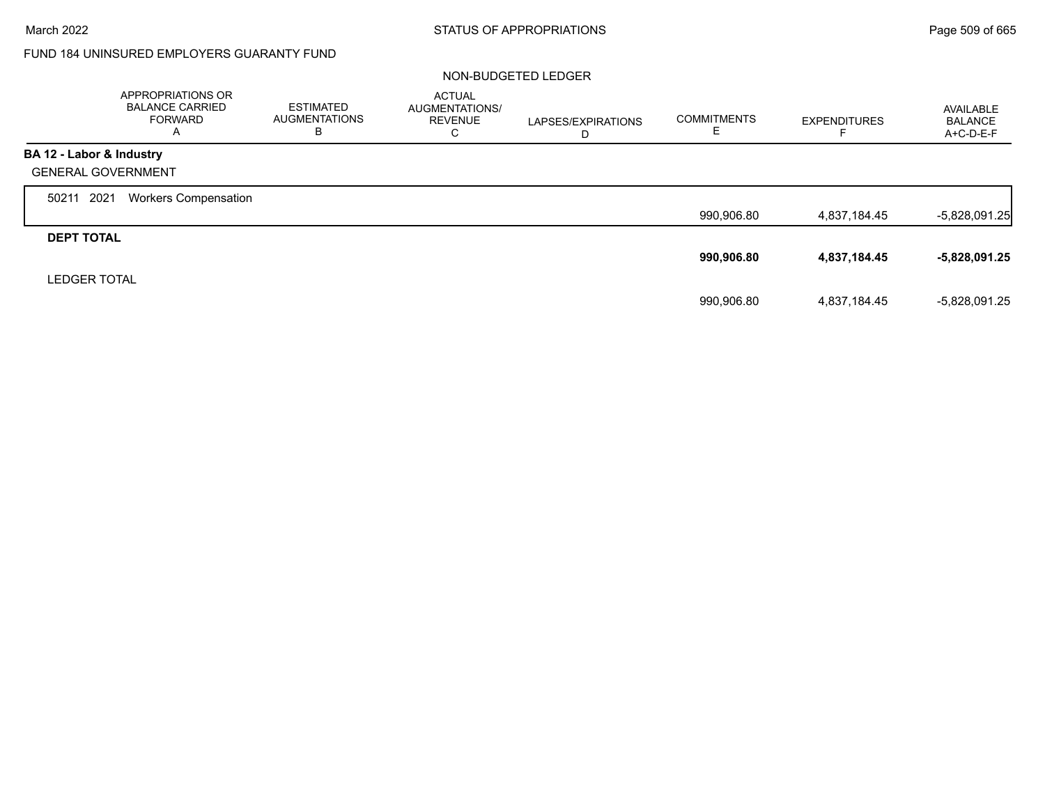FUND 184 UNINSURED EMPLOYERS GUARANTY FUND

NON-BUDGETED LEDGER

| | APPROPRIATIONS OR BALANCE CARRIED FORWARD A | ESTIMATED AUGMENTATIONS B | ACTUAL AUGMENTATIONS/ REVENUE C | LAPSES/EXPIRATIONS D | COMMITMENTS E | EXPENDITURES F | AVAILABLE BALANCE A+C-D-E-F |
|---|---|---|---|---|---|---|---|
| **BA 12 - Labor & Industry** | | | | | | | |
| GENERAL GOVERNMENT | | | | | | | |
| 50211 2021 Workers Compensation | | | | | 990,906.80 | 4,837,184.45 | -5,828,091.25 |
| **DEPT TOTAL** | | | | | **990,906.80** | **4,837,184.45** | **-5,828,091.25** |
| LEDGER TOTAL | | | | | 990,906.80 | 4,837,184.45 | -5,828,091.25 |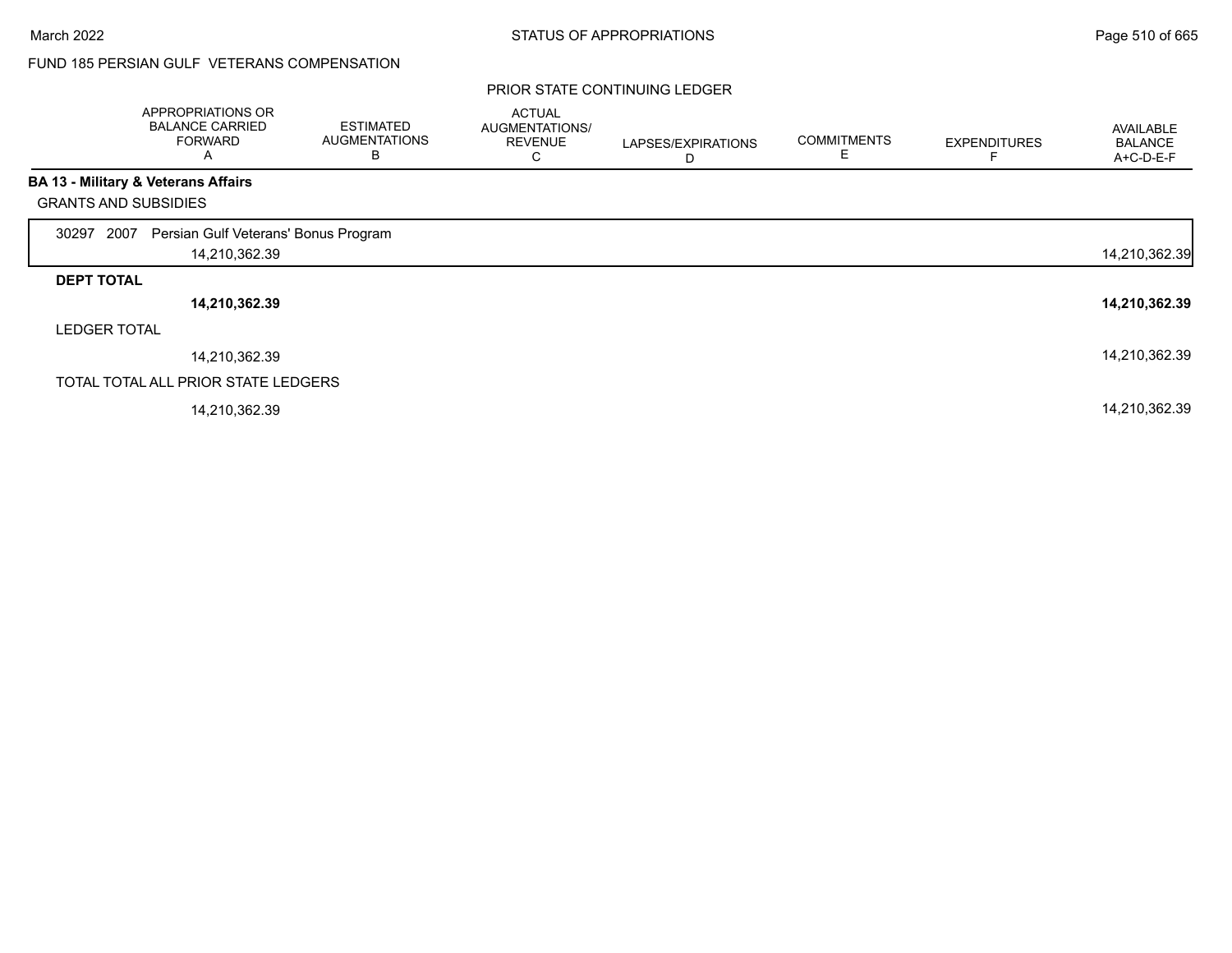FUND 185 PERSIAN GULF VETERANS COMPENSATION

PRIOR STATE CONTINUING LEDGER

| | APPROPRIATIONS OR BALANCE CARRIED FORWARD A | ESTIMATED AUGMENTATIONS B | ACTUAL AUGMENTATIONS/ REVENUE C | LAPSES/EXPIRATIONS D | COMMITMENTS E | EXPENDITURES F | AVAILABLE BALANCE A+C-D-E-F |
|---|---|---|---|---|---|---|---|
| **BA 13 - Military & Veterans Affairs** | | | | | | | |
| GRANTS AND SUBSIDIES | | | | | | | |
| 30297 2007 Persian Gulf Veterans' Bonus Program | 14,210,362.39 | | | | | | 14,210,362.39 |
| **DEPT TOTAL** | **14,210,362.39** | | | | | | **14,210,362.39** |
| LEDGER TOTAL | 14,210,362.39 | | | | | | 14,210,362.39 |
| TOTAL TOTAL ALL PRIOR STATE LEDGERS | 14,210,362.39 | | | | | | 14,210,362.39 |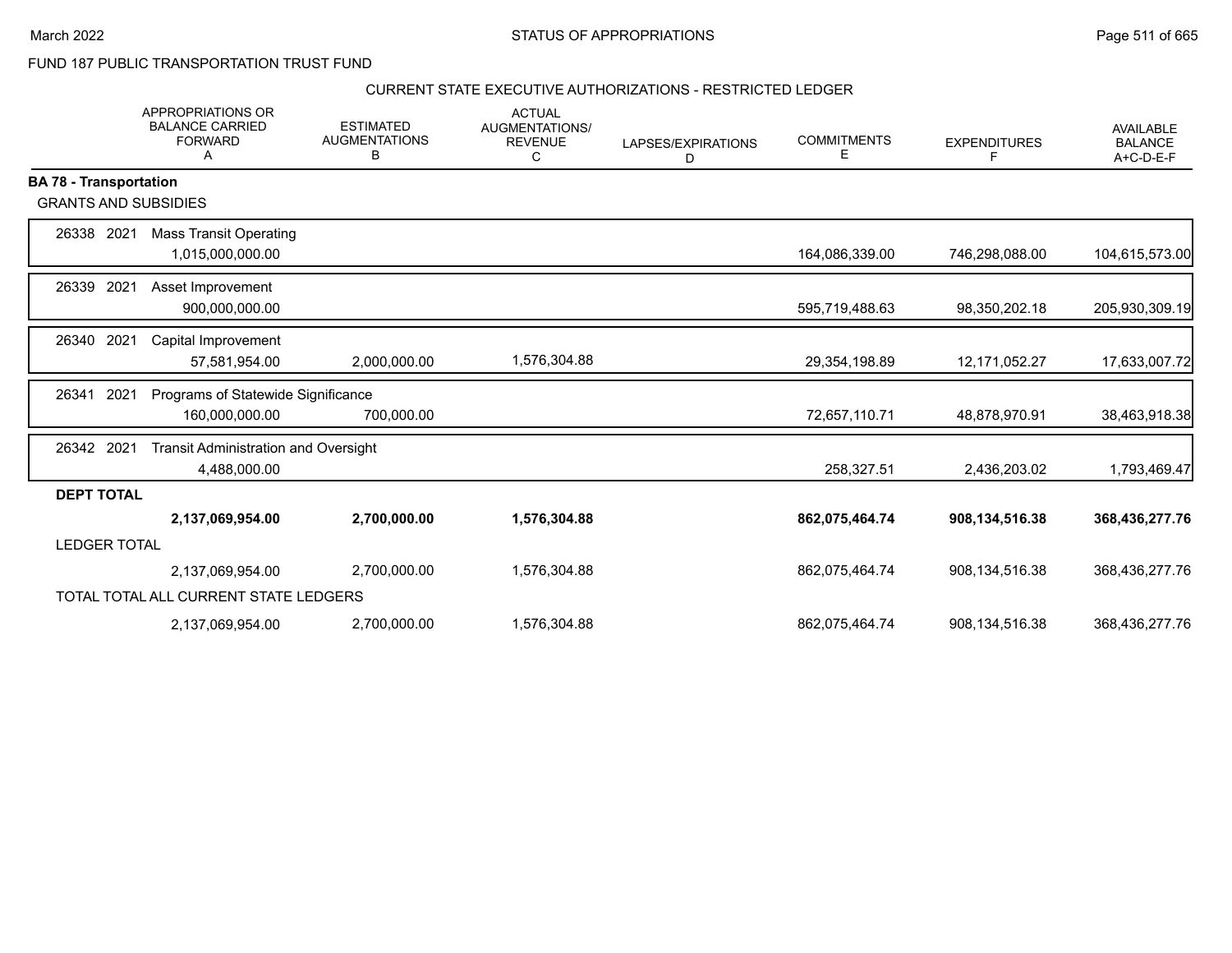FUND 187 PUBLIC TRANSPORTATION TRUST FUND

CURRENT STATE EXECUTIVE AUTHORIZATIONS - RESTRICTED LEDGER

| | APPROPRIATIONS OR BALANCE CARRIED FORWARD A | ESTIMATED AUGMENTATIONS B | ACTUAL AUGMENTATIONS/ REVENUE C | LAPSES/EXPIRATIONS D | COMMITMENTS E | EXPENDITURES F | AVAILABLE BALANCE A+C-D-E-F |
|---|---|---|---|---|---|---|---|
| **BA 78 - Transportation** | | | | | | | |
| GRANTS AND SUBSIDIES | | | | | | | |
| 26338 2021 Mass Transit Operating | 1,015,000,000.00 | | | | 164,086,339.00 | 746,298,088.00 | 104,615,573.00 |
| 26339 2021 Asset Improvement | 900,000,000.00 | | | | 595,719,488.63 | 98,350,202.18 | 205,930,309.19 |
| 26340 2021 Capital Improvement | 57,581,954.00 | 2,000,000.00 | 1,576,304.88 | | 29,354,198.89 | 12,171,052.27 | 17,633,007.72 |
| 26341 2021 Programs of Statewide Significance | 160,000,000.00 | 700,000.00 | | | 72,657,110.71 | 48,878,970.91 | 38,463,918.38 |
| 26342 2021 Transit Administration and Oversight | 4,488,000.00 | | | | 258,327.51 | 2,436,203.02 | 1,793,469.47 |
| **DEPT TOTAL** | **2,137,069,954.00** | **2,700,000.00** | **1,576,304.88** | | **862,075,464.74** | **908,134,516.38** | **368,436,277.76** |
| LEDGER TOTAL | 2,137,069,954.00 | 2,700,000.00 | 1,576,304.88 | | 862,075,464.74 | 908,134,516.38 | 368,436,277.76 |
| TOTAL TOTAL ALL CURRENT STATE LEDGERS | 2,137,069,954.00 | 2,700,000.00 | 1,576,304.88 | | 862,075,464.74 | 908,134,516.38 | 368,436,277.76 |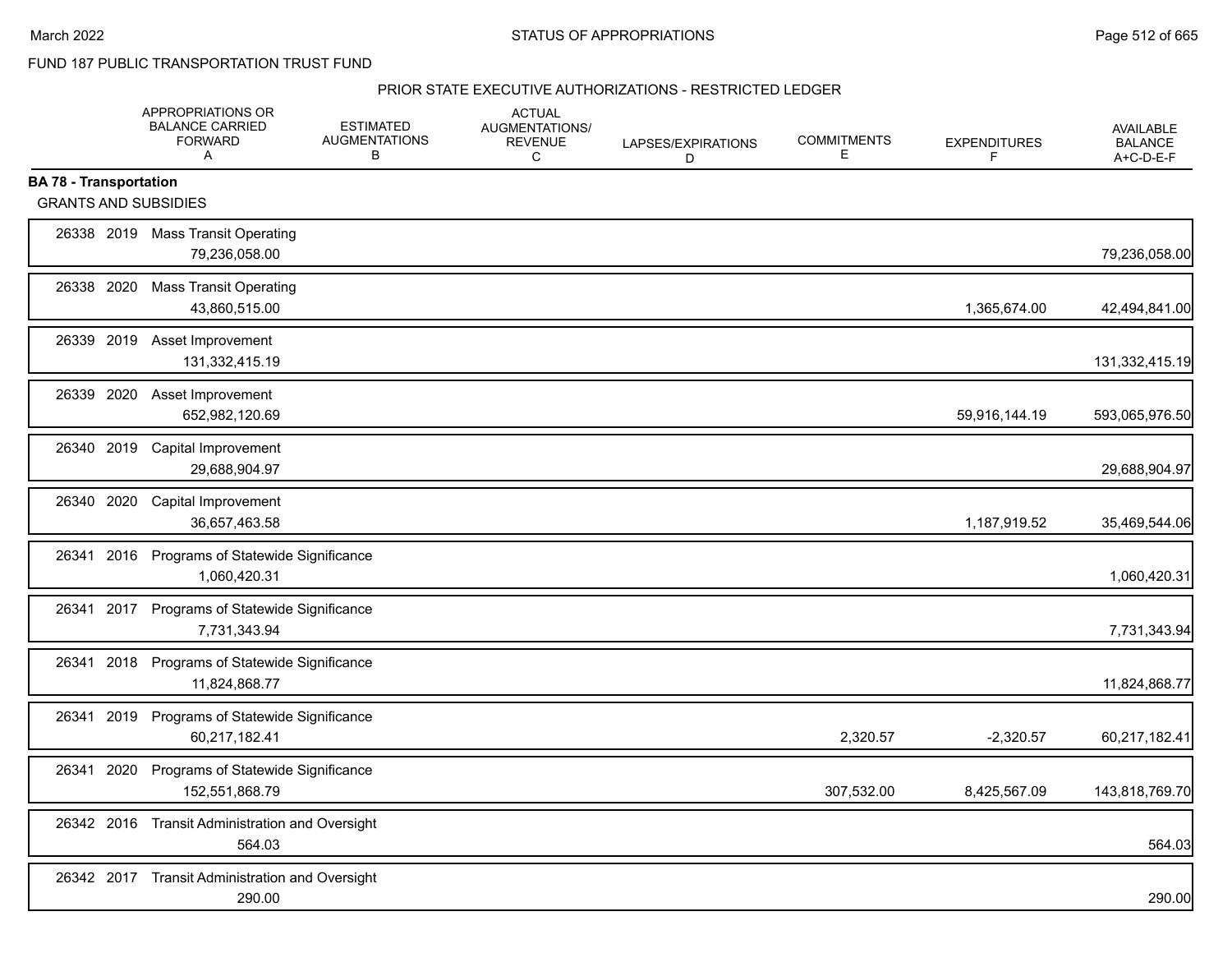FUND 187 PUBLIC TRANSPORTATION TRUST FUND

PRIOR STATE EXECUTIVE AUTHORIZATIONS - RESTRICTED LEDGER

| | APPROPRIATIONS OR BALANCE CARRIED FORWARD A | ESTIMATED AUGMENTATIONS B | ACTUAL AUGMENTATIONS/ REVENUE C | LAPSES/EXPIRATIONS D | COMMITMENTS E | EXPENDITURES F | AVAILABLE BALANCE A+C-D-E-F |
|---|---|---|---|---|---|---|---|
| **BA 78 - Transportation** | | | | | | | |
| GRANTS AND SUBSIDIES | | | | | | | |
| 26338 2019 Mass Transit Operating | 79,236,058.00 | | | | | | 79,236,058.00 |
| 26338 2020 Mass Transit Operating | 43,860,515.00 | | | | | 1,365,674.00 | 42,494,841.00 |
| 26339 2019 Asset Improvement | 131,332,415.19 | | | | | | 131,332,415.19 |
| 26339 2020 Asset Improvement | 652,982,120.69 | | | | | 59,916,144.19 | 593,065,976.50 |
| 26340 2019 Capital Improvement | 29,688,904.97 | | | | | | 29,688,904.97 |
| 26340 2020 Capital Improvement | 36,657,463.58 | | | | | 1,187,919.52 | 35,469,544.06 |
| 26341 2016 Programs of Statewide Significance | 1,060,420.31 | | | | | | 1,060,420.31 |
| 26341 2017 Programs of Statewide Significance | 7,731,343.94 | | | | | | 7,731,343.94 |
| 26341 2018 Programs of Statewide Significance | 11,824,868.77 | | | | | | 11,824,868.77 |
| 26341 2019 Programs of Statewide Significance | 60,217,182.41 | | | | 2,320.57 | -2,320.57 | 60,217,182.41 |
| 26341 2020 Programs of Statewide Significance | 152,551,868.79 | | | | 307,532.00 | 8,425,567.09 | 143,818,769.70 |
| 26342 2016 Transit Administration and Oversight | 564.03 | | | | | | 564.03 |
| 26342 2017 Transit Administration and Oversight | 290.00 | | | | | | 290.00 |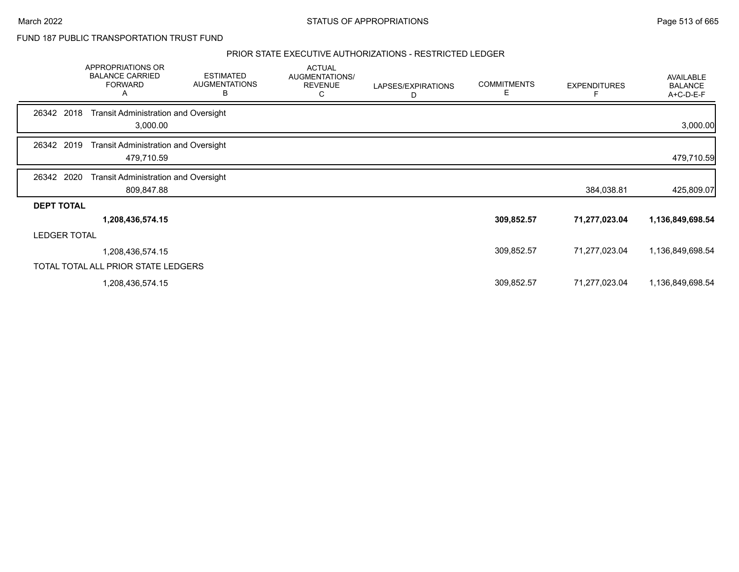FUND 187 PUBLIC TRANSPORTATION TRUST FUND

## PRIOR STATE EXECUTIVE AUTHORIZATIONS - RESTRICTED LEDGER

| | APPROPRIATIONS OR BALANCE CARRIED FORWARD A | ESTIMATED AUGMENTATIONS B | ACTUAL AUGMENTATIONS/ REVENUE C | LAPSES/EXPIRATIONS D | COMMITMENTS E | EXPENDITURES F | AVAILABLE BALANCE A+C-D-E-F |
|---|---|---|---|---|---|---|---|
| 26342 2018 Transit Administration and Oversight | | | | | | | |
| | 3,000.00 | | | | | | 3,000.00 |
| 26342 2019 Transit Administration and Oversight | | | | | | | |
| | 479,710.59 | | | | | | 479,710.59 |
| 26342 2020 Transit Administration and Oversight | | | | | | | |
| | 809,847.88 | | | | | 384,038.81 | 425,809.07 |
| **DEPT TOTAL** | | | | | | | |
| | **1,208,436,574.15** | | | | **309,852.57** | **71,277,023.04** | **1,136,849,698.54** |
| LEDGER TOTAL | | | | | | | |
| | 1,208,436,574.15 | | | | 309,852.57 | 71,277,023.04 | 1,136,849,698.54 |
| TOTAL TOTAL ALL PRIOR STATE LEDGERS | | | | | | | |
| | 1,208,436,574.15 | | | | 309,852.57 | 71,277,023.04 | 1,136,849,698.54 |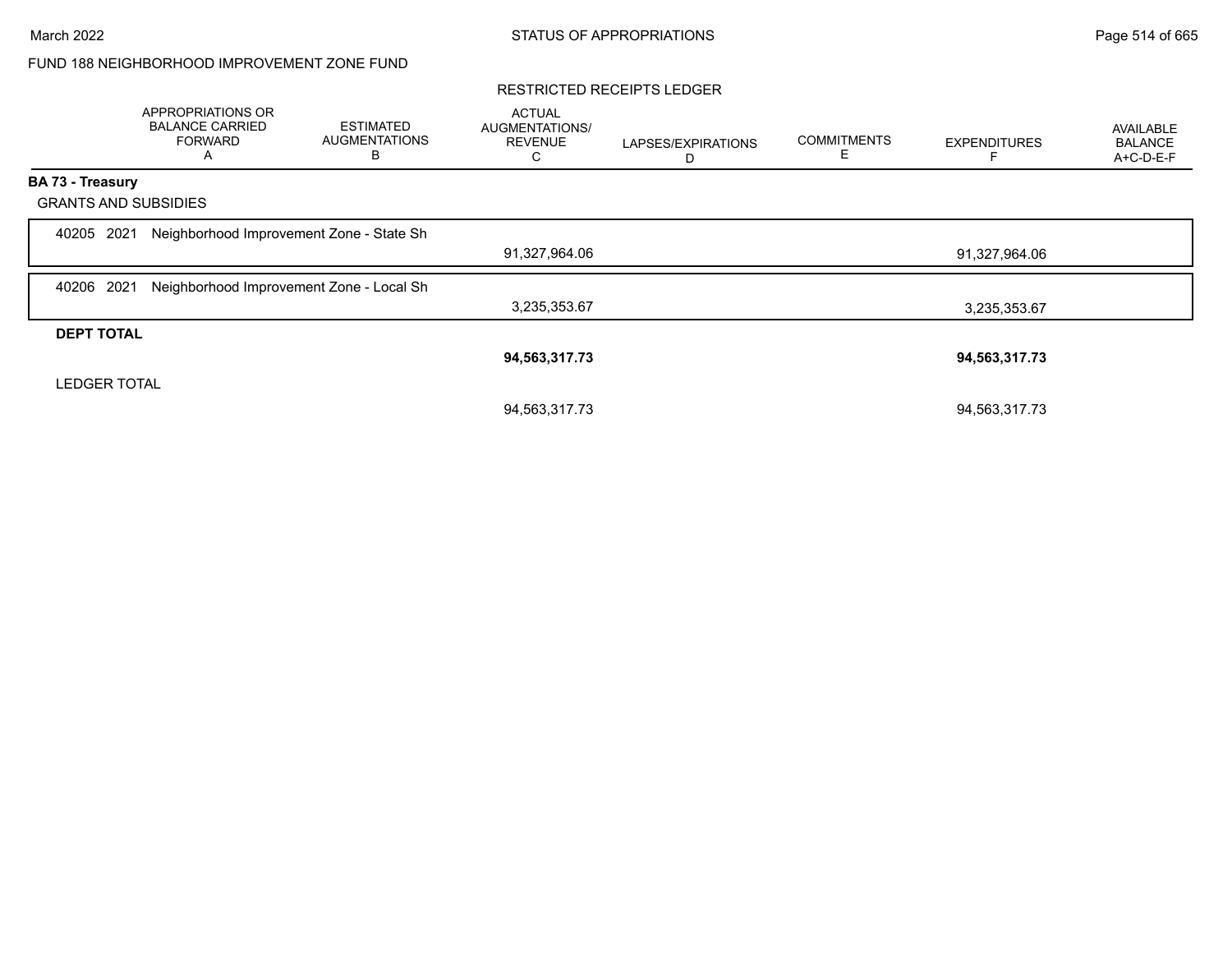FUND 188 NEIGHBORHOOD IMPROVEMENT ZONE FUND

RESTRICTED RECEIPTS LEDGER

| | APPROPRIATIONS OR BALANCE CARRIED FORWARD A | ESTIMATED AUGMENTATIONS B | ACTUAL AUGMENTATIONS/ REVENUE C | LAPSES/EXPIRATIONS D | COMMITMENTS E | EXPENDITURES F | AVAILABLE BALANCE A+C-D-E-F |
|---|---|---|---|---|---|---|---|
| **BA 73 - Treasury** | | | | | | | |
| GRANTS AND SUBSIDIES | | | | | | | |
| 40205 2021 Neighborhood Improvement Zone - State Sh | | | 91,327,964.06 | | | 91,327,964.06 | |
| 40206 2021 Neighborhood Improvement Zone - Local Sh | | | 3,235,353.67 | | | 3,235,353.67 | |
| **DEPT TOTAL** | | | **94,563,317.73** | | | **94,563,317.73** | |
| LEDGER TOTAL | | | 94,563,317.73 | | | 94,563,317.73 | |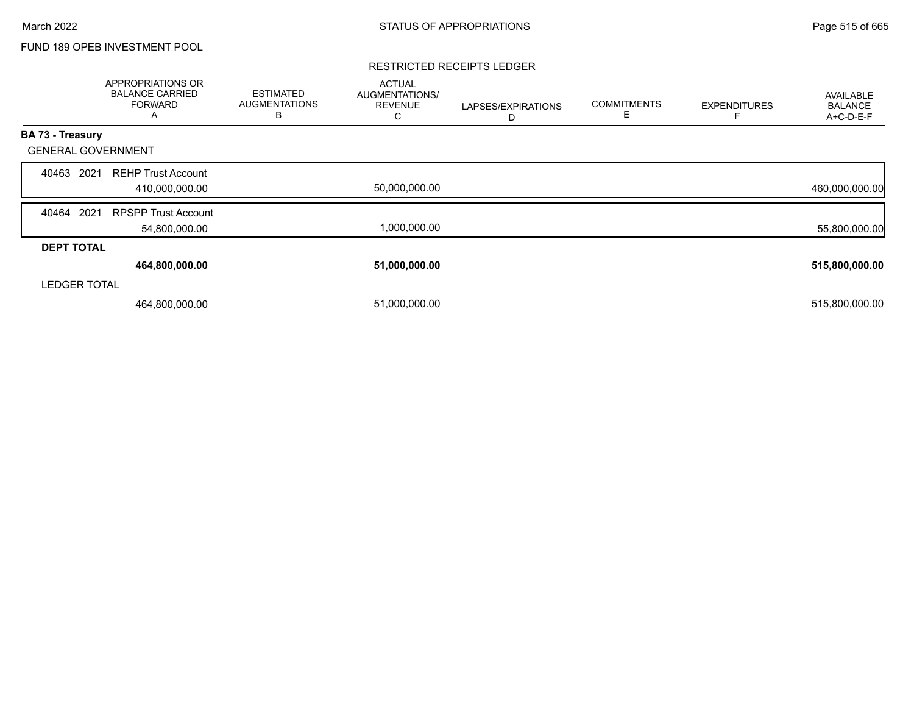FUND 189 OPEB INVESTMENT POOL

RESTRICTED RECEIPTS LEDGER

| | APPROPRIATIONS OR BALANCE CARRIED FORWARD A | ESTIMATED AUGMENTATIONS B | ACTUAL AUGMENTATIONS/ REVENUE C | LAPSES/EXPIRATIONS D | COMMITMENTS E | EXPENDITURES F | AVAILABLE BALANCE A+C-D-E-F |
|---|---|---|---|---|---|---|---|
| **BA 73 - Treasury** | | | | | | | |
| GENERAL GOVERNMENT | | | | | | | |
| 40463 2021 REHP Trust Account | 410,000,000.00 | | 50,000,000.00 | | | | 460,000,000.00 |
| 40464 2021 RPSPP Trust Account | 54,800,000.00 | | 1,000,000.00 | | | | 55,800,000.00 |
| **DEPT TOTAL** | **464,800,000.00** | | **51,000,000.00** | | | | **515,800,000.00** |
| LEDGER TOTAL | 464,800,000.00 | | 51,000,000.00 | | | | 515,800,000.00 |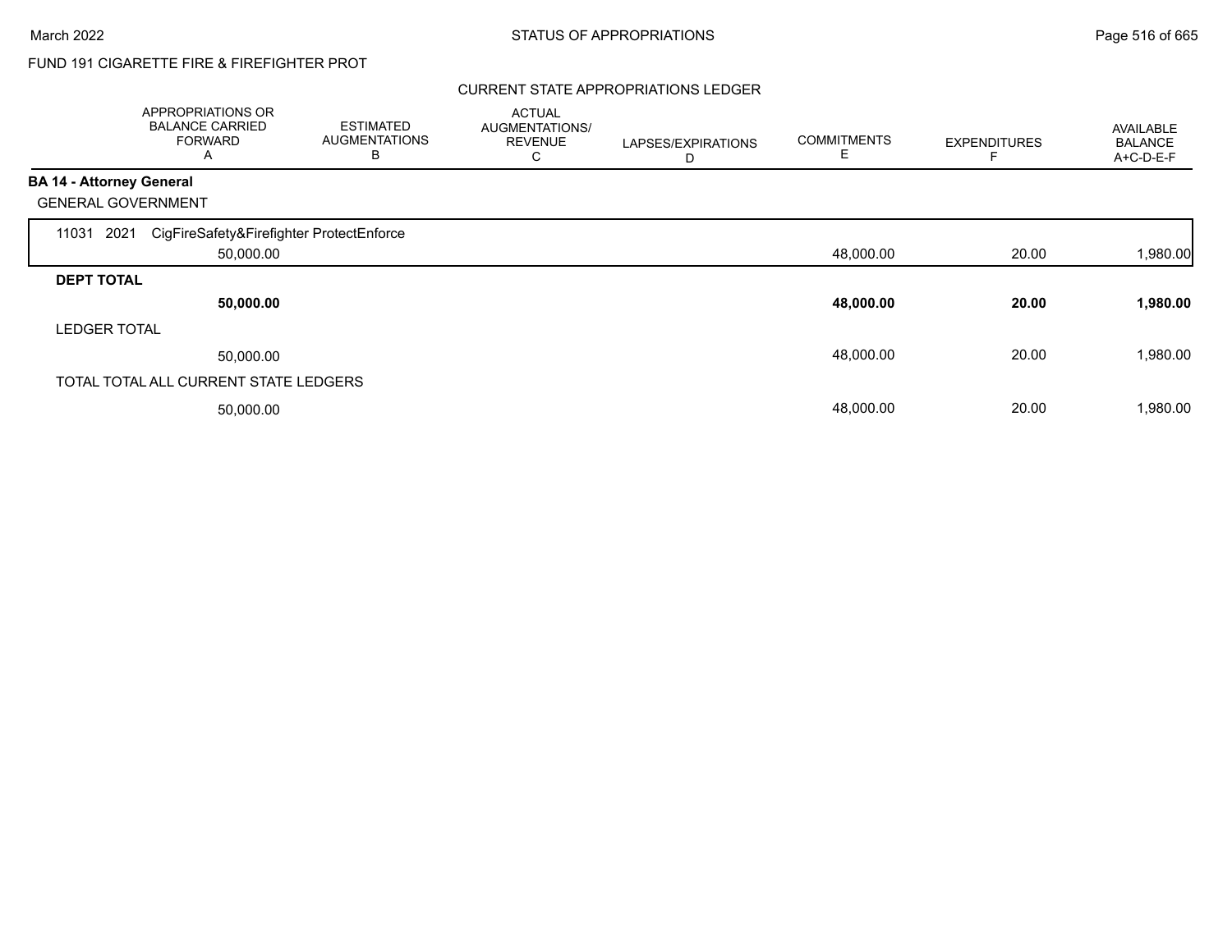FUND 191 CIGARETTE FIRE & FIREFIGHTER PROT

CURRENT STATE APPROPRIATIONS LEDGER

| | APPROPRIATIONS OR BALANCE CARRIED FORWARD A | ESTIMATED AUGMENTATIONS B | ACTUAL AUGMENTATIONS/ REVENUE C | LAPSES/EXPIRATIONS D | COMMITMENTS E | EXPENDITURES F | AVAILABLE BALANCE A+C-D-E-F |
|---|---|---|---|---|---|---|---|
| **BA 14 - Attorney General** | | | | | | | |
| GENERAL GOVERNMENT | | | | | | | |
| 11031 2021 CigFireSafety&Firefighter ProtectEnforce | 50,000.00 | | | | 48,000.00 | 20.00 | 1,980.00 |
| **DEPT TOTAL** | **50,000.00** | | | | **48,000.00** | **20.00** | **1,980.00** |
| LEDGER TOTAL | 50,000.00 | | | | 48,000.00 | 20.00 | 1,980.00 |
| TOTAL TOTAL ALL CURRENT STATE LEDGERS | 50,000.00 | | | | 48,000.00 | 20.00 | 1,980.00 |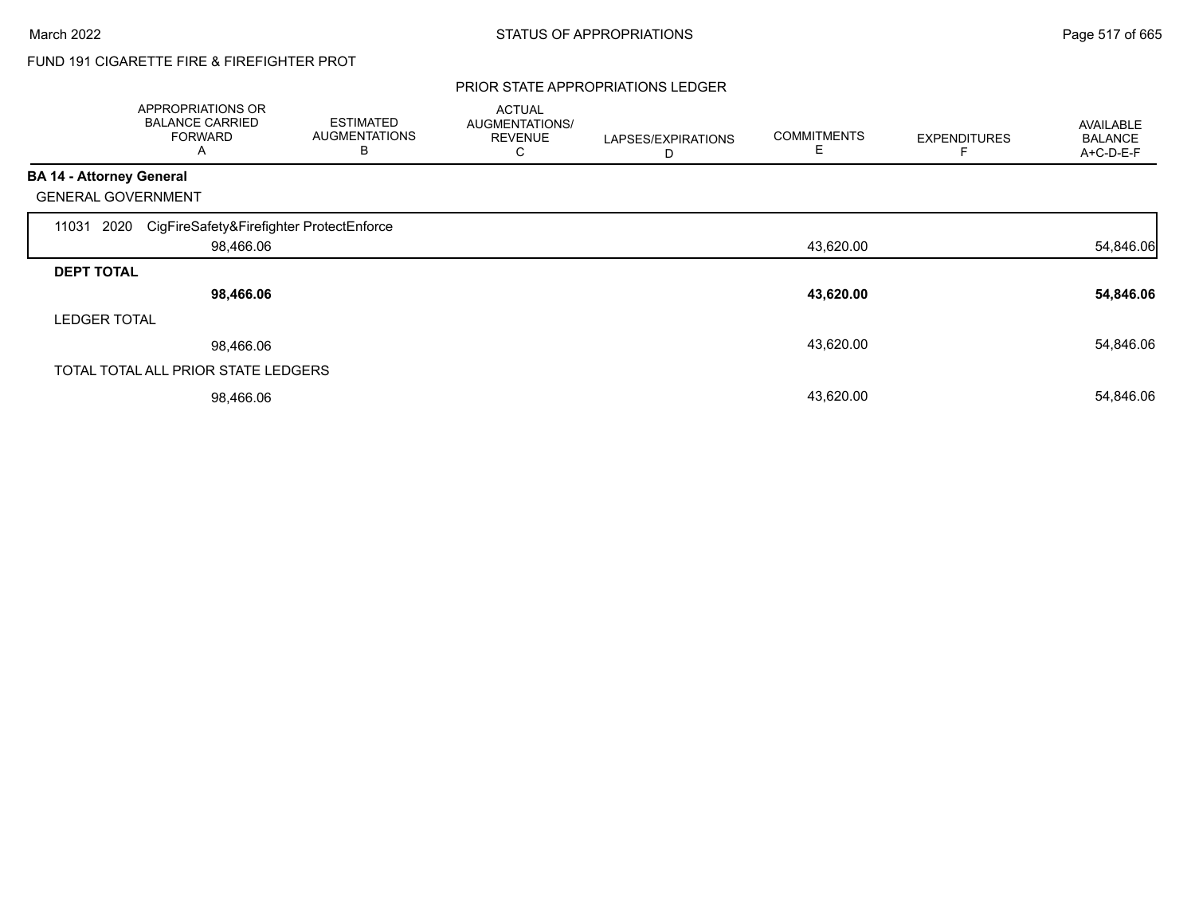FUND 191 CIGARETTE FIRE & FIREFIGHTER PROT

PRIOR STATE APPROPRIATIONS LEDGER

| | APPROPRIATIONS OR BALANCE CARRIED FORWARD A | ESTIMATED AUGMENTATIONS B | ACTUAL AUGMENTATIONS/ REVENUE C | LAPSES/EXPIRATIONS D | COMMITMENTS E | EXPENDITURES F | AVAILABLE BALANCE A+C-D-E-F |
|---|---|---|---|---|---|---|---|
| **BA 14 - Attorney General** | | | | | | | |
| GENERAL GOVERNMENT | | | | | | | |
| 11031 2020 CigFireSafety&Firefighter ProtectEnforce | 98,466.06 | | | | 43,620.00 | | 54,846.06 |
| **DEPT TOTAL** | **98,466.06** | | | | **43,620.00** | | **54,846.06** |
| LEDGER TOTAL | 98,466.06 | | | | 43,620.00 | | 54,846.06 |
| TOTAL TOTAL ALL PRIOR STATE LEDGERS | 98,466.06 | | | | 43,620.00 | | 54,846.06 |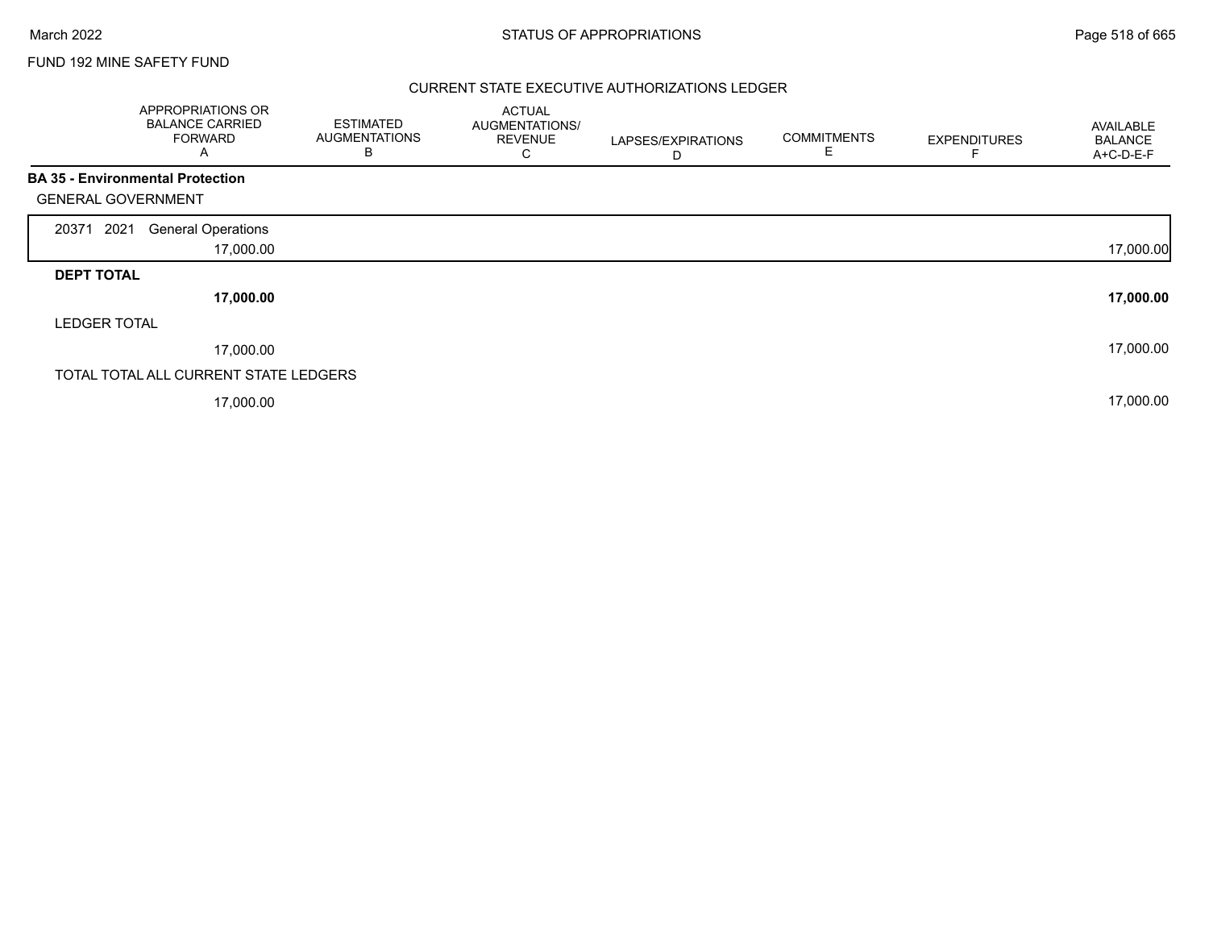FUND 192 MINE SAFETY FUND

## STATUS OF APPROPRIATIONS

### CURRENT STATE EXECUTIVE AUTHORIZATIONS LEDGER

| | APPROPRIATIONS OR BALANCE CARRIED FORWARD A | ESTIMATED AUGMENTATIONS B | ACTUAL AUGMENTATIONS/ REVENUE C | LAPSES/EXPIRATIONS D | COMMITMENTS E | EXPENDITURES F | AVAILABLE BALANCE A+C-D-E-F |
|---|---|---|---|---|---|---|---|
| **BA 35 - Environmental Protection** | | | | | | | |
| GENERAL GOVERNMENT | | | | | | | |
| 20371 2021 General Operations | 17,000.00 | | | | | | 17,000.00 |
| **DEPT TOTAL** | **17,000.00** | | | | | | **17,000.00** |
| LEDGER TOTAL | 17,000.00 | | | | | | 17,000.00 |
| TOTAL TOTAL ALL CURRENT STATE LEDGERS | 17,000.00 | | | | | | 17,000.00 |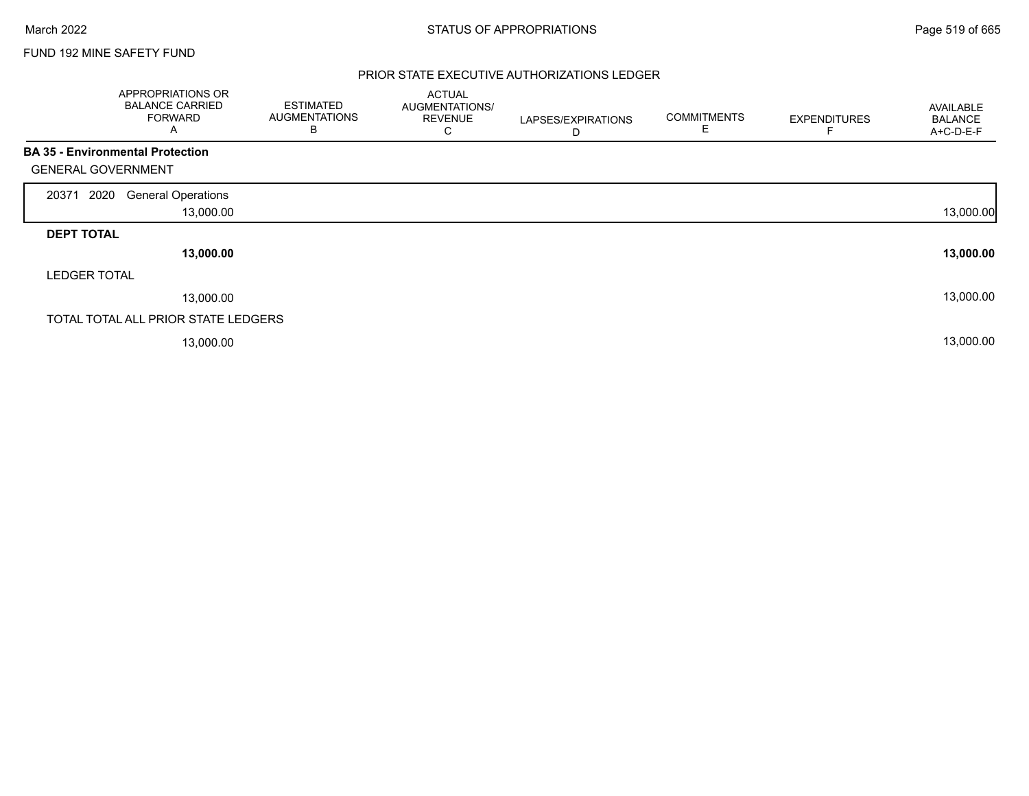FUND 192 MINE SAFETY FUND

PRIOR STATE EXECUTIVE AUTHORIZATIONS LEDGER

| | APPROPRIATIONS OR BALANCE CARRIED FORWARD A | ESTIMATED AUGMENTATIONS B | ACTUAL AUGMENTATIONS/ REVENUE C | LAPSES/EXPIRATIONS D | COMMITMENTS E | EXPENDITURES F | AVAILABLE BALANCE A+C-D-E-F |
|---|---|---|---|---|---|---|---|
| **BA 35 - Environmental Protection** | | | | | | | |
| GENERAL GOVERNMENT | | | | | | | |
| 20371 2020 General Operations | 13,000.00 | | | | | | 13,000.00 |
| **DEPT TOTAL** | **13,000.00** | | | | | | **13,000.00** |
| LEDGER TOTAL | 13,000.00 | | | | | | 13,000.00 |
| TOTAL TOTAL ALL PRIOR STATE LEDGERS | 13,000.00 | | | | | | 13,000.00 |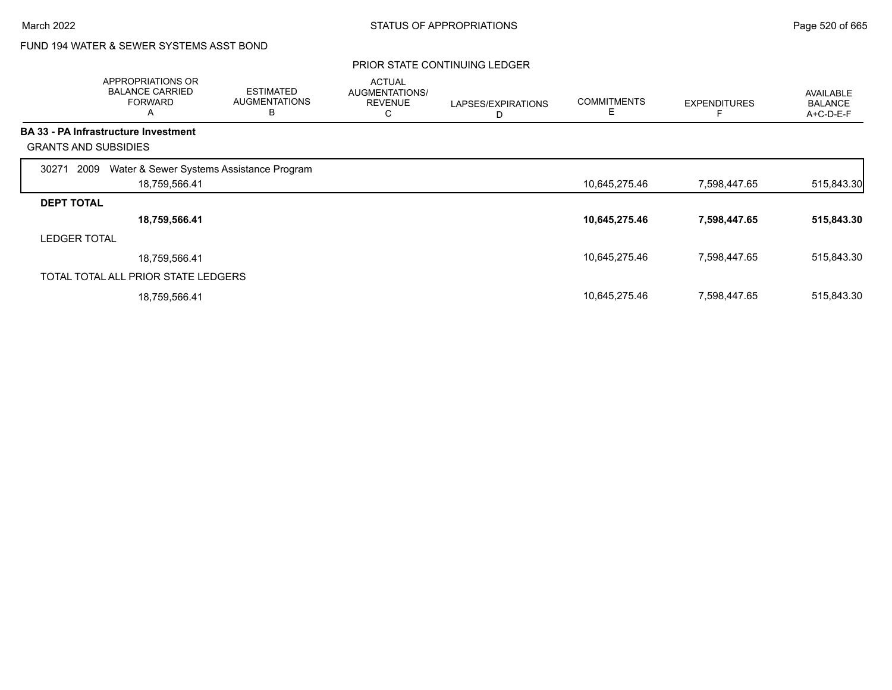FUND 194 WATER & SEWER SYSTEMS ASST BOND

PRIOR STATE CONTINUING LEDGER

| | APPROPRIATIONS OR BALANCE CARRIED FORWARD A | ESTIMATED AUGMENTATIONS B | ACTUAL AUGMENTATIONS/ REVENUE C | LAPSES/EXPIRATIONS D | COMMITMENTS E | EXPENDITURES F | AVAILABLE BALANCE A+C-D-E-F |
|---|---|---|---|---|---|---|---|
| **BA 33 - PA Infrastructure Investment** | | | | | | | |
| GRANTS AND SUBSIDIES | | | | | | | |
| 30271 2009 Water & Sewer Systems Assistance Program | 18,759,566.41 | | | | 10,645,275.46 | 7,598,447.65 | 515,843.30 |
| **DEPT TOTAL** | **18,759,566.41** | | | | **10,645,275.46** | **7,598,447.65** | **515,843.30** |
| LEDGER TOTAL | 18,759,566.41 | | | | 10,645,275.46 | 7,598,447.65 | 515,843.30 |
| TOTAL TOTAL ALL PRIOR STATE LEDGERS | 18,759,566.41 | | | | 10,645,275.46 | 7,598,447.65 | 515,843.30 |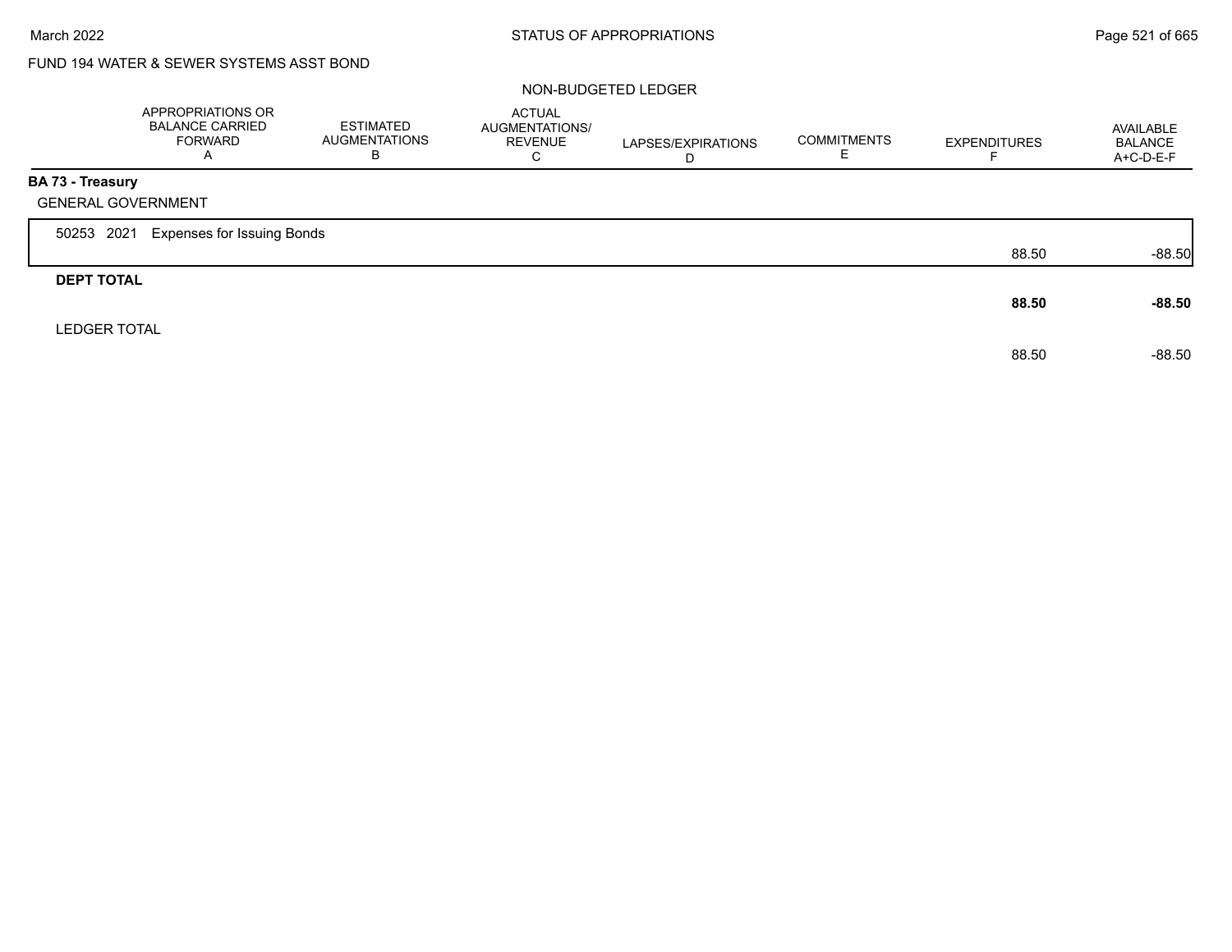FUND 194 WATER & SEWER SYSTEMS ASST BOND

NON-BUDGETED LEDGER

| | APPROPRIATIONS OR BALANCE CARRIED FORWARD A | ESTIMATED AUGMENTATIONS B | ACTUAL AUGMENTATIONS/ REVENUE C | LAPSES/EXPIRATIONS D | COMMITMENTS E | EXPENDITURES F | AVAILABLE BALANCE A+C-D-E-F |
|---|---|---|---|---|---|---|---|
| **BA 73 - Treasury** | | | | | | | |
| GENERAL GOVERNMENT | | | | | | | |
| 50253 2021 Expenses for Issuing Bonds | | | | | | 88.50 | -88.50 |
| **DEPT TOTAL** | | | | | | **88.50** | **-88.50** |
| LEDGER TOTAL | | | | | | 88.50 | -88.50 |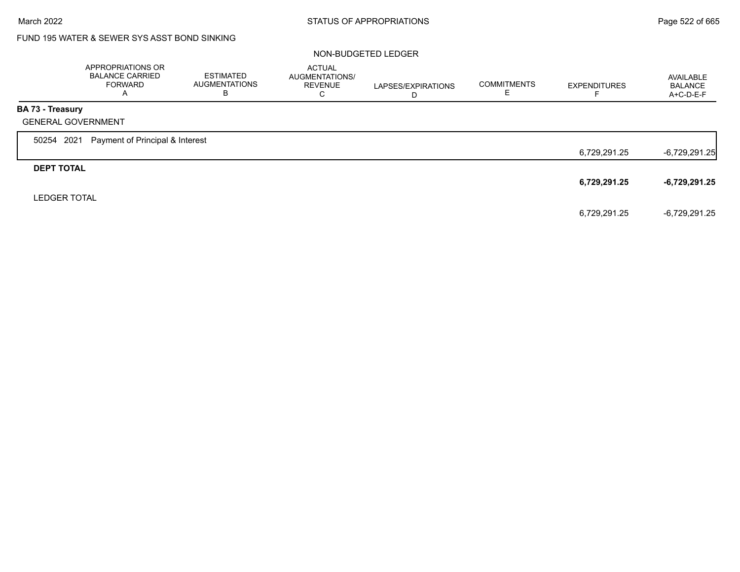FUND 195 WATER & SEWER SYS ASST BOND SINKING

NON-BUDGETED LEDGER

| | APPROPRIATIONS OR BALANCE CARRIED FORWARD A | ESTIMATED AUGMENTATIONS B | ACTUAL AUGMENTATIONS/ REVENUE C | LAPSES/EXPIRATIONS D | COMMITMENTS E | EXPENDITURES F | AVAILABLE BALANCE A+C-D-E-F |
|---|---|---|---|---|---|---|---|
| **BA 73 - Treasury** | | | | | | | |
| GENERAL GOVERNMENT | | | | | | | |
| 50254 2021 Payment of Principal & Interest | | | | | | 6,729,291.25 | -6,729,291.25 |
| **DEPT TOTAL** | | | | | | **6,729,291.25** | **-6,729,291.25** |
| LEDGER TOTAL | | | | | | 6,729,291.25 | -6,729,291.25 |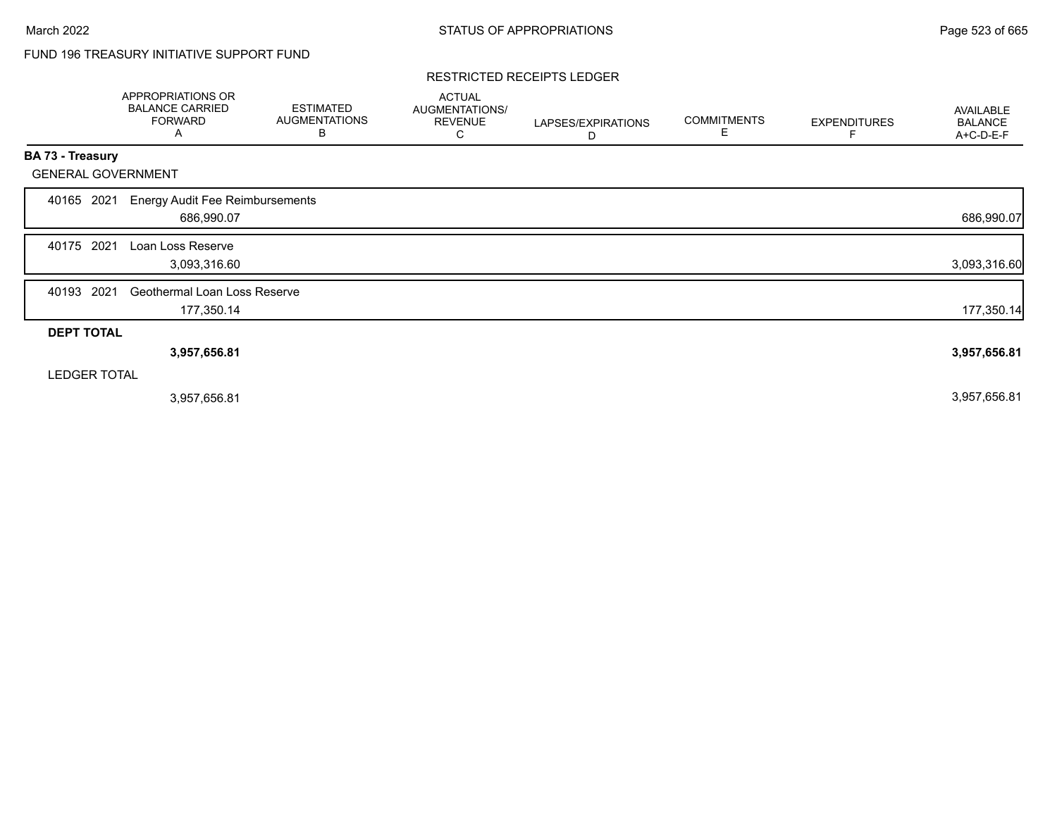FUND 196 TREASURY INITIATIVE SUPPORT FUND

RESTRICTED RECEIPTS LEDGER

| | APPROPRIATIONS OR BALANCE CARRIED FORWARD A | ESTIMATED AUGMENTATIONS B | ACTUAL AUGMENTATIONS/ REVENUE C | LAPSES/EXPIRATIONS D | COMMITMENTS E | EXPENDITURES F | AVAILABLE BALANCE A+C-D-E-F |
|---|---|---|---|---|---|---|---|
| **BA 73 - Treasury** | | | | | | | |
| GENERAL GOVERNMENT | | | | | | | |
| 40165 2021 Energy Audit Fee Reimbursements | 686,990.07 | | | | | | 686,990.07 |
| 40175 2021 Loan Loss Reserve | 3,093,316.60 | | | | | | 3,093,316.60 |
| 40193 2021 Geothermal Loan Loss Reserve | 177,350.14 | | | | | | 177,350.14 |
| **DEPT TOTAL** | **3,957,656.81** | | | | | | **3,957,656.81** |
| LEDGER TOTAL | 3,957,656.81 | | | | | | 3,957,656.81 |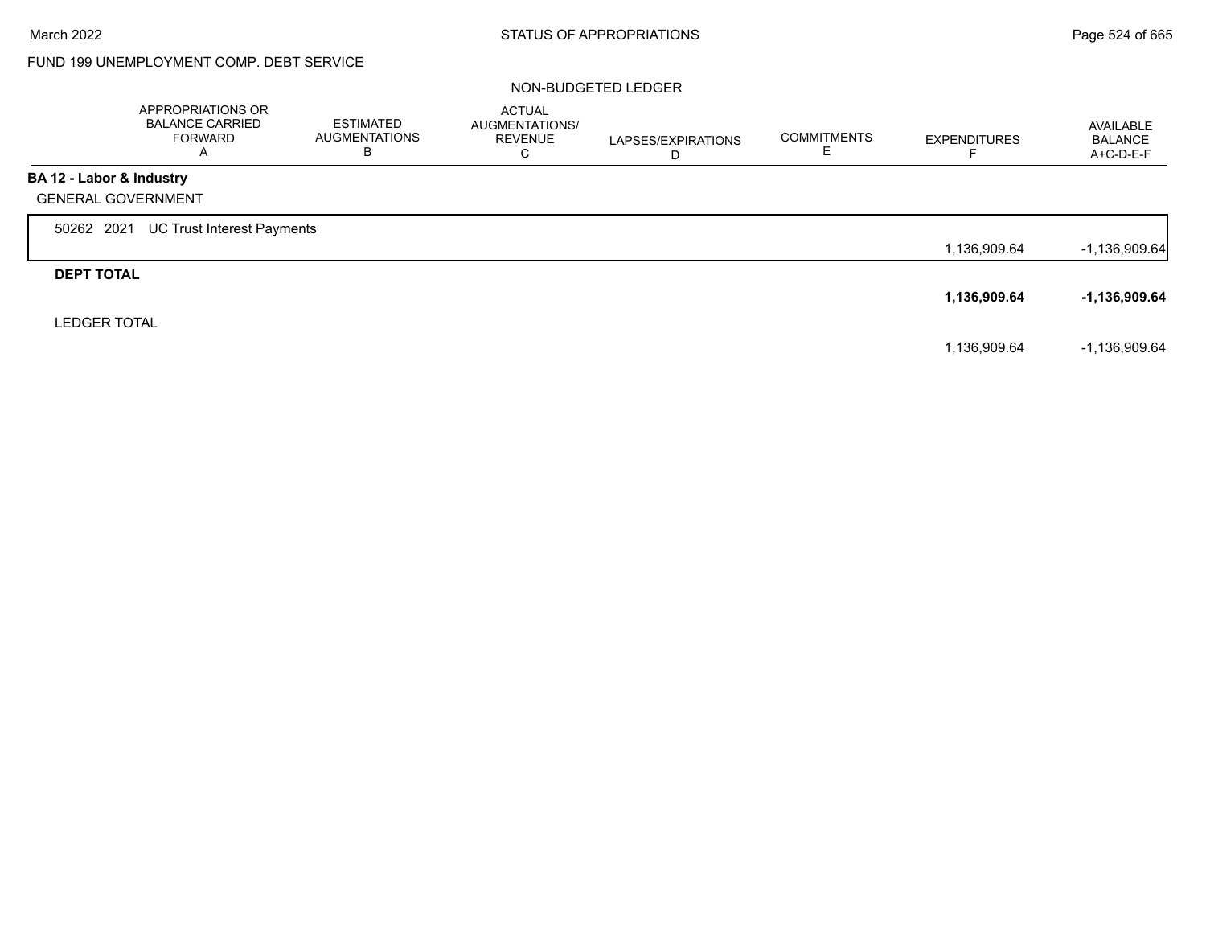FUND 199 UNEMPLOYMENT COMP. DEBT SERVICE

NON-BUDGETED LEDGER

| | APPROPRIATIONS OR BALANCE CARRIED FORWARD A | ESTIMATED AUGMENTATIONS B | ACTUAL AUGMENTATIONS/ REVENUE C | LAPSES/EXPIRATIONS D | COMMITMENTS E | EXPENDITURES F | AVAILABLE BALANCE A+C-D-E-F |
|---|---|---|---|---|---|---|---|
| **BA 12 - Labor & Industry** | | | | | | | |
| GENERAL GOVERNMENT | | | | | | | |
| 50262 2021 UC Trust Interest Payments | | | | | | 1,136,909.64 | -1,136,909.64 |
| **DEPT TOTAL** | | | | | | **1,136,909.64** | **-1,136,909.64** |
| LEDGER TOTAL | | | | | | 1,136,909.64 | -1,136,909.64 |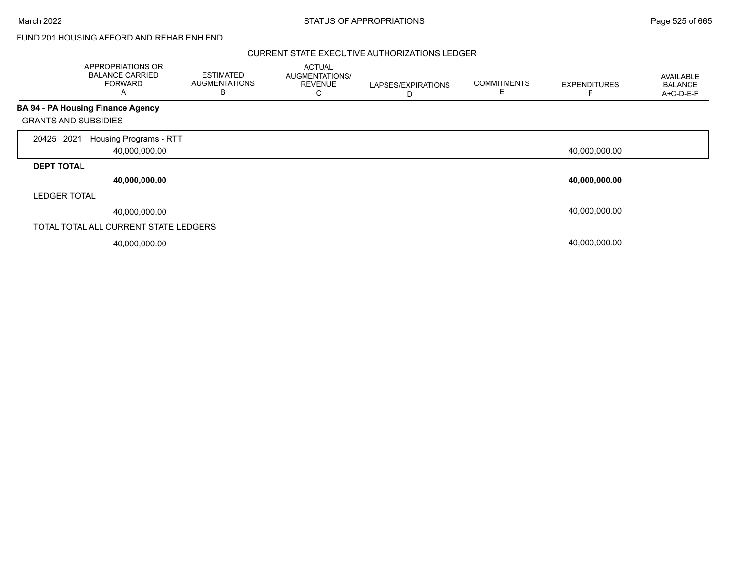FUND 201 HOUSING AFFORD AND REHAB ENH FND

CURRENT STATE EXECUTIVE AUTHORIZATIONS LEDGER

| | APPROPRIATIONS OR BALANCE CARRIED FORWARD A | ESTIMATED AUGMENTATIONS B | ACTUAL AUGMENTATIONS/ REVENUE C | LAPSES/EXPIRATIONS D | COMMITMENTS E | EXPENDITURES F | AVAILABLE BALANCE A+C-D-E-F |
|---|---|---|---|---|---|---|---|
| **BA 94 - PA Housing Finance Agency** | | | | | | | |
| GRANTS AND SUBSIDIES | | | | | | | |
| 20425 2021 Housing Programs - RTT | 40,000,000.00 | | | | | 40,000,000.00 | |
| **DEPT TOTAL** | **40,000,000.00** | | | | | **40,000,000.00** | |
| LEDGER TOTAL | 40,000,000.00 | | | | | 40,000,000.00 | |
| TOTAL TOTAL ALL CURRENT STATE LEDGERS | 40,000,000.00 | | | | | 40,000,000.00 | |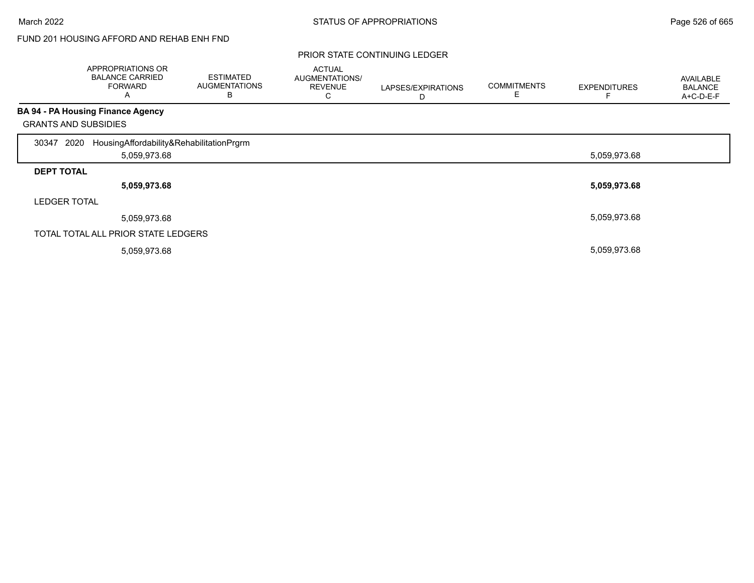FUND 201 HOUSING AFFORD AND REHAB ENH FND

PRIOR STATE CONTINUING LEDGER

| | APPROPRIATIONS OR BALANCE CARRIED FORWARD A | ESTIMATED AUGMENTATIONS B | ACTUAL AUGMENTATIONS/ REVENUE C | LAPSES/EXPIRATIONS D | COMMITMENTS E | EXPENDITURES F | AVAILABLE BALANCE A+C-D-E-F |
|---|---|---|---|---|---|---|---|
| **BA 94 - PA Housing Finance Agency** | | | | | | | |
| GRANTS AND SUBSIDIES | | | | | | | |
| 30347 2020 HousingAffordability&RehabilitationPrgrm | 5,059,973.68 | | | | | 5,059,973.68 | |
| **DEPT TOTAL** | **5,059,973.68** | | | | | **5,059,973.68** | |
| LEDGER TOTAL | 5,059,973.68 | | | | | 5,059,973.68 | |
| TOTAL TOTAL ALL PRIOR STATE LEDGERS | 5,059,973.68 | | | | | 5,059,973.68 | |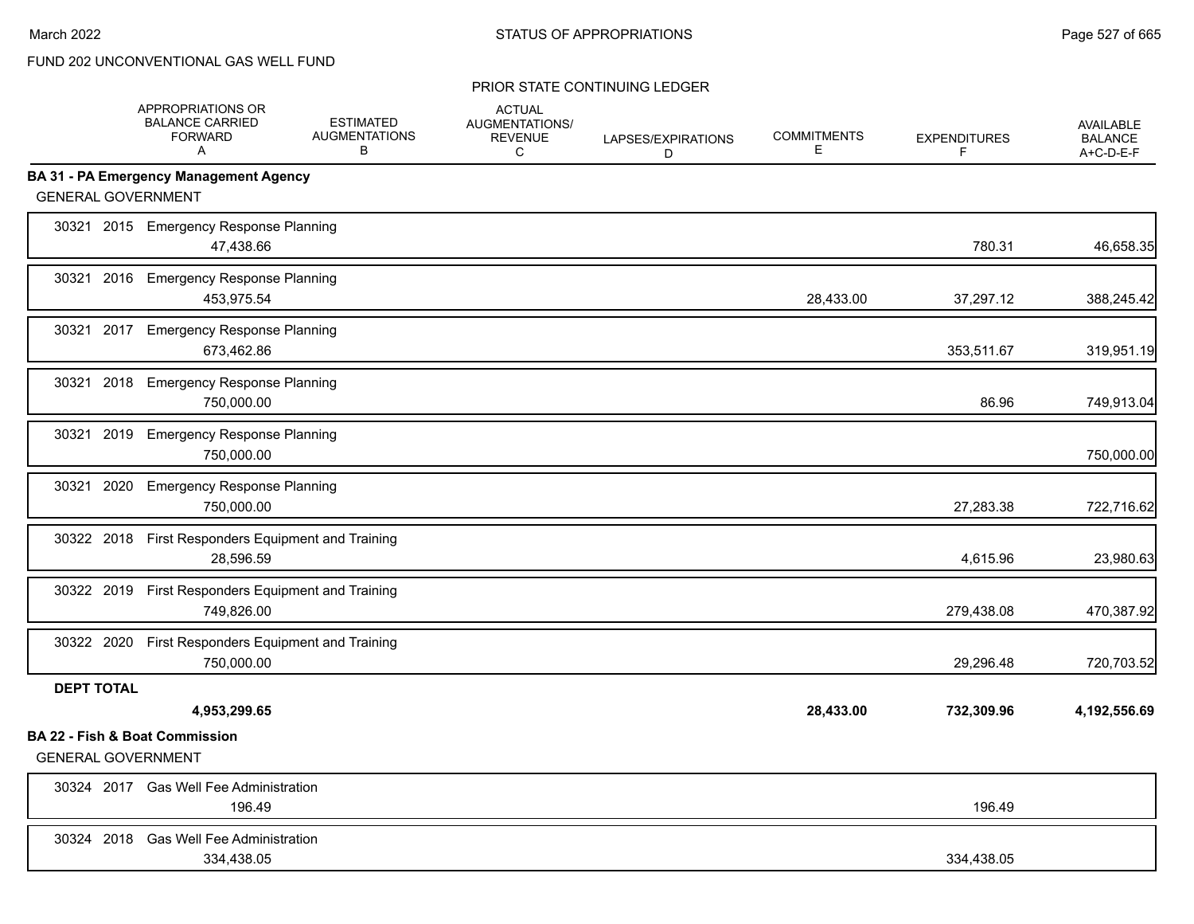FUND 202 UNCONVENTIONAL GAS WELL FUND

PRIOR STATE CONTINUING LEDGER

| | APPROPRIATIONS OR BALANCE CARRIED FORWARD A | ESTIMATED AUGMENTATIONS B | ACTUAL AUGMENTATIONS/ REVENUE C | LAPSES/EXPIRATIONS D | COMMITMENTS E | EXPENDITURES F | AVAILABLE BALANCE A+C-D-E-F |
|---|---|---|---|---|---|---|---|
| **BA 31 - PA Emergency Management Agency** | | | | | | | |
| GENERAL GOVERNMENT | | | | | | | |
| 30321 2015 Emergency Response Planning | 47,438.66 | | | | | 780.31 | 46,658.35 |
| 30321 2016 Emergency Response Planning | 453,975.54 | | | | 28,433.00 | 37,297.12 | 388,245.42 |
| 30321 2017 Emergency Response Planning | 673,462.86 | | | | | 353,511.67 | 319,951.19 |
| 30321 2018 Emergency Response Planning | 750,000.00 | | | | | 86.96 | 749,913.04 |
| 30321 2019 Emergency Response Planning | 750,000.00 | | | | | | 750,000.00 |
| 30321 2020 Emergency Response Planning | 750,000.00 | | | | | 27,283.38 | 722,716.62 |
| 30322 2018 First Responders Equipment and Training | 28,596.59 | | | | | 4,615.96 | 23,980.63 |
| 30322 2019 First Responders Equipment and Training | 749,826.00 | | | | | 279,438.08 | 470,387.92 |
| 30322 2020 First Responders Equipment and Training | 750,000.00 | | | | | 29,296.48 | 720,703.52 |
| **DEPT TOTAL** | **4,953,299.65** | | | | **28,433.00** | **732,309.96** | **4,192,556.69** |
| **BA 22 - Fish & Boat Commission** | | | | | | | |
| GENERAL GOVERNMENT | | | | | | | |
| 30324 2017 Gas Well Fee Administration | 196.49 | | | | | 196.49 | |
| 30324 2018 Gas Well Fee Administration | 334,438.05 | | | | | 334,438.05 | |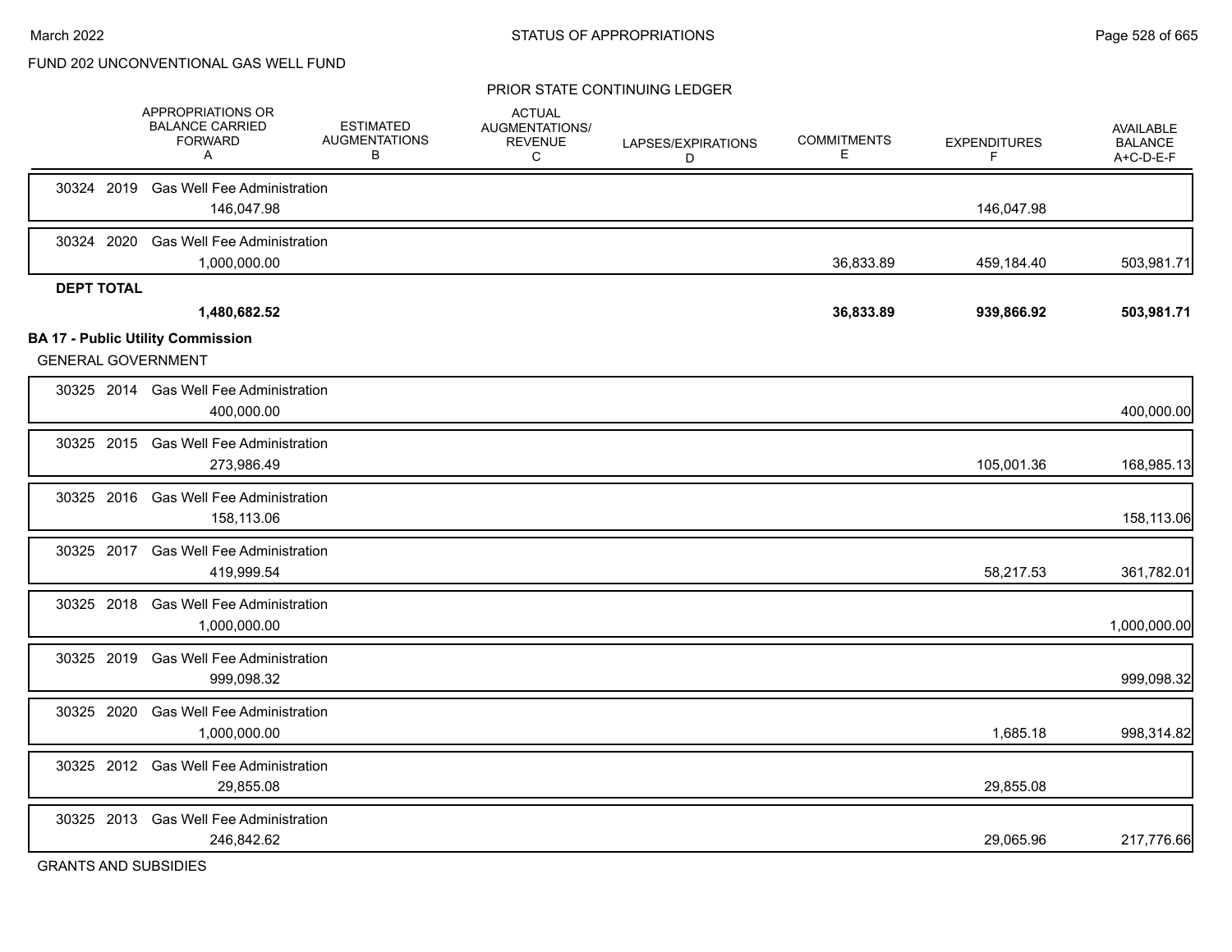FUND 202 UNCONVENTIONAL GAS WELL FUND

PRIOR STATE CONTINUING LEDGER

| | APPROPRIATIONS OR BALANCE CARRIED FORWARD A | ESTIMATED AUGMENTATIONS B | ACTUAL AUGMENTATIONS/ REVENUE C | LAPSES/EXPIRATIONS D | COMMITMENTS E | EXPENDITURES F | AVAILABLE BALANCE A+C-D-E-F |
|---|---|---|---|---|---|---|---|
| 30324 2019 Gas Well Fee Administration | 146,047.98 | | | | | 146,047.98 | |
| 30324 2020 Gas Well Fee Administration | 1,000,000.00 | | | | 36,833.89 | 459,184.40 | 503,981.71 |
| **DEPT TOTAL** | **1,480,682.52** | | | | **36,833.89** | **939,866.92** | **503,981.71** |

**BA 17 - Public Utility Commission**

GENERAL GOVERNMENT

| | APPROPRIATIONS OR BALANCE CARRIED FORWARD A | ESTIMATED AUGMENTATIONS B | ACTUAL AUGMENTATIONS/ REVENUE C | LAPSES/EXPIRATIONS D | COMMITMENTS E | EXPENDITURES F | AVAILABLE BALANCE A+C-D-E-F |
|---|---|---|---|---|---|---|---|
| 30325 2014 Gas Well Fee Administration | 400,000.00 | | | | | | 400,000.00 |
| 30325 2015 Gas Well Fee Administration | 273,986.49 | | | | | 105,001.36 | 168,985.13 |
| 30325 2016 Gas Well Fee Administration | 158,113.06 | | | | | | 158,113.06 |
| 30325 2017 Gas Well Fee Administration | 419,999.54 | | | | | 58,217.53 | 361,782.01 |
| 30325 2018 Gas Well Fee Administration | 1,000,000.00 | | | | | | 1,000,000.00 |
| 30325 2019 Gas Well Fee Administration | 999,098.32 | | | | | | 999,098.32 |
| 30325 2020 Gas Well Fee Administration | 1,000,000.00 | | | | | 1,685.18 | 998,314.82 |
| 30325 2012 Gas Well Fee Administration | 29,855.08 | | | | | 29,855.08 | |
| 30325 2013 Gas Well Fee Administration | 246,842.62 | | | | | 29,065.96 | 217,776.66 |

GRANTS AND SUBSIDIES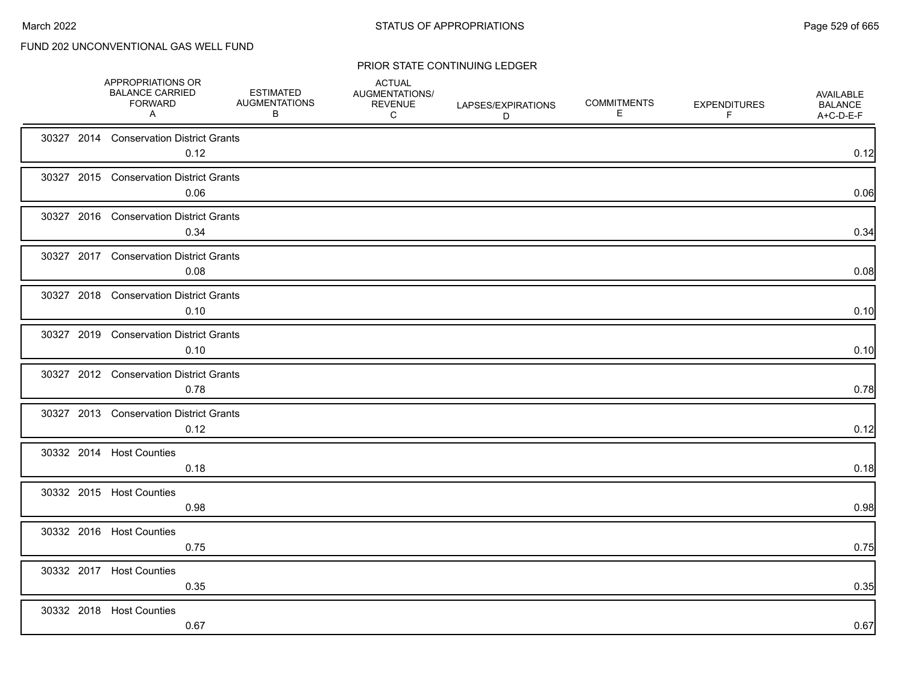FUND 202 UNCONVENTIONAL GAS WELL FUND

PRIOR STATE CONTINUING LEDGER

| | APPROPRIATIONS OR BALANCE CARRIED FORWARD A | ESTIMATED AUGMENTATIONS B | ACTUAL AUGMENTATIONS/ REVENUE C | LAPSES/EXPIRATIONS D | COMMITMENTS E | EXPENDITURES F | AVAILABLE BALANCE A+C-D-E-F |
|---|---|---|---|---|---|---|---|
| 30327 2014 Conservation District Grants | 0.12 | | | | | | 0.12 |
| 30327 2015 Conservation District Grants | 0.06 | | | | | | 0.06 |
| 30327 2016 Conservation District Grants | 0.34 | | | | | | 0.34 |
| 30327 2017 Conservation District Grants | 0.08 | | | | | | 0.08 |
| 30327 2018 Conservation District Grants | 0.10 | | | | | | 0.10 |
| 30327 2019 Conservation District Grants | 0.10 | | | | | | 0.10 |
| 30327 2012 Conservation District Grants | 0.78 | | | | | | 0.78 |
| 30327 2013 Conservation District Grants | 0.12 | | | | | | 0.12 |
| 30332 2014 Host Counties | 0.18 | | | | | | 0.18 |
| 30332 2015 Host Counties | 0.98 | | | | | | 0.98 |
| 30332 2016 Host Counties | 0.75 | | | | | | 0.75 |
| 30332 2017 Host Counties | 0.35 | | | | | | 0.35 |
| 30332 2018 Host Counties | 0.67 | | | | | | 0.67 |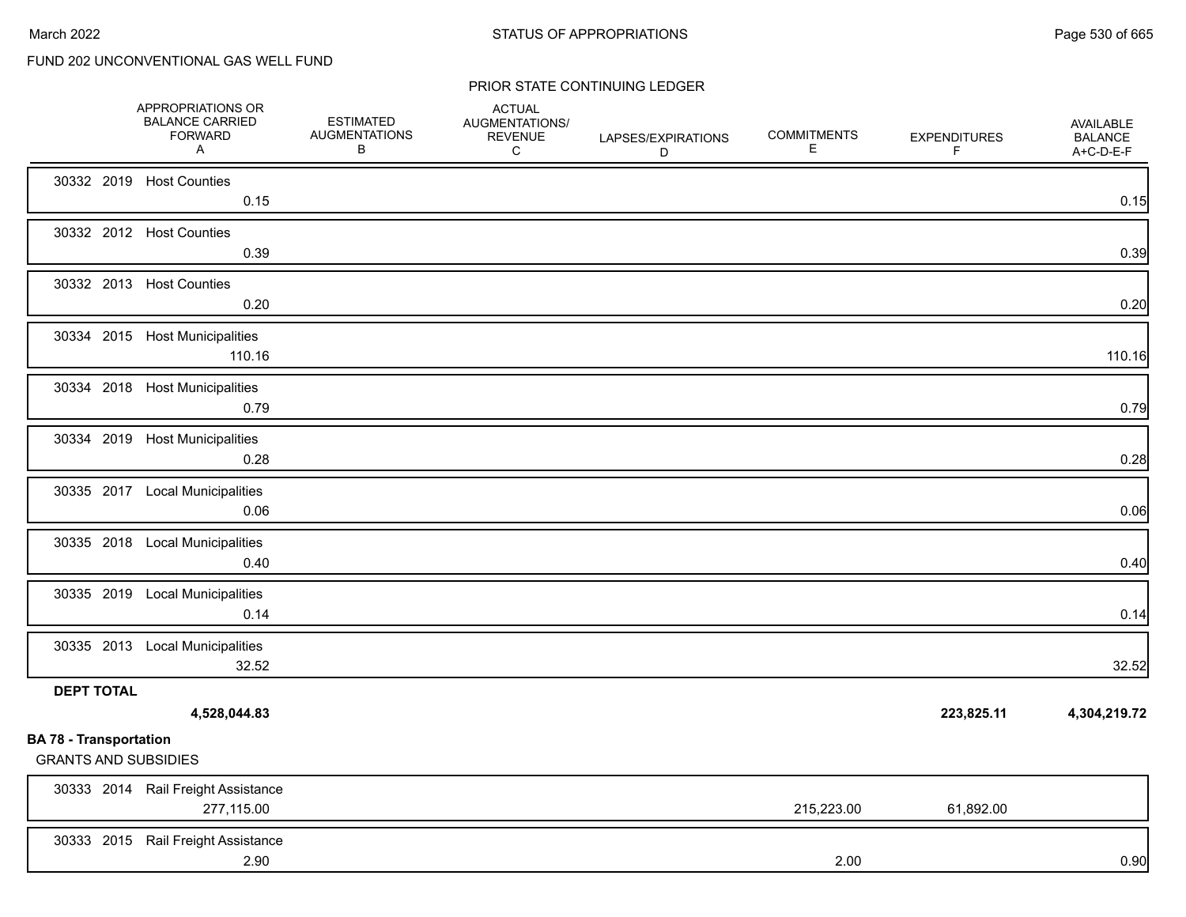FUND 202 UNCONVENTIONAL GAS WELL FUND

PRIOR STATE CONTINUING LEDGER

| | APPROPRIATIONS OR BALANCE CARRIED FORWARD A | ESTIMATED AUGMENTATIONS B | ACTUAL AUGMENTATIONS/ REVENUE C | LAPSES/EXPIRATIONS D | COMMITMENTS E | EXPENDITURES F | AVAILABLE BALANCE A+C-D-E-F |
|---|---|---|---|---|---|---|---|
| 30332 2019 Host Counties | 0.15 | | | | | | 0.15 |
| 30332 2012 Host Counties | 0.39 | | | | | | 0.39 |
| 30332 2013 Host Counties | 0.20 | | | | | | 0.20 |
| 30334 2015 Host Municipalities | 110.16 | | | | | | 110.16 |
| 30334 2018 Host Municipalities | 0.79 | | | | | | 0.79 |
| 30334 2019 Host Municipalities | 0.28 | | | | | | 0.28 |
| 30335 2017 Local Municipalities | 0.06 | | | | | | 0.06 |
| 30335 2018 Local Municipalities | 0.40 | | | | | | 0.40 |
| 30335 2019 Local Municipalities | 0.14 | | | | | | 0.14 |
| 30335 2013 Local Municipalities | 32.52 | | | | | | 32.52 |
| **DEPT TOTAL** | **4,528,044.83** | | | | | **223,825.11** | **4,304,219.72** |

**BA 78 - Transportation**

GRANTS AND SUBSIDIES

| | APPROPRIATIONS OR BALANCE CARRIED FORWARD A | ESTIMATED AUGMENTATIONS B | ACTUAL AUGMENTATIONS/ REVENUE C | LAPSES/EXPIRATIONS D | COMMITMENTS E | EXPENDITURES F | AVAILABLE BALANCE A+C-D-E-F |
|---|---|---|---|---|---|---|---|
| 30333 2014 Rail Freight Assistance | 277,115.00 | | | | 215,223.00 | 61,892.00 | |
| 30333 2015 Rail Freight Assistance | 2.90 | | | | 2.00 | | 0.90 |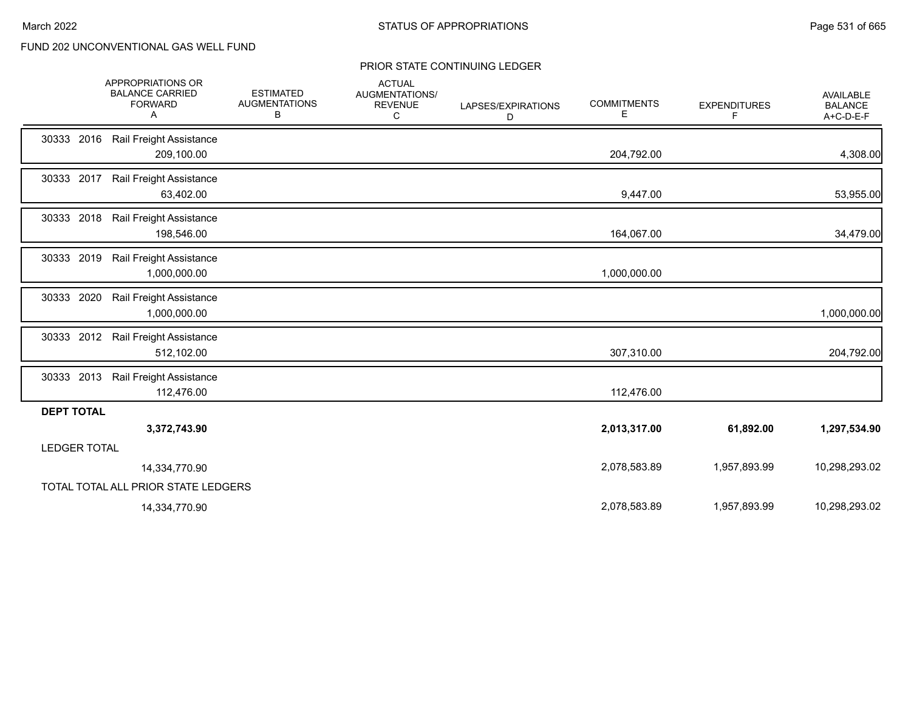FUND 202 UNCONVENTIONAL GAS WELL FUND

## PRIOR STATE CONTINUING LEDGER

| | APPROPRIATIONS OR BALANCE CARRIED FORWARD A | ESTIMATED AUGMENTATIONS B | ACTUAL AUGMENTATIONS/ REVENUE C | LAPSES/EXPIRATIONS D | COMMITMENTS E | EXPENDITURES F | AVAILABLE BALANCE A+C-D-E-F |
|---|---|---|---|---|---|---|---|
| 30333 2016 Rail Freight Assistance | 209,100.00 | | | | 204,792.00 | | 4,308.00 |
| 30333 2017 Rail Freight Assistance | 63,402.00 | | | | 9,447.00 | | 53,955.00 |
| 30333 2018 Rail Freight Assistance | 198,546.00 | | | | 164,067.00 | | 34,479.00 |
| 30333 2019 Rail Freight Assistance | 1,000,000.00 | | | | 1,000,000.00 | | |
| 30333 2020 Rail Freight Assistance | 1,000,000.00 | | | | | | 1,000,000.00 |
| 30333 2012 Rail Freight Assistance | 512,102.00 | | | | 307,310.00 | | 204,792.00 |
| 30333 2013 Rail Freight Assistance | 112,476.00 | | | | 112,476.00 | | |
| **DEPT TOTAL** | **3,372,743.90** | | | | **2,013,317.00** | **61,892.00** | **1,297,534.90** |
| LEDGER TOTAL | 14,334,770.90 | | | | 2,078,583.89 | 1,957,893.99 | 10,298,293.02 |
| TOTAL TOTAL ALL PRIOR STATE LEDGERS | 14,334,770.90 | | | | 2,078,583.89 | 1,957,893.99 | 10,298,293.02 |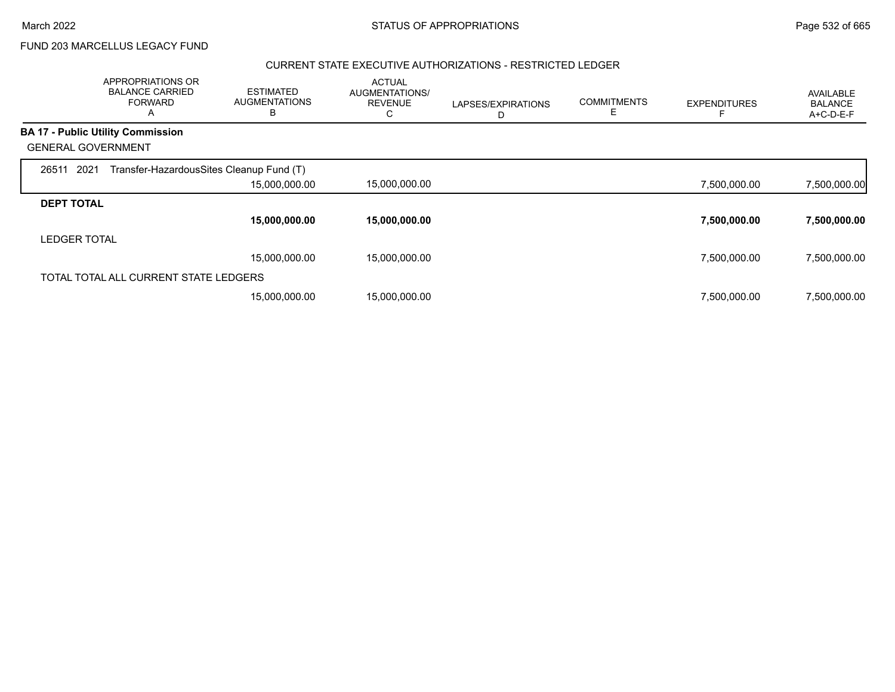FUND 203 MARCELLUS LEGACY FUND

## CURRENT STATE EXECUTIVE AUTHORIZATIONS - RESTRICTED LEDGER

| APPROPRIATIONS OR BALANCE CARRIED FORWARD A | ESTIMATED AUGMENTATIONS B | ACTUAL AUGMENTATIONS/ REVENUE C | LAPSES/EXPIRATIONS D | COMMITMENTS E | EXPENDITURES F | AVAILABLE BALANCE A+C-D-E-F |
|---|---|---|---|---|---|---|
| **BA 17 - Public Utility Commission** | | | | | | |
| GENERAL GOVERNMENT | | | | | | |
| 26511 2021 Transfer-HazardousSites Cleanup Fund (T) | | | | | | |
| | 15,000,000.00 | 15,000,000.00 | | | 7,500,000.00 | 7,500,000.00 |
| **DEPT TOTAL** | | | | | | |
| | **15,000,000.00** | **15,000,000.00** | | | **7,500,000.00** | **7,500,000.00** |
| LEDGER TOTAL | | | | | | |
| | 15,000,000.00 | 15,000,000.00 | | | 7,500,000.00 | 7,500,000.00 |
| TOTAL TOTAL ALL CURRENT STATE LEDGERS | | | | | | |
| | 15,000,000.00 | 15,000,000.00 | | | 7,500,000.00 | 7,500,000.00 |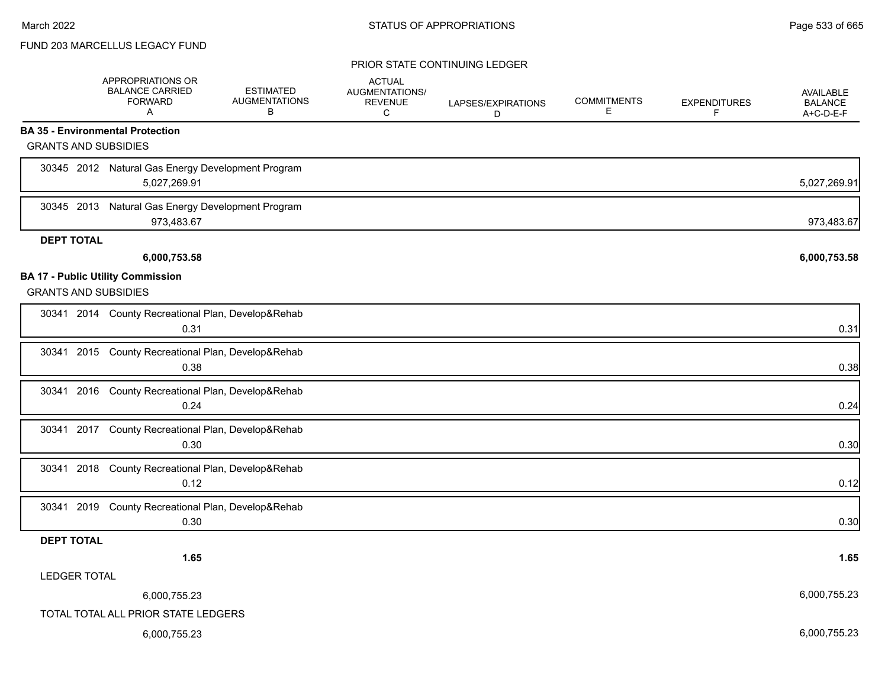March 2022

STATUS OF APPROPRIATIONS

FUND 203 MARCELLUS LEGACY FUND

PRIOR STATE CONTINUING LEDGER

| | APPROPRIATIONS OR BALANCE CARRIED FORWARD A | ESTIMATED AUGMENTATIONS B | ACTUAL AUGMENTATIONS/ REVENUE C | LAPSES/EXPIRATIONS D | COMMITMENTS E | EXPENDITURES F | AVAILABLE BALANCE A+C-D-E-F |
|---|---|---|---|---|---|---|---|
| **BA 35 - Environmental Protection** | | | | | | | |
| GRANTS AND SUBSIDIES | | | | | | | |
| 30345 2012 Natural Gas Energy Development Program | 5,027,269.91 | | | | | | 5,027,269.91 |
| 30345 2013 Natural Gas Energy Development Program | 973,483.67 | | | | | | 973,483.67 |
| **DEPT TOTAL** | **6,000,753.58** | | | | | | **6,000,753.58** |
| **BA 17 - Public Utility Commission** | | | | | | | |
| GRANTS AND SUBSIDIES | | | | | | | |
| 30341 2014 County Recreational Plan, Develop&Rehab | 0.31 | | | | | | 0.31 |
| 30341 2015 County Recreational Plan, Develop&Rehab | 0.38 | | | | | | 0.38 |
| 30341 2016 County Recreational Plan, Develop&Rehab | 0.24 | | | | | | 0.24 |
| 30341 2017 County Recreational Plan, Develop&Rehab | 0.30 | | | | | | 0.30 |
| 30341 2018 County Recreational Plan, Develop&Rehab | 0.12 | | | | | | 0.12 |
| 30341 2019 County Recreational Plan, Develop&Rehab | 0.30 | | | | | | 0.30 |
| **DEPT TOTAL** | **1.65** | | | | | | **1.65** |
| LEDGER TOTAL | 6,000,755.23 | | | | | | 6,000,755.23 |
| TOTAL TOTAL ALL PRIOR STATE LEDGERS | 6,000,755.23 | | | | | | 6,000,755.23 |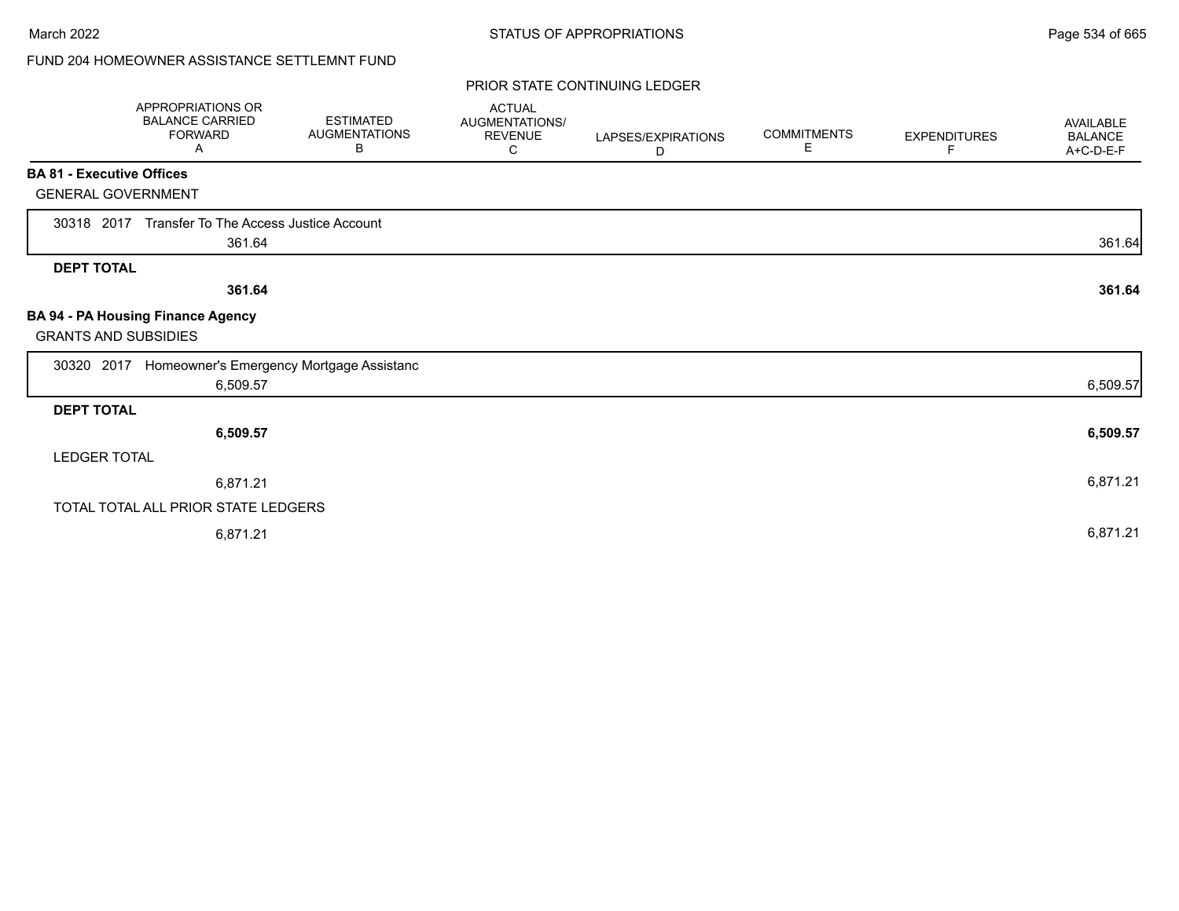FUND 204 HOMEOWNER ASSISTANCE SETTLEMNT FUND

PRIOR STATE CONTINUING LEDGER

| | APPROPRIATIONS OR BALANCE CARRIED FORWARD A | ESTIMATED AUGMENTATIONS B | ACTUAL AUGMENTATIONS/ REVENUE C | LAPSES/EXPIRATIONS D | COMMITMENTS E | EXPENDITURES F | AVAILABLE BALANCE A+C-D-E-F |
|---|---|---|---|---|---|---|---|
| **BA 81 - Executive Offices** | | | | | | | |
| GENERAL GOVERNMENT | | | | | | | |
| 30318 2017 Transfer To The Access Justice Account | 361.64 | | | | | | 361.64 |
| **DEPT TOTAL** | **361.64** | | | | | | **361.64** |
| **BA 94 - PA Housing Finance Agency** | | | | | | | |
| GRANTS AND SUBSIDIES | | | | | | | |
| 30320 2017 Homeowner's Emergency Mortgage Assistanc | 6,509.57 | | | | | | 6,509.57 |
| **DEPT TOTAL** | **6,509.57** | | | | | | **6,509.57** |
| LEDGER TOTAL | 6,871.21 | | | | | | 6,871.21 |
| TOTAL TOTAL ALL PRIOR STATE LEDGERS | 6,871.21 | | | | | | 6,871.21 |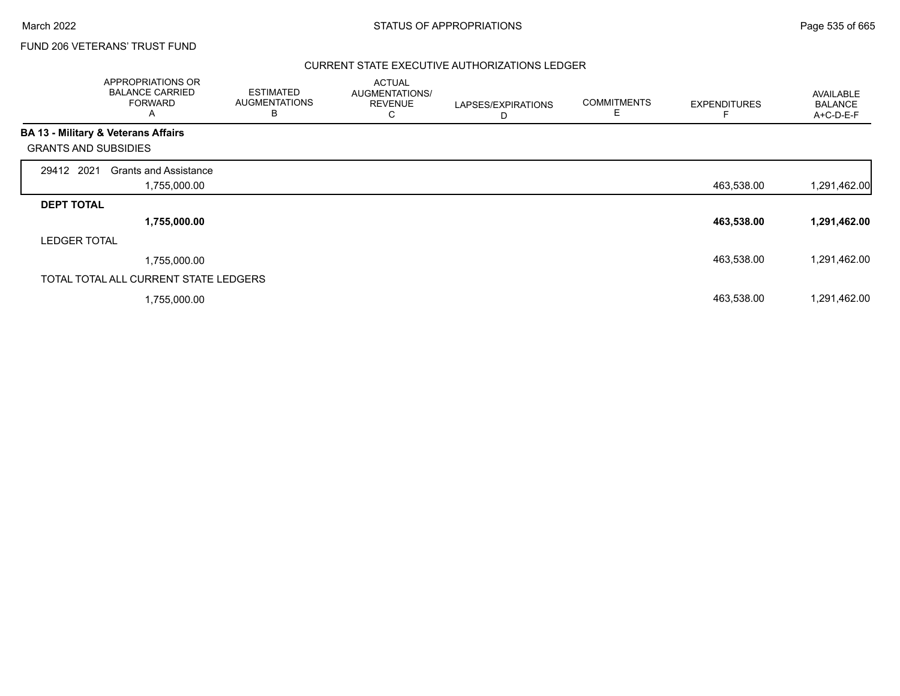FUND 206 VETERANS' TRUST FUND

CURRENT STATE EXECUTIVE AUTHORIZATIONS LEDGER

| | APPROPRIATIONS OR BALANCE CARRIED FORWARD A | ESTIMATED AUGMENTATIONS B | ACTUAL AUGMENTATIONS/ REVENUE C | LAPSES/EXPIRATIONS D | COMMITMENTS E | EXPENDITURES F | AVAILABLE BALANCE A+C-D-E-F |
|---|---|---|---|---|---|---|---|
| **BA 13 - Military & Veterans Affairs** | | | | | | | |
| GRANTS AND SUBSIDIES | | | | | | | |
| 29412 2021 Grants and Assistance | 1,755,000.00 | | | | | 463,538.00 | 1,291,462.00 |
| **DEPT TOTAL** | **1,755,000.00** | | | | | **463,538.00** | **1,291,462.00** |
| LEDGER TOTAL | 1,755,000.00 | | | | | 463,538.00 | 1,291,462.00 |
| TOTAL TOTAL ALL CURRENT STATE LEDGERS | 1,755,000.00 | | | | | 463,538.00 | 1,291,462.00 |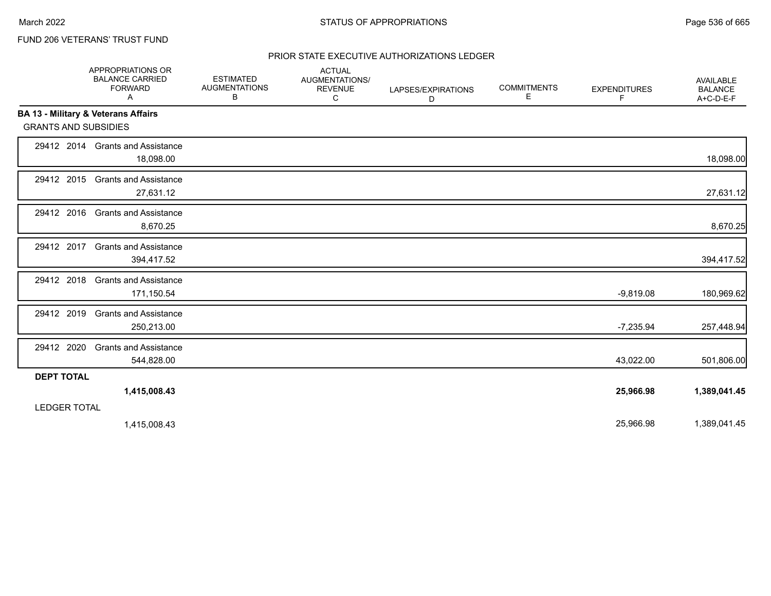FUND 206 VETERANS' TRUST FUND

PRIOR STATE EXECUTIVE AUTHORIZATIONS LEDGER

| | APPROPRIATIONS OR BALANCE CARRIED FORWARD A | ESTIMATED AUGMENTATIONS B | ACTUAL AUGMENTATIONS/ REVENUE C | LAPSES/EXPIRATIONS D | COMMITMENTS E | EXPENDITURES F | AVAILABLE BALANCE A+C-D-E-F |
|---|---|---|---|---|---|---|---|
| **BA 13 - Military & Veterans Affairs** | | | | | | | |
| GRANTS AND SUBSIDIES | | | | | | | |
| 29412 2014 Grants and Assistance | 18,098.00 | | | | | | 18,098.00 |
| 29412 2015 Grants and Assistance | 27,631.12 | | | | | | 27,631.12 |
| 29412 2016 Grants and Assistance | 8,670.25 | | | | | | 8,670.25 |
| 29412 2017 Grants and Assistance | 394,417.52 | | | | | | 394,417.52 |
| 29412 2018 Grants and Assistance | 171,150.54 | | | | | -9,819.08 | 180,969.62 |
| 29412 2019 Grants and Assistance | 250,213.00 | | | | | -7,235.94 | 257,448.94 |
| 29412 2020 Grants and Assistance | 544,828.00 | | | | | 43,022.00 | 501,806.00 |
| **DEPT TOTAL** | **1,415,008.43** | | | | | **25,966.98** | **1,389,041.45** |
| LEDGER TOTAL | 1,415,008.43 | | | | | 25,966.98 | 1,389,041.45 |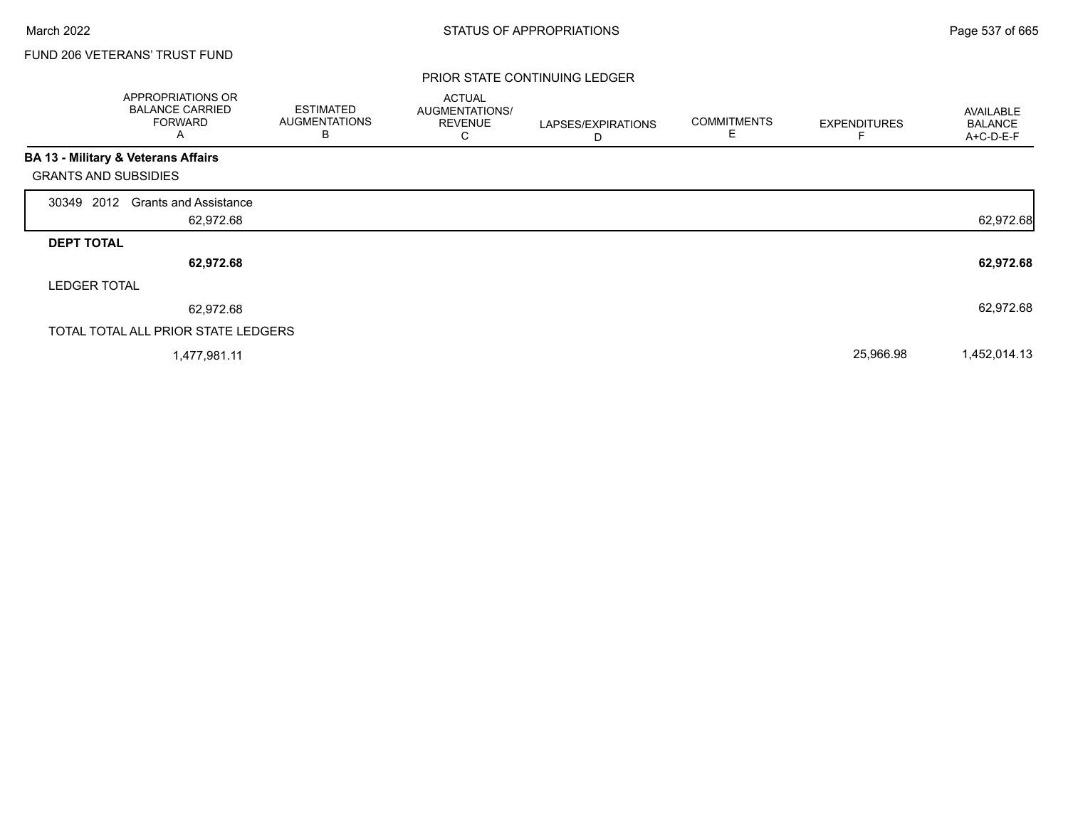FUND 206 VETERANS' TRUST FUND

PRIOR STATE CONTINUING LEDGER

| | APPROPRIATIONS OR BALANCE CARRIED FORWARD A | ESTIMATED AUGMENTATIONS B | ACTUAL AUGMENTATIONS/ REVENUE C | LAPSES/EXPIRATIONS D | COMMITMENTS E | EXPENDITURES F | AVAILABLE BALANCE A+C-D-E-F |
|---|---|---|---|---|---|---|---|
| **BA 13 - Military & Veterans Affairs** | | | | | | | |
| GRANTS AND SUBSIDIES | | | | | | | |
| 30349 2012 Grants and Assistance | 62,972.68 | | | | | | 62,972.68 |
| **DEPT TOTAL** | **62,972.68** | | | | | | **62,972.68** |
| LEDGER TOTAL | 62,972.68 | | | | | | 62,972.68 |
| TOTAL TOTAL ALL PRIOR STATE LEDGERS | 1,477,981.11 | | | | | 25,966.98 | 1,452,014.13 |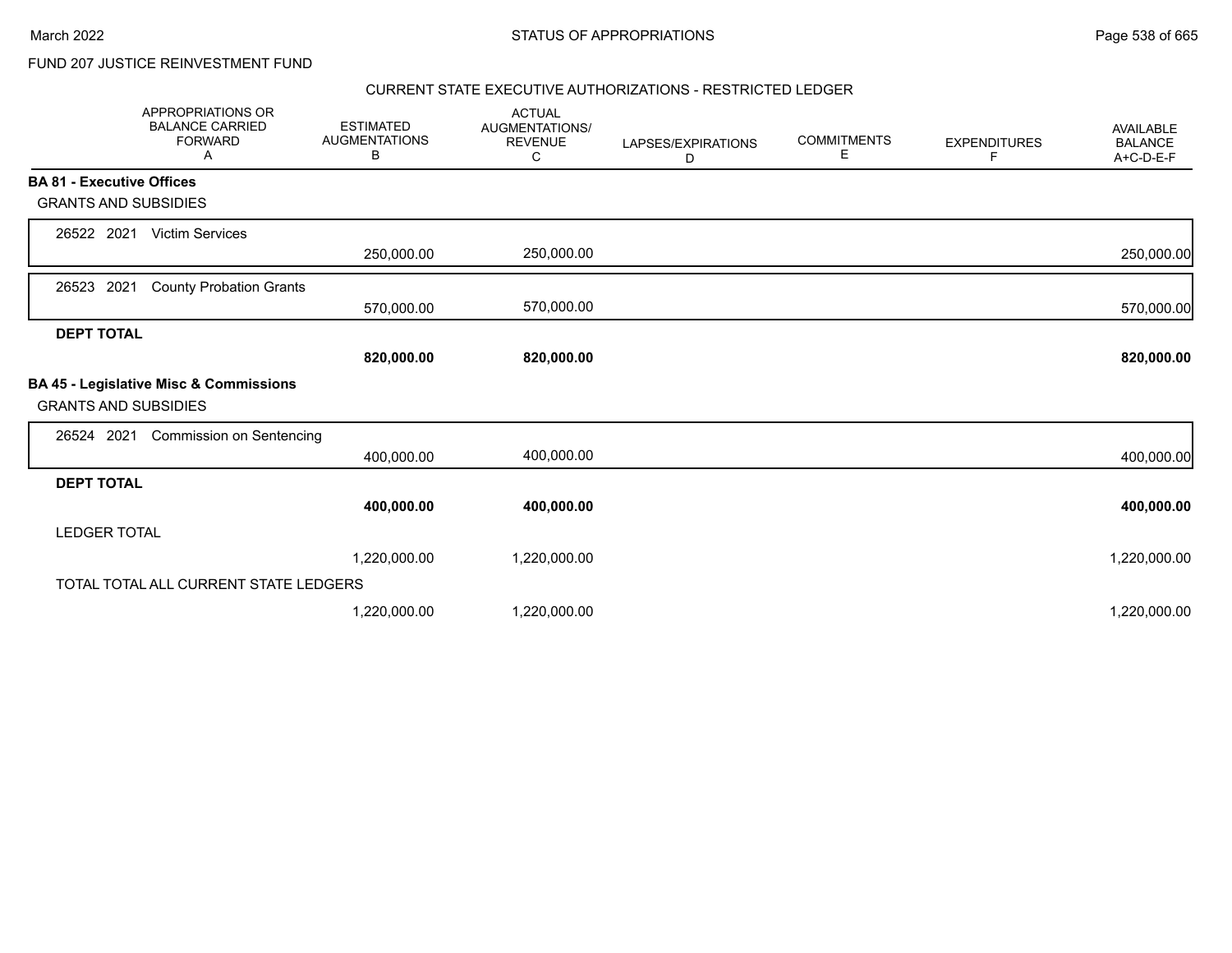FUND 207 JUSTICE REINVESTMENT FUND

## STATUS OF APPROPRIATIONS

### CURRENT STATE EXECUTIVE AUTHORIZATIONS - RESTRICTED LEDGER

| APPROPRIATIONS OR BALANCE CARRIED FORWARD A | ESTIMATED AUGMENTATIONS B | ACTUAL AUGMENTATIONS/ REVENUE C | LAPSES/EXPIRATIONS D | COMMITMENTS E | EXPENDITURES F | AVAILABLE BALANCE A+C-D-E-F |
|---|---|---|---|---|---|---|
| **BA 81 - Executive Offices** | | | | | | |
| GRANTS AND SUBSIDIES | | | | | | |
| 26522 2021 Victim Services | | | | | | |
| | 250,000.00 | 250,000.00 | | | | 250,000.00 |
| 26523 2021 County Probation Grants | | | | | | |
| | 570,000.00 | 570,000.00 | | | | 570,000.00 |
| **DEPT TOTAL** | | | | | | |
| | **820,000.00** | **820,000.00** | | | | **820,000.00** |
| **BA 45 - Legislative Misc & Commissions** | | | | | | |
| GRANTS AND SUBSIDIES | | | | | | |
| 26524 2021 Commission on Sentencing | | | | | | |
| | 400,000.00 | 400,000.00 | | | | 400,000.00 |
| **DEPT TOTAL** | | | | | | |
| | **400,000.00** | **400,000.00** | | | | **400,000.00** |
| LEDGER TOTAL | | | | | | |
| | 1,220,000.00 | 1,220,000.00 | | | | 1,220,000.00 |
| TOTAL TOTAL ALL CURRENT STATE LEDGERS | | | | | | |
| | 1,220,000.00 | 1,220,000.00 | | | | 1,220,000.00 |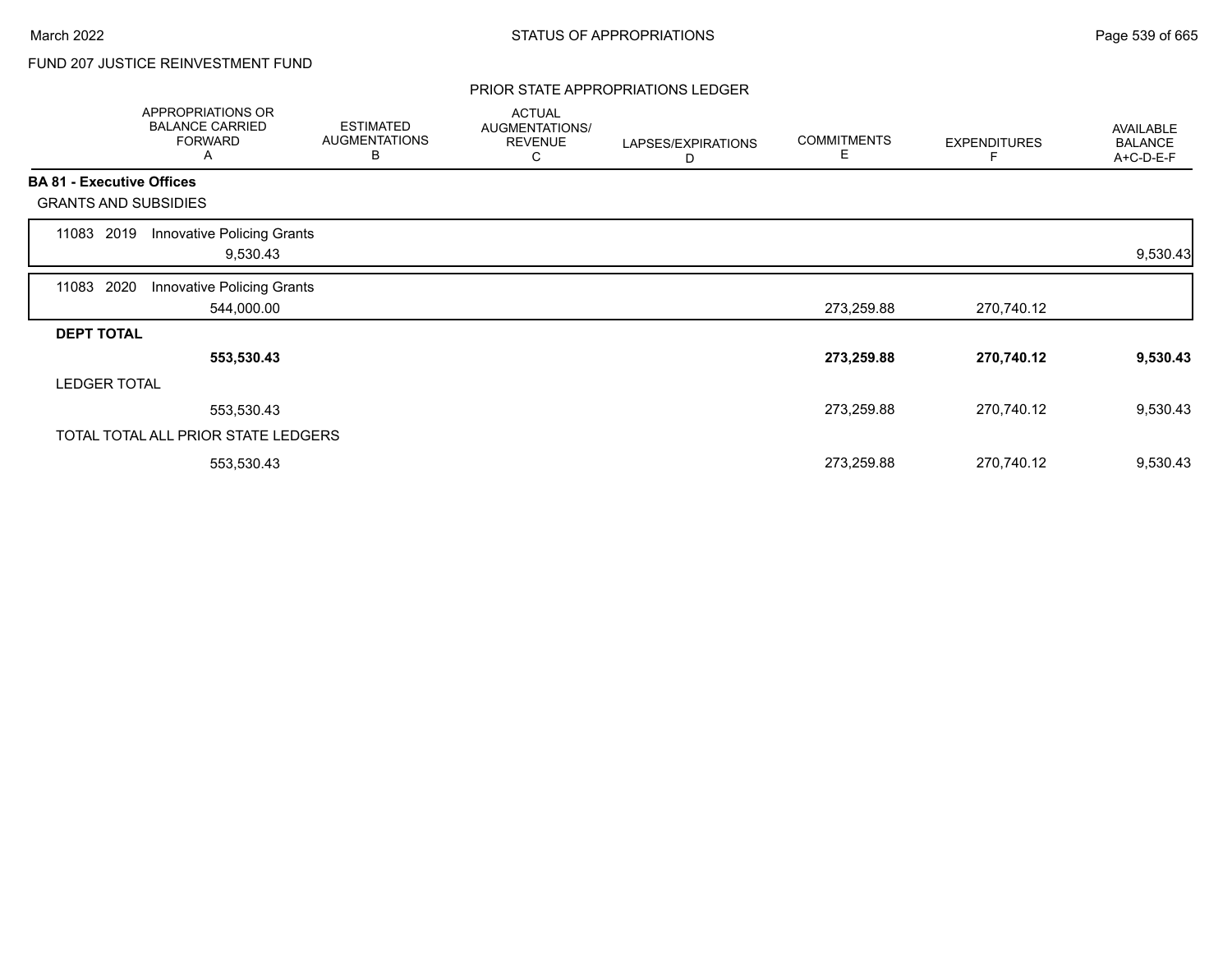FUND 207 JUSTICE REINVESTMENT FUND

## PRIOR STATE APPROPRIATIONS LEDGER

| | APPROPRIATIONS OR BALANCE CARRIED FORWARD A | ESTIMATED AUGMENTATIONS B | ACTUAL AUGMENTATIONS/ REVENUE C | LAPSES/EXPIRATIONS D | COMMITMENTS E | EXPENDITURES F | AVAILABLE BALANCE A+C-D-E-F |
|---|---|---|---|---|---|---|---|
| **BA 81 - Executive Offices** | | | | | | | |
| GRANTS AND SUBSIDIES | | | | | | | |
| 11083 2019 Innovative Policing Grants | 9,530.43 | | | | | | 9,530.43 |
| 11083 2020 Innovative Policing Grants | 544,000.00 | | | | 273,259.88 | 270,740.12 | |
| **DEPT TOTAL** | **553,530.43** | | | | **273,259.88** | **270,740.12** | **9,530.43** |
| LEDGER TOTAL | 553,530.43 | | | | 273,259.88 | 270,740.12 | 9,530.43 |
| TOTAL TOTAL ALL PRIOR STATE LEDGERS | 553,530.43 | | | | 273,259.88 | 270,740.12 | 9,530.43 |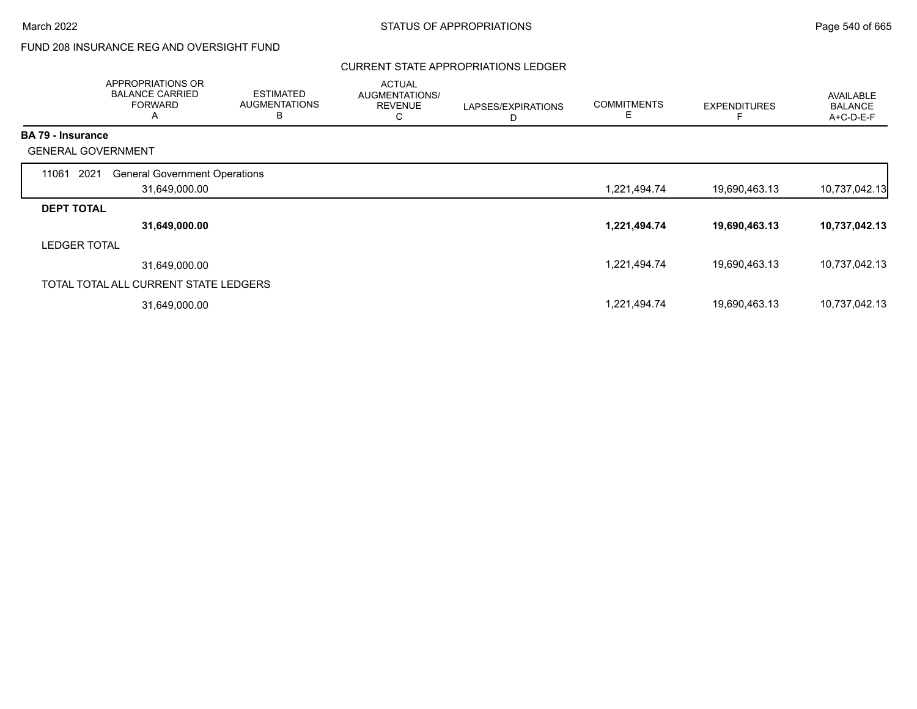FUND 208 INSURANCE REG AND OVERSIGHT FUND

## CURRENT STATE APPROPRIATIONS LEDGER

| | APPROPRIATIONS OR BALANCE CARRIED FORWARD A | ESTIMATED AUGMENTATIONS B | ACTUAL AUGMENTATIONS/ REVENUE C | LAPSES/EXPIRATIONS D | COMMITMENTS E | EXPENDITURES F | AVAILABLE BALANCE A+C-D-E-F |
|---|---|---|---|---|---|---|---|
| **BA 79 - Insurance** | | | | | | | |
| GENERAL GOVERNMENT | | | | | | | |
| 11061 2021 General Government Operations | 31,649,000.00 | | | | 1,221,494.74 | 19,690,463.13 | 10,737,042.13 |
| **DEPT TOTAL** | **31,649,000.00** | | | | **1,221,494.74** | **19,690,463.13** | **10,737,042.13** |
| LEDGER TOTAL | 31,649,000.00 | | | | 1,221,494.74 | 19,690,463.13 | 10,737,042.13 |
| TOTAL TOTAL ALL CURRENT STATE LEDGERS | 31,649,000.00 | | | | 1,221,494.74 | 19,690,463.13 | 10,737,042.13 |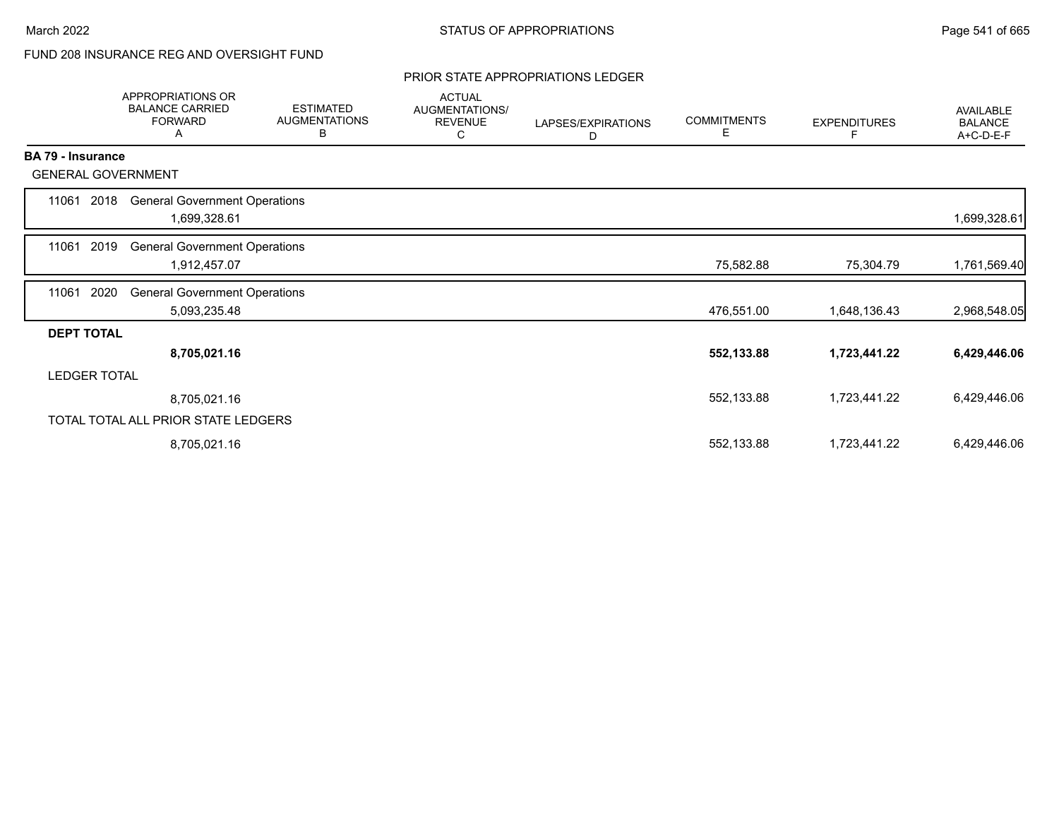March 2022 — STATUS OF APPROPRIATIONS

FUND 208 INSURANCE REG AND OVERSIGHT FUND

PRIOR STATE APPROPRIATIONS LEDGER

| | APPROPRIATIONS OR BALANCE CARRIED FORWARD A | ESTIMATED AUGMENTATIONS B | ACTUAL AUGMENTATIONS/ REVENUE C | LAPSES/EXPIRATIONS D | COMMITMENTS E | EXPENDITURES F | AVAILABLE BALANCE A+C-D-E-F |
|---|---|---|---|---|---|---|---|
| **BA 79 - Insurance** | | | | | | | |
| GENERAL GOVERNMENT | | | | | | | |
| 11061 2018 General Government Operations | 1,699,328.61 | | | | | | 1,699,328.61 |
| 11061 2019 General Government Operations | 1,912,457.07 | | | | 75,582.88 | 75,304.79 | 1,761,569.40 |
| 11061 2020 General Government Operations | 5,093,235.48 | | | | 476,551.00 | 1,648,136.43 | 2,968,548.05 |
| **DEPT TOTAL** | **8,705,021.16** | | | | **552,133.88** | **1,723,441.22** | **6,429,446.06** |
| LEDGER TOTAL | 8,705,021.16 | | | | 552,133.88 | 1,723,441.22 | 6,429,446.06 |
| TOTAL TOTAL ALL PRIOR STATE LEDGERS | 8,705,021.16 | | | | 552,133.88 | 1,723,441.22 | 6,429,446.06 |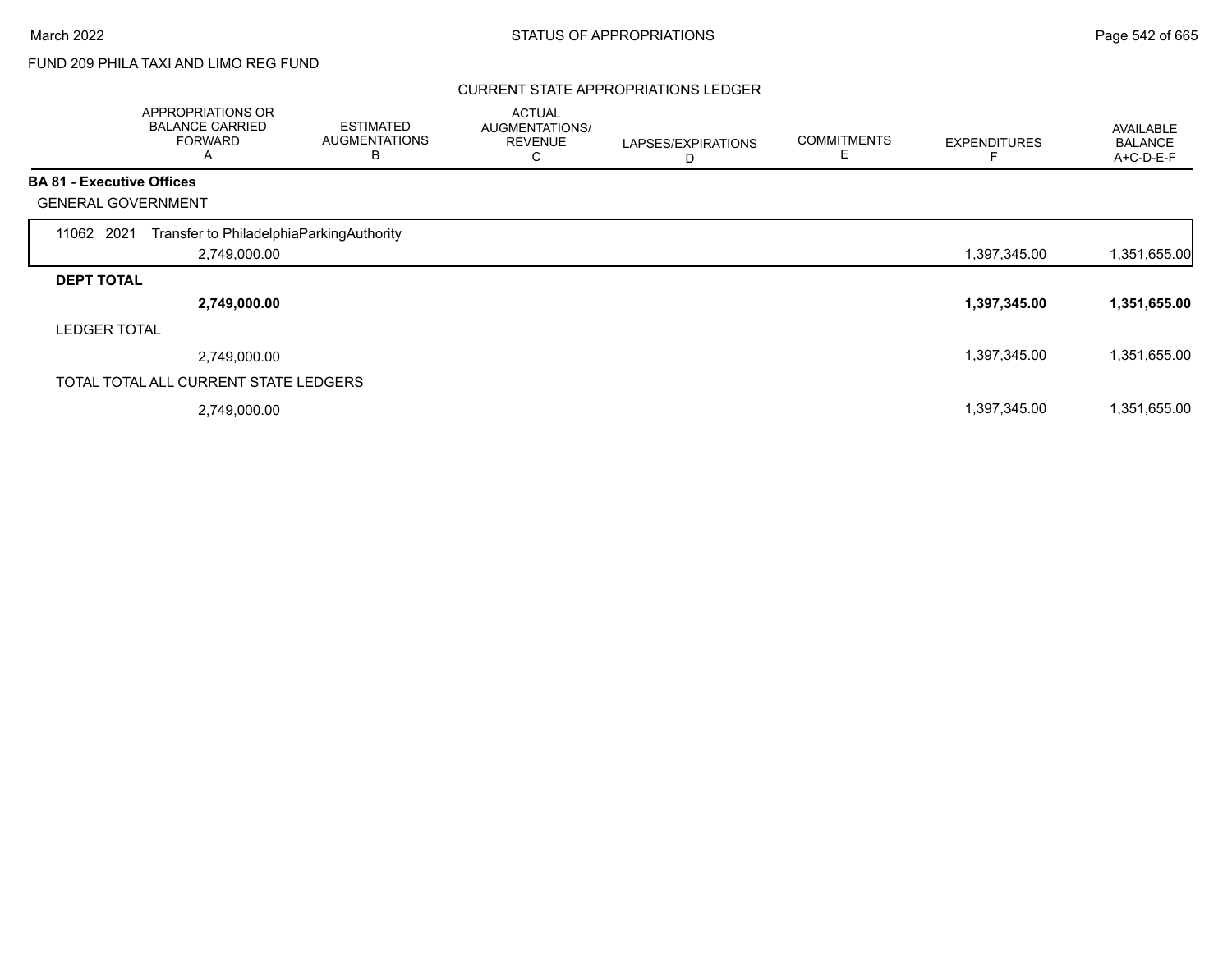FUND 209 PHILA TAXI AND LIMO REG FUND

## CURRENT STATE APPROPRIATIONS LEDGER

| | APPROPRIATIONS OR BALANCE CARRIED FORWARD A | ESTIMATED AUGMENTATIONS B | ACTUAL AUGMENTATIONS/ REVENUE C | LAPSES/EXPIRATIONS D | COMMITMENTS E | EXPENDITURES F | AVAILABLE BALANCE A+C-D-E-F |
|---|---|---|---|---|---|---|---|
| **BA 81 - Executive Offices** | | | | | | | |
| GENERAL GOVERNMENT | | | | | | | |
| 11062 2021 Transfer to PhiladelphiaParkingAuthority | 2,749,000.00 | | | | | 1,397,345.00 | 1,351,655.00 |
| **DEPT TOTAL** | **2,749,000.00** | | | | | **1,397,345.00** | **1,351,655.00** |
| LEDGER TOTAL | 2,749,000.00 | | | | | 1,397,345.00 | 1,351,655.00 |
| TOTAL TOTAL ALL CURRENT STATE LEDGERS | 2,749,000.00 | | | | | 1,397,345.00 | 1,351,655.00 |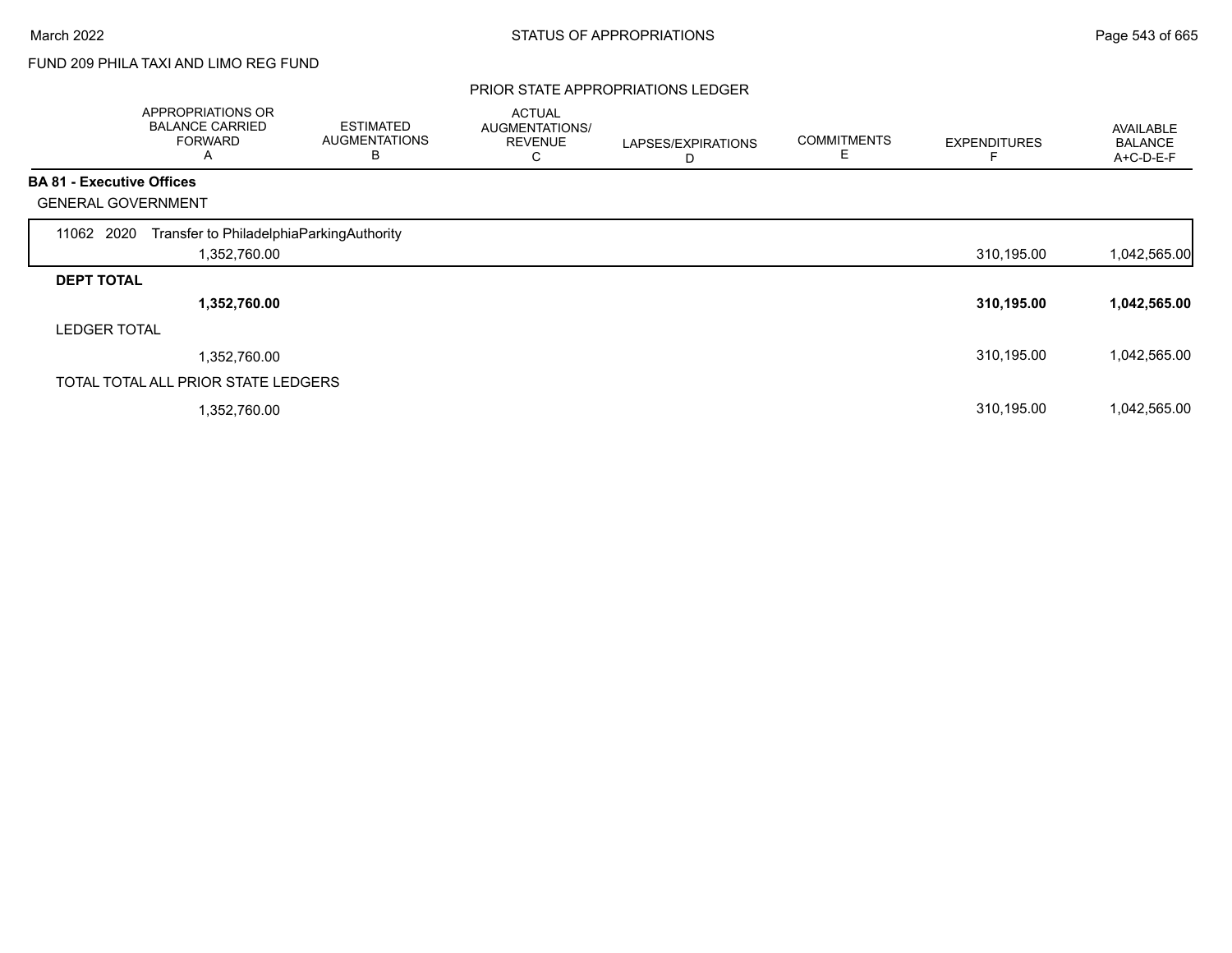FUND 209 PHILA TAXI AND LIMO REG FUND

## PRIOR STATE APPROPRIATIONS LEDGER

| | APPROPRIATIONS OR BALANCE CARRIED FORWARD A | ESTIMATED AUGMENTATIONS B | ACTUAL AUGMENTATIONS/ REVENUE C | LAPSES/EXPIRATIONS D | COMMITMENTS E | EXPENDITURES F | AVAILABLE BALANCE A+C-D-E-F |
|---|---|---|---|---|---|---|---|
| **BA 81 - Executive Offices** | | | | | | | |
| GENERAL GOVERNMENT | | | | | | | |
| 11062 2020 Transfer to PhiladelphiaParkingAuthority | 1,352,760.00 | | | | | 310,195.00 | 1,042,565.00 |
| **DEPT TOTAL** | **1,352,760.00** | | | | | **310,195.00** | **1,042,565.00** |
| LEDGER TOTAL | 1,352,760.00 | | | | | 310,195.00 | 1,042,565.00 |
| TOTAL TOTAL ALL PRIOR STATE LEDGERS | 1,352,760.00 | | | | | 310,195.00 | 1,042,565.00 |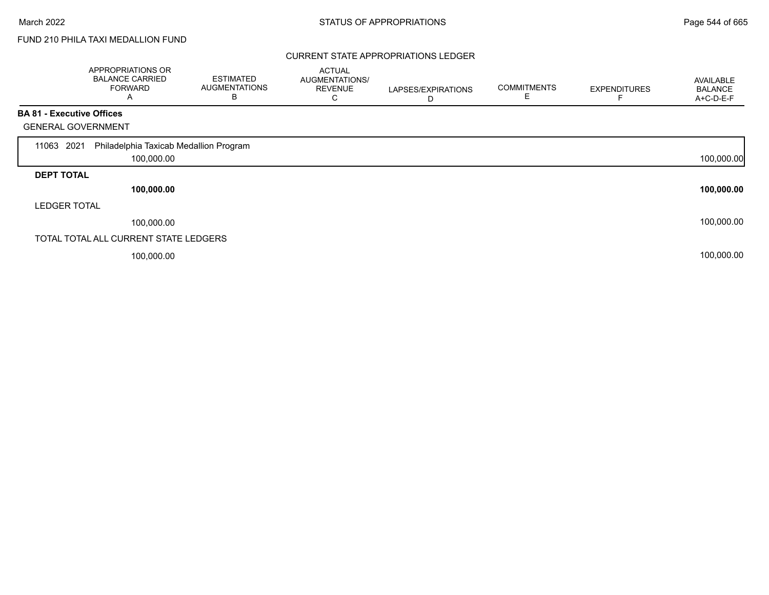FUND 210 PHILA TAXI MEDALLION FUND

## CURRENT STATE APPROPRIATIONS LEDGER

| | APPROPRIATIONS OR BALANCE CARRIED FORWARD A | ESTIMATED AUGMENTATIONS B | ACTUAL AUGMENTATIONS/ REVENUE C | LAPSES/EXPIRATIONS D | COMMITMENTS E | EXPENDITURES F | AVAILABLE BALANCE A+C-D-E-F |
|---|---|---|---|---|---|---|---|
| **BA 81 - Executive Offices** | | | | | | | |
| GENERAL GOVERNMENT | | | | | | | |
| 11063 2021 Philadelphia Taxicab Medallion Program | 100,000.00 | | | | | | 100,000.00 |
| **DEPT TOTAL** | **100,000.00** | | | | | | **100,000.00** |
| LEDGER TOTAL | 100,000.00 | | | | | | 100,000.00 |
| TOTAL TOTAL ALL CURRENT STATE LEDGERS | 100,000.00 | | | | | | 100,000.00 |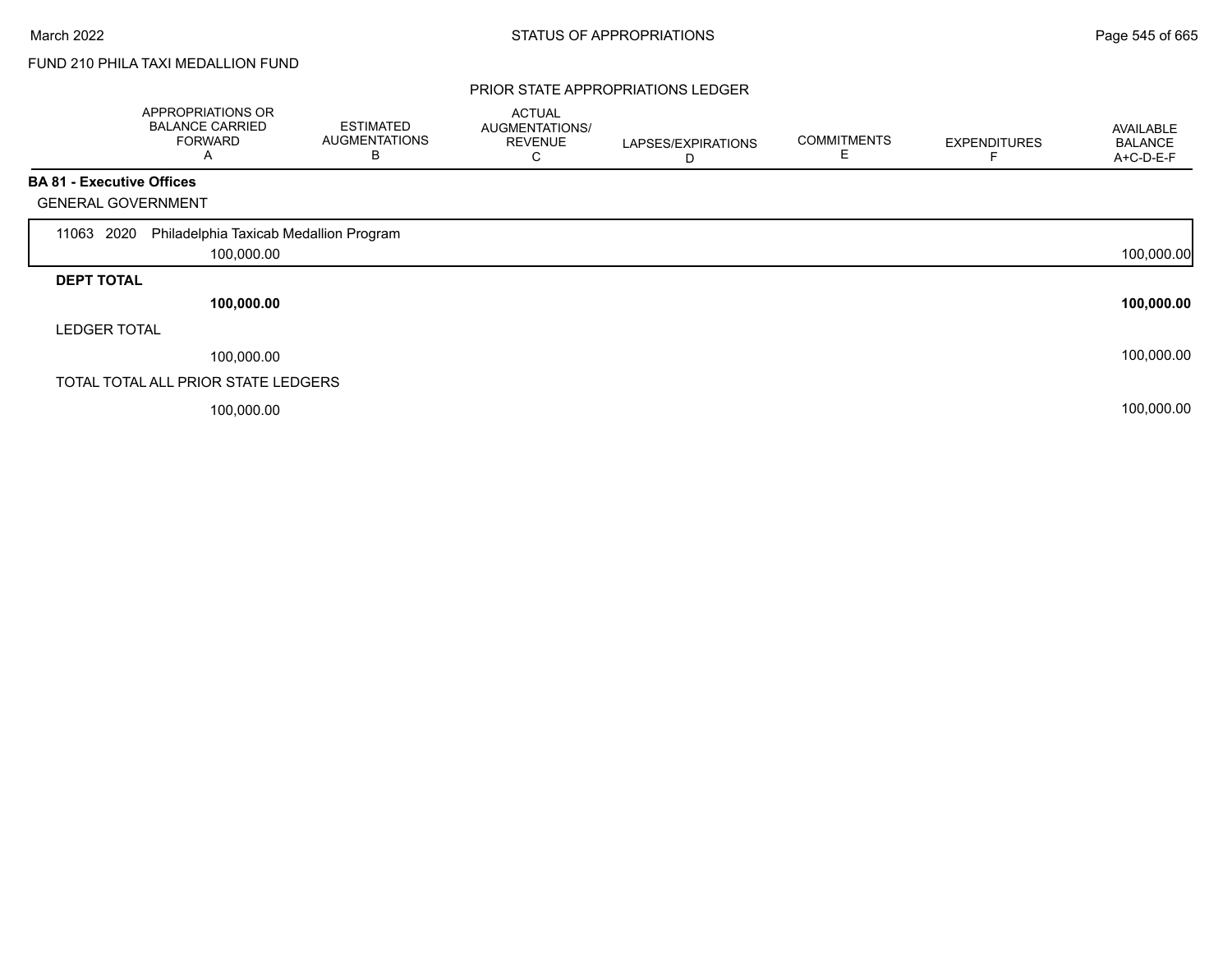FUND 210 PHILA TAXI MEDALLION FUND

## PRIOR STATE APPROPRIATIONS LEDGER

| | APPROPRIATIONS OR BALANCE CARRIED FORWARD A | ESTIMATED AUGMENTATIONS B | ACTUAL AUGMENTATIONS/ REVENUE C | LAPSES/EXPIRATIONS D | COMMITMENTS E | EXPENDITURES F | AVAILABLE BALANCE A+C-D-E-F |
|---|---|---|---|---|---|---|---|
| **BA 81 - Executive Offices** | | | | | | | |
| GENERAL GOVERNMENT | | | | | | | |
| 11063 2020 Philadelphia Taxicab Medallion Program | 100,000.00 | | | | | | 100,000.00 |
| **DEPT TOTAL** | **100,000.00** | | | | | | **100,000.00** |
| LEDGER TOTAL | 100,000.00 | | | | | | 100,000.00 |
| TOTAL TOTAL ALL PRIOR STATE LEDGERS | 100,000.00 | | | | | | 100,000.00 |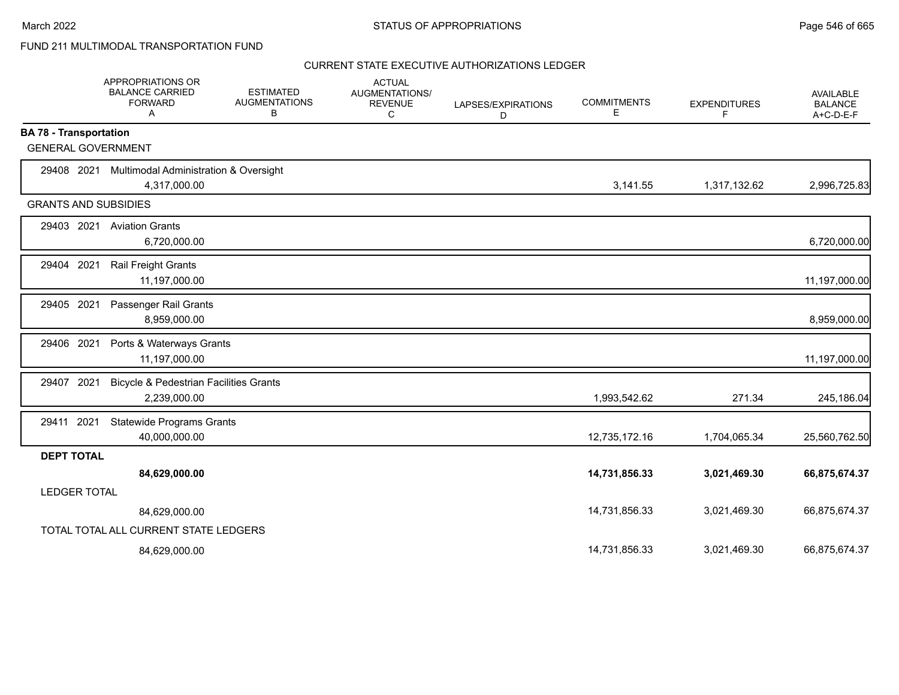FUND 211 MULTIMODAL TRANSPORTATION FUND

CURRENT STATE EXECUTIVE AUTHORIZATIONS LEDGER

| | APPROPRIATIONS OR BALANCE CARRIED FORWARD A | ESTIMATED AUGMENTATIONS B | ACTUAL AUGMENTATIONS/ REVENUE C | LAPSES/EXPIRATIONS D | COMMITMENTS E | EXPENDITURES F | AVAILABLE BALANCE A+C-D-E-F |
|---|---|---|---|---|---|---|---|
| **BA 78 - Transportation** | | | | | | | |
| GENERAL GOVERNMENT | | | | | | | |
| 29408 2021 Multimodal Administration & Oversight | 4,317,000.00 | | | | 3,141.55 | 1,317,132.62 | 2,996,725.83 |
| GRANTS AND SUBSIDIES | | | | | | | |
| 29403 2021 Aviation Grants | 6,720,000.00 | | | | | | 6,720,000.00 |
| 29404 2021 Rail Freight Grants | 11,197,000.00 | | | | | | 11,197,000.00 |
| 29405 2021 Passenger Rail Grants | 8,959,000.00 | | | | | | 8,959,000.00 |
| 29406 2021 Ports & Waterways Grants | 11,197,000.00 | | | | | | 11,197,000.00 |
| 29407 2021 Bicycle & Pedestrian Facilities Grants | 2,239,000.00 | | | | 1,993,542.62 | 271.34 | 245,186.04 |
| 29411 2021 Statewide Programs Grants | 40,000,000.00 | | | | 12,735,172.16 | 1,704,065.34 | 25,560,762.50 |
| **DEPT TOTAL** | **84,629,000.00** | | | | **14,731,856.33** | **3,021,469.30** | **66,875,674.37** |
| LEDGER TOTAL | 84,629,000.00 | | | | 14,731,856.33 | 3,021,469.30 | 66,875,674.37 |
| TOTAL TOTAL ALL CURRENT STATE LEDGERS | 84,629,000.00 | | | | 14,731,856.33 | 3,021,469.30 | 66,875,674.37 |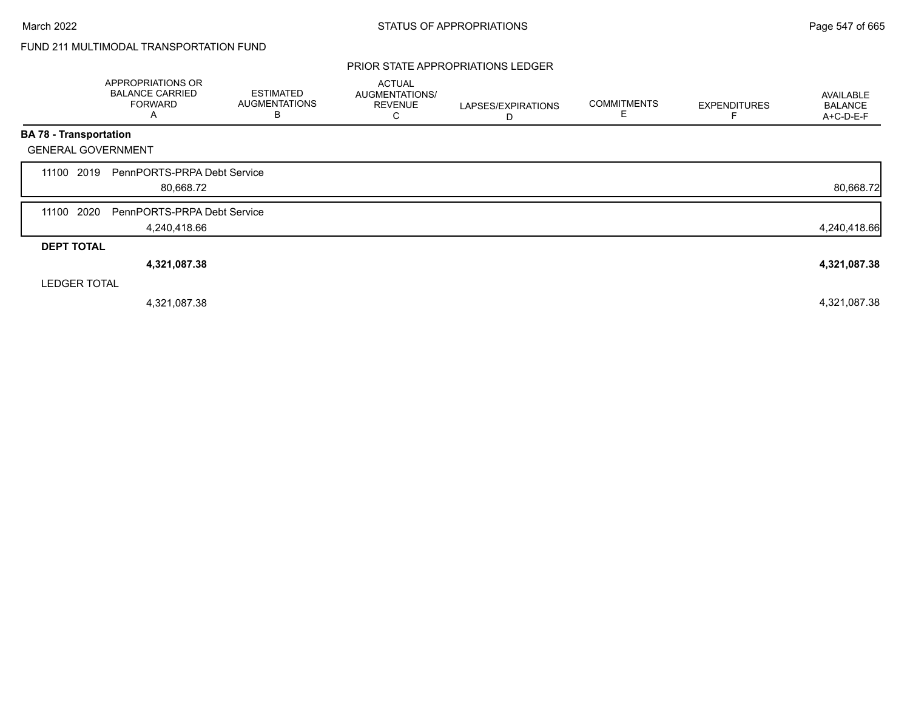FUND 211 MULTIMODAL TRANSPORTATION FUND

PRIOR STATE APPROPRIATIONS LEDGER

| | APPROPRIATIONS OR BALANCE CARRIED FORWARD A | ESTIMATED AUGMENTATIONS B | ACTUAL AUGMENTATIONS/ REVENUE C | LAPSES/EXPIRATIONS D | COMMITMENTS E | EXPENDITURES F | AVAILABLE BALANCE A+C-D-E-F |
|---|---|---|---|---|---|---|---|
| **BA 78 - Transportation** | | | | | | | |
| GENERAL GOVERNMENT | | | | | | | |
| 11100 2019 PennPORTS-PRPA Debt Service | | | | | | | |
| | 80,668.72 | | | | | | 80,668.72 |
| 11100 2020 PennPORTS-PRPA Debt Service | | | | | | | |
| | 4,240,418.66 | | | | | | 4,240,418.66 |
| **DEPT TOTAL** | | | | | | | |
| | **4,321,087.38** | | | | | | **4,321,087.38** |
| LEDGER TOTAL | | | | | | | |
| | 4,321,087.38 | | | | | | 4,321,087.38 |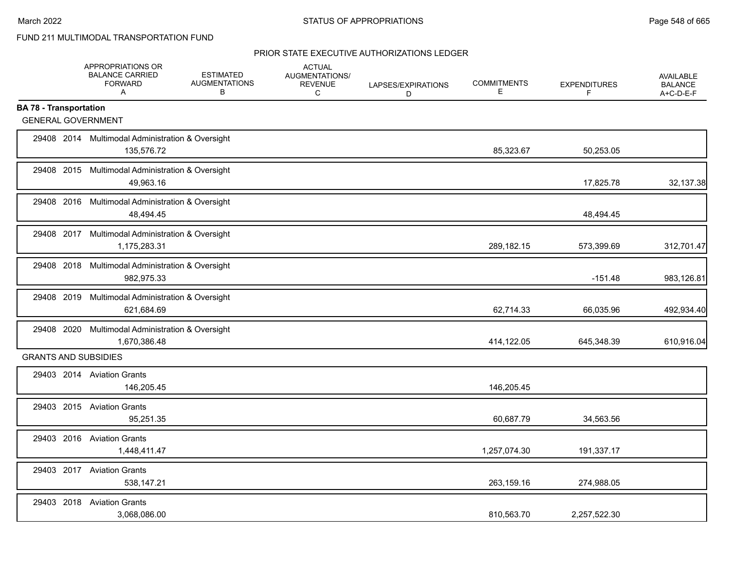FUND 211 MULTIMODAL TRANSPORTATION FUND

## PRIOR STATE EXECUTIVE AUTHORIZATIONS LEDGER

| | APPROPRIATIONS OR BALANCE CARRIED FORWARD A | ESTIMATED AUGMENTATIONS B | ACTUAL AUGMENTATIONS/ REVENUE C | LAPSES/EXPIRATIONS D | COMMITMENTS E | EXPENDITURES F | AVAILABLE BALANCE A+C-D-E-F |
|---|---|---|---|---|---|---|---|
| **BA 78 - Transportation** | | | | | | | |
| GENERAL GOVERNMENT | | | | | | | |
| 29408 2014 Multimodal Administration & Oversight | 135,576.72 | | | | 85,323.67 | 50,253.05 | |
| 29408 2015 Multimodal Administration & Oversight | 49,963.16 | | | | | 17,825.78 | 32,137.38 |
| 29408 2016 Multimodal Administration & Oversight | 48,494.45 | | | | | 48,494.45 | |
| 29408 2017 Multimodal Administration & Oversight | 1,175,283.31 | | | | 289,182.15 | 573,399.69 | 312,701.47 |
| 29408 2018 Multimodal Administration & Oversight | 982,975.33 | | | | | -151.48 | 983,126.81 |
| 29408 2019 Multimodal Administration & Oversight | 621,684.69 | | | | 62,714.33 | 66,035.96 | 492,934.40 |
| 29408 2020 Multimodal Administration & Oversight | 1,670,386.48 | | | | 414,122.05 | 645,348.39 | 610,916.04 |
| GRANTS AND SUBSIDIES | | | | | | | |
| 29403 2014 Aviation Grants | 146,205.45 | | | | 146,205.45 | | |
| 29403 2015 Aviation Grants | 95,251.35 | | | | 60,687.79 | 34,563.56 | |
| 29403 2016 Aviation Grants | 1,448,411.47 | | | | 1,257,074.30 | 191,337.17 | |
| 29403 2017 Aviation Grants | 538,147.21 | | | | 263,159.16 | 274,988.05 | |
| 29403 2018 Aviation Grants | 3,068,086.00 | | | | 810,563.70 | 2,257,522.30 | |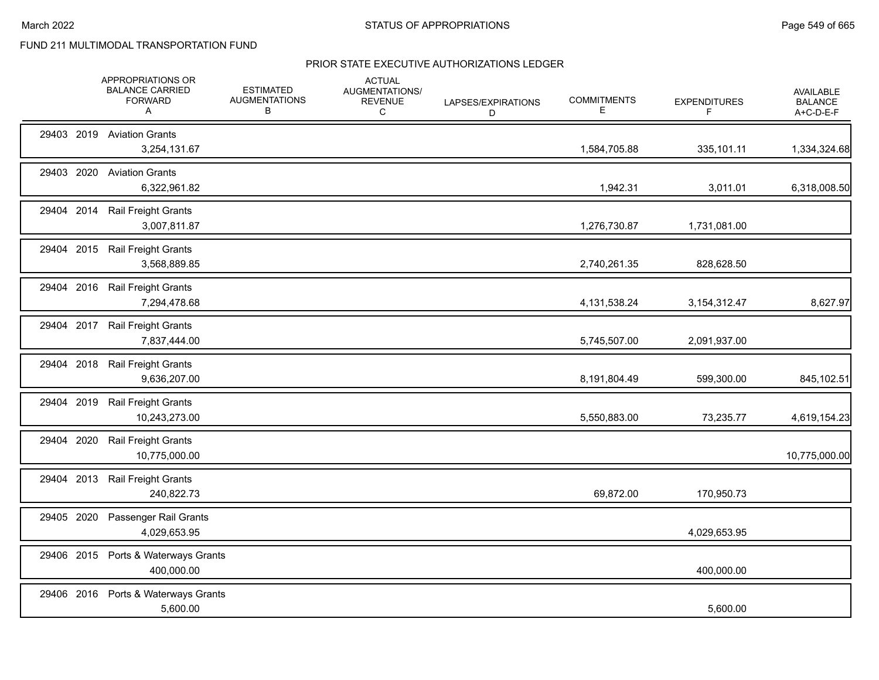FUND 211 MULTIMODAL TRANSPORTATION FUND

## PRIOR STATE EXECUTIVE AUTHORIZATIONS LEDGER

| | APPROPRIATIONS OR BALANCE CARRIED FORWARD A | ESTIMATED AUGMENTATIONS B | ACTUAL AUGMENTATIONS/ REVENUE C | LAPSES/EXPIRATIONS D | COMMITMENTS E | EXPENDITURES F | AVAILABLE BALANCE A+C-D-E-F |
|---|---|---|---|---|---|---|---|
| 29403 2019 Aviation Grants | 3,254,131.67 | | | | 1,584,705.88 | 335,101.11 | 1,334,324.68 |
| 29403 2020 Aviation Grants | 6,322,961.82 | | | | 1,942.31 | 3,011.01 | 6,318,008.50 |
| 29404 2014 Rail Freight Grants | 3,007,811.87 | | | | 1,276,730.87 | 1,731,081.00 | |
| 29404 2015 Rail Freight Grants | 3,568,889.85 | | | | 2,740,261.35 | 828,628.50 | |
| 29404 2016 Rail Freight Grants | 7,294,478.68 | | | | 4,131,538.24 | 3,154,312.47 | 8,627.97 |
| 29404 2017 Rail Freight Grants | 7,837,444.00 | | | | 5,745,507.00 | 2,091,937.00 | |
| 29404 2018 Rail Freight Grants | 9,636,207.00 | | | | 8,191,804.49 | 599,300.00 | 845,102.51 |
| 29404 2019 Rail Freight Grants | 10,243,273.00 | | | | 5,550,883.00 | 73,235.77 | 4,619,154.23 |
| 29404 2020 Rail Freight Grants | 10,775,000.00 | | | | | | 10,775,000.00 |
| 29404 2013 Rail Freight Grants | 240,822.73 | | | | 69,872.00 | 170,950.73 | |
| 29405 2020 Passenger Rail Grants | 4,029,653.95 | | | | | 4,029,653.95 | |
| 29406 2015 Ports & Waterways Grants | 400,000.00 | | | | | 400,000.00 | |
| 29406 2016 Ports & Waterways Grants | 5,600.00 | | | | | 5,600.00 | |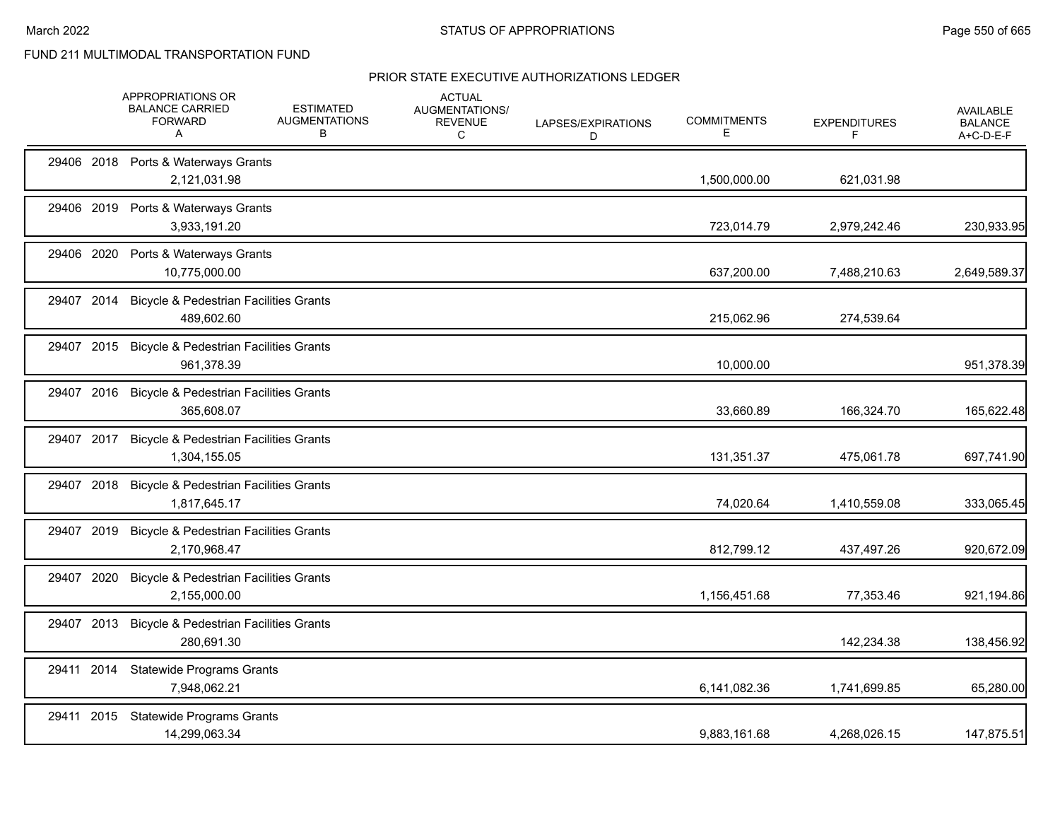FUND 211 MULTIMODAL TRANSPORTATION FUND

## PRIOR STATE EXECUTIVE AUTHORIZATIONS LEDGER

| | APPROPRIATIONS OR BALANCE CARRIED FORWARD A | ESTIMATED AUGMENTATIONS B | ACTUAL AUGMENTATIONS/ REVENUE C | LAPSES/EXPIRATIONS D | COMMITMENTS E | EXPENDITURES F | AVAILABLE BALANCE A+C-D-E-F |
|---|---|---|---|---|---|---|---|
| 29406 2018 Ports & Waterways Grants | 2,121,031.98 | | | | 1,500,000.00 | 621,031.98 | |
| 29406 2019 Ports & Waterways Grants | 3,933,191.20 | | | | 723,014.79 | 2,979,242.46 | 230,933.95 |
| 29406 2020 Ports & Waterways Grants | 10,775,000.00 | | | | 637,200.00 | 7,488,210.63 | 2,649,589.37 |
| 29407 2014 Bicycle & Pedestrian Facilities Grants | 489,602.60 | | | | 215,062.96 | 274,539.64 | |
| 29407 2015 Bicycle & Pedestrian Facilities Grants | 961,378.39 | | | | 10,000.00 | | 951,378.39 |
| 29407 2016 Bicycle & Pedestrian Facilities Grants | 365,608.07 | | | | 33,660.89 | 166,324.70 | 165,622.48 |
| 29407 2017 Bicycle & Pedestrian Facilities Grants | 1,304,155.05 | | | | 131,351.37 | 475,061.78 | 697,741.90 |
| 29407 2018 Bicycle & Pedestrian Facilities Grants | 1,817,645.17 | | | | 74,020.64 | 1,410,559.08 | 333,065.45 |
| 29407 2019 Bicycle & Pedestrian Facilities Grants | 2,170,968.47 | | | | 812,799.12 | 437,497.26 | 920,672.09 |
| 29407 2020 Bicycle & Pedestrian Facilities Grants | 2,155,000.00 | | | | 1,156,451.68 | 77,353.46 | 921,194.86 |
| 29407 2013 Bicycle & Pedestrian Facilities Grants | 280,691.30 | | | | | 142,234.38 | 138,456.92 |
| 29411 2014 Statewide Programs Grants | 7,948,062.21 | | | | 6,141,082.36 | 1,741,699.85 | 65,280.00 |
| 29411 2015 Statewide Programs Grants | 14,299,063.34 | | | | 9,883,161.68 | 4,268,026.15 | 147,875.51 |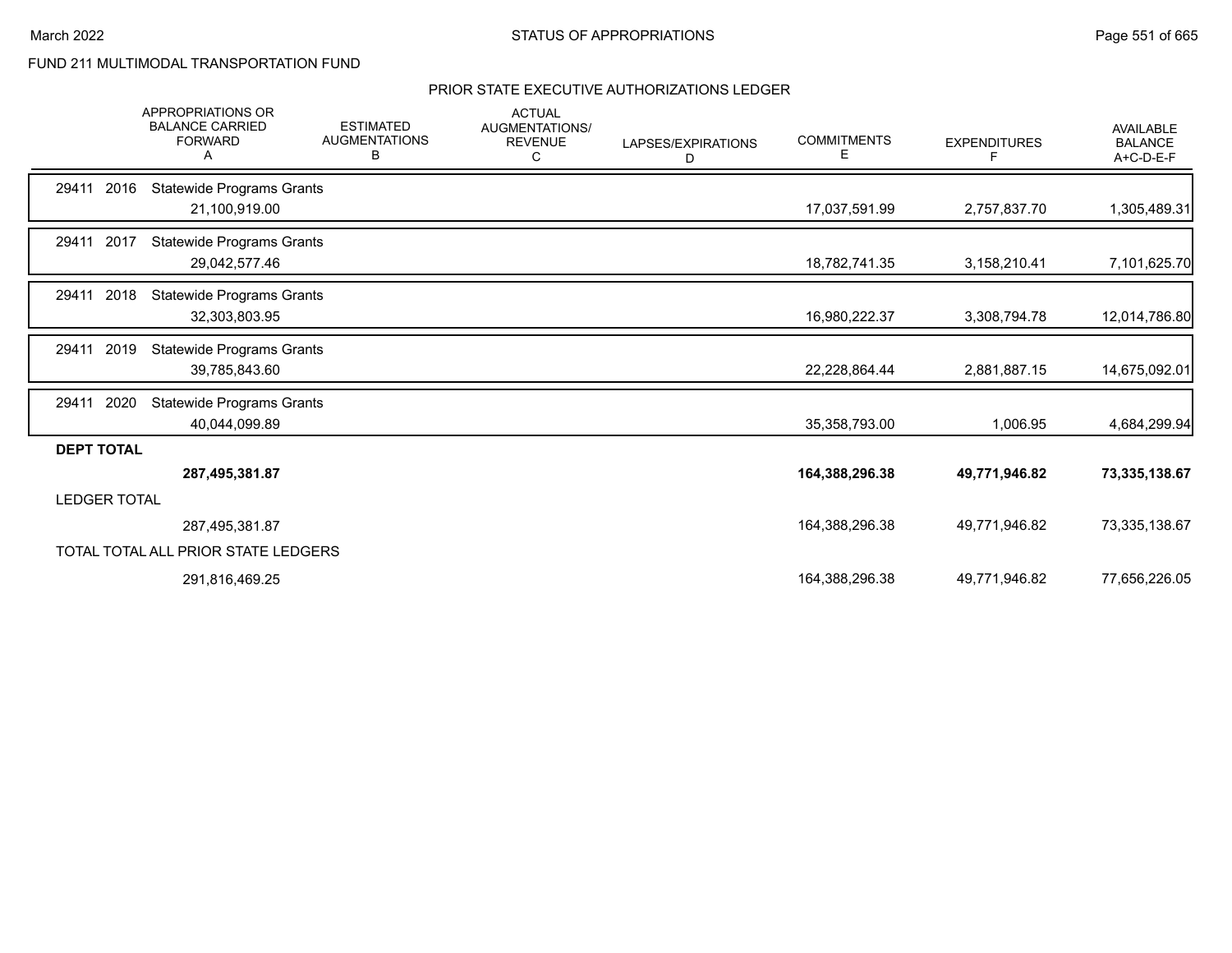FUND 211 MULTIMODAL TRANSPORTATION FUND

## PRIOR STATE EXECUTIVE AUTHORIZATIONS LEDGER

| | APPROPRIATIONS OR BALANCE CARRIED FORWARD A | ESTIMATED AUGMENTATIONS B | ACTUAL AUGMENTATIONS/ REVENUE C | LAPSES/EXPIRATIONS D | COMMITMENTS E | EXPENDITURES F | AVAILABLE BALANCE A+C-D-E-F |
|---|---|---|---|---|---|---|---|
| 29411 2016 Statewide Programs Grants | 21,100,919.00 | | | | 17,037,591.99 | 2,757,837.70 | 1,305,489.31 |
| 29411 2017 Statewide Programs Grants | 29,042,577.46 | | | | 18,782,741.35 | 3,158,210.41 | 7,101,625.70 |
| 29411 2018 Statewide Programs Grants | 32,303,803.95 | | | | 16,980,222.37 | 3,308,794.78 | 12,014,786.80 |
| 29411 2019 Statewide Programs Grants | 39,785,843.60 | | | | 22,228,864.44 | 2,881,887.15 | 14,675,092.01 |
| 29411 2020 Statewide Programs Grants | 40,044,099.89 | | | | 35,358,793.00 | 1,006.95 | 4,684,299.94 |
| **DEPT TOTAL** | **287,495,381.87** | | | | **164,388,296.38** | **49,771,946.82** | **73,335,138.67** |
| LEDGER TOTAL | 287,495,381.87 | | | | 164,388,296.38 | 49,771,946.82 | 73,335,138.67 |
| TOTAL TOTAL ALL PRIOR STATE LEDGERS | 291,816,469.25 | | | | 164,388,296.38 | 49,771,946.82 | 77,656,226.05 |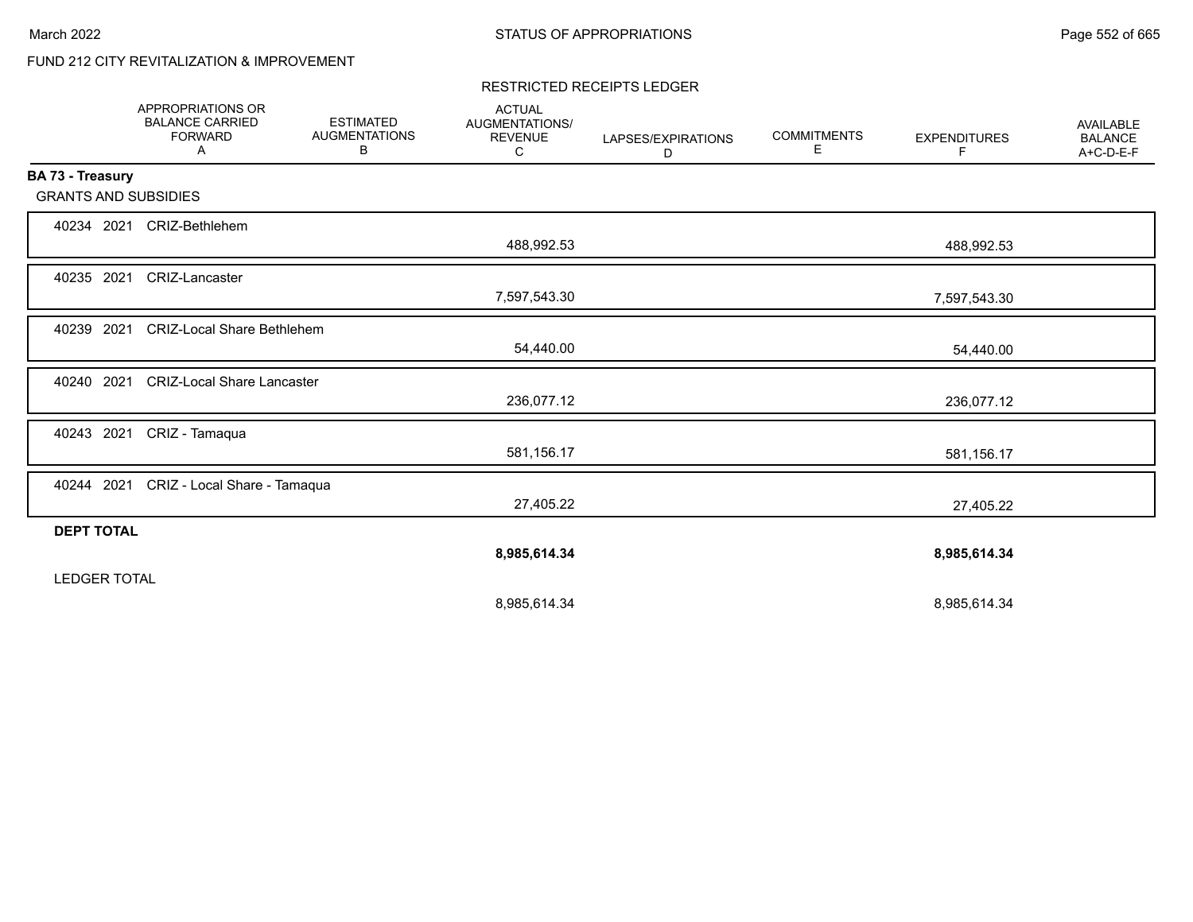FUND 212 CITY REVITALIZATION & IMPROVEMENT

RESTRICTED RECEIPTS LEDGER

| | APPROPRIATIONS OR BALANCE CARRIED FORWARD A | ESTIMATED AUGMENTATIONS B | ACTUAL AUGMENTATIONS/ REVENUE C | LAPSES/EXPIRATIONS D | COMMITMENTS E | EXPENDITURES F | AVAILABLE BALANCE A+C-D-E-F |
|---|---|---|---|---|---|---|---|
| **BA 73 - Treasury** | | | | | | | |
| GRANTS AND SUBSIDIES | | | | | | | |
| 40234 2021 CRIZ-Bethlehem | | | 488,992.53 | | | 488,992.53 | |
| 40235 2021 CRIZ-Lancaster | | | 7,597,543.30 | | | 7,597,543.30 | |
| 40239 2021 CRIZ-Local Share Bethlehem | | | 54,440.00 | | | 54,440.00 | |
| 40240 2021 CRIZ-Local Share Lancaster | | | 236,077.12 | | | 236,077.12 | |
| 40243 2021 CRIZ - Tamaqua | | | 581,156.17 | | | 581,156.17 | |
| 40244 2021 CRIZ - Local Share - Tamaqua | | | 27,405.22 | | | 27,405.22 | |
| **DEPT TOTAL** | | | **8,985,614.34** | | | **8,985,614.34** | |
| LEDGER TOTAL | | | 8,985,614.34 | | | 8,985,614.34 | |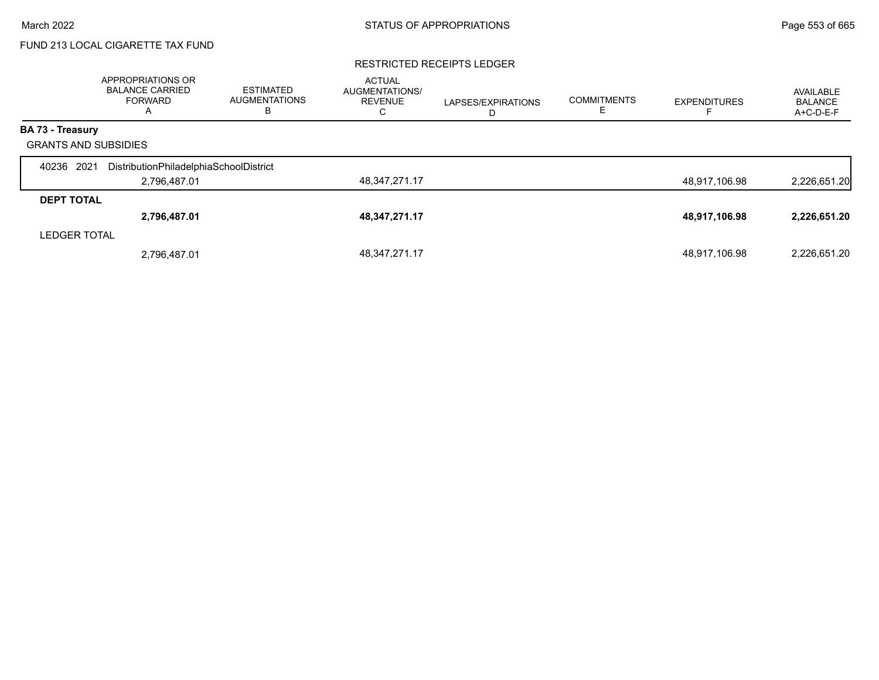FUND 213 LOCAL CIGARETTE TAX FUND

RESTRICTED RECEIPTS LEDGER

| | APPROPRIATIONS OR BALANCE CARRIED FORWARD A | ESTIMATED AUGMENTATIONS B | ACTUAL AUGMENTATIONS/ REVENUE C | LAPSES/EXPIRATIONS D | COMMITMENTS E | EXPENDITURES F | AVAILABLE BALANCE A+C-D-E-F |
|---|---|---|---|---|---|---|---|
| **BA 73 - Treasury** | | | | | | | |
| GRANTS AND SUBSIDIES | | | | | | | |
| 40236 2021 DistributionPhiladelphiaSchoolDistrict | 2,796,487.01 | | 48,347,271.17 | | | 48,917,106.98 | 2,226,651.20 |
| **DEPT TOTAL** | **2,796,487.01** | | **48,347,271.17** | | | **48,917,106.98** | **2,226,651.20** |
| LEDGER TOTAL | 2,796,487.01 | | 48,347,271.17 | | | 48,917,106.98 | 2,226,651.20 |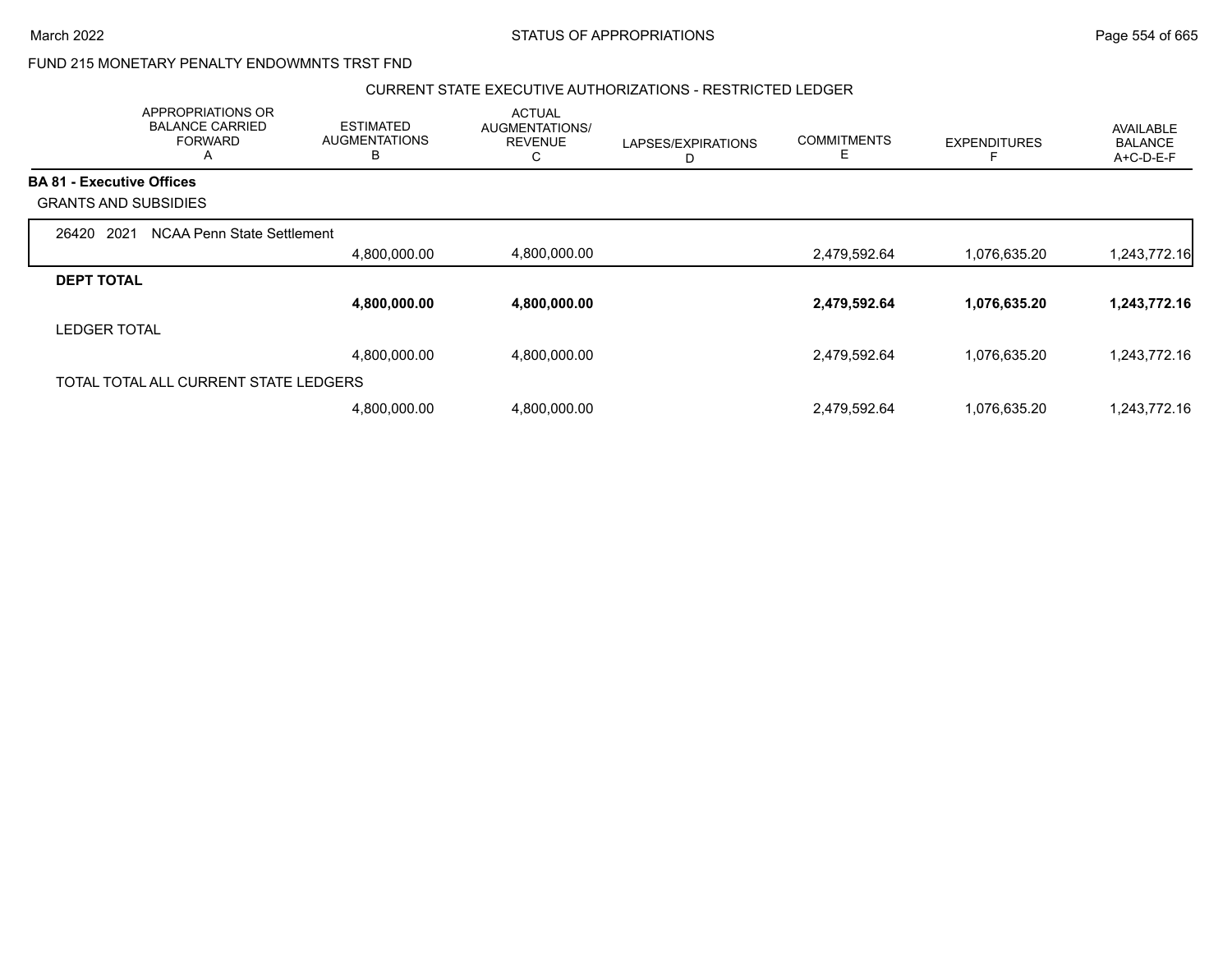FUND 215 MONETARY PENALTY ENDOWMNTS TRST FND

CURRENT STATE EXECUTIVE AUTHORIZATIONS - RESTRICTED LEDGER

| APPROPRIATIONS OR BALANCE CARRIED FORWARD A | ESTIMATED AUGMENTATIONS B | ACTUAL AUGMENTATIONS/ REVENUE C | LAPSES/EXPIRATIONS D | COMMITMENTS E | EXPENDITURES F | AVAILABLE BALANCE A+C-D-E-F |
|---|---|---|---|---|---|---|
| **BA 81 - Executive Offices** | | | | | | |
| GRANTS AND SUBSIDIES | | | | | | |
| 26420 2021 NCAA Penn State Settlement | | | | | | |
| | 4,800,000.00 | 4,800,000.00 | | 2,479,592.64 | 1,076,635.20 | 1,243,772.16 |
| **DEPT TOTAL** | | | | | | |
| | **4,800,000.00** | **4,800,000.00** | | **2,479,592.64** | **1,076,635.20** | **1,243,772.16** |
| LEDGER TOTAL | | | | | | |
| | 4,800,000.00 | 4,800,000.00 | | 2,479,592.64 | 1,076,635.20 | 1,243,772.16 |
| TOTAL TOTAL ALL CURRENT STATE LEDGERS | | | | | | |
| | 4,800,000.00 | 4,800,000.00 | | 2,479,592.64 | 1,076,635.20 | 1,243,772.16 |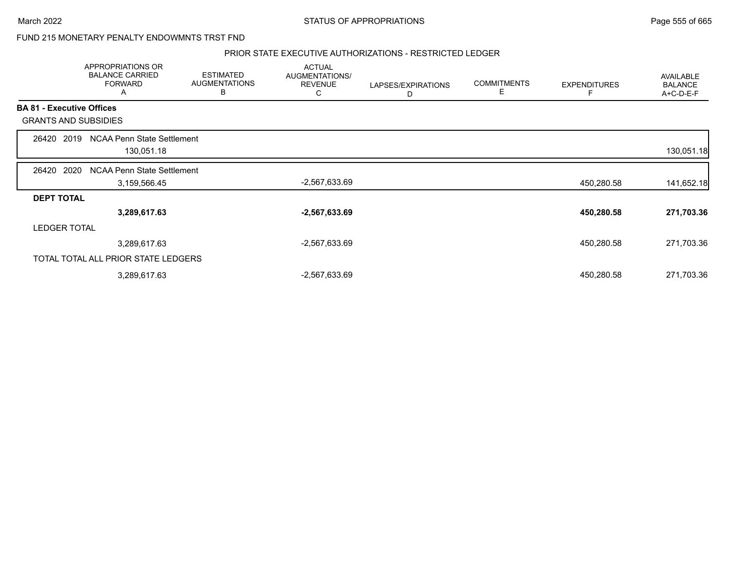FUND 215 MONETARY PENALTY ENDOWMNTS TRST FND

PRIOR STATE EXECUTIVE AUTHORIZATIONS - RESTRICTED LEDGER

| | APPROPRIATIONS OR BALANCE CARRIED FORWARD A | ESTIMATED AUGMENTATIONS B | ACTUAL AUGMENTATIONS/ REVENUE C | LAPSES/EXPIRATIONS D | COMMITMENTS E | EXPENDITURES F | AVAILABLE BALANCE A+C-D-E-F |
|---|---|---|---|---|---|---|---|
| **BA 81 - Executive Offices** | | | | | | | |
| GRANTS AND SUBSIDIES | | | | | | | |
| 26420 2019 NCAA Penn State Settlement | 130,051.18 | | | | | | 130,051.18 |
| 26420 2020 NCAA Penn State Settlement | 3,159,566.45 | | -2,567,633.69 | | | 450,280.58 | 141,652.18 |
| **DEPT TOTAL** | **3,289,617.63** | | **-2,567,633.69** | | | **450,280.58** | **271,703.36** |
| LEDGER TOTAL | 3,289,617.63 | | -2,567,633.69 | | | 450,280.58 | 271,703.36 |
| TOTAL TOTAL ALL PRIOR STATE LEDGERS | 3,289,617.63 | | -2,567,633.69 | | | 450,280.58 | 271,703.36 |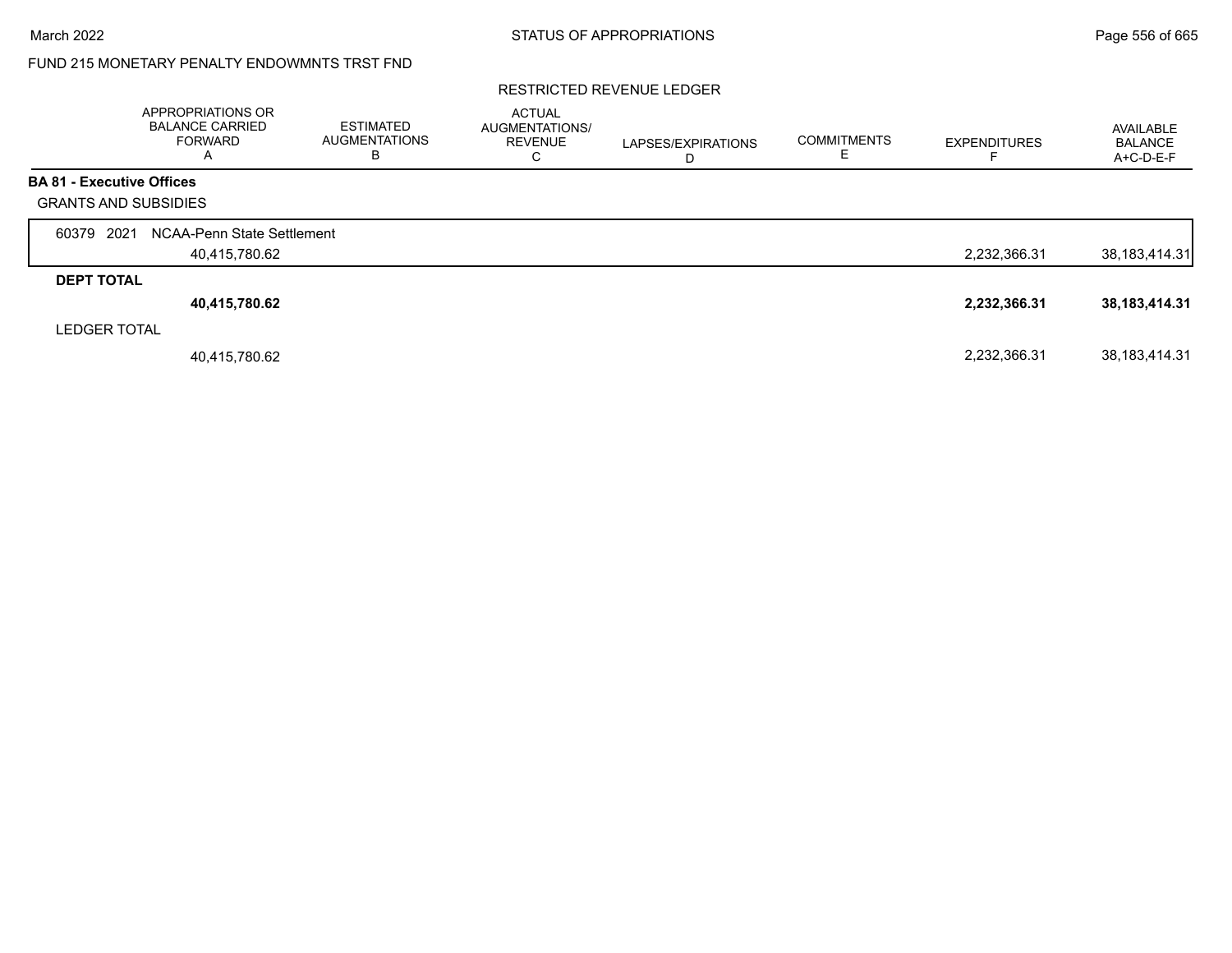FUND 215 MONETARY PENALTY ENDOWMNTS TRST FND

RESTRICTED REVENUE LEDGER

| | APPROPRIATIONS OR BALANCE CARRIED FORWARD A | ESTIMATED AUGMENTATIONS B | ACTUAL AUGMENTATIONS/ REVENUE C | LAPSES/EXPIRATIONS D | COMMITMENTS E | EXPENDITURES F | AVAILABLE BALANCE A+C-D-E-F |
|---|---|---|---|---|---|---|---|
| **BA 81 - Executive Offices** | | | | | | | |
| GRANTS AND SUBSIDIES | | | | | | | |
| 60379 2021 NCAA-Penn State Settlement | 40,415,780.62 | | | | | 2,232,366.31 | 38,183,414.31 |
| **DEPT TOTAL** | **40,415,780.62** | | | | | **2,232,366.31** | **38,183,414.31** |
| LEDGER TOTAL | 40,415,780.62 | | | | | 2,232,366.31 | 38,183,414.31 |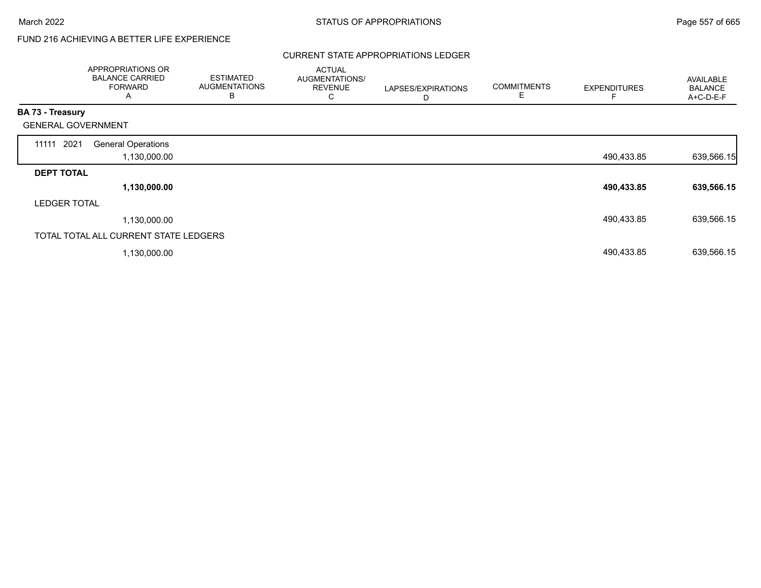FUND 216 ACHIEVING A BETTER LIFE EXPERIENCE

CURRENT STATE APPROPRIATIONS LEDGER

| | APPROPRIATIONS OR BALANCE CARRIED FORWARD A | ESTIMATED AUGMENTATIONS B | ACTUAL AUGMENTATIONS/ REVENUE C | LAPSES/EXPIRATIONS D | COMMITMENTS E | EXPENDITURES F | AVAILABLE BALANCE A+C-D-E-F |
|---|---|---|---|---|---|---|---|
| **BA 73 - Treasury** | | | | | | | |
| GENERAL GOVERNMENT | | | | | | | |
| 11111 2021 General Operations | 1,130,000.00 | | | | | 490,433.85 | 639,566.15 |
| **DEPT TOTAL** | **1,130,000.00** | | | | | **490,433.85** | **639,566.15** |
| LEDGER TOTAL | 1,130,000.00 | | | | | 490,433.85 | 639,566.15 |
| TOTAL TOTAL ALL CURRENT STATE LEDGERS | 1,130,000.00 | | | | | 490,433.85 | 639,566.15 |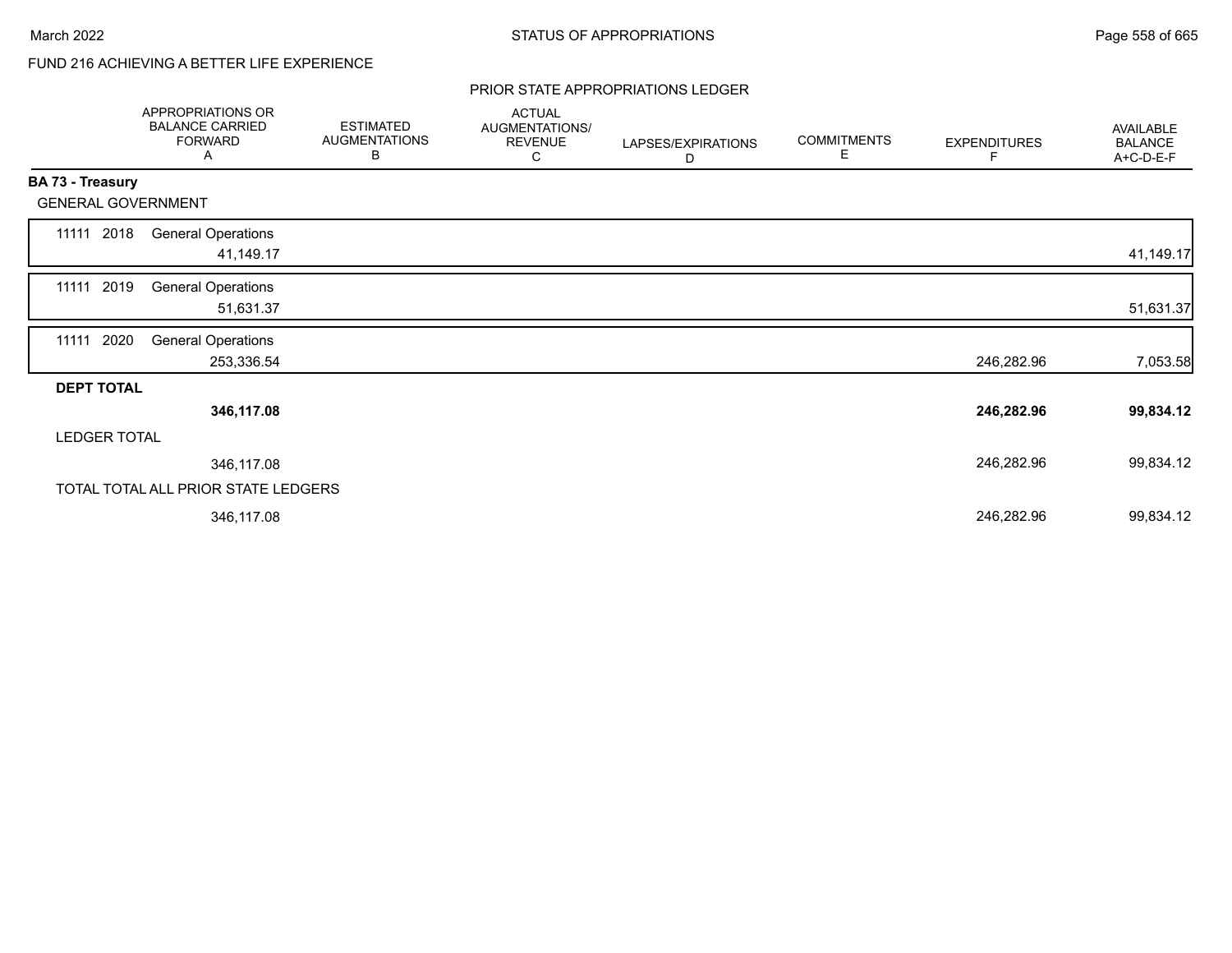FUND 216 ACHIEVING A BETTER LIFE EXPERIENCE

PRIOR STATE APPROPRIATIONS LEDGER

| | APPROPRIATIONS OR BALANCE CARRIED FORWARD A | ESTIMATED AUGMENTATIONS B | ACTUAL AUGMENTATIONS/ REVENUE C | LAPSES/EXPIRATIONS D | COMMITMENTS E | EXPENDITURES F | AVAILABLE BALANCE A+C-D-E-F |
|---|---|---|---|---|---|---|---|
| **BA 73 - Treasury** | | | | | | | |
| GENERAL GOVERNMENT | | | | | | | |
| 11111 2018 General Operations | 41,149.17 | | | | | | 41,149.17 |
| 11111 2019 General Operations | 51,631.37 | | | | | | 51,631.37 |
| 11111 2020 General Operations | 253,336.54 | | | | | 246,282.96 | 7,053.58 |
| **DEPT TOTAL** | **346,117.08** | | | | | **246,282.96** | **99,834.12** |
| LEDGER TOTAL | 346,117.08 | | | | | 246,282.96 | 99,834.12 |
| TOTAL TOTAL ALL PRIOR STATE LEDGERS | 346,117.08 | | | | | 246,282.96 | 99,834.12 |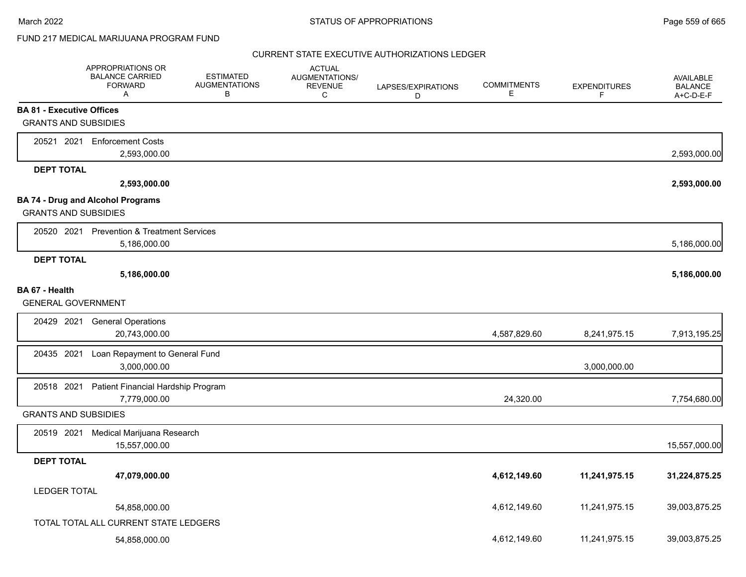FUND 217 MEDICAL MARIJUANA PROGRAM FUND

CURRENT STATE EXECUTIVE AUTHORIZATIONS LEDGER

| | APPROPRIATIONS OR BALANCE CARRIED FORWARD A | ESTIMATED AUGMENTATIONS B | ACTUAL AUGMENTATIONS/ REVENUE C | LAPSES/EXPIRATIONS D | COMMITMENTS E | EXPENDITURES F | AVAILABLE BALANCE A+C-D-E-F |
|---|---|---|---|---|---|---|---|
| **BA 81 - Executive Offices** | | | | | | | |
| GRANTS AND SUBSIDIES | | | | | | | |
| 20521 2021 Enforcement Costs | 2,593,000.00 | | | | | | 2,593,000.00 |
| **DEPT TOTAL** | **2,593,000.00** | | | | | | **2,593,000.00** |
| **BA 74 - Drug and Alcohol Programs** | | | | | | | |
| GRANTS AND SUBSIDIES | | | | | | | |
| 20520 2021 Prevention & Treatment Services | 5,186,000.00 | | | | | | 5,186,000.00 |
| **DEPT TOTAL** | **5,186,000.00** | | | | | | **5,186,000.00** |
| **BA 67 - Health** | | | | | | | |
| GENERAL GOVERNMENT | | | | | | | |
| 20429 2021 General Operations | 20,743,000.00 | | | | 4,587,829.60 | 8,241,975.15 | 7,913,195.25 |
| 20435 2021 Loan Repayment to General Fund | 3,000,000.00 | | | | | 3,000,000.00 | |
| 20518 2021 Patient Financial Hardship Program | 7,779,000.00 | | | | 24,320.00 | | 7,754,680.00 |
| GRANTS AND SUBSIDIES | | | | | | | |
| 20519 2021 Medical Marijuana Research | 15,557,000.00 | | | | | | 15,557,000.00 |
| **DEPT TOTAL** | **47,079,000.00** | | | | **4,612,149.60** | **11,241,975.15** | **31,224,875.25** |
| LEDGER TOTAL | 54,858,000.00 | | | | 4,612,149.60 | 11,241,975.15 | 39,003,875.25 |
| TOTAL TOTAL ALL CURRENT STATE LEDGERS | 54,858,000.00 | | | | 4,612,149.60 | 11,241,975.15 | 39,003,875.25 |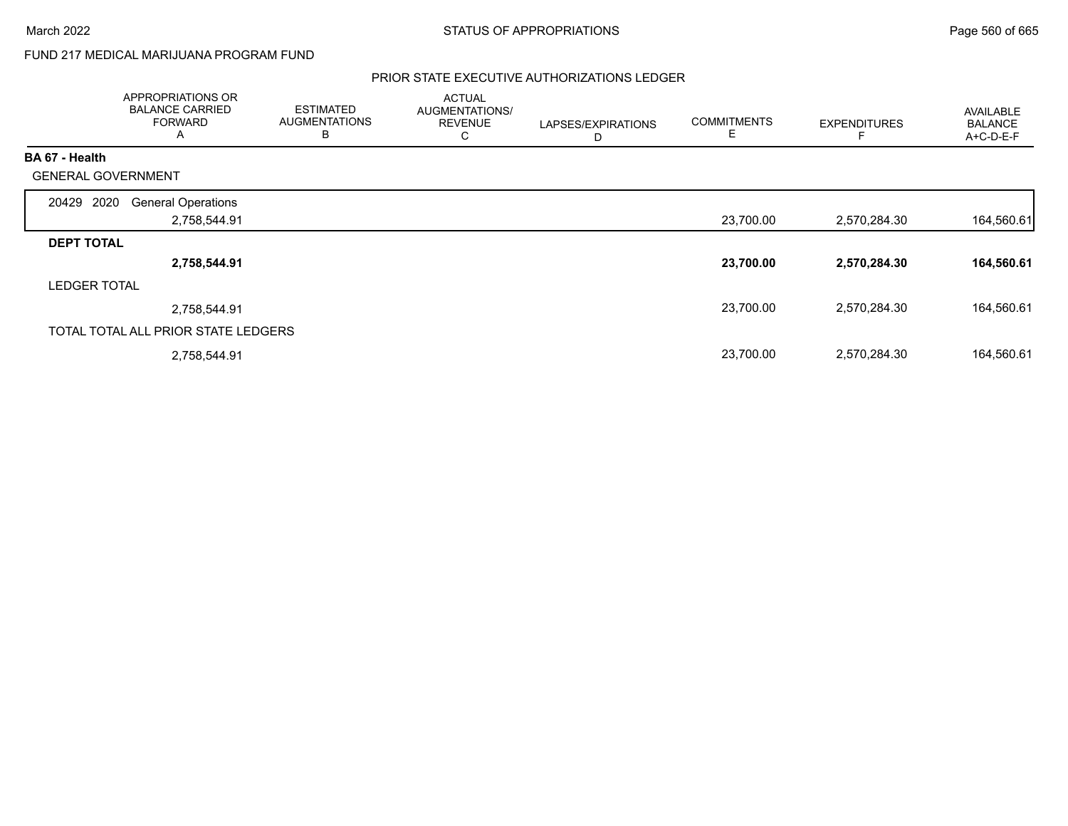FUND 217 MEDICAL MARIJUANA PROGRAM FUND

PRIOR STATE EXECUTIVE AUTHORIZATIONS LEDGER

| | APPROPRIATIONS OR BALANCE CARRIED FORWARD A | ESTIMATED AUGMENTATIONS B | ACTUAL AUGMENTATIONS/ REVENUE C | LAPSES/EXPIRATIONS D | COMMITMENTS E | EXPENDITURES F | AVAILABLE BALANCE A+C-D-E-F |
|---|---|---|---|---|---|---|---|
| **BA 67 - Health** | | | | | | | |
| GENERAL GOVERNMENT | | | | | | | |
| 20429 2020 General Operations | 2,758,544.91 | | | | 23,700.00 | 2,570,284.30 | 164,560.61 |
| **DEPT TOTAL** | **2,758,544.91** | | | | **23,700.00** | **2,570,284.30** | **164,560.61** |
| LEDGER TOTAL | 2,758,544.91 | | | | 23,700.00 | 2,570,284.30 | 164,560.61 |
| TOTAL TOTAL ALL PRIOR STATE LEDGERS | 2,758,544.91 | | | | 23,700.00 | 2,570,284.30 | 164,560.61 |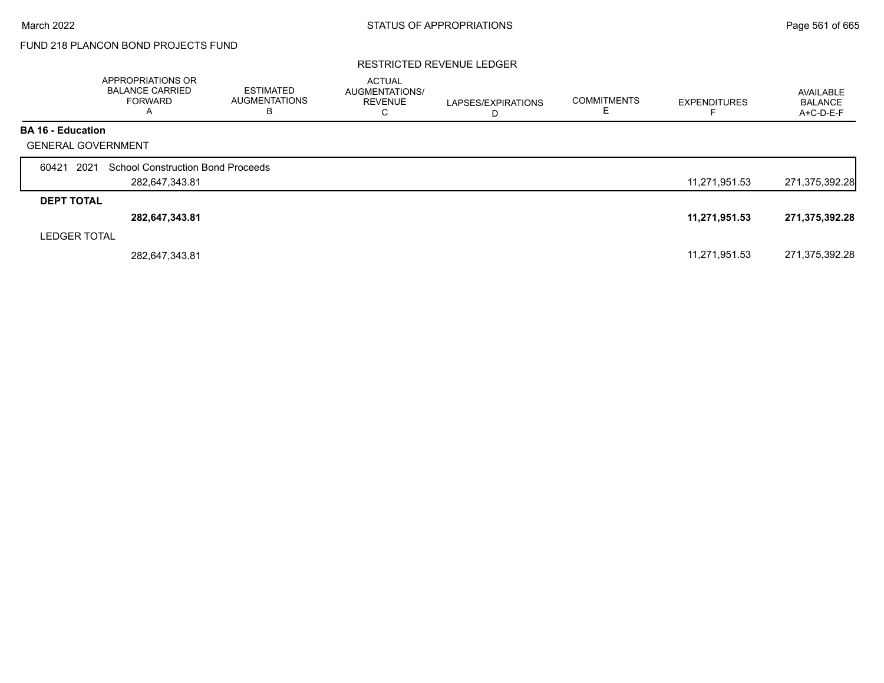FUND 218 PLANCON BOND PROJECTS FUND

RESTRICTED REVENUE LEDGER

| | APPROPRIATIONS OR BALANCE CARRIED FORWARD A | ESTIMATED AUGMENTATIONS B | ACTUAL AUGMENTATIONS/ REVENUE C | LAPSES/EXPIRATIONS D | COMMITMENTS E | EXPENDITURES F | AVAILABLE BALANCE A+C-D-E-F |
|---|---|---|---|---|---|---|---|
| **BA 16 - Education** | | | | | | | |
| GENERAL GOVERNMENT | | | | | | | |
| 60421 2021 School Construction Bond Proceeds | | | | | | | |
| | 282,647,343.81 | | | | | 11,271,951.53 | 271,375,392.28 |
| **DEPT TOTAL** | | | | | | | |
| | **282,647,343.81** | | | | | **11,271,951.53** | **271,375,392.28** |
| LEDGER TOTAL | | | | | | | |
| | 282,647,343.81 | | | | | 11,271,951.53 | 271,375,392.28 |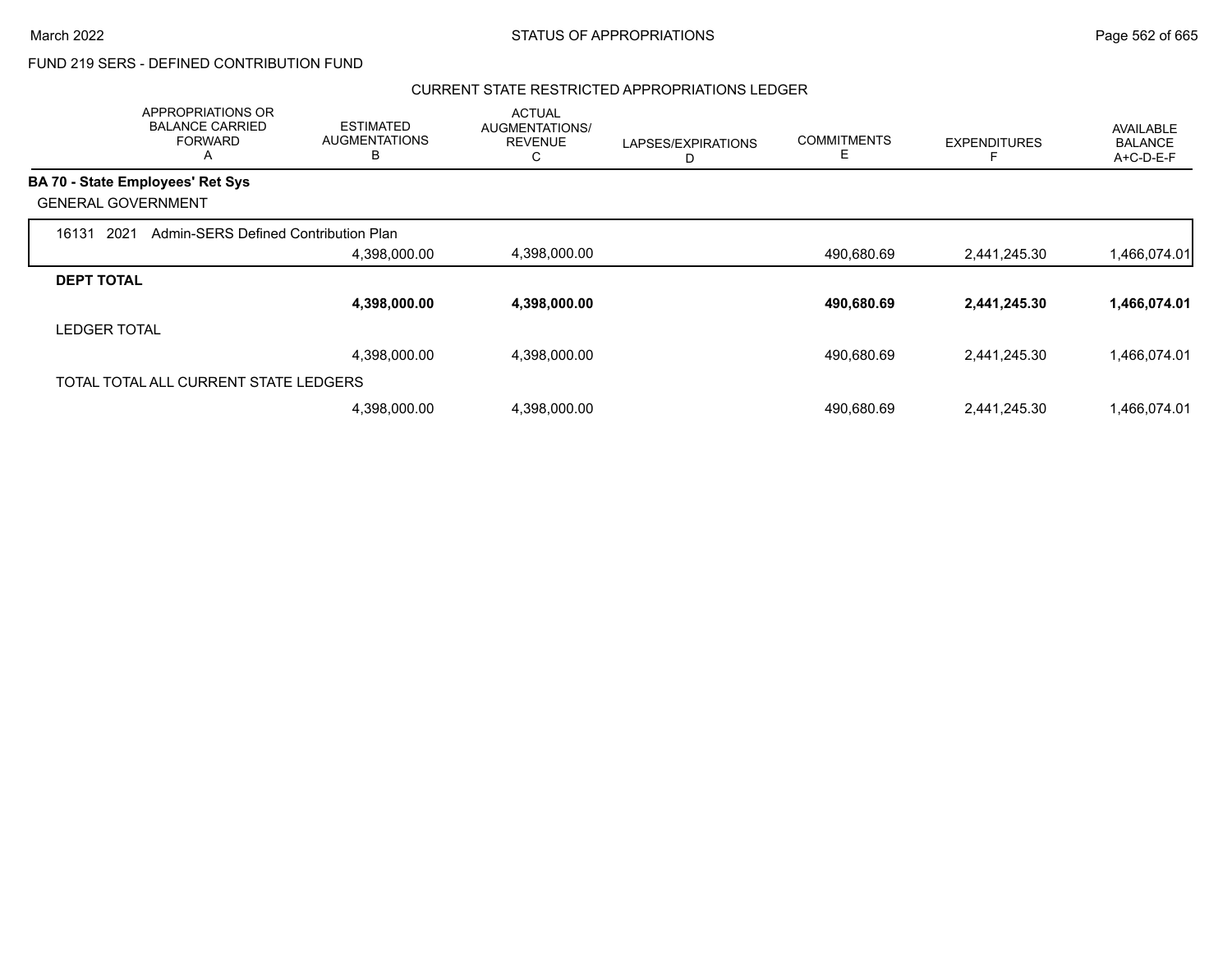FUND 219 SERS - DEFINED CONTRIBUTION FUND

CURRENT STATE RESTRICTED APPROPRIATIONS LEDGER

| APPROPRIATIONS OR BALANCE CARRIED FORWARD A | ESTIMATED AUGMENTATIONS B | ACTUAL AUGMENTATIONS/ REVENUE C | LAPSES/EXPIRATIONS D | COMMITMENTS E | EXPENDITURES F | AVAILABLE BALANCE A+C-D-E-F |
|---|---|---|---|---|---|---|
| **BA 70 - State Employees' Ret Sys** | | | | | | |
| GENERAL GOVERNMENT | | | | | | |
| 16131 2021 Admin-SERS Defined Contribution Plan | | | | | | |
| | 4,398,000.00 | 4,398,000.00 | | 490,680.69 | 2,441,245.30 | 1,466,074.01 |
| **DEPT TOTAL** | | | | | | |
| | **4,398,000.00** | **4,398,000.00** | | **490,680.69** | **2,441,245.30** | **1,466,074.01** |
| LEDGER TOTAL | | | | | | |
| | 4,398,000.00 | 4,398,000.00 | | 490,680.69 | 2,441,245.30 | 1,466,074.01 |
| TOTAL TOTAL ALL CURRENT STATE LEDGERS | | | | | | |
| | 4,398,000.00 | 4,398,000.00 | | 490,680.69 | 2,441,245.30 | 1,466,074.01 |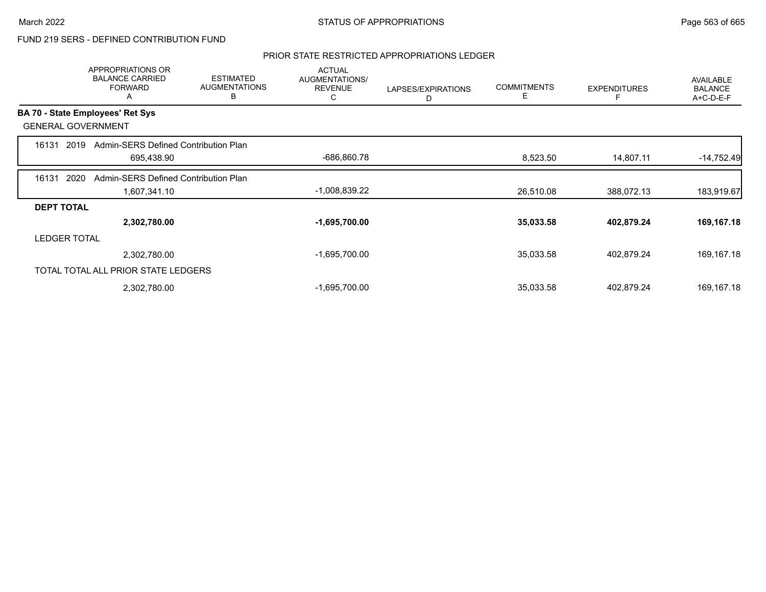FUND 219 SERS - DEFINED CONTRIBUTION FUND

PRIOR STATE RESTRICTED APPROPRIATIONS LEDGER

| | APPROPRIATIONS OR BALANCE CARRIED FORWARD A | ESTIMATED AUGMENTATIONS B | ACTUAL AUGMENTATIONS/ REVENUE C | LAPSES/EXPIRATIONS D | COMMITMENTS E | EXPENDITURES F | AVAILABLE BALANCE A+C-D-E-F |
|---|---|---|---|---|---|---|---|
| **BA 70 - State Employees' Ret Sys** | | | | | | | |
| GENERAL GOVERNMENT | | | | | | | |
| 16131 2019 Admin-SERS Defined Contribution Plan | | | | | | | |
| | 695,438.90 | | -686,860.78 | | 8,523.50 | 14,807.11 | -14,752.49 |
| 16131 2020 Admin-SERS Defined Contribution Plan | | | | | | | |
| | 1,607,341.10 | | -1,008,839.22 | | 26,510.08 | 388,072.13 | 183,919.67 |
| **DEPT TOTAL** | | | | | | | |
| | **2,302,780.00** | | **-1,695,700.00** | | **35,033.58** | **402,879.24** | **169,167.18** |
| LEDGER TOTAL | | | | | | | |
| | 2,302,780.00 | | -1,695,700.00 | | 35,033.58 | 402,879.24 | 169,167.18 |
| TOTAL TOTAL ALL PRIOR STATE LEDGERS | | | | | | | |
| | 2,302,780.00 | | -1,695,700.00 | | 35,033.58 | 402,879.24 | 169,167.18 |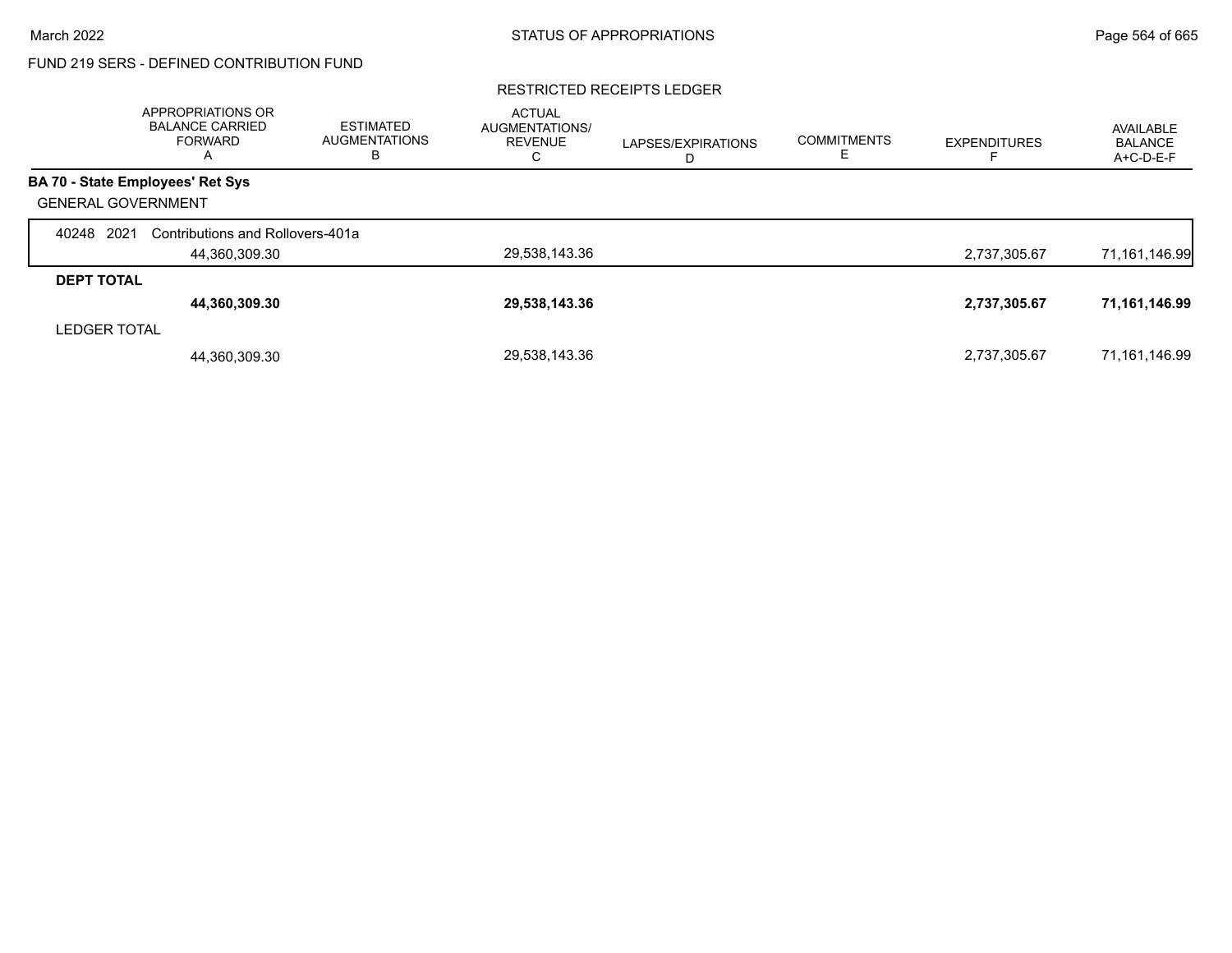FUND 219 SERS - DEFINED CONTRIBUTION FUND

RESTRICTED RECEIPTS LEDGER

| | APPROPRIATIONS OR BALANCE CARRIED FORWARD A | ESTIMATED AUGMENTATIONS B | ACTUAL AUGMENTATIONS/ REVENUE C | LAPSES/EXPIRATIONS D | COMMITMENTS E | EXPENDITURES F | AVAILABLE BALANCE A+C-D-E-F |
|---|---|---|---|---|---|---|---|
| **BA 70 - State Employees' Ret Sys** | | | | | | | |
| GENERAL GOVERNMENT | | | | | | | |
| 40248 2021 Contributions and Rollovers-401a | 44,360,309.30 | | 29,538,143.36 | | | 2,737,305.67 | 71,161,146.99 |
| **DEPT TOTAL** | **44,360,309.30** | | **29,538,143.36** | | | **2,737,305.67** | **71,161,146.99** |
| LEDGER TOTAL | 44,360,309.30 | | 29,538,143.36 | | | 2,737,305.67 | 71,161,146.99 |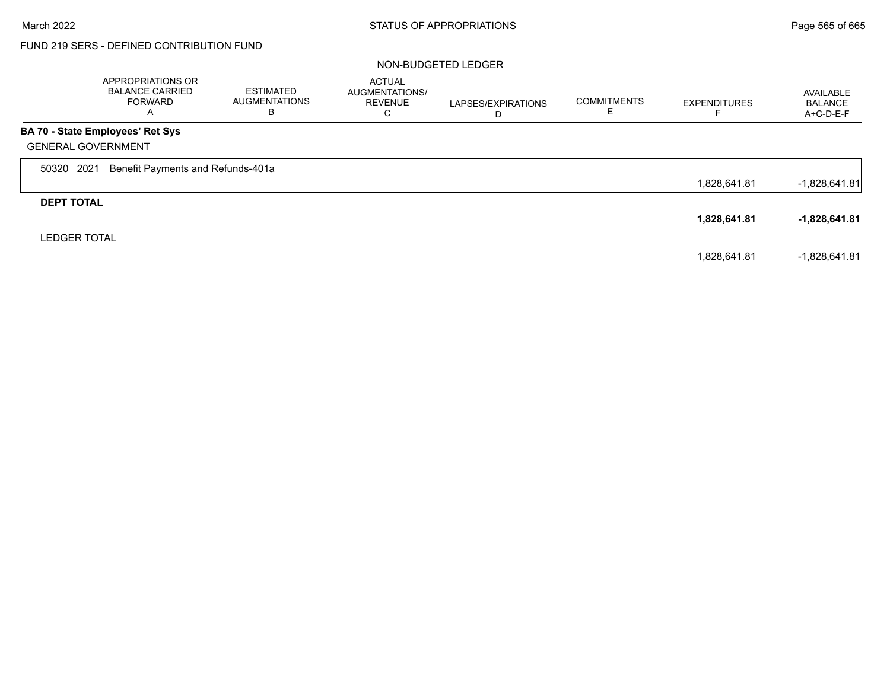FUND 219 SERS - DEFINED CONTRIBUTION FUND

NON-BUDGETED LEDGER

| | APPROPRIATIONS OR BALANCE CARRIED FORWARD A | ESTIMATED AUGMENTATIONS B | ACTUAL AUGMENTATIONS/ REVENUE C | LAPSES/EXPIRATIONS D | COMMITMENTS E | EXPENDITURES F | AVAILABLE BALANCE A+C-D-E-F |
|---|---|---|---|---|---|---|---|
| **BA 70 - State Employees' Ret Sys** | | | | | | | |
| GENERAL GOVERNMENT | | | | | | | |
| 50320 2021 Benefit Payments and Refunds-401a | | | | | | 1,828,641.81 | -1,828,641.81 |
| **DEPT TOTAL** | | | | | | **1,828,641.81** | **-1,828,641.81** |
| LEDGER TOTAL | | | | | | 1,828,641.81 | -1,828,641.81 |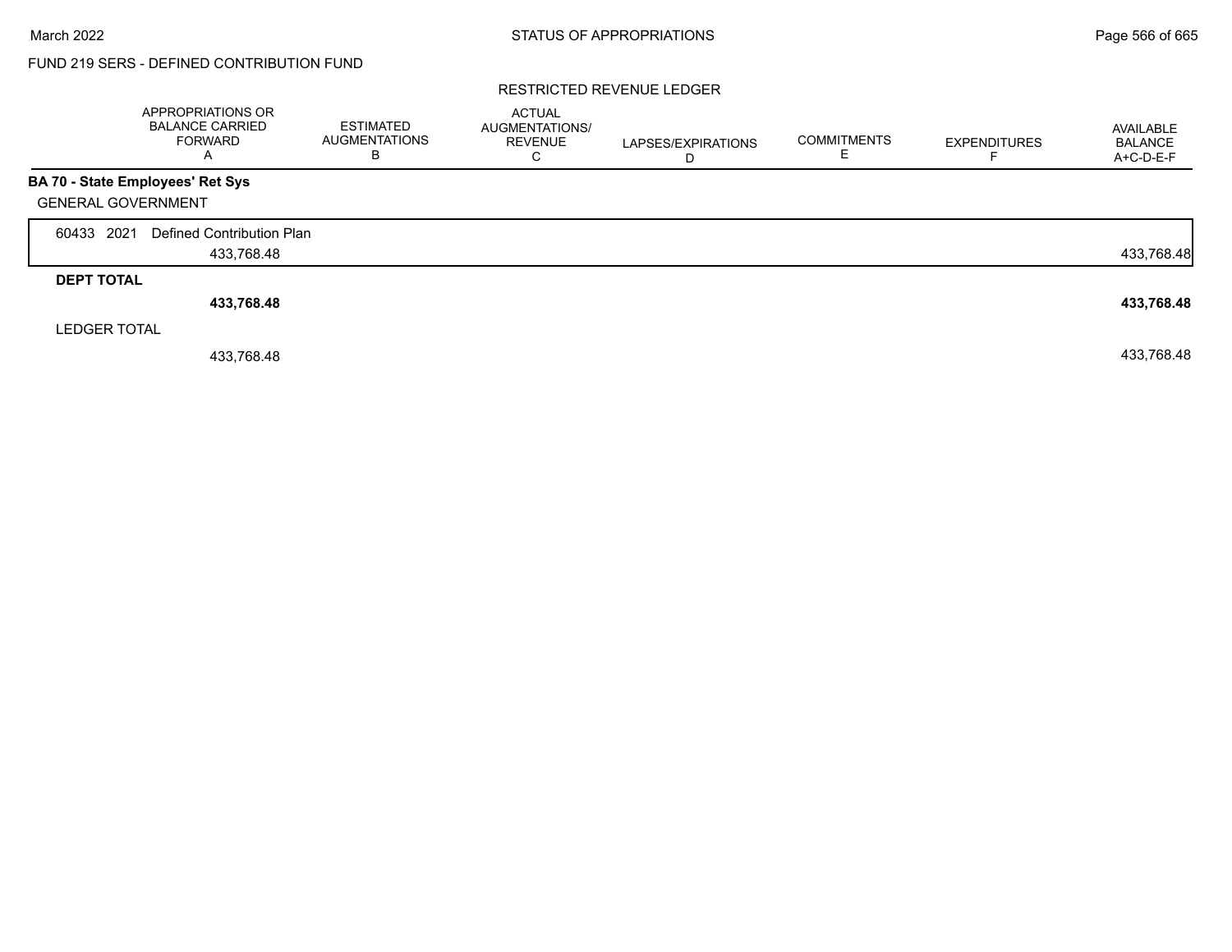FUND 219 SERS - DEFINED CONTRIBUTION FUND

RESTRICTED REVENUE LEDGER

| | APPROPRIATIONS OR BALANCE CARRIED FORWARD A | ESTIMATED AUGMENTATIONS B | ACTUAL AUGMENTATIONS/ REVENUE C | LAPSES/EXPIRATIONS D | COMMITMENTS E | EXPENDITURES F | AVAILABLE BALANCE A+C-D-E-F |
|---|---|---|---|---|---|---|---|
| **BA 70 - State Employees' Ret Sys** | | | | | | | |
| GENERAL GOVERNMENT | | | | | | | |
| 60433 2021 Defined Contribution Plan | 433,768.48 | | | | | | 433,768.48 |
| **DEPT TOTAL** | **433,768.48** | | | | | | **433,768.48** |
| LEDGER TOTAL | 433,768.48 | | | | | | 433,768.48 |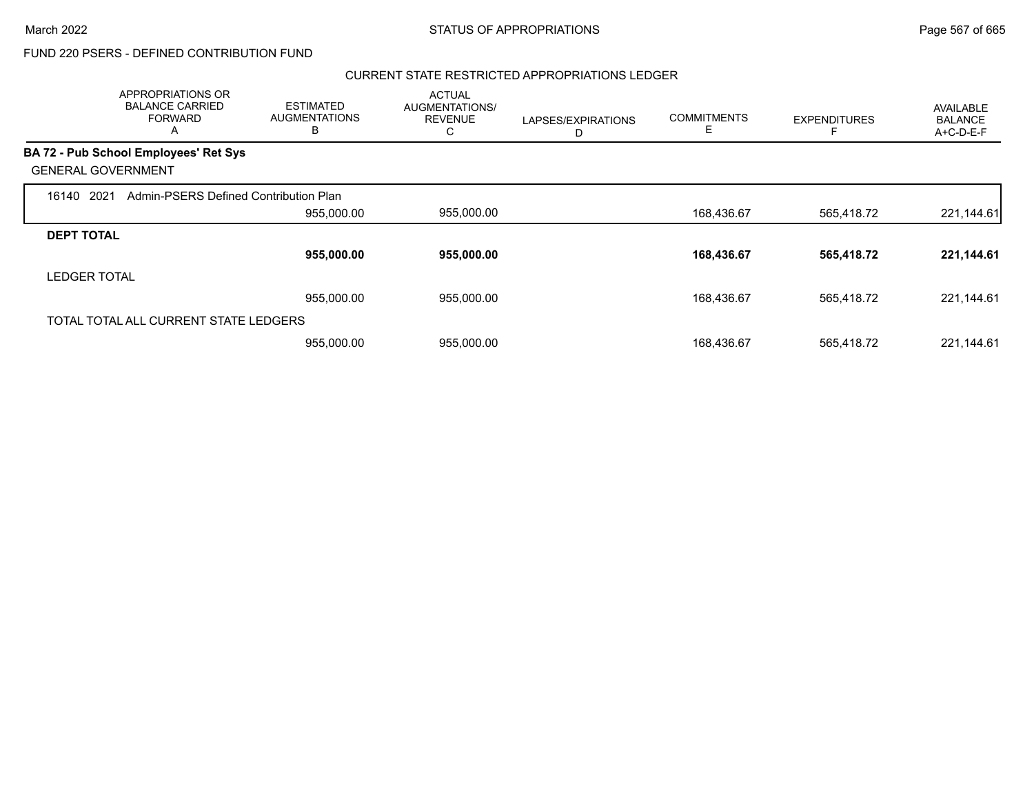FUND 220 PSERS - DEFINED CONTRIBUTION FUND

CURRENT STATE RESTRICTED APPROPRIATIONS LEDGER

| APPROPRIATIONS OR BALANCE CARRIED FORWARD A | ESTIMATED AUGMENTATIONS B | ACTUAL AUGMENTATIONS/ REVENUE C | LAPSES/EXPIRATIONS D | COMMITMENTS E | EXPENDITURES F | AVAILABLE BALANCE A+C-D-E-F |
|---|---|---|---|---|---|---|
| **BA 72 - Pub School Employees' Ret Sys** | | | | | | |
| GENERAL GOVERNMENT | | | | | | |
| 16140 2021 Admin-PSERS Defined Contribution Plan | | | | | | |
| | 955,000.00 | 955,000.00 | | 168,436.67 | 565,418.72 | 221,144.61 |
| **DEPT TOTAL** | | | | | | |
| | **955,000.00** | **955,000.00** | | **168,436.67** | **565,418.72** | **221,144.61** |
| LEDGER TOTAL | | | | | | |
| | 955,000.00 | 955,000.00 | | 168,436.67 | 565,418.72 | 221,144.61 |
| TOTAL TOTAL ALL CURRENT STATE LEDGERS | | | | | | |
| | 955,000.00 | 955,000.00 | | 168,436.67 | 565,418.72 | 221,144.61 |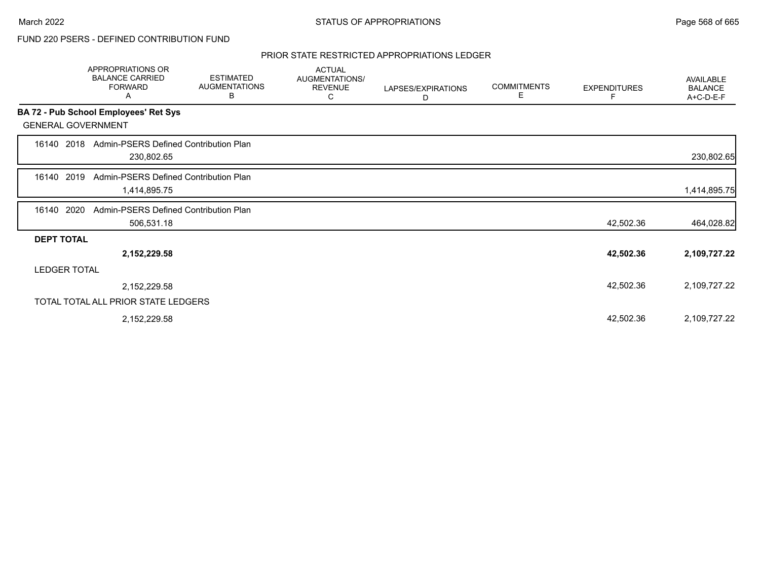FUND 220 PSERS - DEFINED CONTRIBUTION FUND

PRIOR STATE RESTRICTED APPROPRIATIONS LEDGER

| | APPROPRIATIONS OR BALANCE CARRIED FORWARD A | ESTIMATED AUGMENTATIONS B | ACTUAL AUGMENTATIONS/ REVENUE C | LAPSES/EXPIRATIONS D | COMMITMENTS E | EXPENDITURES F | AVAILABLE BALANCE A+C-D-E-F |
|---|---|---|---|---|---|---|---|
| **BA 72 - Pub School Employees' Ret Sys** | | | | | | | |
| GENERAL GOVERNMENT | | | | | | | |
| 16140 2018 Admin-PSERS Defined Contribution Plan | 230,802.65 | | | | | | 230,802.65 |
| 16140 2019 Admin-PSERS Defined Contribution Plan | 1,414,895.75 | | | | | | 1,414,895.75 |
| 16140 2020 Admin-PSERS Defined Contribution Plan | 506,531.18 | | | | | 42,502.36 | 464,028.82 |
| **DEPT TOTAL** | **2,152,229.58** | | | | | **42,502.36** | **2,109,727.22** |
| LEDGER TOTAL | 2,152,229.58 | | | | | 42,502.36 | 2,109,727.22 |
| TOTAL TOTAL ALL PRIOR STATE LEDGERS | 2,152,229.58 | | | | | 42,502.36 | 2,109,727.22 |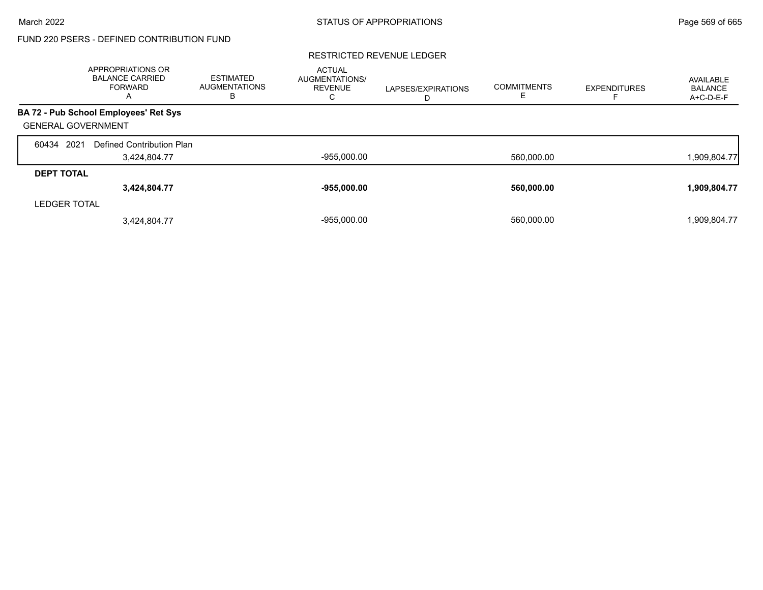## FUND 220 PSERS - DEFINED CONTRIBUTION FUND

### RESTRICTED REVENUE LEDGER

| | APPROPRIATIONS OR BALANCE CARRIED FORWARD A | ESTIMATED AUGMENTATIONS B | ACTUAL AUGMENTATIONS/ REVENUE C | LAPSES/EXPIRATIONS D | COMMITMENTS E | EXPENDITURES F | AVAILABLE BALANCE A+C-D-E-F |
|---|---|---|---|---|---|---|---|
| **BA 72 - Pub School Employees' Ret Sys** | | | | | | | |
| GENERAL GOVERNMENT | | | | | | | |
| 60434 2021 Defined Contribution Plan | 3,424,804.77 | | -955,000.00 | | 560,000.00 | | 1,909,804.77 |
| **DEPT TOTAL** | **3,424,804.77** | | **-955,000.00** | | **560,000.00** | | **1,909,804.77** |
| LEDGER TOTAL | 3,424,804.77 | | -955,000.00 | | 560,000.00 | | 1,909,804.77 |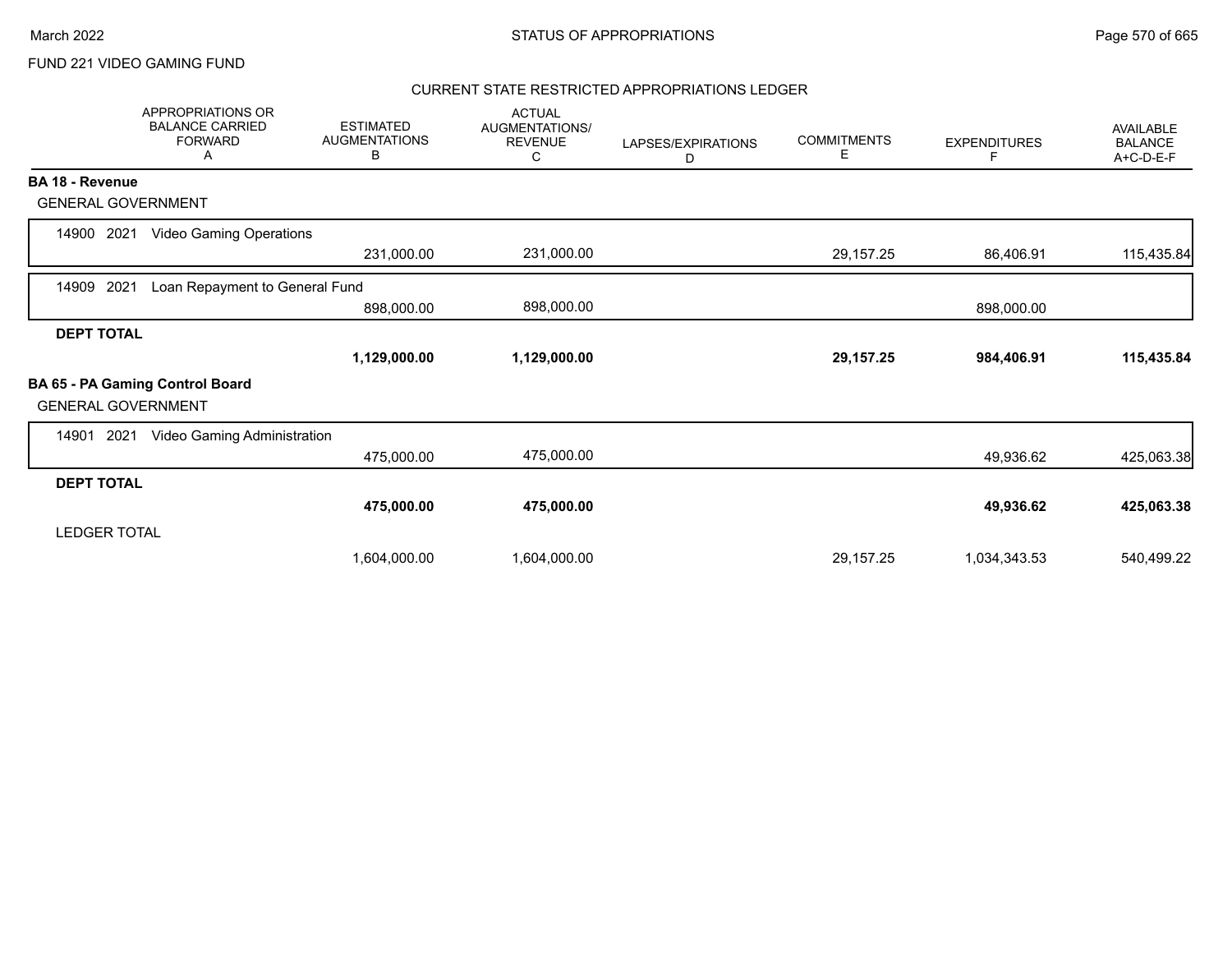FUND 221 VIDEO GAMING FUND

## CURRENT STATE RESTRICTED APPROPRIATIONS LEDGER

| APPROPRIATIONS OR BALANCE CARRIED FORWARD A | ESTIMATED AUGMENTATIONS B | ACTUAL AUGMENTATIONS/ REVENUE C | LAPSES/EXPIRATIONS D | COMMITMENTS E | EXPENDITURES F | AVAILABLE BALANCE A+C-D-E-F |
|---|---|---|---|---|---|---|
| **BA 18 - Revenue** | | | | | | |
| GENERAL GOVERNMENT | | | | | | |
| 14900 2021 Video Gaming Operations | 231,000.00 | 231,000.00 | | 29,157.25 | 86,406.91 | 115,435.84 |
| 14909 2021 Loan Repayment to General Fund | 898,000.00 | 898,000.00 | | | 898,000.00 | |
| **DEPT TOTAL** | **1,129,000.00** | **1,129,000.00** | | **29,157.25** | **984,406.91** | **115,435.84** |
| **BA 65 - PA Gaming Control Board** | | | | | | |
| GENERAL GOVERNMENT | | | | | | |
| 14901 2021 Video Gaming Administration | 475,000.00 | 475,000.00 | | | 49,936.62 | 425,063.38 |
| **DEPT TOTAL** | **475,000.00** | **475,000.00** | | | **49,936.62** | **425,063.38** |
| LEDGER TOTAL | 1,604,000.00 | 1,604,000.00 | | 29,157.25 | 1,034,343.53 | 540,499.22 |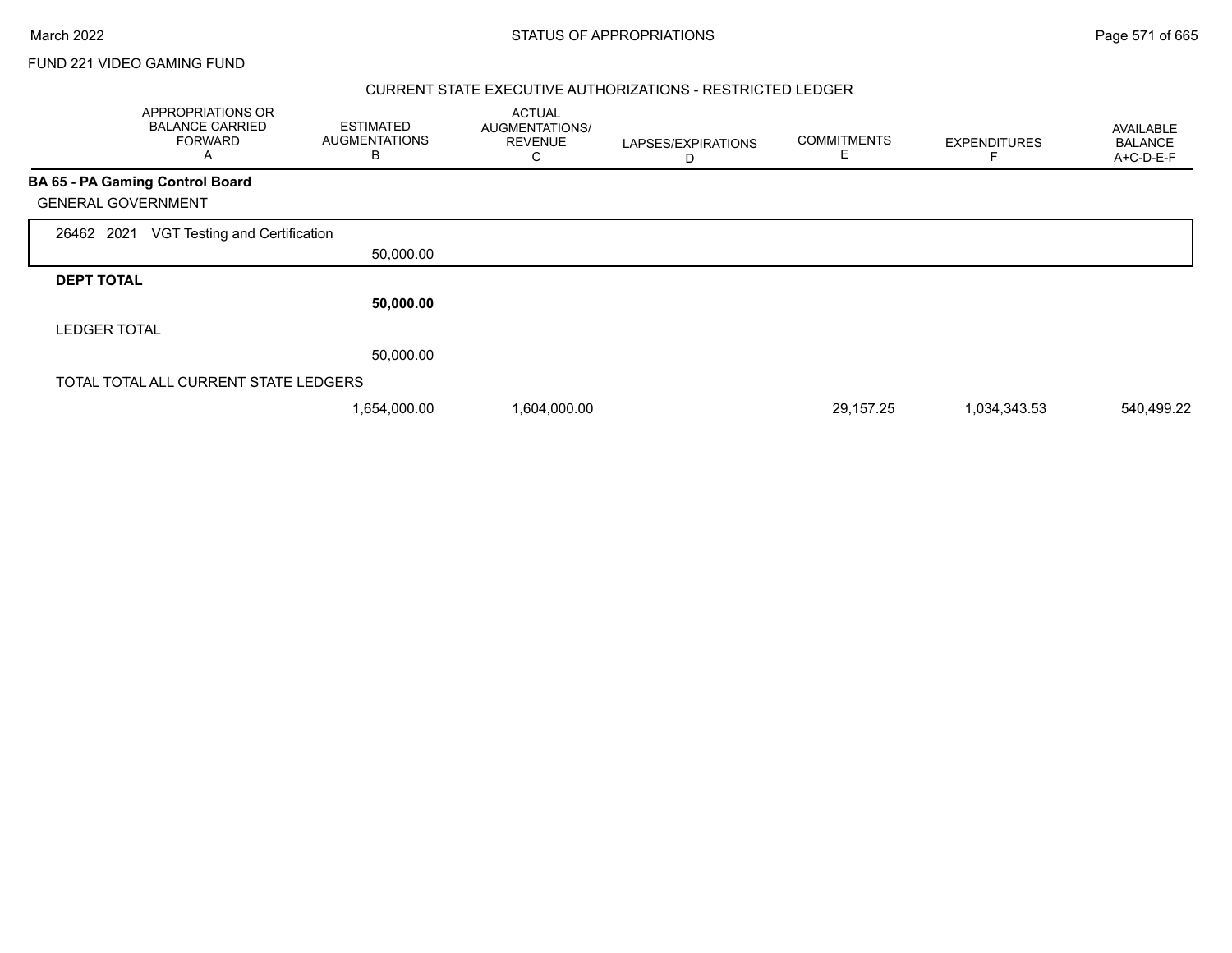FUND 221 VIDEO GAMING FUND

CURRENT STATE EXECUTIVE AUTHORIZATIONS - RESTRICTED LEDGER

| APPROPRIATIONS OR BALANCE CARRIED FORWARD A | ESTIMATED AUGMENTATIONS B | ACTUAL AUGMENTATIONS/ REVENUE C | LAPSES/EXPIRATIONS D | COMMITMENTS E | EXPENDITURES F | AVAILABLE BALANCE A+C-D-E-F |
|---|---|---|---|---|---|---|
| **BA 65 - PA Gaming Control Board** | | | | | | |
| GENERAL GOVERNMENT | | | | | | |
| 26462 2021 VGT Testing and Certification | | | | | | |
| | 50,000.00 | | | | | |
| **DEPT TOTAL** | | | | | | |
| | **50,000.00** | | | | | |
| LEDGER TOTAL | | | | | | |
| | 50,000.00 | | | | | |
| TOTAL TOTAL ALL CURRENT STATE LEDGERS | | | | | | |
| | 1,654,000.00 | 1,604,000.00 | | 29,157.25 | 1,034,343.53 | 540,499.22 |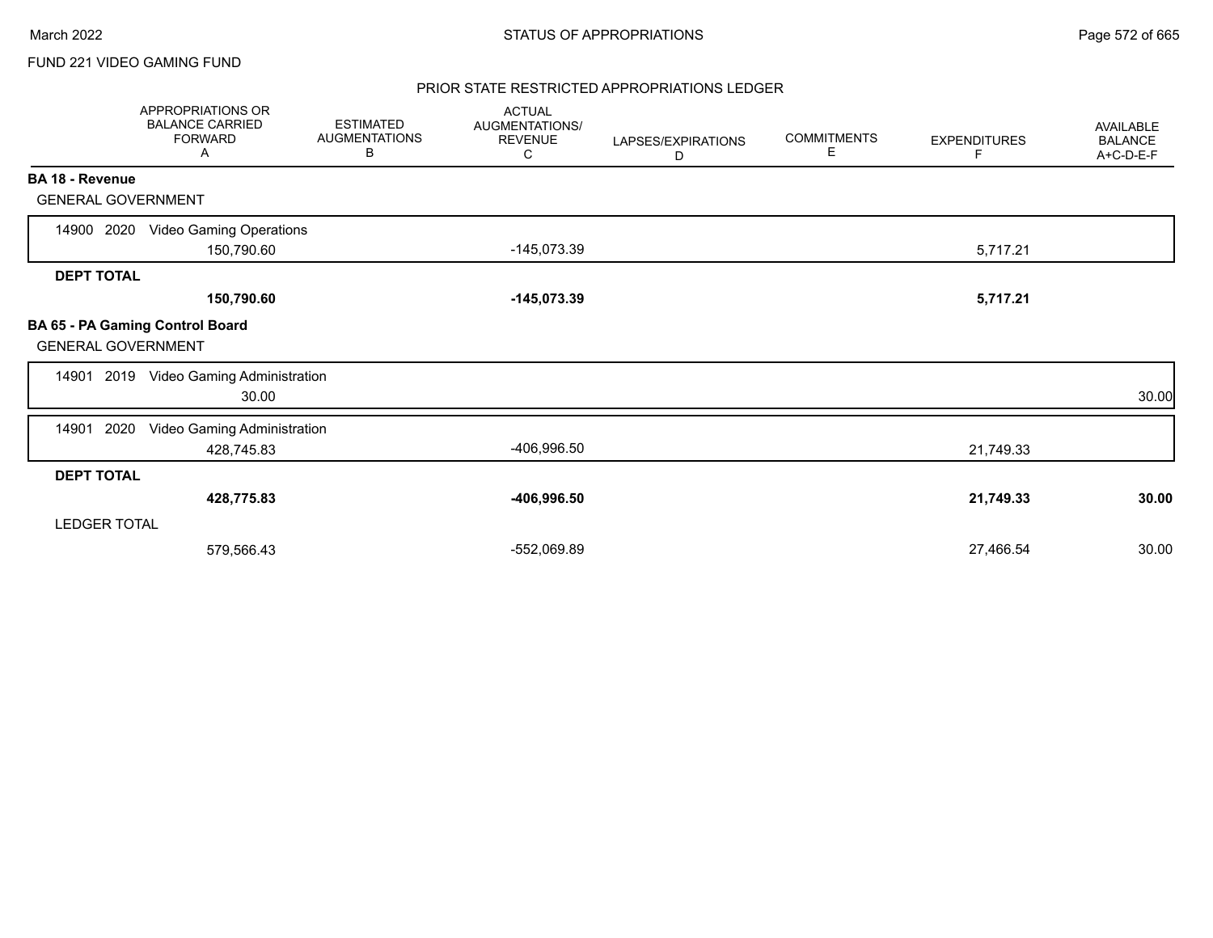FUND 221 VIDEO GAMING FUND

## PRIOR STATE RESTRICTED APPROPRIATIONS LEDGER

| | APPROPRIATIONS OR BALANCE CARRIED FORWARD A | ESTIMATED AUGMENTATIONS B | ACTUAL AUGMENTATIONS/ REVENUE C | LAPSES/EXPIRATIONS D | COMMITMENTS E | EXPENDITURES F | AVAILABLE BALANCE A+C-D-E-F |
|---|---|---|---|---|---|---|---|
| **BA 18 - Revenue** | | | | | | | |
| GENERAL GOVERNMENT | | | | | | | |
| 14900 2020 Video Gaming Operations | 150,790.60 | | -145,073.39 | | | 5,717.21 | |
| **DEPT TOTAL** | **150,790.60** | | **-145,073.39** | | | **5,717.21** | |
| **BA 65 - PA Gaming Control Board** | | | | | | | |
| GENERAL GOVERNMENT | | | | | | | |
| 14901 2019 Video Gaming Administration | 30.00 | | | | | | 30.00 |
| 14901 2020 Video Gaming Administration | 428,745.83 | | -406,996.50 | | | 21,749.33 | |
| **DEPT TOTAL** | **428,775.83** | | **-406,996.50** | | | **21,749.33** | **30.00** |
| LEDGER TOTAL | 579,566.43 | | -552,069.89 | | | 27,466.54 | 30.00 |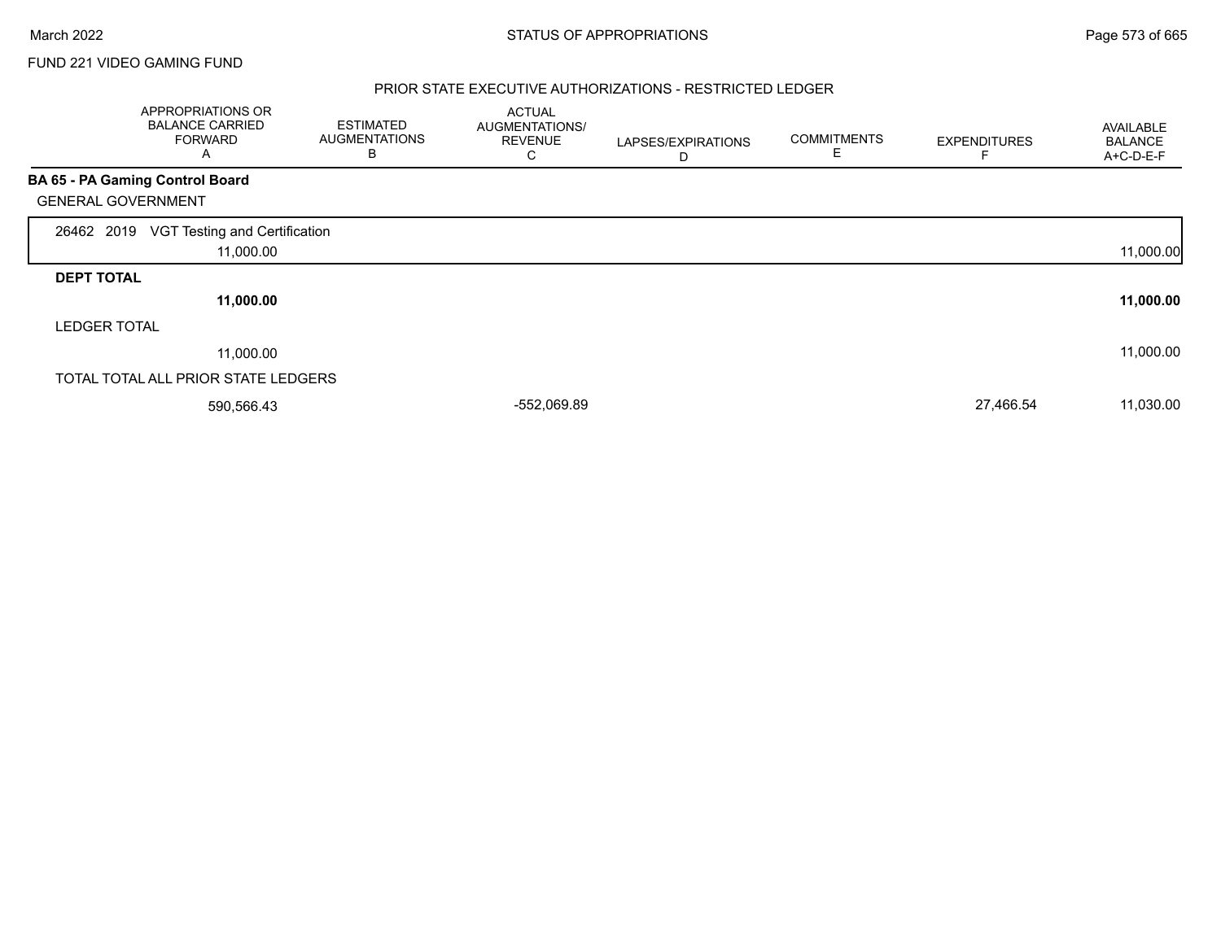FUND 221 VIDEO GAMING FUND

PRIOR STATE EXECUTIVE AUTHORIZATIONS - RESTRICTED LEDGER

| APPROPRIATIONS OR BALANCE CARRIED FORWARD A | ESTIMATED AUGMENTATIONS B | ACTUAL AUGMENTATIONS/ REVENUE C | LAPSES/EXPIRATIONS D | COMMITMENTS E | EXPENDITURES F | AVAILABLE BALANCE A+C-D-E-F |
|---|---|---|---|---|---|---|
| **BA 65 - PA Gaming Control Board** | | | | | | |
| GENERAL GOVERNMENT | | | | | | |
| 26462 2019 VGT Testing and Certification | | | | | | |
| 11,000.00 | | | | | | 11,000.00 |
| **DEPT TOTAL** | | | | | | |
| **11,000.00** | | | | | | **11,000.00** |
| LEDGER TOTAL | | | | | | |
| 11,000.00 | | | | | | 11,000.00 |
| TOTAL TOTAL ALL PRIOR STATE LEDGERS | | | | | | |
| 590,566.43 | | -552,069.89 | | | 27,466.54 | 11,030.00 |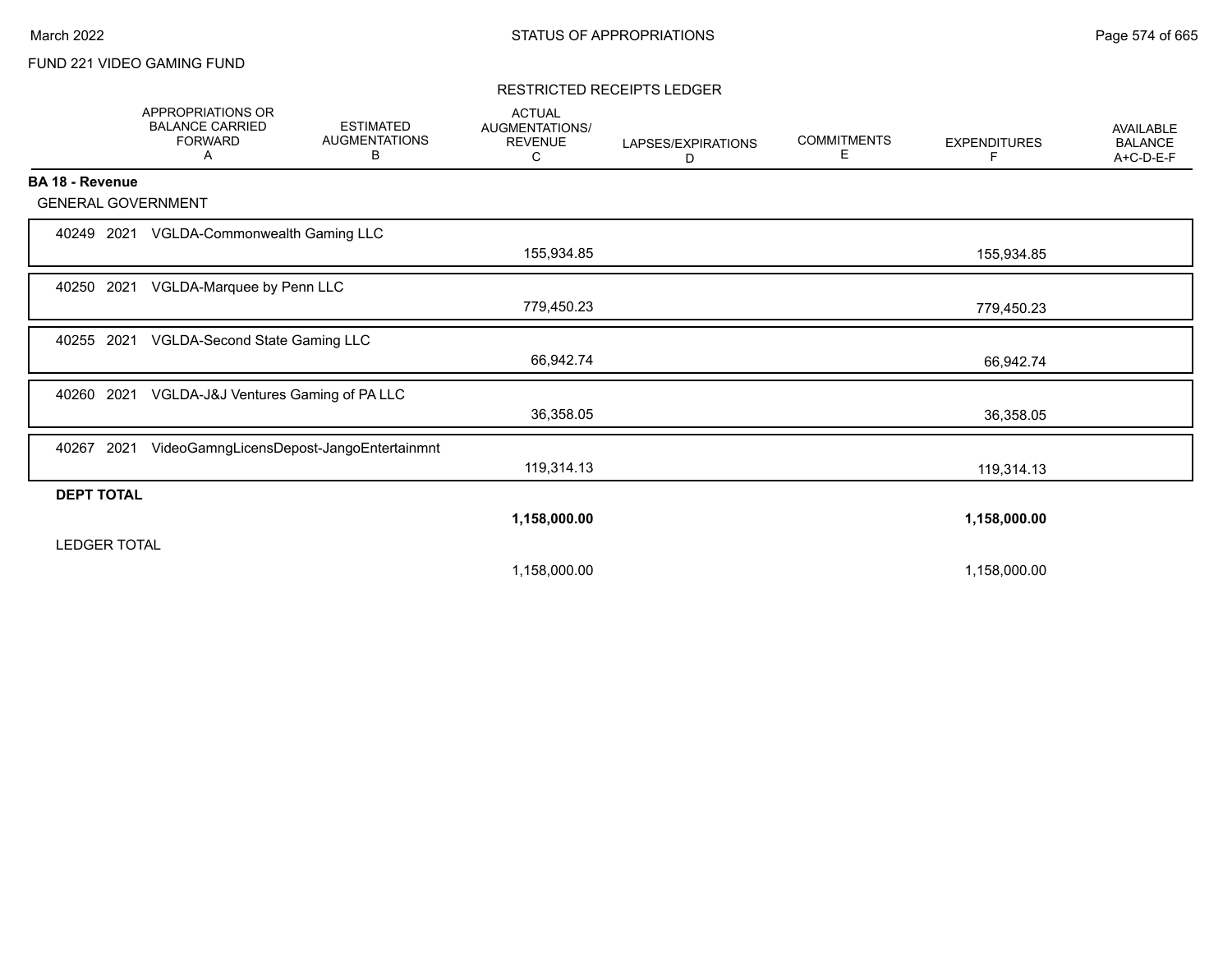FUND 221 VIDEO GAMING FUND

RESTRICTED RECEIPTS LEDGER

| | APPROPRIATIONS OR BALANCE CARRIED FORWARD A | ESTIMATED AUGMENTATIONS B | ACTUAL AUGMENTATIONS/ REVENUE C | LAPSES/EXPIRATIONS D | COMMITMENTS E | EXPENDITURES F | AVAILABLE BALANCE A+C-D-E-F |
|---|---|---|---|---|---|---|---|
| **BA 18 - Revenue** | | | | | | | |
| GENERAL GOVERNMENT | | | | | | | |
| 40249 2021 VGLDA-Commonwealth Gaming LLC | | | 155,934.85 | | | 155,934.85 | |
| 40250 2021 VGLDA-Marquee by Penn LLC | | | 779,450.23 | | | 779,450.23 | |
| 40255 2021 VGLDA-Second State Gaming LLC | | | 66,942.74 | | | 66,942.74 | |
| 40260 2021 VGLDA-J&J Ventures Gaming of PA LLC | | | 36,358.05 | | | 36,358.05 | |
| 40267 2021 VideoGamngLicensDepost-JangoEntertainmnt | | | 119,314.13 | | | 119,314.13 | |
| **DEPT TOTAL** | | | **1,158,000.00** | | | **1,158,000.00** | |
| LEDGER TOTAL | | | 1,158,000.00 | | | 1,158,000.00 | |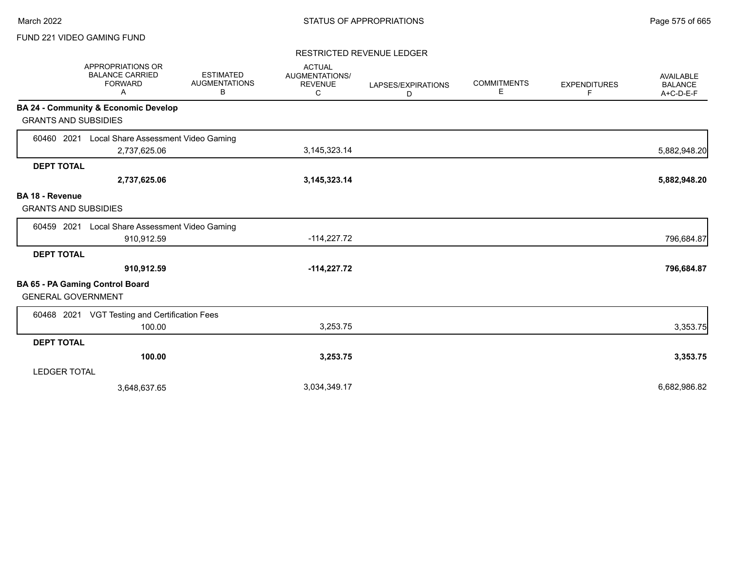FUND 221 VIDEO GAMING FUND

RESTRICTED REVENUE LEDGER

| | APPROPRIATIONS OR BALANCE CARRIED FORWARD A | ESTIMATED AUGMENTATIONS B | ACTUAL AUGMENTATIONS/ REVENUE C | LAPSES/EXPIRATIONS D | COMMITMENTS E | EXPENDITURES F | AVAILABLE BALANCE A+C-D-E-F |
|---|---|---|---|---|---|---|---|
| **BA 24 - Community & Economic Develop** | | | | | | | |
| GRANTS AND SUBSIDIES | | | | | | | |
| 60460 2021 Local Share Assessment Video Gaming | 2,737,625.06 | | 3,145,323.14 | | | | 5,882,948.20 |
| **DEPT TOTAL** | **2,737,625.06** | | **3,145,323.14** | | | | **5,882,948.20** |
| **BA 18 - Revenue** | | | | | | | |
| GRANTS AND SUBSIDIES | | | | | | | |
| 60459 2021 Local Share Assessment Video Gaming | 910,912.59 | | -114,227.72 | | | | 796,684.87 |
| **DEPT TOTAL** | **910,912.59** | | **-114,227.72** | | | | **796,684.87** |
| **BA 65 - PA Gaming Control Board** | | | | | | | |
| GENERAL GOVERNMENT | | | | | | | |
| 60468 2021 VGT Testing and Certification Fees | 100.00 | | 3,253.75 | | | | 3,353.75 |
| **DEPT TOTAL** | **100.00** | | **3,253.75** | | | | **3,353.75** |
| LEDGER TOTAL | 3,648,637.65 | | 3,034,349.17 | | | | 6,682,986.82 |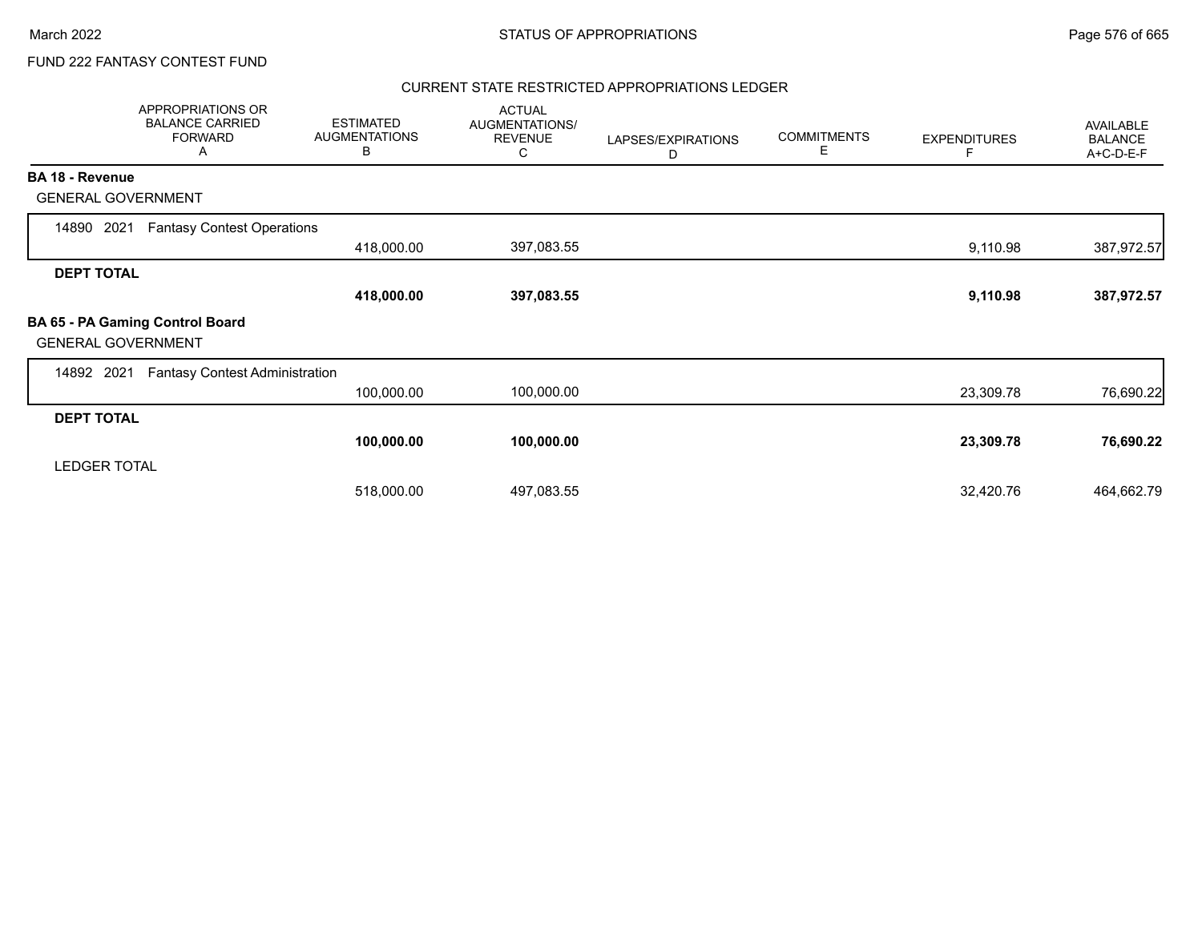FUND 222 FANTASY CONTEST FUND

## CURRENT STATE RESTRICTED APPROPRIATIONS LEDGER

| APPROPRIATIONS OR BALANCE CARRIED FORWARD A | ESTIMATED AUGMENTATIONS B | ACTUAL AUGMENTATIONS/ REVENUE C | LAPSES/EXPIRATIONS D | COMMITMENTS E | EXPENDITURES F | AVAILABLE BALANCE A+C-D-E-F |
|---|---|---|---|---|---|---|
| **BA 18 - Revenue** | | | | | | |
| GENERAL GOVERNMENT | | | | | | |
| 14890 2021 Fantasy Contest Operations | | | | | | |
| | 418,000.00 | 397,083.55 | | | 9,110.98 | 387,972.57 |
| **DEPT TOTAL** | | | | | | |
| | **418,000.00** | **397,083.55** | | | **9,110.98** | **387,972.57** |
| **BA 65 - PA Gaming Control Board** | | | | | | |
| GENERAL GOVERNMENT | | | | | | |
| 14892 2021 Fantasy Contest Administration | | | | | | |
| | 100,000.00 | 100,000.00 | | | 23,309.78 | 76,690.22 |
| **DEPT TOTAL** | | | | | | |
| | **100,000.00** | **100,000.00** | | | **23,309.78** | **76,690.22** |
| LEDGER TOTAL | | | | | | |
| | 518,000.00 | 497,083.55 | | | 32,420.76 | 464,662.79 |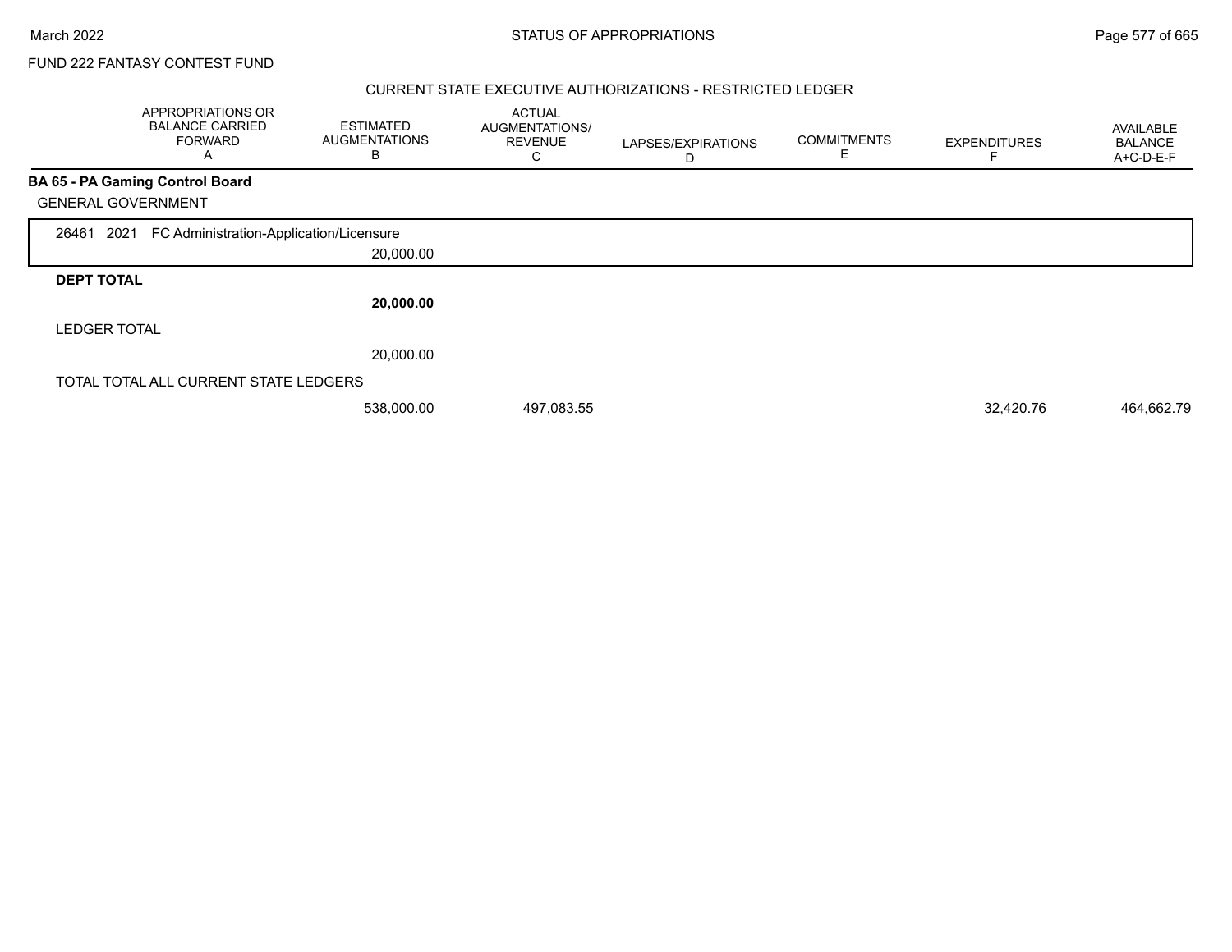FUND 222 FANTASY CONTEST FUND

## CURRENT STATE EXECUTIVE AUTHORIZATIONS - RESTRICTED LEDGER

| APPROPRIATIONS OR BALANCE CARRIED FORWARD A | ESTIMATED AUGMENTATIONS B | ACTUAL AUGMENTATIONS/ REVENUE C | LAPSES/EXPIRATIONS D | COMMITMENTS E | EXPENDITURES F | AVAILABLE BALANCE A+C-D-E-F |
|---|---|---|---|---|---|---|
| **BA 65 - PA Gaming Control Board** | | | | | | |
| GENERAL GOVERNMENT | | | | | | |
| 26461 2021 FC Administration-Application/Licensure | | | | | | |
| | 20,000.00 | | | | | |
| **DEPT TOTAL** | | | | | | |
| | **20,000.00** | | | | | |
| LEDGER TOTAL | | | | | | |
| | 20,000.00 | | | | | |
| TOTAL TOTAL ALL CURRENT STATE LEDGERS | | | | | | |
| | 538,000.00 | 497,083.55 | | | 32,420.76 | 464,662.79 |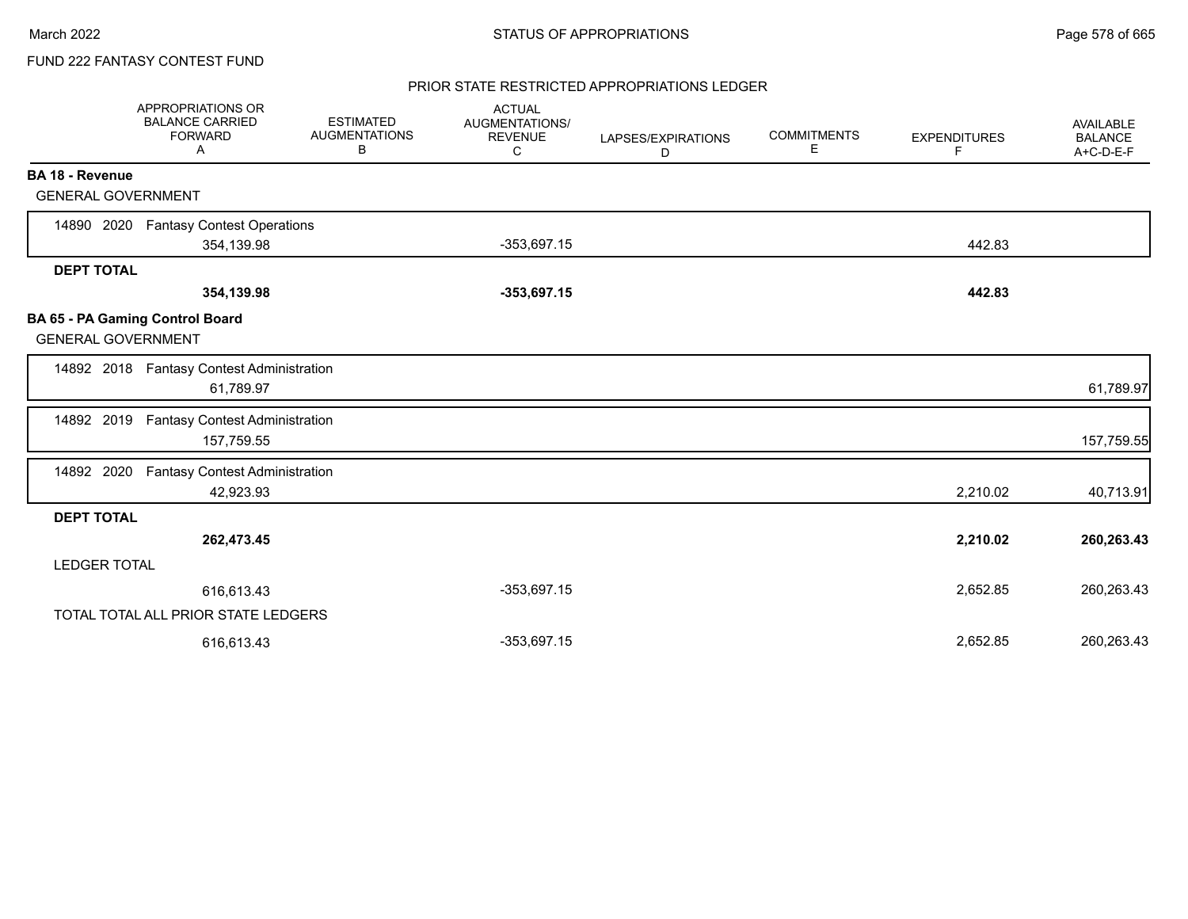FUND 222 FANTASY CONTEST FUND

## PRIOR STATE RESTRICTED APPROPRIATIONS LEDGER

| | APPROPRIATIONS OR BALANCE CARRIED FORWARD A | ESTIMATED AUGMENTATIONS B | ACTUAL AUGMENTATIONS/ REVENUE C | LAPSES/EXPIRATIONS D | COMMITMENTS E | EXPENDITURES F | AVAILABLE BALANCE A+C-D-E-F |
|---|---|---|---|---|---|---|---|
| **BA 18 - Revenue** | | | | | | | |
| GENERAL GOVERNMENT | | | | | | | |
| 14890 2020 Fantasy Contest Operations | 354,139.98 | | -353,697.15 | | | 442.83 | |
| **DEPT TOTAL** | **354,139.98** | | **-353,697.15** | | | **442.83** | |
| **BA 65 - PA Gaming Control Board** | | | | | | | |
| GENERAL GOVERNMENT | | | | | | | |
| 14892 2018 Fantasy Contest Administration | 61,789.97 | | | | | | 61,789.97 |
| 14892 2019 Fantasy Contest Administration | 157,759.55 | | | | | | 157,759.55 |
| 14892 2020 Fantasy Contest Administration | 42,923.93 | | | | | 2,210.02 | 40,713.91 |
| **DEPT TOTAL** | **262,473.45** | | | | | **2,210.02** | **260,263.43** |
| LEDGER TOTAL | 616,613.43 | | -353,697.15 | | | 2,652.85 | 260,263.43 |
| TOTAL TOTAL ALL PRIOR STATE LEDGERS | 616,613.43 | | -353,697.15 | | | 2,652.85 | 260,263.43 |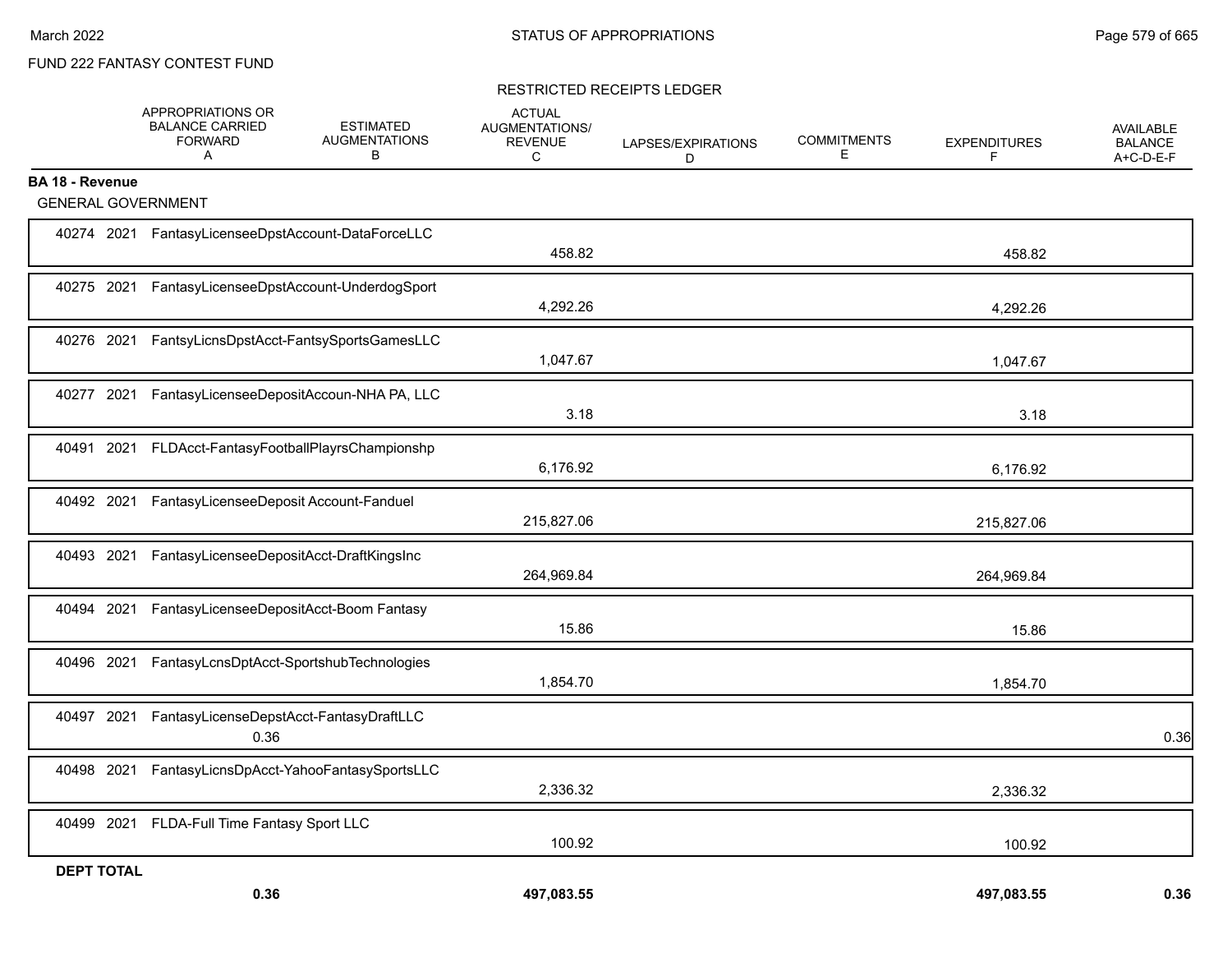FUND 222 FANTASY CONTEST FUND

## RESTRICTED RECEIPTS LEDGER

| | APPROPRIATIONS OR BALANCE CARRIED FORWARD A | ESTIMATED AUGMENTATIONS B | ACTUAL AUGMENTATIONS/ REVENUE C | LAPSES/EXPIRATIONS D | COMMITMENTS E | EXPENDITURES F | AVAILABLE BALANCE A+C-D-E-F |
|---|---|---|---|---|---|---|---|
| **BA 18 - Revenue** | | | | | | | |
| GENERAL GOVERNMENT | | | | | | | |
| 40274 2021 FantasyLicenseeDpstAccount-DataForceLLC | | | 458.82 | | | 458.82 | |
| 40275 2021 FantasyLicenseeDpstAccount-UnderdogSport | | | 4,292.26 | | | 4,292.26 | |
| 40276 2021 FantsyLicnsDpstAcct-FantsySportsGamesLLC | | | 1,047.67 | | | 1,047.67 | |
| 40277 2021 FantasyLicenseeDepositAccoun-NHA PA, LLC | | | 3.18 | | | 3.18 | |
| 40491 2021 FLDAcct-FantasyFootballPlayrsChampionshp | | | 6,176.92 | | | 6,176.92 | |
| 40492 2021 FantasyLicenseeDeposit Account-Fanduel | | | 215,827.06 | | | 215,827.06 | |
| 40493 2021 FantasyLicenseeDepositAcct-DraftKingsInc | | | 264,969.84 | | | 264,969.84 | |
| 40494 2021 FantasyLicenseeDepositAcct-Boom Fantasy | | | 15.86 | | | 15.86 | |
| 40496 2021 FantasyLcnsDptAcct-SportshubTechnologies | | | 1,854.70 | | | 1,854.70 | |
| 40497 2021 FantasyLicenseDepstAcct-FantasyDraftLLC | 0.36 | | | | | | 0.36 |
| 40498 2021 FantasyLicnsDpAcct-YahooFantasySportsLLC | | | 2,336.32 | | | 2,336.32 | |
| 40499 2021 FLDA-Full Time Fantasy Sport LLC | | | 100.92 | | | 100.92 | |
| **DEPT TOTAL** | **0.36** | | **497,083.55** | | | **497,083.55** | **0.36** |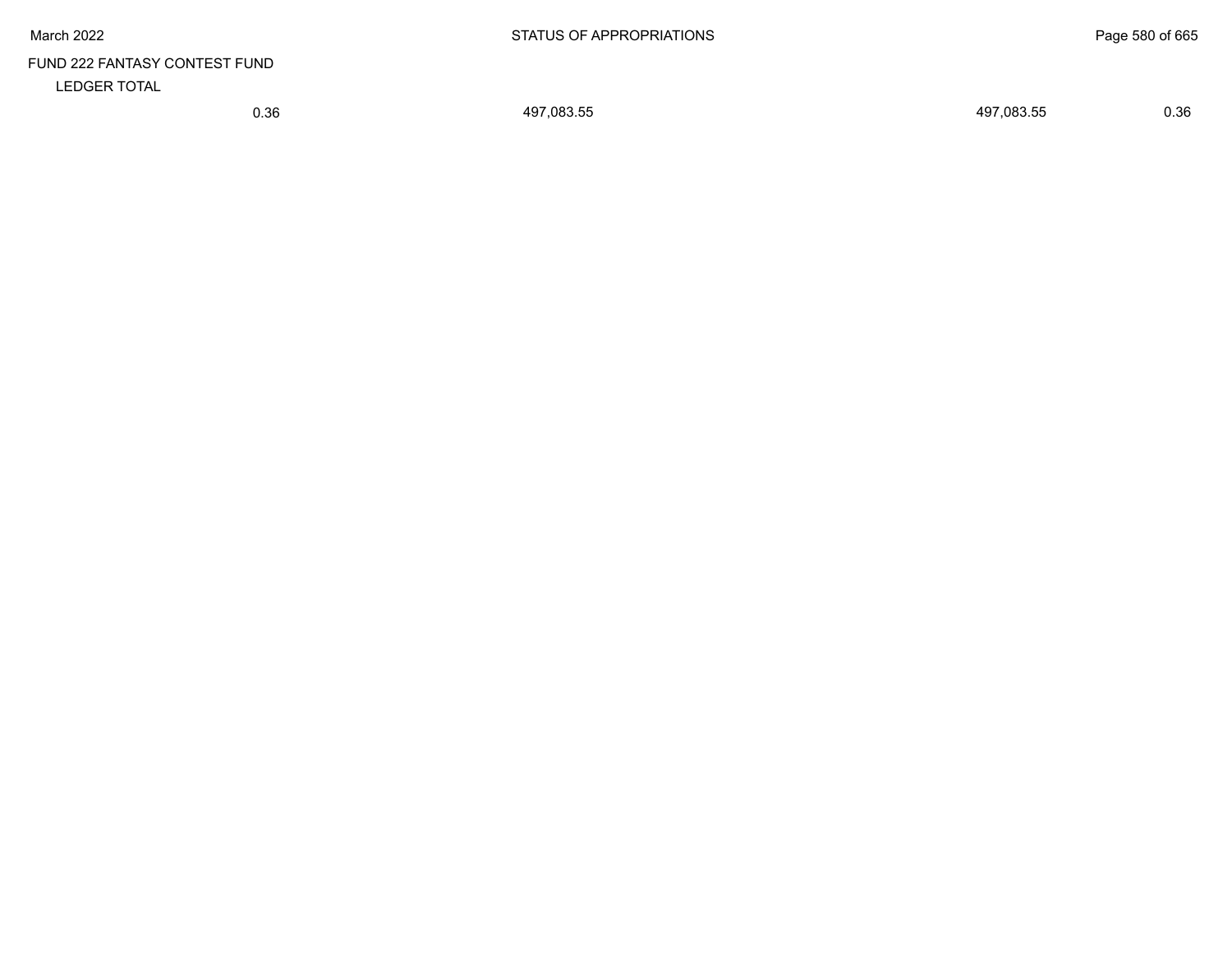FUND 222 FANTASY CONTEST FUND

LEDGER TOTAL

| | | | |
|---|---|---|---|
| 0.36 | 497,083.55 | 497,083.55 | 0.36 |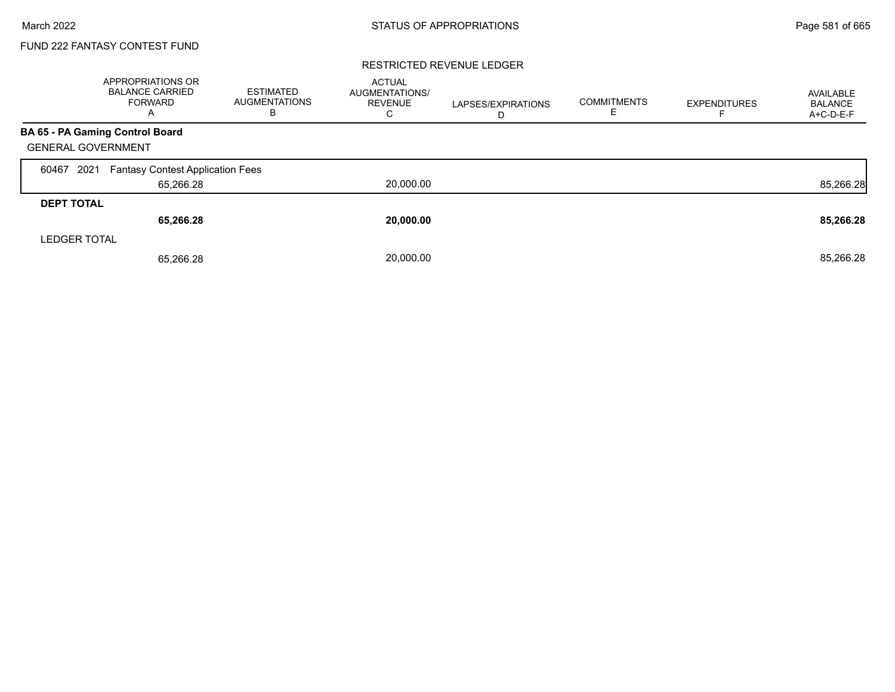FUND 222 FANTASY CONTEST FUND

## RESTRICTED REVENUE LEDGER

| | APPROPRIATIONS OR BALANCE CARRIED FORWARD A | ESTIMATED AUGMENTATIONS B | ACTUAL AUGMENTATIONS/ REVENUE C | LAPSES/EXPIRATIONS D | COMMITMENTS E | EXPENDITURES F | AVAILABLE BALANCE A+C-D-E-F |
|---|---|---|---|---|---|---|---|
| **BA 65 - PA Gaming Control Board** | | | | | | | |
| GENERAL GOVERNMENT | | | | | | | |
| 60467 2021 Fantasy Contest Application Fees | 65,266.28 | | 20,000.00 | | | | 85,266.28 |
| **DEPT TOTAL** | **65,266.28** | | **20,000.00** | | | | **85,266.28** |
| LEDGER TOTAL | 65,266.28 | | 20,000.00 | | | | 85,266.28 |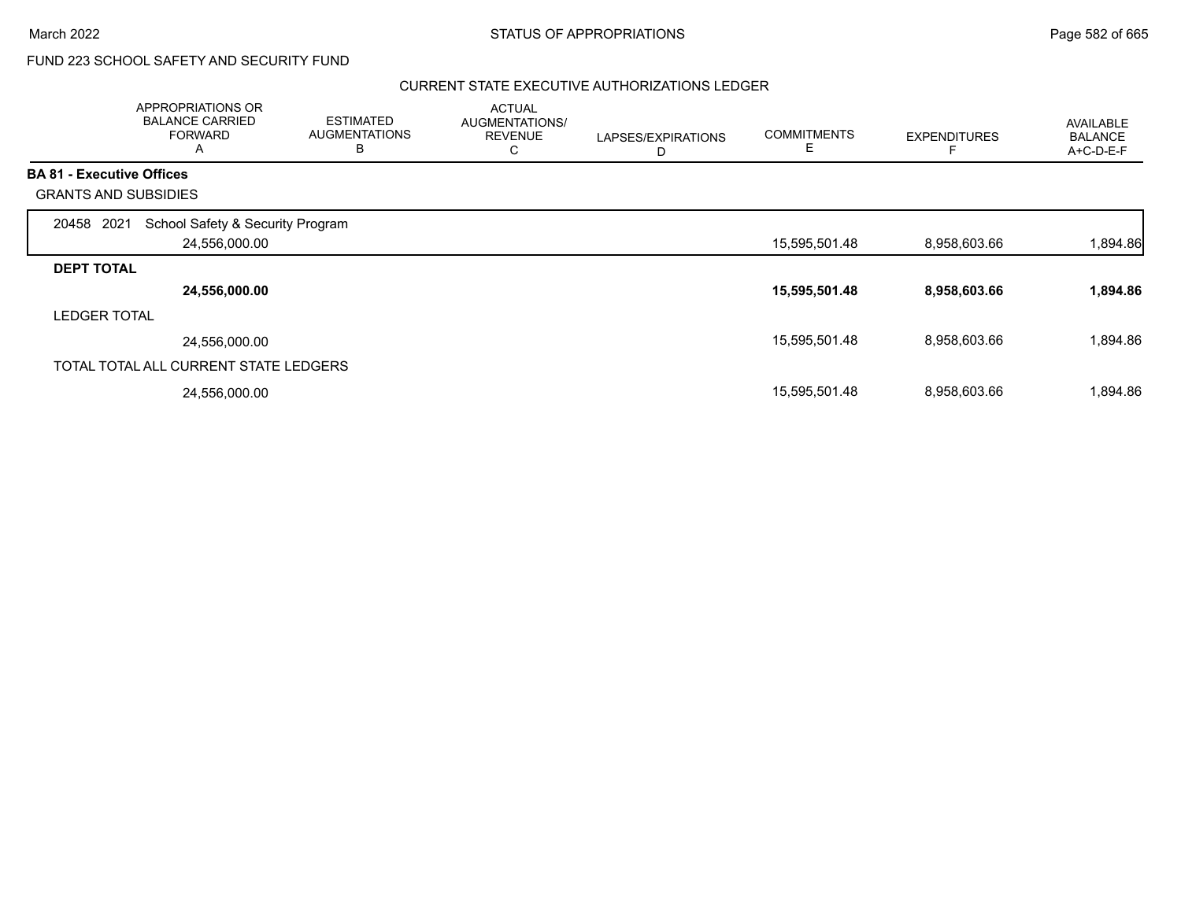FUND 223 SCHOOL SAFETY AND SECURITY FUND

CURRENT STATE EXECUTIVE AUTHORIZATIONS LEDGER

| | APPROPRIATIONS OR BALANCE CARRIED FORWARD A | ESTIMATED AUGMENTATIONS B | ACTUAL AUGMENTATIONS/ REVENUE C | LAPSES/EXPIRATIONS D | COMMITMENTS E | EXPENDITURES F | AVAILABLE BALANCE A+C-D-E-F |
|---|---|---|---|---|---|---|---|
| **BA 81 - Executive Offices** | | | | | | | |
| GRANTS AND SUBSIDIES | | | | | | | |
| 20458 2021 School Safety & Security Program | 24,556,000.00 | | | | 15,595,501.48 | 8,958,603.66 | 1,894.86 |
| **DEPT TOTAL** | **24,556,000.00** | | | | **15,595,501.48** | **8,958,603.66** | **1,894.86** |
| LEDGER TOTAL | 24,556,000.00 | | | | 15,595,501.48 | 8,958,603.66 | 1,894.86 |
| TOTAL TOTAL ALL CURRENT STATE LEDGERS | 24,556,000.00 | | | | 15,595,501.48 | 8,958,603.66 | 1,894.86 |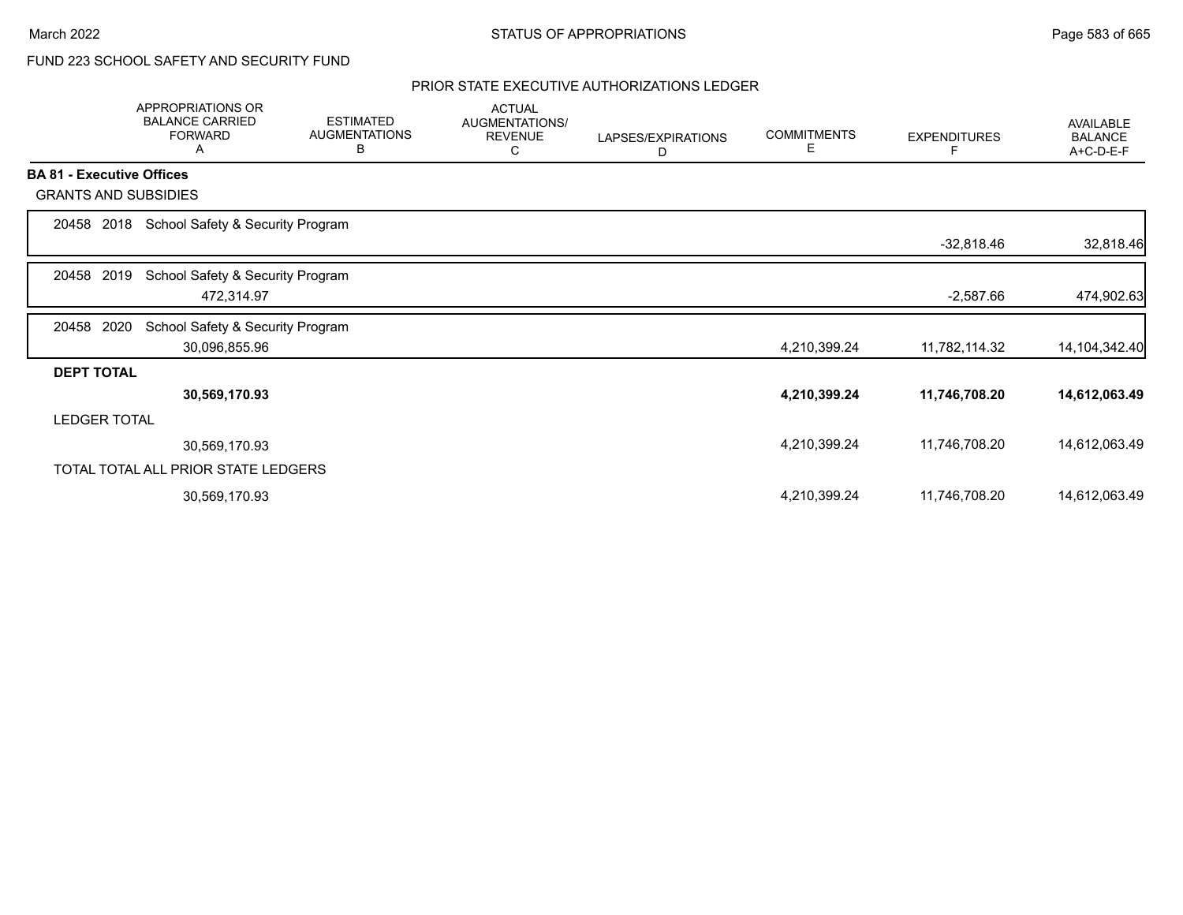FUND 223 SCHOOL SAFETY AND SECURITY FUND

## PRIOR STATE EXECUTIVE AUTHORIZATIONS LEDGER

| | APPROPRIATIONS OR BALANCE CARRIED FORWARD A | ESTIMATED AUGMENTATIONS B | ACTUAL AUGMENTATIONS/ REVENUE C | LAPSES/EXPIRATIONS D | COMMITMENTS E | EXPENDITURES F | AVAILABLE BALANCE A+C-D-E-F |
|---|---|---|---|---|---|---|---|
| **BA 81 - Executive Offices** | | | | | | | |
| GRANTS AND SUBSIDIES | | | | | | | |
| 20458 2018 School Safety & Security Program | | | | | | -32,818.46 | 32,818.46 |
| 20458 2019 School Safety & Security Program | 472,314.97 | | | | | -2,587.66 | 474,902.63 |
| 20458 2020 School Safety & Security Program | 30,096,855.96 | | | | 4,210,399.24 | 11,782,114.32 | 14,104,342.40 |
| **DEPT TOTAL** | **30,569,170.93** | | | | **4,210,399.24** | **11,746,708.20** | **14,612,063.49** |
| LEDGER TOTAL | 30,569,170.93 | | | | 4,210,399.24 | 11,746,708.20 | 14,612,063.49 |
| TOTAL TOTAL ALL PRIOR STATE LEDGERS | 30,569,170.93 | | | | 4,210,399.24 | 11,746,708.20 | 14,612,063.49 |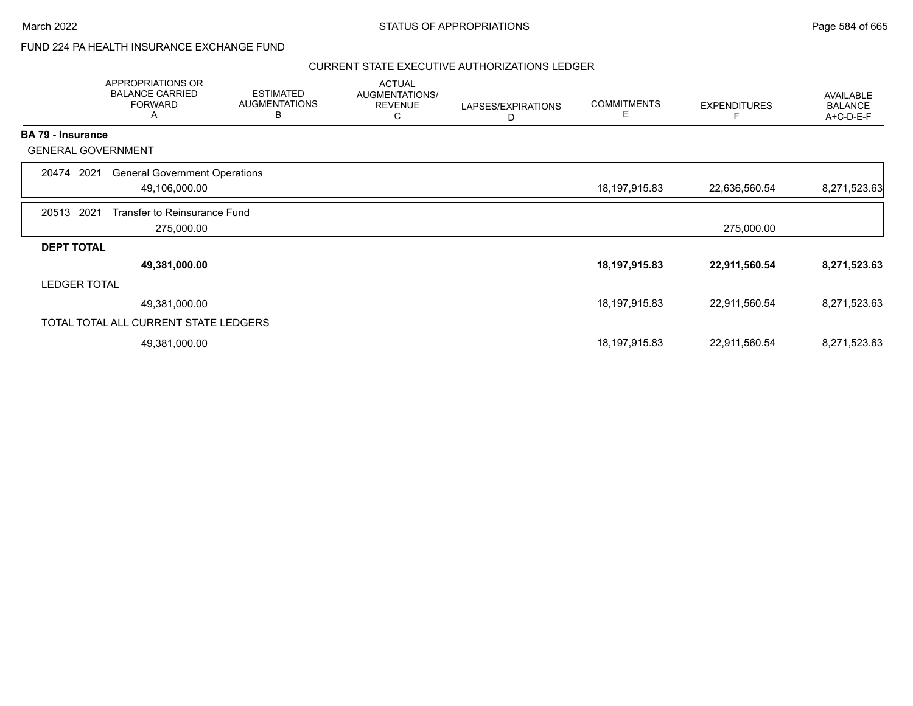FUND 224 PA HEALTH INSURANCE EXCHANGE FUND

CURRENT STATE EXECUTIVE AUTHORIZATIONS LEDGER

| | APPROPRIATIONS OR BALANCE CARRIED FORWARD A | ESTIMATED AUGMENTATIONS B | ACTUAL AUGMENTATIONS/ REVENUE C | LAPSES/EXPIRATIONS D | COMMITMENTS E | EXPENDITURES F | AVAILABLE BALANCE A+C-D-E-F |
|---|---|---|---|---|---|---|---|
| **BA 79 - Insurance** | | | | | | | |
| GENERAL GOVERNMENT | | | | | | | |
| 20474 2021 General Government Operations | 49,106,000.00 | | | | 18,197,915.83 | 22,636,560.54 | 8,271,523.63 |
| 20513 2021 Transfer to Reinsurance Fund | 275,000.00 | | | | | 275,000.00 | |
| **DEPT TOTAL** | **49,381,000.00** | | | | **18,197,915.83** | **22,911,560.54** | **8,271,523.63** |
| LEDGER TOTAL | 49,381,000.00 | | | | 18,197,915.83 | 22,911,560.54 | 8,271,523.63 |
| TOTAL TOTAL ALL CURRENT STATE LEDGERS | 49,381,000.00 | | | | 18,197,915.83 | 22,911,560.54 | 8,271,523.63 |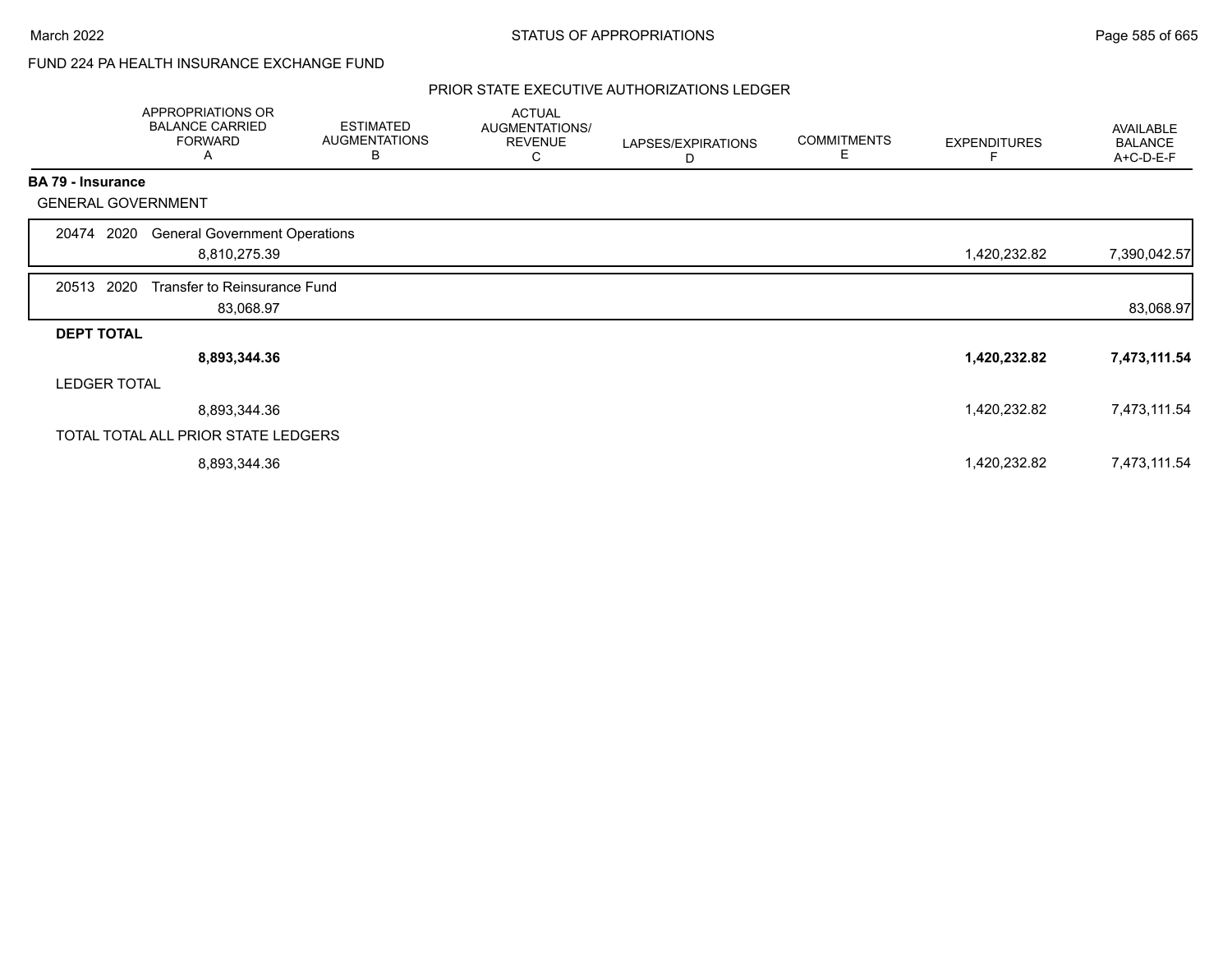FUND 224 PA HEALTH INSURANCE EXCHANGE FUND

PRIOR STATE EXECUTIVE AUTHORIZATIONS LEDGER

| | APPROPRIATIONS OR BALANCE CARRIED FORWARD A | ESTIMATED AUGMENTATIONS B | ACTUAL AUGMENTATIONS/ REVENUE C | LAPSES/EXPIRATIONS D | COMMITMENTS E | EXPENDITURES F | AVAILABLE BALANCE A+C-D-E-F |
|---|---|---|---|---|---|---|---|
| **BA 79 - Insurance** | | | | | | | |
| GENERAL GOVERNMENT | | | | | | | |
| 20474 2020 General Government Operations | 8,810,275.39 | | | | | 1,420,232.82 | 7,390,042.57 |
| 20513 2020 Transfer to Reinsurance Fund | 83,068.97 | | | | | | 83,068.97 |
| **DEPT TOTAL** | **8,893,344.36** | | | | | **1,420,232.82** | **7,473,111.54** |
| LEDGER TOTAL | 8,893,344.36 | | | | | 1,420,232.82 | 7,473,111.54 |
| TOTAL TOTAL ALL PRIOR STATE LEDGERS | 8,893,344.36 | | | | | 1,420,232.82 | 7,473,111.54 |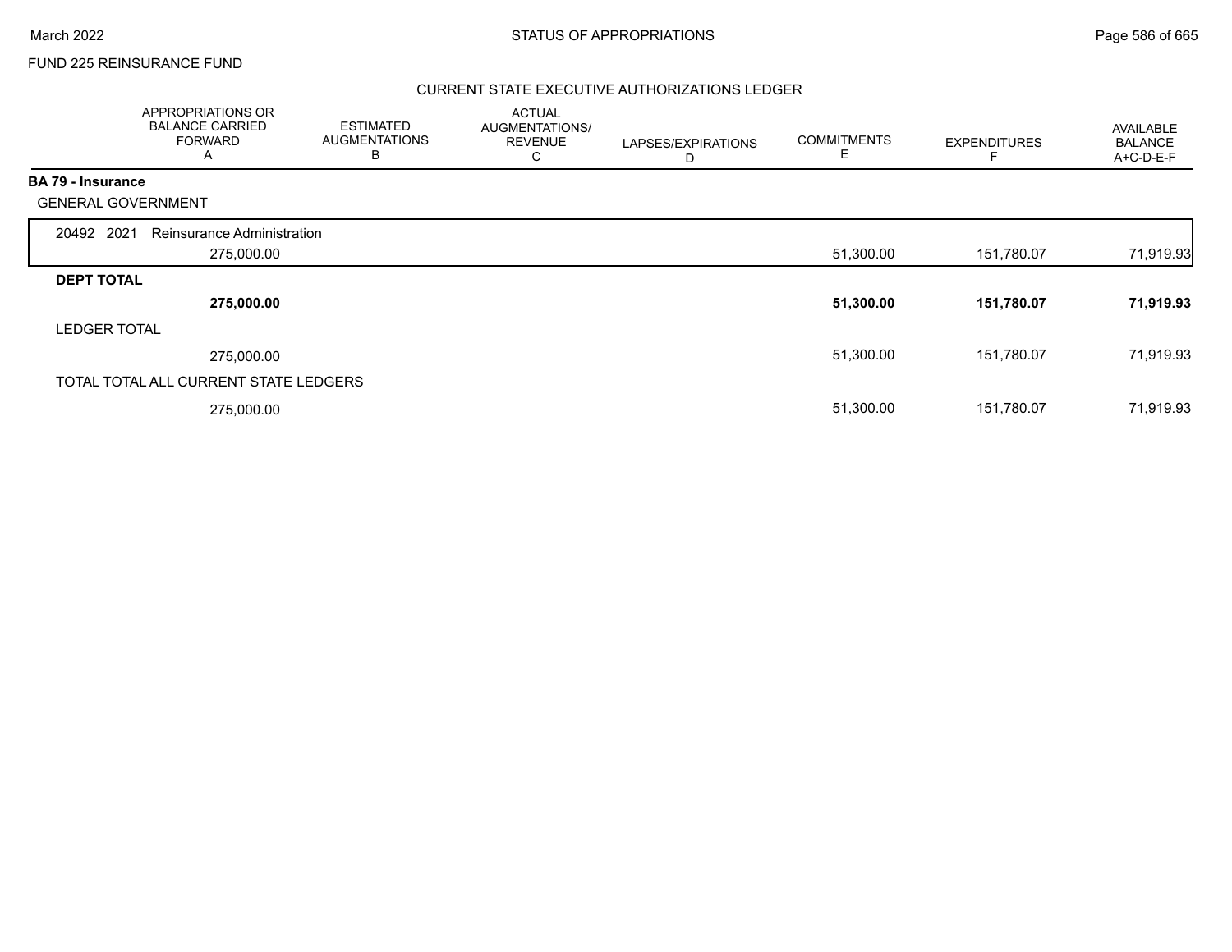FUND 225 REINSURANCE FUND

## CURRENT STATE EXECUTIVE AUTHORIZATIONS LEDGER

| | APPROPRIATIONS OR BALANCE CARRIED FORWARD A | ESTIMATED AUGMENTATIONS B | ACTUAL AUGMENTATIONS/ REVENUE C | LAPSES/EXPIRATIONS D | COMMITMENTS E | EXPENDITURES F | AVAILABLE BALANCE A+C-D-E-F |
|---|---|---|---|---|---|---|---|
| **BA 79 - Insurance** | | | | | | | |
| GENERAL GOVERNMENT | | | | | | | |
| 20492 2021 Reinsurance Administration | 275,000.00 | | | | 51,300.00 | 151,780.07 | 71,919.93 |
| **DEPT TOTAL** | **275,000.00** | | | | **51,300.00** | **151,780.07** | **71,919.93** |
| LEDGER TOTAL | 275,000.00 | | | | 51,300.00 | 151,780.07 | 71,919.93 |
| TOTAL TOTAL ALL CURRENT STATE LEDGERS | 275,000.00 | | | | 51,300.00 | 151,780.07 | 71,919.93 |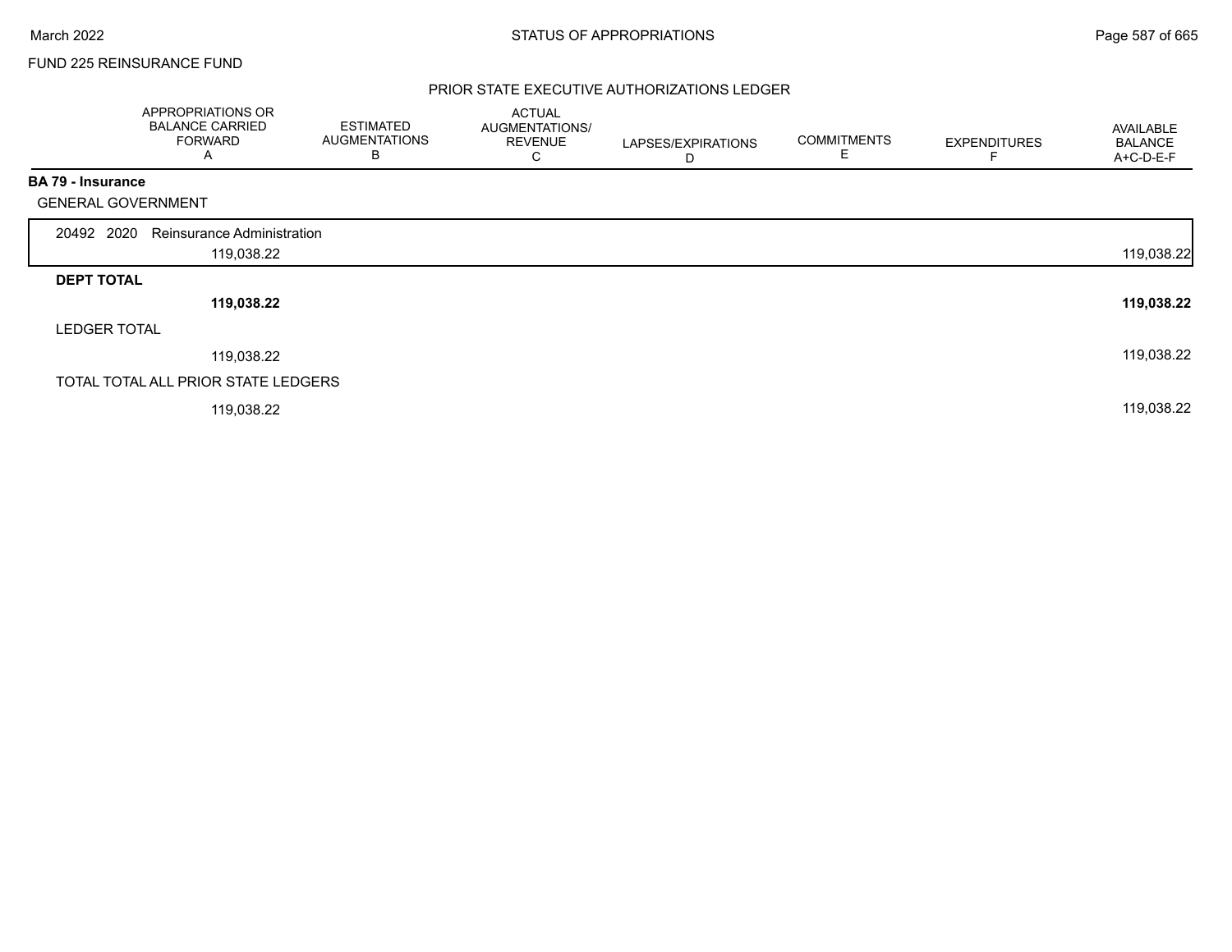FUND 225 REINSURANCE FUND

## PRIOR STATE EXECUTIVE AUTHORIZATIONS LEDGER

| | APPROPRIATIONS OR BALANCE CARRIED FORWARD A | ESTIMATED AUGMENTATIONS B | ACTUAL AUGMENTATIONS/ REVENUE C | LAPSES/EXPIRATIONS D | COMMITMENTS E | EXPENDITURES F | AVAILABLE BALANCE A+C-D-E-F |
|---|---|---|---|---|---|---|---|
| **BA 79 - Insurance** | | | | | | | |
| GENERAL GOVERNMENT | | | | | | | |
| 20492 2020 Reinsurance Administration | 119,038.22 | | | | | | 119,038.22 |
| **DEPT TOTAL** | **119,038.22** | | | | | | **119,038.22** |
| LEDGER TOTAL | 119,038.22 | | | | | | 119,038.22 |
| TOTAL TOTAL ALL PRIOR STATE LEDGERS | 119,038.22 | | | | | | 119,038.22 |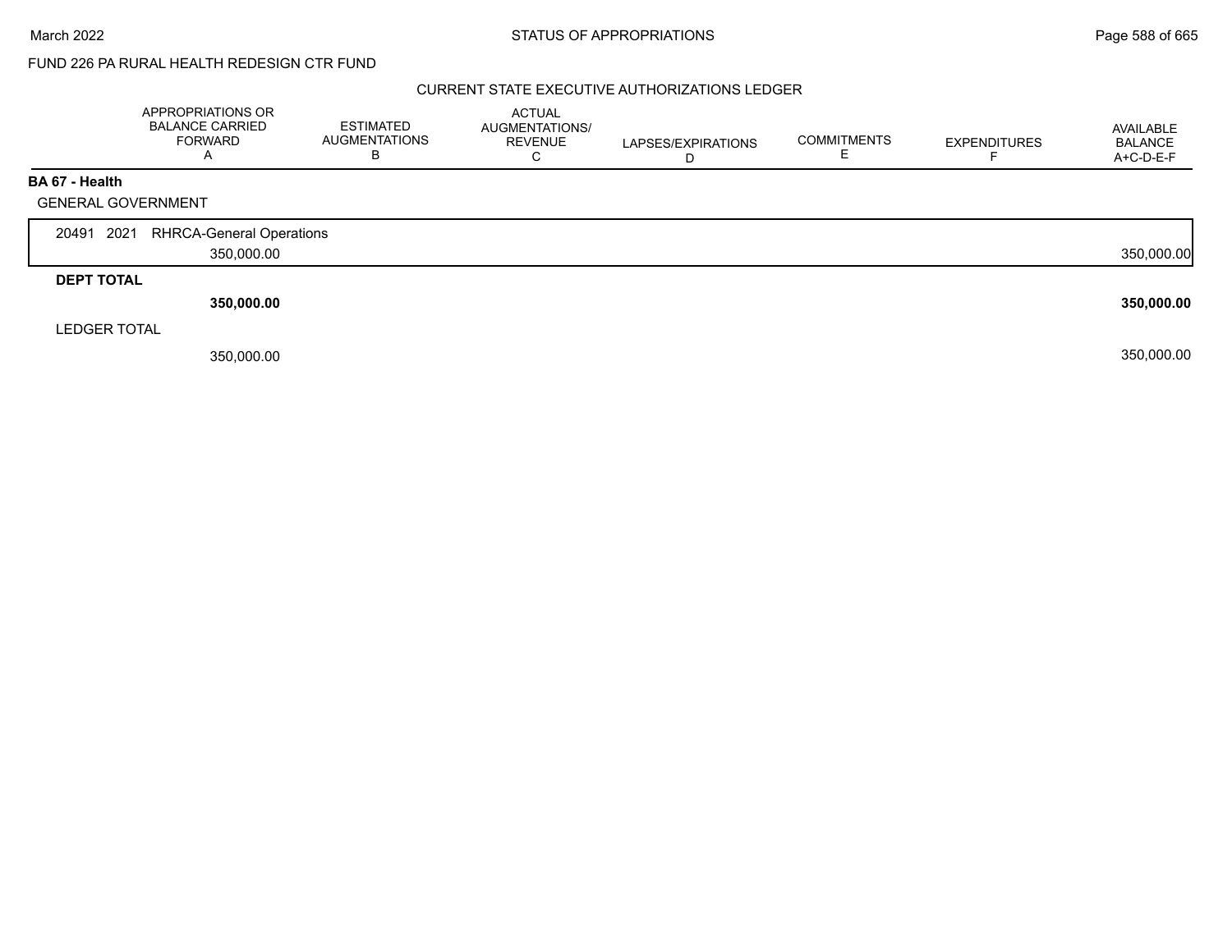FUND 226 PA RURAL HEALTH REDESIGN CTR FUND

## CURRENT STATE EXECUTIVE AUTHORIZATIONS LEDGER

| | APPROPRIATIONS OR BALANCE CARRIED FORWARD A | ESTIMATED AUGMENTATIONS B | ACTUAL AUGMENTATIONS/ REVENUE C | LAPSES/EXPIRATIONS D | COMMITMENTS E | EXPENDITURES F | AVAILABLE BALANCE A+C-D-E-F |
|---|---|---|---|---|---|---|---|
| **BA 67 - Health** | | | | | | | |
| GENERAL GOVERNMENT | | | | | | | |
| 20491 2021 RHRCA-General Operations | 350,000.00 | | | | | | 350,000.00 |
| **DEPT TOTAL** | **350,000.00** | | | | | | **350,000.00** |
| LEDGER TOTAL | 350,000.00 | | | | | | 350,000.00 |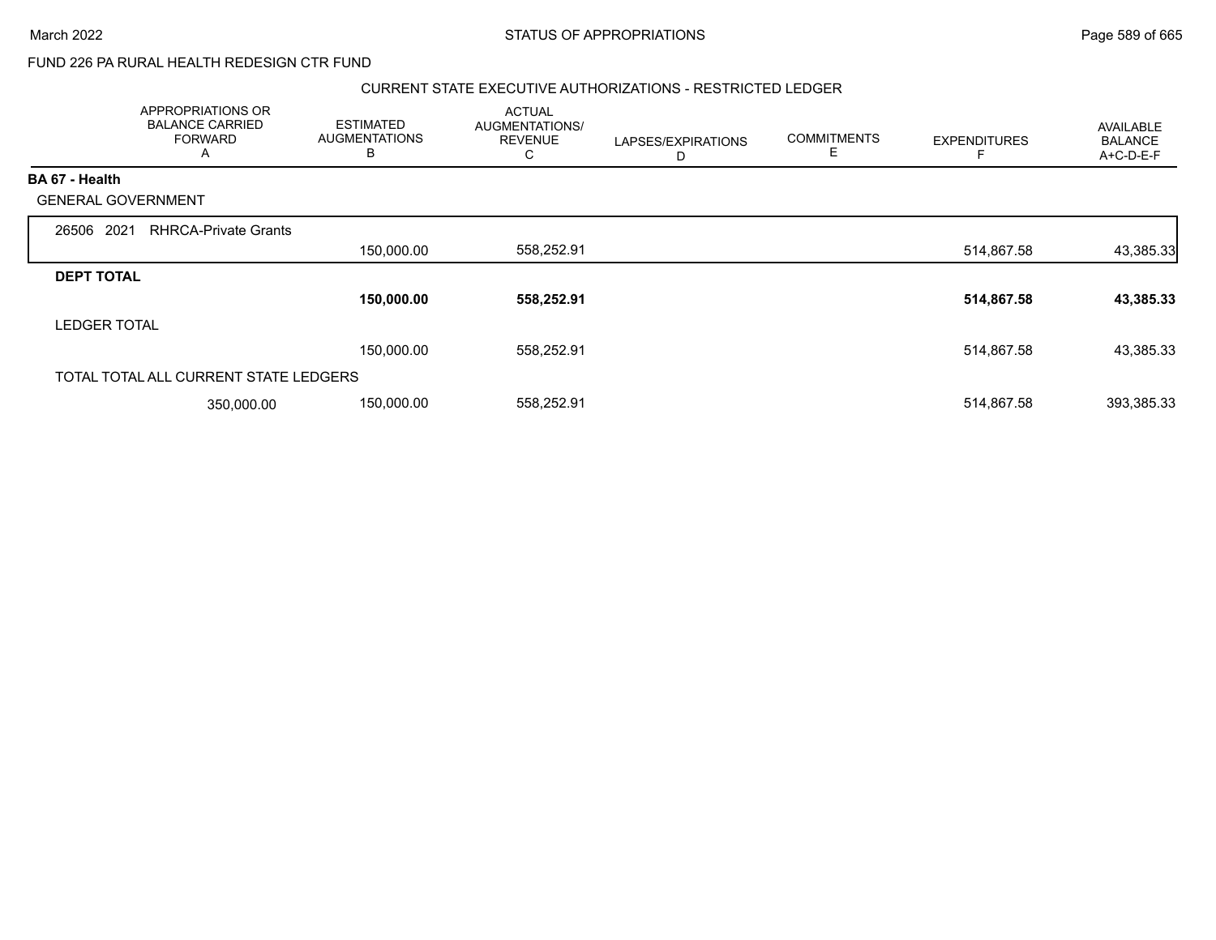FUND 226 PA RURAL HEALTH REDESIGN CTR FUND

CURRENT STATE EXECUTIVE AUTHORIZATIONS - RESTRICTED LEDGER

| APPROPRIATIONS OR BALANCE CARRIED FORWARD A | ESTIMATED AUGMENTATIONS B | ACTUAL AUGMENTATIONS/ REVENUE C | LAPSES/EXPIRATIONS D | COMMITMENTS E | EXPENDITURES F | AVAILABLE BALANCE A+C-D-E-F |
|---|---|---|---|---|---|---|
| **BA 67 - Health** | | | | | | |
| GENERAL GOVERNMENT | | | | | | |
| 26506 2021 RHRCA-Private Grants | | | | | | |
| | 150,000.00 | 558,252.91 | | | 514,867.58 | 43,385.33 |
| **DEPT TOTAL** | | | | | | |
| | **150,000.00** | **558,252.91** | | | **514,867.58** | **43,385.33** |
| LEDGER TOTAL | | | | | | |
| | 150,000.00 | 558,252.91 | | | 514,867.58 | 43,385.33 |
| TOTAL TOTAL ALL CURRENT STATE LEDGERS | | | | | | |
| 350,000.00 | 150,000.00 | 558,252.91 | | | 514,867.58 | 393,385.33 |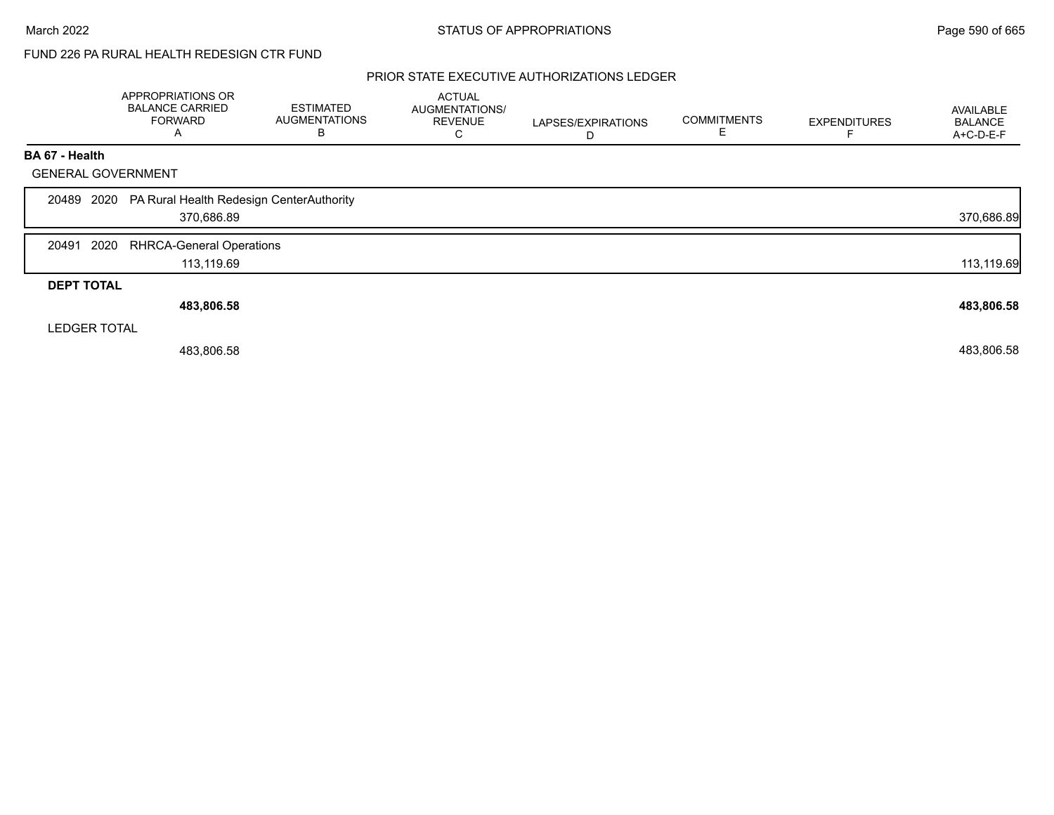FUND 226 PA RURAL HEALTH REDESIGN CTR FUND

## PRIOR STATE EXECUTIVE AUTHORIZATIONS LEDGER

| | APPROPRIATIONS OR BALANCE CARRIED FORWARD A | ESTIMATED AUGMENTATIONS B | ACTUAL AUGMENTATIONS/ REVENUE C | LAPSES/EXPIRATIONS D | COMMITMENTS E | EXPENDITURES F | AVAILABLE BALANCE A+C-D-E-F |
|---|---|---|---|---|---|---|---|
| **BA 67 - Health** | | | | | | | |
| GENERAL GOVERNMENT | | | | | | | |
| 20489 2020 PA Rural Health Redesign CenterAuthority | | | | | | | |
| | 370,686.89 | | | | | | 370,686.89 |
| 20491 2020 RHRCA-General Operations | | | | | | | |
| | 113,119.69 | | | | | | 113,119.69 |
| **DEPT TOTAL** | | | | | | | |
| | **483,806.58** | | | | | | **483,806.58** |
| LEDGER TOTAL | | | | | | | |
| | 483,806.58 | | | | | | 483,806.58 |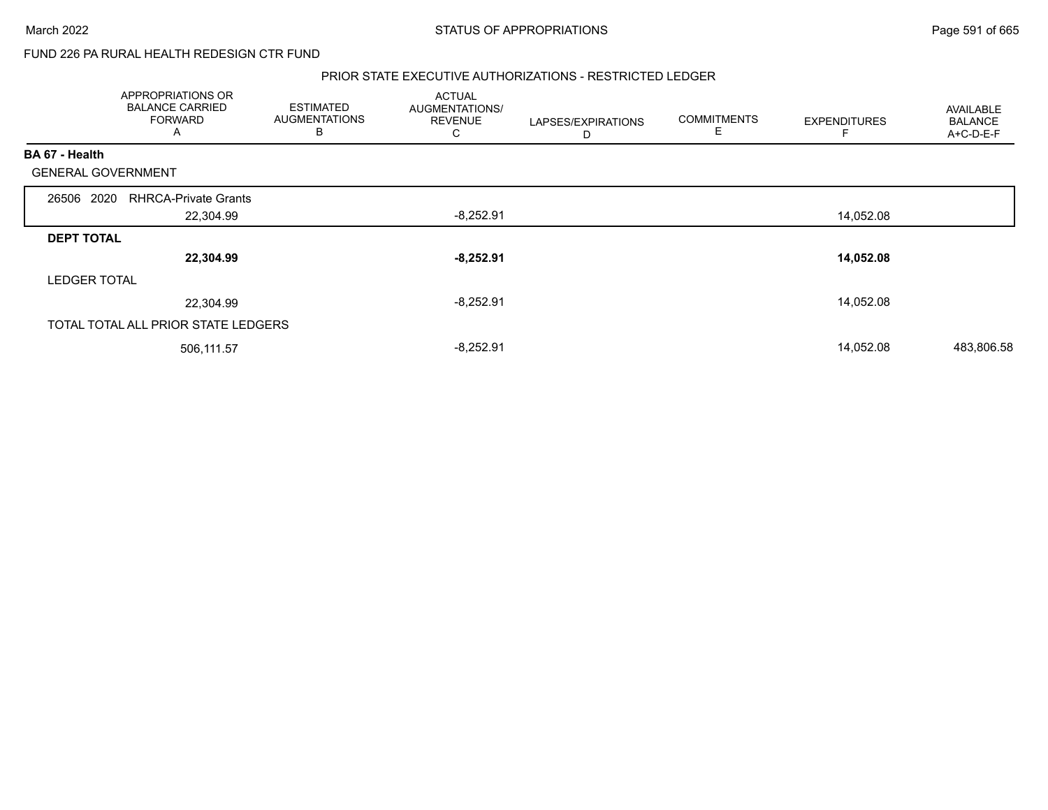FUND 226 PA RURAL HEALTH REDESIGN CTR FUND

PRIOR STATE EXECUTIVE AUTHORIZATIONS - RESTRICTED LEDGER

| | APPROPRIATIONS OR BALANCE CARRIED FORWARD A | ESTIMATED AUGMENTATIONS B | ACTUAL AUGMENTATIONS/ REVENUE C | LAPSES/EXPIRATIONS D | COMMITMENTS E | EXPENDITURES F | AVAILABLE BALANCE A+C-D-E-F |
|---|---|---|---|---|---|---|---|
| **BA 67 - Health** | | | | | | | |
| GENERAL GOVERNMENT | | | | | | | |
| 26506 2020 RHRCA-Private Grants | 22,304.99 | | -8,252.91 | | | 14,052.08 | |
| **DEPT TOTAL** | **22,304.99** | | **-8,252.91** | | | **14,052.08** | |
| LEDGER TOTAL | 22,304.99 | | -8,252.91 | | | 14,052.08 | |
| TOTAL TOTAL ALL PRIOR STATE LEDGERS | 506,111.57 | | -8,252.91 | | | 14,052.08 | 483,806.58 |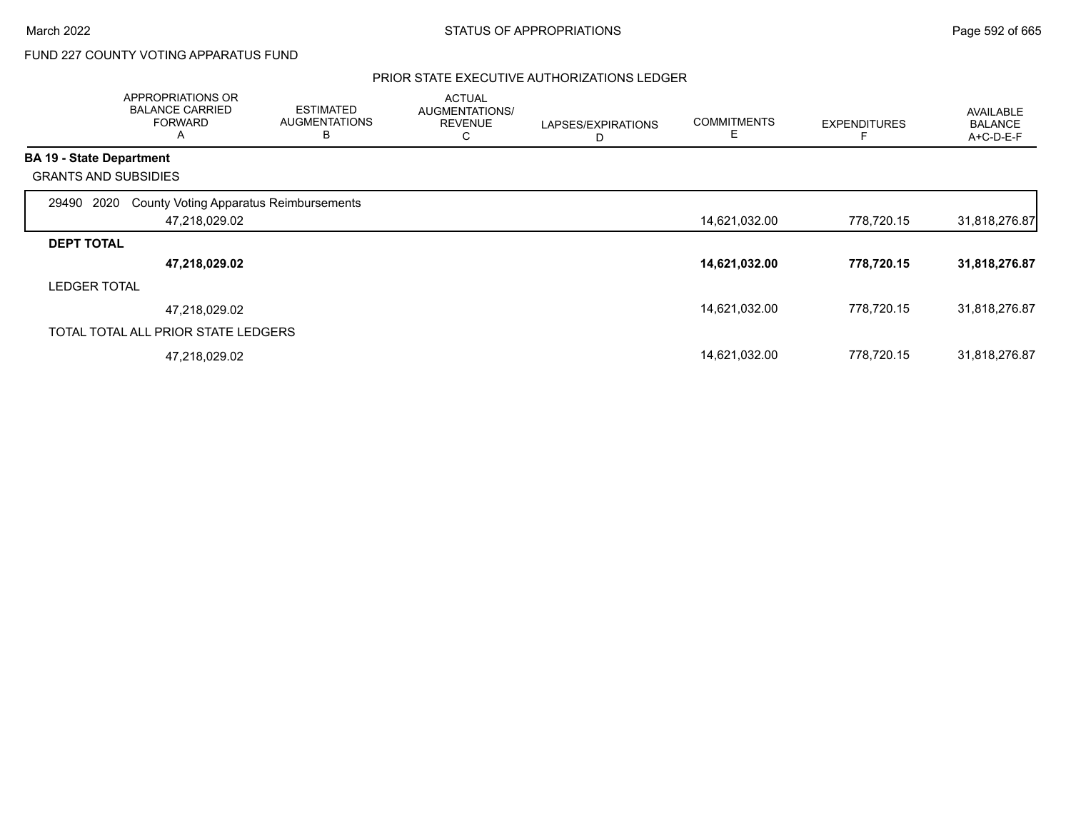FUND 227 COUNTY VOTING APPARATUS FUND

## PRIOR STATE EXECUTIVE AUTHORIZATIONS LEDGER

| | APPROPRIATIONS OR BALANCE CARRIED FORWARD A | ESTIMATED AUGMENTATIONS B | ACTUAL AUGMENTATIONS/ REVENUE C | LAPSES/EXPIRATIONS D | COMMITMENTS E | EXPENDITURES F | AVAILABLE BALANCE A+C-D-E-F |
|---|---|---|---|---|---|---|---|
| **BA 19 - State Department** | | | | | | | |
| GRANTS AND SUBSIDIES | | | | | | | |
| 29490 2020 County Voting Apparatus Reimbursements | | | | | | | |
| | 47,218,029.02 | | | | 14,621,032.00 | 778,720.15 | 31,818,276.87 |
| **DEPT TOTAL** | | | | | | | |
| | **47,218,029.02** | | | | **14,621,032.00** | **778,720.15** | **31,818,276.87** |
| LEDGER TOTAL | | | | | | | |
| | 47,218,029.02 | | | | 14,621,032.00 | 778,720.15 | 31,818,276.87 |
| TOTAL TOTAL ALL PRIOR STATE LEDGERS | | | | | | | |
| | 47,218,029.02 | | | | 14,621,032.00 | 778,720.15 | 31,818,276.87 |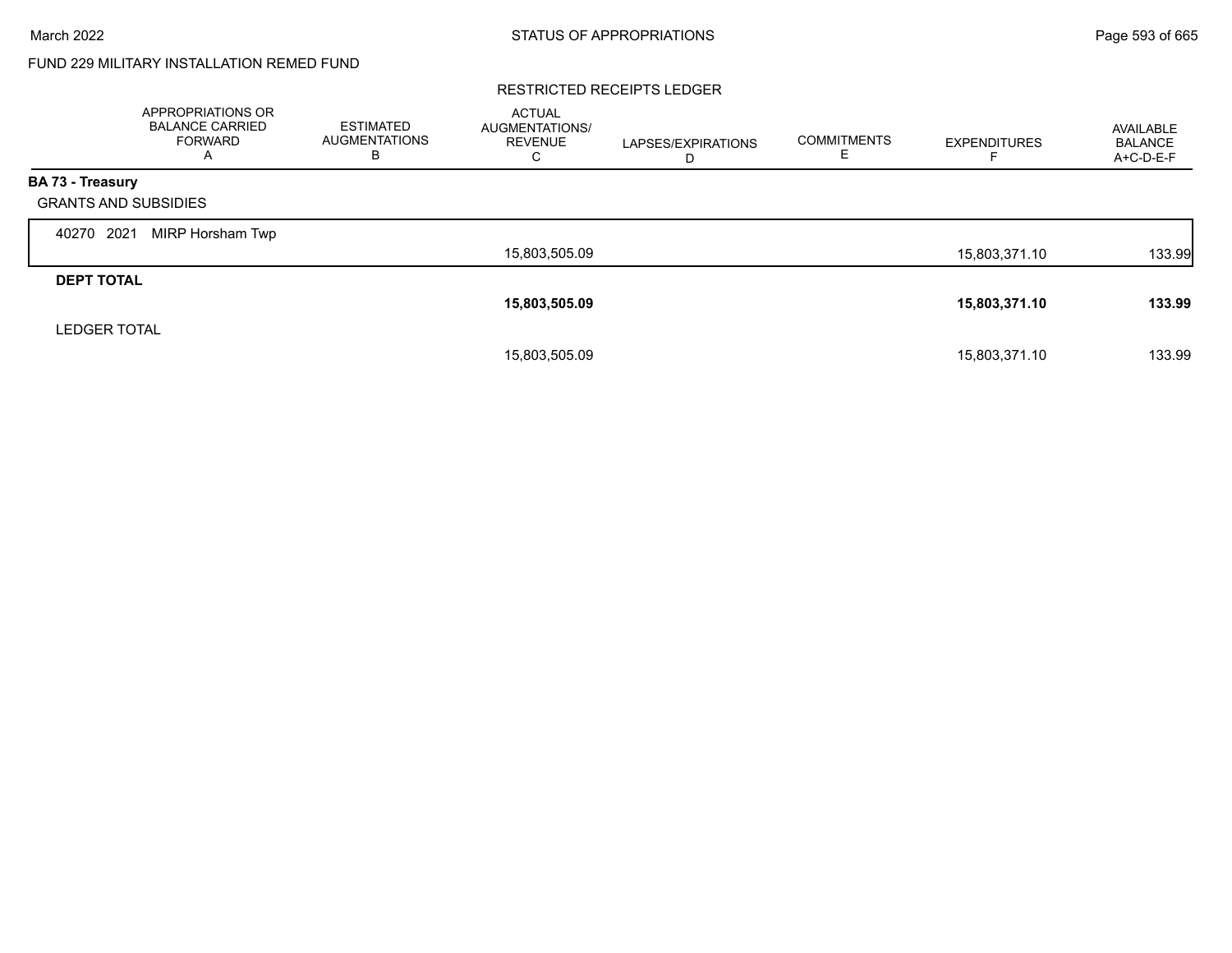FUND 229 MILITARY INSTALLATION REMED FUND

RESTRICTED RECEIPTS LEDGER

| | APPROPRIATIONS OR BALANCE CARRIED FORWARD A | ESTIMATED AUGMENTATIONS B | ACTUAL AUGMENTATIONS/ REVENUE C | LAPSES/EXPIRATIONS D | COMMITMENTS E | EXPENDITURES F | AVAILABLE BALANCE A+C-D-E-F |
|---|---|---|---|---|---|---|---|
| **BA 73 - Treasury** | | | | | | | |
| GRANTS AND SUBSIDIES | | | | | | | |
| 40270 2021 MIRP Horsham Twp | | | 15,803,505.09 | | | 15,803,371.10 | 133.99 |
| **DEPT TOTAL** | | | **15,803,505.09** | | | **15,803,371.10** | **133.99** |
| LEDGER TOTAL | | | 15,803,505.09 | | | 15,803,371.10 | 133.99 |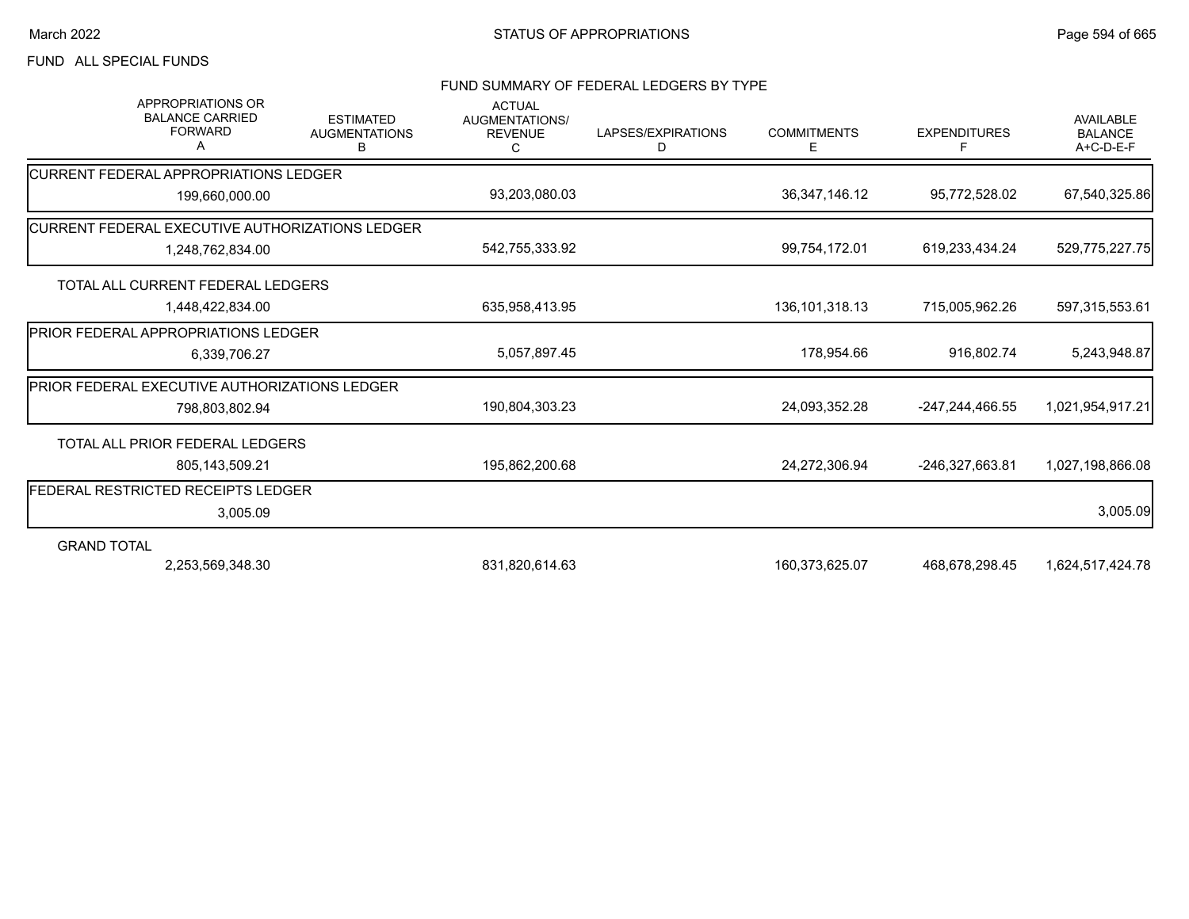FUND ALL SPECIAL FUNDS

## FUND SUMMARY OF FEDERAL LEDGERS BY TYPE

| | APPROPRIATIONS OR BALANCE CARRIED FORWARD A | ESTIMATED AUGMENTATIONS B | ACTUAL AUGMENTATIONS/ REVENUE C | LAPSES/EXPIRATIONS D | COMMITMENTS E | EXPENDITURES F | AVAILABLE BALANCE A+C-D-E-F |
|---|---|---|---|---|---|---|---|
| CURRENT FEDERAL APPROPRIATIONS LEDGER | 199,660,000.00 | | 93,203,080.03 | | 36,347,146.12 | 95,772,528.02 | 67,540,325.86 |
| CURRENT FEDERAL EXECUTIVE AUTHORIZATIONS LEDGER | 1,248,762,834.00 | | 542,755,333.92 | | 99,754,172.01 | 619,233,434.24 | 529,775,227.75 |
| TOTAL ALL CURRENT FEDERAL LEDGERS | 1,448,422,834.00 | | 635,958,413.95 | | 136,101,318.13 | 715,005,962.26 | 597,315,553.61 |
| PRIOR FEDERAL APPROPRIATIONS LEDGER | 6,339,706.27 | | 5,057,897.45 | | 178,954.66 | 916,802.74 | 5,243,948.87 |
| PRIOR FEDERAL EXECUTIVE AUTHORIZATIONS LEDGER | 798,803,802.94 | | 190,804,303.23 | | 24,093,352.28 | -247,244,466.55 | 1,021,954,917.21 |
| TOTAL ALL PRIOR FEDERAL LEDGERS | 805,143,509.21 | | 195,862,200.68 | | 24,272,306.94 | -246,327,663.81 | 1,027,198,866.08 |
| FEDERAL RESTRICTED RECEIPTS LEDGER | 3,005.09 | | | | | | 3,005.09 |
| GRAND TOTAL | 2,253,569,348.30 | | 831,820,614.63 | | 160,373,625.07 | 468,678,298.45 | 1,624,517,424.78 |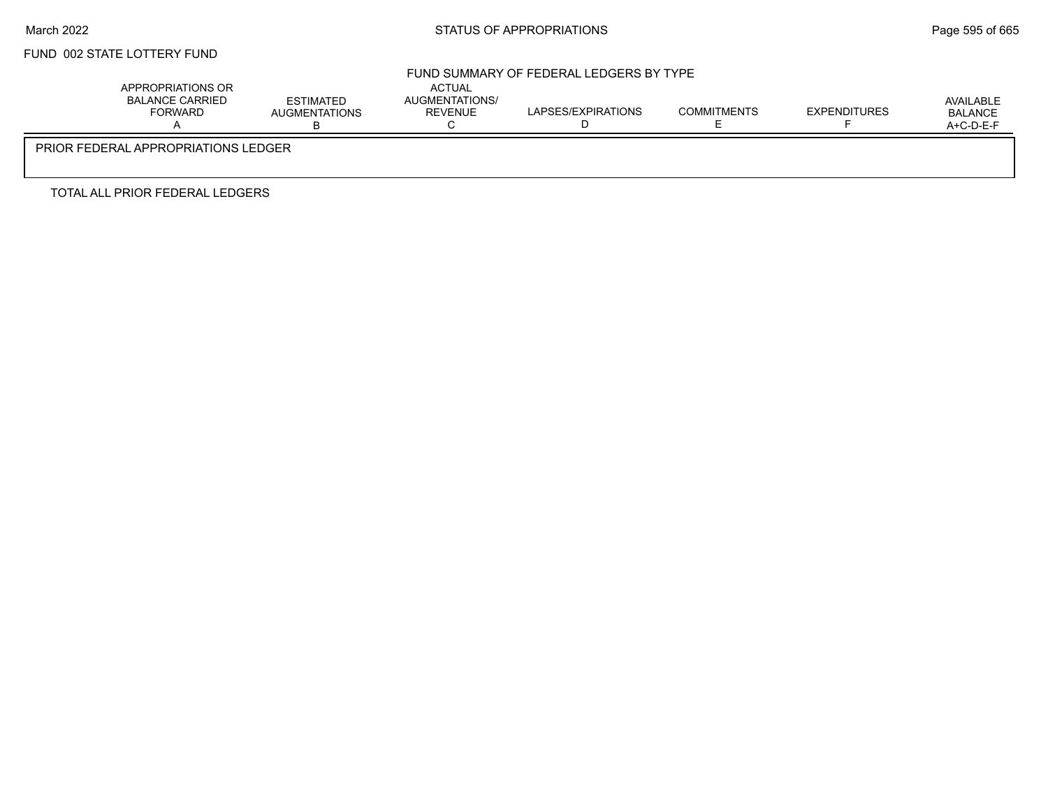FUND 002 STATE LOTTERY FUND

FUND SUMMARY OF FEDERAL LEDGERS BY TYPE

| | APPROPRIATIONS OR BALANCE CARRIED FORWARD A | ESTIMATED AUGMENTATIONS B | ACTUAL AUGMENTATIONS/ REVENUE C | LAPSES/EXPIRATIONS D | COMMITMENTS E | EXPENDITURES F | AVAILABLE BALANCE A+C-D-E-F |
|---|---|---|---|---|---|---|---|
| PRIOR FEDERAL APPROPRIATIONS LEDGER | | | | | | | |
| TOTAL ALL PRIOR FEDERAL LEDGERS | | | | | | | |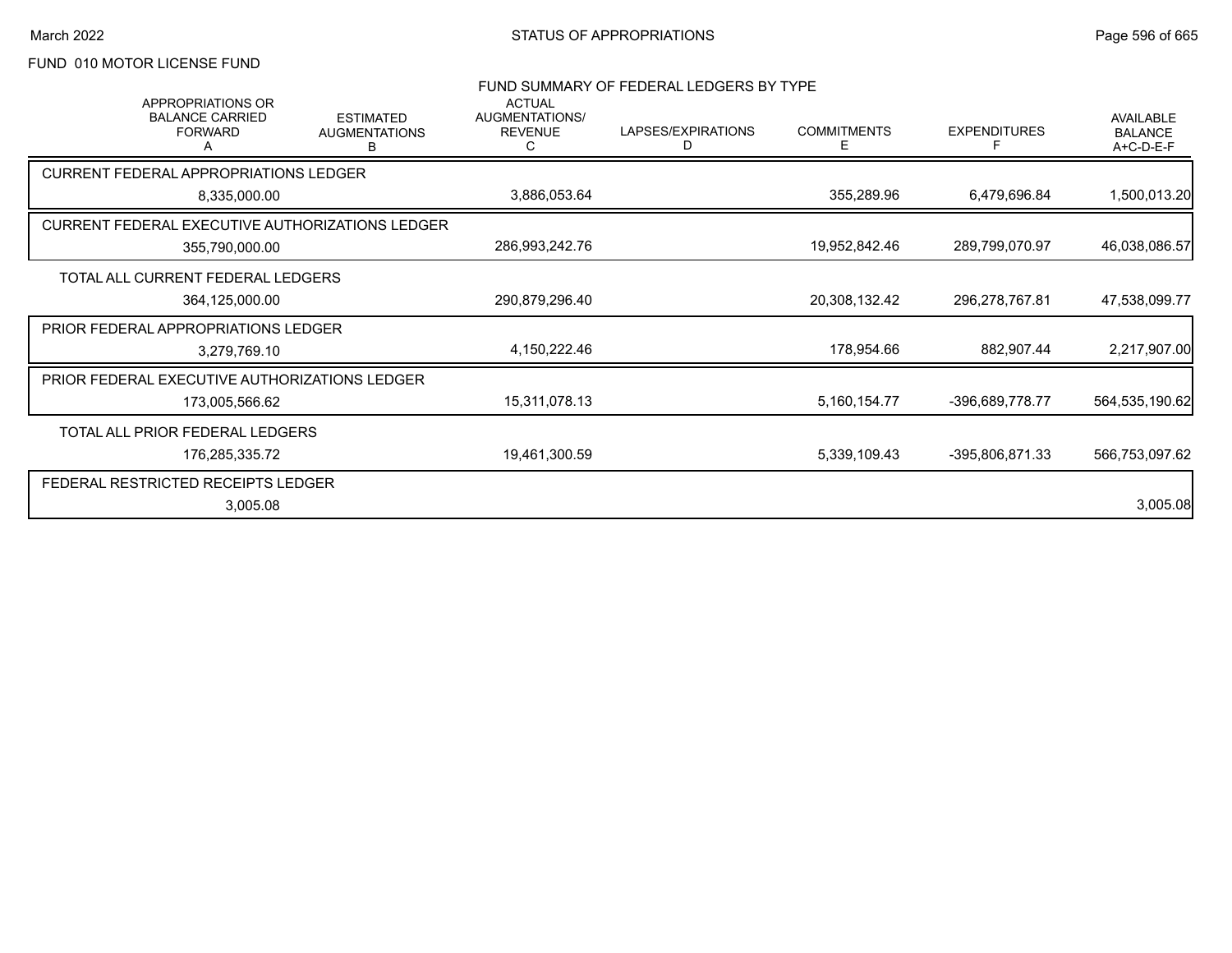FUND 010 MOTOR LICENSE FUND

## FUND SUMMARY OF FEDERAL LEDGERS BY TYPE

| | APPROPRIATIONS OR BALANCE CARRIED FORWARD A | ESTIMATED AUGMENTATIONS B | ACTUAL AUGMENTATIONS/ REVENUE C | LAPSES/EXPIRATIONS D | COMMITMENTS E | EXPENDITURES F | AVAILABLE BALANCE A+C-D-E-F |
|---|---|---|---|---|---|---|---|
| CURRENT FEDERAL APPROPRIATIONS LEDGER | 8,335,000.00 | | 3,886,053.64 | | 355,289.96 | 6,479,696.84 | 1,500,013.20 |
| CURRENT FEDERAL EXECUTIVE AUTHORIZATIONS LEDGER | 355,790,000.00 | | 286,993,242.76 | | 19,952,842.46 | 289,799,070.97 | 46,038,086.57 |
| TOTAL ALL CURRENT FEDERAL LEDGERS | 364,125,000.00 | | 290,879,296.40 | | 20,308,132.42 | 296,278,767.81 | 47,538,099.77 |
| PRIOR FEDERAL APPROPRIATIONS LEDGER | 3,279,769.10 | | 4,150,222.46 | | 178,954.66 | 882,907.44 | 2,217,907.00 |
| PRIOR FEDERAL EXECUTIVE AUTHORIZATIONS LEDGER | 173,005,566.62 | | 15,311,078.13 | | 5,160,154.77 | -396,689,778.77 | 564,535,190.62 |
| TOTAL ALL PRIOR FEDERAL LEDGERS | 176,285,335.72 | | 19,461,300.59 | | 5,339,109.43 | -395,806,871.33 | 566,753,097.62 |
| FEDERAL RESTRICTED RECEIPTS LEDGER | 3,005.08 | | | | | | 3,005.08 |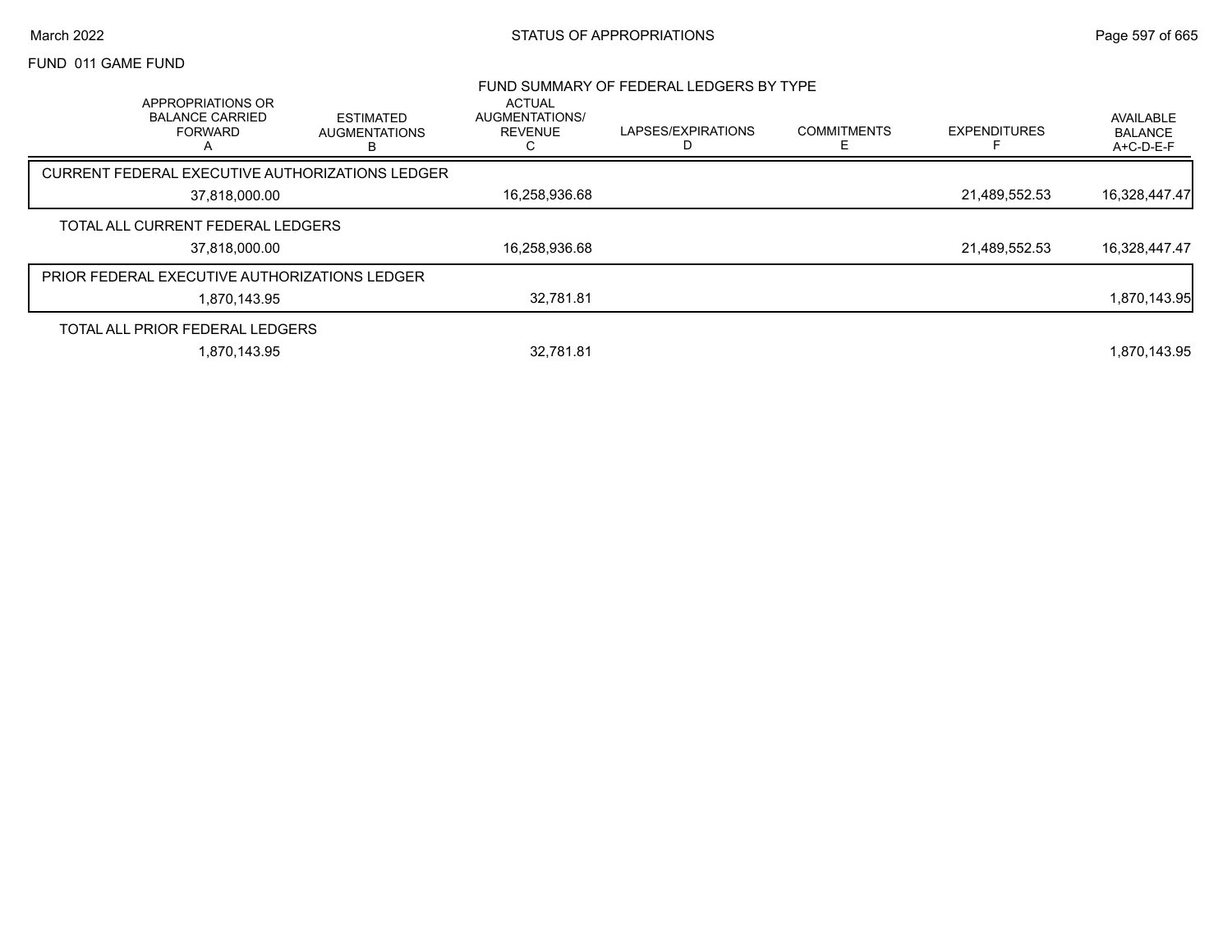FUND 011 GAME FUND

## FUND SUMMARY OF FEDERAL LEDGERS BY TYPE

| APPROPRIATIONS OR BALANCE CARRIED FORWARD A | ESTIMATED AUGMENTATIONS B | ACTUAL AUGMENTATIONS/ REVENUE C | LAPSES/EXPIRATIONS D | COMMITMENTS E | EXPENDITURES F | AVAILABLE BALANCE A+C-D-E-F |
|---|---|---|---|---|---|---|
| CURRENT FEDERAL EXECUTIVE AUTHORIZATIONS LEDGER | | | | | | |
| 37,818,000.00 | | 16,258,936.68 | | | 21,489,552.53 | 16,328,447.47 |
| TOTAL ALL CURRENT FEDERAL LEDGERS | | | | | | |
| 37,818,000.00 | | 16,258,936.68 | | | 21,489,552.53 | 16,328,447.47 |
| PRIOR FEDERAL EXECUTIVE AUTHORIZATIONS LEDGER | | | | | | |
| 1,870,143.95 | | 32,781.81 | | | | 1,870,143.95 |
| TOTAL ALL PRIOR FEDERAL LEDGERS | | | | | | |
| 1,870,143.95 | | 32,781.81 | | | | 1,870,143.95 |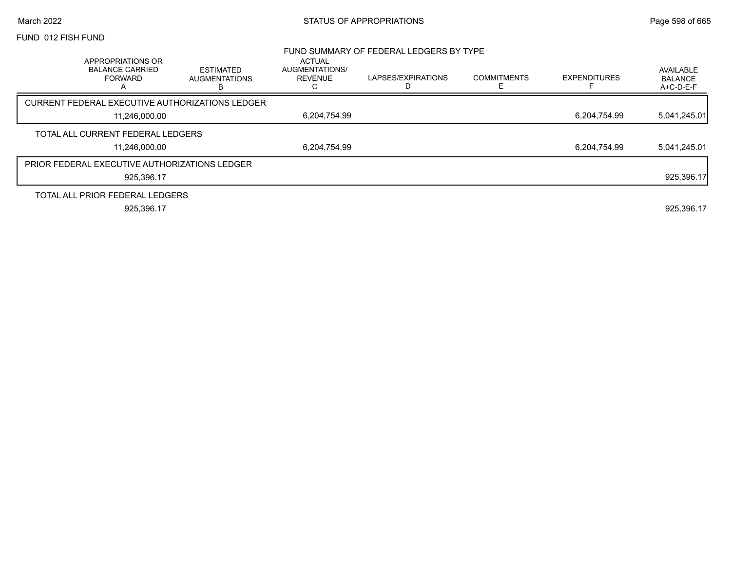FUND 012 FISH FUND

## FUND SUMMARY OF FEDERAL LEDGERS BY TYPE

| | APPROPRIATIONS OR BALANCE CARRIED FORWARD A | ESTIMATED AUGMENTATIONS B | ACTUAL AUGMENTATIONS/ REVENUE C | LAPSES/EXPIRATIONS D | COMMITMENTS E | EXPENDITURES F | AVAILABLE BALANCE A+C-D-E-F |
|---|---|---|---|---|---|---|---|
| CURRENT FEDERAL EXECUTIVE AUTHORIZATIONS LEDGER | 11,246,000.00 | | 6,204,754.99 | | | 6,204,754.99 | 5,041,245.01 |
| TOTAL ALL CURRENT FEDERAL LEDGERS | 11,246,000.00 | | 6,204,754.99 | | | 6,204,754.99 | 5,041,245.01 |
| PRIOR FEDERAL EXECUTIVE AUTHORIZATIONS LEDGER | 925,396.17 | | | | | | 925,396.17 |
| TOTAL ALL PRIOR FEDERAL LEDGERS | 925,396.17 | | | | | | 925,396.17 |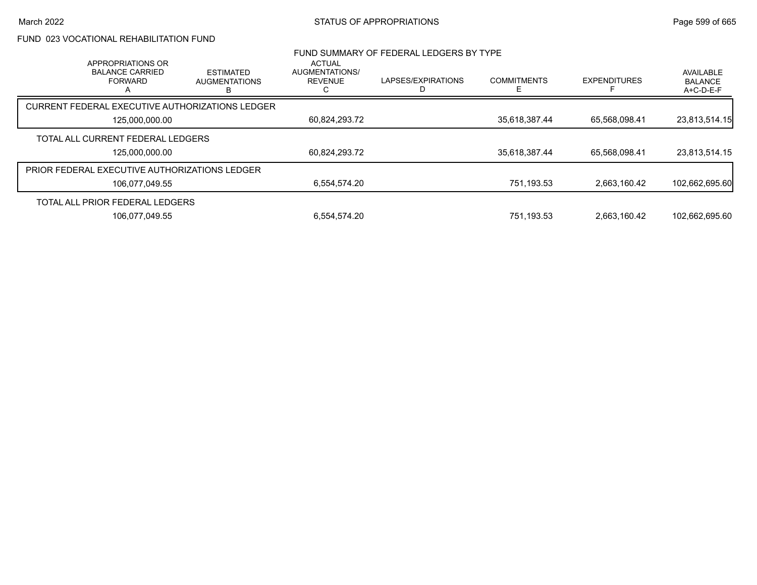FUND 023 VOCATIONAL REHABILITATION FUND

FUND SUMMARY OF FEDERAL LEDGERS BY TYPE

| | APPROPRIATIONS OR BALANCE CARRIED FORWARD A | ESTIMATED AUGMENTATIONS B | ACTUAL AUGMENTATIONS/ REVENUE C | LAPSES/EXPIRATIONS D | COMMITMENTS E | EXPENDITURES F | AVAILABLE BALANCE A+C-D-E-F |
|---|---|---|---|---|---|---|---|
| CURRENT FEDERAL EXECUTIVE AUTHORIZATIONS LEDGER | 125,000,000.00 | | 60,824,293.72 | | 35,618,387.44 | 65,568,098.41 | 23,813,514.15 |
| TOTAL ALL CURRENT FEDERAL LEDGERS | 125,000,000.00 | | 60,824,293.72 | | 35,618,387.44 | 65,568,098.41 | 23,813,514.15 |
| PRIOR FEDERAL EXECUTIVE AUTHORIZATIONS LEDGER | 106,077,049.55 | | 6,554,574.20 | | 751,193.53 | 2,663,160.42 | 102,662,695.60 |
| TOTAL ALL PRIOR FEDERAL LEDGERS | 106,077,049.55 | | 6,554,574.20 | | 751,193.53 | 2,663,160.42 | 102,662,695.60 |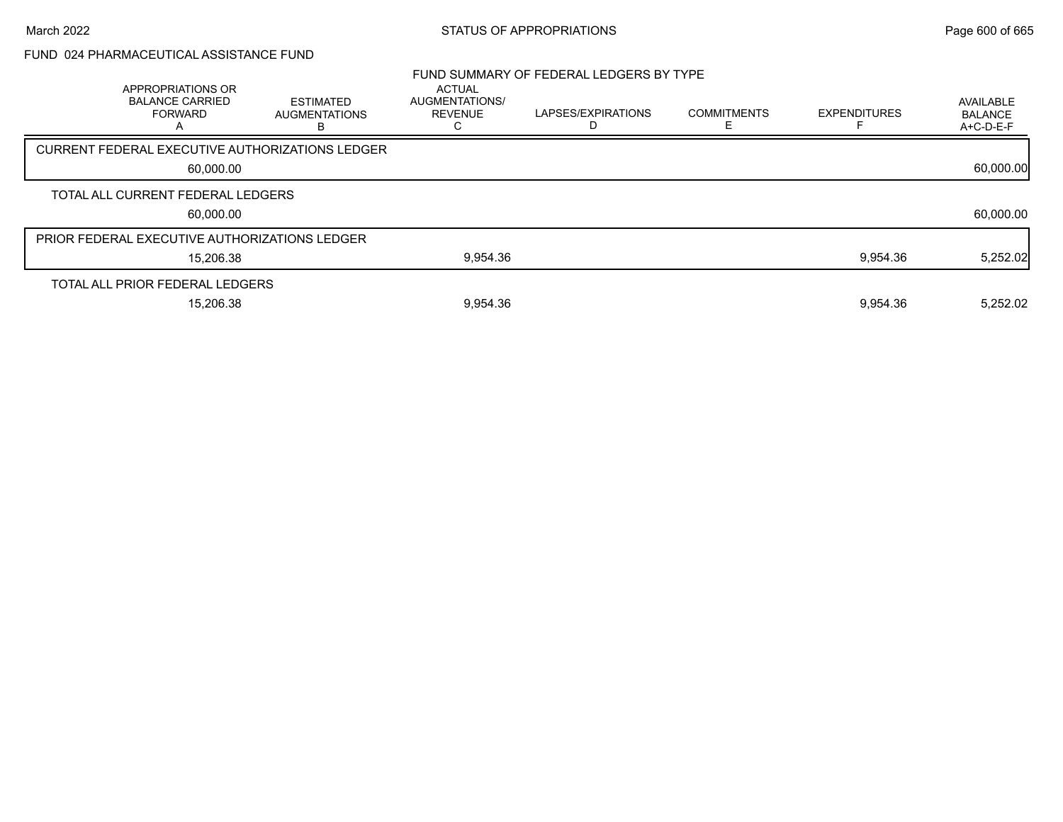March 2022 — STATUS OF APPROPRIATIONS

FUND 024 PHARMACEUTICAL ASSISTANCE FUND

## FUND SUMMARY OF FEDERAL LEDGERS BY TYPE

| | APPROPRIATIONS OR BALANCE CARRIED FORWARD A | ESTIMATED AUGMENTATIONS B | ACTUAL AUGMENTATIONS/ REVENUE C | LAPSES/EXPIRATIONS D | COMMITMENTS E | EXPENDITURES F | AVAILABLE BALANCE A+C-D-E-F |
|---|---|---|---|---|---|---|---|
| CURRENT FEDERAL EXECUTIVE AUTHORIZATIONS LEDGER | 60,000.00 | | | | | | 60,000.00 |
| TOTAL ALL CURRENT FEDERAL LEDGERS | 60,000.00 | | | | | | 60,000.00 |
| PRIOR FEDERAL EXECUTIVE AUTHORIZATIONS LEDGER | 15,206.38 | | 9,954.36 | | | 9,954.36 | 5,252.02 |
| TOTAL ALL PRIOR FEDERAL LEDGERS | 15,206.38 | | 9,954.36 | | | 9,954.36 | 5,252.02 |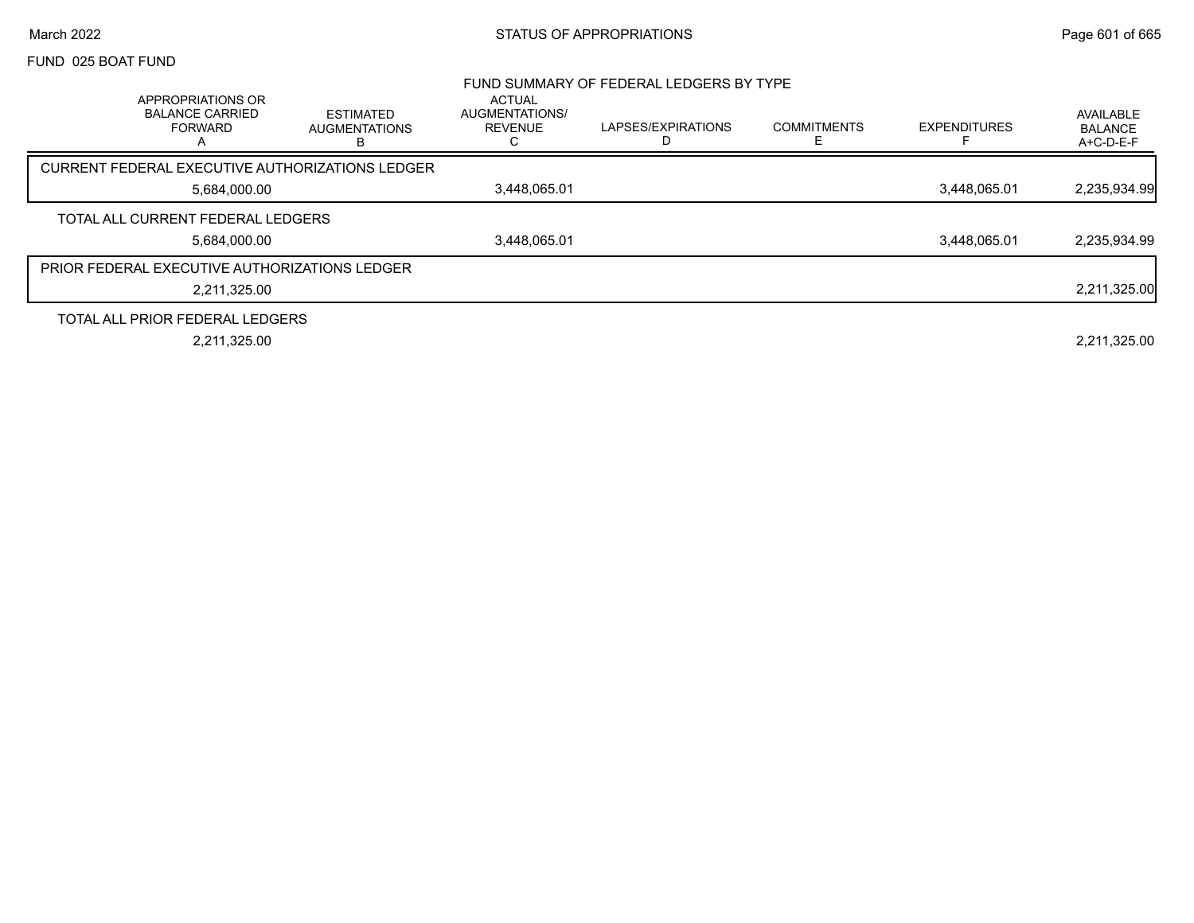FUND 025 BOAT FUND

FUND SUMMARY OF FEDERAL LEDGERS BY TYPE

| | APPROPRIATIONS OR BALANCE CARRIED FORWARD A | ESTIMATED AUGMENTATIONS B | ACTUAL AUGMENTATIONS/ REVENUE C | LAPSES/EXPIRATIONS D | COMMITMENTS E | EXPENDITURES F | AVAILABLE BALANCE A+C-D-E-F |
|---|---|---|---|---|---|---|---|
| CURRENT FEDERAL EXECUTIVE AUTHORIZATIONS LEDGER | 5,684,000.00 | | 3,448,065.01 | | | 3,448,065.01 | 2,235,934.99 |
| TOTAL ALL CURRENT FEDERAL LEDGERS | 5,684,000.00 | | 3,448,065.01 | | | 3,448,065.01 | 2,235,934.99 |
| PRIOR FEDERAL EXECUTIVE AUTHORIZATIONS LEDGER | 2,211,325.00 | | | | | | 2,211,325.00 |
| TOTAL ALL PRIOR FEDERAL LEDGERS | 2,211,325.00 | | | | | | 2,211,325.00 |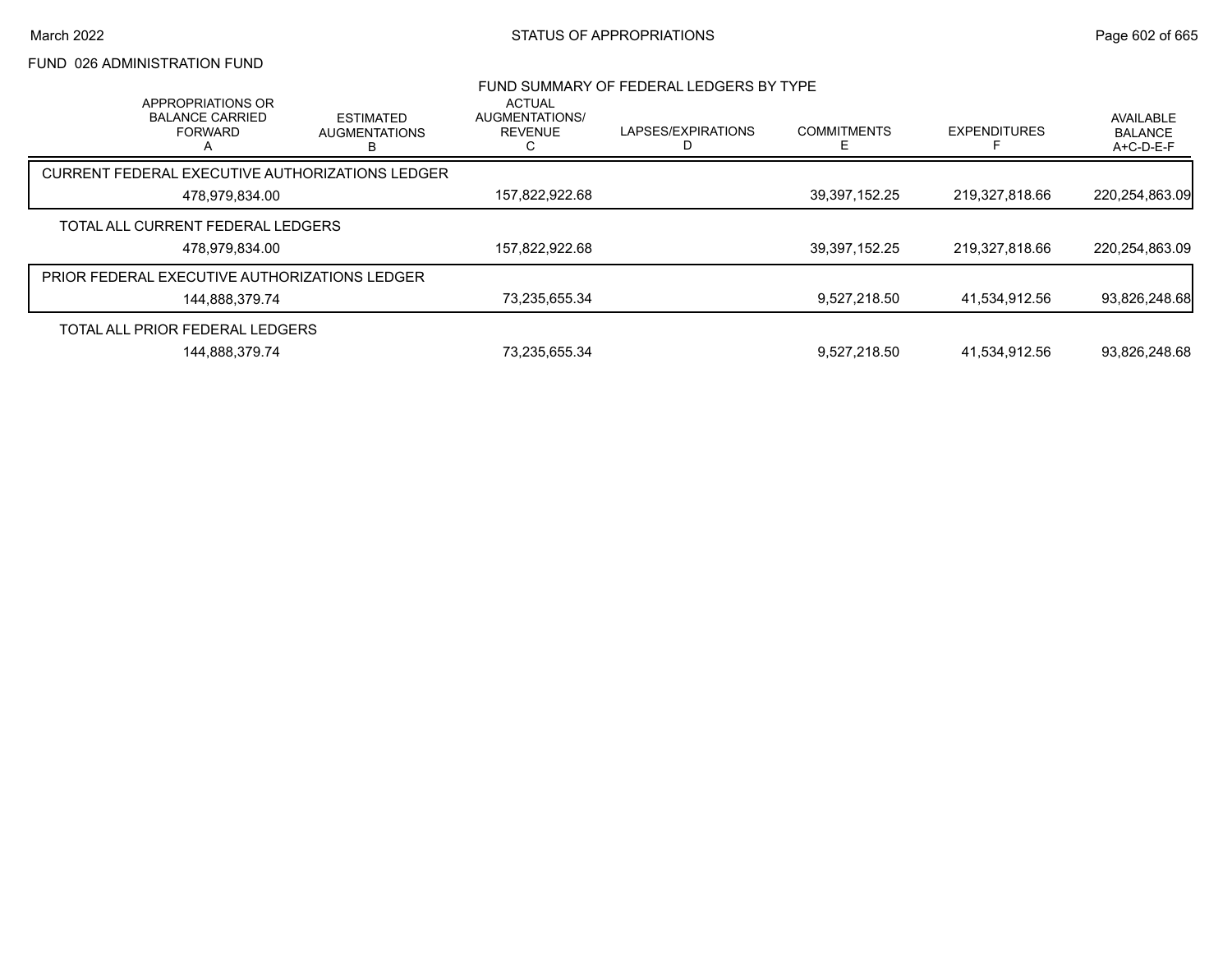FUND 026 ADMINISTRATION FUND

## FUND SUMMARY OF FEDERAL LEDGERS BY TYPE

| | APPROPRIATIONS OR BALANCE CARRIED FORWARD A | ESTIMATED AUGMENTATIONS B | ACTUAL AUGMENTATIONS/ REVENUE C | LAPSES/EXPIRATIONS D | COMMITMENTS E | EXPENDITURES F | AVAILABLE BALANCE A+C-D-E-F |
|---|---|---|---|---|---|---|---|
| CURRENT FEDERAL EXECUTIVE AUTHORIZATIONS LEDGER | 478,979,834.00 | | 157,822,922.68 | | 39,397,152.25 | 219,327,818.66 | 220,254,863.09 |
| TOTAL ALL CURRENT FEDERAL LEDGERS | 478,979,834.00 | | 157,822,922.68 | | 39,397,152.25 | 219,327,818.66 | 220,254,863.09 |
| PRIOR FEDERAL EXECUTIVE AUTHORIZATIONS LEDGER | 144,888,379.74 | | 73,235,655.34 | | 9,527,218.50 | 41,534,912.56 | 93,826,248.68 |
| TOTAL ALL PRIOR FEDERAL LEDGERS | 144,888,379.74 | | 73,235,655.34 | | 9,527,218.50 | 41,534,912.56 | 93,826,248.68 |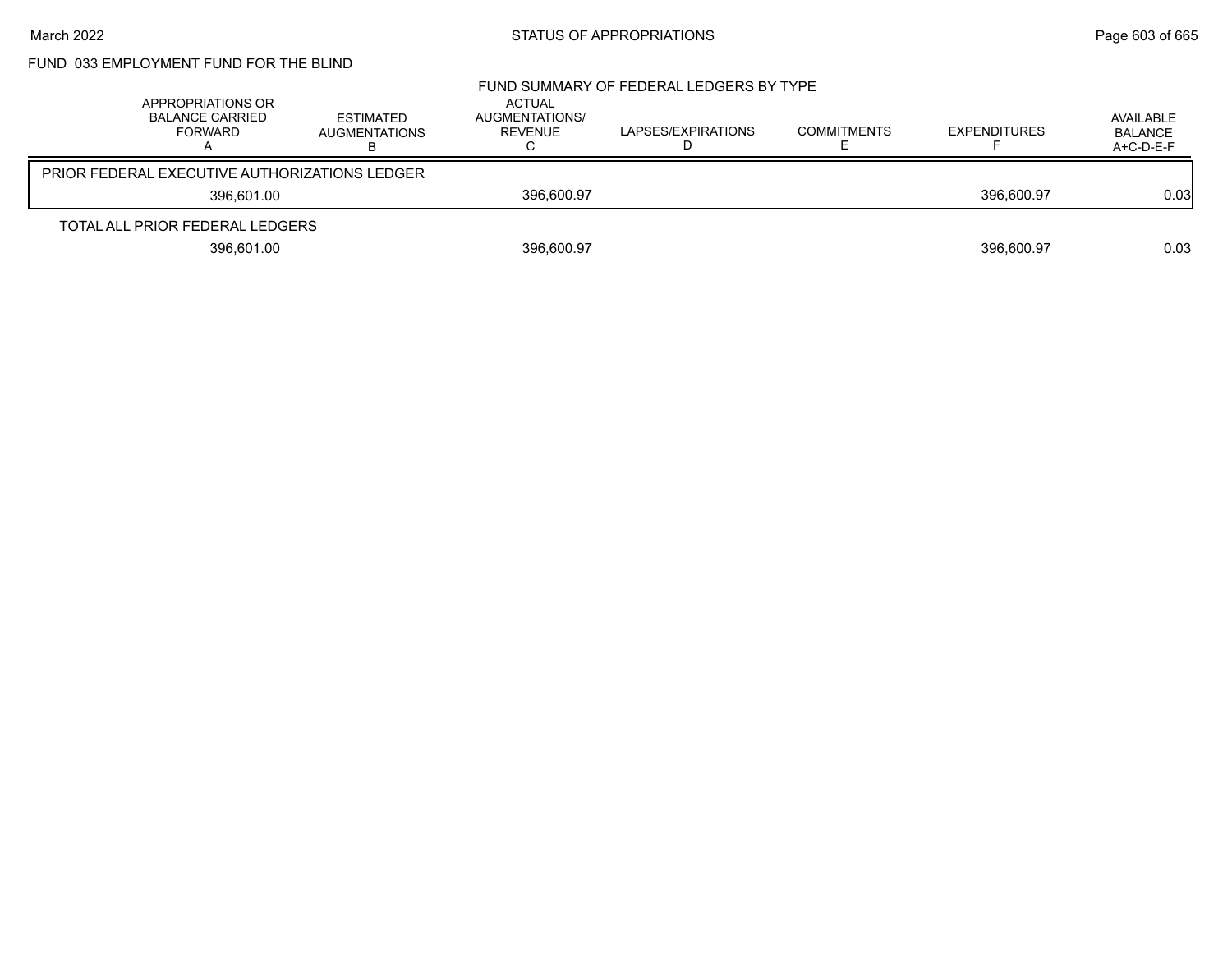## FUND 033 EMPLOYMENT FUND FOR THE BLIND

### FUND SUMMARY OF FEDERAL LEDGERS BY TYPE

| | APPROPRIATIONS OR BALANCE CARRIED FORWARD A | ESTIMATED AUGMENTATIONS B | ACTUAL AUGMENTATIONS/ REVENUE C | LAPSES/EXPIRATIONS D | COMMITMENTS E | EXPENDITURES F | AVAILABLE BALANCE A+C-D-E-F |
|---|---|---|---|---|---|---|---|
| PRIOR FEDERAL EXECUTIVE AUTHORIZATIONS LEDGER | 396,601.00 | | 396,600.97 | | | 396,600.97 | 0.03 |
| TOTAL ALL PRIOR FEDERAL LEDGERS | 396,601.00 | | 396,600.97 | | | 396,600.97 | 0.03 |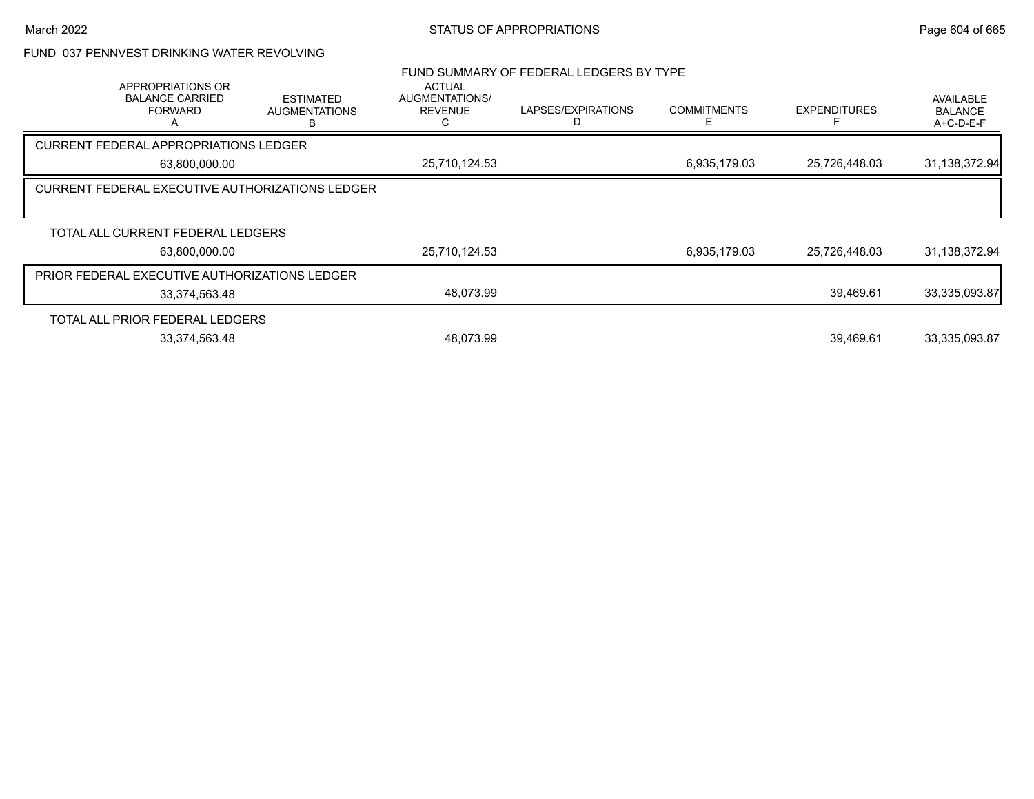FUND 037 PENNVEST DRINKING WATER REVOLVING

FUND SUMMARY OF FEDERAL LEDGERS BY TYPE

| APPROPRIATIONS OR BALANCE CARRIED FORWARD A | ESTIMATED AUGMENTATIONS B | ACTUAL AUGMENTATIONS/ REVENUE C | LAPSES/EXPIRATIONS D | COMMITMENTS E | EXPENDITURES F | AVAILABLE BALANCE A+C-D-E-F |
|---|---|---|---|---|---|---|
| CURRENT FEDERAL APPROPRIATIONS LEDGER | | | | | | |
| 63,800,000.00 | | 25,710,124.53 | | 6,935,179.03 | 25,726,448.03 | 31,138,372.94 |
| CURRENT FEDERAL EXECUTIVE AUTHORIZATIONS LEDGER | | | | | | |
| TOTAL ALL CURRENT FEDERAL LEDGERS | | | | | | |
| 63,800,000.00 | | 25,710,124.53 | | 6,935,179.03 | 25,726,448.03 | 31,138,372.94 |
| PRIOR FEDERAL EXECUTIVE AUTHORIZATIONS LEDGER | | | | | | |
| 33,374,563.48 | | 48,073.99 | | | 39,469.61 | 33,335,093.87 |
| TOTAL ALL PRIOR FEDERAL LEDGERS | | | | | | |
| 33,374,563.48 | | 48,073.99 | | | 39,469.61 | 33,335,093.87 |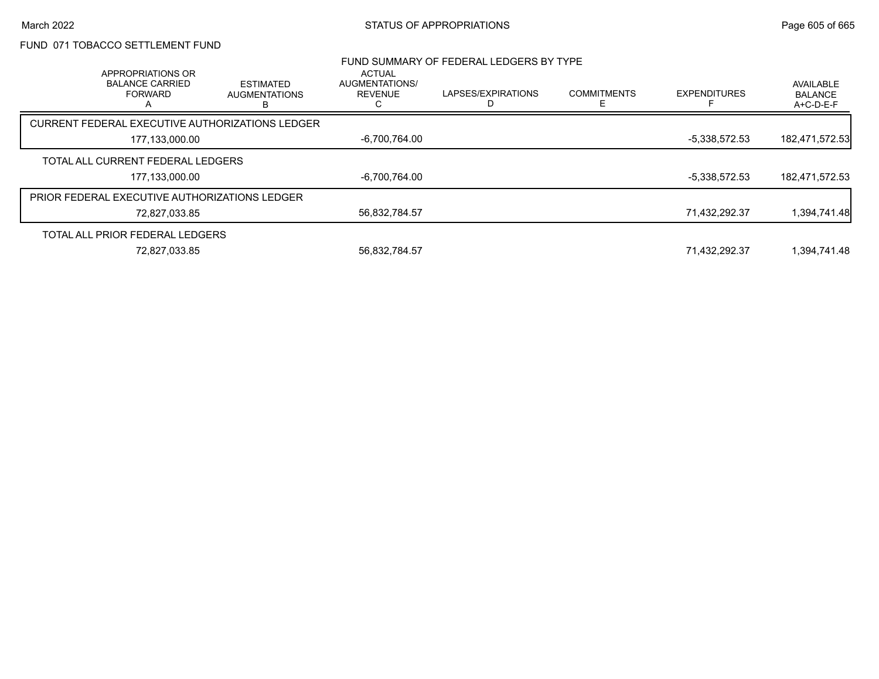FUND 071 TOBACCO SETTLEMENT FUND

## FUND SUMMARY OF FEDERAL LEDGERS BY TYPE

| APPROPRIATIONS OR BALANCE CARRIED FORWARD A | ESTIMATED AUGMENTATIONS B | ACTUAL AUGMENTATIONS/ REVENUE C | LAPSES/EXPIRATIONS D | COMMITMENTS E | EXPENDITURES F | AVAILABLE BALANCE A+C-D-E-F |
|---|---|---|---|---|---|---|
| **CURRENT FEDERAL EXECUTIVE AUTHORIZATIONS LEDGER** | | | | | | |
| 177,133,000.00 | | -6,700,764.00 | | | -5,338,572.53 | 182,471,572.53 |
| **TOTAL ALL CURRENT FEDERAL LEDGERS** | | | | | | |
| 177,133,000.00 | | -6,700,764.00 | | | -5,338,572.53 | 182,471,572.53 |
| **PRIOR FEDERAL EXECUTIVE AUTHORIZATIONS LEDGER** | | | | | | |
| 72,827,033.85 | | 56,832,784.57 | | | 71,432,292.37 | 1,394,741.48 |
| **TOTAL ALL PRIOR FEDERAL LEDGERS** | | | | | | |
| 72,827,033.85 | | 56,832,784.57 | | | 71,432,292.37 | 1,394,741.48 |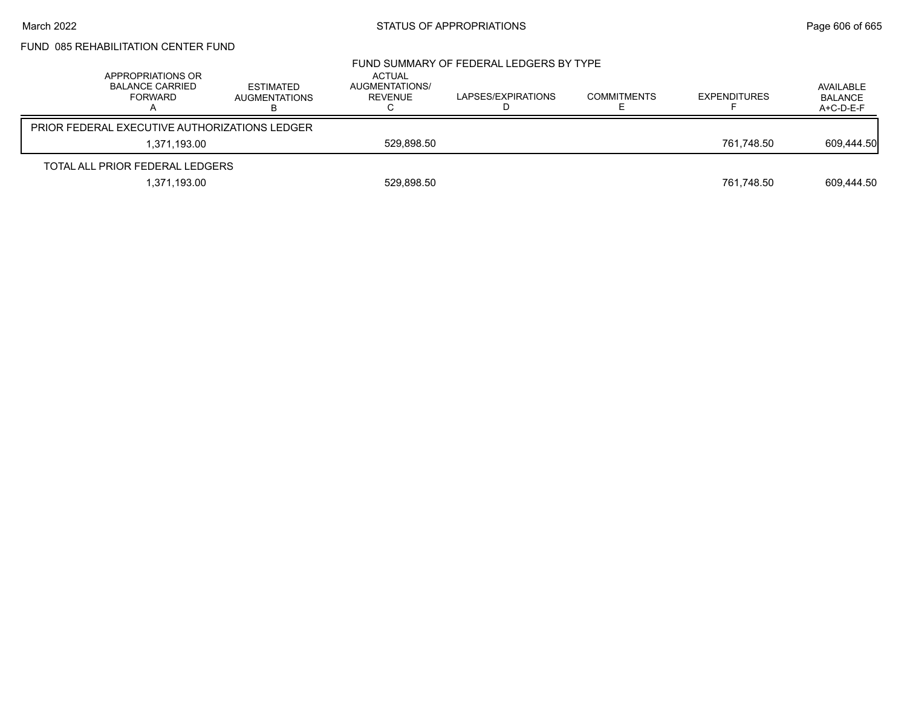## FUND 085 REHABILITATION CENTER FUND

### FUND SUMMARY OF FEDERAL LEDGERS BY TYPE

| APPROPRIATIONS OR BALANCE CARRIED FORWARD A | ESTIMATED AUGMENTATIONS B | ACTUAL AUGMENTATIONS/ REVENUE C | LAPSES/EXPIRATIONS D | COMMITMENTS E | EXPENDITURES F | AVAILABLE BALANCE A+C-D-E-F |
|---|---|---|---|---|---|---|
| PRIOR FEDERAL EXECUTIVE AUTHORIZATIONS LEDGER | | | | | | |
| 1,371,193.00 | | 529,898.50 | | | 761,748.50 | 609,444.50 |
| TOTAL ALL PRIOR FEDERAL LEDGERS | | | | | | |
| 1,371,193.00 | | 529,898.50 | | | 761,748.50 | 609,444.50 |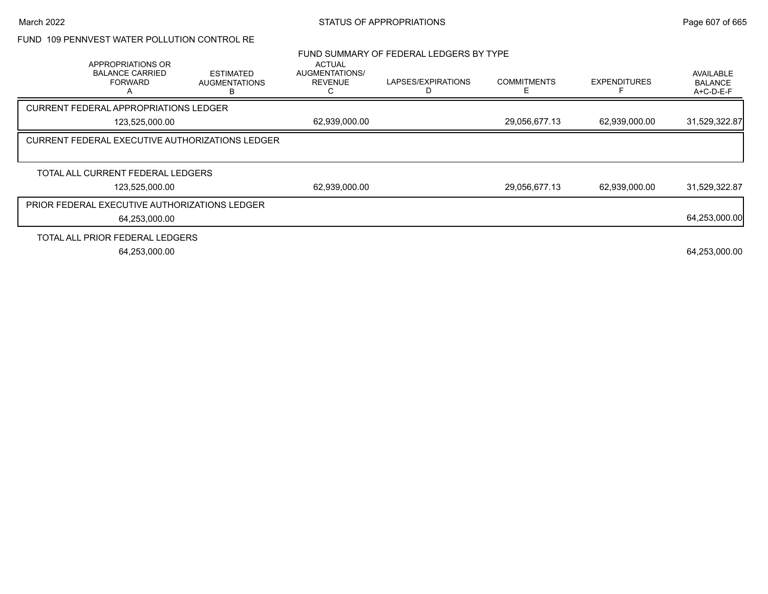FUND 109 PENNVEST WATER POLLUTION CONTROL RE

## FUND SUMMARY OF FEDERAL LEDGERS BY TYPE

| APPROPRIATIONS OR BALANCE CARRIED FORWARD A | ESTIMATED AUGMENTATIONS B | ACTUAL AUGMENTATIONS/ REVENUE C | LAPSES/EXPIRATIONS D | COMMITMENTS E | EXPENDITURES F | AVAILABLE BALANCE A+C-D-E-F |
|---|---|---|---|---|---|---|
| CURRENT FEDERAL APPROPRIATIONS LEDGER | | | | | | |
| 123,525,000.00 | | 62,939,000.00 | | 29,056,677.13 | 62,939,000.00 | 31,529,322.87 |
| CURRENT FEDERAL EXECUTIVE AUTHORIZATIONS LEDGER | | | | | | |
| TOTAL ALL CURRENT FEDERAL LEDGERS | | | | | | |
| 123,525,000.00 | | 62,939,000.00 | | 29,056,677.13 | 62,939,000.00 | 31,529,322.87 |
| PRIOR FEDERAL EXECUTIVE AUTHORIZATIONS LEDGER | | | | | | |
| 64,253,000.00 | | | | | | 64,253,000.00 |
| TOTAL ALL PRIOR FEDERAL LEDGERS | | | | | | |
| 64,253,000.00 | | | | | | 64,253,000.00 |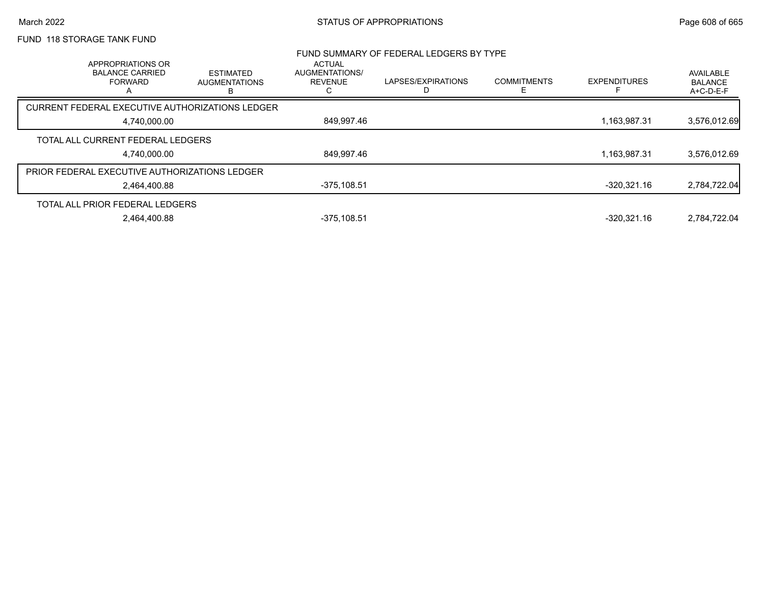FUND 118 STORAGE TANK FUND

## FUND SUMMARY OF FEDERAL LEDGERS BY TYPE

| | APPROPRIATIONS OR BALANCE CARRIED FORWARD A | ESTIMATED AUGMENTATIONS B | ACTUAL AUGMENTATIONS/ REVENUE C | LAPSES/EXPIRATIONS D | COMMITMENTS E | EXPENDITURES F | AVAILABLE BALANCE A+C-D-E-F |
|---|---|---|---|---|---|---|---|
| CURRENT FEDERAL EXECUTIVE AUTHORIZATIONS LEDGER | 4,740,000.00 | | 849,997.46 | | | 1,163,987.31 | 3,576,012.69 |
| TOTAL ALL CURRENT FEDERAL LEDGERS | 4,740,000.00 | | 849,997.46 | | | 1,163,987.31 | 3,576,012.69 |
| PRIOR FEDERAL EXECUTIVE AUTHORIZATIONS LEDGER | 2,464,400.88 | | -375,108.51 | | | -320,321.16 | 2,784,722.04 |
| TOTAL ALL PRIOR FEDERAL LEDGERS | 2,464,400.88 | | -375,108.51 | | | -320,321.16 | 2,784,722.04 |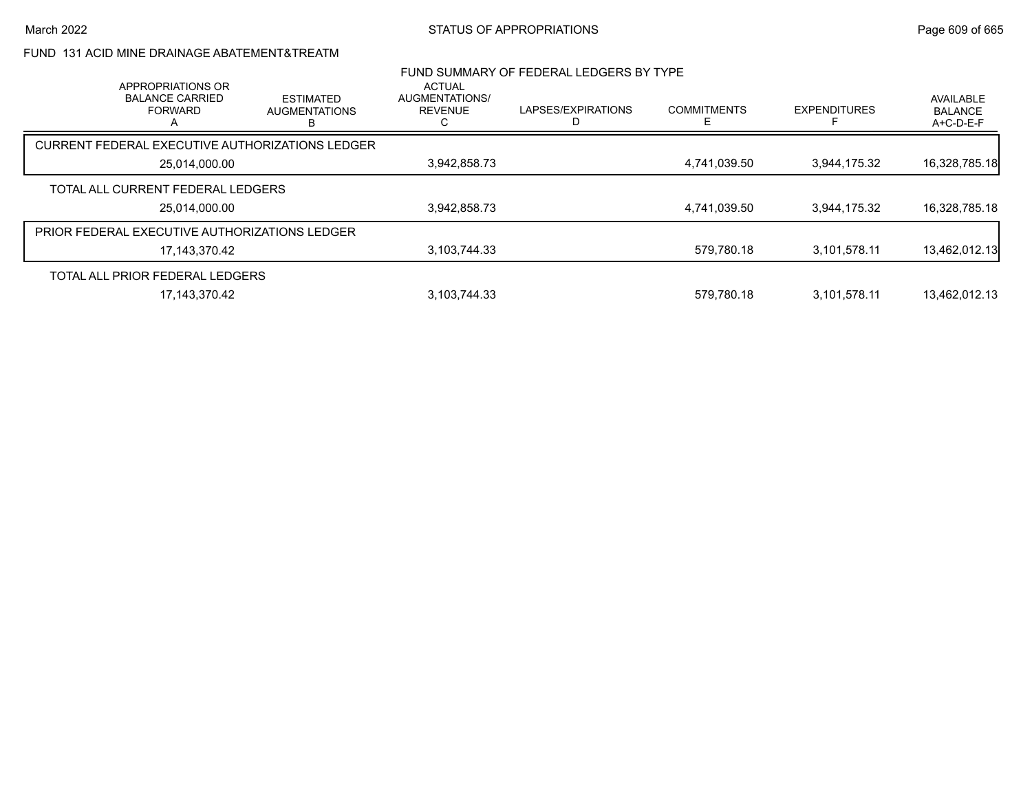FUND 131 ACID MINE DRAINAGE ABATEMENT&TREATM

FUND SUMMARY OF FEDERAL LEDGERS BY TYPE

| APPROPRIATIONS OR BALANCE CARRIED FORWARD A | ESTIMATED AUGMENTATIONS B | ACTUAL AUGMENTATIONS/ REVENUE C | LAPSES/EXPIRATIONS D | COMMITMENTS E | EXPENDITURES F | AVAILABLE BALANCE A+C-D-E-F |
|---|---|---|---|---|---|---|
| **CURRENT FEDERAL EXECUTIVE AUTHORIZATIONS LEDGER** | | | | | | |
| 25,014,000.00 | | 3,942,858.73 | | 4,741,039.50 | 3,944,175.32 | 16,328,785.18 |
| **TOTAL ALL CURRENT FEDERAL LEDGERS** | | | | | | |
| 25,014,000.00 | | 3,942,858.73 | | 4,741,039.50 | 3,944,175.32 | 16,328,785.18 |
| **PRIOR FEDERAL EXECUTIVE AUTHORIZATIONS LEDGER** | | | | | | |
| 17,143,370.42 | | 3,103,744.33 | | 579,780.18 | 3,101,578.11 | 13,462,012.13 |
| **TOTAL ALL PRIOR FEDERAL LEDGERS** | | | | | | |
| 17,143,370.42 | | 3,103,744.33 | | 579,780.18 | 3,101,578.11 | 13,462,012.13 |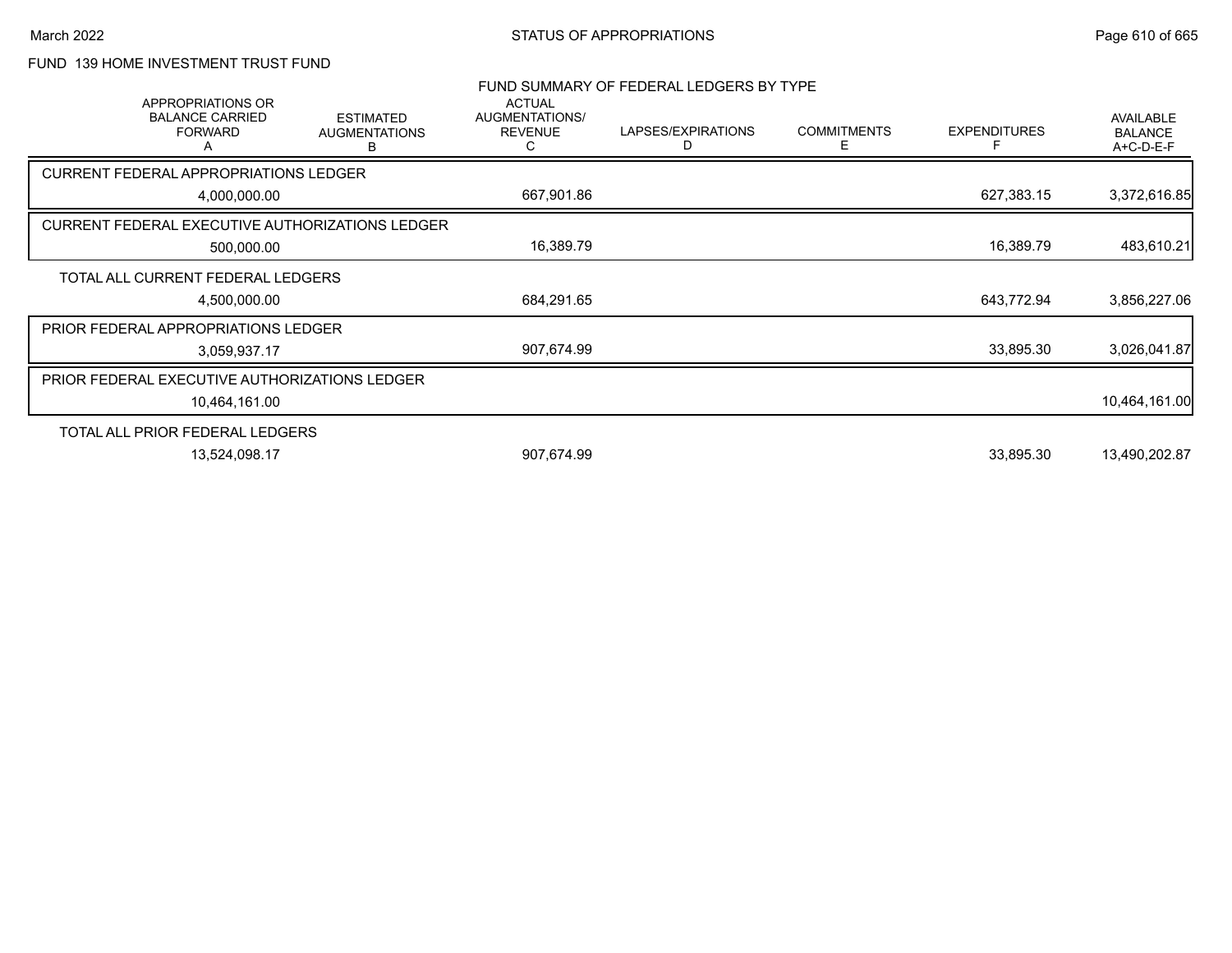STATUS OF APPROPRIATIONS

FUND 139 HOME INVESTMENT TRUST FUND

FUND SUMMARY OF FEDERAL LEDGERS BY TYPE

| APPROPRIATIONS OR BALANCE CARRIED FORWARD A | ESTIMATED AUGMENTATIONS B | ACTUAL AUGMENTATIONS/ REVENUE C | LAPSES/EXPIRATIONS D | COMMITMENTS E | EXPENDITURES F | AVAILABLE BALANCE A+C-D-E-F |
|---|---|---|---|---|---|---|
| CURRENT FEDERAL APPROPRIATIONS LEDGER | | | | | | |
| 4,000,000.00 | | 667,901.86 | | | 627,383.15 | 3,372,616.85 |
| CURRENT FEDERAL EXECUTIVE AUTHORIZATIONS LEDGER | | | | | | |
| 500,000.00 | | 16,389.79 | | | 16,389.79 | 483,610.21 |
| TOTAL ALL CURRENT FEDERAL LEDGERS | | | | | | |
| 4,500,000.00 | | 684,291.65 | | | 643,772.94 | 3,856,227.06 |
| PRIOR FEDERAL APPROPRIATIONS LEDGER | | | | | | |
| 3,059,937.17 | | 907,674.99 | | | 33,895.30 | 3,026,041.87 |
| PRIOR FEDERAL EXECUTIVE AUTHORIZATIONS LEDGER | | | | | | |
| 10,464,161.00 | | | | | | 10,464,161.00 |
| TOTAL ALL PRIOR FEDERAL LEDGERS | | | | | | |
| 13,524,098.17 | | 907,674.99 | | | 33,895.30 | 13,490,202.87 |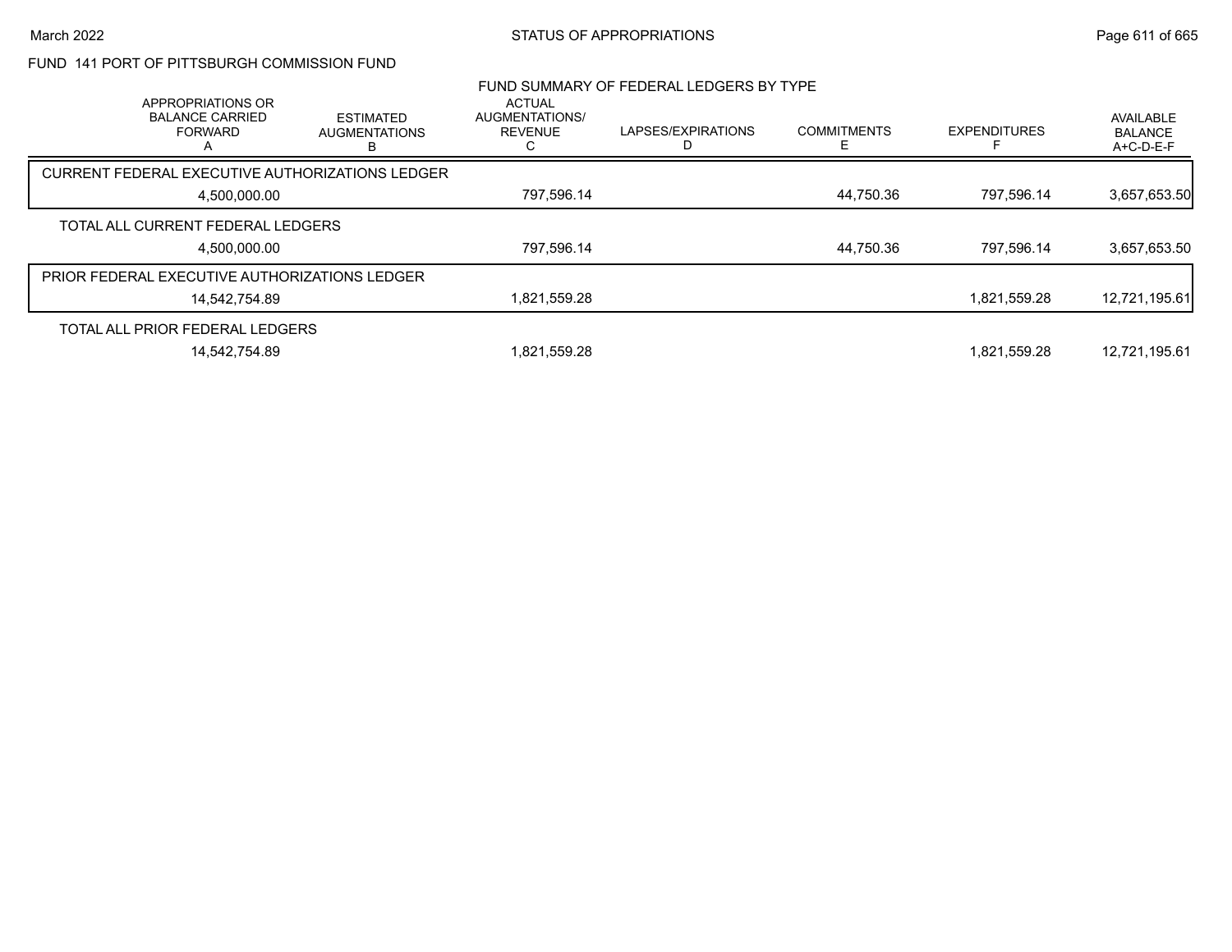FUND 141 PORT OF PITTSBURGH COMMISSION FUND

## FUND SUMMARY OF FEDERAL LEDGERS BY TYPE

| | APPROPRIATIONS OR BALANCE CARRIED FORWARD A | ESTIMATED AUGMENTATIONS B | ACTUAL AUGMENTATIONS/ REVENUE C | LAPSES/EXPIRATIONS D | COMMITMENTS E | EXPENDITURES F | AVAILABLE BALANCE A+C-D-E-F |
|---|---|---|---|---|---|---|---|
| CURRENT FEDERAL EXECUTIVE AUTHORIZATIONS LEDGER | 4,500,000.00 | | 797,596.14 | | 44,750.36 | 797,596.14 | 3,657,653.50 |
| TOTAL ALL CURRENT FEDERAL LEDGERS | 4,500,000.00 | | 797,596.14 | | 44,750.36 | 797,596.14 | 3,657,653.50 |
| PRIOR FEDERAL EXECUTIVE AUTHORIZATIONS LEDGER | 14,542,754.89 | | 1,821,559.28 | | | 1,821,559.28 | 12,721,195.61 |
| TOTAL ALL PRIOR FEDERAL LEDGERS | 14,542,754.89 | | 1,821,559.28 | | | 1,821,559.28 | 12,721,195.61 |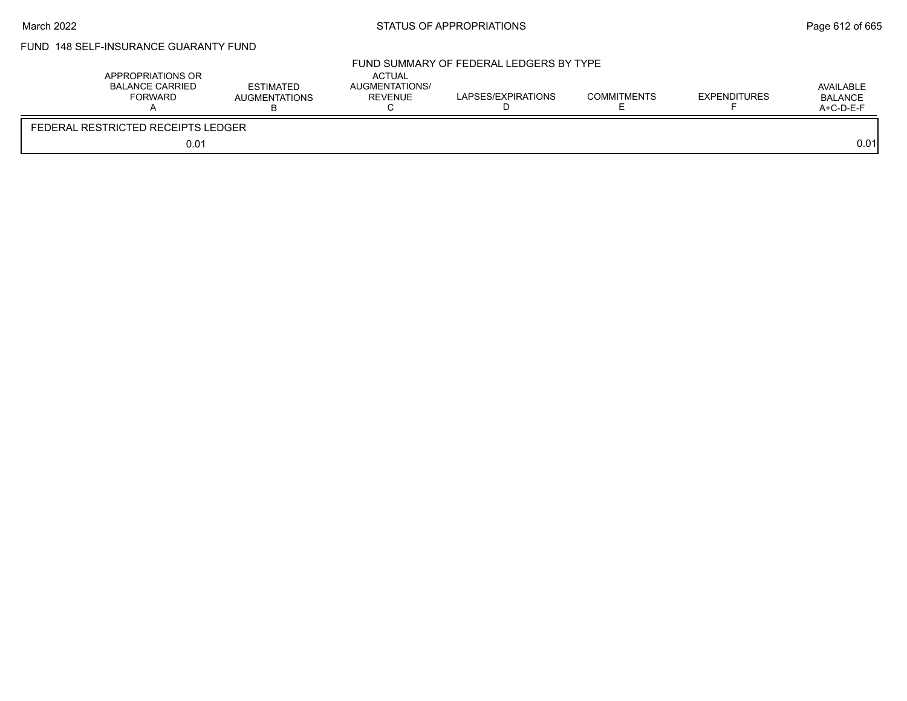FUND 148 SELF-INSURANCE GUARANTY FUND

FUND SUMMARY OF FEDERAL LEDGERS BY TYPE

| APPROPRIATIONS OR BALANCE CARRIED FORWARD A | ESTIMATED AUGMENTATIONS B | ACTUAL AUGMENTATIONS/ REVENUE C | LAPSES/EXPIRATIONS D | COMMITMENTS E | EXPENDITURES F | AVAILABLE BALANCE A+C-D-E-F |
|---|---|---|---|---|---|---|
| FEDERAL RESTRICTED RECEIPTS LEDGER | | | | | | |
| 0.01 | | | | | | 0.01 |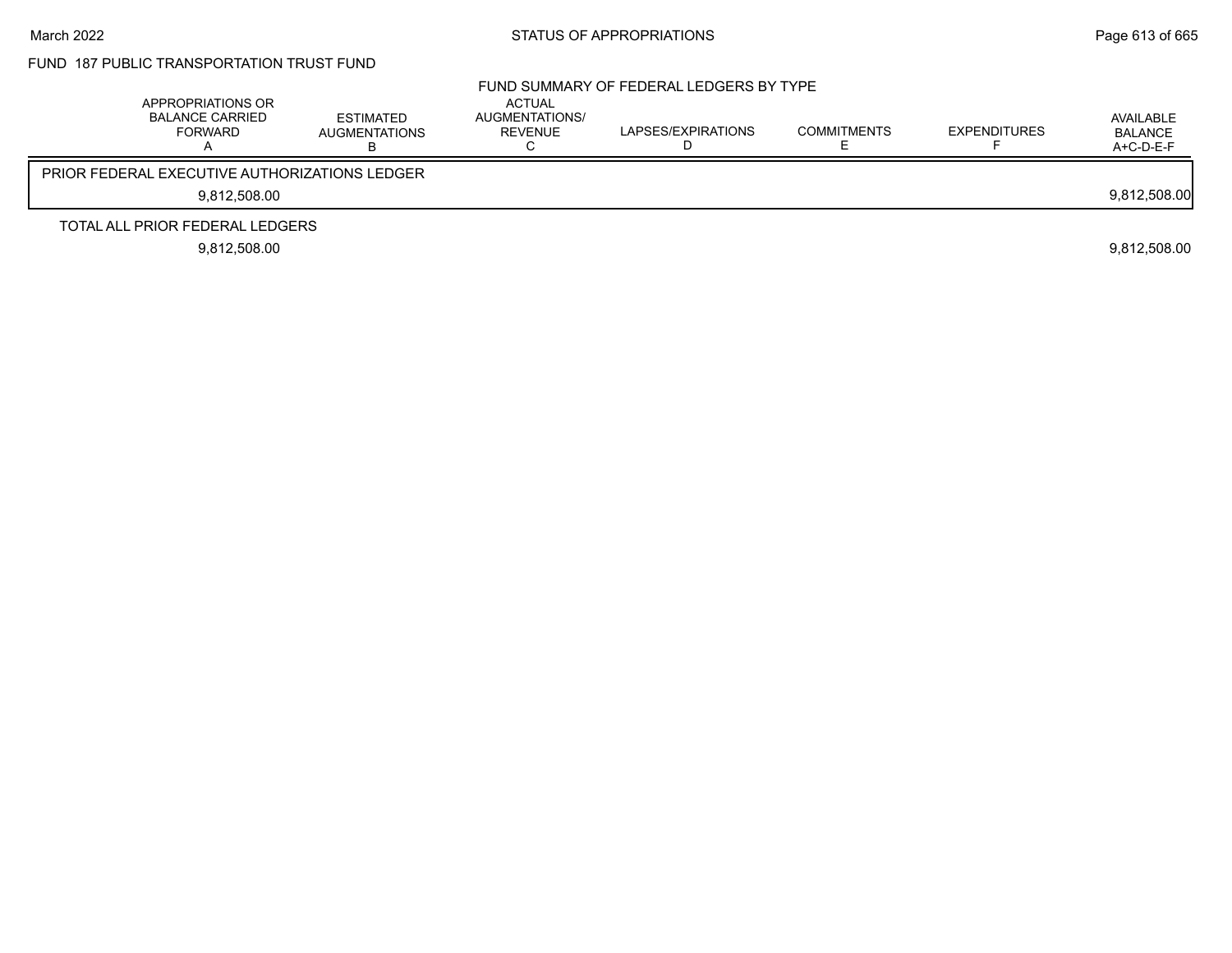STATUS OF APPROPRIATIONS

FUND 187 PUBLIC TRANSPORTATION TRUST FUND

FUND SUMMARY OF FEDERAL LEDGERS BY TYPE

| | APPROPRIATIONS OR BALANCE CARRIED FORWARD A | ESTIMATED AUGMENTATIONS B | ACTUAL AUGMENTATIONS/ REVENUE C | LAPSES/EXPIRATIONS D | COMMITMENTS E | EXPENDITURES F | AVAILABLE BALANCE A+C-D-E-F |
|---|---|---|---|---|---|---|---|
| PRIOR FEDERAL EXECUTIVE AUTHORIZATIONS LEDGER | | | | | | | |
| | 9,812,508.00 | | | | | | 9,812,508.00 |
| TOTAL ALL PRIOR FEDERAL LEDGERS | | | | | | | |
| | 9,812,508.00 | | | | | | 9,812,508.00 |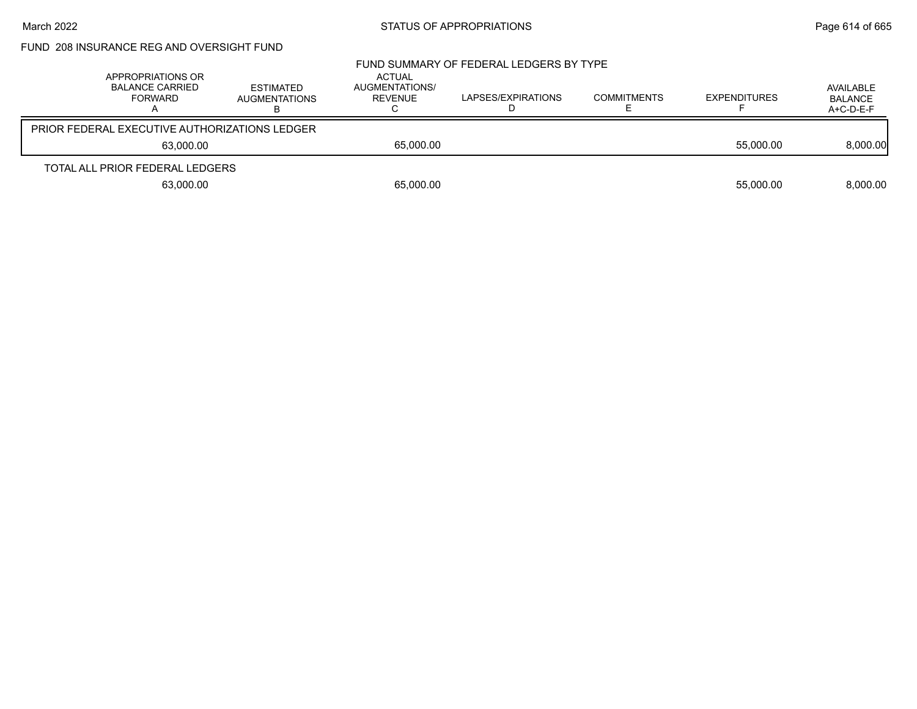FUND 208 INSURANCE REG AND OVERSIGHT FUND

FUND SUMMARY OF FEDERAL LEDGERS BY TYPE

| | APPROPRIATIONS OR BALANCE CARRIED FORWARD A | ESTIMATED AUGMENTATIONS B | ACTUAL AUGMENTATIONS/ REVENUE C | LAPSES/EXPIRATIONS D | COMMITMENTS E | EXPENDITURES F | AVAILABLE BALANCE A+C-D-E-F |
|---|---|---|---|---|---|---|---|
| PRIOR FEDERAL EXECUTIVE AUTHORIZATIONS LEDGER | 63,000.00 | | 65,000.00 | | | 55,000.00 | 8,000.00 |
| TOTAL ALL PRIOR FEDERAL LEDGERS | 63,000.00 | | 65,000.00 | | | 55,000.00 | 8,000.00 |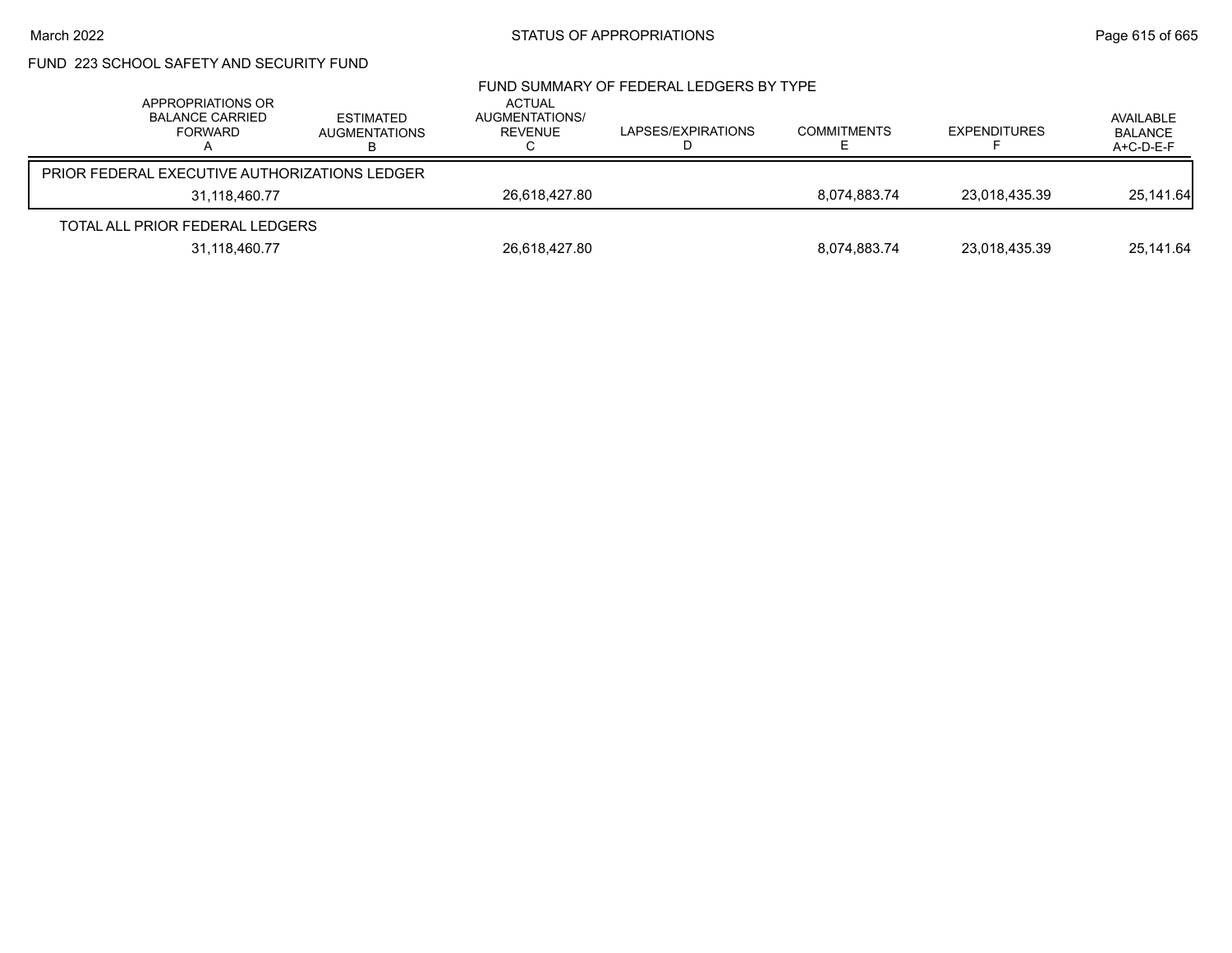FUND 223 SCHOOL SAFETY AND SECURITY FUND

## FUND SUMMARY OF FEDERAL LEDGERS BY TYPE

| | APPROPRIATIONS OR BALANCE CARRIED FORWARD A | ESTIMATED AUGMENTATIONS B | ACTUAL AUGMENTATIONS/ REVENUE C | LAPSES/EXPIRATIONS D | COMMITMENTS E | EXPENDITURES F | AVAILABLE BALANCE A+C-D-E-F |
|---|---|---|---|---|---|---|---|
| PRIOR FEDERAL EXECUTIVE AUTHORIZATIONS LEDGER | 31,118,460.77 | | 26,618,427.80 | | 8,074,883.74 | 23,018,435.39 | 25,141.64 |
| TOTAL ALL PRIOR FEDERAL LEDGERS | 31,118,460.77 | | 26,618,427.80 | | 8,074,883.74 | 23,018,435.39 | 25,141.64 |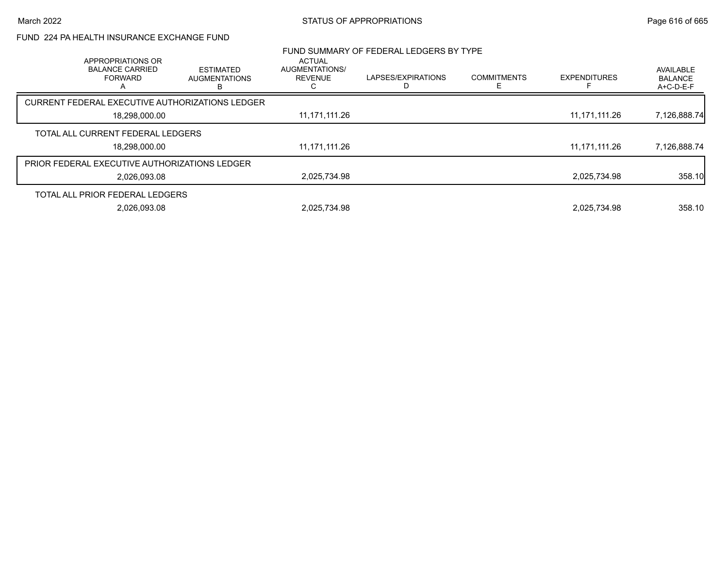FUND 224 PA HEALTH INSURANCE EXCHANGE FUND

## FUND SUMMARY OF FEDERAL LEDGERS BY TYPE

| APPROPRIATIONS OR BALANCE CARRIED FORWARD A | ESTIMATED AUGMENTATIONS B | ACTUAL AUGMENTATIONS/ REVENUE C | LAPSES/EXPIRATIONS D | COMMITMENTS E | EXPENDITURES F | AVAILABLE BALANCE A+C-D-E-F |
|---|---|---|---|---|---|---|
| **CURRENT FEDERAL EXECUTIVE AUTHORIZATIONS LEDGER** | | | | | | |
| 18,298,000.00 | | 11,171,111.26 | | | 11,171,111.26 | 7,126,888.74 |
| **TOTAL ALL CURRENT FEDERAL LEDGERS** | | | | | | |
| 18,298,000.00 | | 11,171,111.26 | | | 11,171,111.26 | 7,126,888.74 |
| **PRIOR FEDERAL EXECUTIVE AUTHORIZATIONS LEDGER** | | | | | | |
| 2,026,093.08 | | 2,025,734.98 | | | 2,025,734.98 | 358.10 |
| **TOTAL ALL PRIOR FEDERAL LEDGERS** | | | | | | |
| 2,026,093.08 | | 2,025,734.98 | | | 2,025,734.98 | 358.10 |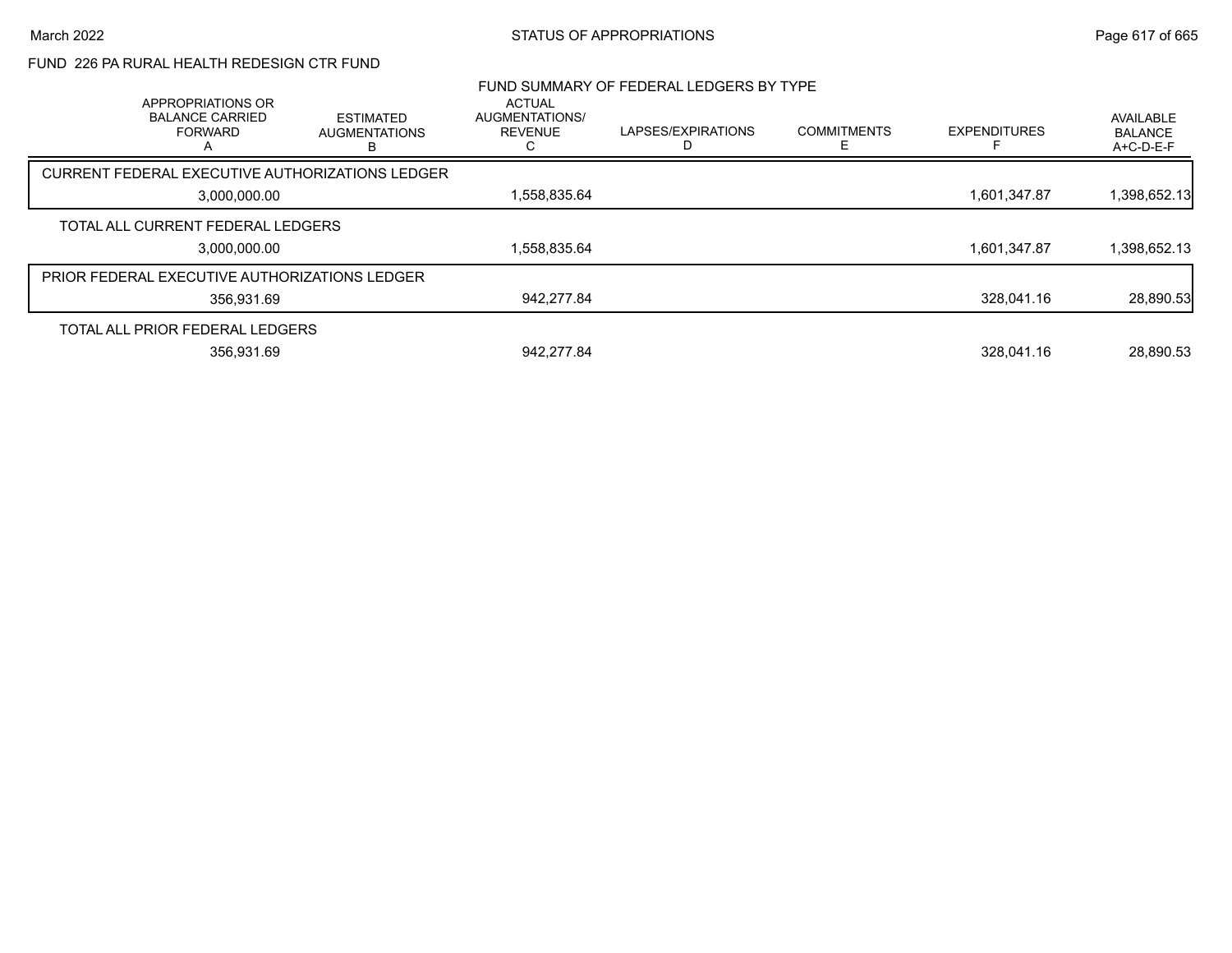March 2022 — STATUS OF APPROPRIATIONS

## FUND 226 PA RURAL HEALTH REDESIGN CTR FUND

### FUND SUMMARY OF FEDERAL LEDGERS BY TYPE

| APPROPRIATIONS OR BALANCE CARRIED FORWARD A | ESTIMATED AUGMENTATIONS B | ACTUAL AUGMENTATIONS/ REVENUE C | LAPSES/EXPIRATIONS D | COMMITMENTS E | EXPENDITURES F | AVAILABLE BALANCE A+C-D-E-F |
|---|---|---|---|---|---|---|
| **CURRENT FEDERAL EXECUTIVE AUTHORIZATIONS LEDGER** | | | | | | |
| 3,000,000.00 | | 1,558,835.64 | | | 1,601,347.87 | 1,398,652.13 |
| **TOTAL ALL CURRENT FEDERAL LEDGERS** | | | | | | |
| 3,000,000.00 | | 1,558,835.64 | | | 1,601,347.87 | 1,398,652.13 |
| **PRIOR FEDERAL EXECUTIVE AUTHORIZATIONS LEDGER** | | | | | | |
| 356,931.69 | | 942,277.84 | | | 328,041.16 | 28,890.53 |
| **TOTAL ALL PRIOR FEDERAL LEDGERS** | | | | | | |
| 356,931.69 | | 942,277.84 | | | 328,041.16 | 28,890.53 |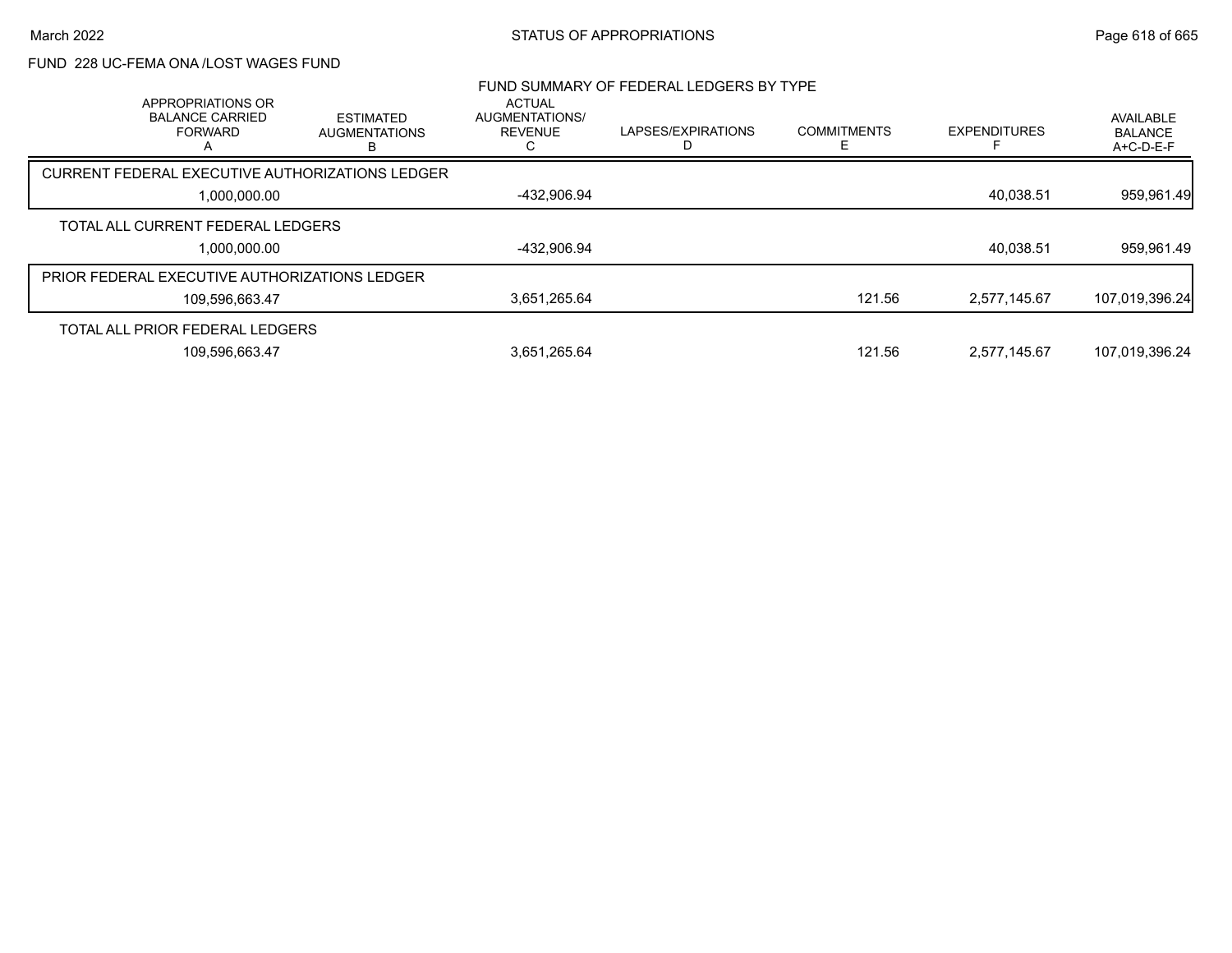FUND 228 UC-FEMA ONA /LOST WAGES FUND

FUND SUMMARY OF FEDERAL LEDGERS BY TYPE

| APPROPRIATIONS OR BALANCE CARRIED FORWARD A | ESTIMATED AUGMENTATIONS B | ACTUAL AUGMENTATIONS/ REVENUE C | LAPSES/EXPIRATIONS D | COMMITMENTS E | EXPENDITURES F | AVAILABLE BALANCE A+C-D-E-F |
|---|---|---|---|---|---|---|
| CURRENT FEDERAL EXECUTIVE AUTHORIZATIONS LEDGER | | | | | | |
| 1,000,000.00 | | -432,906.94 | | | 40,038.51 | 959,961.49 |
| TOTAL ALL CURRENT FEDERAL LEDGERS | | | | | | |
| 1,000,000.00 | | -432,906.94 | | | 40,038.51 | 959,961.49 |
| PRIOR FEDERAL EXECUTIVE AUTHORIZATIONS LEDGER | | | | | | |
| 109,596,663.47 | | 3,651,265.64 | | 121.56 | 2,577,145.67 | 107,019,396.24 |
| TOTAL ALL PRIOR FEDERAL LEDGERS | | | | | | |
| 109,596,663.47 | | 3,651,265.64 | | 121.56 | 2,577,145.67 | 107,019,396.24 |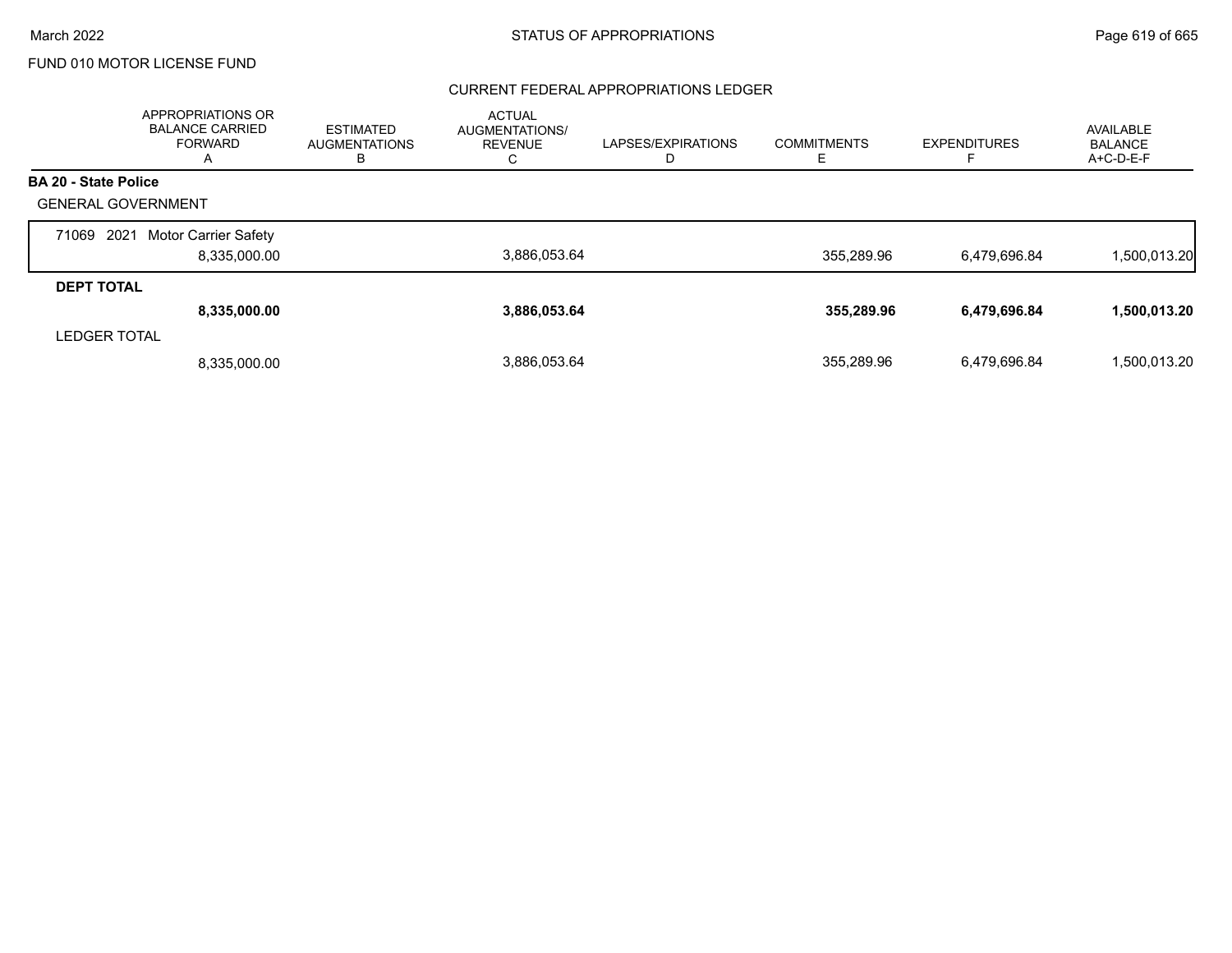FUND 010 MOTOR LICENSE FUND

CURRENT FEDERAL APPROPRIATIONS LEDGER

| | APPROPRIATIONS OR BALANCE CARRIED FORWARD A | ESTIMATED AUGMENTATIONS B | ACTUAL AUGMENTATIONS/ REVENUE C | LAPSES/EXPIRATIONS D | COMMITMENTS E | EXPENDITURES F | AVAILABLE BALANCE A+C-D-E-F |
|---|---|---|---|---|---|---|---|
| **BA 20 - State Police** | | | | | | | |
| GENERAL GOVERNMENT | | | | | | | |
| 71069 2021 Motor Carrier Safety | 8,335,000.00 | | 3,886,053.64 | | 355,289.96 | 6,479,696.84 | 1,500,013.20 |
| **DEPT TOTAL** | **8,335,000.00** | | **3,886,053.64** | | **355,289.96** | **6,479,696.84** | **1,500,013.20** |
| LEDGER TOTAL | 8,335,000.00 | | 3,886,053.64 | | 355,289.96 | 6,479,696.84 | 1,500,013.20 |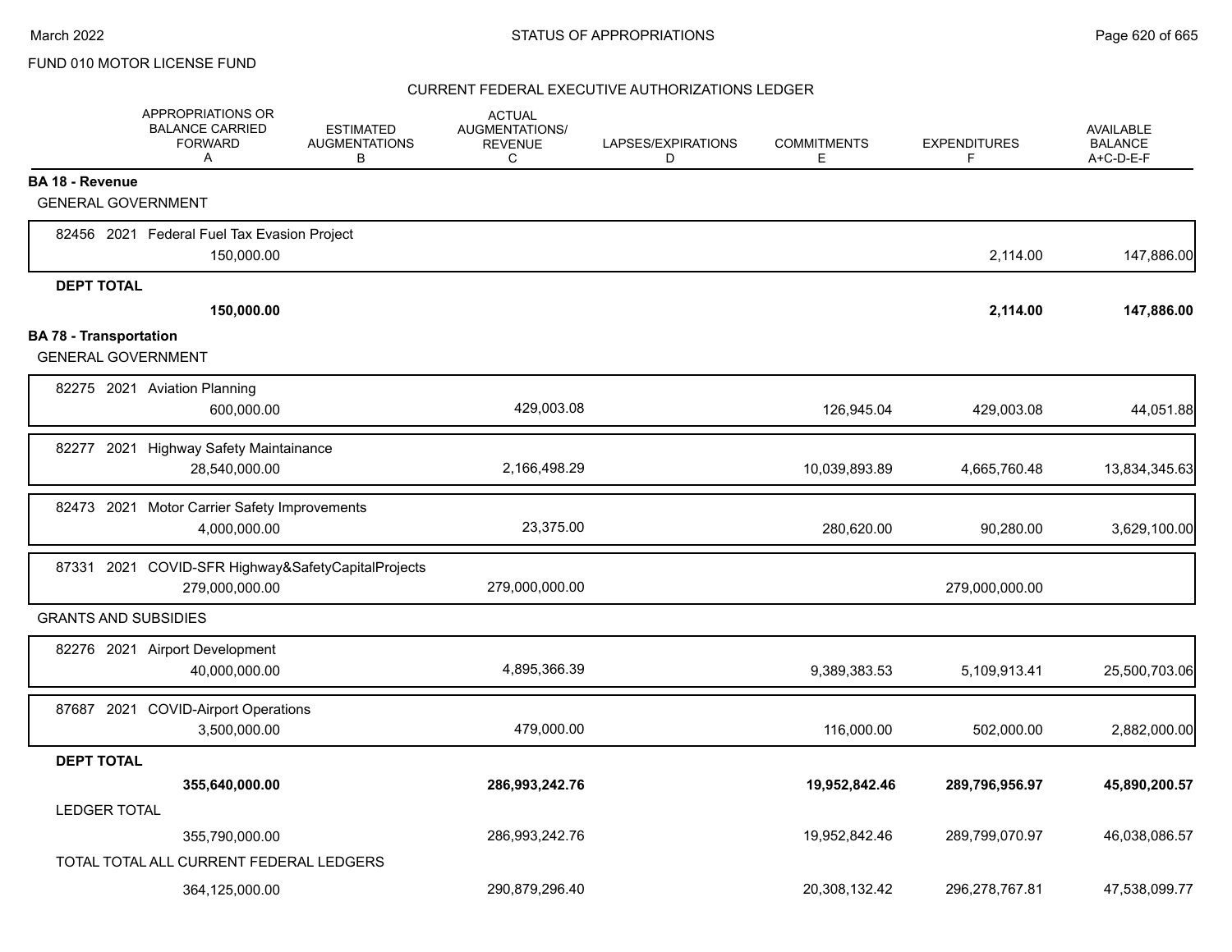FUND 010 MOTOR LICENSE FUND

## CURRENT FEDERAL EXECUTIVE AUTHORIZATIONS LEDGER

| | APPROPRIATIONS OR BALANCE CARRIED FORWARD A | ESTIMATED AUGMENTATIONS B | ACTUAL AUGMENTATIONS/ REVENUE C | LAPSES/EXPIRATIONS D | COMMITMENTS E | EXPENDITURES F | AVAILABLE BALANCE A+C-D-E-F |
|---|---|---|---|---|---|---|---|
| **BA 18 - Revenue** | | | | | | | |
| GENERAL GOVERNMENT | | | | | | | |
| 82456 2021 Federal Fuel Tax Evasion Project | 150,000.00 | | | | | 2,114.00 | 147,886.00 |
| **DEPT TOTAL** | **150,000.00** | | | | | **2,114.00** | **147,886.00** |
| **BA 78 - Transportation** | | | | | | | |
| GENERAL GOVERNMENT | | | | | | | |
| 82275 2021 Aviation Planning | 600,000.00 | | 429,003.08 | | 126,945.04 | 429,003.08 | 44,051.88 |
| 82277 2021 Highway Safety Maintainance | 28,540,000.00 | | 2,166,498.29 | | 10,039,893.89 | 4,665,760.48 | 13,834,345.63 |
| 82473 2021 Motor Carrier Safety Improvements | 4,000,000.00 | | 23,375.00 | | 280,620.00 | 90,280.00 | 3,629,100.00 |
| 87331 2021 COVID-SFR Highway&SafetyCapitalProjects | 279,000,000.00 | | 279,000,000.00 | | | 279,000,000.00 | |
| GRANTS AND SUBSIDIES | | | | | | | |
| 82276 2021 Airport Development | 40,000,000.00 | | 4,895,366.39 | | 9,389,383.53 | 5,109,913.41 | 25,500,703.06 |
| 87687 2021 COVID-Airport Operations | 3,500,000.00 | | 479,000.00 | | 116,000.00 | 502,000.00 | 2,882,000.00 |
| **DEPT TOTAL** | **355,640,000.00** | | **286,993,242.76** | | **19,952,842.46** | **289,796,956.97** | **45,890,200.57** |
| LEDGER TOTAL | 355,790,000.00 | | 286,993,242.76 | | 19,952,842.46 | 289,799,070.97 | 46,038,086.57 |
| TOTAL TOTAL ALL CURRENT FEDERAL LEDGERS | 364,125,000.00 | | 290,879,296.40 | | 20,308,132.42 | 296,278,767.81 | 47,538,099.77 |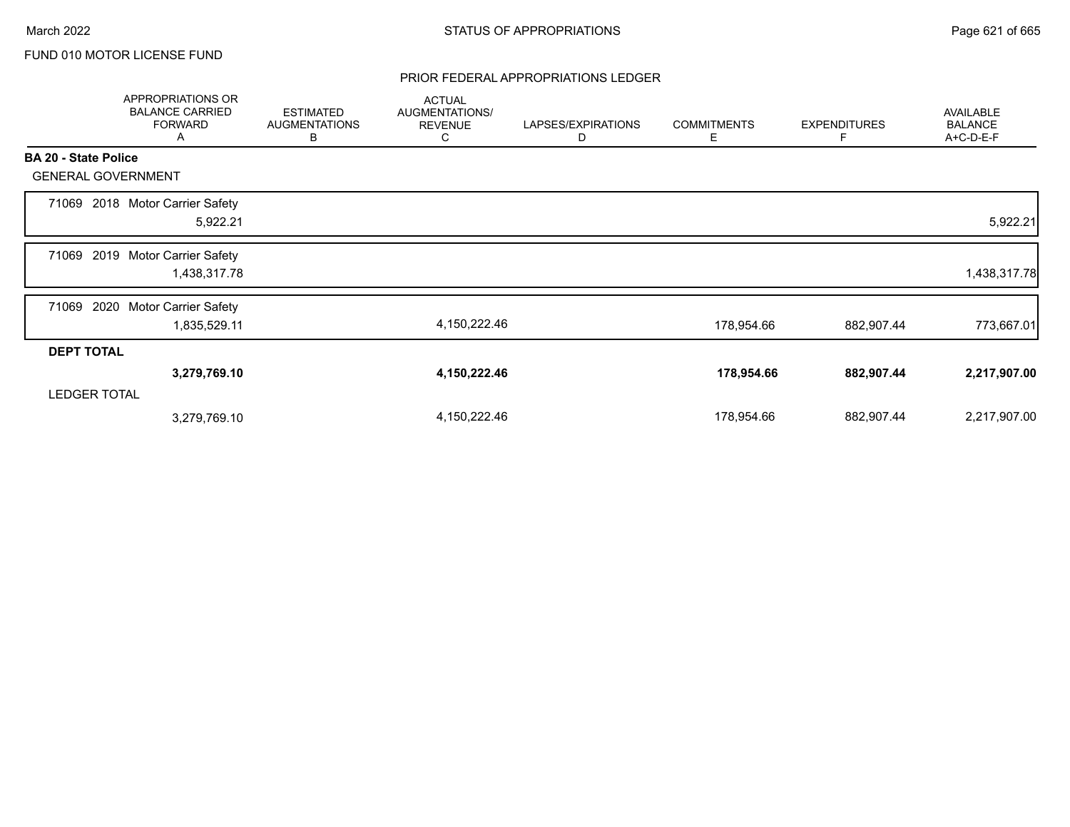FUND 010 MOTOR LICENSE FUND

## PRIOR FEDERAL APPROPRIATIONS LEDGER

| | APPROPRIATIONS OR BALANCE CARRIED FORWARD A | ESTIMATED AUGMENTATIONS B | ACTUAL AUGMENTATIONS/ REVENUE C | LAPSES/EXPIRATIONS D | COMMITMENTS E | EXPENDITURES F | AVAILABLE BALANCE A+C-D-E-F |
|---|---|---|---|---|---|---|---|
| **BA 20 - State Police** | | | | | | | |
| GENERAL GOVERNMENT | | | | | | | |
| 71069 2018 Motor Carrier Safety | 5,922.21 | | | | | | 5,922.21 |
| 71069 2019 Motor Carrier Safety | 1,438,317.78 | | | | | | 1,438,317.78 |
| 71069 2020 Motor Carrier Safety | 1,835,529.11 | | 4,150,222.46 | | 178,954.66 | 882,907.44 | 773,667.01 |
| **DEPT TOTAL** | **3,279,769.10** | | **4,150,222.46** | | **178,954.66** | **882,907.44** | **2,217,907.00** |
| LEDGER TOTAL | 3,279,769.10 | | 4,150,222.46 | | 178,954.66 | 882,907.44 | 2,217,907.00 |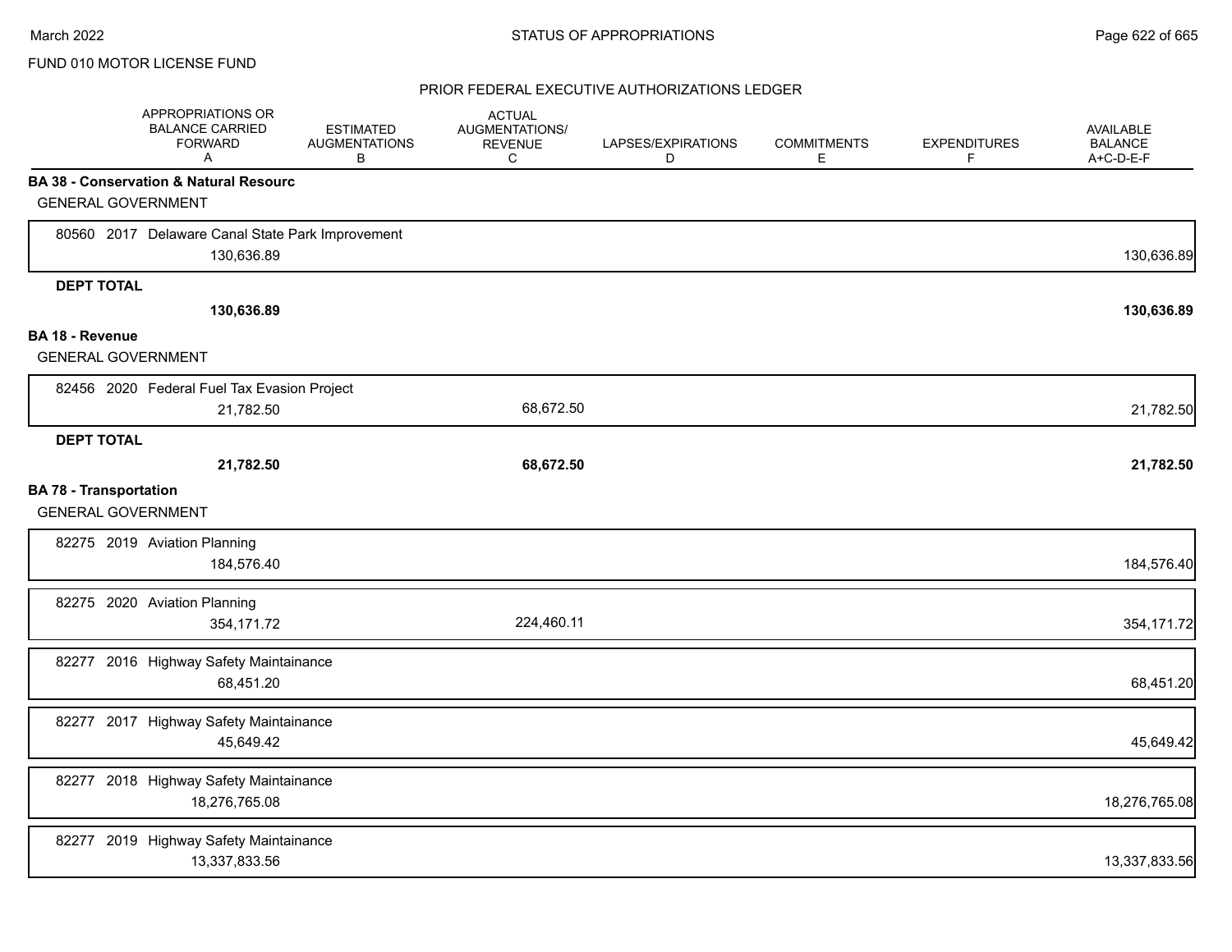FUND 010 MOTOR LICENSE FUND

PRIOR FEDERAL EXECUTIVE AUTHORIZATIONS LEDGER

| | APPROPRIATIONS OR BALANCE CARRIED FORWARD A | ESTIMATED AUGMENTATIONS B | ACTUAL AUGMENTATIONS/ REVENUE C | LAPSES/EXPIRATIONS D | COMMITMENTS E | EXPENDITURES F | AVAILABLE BALANCE A+C-D-E-F |
|---|---|---|---|---|---|---|---|
| **BA 38 - Conservation & Natural Resourc** | | | | | | | |
| GENERAL GOVERNMENT | | | | | | | |
| 80560 2017 Delaware Canal State Park Improvement | 130,636.89 | | | | | | 130,636.89 |
| **DEPT TOTAL** | **130,636.89** | | | | | | **130,636.89** |
| **BA 18 - Revenue** | | | | | | | |
| GENERAL GOVERNMENT | | | | | | | |
| 82456 2020 Federal Fuel Tax Evasion Project | 21,782.50 | | 68,672.50 | | | | 21,782.50 |
| **DEPT TOTAL** | **21,782.50** | | **68,672.50** | | | | **21,782.50** |
| **BA 78 - Transportation** | | | | | | | |
| GENERAL GOVERNMENT | | | | | | | |
| 82275 2019 Aviation Planning | 184,576.40 | | | | | | 184,576.40 |
| 82275 2020 Aviation Planning | 354,171.72 | | 224,460.11 | | | | 354,171.72 |
| 82277 2016 Highway Safety Maintainance | 68,451.20 | | | | | | 68,451.20 |
| 82277 2017 Highway Safety Maintainance | 45,649.42 | | | | | | 45,649.42 |
| 82277 2018 Highway Safety Maintainance | 18,276,765.08 | | | | | | 18,276,765.08 |
| 82277 2019 Highway Safety Maintainance | 13,337,833.56 | | | | | | 13,337,833.56 |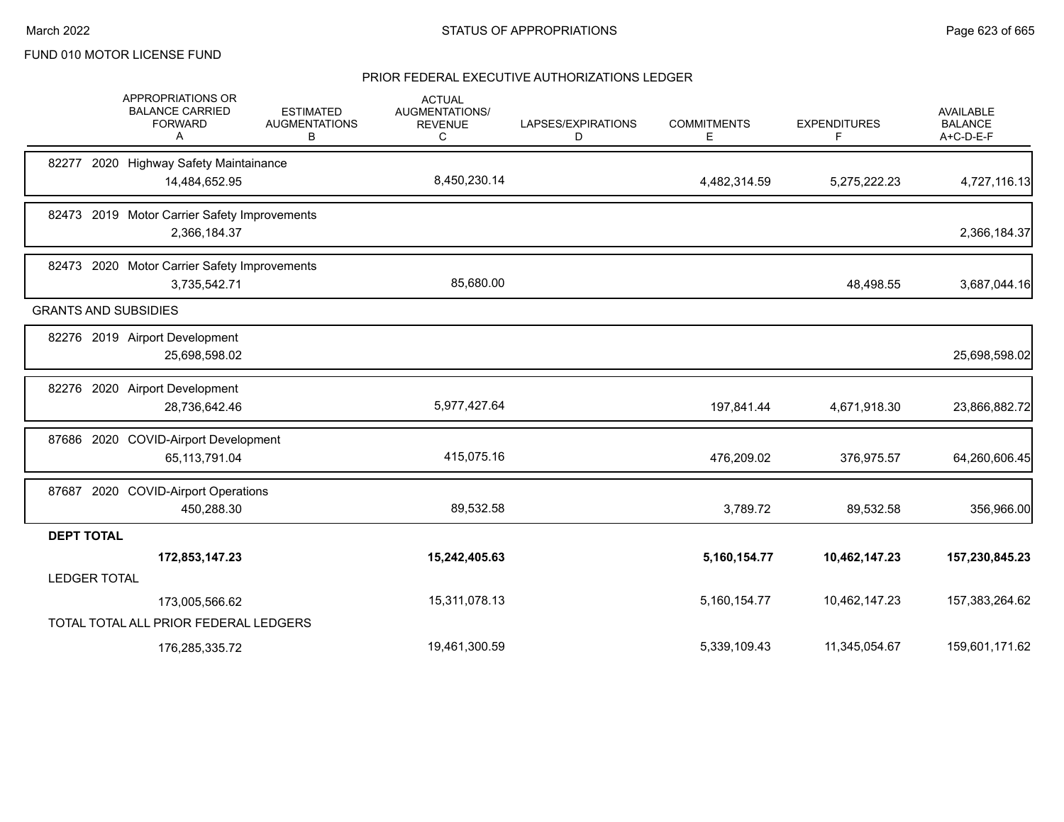FUND 010 MOTOR LICENSE FUND

## PRIOR FEDERAL EXECUTIVE AUTHORIZATIONS LEDGER

| | APPROPRIATIONS OR BALANCE CARRIED FORWARD A | ESTIMATED AUGMENTATIONS B | ACTUAL AUGMENTATIONS/ REVENUE C | LAPSES/EXPIRATIONS D | COMMITMENTS E | EXPENDITURES F | AVAILABLE BALANCE A+C-D-E-F |
|---|---|---|---|---|---|---|---|
| 82277 2020 Highway Safety Maintainance | 14,484,652.95 | | 8,450,230.14 | | 4,482,314.59 | 5,275,222.23 | 4,727,116.13 |
| 82473 2019 Motor Carrier Safety Improvements | 2,366,184.37 | | | | | | 2,366,184.37 |
| 82473 2020 Motor Carrier Safety Improvements | 3,735,542.71 | | 85,680.00 | | | 48,498.55 | 3,687,044.16 |
| **GRANTS AND SUBSIDIES** | | | | | | | |
| 82276 2019 Airport Development | 25,698,598.02 | | | | | | 25,698,598.02 |
| 82276 2020 Airport Development | 28,736,642.46 | | 5,977,427.64 | | 197,841.44 | 4,671,918.30 | 23,866,882.72 |
| 87686 2020 COVID-Airport Development | 65,113,791.04 | | 415,075.16 | | 476,209.02 | 376,975.57 | 64,260,606.45 |
| 87687 2020 COVID-Airport Operations | 450,288.30 | | 89,532.58 | | 3,789.72 | 89,532.58 | 356,966.00 |
| **DEPT TOTAL** | **172,853,147.23** | | **15,242,405.63** | | **5,160,154.77** | **10,462,147.23** | **157,230,845.23** |
| LEDGER TOTAL | 173,005,566.62 | | 15,311,078.13 | | 5,160,154.77 | 10,462,147.23 | 157,383,264.62 |
| TOTAL TOTAL ALL PRIOR FEDERAL LEDGERS | 176,285,335.72 | | 19,461,300.59 | | 5,339,109.43 | 11,345,054.67 | 159,601,171.62 |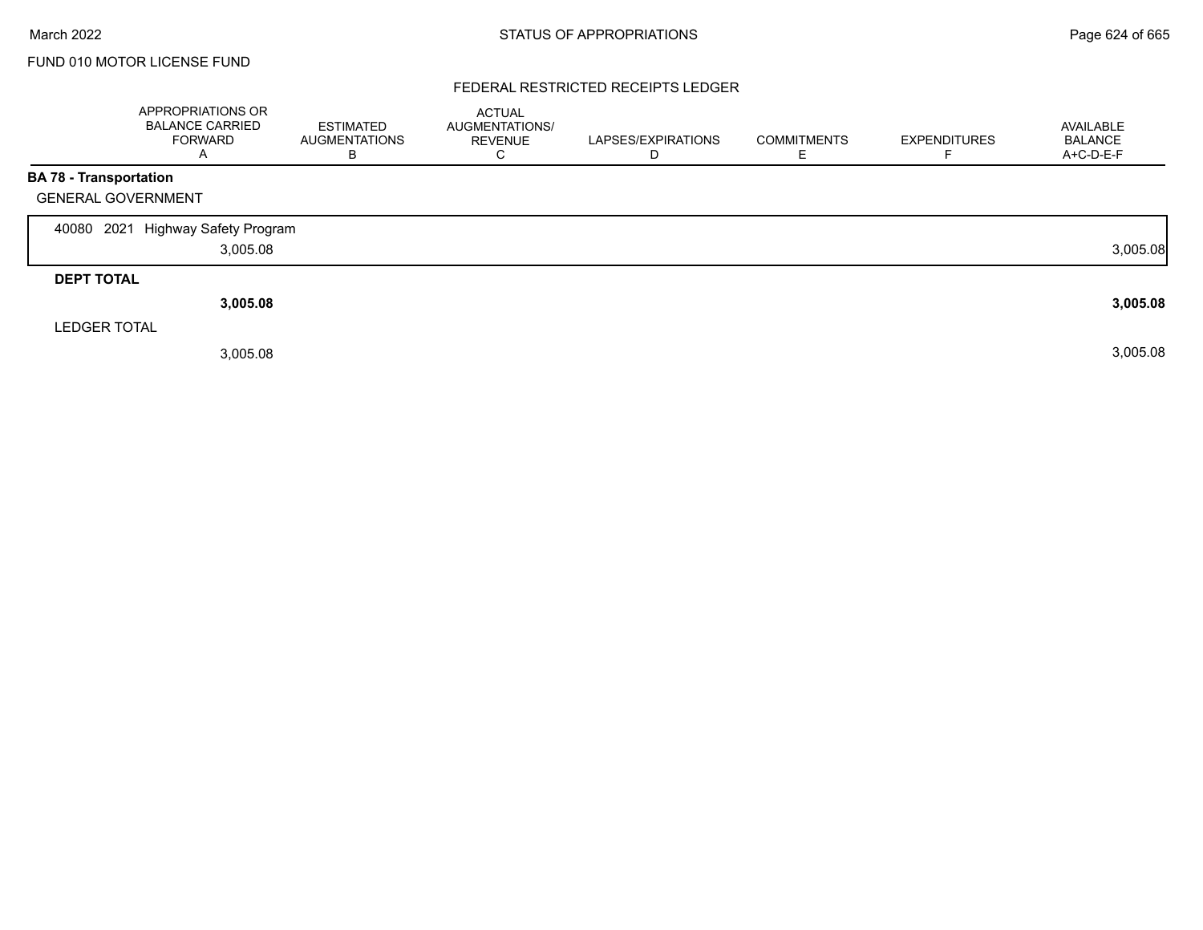## FUND 010 MOTOR LICENSE FUND

### FEDERAL RESTRICTED RECEIPTS LEDGER

| | APPROPRIATIONS OR BALANCE CARRIED FORWARD A | ESTIMATED AUGMENTATIONS B | ACTUAL AUGMENTATIONS/ REVENUE C | LAPSES/EXPIRATIONS D | COMMITMENTS E | EXPENDITURES F | AVAILABLE BALANCE A+C-D-E-F |
|---|---|---|---|---|---|---|---|
| **BA 78 - Transportation** | | | | | | | |
| GENERAL GOVERNMENT | | | | | | | |
| 40080 2021 Highway Safety Program | 3,005.08 | | | | | | 3,005.08 |
| **DEPT TOTAL** | **3,005.08** | | | | | | **3,005.08** |
| LEDGER TOTAL | 3,005.08 | | | | | | 3,005.08 |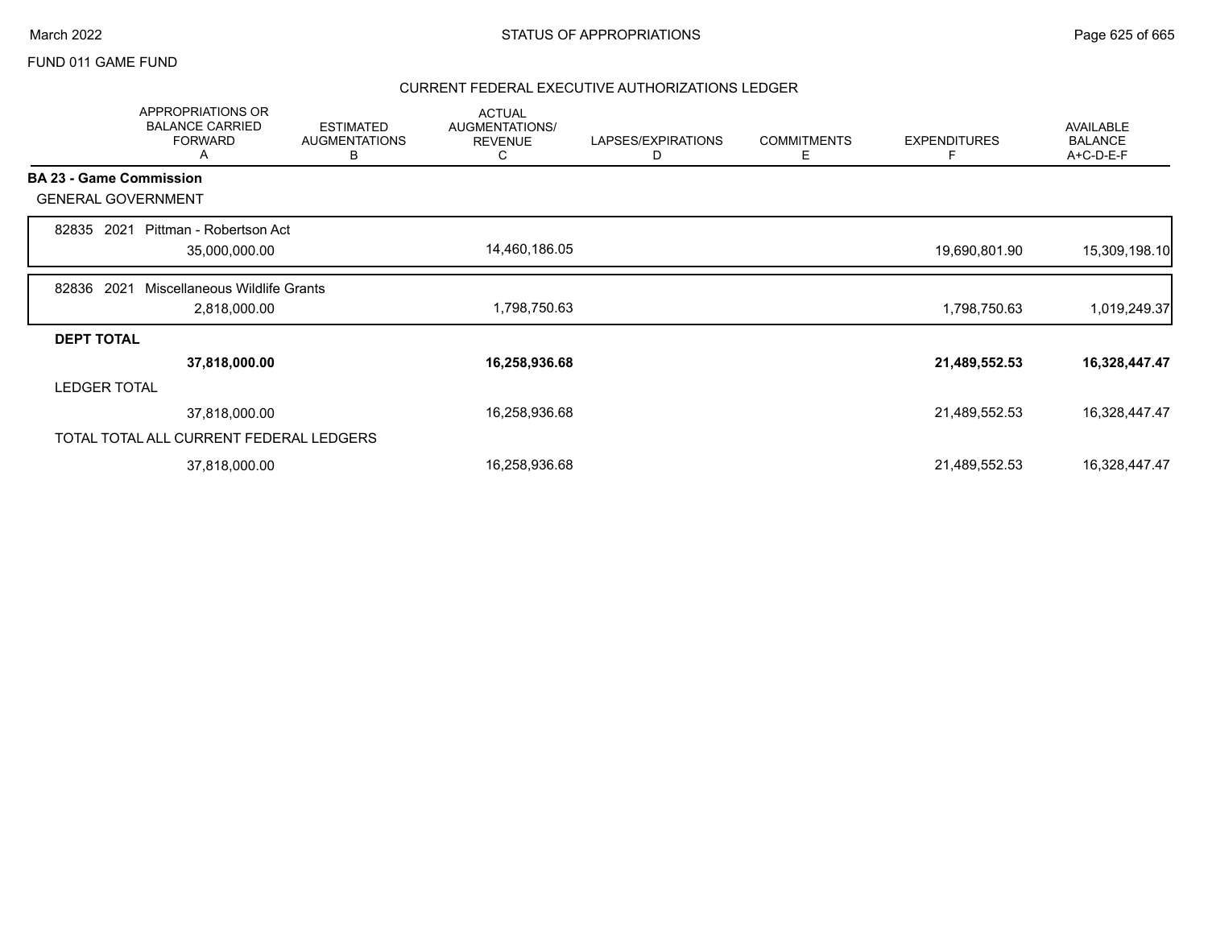FUND 011 GAME FUND

## CURRENT FEDERAL EXECUTIVE AUTHORIZATIONS LEDGER

| | APPROPRIATIONS OR BALANCE CARRIED FORWARD A | ESTIMATED AUGMENTATIONS B | ACTUAL AUGMENTATIONS/ REVENUE C | LAPSES/EXPIRATIONS D | COMMITMENTS E | EXPENDITURES F | AVAILABLE BALANCE A+C-D-E-F |
|---|---|---|---|---|---|---|---|
| **BA 23 - Game Commission** | | | | | | | |
| GENERAL GOVERNMENT | | | | | | | |
| 82835 2021 Pittman - Robertson Act | 35,000,000.00 | | 14,460,186.05 | | | 19,690,801.90 | 15,309,198.10 |
| 82836 2021 Miscellaneous Wildlife Grants | 2,818,000.00 | | 1,798,750.63 | | | 1,798,750.63 | 1,019,249.37 |
| **DEPT TOTAL** | **37,818,000.00** | | **16,258,936.68** | | | **21,489,552.53** | **16,328,447.47** |
| LEDGER TOTAL | 37,818,000.00 | | 16,258,936.68 | | | 21,489,552.53 | 16,328,447.47 |
| TOTAL TOTAL ALL CURRENT FEDERAL LEDGERS | 37,818,000.00 | | 16,258,936.68 | | | 21,489,552.53 | 16,328,447.47 |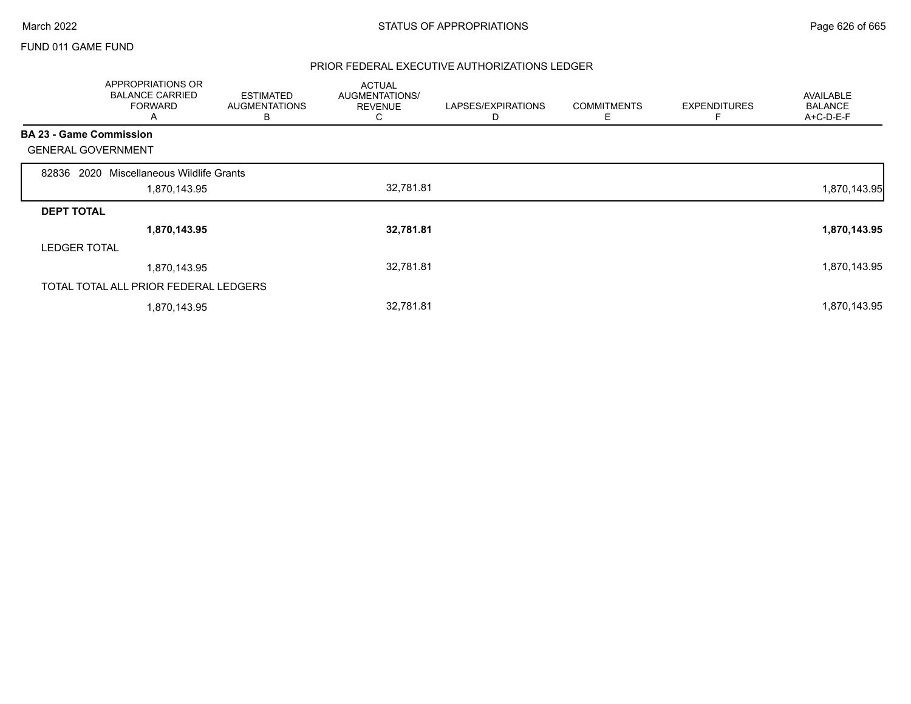FUND 011 GAME FUND

## PRIOR FEDERAL EXECUTIVE AUTHORIZATIONS LEDGER

| | APPROPRIATIONS OR BALANCE CARRIED FORWARD A | ESTIMATED AUGMENTATIONS B | ACTUAL AUGMENTATIONS/ REVENUE C | LAPSES/EXPIRATIONS D | COMMITMENTS E | EXPENDITURES F | AVAILABLE BALANCE A+C-D-E-F |
|---|---|---|---|---|---|---|---|
| **BA 23 - Game Commission** | | | | | | | |
| GENERAL GOVERNMENT | | | | | | | |
| 82836 2020 Miscellaneous Wildlife Grants | | | | | | | |
| | 1,870,143.95 | | 32,781.81 | | | | 1,870,143.95 |
| **DEPT TOTAL** | | | | | | | |
| | **1,870,143.95** | | **32,781.81** | | | | **1,870,143.95** |
| LEDGER TOTAL | | | | | | | |
| | 1,870,143.95 | | 32,781.81 | | | | 1,870,143.95 |
| TOTAL TOTAL ALL PRIOR FEDERAL LEDGERS | | | | | | | |
| | 1,870,143.95 | | 32,781.81 | | | | 1,870,143.95 |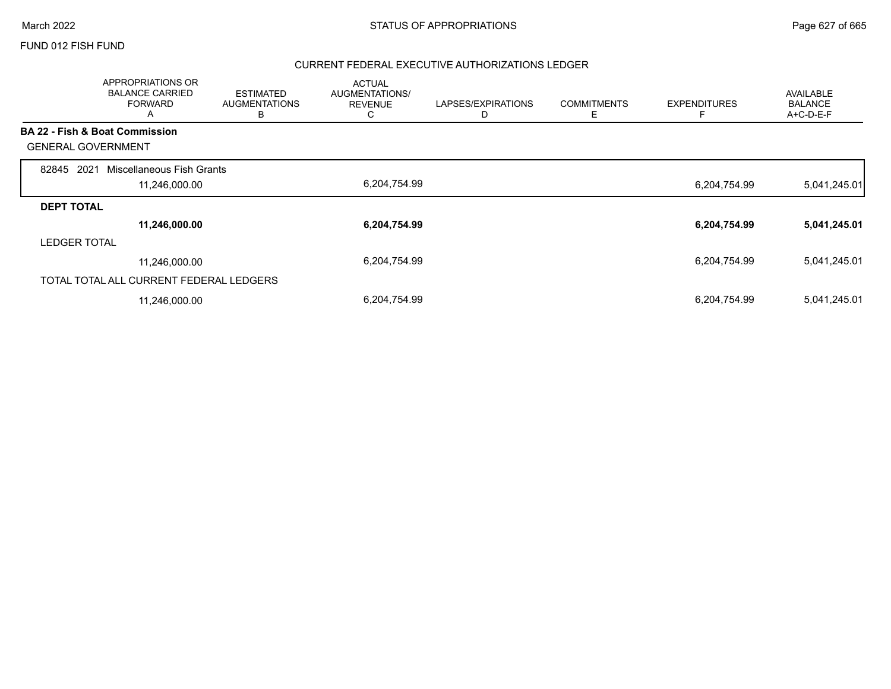FUND 012 FISH FUND

## CURRENT FEDERAL EXECUTIVE AUTHORIZATIONS LEDGER

| | APPROPRIATIONS OR BALANCE CARRIED FORWARD A | ESTIMATED AUGMENTATIONS B | ACTUAL AUGMENTATIONS/ REVENUE C | LAPSES/EXPIRATIONS D | COMMITMENTS E | EXPENDITURES F | AVAILABLE BALANCE A+C-D-E-F |
|---|---|---|---|---|---|---|---|
| **BA 22 - Fish & Boat Commission** | | | | | | | |
| GENERAL GOVERNMENT | | | | | | | |
| 82845 2021 Miscellaneous Fish Grants | | | | | | | |
| | 11,246,000.00 | | 6,204,754.99 | | | 6,204,754.99 | 5,041,245.01 |
| **DEPT TOTAL** | | | | | | | |
| | **11,246,000.00** | | **6,204,754.99** | | | **6,204,754.99** | **5,041,245.01** |
| LEDGER TOTAL | | | | | | | |
| | 11,246,000.00 | | 6,204,754.99 | | | 6,204,754.99 | 5,041,245.01 |
| TOTAL TOTAL ALL CURRENT FEDERAL LEDGERS | | | | | | | |
| | 11,246,000.00 | | 6,204,754.99 | | | 6,204,754.99 | 5,041,245.01 |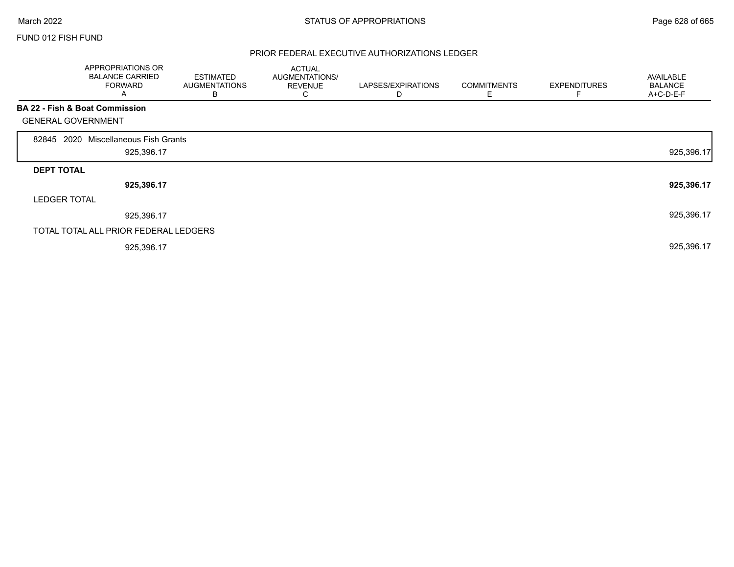FUND 012 FISH FUND

## PRIOR FEDERAL EXECUTIVE AUTHORIZATIONS LEDGER

| | APPROPRIATIONS OR BALANCE CARRIED FORWARD A | ESTIMATED AUGMENTATIONS B | ACTUAL AUGMENTATIONS/ REVENUE C | LAPSES/EXPIRATIONS D | COMMITMENTS E | EXPENDITURES F | AVAILABLE BALANCE A+C-D-E-F |
|---|---|---|---|---|---|---|---|
| **BA 22 - Fish & Boat Commission** | | | | | | | |
| GENERAL GOVERNMENT | | | | | | | |
| 82845 2020 Miscellaneous Fish Grants | 925,396.17 | | | | | | 925,396.17 |
| **DEPT TOTAL** | **925,396.17** | | | | | | **925,396.17** |
| LEDGER TOTAL | 925,396.17 | | | | | | 925,396.17 |
| TOTAL TOTAL ALL PRIOR FEDERAL LEDGERS | 925,396.17 | | | | | | 925,396.17 |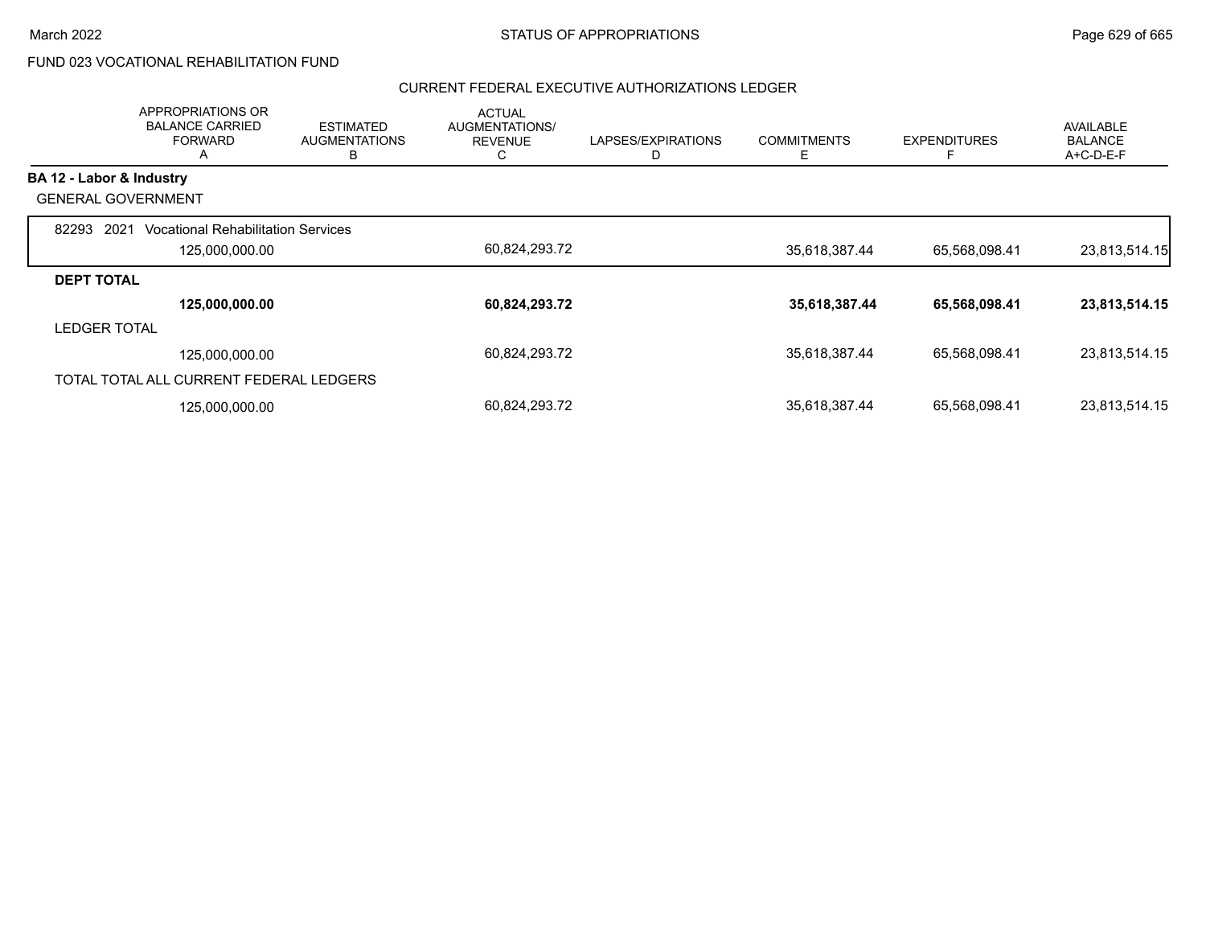FUND 023 VOCATIONAL REHABILITATION FUND

## CURRENT FEDERAL EXECUTIVE AUTHORIZATIONS LEDGER

| | APPROPRIATIONS OR BALANCE CARRIED FORWARD A | ESTIMATED AUGMENTATIONS B | ACTUAL AUGMENTATIONS/ REVENUE C | LAPSES/EXPIRATIONS D | COMMITMENTS E | EXPENDITURES F | AVAILABLE BALANCE A+C-D-E-F |
|---|---|---|---|---|---|---|---|
| **BA 12 - Labor & Industry** | | | | | | | |
| GENERAL GOVERNMENT | | | | | | | |
| 82293 2021 Vocational Rehabilitation Services | 125,000,000.00 | | 60,824,293.72 | | 35,618,387.44 | 65,568,098.41 | 23,813,514.15 |
| **DEPT TOTAL** | **125,000,000.00** | | **60,824,293.72** | | **35,618,387.44** | **65,568,098.41** | **23,813,514.15** |
| LEDGER TOTAL | 125,000,000.00 | | 60,824,293.72 | | 35,618,387.44 | 65,568,098.41 | 23,813,514.15 |
| TOTAL TOTAL ALL CURRENT FEDERAL LEDGERS | 125,000,000.00 | | 60,824,293.72 | | 35,618,387.44 | 65,568,098.41 | 23,813,514.15 |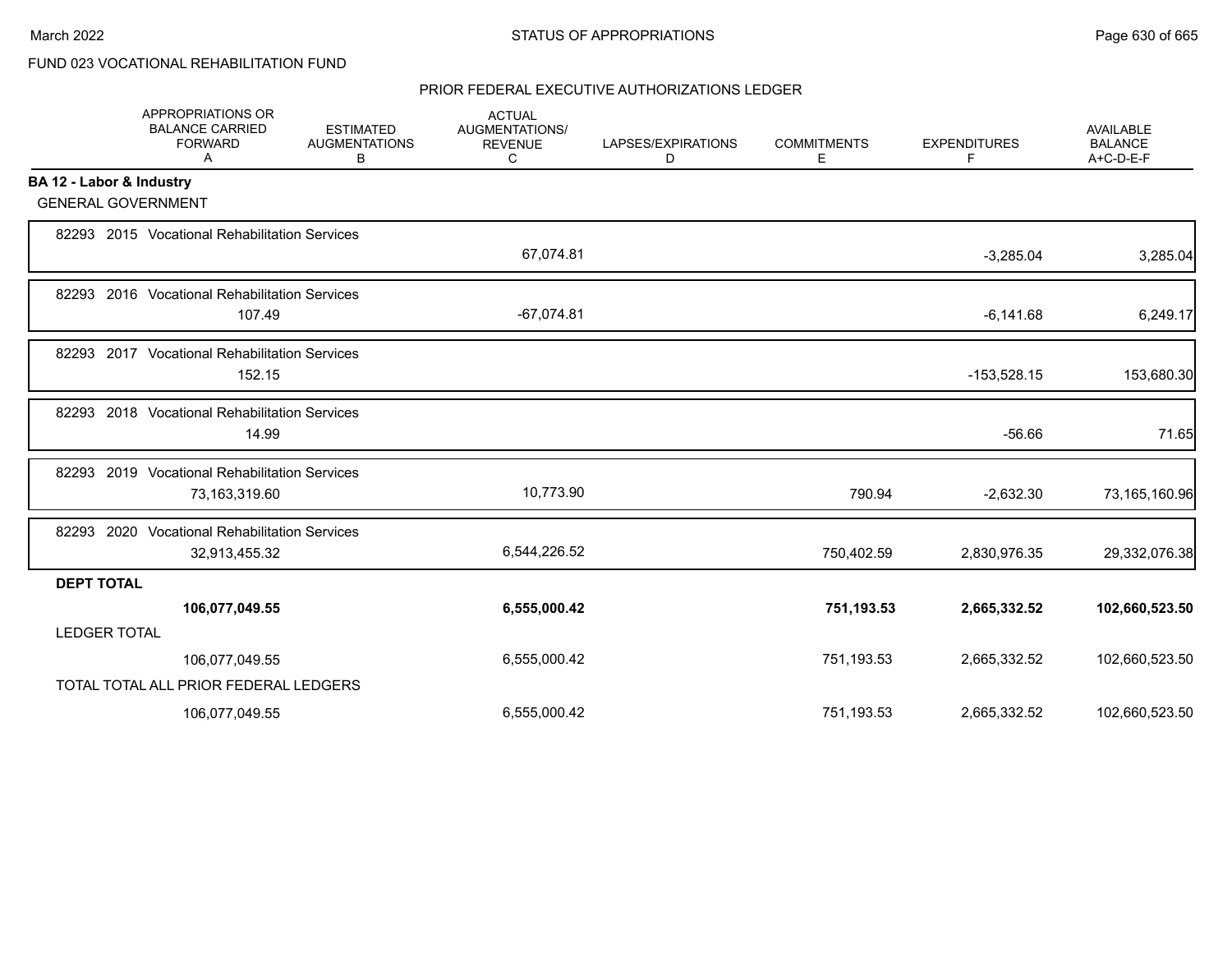FUND 023 VOCATIONAL REHABILITATION FUND

## PRIOR FEDERAL EXECUTIVE AUTHORIZATIONS LEDGER

| | APPROPRIATIONS OR BALANCE CARRIED FORWARD A | ESTIMATED AUGMENTATIONS B | ACTUAL AUGMENTATIONS/ REVENUE C | LAPSES/EXPIRATIONS D | COMMITMENTS E | EXPENDITURES F | AVAILABLE BALANCE A+C-D-E-F |
|---|---|---|---|---|---|---|---|
| **BA 12 - Labor & Industry** | | | | | | | |
| GENERAL GOVERNMENT | | | | | | | |
| 82293 2015 Vocational Rehabilitation Services | | | 67,074.81 | | | -3,285.04 | 3,285.04 |
| 82293 2016 Vocational Rehabilitation Services | 107.49 | | -67,074.81 | | | -6,141.68 | 6,249.17 |
| 82293 2017 Vocational Rehabilitation Services | 152.15 | | | | | -153,528.15 | 153,680.30 |
| 82293 2018 Vocational Rehabilitation Services | 14.99 | | | | | -56.66 | 71.65 |
| 82293 2019 Vocational Rehabilitation Services | 73,163,319.60 | | 10,773.90 | | 790.94 | -2,632.30 | 73,165,160.96 |
| 82293 2020 Vocational Rehabilitation Services | 32,913,455.32 | | 6,544,226.52 | | 750,402.59 | 2,830,976.35 | 29,332,076.38 |
| **DEPT TOTAL** | **106,077,049.55** | | **6,555,000.42** | | **751,193.53** | **2,665,332.52** | **102,660,523.50** |
| LEDGER TOTAL | 106,077,049.55 | | 6,555,000.42 | | 751,193.53 | 2,665,332.52 | 102,660,523.50 |
| TOTAL TOTAL ALL PRIOR FEDERAL LEDGERS | 106,077,049.55 | | 6,555,000.42 | | 751,193.53 | 2,665,332.52 | 102,660,523.50 |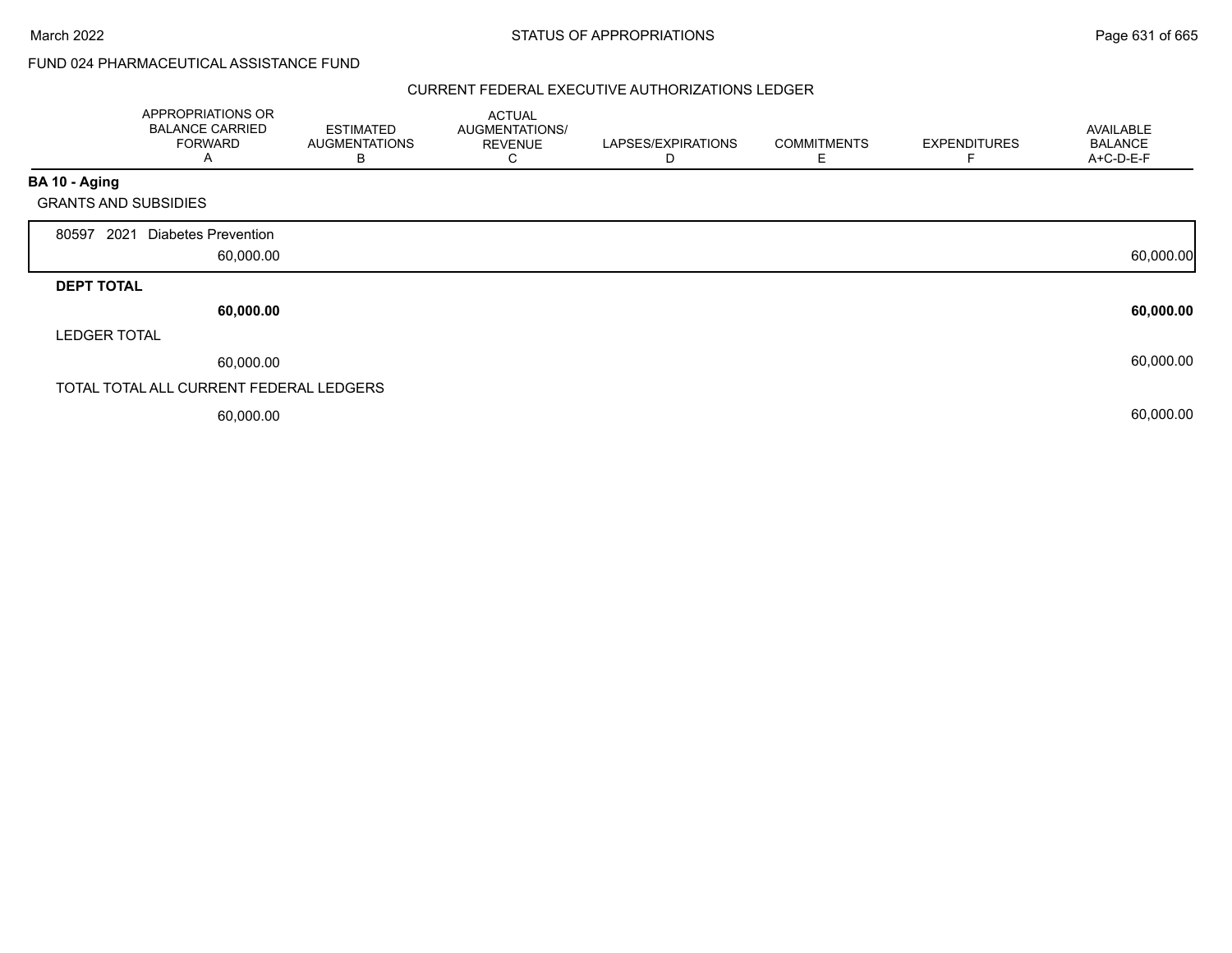FUND 024 PHARMACEUTICAL ASSISTANCE FUND

CURRENT FEDERAL EXECUTIVE AUTHORIZATIONS LEDGER

| | APPROPRIATIONS OR BALANCE CARRIED FORWARD A | ESTIMATED AUGMENTATIONS B | ACTUAL AUGMENTATIONS/ REVENUE C | LAPSES/EXPIRATIONS D | COMMITMENTS E | EXPENDITURES F | AVAILABLE BALANCE A+C-D-E-F |
|---|---|---|---|---|---|---|---|
| **BA 10 - Aging** | | | | | | | |
| GRANTS AND SUBSIDIES | | | | | | | |
| 80597 2021 Diabetes Prevention | 60,000.00 | | | | | | 60,000.00 |
| **DEPT TOTAL** | **60,000.00** | | | | | | **60,000.00** |
| LEDGER TOTAL | 60,000.00 | | | | | | 60,000.00 |
| TOTAL TOTAL ALL CURRENT FEDERAL LEDGERS | 60,000.00 | | | | | | 60,000.00 |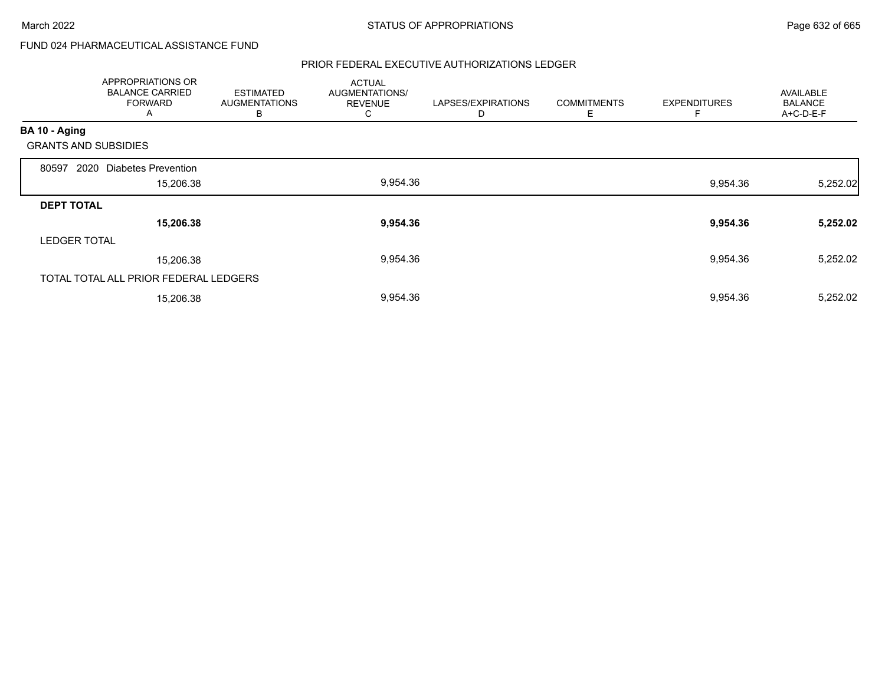FUND 024 PHARMACEUTICAL ASSISTANCE FUND

PRIOR FEDERAL EXECUTIVE AUTHORIZATIONS LEDGER

| | APPROPRIATIONS OR BALANCE CARRIED FORWARD A | ESTIMATED AUGMENTATIONS B | ACTUAL AUGMENTATIONS/ REVENUE C | LAPSES/EXPIRATIONS D | COMMITMENTS E | EXPENDITURES F | AVAILABLE BALANCE A+C-D-E-F |
|---|---|---|---|---|---|---|---|
| **BA 10 - Aging** | | | | | | | |
| GRANTS AND SUBSIDIES | | | | | | | |
| 80597 2020 Diabetes Prevention | 15,206.38 | | 9,954.36 | | | 9,954.36 | 5,252.02 |
| **DEPT TOTAL** | **15,206.38** | | **9,954.36** | | | **9,954.36** | **5,252.02** |
| LEDGER TOTAL | 15,206.38 | | 9,954.36 | | | 9,954.36 | 5,252.02 |
| TOTAL TOTAL ALL PRIOR FEDERAL LEDGERS | 15,206.38 | | 9,954.36 | | | 9,954.36 | 5,252.02 |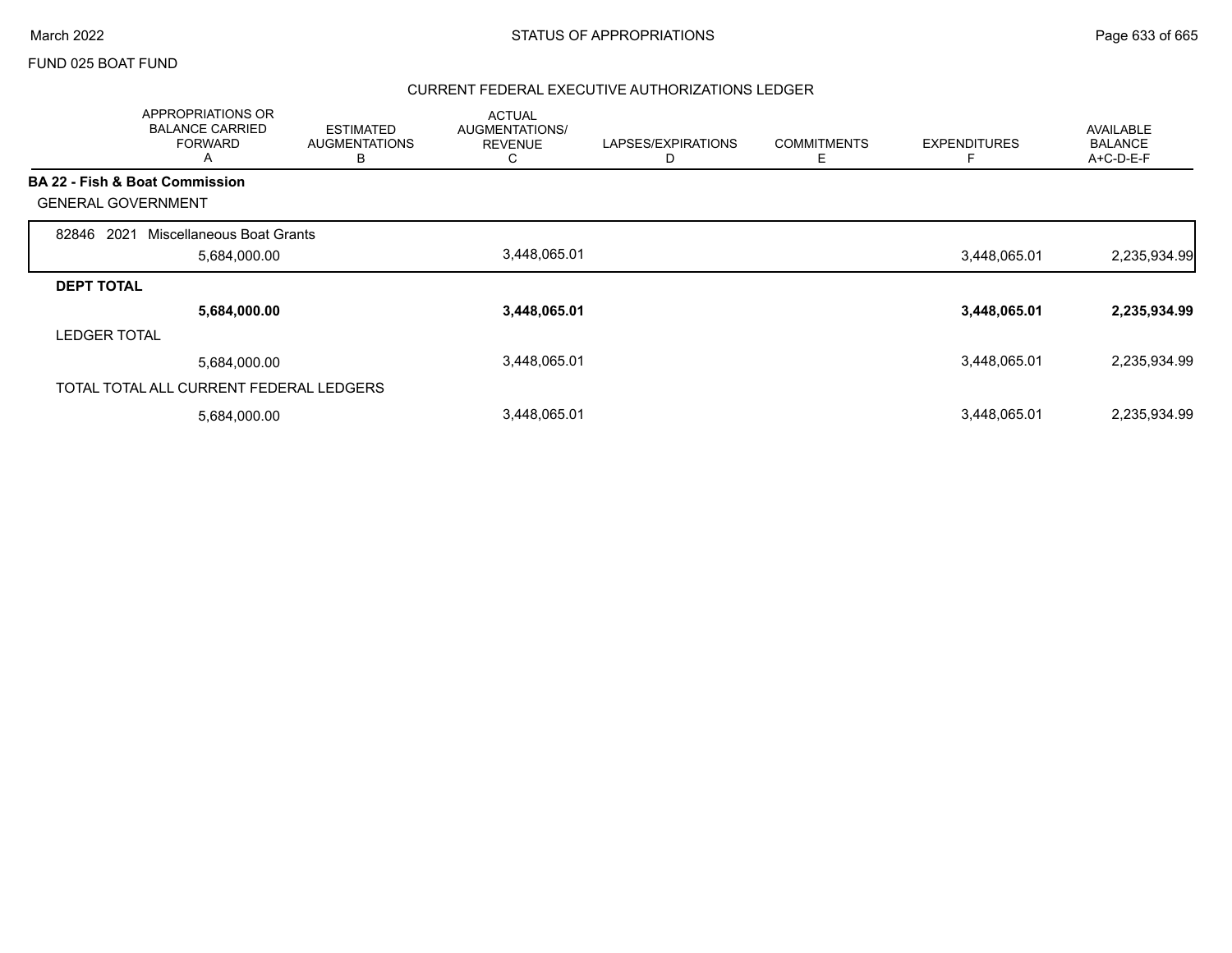FUND 025 BOAT FUND

## CURRENT FEDERAL EXECUTIVE AUTHORIZATIONS LEDGER

| | APPROPRIATIONS OR BALANCE CARRIED FORWARD A | ESTIMATED AUGMENTATIONS B | ACTUAL AUGMENTATIONS/ REVENUE C | LAPSES/EXPIRATIONS D | COMMITMENTS E | EXPENDITURES F | AVAILABLE BALANCE A+C-D-E-F |
|---|---|---|---|---|---|---|---|
| **BA 22 - Fish & Boat Commission** | | | | | | | |
| GENERAL GOVERNMENT | | | | | | | |
| 82846 2021 Miscellaneous Boat Grants | 5,684,000.00 | | 3,448,065.01 | | | 3,448,065.01 | 2,235,934.99 |
| **DEPT TOTAL** | **5,684,000.00** | | **3,448,065.01** | | | **3,448,065.01** | **2,235,934.99** |
| LEDGER TOTAL | 5,684,000.00 | | 3,448,065.01 | | | 3,448,065.01 | 2,235,934.99 |
| TOTAL TOTAL ALL CURRENT FEDERAL LEDGERS | 5,684,000.00 | | 3,448,065.01 | | | 3,448,065.01 | 2,235,934.99 |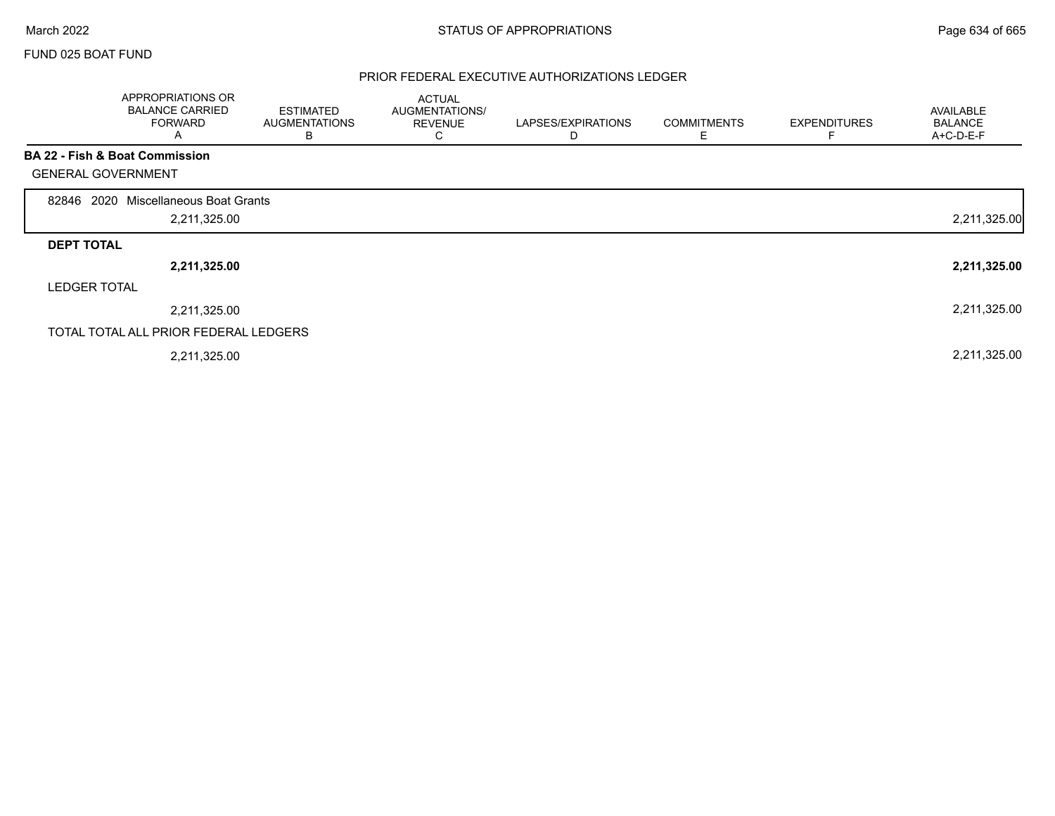FUND 025 BOAT FUND

## PRIOR FEDERAL EXECUTIVE AUTHORIZATIONS LEDGER

| | APPROPRIATIONS OR BALANCE CARRIED FORWARD A | ESTIMATED AUGMENTATIONS B | ACTUAL AUGMENTATIONS/ REVENUE C | LAPSES/EXPIRATIONS D | COMMITMENTS E | EXPENDITURES F | AVAILABLE BALANCE A+C-D-E-F |
|---|---|---|---|---|---|---|---|
| **BA 22 - Fish & Boat Commission** | | | | | | | |
| GENERAL GOVERNMENT | | | | | | | |
| 82846 2020 Miscellaneous Boat Grants | 2,211,325.00 | | | | | | 2,211,325.00 |
| **DEPT TOTAL** | **2,211,325.00** | | | | | | **2,211,325.00** |
| LEDGER TOTAL | 2,211,325.00 | | | | | | 2,211,325.00 |
| TOTAL TOTAL ALL PRIOR FEDERAL LEDGERS | 2,211,325.00 | | | | | | 2,211,325.00 |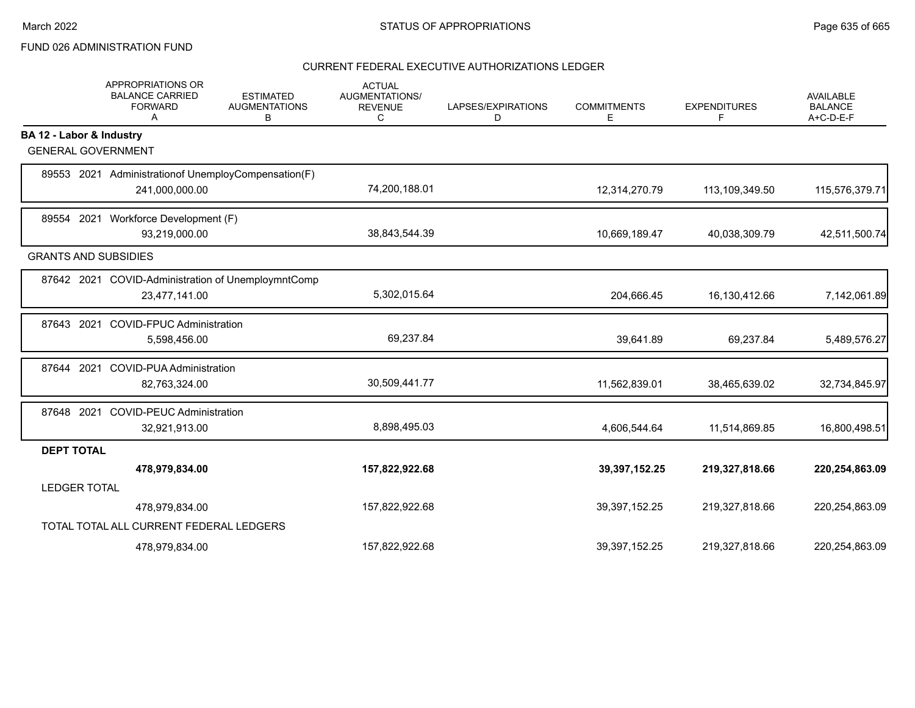FUND 026 ADMINISTRATION FUND

## CURRENT FEDERAL EXECUTIVE AUTHORIZATIONS LEDGER

| | APPROPRIATIONS OR BALANCE CARRIED FORWARD A | ESTIMATED AUGMENTATIONS B | ACTUAL AUGMENTATIONS/ REVENUE C | LAPSES/EXPIRATIONS D | COMMITMENTS E | EXPENDITURES F | AVAILABLE BALANCE A+C-D-E-F |
|---|---|---|---|---|---|---|---|
| **BA 12 - Labor & Industry** | | | | | | | |
| GENERAL GOVERNMENT | | | | | | | |
| 89553 2021 Administrationof UnemployCompensation(F) | 241,000,000.00 | | 74,200,188.01 | | 12,314,270.79 | 113,109,349.50 | 115,576,379.71 |
| 89554 2021 Workforce Development (F) | 93,219,000.00 | | 38,843,544.39 | | 10,669,189.47 | 40,038,309.79 | 42,511,500.74 |
| GRANTS AND SUBSIDIES | | | | | | | |
| 87642 2021 COVID-Administration of UnemploymntComp | 23,477,141.00 | | 5,302,015.64 | | 204,666.45 | 16,130,412.66 | 7,142,061.89 |
| 87643 2021 COVID-FPUC Administration | 5,598,456.00 | | 69,237.84 | | 39,641.89 | 69,237.84 | 5,489,576.27 |
| 87644 2021 COVID-PUA Administration | 82,763,324.00 | | 30,509,441.77 | | 11,562,839.01 | 38,465,639.02 | 32,734,845.97 |
| 87648 2021 COVID-PEUC Administration | 32,921,913.00 | | 8,898,495.03 | | 4,606,544.64 | 11,514,869.85 | 16,800,498.51 |
| **DEPT TOTAL** | **478,979,834.00** | | **157,822,922.68** | | **39,397,152.25** | **219,327,818.66** | **220,254,863.09** |
| LEDGER TOTAL | 478,979,834.00 | | 157,822,922.68 | | 39,397,152.25 | 219,327,818.66 | 220,254,863.09 |
| TOTAL TOTAL ALL CURRENT FEDERAL LEDGERS | 478,979,834.00 | | 157,822,922.68 | | 39,397,152.25 | 219,327,818.66 | 220,254,863.09 |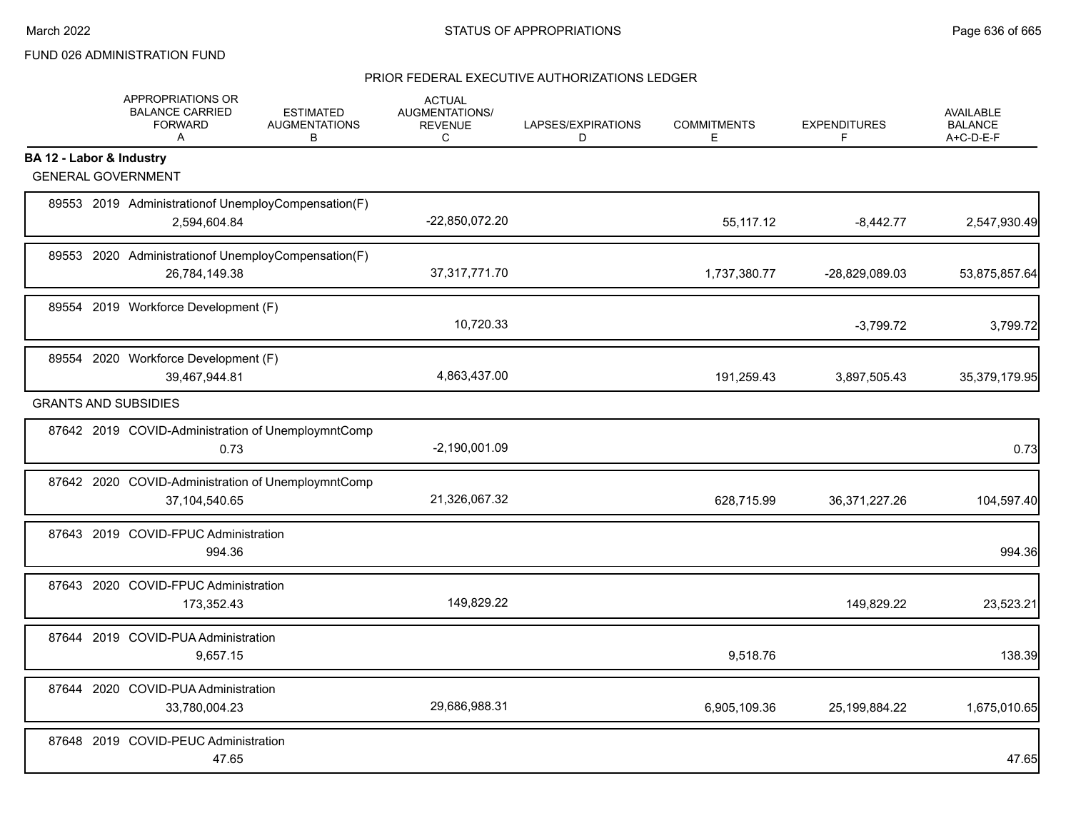FUND 026 ADMINISTRATION FUND

PRIOR FEDERAL EXECUTIVE AUTHORIZATIONS LEDGER

| | APPROPRIATIONS OR BALANCE CARRIED FORWARD A | ESTIMATED AUGMENTATIONS B | ACTUAL AUGMENTATIONS/ REVENUE C | LAPSES/EXPIRATIONS D | COMMITMENTS E | EXPENDITURES F | AVAILABLE BALANCE A+C-D-E-F |
|---|---|---|---|---|---|---|---|
| **BA 12 - Labor & Industry** | | | | | | | |
| GENERAL GOVERNMENT | | | | | | | |
| 89553 2019 Administrationof UnemployCompensation(F) | 2,594,604.84 | | -22,850,072.20 | | 55,117.12 | -8,442.77 | 2,547,930.49 |
| 89553 2020 Administrationof UnemployCompensation(F) | 26,784,149.38 | | 37,317,771.70 | | 1,737,380.77 | -28,829,089.03 | 53,875,857.64 |
| 89554 2019 Workforce Development (F) | | | 10,720.33 | | | -3,799.72 | 3,799.72 |
| 89554 2020 Workforce Development (F) | 39,467,944.81 | | 4,863,437.00 | | 191,259.43 | 3,897,505.43 | 35,379,179.95 |
| GRANTS AND SUBSIDIES | | | | | | | |
| 87642 2019 COVID-Administration of UnemploymntComp | 0.73 | | -2,190,001.09 | | | | 0.73 |
| 87642 2020 COVID-Administration of UnemploymntComp | 37,104,540.65 | | 21,326,067.32 | | 628,715.99 | 36,371,227.26 | 104,597.40 |
| 87643 2019 COVID-FPUC Administration | 994.36 | | | | | | 994.36 |
| 87643 2020 COVID-FPUC Administration | 173,352.43 | | 149,829.22 | | | 149,829.22 | 23,523.21 |
| 87644 2019 COVID-PUA Administration | 9,657.15 | | | | 9,518.76 | | 138.39 |
| 87644 2020 COVID-PUA Administration | 33,780,004.23 | | 29,686,988.31 | | 6,905,109.36 | 25,199,884.22 | 1,675,010.65 |
| 87648 2019 COVID-PEUC Administration | 47.65 | | | | | | 47.65 |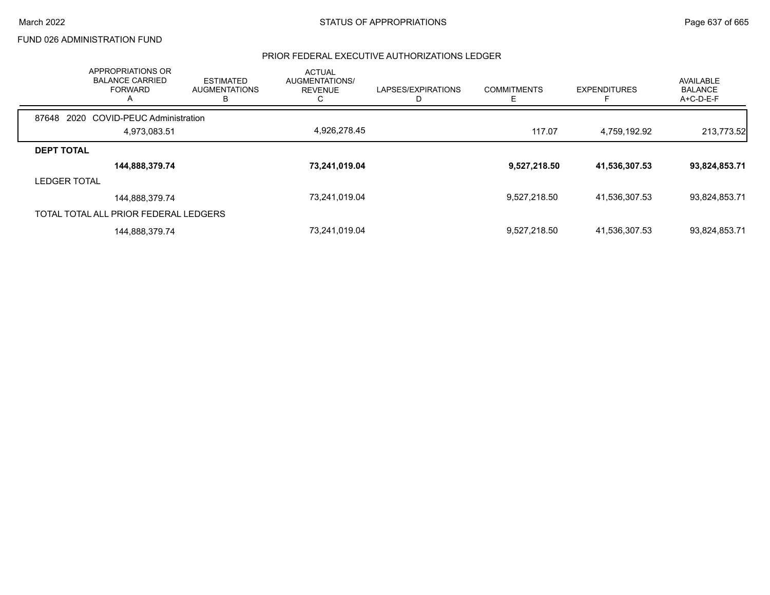FUND 026 ADMINISTRATION FUND

## PRIOR FEDERAL EXECUTIVE AUTHORIZATIONS LEDGER

| | APPROPRIATIONS OR BALANCE CARRIED FORWARD A | ESTIMATED AUGMENTATIONS B | ACTUAL AUGMENTATIONS/ REVENUE C | LAPSES/EXPIRATIONS D | COMMITMENTS E | EXPENDITURES F | AVAILABLE BALANCE A+C-D-E-F |
|---|---|---|---|---|---|---|---|
| 87648 2020 COVID-PEUC Administration | | | | | | | |
| | 4,973,083.51 | | 4,926,278.45 | | 117.07 | 4,759,192.92 | 213,773.52 |
| **DEPT TOTAL** | | | | | | | |
| | **144,888,379.74** | | **73,241,019.04** | | **9,527,218.50** | **41,536,307.53** | **93,824,853.71** |
| LEDGER TOTAL | | | | | | | |
| | 144,888,379.74 | | 73,241,019.04 | | 9,527,218.50 | 41,536,307.53 | 93,824,853.71 |
| TOTAL TOTAL ALL PRIOR FEDERAL LEDGERS | | | | | | | |
| | 144,888,379.74 | | 73,241,019.04 | | 9,527,218.50 | 41,536,307.53 | 93,824,853.71 |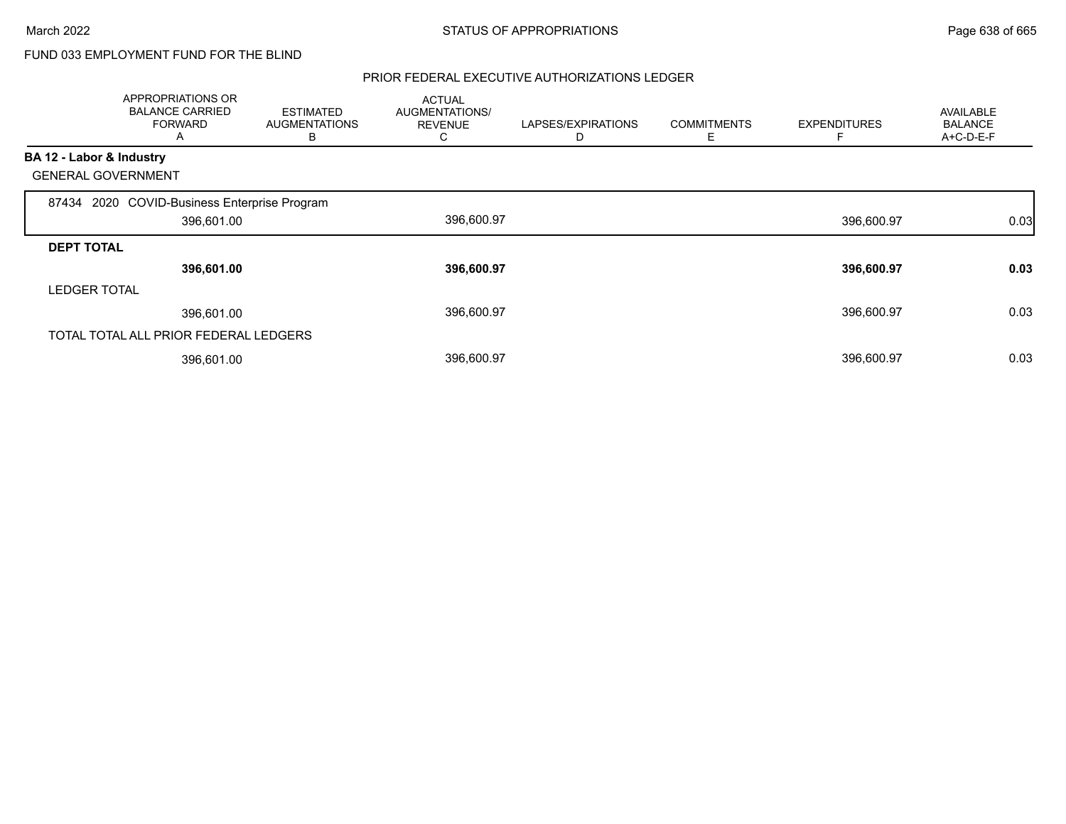FUND 033 EMPLOYMENT FUND FOR THE BLIND

PRIOR FEDERAL EXECUTIVE AUTHORIZATIONS LEDGER

| | APPROPRIATIONS OR BALANCE CARRIED FORWARD A | ESTIMATED AUGMENTATIONS B | ACTUAL AUGMENTATIONS/ REVENUE C | LAPSES/EXPIRATIONS D | COMMITMENTS E | EXPENDITURES F | AVAILABLE BALANCE A+C-D-E-F |
|---|---|---|---|---|---|---|---|
| **BA 12 - Labor & Industry** | | | | | | | |
| GENERAL GOVERNMENT | | | | | | | |
| 87434 2020 COVID-Business Enterprise Program | 396,601.00 | | 396,600.97 | | | 396,600.97 | 0.03 |
| **DEPT TOTAL** | **396,601.00** | | **396,600.97** | | | **396,600.97** | **0.03** |
| LEDGER TOTAL | 396,601.00 | | 396,600.97 | | | 396,600.97 | 0.03 |
| TOTAL TOTAL ALL PRIOR FEDERAL LEDGERS | 396,601.00 | | 396,600.97 | | | 396,600.97 | 0.03 |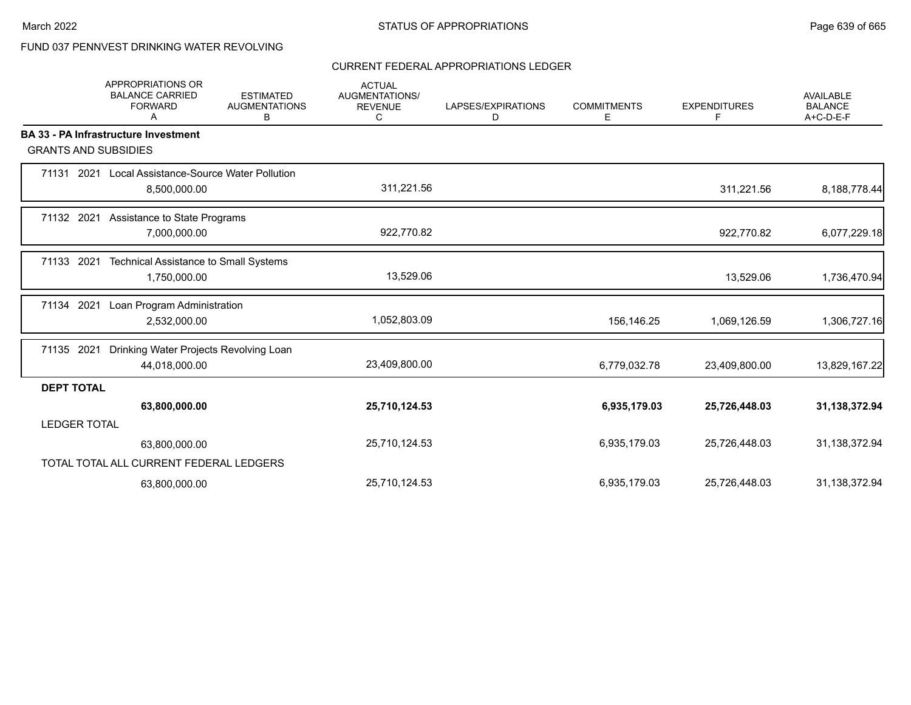FUND 037 PENNVEST DRINKING WATER REVOLVING

STATUS OF APPROPRIATIONS

March 2022

CURRENT FEDERAL APPROPRIATIONS LEDGER

| | APPROPRIATIONS OR BALANCE CARRIED FORWARD A | ESTIMATED AUGMENTATIONS B | ACTUAL AUGMENTATIONS/ REVENUE C | LAPSES/EXPIRATIONS D | COMMITMENTS E | EXPENDITURES F | AVAILABLE BALANCE A+C-D-E-F |
|---|---|---|---|---|---|---|---|
| **BA 33 - PA Infrastructure Investment** | | | | | | | |
| GRANTS AND SUBSIDIES | | | | | | | |
| 71131 2021 Local Assistance-Source Water Pollution | 8,500,000.00 | | 311,221.56 | | | 311,221.56 | 8,188,778.44 |
| 71132 2021 Assistance to State Programs | 7,000,000.00 | | 922,770.82 | | | 922,770.82 | 6,077,229.18 |
| 71133 2021 Technical Assistance to Small Systems | 1,750,000.00 | | 13,529.06 | | | 13,529.06 | 1,736,470.94 |
| 71134 2021 Loan Program Administration | 2,532,000.00 | | 1,052,803.09 | | 156,146.25 | 1,069,126.59 | 1,306,727.16 |
| 71135 2021 Drinking Water Projects Revolving Loan | 44,018,000.00 | | 23,409,800.00 | | 6,779,032.78 | 23,409,800.00 | 13,829,167.22 |
| **DEPT TOTAL** | **63,800,000.00** | | **25,710,124.53** | | **6,935,179.03** | **25,726,448.03** | **31,138,372.94** |
| LEDGER TOTAL | 63,800,000.00 | | 25,710,124.53 | | 6,935,179.03 | 25,726,448.03 | 31,138,372.94 |
| TOTAL TOTAL ALL CURRENT FEDERAL LEDGERS | 63,800,000.00 | | 25,710,124.53 | | 6,935,179.03 | 25,726,448.03 | 31,138,372.94 |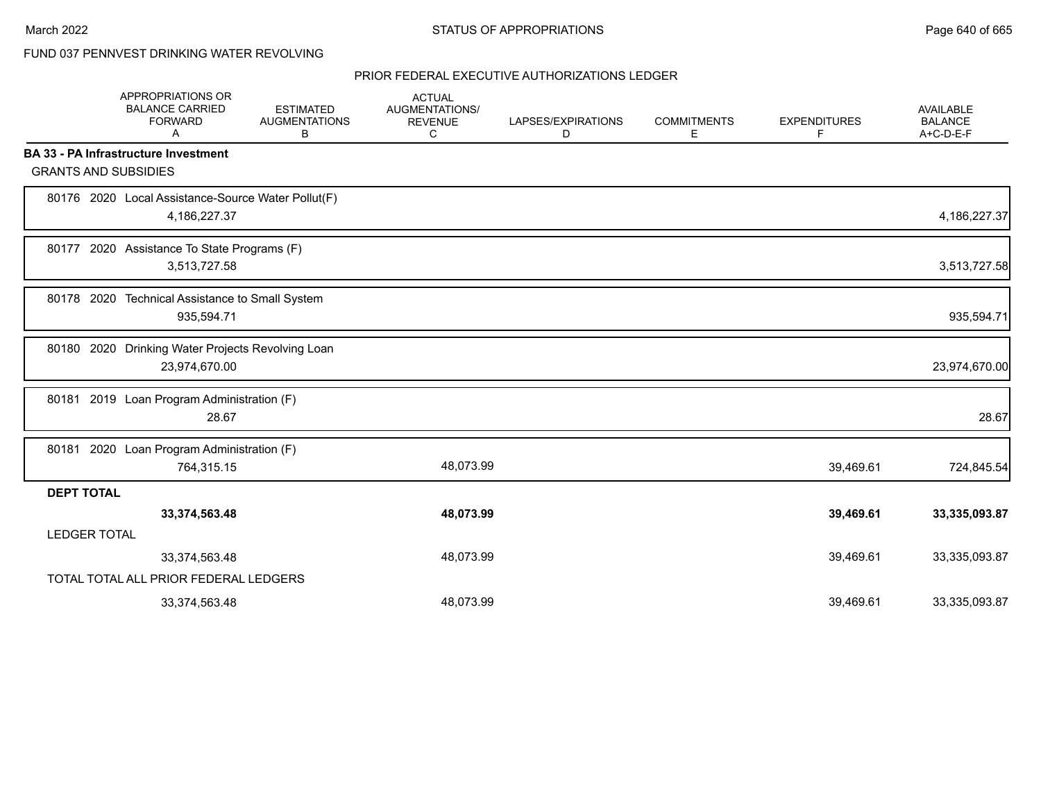FUND 037 PENNVEST DRINKING WATER REVOLVING

PRIOR FEDERAL EXECUTIVE AUTHORIZATIONS LEDGER

| | APPROPRIATIONS OR BALANCE CARRIED FORWARD A | ESTIMATED AUGMENTATIONS B | ACTUAL AUGMENTATIONS/ REVENUE C | LAPSES/EXPIRATIONS D | COMMITMENTS E | EXPENDITURES F | AVAILABLE BALANCE A+C-D-E-F |
|---|---|---|---|---|---|---|---|
| **BA 33 - PA Infrastructure Investment** | | | | | | | |
| GRANTS AND SUBSIDIES | | | | | | | |
| 80176 2020 Local Assistance-Source Water Pollut(F) | 4,186,227.37 | | | | | | 4,186,227.37 |
| 80177 2020 Assistance To State Programs (F) | 3,513,727.58 | | | | | | 3,513,727.58 |
| 80178 2020 Technical Assistance to Small System | 935,594.71 | | | | | | 935,594.71 |
| 80180 2020 Drinking Water Projects Revolving Loan | 23,974,670.00 | | | | | | 23,974,670.00 |
| 80181 2019 Loan Program Administration (F) | 28.67 | | | | | | 28.67 |
| 80181 2020 Loan Program Administration (F) | 764,315.15 | | 48,073.99 | | | 39,469.61 | 724,845.54 |
| **DEPT TOTAL** | **33,374,563.48** | | **48,073.99** | | | **39,469.61** | **33,335,093.87** |
| LEDGER TOTAL | 33,374,563.48 | | 48,073.99 | | | 39,469.61 | 33,335,093.87 |
| TOTAL TOTAL ALL PRIOR FEDERAL LEDGERS | 33,374,563.48 | | 48,073.99 | | | 39,469.61 | 33,335,093.87 |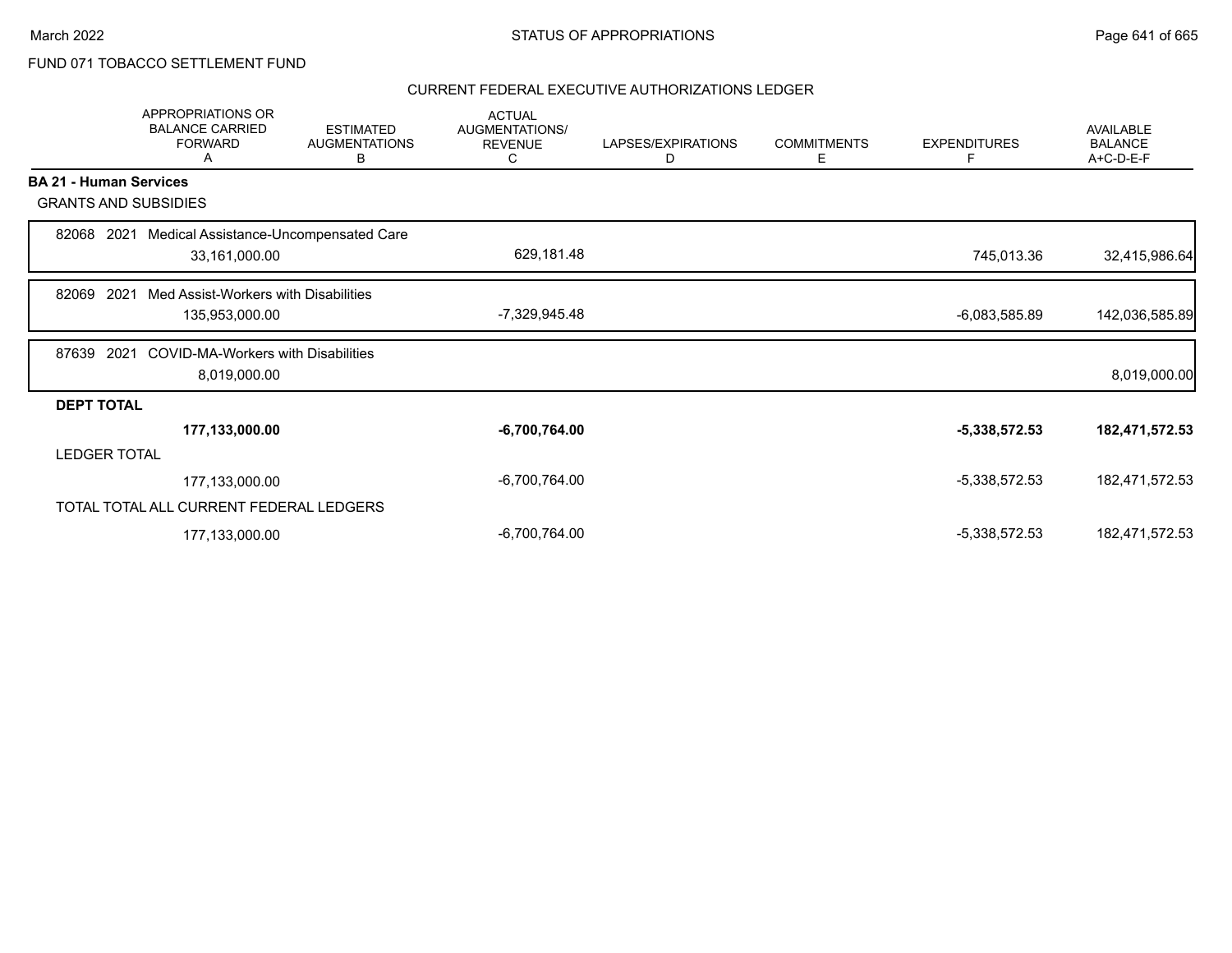FUND 071 TOBACCO SETTLEMENT FUND

CURRENT FEDERAL EXECUTIVE AUTHORIZATIONS LEDGER

| | APPROPRIATIONS OR BALANCE CARRIED FORWARD A | ESTIMATED AUGMENTATIONS B | ACTUAL AUGMENTATIONS/ REVENUE C | LAPSES/EXPIRATIONS D | COMMITMENTS E | EXPENDITURES F | AVAILABLE BALANCE A+C-D-E-F |
|---|---|---|---|---|---|---|---|
| **BA 21 - Human Services** | | | | | | | |
| GRANTS AND SUBSIDIES | | | | | | | |
| 82068 2021 Medical Assistance-Uncompensated Care | 33,161,000.00 | | 629,181.48 | | | 745,013.36 | 32,415,986.64 |
| 82069 2021 Med Assist-Workers with Disabilities | 135,953,000.00 | | -7,329,945.48 | | | -6,083,585.89 | 142,036,585.89 |
| 87639 2021 COVID-MA-Workers with Disabilities | 8,019,000.00 | | | | | | 8,019,000.00 |
| **DEPT TOTAL** | **177,133,000.00** | | **-6,700,764.00** | | | **-5,338,572.53** | **182,471,572.53** |
| LEDGER TOTAL | 177,133,000.00 | | -6,700,764.00 | | | -5,338,572.53 | 182,471,572.53 |
| TOTAL TOTAL ALL CURRENT FEDERAL LEDGERS | 177,133,000.00 | | -6,700,764.00 | | | -5,338,572.53 | 182,471,572.53 |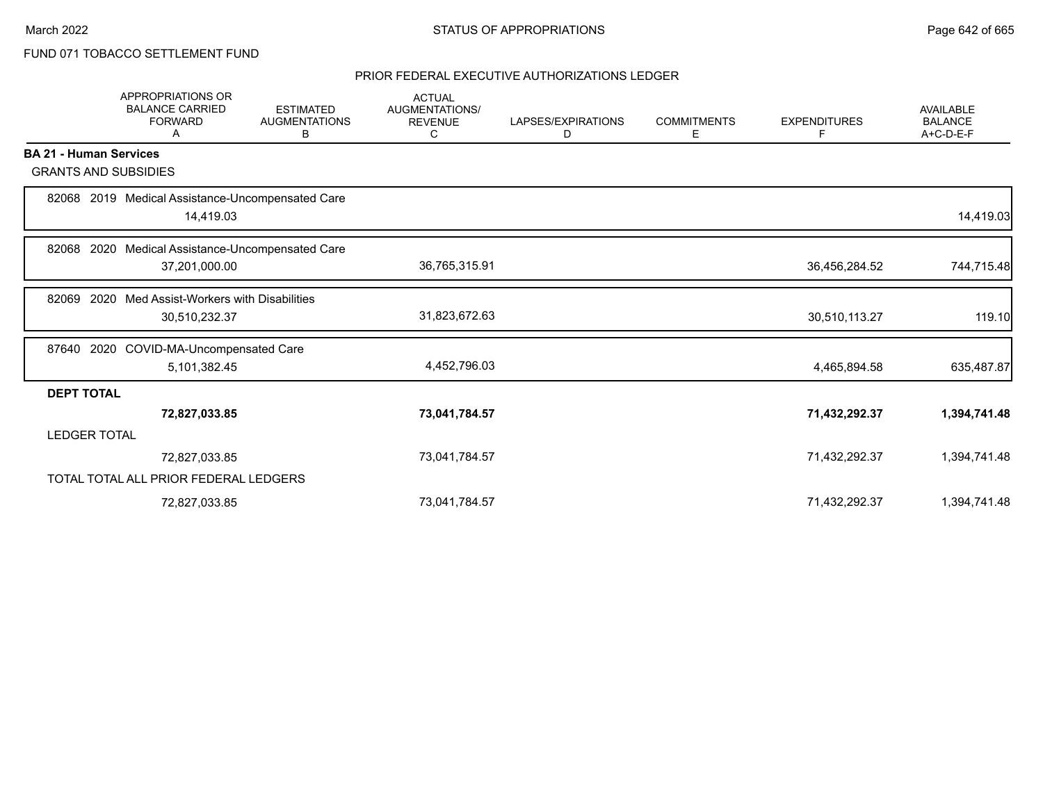FUND 071 TOBACCO SETTLEMENT FUND

## PRIOR FEDERAL EXECUTIVE AUTHORIZATIONS LEDGER

| | APPROPRIATIONS OR BALANCE CARRIED FORWARD A | ESTIMATED AUGMENTATIONS B | ACTUAL AUGMENTATIONS/ REVENUE C | LAPSES/EXPIRATIONS D | COMMITMENTS E | EXPENDITURES F | AVAILABLE BALANCE A+C-D-E-F |
|---|---|---|---|---|---|---|---|
| **BA 21 - Human Services** | | | | | | | |
| GRANTS AND SUBSIDIES | | | | | | | |
| 82068 2019 Medical Assistance-Uncompensated Care | 14,419.03 | | | | | | 14,419.03 |
| 82068 2020 Medical Assistance-Uncompensated Care | 37,201,000.00 | | 36,765,315.91 | | | 36,456,284.52 | 744,715.48 |
| 82069 2020 Med Assist-Workers with Disabilities | 30,510,232.37 | | 31,823,672.63 | | | 30,510,113.27 | 119.10 |
| 87640 2020 COVID-MA-Uncompensated Care | 5,101,382.45 | | 4,452,796.03 | | | 4,465,894.58 | 635,487.87 |
| **DEPT TOTAL** | **72,827,033.85** | | **73,041,784.57** | | | **71,432,292.37** | **1,394,741.48** |
| LEDGER TOTAL | 72,827,033.85 | | 73,041,784.57 | | | 71,432,292.37 | 1,394,741.48 |
| TOTAL TOTAL ALL PRIOR FEDERAL LEDGERS | 72,827,033.85 | | 73,041,784.57 | | | 71,432,292.37 | 1,394,741.48 |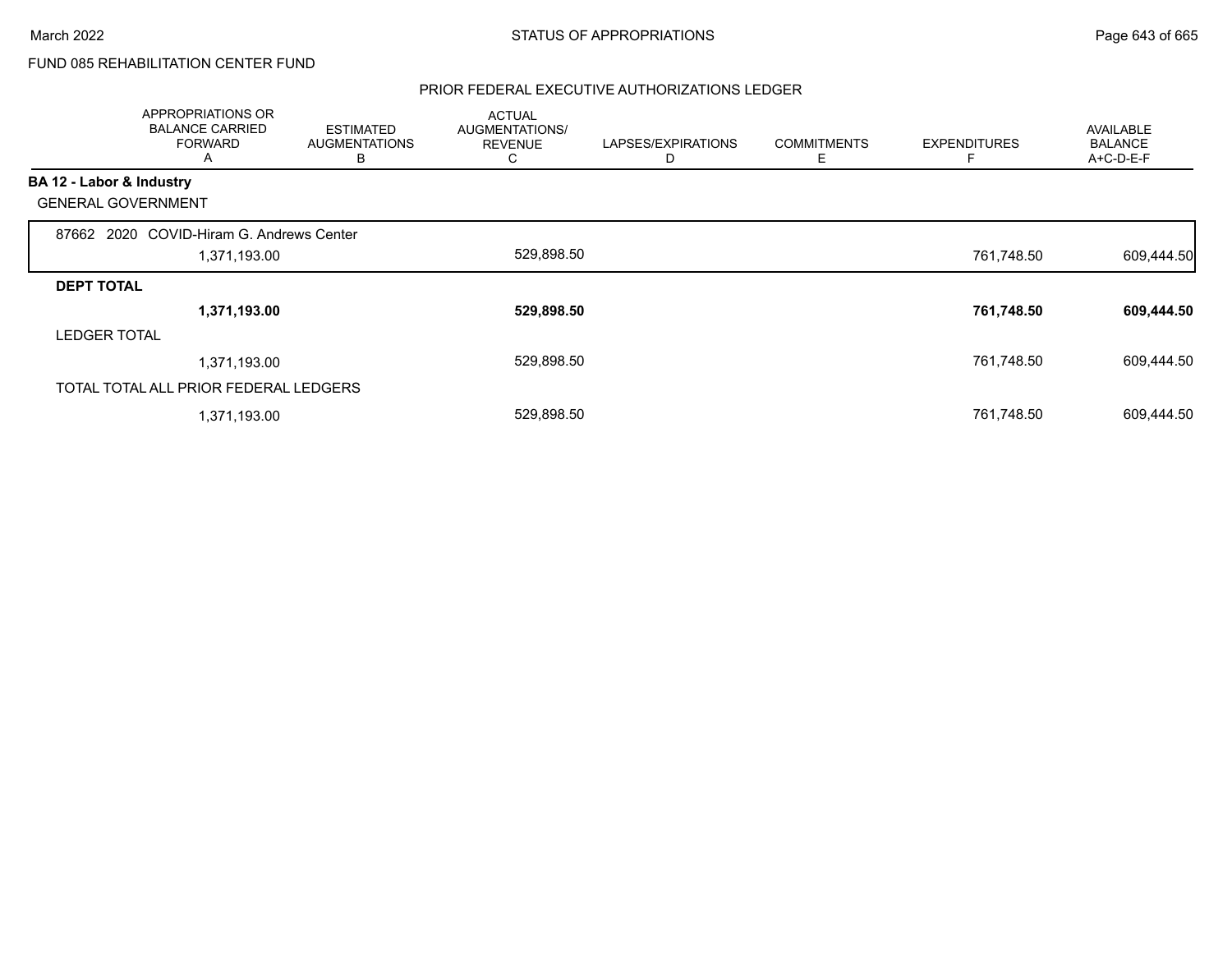FUND 085 REHABILITATION CENTER FUND

## PRIOR FEDERAL EXECUTIVE AUTHORIZATIONS LEDGER

| | APPROPRIATIONS OR BALANCE CARRIED FORWARD A | ESTIMATED AUGMENTATIONS B | ACTUAL AUGMENTATIONS/ REVENUE C | LAPSES/EXPIRATIONS D | COMMITMENTS E | EXPENDITURES F | AVAILABLE BALANCE A+C-D-E-F |
|---|---|---|---|---|---|---|---|
| **BA 12 - Labor & Industry** | | | | | | | |
| GENERAL GOVERNMENT | | | | | | | |
| 87662 2020 COVID-Hiram G. Andrews Center | 1,371,193.00 | | 529,898.50 | | | 761,748.50 | 609,444.50 |
| **DEPT TOTAL** | **1,371,193.00** | | **529,898.50** | | | **761,748.50** | **609,444.50** |
| LEDGER TOTAL | 1,371,193.00 | | 529,898.50 | | | 761,748.50 | 609,444.50 |
| TOTAL TOTAL ALL PRIOR FEDERAL LEDGERS | 1,371,193.00 | | 529,898.50 | | | 761,748.50 | 609,444.50 |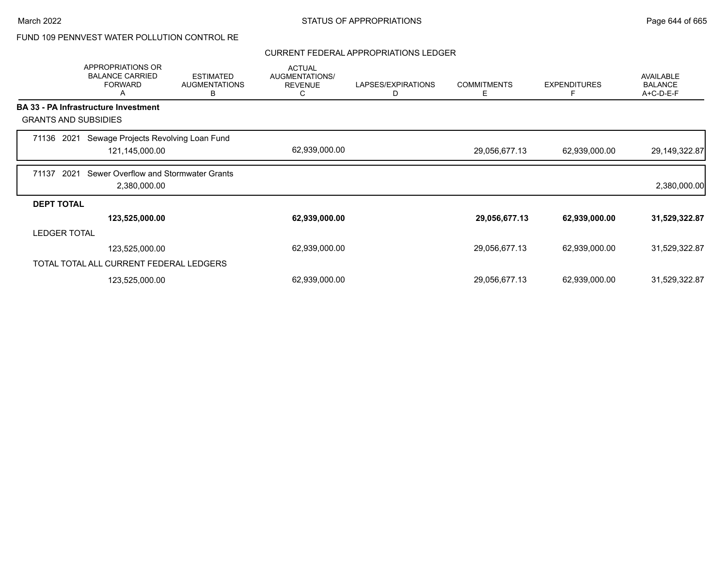## FUND 109 PENNVEST WATER POLLUTION CONTROL RE

### CURRENT FEDERAL APPROPRIATIONS LEDGER

| | APPROPRIATIONS OR BALANCE CARRIED FORWARD A | ESTIMATED AUGMENTATIONS B | ACTUAL AUGMENTATIONS/ REVENUE C | LAPSES/EXPIRATIONS D | COMMITMENTS E | EXPENDITURES F | AVAILABLE BALANCE A+C-D-E-F |
|---|---|---|---|---|---|---|---|
| **BA 33 - PA Infrastructure Investment** | | | | | | | |
| GRANTS AND SUBSIDIES | | | | | | | |
| 71136 2021 Sewage Projects Revolving Loan Fund | 121,145,000.00 | | 62,939,000.00 | | 29,056,677.13 | 62,939,000.00 | 29,149,322.87 |
| 71137 2021 Sewer Overflow and Stormwater Grants | 2,380,000.00 | | | | | | 2,380,000.00 |
| **DEPT TOTAL** | **123,525,000.00** | | **62,939,000.00** | | **29,056,677.13** | **62,939,000.00** | **31,529,322.87** |
| LEDGER TOTAL | 123,525,000.00 | | 62,939,000.00 | | 29,056,677.13 | 62,939,000.00 | 31,529,322.87 |
| TOTAL TOTAL ALL CURRENT FEDERAL LEDGERS | 123,525,000.00 | | 62,939,000.00 | | 29,056,677.13 | 62,939,000.00 | 31,529,322.87 |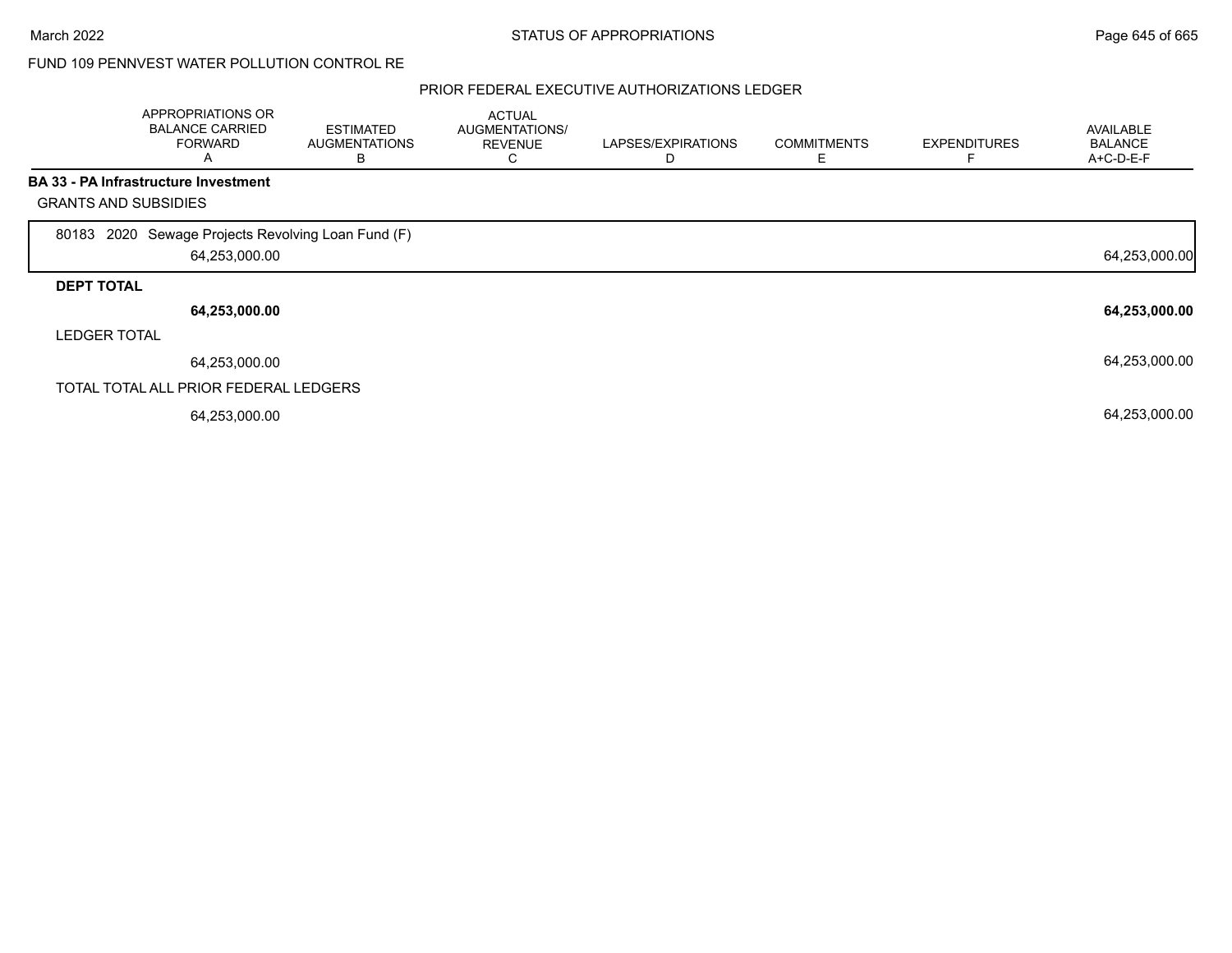FUND 109 PENNVEST WATER POLLUTION CONTROL RE

PRIOR FEDERAL EXECUTIVE AUTHORIZATIONS LEDGER

| | APPROPRIATIONS OR BALANCE CARRIED FORWARD A | ESTIMATED AUGMENTATIONS B | ACTUAL AUGMENTATIONS/ REVENUE C | LAPSES/EXPIRATIONS D | COMMITMENTS E | EXPENDITURES F | AVAILABLE BALANCE A+C-D-E-F |
|---|---|---|---|---|---|---|---|
| **BA 33 - PA Infrastructure Investment** | | | | | | | |
| GRANTS AND SUBSIDIES | | | | | | | |
| 80183 2020 Sewage Projects Revolving Loan Fund (F) | 64,253,000.00 | | | | | | 64,253,000.00 |
| **DEPT TOTAL** | **64,253,000.00** | | | | | | **64,253,000.00** |
| LEDGER TOTAL | 64,253,000.00 | | | | | | 64,253,000.00 |
| TOTAL TOTAL ALL PRIOR FEDERAL LEDGERS | 64,253,000.00 | | | | | | 64,253,000.00 |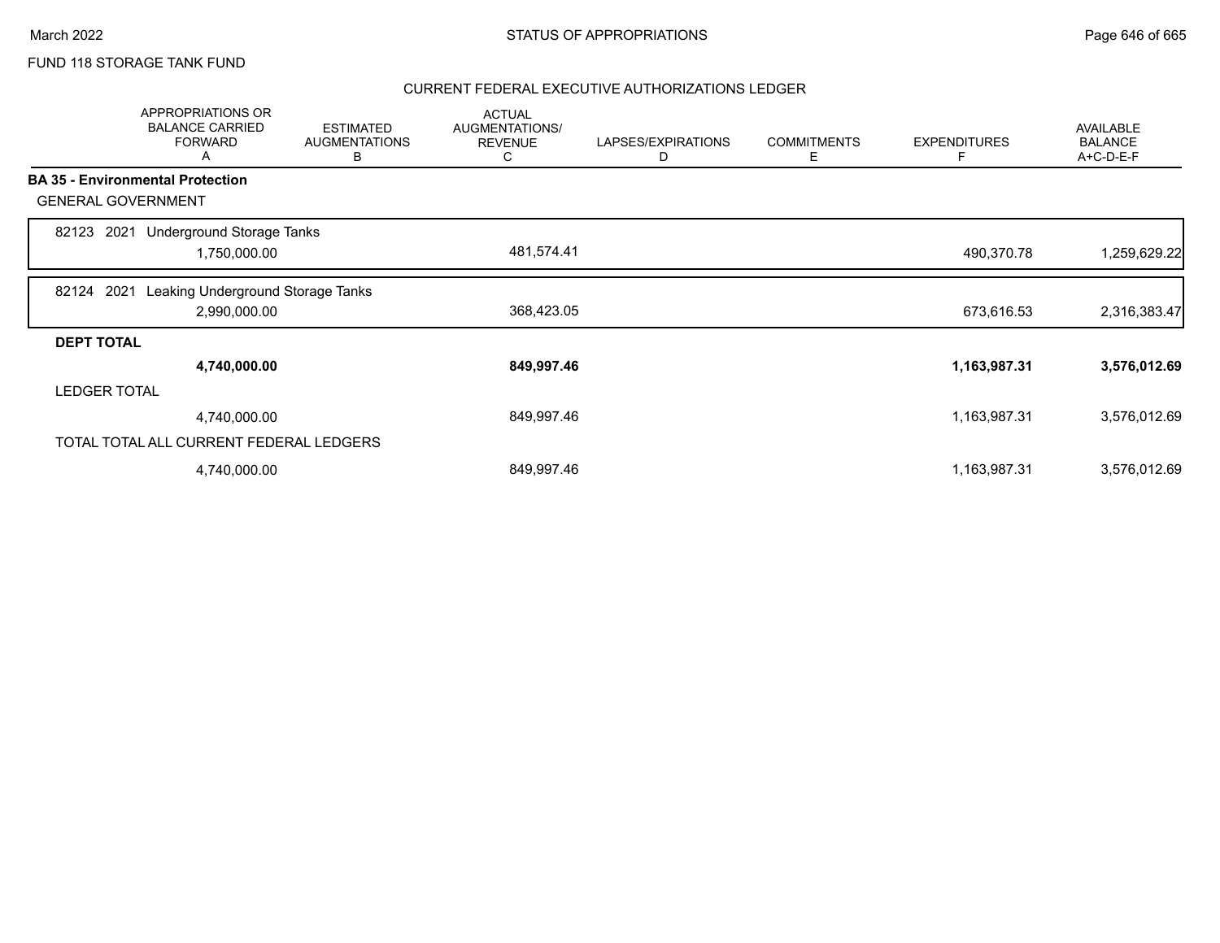FUND 118 STORAGE TANK FUND

## CURRENT FEDERAL EXECUTIVE AUTHORIZATIONS LEDGER

| | APPROPRIATIONS OR BALANCE CARRIED FORWARD A | ESTIMATED AUGMENTATIONS B | ACTUAL AUGMENTATIONS/ REVENUE C | LAPSES/EXPIRATIONS D | COMMITMENTS E | EXPENDITURES F | AVAILABLE BALANCE A+C-D-E-F |
|---|---|---|---|---|---|---|---|
| **BA 35 - Environmental Protection** | | | | | | | |
| GENERAL GOVERNMENT | | | | | | | |
| 82123 2021 Underground Storage Tanks | 1,750,000.00 | | 481,574.41 | | | 490,370.78 | 1,259,629.22 |
| 82124 2021 Leaking Underground Storage Tanks | 2,990,000.00 | | 368,423.05 | | | 673,616.53 | 2,316,383.47 |
| **DEPT TOTAL** | **4,740,000.00** | | **849,997.46** | | | **1,163,987.31** | **3,576,012.69** |
| LEDGER TOTAL | 4,740,000.00 | | 849,997.46 | | | 1,163,987.31 | 3,576,012.69 |
| TOTAL TOTAL ALL CURRENT FEDERAL LEDGERS | 4,740,000.00 | | 849,997.46 | | | 1,163,987.31 | 3,576,012.69 |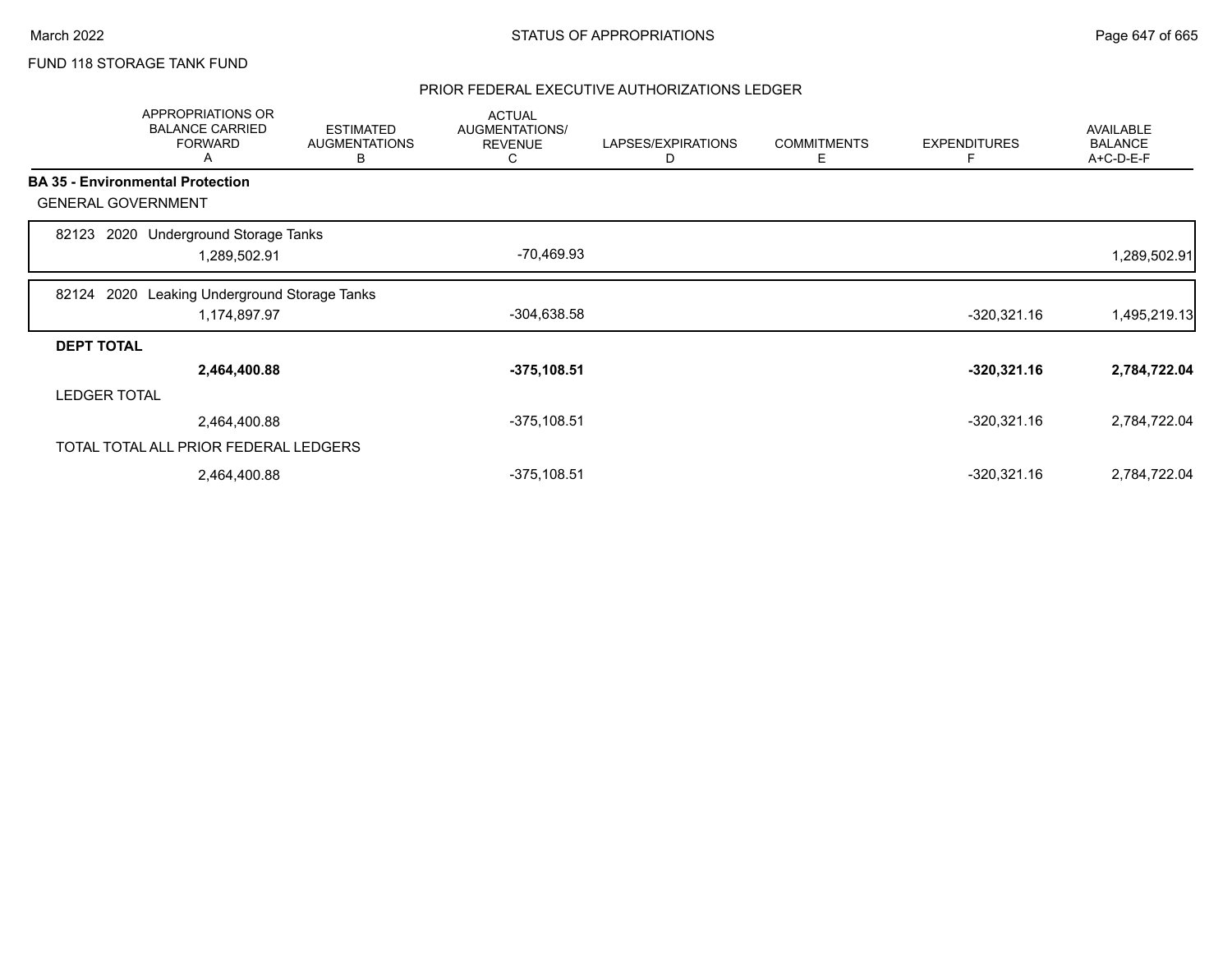FUND 118 STORAGE TANK FUND

## PRIOR FEDERAL EXECUTIVE AUTHORIZATIONS LEDGER

| | APPROPRIATIONS OR BALANCE CARRIED FORWARD A | ESTIMATED AUGMENTATIONS B | ACTUAL AUGMENTATIONS/ REVENUE C | LAPSES/EXPIRATIONS D | COMMITMENTS E | EXPENDITURES F | AVAILABLE BALANCE A+C-D-E-F |
|---|---|---|---|---|---|---|---|
| **BA 35 - Environmental Protection** | | | | | | | |
| GENERAL GOVERNMENT | | | | | | | |
| 82123 2020 Underground Storage Tanks | 1,289,502.91 | | -70,469.93 | | | | 1,289,502.91 |
| 82124 2020 Leaking Underground Storage Tanks | 1,174,897.97 | | -304,638.58 | | | -320,321.16 | 1,495,219.13 |
| **DEPT TOTAL** | **2,464,400.88** | | **-375,108.51** | | | **-320,321.16** | **2,784,722.04** |
| LEDGER TOTAL | 2,464,400.88 | | -375,108.51 | | | -320,321.16 | 2,784,722.04 |
| TOTAL TOTAL ALL PRIOR FEDERAL LEDGERS | 2,464,400.88 | | -375,108.51 | | | -320,321.16 | 2,784,722.04 |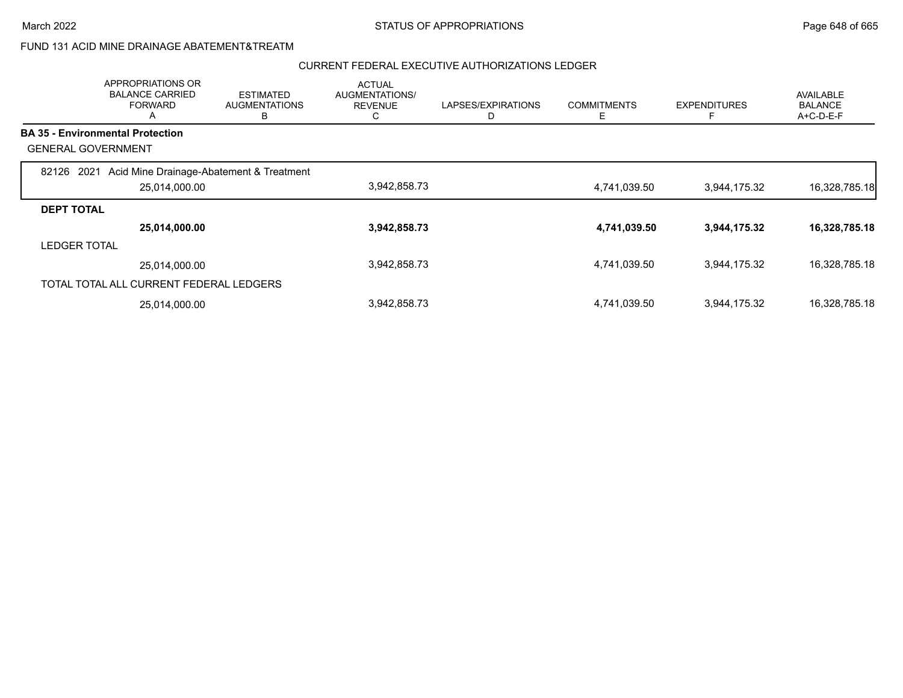FUND 131 ACID MINE DRAINAGE ABATEMENT&TREATM

CURRENT FEDERAL EXECUTIVE AUTHORIZATIONS LEDGER

| | APPROPRIATIONS OR BALANCE CARRIED FORWARD A | ESTIMATED AUGMENTATIONS B | ACTUAL AUGMENTATIONS/ REVENUE C | LAPSES/EXPIRATIONS D | COMMITMENTS E | EXPENDITURES F | AVAILABLE BALANCE A+C-D-E-F |
|---|---|---|---|---|---|---|---|
| **BA 35 - Environmental Protection** | | | | | | | |
| GENERAL GOVERNMENT | | | | | | | |
| 82126 2021 Acid Mine Drainage-Abatement & Treatment | 25,014,000.00 | | 3,942,858.73 | | 4,741,039.50 | 3,944,175.32 | 16,328,785.18 |
| **DEPT TOTAL** | **25,014,000.00** | | **3,942,858.73** | | **4,741,039.50** | **3,944,175.32** | **16,328,785.18** |
| LEDGER TOTAL | 25,014,000.00 | | 3,942,858.73 | | 4,741,039.50 | 3,944,175.32 | 16,328,785.18 |
| TOTAL TOTAL ALL CURRENT FEDERAL LEDGERS | 25,014,000.00 | | 3,942,858.73 | | 4,741,039.50 | 3,944,175.32 | 16,328,785.18 |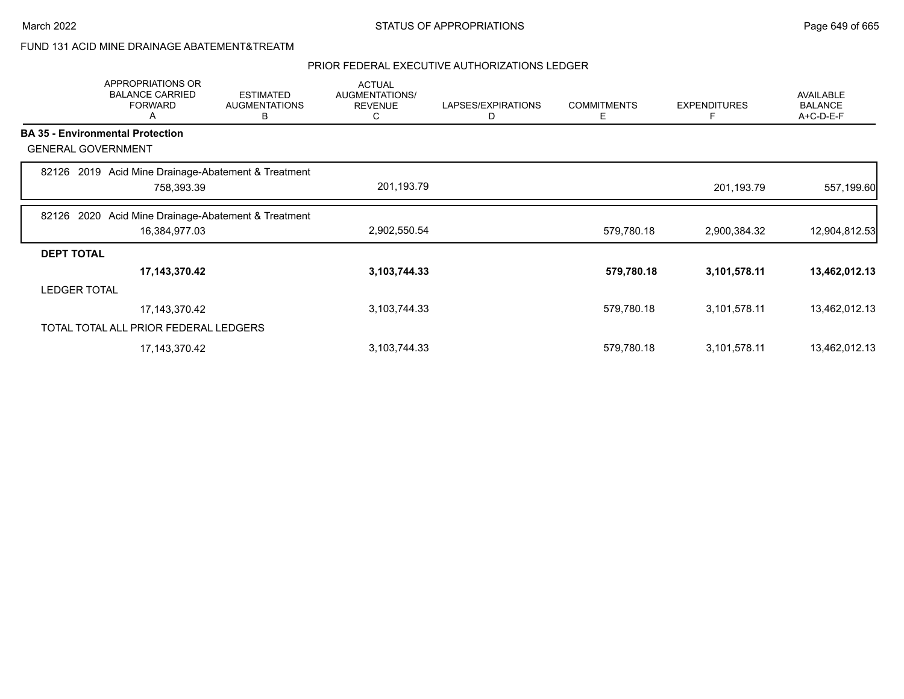FUND 131 ACID MINE DRAINAGE ABATEMENT&TREATM

PRIOR FEDERAL EXECUTIVE AUTHORIZATIONS LEDGER

| | APPROPRIATIONS OR BALANCE CARRIED FORWARD A | ESTIMATED AUGMENTATIONS B | ACTUAL AUGMENTATIONS/ REVENUE C | LAPSES/EXPIRATIONS D | COMMITMENTS E | EXPENDITURES F | AVAILABLE BALANCE A+C-D-E-F |
|---|---|---|---|---|---|---|---|
| **BA 35 - Environmental Protection** | | | | | | | |
| GENERAL GOVERNMENT | | | | | | | |
| 82126 2019 Acid Mine Drainage-Abatement & Treatment | 758,393.39 | | 201,193.79 | | | 201,193.79 | 557,199.60 |
| 82126 2020 Acid Mine Drainage-Abatement & Treatment | 16,384,977.03 | | 2,902,550.54 | | 579,780.18 | 2,900,384.32 | 12,904,812.53 |
| **DEPT TOTAL** | **17,143,370.42** | | **3,103,744.33** | | **579,780.18** | **3,101,578.11** | **13,462,012.13** |
| LEDGER TOTAL | 17,143,370.42 | | 3,103,744.33 | | 579,780.18 | 3,101,578.11 | 13,462,012.13 |
| TOTAL TOTAL ALL PRIOR FEDERAL LEDGERS | 17,143,370.42 | | 3,103,744.33 | | 579,780.18 | 3,101,578.11 | 13,462,012.13 |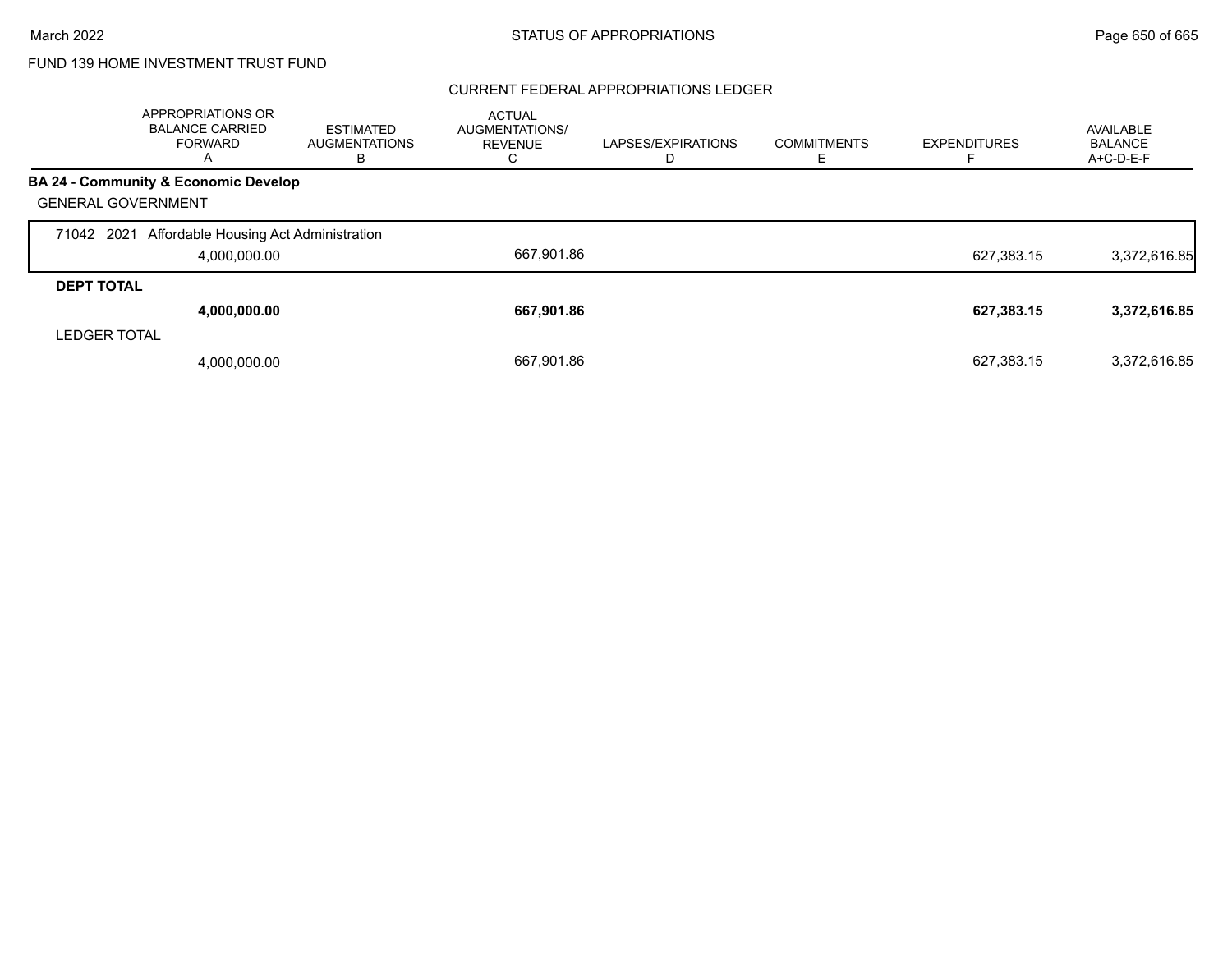FUND 139 HOME INVESTMENT TRUST FUND

## CURRENT FEDERAL APPROPRIATIONS LEDGER

| | APPROPRIATIONS OR BALANCE CARRIED FORWARD A | ESTIMATED AUGMENTATIONS B | ACTUAL AUGMENTATIONS/ REVENUE C | LAPSES/EXPIRATIONS D | COMMITMENTS E | EXPENDITURES F | AVAILABLE BALANCE A+C-D-E-F |
|---|---|---|---|---|---|---|---|
| **BA 24 - Community & Economic Develop** | | | | | | | |
| GENERAL GOVERNMENT | | | | | | | |
| 71042 2021 Affordable Housing Act Administration | 4,000,000.00 | | 667,901.86 | | | 627,383.15 | 3,372,616.85 |
| **DEPT TOTAL** | **4,000,000.00** | | **667,901.86** | | | **627,383.15** | **3,372,616.85** |
| LEDGER TOTAL | 4,000,000.00 | | 667,901.86 | | | 627,383.15 | 3,372,616.85 |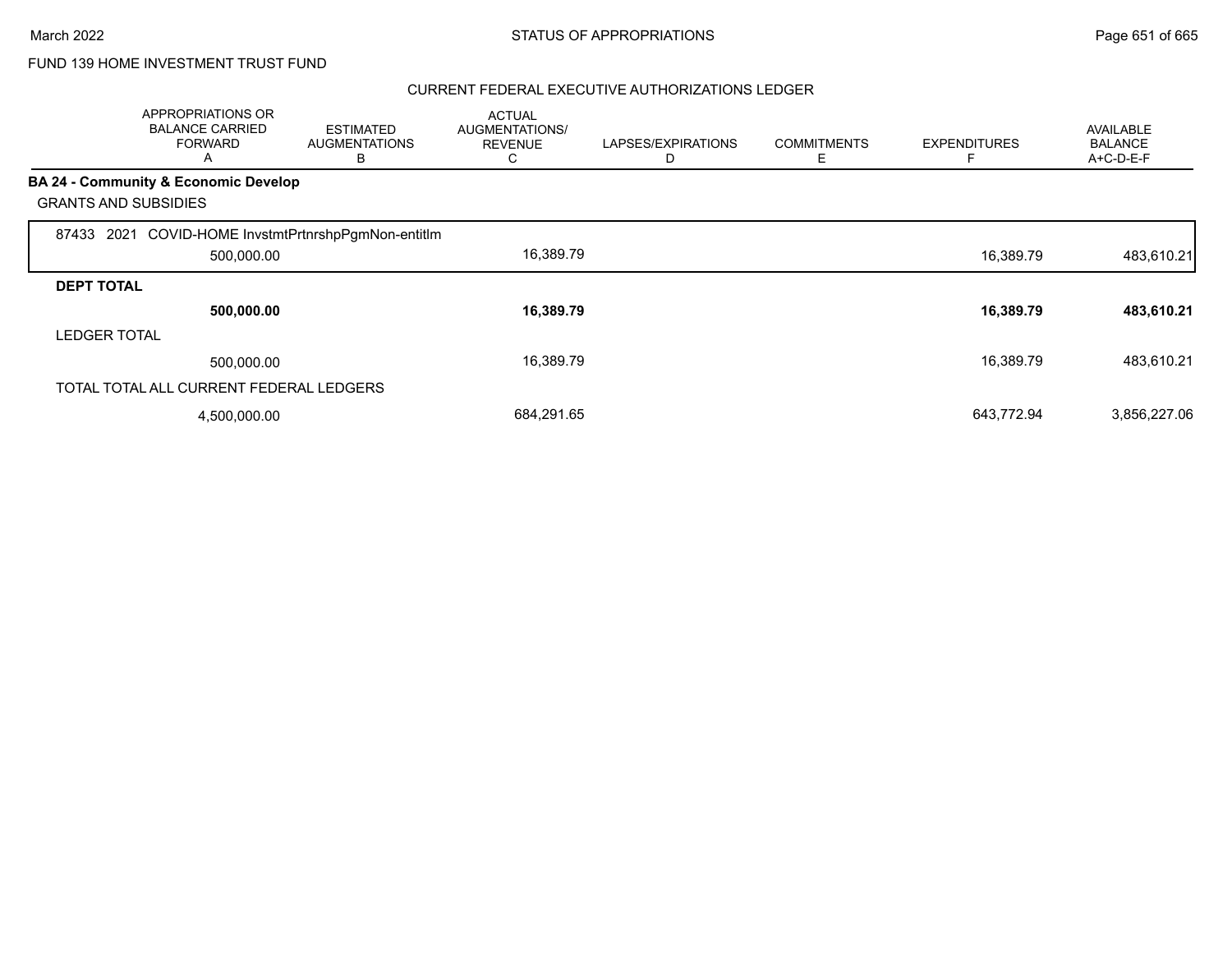FUND 139 HOME INVESTMENT TRUST FUND

## CURRENT FEDERAL EXECUTIVE AUTHORIZATIONS LEDGER

| | APPROPRIATIONS OR BALANCE CARRIED FORWARD A | ESTIMATED AUGMENTATIONS B | ACTUAL AUGMENTATIONS/ REVENUE C | LAPSES/EXPIRATIONS D | COMMITMENTS E | EXPENDITURES F | AVAILABLE BALANCE A+C-D-E-F |
|---|---|---|---|---|---|---|---|
| **BA 24 - Community & Economic Develop** | | | | | | | |
| GRANTS AND SUBSIDIES | | | | | | | |
| 87433 2021 COVID-HOME InvstmtPrtnrshpPgmNon-entitlm | 500,000.00 | | 16,389.79 | | | 16,389.79 | 483,610.21 |
| **DEPT TOTAL** | **500,000.00** | | **16,389.79** | | | **16,389.79** | **483,610.21** |
| LEDGER TOTAL | 500,000.00 | | 16,389.79 | | | 16,389.79 | 483,610.21 |
| TOTAL TOTAL ALL CURRENT FEDERAL LEDGERS | 4,500,000.00 | | 684,291.65 | | | 643,772.94 | 3,856,227.06 |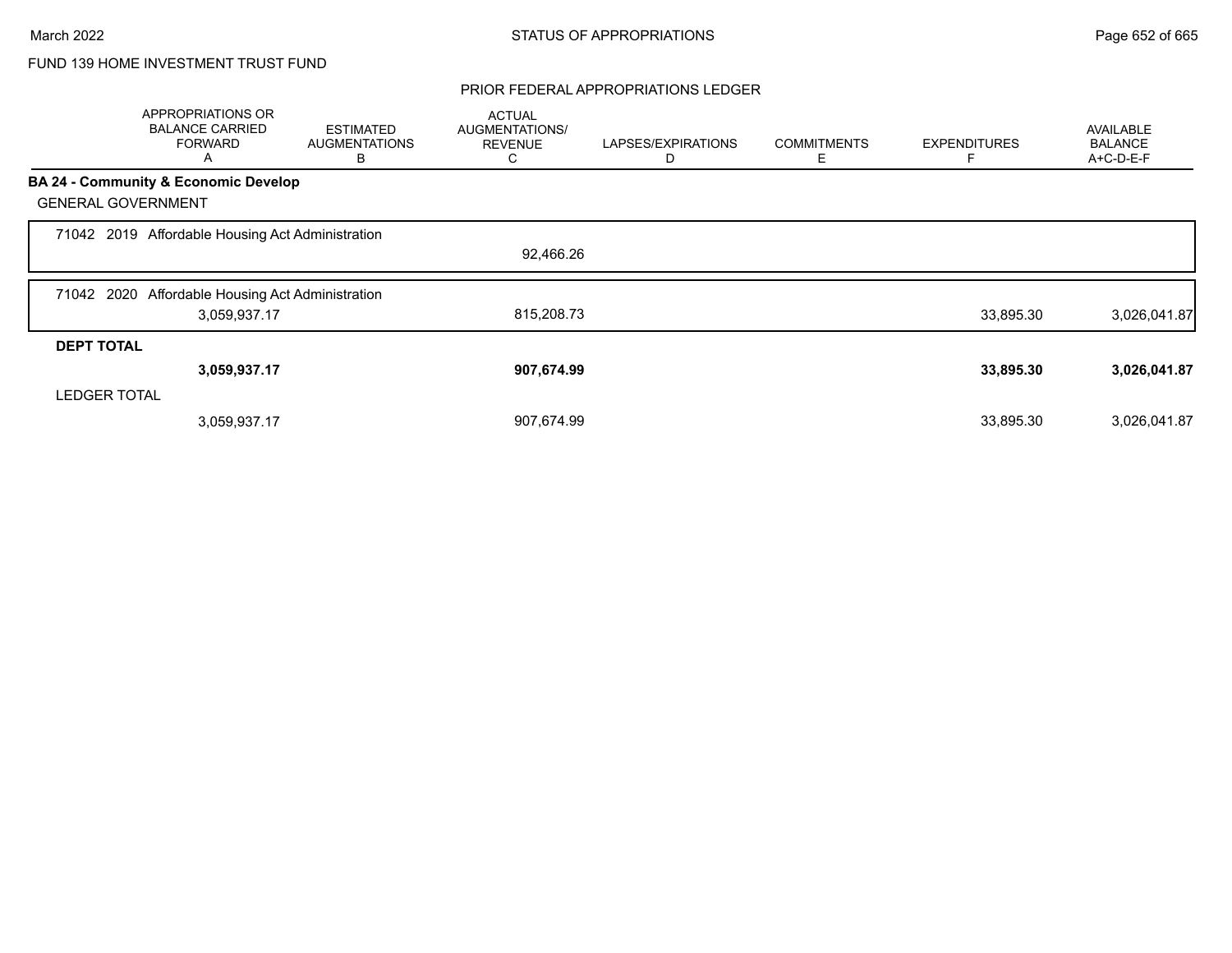FUND 139 HOME INVESTMENT TRUST FUND

PRIOR FEDERAL APPROPRIATIONS LEDGER

| | APPROPRIATIONS OR BALANCE CARRIED FORWARD A | ESTIMATED AUGMENTATIONS B | ACTUAL AUGMENTATIONS/ REVENUE C | LAPSES/EXPIRATIONS D | COMMITMENTS E | EXPENDITURES F | AVAILABLE BALANCE A+C-D-E-F |
|---|---|---|---|---|---|---|---|
| **BA 24 - Community & Economic Develop** | | | | | | | |
| GENERAL GOVERNMENT | | | | | | | |
| 71042 2019 Affordable Housing Act Administration | | | 92,466.26 | | | | |
| 71042 2020 Affordable Housing Act Administration | 3,059,937.17 | | 815,208.73 | | | 33,895.30 | 3,026,041.87 |
| **DEPT TOTAL** | **3,059,937.17** | | **907,674.99** | | | **33,895.30** | **3,026,041.87** |
| LEDGER TOTAL | 3,059,937.17 | | 907,674.99 | | | 33,895.30 | 3,026,041.87 |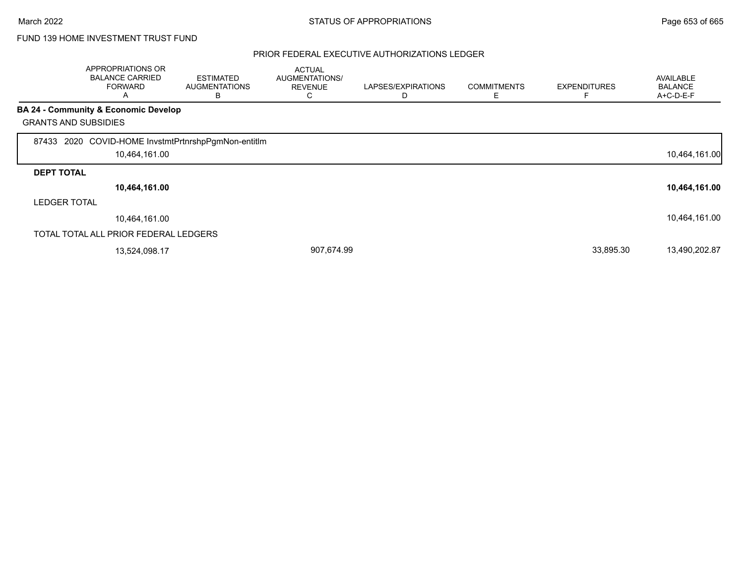FUND 139 HOME INVESTMENT TRUST FUND

## PRIOR FEDERAL EXECUTIVE AUTHORIZATIONS LEDGER

| | APPROPRIATIONS OR BALANCE CARRIED FORWARD A | ESTIMATED AUGMENTATIONS B | ACTUAL AUGMENTATIONS/ REVENUE C | LAPSES/EXPIRATIONS D | COMMITMENTS E | EXPENDITURES F | AVAILABLE BALANCE A+C-D-E-F |
|---|---|---|---|---|---|---|---|
| **BA 24 - Community & Economic Develop** | | | | | | | |
| GRANTS AND SUBSIDIES | | | | | | | |
| 87433 2020 COVID-HOME InvstmtPrtnrshpPgmNon-entitlm | 10,464,161.00 | | | | | | 10,464,161.00 |
| **DEPT TOTAL** | **10,464,161.00** | | | | | | **10,464,161.00** |
| LEDGER TOTAL | 10,464,161.00 | | | | | | 10,464,161.00 |
| TOTAL TOTAL ALL PRIOR FEDERAL LEDGERS | 13,524,098.17 | | 907,674.99 | | | 33,895.30 | 13,490,202.87 |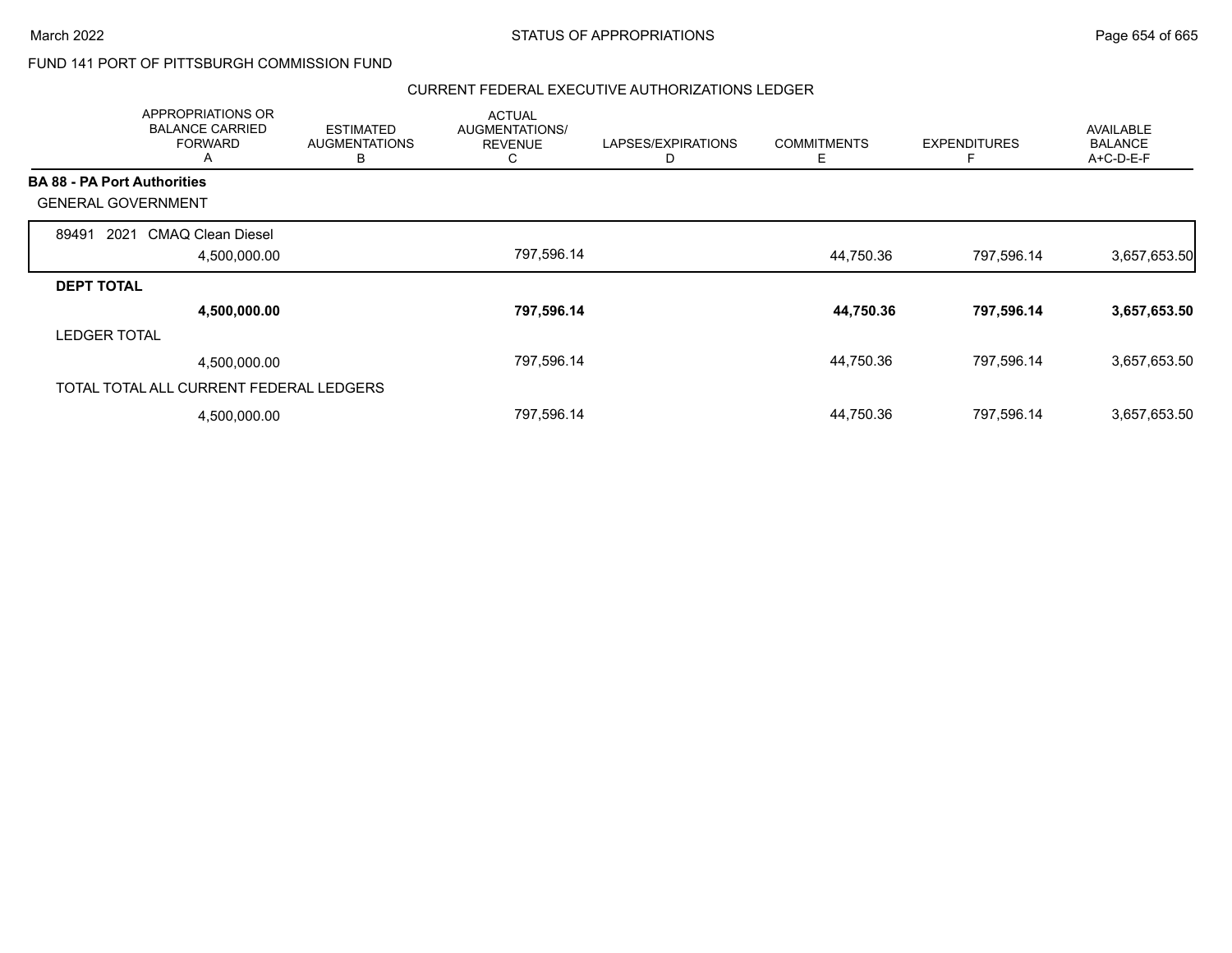FUND 141 PORT OF PITTSBURGH COMMISSION FUND

CURRENT FEDERAL EXECUTIVE AUTHORIZATIONS LEDGER

| | APPROPRIATIONS OR BALANCE CARRIED FORWARD A | ESTIMATED AUGMENTATIONS B | ACTUAL AUGMENTATIONS/ REVENUE C | LAPSES/EXPIRATIONS D | COMMITMENTS E | EXPENDITURES F | AVAILABLE BALANCE A+C-D-E-F |
|---|---|---|---|---|---|---|---|
| **BA 88 - PA Port Authorities** | | | | | | | |
| GENERAL GOVERNMENT | | | | | | | |
| 89491 2021 CMAQ Clean Diesel | 4,500,000.00 | | 797,596.14 | | 44,750.36 | 797,596.14 | 3,657,653.50 |
| **DEPT TOTAL** | **4,500,000.00** | | **797,596.14** | | **44,750.36** | **797,596.14** | **3,657,653.50** |
| LEDGER TOTAL | 4,500,000.00 | | 797,596.14 | | 44,750.36 | 797,596.14 | 3,657,653.50 |
| TOTAL TOTAL ALL CURRENT FEDERAL LEDGERS | 4,500,000.00 | | 797,596.14 | | 44,750.36 | 797,596.14 | 3,657,653.50 |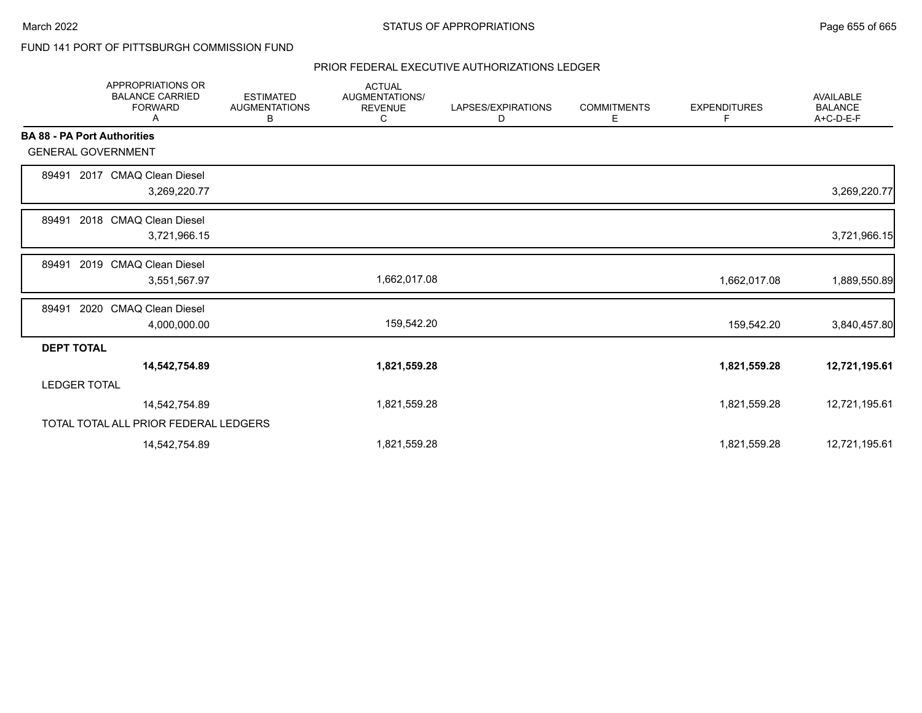FUND 141 PORT OF PITTSBURGH COMMISSION FUND

PRIOR FEDERAL EXECUTIVE AUTHORIZATIONS LEDGER

| | APPROPRIATIONS OR BALANCE CARRIED FORWARD A | ESTIMATED AUGMENTATIONS B | ACTUAL AUGMENTATIONS/ REVENUE C | LAPSES/EXPIRATIONS D | COMMITMENTS E | EXPENDITURES F | AVAILABLE BALANCE A+C-D-E-F |
|---|---|---|---|---|---|---|---|
| **BA 88 - PA Port Authorities** | | | | | | | |
| GENERAL GOVERNMENT | | | | | | | |
| 89491 2017 CMAQ Clean Diesel | 3,269,220.77 | | | | | | 3,269,220.77 |
| 89491 2018 CMAQ Clean Diesel | 3,721,966.15 | | | | | | 3,721,966.15 |
| 89491 2019 CMAQ Clean Diesel | 3,551,567.97 | | 1,662,017.08 | | | 1,662,017.08 | 1,889,550.89 |
| 89491 2020 CMAQ Clean Diesel | 4,000,000.00 | | 159,542.20 | | | 159,542.20 | 3,840,457.80 |
| **DEPT TOTAL** | **14,542,754.89** | | **1,821,559.28** | | | **1,821,559.28** | **12,721,195.61** |
| LEDGER TOTAL | 14,542,754.89 | | 1,821,559.28 | | | 1,821,559.28 | 12,721,195.61 |
| TOTAL TOTAL ALL PRIOR FEDERAL LEDGERS | 14,542,754.89 | | 1,821,559.28 | | | 1,821,559.28 | 12,721,195.61 |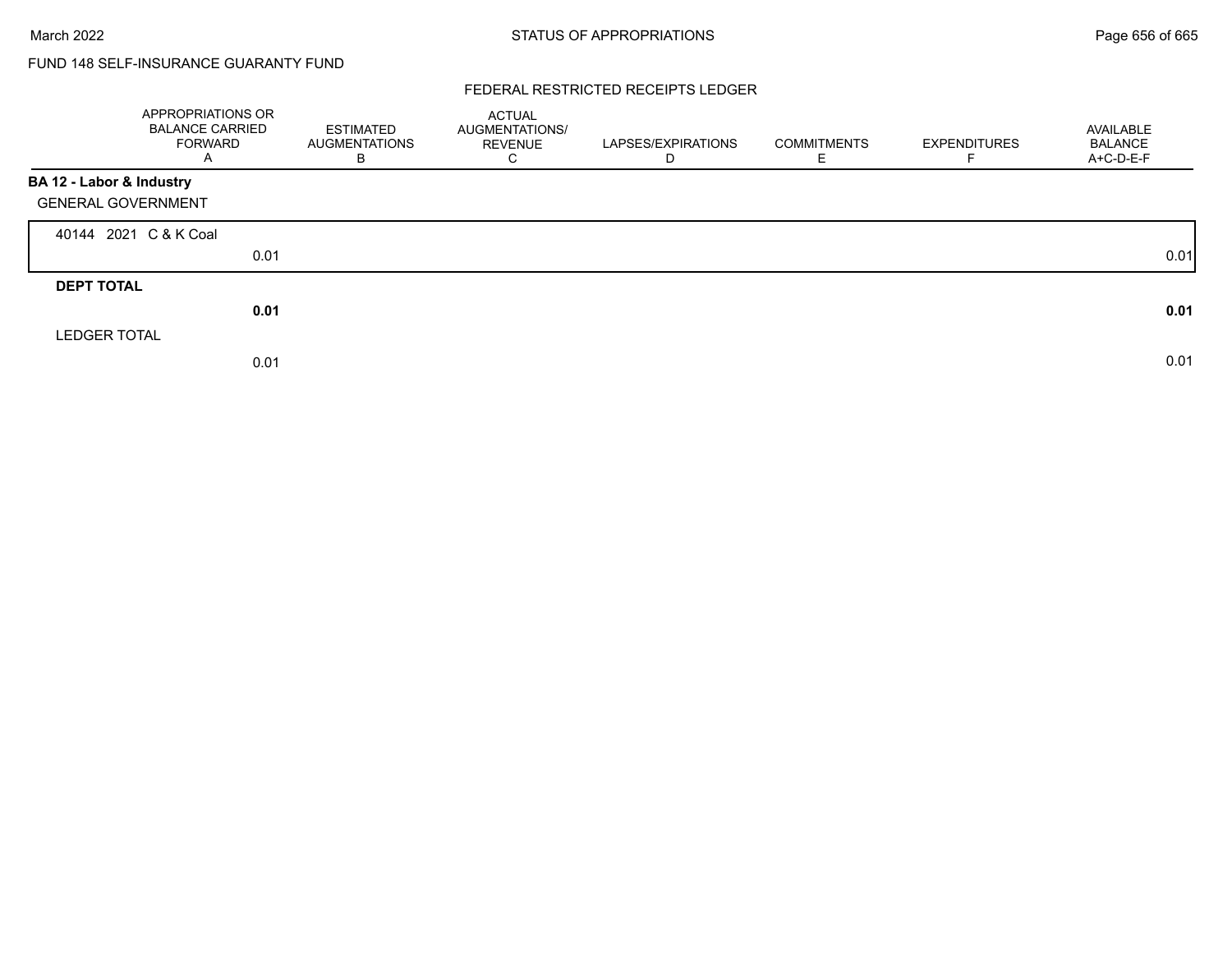## FUND 148 SELF-INSURANCE GUARANTY FUND

### FEDERAL RESTRICTED RECEIPTS LEDGER

| | APPROPRIATIONS OR BALANCE CARRIED FORWARD A | ESTIMATED AUGMENTATIONS B | ACTUAL AUGMENTATIONS/ REVENUE C | LAPSES/EXPIRATIONS D | COMMITMENTS E | EXPENDITURES F | AVAILABLE BALANCE A+C-D-E-F |
|---|---|---|---|---|---|---|---|
| **BA 12 - Labor & Industry** | | | | | | | |
| GENERAL GOVERNMENT | | | | | | | |
| 40144 2021 C & K Coal | 0.01 | | | | | | 0.01 |
| **DEPT TOTAL** | **0.01** | | | | | | **0.01** |
| LEDGER TOTAL | 0.01 | | | | | | 0.01 |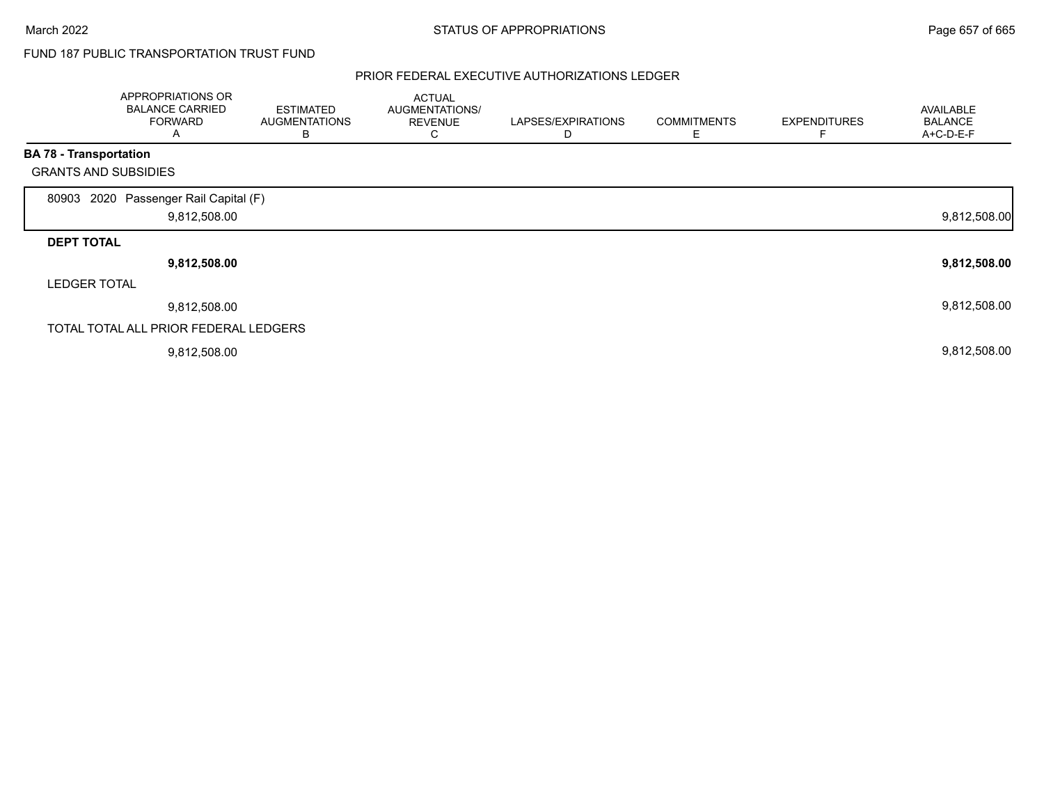FUND 187 PUBLIC TRANSPORTATION TRUST FUND

## PRIOR FEDERAL EXECUTIVE AUTHORIZATIONS LEDGER

| | APPROPRIATIONS OR BALANCE CARRIED FORWARD A | ESTIMATED AUGMENTATIONS B | ACTUAL AUGMENTATIONS/ REVENUE C | LAPSES/EXPIRATIONS D | COMMITMENTS E | EXPENDITURES F | AVAILABLE BALANCE A+C-D-E-F |
|---|---|---|---|---|---|---|---|
| **BA 78 - Transportation** | | | | | | | |
| GRANTS AND SUBSIDIES | | | | | | | |
| 80903 2020 Passenger Rail Capital (F) | 9,812,508.00 | | | | | | 9,812,508.00 |
| **DEPT TOTAL** | **9,812,508.00** | | | | | | **9,812,508.00** |
| LEDGER TOTAL | 9,812,508.00 | | | | | | 9,812,508.00 |
| TOTAL TOTAL ALL PRIOR FEDERAL LEDGERS | 9,812,508.00 | | | | | | 9,812,508.00 |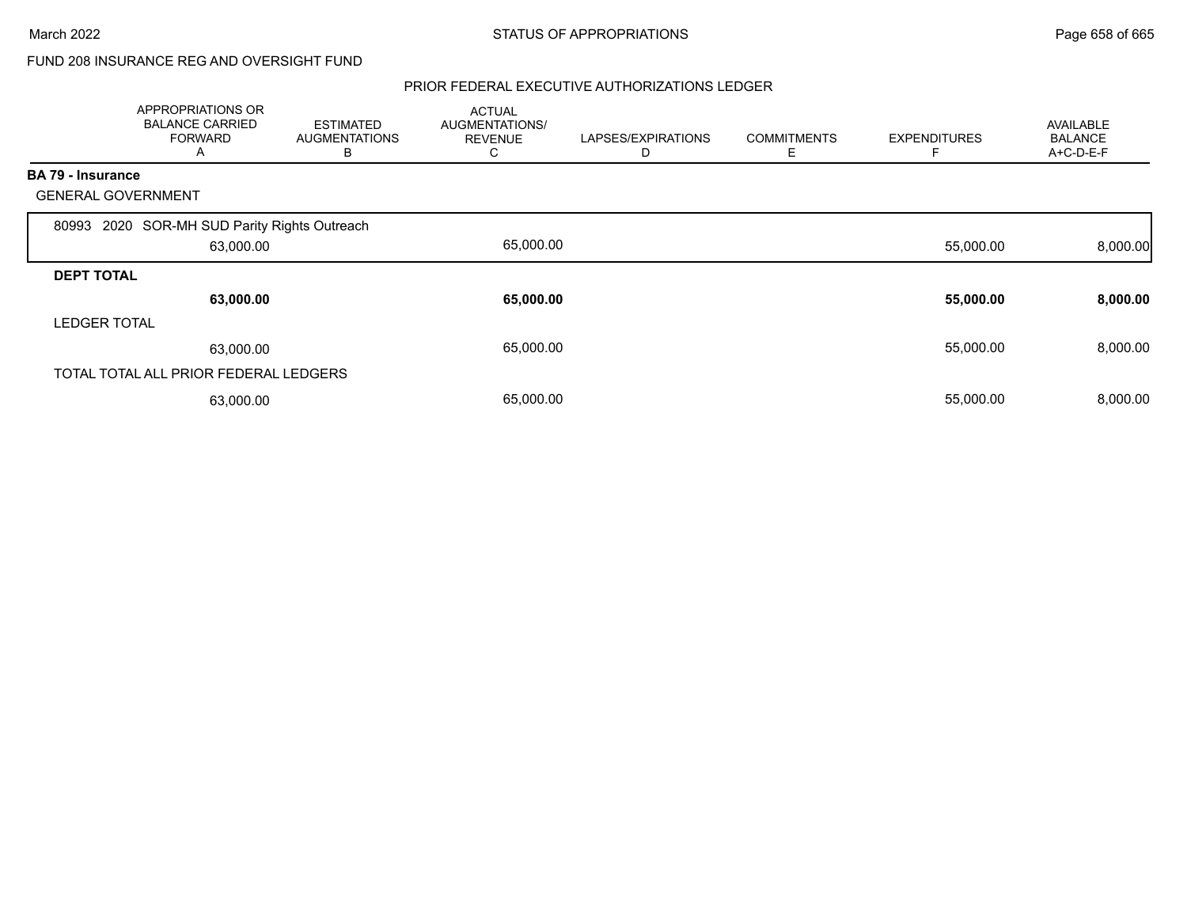FUND 208 INSURANCE REG AND OVERSIGHT FUND

## PRIOR FEDERAL EXECUTIVE AUTHORIZATIONS LEDGER

| | APPROPRIATIONS OR BALANCE CARRIED FORWARD A | ESTIMATED AUGMENTATIONS B | ACTUAL AUGMENTATIONS/ REVENUE C | LAPSES/EXPIRATIONS D | COMMITMENTS E | EXPENDITURES F | AVAILABLE BALANCE A+C-D-E-F |
|---|---|---|---|---|---|---|---|
| **BA 79 - Insurance** | | | | | | | |
| GENERAL GOVERNMENT | | | | | | | |
| 80993 2020 SOR-MH SUD Parity Rights Outreach | 63,000.00 | | 65,000.00 | | | 55,000.00 | 8,000.00 |
| **DEPT TOTAL** | **63,000.00** | | **65,000.00** | | | **55,000.00** | **8,000.00** |
| LEDGER TOTAL | 63,000.00 | | 65,000.00 | | | 55,000.00 | 8,000.00 |
| TOTAL TOTAL ALL PRIOR FEDERAL LEDGERS | 63,000.00 | | 65,000.00 | | | 55,000.00 | 8,000.00 |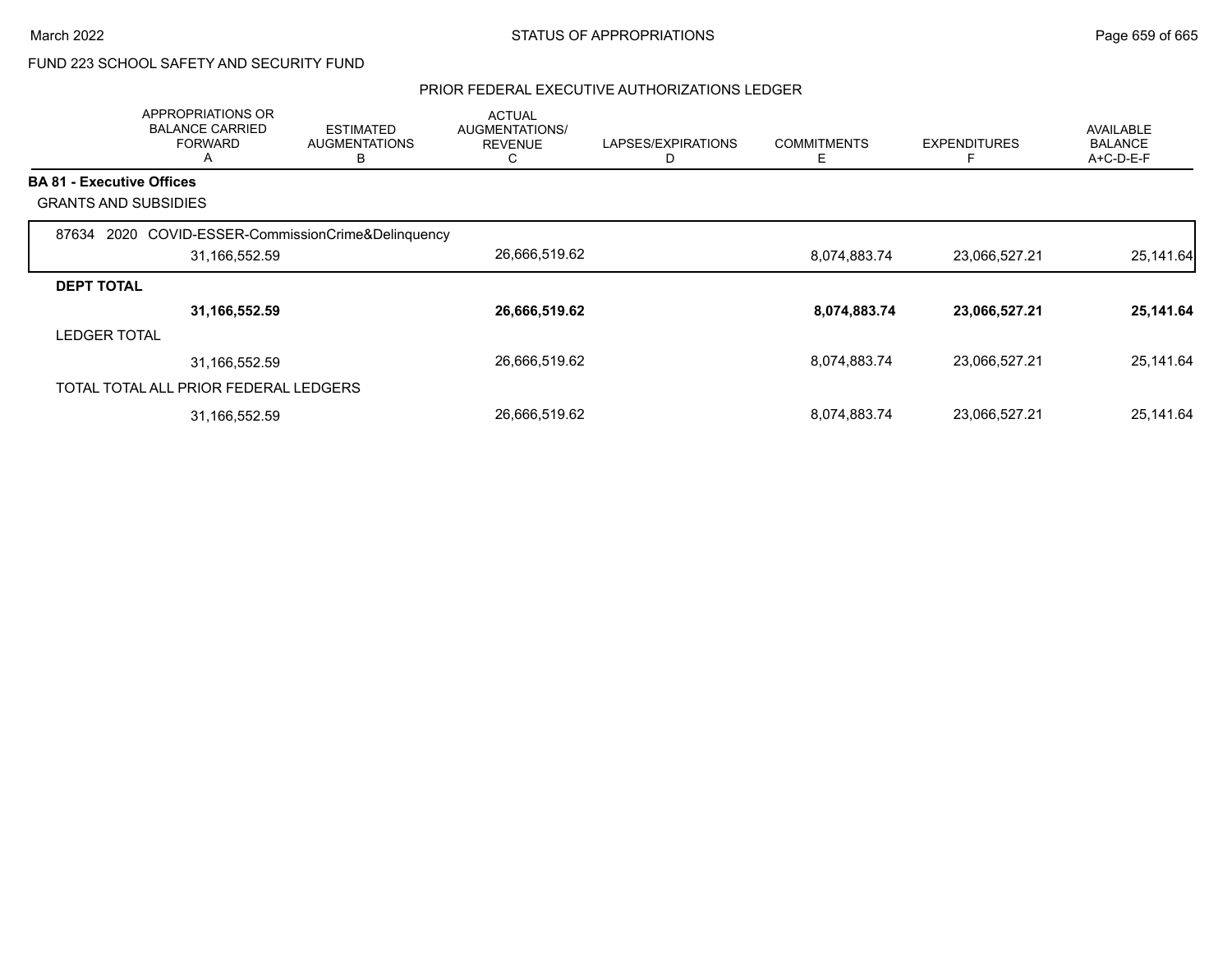FUND 223 SCHOOL SAFETY AND SECURITY FUND

PRIOR FEDERAL EXECUTIVE AUTHORIZATIONS LEDGER

| | APPROPRIATIONS OR BALANCE CARRIED FORWARD A | ESTIMATED AUGMENTATIONS B | ACTUAL AUGMENTATIONS/ REVENUE C | LAPSES/EXPIRATIONS D | COMMITMENTS E | EXPENDITURES F | AVAILABLE BALANCE A+C-D-E-F |
|---|---|---|---|---|---|---|---|
| **BA 81 - Executive Offices** | | | | | | | |
| GRANTS AND SUBSIDIES | | | | | | | |
| 87634 2020 COVID-ESSER-CommissionCrime&Delinquency | 31,166,552.59 | | 26,666,519.62 | | 8,074,883.74 | 23,066,527.21 | 25,141.64 |
| **DEPT TOTAL** | **31,166,552.59** | | **26,666,519.62** | | **8,074,883.74** | **23,066,527.21** | **25,141.64** |
| LEDGER TOTAL | 31,166,552.59 | | 26,666,519.62 | | 8,074,883.74 | 23,066,527.21 | 25,141.64 |
| TOTAL TOTAL ALL PRIOR FEDERAL LEDGERS | 31,166,552.59 | | 26,666,519.62 | | 8,074,883.74 | 23,066,527.21 | 25,141.64 |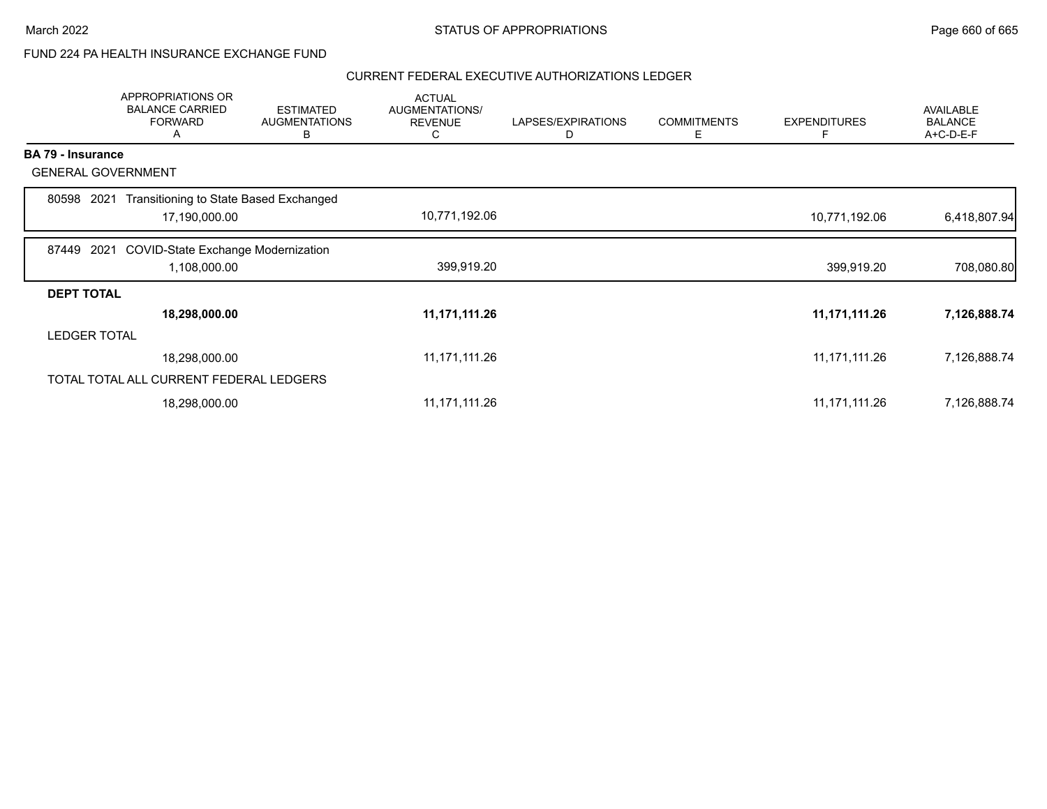FUND 224 PA HEALTH INSURANCE EXCHANGE FUND

CURRENT FEDERAL EXECUTIVE AUTHORIZATIONS LEDGER

| | APPROPRIATIONS OR BALANCE CARRIED FORWARD A | ESTIMATED AUGMENTATIONS B | ACTUAL AUGMENTATIONS/ REVENUE C | LAPSES/EXPIRATIONS D | COMMITMENTS E | EXPENDITURES F | AVAILABLE BALANCE A+C-D-E-F |
|---|---|---|---|---|---|---|---|
| **BA 79 - Insurance** | | | | | | | |
| GENERAL GOVERNMENT | | | | | | | |
| 80598 2021 Transitioning to State Based Exchanged | 17,190,000.00 | | 10,771,192.06 | | | 10,771,192.06 | 6,418,807.94 |
| 87449 2021 COVID-State Exchange Modernization | 1,108,000.00 | | 399,919.20 | | | 399,919.20 | 708,080.80 |
| **DEPT TOTAL** | **18,298,000.00** | | **11,171,111.26** | | | **11,171,111.26** | **7,126,888.74** |
| LEDGER TOTAL | 18,298,000.00 | | 11,171,111.26 | | | 11,171,111.26 | 7,126,888.74 |
| TOTAL TOTAL ALL CURRENT FEDERAL LEDGERS | 18,298,000.00 | | 11,171,111.26 | | | 11,171,111.26 | 7,126,888.74 |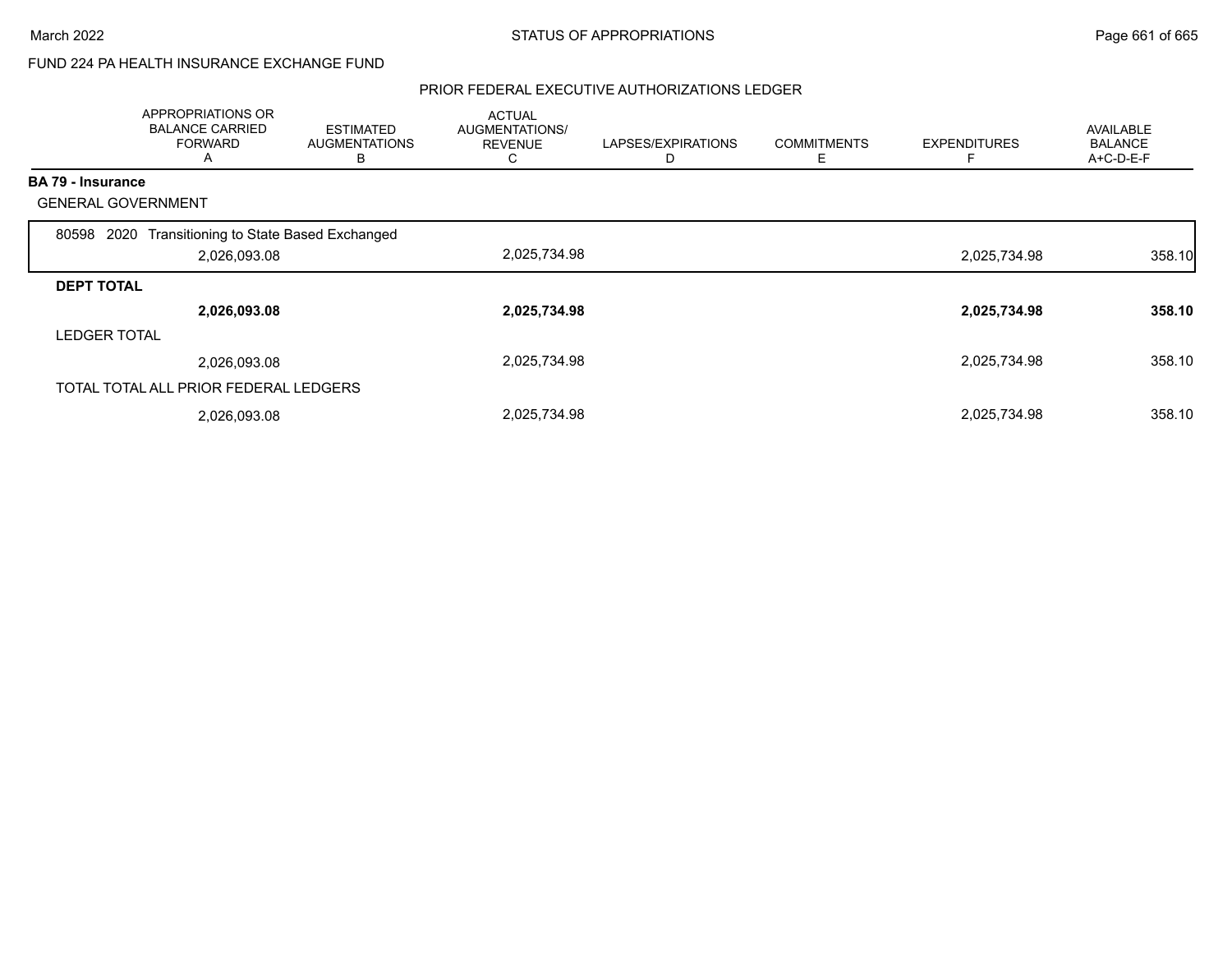FUND 224 PA HEALTH INSURANCE EXCHANGE FUND

PRIOR FEDERAL EXECUTIVE AUTHORIZATIONS LEDGER

| | APPROPRIATIONS OR BALANCE CARRIED FORWARD A | ESTIMATED AUGMENTATIONS B | ACTUAL AUGMENTATIONS/ REVENUE C | LAPSES/EXPIRATIONS D | COMMITMENTS E | EXPENDITURES F | AVAILABLE BALANCE A+C-D-E-F |
|---|---|---|---|---|---|---|---|
| **BA 79 - Insurance** | | | | | | | |
| GENERAL GOVERNMENT | | | | | | | |
| 80598 2020 Transitioning to State Based Exchanged | 2,026,093.08 | | 2,025,734.98 | | | 2,025,734.98 | 358.10 |
| **DEPT TOTAL** | **2,026,093.08** | | **2,025,734.98** | | | **2,025,734.98** | **358.10** |
| LEDGER TOTAL | 2,026,093.08 | | 2,025,734.98 | | | 2,025,734.98 | 358.10 |
| TOTAL TOTAL ALL PRIOR FEDERAL LEDGERS | 2,026,093.08 | | 2,025,734.98 | | | 2,025,734.98 | 358.10 |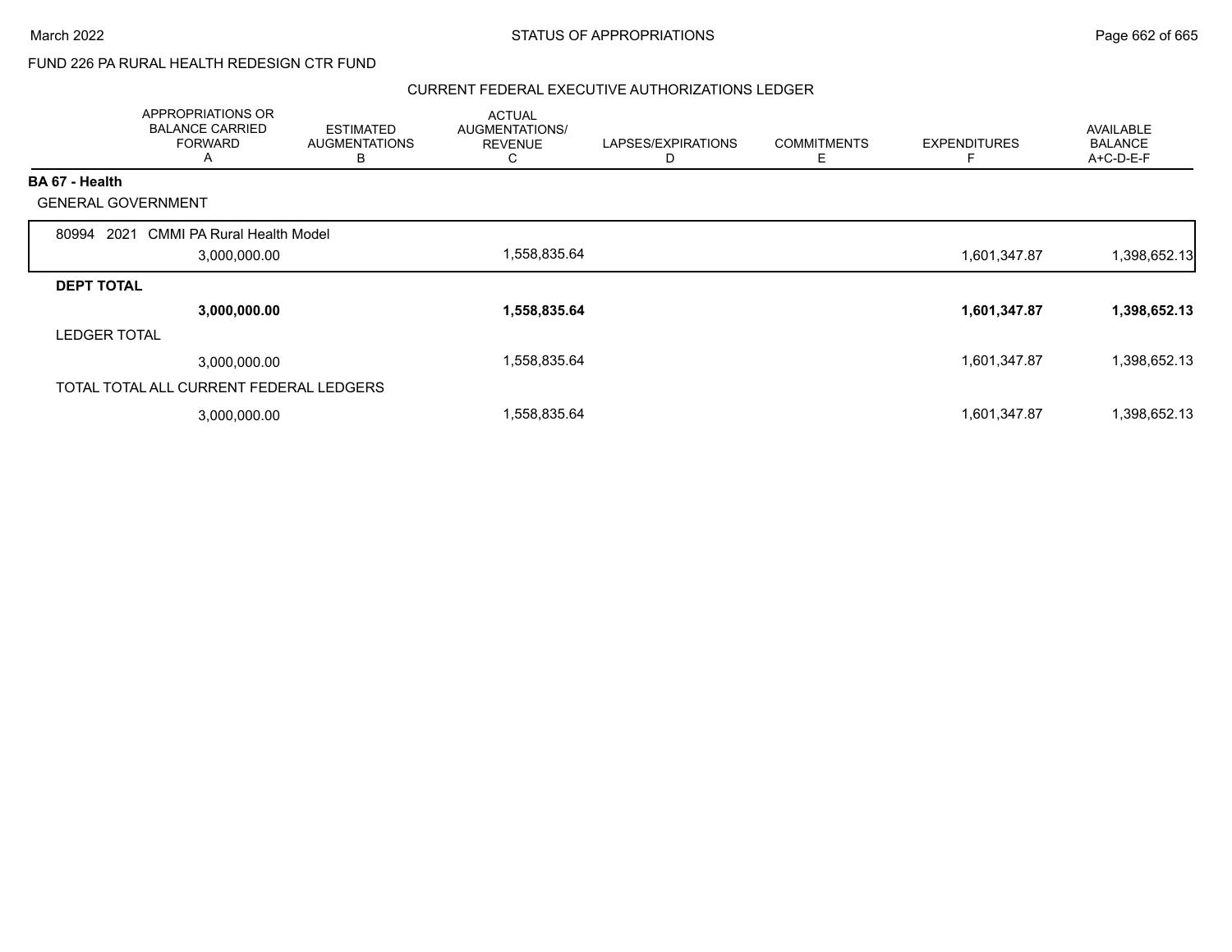FUND 226 PA RURAL HEALTH REDESIGN CTR FUND

## CURRENT FEDERAL EXECUTIVE AUTHORIZATIONS LEDGER

| | APPROPRIATIONS OR BALANCE CARRIED FORWARD A | ESTIMATED AUGMENTATIONS B | ACTUAL AUGMENTATIONS/ REVENUE C | LAPSES/EXPIRATIONS D | COMMITMENTS E | EXPENDITURES F | AVAILABLE BALANCE A+C-D-E-F |
|---|---|---|---|---|---|---|---|
| **BA 67 - Health** | | | | | | | |
| GENERAL GOVERNMENT | | | | | | | |
| 80994 2021 CMMI PA Rural Health Model | 3,000,000.00 | | 1,558,835.64 | | | 1,601,347.87 | 1,398,652.13 |
| **DEPT TOTAL** | **3,000,000.00** | | **1,558,835.64** | | | **1,601,347.87** | **1,398,652.13** |
| LEDGER TOTAL | 3,000,000.00 | | 1,558,835.64 | | | 1,601,347.87 | 1,398,652.13 |
| TOTAL TOTAL ALL CURRENT FEDERAL LEDGERS | 3,000,000.00 | | 1,558,835.64 | | | 1,601,347.87 | 1,398,652.13 |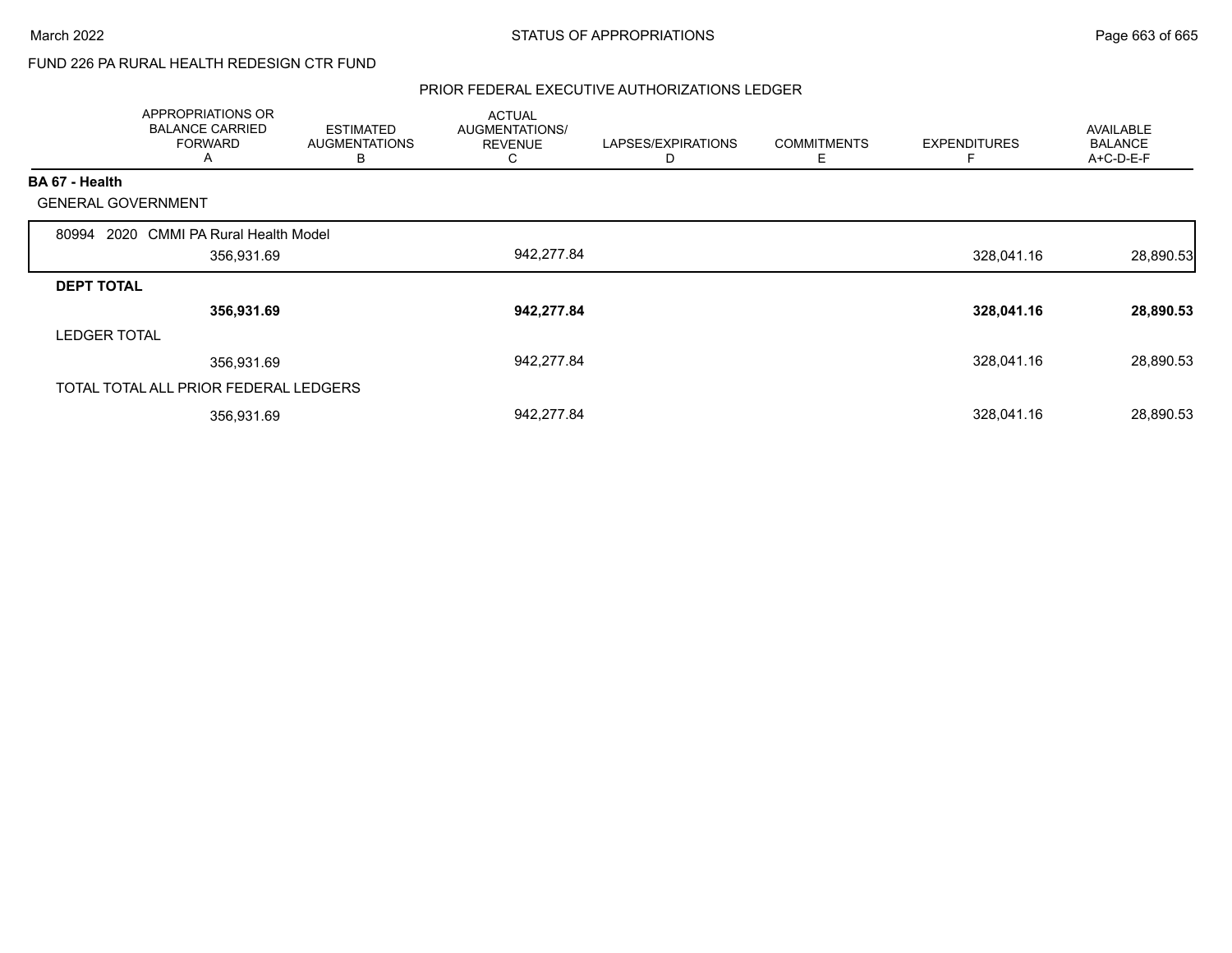FUND 226 PA RURAL HEALTH REDESIGN CTR FUND

## PRIOR FEDERAL EXECUTIVE AUTHORIZATIONS LEDGER

| | APPROPRIATIONS OR BALANCE CARRIED FORWARD A | ESTIMATED AUGMENTATIONS B | ACTUAL AUGMENTATIONS/ REVENUE C | LAPSES/EXPIRATIONS D | COMMITMENTS E | EXPENDITURES F | AVAILABLE BALANCE A+C-D-E-F |
|---|---|---|---|---|---|---|---|
| **BA 67 - Health** | | | | | | | |
| GENERAL GOVERNMENT | | | | | | | |
| 80994 2020 CMMI PA Rural Health Model | 356,931.69 | | 942,277.84 | | | 328,041.16 | 28,890.53 |
| **DEPT TOTAL** | **356,931.69** | | **942,277.84** | | | **328,041.16** | **28,890.53** |
| LEDGER TOTAL | 356,931.69 | | 942,277.84 | | | 328,041.16 | 28,890.53 |
| TOTAL TOTAL ALL PRIOR FEDERAL LEDGERS | 356,931.69 | | 942,277.84 | | | 328,041.16 | 28,890.53 |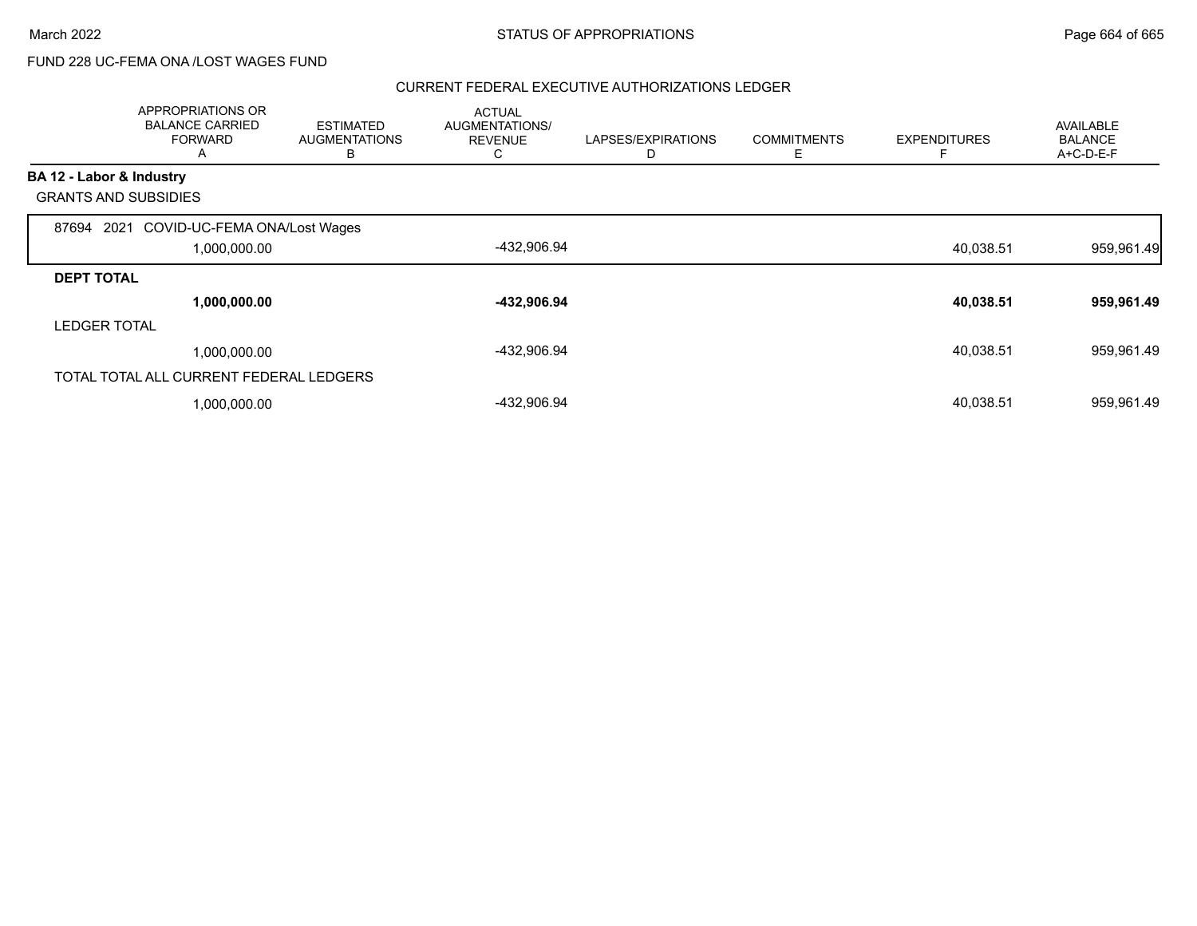FUND 228 UC-FEMA ONA /LOST WAGES FUND

CURRENT FEDERAL EXECUTIVE AUTHORIZATIONS LEDGER

| | APPROPRIATIONS OR BALANCE CARRIED FORWARD A | ESTIMATED AUGMENTATIONS B | ACTUAL AUGMENTATIONS/ REVENUE C | LAPSES/EXPIRATIONS D | COMMITMENTS E | EXPENDITURES F | AVAILABLE BALANCE A+C-D-E-F |
|---|---|---|---|---|---|---|---|
| **BA 12 - Labor & Industry** | | | | | | | |
| GRANTS AND SUBSIDIES | | | | | | | |
| 87694 2021 COVID-UC-FEMA ONA/Lost Wages | 1,000,000.00 | | -432,906.94 | | | 40,038.51 | 959,961.49 |
| **DEPT TOTAL** | **1,000,000.00** | | **-432,906.94** | | | **40,038.51** | **959,961.49** |
| LEDGER TOTAL | 1,000,000.00 | | -432,906.94 | | | 40,038.51 | 959,961.49 |
| TOTAL TOTAL ALL CURRENT FEDERAL LEDGERS | 1,000,000.00 | | -432,906.94 | | | 40,038.51 | 959,961.49 |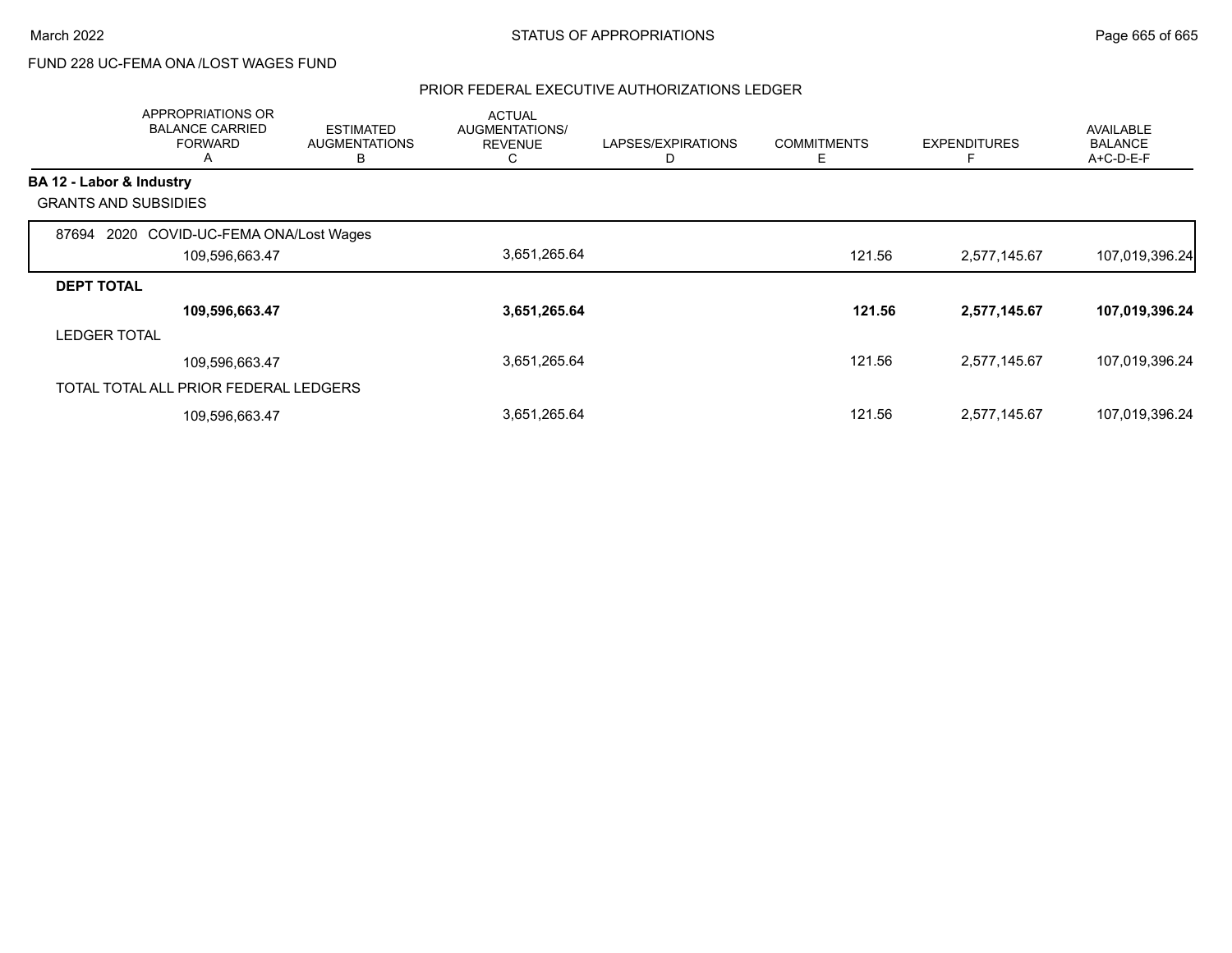FUND 228 UC-FEMA ONA /LOST WAGES FUND

PRIOR FEDERAL EXECUTIVE AUTHORIZATIONS LEDGER

| APPROPRIATIONS OR BALANCE CARRIED FORWARD A | ESTIMATED AUGMENTATIONS B | ACTUAL AUGMENTATIONS/ REVENUE C | LAPSES/EXPIRATIONS D | COMMITMENTS E | EXPENDITURES F | AVAILABLE BALANCE A+C-D-E-F |
|---|---|---|---|---|---|---|
| **BA 12 - Labor & Industry** | | | | | | |
| GRANTS AND SUBSIDIES | | | | | | |
| 87694 2020 COVID-UC-FEMA ONA/Lost Wages | | | | | | |
| 109,596,663.47 | | 3,651,265.64 | | 121.56 | 2,577,145.67 | 107,019,396.24 |
| **DEPT TOTAL** | | | | | | |
| **109,596,663.47** | | **3,651,265.64** | | **121.56** | **2,577,145.67** | **107,019,396.24** |
| LEDGER TOTAL | | | | | | |
| 109,596,663.47 | | 3,651,265.64 | | 121.56 | 2,577,145.67 | 107,019,396.24 |
| TOTAL TOTAL ALL PRIOR FEDERAL LEDGERS | | | | | | |
| 109,596,663.47 | | 3,651,265.64 | | 121.56 | 2,577,145.67 | 107,019,396.24 |